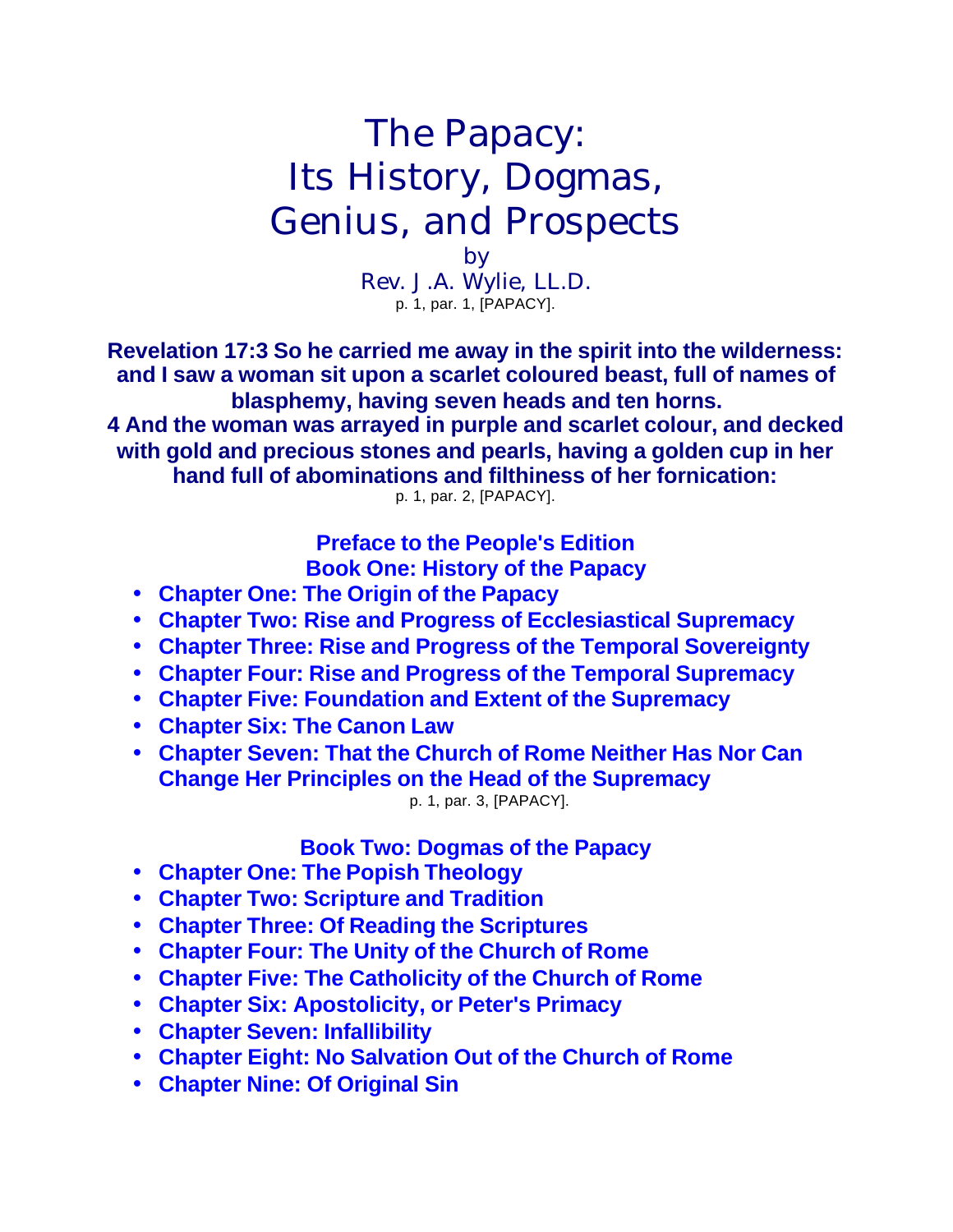# The Papacy: Its History, Dogmas, Genius, and Prospects

by

Rev. J .A. Wylie, LL.D.

p. 1, par. 1, [PAPACY].

**Revelation 17:3 So he carried me away in the spirit into the wilderness: and I saw a woman sit upon a scarlet coloured beast, full of names of blasphemy, having seven heads and ten horns.**
**4 And the woman was arrayed in purple and scarlet colour, and decked with gold and precious stones and pearls, having a golden cup in her hand full of abominations and filthiness of her fornication:**

p. 1, par. 2, [PAPACY].

**Preface to the People's Edition**

**Book One: History of the Papacy**

- **Chapter One: The Origin of the Papacy**
- **Chapter Two: Rise and Progress of Ecclesiastical Supremacy**
- **Chapter Three: Rise and Progress of the Temporal Sovereignty**
- **Chapter Four: Rise and Progress of the Temporal Supremacy**
- **Chapter Five: Foundation and Extent of the Supremacy**
- **Chapter Six: The Canon Law**
- **Chapter Seven: That the Church of Rome Neither Has Nor Can Change Her Principles on the Head of the Supremacy**

p. 1, par. 3, [PAPACY].

**Book Two: Dogmas of the Papacy**

- **Chapter One: The Popish Theology**
- **Chapter Two: Scripture and Tradition**
- **Chapter Three: Of Reading the Scriptures**
- **Chapter Four: The Unity of the Church of Rome**
- **Chapter Five: The Catholicity of the Church of Rome**
- **Chapter Six: Apostolicity, or Peter's Primacy**
- **Chapter Seven: Infallibility**
- **Chapter Eight: No Salvation Out of the Church of Rome**
- **Chapter Nine: Of Original Sin**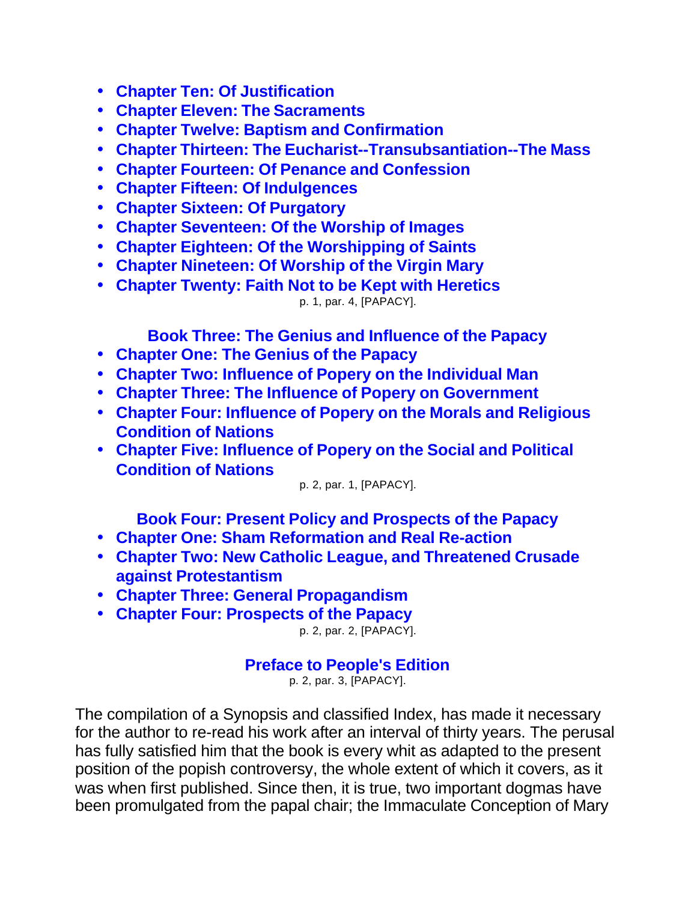- **Chapter Ten: Of Justification**
- **Chapter Eleven: The Sacraments**
- **Chapter Twelve: Baptism and Confirmation**
- **Chapter Thirteen: The Eucharist--Transubsantiation--The Mass**
- **Chapter Fourteen: Of Penance and Confession**
- **Chapter Fifteen: Of Indulgences**
- **Chapter Sixteen: Of Purgatory**
- **Chapter Seventeen: Of the Worship of Images**
- **Chapter Eighteen: Of the Worshipping of Saints**
- **Chapter Nineteen: Of Worship of the Virgin Mary**
- **Chapter Twenty: Faith Not to be Kept with Heretics**

p. 1, par. 4, [PAPACY].

### Book Three: The Genius and Influence of the Papacy

- **Chapter One: The Genius of the Papacy**
- **Chapter Two: Influence of Popery on the Individual Man**
- **Chapter Three: The Influence of Popery on Government**
- **Chapter Four: Influence of Popery on the Morals and Religious Condition of Nations**
- **Chapter Five: Influence of Popery on the Social and Political Condition of Nations**

p. 2, par. 1, [PAPACY].

### Book Four: Present Policy and Prospects of the Papacy

- **Chapter One: Sham Reformation and Real Re-action**
- **Chapter Two: New Catholic League, and Threatened Crusade against Protestantism**
- **Chapter Three: General Propagandism**
- **Chapter Four: Prospects of the Papacy**

p. 2, par. 2, [PAPACY].

### Preface to People's Edition

p. 2, par. 3, [PAPACY].

The compilation of a Synopsis and classified Index, has made it necessary for the author to re-read his work after an interval of thirty years. The perusal has fully satisfied him that the book is every whit as adapted to the present position of the popish controversy, the whole extent of which it covers, as it was when first published. Since then, it is true, two important dogmas have been promulgated from the papal chair; the Immaculate Conception of Mary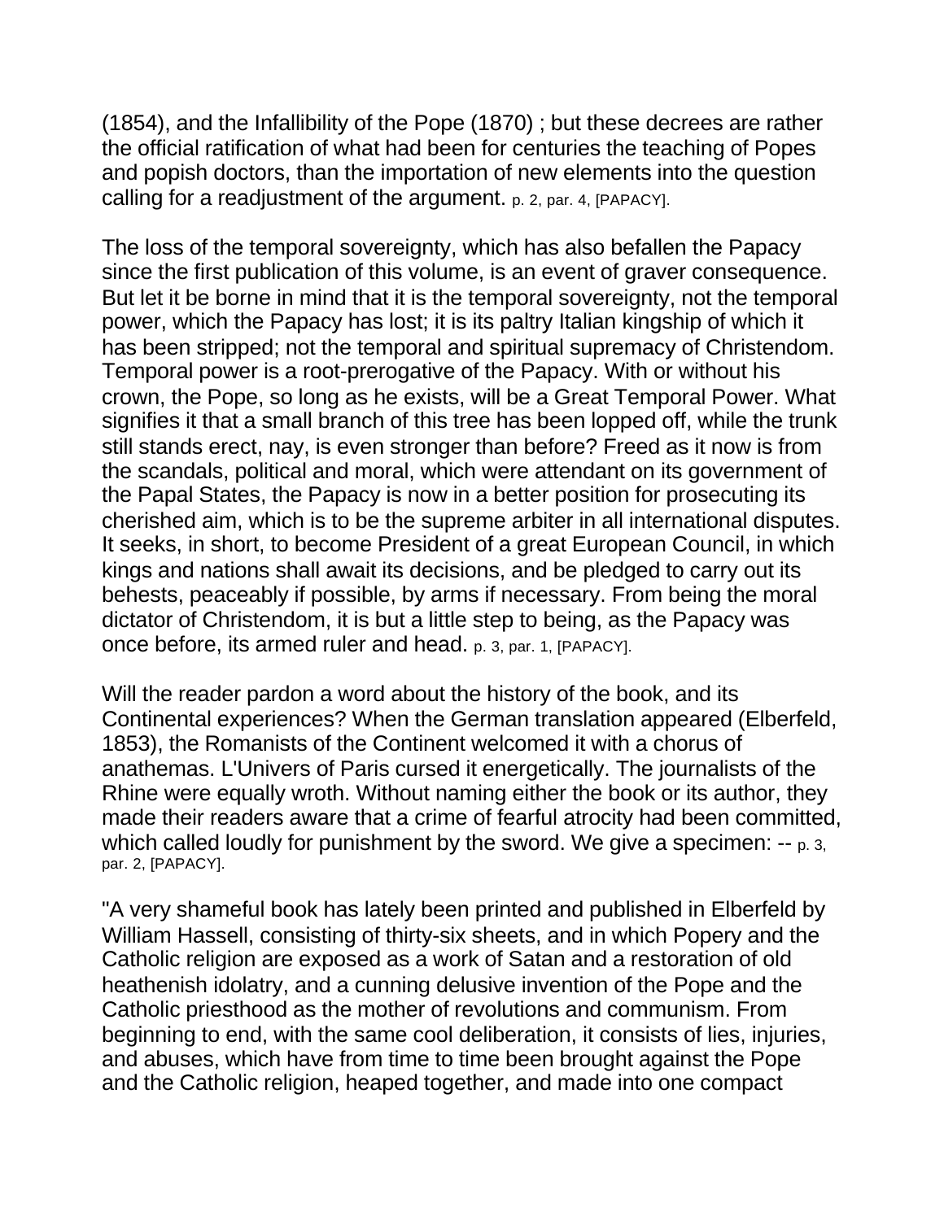(1854), and the Infallibility of the Pope (1870) ; but these decrees are rather the official ratification of what had been for centuries the teaching of Popes and popish doctors, than the importation of new elements into the question calling for a readjustment of the argument. p. 2, par. 4, [PAPACY].

The loss of the temporal sovereignty, which has also befallen the Papacy since the first publication of this volume, is an event of graver consequence. But let it be borne in mind that it is the temporal sovereignty, not the temporal power, which the Papacy has lost; it is its paltry Italian kingship of which it has been stripped; not the temporal and spiritual supremacy of Christendom. Temporal power is a root-prerogative of the Papacy. With or without his crown, the Pope, so long as he exists, will be a Great Temporal Power. What signifies it that a small branch of this tree has been lopped off, while the trunk still stands erect, nay, is even stronger than before? Freed as it now is from the scandals, political and moral, which were attendant on its government of the Papal States, the Papacy is now in a better position for prosecuting its cherished aim, which is to be the supreme arbiter in all international disputes. It seeks, in short, to become President of a great European Council, in which kings and nations shall await its decisions, and be pledged to carry out its behests, peaceably if possible, by arms if necessary. From being the moral dictator of Christendom, it is but a little step to being, as the Papacy was once before, its armed ruler and head. p. 3, par. 1, [PAPACY].

Will the reader pardon a word about the history of the book, and its Continental experiences? When the German translation appeared (Elberfeld, 1853), the Romanists of the Continent welcomed it with a chorus of anathemas. L'Univers of Paris cursed it energetically. The journalists of the Rhine were equally wroth. Without naming either the book or its author, they made their readers aware that a crime of fearful atrocity had been committed, which called loudly for punishment by the sword. We give a specimen: -- p. 3, par. 2, [PAPACY].

"A very shameful book has lately been printed and published in Elberfeld by William Hassell, consisting of thirty-six sheets, and in which Popery and the Catholic religion are exposed as a work of Satan and a restoration of old heathenish idolatry, and a cunning delusive invention of the Pope and the Catholic priesthood as the mother of revolutions and communism. From beginning to end, with the same cool deliberation, it consists of lies, injuries, and abuses, which have from time to time been brought against the Pope and the Catholic religion, heaped together, and made into one compact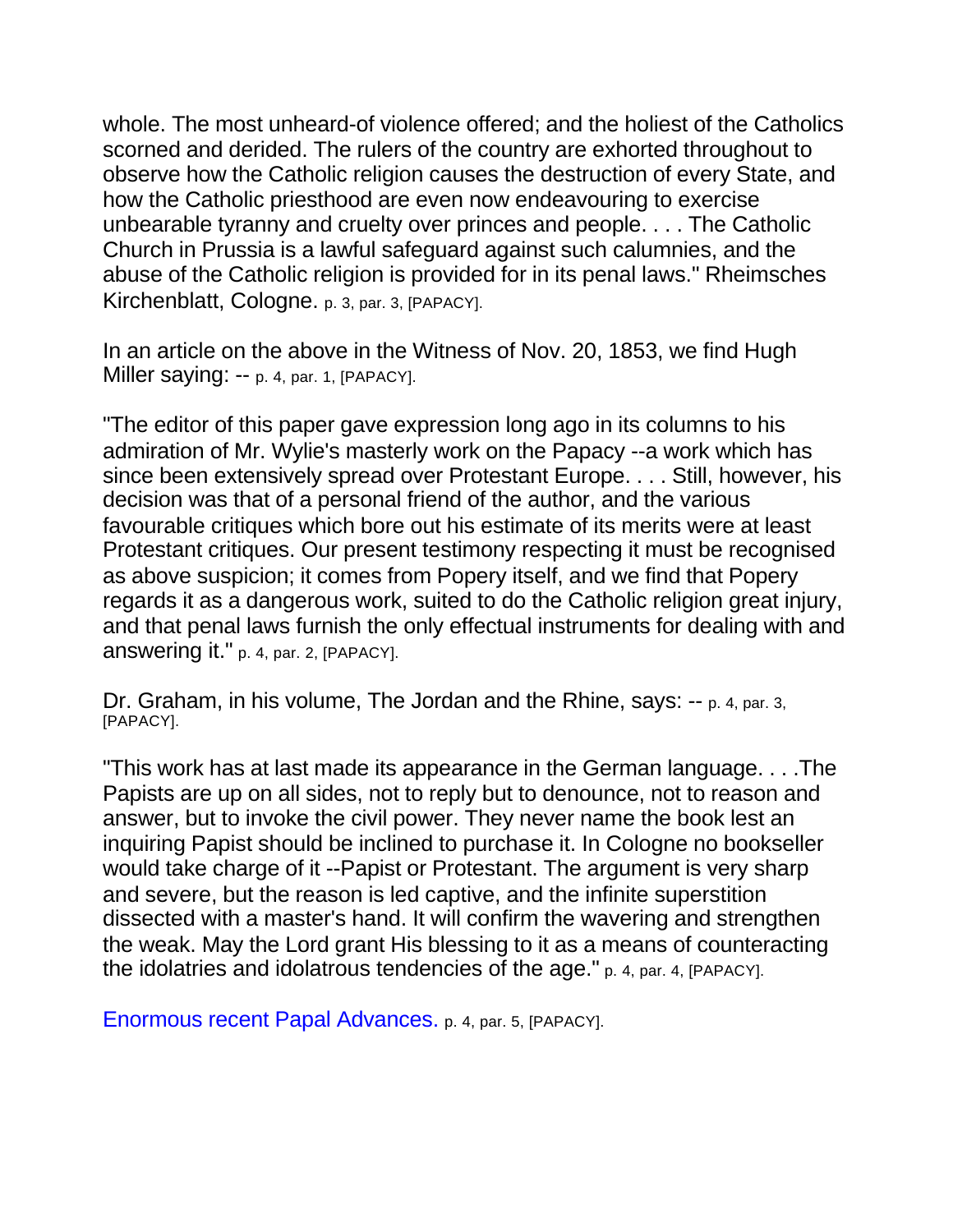whole. The most unheard-of violence offered; and the holiest of the Catholics scorned and derided. The rulers of the country are exhorted throughout to observe how the Catholic religion causes the destruction of every State, and how the Catholic priesthood are even now endeavouring to exercise unbearable tyranny and cruelty over princes and people. . . . The Catholic Church in Prussia is a lawful safeguard against such calumnies, and the abuse of the Catholic religion is provided for in its penal laws." Rheimsches Kirchenblatt, Cologne. p. 3, par. 3, [PAPACY].

In an article on the above in the Witness of Nov. 20, 1853, we find Hugh Miller saying: -- p. 4, par. 1, [PAPACY].

"The editor of this paper gave expression long ago in its columns to his admiration of Mr. Wylie's masterly work on the Papacy --a work which has since been extensively spread over Protestant Europe. . . . Still, however, his decision was that of a personal friend of the author, and the various favourable critiques which bore out his estimate of its merits were at least Protestant critiques. Our present testimony respecting it must be recognised as above suspicion; it comes from Popery itself, and we find that Popery regards it as a dangerous work, suited to do the Catholic religion great injury, and that penal laws furnish the only effectual instruments for dealing with and answering it." p. 4, par. 2, [PAPACY].

Dr. Graham, in his volume, The Jordan and the Rhine, says: -- p. 4, par. 3, [PAPACY].

"This work has at last made its appearance in the German language. . . .The Papists are up on all sides, not to reply but to denounce, not to reason and answer, but to invoke the civil power. They never name the book lest an inquiring Papist should be inclined to purchase it. In Cologne no bookseller would take charge of it --Papist or Protestant. The argument is very sharp and severe, but the reason is led captive, and the infinite superstition dissected with a master's hand. It will confirm the wavering and strengthen the weak. May the Lord grant His blessing to it as a means of counteracting the idolatries and idolatrous tendencies of the age." p. 4, par. 4, [PAPACY].

Enormous recent Papal Advances. p. 4, par. 5, [PAPACY].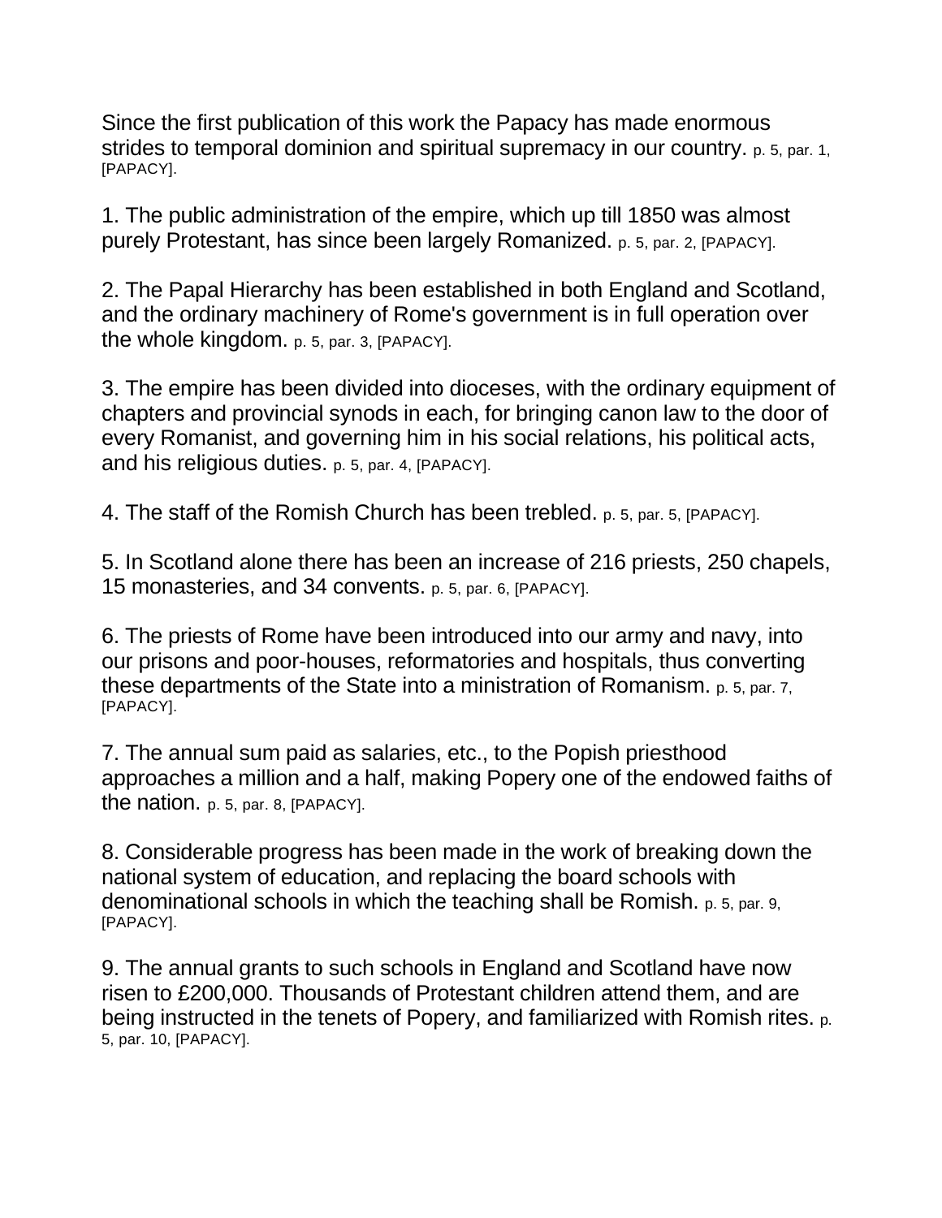Since the first publication of this work the Papacy has made enormous strides to temporal dominion and spiritual supremacy in our country. p. 5, par. 1, [PAPACY].

1. The public administration of the empire, which up till 1850 was almost purely Protestant, has since been largely Romanized. p. 5, par. 2, [PAPACY].

2. The Papal Hierarchy has been established in both England and Scotland, and the ordinary machinery of Rome's government is in full operation over the whole kingdom. p. 5, par. 3, [PAPACY].

3. The empire has been divided into dioceses, with the ordinary equipment of chapters and provincial synods in each, for bringing canon law to the door of every Romanist, and governing him in his social relations, his political acts, and his religious duties. p. 5, par. 4, [PAPACY].

4. The staff of the Romish Church has been trebled. p. 5, par. 5, [PAPACY].

5. In Scotland alone there has been an increase of 216 priests, 250 chapels, 15 monasteries, and 34 convents. p. 5, par. 6, [PAPACY].

6. The priests of Rome have been introduced into our army and navy, into our prisons and poor-houses, reformatories and hospitals, thus converting these departments of the State into a ministration of Romanism. p. 5, par. 7, [PAPACY].

7. The annual sum paid as salaries, etc., to the Popish priesthood approaches a million and a half, making Popery one of the endowed faiths of the nation. p. 5, par. 8, [PAPACY].

8. Considerable progress has been made in the work of breaking down the national system of education, and replacing the board schools with denominational schools in which the teaching shall be Romish. p. 5, par. 9, [PAPACY].

9. The annual grants to such schools in England and Scotland have now risen to £200,000. Thousands of Protestant children attend them, and are being instructed in the tenets of Popery, and familiarized with Romish rites. p. 5, par. 10, [PAPACY].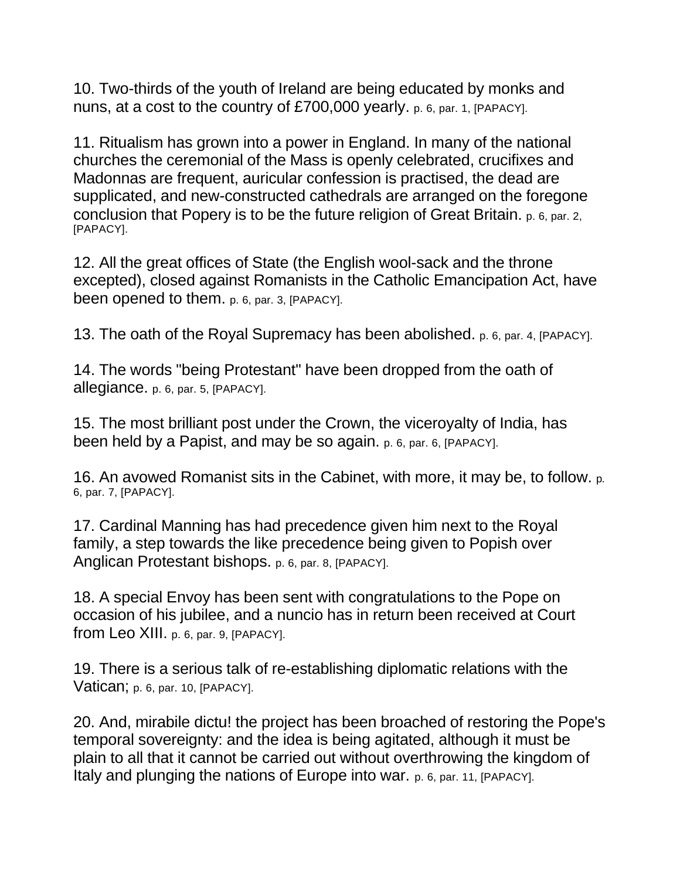10. Two-thirds of the youth of Ireland are being educated by monks and nuns, at a cost to the country of £700,000 yearly. p. 6, par. 1, [PAPACY].

11. Ritualism has grown into a power in England. In many of the national churches the ceremonial of the Mass is openly celebrated, crucifixes and Madonnas are frequent, auricular confession is practised, the dead are supplicated, and new-constructed cathedrals are arranged on the foregone conclusion that Popery is to be the future religion of Great Britain. p. 6, par. 2, [PAPACY].

12. All the great offices of State (the English wool-sack and the throne excepted), closed against Romanists in the Catholic Emancipation Act, have been opened to them. p. 6, par. 3, [PAPACY].

13. The oath of the Royal Supremacy has been abolished. p. 6, par. 4, [PAPACY].

14. The words "being Protestant" have been dropped from the oath of allegiance. p. 6, par. 5, [PAPACY].

15. The most brilliant post under the Crown, the viceroyalty of India, has been held by a Papist, and may be so again. p. 6, par. 6, [PAPACY].

16. An avowed Romanist sits in the Cabinet, with more, it may be, to follow. p. 6, par. 7, [PAPACY].

17. Cardinal Manning has had precedence given him next to the Royal family, a step towards the like precedence being given to Popish over Anglican Protestant bishops. p. 6, par. 8, [PAPACY].

18. A special Envoy has been sent with congratulations to the Pope on occasion of his jubilee, and a nuncio has in return been received at Court from Leo XIII. p. 6, par. 9, [PAPACY].

19. There is a serious talk of re-establishing diplomatic relations with the Vatican; p. 6, par. 10, [PAPACY].

20. And, mirabile dictu! the project has been broached of restoring the Pope's temporal sovereignty: and the idea is being agitated, although it must be plain to all that it cannot be carried out without overthrowing the kingdom of Italy and plunging the nations of Europe into war. p. 6, par. 11, [PAPACY].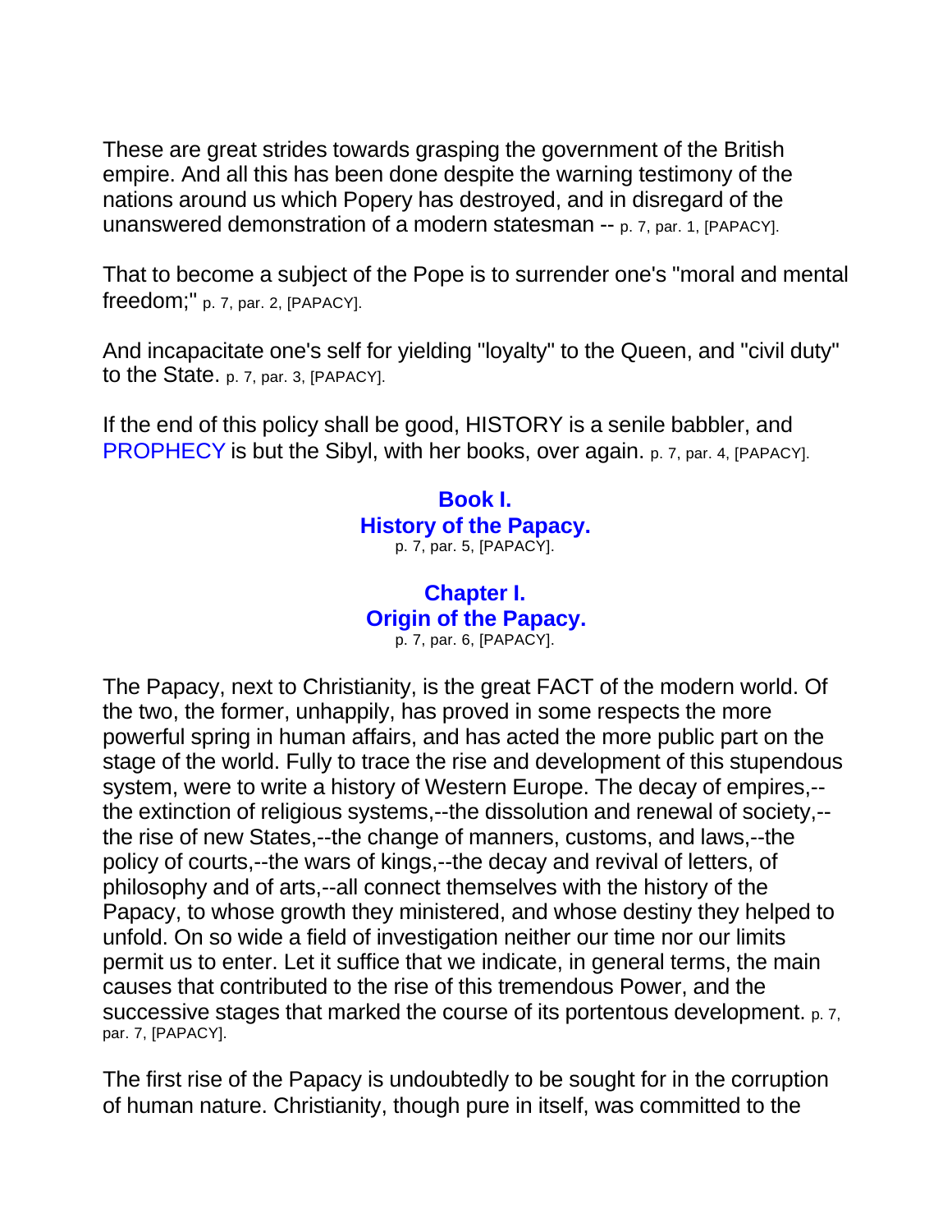These are great strides towards grasping the government of the British empire. And all this has been done despite the warning testimony of the nations around us which Popery has destroyed, and in disregard of the unanswered demonstration of a modern statesman -- p. 7, par. 1, [PAPACY].

That to become a subject of the Pope is to surrender one's "moral and mental freedom;" p. 7, par. 2, [PAPACY].

And incapacitate one's self for yielding "loyalty" to the Queen, and "civil duty" to the State. p. 7, par. 3, [PAPACY].

If the end of this policy shall be good, HISTORY is a senile babbler, and PROPHECY is but the Sibyl, with her books, over again. p. 7, par. 4, [PAPACY].

## Book I.
## History of the Papacy.

p. 7, par. 5, [PAPACY].

### Chapter I.
### Origin of the Papacy.

p. 7, par. 6, [PAPACY].

The Papacy, next to Christianity, is the great FACT of the modern world. Of the two, the former, unhappily, has proved in some respects the more powerful spring in human affairs, and has acted the more public part on the stage of the world. Fully to trace the rise and development of this stupendous system, were to write a history of Western Europe. The decay of empires,--the extinction of religious systems,--the dissolution and renewal of society,--the rise of new States,--the change of manners, customs, and laws,--the policy of courts,--the wars of kings,--the decay and revival of letters, of philosophy and of arts,--all connect themselves with the history of the Papacy, to whose growth they ministered, and whose destiny they helped to unfold. On so wide a field of investigation neither our time nor our limits permit us to enter. Let it suffice that we indicate, in general terms, the main causes that contributed to the rise of this tremendous Power, and the successive stages that marked the course of its portentous development. p. 7, par. 7, [PAPACY].

The first rise of the Papacy is undoubtedly to be sought for in the corruption of human nature. Christianity, though pure in itself, was committed to the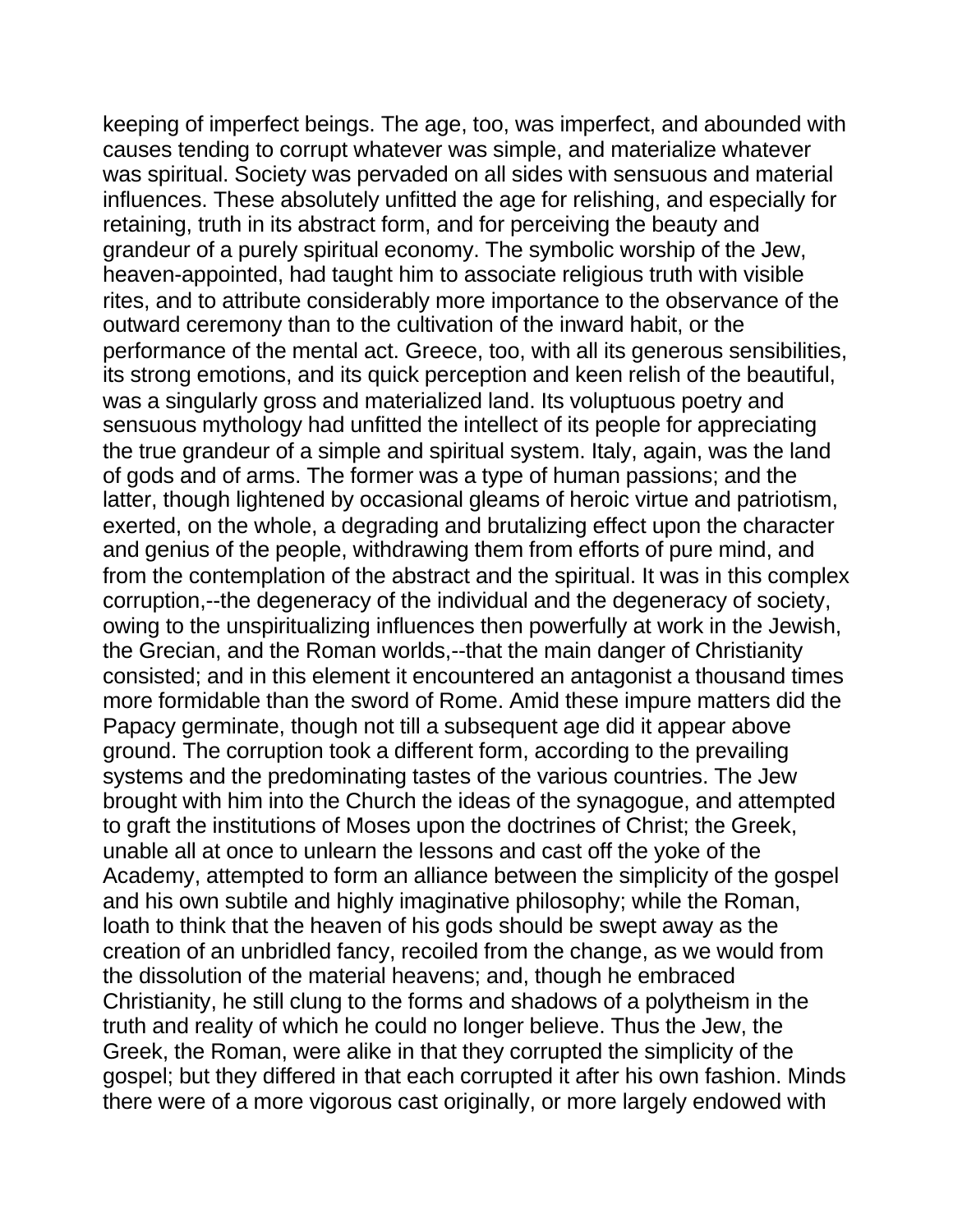keeping of imperfect beings. The age, too, was imperfect, and abounded with causes tending to corrupt whatever was simple, and materialize whatever was spiritual. Society was pervaded on all sides with sensuous and material influences. These absolutely unfitted the age for relishing, and especially for retaining, truth in its abstract form, and for perceiving the beauty and grandeur of a purely spiritual economy. The symbolic worship of the Jew, heaven-appointed, had taught him to associate religious truth with visible rites, and to attribute considerably more importance to the observance of the outward ceremony than to the cultivation of the inward habit, or the performance of the mental act. Greece, too, with all its generous sensibilities, its strong emotions, and its quick perception and keen relish of the beautiful, was a singularly gross and materialized land. Its voluptuous poetry and sensuous mythology had unfitted the intellect of its people for appreciating the true grandeur of a simple and spiritual system. Italy, again, was the land of gods and of arms. The former was a type of human passions; and the latter, though lightened by occasional gleams of heroic virtue and patriotism, exerted, on the whole, a degrading and brutalizing effect upon the character and genius of the people, withdrawing them from efforts of pure mind, and from the contemplation of the abstract and the spiritual. It was in this complex corruption,--the degeneracy of the individual and the degeneracy of society, owing to the unspiritualizing influences then powerfully at work in the Jewish, the Grecian, and the Roman worlds,--that the main danger of Christianity consisted; and in this element it encountered an antagonist a thousand times more formidable than the sword of Rome. Amid these impure matters did the Papacy germinate, though not till a subsequent age did it appear above ground. The corruption took a different form, according to the prevailing systems and the predominating tastes of the various countries. The Jew brought with him into the Church the ideas of the synagogue, and attempted to graft the institutions of Moses upon the doctrines of Christ; the Greek, unable all at once to unlearn the lessons and cast off the yoke of the Academy, attempted to form an alliance between the simplicity of the gospel and his own subtile and highly imaginative philosophy; while the Roman, loath to think that the heaven of his gods should be swept away as the creation of an unbridled fancy, recoiled from the change, as we would from the dissolution of the material heavens; and, though he embraced Christianity, he still clung to the forms and shadows of a polytheism in the truth and reality of which he could no longer believe. Thus the Jew, the Greek, the Roman, were alike in that they corrupted the simplicity of the gospel; but they differed in that each corrupted it after his own fashion. Minds there were of a more vigorous cast originally, or more largely endowed with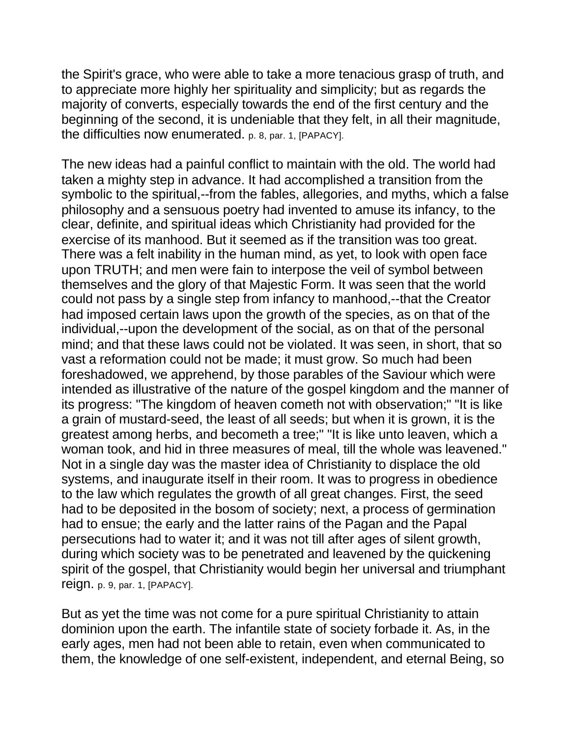the Spirit's grace, who were able to take a more tenacious grasp of truth, and to appreciate more highly her spirituality and simplicity; but as regards the majority of converts, especially towards the end of the first century and the beginning of the second, it is undeniable that they felt, in all their magnitude, the difficulties now enumerated. p. 8, par. 1, [PAPACY].

The new ideas had a painful conflict to maintain with the old. The world had taken a mighty step in advance. It had accomplished a transition from the symbolic to the spiritual,--from the fables, allegories, and myths, which a false philosophy and a sensuous poetry had invented to amuse its infancy, to the clear, definite, and spiritual ideas which Christianity had provided for the exercise of its manhood. But it seemed as if the transition was too great. There was a felt inability in the human mind, as yet, to look with open face upon TRUTH; and men were fain to interpose the veil of symbol between themselves and the glory of that Majestic Form. It was seen that the world could not pass by a single step from infancy to manhood,--that the Creator had imposed certain laws upon the growth of the species, as on that of the individual,--upon the development of the social, as on that of the personal mind; and that these laws could not be violated. It was seen, in short, that so vast a reformation could not be made; it must grow. So much had been foreshadowed, we apprehend, by those parables of the Saviour which were intended as illustrative of the nature of the gospel kingdom and the manner of its progress: "The kingdom of heaven cometh not with observation;" "It is like a grain of mustard-seed, the least of all seeds; but when it is grown, it is the greatest among herbs, and becometh a tree;" "It is like unto leaven, which a woman took, and hid in three measures of meal, till the whole was leavened." Not in a single day was the master idea of Christianity to displace the old systems, and inaugurate itself in their room. It was to progress in obedience to the law which regulates the growth of all great changes. First, the seed had to be deposited in the bosom of society; next, a process of germination had to ensue; the early and the latter rains of the Pagan and the Papal persecutions had to water it; and it was not till after ages of silent growth, during which society was to be penetrated and leavened by the quickening spirit of the gospel, that Christianity would begin her universal and triumphant reign. p. 9, par. 1, [PAPACY].

But as yet the time was not come for a pure spiritual Christianity to attain dominion upon the earth. The infantile state of society forbade it. As, in the early ages, men had not been able to retain, even when communicated to them, the knowledge of one self-existent, independent, and eternal Being, so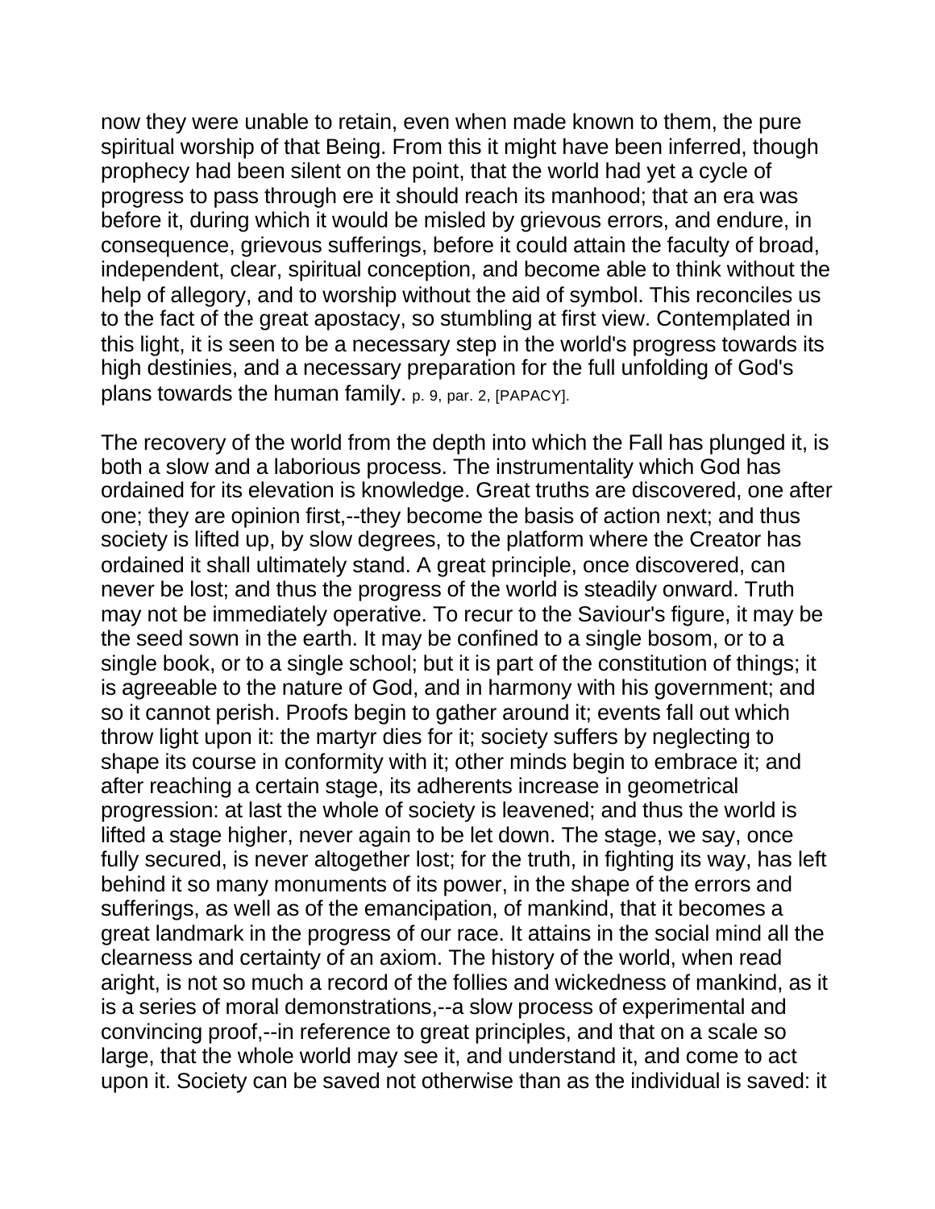now they were unable to retain, even when made known to them, the pure spiritual worship of that Being. From this it might have been inferred, though prophecy had been silent on the point, that the world had yet a cycle of progress to pass through ere it should reach its manhood; that an era was before it, during which it would be misled by grievous errors, and endure, in consequence, grievous sufferings, before it could attain the faculty of broad, independent, clear, spiritual conception, and become able to think without the help of allegory, and to worship without the aid of symbol. This reconciles us to the fact of the great apostacy, so stumbling at first view. Contemplated in this light, it is seen to be a necessary step in the world's progress towards its high destinies, and a necessary preparation for the full unfolding of God's plans towards the human family. p. 9, par. 2, [PAPACY].

The recovery of the world from the depth into which the Fall has plunged it, is both a slow and a laborious process. The instrumentality which God has ordained for its elevation is knowledge. Great truths are discovered, one after one; they are opinion first,--they become the basis of action next; and thus society is lifted up, by slow degrees, to the platform where the Creator has ordained it shall ultimately stand. A great principle, once discovered, can never be lost; and thus the progress of the world is steadily onward. Truth may not be immediately operative. To recur to the Saviour's figure, it may be the seed sown in the earth. It may be confined to a single bosom, or to a single book, or to a single school; but it is part of the constitution of things; it is agreeable to the nature of God, and in harmony with his government; and so it cannot perish. Proofs begin to gather around it; events fall out which throw light upon it: the martyr dies for it; society suffers by neglecting to shape its course in conformity with it; other minds begin to embrace it; and after reaching a certain stage, its adherents increase in geometrical progression: at last the whole of society is leavened; and thus the world is lifted a stage higher, never again to be let down. The stage, we say, once fully secured, is never altogether lost; for the truth, in fighting its way, has left behind it so many monuments of its power, in the shape of the errors and sufferings, as well as of the emancipation, of mankind, that it becomes a great landmark in the progress of our race. It attains in the social mind all the clearness and certainty of an axiom. The history of the world, when read aright, is not so much a record of the follies and wickedness of mankind, as it is a series of moral demonstrations,--a slow process of experimental and convincing proof,--in reference to great principles, and that on a scale so large, that the whole world may see it, and understand it, and come to act upon it. Society can be saved not otherwise than as the individual is saved: it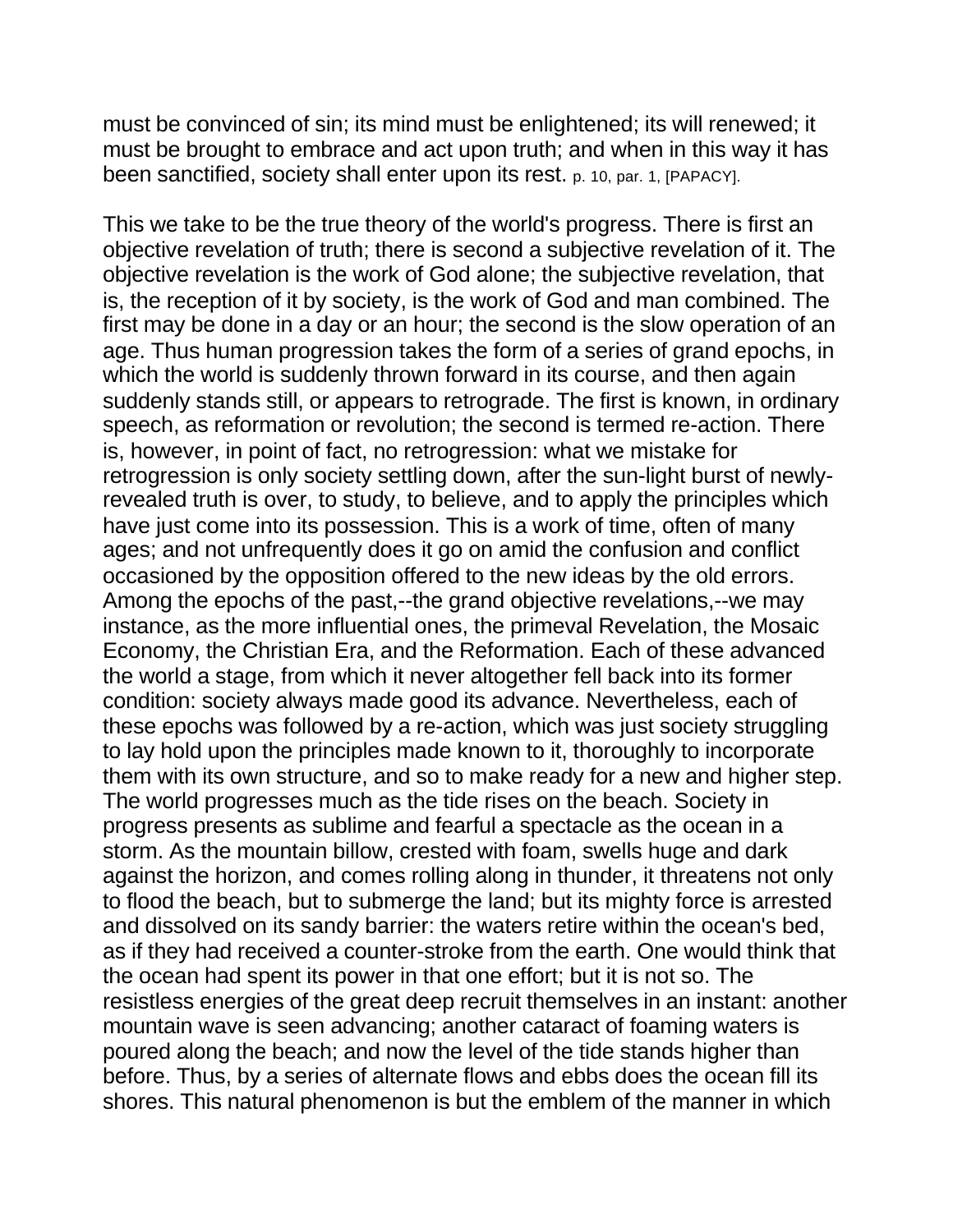must be convinced of sin; its mind must be enlightened; its will renewed; it must be brought to embrace and act upon truth; and when in this way it has been sanctified, society shall enter upon its rest. p. 10, par. 1, [PAPACY].

This we take to be the true theory of the world's progress. There is first an objective revelation of truth; there is second a subjective revelation of it. The objective revelation is the work of God alone; the subjective revelation, that is, the reception of it by society, is the work of God and man combined. The first may be done in a day or an hour; the second is the slow operation of an age. Thus human progression takes the form of a series of grand epochs, in which the world is suddenly thrown forward in its course, and then again suddenly stands still, or appears to retrograde. The first is known, in ordinary speech, as reformation or revolution; the second is termed re-action. There is, however, in point of fact, no retrogression: what we mistake for retrogression is only society settling down, after the sun-light burst of newly-revealed truth is over, to study, to believe, and to apply the principles which have just come into its possession. This is a work of time, often of many ages; and not unfrequently does it go on amid the confusion and conflict occasioned by the opposition offered to the new ideas by the old errors. Among the epochs of the past,--the grand objective revelations,--we may instance, as the more influential ones, the primeval Revelation, the Mosaic Economy, the Christian Era, and the Reformation. Each of these advanced the world a stage, from which it never altogether fell back into its former condition: society always made good its advance. Nevertheless, each of these epochs was followed by a re-action, which was just society struggling to lay hold upon the principles made known to it, thoroughly to incorporate them with its own structure, and so to make ready for a new and higher step. The world progresses much as the tide rises on the beach. Society in progress presents as sublime and fearful a spectacle as the ocean in a storm. As the mountain billow, crested with foam, swells huge and dark against the horizon, and comes rolling along in thunder, it threatens not only to flood the beach, but to submerge the land; but its mighty force is arrested and dissolved on its sandy barrier: the waters retire within the ocean's bed, as if they had received a counter-stroke from the earth. One would think that the ocean had spent its power in that one effort; but it is not so. The resistless energies of the great deep recruit themselves in an instant: another mountain wave is seen advancing; another cataract of foaming waters is poured along the beach; and now the level of the tide stands higher than before. Thus, by a series of alternate flows and ebbs does the ocean fill its shores. This natural phenomenon is but the emblem of the manner in which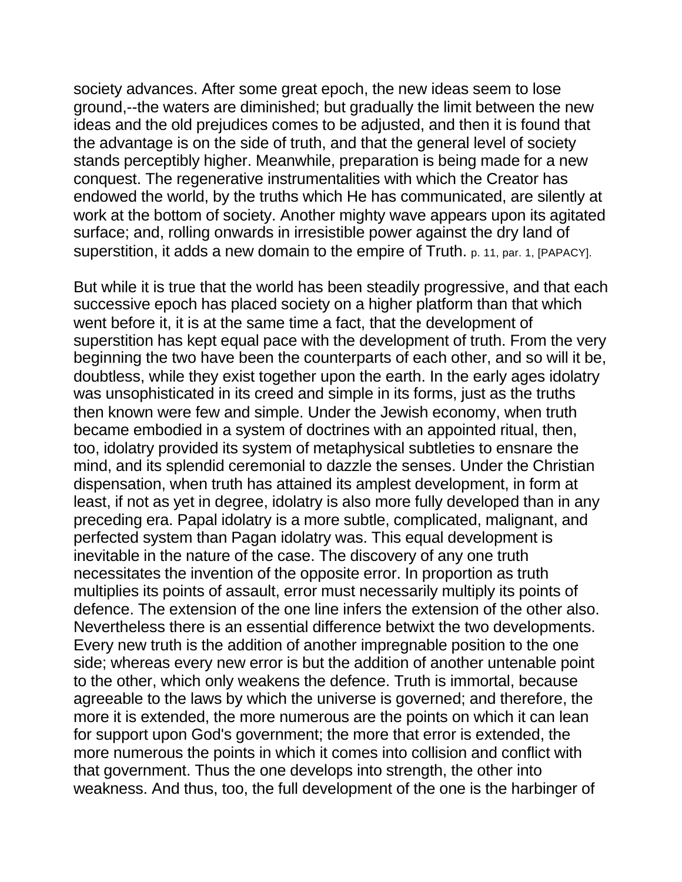society advances. After some great epoch, the new ideas seem to lose ground,--the waters are diminished; but gradually the limit between the new ideas and the old prejudices comes to be adjusted, and then it is found that the advantage is on the side of truth, and that the general level of society stands perceptibly higher. Meanwhile, preparation is being made for a new conquest. The regenerative instrumentalities with which the Creator has endowed the world, by the truths which He has communicated, are silently at work at the bottom of society. Another mighty wave appears upon its agitated surface; and, rolling onwards in irresistible power against the dry land of superstition, it adds a new domain to the empire of Truth. p. 11, par. 1, [PAPACY].

But while it is true that the world has been steadily progressive, and that each successive epoch has placed society on a higher platform than that which went before it, it is at the same time a fact, that the development of superstition has kept equal pace with the development of truth. From the very beginning the two have been the counterparts of each other, and so will it be, doubtless, while they exist together upon the earth. In the early ages idolatry was unsophisticated in its creed and simple in its forms, just as the truths then known were few and simple. Under the Jewish economy, when truth became embodied in a system of doctrines with an appointed ritual, then, too, idolatry provided its system of metaphysical subtleties to ensnare the mind, and its splendid ceremonial to dazzle the senses. Under the Christian dispensation, when truth has attained its amplest development, in form at least, if not as yet in degree, idolatry is also more fully developed than in any preceding era. Papal idolatry is a more subtle, complicated, malignant, and perfected system than Pagan idolatry was. This equal development is inevitable in the nature of the case. The discovery of any one truth necessitates the invention of the opposite error. In proportion as truth multiplies its points of assault, error must necessarily multiply its points of defence. The extension of the one line infers the extension of the other also. Nevertheless there is an essential difference betwixt the two developments. Every new truth is the addition of another impregnable position to the one side; whereas every new error is but the addition of another untenable point to the other, which only weakens the defence. Truth is immortal, because agreeable to the laws by which the universe is governed; and therefore, the more it is extended, the more numerous are the points on which it can lean for support upon God's government; the more that error is extended, the more numerous the points in which it comes into collision and conflict with that government. Thus the one develops into strength, the other into weakness. And thus, too, the full development of the one is the harbinger of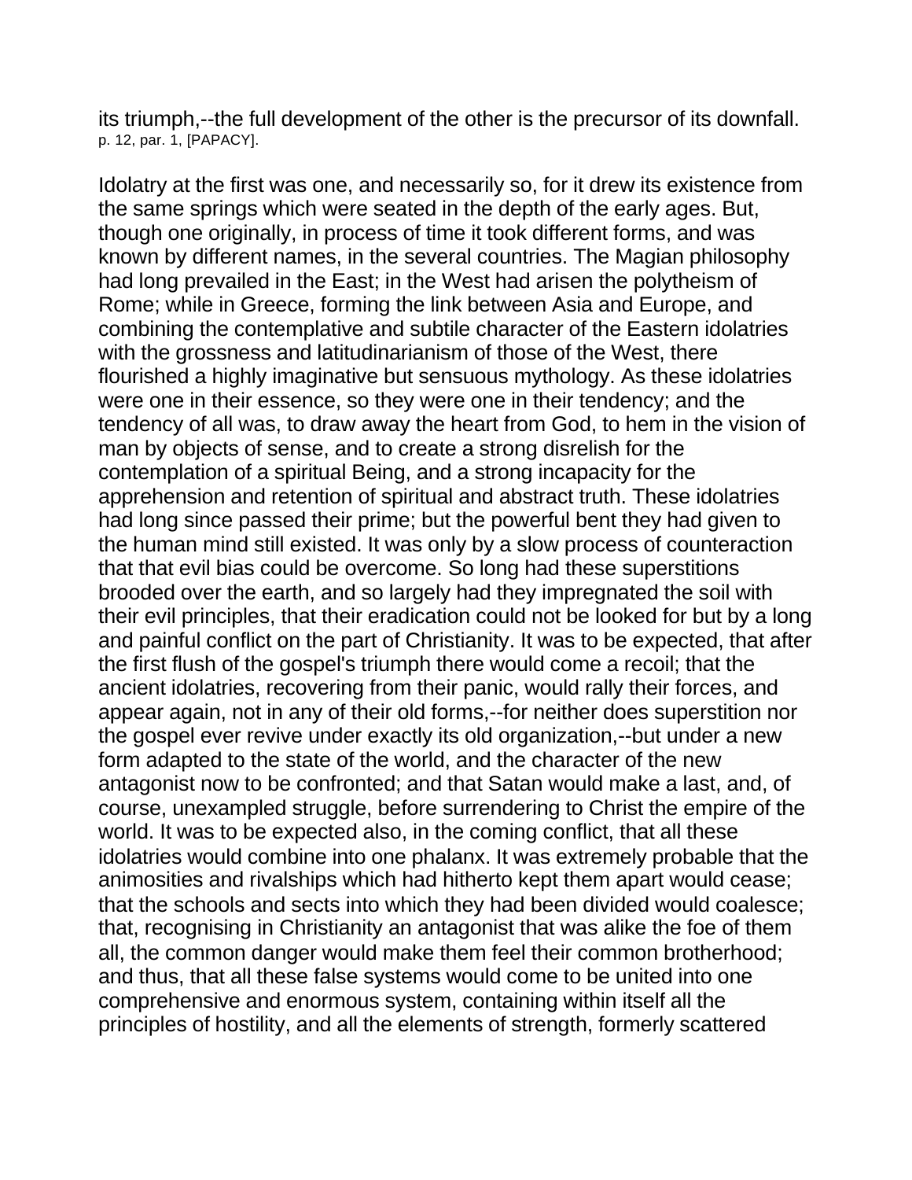its triumph,--the full development of the other is the precursor of its downfall. p. 12, par. 1, [PAPACY].

Idolatry at the first was one, and necessarily so, for it drew its existence from the same springs which were seated in the depth of the early ages. But, though one originally, in process of time it took different forms, and was known by different names, in the several countries. The Magian philosophy had long prevailed in the East; in the West had arisen the polytheism of Rome; while in Greece, forming the link between Asia and Europe, and combining the contemplative and subtile character of the Eastern idolatries with the grossness and latitudinarianism of those of the West, there flourished a highly imaginative but sensuous mythology. As these idolatries were one in their essence, so they were one in their tendency; and the tendency of all was, to draw away the heart from God, to hem in the vision of man by objects of sense, and to create a strong disrelish for the contemplation of a spiritual Being, and a strong incapacity for the apprehension and retention of spiritual and abstract truth. These idolatries had long since passed their prime; but the powerful bent they had given to the human mind still existed. It was only by a slow process of counteraction that that evil bias could be overcome. So long had these superstitions brooded over the earth, and so largely had they impregnated the soil with their evil principles, that their eradication could not be looked for but by a long and painful conflict on the part of Christianity. It was to be expected, that after the first flush of the gospel's triumph there would come a recoil; that the ancient idolatries, recovering from their panic, would rally their forces, and appear again, not in any of their old forms,--for neither does superstition nor the gospel ever revive under exactly its old organization,--but under a new form adapted to the state of the world, and the character of the new antagonist now to be confronted; and that Satan would make a last, and, of course, unexampled struggle, before surrendering to Christ the empire of the world. It was to be expected also, in the coming conflict, that all these idolatries would combine into one phalanx. It was extremely probable that the animosities and rivalships which had hitherto kept them apart would cease; that the schools and sects into which they had been divided would coalesce; that, recognising in Christianity an antagonist that was alike the foe of them all, the common danger would make them feel their common brotherhood; and thus, that all these false systems would come to be united into one comprehensive and enormous system, containing within itself all the principles of hostility, and all the elements of strength, formerly scattered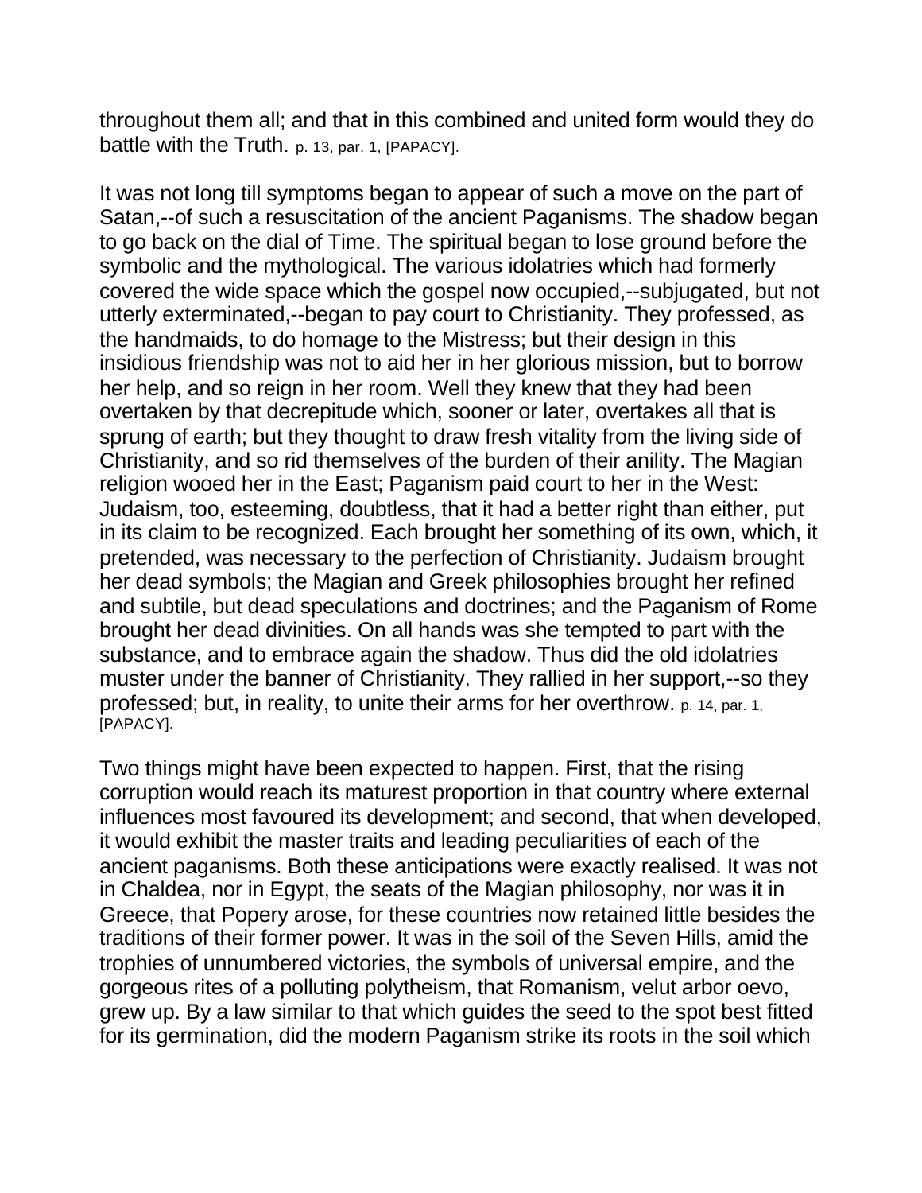throughout them all; and that in this combined and united form would they do battle with the Truth. p. 13, par. 1, [PAPACY].

It was not long till symptoms began to appear of such a move on the part of Satan,--of such a resuscitation of the ancient Paganisms. The shadow began to go back on the dial of Time. The spiritual began to lose ground before the symbolic and the mythological. The various idolatries which had formerly covered the wide space which the gospel now occupied,--subjugated, but not utterly exterminated,--began to pay court to Christianity. They professed, as the handmaids, to do homage to the Mistress; but their design in this insidious friendship was not to aid her in her glorious mission, but to borrow her help, and so reign in her room. Well they knew that they had been overtaken by that decrepitude which, sooner or later, overtakes all that is sprung of earth; but they thought to draw fresh vitality from the living side of Christianity, and so rid themselves of the burden of their anility. The Magian religion wooed her in the East; Paganism paid court to her in the West: Judaism, too, esteeming, doubtless, that it had a better right than either, put in its claim to be recognized. Each brought her something of its own, which, it pretended, was necessary to the perfection of Christianity. Judaism brought her dead symbols; the Magian and Greek philosophies brought her refined and subtile, but dead speculations and doctrines; and the Paganism of Rome brought her dead divinities. On all hands was she tempted to part with the substance, and to embrace again the shadow. Thus did the old idolatries muster under the banner of Christianity. They rallied in her support,--so they professed; but, in reality, to unite their arms for her overthrow. p. 14, par. 1, [PAPACY].

Two things might have been expected to happen. First, that the rising corruption would reach its maturest proportion in that country where external influences most favoured its development; and second, that when developed, it would exhibit the master traits and leading peculiarities of each of the ancient paganisms. Both these anticipations were exactly realised. It was not in Chaldea, nor in Egypt, the seats of the Magian philosophy, nor was it in Greece, that Popery arose, for these countries now retained little besides the traditions of their former power. It was in the soil of the Seven Hills, amid the trophies of unnumbered victories, the symbols of universal empire, and the gorgeous rites of a polluting polytheism, that Romanism, velut arbor oevo, grew up. By a law similar to that which guides the seed to the spot best fitted for its germination, did the modern Paganism strike its roots in the soil which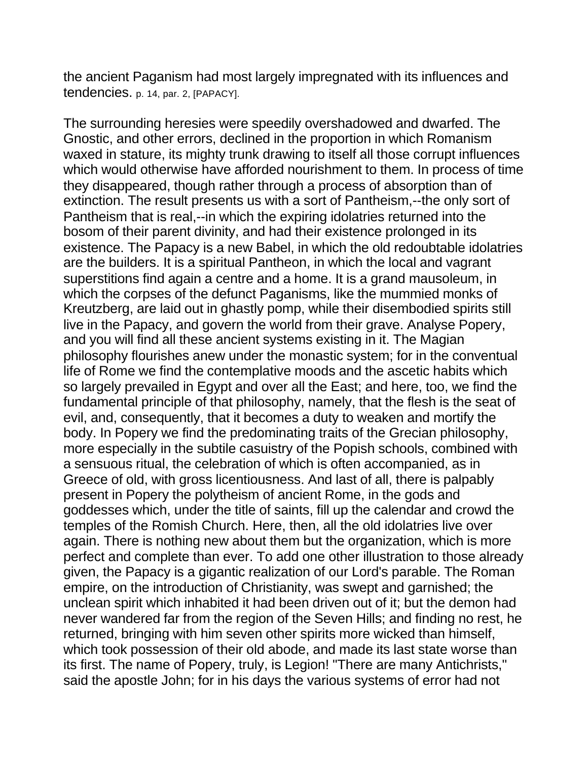the ancient Paganism had most largely impregnated with its influences and tendencies. p. 14, par. 2, [PAPACY].

The surrounding heresies were speedily overshadowed and dwarfed. The Gnostic, and other errors, declined in the proportion in which Romanism waxed in stature, its mighty trunk drawing to itself all those corrupt influences which would otherwise have afforded nourishment to them. In process of time they disappeared, though rather through a process of absorption than of extinction. The result presents us with a sort of Pantheism,--the only sort of Pantheism that is real,--in which the expiring idolatries returned into the bosom of their parent divinity, and had their existence prolonged in its existence. The Papacy is a new Babel, in which the old redoubtable idolatries are the builders. It is a spiritual Pantheon, in which the local and vagrant superstitions find again a centre and a home. It is a grand mausoleum, in which the corpses of the defunct Paganisms, like the mummied monks of Kreutzberg, are laid out in ghastly pomp, while their disembodied spirits still live in the Papacy, and govern the world from their grave. Analyse Popery, and you will find all these ancient systems existing in it. The Magian philosophy flourishes anew under the monastic system; for in the conventual life of Rome we find the contemplative moods and the ascetic habits which so largely prevailed in Egypt and over all the East; and here, too, we find the fundamental principle of that philosophy, namely, that the flesh is the seat of evil, and, consequently, that it becomes a duty to weaken and mortify the body. In Popery we find the predominating traits of the Grecian philosophy, more especially in the subtile casuistry of the Popish schools, combined with a sensuous ritual, the celebration of which is often accompanied, as in Greece of old, with gross licentiousness. And last of all, there is palpably present in Popery the polytheism of ancient Rome, in the gods and goddesses which, under the title of saints, fill up the calendar and crowd the temples of the Romish Church. Here, then, all the old idolatries live over again. There is nothing new about them but the organization, which is more perfect and complete than ever. To add one other illustration to those already given, the Papacy is a gigantic realization of our Lord's parable. The Roman empire, on the introduction of Christianity, was swept and garnished; the unclean spirit which inhabited it had been driven out of it; but the demon had never wandered far from the region of the Seven Hills; and finding no rest, he returned, bringing with him seven other spirits more wicked than himself, which took possession of their old abode, and made its last state worse than its first. The name of Popery, truly, is Legion! "There are many Antichrists," said the apostle John; for in his days the various systems of error had not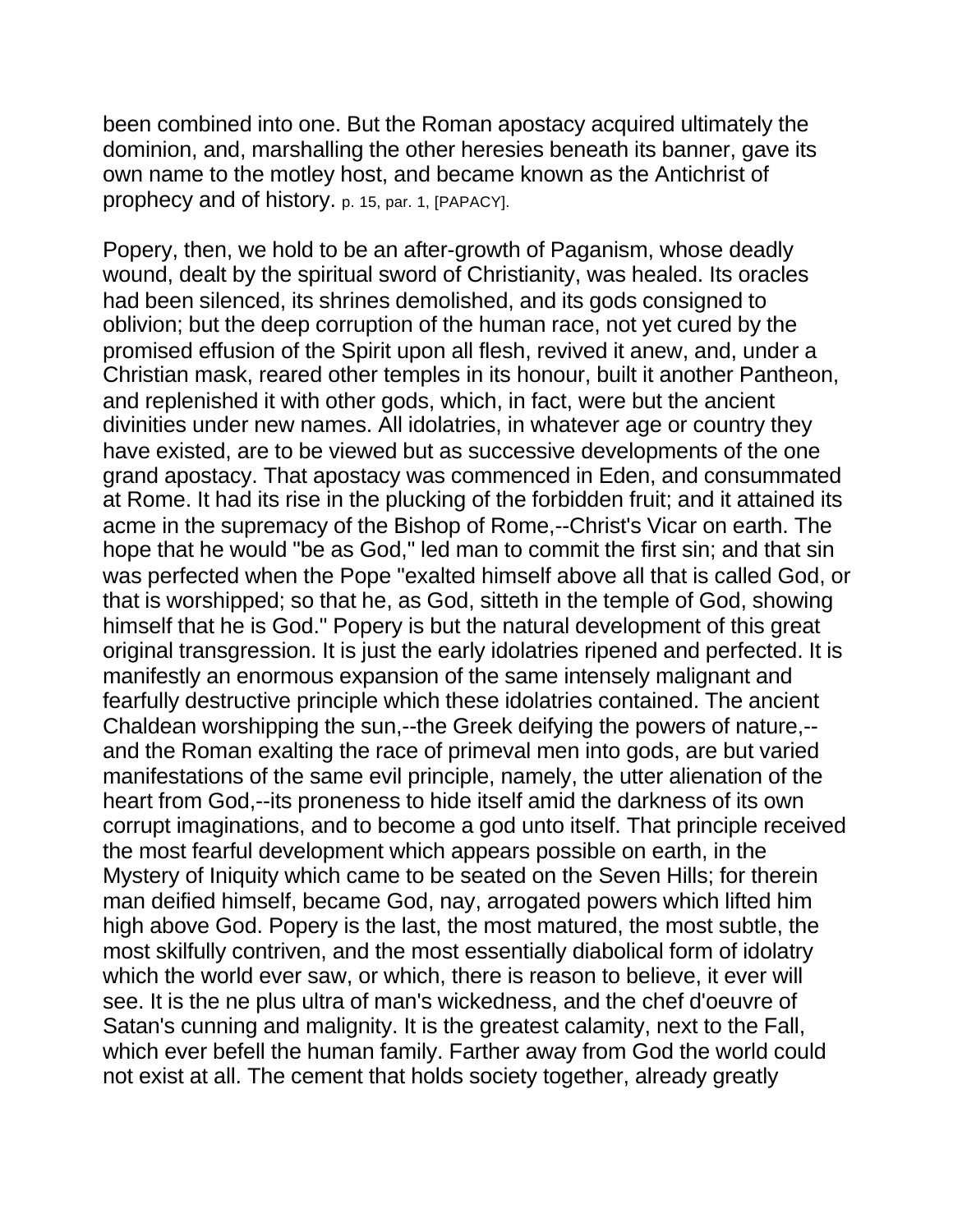been combined into one. But the Roman apostacy acquired ultimately the dominion, and, marshalling the other heresies beneath its banner, gave its own name to the motley host, and became known as the Antichrist of prophecy and of history. p. 15, par. 1, [PAPACY].

Popery, then, we hold to be an after-growth of Paganism, whose deadly wound, dealt by the spiritual sword of Christianity, was healed. Its oracles had been silenced, its shrines demolished, and its gods consigned to oblivion; but the deep corruption of the human race, not yet cured by the promised effusion of the Spirit upon all flesh, revived it anew, and, under a Christian mask, reared other temples in its honour, built it another Pantheon, and replenished it with other gods, which, in fact, were but the ancient divinities under new names. All idolatries, in whatever age or country they have existed, are to be viewed but as successive developments of the one grand apostacy. That apostacy was commenced in Eden, and consummated at Rome. It had its rise in the plucking of the forbidden fruit; and it attained its acme in the supremacy of the Bishop of Rome,--Christ's Vicar on earth. The hope that he would "be as God," led man to commit the first sin; and that sin was perfected when the Pope "exalted himself above all that is called God, or that is worshipped; so that he, as God, sitteth in the temple of God, showing himself that he is God." Popery is but the natural development of this great original transgression. It is just the early idolatries ripened and perfected. It is manifestly an enormous expansion of the same intensely malignant and fearfully destructive principle which these idolatries contained. The ancient Chaldean worshipping the sun,--the Greek deifying the powers of nature,--and the Roman exalting the race of primeval men into gods, are but varied manifestations of the same evil principle, namely, the utter alienation of the heart from God,--its proneness to hide itself amid the darkness of its own corrupt imaginations, and to become a god unto itself. That principle received the most fearful development which appears possible on earth, in the Mystery of Iniquity which came to be seated on the Seven Hills; for therein man deified himself, became God, nay, arrogated powers which lifted him high above God. Popery is the last, the most matured, the most subtle, the most skilfully contriven, and the most essentially diabolical form of idolatry which the world ever saw, or which, there is reason to believe, it ever will see. It is the ne plus ultra of man's wickedness, and the chef d'oeuvre of Satan's cunning and malignity. It is the greatest calamity, next to the Fall, which ever befell the human family. Farther away from God the world could not exist at all. The cement that holds society together, already greatly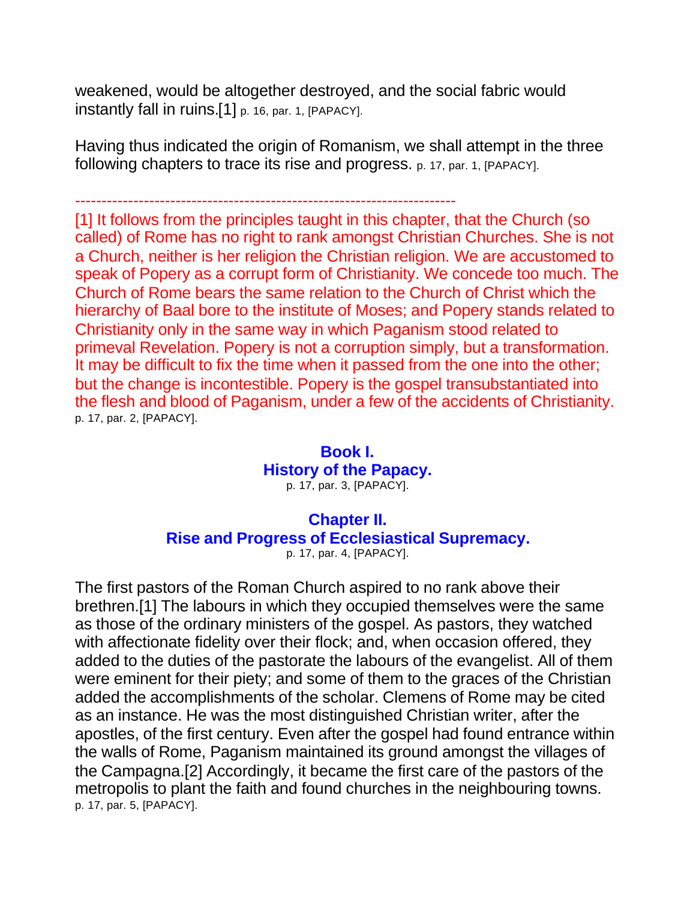weakened, would be altogether destroyed, and the social fabric would instantly fall in ruins.[1] p. 16, par. 1, [PAPACY].

Having thus indicated the origin of Romanism, we shall attempt in the three following chapters to trace its rise and progress. p. 17, par. 1, [PAPACY].

------------------------------------------------------------------------

[1] It follows from the principles taught in this chapter, that the Church (so called) of Rome has no right to rank amongst Christian Churches. She is not a Church, neither is her religion the Christian religion. We are accustomed to speak of Popery as a corrupt form of Christianity. We concede too much. The Church of Rome bears the same relation to the Church of Christ which the hierarchy of Baal bore to the institute of Moses; and Popery stands related to Christianity only in the same way in which Paganism stood related to primeval Revelation. Popery is not a corruption simply, but a transformation. It may be difficult to fix the time when it passed from the one into the other; but the change is incontestible. Popery is the gospel transubstantiated into the flesh and blood of Paganism, under a few of the accidents of Christianity. p. 17, par. 2, [PAPACY].

# Book I.
# History of the Papacy.
p. 17, par. 3, [PAPACY].

## Chapter II.
## Rise and Progress of Ecclesiastical Supremacy.
p. 17, par. 4, [PAPACY].

The first pastors of the Roman Church aspired to no rank above their brethren.[1] The labours in which they occupied themselves were the same as those of the ordinary ministers of the gospel. As pastors, they watched with affectionate fidelity over their flock; and, when occasion offered, they added to the duties of the pastorate the labours of the evangelist. All of them were eminent for their piety; and some of them to the graces of the Christian added the accomplishments of the scholar. Clemens of Rome may be cited as an instance. He was the most distinguished Christian writer, after the apostles, of the first century. Even after the gospel had found entrance within the walls of Rome, Paganism maintained its ground amongst the villages of the Campagna.[2] Accordingly, it became the first care of the pastors of the metropolis to plant the faith and found churches in the neighbouring towns. p. 17, par. 5, [PAPACY].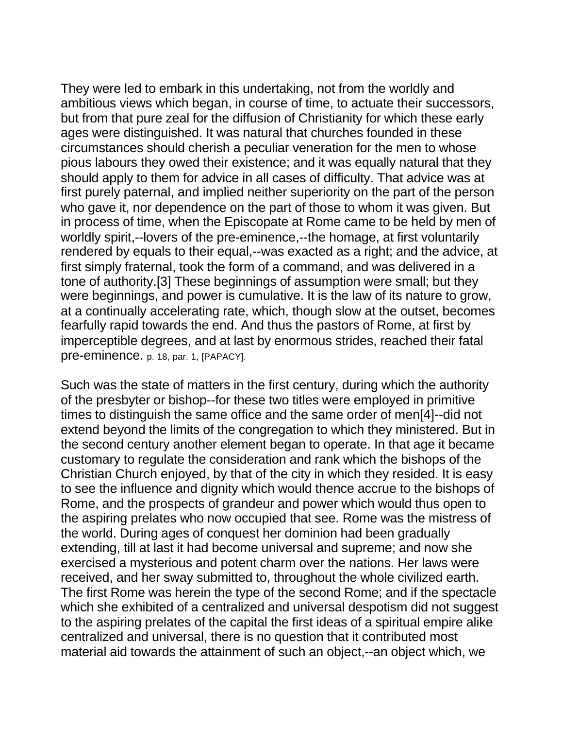They were led to embark in this undertaking, not from the worldly and ambitious views which began, in course of time, to actuate their successors, but from that pure zeal for the diffusion of Christianity for which these early ages were distinguished. It was natural that churches founded in these circumstances should cherish a peculiar veneration for the men to whose pious labours they owed their existence; and it was equally natural that they should apply to them for advice in all cases of difficulty. That advice was at first purely paternal, and implied neither superiority on the part of the person who gave it, nor dependence on the part of those to whom it was given. But in process of time, when the Episcopate at Rome came to be held by men of worldly spirit,--lovers of the pre-eminence,--the homage, at first voluntarily rendered by equals to their equal,--was exacted as a right; and the advice, at first simply fraternal, took the form of a command, and was delivered in a tone of authority.[3] These beginnings of assumption were small; but they were beginnings, and power is cumulative. It is the law of its nature to grow, at a continually accelerating rate, which, though slow at the outset, becomes fearfully rapid towards the end. And thus the pastors of Rome, at first by imperceptible degrees, and at last by enormous strides, reached their fatal pre-eminence. p. 18, par. 1, [PAPACY].

Such was the state of matters in the first century, during which the authority of the presbyter or bishop--for these two titles were employed in primitive times to distinguish the same office and the same order of men[4]--did not extend beyond the limits of the congregation to which they ministered. But in the second century another element began to operate. In that age it became customary to regulate the consideration and rank which the bishops of the Christian Church enjoyed, by that of the city in which they resided. It is easy to see the influence and dignity which would thence accrue to the bishops of Rome, and the prospects of grandeur and power which would thus open to the aspiring prelates who now occupied that see. Rome was the mistress of the world. During ages of conquest her dominion had been gradually extending, till at last it had become universal and supreme; and now she exercised a mysterious and potent charm over the nations. Her laws were received, and her sway submitted to, throughout the whole civilized earth. The first Rome was herein the type of the second Rome; and if the spectacle which she exhibited of a centralized and universal despotism did not suggest to the aspiring prelates of the capital the first ideas of a spiritual empire alike centralized and universal, there is no question that it contributed most material aid towards the attainment of such an object,--an object which, we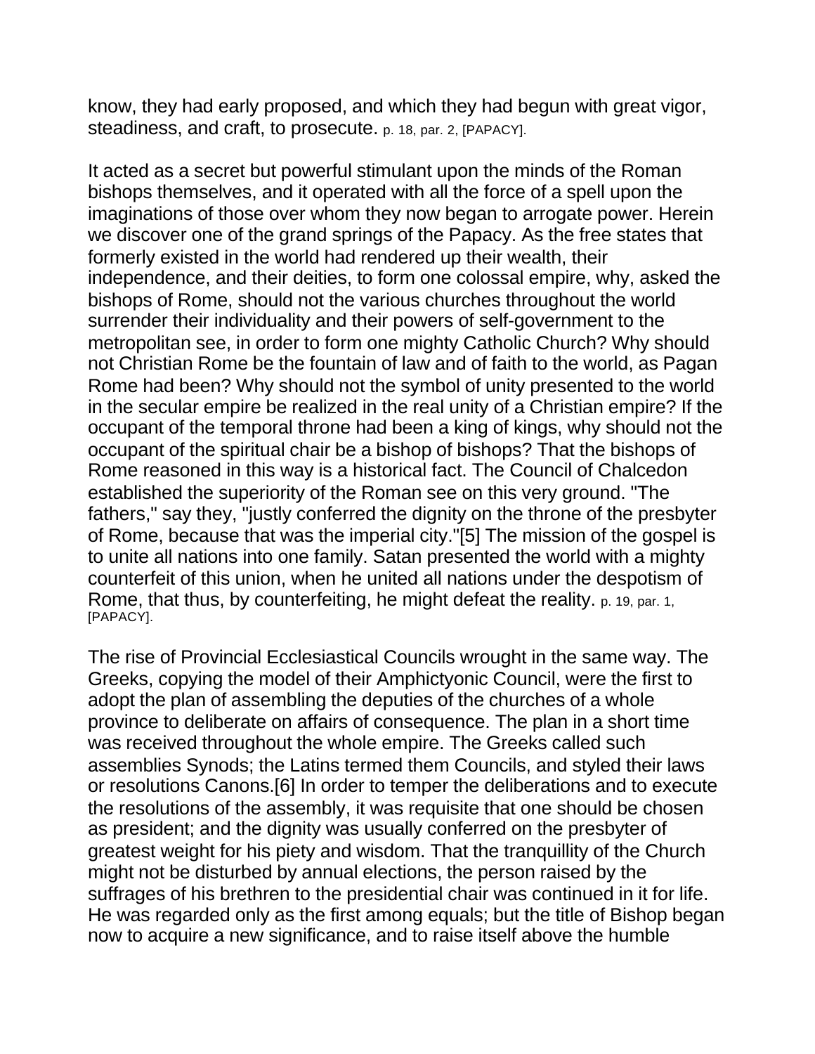know, they had early proposed, and which they had begun with great vigor, steadiness, and craft, to prosecute. p. 18, par. 2, [PAPACY].

It acted as a secret but powerful stimulant upon the minds of the Roman bishops themselves, and it operated with all the force of a spell upon the imaginations of those over whom they now began to arrogate power. Herein we discover one of the grand springs of the Papacy. As the free states that formerly existed in the world had rendered up their wealth, their independence, and their deities, to form one colossal empire, why, asked the bishops of Rome, should not the various churches throughout the world surrender their individuality and their powers of self-government to the metropolitan see, in order to form one mighty Catholic Church? Why should not Christian Rome be the fountain of law and of faith to the world, as Pagan Rome had been? Why should not the symbol of unity presented to the world in the secular empire be realized in the real unity of a Christian empire? If the occupant of the temporal throne had been a king of kings, why should not the occupant of the spiritual chair be a bishop of bishops? That the bishops of Rome reasoned in this way is a historical fact. The Council of Chalcedon established the superiority of the Roman see on this very ground. "The fathers," say they, "justly conferred the dignity on the throne of the presbyter of Rome, because that was the imperial city."[5] The mission of the gospel is to unite all nations into one family. Satan presented the world with a mighty counterfeit of this union, when he united all nations under the despotism of Rome, that thus, by counterfeiting, he might defeat the reality. p. 19, par. 1, [PAPACY].

The rise of Provincial Ecclesiastical Councils wrought in the same way. The Greeks, copying the model of their Amphictyonic Council, were the first to adopt the plan of assembling the deputies of the churches of a whole province to deliberate on affairs of consequence. The plan in a short time was received throughout the whole empire. The Greeks called such assemblies Synods; the Latins termed them Councils, and styled their laws or resolutions Canons.[6] In order to temper the deliberations and to execute the resolutions of the assembly, it was requisite that one should be chosen as president; and the dignity was usually conferred on the presbyter of greatest weight for his piety and wisdom. That the tranquillity of the Church might not be disturbed by annual elections, the person raised by the suffrages of his brethren to the presidential chair was continued in it for life. He was regarded only as the first among equals; but the title of Bishop began now to acquire a new significance, and to raise itself above the humble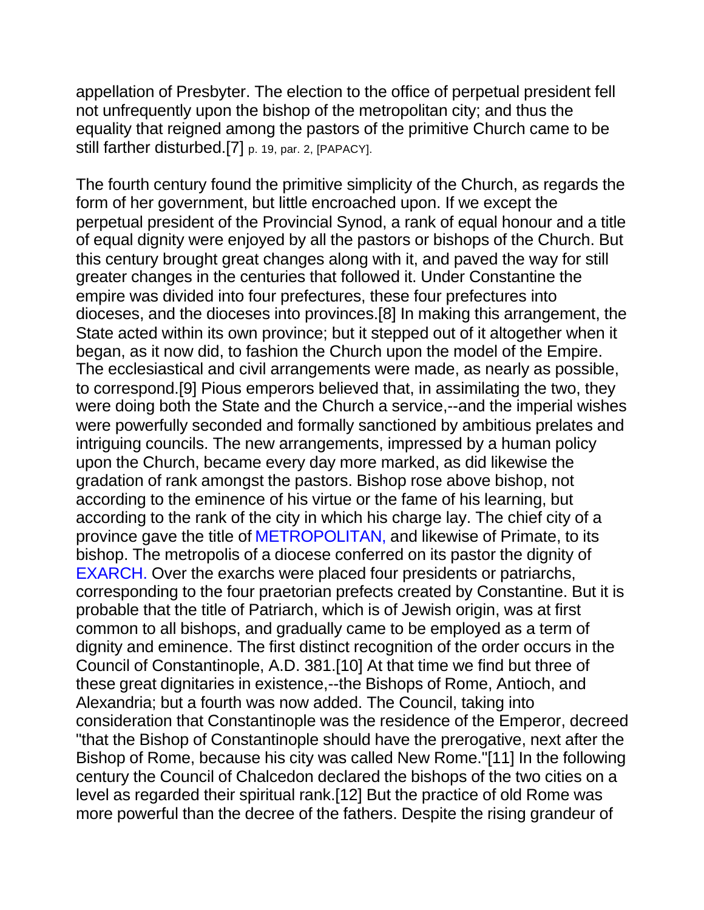appellation of Presbyter. The election to the office of perpetual president fell not unfrequently upon the bishop of the metropolitan city; and thus the equality that reigned among the pastors of the primitive Church came to be still farther disturbed.[7] p. 19, par. 2, [PAPACY].

The fourth century found the primitive simplicity of the Church, as regards the form of her government, but little encroached upon. If we except the perpetual president of the Provincial Synod, a rank of equal honour and a title of equal dignity were enjoyed by all the pastors or bishops of the Church. But this century brought great changes along with it, and paved the way for still greater changes in the centuries that followed it. Under Constantine the empire was divided into four prefectures, these four prefectures into dioceses, and the dioceses into provinces.[8] In making this arrangement, the State acted within its own province; but it stepped out of it altogether when it began, as it now did, to fashion the Church upon the model of the Empire. The ecclesiastical and civil arrangements were made, as nearly as possible, to correspond.[9] Pious emperors believed that, in assimilating the two, they were doing both the State and the Church a service,--and the imperial wishes were powerfully seconded and formally sanctioned by ambitious prelates and intriguing councils. The new arrangements, impressed by a human policy upon the Church, became every day more marked, as did likewise the gradation of rank amongst the pastors. Bishop rose above bishop, not according to the eminence of his virtue or the fame of his learning, but according to the rank of the city in which his charge lay. The chief city of a province gave the title of METROPOLITAN, and likewise of Primate, to its bishop. The metropolis of a diocese conferred on its pastor the dignity of EXARCH. Over the exarchs were placed four presidents or patriarchs, corresponding to the four praetorian prefects created by Constantine. But it is probable that the title of Patriarch, which is of Jewish origin, was at first common to all bishops, and gradually came to be employed as a term of dignity and eminence. The first distinct recognition of the order occurs in the Council of Constantinople, A.D. 381.[10] At that time we find but three of these great dignitaries in existence,--the Bishops of Rome, Antioch, and Alexandria; but a fourth was now added. The Council, taking into consideration that Constantinople was the residence of the Emperor, decreed "that the Bishop of Constantinople should have the prerogative, next after the Bishop of Rome, because his city was called New Rome."[11] In the following century the Council of Chalcedon declared the bishops of the two cities on a level as regarded their spiritual rank.[12] But the practice of old Rome was more powerful than the decree of the fathers. Despite the rising grandeur of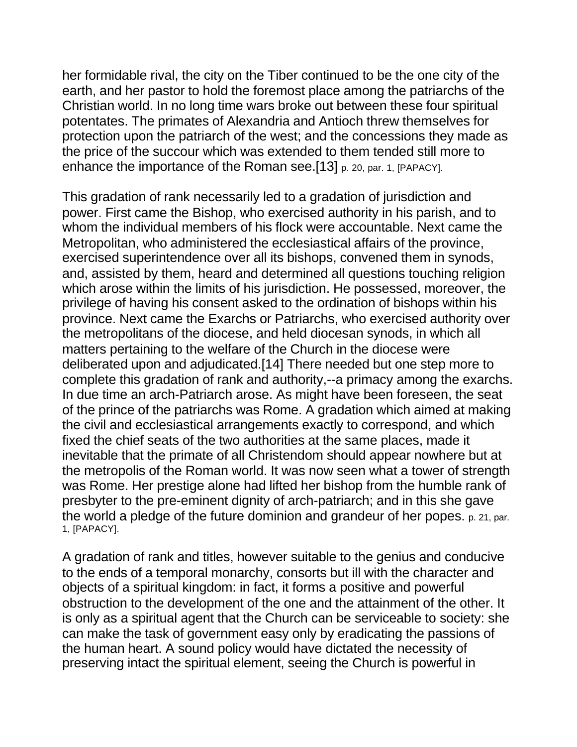her formidable rival, the city on the Tiber continued to be the one city of the earth, and her pastor to hold the foremost place among the patriarchs of the Christian world. In no long time wars broke out between these four spiritual potentates. The primates of Alexandria and Antioch threw themselves for protection upon the patriarch of the west; and the concessions they made as the price of the succour which was extended to them tended still more to enhance the importance of the Roman see.[13] p. 20, par. 1, [PAPACY].

This gradation of rank necessarily led to a gradation of jurisdiction and power. First came the Bishop, who exercised authority in his parish, and to whom the individual members of his flock were accountable. Next came the Metropolitan, who administered the ecclesiastical affairs of the province, exercised superintendence over all its bishops, convened them in synods, and, assisted by them, heard and determined all questions touching religion which arose within the limits of his jurisdiction. He possessed, moreover, the privilege of having his consent asked to the ordination of bishops within his province. Next came the Exarchs or Patriarchs, who exercised authority over the metropolitans of the diocese, and held diocesan synods, in which all matters pertaining to the welfare of the Church in the diocese were deliberated upon and adjudicated.[14] There needed but one step more to complete this gradation of rank and authority,--a primacy among the exarchs. In due time an arch-Patriarch arose. As might have been foreseen, the seat of the prince of the patriarchs was Rome. A gradation which aimed at making the civil and ecclesiastical arrangements exactly to correspond, and which fixed the chief seats of the two authorities at the same places, made it inevitable that the primate of all Christendom should appear nowhere but at the metropolis of the Roman world. It was now seen what a tower of strength was Rome. Her prestige alone had lifted her bishop from the humble rank of presbyter to the pre-eminent dignity of arch-patriarch; and in this she gave the world a pledge of the future dominion and grandeur of her popes. p. 21, par. 1, [PAPACY].

A gradation of rank and titles, however suitable to the genius and conducive to the ends of a temporal monarchy, consorts but ill with the character and objects of a spiritual kingdom: in fact, it forms a positive and powerful obstruction to the development of the one and the attainment of the other. It is only as a spiritual agent that the Church can be serviceable to society: she can make the task of government easy only by eradicating the passions of the human heart. A sound policy would have dictated the necessity of preserving intact the spiritual element, seeing the Church is powerful in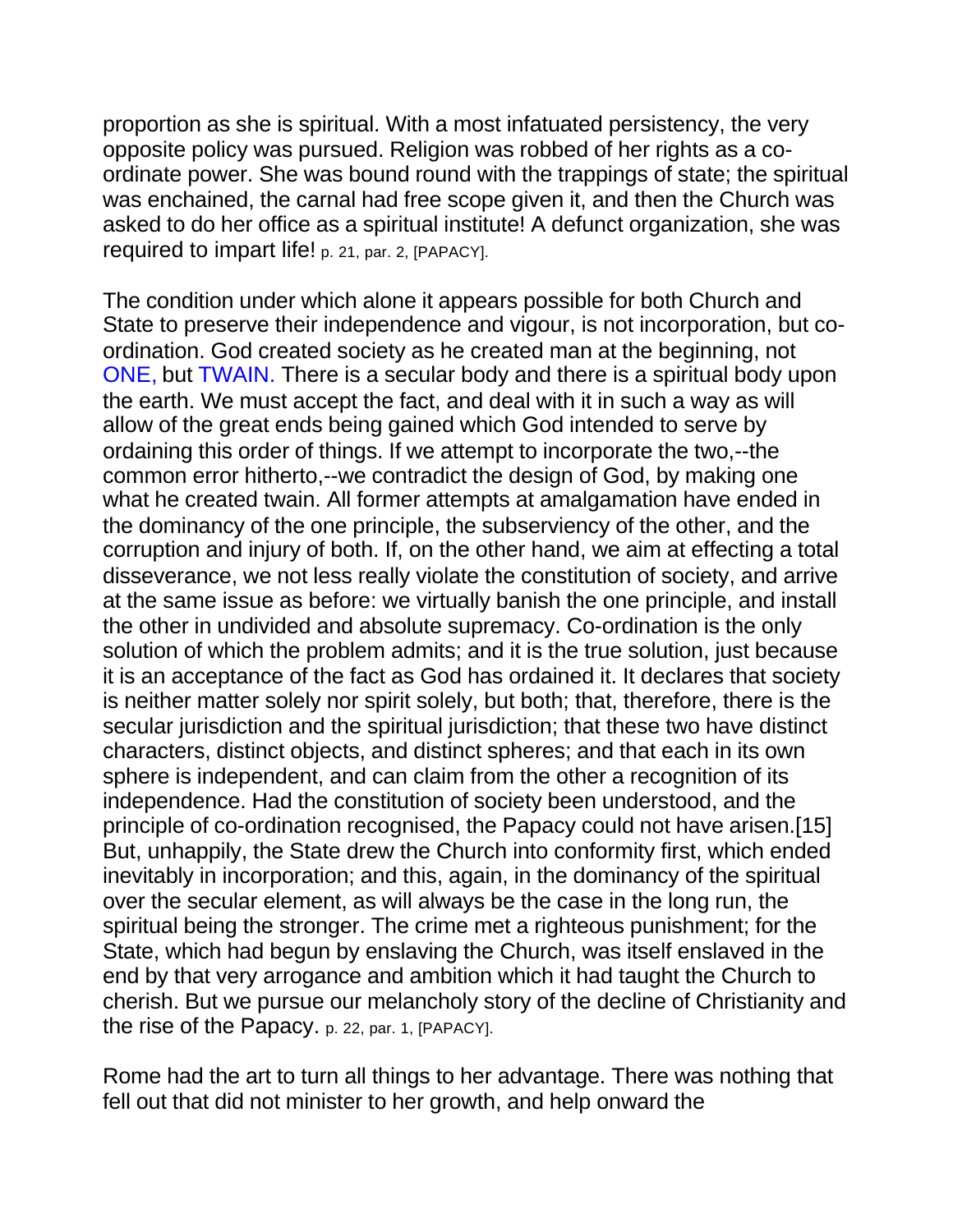proportion as she is spiritual. With a most infatuated persistency, the very opposite policy was pursued. Religion was robbed of her rights as a co-ordinate power. She was bound round with the trappings of state; the spiritual was enchained, the carnal had free scope given it, and then the Church was asked to do her office as a spiritual institute! A defunct organization, she was required to impart life! p. 21, par. 2, [PAPACY].

The condition under which alone it appears possible for both Church and State to preserve their independence and vigour, is not incorporation, but co-ordination. God created society as he created man at the beginning, not ONE, but TWAIN. There is a secular body and there is a spiritual body upon the earth. We must accept the fact, and deal with it in such a way as will allow of the great ends being gained which God intended to serve by ordaining this order of things. If we attempt to incorporate the two,--the common error hitherto,--we contradict the design of God, by making one what he created twain. All former attempts at amalgamation have ended in the dominancy of the one principle, the subserviency of the other, and the corruption and injury of both. If, on the other hand, we aim at effecting a total disseverance, we not less really violate the constitution of society, and arrive at the same issue as before: we virtually banish the one principle, and install the other in undivided and absolute supremacy. Co-ordination is the only solution of which the problem admits; and it is the true solution, just because it is an acceptance of the fact as God has ordained it. It declares that society is neither matter solely nor spirit solely, but both; that, therefore, there is the secular jurisdiction and the spiritual jurisdiction; that these two have distinct characters, distinct objects, and distinct spheres; and that each in its own sphere is independent, and can claim from the other a recognition of its independence. Had the constitution of society been understood, and the principle of co-ordination recognised, the Papacy could not have arisen.[15] But, unhappily, the State drew the Church into conformity first, which ended inevitably in incorporation; and this, again, in the dominancy of the spiritual over the secular element, as will always be the case in the long run, the spiritual being the stronger. The crime met a righteous punishment; for the State, which had begun by enslaving the Church, was itself enslaved in the end by that very arrogance and ambition which it had taught the Church to cherish. But we pursue our melancholy story of the decline of Christianity and the rise of the Papacy. p. 22, par. 1, [PAPACY].

Rome had the art to turn all things to her advantage. There was nothing that fell out that did not minister to her growth, and help onward the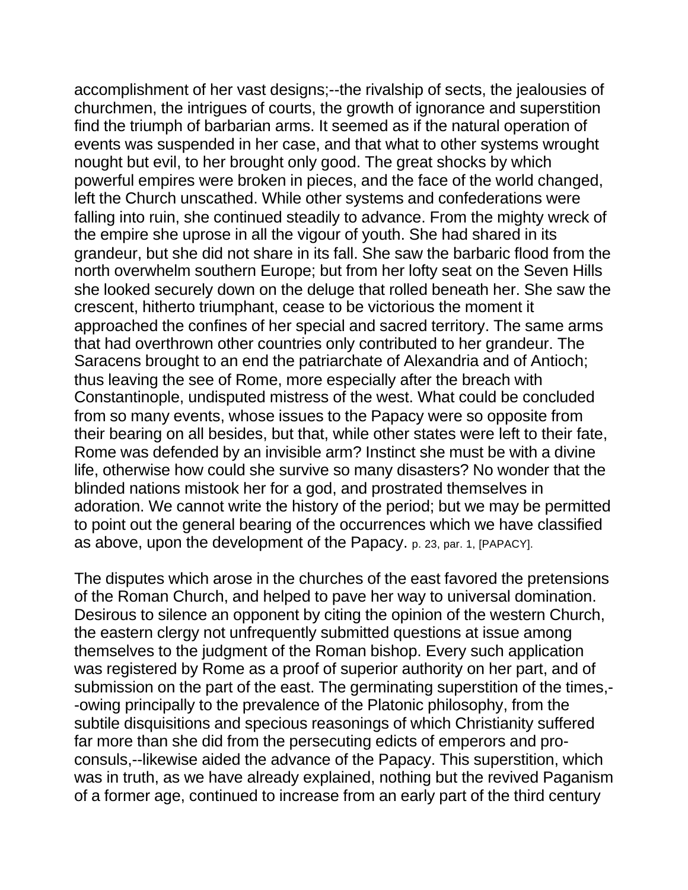accomplishment of her vast designs;--the rivalship of sects, the jealousies of churchmen, the intrigues of courts, the growth of ignorance and superstition find the triumph of barbarian arms. It seemed as if the natural operation of events was suspended in her case, and that what to other systems wrought nought but evil, to her brought only good. The great shocks by which powerful empires were broken in pieces, and the face of the world changed, left the Church unscathed. While other systems and confederations were falling into ruin, she continued steadily to advance. From the mighty wreck of the empire she uprose in all the vigour of youth. She had shared in its grandeur, but she did not share in its fall. She saw the barbaric flood from the north overwhelm southern Europe; but from her lofty seat on the Seven Hills she looked securely down on the deluge that rolled beneath her. She saw the crescent, hitherto triumphant, cease to be victorious the moment it approached the confines of her special and sacred territory. The same arms that had overthrown other countries only contributed to her grandeur. The Saracens brought to an end the patriarchate of Alexandria and of Antioch; thus leaving the see of Rome, more especially after the breach with Constantinople, undisputed mistress of the west. What could be concluded from so many events, whose issues to the Papacy were so opposite from their bearing on all besides, but that, while other states were left to their fate, Rome was defended by an invisible arm? Instinct she must be with a divine life, otherwise how could she survive so many disasters? No wonder that the blinded nations mistook her for a god, and prostrated themselves in adoration. We cannot write the history of the period; but we may be permitted to point out the general bearing of the occurrences which we have classified as above, upon the development of the Papacy. p. 23, par. 1, [PAPACY].

The disputes which arose in the churches of the east favored the pretensions of the Roman Church, and helped to pave her way to universal domination. Desirous to silence an opponent by citing the opinion of the western Church, the eastern clergy not unfrequently submitted questions at issue among themselves to the judgment of the Roman bishop. Every such application was registered by Rome as a proof of superior authority on her part, and of submission on the part of the east. The germinating superstition of the times,--owing principally to the prevalence of the Platonic philosophy, from the subtile disquisitions and specious reasonings of which Christianity suffered far more than she did from the persecuting edicts of emperors and pro-consuls,--likewise aided the advance of the Papacy. This superstition, which was in truth, as we have already explained, nothing but the revived Paganism of a former age, continued to increase from an early part of the third century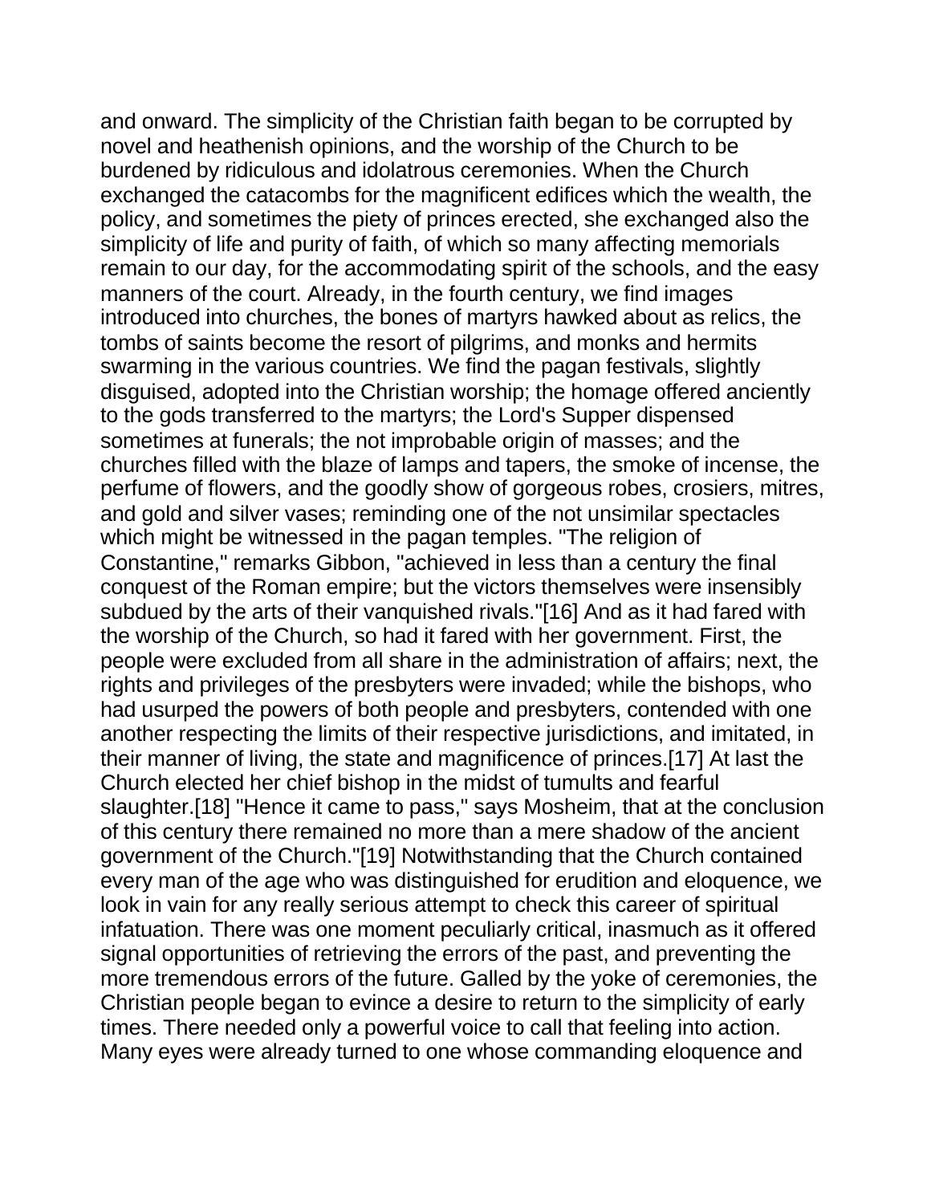and onward. The simplicity of the Christian faith began to be corrupted by novel and heathenish opinions, and the worship of the Church to be burdened by ridiculous and idolatrous ceremonies. When the Church exchanged the catacombs for the magnificent edifices which the wealth, the policy, and sometimes the piety of princes erected, she exchanged also the simplicity of life and purity of faith, of which so many affecting memorials remain to our day, for the accommodating spirit of the schools, and the easy manners of the court. Already, in the fourth century, we find images introduced into churches, the bones of martyrs hawked about as relics, the tombs of saints become the resort of pilgrims, and monks and hermits swarming in the various countries. We find the pagan festivals, slightly disguised, adopted into the Christian worship; the homage offered anciently to the gods transferred to the martyrs; the Lord's Supper dispensed sometimes at funerals; the not improbable origin of masses; and the churches filled with the blaze of lamps and tapers, the smoke of incense, the perfume of flowers, and the goodly show of gorgeous robes, crosiers, mitres, and gold and silver vases; reminding one of the not unsimilar spectacles which might be witnessed in the pagan temples. "The religion of Constantine," remarks Gibbon, "achieved in less than a century the final conquest of the Roman empire; but the victors themselves were insensibly subdued by the arts of their vanquished rivals."[16] And as it had fared with the worship of the Church, so had it fared with her government. First, the people were excluded from all share in the administration of affairs; next, the rights and privileges of the presbyters were invaded; while the bishops, who had usurped the powers of both people and presbyters, contended with one another respecting the limits of their respective jurisdictions, and imitated, in their manner of living, the state and magnificence of princes.[17] At last the Church elected her chief bishop in the midst of tumults and fearful slaughter.[18] "Hence it came to pass," says Mosheim, that at the conclusion of this century there remained no more than a mere shadow of the ancient government of the Church."[19] Notwithstanding that the Church contained every man of the age who was distinguished for erudition and eloquence, we look in vain for any really serious attempt to check this career of spiritual infatuation. There was one moment peculiarly critical, inasmuch as it offered signal opportunities of retrieving the errors of the past, and preventing the more tremendous errors of the future. Galled by the yoke of ceremonies, the Christian people began to evince a desire to return to the simplicity of early times. There needed only a powerful voice to call that feeling into action. Many eyes were already turned to one whose commanding eloquence and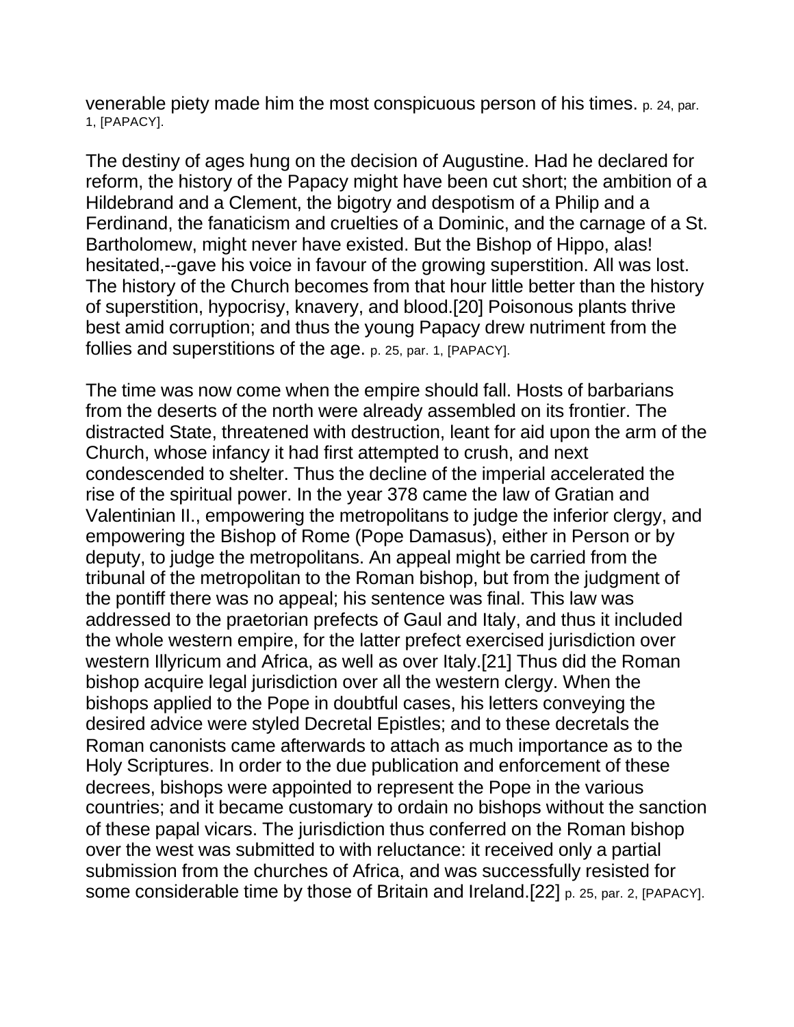venerable piety made him the most conspicuous person of his times. p. 24, par. 1, [PAPACY].

The destiny of ages hung on the decision of Augustine. Had he declared for reform, the history of the Papacy might have been cut short; the ambition of a Hildebrand and a Clement, the bigotry and despotism of a Philip and a Ferdinand, the fanaticism and cruelties of a Dominic, and the carnage of a St. Bartholomew, might never have existed. But the Bishop of Hippo, alas! hesitated,--gave his voice in favour of the growing superstition. All was lost. The history of the Church becomes from that hour little better than the history of superstition, hypocrisy, knavery, and blood.[20] Poisonous plants thrive best amid corruption; and thus the young Papacy drew nutriment from the follies and superstitions of the age. p. 25, par. 1, [PAPACY].

The time was now come when the empire should fall. Hosts of barbarians from the deserts of the north were already assembled on its frontier. The distracted State, threatened with destruction, leant for aid upon the arm of the Church, whose infancy it had first attempted to crush, and next condescended to shelter. Thus the decline of the imperial accelerated the rise of the spiritual power. In the year 378 came the law of Gratian and Valentinian II., empowering the metropolitans to judge the inferior clergy, and empowering the Bishop of Rome (Pope Damasus), either in Person or by deputy, to judge the metropolitans. An appeal might be carried from the tribunal of the metropolitan to the Roman bishop, but from the judgment of the pontiff there was no appeal; his sentence was final. This law was addressed to the praetorian prefects of Gaul and Italy, and thus it included the whole western empire, for the latter prefect exercised jurisdiction over western Illyricum and Africa, as well as over Italy.[21] Thus did the Roman bishop acquire legal jurisdiction over all the western clergy. When the bishops applied to the Pope in doubtful cases, his letters conveying the desired advice were styled Decretal Epistles; and to these decretals the Roman canonists came afterwards to attach as much importance as to the Holy Scriptures. In order to the due publication and enforcement of these decrees, bishops were appointed to represent the Pope in the various countries; and it became customary to ordain no bishops without the sanction of these papal vicars. The jurisdiction thus conferred on the Roman bishop over the west was submitted to with reluctance: it received only a partial submission from the churches of Africa, and was successfully resisted for some considerable time by those of Britain and Ireland.[22] p. 25, par. 2, [PAPACY].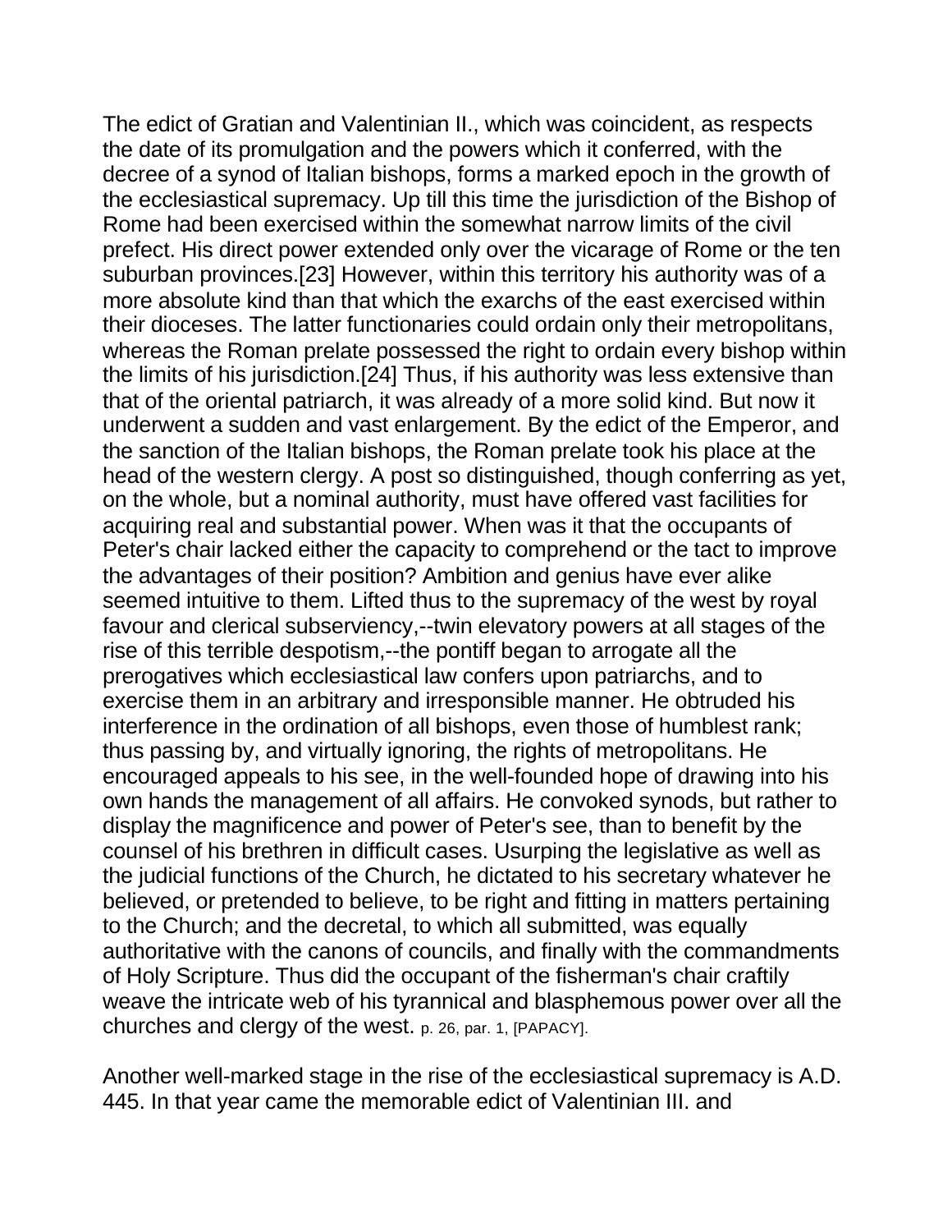The edict of Gratian and Valentinian II., which was coincident, as respects the date of its promulgation and the powers which it conferred, with the decree of a synod of Italian bishops, forms a marked epoch in the growth of the ecclesiastical supremacy. Up till this time the jurisdiction of the Bishop of Rome had been exercised within the somewhat narrow limits of the civil prefect. His direct power extended only over the vicarage of Rome or the ten suburban provinces.[23] However, within this territory his authority was of a more absolute kind than that which the exarchs of the east exercised within their dioceses. The latter functionaries could ordain only their metropolitans, whereas the Roman prelate possessed the right to ordain every bishop within the limits of his jurisdiction.[24] Thus, if his authority was less extensive than that of the oriental patriarch, it was already of a more solid kind. But now it underwent a sudden and vast enlargement. By the edict of the Emperor, and the sanction of the Italian bishops, the Roman prelate took his place at the head of the western clergy. A post so distinguished, though conferring as yet, on the whole, but a nominal authority, must have offered vast facilities for acquiring real and substantial power. When was it that the occupants of Peter's chair lacked either the capacity to comprehend or the tact to improve the advantages of their position? Ambition and genius have ever alike seemed intuitive to them. Lifted thus to the supremacy of the west by royal favour and clerical subserviency,--twin elevatory powers at all stages of the rise of this terrible despotism,--the pontiff began to arrogate all the prerogatives which ecclesiastical law confers upon patriarchs, and to exercise them in an arbitrary and irresponsible manner. He obtruded his interference in the ordination of all bishops, even those of humblest rank; thus passing by, and virtually ignoring, the rights of metropolitans. He encouraged appeals to his see, in the well-founded hope of drawing into his own hands the management of all affairs. He convoked synods, but rather to display the magnificence and power of Peter's see, than to benefit by the counsel of his brethren in difficult cases. Usurping the legislative as well as the judicial functions of the Church, he dictated to his secretary whatever he believed, or pretended to believe, to be right and fitting in matters pertaining to the Church; and the decretal, to which all submitted, was equally authoritative with the canons of councils, and finally with the commandments of Holy Scripture. Thus did the occupant of the fisherman's chair craftily weave the intricate web of his tyrannical and blasphemous power over all the churches and clergy of the west. p. 26, par. 1, [PAPACY].

Another well-marked stage in the rise of the ecclesiastical supremacy is A.D. 445. In that year came the memorable edict of Valentinian III. and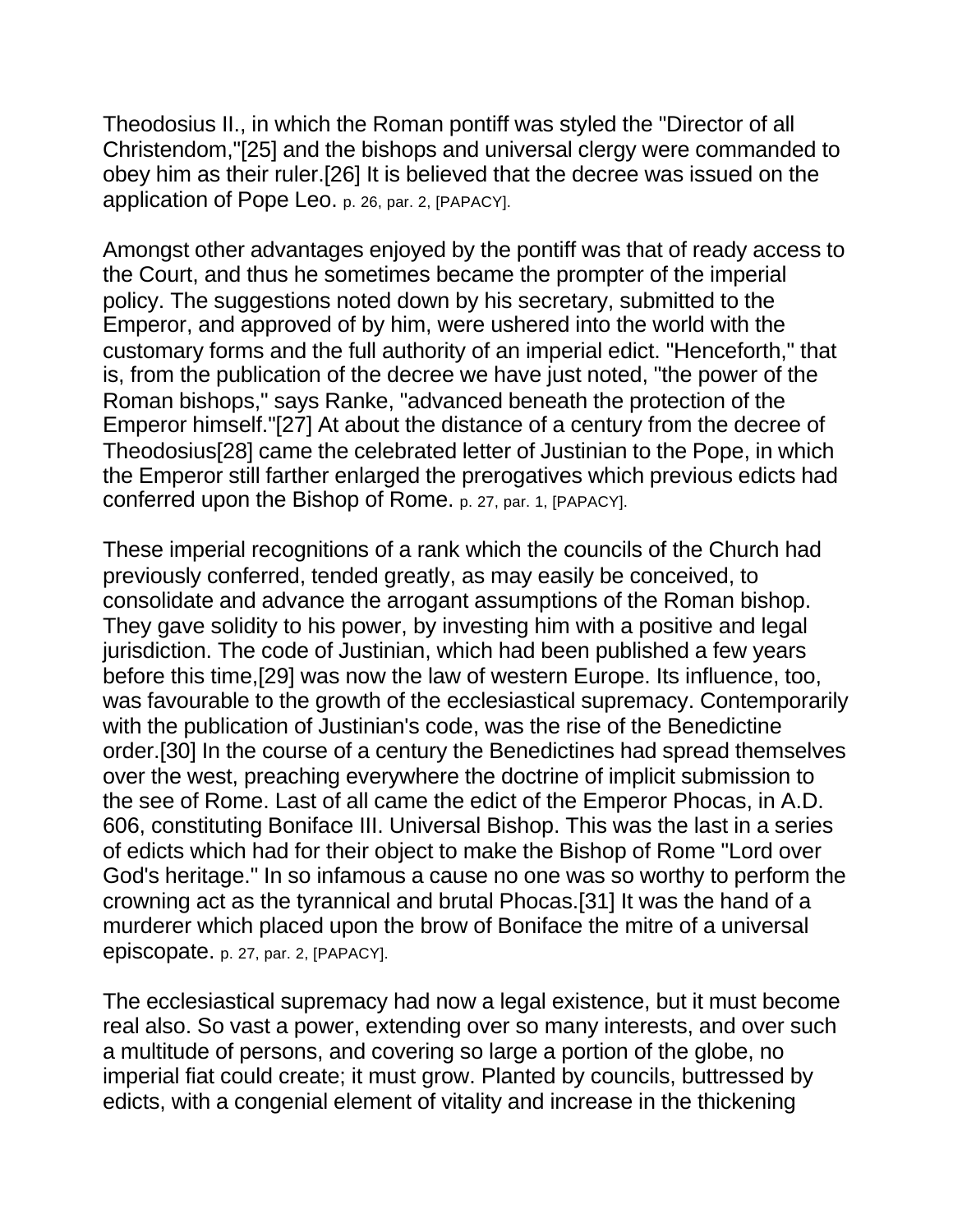Theodosius II., in which the Roman pontiff was styled the "Director of all Christendom,"[25] and the bishops and universal clergy were commanded to obey him as their ruler.[26] It is believed that the decree was issued on the application of Pope Leo. p. 26, par. 2, [PAPACY].

Amongst other advantages enjoyed by the pontiff was that of ready access to the Court, and thus he sometimes became the prompter of the imperial policy. The suggestions noted down by his secretary, submitted to the Emperor, and approved of by him, were ushered into the world with the customary forms and the full authority of an imperial edict. "Henceforth," that is, from the publication of the decree we have just noted, "the power of the Roman bishops," says Ranke, "advanced beneath the protection of the Emperor himself."[27] At about the distance of a century from the decree of Theodosius[28] came the celebrated letter of Justinian to the Pope, in which the Emperor still farther enlarged the prerogatives which previous edicts had conferred upon the Bishop of Rome. p. 27, par. 1, [PAPACY].

These imperial recognitions of a rank which the councils of the Church had previously conferred, tended greatly, as may easily be conceived, to consolidate and advance the arrogant assumptions of the Roman bishop. They gave solidity to his power, by investing him with a positive and legal jurisdiction. The code of Justinian, which had been published a few years before this time,[29] was now the law of western Europe. Its influence, too, was favourable to the growth of the ecclesiastical supremacy. Contemporarily with the publication of Justinian's code, was the rise of the Benedictine order.[30] In the course of a century the Benedictines had spread themselves over the west, preaching everywhere the doctrine of implicit submission to the see of Rome. Last of all came the edict of the Emperor Phocas, in A.D. 606, constituting Boniface III. Universal Bishop. This was the last in a series of edicts which had for their object to make the Bishop of Rome "Lord over God's heritage." In so infamous a cause no one was so worthy to perform the crowning act as the tyrannical and brutal Phocas.[31] It was the hand of a murderer which placed upon the brow of Boniface the mitre of a universal episcopate. p. 27, par. 2, [PAPACY].

The ecclesiastical supremacy had now a legal existence, but it must become real also. So vast a power, extending over so many interests, and over such a multitude of persons, and covering so large a portion of the globe, no imperial fiat could create; it must grow. Planted by councils, buttressed by edicts, with a congenial element of vitality and increase in the thickening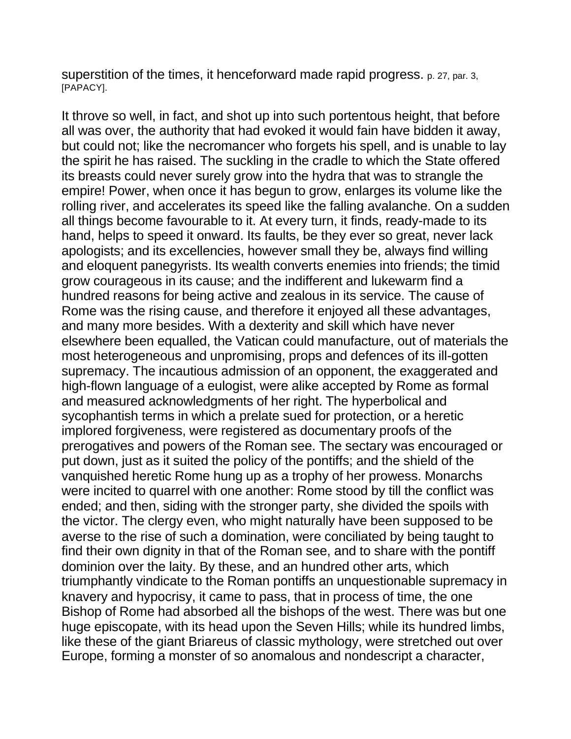superstition of the times, it henceforward made rapid progress. p. 27, par. 3, [PAPACY].

It throve so well, in fact, and shot up into such portentous height, that before all was over, the authority that had evoked it would fain have bidden it away, but could not; like the necromancer who forgets his spell, and is unable to lay the spirit he has raised. The suckling in the cradle to which the State offered its breasts could never surely grow into the hydra that was to strangle the empire! Power, when once it has begun to grow, enlarges its volume like the rolling river, and accelerates its speed like the falling avalanche. On a sudden all things become favourable to it. At every turn, it finds, ready-made to its hand, helps to speed it onward. Its faults, be they ever so great, never lack apologists; and its excellencies, however small they be, always find willing and eloquent panegyrists. Its wealth converts enemies into friends; the timid grow courageous in its cause; and the indifferent and lukewarm find a hundred reasons for being active and zealous in its service. The cause of Rome was the rising cause, and therefore it enjoyed all these advantages, and many more besides. With a dexterity and skill which have never elsewhere been equalled, the Vatican could manufacture, out of materials the most heterogeneous and unpromising, props and defences of its ill-gotten supremacy. The incautious admission of an opponent, the exaggerated and high-flown language of a eulogist, were alike accepted by Rome as formal and measured acknowledgments of her right. The hyperbolical and sycophantish terms in which a prelate sued for protection, or a heretic implored forgiveness, were registered as documentary proofs of the prerogatives and powers of the Roman see. The sectary was encouraged or put down, just as it suited the policy of the pontiffs; and the shield of the vanquished heretic Rome hung up as a trophy of her prowess. Monarchs were incited to quarrel with one another: Rome stood by till the conflict was ended; and then, siding with the stronger party, she divided the spoils with the victor. The clergy even, who might naturally have been supposed to be averse to the rise of such a domination, were conciliated by being taught to find their own dignity in that of the Roman see, and to share with the pontiff dominion over the laity. By these, and an hundred other arts, which triumphantly vindicate to the Roman pontiffs an unquestionable supremacy in knavery and hypocrisy, it came to pass, that in process of time, the one Bishop of Rome had absorbed all the bishops of the west. There was but one huge episcopate, with its head upon the Seven Hills; while its hundred limbs, like these of the giant Briareus of classic mythology, were stretched out over Europe, forming a monster of so anomalous and nondescript a character,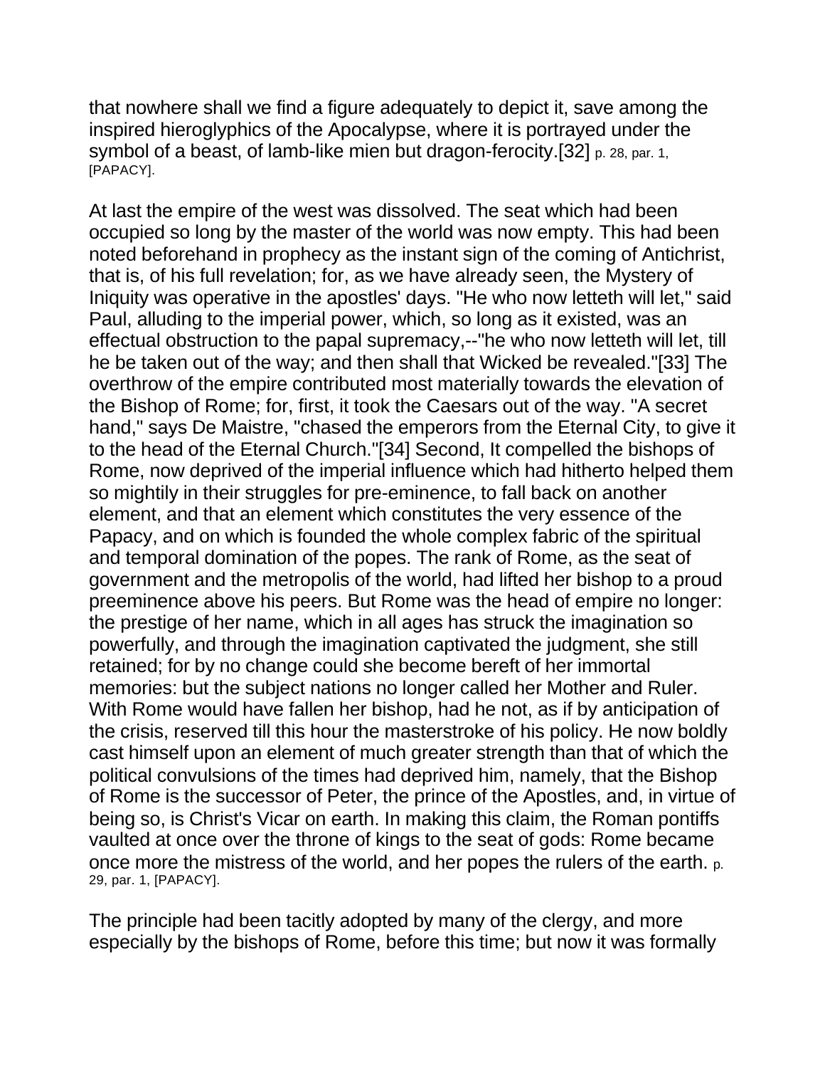that nowhere shall we find a figure adequately to depict it, save among the inspired hieroglyphics of the Apocalypse, where it is portrayed under the symbol of a beast, of lamb-like mien but dragon-ferocity.[32] p. 28, par. 1, [PAPACY].

At last the empire of the west was dissolved. The seat which had been occupied so long by the master of the world was now empty. This had been noted beforehand in prophecy as the instant sign of the coming of Antichrist, that is, of his full revelation; for, as we have already seen, the Mystery of Iniquity was operative in the apostles' days. "He who now letteth will let," said Paul, alluding to the imperial power, which, so long as it existed, was an effectual obstruction to the papal supremacy,--"he who now letteth will let, till he be taken out of the way; and then shall that Wicked be revealed."[33] The overthrow of the empire contributed most materially towards the elevation of the Bishop of Rome; for, first, it took the Caesars out of the way. "A secret hand," says De Maistre, "chased the emperors from the Eternal City, to give it to the head of the Eternal Church."[34] Second, It compelled the bishops of Rome, now deprived of the imperial influence which had hitherto helped them so mightily in their struggles for pre-eminence, to fall back on another element, and that an element which constitutes the very essence of the Papacy, and on which is founded the whole complex fabric of the spiritual and temporal domination of the popes. The rank of Rome, as the seat of government and the metropolis of the world, had lifted her bishop to a proud preeminence above his peers. But Rome was the head of empire no longer: the prestige of her name, which in all ages has struck the imagination so powerfully, and through the imagination captivated the judgment, she still retained; for by no change could she become bereft of her immortal memories: but the subject nations no longer called her Mother and Ruler. With Rome would have fallen her bishop, had he not, as if by anticipation of the crisis, reserved till this hour the masterstroke of his policy. He now boldly cast himself upon an element of much greater strength than that of which the political convulsions of the times had deprived him, namely, that the Bishop of Rome is the successor of Peter, the prince of the Apostles, and, in virtue of being so, is Christ's Vicar on earth. In making this claim, the Roman pontiffs vaulted at once over the throne of kings to the seat of gods: Rome became once more the mistress of the world, and her popes the rulers of the earth. p. 29, par. 1, [PAPACY].

The principle had been tacitly adopted by many of the clergy, and more especially by the bishops of Rome, before this time; but now it was formally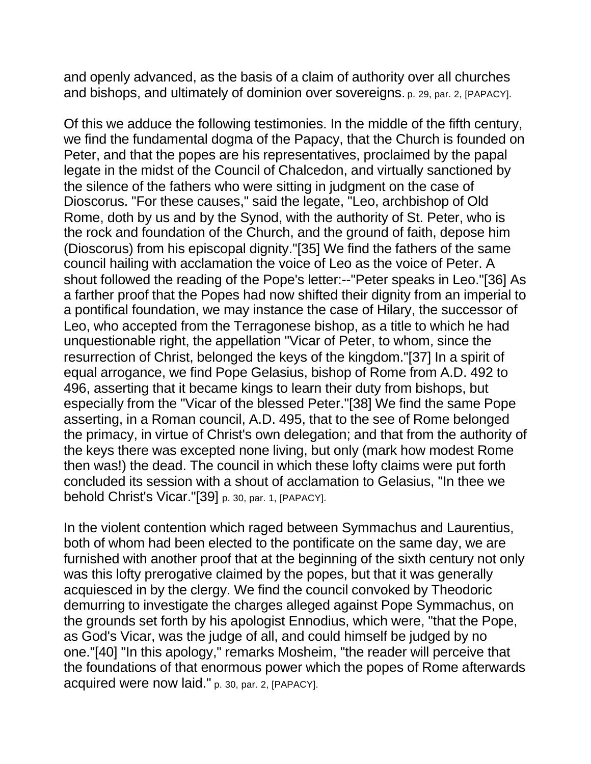and openly advanced, as the basis of a claim of authority over all churches and bishops, and ultimately of dominion over sovereigns. p. 29, par. 2, [PAPACY].

Of this we adduce the following testimonies. In the middle of the fifth century, we find the fundamental dogma of the Papacy, that the Church is founded on Peter, and that the popes are his representatives, proclaimed by the papal legate in the midst of the Council of Chalcedon, and virtually sanctioned by the silence of the fathers who were sitting in judgment on the case of Dioscorus. "For these causes," said the legate, "Leo, archbishop of Old Rome, doth by us and by the Synod, with the authority of St. Peter, who is the rock and foundation of the Church, and the ground of faith, depose him (Dioscorus) from his episcopal dignity."[35] We find the fathers of the same council hailing with acclamation the voice of Leo as the voice of Peter. A shout followed the reading of the Pope's letter:--"Peter speaks in Leo."[36] As a farther proof that the Popes had now shifted their dignity from an imperial to a pontifical foundation, we may instance the case of Hilary, the successor of Leo, who accepted from the Terragonese bishop, as a title to which he had unquestionable right, the appellation "Vicar of Peter, to whom, since the resurrection of Christ, belonged the keys of the kingdom."[37] In a spirit of equal arrogance, we find Pope Gelasius, bishop of Rome from A.D. 492 to 496, asserting that it became kings to learn their duty from bishops, but especially from the "Vicar of the blessed Peter."[38] We find the same Pope asserting, in a Roman council, A.D. 495, that to the see of Rome belonged the primacy, in virtue of Christ's own delegation; and that from the authority of the keys there was excepted none living, but only (mark how modest Rome then was!) the dead. The council in which these lofty claims were put forth concluded its session with a shout of acclamation to Gelasius, "In thee we behold Christ's Vicar."[39] p. 30, par. 1, [PAPACY].

In the violent contention which raged between Symmachus and Laurentius, both of whom had been elected to the pontificate on the same day, we are furnished with another proof that at the beginning of the sixth century not only was this lofty prerogative claimed by the popes, but that it was generally acquiesced in by the clergy. We find the council convoked by Theodoric demurring to investigate the charges alleged against Pope Symmachus, on the grounds set forth by his apologist Ennodius, which were, "that the Pope, as God's Vicar, was the judge of all, and could himself be judged by no one."[40] "In this apology," remarks Mosheim, "the reader will perceive that the foundations of that enormous power which the popes of Rome afterwards acquired were now laid." p. 30, par. 2, [PAPACY].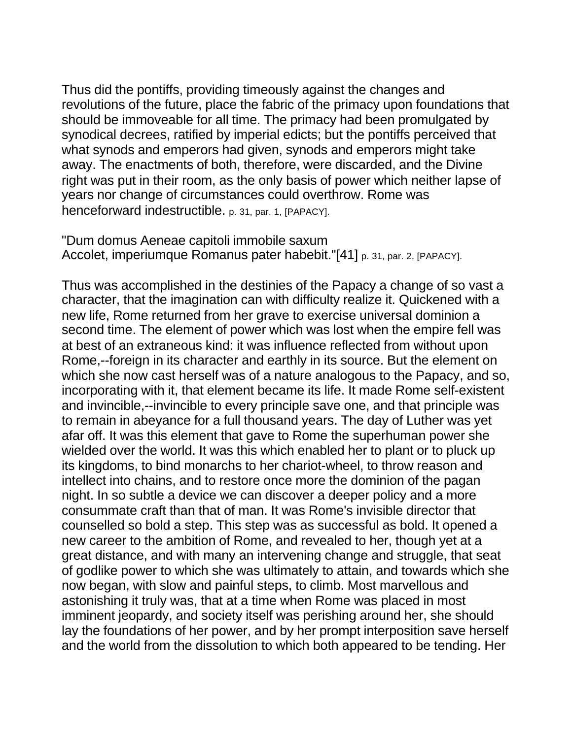Thus did the pontiffs, providing timeously against the changes and revolutions of the future, place the fabric of the primacy upon foundations that should be immoveable for all time. The primacy had been promulgated by synodical decrees, ratified by imperial edicts; but the pontiffs perceived that what synods and emperors had given, synods and emperors might take away. The enactments of both, therefore, were discarded, and the Divine right was put in their room, as the only basis of power which neither lapse of years nor change of circumstances could overthrow. Rome was henceforward indestructible. p. 31, par. 1, [PAPACY].

"Dum domus Aeneae capitoli immobile saxum
Accolet, imperiumque Romanus pater habebit."[41] p. 31, par. 2, [PAPACY].

Thus was accomplished in the destinies of the Papacy a change of so vast a character, that the imagination can with difficulty realize it. Quickened with a new life, Rome returned from her grave to exercise universal dominion a second time. The element of power which was lost when the empire fell was at best of an extraneous kind: it was influence reflected from without upon Rome,--foreign in its character and earthly in its source. But the element on which she now cast herself was of a nature analogous to the Papacy, and so, incorporating with it, that element became its life. It made Rome self-existent and invincible,--invincible to every principle save one, and that principle was to remain in abeyance for a full thousand years. The day of Luther was yet afar off. It was this element that gave to Rome the superhuman power she wielded over the world. It was this which enabled her to plant or to pluck up its kingdoms, to bind monarchs to her chariot-wheel, to throw reason and intellect into chains, and to restore once more the dominion of the pagan night. In so subtle a device we can discover a deeper policy and a more consummate craft than that of man. It was Rome's invisible director that counselled so bold a step. This step was as successful as bold. It opened a new career to the ambition of Rome, and revealed to her, though yet at a great distance, and with many an intervening change and struggle, that seat of godlike power to which she was ultimately to attain, and towards which she now began, with slow and painful steps, to climb. Most marvellous and astonishing it truly was, that at a time when Rome was placed in most imminent jeopardy, and society itself was perishing around her, she should lay the foundations of her power, and by her prompt interposition save herself and the world from the dissolution to which both appeared to be tending. Her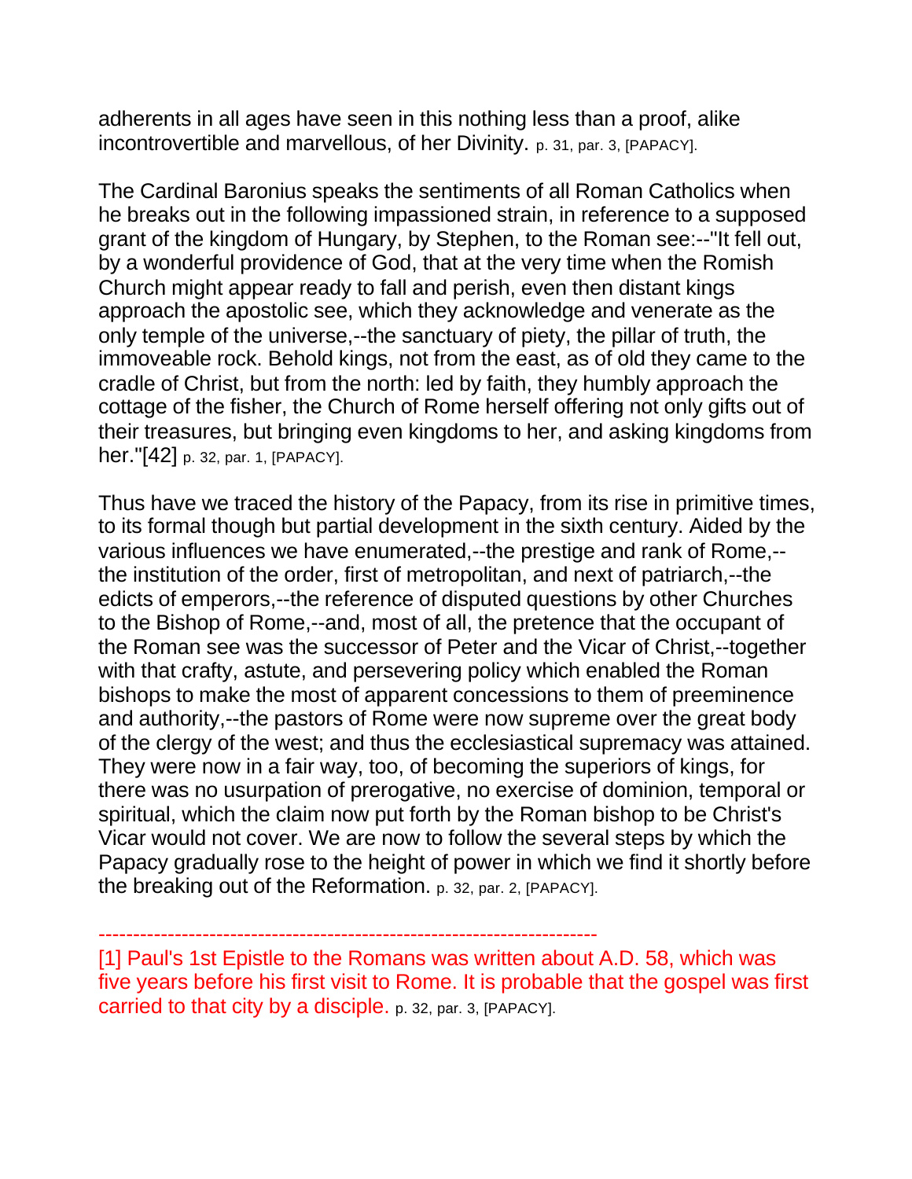adherents in all ages have seen in this nothing less than a proof, alike incontrovertible and marvellous, of her Divinity. p. 31, par. 3, [PAPACY].

The Cardinal Baronius speaks the sentiments of all Roman Catholics when he breaks out in the following impassioned strain, in reference to a supposed grant of the kingdom of Hungary, by Stephen, to the Roman see:--"It fell out, by a wonderful providence of God, that at the very time when the Romish Church might appear ready to fall and perish, even then distant kings approach the apostolic see, which they acknowledge and venerate as the only temple of the universe,--the sanctuary of piety, the pillar of truth, the immoveable rock. Behold kings, not from the east, as of old they came to the cradle of Christ, but from the north: led by faith, they humbly approach the cottage of the fisher, the Church of Rome herself offering not only gifts out of their treasures, but bringing even kingdoms to her, and asking kingdoms from her."[42] p. 32, par. 1, [PAPACY].

Thus have we traced the history of the Papacy, from its rise in primitive times, to its formal though but partial development in the sixth century. Aided by the various influences we have enumerated,--the prestige and rank of Rome,--the institution of the order, first of metropolitan, and next of patriarch,--the edicts of emperors,--the reference of disputed questions by other Churches to the Bishop of Rome,--and, most of all, the pretence that the occupant of the Roman see was the successor of Peter and the Vicar of Christ,--together with that crafty, astute, and persevering policy which enabled the Roman bishops to make the most of apparent concessions to them of preeminence and authority,--the pastors of Rome were now supreme over the great body of the clergy of the west; and thus the ecclesiastical supremacy was attained. They were now in a fair way, too, of becoming the superiors of kings, for there was no usurpation of prerogative, no exercise of dominion, temporal or spiritual, which the claim now put forth by the Roman bishop to be Christ's Vicar would not cover. We are now to follow the several steps by which the Papacy gradually rose to the height of power in which we find it shortly before the breaking out of the Reformation. p. 32, par. 2, [PAPACY].

------------------------------------------------------------------------

[1] Paul's 1st Epistle to the Romans was written about A.D. 58, which was five years before his first visit to Rome. It is probable that the gospel was first carried to that city by a disciple. p. 32, par. 3, [PAPACY].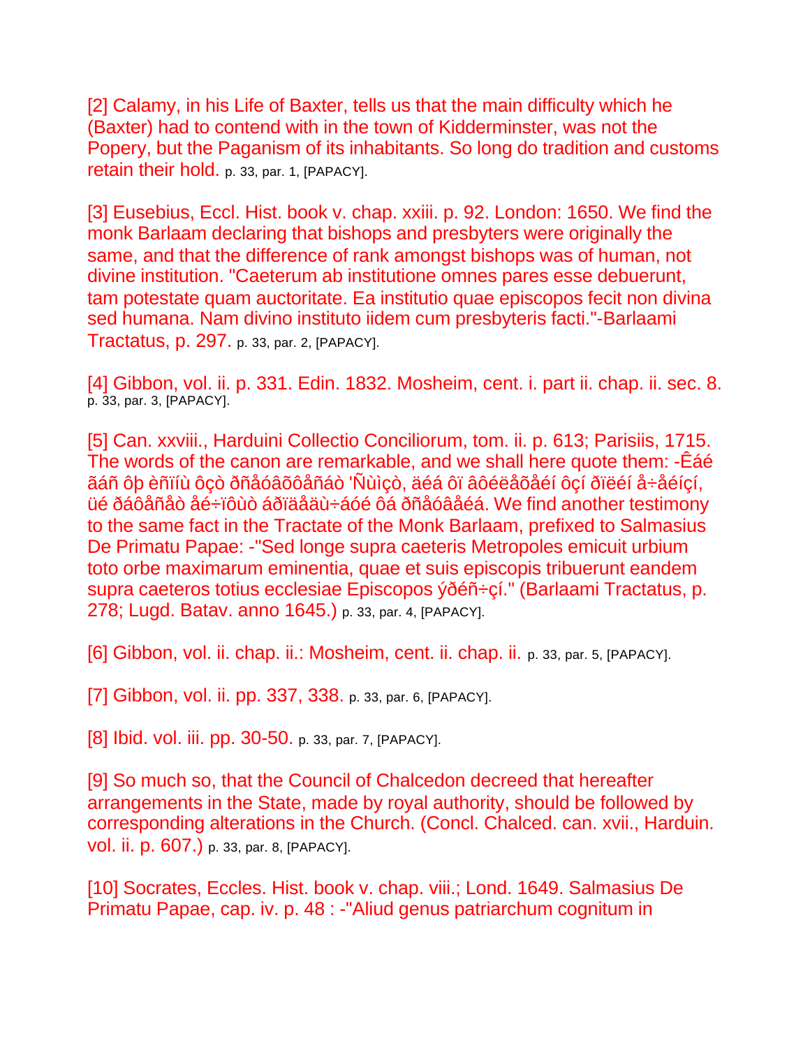[2] Calamy, in his Life of Baxter, tells us that the main difficulty which he (Baxter) had to contend with in the town of Kidderminster, was not the Popery, but the Paganism of its inhabitants. So long do tradition and customs retain their hold. p. 33, par. 1, [PAPACY].

[3] Eusebius, Eccl. Hist. book v. chap. xxiii. p. 92. London: 1650. We find the monk Barlaam declaring that bishops and presbyters were originally the same, and that the difference of rank amongst bishops was of human, not divine institution. "Caeterum ab institutione omnes pares esse debuerunt, tam potestate quam auctoritate. Ea institutio quae episcopos fecit non divina sed humana. Nam divino instituto iidem cum presbyteris facti."-Barlaami Tractatus, p. 297. p. 33, par. 2, [PAPACY].

[4] Gibbon, vol. ii. p. 331. Edin. 1832. Mosheim, cent. i. part ii. chap. ii. sec. 8. p. 33, par. 3, [PAPACY].

[5] Can. xxviii., Harduini Collectio Conciliorum, tom. ii. p. 613; Parisiis, 1715. The words of the canon are remarkable, and we shall here quote them: -Êáé ãáñ ôþ èñïíù ôçò ðñåóâõôåñáò 'Ñùìçò, äéá ôï âôéëåõåéí ôçí ðïëéí å÷åéíçí, üé ðáôåñåò åé÷ïôùò áðïäåäù÷áóé ôá ðñåóâåéá. We find another testimony to the same fact in the Tractate of the Monk Barlaam, prefixed to Salmasius De Primatu Papae: -"Sed longe supra caeteris Metropoles emicuit urbium toto orbe maximarum eminentia, quae et suis episcopis tribuerunt eandem supra caeteros totius ecclesiae Episcopos ýðéñ÷çí." (Barlaami Tractatus, p. 278; Lugd. Batav. anno 1645.) p. 33, par. 4, [PAPACY].

[6] Gibbon, vol. ii. chap. ii.: Mosheim, cent. ii. chap. ii. p. 33, par. 5, [PAPACY].

[7] Gibbon, vol. ii. pp. 337, 338. p. 33, par. 6, [PAPACY].

[8] Ibid. vol. iii. pp. 30-50. p. 33, par. 7, [PAPACY].

[9] So much so, that the Council of Chalcedon decreed that hereafter arrangements in the State, made by royal authority, should be followed by corresponding alterations in the Church. (Concl. Chalced. can. xvii., Harduin. vol. ii. p. 607.) p. 33, par. 8, [PAPACY].

[10] Socrates, Eccles. Hist. book v. chap. viii.; Lond. 1649. Salmasius De Primatu Papae, cap. iv. p. 48 : -"Aliud genus patriarchum cognitum in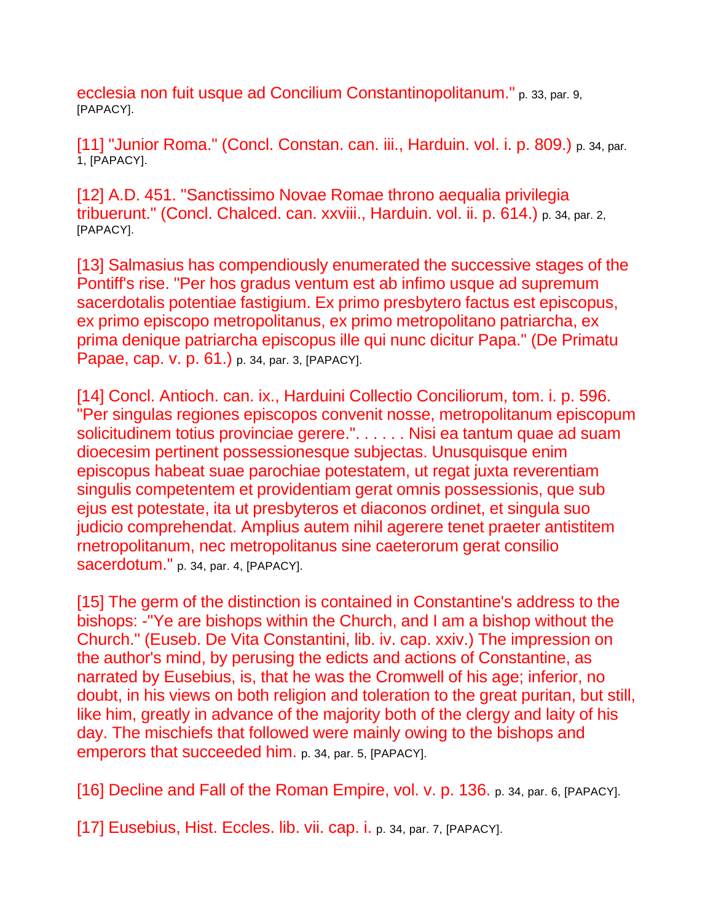ecclesia non fuit usque ad Concilium Constantinopolitanum." p. 33, par. 9, [PAPACY].

[11] "Junior Roma." (Concl. Constan. can. iii., Harduin. vol. i. p. 809.) p. 34, par. 1, [PAPACY].

[12] A.D. 451. "Sanctissimo Novae Romae throno aequalia privilegia tribuerunt." (Concl. Chalced. can. xxviii., Harduin. vol. ii. p. 614.) p. 34, par. 2, [PAPACY].

[13] Salmasius has compendiously enumerated the successive stages of the Pontiff's rise. "Per hos gradus ventum est ab infimo usque ad supremum sacerdotalis potentiae fastigium. Ex primo presbytero factus est episcopus, ex primo episcopo metropolitanus, ex primo metropolitano patriarcha, ex prima denique patriarcha episcopus ille qui nunc dicitur Papa." (De Primatu Papae, cap. v. p. 61.) p. 34, par. 3, [PAPACY].

[14] Concl. Antioch. can. ix., Harduini Collectio Conciliorum, tom. i. p. 596. "Per singulas regiones episcopos convenit nosse, metropolitanum episcopum solicitudinem totius provinciae gerere.". . . . . . Nisi ea tantum quae ad suam dioecesim pertinent possessionesque subjectas. Unusquisque enim episcopus habeat suae parochiae potestatem, ut regat juxta reverentiam singulis competentem et providentiam gerat omnis possessionis, que sub ejus est potestate, ita ut presbyteros et diaconos ordinet, et singula suo judicio comprehendat. Amplius autem nihil agerere tenet praeter antistitem rnetropolitanum, nec metropolitanus sine caeterorum gerat consilio sacerdotum." p. 34, par. 4, [PAPACY].

[15] The germ of the distinction is contained in Constantine's address to the bishops: -"Ye are bishops within the Church, and I am a bishop without the Church." (Euseb. De Vita Constantini, lib. iv. cap. xxiv.) The impression on the author's mind, by perusing the edicts and actions of Constantine, as narrated by Eusebius, is, that he was the Cromwell of his age; inferior, no doubt, in his views on both religion and toleration to the great puritan, but still, like him, greatly in advance of the majority both of the clergy and laity of his day. The mischiefs that followed were mainly owing to the bishops and emperors that succeeded him. p. 34, par. 5, [PAPACY].

[16] Decline and Fall of the Roman Empire, vol. v. p. 136. p. 34, par. 6, [PAPACY].

[17] Eusebius, Hist. Eccles. lib. vii. cap. i. p. 34, par. 7, [PAPACY].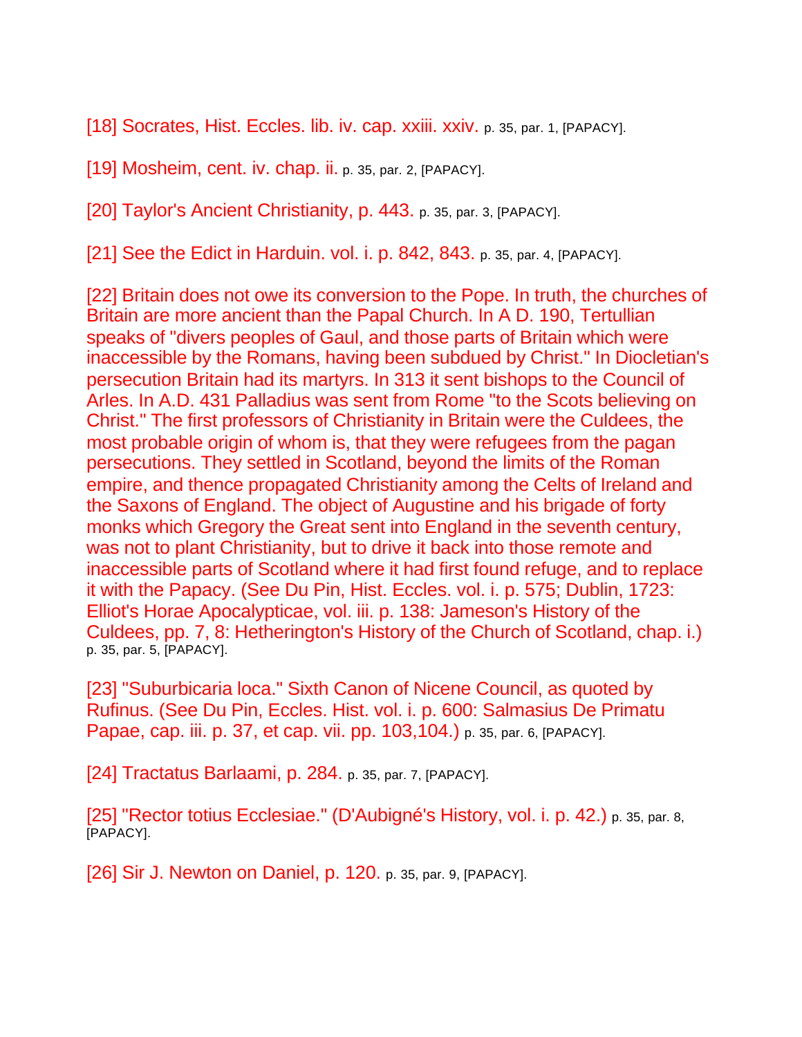[18] Socrates, Hist. Eccles. lib. iv. cap. xxiii. xxiv. p. 35, par. 1, [PAPACY].

[19] Mosheim, cent. iv. chap. ii. p. 35, par. 2, [PAPACY].

[20] Taylor's Ancient Christianity, p. 443. p. 35, par. 3, [PAPACY].

[21] See the Edict in Harduin. vol. i. p. 842, 843. p. 35, par. 4, [PAPACY].

[22] Britain does not owe its conversion to the Pope. In truth, the churches of Britain are more ancient than the Papal Church. In A D. 190, Tertullian speaks of "divers peoples of Gaul, and those parts of Britain which were inaccessible by the Romans, having been subdued by Christ." In Diocletian's persecution Britain had its martyrs. In 313 it sent bishops to the Council of Arles. In A.D. 431 Palladius was sent from Rome "to the Scots believing on Christ." The first professors of Christianity in Britain were the Culdees, the most probable origin of whom is, that they were refugees from the pagan persecutions. They settled in Scotland, beyond the limits of the Roman empire, and thence propagated Christianity among the Celts of Ireland and the Saxons of England. The object of Augustine and his brigade of forty monks which Gregory the Great sent into England in the seventh century, was not to plant Christianity, but to drive it back into those remote and inaccessible parts of Scotland where it had first found refuge, and to replace it with the Papacy. (See Du Pin, Hist. Eccles. vol. i. p. 575; Dublin, 1723: Elliot's Horae Apocalypticae, vol. iii. p. 138: Jameson's History of the Culdees, pp. 7, 8: Hetherington's History of the Church of Scotland, chap. i.) p. 35, par. 5, [PAPACY].

[23] "Suburbicaria loca." Sixth Canon of Nicene Council, as quoted by Rufinus. (See Du Pin, Eccles. Hist. vol. i. p. 600: Salmasius De Primatu Papae, cap. iii. p. 37, et cap. vii. pp. 103,104.) p. 35, par. 6, [PAPACY].

[24] Tractatus Barlaami, p. 284. p. 35, par. 7, [PAPACY].

[25] "Rector totius Ecclesiae." (D'Aubigné's History, vol. i. p. 42.) p. 35, par. 8, [PAPACY].

[26] Sir J. Newton on Daniel, p. 120. p. 35, par. 9, [PAPACY].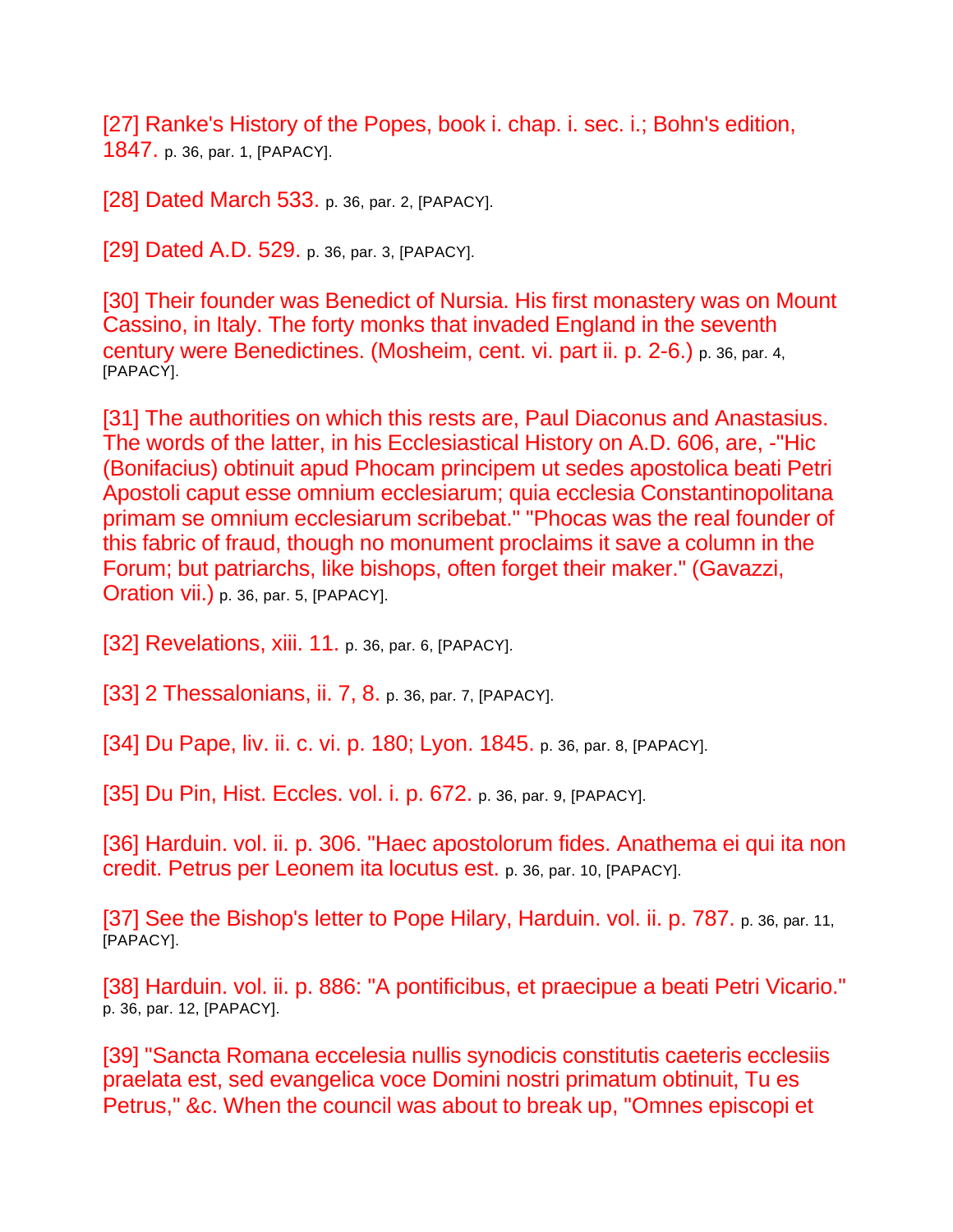[27] Ranke's History of the Popes, book i. chap. i. sec. i.; Bohn's edition, 1847. p. 36, par. 1, [PAPACY].

[28] Dated March 533. p. 36, par. 2, [PAPACY].

[29] Dated A.D. 529. p. 36, par. 3, [PAPACY].

[30] Their founder was Benedict of Nursia. His first monastery was on Mount Cassino, in Italy. The forty monks that invaded England in the seventh century were Benedictines. (Mosheim, cent. vi. part ii. p. 2-6.) p. 36, par. 4, [PAPACY].

[31] The authorities on which this rests are, Paul Diaconus and Anastasius. The words of the latter, in his Ecclesiastical History on A.D. 606, are, -"Hic (Bonifacius) obtinuit apud Phocam principem ut sedes apostolica beati Petri Apostoli caput esse omnium ecclesiarum; quia ecclesia Constantinopolitana primam se omnium ecclesiarum scribebat." "Phocas was the real founder of this fabric of fraud, though no monument proclaims it save a column in the Forum; but patriarchs, like bishops, often forget their maker." (Gavazzi, Oration vii.) p. 36, par. 5, [PAPACY].

[32] Revelations, xiii. 11. p. 36, par. 6, [PAPACY].

[33] 2 Thessalonians, ii. 7, 8. p. 36, par. 7, [PAPACY].

[34] Du Pape, liv. ii. c. vi. p. 180; Lyon. 1845. p. 36, par. 8, [PAPACY].

[35] Du Pin, Hist. Eccles. vol. i. p. 672. p. 36, par. 9, [PAPACY].

[36] Harduin. vol. ii. p. 306. "Haec apostolorum fides. Anathema ei qui ita non credit. Petrus per Leonem ita locutus est. p. 36, par. 10, [PAPACY].

[37] See the Bishop's letter to Pope Hilary, Harduin. vol. ii. p. 787. p. 36, par. 11, [PAPACY].

[38] Harduin. vol. ii. p. 886: "A pontificibus, et praecipue a beati Petri Vicario." p. 36, par. 12, [PAPACY].

[39] "Sancta Romana eccelesia nullis synodicis constitutis caeteris ecclesiis praelata est, sed evangelica voce Domini nostri primatum obtinuit, Tu es Petrus," &c. When the council was about to break up, "Omnes episcopi et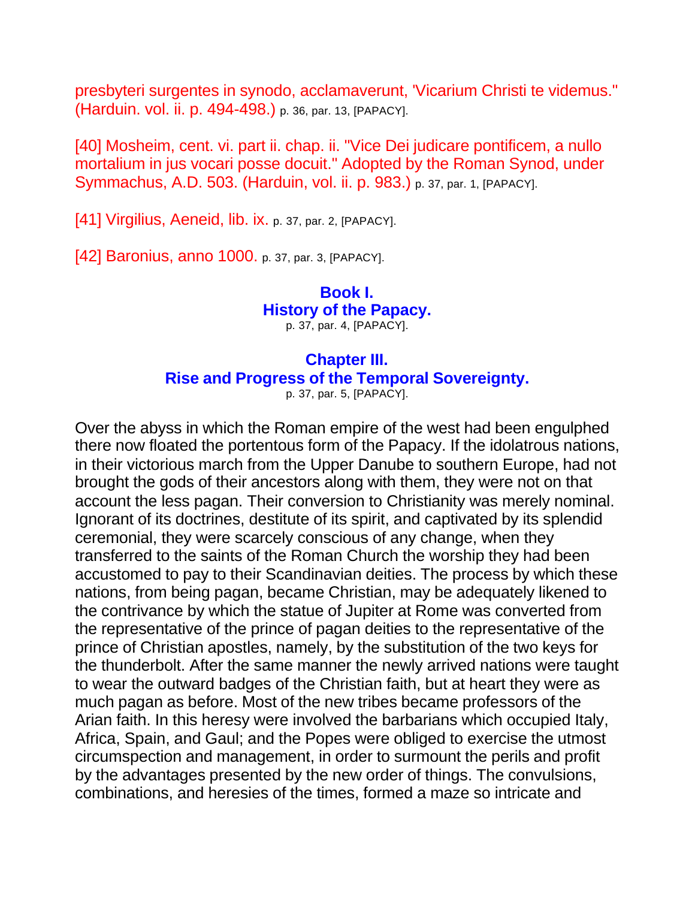presbyteri surgentes in synodo, acclamaverunt, 'Vicarium Christi te videmus." (Harduin. vol. ii. p. 494-498.) p. 36, par. 13, [PAPACY].

[40] Mosheim, cent. vi. part ii. chap. ii. "Vice Dei judicare pontificem, a nullo mortalium in jus vocari posse docuit." Adopted by the Roman Synod, under Symmachus, A.D. 503. (Harduin, vol. ii. p. 983.) p. 37, par. 1, [PAPACY].

[41] Virgilius, Aeneid, lib. ix. p. 37, par. 2, [PAPACY].

[42] Baronius, anno 1000. p. 37, par. 3, [PAPACY].

## Book I. History of the Papacy.

p. 37, par. 4, [PAPACY].

## Chapter III. Rise and Progress of the Temporal Sovereignty.

p. 37, par. 5, [PAPACY].

Over the abyss in which the Roman empire of the west had been engulphed there now floated the portentous form of the Papacy. If the idolatrous nations, in their victorious march from the Upper Danube to southern Europe, had not brought the gods of their ancestors along with them, they were not on that account the less pagan. Their conversion to Christianity was merely nominal. Ignorant of its doctrines, destitute of its spirit, and captivated by its splendid ceremonial, they were scarcely conscious of any change, when they transferred to the saints of the Roman Church the worship they had been accustomed to pay to their Scandinavian deities. The process by which these nations, from being pagan, became Christian, may be adequately likened to the contrivance by which the statue of Jupiter at Rome was converted from the representative of the prince of pagan deities to the representative of the prince of Christian apostles, namely, by the substitution of the two keys for the thunderbolt. After the same manner the newly arrived nations were taught to wear the outward badges of the Christian faith, but at heart they were as much pagan as before. Most of the new tribes became professors of the Arian faith. In this heresy were involved the barbarians which occupied Italy, Africa, Spain, and Gaul; and the Popes were obliged to exercise the utmost circumspection and management, in order to surmount the perils and profit by the advantages presented by the new order of things. The convulsions, combinations, and heresies of the times, formed a maze so intricate and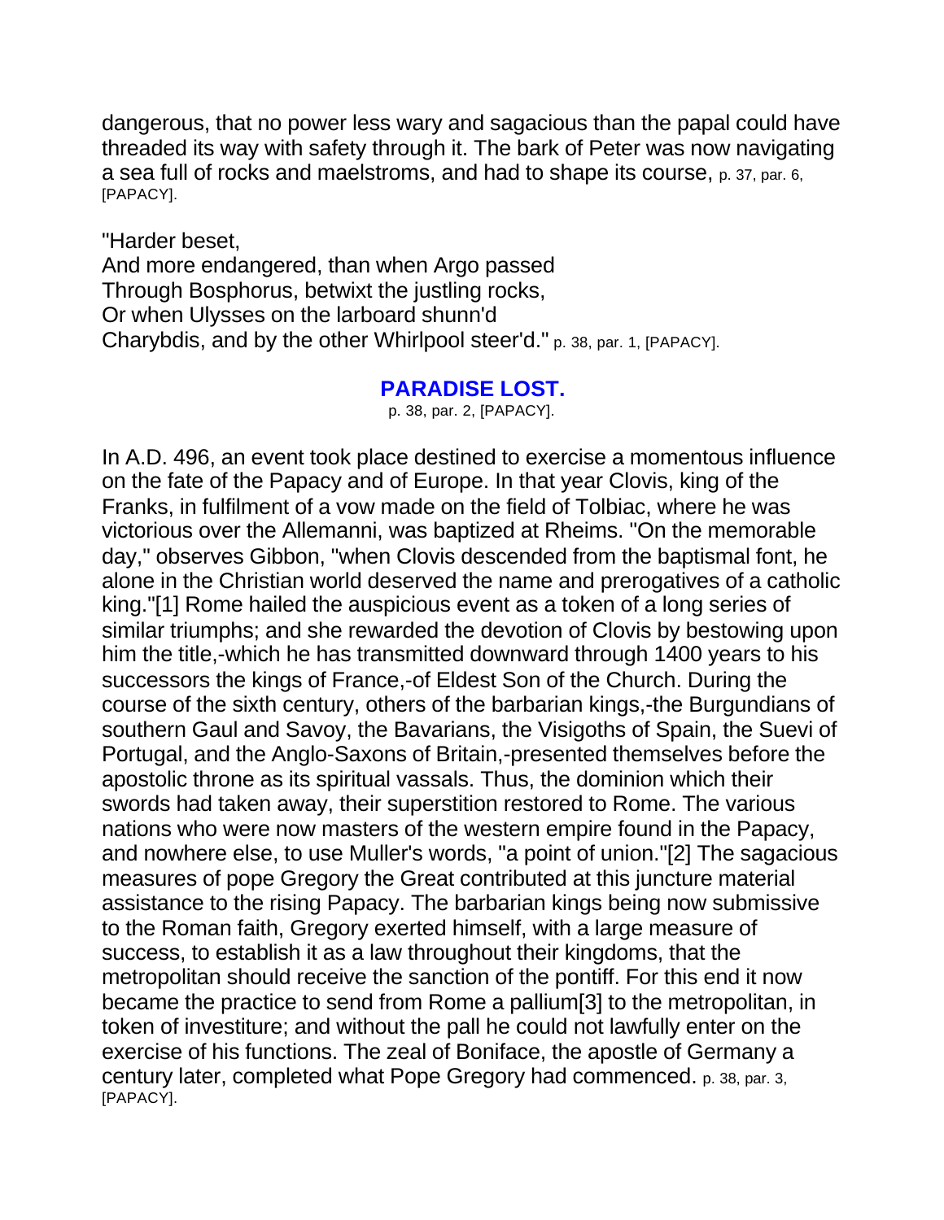dangerous, that no power less wary and sagacious than the papal could have threaded its way with safety through it. The bark of Peter was now navigating a sea full of rocks and maelstroms, and had to shape its course, p. 37, par. 6, [PAPACY].

"Harder beset,  
And more endangered, than when Argo passed  
Through Bosphorus, betwixt the justling rocks,  
Or when Ulysses on the larboard shunn'd  
Charybdis, and by the other Whirlpool steer'd." p. 38, par. 1, [PAPACY].

**PARADISE LOST.**  
p. 38, par. 2, [PAPACY].

In A.D. 496, an event took place destined to exercise a momentous influence on the fate of the Papacy and of Europe. In that year Clovis, king of the Franks, in fulfilment of a vow made on the field of Tolbiac, where he was victorious over the Allemanni, was baptized at Rheims. "On the memorable day," observes Gibbon, "when Clovis descended from the baptismal font, he alone in the Christian world deserved the name and prerogatives of a catholic king."[1] Rome hailed the auspicious event as a token of a long series of similar triumphs; and she rewarded the devotion of Clovis by bestowing upon him the title,-which he has transmitted downward through 1400 years to his successors the kings of France,-of Eldest Son of the Church. During the course of the sixth century, others of the barbarian kings,-the Burgundians of southern Gaul and Savoy, the Bavarians, the Visigoths of Spain, the Suevi of Portugal, and the Anglo-Saxons of Britain,-presented themselves before the apostolic throne as its spiritual vassals. Thus, the dominion which their swords had taken away, their superstition restored to Rome. The various nations who were now masters of the western empire found in the Papacy, and nowhere else, to use Muller's words, "a point of union."[2] The sagacious measures of pope Gregory the Great contributed at this juncture material assistance to the rising Papacy. The barbarian kings being now submissive to the Roman faith, Gregory exerted himself, with a large measure of success, to establish it as a law throughout their kingdoms, that the metropolitan should receive the sanction of the pontiff. For this end it now became the practice to send from Rome a pallium[3] to the metropolitan, in token of investiture; and without the pall he could not lawfully enter on the exercise of his functions. The zeal of Boniface, the apostle of Germany a century later, completed what Pope Gregory had commenced. p. 38, par. 3, [PAPACY].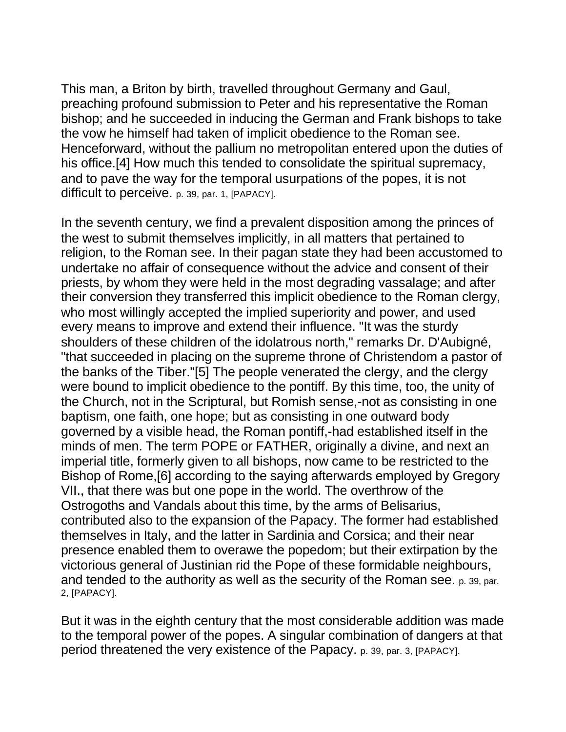This man, a Briton by birth, travelled throughout Germany and Gaul, preaching profound submission to Peter and his representative the Roman bishop; and he succeeded in inducing the German and Frank bishops to take the vow he himself had taken of implicit obedience to the Roman see. Henceforward, without the pallium no metropolitan entered upon the duties of his office.[4] How much this tended to consolidate the spiritual supremacy, and to pave the way for the temporal usurpations of the popes, it is not difficult to perceive. p. 39, par. 1, [PAPACY].

In the seventh century, we find a prevalent disposition among the princes of the west to submit themselves implicitly, in all matters that pertained to religion, to the Roman see. In their pagan state they had been accustomed to undertake no affair of consequence without the advice and consent of their priests, by whom they were held in the most degrading vassalage; and after their conversion they transferred this implicit obedience to the Roman clergy, who most willingly accepted the implied superiority and power, and used every means to improve and extend their influence. "It was the sturdy shoulders of these children of the idolatrous north," remarks Dr. D'Aubigné, "that succeeded in placing on the supreme throne of Christendom a pastor of the banks of the Tiber."[5] The people venerated the clergy, and the clergy were bound to implicit obedience to the pontiff. By this time, too, the unity of the Church, not in the Scriptural, but Romish sense,-not as consisting in one baptism, one faith, one hope; but as consisting in one outward body governed by a visible head, the Roman pontiff,-had established itself in the minds of men. The term POPE or FATHER, originally a divine, and next an imperial title, formerly given to all bishops, now came to be restricted to the Bishop of Rome,[6] according to the saying afterwards employed by Gregory VII., that there was but one pope in the world. The overthrow of the Ostrogoths and Vandals about this time, by the arms of Belisarius, contributed also to the expansion of the Papacy. The former had established themselves in Italy, and the latter in Sardinia and Corsica; and their near presence enabled them to overawe the popedom; but their extirpation by the victorious general of Justinian rid the Pope of these formidable neighbours, and tended to the authority as well as the security of the Roman see. p. 39, par. 2, [PAPACY].

But it was in the eighth century that the most considerable addition was made to the temporal power of the popes. A singular combination of dangers at that period threatened the very existence of the Papacy. p. 39, par. 3, [PAPACY].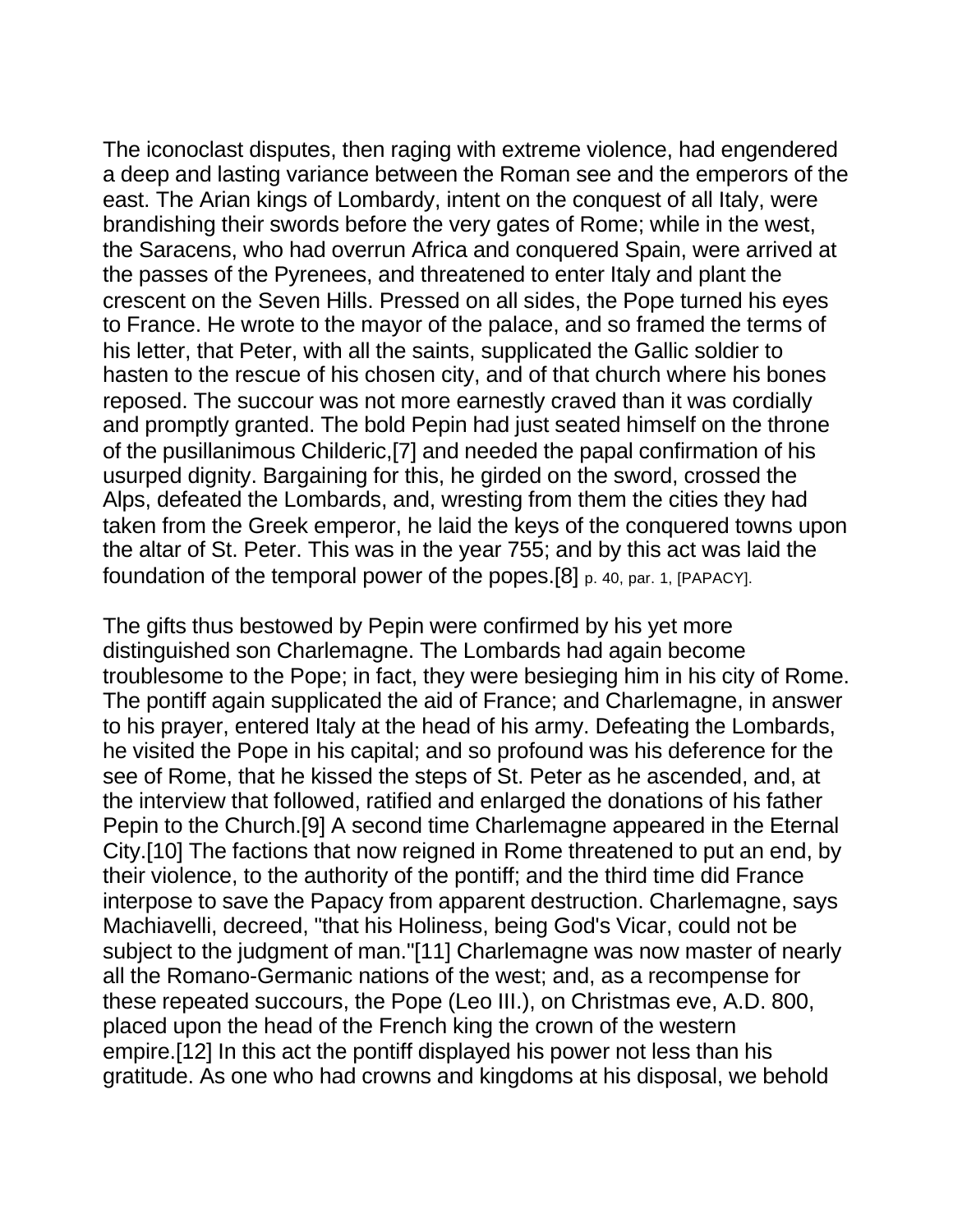The iconoclast disputes, then raging with extreme violence, had engendered a deep and lasting variance between the Roman see and the emperors of the east. The Arian kings of Lombardy, intent on the conquest of all Italy, were brandishing their swords before the very gates of Rome; while in the west, the Saracens, who had overrun Africa and conquered Spain, were arrived at the passes of the Pyrenees, and threatened to enter Italy and plant the crescent on the Seven Hills. Pressed on all sides, the Pope turned his eyes to France. He wrote to the mayor of the palace, and so framed the terms of his letter, that Peter, with all the saints, supplicated the Gallic soldier to hasten to the rescue of his chosen city, and of that church where his bones reposed. The succour was not more earnestly craved than it was cordially and promptly granted. The bold Pepin had just seated himself on the throne of the pusillanimous Childeric,[7] and needed the papal confirmation of his usurped dignity. Bargaining for this, he girded on the sword, crossed the Alps, defeated the Lombards, and, wresting from them the cities they had taken from the Greek emperor, he laid the keys of the conquered towns upon the altar of St. Peter. This was in the year 755; and by this act was laid the foundation of the temporal power of the popes.[8] p. 40, par. 1, [PAPACY].

The gifts thus bestowed by Pepin were confirmed by his yet more distinguished son Charlemagne. The Lombards had again become troublesome to the Pope; in fact, they were besieging him in his city of Rome. The pontiff again supplicated the aid of France; and Charlemagne, in answer to his prayer, entered Italy at the head of his army. Defeating the Lombards, he visited the Pope in his capital; and so profound was his deference for the see of Rome, that he kissed the steps of St. Peter as he ascended, and, at the interview that followed, ratified and enlarged the donations of his father Pepin to the Church.[9] A second time Charlemagne appeared in the Eternal City.[10] The factions that now reigned in Rome threatened to put an end, by their violence, to the authority of the pontiff; and the third time did France interpose to save the Papacy from apparent destruction. Charlemagne, says Machiavelli, decreed, "that his Holiness, being God's Vicar, could not be subject to the judgment of man."[11] Charlemagne was now master of nearly all the Romano-Germanic nations of the west; and, as a recompense for these repeated succours, the Pope (Leo III.), on Christmas eve, A.D. 800, placed upon the head of the French king the crown of the western empire.[12] In this act the pontiff displayed his power not less than his gratitude. As one who had crowns and kingdoms at his disposal, we behold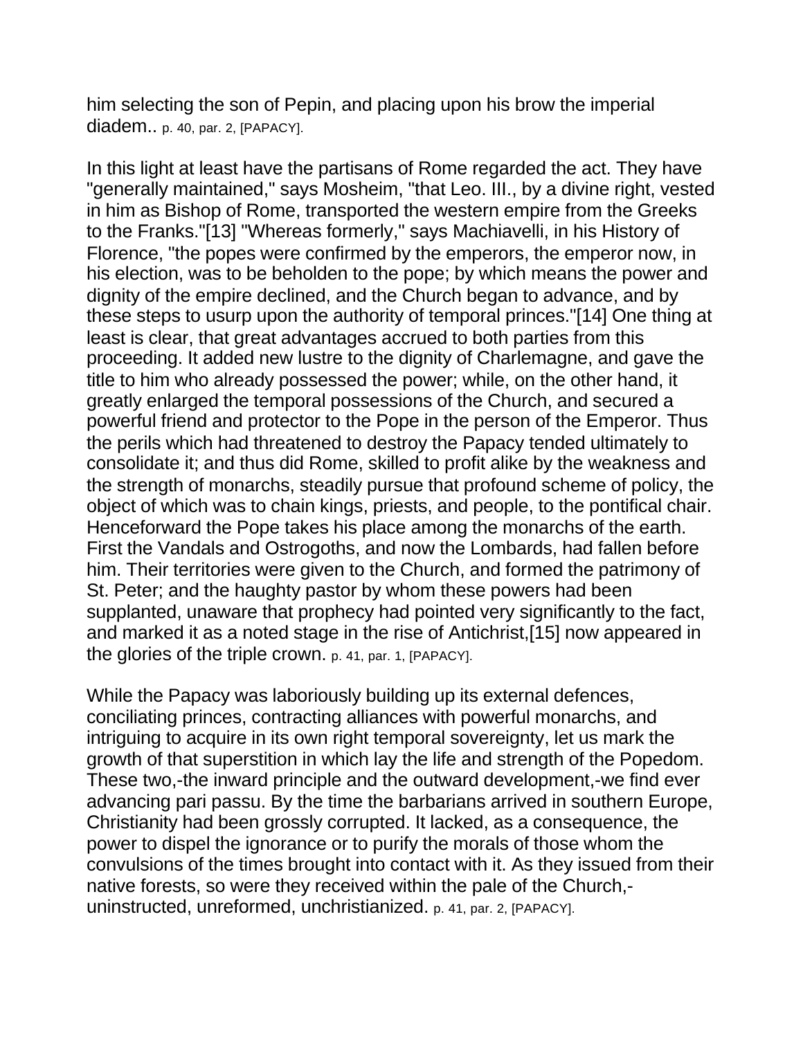him selecting the son of Pepin, and placing upon his brow the imperial diadem.. p. 40, par. 2, [PAPACY].

In this light at least have the partisans of Rome regarded the act. They have "generally maintained," says Mosheim, "that Leo. III., by a divine right, vested in him as Bishop of Rome, transported the western empire from the Greeks to the Franks."[13] "Whereas formerly," says Machiavelli, in his History of Florence, "the popes were confirmed by the emperors, the emperor now, in his election, was to be beholden to the pope; by which means the power and dignity of the empire declined, and the Church began to advance, and by these steps to usurp upon the authority of temporal princes."[14] One thing at least is clear, that great advantages accrued to both parties from this proceeding. It added new lustre to the dignity of Charlemagne, and gave the title to him who already possessed the power; while, on the other hand, it greatly enlarged the temporal possessions of the Church, and secured a powerful friend and protector to the Pope in the person of the Emperor. Thus the perils which had threatened to destroy the Papacy tended ultimately to consolidate it; and thus did Rome, skilled to profit alike by the weakness and the strength of monarchs, steadily pursue that profound scheme of policy, the object of which was to chain kings, priests, and people, to the pontifical chair. Henceforward the Pope takes his place among the monarchs of the earth. First the Vandals and Ostrogoths, and now the Lombards, had fallen before him. Their territories were given to the Church, and formed the patrimony of St. Peter; and the haughty pastor by whom these powers had been supplanted, unaware that prophecy had pointed very significantly to the fact, and marked it as a noted stage in the rise of Antichrist,[15] now appeared in the glories of the triple crown. p. 41, par. 1, [PAPACY].

While the Papacy was laboriously building up its external defences, conciliating princes, contracting alliances with powerful monarchs, and intriguing to acquire in its own right temporal sovereignty, let us mark the growth of that superstition in which lay the life and strength of the Popedom. These two,-the inward principle and the outward development,-we find ever advancing pari passu. By the time the barbarians arrived in southern Europe, Christianity had been grossly corrupted. It lacked, as a consequence, the power to dispel the ignorance or to purify the morals of those whom the convulsions of the times brought into contact with it. As they issued from their native forests, so were they received within the pale of the Church,-uninstructed, unreformed, unchristianized. p. 41, par. 2, [PAPACY].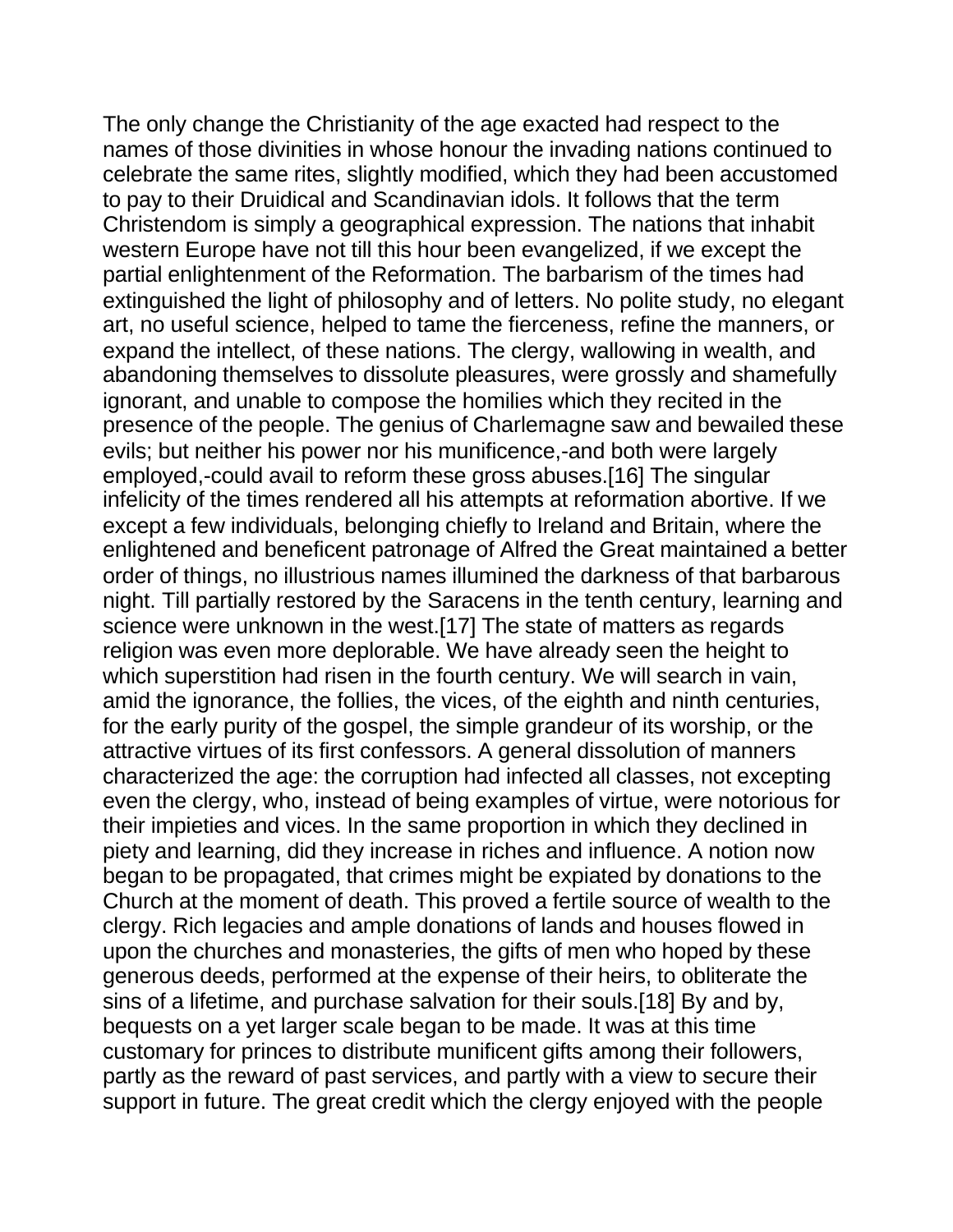The only change the Christianity of the age exacted had respect to the names of those divinities in whose honour the invading nations continued to celebrate the same rites, slightly modified, which they had been accustomed to pay to their Druidical and Scandinavian idols. It follows that the term Christendom is simply a geographical expression. The nations that inhabit western Europe have not till this hour been evangelized, if we except the partial enlightenment of the Reformation. The barbarism of the times had extinguished the light of philosophy and of letters. No polite study, no elegant art, no useful science, helped to tame the fierceness, refine the manners, or expand the intellect, of these nations. The clergy, wallowing in wealth, and abandoning themselves to dissolute pleasures, were grossly and shamefully ignorant, and unable to compose the homilies which they recited in the presence of the people. The genius of Charlemagne saw and bewailed these evils; but neither his power nor his munificence,-and both were largely employed,-could avail to reform these gross abuses.[16] The singular infelicity of the times rendered all his attempts at reformation abortive. If we except a few individuals, belonging chiefly to Ireland and Britain, where the enlightened and beneficent patronage of Alfred the Great maintained a better order of things, no illustrious names illumined the darkness of that barbarous night. Till partially restored by the Saracens in the tenth century, learning and science were unknown in the west.[17] The state of matters as regards religion was even more deplorable. We have already seen the height to which superstition had risen in the fourth century. We will search in vain, amid the ignorance, the follies, the vices, of the eighth and ninth centuries, for the early purity of the gospel, the simple grandeur of its worship, or the attractive virtues of its first confessors. A general dissolution of manners characterized the age: the corruption had infected all classes, not excepting even the clergy, who, instead of being examples of virtue, were notorious for their impieties and vices. In the same proportion in which they declined in piety and learning, did they increase in riches and influence. A notion now began to be propagated, that crimes might be expiated by donations to the Church at the moment of death. This proved a fertile source of wealth to the clergy. Rich legacies and ample donations of lands and houses flowed in upon the churches and monasteries, the gifts of men who hoped by these generous deeds, performed at the expense of their heirs, to obliterate the sins of a lifetime, and purchase salvation for their souls.[18] By and by, bequests on a yet larger scale began to be made. It was at this time customary for princes to distribute munificent gifts among their followers, partly as the reward of past services, and partly with a view to secure their support in future. The great credit which the clergy enjoyed with the people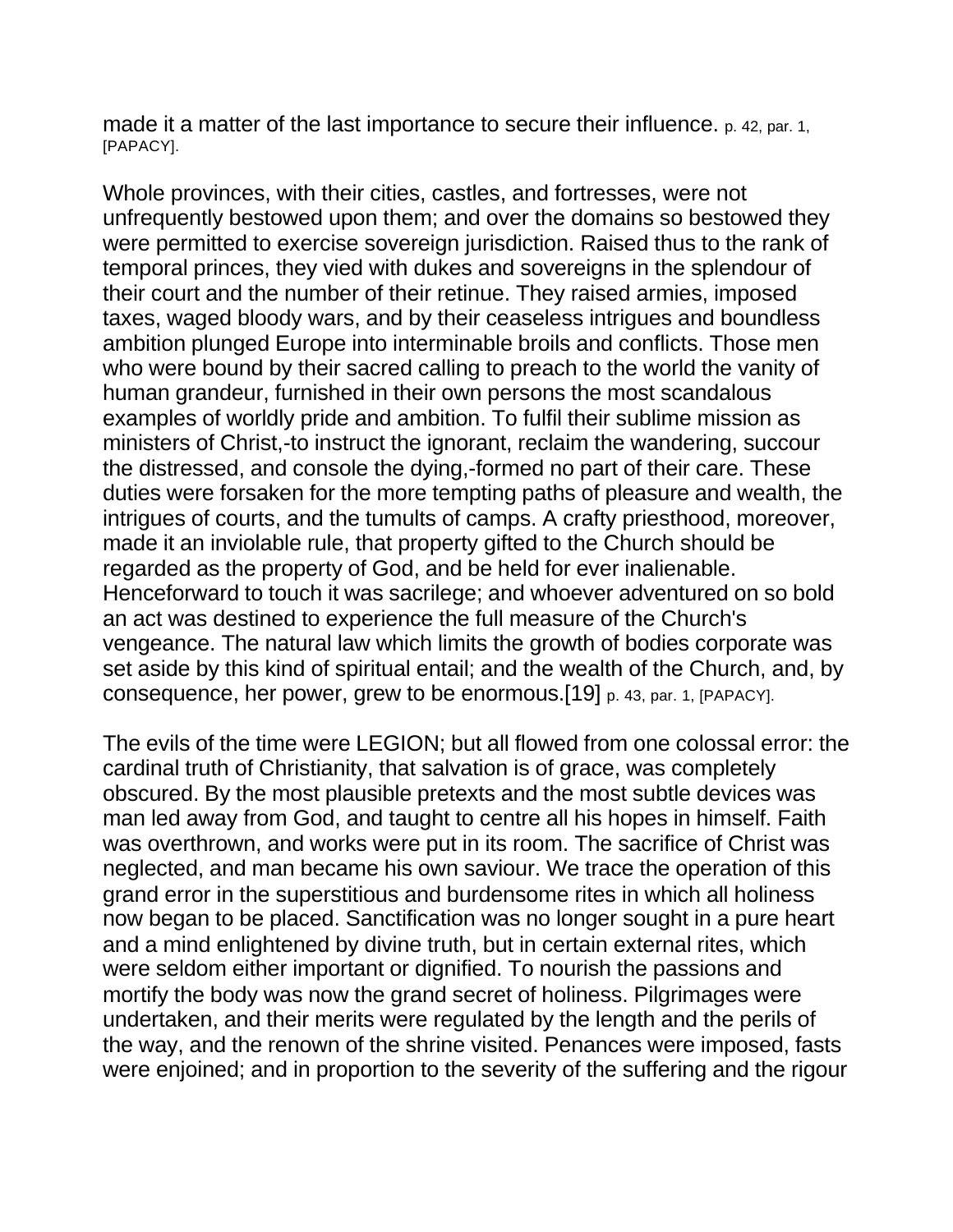made it a matter of the last importance to secure their influence. p. 42, par. 1, [PAPACY].

Whole provinces, with their cities, castles, and fortresses, were not unfrequently bestowed upon them; and over the domains so bestowed they were permitted to exercise sovereign jurisdiction. Raised thus to the rank of temporal princes, they vied with dukes and sovereigns in the splendour of their court and the number of their retinue. They raised armies, imposed taxes, waged bloody wars, and by their ceaseless intrigues and boundless ambition plunged Europe into interminable broils and conflicts. Those men who were bound by their sacred calling to preach to the world the vanity of human grandeur, furnished in their own persons the most scandalous examples of worldly pride and ambition. To fulfil their sublime mission as ministers of Christ,-to instruct the ignorant, reclaim the wandering, succour the distressed, and console the dying,-formed no part of their care. These duties were forsaken for the more tempting paths of pleasure and wealth, the intrigues of courts, and the tumults of camps. A crafty priesthood, moreover, made it an inviolable rule, that property gifted to the Church should be regarded as the property of God, and be held for ever inalienable. Henceforward to touch it was sacrilege; and whoever adventured on so bold an act was destined to experience the full measure of the Church's vengeance. The natural law which limits the growth of bodies corporate was set aside by this kind of spiritual entail; and the wealth of the Church, and, by consequence, her power, grew to be enormous.[19] p. 43, par. 1, [PAPACY].

The evils of the time were LEGION; but all flowed from one colossal error: the cardinal truth of Christianity, that salvation is of grace, was completely obscured. By the most plausible pretexts and the most subtle devices was man led away from God, and taught to centre all his hopes in himself. Faith was overthrown, and works were put in its room. The sacrifice of Christ was neglected, and man became his own saviour. We trace the operation of this grand error in the superstitious and burdensome rites in which all holiness now began to be placed. Sanctification was no longer sought in a pure heart and a mind enlightened by divine truth, but in certain external rites, which were seldom either important or dignified. To nourish the passions and mortify the body was now the grand secret of holiness. Pilgrimages were undertaken, and their merits were regulated by the length and the perils of the way, and the renown of the shrine visited. Penances were imposed, fasts were enjoined; and in proportion to the severity of the suffering and the rigour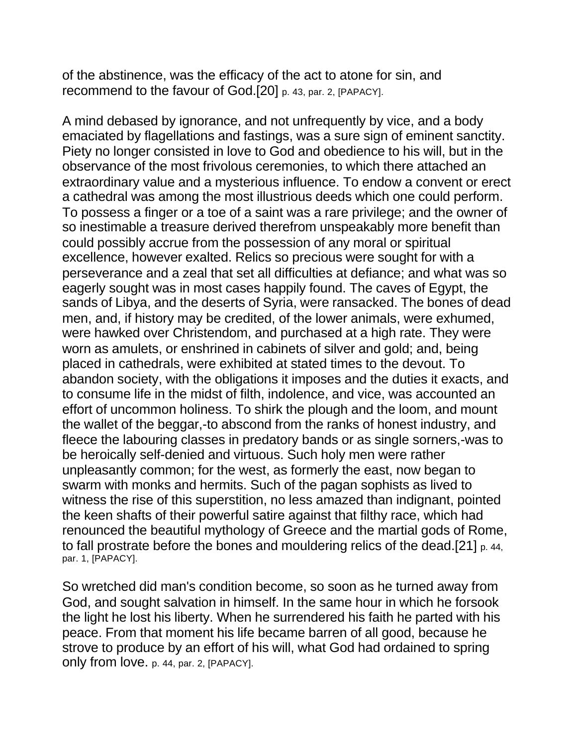of the abstinence, was the efficacy of the act to atone for sin, and recommend to the favour of God.[20] p. 43, par. 2, [PAPACY].

A mind debased by ignorance, and not unfrequently by vice, and a body emaciated by flagellations and fastings, was a sure sign of eminent sanctity. Piety no longer consisted in love to God and obedience to his will, but in the observance of the most frivolous ceremonies, to which there attached an extraordinary value and a mysterious influence. To endow a convent or erect a cathedral was among the most illustrious deeds which one could perform. To possess a finger or a toe of a saint was a rare privilege; and the owner of so inestimable a treasure derived therefrom unspeakably more benefit than could possibly accrue from the possession of any moral or spiritual excellence, however exalted. Relics so precious were sought for with a perseverance and a zeal that set all difficulties at defiance; and what was so eagerly sought was in most cases happily found. The caves of Egypt, the sands of Libya, and the deserts of Syria, were ransacked. The bones of dead men, and, if history may be credited, of the lower animals, were exhumed, were hawked over Christendom, and purchased at a high rate. They were worn as amulets, or enshrined in cabinets of silver and gold; and, being placed in cathedrals, were exhibited at stated times to the devout. To abandon society, with the obligations it imposes and the duties it exacts, and to consume life in the midst of filth, indolence, and vice, was accounted an effort of uncommon holiness. To shirk the plough and the loom, and mount the wallet of the beggar,-to abscond from the ranks of honest industry, and fleece the labouring classes in predatory bands or as single sorners,-was to be heroically self-denied and virtuous. Such holy men were rather unpleasantly common; for the west, as formerly the east, now began to swarm with monks and hermits. Such of the pagan sophists as lived to witness the rise of this superstition, no less amazed than indignant, pointed the keen shafts of their powerful satire against that filthy race, which had renounced the beautiful mythology of Greece and the martial gods of Rome, to fall prostrate before the bones and mouldering relics of the dead.[21] p. 44, par. 1, [PAPACY].

So wretched did man's condition become, so soon as he turned away from God, and sought salvation in himself. In the same hour in which he forsook the light he lost his liberty. When he surrendered his faith he parted with his peace. From that moment his life became barren of all good, because he strove to produce by an effort of his will, what God had ordained to spring only from love. p. 44, par. 2, [PAPACY].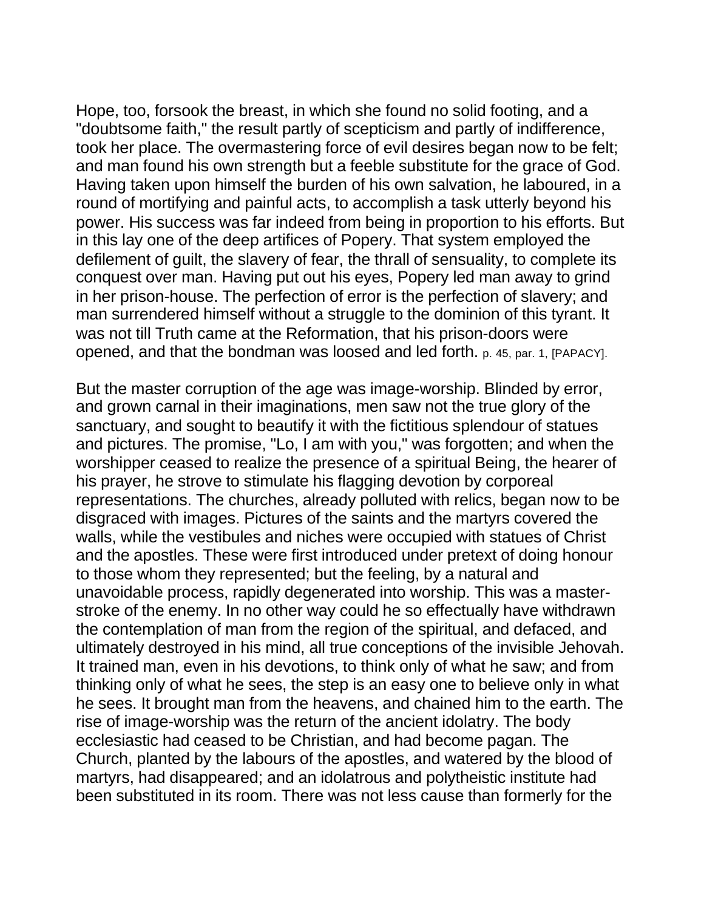Hope, too, forsook the breast, in which she found no solid footing, and a "doubtsome faith," the result partly of scepticism and partly of indifference, took her place. The overmastering force of evil desires began now to be felt; and man found his own strength but a feeble substitute for the grace of God. Having taken upon himself the burden of his own salvation, he laboured, in a round of mortifying and painful acts, to accomplish a task utterly beyond his power. His success was far indeed from being in proportion to his efforts. But in this lay one of the deep artifices of Popery. That system employed the defilement of guilt, the slavery of fear, the thrall of sensuality, to complete its conquest over man. Having put out his eyes, Popery led man away to grind in her prison-house. The perfection of error is the perfection of slavery; and man surrendered himself without a struggle to the dominion of this tyrant. It was not till Truth came at the Reformation, that his prison-doors were opened, and that the bondman was loosed and led forth. p. 45, par. 1, [PAPACY].

But the master corruption of the age was image-worship. Blinded by error, and grown carnal in their imaginations, men saw not the true glory of the sanctuary, and sought to beautify it with the fictitious splendour of statues and pictures. The promise, "Lo, I am with you," was forgotten; and when the worshipper ceased to realize the presence of a spiritual Being, the hearer of his prayer, he strove to stimulate his flagging devotion by corporeal representations. The churches, already polluted with relics, began now to be disgraced with images. Pictures of the saints and the martyrs covered the walls, while the vestibules and niches were occupied with statues of Christ and the apostles. These were first introduced under pretext of doing honour to those whom they represented; but the feeling, by a natural and unavoidable process, rapidly degenerated into worship. This was a master-stroke of the enemy. In no other way could he so effectually have withdrawn the contemplation of man from the region of the spiritual, and defaced, and ultimately destroyed in his mind, all true conceptions of the invisible Jehovah. It trained man, even in his devotions, to think only of what he saw; and from thinking only of what he sees, the step is an easy one to believe only in what he sees. It brought man from the heavens, and chained him to the earth. The rise of image-worship was the return of the ancient idolatry. The body ecclesiastic had ceased to be Christian, and had become pagan. The Church, planted by the labours of the apostles, and watered by the blood of martyrs, had disappeared; and an idolatrous and polytheistic institute had been substituted in its room. There was not less cause than formerly for the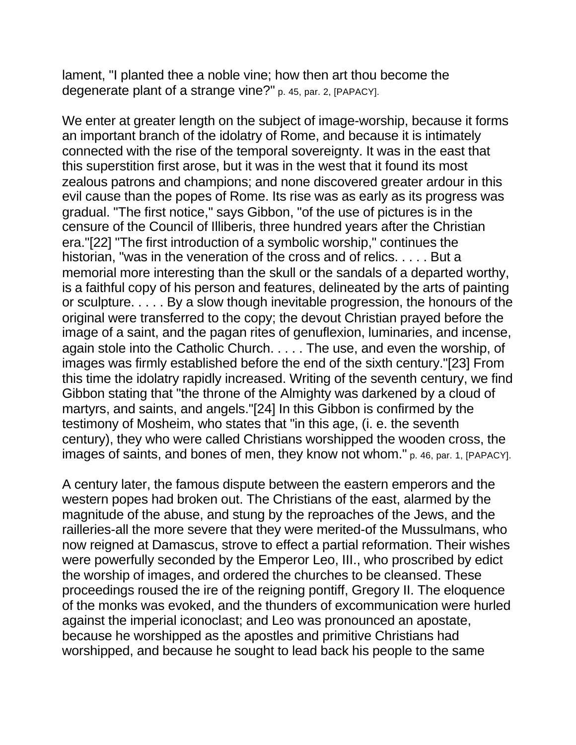lament, "I planted thee a noble vine; how then art thou become the degenerate plant of a strange vine?" p. 45, par. 2, [PAPACY].

We enter at greater length on the subject of image-worship, because it forms an important branch of the idolatry of Rome, and because it is intimately connected with the rise of the temporal sovereignty. It was in the east that this superstition first arose, but it was in the west that it found its most zealous patrons and champions; and none discovered greater ardour in this evil cause than the popes of Rome. Its rise was as early as its progress was gradual. "The first notice," says Gibbon, "of the use of pictures is in the censure of the Council of Illiberis, three hundred years after the Christian era."[22] "The first introduction of a symbolic worship," continues the historian, "was in the veneration of the cross and of relics. . . . . But a memorial more interesting than the skull or the sandals of a departed worthy, is a faithful copy of his person and features, delineated by the arts of painting or sculpture. . . . . By a slow though inevitable progression, the honours of the original were transferred to the copy; the devout Christian prayed before the image of a saint, and the pagan rites of genuflexion, luminaries, and incense, again stole into the Catholic Church. . . . . The use, and even the worship, of images was firmly established before the end of the sixth century."[23] From this time the idolatry rapidly increased. Writing of the seventh century, we find Gibbon stating that "the throne of the Almighty was darkened by a cloud of martyrs, and saints, and angels."[24] In this Gibbon is confirmed by the testimony of Mosheim, who states that "in this age, (i. e. the seventh century), they who were called Christians worshipped the wooden cross, the images of saints, and bones of men, they know not whom." p. 46, par. 1, [PAPACY].

A century later, the famous dispute between the eastern emperors and the western popes had broken out. The Christians of the east, alarmed by the magnitude of the abuse, and stung by the reproaches of the Jews, and the railleries-all the more severe that they were merited-of the Mussulmans, who now reigned at Damascus, strove to effect a partial reformation. Their wishes were powerfully seconded by the Emperor Leo, III., who proscribed by edict the worship of images, and ordered the churches to be cleansed. These proceedings roused the ire of the reigning pontiff, Gregory II. The eloquence of the monks was evoked, and the thunders of excommunication were hurled against the imperial iconoclast; and Leo was pronounced an apostate, because he worshipped as the apostles and primitive Christians had worshipped, and because he sought to lead back his people to the same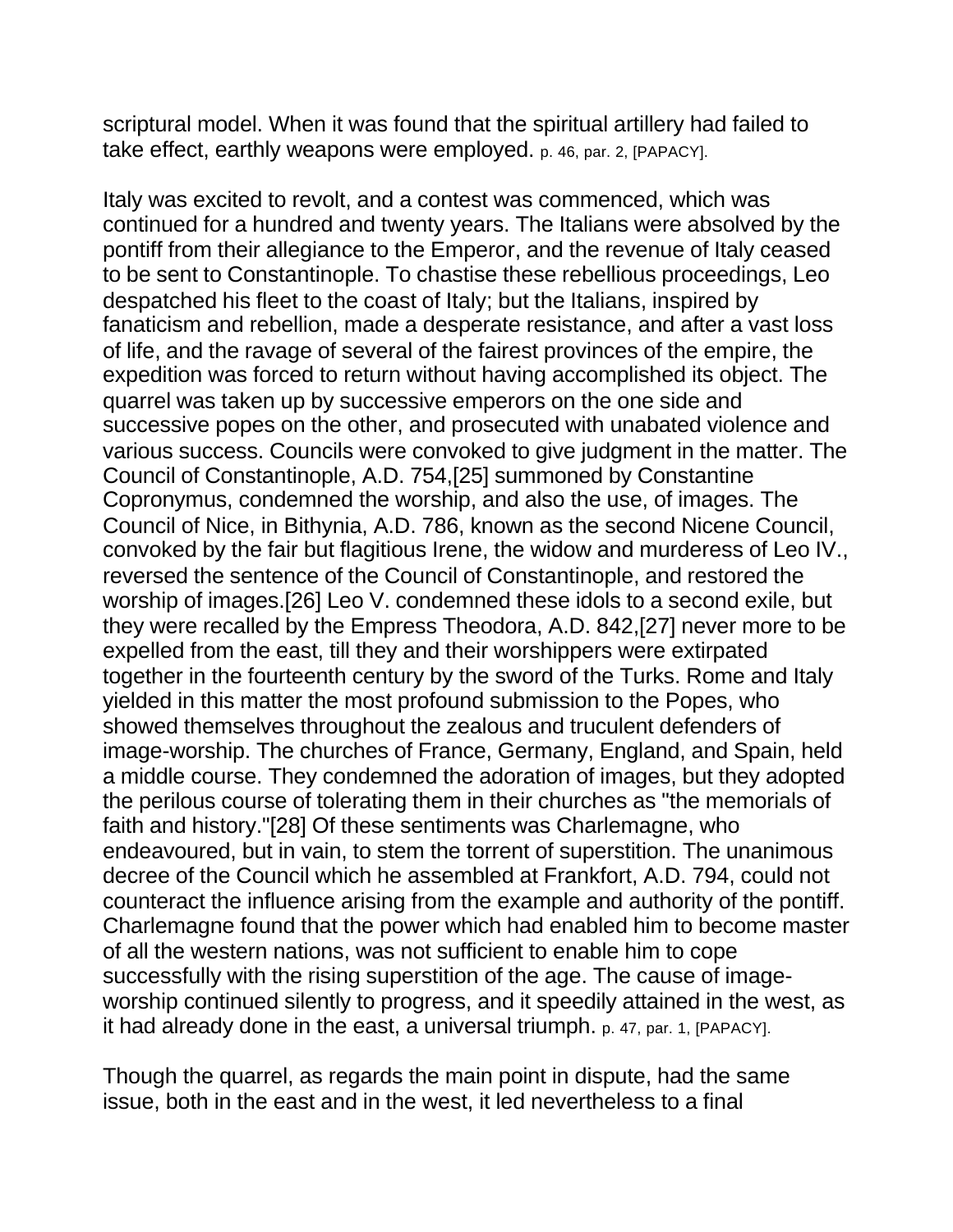scriptural model. When it was found that the spiritual artillery had failed to take effect, earthly weapons were employed. p. 46, par. 2, [PAPACY].

Italy was excited to revolt, and a contest was commenced, which was continued for a hundred and twenty years. The Italians were absolved by the pontiff from their allegiance to the Emperor, and the revenue of Italy ceased to be sent to Constantinople. To chastise these rebellious proceedings, Leo despatched his fleet to the coast of Italy; but the Italians, inspired by fanaticism and rebellion, made a desperate resistance, and after a vast loss of life, and the ravage of several of the fairest provinces of the empire, the expedition was forced to return without having accomplished its object. The quarrel was taken up by successive emperors on the one side and successive popes on the other, and prosecuted with unabated violence and various success. Councils were convoked to give judgment in the matter. The Council of Constantinople, A.D. 754,[25] summoned by Constantine Copronymus, condemned the worship, and also the use, of images. The Council of Nice, in Bithynia, A.D. 786, known as the second Nicene Council, convoked by the fair but flagitious Irene, the widow and murderess of Leo IV., reversed the sentence of the Council of Constantinople, and restored the worship of images.[26] Leo V. condemned these idols to a second exile, but they were recalled by the Empress Theodora, A.D. 842,[27] never more to be expelled from the east, till they and their worshippers were extirpated together in the fourteenth century by the sword of the Turks. Rome and Italy yielded in this matter the most profound submission to the Popes, who showed themselves throughout the zealous and truculent defenders of image-worship. The churches of France, Germany, England, and Spain, held a middle course. They condemned the adoration of images, but they adopted the perilous course of tolerating them in their churches as "the memorials of faith and history."[28] Of these sentiments was Charlemagne, who endeavoured, but in vain, to stem the torrent of superstition. The unanimous decree of the Council which he assembled at Frankfort, A.D. 794, could not counteract the influence arising from the example and authority of the pontiff. Charlemagne found that the power which had enabled him to become master of all the western nations, was not sufficient to enable him to cope successfully with the rising superstition of the age. The cause of image-worship continued silently to progress, and it speedily attained in the west, as it had already done in the east, a universal triumph. p. 47, par. 1, [PAPACY].

Though the quarrel, as regards the main point in dispute, had the same issue, both in the east and in the west, it led nevertheless to a final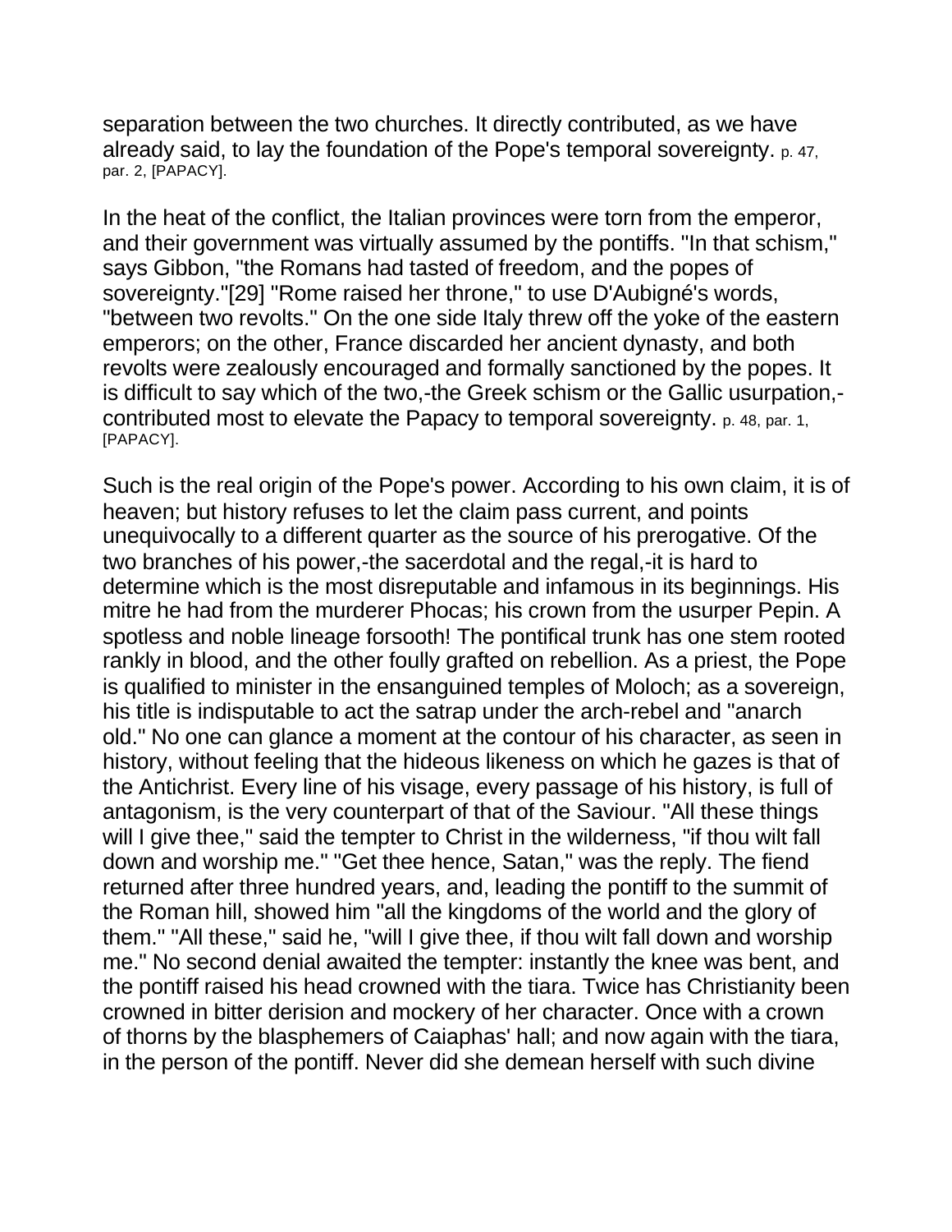separation between the two churches. It directly contributed, as we have already said, to lay the foundation of the Pope's temporal sovereignty. p. 47, par. 2, [PAPACY].

In the heat of the conflict, the Italian provinces were torn from the emperor, and their government was virtually assumed by the pontiffs. "In that schism," says Gibbon, "the Romans had tasted of freedom, and the popes of sovereignty."[29] "Rome raised her throne," to use D'Aubigné's words, "between two revolts." On the one side Italy threw off the yoke of the eastern emperors; on the other, France discarded her ancient dynasty, and both revolts were zealously encouraged and formally sanctioned by the popes. It is difficult to say which of the two,-the Greek schism or the Gallic usurpation,-contributed most to elevate the Papacy to temporal sovereignty. p. 48, par. 1, [PAPACY].

Such is the real origin of the Pope's power. According to his own claim, it is of heaven; but history refuses to let the claim pass current, and points unequivocally to a different quarter as the source of his prerogative. Of the two branches of his power,-the sacerdotal and the regal,-it is hard to determine which is the most disreputable and infamous in its beginnings. His mitre he had from the murderer Phocas; his crown from the usurper Pepin. A spotless and noble lineage forsooth! The pontifical trunk has one stem rooted rankly in blood, and the other foully grafted on rebellion. As a priest, the Pope is qualified to minister in the ensanguined temples of Moloch; as a sovereign, his title is indisputable to act the satrap under the arch-rebel and "anarch old." No one can glance a moment at the contour of his character, as seen in history, without feeling that the hideous likeness on which he gazes is that of the Antichrist. Every line of his visage, every passage of his history, is full of antagonism, is the very counterpart of that of the Saviour. "All these things will I give thee," said the tempter to Christ in the wilderness, "if thou wilt fall down and worship me." "Get thee hence, Satan," was the reply. The fiend returned after three hundred years, and, leading the pontiff to the summit of the Roman hill, showed him "all the kingdoms of the world and the glory of them." "All these," said he, "will I give thee, if thou wilt fall down and worship me." No second denial awaited the tempter: instantly the knee was bent, and the pontiff raised his head crowned with the tiara. Twice has Christianity been crowned in bitter derision and mockery of her character. Once with a crown of thorns by the blasphemers of Caiaphas' hall; and now again with the tiara, in the person of the pontiff. Never did she demean herself with such divine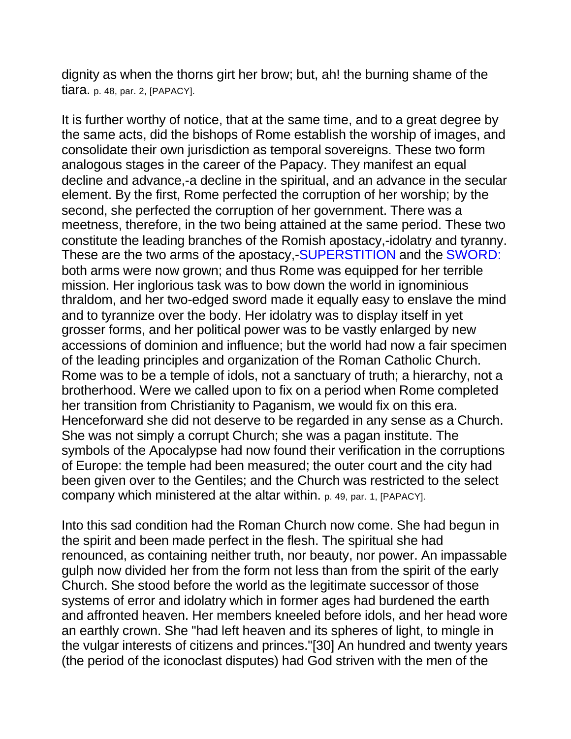dignity as when the thorns girt her brow; but, ah! the burning shame of the tiara. p. 48, par. 2, [PAPACY].

It is further worthy of notice, that at the same time, and to a great degree by the same acts, did the bishops of Rome establish the worship of images, and consolidate their own jurisdiction as temporal sovereigns. These two form analogous stages in the career of the Papacy. They manifest an equal decline and advance,-a decline in the spiritual, and an advance in the secular element. By the first, Rome perfected the corruption of her worship; by the second, she perfected the corruption of her government. There was a meetness, therefore, in the two being attained at the same period. These two constitute the leading branches of the Romish apostacy,-idolatry and tyranny. These are the two arms of the apostacy,-SUPERSTITION and the SWORD: both arms were now grown; and thus Rome was equipped for her terrible mission. Her inglorious task was to bow down the world in ignominious thraldom, and her two-edged sword made it equally easy to enslave the mind and to tyrannize over the body. Her idolatry was to display itself in yet grosser forms, and her political power was to be vastly enlarged by new accessions of dominion and influence; but the world had now a fair specimen of the leading principles and organization of the Roman Catholic Church. Rome was to be a temple of idols, not a sanctuary of truth; a hierarchy, not a brotherhood. Were we called upon to fix on a period when Rome completed her transition from Christianity to Paganism, we would fix on this era. Henceforward she did not deserve to be regarded in any sense as a Church. She was not simply a corrupt Church; she was a pagan institute. The symbols of the Apocalypse had now found their verification in the corruptions of Europe: the temple had been measured; the outer court and the city had been given over to the Gentiles; and the Church was restricted to the select company which ministered at the altar within. p. 49, par. 1, [PAPACY].

Into this sad condition had the Roman Church now come. She had begun in the spirit and been made perfect in the flesh. The spiritual she had renounced, as containing neither truth, nor beauty, nor power. An impassable gulph now divided her from the form not less than from the spirit of the early Church. She stood before the world as the legitimate successor of those systems of error and idolatry which in former ages had burdened the earth and affronted heaven. Her members kneeled before idols, and her head wore an earthly crown. She "had left heaven and its spheres of light, to mingle in the vulgar interests of citizens and princes."[30] An hundred and twenty years (the period of the iconoclast disputes) had God striven with the men of the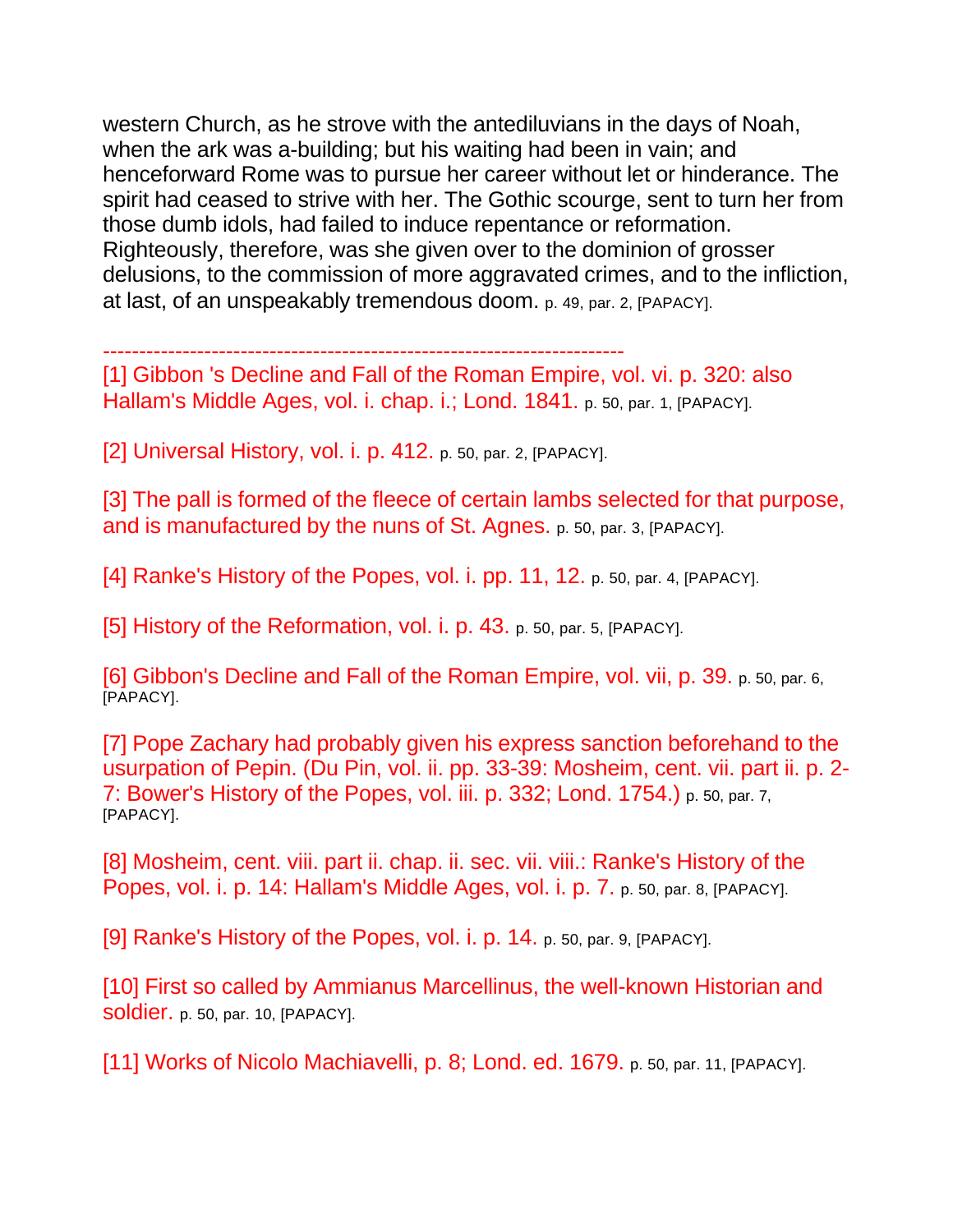western Church, as he strove with the antediluvians in the days of Noah, when the ark was a-building; but his waiting had been in vain; and henceforward Rome was to pursue her career without let or hinderance. The spirit had ceased to strive with her. The Gothic scourge, sent to turn her from those dumb idols, had failed to induce repentance or reformation. Righteously, therefore, was she given over to the dominion of grosser delusions, to the commission of more aggravated crimes, and to the infliction, at last, of an unspeakably tremendous doom. p. 49, par. 2, [PAPACY].

------------------------------------------------------------------------

[1] Gibbon 's Decline and Fall of the Roman Empire, vol. vi. p. 320: also Hallam's Middle Ages, vol. i. chap. i.; Lond. 1841. p. 50, par. 1, [PAPACY].

[2] Universal History, vol. i. p. 412. p. 50, par. 2, [PAPACY].

[3] The pall is formed of the fleece of certain lambs selected for that purpose, and is manufactured by the nuns of St. Agnes. p. 50, par. 3, [PAPACY].

[4] Ranke's History of the Popes, vol. i. pp. 11, 12. p. 50, par. 4, [PAPACY].

[5] History of the Reformation, vol. i. p. 43. p. 50, par. 5, [PAPACY].

[6] Gibbon's Decline and Fall of the Roman Empire, vol. vii, p. 39. p. 50, par. 6, [PAPACY].

[7] Pope Zachary had probably given his express sanction beforehand to the usurpation of Pepin. (Du Pin, vol. ii. pp. 33-39: Mosheim, cent. vii. part ii. p. 2-7: Bower's History of the Popes, vol. iii. p. 332; Lond. 1754.) p. 50, par. 7, [PAPACY].

[8] Mosheim, cent. viii. part ii. chap. ii. sec. vii. viii.: Ranke's History of the Popes, vol. i. p. 14: Hallam's Middle Ages, vol. i. p. 7. p. 50, par. 8, [PAPACY].

[9] Ranke's History of the Popes, vol. i. p. 14. p. 50, par. 9, [PAPACY].

[10] First so called by Ammianus Marcellinus, the well-known Historian and soldier. p. 50, par. 10, [PAPACY].

[11] Works of Nicolo Machiavelli, p. 8; Lond. ed. 1679. p. 50, par. 11, [PAPACY].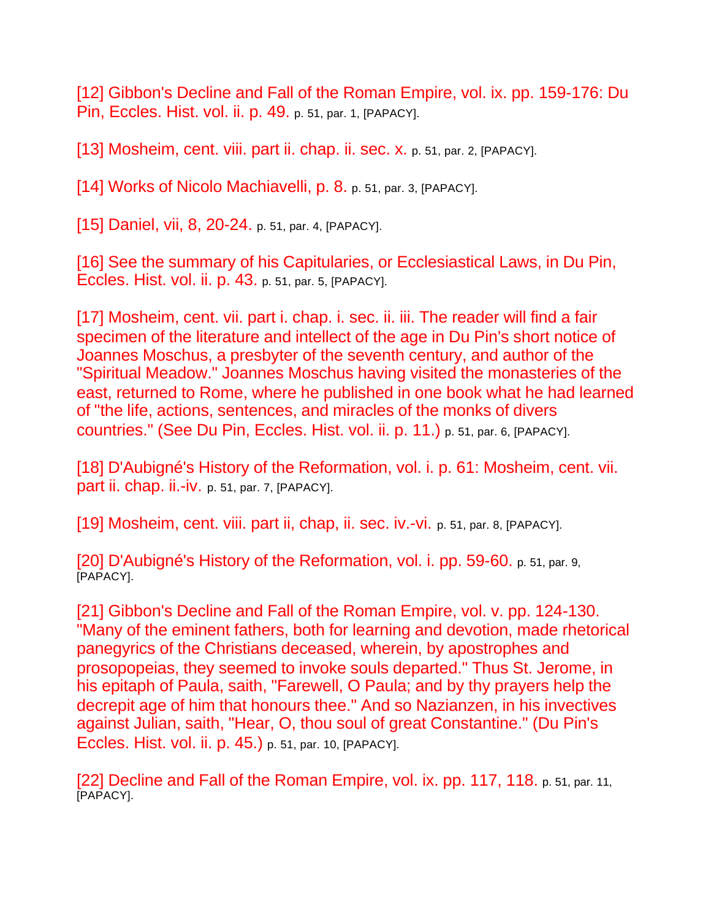[12] Gibbon's Decline and Fall of the Roman Empire, vol. ix. pp. 159-176: Du Pin, Eccles. Hist. vol. ii. p. 49. p. 51, par. 1, [PAPACY].

[13] Mosheim, cent. viii. part ii. chap. ii. sec. x. p. 51, par. 2, [PAPACY].

[14] Works of Nicolo Machiavelli, p. 8. p. 51, par. 3, [PAPACY].

[15] Daniel, vii, 8, 20-24. p. 51, par. 4, [PAPACY].

[16] See the summary of his Capitularies, or Ecclesiastical Laws, in Du Pin, Eccles. Hist. vol. ii. p. 43. p. 51, par. 5, [PAPACY].

[17] Mosheim, cent. vii. part i. chap. i. sec. ii. iii. The reader will find a fair specimen of the literature and intellect of the age in Du Pin's short notice of Joannes Moschus, a presbyter of the seventh century, and author of the "Spiritual Meadow." Joannes Moschus having visited the monasteries of the east, returned to Rome, where he published in one book what he had learned of "the life, actions, sentences, and miracles of the monks of divers countries." (See Du Pin, Eccles. Hist. vol. ii. p. 11.) p. 51, par. 6, [PAPACY].

[18] D'Aubigné's History of the Reformation, vol. i. p. 61: Mosheim, cent. vii. part ii. chap. ii.-iv. p. 51, par. 7, [PAPACY].

[19] Mosheim, cent. viii. part ii, chap, ii. sec. iv.-vi. p. 51, par. 8, [PAPACY].

[20] D'Aubigné's History of the Reformation, vol. i. pp. 59-60. p. 51, par. 9, [PAPACY].

[21] Gibbon's Decline and Fall of the Roman Empire, vol. v. pp. 124-130. "Many of the eminent fathers, both for learning and devotion, made rhetorical panegyrics of the Christians deceased, wherein, by apostrophes and prosopopeias, they seemed to invoke souls departed." Thus St. Jerome, in his epitaph of Paula, saith, "Farewell, O Paula; and by thy prayers help the decrepit age of him that honours thee." And so Nazianzen, in his invectives against Julian, saith, "Hear, O, thou soul of great Constantine." (Du Pin's Eccles. Hist. vol. ii. p. 45.) p. 51, par. 10, [PAPACY].

[22] Decline and Fall of the Roman Empire, vol. ix. pp. 117, 118. p. 51, par. 11, [PAPACY].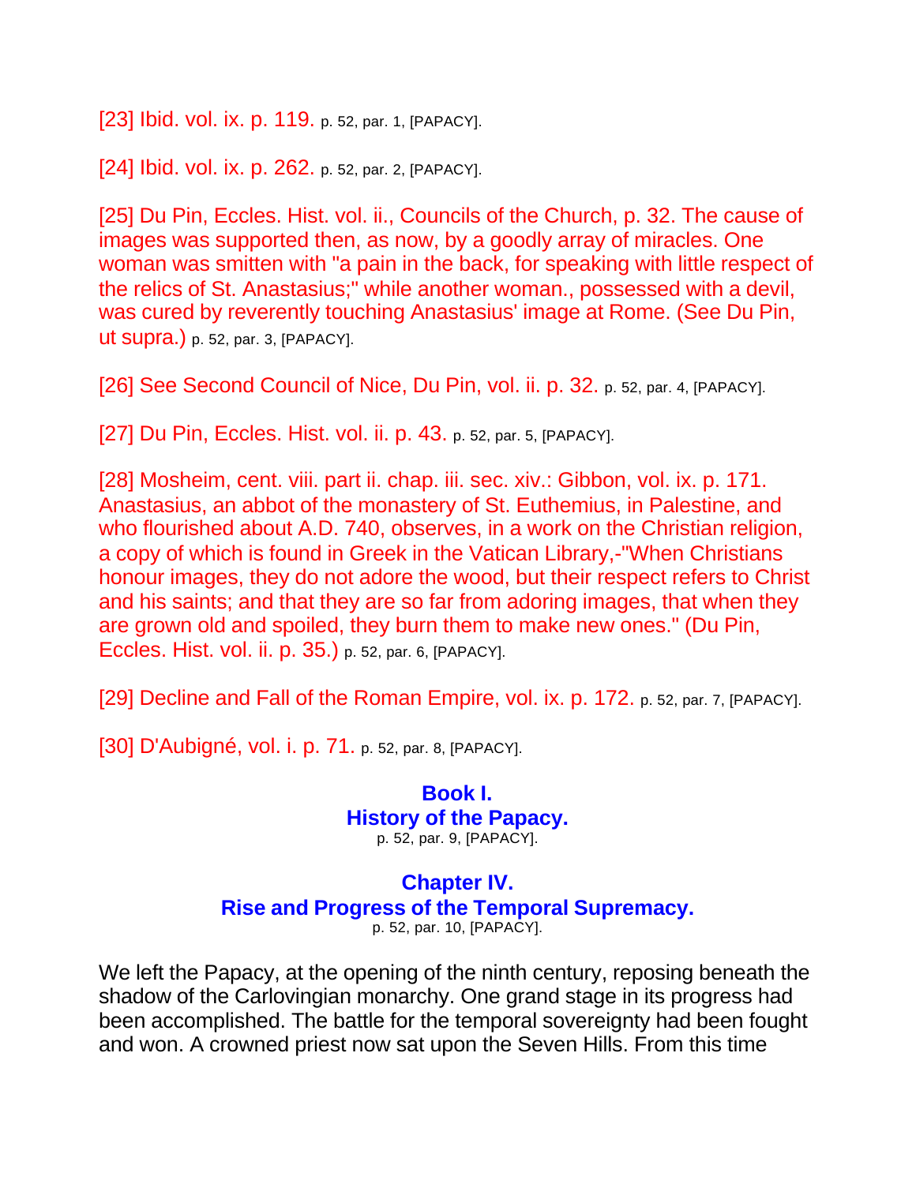[23] Ibid. vol. ix. p. 119. p. 52, par. 1, [PAPACY].

[24] Ibid. vol. ix. p. 262. p. 52, par. 2, [PAPACY].

[25] Du Pin, Eccles. Hist. vol. ii., Councils of the Church, p. 32. The cause of images was supported then, as now, by a goodly array of miracles. One woman was smitten with "a pain in the back, for speaking with little respect of the relics of St. Anastasius;" while another woman., possessed with a devil, was cured by reverently touching Anastasius' image at Rome. (See Du Pin, ut supra.) p. 52, par. 3, [PAPACY].

[26] See Second Council of Nice, Du Pin, vol. ii. p. 32. p. 52, par. 4, [PAPACY].

[27] Du Pin, Eccles. Hist. vol. ii. p. 43. p. 52, par. 5, [PAPACY].

[28] Mosheim, cent. viii. part ii. chap. iii. sec. xiv.: Gibbon, vol. ix. p. 171. Anastasius, an abbot of the monastery of St. Euthemius, in Palestine, and who flourished about A.D. 740, observes, in a work on the Christian religion, a copy of which is found in Greek in the Vatican Library,-"When Christians honour images, they do not adore the wood, but their respect refers to Christ and his saints; and that they are so far from adoring images, that when they are grown old and spoiled, they burn them to make new ones." (Du Pin, Eccles. Hist. vol. ii. p. 35.) p. 52, par. 6, [PAPACY].

[29] Decline and Fall of the Roman Empire, vol. ix. p. 172. p. 52, par. 7, [PAPACY].

[30] D'Aubigné, vol. i. p. 71. p. 52, par. 8, [PAPACY].

# Book I.
# History of the Papacy.

p. 52, par. 9, [PAPACY].

## Chapter IV.
## Rise and Progress of the Temporal Supremacy.

p. 52, par. 10, [PAPACY].

We left the Papacy, at the opening of the ninth century, reposing beneath the shadow of the Carlovingian monarchy. One grand stage in its progress had been accomplished. The battle for the temporal sovereignty had been fought and won. A crowned priest now sat upon the Seven Hills. From this time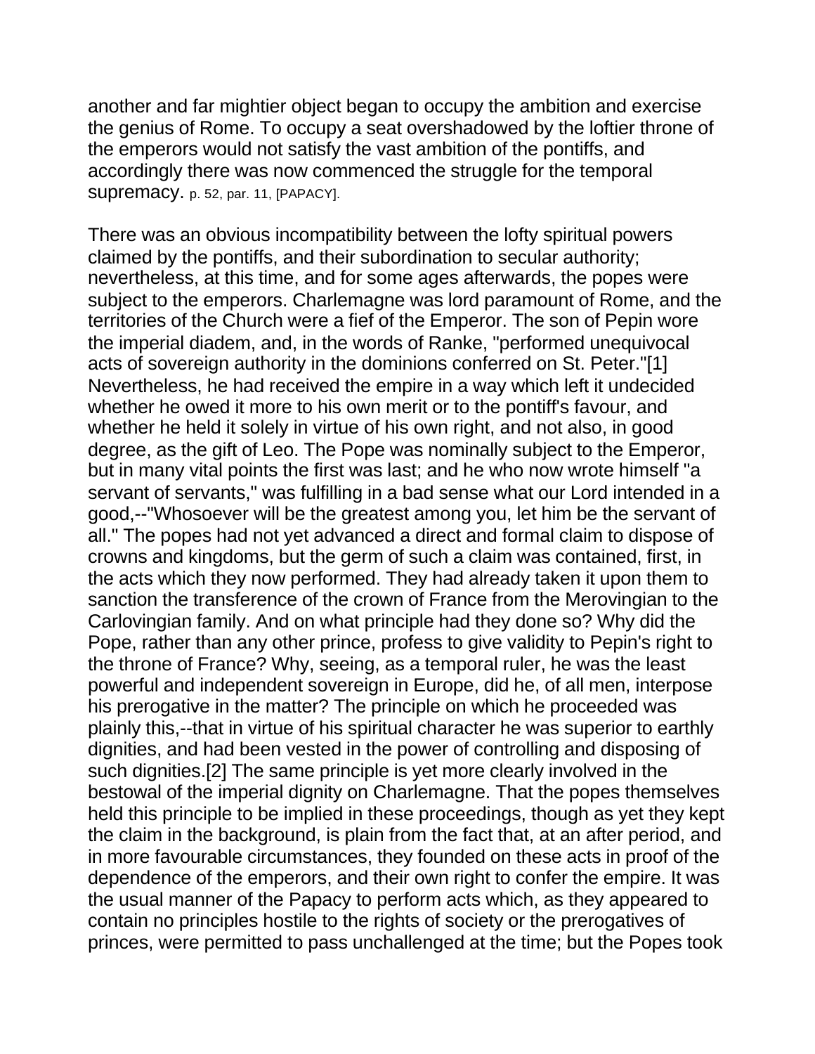another and far mightier object began to occupy the ambition and exercise the genius of Rome. To occupy a seat overshadowed by the loftier throne of the emperors would not satisfy the vast ambition of the pontiffs, and accordingly there was now commenced the struggle for the temporal supremacy. p. 52, par. 11, [PAPACY].

There was an obvious incompatibility between the lofty spiritual powers claimed by the pontiffs, and their subordination to secular authority; nevertheless, at this time, and for some ages afterwards, the popes were subject to the emperors. Charlemagne was lord paramount of Rome, and the territories of the Church were a fief of the Emperor. The son of Pepin wore the imperial diadem, and, in the words of Ranke, "performed unequivocal acts of sovereign authority in the dominions conferred on St. Peter."[1] Nevertheless, he had received the empire in a way which left it undecided whether he owed it more to his own merit or to the pontiff's favour, and whether he held it solely in virtue of his own right, and not also, in good degree, as the gift of Leo. The Pope was nominally subject to the Emperor, but in many vital points the first was last; and he who now wrote himself "a servant of servants," was fulfilling in a bad sense what our Lord intended in a good,--"Whosoever will be the greatest among you, let him be the servant of all." The popes had not yet advanced a direct and formal claim to dispose of crowns and kingdoms, but the germ of such a claim was contained, first, in the acts which they now performed. They had already taken it upon them to sanction the transference of the crown of France from the Merovingian to the Carlovingian family. And on what principle had they done so? Why did the Pope, rather than any other prince, profess to give validity to Pepin's right to the throne of France? Why, seeing, as a temporal ruler, he was the least powerful and independent sovereign in Europe, did he, of all men, interpose his prerogative in the matter? The principle on which he proceeded was plainly this,--that in virtue of his spiritual character he was superior to earthly dignities, and had been vested in the power of controlling and disposing of such dignities.[2] The same principle is yet more clearly involved in the bestowal of the imperial dignity on Charlemagne. That the popes themselves held this principle to be implied in these proceedings, though as yet they kept the claim in the background, is plain from the fact that, at an after period, and in more favourable circumstances, they founded on these acts in proof of the dependence of the emperors, and their own right to confer the empire. It was the usual manner of the Papacy to perform acts which, as they appeared to contain no principles hostile to the rights of society or the prerogatives of princes, were permitted to pass unchallenged at the time; but the Popes took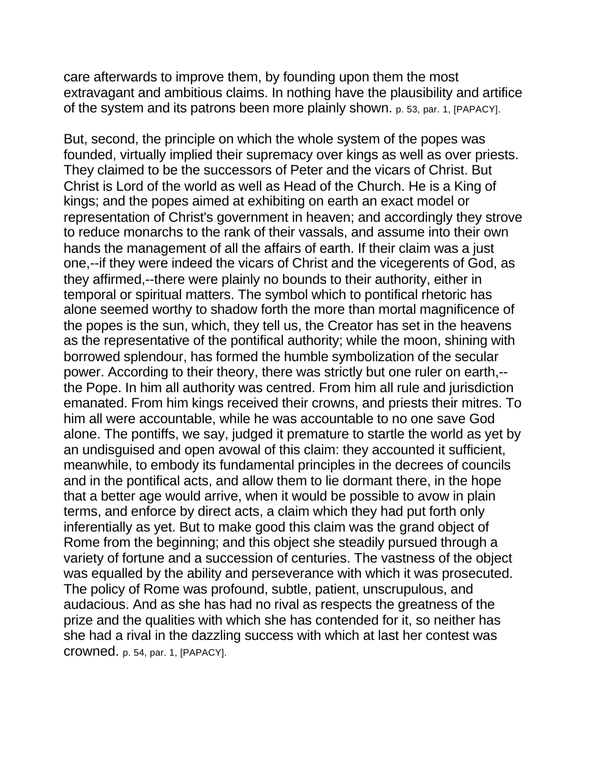care afterwards to improve them, by founding upon them the most extravagant and ambitious claims. In nothing have the plausibility and artifice of the system and its patrons been more plainly shown. p. 53, par. 1, [PAPACY].

But, second, the principle on which the whole system of the popes was founded, virtually implied their supremacy over kings as well as over priests. They claimed to be the successors of Peter and the vicars of Christ. But Christ is Lord of the world as well as Head of the Church. He is a King of kings; and the popes aimed at exhibiting on earth an exact model or representation of Christ's government in heaven; and accordingly they strove to reduce monarchs to the rank of their vassals, and assume into their own hands the management of all the affairs of earth. If their claim was a just one,--if they were indeed the vicars of Christ and the vicegerents of God, as they affirmed,--there were plainly no bounds to their authority, either in temporal or spiritual matters. The symbol which to pontifical rhetoric has alone seemed worthy to shadow forth the more than mortal magnificence of the popes is the sun, which, they tell us, the Creator has set in the heavens as the representative of the pontifical authority; while the moon, shining with borrowed splendour, has formed the humble symbolization of the secular power. According to their theory, there was strictly but one ruler on earth,--the Pope. In him all authority was centred. From him all rule and jurisdiction emanated. From him kings received their crowns, and priests their mitres. To him all were accountable, while he was accountable to no one save God alone. The pontiffs, we say, judged it premature to startle the world as yet by an undisguised and open avowal of this claim: they accounted it sufficient, meanwhile, to embody its fundamental principles in the decrees of councils and in the pontifical acts, and allow them to lie dormant there, in the hope that a better age would arrive, when it would be possible to avow in plain terms, and enforce by direct acts, a claim which they had put forth only inferentially as yet. But to make good this claim was the grand object of Rome from the beginning; and this object she steadily pursued through a variety of fortune and a succession of centuries. The vastness of the object was equalled by the ability and perseverance with which it was prosecuted. The policy of Rome was profound, subtle, patient, unscrupulous, and audacious. And as she has had no rival as respects the greatness of the prize and the qualities with which she has contended for it, so neither has she had a rival in the dazzling success with which at last her contest was crowned. p. 54, par. 1, [PAPACY].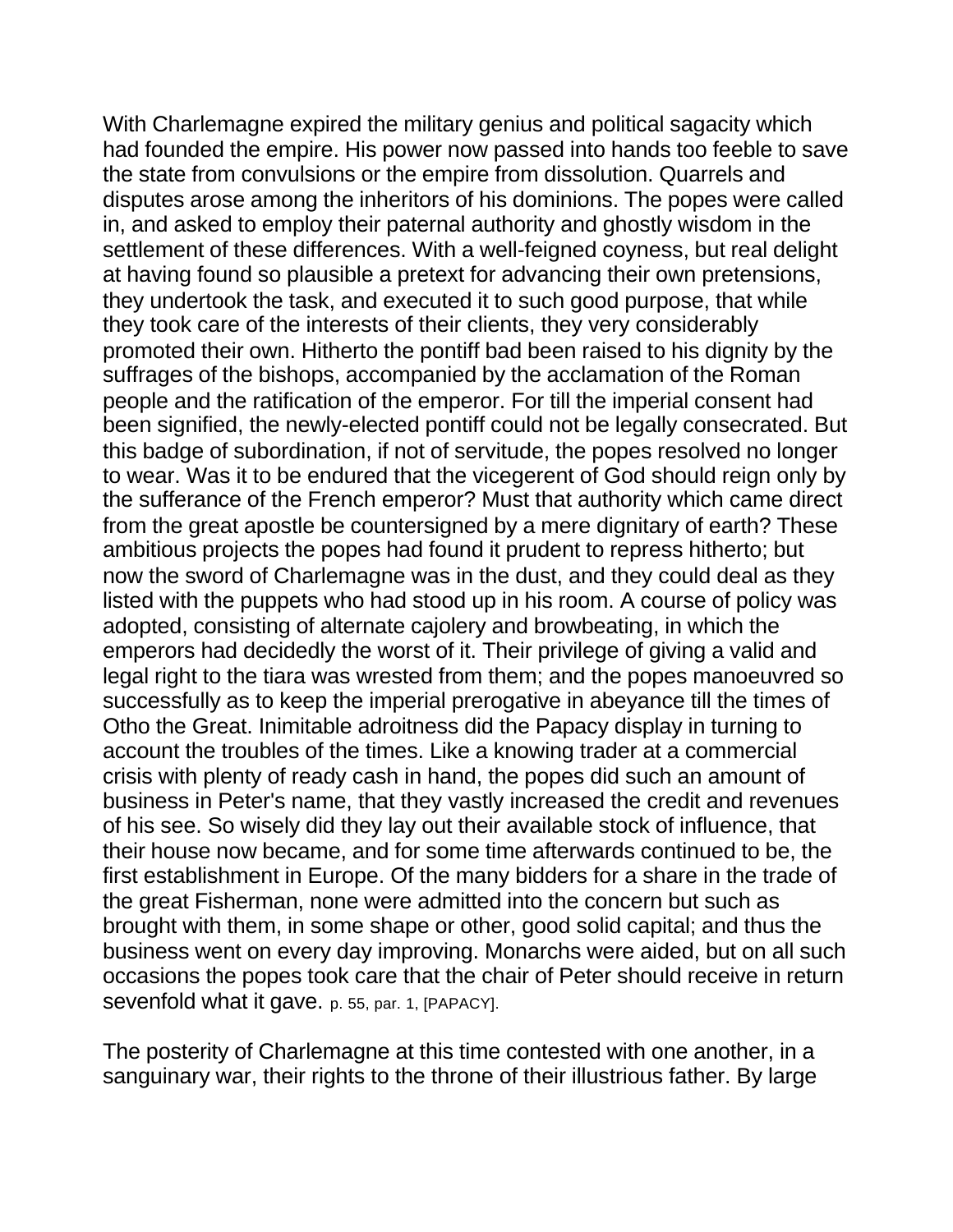With Charlemagne expired the military genius and political sagacity which had founded the empire. His power now passed into hands too feeble to save the state from convulsions or the empire from dissolution. Quarrels and disputes arose among the inheritors of his dominions. The popes were called in, and asked to employ their paternal authority and ghostly wisdom in the settlement of these differences. With a well-feigned coyness, but real delight at having found so plausible a pretext for advancing their own pretensions, they undertook the task, and executed it to such good purpose, that while they took care of the interests of their clients, they very considerably promoted their own. Hitherto the pontiff bad been raised to his dignity by the suffrages of the bishops, accompanied by the acclamation of the Roman people and the ratification of the emperor. For till the imperial consent had been signified, the newly-elected pontiff could not be legally consecrated. But this badge of subordination, if not of servitude, the popes resolved no longer to wear. Was it to be endured that the vicegerent of God should reign only by the sufferance of the French emperor? Must that authority which came direct from the great apostle be countersigned by a mere dignitary of earth? These ambitious projects the popes had found it prudent to repress hitherto; but now the sword of Charlemagne was in the dust, and they could deal as they listed with the puppets who had stood up in his room. A course of policy was adopted, consisting of alternate cajolery and browbeating, in which the emperors had decidedly the worst of it. Their privilege of giving a valid and legal right to the tiara was wrested from them; and the popes manoeuvred so successfully as to keep the imperial prerogative in abeyance till the times of Otho the Great. Inimitable adroitness did the Papacy display in turning to account the troubles of the times. Like a knowing trader at a commercial crisis with plenty of ready cash in hand, the popes did such an amount of business in Peter's name, that they vastly increased the credit and revenues of his see. So wisely did they lay out their available stock of influence, that their house now became, and for some time afterwards continued to be, the first establishment in Europe. Of the many bidders for a share in the trade of the great Fisherman, none were admitted into the concern but such as brought with them, in some shape or other, good solid capital; and thus the business went on every day improving. Monarchs were aided, but on all such occasions the popes took care that the chair of Peter should receive in return sevenfold what it gave. p. 55, par. 1, [PAPACY].

The posterity of Charlemagne at this time contested with one another, in a sanguinary war, their rights to the throne of their illustrious father. By large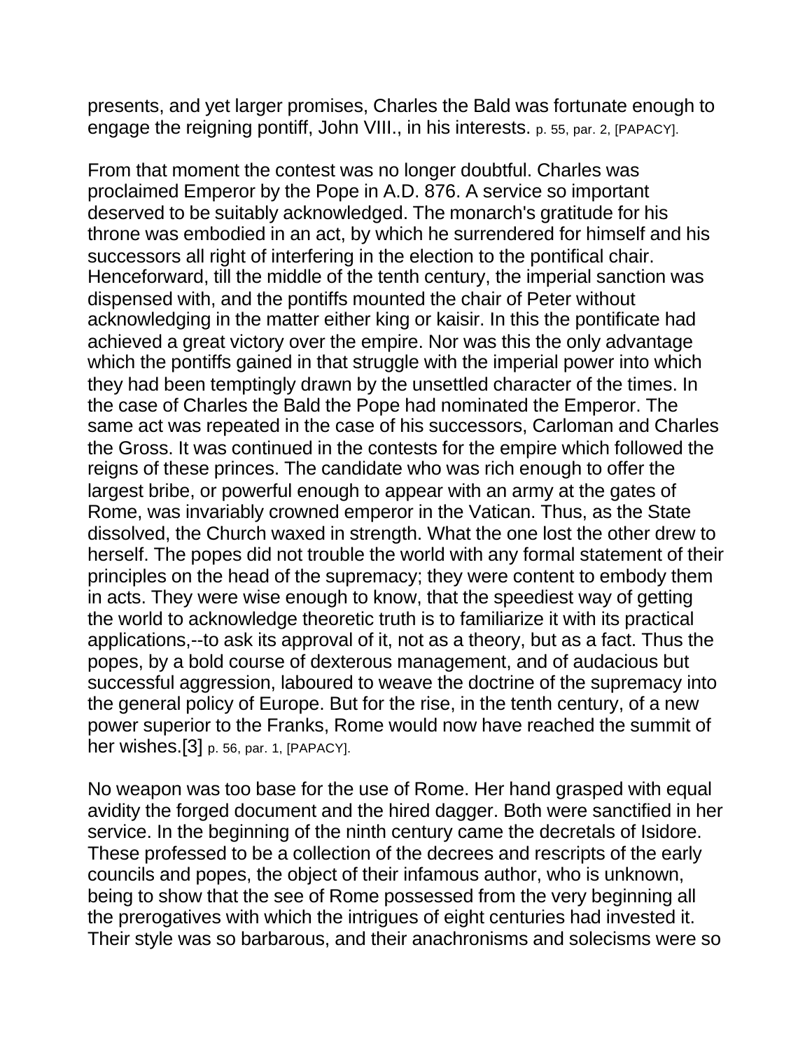presents, and yet larger promises, Charles the Bald was fortunate enough to engage the reigning pontiff, John VIII., in his interests. p. 55, par. 2, [PAPACY].

From that moment the contest was no longer doubtful. Charles was proclaimed Emperor by the Pope in A.D. 876. A service so important deserved to be suitably acknowledged. The monarch's gratitude for his throne was embodied in an act, by which he surrendered for himself and his successors all right of interfering in the election to the pontifical chair. Henceforward, till the middle of the tenth century, the imperial sanction was dispensed with, and the pontiffs mounted the chair of Peter without acknowledging in the matter either king or kaisir. In this the pontificate had achieved a great victory over the empire. Nor was this the only advantage which the pontiffs gained in that struggle with the imperial power into which they had been temptingly drawn by the unsettled character of the times. In the case of Charles the Bald the Pope had nominated the Emperor. The same act was repeated in the case of his successors, Carloman and Charles the Gross. It was continued in the contests for the empire which followed the reigns of these princes. The candidate who was rich enough to offer the largest bribe, or powerful enough to appear with an army at the gates of Rome, was invariably crowned emperor in the Vatican. Thus, as the State dissolved, the Church waxed in strength. What the one lost the other drew to herself. The popes did not trouble the world with any formal statement of their principles on the head of the supremacy; they were content to embody them in acts. They were wise enough to know, that the speediest way of getting the world to acknowledge theoretic truth is to familiarize it with its practical applications,--to ask its approval of it, not as a theory, but as a fact. Thus the popes, by a bold course of dexterous management, and of audacious but successful aggression, laboured to weave the doctrine of the supremacy into the general policy of Europe. But for the rise, in the tenth century, of a new power superior to the Franks, Rome would now have reached the summit of her wishes.[3] p. 56, par. 1, [PAPACY].

No weapon was too base for the use of Rome. Her hand grasped with equal avidity the forged document and the hired dagger. Both were sanctified in her service. In the beginning of the ninth century came the decretals of Isidore. These professed to be a collection of the decrees and rescripts of the early councils and popes, the object of their infamous author, who is unknown, being to show that the see of Rome possessed from the very beginning all the prerogatives with which the intrigues of eight centuries had invested it. Their style was so barbarous, and their anachronisms and solecisms were so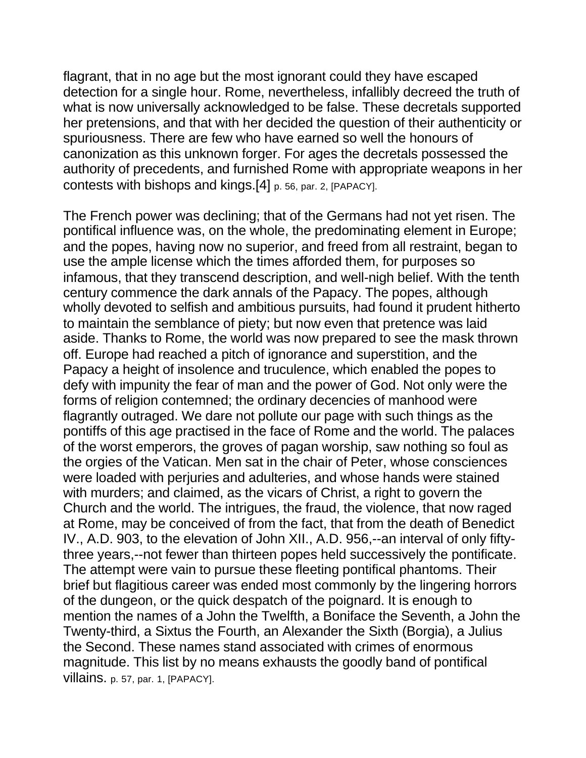flagrant, that in no age but the most ignorant could they have escaped detection for a single hour. Rome, nevertheless, infallibly decreed the truth of what is now universally acknowledged to be false. These decretals supported her pretensions, and that with her decided the question of their authenticity or spuriousness. There are few who have earned so well the honours of canonization as this unknown forger. For ages the decretals possessed the authority of precedents, and furnished Rome with appropriate weapons in her contests with bishops and kings.[4] p. 56, par. 2, [PAPACY].

The French power was declining; that of the Germans had not yet risen. The pontifical influence was, on the whole, the predominating element in Europe; and the popes, having now no superior, and freed from all restraint, began to use the ample license which the times afforded them, for purposes so infamous, that they transcend description, and well-nigh belief. With the tenth century commence the dark annals of the Papacy. The popes, although wholly devoted to selfish and ambitious pursuits, had found it prudent hitherto to maintain the semblance of piety; but now even that pretence was laid aside. Thanks to Rome, the world was now prepared to see the mask thrown off. Europe had reached a pitch of ignorance and superstition, and the Papacy a height of insolence and truculence, which enabled the popes to defy with impunity the fear of man and the power of God. Not only were the forms of religion contemned; the ordinary decencies of manhood were flagrantly outraged. We dare not pollute our page with such things as the pontiffs of this age practised in the face of Rome and the world. The palaces of the worst emperors, the groves of pagan worship, saw nothing so foul as the orgies of the Vatican. Men sat in the chair of Peter, whose consciences were loaded with perjuries and adulteries, and whose hands were stained with murders; and claimed, as the vicars of Christ, a right to govern the Church and the world. The intrigues, the fraud, the violence, that now raged at Rome, may be conceived of from the fact, that from the death of Benedict IV., A.D. 903, to the elevation of John XII., A.D. 956,--an interval of only fifty-three years,--not fewer than thirteen popes held successively the pontificate. The attempt were vain to pursue these fleeting pontifical phantoms. Their brief but flagitious career was ended most commonly by the lingering horrors of the dungeon, or the quick despatch of the poignard. It is enough to mention the names of a John the Twelfth, a Boniface the Seventh, a John the Twenty-third, a Sixtus the Fourth, an Alexander the Sixth (Borgia), a Julius the Second. These names stand associated with crimes of enormous magnitude. This list by no means exhausts the goodly band of pontifical villains. p. 57, par. 1, [PAPACY].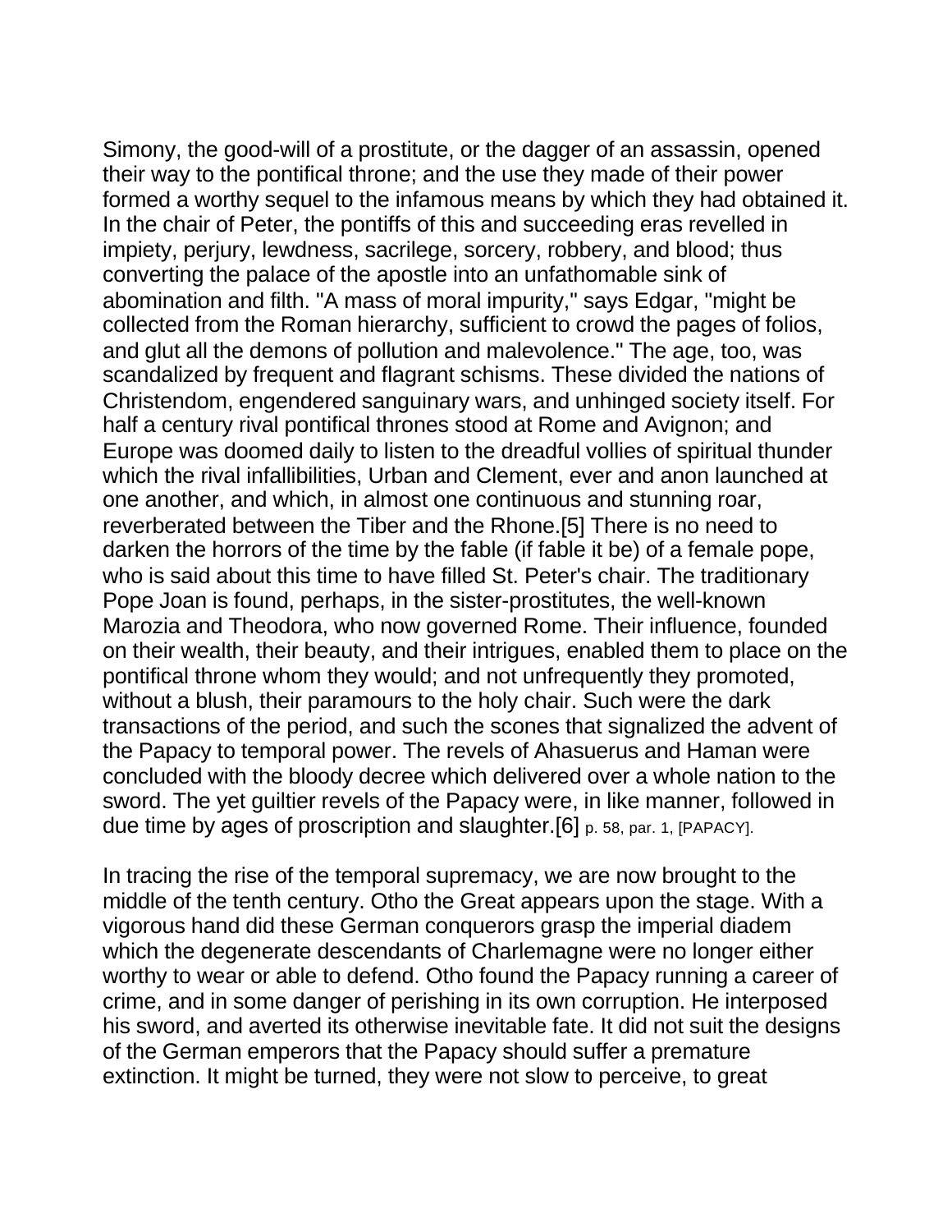Simony, the good-will of a prostitute, or the dagger of an assassin, opened their way to the pontifical throne; and the use they made of their power formed a worthy sequel to the infamous means by which they had obtained it. In the chair of Peter, the pontiffs of this and succeeding eras revelled in impiety, perjury, lewdness, sacrilege, sorcery, robbery, and blood; thus converting the palace of the apostle into an unfathomable sink of abomination and filth. "A mass of moral impurity," says Edgar, "might be collected from the Roman hierarchy, sufficient to crowd the pages of folios, and glut all the demons of pollution and malevolence." The age, too, was scandalized by frequent and flagrant schisms. These divided the nations of Christendom, engendered sanguinary wars, and unhinged society itself. For half a century rival pontifical thrones stood at Rome and Avignon; and Europe was doomed daily to listen to the dreadful vollies of spiritual thunder which the rival infallibilities, Urban and Clement, ever and anon launched at one another, and which, in almost one continuous and stunning roar, reverberated between the Tiber and the Rhone.[5] There is no need to darken the horrors of the time by the fable (if fable it be) of a female pope, who is said about this time to have filled St. Peter's chair. The traditionary Pope Joan is found, perhaps, in the sister-prostitutes, the well-known Marozia and Theodora, who now governed Rome. Their influence, founded on their wealth, their beauty, and their intrigues, enabled them to place on the pontifical throne whom they would; and not unfrequently they promoted, without a blush, their paramours to the holy chair. Such were the dark transactions of the period, and such the scones that signalized the advent of the Papacy to temporal power. The revels of Ahasuerus and Haman were concluded with the bloody decree which delivered over a whole nation to the sword. The yet guiltier revels of the Papacy were, in like manner, followed in due time by ages of proscription and slaughter.[6] p. 58, par. 1, [PAPACY].

In tracing the rise of the temporal supremacy, we are now brought to the middle of the tenth century. Otho the Great appears upon the stage. With a vigorous hand did these German conquerors grasp the imperial diadem which the degenerate descendants of Charlemagne were no longer either worthy to wear or able to defend. Otho found the Papacy running a career of crime, and in some danger of perishing in its own corruption. He interposed his sword, and averted its otherwise inevitable fate. It did not suit the designs of the German emperors that the Papacy should suffer a premature extinction. It might be turned, they were not slow to perceive, to great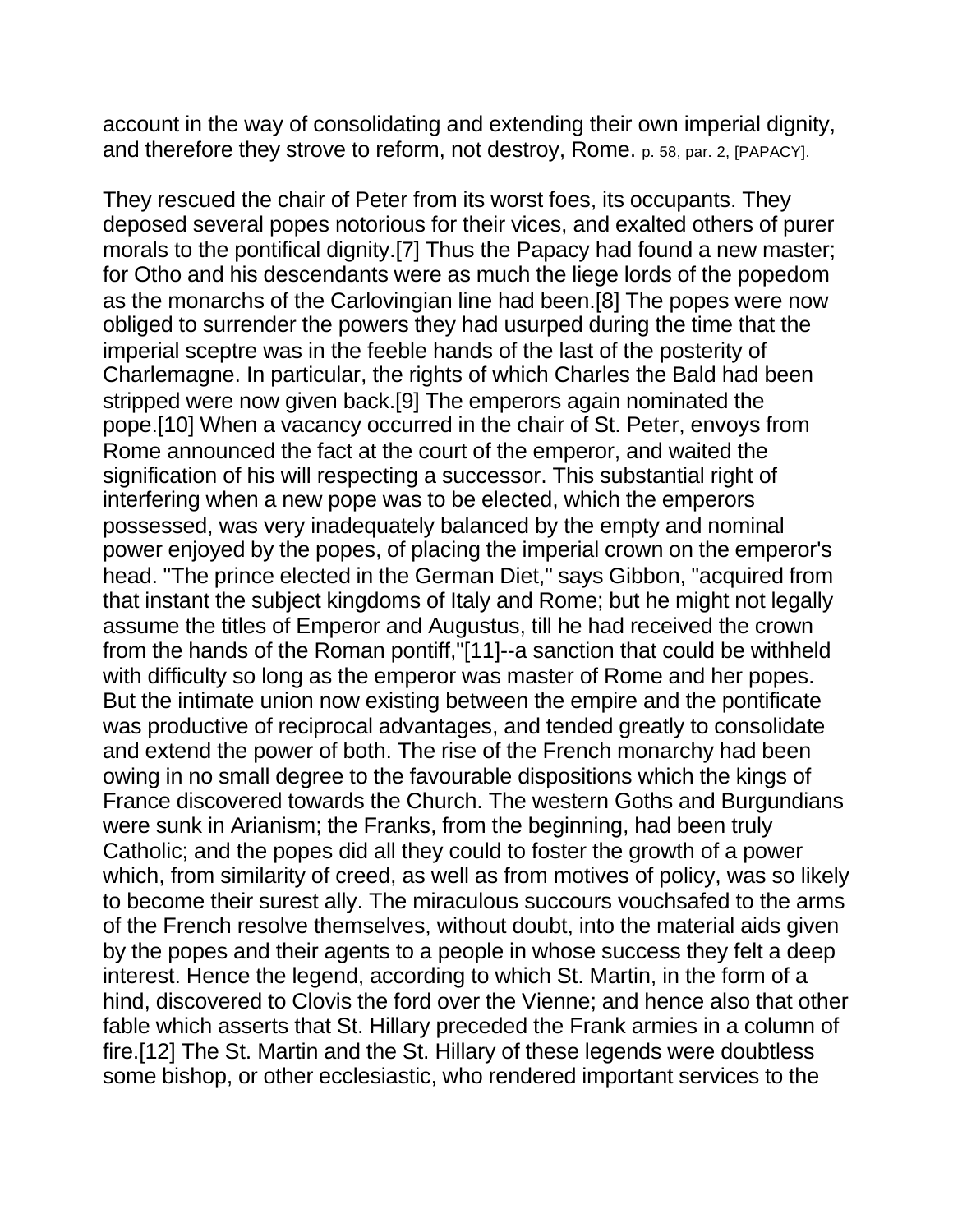account in the way of consolidating and extending their own imperial dignity, and therefore they strove to reform, not destroy, Rome. p. 58, par. 2, [PAPACY].

They rescued the chair of Peter from its worst foes, its occupants. They deposed several popes notorious for their vices, and exalted others of purer morals to the pontifical dignity.[7] Thus the Papacy had found a new master; for Otho and his descendants were as much the liege lords of the popedom as the monarchs of the Carlovingian line had been.[8] The popes were now obliged to surrender the powers they had usurped during the time that the imperial sceptre was in the feeble hands of the last of the posterity of Charlemagne. In particular, the rights of which Charles the Bald had been stripped were now given back.[9] The emperors again nominated the pope.[10] When a vacancy occurred in the chair of St. Peter, envoys from Rome announced the fact at the court of the emperor, and waited the signification of his will respecting a successor. This substantial right of interfering when a new pope was to be elected, which the emperors possessed, was very inadequately balanced by the empty and nominal power enjoyed by the popes, of placing the imperial crown on the emperor's head. "The prince elected in the German Diet," says Gibbon, "acquired from that instant the subject kingdoms of Italy and Rome; but he might not legally assume the titles of Emperor and Augustus, till he had received the crown from the hands of the Roman pontiff,"[11]--a sanction that could be withheld with difficulty so long as the emperor was master of Rome and her popes. But the intimate union now existing between the empire and the pontificate was productive of reciprocal advantages, and tended greatly to consolidate and extend the power of both. The rise of the French monarchy had been owing in no small degree to the favourable dispositions which the kings of France discovered towards the Church. The western Goths and Burgundians were sunk in Arianism; the Franks, from the beginning, had been truly Catholic; and the popes did all they could to foster the growth of a power which, from similarity of creed, as well as from motives of policy, was so likely to become their surest ally. The miraculous succours vouchsafed to the arms of the French resolve themselves, without doubt, into the material aids given by the popes and their agents to a people in whose success they felt a deep interest. Hence the legend, according to which St. Martin, in the form of a hind, discovered to Clovis the ford over the Vienne; and hence also that other fable which asserts that St. Hillary preceded the Frank armies in a column of fire.[12] The St. Martin and the St. Hillary of these legends were doubtless some bishop, or other ecclesiastic, who rendered important services to the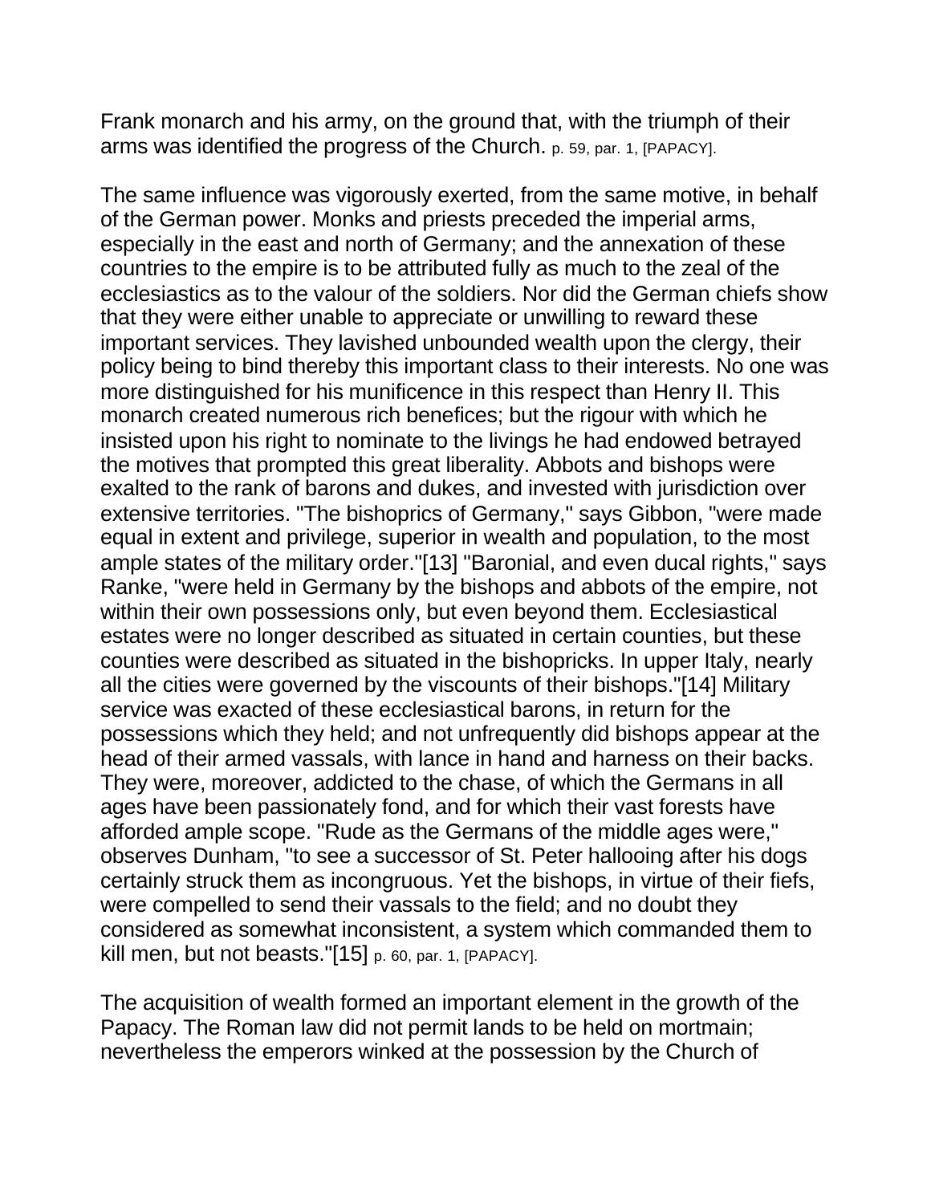Frank monarch and his army, on the ground that, with the triumph of their arms was identified the progress of the Church. p. 59, par. 1, [PAPACY].

The same influence was vigorously exerted, from the same motive, in behalf of the German power. Monks and priests preceded the imperial arms, especially in the east and north of Germany; and the annexation of these countries to the empire is to be attributed fully as much to the zeal of the ecclesiastics as to the valour of the soldiers. Nor did the German chiefs show that they were either unable to appreciate or unwilling to reward these important services. They lavished unbounded wealth upon the clergy, their policy being to bind thereby this important class to their interests. No one was more distinguished for his munificence in this respect than Henry II. This monarch created numerous rich benefices; but the rigour with which he insisted upon his right to nominate to the livings he had endowed betrayed the motives that prompted this great liberality. Abbots and bishops were exalted to the rank of barons and dukes, and invested with jurisdiction over extensive territories. "The bishoprics of Germany," says Gibbon, "were made equal in extent and privilege, superior in wealth and population, to the most ample states of the military order."[13] "Baronial, and even ducal rights," says Ranke, "were held in Germany by the bishops and abbots of the empire, not within their own possessions only, but even beyond them. Ecclesiastical estates were no longer described as situated in certain counties, but these counties were described as situated in the bishopricks. In upper Italy, nearly all the cities were governed by the viscounts of their bishops."[14] Military service was exacted of these ecclesiastical barons, in return for the possessions which they held; and not unfrequently did bishops appear at the head of their armed vassals, with lance in hand and harness on their backs. They were, moreover, addicted to the chase, of which the Germans in all ages have been passionately fond, and for which their vast forests have afforded ample scope. "Rude as the Germans of the middle ages were," observes Dunham, "to see a successor of St. Peter hallooing after his dogs certainly struck them as incongruous. Yet the bishops, in virtue of their fiefs, were compelled to send their vassals to the field; and no doubt they considered as somewhat inconsistent, a system which commanded them to kill men, but not beasts."[15] p. 60, par. 1, [PAPACY].

The acquisition of wealth formed an important element in the growth of the Papacy. The Roman law did not permit lands to be held on mortmain; nevertheless the emperors winked at the possession by the Church of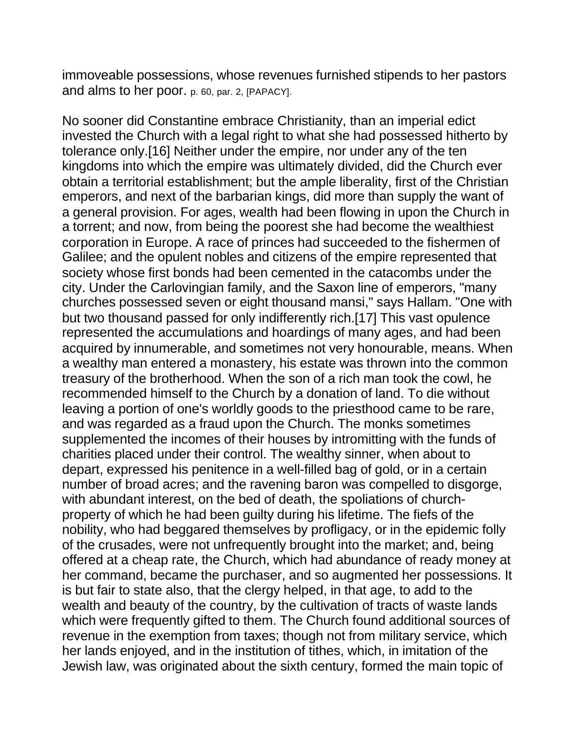immoveable possessions, whose revenues furnished stipends to her pastors and alms to her poor. p. 60, par. 2, [PAPACY].

No sooner did Constantine embrace Christianity, than an imperial edict invested the Church with a legal right to what she had possessed hitherto by tolerance only.[16] Neither under the empire, nor under any of the ten kingdoms into which the empire was ultimately divided, did the Church ever obtain a territorial establishment; but the ample liberality, first of the Christian emperors, and next of the barbarian kings, did more than supply the want of a general provision. For ages, wealth had been flowing in upon the Church in a torrent; and now, from being the poorest she had become the wealthiest corporation in Europe. A race of princes had succeeded to the fishermen of Galilee; and the opulent nobles and citizens of the empire represented that society whose first bonds had been cemented in the catacombs under the city. Under the Carlovingian family, and the Saxon line of emperors, "many churches possessed seven or eight thousand mansi," says Hallam. "One with but two thousand passed for only indifferently rich.[17] This vast opulence represented the accumulations and hoardings of many ages, and had been acquired by innumerable, and sometimes not very honourable, means. When a wealthy man entered a monastery, his estate was thrown into the common treasury of the brotherhood. When the son of a rich man took the cowl, he recommended himself to the Church by a donation of land. To die without leaving a portion of one's worldly goods to the priesthood came to be rare, and was regarded as a fraud upon the Church. The monks sometimes supplemented the incomes of their houses by intromitting with the funds of charities placed under their control. The wealthy sinner, when about to depart, expressed his penitence in a well-filled bag of gold, or in a certain number of broad acres; and the ravening baron was compelled to disgorge, with abundant interest, on the bed of death, the spoliations of church-property of which he had been guilty during his lifetime. The fiefs of the nobility, who had beggared themselves by profligacy, or in the epidemic folly of the crusades, were not unfrequently brought into the market; and, being offered at a cheap rate, the Church, which had abundance of ready money at her command, became the purchaser, and so augmented her possessions. It is but fair to state also, that the clergy helped, in that age, to add to the wealth and beauty of the country, by the cultivation of tracts of waste lands which were frequently gifted to them. The Church found additional sources of revenue in the exemption from taxes; though not from military service, which her lands enjoyed, and in the institution of tithes, which, in imitation of the Jewish law, was originated about the sixth century, formed the main topic of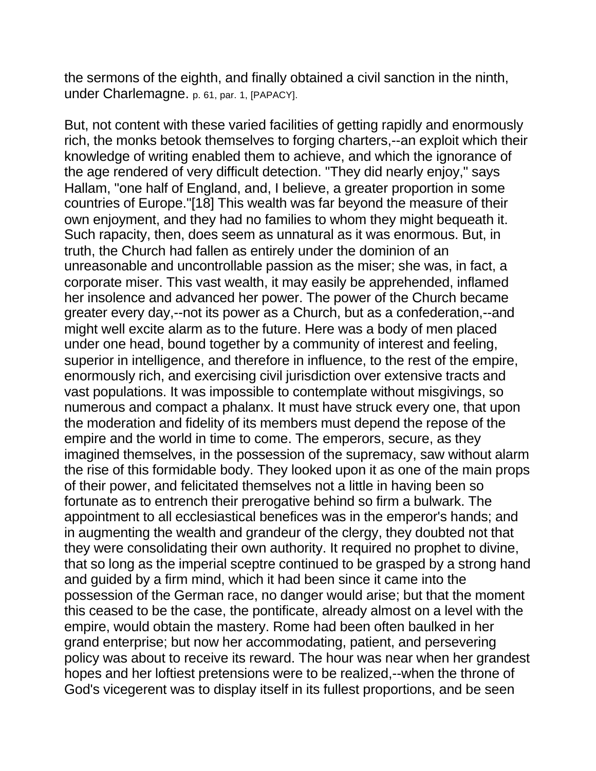the sermons of the eighth, and finally obtained a civil sanction in the ninth, under Charlemagne. p. 61, par. 1, [PAPACY].

But, not content with these varied facilities of getting rapidly and enormously rich, the monks betook themselves to forging charters,--an exploit which their knowledge of writing enabled them to achieve, and which the ignorance of the age rendered of very difficult detection. "They did nearly enjoy," says Hallam, "one half of England, and, I believe, a greater proportion in some countries of Europe."[18] This wealth was far beyond the measure of their own enjoyment, and they had no families to whom they might bequeath it. Such rapacity, then, does seem as unnatural as it was enormous. But, in truth, the Church had fallen as entirely under the dominion of an unreasonable and uncontrollable passion as the miser; she was, in fact, a corporate miser. This vast wealth, it may easily be apprehended, inflamed her insolence and advanced her power. The power of the Church became greater every day,--not its power as a Church, but as a confederation,--and might well excite alarm as to the future. Here was a body of men placed under one head, bound together by a community of interest and feeling, superior in intelligence, and therefore in influence, to the rest of the empire, enormously rich, and exercising civil jurisdiction over extensive tracts and vast populations. It was impossible to contemplate without misgivings, so numerous and compact a phalanx. It must have struck every one, that upon the moderation and fidelity of its members must depend the repose of the empire and the world in time to come. The emperors, secure, as they imagined themselves, in the possession of the supremacy, saw without alarm the rise of this formidable body. They looked upon it as one of the main props of their power, and felicitated themselves not a little in having been so fortunate as to entrench their prerogative behind so firm a bulwark. The appointment to all ecclesiastical benefices was in the emperor's hands; and in augmenting the wealth and grandeur of the clergy, they doubted not that they were consolidating their own authority. It required no prophet to divine, that so long as the imperial sceptre continued to be grasped by a strong hand and guided by a firm mind, which it had been since it came into the possession of the German race, no danger would arise; but that the moment this ceased to be the case, the pontificate, already almost on a level with the empire, would obtain the mastery. Rome had been often baulked in her grand enterprise; but now her accommodating, patient, and persevering policy was about to receive its reward. The hour was near when her grandest hopes and her loftiest pretensions were to be realized,--when the throne of God's vicegerent was to display itself in its fullest proportions, and be seen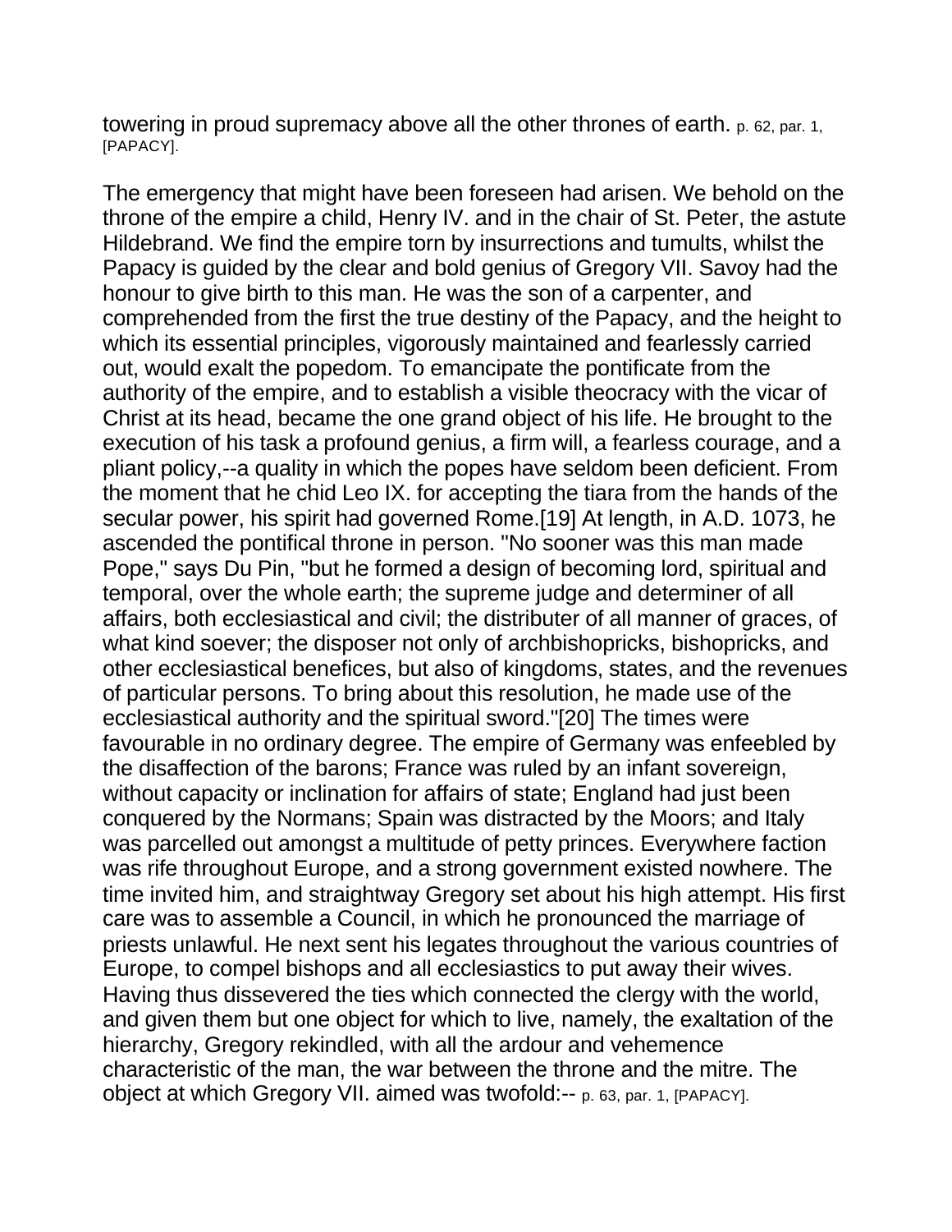towering in proud supremacy above all the other thrones of earth. p. 62, par. 1, [PAPACY].

The emergency that might have been foreseen had arisen. We behold on the throne of the empire a child, Henry IV. and in the chair of St. Peter, the astute Hildebrand. We find the empire torn by insurrections and tumults, whilst the Papacy is guided by the clear and bold genius of Gregory VII. Savoy had the honour to give birth to this man. He was the son of a carpenter, and comprehended from the first the true destiny of the Papacy, and the height to which its essential principles, vigorously maintained and fearlessly carried out, would exalt the popedom. To emancipate the pontificate from the authority of the empire, and to establish a visible theocracy with the vicar of Christ at its head, became the one grand object of his life. He brought to the execution of his task a profound genius, a firm will, a fearless courage, and a pliant policy,--a quality in which the popes have seldom been deficient. From the moment that he chid Leo IX. for accepting the tiara from the hands of the secular power, his spirit had governed Rome.[19] At length, in A.D. 1073, he ascended the pontifical throne in person. "No sooner was this man made Pope," says Du Pin, "but he formed a design of becoming lord, spiritual and temporal, over the whole earth; the supreme judge and determiner of all affairs, both ecclesiastical and civil; the distributer of all manner of graces, of what kind soever; the disposer not only of archbishopricks, bishopricks, and other ecclesiastical benefices, but also of kingdoms, states, and the revenues of particular persons. To bring about this resolution, he made use of the ecclesiastical authority and the spiritual sword."[20] The times were favourable in no ordinary degree. The empire of Germany was enfeebled by the disaffection of the barons; France was ruled by an infant sovereign, without capacity or inclination for affairs of state; England had just been conquered by the Normans; Spain was distracted by the Moors; and Italy was parcelled out amongst a multitude of petty princes. Everywhere faction was rife throughout Europe, and a strong government existed nowhere. The time invited him, and straightway Gregory set about his high attempt. His first care was to assemble a Council, in which he pronounced the marriage of priests unlawful. He next sent his legates throughout the various countries of Europe, to compel bishops and all ecclesiastics to put away their wives. Having thus dissevered the ties which connected the clergy with the world, and given them but one object for which to live, namely, the exaltation of the hierarchy, Gregory rekindled, with all the ardour and vehemence characteristic of the man, the war between the throne and the mitre. The object at which Gregory VII. aimed was twofold:-- p. 63, par. 1, [PAPACY].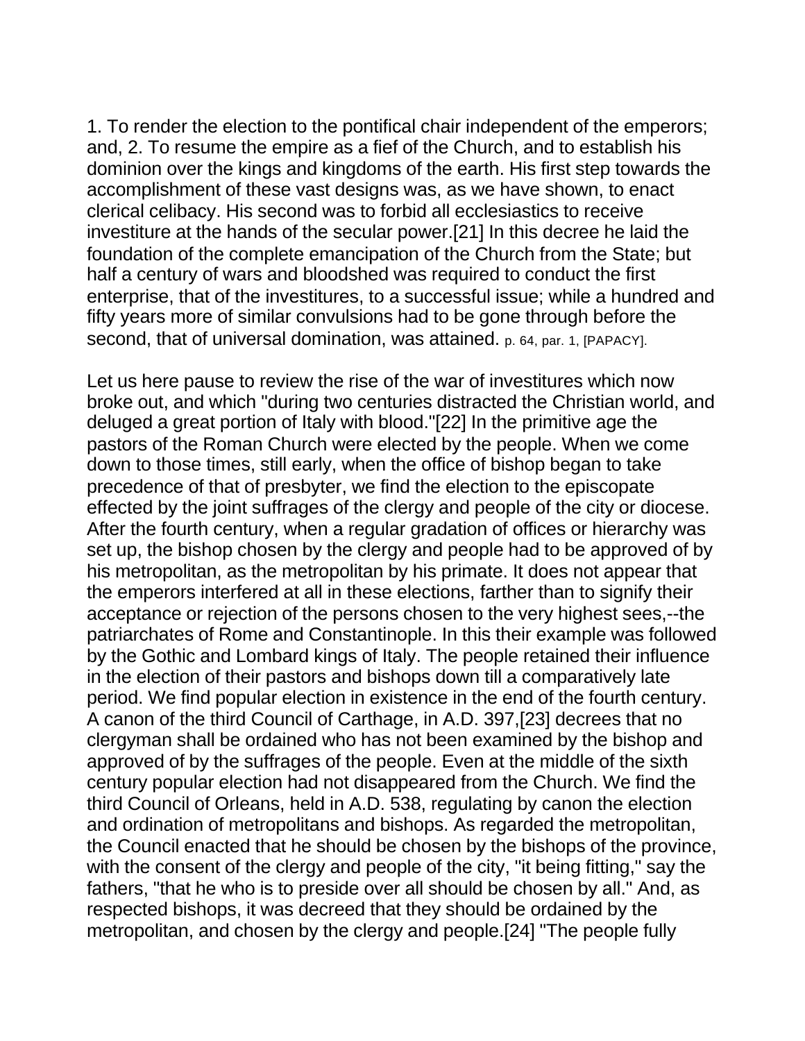1. To render the election to the pontifical chair independent of the emperors; and, 2. To resume the empire as a fief of the Church, and to establish his dominion over the kings and kingdoms of the earth. His first step towards the accomplishment of these vast designs was, as we have shown, to enact clerical celibacy. His second was to forbid all ecclesiastics to receive investiture at the hands of the secular power.[21] In this decree he laid the foundation of the complete emancipation of the Church from the State; but half a century of wars and bloodshed was required to conduct the first enterprise, that of the investitures, to a successful issue; while a hundred and fifty years more of similar convulsions had to be gone through before the second, that of universal domination, was attained. p. 64, par. 1, [PAPACY].

Let us here pause to review the rise of the war of investitures which now broke out, and which "during two centuries distracted the Christian world, and deluged a great portion of Italy with blood."[22] In the primitive age the pastors of the Roman Church were elected by the people. When we come down to those times, still early, when the office of bishop began to take precedence of that of presbyter, we find the election to the episcopate effected by the joint suffrages of the clergy and people of the city or diocese. After the fourth century, when a regular gradation of offices or hierarchy was set up, the bishop chosen by the clergy and people had to be approved of by his metropolitan, as the metropolitan by his primate. It does not appear that the emperors interfered at all in these elections, farther than to signify their acceptance or rejection of the persons chosen to the very highest sees,--the patriarchates of Rome and Constantinople. In this their example was followed by the Gothic and Lombard kings of Italy. The people retained their influence in the election of their pastors and bishops down till a comparatively late period. We find popular election in existence in the end of the fourth century. A canon of the third Council of Carthage, in A.D. 397,[23] decrees that no clergyman shall be ordained who has not been examined by the bishop and approved of by the suffrages of the people. Even at the middle of the sixth century popular election had not disappeared from the Church. We find the third Council of Orleans, held in A.D. 538, regulating by canon the election and ordination of metropolitans and bishops. As regarded the metropolitan, the Council enacted that he should be chosen by the bishops of the province, with the consent of the clergy and people of the city, "it being fitting," say the fathers, "that he who is to preside over all should be chosen by all." And, as respected bishops, it was decreed that they should be ordained by the metropolitan, and chosen by the clergy and people.[24] "The people fully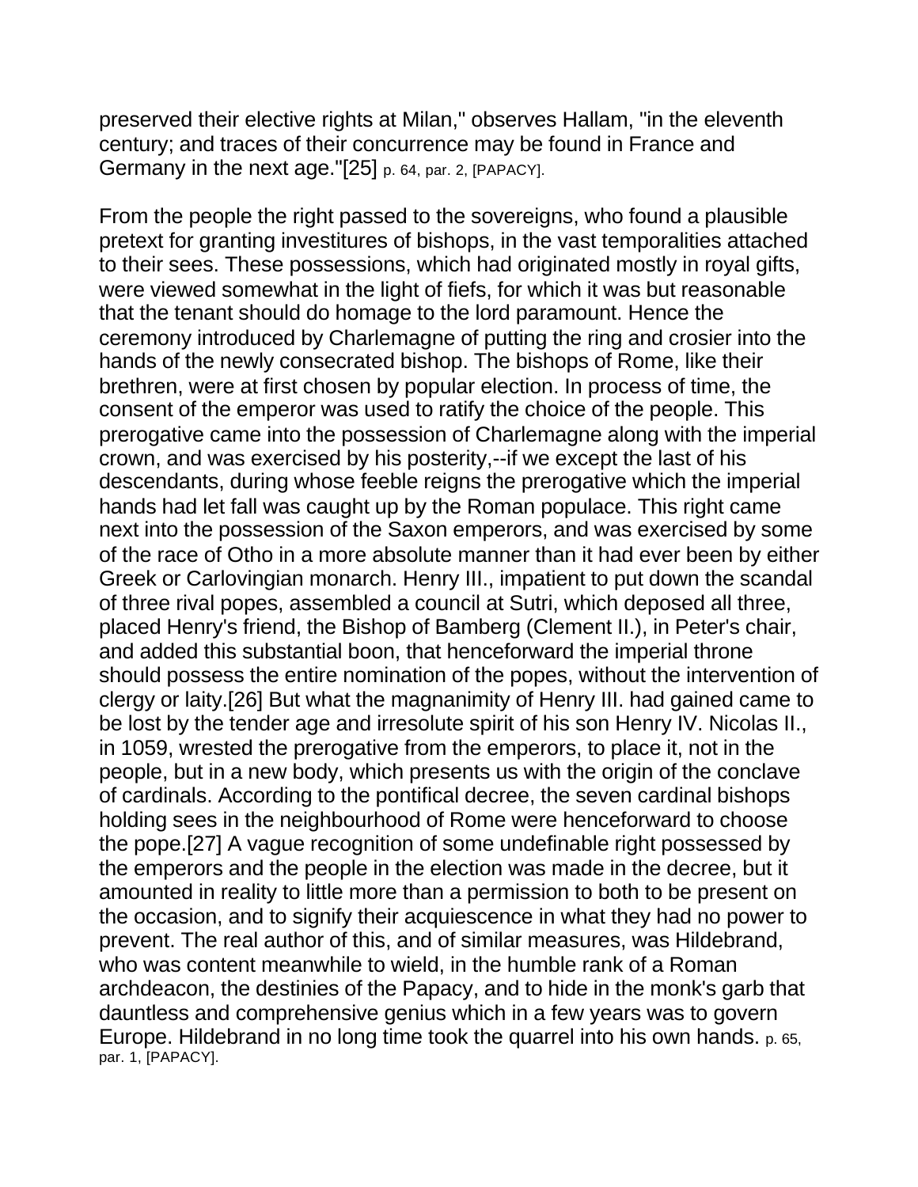preserved their elective rights at Milan," observes Hallam, "in the eleventh century; and traces of their concurrence may be found in France and Germany in the next age."[25] p. 64, par. 2, [PAPACY].

From the people the right passed to the sovereigns, who found a plausible pretext for granting investitures of bishops, in the vast temporalities attached to their sees. These possessions, which had originated mostly in royal gifts, were viewed somewhat in the light of fiefs, for which it was but reasonable that the tenant should do homage to the lord paramount. Hence the ceremony introduced by Charlemagne of putting the ring and crosier into the hands of the newly consecrated bishop. The bishops of Rome, like their brethren, were at first chosen by popular election. In process of time, the consent of the emperor was used to ratify the choice of the people. This prerogative came into the possession of Charlemagne along with the imperial crown, and was exercised by his posterity,--if we except the last of his descendants, during whose feeble reigns the prerogative which the imperial hands had let fall was caught up by the Roman populace. This right came next into the possession of the Saxon emperors, and was exercised by some of the race of Otho in a more absolute manner than it had ever been by either Greek or Carlovingian monarch. Henry III., impatient to put down the scandal of three rival popes, assembled a council at Sutri, which deposed all three, placed Henry's friend, the Bishop of Bamberg (Clement II.), in Peter's chair, and added this substantial boon, that henceforward the imperial throne should possess the entire nomination of the popes, without the intervention of clergy or laity.[26] But what the magnanimity of Henry III. had gained came to be lost by the tender age and irresolute spirit of his son Henry IV. Nicolas II., in 1059, wrested the prerogative from the emperors, to place it, not in the people, but in a new body, which presents us with the origin of the conclave of cardinals. According to the pontifical decree, the seven cardinal bishops holding sees in the neighbourhood of Rome were henceforward to choose the pope.[27] A vague recognition of some undefinable right possessed by the emperors and the people in the election was made in the decree, but it amounted in reality to little more than a permission to both to be present on the occasion, and to signify their acquiescence in what they had no power to prevent. The real author of this, and of similar measures, was Hildebrand, who was content meanwhile to wield, in the humble rank of a Roman archdeacon, the destinies of the Papacy, and to hide in the monk's garb that dauntless and comprehensive genius which in a few years was to govern Europe. Hildebrand in no long time took the quarrel into his own hands. p. 65, par. 1, [PAPACY].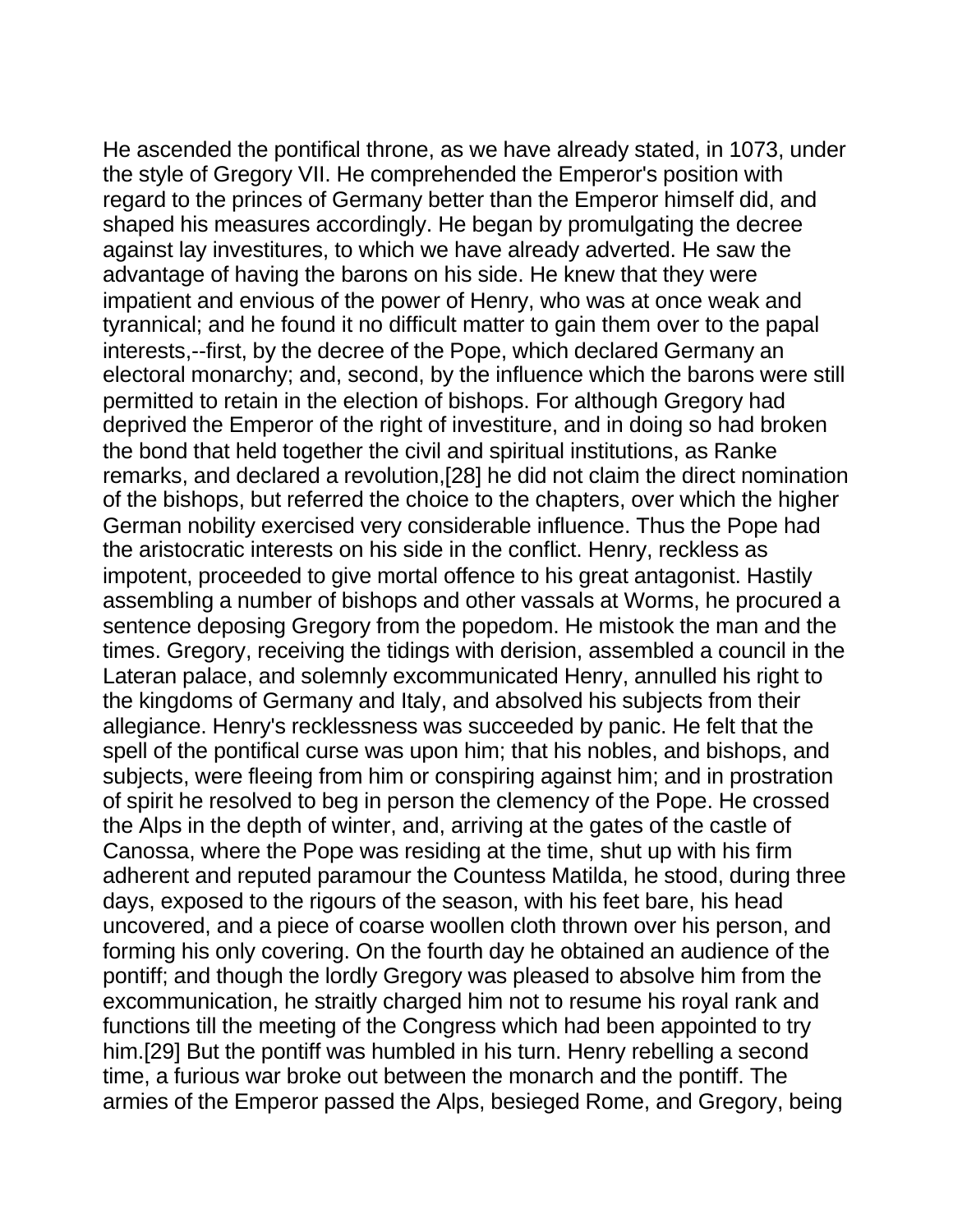He ascended the pontifical throne, as we have already stated, in 1073, under the style of Gregory VII. He comprehended the Emperor's position with regard to the princes of Germany better than the Emperor himself did, and shaped his measures accordingly. He began by promulgating the decree against lay investitures, to which we have already adverted. He saw the advantage of having the barons on his side. He knew that they were impatient and envious of the power of Henry, who was at once weak and tyrannical; and he found it no difficult matter to gain them over to the papal interests,--first, by the decree of the Pope, which declared Germany an electoral monarchy; and, second, by the influence which the barons were still permitted to retain in the election of bishops. For although Gregory had deprived the Emperor of the right of investiture, and in doing so had broken the bond that held together the civil and spiritual institutions, as Ranke remarks, and declared a revolution,[28] he did not claim the direct nomination of the bishops, but referred the choice to the chapters, over which the higher German nobility exercised very considerable influence. Thus the Pope had the aristocratic interests on his side in the conflict. Henry, reckless as impotent, proceeded to give mortal offence to his great antagonist. Hastily assembling a number of bishops and other vassals at Worms, he procured a sentence deposing Gregory from the popedom. He mistook the man and the times. Gregory, receiving the tidings with derision, assembled a council in the Lateran palace, and solemnly excommunicated Henry, annulled his right to the kingdoms of Germany and Italy, and absolved his subjects from their allegiance. Henry's recklessness was succeeded by panic. He felt that the spell of the pontifical curse was upon him; that his nobles, and bishops, and subjects, were fleeing from him or conspiring against him; and in prostration of spirit he resolved to beg in person the clemency of the Pope. He crossed the Alps in the depth of winter, and, arriving at the gates of the castle of Canossa, where the Pope was residing at the time, shut up with his firm adherent and reputed paramour the Countess Matilda, he stood, during three days, exposed to the rigours of the season, with his feet bare, his head uncovered, and a piece of coarse woollen cloth thrown over his person, and forming his only covering. On the fourth day he obtained an audience of the pontiff; and though the lordly Gregory was pleased to absolve him from the excommunication, he straitly charged him not to resume his royal rank and functions till the meeting of the Congress which had been appointed to try him.[29] But the pontiff was humbled in his turn. Henry rebelling a second time, a furious war broke out between the monarch and the pontiff. The armies of the Emperor passed the Alps, besieged Rome, and Gregory, being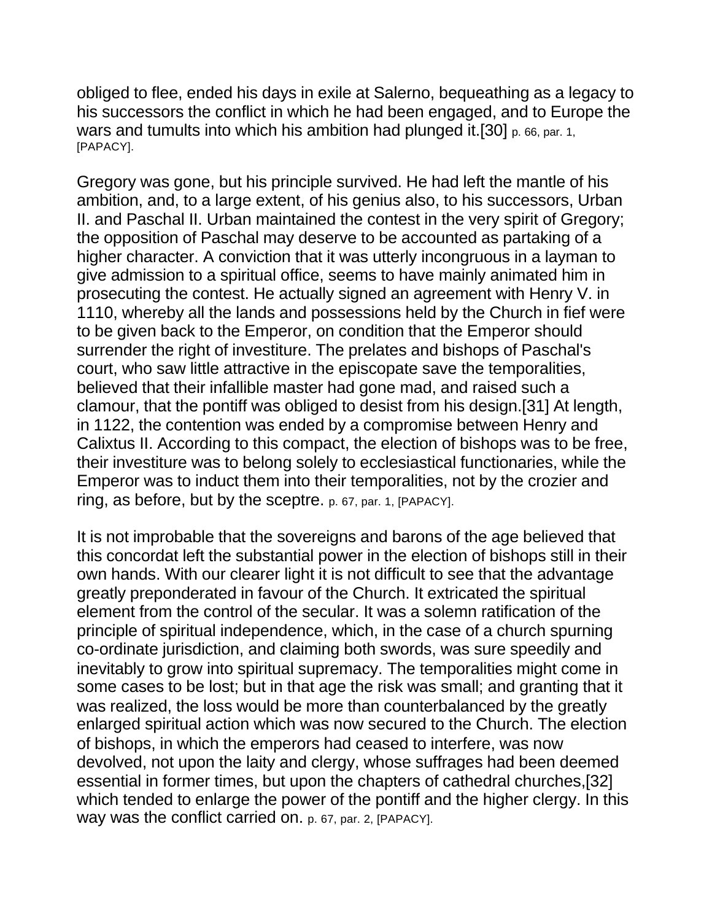obliged to flee, ended his days in exile at Salerno, bequeathing as a legacy to his successors the conflict in which he had been engaged, and to Europe the wars and tumults into which his ambition had plunged it.[30] p. 66, par. 1, [PAPACY].

Gregory was gone, but his principle survived. He had left the mantle of his ambition, and, to a large extent, of his genius also, to his successors, Urban II. and Paschal II. Urban maintained the contest in the very spirit of Gregory; the opposition of Paschal may deserve to be accounted as partaking of a higher character. A conviction that it was utterly incongruous in a layman to give admission to a spiritual office, seems to have mainly animated him in prosecuting the contest. He actually signed an agreement with Henry V. in 1110, whereby all the lands and possessions held by the Church in fief were to be given back to the Emperor, on condition that the Emperor should surrender the right of investiture. The prelates and bishops of Paschal's court, who saw little attractive in the episcopate save the temporalities, believed that their infallible master had gone mad, and raised such a clamour, that the pontiff was obliged to desist from his design.[31] At length, in 1122, the contention was ended by a compromise between Henry and Calixtus II. According to this compact, the election of bishops was to be free, their investiture was to belong solely to ecclesiastical functionaries, while the Emperor was to induct them into their temporalities, not by the crozier and ring, as before, but by the sceptre. p. 67, par. 1, [PAPACY].

It is not improbable that the sovereigns and barons of the age believed that this concordat left the substantial power in the election of bishops still in their own hands. With our clearer light it is not difficult to see that the advantage greatly preponderated in favour of the Church. It extricated the spiritual element from the control of the secular. It was a solemn ratification of the principle of spiritual independence, which, in the case of a church spurning co-ordinate jurisdiction, and claiming both swords, was sure speedily and inevitably to grow into spiritual supremacy. The temporalities might come in some cases to be lost; but in that age the risk was small; and granting that it was realized, the loss would be more than counterbalanced by the greatly enlarged spiritual action which was now secured to the Church. The election of bishops, in which the emperors had ceased to interfere, was now devolved, not upon the laity and clergy, whose suffrages had been deemed essential in former times, but upon the chapters of cathedral churches,[32] which tended to enlarge the power of the pontiff and the higher clergy. In this way was the conflict carried on. p. 67, par. 2, [PAPACY].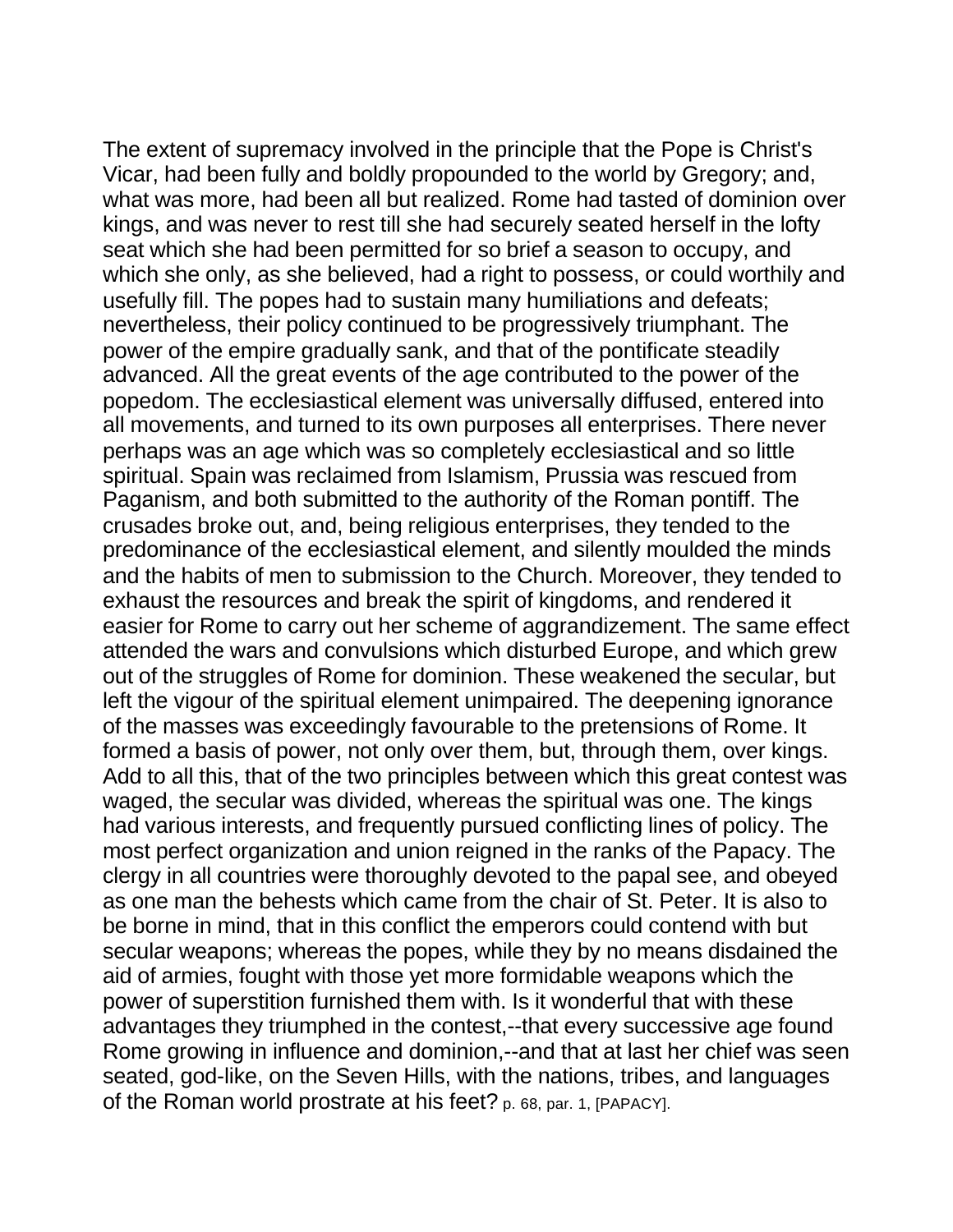The extent of supremacy involved in the principle that the Pope is Christ's Vicar, had been fully and boldly propounded to the world by Gregory; and, what was more, had been all but realized. Rome had tasted of dominion over kings, and was never to rest till she had securely seated herself in the lofty seat which she had been permitted for so brief a season to occupy, and which she only, as she believed, had a right to possess, or could worthily and usefully fill. The popes had to sustain many humiliations and defeats; nevertheless, their policy continued to be progressively triumphant. The power of the empire gradually sank, and that of the pontificate steadily advanced. All the great events of the age contributed to the power of the popedom. The ecclesiastical element was universally diffused, entered into all movements, and turned to its own purposes all enterprises. There never perhaps was an age which was so completely ecclesiastical and so little spiritual. Spain was reclaimed from Islamism, Prussia was rescued from Paganism, and both submitted to the authority of the Roman pontiff. The crusades broke out, and, being religious enterprises, they tended to the predominance of the ecclesiastical element, and silently moulded the minds and the habits of men to submission to the Church. Moreover, they tended to exhaust the resources and break the spirit of kingdoms, and rendered it easier for Rome to carry out her scheme of aggrandizement. The same effect attended the wars and convulsions which disturbed Europe, and which grew out of the struggles of Rome for dominion. These weakened the secular, but left the vigour of the spiritual element unimpaired. The deepening ignorance of the masses was exceedingly favourable to the pretensions of Rome. It formed a basis of power, not only over them, but, through them, over kings. Add to all this, that of the two principles between which this great contest was waged, the secular was divided, whereas the spiritual was one. The kings had various interests, and frequently pursued conflicting lines of policy. The most perfect organization and union reigned in the ranks of the Papacy. The clergy in all countries were thoroughly devoted to the papal see, and obeyed as one man the behests which came from the chair of St. Peter. It is also to be borne in mind, that in this conflict the emperors could contend with but secular weapons; whereas the popes, while they by no means disdained the aid of armies, fought with those yet more formidable weapons which the power of superstition furnished them with. Is it wonderful that with these advantages they triumphed in the contest,--that every successive age found Rome growing in influence and dominion,--and that at last her chief was seen seated, god-like, on the Seven Hills, with the nations, tribes, and languages of the Roman world prostrate at his feet? p. 68, par. 1, [PAPACY].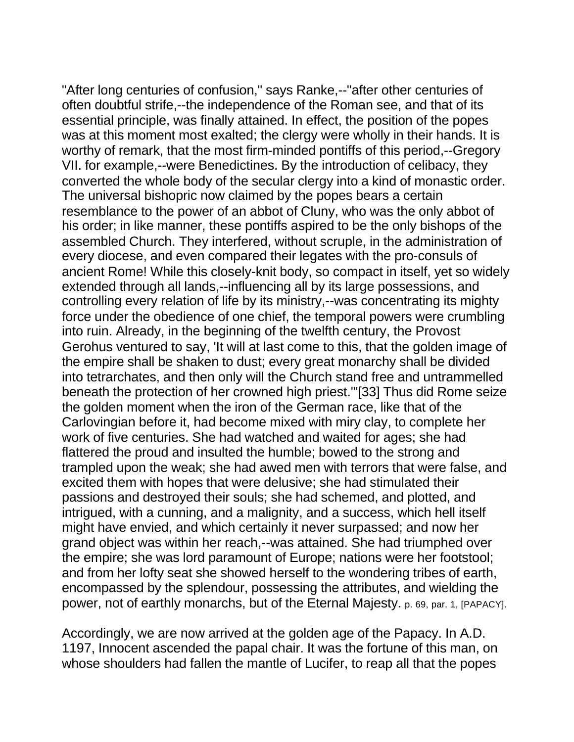"After long centuries of confusion," says Ranke,--"after other centuries of often doubtful strife,--the independence of the Roman see, and that of its essential principle, was finally attained. In effect, the position of the popes was at this moment most exalted; the clergy were wholly in their hands. It is worthy of remark, that the most firm-minded pontiffs of this period,--Gregory VII. for example,--were Benedictines. By the introduction of celibacy, they converted the whole body of the secular clergy into a kind of monastic order. The universal bishopric now claimed by the popes bears a certain resemblance to the power of an abbot of Cluny, who was the only abbot of his order; in like manner, these pontiffs aspired to be the only bishops of the assembled Church. They interfered, without scruple, in the administration of every diocese, and even compared their legates with the pro-consuls of ancient Rome! While this closely-knit body, so compact in itself, yet so widely extended through all lands,--influencing all by its large possessions, and controlling every relation of life by its ministry,--was concentrating its mighty force under the obedience of one chief, the temporal powers were crumbling into ruin. Already, in the beginning of the twelfth century, the Provost Gerohus ventured to say, 'It will at last come to this, that the golden image of the empire shall be shaken to dust; every great monarchy shall be divided into tetrarchates, and then only will the Church stand free and untrammelled beneath the protection of her crowned high priest.'"[33] Thus did Rome seize the golden moment when the iron of the German race, like that of the Carlovingian before it, had become mixed with miry clay, to complete her work of five centuries. She had watched and waited for ages; she had flattered the proud and insulted the humble; bowed to the strong and trampled upon the weak; she had awed men with terrors that were false, and excited them with hopes that were delusive; she had stimulated their passions and destroyed their souls; she had schemed, and plotted, and intrigued, with a cunning, and a malignity, and a success, which hell itself might have envied, and which certainly it never surpassed; and now her grand object was within her reach,--was attained. She had triumphed over the empire; she was lord paramount of Europe; nations were her footstool; and from her lofty seat she showed herself to the wondering tribes of earth, encompassed by the splendour, possessing the attributes, and wielding the power, not of earthly monarchs, but of the Eternal Majesty. p. 69, par. 1, [PAPACY].

Accordingly, we are now arrived at the golden age of the Papacy. In A.D. 1197, Innocent ascended the papal chair. It was the fortune of this man, on whose shoulders had fallen the mantle of Lucifer, to reap all that the popes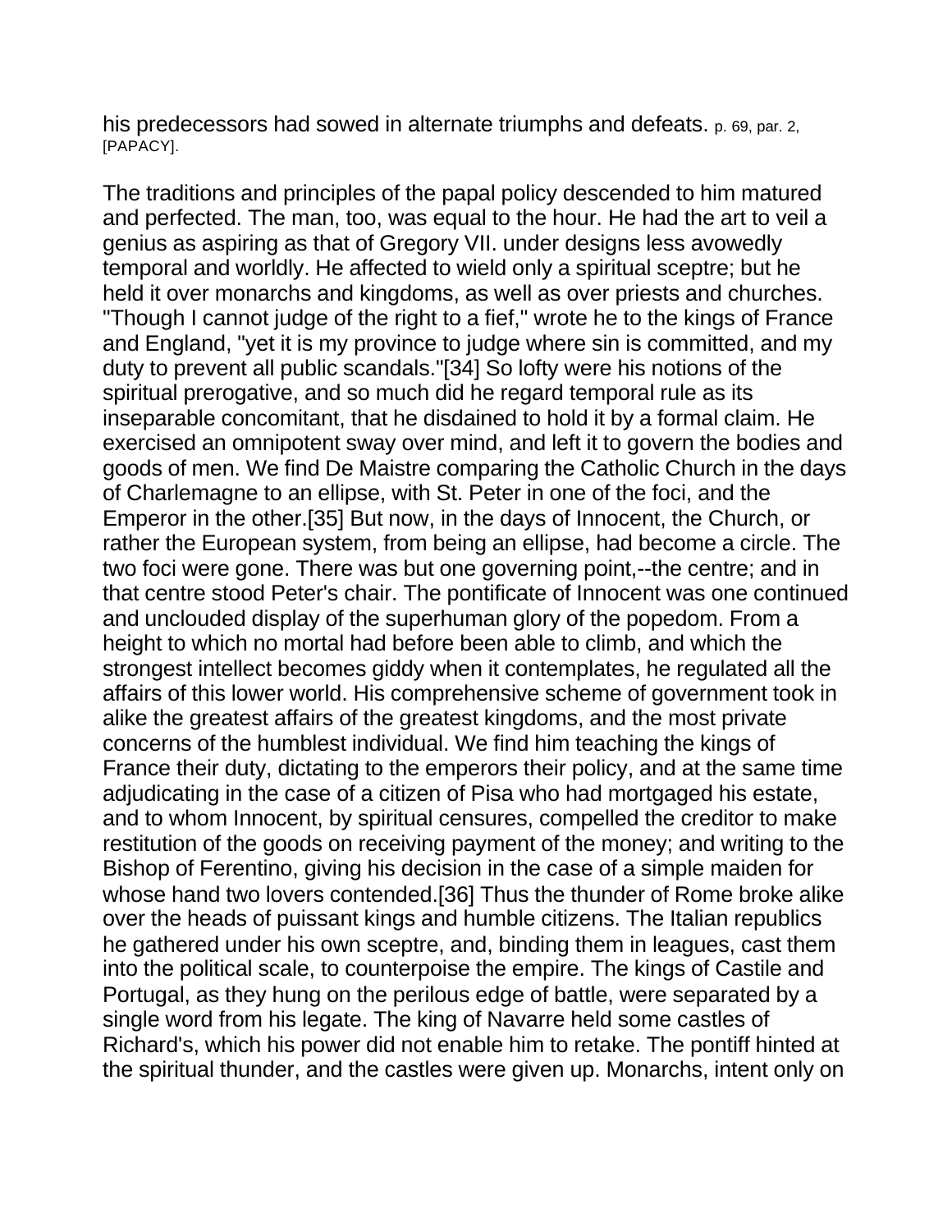his predecessors had sowed in alternate triumphs and defeats. p. 69, par. 2, [PAPACY].

The traditions and principles of the papal policy descended to him matured and perfected. The man, too, was equal to the hour. He had the art to veil a genius as aspiring as that of Gregory VII. under designs less avowedly temporal and worldly. He affected to wield only a spiritual sceptre; but he held it over monarchs and kingdoms, as well as over priests and churches. "Though I cannot judge of the right to a fief," wrote he to the kings of France and England, "yet it is my province to judge where sin is committed, and my duty to prevent all public scandals."[34] So lofty were his notions of the spiritual prerogative, and so much did he regard temporal rule as its inseparable concomitant, that he disdained to hold it by a formal claim. He exercised an omnipotent sway over mind, and left it to govern the bodies and goods of men. We find De Maistre comparing the Catholic Church in the days of Charlemagne to an ellipse, with St. Peter in one of the foci, and the Emperor in the other.[35] But now, in the days of Innocent, the Church, or rather the European system, from being an ellipse, had become a circle. The two foci were gone. There was but one governing point,--the centre; and in that centre stood Peter's chair. The pontificate of Innocent was one continued and unclouded display of the superhuman glory of the popedom. From a height to which no mortal had before been able to climb, and which the strongest intellect becomes giddy when it contemplates, he regulated all the affairs of this lower world. His comprehensive scheme of government took in alike the greatest affairs of the greatest kingdoms, and the most private concerns of the humblest individual. We find him teaching the kings of France their duty, dictating to the emperors their policy, and at the same time adjudicating in the case of a citizen of Pisa who had mortgaged his estate, and to whom Innocent, by spiritual censures, compelled the creditor to make restitution of the goods on receiving payment of the money; and writing to the Bishop of Ferentino, giving his decision in the case of a simple maiden for whose hand two lovers contended.[36] Thus the thunder of Rome broke alike over the heads of puissant kings and humble citizens. The Italian republics he gathered under his own sceptre, and, binding them in leagues, cast them into the political scale, to counterpoise the empire. The kings of Castile and Portugal, as they hung on the perilous edge of battle, were separated by a single word from his legate. The king of Navarre held some castles of Richard's, which his power did not enable him to retake. The pontiff hinted at the spiritual thunder, and the castles were given up. Monarchs, intent only on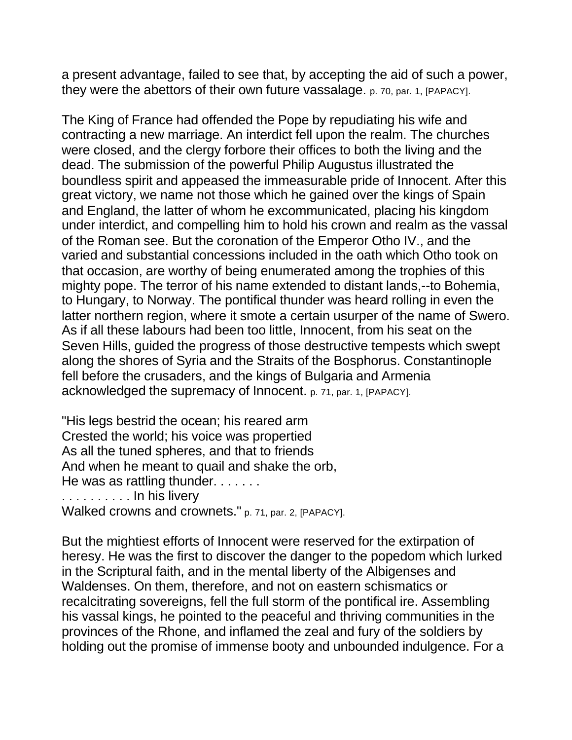a present advantage, failed to see that, by accepting the aid of such a power, they were the abettors of their own future vassalage. p. 70, par. 1, [PAPACY].

The King of France had offended the Pope by repudiating his wife and contracting a new marriage. An interdict fell upon the realm. The churches were closed, and the clergy forbore their offices to both the living and the dead. The submission of the powerful Philip Augustus illustrated the boundless spirit and appeased the immeasurable pride of Innocent. After this great victory, we name not those which he gained over the kings of Spain and England, the latter of whom he excommunicated, placing his kingdom under interdict, and compelling him to hold his crown and realm as the vassal of the Roman see. But the coronation of the Emperor Otho IV., and the varied and substantial concessions included in the oath which Otho took on that occasion, are worthy of being enumerated among the trophies of this mighty pope. The terror of his name extended to distant lands,--to Bohemia, to Hungary, to Norway. The pontifical thunder was heard rolling in even the latter northern region, where it smote a certain usurper of the name of Swero. As if all these labours had been too little, Innocent, from his seat on the Seven Hills, guided the progress of those destructive tempests which swept along the shores of Syria and the Straits of the Bosphorus. Constantinople fell before the crusaders, and the kings of Bulgaria and Armenia acknowledged the supremacy of Innocent. p. 71, par. 1, [PAPACY].

"His legs bestrid the ocean; his reared arm
Crested the world; his voice was propertied
As all the tuned spheres, and that to friends
And when he meant to quail and shake the orb,
He was as rattling thunder. . . . . . .
. . . . . . . . . . In his livery
Walked crowns and crownets." p. 71, par. 2, [PAPACY].

But the mightiest efforts of Innocent were reserved for the extirpation of heresy. He was the first to discover the danger to the popedom which lurked in the Scriptural faith, and in the mental liberty of the Albigenses and Waldenses. On them, therefore, and not on eastern schismatics or recalcitrating sovereigns, fell the full storm of the pontifical ire. Assembling his vassal kings, he pointed to the peaceful and thriving communities in the provinces of the Rhone, and inflamed the zeal and fury of the soldiers by holding out the promise of immense booty and unbounded indulgence. For a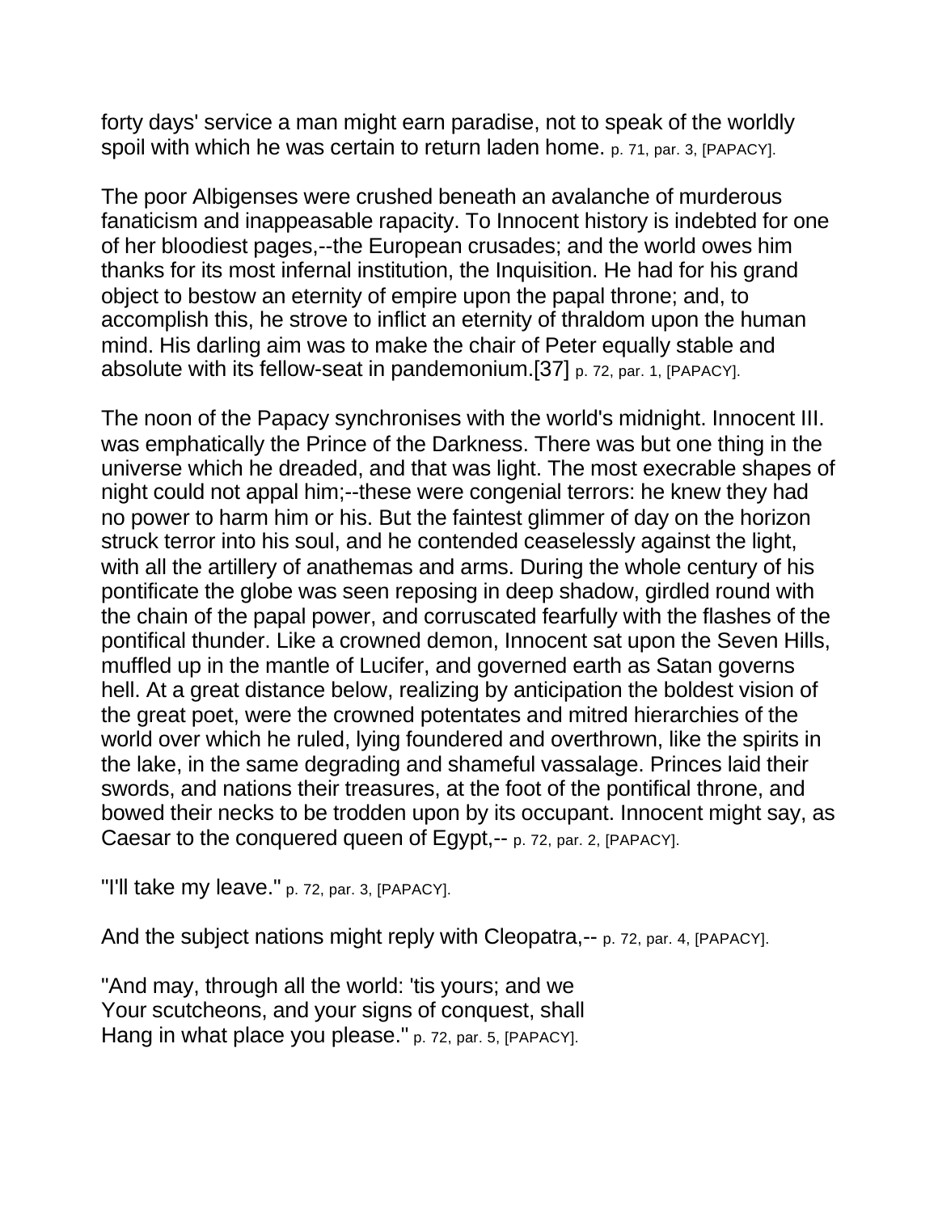forty days' service a man might earn paradise, not to speak of the worldly spoil with which he was certain to return laden home. p. 71, par. 3, [PAPACY].

The poor Albigenses were crushed beneath an avalanche of murderous fanaticism and inappeasable rapacity. To Innocent history is indebted for one of her bloodiest pages,--the European crusades; and the world owes him thanks for its most infernal institution, the Inquisition. He had for his grand object to bestow an eternity of empire upon the papal throne; and, to accomplish this, he strove to inflict an eternity of thraldom upon the human mind. His darling aim was to make the chair of Peter equally stable and absolute with its fellow-seat in pandemonium.[37] p. 72, par. 1, [PAPACY].

The noon of the Papacy synchronises with the world's midnight. Innocent III. was emphatically the Prince of the Darkness. There was but one thing in the universe which he dreaded, and that was light. The most execrable shapes of night could not appal him;--these were congenial terrors: he knew they had no power to harm him or his. But the faintest glimmer of day on the horizon struck terror into his soul, and he contended ceaselessly against the light, with all the artillery of anathemas and arms. During the whole century of his pontificate the globe was seen reposing in deep shadow, girdled round with the chain of the papal power, and corruscated fearfully with the flashes of the pontifical thunder. Like a crowned demon, Innocent sat upon the Seven Hills, muffled up in the mantle of Lucifer, and governed earth as Satan governs hell. At a great distance below, realizing by anticipation the boldest vision of the great poet, were the crowned potentates and mitred hierarchies of the world over which he ruled, lying foundered and overthrown, like the spirits in the lake, in the same degrading and shameful vassalage. Princes laid their swords, and nations their treasures, at the foot of the pontifical throne, and bowed their necks to be trodden upon by its occupant. Innocent might say, as Caesar to the conquered queen of Egypt,-- p. 72, par. 2, [PAPACY].

"I'll take my leave." p. 72, par. 3, [PAPACY].

And the subject nations might reply with Cleopatra,-- p. 72, par. 4, [PAPACY].

"And may, through all the world: 'tis yours; and we
Your scutcheons, and your signs of conquest, shall
Hang in what place you please." p. 72, par. 5, [PAPACY].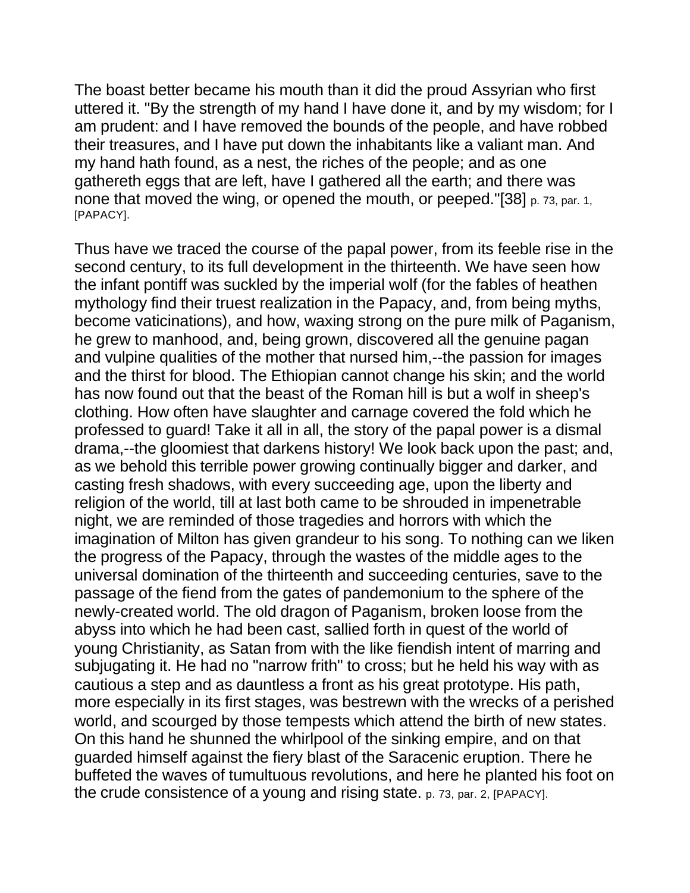The boast better became his mouth than it did the proud Assyrian who first uttered it. "By the strength of my hand I have done it, and by my wisdom; for I am prudent: and I have removed the bounds of the people, and have robbed their treasures, and I have put down the inhabitants like a valiant man. And my hand hath found, as a nest, the riches of the people; and as one gathereth eggs that are left, have I gathered all the earth; and there was none that moved the wing, or opened the mouth, or peeped."[38] p. 73, par. 1, [PAPACY].

Thus have we traced the course of the papal power, from its feeble rise in the second century, to its full development in the thirteenth. We have seen how the infant pontiff was suckled by the imperial wolf (for the fables of heathen mythology find their truest realization in the Papacy, and, from being myths, become vaticinations), and how, waxing strong on the pure milk of Paganism, he grew to manhood, and, being grown, discovered all the genuine pagan and vulpine qualities of the mother that nursed him,--the passion for images and the thirst for blood. The Ethiopian cannot change his skin; and the world has now found out that the beast of the Roman hill is but a wolf in sheep's clothing. How often have slaughter and carnage covered the fold which he professed to guard! Take it all in all, the story of the papal power is a dismal drama,--the gloomiest that darkens history! We look back upon the past; and, as we behold this terrible power growing continually bigger and darker, and casting fresh shadows, with every succeeding age, upon the liberty and religion of the world, till at last both came to be shrouded in impenetrable night, we are reminded of those tragedies and horrors with which the imagination of Milton has given grandeur to his song. To nothing can we liken the progress of the Papacy, through the wastes of the middle ages to the universal domination of the thirteenth and succeeding centuries, save to the passage of the fiend from the gates of pandemonium to the sphere of the newly-created world. The old dragon of Paganism, broken loose from the abyss into which he had been cast, sallied forth in quest of the world of young Christianity, as Satan from with the like fiendish intent of marring and subjugating it. He had no "narrow frith" to cross; but he held his way with as cautious a step and as dauntless a front as his great prototype. His path, more especially in its first stages, was bestrewn with the wrecks of a perished world, and scourged by those tempests which attend the birth of new states. On this hand he shunned the whirlpool of the sinking empire, and on that guarded himself against the fiery blast of the Saracenic eruption. There he buffeted the waves of tumultuous revolutions, and here he planted his foot on the crude consistence of a young and rising state. p. 73, par. 2, [PAPACY].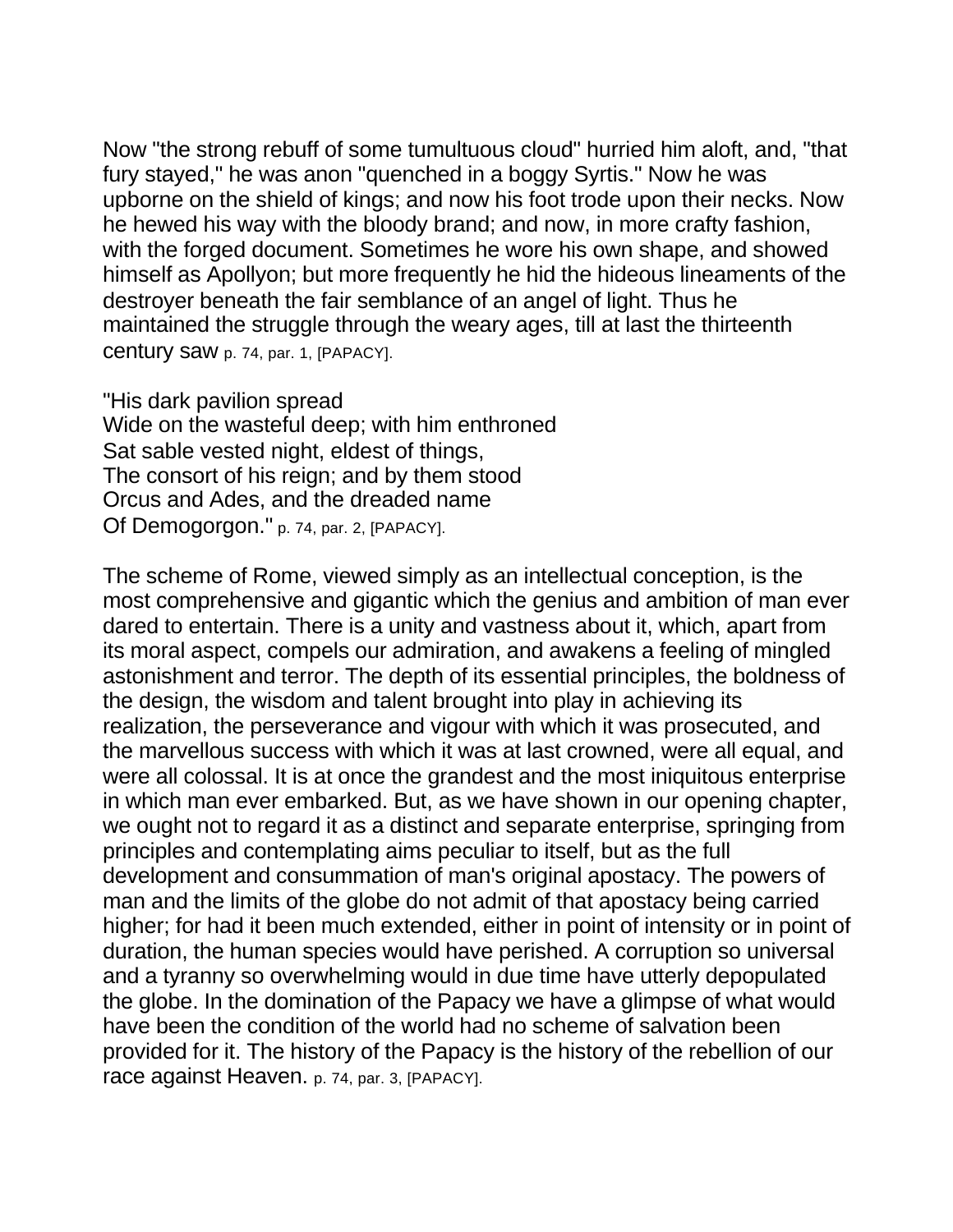Now "the strong rebuff of some tumultuous cloud" hurried him aloft, and, "that fury stayed," he was anon "quenched in a boggy Syrtis." Now he was upborne on the shield of kings; and now his foot trode upon their necks. Now he hewed his way with the bloody brand; and now, in more crafty fashion, with the forged document. Sometimes he wore his own shape, and showed himself as Apollyon; but more frequently he hid the hideous lineaments of the destroyer beneath the fair semblance of an angel of light. Thus he maintained the struggle through the weary ages, till at last the thirteenth century saw p. 74, par. 1, [PAPACY].

"His dark pavilion spread
Wide on the wasteful deep; with him enthroned
Sat sable vested night, eldest of things,
The consort of his reign; and by them stood
Orcus and Ades, and the dreaded name
Of Demogorgon." p. 74, par. 2, [PAPACY].

The scheme of Rome, viewed simply as an intellectual conception, is the most comprehensive and gigantic which the genius and ambition of man ever dared to entertain. There is a unity and vastness about it, which, apart from its moral aspect, compels our admiration, and awakens a feeling of mingled astonishment and terror. The depth of its essential principles, the boldness of the design, the wisdom and talent brought into play in achieving its realization, the perseverance and vigour with which it was prosecuted, and the marvellous success with which it was at last crowned, were all equal, and were all colossal. It is at once the grandest and the most iniquitous enterprise in which man ever embarked. But, as we have shown in our opening chapter, we ought not to regard it as a distinct and separate enterprise, springing from principles and contemplating aims peculiar to itself, but as the full development and consummation of man's original apostacy. The powers of man and the limits of the globe do not admit of that apostacy being carried higher; for had it been much extended, either in point of intensity or in point of duration, the human species would have perished. A corruption so universal and a tyranny so overwhelming would in due time have utterly depopulated the globe. In the domination of the Papacy we have a glimpse of what would have been the condition of the world had no scheme of salvation been provided for it. The history of the Papacy is the history of the rebellion of our race against Heaven. p. 74, par. 3, [PAPACY].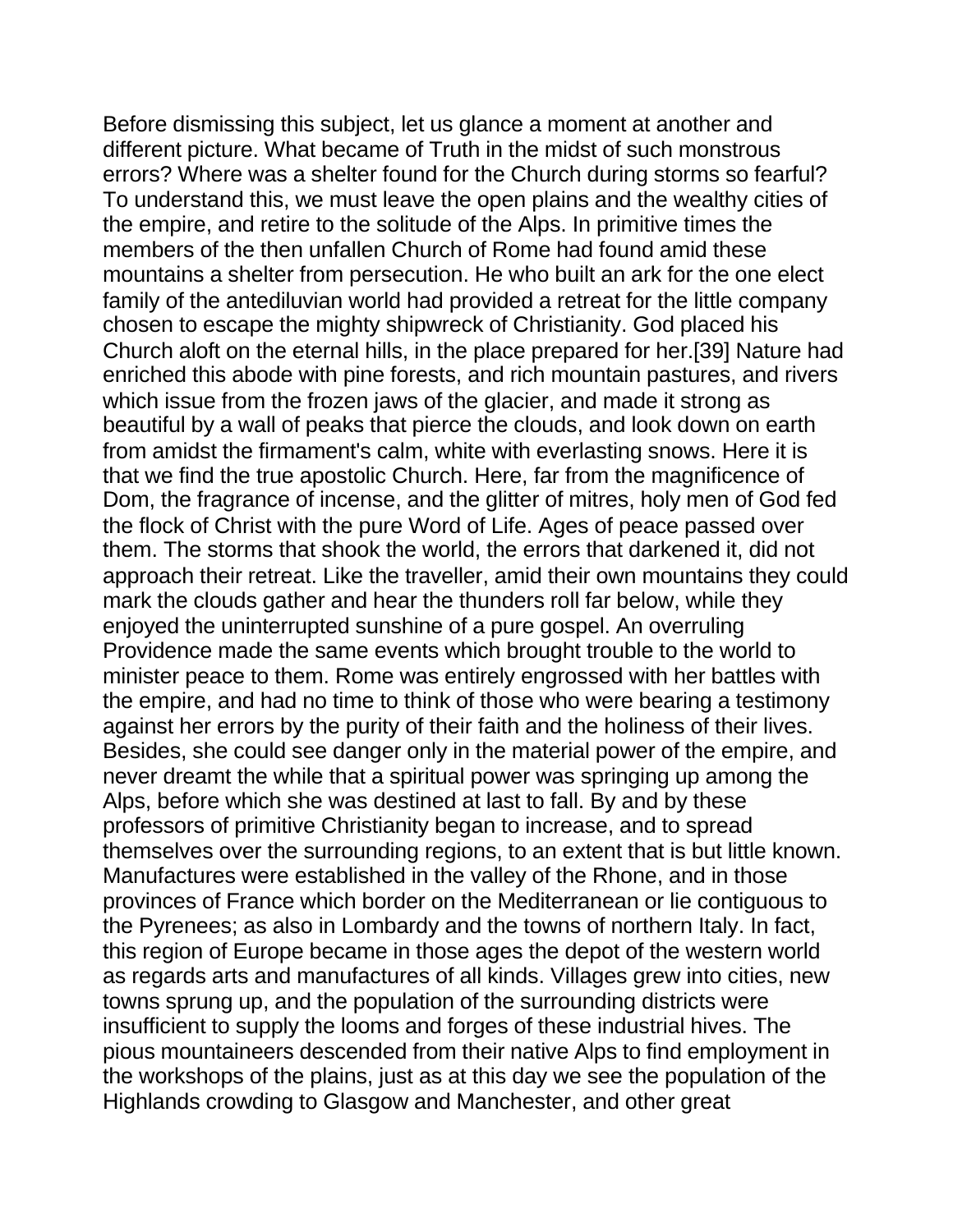Before dismissing this subject, let us glance a moment at another and different picture. What became of Truth in the midst of such monstrous errors? Where was a shelter found for the Church during storms so fearful? To understand this, we must leave the open plains and the wealthy cities of the empire, and retire to the solitude of the Alps. In primitive times the members of the then unfallen Church of Rome had found amid these mountains a shelter from persecution. He who built an ark for the one elect family of the antediluvian world had provided a retreat for the little company chosen to escape the mighty shipwreck of Christianity. God placed his Church aloft on the eternal hills, in the place prepared for her.[39] Nature had enriched this abode with pine forests, and rich mountain pastures, and rivers which issue from the frozen jaws of the glacier, and made it strong as beautiful by a wall of peaks that pierce the clouds, and look down on earth from amidst the firmament's calm, white with everlasting snows. Here it is that we find the true apostolic Church. Here, far from the magnificence of Dom, the fragrance of incense, and the glitter of mitres, holy men of God fed the flock of Christ with the pure Word of Life. Ages of peace passed over them. The storms that shook the world, the errors that darkened it, did not approach their retreat. Like the traveller, amid their own mountains they could mark the clouds gather and hear the thunders roll far below, while they enjoyed the uninterrupted sunshine of a pure gospel. An overruling Providence made the same events which brought trouble to the world to minister peace to them. Rome was entirely engrossed with her battles with the empire, and had no time to think of those who were bearing a testimony against her errors by the purity of their faith and the holiness of their lives. Besides, she could see danger only in the material power of the empire, and never dreamt the while that a spiritual power was springing up among the Alps, before which she was destined at last to fall. By and by these professors of primitive Christianity began to increase, and to spread themselves over the surrounding regions, to an extent that is but little known. Manufactures were established in the valley of the Rhone, and in those provinces of France which border on the Mediterranean or lie contiguous to the Pyrenees; as also in Lombardy and the towns of northern Italy. In fact, this region of Europe became in those ages the depot of the western world as regards arts and manufactures of all kinds. Villages grew into cities, new towns sprung up, and the population of the surrounding districts were insufficient to supply the looms and forges of these industrial hives. The pious mountaineers descended from their native Alps to find employment in the workshops of the plains, just as at this day we see the population of the Highlands crowding to Glasgow and Manchester, and other great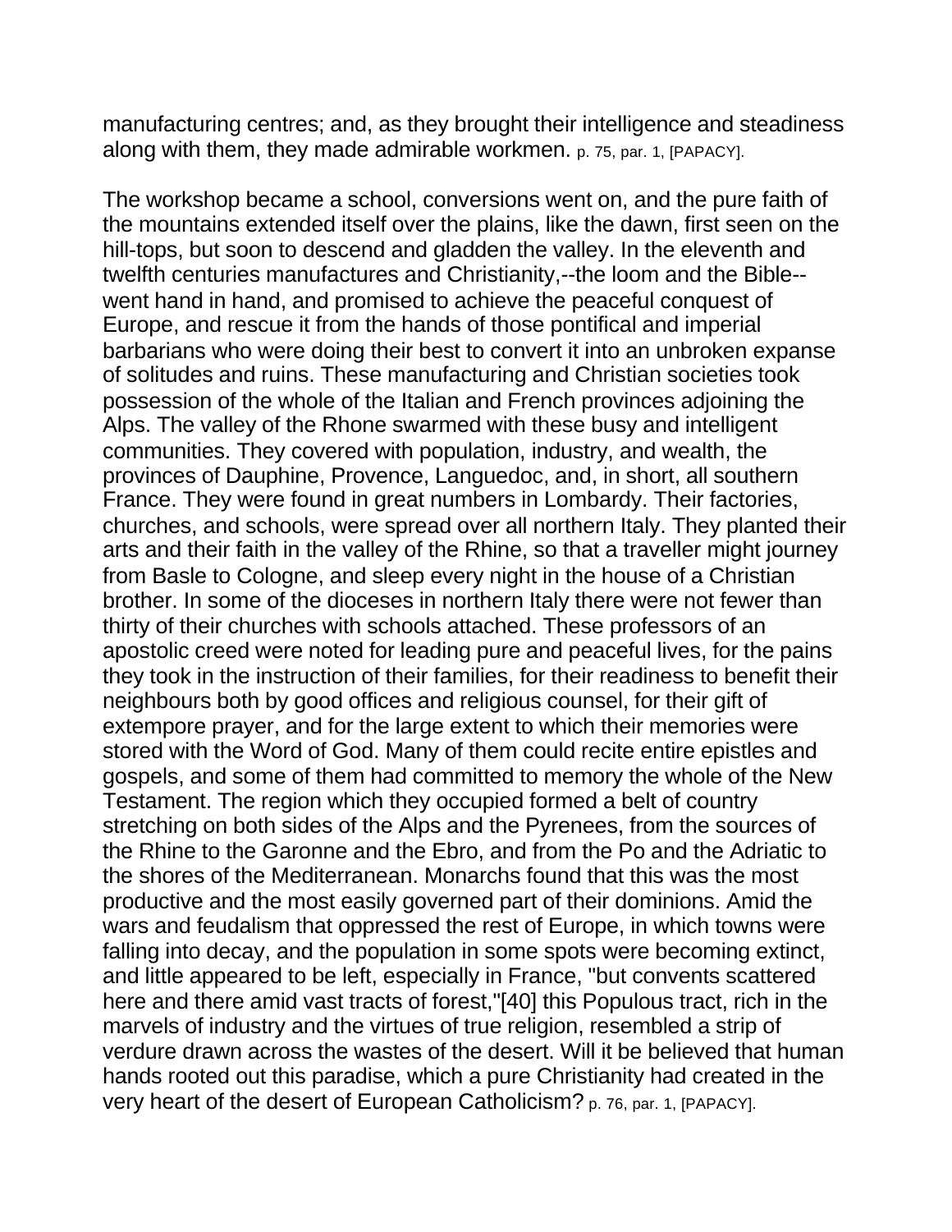manufacturing centres; and, as they brought their intelligence and steadiness along with them, they made admirable workmen. p. 75, par. 1, [PAPACY].

The workshop became a school, conversions went on, and the pure faith of the mountains extended itself over the plains, like the dawn, first seen on the hill-tops, but soon to descend and gladden the valley. In the eleventh and twelfth centuries manufactures and Christianity,--the loom and the Bible--went hand in hand, and promised to achieve the peaceful conquest of Europe, and rescue it from the hands of those pontifical and imperial barbarians who were doing their best to convert it into an unbroken expanse of solitudes and ruins. These manufacturing and Christian societies took possession of the whole of the Italian and French provinces adjoining the Alps. The valley of the Rhone swarmed with these busy and intelligent communities. They covered with population, industry, and wealth, the provinces of Dauphine, Provence, Languedoc, and, in short, all southern France. They were found in great numbers in Lombardy. Their factories, churches, and schools, were spread over all northern Italy. They planted their arts and their faith in the valley of the Rhine, so that a traveller might journey from Basle to Cologne, and sleep every night in the house of a Christian brother. In some of the dioceses in northern Italy there were not fewer than thirty of their churches with schools attached. These professors of an apostolic creed were noted for leading pure and peaceful lives, for the pains they took in the instruction of their families, for their readiness to benefit their neighbours both by good offices and religious counsel, for their gift of extempore prayer, and for the large extent to which their memories were stored with the Word of God. Many of them could recite entire epistles and gospels, and some of them had committed to memory the whole of the New Testament. The region which they occupied formed a belt of country stretching on both sides of the Alps and the Pyrenees, from the sources of the Rhine to the Garonne and the Ebro, and from the Po and the Adriatic to the shores of the Mediterranean. Monarchs found that this was the most productive and the most easily governed part of their dominions. Amid the wars and feudalism that oppressed the rest of Europe, in which towns were falling into decay, and the population in some spots were becoming extinct, and little appeared to be left, especially in France, "but convents scattered here and there amid vast tracts of forest,"[40] this Populous tract, rich in the marvels of industry and the virtues of true religion, resembled a strip of verdure drawn across the wastes of the desert. Will it be believed that human hands rooted out this paradise, which a pure Christianity had created in the very heart of the desert of European Catholicism? p. 76, par. 1, [PAPACY].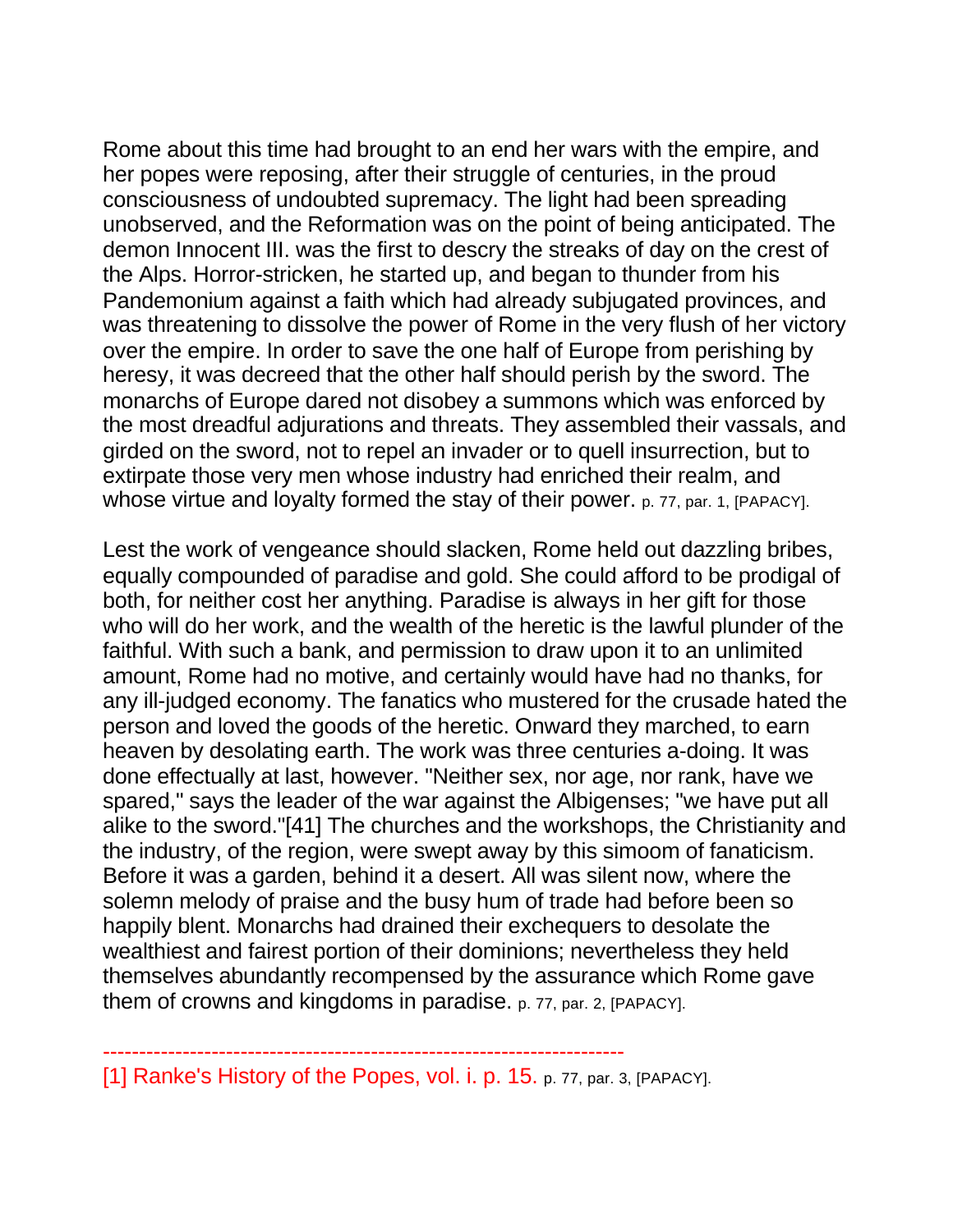Rome about this time had brought to an end her wars with the empire, and her popes were reposing, after their struggle of centuries, in the proud consciousness of undoubted supremacy. The light had been spreading unobserved, and the Reformation was on the point of being anticipated. The demon Innocent III. was the first to descry the streaks of day on the crest of the Alps. Horror-stricken, he started up, and began to thunder from his Pandemonium against a faith which had already subjugated provinces, and was threatening to dissolve the power of Rome in the very flush of her victory over the empire. In order to save the one half of Europe from perishing by heresy, it was decreed that the other half should perish by the sword. The monarchs of Europe dared not disobey a summons which was enforced by the most dreadful adjurations and threats. They assembled their vassals, and girded on the sword, not to repel an invader or to quell insurrection, but to extirpate those very men whose industry had enriched their realm, and whose virtue and loyalty formed the stay of their power. p. 77, par. 1, [PAPACY].

Lest the work of vengeance should slacken, Rome held out dazzling bribes, equally compounded of paradise and gold. She could afford to be prodigal of both, for neither cost her anything. Paradise is always in her gift for those who will do her work, and the wealth of the heretic is the lawful plunder of the faithful. With such a bank, and permission to draw upon it to an unlimited amount, Rome had no motive, and certainly would have had no thanks, for any ill-judged economy. The fanatics who mustered for the crusade hated the person and loved the goods of the heretic. Onward they marched, to earn heaven by desolating earth. The work was three centuries a-doing. It was done effectually at last, however. "Neither sex, nor age, nor rank, have we spared," says the leader of the war against the Albigenses; "we have put all alike to the sword."[41] The churches and the workshops, the Christianity and the industry, of the region, were swept away by this simoom of fanaticism. Before it was a garden, behind it a desert. All was silent now, where the solemn melody of praise and the busy hum of trade had before been so happily blent. Monarchs had drained their exchequers to desolate the wealthiest and fairest portion of their dominions; nevertheless they held themselves abundantly recompensed by the assurance which Rome gave them of crowns and kingdoms in paradise. p. 77, par. 2, [PAPACY].

------------------------------------------------------------------------

[1] Ranke's History of the Popes, vol. i. p. 15. p. 77, par. 3, [PAPACY].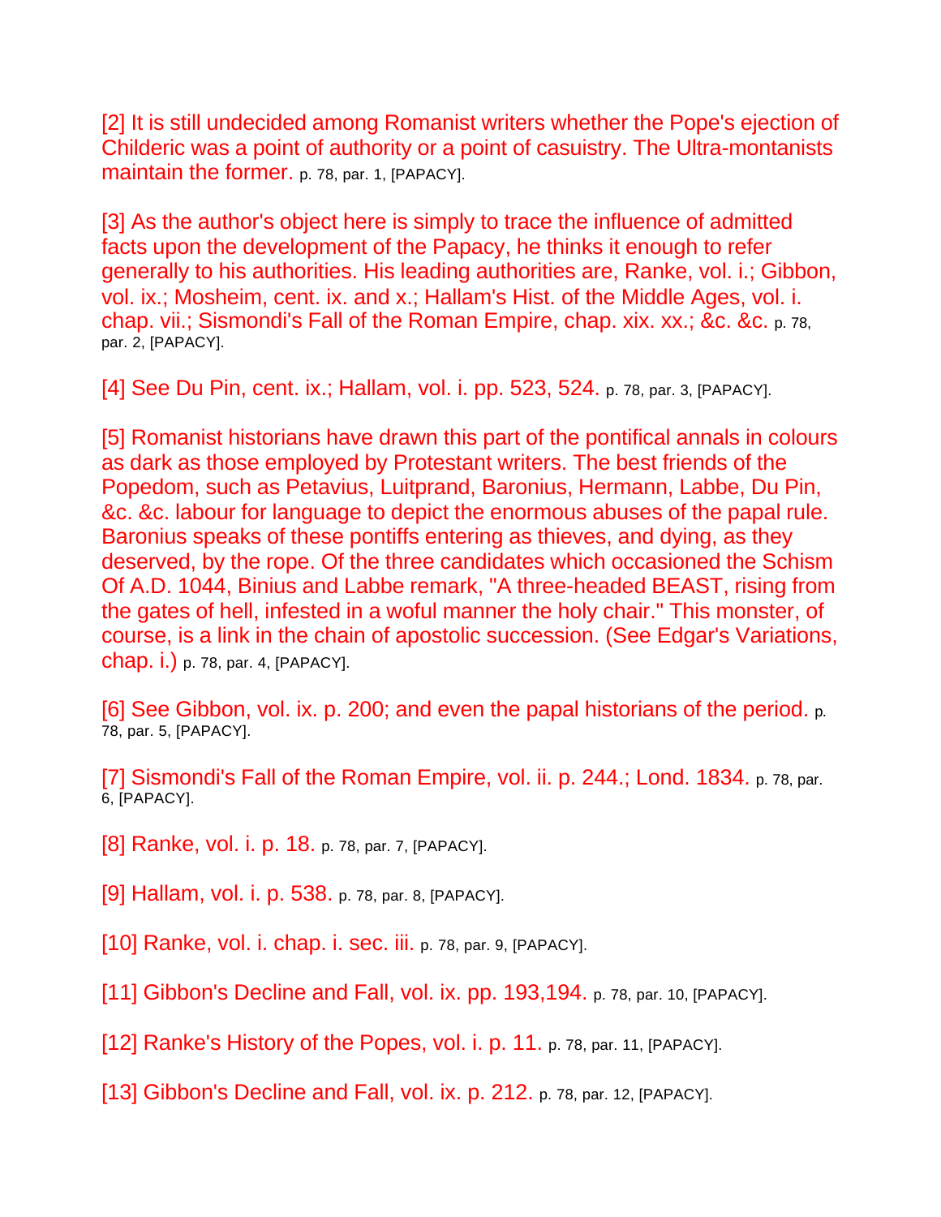[2] It is still undecided among Romanist writers whether the Pope's ejection of Childeric was a point of authority or a point of casuistry. The Ultra-montanists maintain the former. p. 78, par. 1, [PAPACY].

[3] As the author's object here is simply to trace the influence of admitted facts upon the development of the Papacy, he thinks it enough to refer generally to his authorities. His leading authorities are, Ranke, vol. i.; Gibbon, vol. ix.; Mosheim, cent. ix. and x.; Hallam's Hist. of the Middle Ages, vol. i. chap. vii.; Sismondi's Fall of the Roman Empire, chap. xix. xx.; &c. &c. p. 78, par. 2, [PAPACY].

[4] See Du Pin, cent. ix.; Hallam, vol. i. pp. 523, 524. p. 78, par. 3, [PAPACY].

[5] Romanist historians have drawn this part of the pontifical annals in colours as dark as those employed by Protestant writers. The best friends of the Popedom, such as Petavius, Luitprand, Baronius, Hermann, Labbe, Du Pin, &c. &c. labour for language to depict the enormous abuses of the papal rule. Baronius speaks of these pontiffs entering as thieves, and dying, as they deserved, by the rope. Of the three candidates which occasioned the Schism Of A.D. 1044, Binius and Labbe remark, "A three-headed BEAST, rising from the gates of hell, infested in a woful manner the holy chair." This monster, of course, is a link in the chain of apostolic succession. (See Edgar's Variations, chap. i.) p. 78, par. 4, [PAPACY].

[6] See Gibbon, vol. ix. p. 200; and even the papal historians of the period. p. 78, par. 5, [PAPACY].

[7] Sismondi's Fall of the Roman Empire, vol. ii. p. 244.; Lond. 1834. p. 78, par. 6, [PAPACY].

[8] Ranke, vol. i. p. 18. p. 78, par. 7, [PAPACY].

[9] Hallam, vol. i. p. 538. p. 78, par. 8, [PAPACY].

[10] Ranke, vol. i. chap. i. sec. iii. p. 78, par. 9, [PAPACY].

[11] Gibbon's Decline and Fall, vol. ix. pp. 193,194. p. 78, par. 10, [PAPACY].

[12] Ranke's History of the Popes, vol. i. p. 11. p. 78, par. 11, [PAPACY].

[13] Gibbon's Decline and Fall, vol. ix. p. 212. p. 78, par. 12, [PAPACY].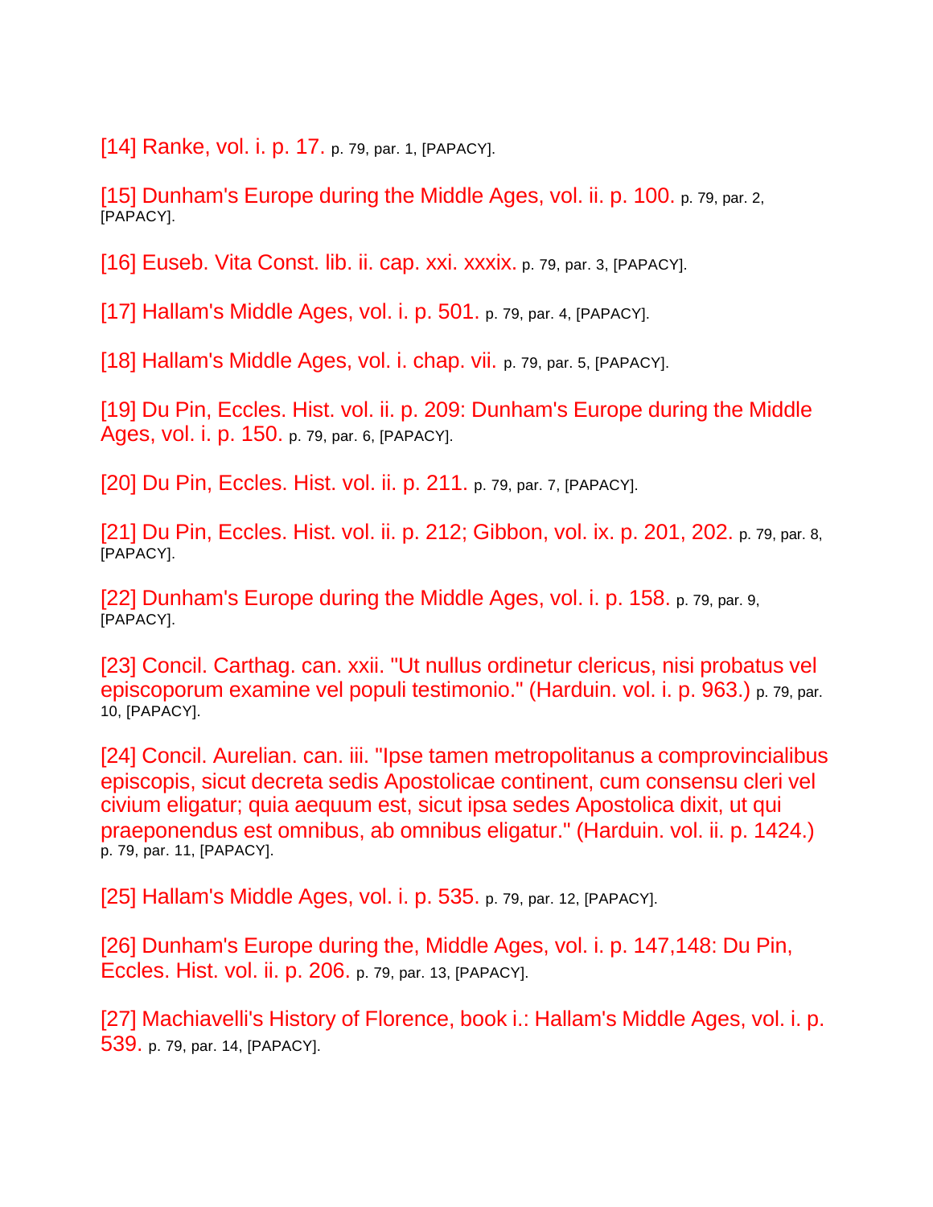[14] Ranke, vol. i. p. 17. p. 79, par. 1, [PAPACY].

[15] Dunham's Europe during the Middle Ages, vol. ii. p. 100. p. 79, par. 2, [PAPACY].

[16] Euseb. Vita Const. lib. ii. cap. xxi. xxxix. p. 79, par. 3, [PAPACY].

[17] Hallam's Middle Ages, vol. i. p. 501. p. 79, par. 4, [PAPACY].

[18] Hallam's Middle Ages, vol. i. chap. vii. p. 79, par. 5, [PAPACY].

[19] Du Pin, Eccles. Hist. vol. ii. p. 209: Dunham's Europe during the Middle Ages, vol. i. p. 150. p. 79, par. 6, [PAPACY].

[20] Du Pin, Eccles. Hist. vol. ii. p. 211. p. 79, par. 7, [PAPACY].

[21] Du Pin, Eccles. Hist. vol. ii. p. 212; Gibbon, vol. ix. p. 201, 202. p. 79, par. 8, [PAPACY].

[22] Dunham's Europe during the Middle Ages, vol. i. p. 158. p. 79, par. 9, [PAPACY].

[23] Concil. Carthag. can. xxii. "Ut nullus ordinetur clericus, nisi probatus vel episcoporum examine vel populi testimonio." (Harduin. vol. i. p. 963.) p. 79, par. 10, [PAPACY].

[24] Concil. Aurelian. can. iii. "Ipse tamen metropolitanus a comprovincialibus episcopis, sicut decreta sedis Apostolicae continent, cum consensu cleri vel civium eligatur; quia aequum est, sicut ipsa sedes Apostolica dixit, ut qui praeponendus est omnibus, ab omnibus eligatur." (Harduin. vol. ii. p. 1424.) p. 79, par. 11, [PAPACY].

[25] Hallam's Middle Ages, vol. i. p. 535. p. 79, par. 12, [PAPACY].

[26] Dunham's Europe during the, Middle Ages, vol. i. p. 147,148: Du Pin, Eccles. Hist. vol. ii. p. 206. p. 79, par. 13, [PAPACY].

[27] Machiavelli's History of Florence, book i.: Hallam's Middle Ages, vol. i. p. 539. p. 79, par. 14, [PAPACY].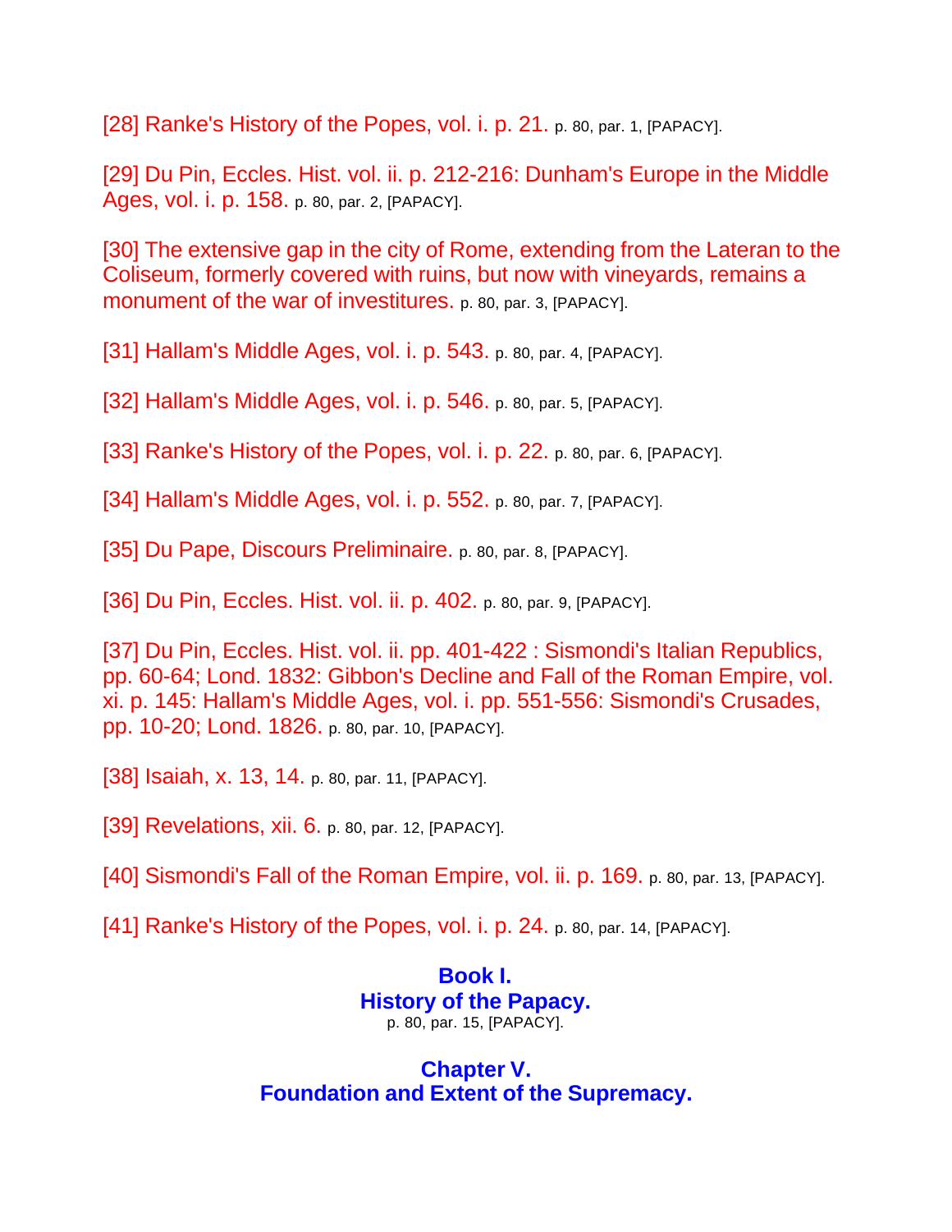[28] Ranke's History of the Popes, vol. i. p. 21. p. 80, par. 1, [PAPACY].

[29] Du Pin, Eccles. Hist. vol. ii. p. 212-216: Dunham's Europe in the Middle Ages, vol. i. p. 158. p. 80, par. 2, [PAPACY].

[30] The extensive gap in the city of Rome, extending from the Lateran to the Coliseum, formerly covered with ruins, but now with vineyards, remains a monument of the war of investitures. p. 80, par. 3, [PAPACY].

[31] Hallam's Middle Ages, vol. i. p. 543. p. 80, par. 4, [PAPACY].

[32] Hallam's Middle Ages, vol. i. p. 546. p. 80, par. 5, [PAPACY].

[33] Ranke's History of the Popes, vol. i. p. 22. p. 80, par. 6, [PAPACY].

[34] Hallam's Middle Ages, vol. i. p. 552. p. 80, par. 7, [PAPACY].

[35] Du Pape, Discours Preliminaire. p. 80, par. 8, [PAPACY].

[36] Du Pin, Eccles. Hist. vol. ii. p. 402. p. 80, par. 9, [PAPACY].

[37] Du Pin, Eccles. Hist. vol. ii. pp. 401-422 : Sismondi's Italian Republics, pp. 60-64; Lond. 1832: Gibbon's Decline and Fall of the Roman Empire, vol. xi. p. 145: Hallam's Middle Ages, vol. i. pp. 551-556: Sismondi's Crusades, pp. 10-20; Lond. 1826. p. 80, par. 10, [PAPACY].

[38] Isaiah, x. 13, 14. p. 80, par. 11, [PAPACY].

[39] Revelations, xii. 6. p. 80, par. 12, [PAPACY].

[40] Sismondi's Fall of the Roman Empire, vol. ii. p. 169. p. 80, par. 13, [PAPACY].

[41] Ranke's History of the Popes, vol. i. p. 24. p. 80, par. 14, [PAPACY].

## Book I.
## History of the Papacy.

p. 80, par. 15, [PAPACY].

## Chapter V.
## Foundation and Extent of the Supremacy.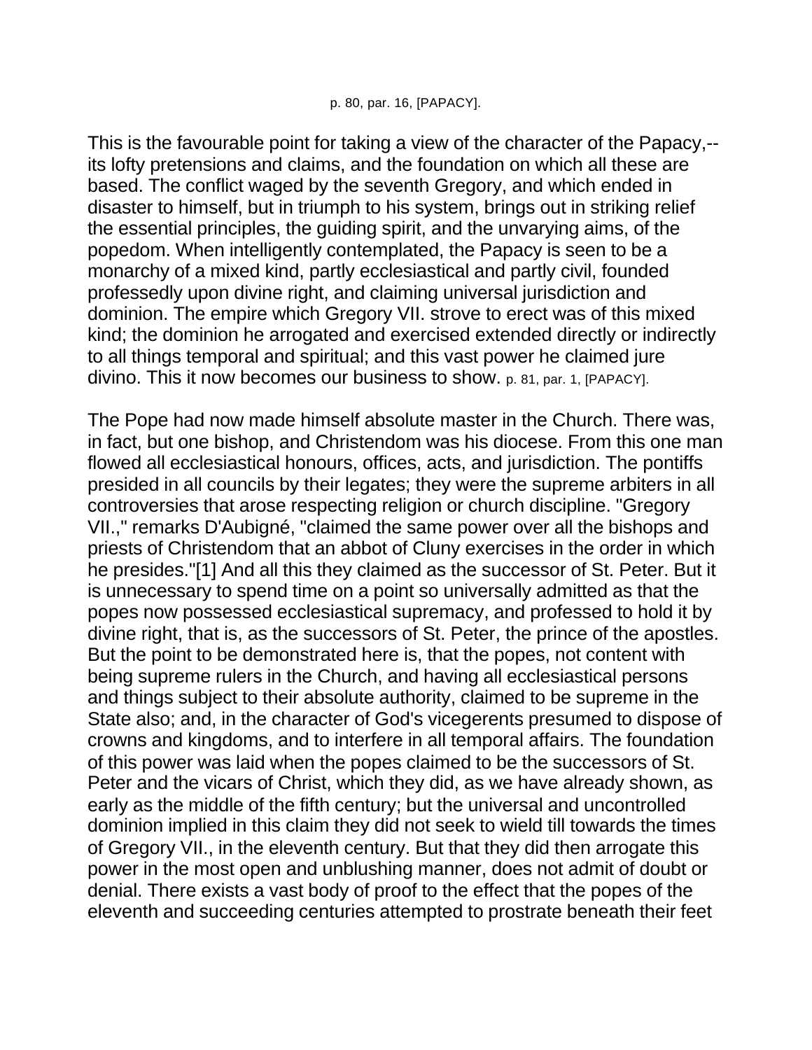p. 80, par. 16, [PAPACY].

This is the favourable point for taking a view of the character of the Papacy,--its lofty pretensions and claims, and the foundation on which all these are based. The conflict waged by the seventh Gregory, and which ended in disaster to himself, but in triumph to his system, brings out in striking relief the essential principles, the guiding spirit, and the unvarying aims, of the popedom. When intelligently contemplated, the Papacy is seen to be a monarchy of a mixed kind, partly ecclesiastical and partly civil, founded professedly upon divine right, and claiming universal jurisdiction and dominion. The empire which Gregory VII. strove to erect was of this mixed kind; the dominion he arrogated and exercised extended directly or indirectly to all things temporal and spiritual; and this vast power he claimed jure divino. This it now becomes our business to show. p. 81, par. 1, [PAPACY].

The Pope had now made himself absolute master in the Church. There was, in fact, but one bishop, and Christendom was his diocese. From this one man flowed all ecclesiastical honours, offices, acts, and jurisdiction. The pontiffs presided in all councils by their legates; they were the supreme arbiters in all controversies that arose respecting religion or church discipline. "Gregory VII.," remarks D'Aubigné, "claimed the same power over all the bishops and priests of Christendom that an abbot of Cluny exercises in the order in which he presides."[1] And all this they claimed as the successor of St. Peter. But it is unnecessary to spend time on a point so universally admitted as that the popes now possessed ecclesiastical supremacy, and professed to hold it by divine right, that is, as the successors of St. Peter, the prince of the apostles. But the point to be demonstrated here is, that the popes, not content with being supreme rulers in the Church, and having all ecclesiastical persons and things subject to their absolute authority, claimed to be supreme in the State also; and, in the character of God's vicegerents presumed to dispose of crowns and kingdoms, and to interfere in all temporal affairs. The foundation of this power was laid when the popes claimed to be the successors of St. Peter and the vicars of Christ, which they did, as we have already shown, as early as the middle of the fifth century; but the universal and uncontrolled dominion implied in this claim they did not seek to wield till towards the times of Gregory VII., in the eleventh century. But that they did then arrogate this power in the most open and unblushing manner, does not admit of doubt or denial. There exists a vast body of proof to the effect that the popes of the eleventh and succeeding centuries attempted to prostrate beneath their feet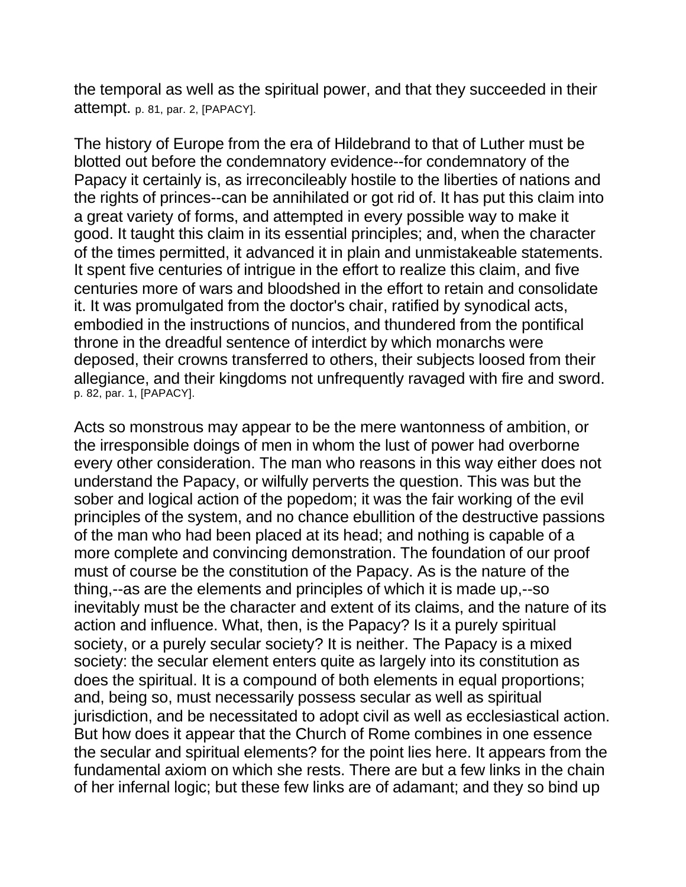the temporal as well as the spiritual power, and that they succeeded in their attempt. p. 81, par. 2, [PAPACY].

The history of Europe from the era of Hildebrand to that of Luther must be blotted out before the condemnatory evidence--for condemnatory of the Papacy it certainly is, as irreconcileably hostile to the liberties of nations and the rights of princes--can be annihilated or got rid of. It has put this claim into a great variety of forms, and attempted in every possible way to make it good. It taught this claim in its essential principles; and, when the character of the times permitted, it advanced it in plain and unmistakeable statements. It spent five centuries of intrigue in the effort to realize this claim, and five centuries more of wars and bloodshed in the effort to retain and consolidate it. It was promulgated from the doctor's chair, ratified by synodical acts, embodied in the instructions of nuncios, and thundered from the pontifical throne in the dreadful sentence of interdict by which monarchs were deposed, their crowns transferred to others, their subjects loosed from their allegiance, and their kingdoms not unfrequently ravaged with fire and sword. p. 82, par. 1, [PAPACY].

Acts so monstrous may appear to be the mere wantonness of ambition, or the irresponsible doings of men in whom the lust of power had overborne every other consideration. The man who reasons in this way either does not understand the Papacy, or wilfully perverts the question. This was but the sober and logical action of the popedom; it was the fair working of the evil principles of the system, and no chance ebullition of the destructive passions of the man who had been placed at its head; and nothing is capable of a more complete and convincing demonstration. The foundation of our proof must of course be the constitution of the Papacy. As is the nature of the thing,--as are the elements and principles of which it is made up,--so inevitably must be the character and extent of its claims, and the nature of its action and influence. What, then, is the Papacy? Is it a purely spiritual society, or a purely secular society? It is neither. The Papacy is a mixed society: the secular element enters quite as largely into its constitution as does the spiritual. It is a compound of both elements in equal proportions; and, being so, must necessarily possess secular as well as spiritual jurisdiction, and be necessitated to adopt civil as well as ecclesiastical action. But how does it appear that the Church of Rome combines in one essence the secular and spiritual elements? for the point lies here. It appears from the fundamental axiom on which she rests. There are but a few links in the chain of her infernal logic; but these few links are of adamant; and they so bind up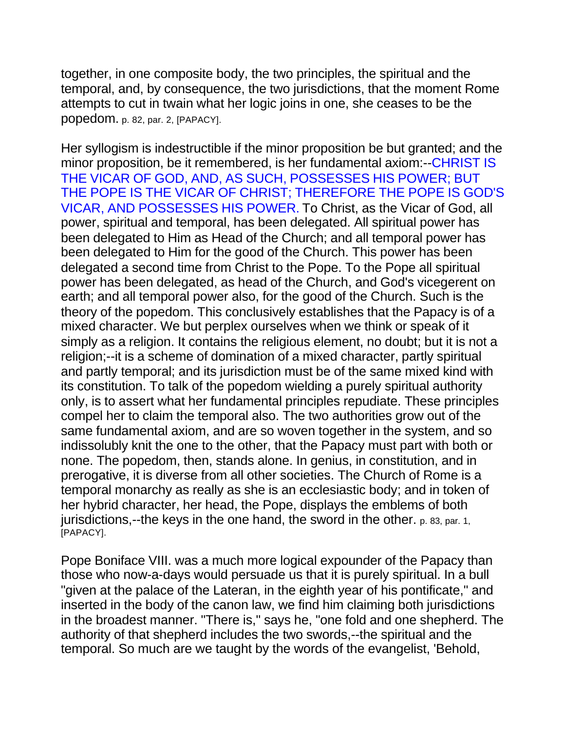together, in one composite body, the two principles, the spiritual and the temporal, and, by consequence, the two jurisdictions, that the moment Rome attempts to cut in twain what her logic joins in one, she ceases to be the popedom. p. 82, par. 2, [PAPACY].

Her syllogism is indestructible if the minor proposition be but granted; and the minor proposition, be it remembered, is her fundamental axiom:--CHRIST IS THE VICAR OF GOD, AND, AS SUCH, POSSESSES HIS POWER; BUT THE POPE IS THE VICAR OF CHRIST; THEREFORE THE POPE IS GOD'S VICAR, AND POSSESSES HIS POWER. To Christ, as the Vicar of God, all power, spiritual and temporal, has been delegated. All spiritual power has been delegated to Him as Head of the Church; and all temporal power has been delegated to Him for the good of the Church. This power has been delegated a second time from Christ to the Pope. To the Pope all spiritual power has been delegated, as head of the Church, and God's vicegerent on earth; and all temporal power also, for the good of the Church. Such is the theory of the popedom. This conclusively establishes that the Papacy is of a mixed character. We but perplex ourselves when we think or speak of it simply as a religion. It contains the religious element, no doubt; but it is not a religion;--it is a scheme of domination of a mixed character, partly spiritual and partly temporal; and its jurisdiction must be of the same mixed kind with its constitution. To talk of the popedom wielding a purely spiritual authority only, is to assert what her fundamental principles repudiate. These principles compel her to claim the temporal also. The two authorities grow out of the same fundamental axiom, and are so woven together in the system, and so indissolubly knit the one to the other, that the Papacy must part with both or none. The popedom, then, stands alone. In genius, in constitution, and in prerogative, it is diverse from all other societies. The Church of Rome is a temporal monarchy as really as she is an ecclesiastic body; and in token of her hybrid character, her head, the Pope, displays the emblems of both jurisdictions,--the keys in the one hand, the sword in the other. p. 83, par. 1, [PAPACY].

Pope Boniface VIII. was a much more logical expounder of the Papacy than those who now-a-days would persuade us that it is purely spiritual. In a bull "given at the palace of the Lateran, in the eighth year of his pontificate," and inserted in the body of the canon law, we find him claiming both jurisdictions in the broadest manner. "There is," says he, "one fold and one shepherd. The authority of that shepherd includes the two swords,--the spiritual and the temporal. So much are we taught by the words of the evangelist, 'Behold,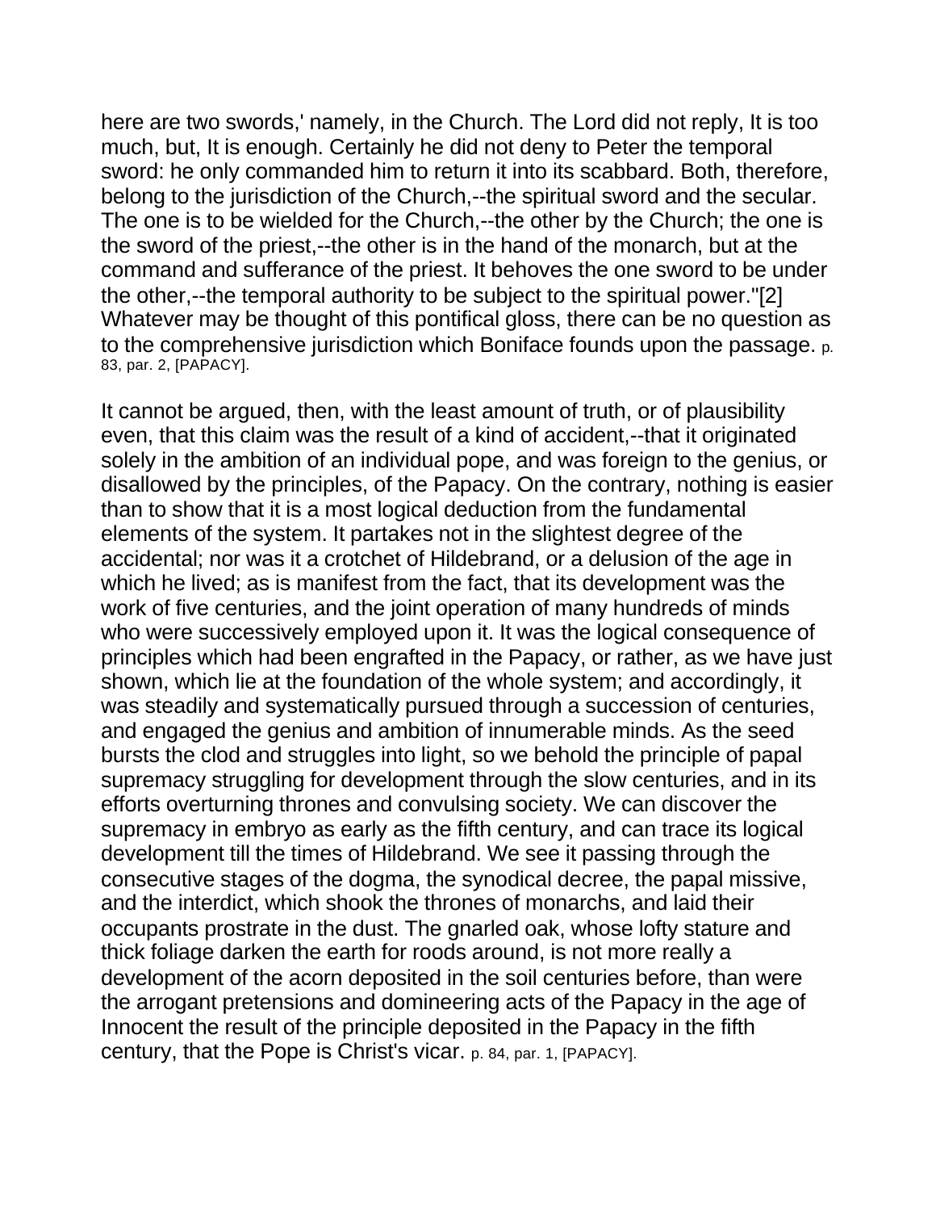here are two swords,' namely, in the Church. The Lord did not reply, It is too much, but, It is enough. Certainly he did not deny to Peter the temporal sword: he only commanded him to return it into its scabbard. Both, therefore, belong to the jurisdiction of the Church,--the spiritual sword and the secular. The one is to be wielded for the Church,--the other by the Church; the one is the sword of the priest,--the other is in the hand of the monarch, but at the command and sufferance of the priest. It behoves the one sword to be under the other,--the temporal authority to be subject to the spiritual power."[2] Whatever may be thought of this pontifical gloss, there can be no question as to the comprehensive jurisdiction which Boniface founds upon the passage. p. 83, par. 2, [PAPACY].

It cannot be argued, then, with the least amount of truth, or of plausibility even, that this claim was the result of a kind of accident,--that it originated solely in the ambition of an individual pope, and was foreign to the genius, or disallowed by the principles, of the Papacy. On the contrary, nothing is easier than to show that it is a most logical deduction from the fundamental elements of the system. It partakes not in the slightest degree of the accidental; nor was it a crotchet of Hildebrand, or a delusion of the age in which he lived; as is manifest from the fact, that its development was the work of five centuries, and the joint operation of many hundreds of minds who were successively employed upon it. It was the logical consequence of principles which had been engrafted in the Papacy, or rather, as we have just shown, which lie at the foundation of the whole system; and accordingly, it was steadily and systematically pursued through a succession of centuries, and engaged the genius and ambition of innumerable minds. As the seed bursts the clod and struggles into light, so we behold the principle of papal supremacy struggling for development through the slow centuries, and in its efforts overturning thrones and convulsing society. We can discover the supremacy in embryo as early as the fifth century, and can trace its logical development till the times of Hildebrand. We see it passing through the consecutive stages of the dogma, the synodical decree, the papal missive, and the interdict, which shook the thrones of monarchs, and laid their occupants prostrate in the dust. The gnarled oak, whose lofty stature and thick foliage darken the earth for roods around, is not more really a development of the acorn deposited in the soil centuries before, than were the arrogant pretensions and domineering acts of the Papacy in the age of Innocent the result of the principle deposited in the Papacy in the fifth century, that the Pope is Christ's vicar. p. 84, par. 1, [PAPACY].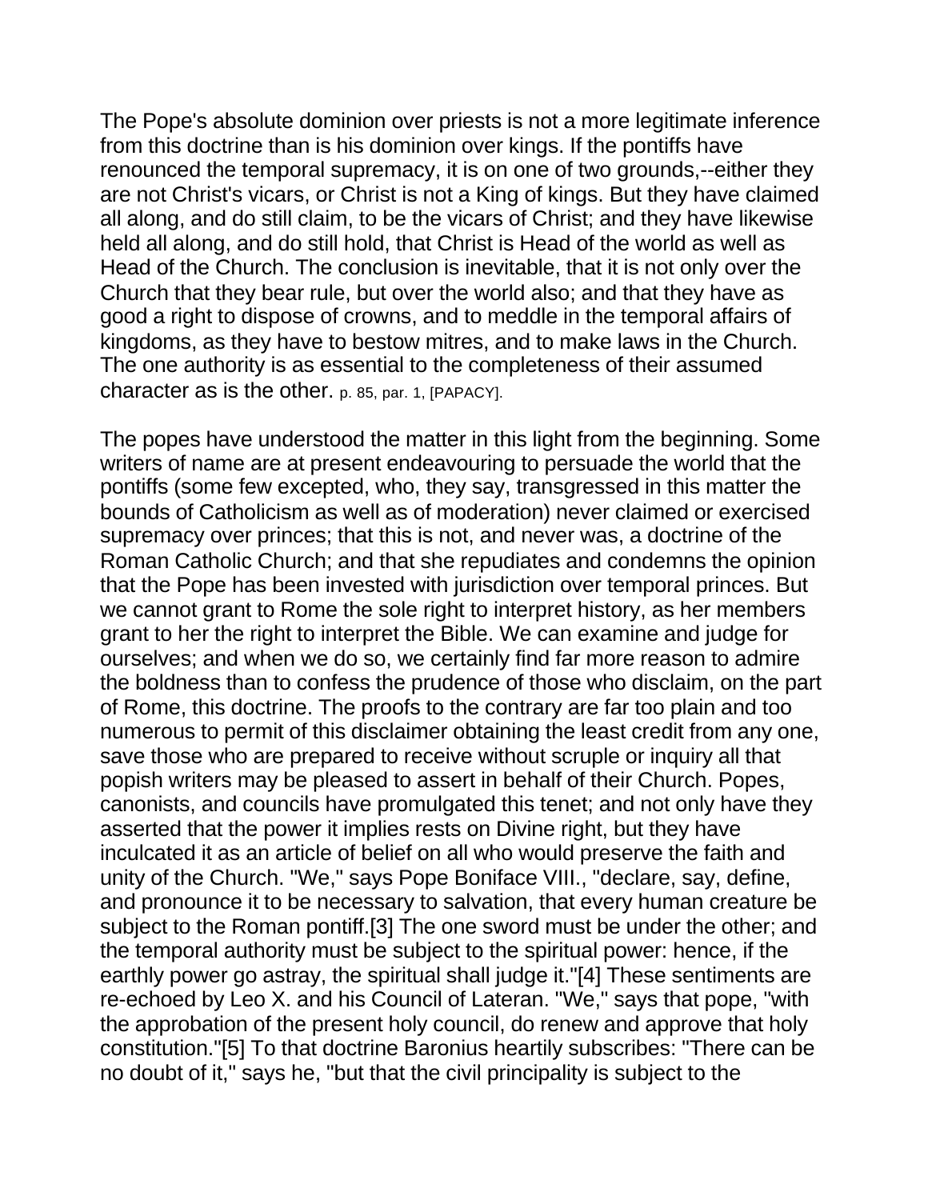The Pope's absolute dominion over priests is not a more legitimate inference from this doctrine than is his dominion over kings. If the pontiffs have renounced the temporal supremacy, it is on one of two grounds,--either they are not Christ's vicars, or Christ is not a King of kings. But they have claimed all along, and do still claim, to be the vicars of Christ; and they have likewise held all along, and do still hold, that Christ is Head of the world as well as Head of the Church. The conclusion is inevitable, that it is not only over the Church that they bear rule, but over the world also; and that they have as good a right to dispose of crowns, and to meddle in the temporal affairs of kingdoms, as they have to bestow mitres, and to make laws in the Church. The one authority is as essential to the completeness of their assumed character as is the other. p. 85, par. 1, [PAPACY].

The popes have understood the matter in this light from the beginning. Some writers of name are at present endeavouring to persuade the world that the pontiffs (some few excepted, who, they say, transgressed in this matter the bounds of Catholicism as well as of moderation) never claimed or exercised supremacy over princes; that this is not, and never was, a doctrine of the Roman Catholic Church; and that she repudiates and condemns the opinion that the Pope has been invested with jurisdiction over temporal princes. But we cannot grant to Rome the sole right to interpret history, as her members grant to her the right to interpret the Bible. We can examine and judge for ourselves; and when we do so, we certainly find far more reason to admire the boldness than to confess the prudence of those who disclaim, on the part of Rome, this doctrine. The proofs to the contrary are far too plain and too numerous to permit of this disclaimer obtaining the least credit from any one, save those who are prepared to receive without scruple or inquiry all that popish writers may be pleased to assert in behalf of their Church. Popes, canonists, and councils have promulgated this tenet; and not only have they asserted that the power it implies rests on Divine right, but they have inculcated it as an article of belief on all who would preserve the faith and unity of the Church. "We," says Pope Boniface VIII., "declare, say, define, and pronounce it to be necessary to salvation, that every human creature be subject to the Roman pontiff.[3] The one sword must be under the other; and the temporal authority must be subject to the spiritual power: hence, if the earthly power go astray, the spiritual shall judge it."[4] These sentiments are re-echoed by Leo X. and his Council of Lateran. "We," says that pope, "with the approbation of the present holy council, do renew and approve that holy constitution."[5] To that doctrine Baronius heartily subscribes: "There can be no doubt of it," says he, "but that the civil principality is subject to the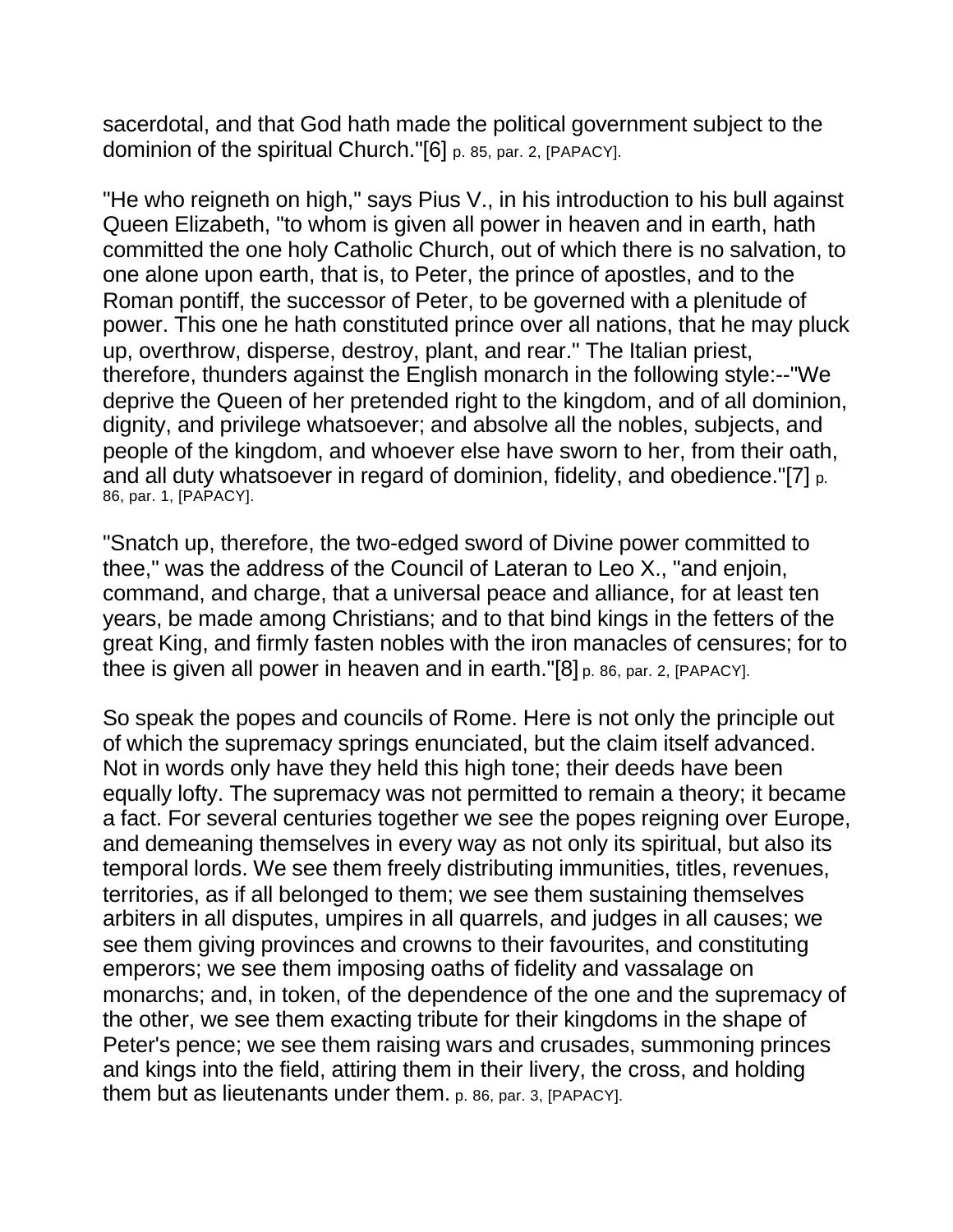sacerdotal, and that God hath made the political government subject to the dominion of the spiritual Church."[6] p. 85, par. 2, [PAPACY].

"He who reigneth on high," says Pius V., in his introduction to his bull against Queen Elizabeth, "to whom is given all power in heaven and in earth, hath committed the one holy Catholic Church, out of which there is no salvation, to one alone upon earth, that is, to Peter, the prince of apostles, and to the Roman pontiff, the successor of Peter, to be governed with a plenitude of power. This one he hath constituted prince over all nations, that he may pluck up, overthrow, disperse, destroy, plant, and rear." The Italian priest, therefore, thunders against the English monarch in the following style:--"We deprive the Queen of her pretended right to the kingdom, and of all dominion, dignity, and privilege whatsoever; and absolve all the nobles, subjects, and people of the kingdom, and whoever else have sworn to her, from their oath, and all duty whatsoever in regard of dominion, fidelity, and obedience."[7] p. 86, par. 1, [PAPACY].

"Snatch up, therefore, the two-edged sword of Divine power committed to thee," was the address of the Council of Lateran to Leo X., "and enjoin, command, and charge, that a universal peace and alliance, for at least ten years, be made among Christians; and to that bind kings in the fetters of the great King, and firmly fasten nobles with the iron manacles of censures; for to thee is given all power in heaven and in earth."[8] p. 86, par. 2, [PAPACY].

So speak the popes and councils of Rome. Here is not only the principle out of which the supremacy springs enunciated, but the claim itself advanced. Not in words only have they held this high tone; their deeds have been equally lofty. The supremacy was not permitted to remain a theory; it became a fact. For several centuries together we see the popes reigning over Europe, and demeaning themselves in every way as not only its spiritual, but also its temporal lords. We see them freely distributing immunities, titles, revenues, territories, as if all belonged to them; we see them sustaining themselves arbiters in all disputes, umpires in all quarrels, and judges in all causes; we see them giving provinces and crowns to their favourites, and constituting emperors; we see them imposing oaths of fidelity and vassalage on monarchs; and, in token, of the dependence of the one and the supremacy of the other, we see them exacting tribute for their kingdoms in the shape of Peter's pence; we see them raising wars and crusades, summoning princes and kings into the field, attiring them in their livery, the cross, and holding them but as lieutenants under them. p. 86, par. 3, [PAPACY].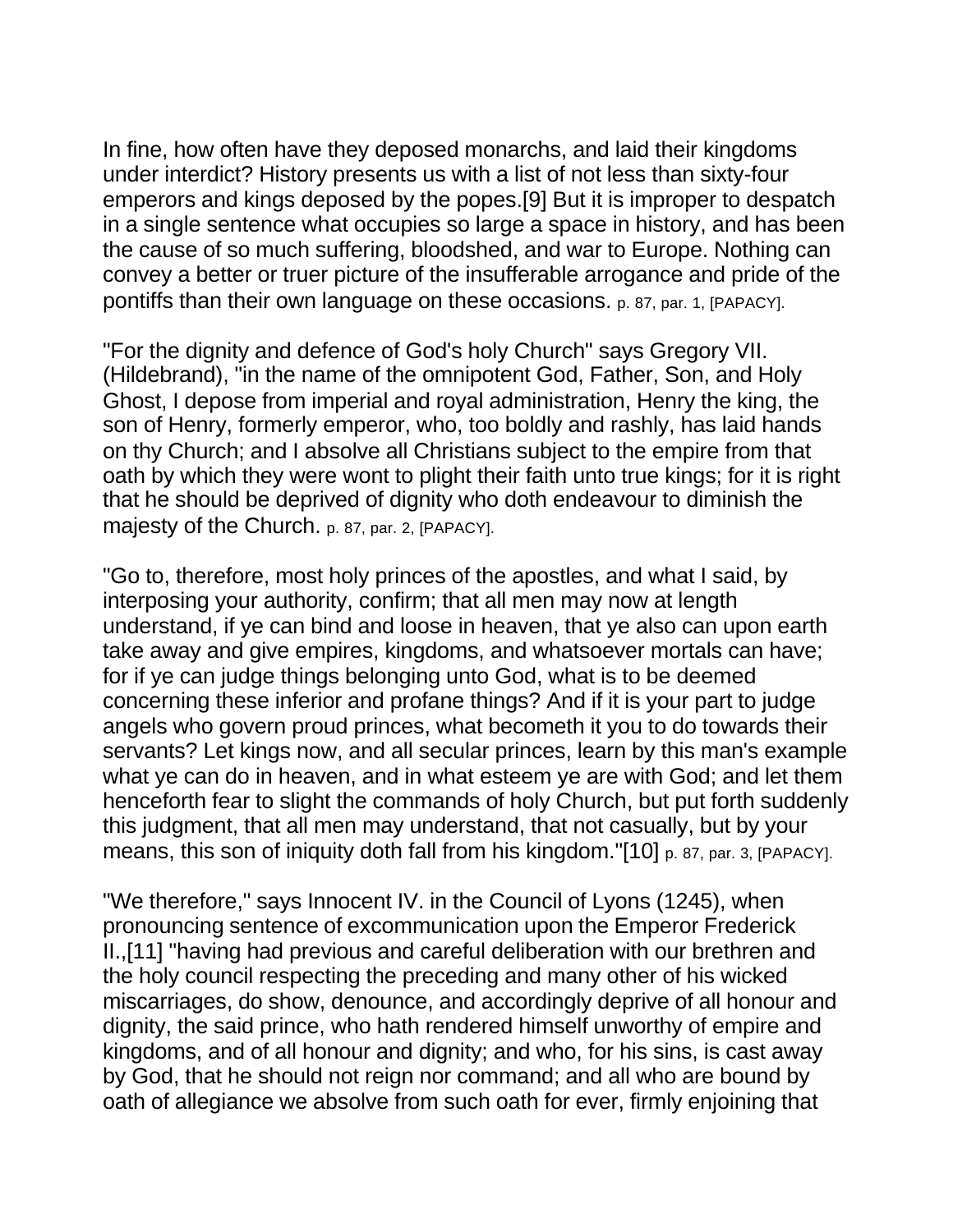In fine, how often have they deposed monarchs, and laid their kingdoms under interdict? History presents us with a list of not less than sixty-four emperors and kings deposed by the popes.[9] But it is improper to despatch in a single sentence what occupies so large a space in history, and has been the cause of so much suffering, bloodshed, and war to Europe. Nothing can convey a better or truer picture of the insufferable arrogance and pride of the pontiffs than their own language on these occasions. p. 87, par. 1, [PAPACY].

"For the dignity and defence of God's holy Church" says Gregory VII. (Hildebrand), "in the name of the omnipotent God, Father, Son, and Holy Ghost, I depose from imperial and royal administration, Henry the king, the son of Henry, formerly emperor, who, too boldly and rashly, has laid hands on thy Church; and I absolve all Christians subject to the empire from that oath by which they were wont to plight their faith unto true kings; for it is right that he should be deprived of dignity who doth endeavour to diminish the majesty of the Church. p. 87, par. 2, [PAPACY].

"Go to, therefore, most holy princes of the apostles, and what I said, by interposing your authority, confirm; that all men may now at length understand, if ye can bind and loose in heaven, that ye also can upon earth take away and give empires, kingdoms, and whatsoever mortals can have; for if ye can judge things belonging unto God, what is to be deemed concerning these inferior and profane things? And if it is your part to judge angels who govern proud princes, what becometh it you to do towards their servants? Let kings now, and all secular princes, learn by this man's example what ye can do in heaven, and in what esteem ye are with God; and let them henceforth fear to slight the commands of holy Church, but put forth suddenly this judgment, that all men may understand, that not casually, but by your means, this son of iniquity doth fall from his kingdom."[10] p. 87, par. 3, [PAPACY].

"We therefore," says Innocent IV. in the Council of Lyons (1245), when pronouncing sentence of excommunication upon the Emperor Frederick II.,[11] "having had previous and careful deliberation with our brethren and the holy council respecting the preceding and many other of his wicked miscarriages, do show, denounce, and accordingly deprive of all honour and dignity, the said prince, who hath rendered himself unworthy of empire and kingdoms, and of all honour and dignity; and who, for his sins, is cast away by God, that he should not reign nor command; and all who are bound by oath of allegiance we absolve from such oath for ever, firmly enjoining that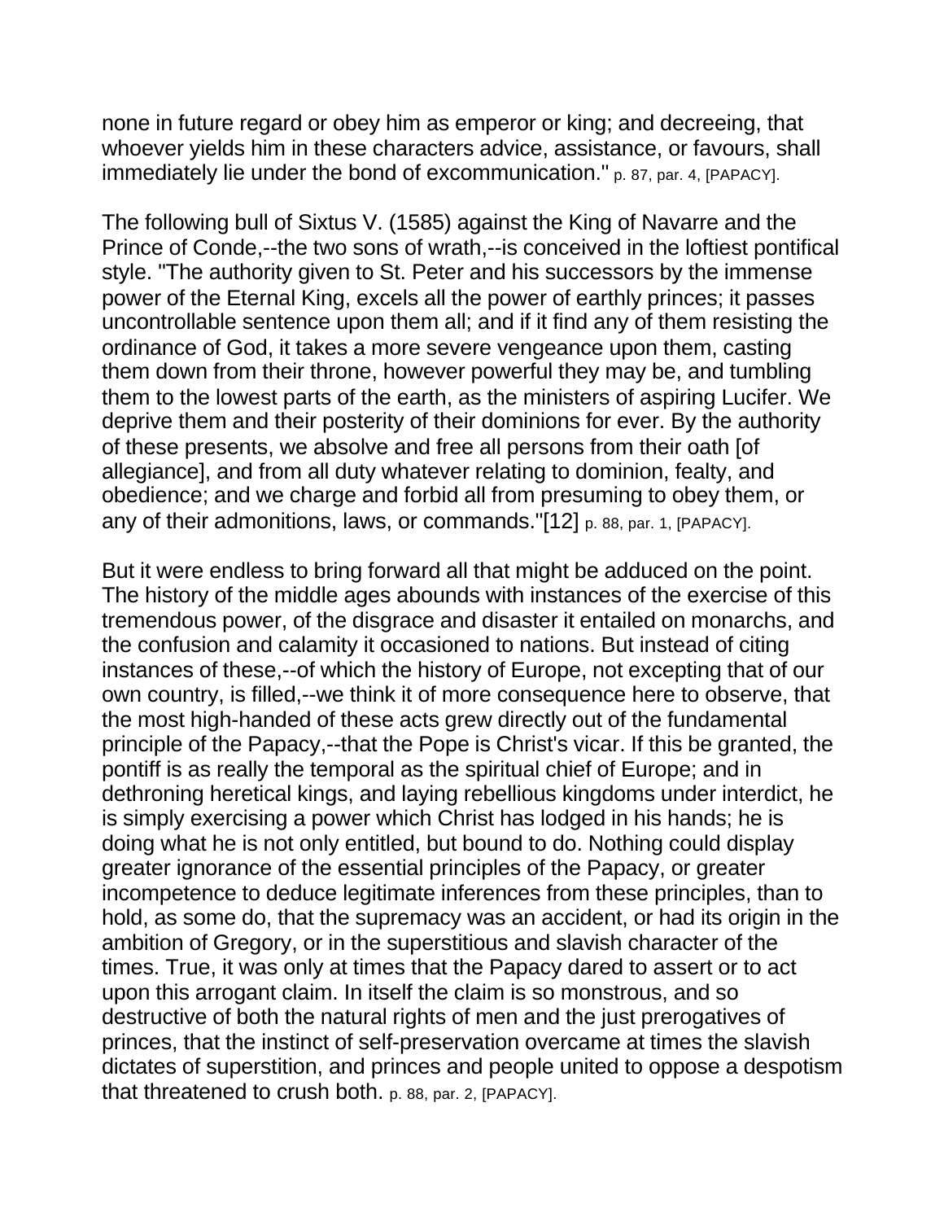none in future regard or obey him as emperor or king; and decreeing, that whoever yields him in these characters advice, assistance, or favours, shall immediately lie under the bond of excommunication." p. 87, par. 4, [PAPACY].

The following bull of Sixtus V. (1585) against the King of Navarre and the Prince of Conde,--the two sons of wrath,--is conceived in the loftiest pontifical style. "The authority given to St. Peter and his successors by the immense power of the Eternal King, excels all the power of earthly princes; it passes uncontrollable sentence upon them all; and if it find any of them resisting the ordinance of God, it takes a more severe vengeance upon them, casting them down from their throne, however powerful they may be, and tumbling them to the lowest parts of the earth, as the ministers of aspiring Lucifer. We deprive them and their posterity of their dominions for ever. By the authority of these presents, we absolve and free all persons from their oath [of allegiance], and from all duty whatever relating to dominion, fealty, and obedience; and we charge and forbid all from presuming to obey them, or any of their admonitions, laws, or commands."[12] p. 88, par. 1, [PAPACY].

But it were endless to bring forward all that might be adduced on the point. The history of the middle ages abounds with instances of the exercise of this tremendous power, of the disgrace and disaster it entailed on monarchs, and the confusion and calamity it occasioned to nations. But instead of citing instances of these,--of which the history of Europe, not excepting that of our own country, is filled,--we think it of more consequence here to observe, that the most high-handed of these acts grew directly out of the fundamental principle of the Papacy,--that the Pope is Christ's vicar. If this be granted, the pontiff is as really the temporal as the spiritual chief of Europe; and in dethroning heretical kings, and laying rebellious kingdoms under interdict, he is simply exercising a power which Christ has lodged in his hands; he is doing what he is not only entitled, but bound to do. Nothing could display greater ignorance of the essential principles of the Papacy, or greater incompetence to deduce legitimate inferences from these principles, than to hold, as some do, that the supremacy was an accident, or had its origin in the ambition of Gregory, or in the superstitious and slavish character of the times. True, it was only at times that the Papacy dared to assert or to act upon this arrogant claim. In itself the claim is so monstrous, and so destructive of both the natural rights of men and the just prerogatives of princes, that the instinct of self-preservation overcame at times the slavish dictates of superstition, and princes and people united to oppose a despotism that threatened to crush both. p. 88, par. 2, [PAPACY].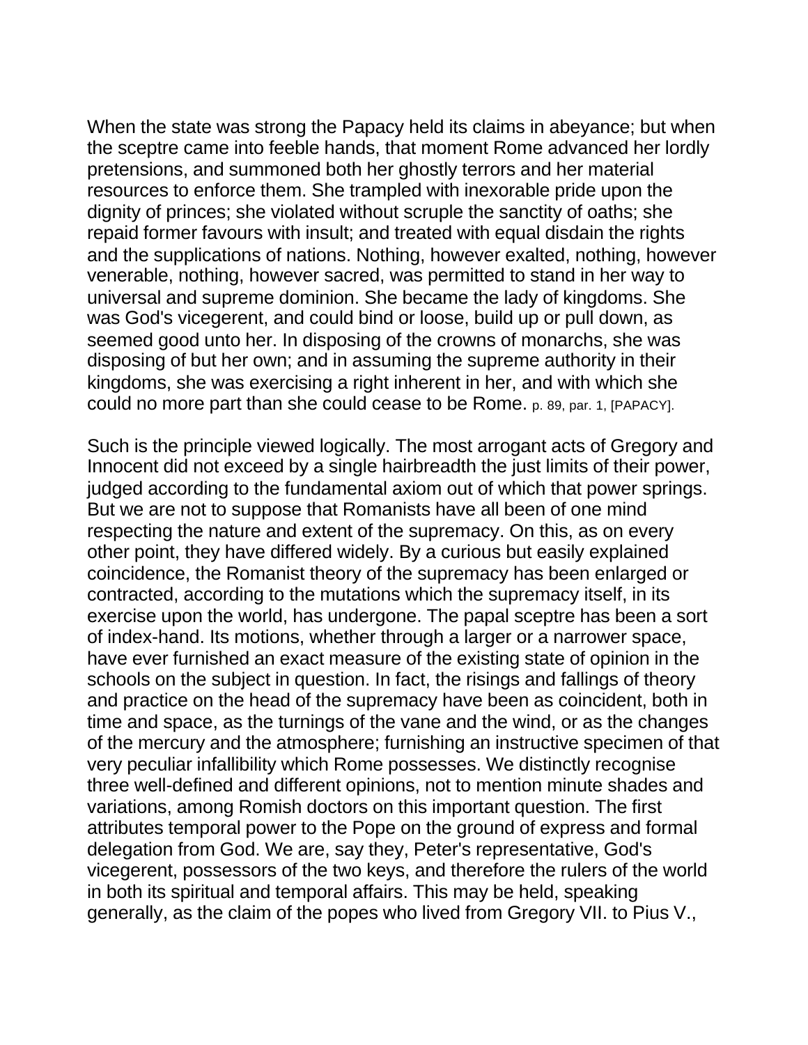When the state was strong the Papacy held its claims in abeyance; but when the sceptre came into feeble hands, that moment Rome advanced her lordly pretensions, and summoned both her ghostly terrors and her material resources to enforce them. She trampled with inexorable pride upon the dignity of princes; she violated without scruple the sanctity of oaths; she repaid former favours with insult; and treated with equal disdain the rights and the supplications of nations. Nothing, however exalted, nothing, however venerable, nothing, however sacred, was permitted to stand in her way to universal and supreme dominion. She became the lady of kingdoms. She was God's vicegerent, and could bind or loose, build up or pull down, as seemed good unto her. In disposing of the crowns of monarchs, she was disposing of but her own; and in assuming the supreme authority in their kingdoms, she was exercising a right inherent in her, and with which she could no more part than she could cease to be Rome. p. 89, par. 1, [PAPACY].

Such is the principle viewed logically. The most arrogant acts of Gregory and Innocent did not exceed by a single hairbreadth the just limits of their power, judged according to the fundamental axiom out of which that power springs. But we are not to suppose that Romanists have all been of one mind respecting the nature and extent of the supremacy. On this, as on every other point, they have differed widely. By a curious but easily explained coincidence, the Romanist theory of the supremacy has been enlarged or contracted, according to the mutations which the supremacy itself, in its exercise upon the world, has undergone. The papal sceptre has been a sort of index-hand. Its motions, whether through a larger or a narrower space, have ever furnished an exact measure of the existing state of opinion in the schools on the subject in question. In fact, the risings and fallings of theory and practice on the head of the supremacy have been as coincident, both in time and space, as the turnings of the vane and the wind, or as the changes of the mercury and the atmosphere; furnishing an instructive specimen of that very peculiar infallibility which Rome possesses. We distinctly recognise three well-defined and different opinions, not to mention minute shades and variations, among Romish doctors on this important question. The first attributes temporal power to the Pope on the ground of express and formal delegation from God. We are, say they, Peter's representative, God's vicegerent, possessors of the two keys, and therefore the rulers of the world in both its spiritual and temporal affairs. This may be held, speaking generally, as the claim of the popes who lived from Gregory VII. to Pius V.,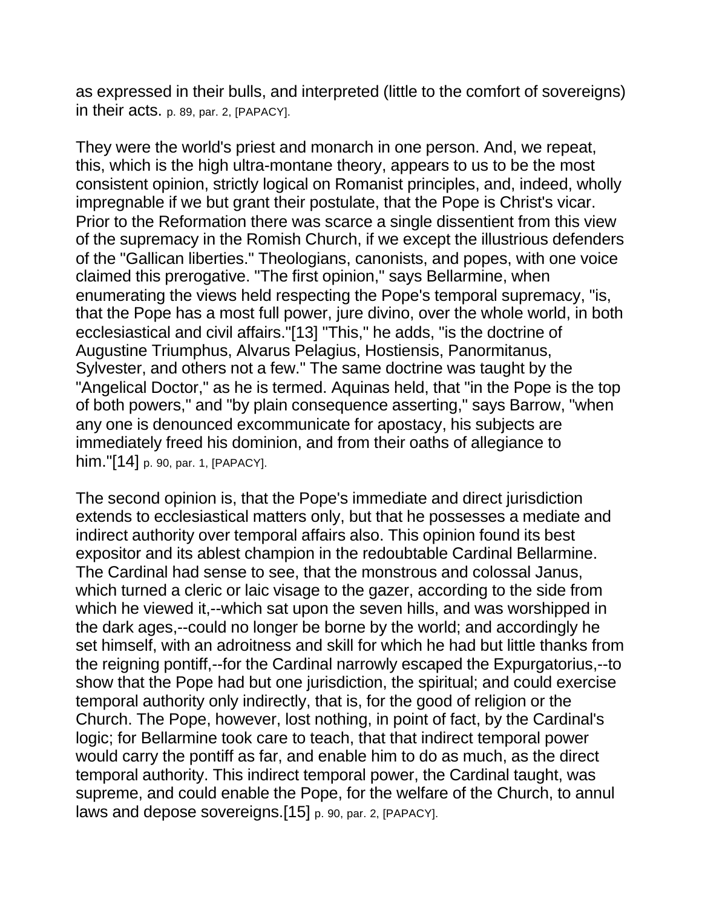as expressed in their bulls, and interpreted (little to the comfort of sovereigns) in their acts. p. 89, par. 2, [PAPACY].

They were the world's priest and monarch in one person. And, we repeat, this, which is the high ultra-montane theory, appears to us to be the most consistent opinion, strictly logical on Romanist principles, and, indeed, wholly impregnable if we but grant their postulate, that the Pope is Christ's vicar. Prior to the Reformation there was scarce a single dissentient from this view of the supremacy in the Romish Church, if we except the illustrious defenders of the "Gallican liberties." Theologians, canonists, and popes, with one voice claimed this prerogative. "The first opinion," says Bellarmine, when enumerating the views held respecting the Pope's temporal supremacy, "is, that the Pope has a most full power, jure divino, over the whole world, in both ecclesiastical and civil affairs."[13] "This," he adds, "is the doctrine of Augustine Triumphus, Alvarus Pelagius, Hostiensis, Panormitanus, Sylvester, and others not a few." The same doctrine was taught by the "Angelical Doctor," as he is termed. Aquinas held, that "in the Pope is the top of both powers," and "by plain consequence asserting," says Barrow, "when any one is denounced excommunicate for apostacy, his subjects are immediately freed his dominion, and from their oaths of allegiance to him."[14] p. 90, par. 1, [PAPACY].

The second opinion is, that the Pope's immediate and direct jurisdiction extends to ecclesiastical matters only, but that he possesses a mediate and indirect authority over temporal affairs also. This opinion found its best expositor and its ablest champion in the redoubtable Cardinal Bellarmine. The Cardinal had sense to see, that the monstrous and colossal Janus, which turned a cleric or laic visage to the gazer, according to the side from which he viewed it,--which sat upon the seven hills, and was worshipped in the dark ages,--could no longer be borne by the world; and accordingly he set himself, with an adroitness and skill for which he had but little thanks from the reigning pontiff,--for the Cardinal narrowly escaped the Expurgatorius,--to show that the Pope had but one jurisdiction, the spiritual; and could exercise temporal authority only indirectly, that is, for the good of religion or the Church. The Pope, however, lost nothing, in point of fact, by the Cardinal's logic; for Bellarmine took care to teach, that that indirect temporal power would carry the pontiff as far, and enable him to do as much, as the direct temporal authority. This indirect temporal power, the Cardinal taught, was supreme, and could enable the Pope, for the welfare of the Church, to annul laws and depose sovereigns.[15] p. 90, par. 2, [PAPACY].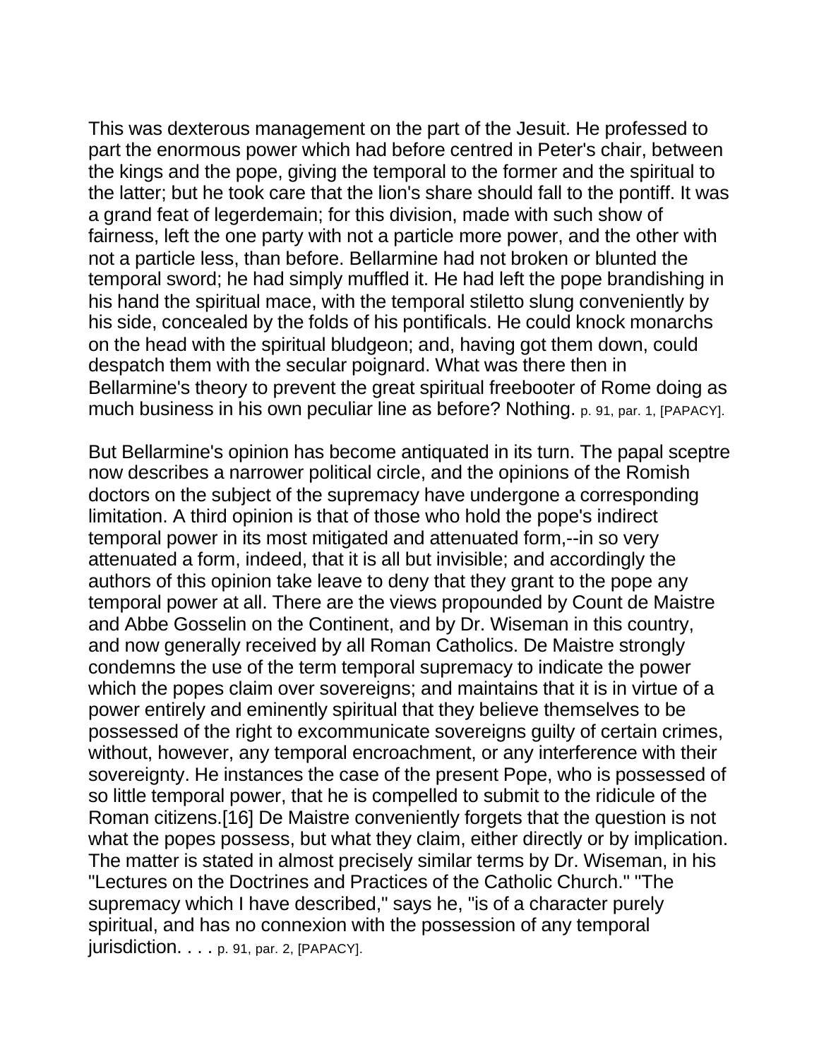This was dexterous management on the part of the Jesuit. He professed to part the enormous power which had before centred in Peter's chair, between the kings and the pope, giving the temporal to the former and the spiritual to the latter; but he took care that the lion's share should fall to the pontiff. It was a grand feat of legerdemain; for this division, made with such show of fairness, left the one party with not a particle more power, and the other with not a particle less, than before. Bellarmine had not broken or blunted the temporal sword; he had simply muffled it. He had left the pope brandishing in his hand the spiritual mace, with the temporal stiletto slung conveniently by his side, concealed by the folds of his pontificals. He could knock monarchs on the head with the spiritual bludgeon; and, having got them down, could despatch them with the secular poignard. What was there then in Bellarmine's theory to prevent the great spiritual freebooter of Rome doing as much business in his own peculiar line as before? Nothing. p. 91, par. 1, [PAPACY].

But Bellarmine's opinion has become antiquated in its turn. The papal sceptre now describes a narrower political circle, and the opinions of the Romish doctors on the subject of the supremacy have undergone a corresponding limitation. A third opinion is that of those who hold the pope's indirect temporal power in its most mitigated and attenuated form,--in so very attenuated a form, indeed, that it is all but invisible; and accordingly the authors of this opinion take leave to deny that they grant to the pope any temporal power at all. There are the views propounded by Count de Maistre and Abbe Gosselin on the Continent, and by Dr. Wiseman in this country, and now generally received by all Roman Catholics. De Maistre strongly condemns the use of the term temporal supremacy to indicate the power which the popes claim over sovereigns; and maintains that it is in virtue of a power entirely and eminently spiritual that they believe themselves to be possessed of the right to excommunicate sovereigns guilty of certain crimes, without, however, any temporal encroachment, or any interference with their sovereignty. He instances the case of the present Pope, who is possessed of so little temporal power, that he is compelled to submit to the ridicule of the Roman citizens.[16] De Maistre conveniently forgets that the question is not what the popes possess, but what they claim, either directly or by implication. The matter is stated in almost precisely similar terms by Dr. Wiseman, in his "Lectures on the Doctrines and Practices of the Catholic Church." "The supremacy which I have described," says he, "is of a character purely spiritual, and has no connexion with the possession of any temporal jurisdiction. . . . p. 91, par. 2, [PAPACY].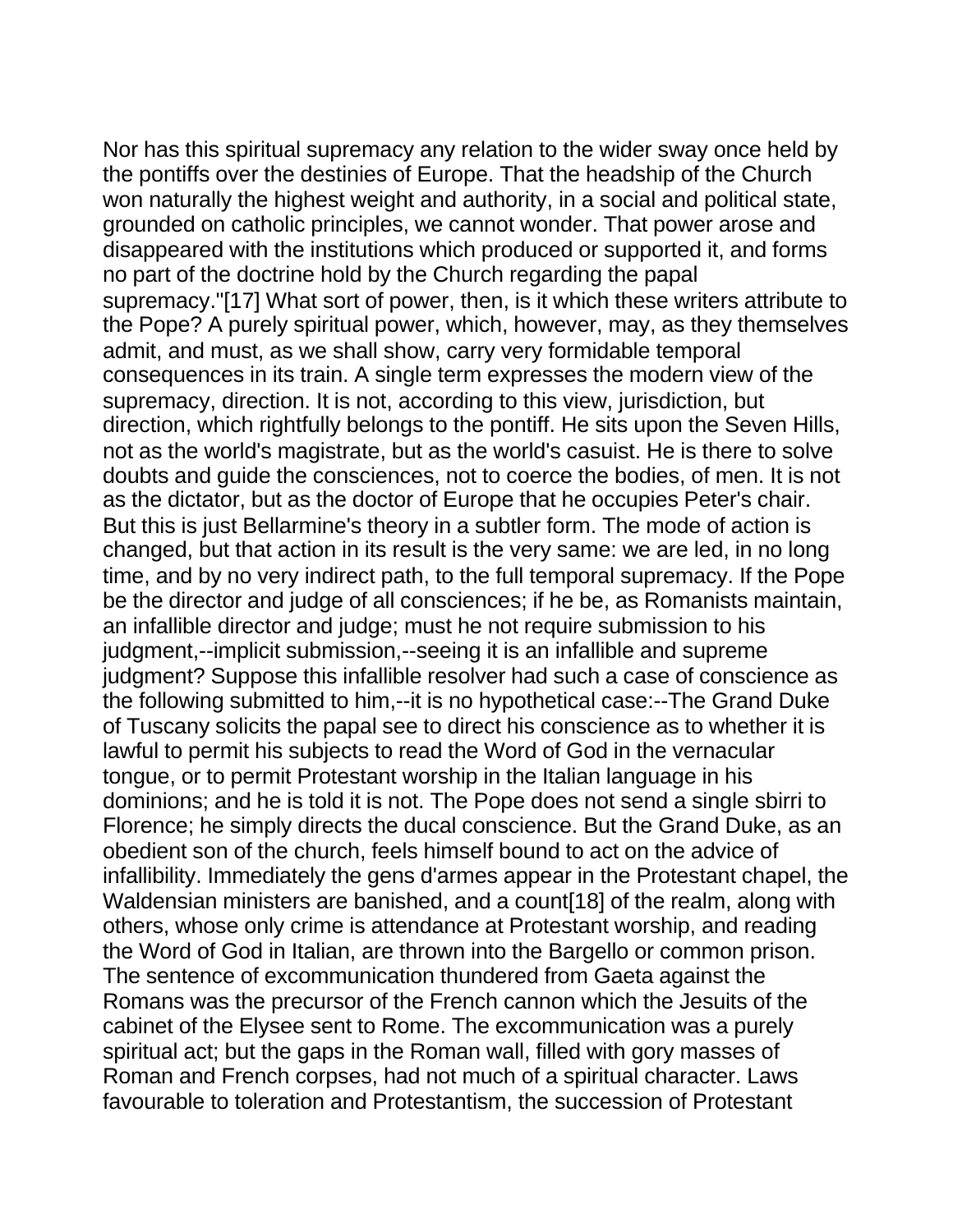Nor has this spiritual supremacy any relation to the wider sway once held by the pontiffs over the destinies of Europe. That the headship of the Church won naturally the highest weight and authority, in a social and political state, grounded on catholic principles, we cannot wonder. That power arose and disappeared with the institutions which produced or supported it, and forms no part of the doctrine hold by the Church regarding the papal supremacy."[17] What sort of power, then, is it which these writers attribute to the Pope? A purely spiritual power, which, however, may, as they themselves admit, and must, as we shall show, carry very formidable temporal consequences in its train. A single term expresses the modern view of the supremacy, direction. It is not, according to this view, jurisdiction, but direction, which rightfully belongs to the pontiff. He sits upon the Seven Hills, not as the world's magistrate, but as the world's casuist. He is there to solve doubts and guide the consciences, not to coerce the bodies, of men. It is not as the dictator, but as the doctor of Europe that he occupies Peter's chair. But this is just Bellarmine's theory in a subtler form. The mode of action is changed, but that action in its result is the very same: we are led, in no long time, and by no very indirect path, to the full temporal supremacy. If the Pope be the director and judge of all consciences; if he be, as Romanists maintain, an infallible director and judge; must he not require submission to his judgment,--implicit submission,--seeing it is an infallible and supreme judgment? Suppose this infallible resolver had such a case of conscience as the following submitted to him,--it is no hypothetical case:--The Grand Duke of Tuscany solicits the papal see to direct his conscience as to whether it is lawful to permit his subjects to read the Word of God in the vernacular tongue, or to permit Protestant worship in the Italian language in his dominions; and he is told it is not. The Pope does not send a single sbirri to Florence; he simply directs the ducal conscience. But the Grand Duke, as an obedient son of the church, feels himself bound to act on the advice of infallibility. Immediately the gens d'armes appear in the Protestant chapel, the Waldensian ministers are banished, and a count[18] of the realm, along with others, whose only crime is attendance at Protestant worship, and reading the Word of God in Italian, are thrown into the Bargello or common prison. The sentence of excommunication thundered from Gaeta against the Romans was the precursor of the French cannon which the Jesuits of the cabinet of the Elysee sent to Rome. The excommunication was a purely spiritual act; but the gaps in the Roman wall, filled with gory masses of Roman and French corpses, had not much of a spiritual character. Laws favourable to toleration and Protestantism, the succession of Protestant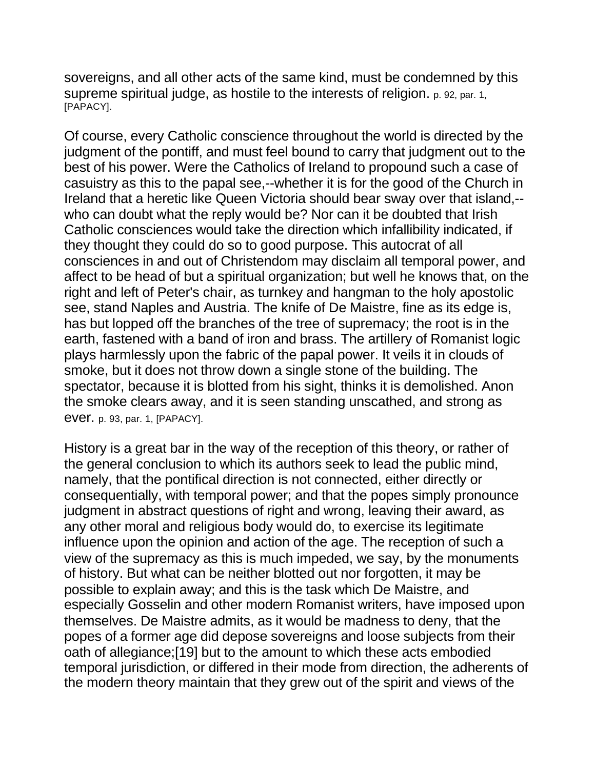sovereigns, and all other acts of the same kind, must be condemned by this supreme spiritual judge, as hostile to the interests of religion. p. 92, par. 1, [PAPACY].

Of course, every Catholic conscience throughout the world is directed by the judgment of the pontiff, and must feel bound to carry that judgment out to the best of his power. Were the Catholics of Ireland to propound such a case of casuistry as this to the papal see,--whether it is for the good of the Church in Ireland that a heretic like Queen Victoria should bear sway over that island,--who can doubt what the reply would be? Nor can it be doubted that Irish Catholic consciences would take the direction which infallibility indicated, if they thought they could do so to good purpose. This autocrat of all consciences in and out of Christendom may disclaim all temporal power, and affect to be head of but a spiritual organization; but well he knows that, on the right and left of Peter's chair, as turnkey and hangman to the holy apostolic see, stand Naples and Austria. The knife of De Maistre, fine as its edge is, has but lopped off the branches of the tree of supremacy; the root is in the earth, fastened with a band of iron and brass. The artillery of Romanist logic plays harmlessly upon the fabric of the papal power. It veils it in clouds of smoke, but it does not throw down a single stone of the building. The spectator, because it is blotted from his sight, thinks it is demolished. Anon the smoke clears away, and it is seen standing unscathed, and strong as ever. p. 93, par. 1, [PAPACY].

History is a great bar in the way of the reception of this theory, or rather of the general conclusion to which its authors seek to lead the public mind, namely, that the pontifical direction is not connected, either directly or consequentially, with temporal power; and that the popes simply pronounce judgment in abstract questions of right and wrong, leaving their award, as any other moral and religious body would do, to exercise its legitimate influence upon the opinion and action of the age. The reception of such a view of the supremacy as this is much impeded, we say, by the monuments of history. But what can be neither blotted out nor forgotten, it may be possible to explain away; and this is the task which De Maistre, and especially Gosselin and other modern Romanist writers, have imposed upon themselves. De Maistre admits, as it would be madness to deny, that the popes of a former age did depose sovereigns and loose subjects from their oath of allegiance;[19] but to the amount to which these acts embodied temporal jurisdiction, or differed in their mode from direction, the adherents of the modern theory maintain that they grew out of the spirit and views of the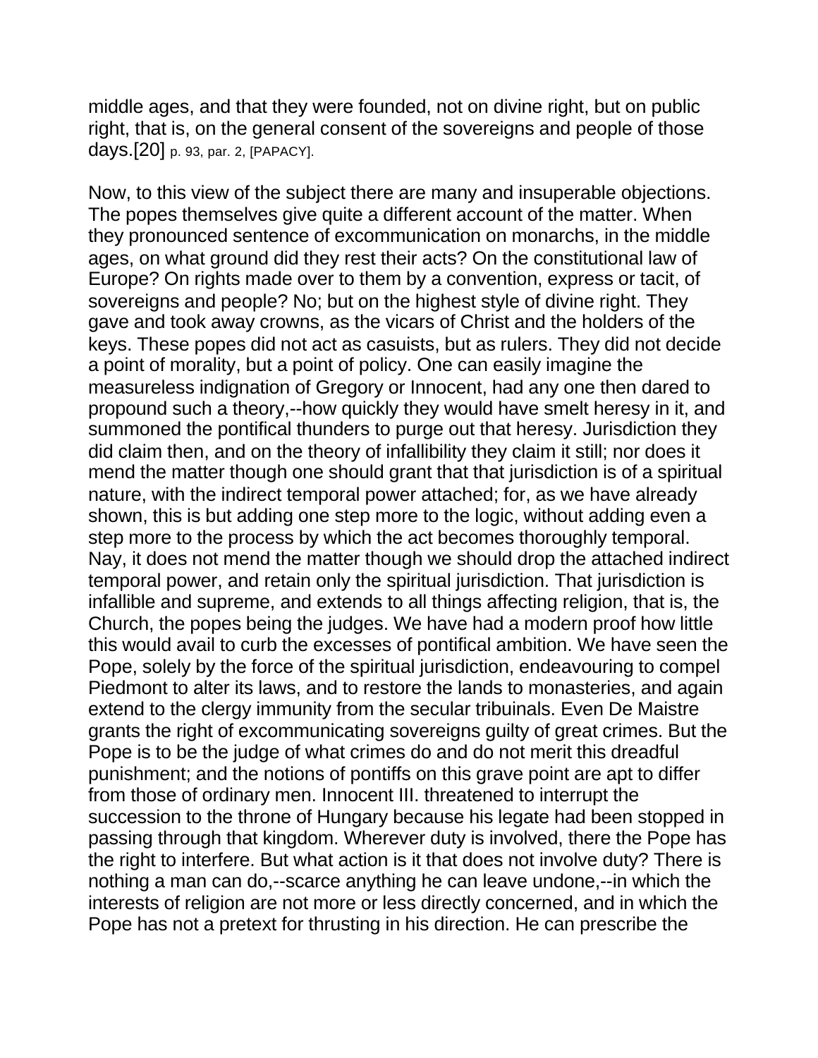middle ages, and that they were founded, not on divine right, but on public right, that is, on the general consent of the sovereigns and people of those days.[20] p. 93, par. 2, [PAPACY].

Now, to this view of the subject there are many and insuperable objections. The popes themselves give quite a different account of the matter. When they pronounced sentence of excommunication on monarchs, in the middle ages, on what ground did they rest their acts? On the constitutional law of Europe? On rights made over to them by a convention, express or tacit, of sovereigns and people? No; but on the highest style of divine right. They gave and took away crowns, as the vicars of Christ and the holders of the keys. These popes did not act as casuists, but as rulers. They did not decide a point of morality, but a point of policy. One can easily imagine the measureless indignation of Gregory or Innocent, had any one then dared to propound such a theory,--how quickly they would have smelt heresy in it, and summoned the pontifical thunders to purge out that heresy. Jurisdiction they did claim then, and on the theory of infallibility they claim it still; nor does it mend the matter though one should grant that that jurisdiction is of a spiritual nature, with the indirect temporal power attached; for, as we have already shown, this is but adding one step more to the logic, without adding even a step more to the process by which the act becomes thoroughly temporal. Nay, it does not mend the matter though we should drop the attached indirect temporal power, and retain only the spiritual jurisdiction. That jurisdiction is infallible and supreme, and extends to all things affecting religion, that is, the Church, the popes being the judges. We have had a modern proof how little this would avail to curb the excesses of pontifical ambition. We have seen the Pope, solely by the force of the spiritual jurisdiction, endeavouring to compel Piedmont to alter its laws, and to restore the lands to monasteries, and again extend to the clergy immunity from the secular tribuinals. Even De Maistre grants the right of excommunicating sovereigns guilty of great crimes. But the Pope is to be the judge of what crimes do and do not merit this dreadful punishment; and the notions of pontiffs on this grave point are apt to differ from those of ordinary men. Innocent III. threatened to interrupt the succession to the throne of Hungary because his legate had been stopped in passing through that kingdom. Wherever duty is involved, there the Pope has the right to interfere. But what action is it that does not involve duty? There is nothing a man can do,--scarce anything he can leave undone,--in which the interests of religion are not more or less directly concerned, and in which the Pope has not a pretext for thrusting in his direction. He can prescribe the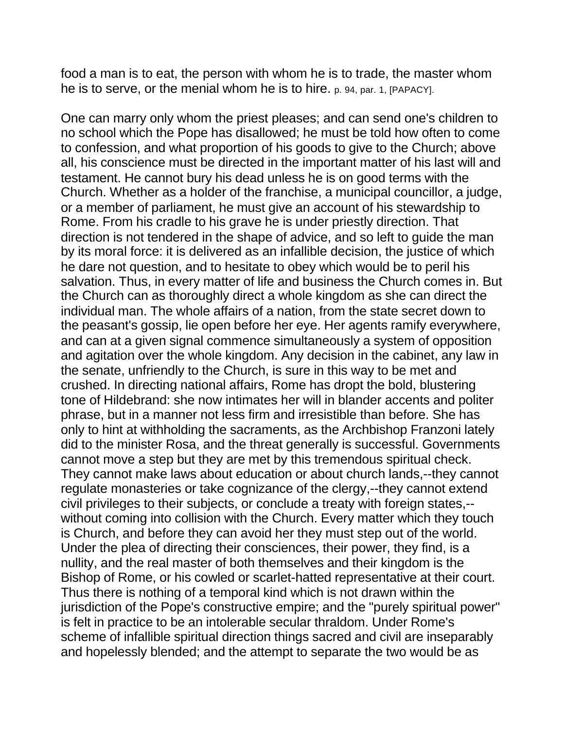food a man is to eat, the person with whom he is to trade, the master whom he is to serve, or the menial whom he is to hire. p. 94, par. 1, [PAPACY].

One can marry only whom the priest pleases; and can send one's children to no school which the Pope has disallowed; he must be told how often to come to confession, and what proportion of his goods to give to the Church; above all, his conscience must be directed in the important matter of his last will and testament. He cannot bury his dead unless he is on good terms with the Church. Whether as a holder of the franchise, a municipal councillor, a judge, or a member of parliament, he must give an account of his stewardship to Rome. From his cradle to his grave he is under priestly direction. That direction is not tendered in the shape of advice, and so left to guide the man by its moral force: it is delivered as an infallible decision, the justice of which he dare not question, and to hesitate to obey which would be to peril his salvation. Thus, in every matter of life and business the Church comes in. But the Church can as thoroughly direct a whole kingdom as she can direct the individual man. The whole affairs of a nation, from the state secret down to the peasant's gossip, lie open before her eye. Her agents ramify everywhere, and can at a given signal commence simultaneously a system of opposition and agitation over the whole kingdom. Any decision in the cabinet, any law in the senate, unfriendly to the Church, is sure in this way to be met and crushed. In directing national affairs, Rome has dropt the bold, blustering tone of Hildebrand: she now intimates her will in blander accents and politer phrase, but in a manner not less firm and irresistible than before. She has only to hint at withholding the sacraments, as the Archbishop Franzoni lately did to the minister Rosa, and the threat generally is successful. Governments cannot move a step but they are met by this tremendous spiritual check. They cannot make laws about education or about church lands,--they cannot regulate monasteries or take cognizance of the clergy,--they cannot extend civil privileges to their subjects, or conclude a treaty with foreign states,--without coming into collision with the Church. Every matter which they touch is Church, and before they can avoid her they must step out of the world. Under the plea of directing their consciences, their power, they find, is a nullity, and the real master of both themselves and their kingdom is the Bishop of Rome, or his cowled or scarlet-hatted representative at their court. Thus there is nothing of a temporal kind which is not drawn within the jurisdiction of the Pope's constructive empire; and the "purely spiritual power" is felt in practice to be an intolerable secular thraldom. Under Rome's scheme of infallible spiritual direction things sacred and civil are inseparably and hopelessly blended; and the attempt to separate the two would be as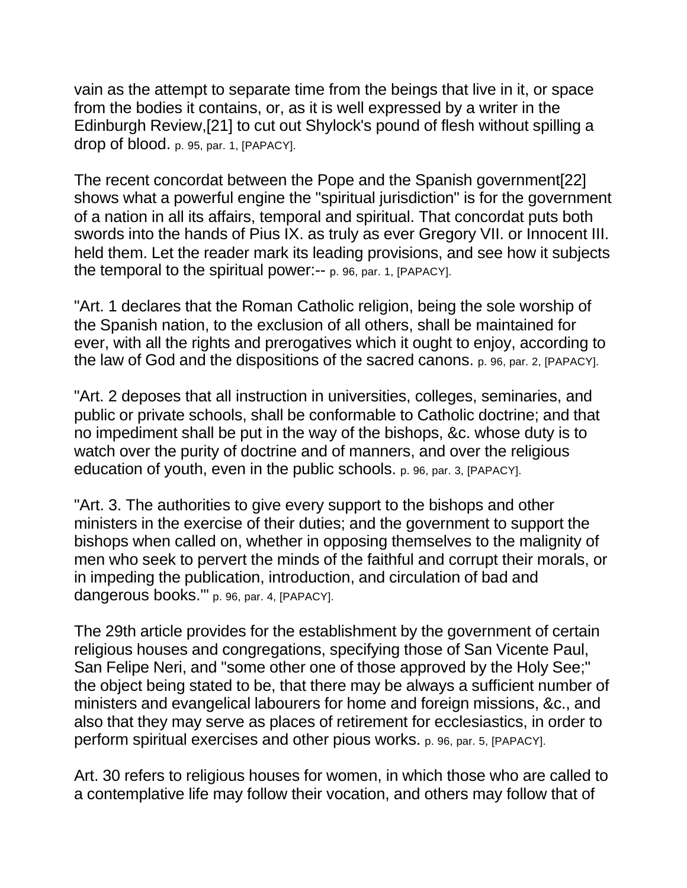vain as the attempt to separate time from the beings that live in it, or space from the bodies it contains, or, as it is well expressed by a writer in the Edinburgh Review,[21] to cut out Shylock's pound of flesh without spilling a drop of blood. p. 95, par. 1, [PAPACY].

The recent concordat between the Pope and the Spanish government[22] shows what a powerful engine the "spiritual jurisdiction" is for the government of a nation in all its affairs, temporal and spiritual. That concordat puts both swords into the hands of Pius IX. as truly as ever Gregory VII. or Innocent III. held them. Let the reader mark its leading provisions, and see how it subjects the temporal to the spiritual power:-- p. 96, par. 1, [PAPACY].

"Art. 1 declares that the Roman Catholic religion, being the sole worship of the Spanish nation, to the exclusion of all others, shall be maintained for ever, with all the rights and prerogatives which it ought to enjoy, according to the law of God and the dispositions of the sacred canons. p. 96, par. 2, [PAPACY].

"Art. 2 deposes that all instruction in universities, colleges, seminaries, and public or private schools, shall be conformable to Catholic doctrine; and that no impediment shall be put in the way of the bishops, &c. whose duty is to watch over the purity of doctrine and of manners, and over the religious education of youth, even in the public schools. p. 96, par. 3, [PAPACY].

"Art. 3. The authorities to give every support to the bishops and other ministers in the exercise of their duties; and the government to support the bishops when called on, whether in opposing themselves to the malignity of men who seek to pervert the minds of the faithful and corrupt their morals, or in impeding the publication, introduction, and circulation of bad and dangerous books.'" p. 96, par. 4, [PAPACY].

The 29th article provides for the establishment by the government of certain religious houses and congregations, specifying those of San Vicente Paul, San Felipe Neri, and "some other one of those approved by the Holy See;" the object being stated to be, that there may be always a sufficient number of ministers and evangelical labourers for home and foreign missions, &c., and also that they may serve as places of retirement for ecclesiastics, in order to perform spiritual exercises and other pious works. p. 96, par. 5, [PAPACY].

Art. 30 refers to religious houses for women, in which those who are called to a contemplative life may follow their vocation, and others may follow that of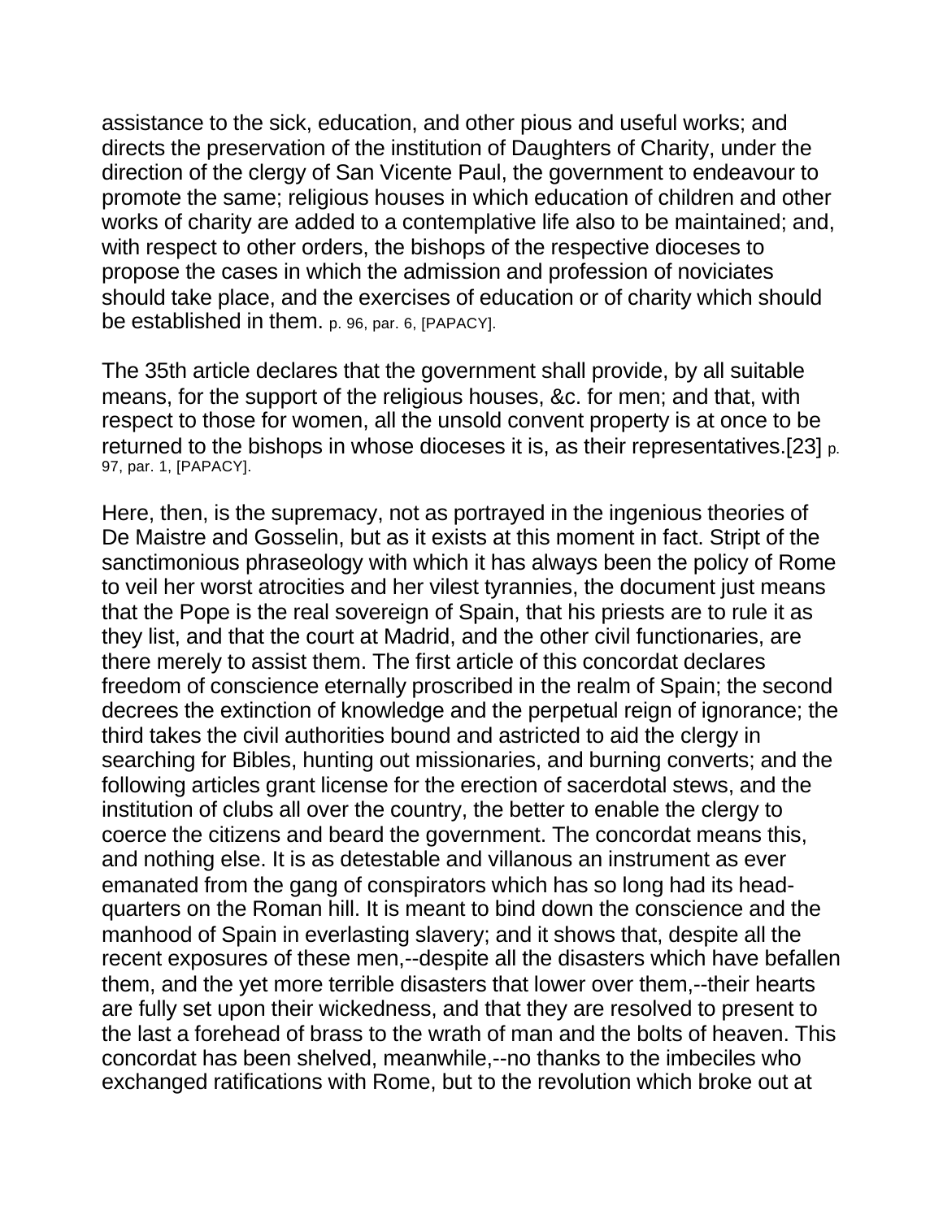assistance to the sick, education, and other pious and useful works; and directs the preservation of the institution of Daughters of Charity, under the direction of the clergy of San Vicente Paul, the government to endeavour to promote the same; religious houses in which education of children and other works of charity are added to a contemplative life also to be maintained; and, with respect to other orders, the bishops of the respective dioceses to propose the cases in which the admission and profession of noviciates should take place, and the exercises of education or of charity which should be established in them. p. 96, par. 6, [PAPACY].

The 35th article declares that the government shall provide, by all suitable means, for the support of the religious houses, &c. for men; and that, with respect to those for women, all the unsold convent property is at once to be returned to the bishops in whose dioceses it is, as their representatives.[23] p. 97, par. 1, [PAPACY].

Here, then, is the supremacy, not as portrayed in the ingenious theories of De Maistre and Gosselin, but as it exists at this moment in fact. Stript of the sanctimonious phraseology with which it has always been the policy of Rome to veil her worst atrocities and her vilest tyrannies, the document just means that the Pope is the real sovereign of Spain, that his priests are to rule it as they list, and that the court at Madrid, and the other civil functionaries, are there merely to assist them. The first article of this concordat declares freedom of conscience eternally proscribed in the realm of Spain; the second decrees the extinction of knowledge and the perpetual reign of ignorance; the third takes the civil authorities bound and astricted to aid the clergy in searching for Bibles, hunting out missionaries, and burning converts; and the following articles grant license for the erection of sacerdotal stews, and the institution of clubs all over the country, the better to enable the clergy to coerce the citizens and beard the government. The concordat means this, and nothing else. It is as detestable and villanous an instrument as ever emanated from the gang of conspirators which has so long had its head-quarters on the Roman hill. It is meant to bind down the conscience and the manhood of Spain in everlasting slavery; and it shows that, despite all the recent exposures of these men,--despite all the disasters which have befallen them, and the yet more terrible disasters that lower over them,--their hearts are fully set upon their wickedness, and that they are resolved to present to the last a forehead of brass to the wrath of man and the bolts of heaven. This concordat has been shelved, meanwhile,--no thanks to the imbeciles who exchanged ratifications with Rome, but to the revolution which broke out at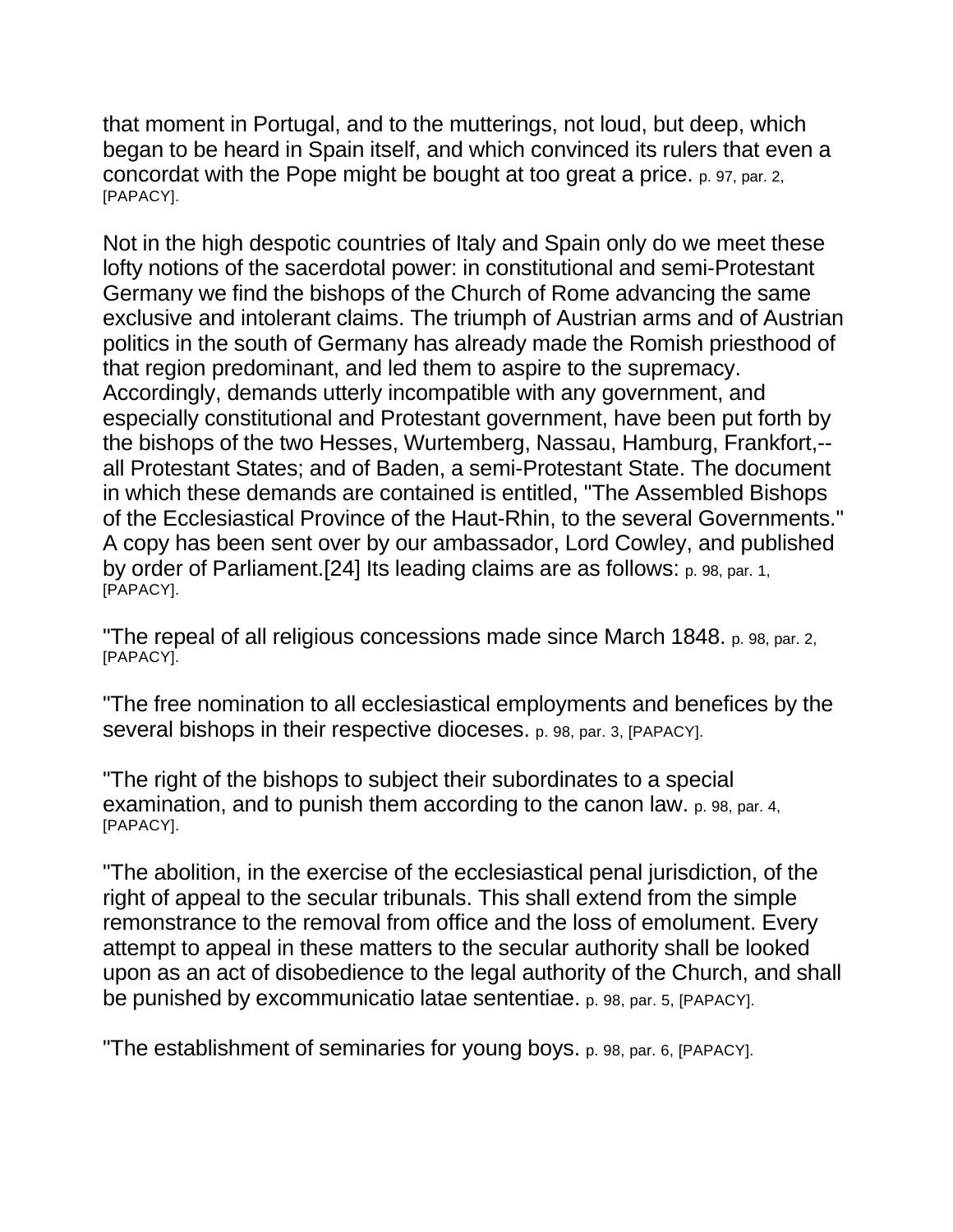that moment in Portugal, and to the mutterings, not loud, but deep, which began to be heard in Spain itself, and which convinced its rulers that even a concordat with the Pope might be bought at too great a price. p. 97, par. 2, [PAPACY].

Not in the high despotic countries of Italy and Spain only do we meet these lofty notions of the sacerdotal power: in constitutional and semi-Protestant Germany we find the bishops of the Church of Rome advancing the same exclusive and intolerant claims. The triumph of Austrian arms and of Austrian politics in the south of Germany has already made the Romish priesthood of that region predominant, and led them to aspire to the supremacy. Accordingly, demands utterly incompatible with any government, and especially constitutional and Protestant government, have been put forth by the bishops of the two Hesses, Wurtemberg, Nassau, Hamburg, Frankfort,--all Protestant States; and of Baden, a semi-Protestant State. The document in which these demands are contained is entitled, "The Assembled Bishops of the Ecclesiastical Province of the Haut-Rhin, to the several Governments." A copy has been sent over by our ambassador, Lord Cowley, and published by order of Parliament.[24] Its leading claims are as follows: p. 98, par. 1, [PAPACY].

"The repeal of all religious concessions made since March 1848. p. 98, par. 2, [PAPACY].

"The free nomination to all ecclesiastical employments and benefices by the several bishops in their respective dioceses. p. 98, par. 3, [PAPACY].

"The right of the bishops to subject their subordinates to a special examination, and to punish them according to the canon law. p. 98, par. 4, [PAPACY].

"The abolition, in the exercise of the ecclesiastical penal jurisdiction, of the right of appeal to the secular tribunals. This shall extend from the simple remonstrance to the removal from office and the loss of emolument. Every attempt to appeal in these matters to the secular authority shall be looked upon as an act of disobedience to the legal authority of the Church, and shall be punished by excommunicatio latae sententiae. p. 98, par. 5, [PAPACY].

"The establishment of seminaries for young boys. p. 98, par. 6, [PAPACY].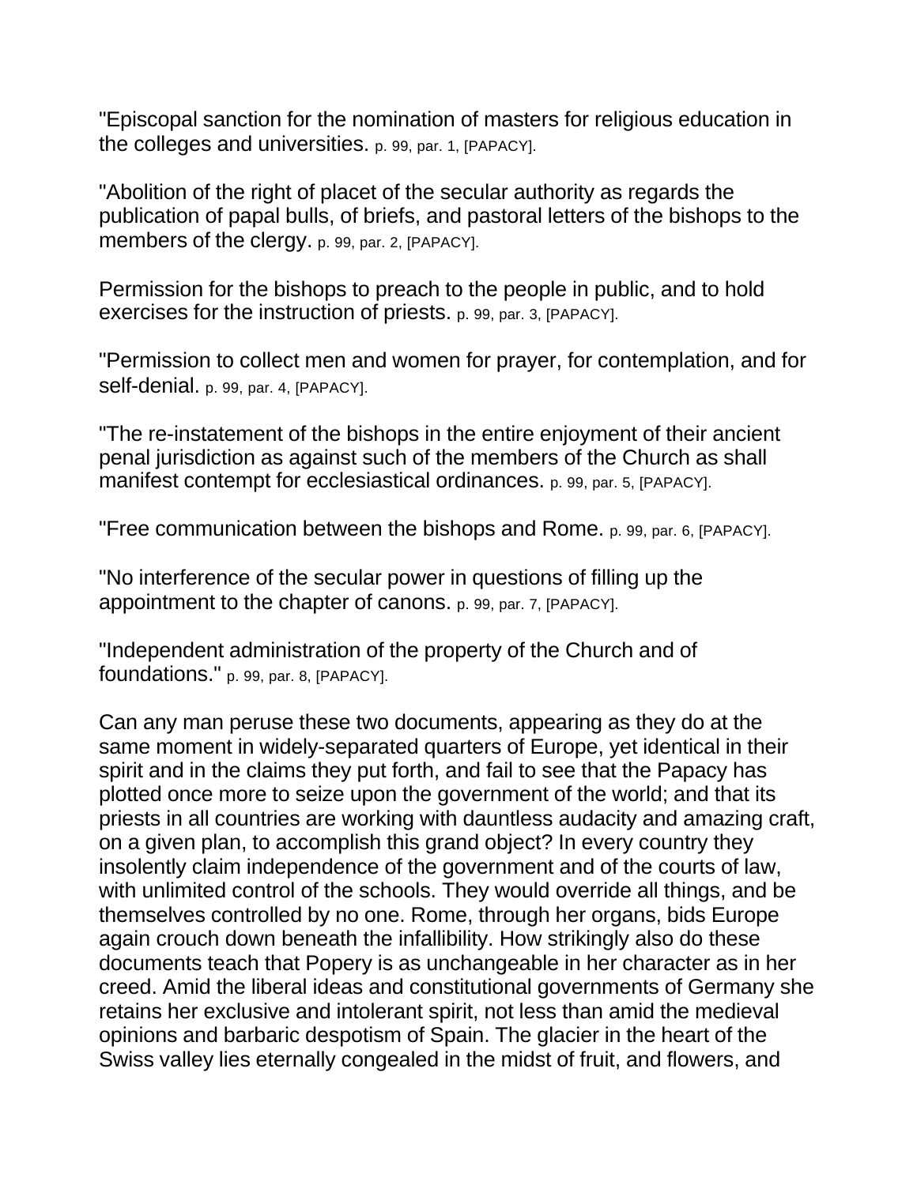"Episcopal sanction for the nomination of masters for religious education in the colleges and universities. p. 99, par. 1, [PAPACY].

"Abolition of the right of placet of the secular authority as regards the publication of papal bulls, of briefs, and pastoral letters of the bishops to the members of the clergy. p. 99, par. 2, [PAPACY].

Permission for the bishops to preach to the people in public, and to hold exercises for the instruction of priests. p. 99, par. 3, [PAPACY].

"Permission to collect men and women for prayer, for contemplation, and for self-denial. p. 99, par. 4, [PAPACY].

"The re-instatement of the bishops in the entire enjoyment of their ancient penal jurisdiction as against such of the members of the Church as shall manifest contempt for ecclesiastical ordinances. p. 99, par. 5, [PAPACY].

"Free communication between the bishops and Rome. p. 99, par. 6, [PAPACY].

"No interference of the secular power in questions of filling up the appointment to the chapter of canons. p. 99, par. 7, [PAPACY].

"Independent administration of the property of the Church and of foundations." p. 99, par. 8, [PAPACY].

Can any man peruse these two documents, appearing as they do at the same moment in widely-separated quarters of Europe, yet identical in their spirit and in the claims they put forth, and fail to see that the Papacy has plotted once more to seize upon the government of the world; and that its priests in all countries are working with dauntless audacity and amazing craft, on a given plan, to accomplish this grand object? In every country they insolently claim independence of the government and of the courts of law, with unlimited control of the schools. They would override all things, and be themselves controlled by no one. Rome, through her organs, bids Europe again crouch down beneath the infallibility. How strikingly also do these documents teach that Popery is as unchangeable in her character as in her creed. Amid the liberal ideas and constitutional governments of Germany she retains her exclusive and intolerant spirit, not less than amid the medieval opinions and barbaric despotism of Spain. The glacier in the heart of the Swiss valley lies eternally congealed in the midst of fruit, and flowers, and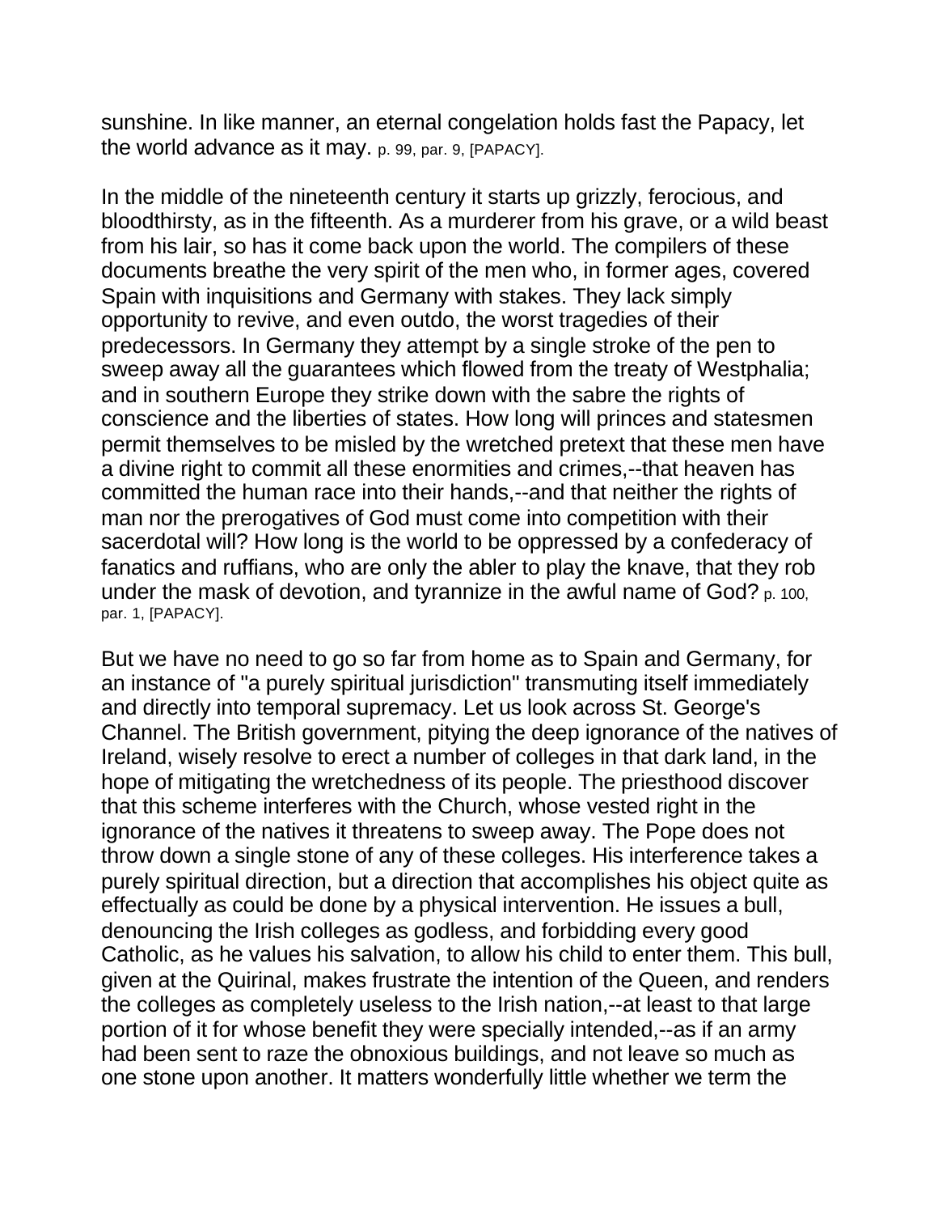sunshine. In like manner, an eternal congelation holds fast the Papacy, let the world advance as it may. p. 99, par. 9, [PAPACY].

In the middle of the nineteenth century it starts up grizzly, ferocious, and bloodthirsty, as in the fifteenth. As a murderer from his grave, or a wild beast from his lair, so has it come back upon the world. The compilers of these documents breathe the very spirit of the men who, in former ages, covered Spain with inquisitions and Germany with stakes. They lack simply opportunity to revive, and even outdo, the worst tragedies of their predecessors. In Germany they attempt by a single stroke of the pen to sweep away all the guarantees which flowed from the treaty of Westphalia; and in southern Europe they strike down with the sabre the rights of conscience and the liberties of states. How long will princes and statesmen permit themselves to be misled by the wretched pretext that these men have a divine right to commit all these enormities and crimes,--that heaven has committed the human race into their hands,--and that neither the rights of man nor the prerogatives of God must come into competition with their sacerdotal will? How long is the world to be oppressed by a confederacy of fanatics and ruffians, who are only the abler to play the knave, that they rob under the mask of devotion, and tyrannize in the awful name of God? p. 100, par. 1, [PAPACY].

But we have no need to go so far from home as to Spain and Germany, for an instance of "a purely spiritual jurisdiction" transmuting itself immediately and directly into temporal supremacy. Let us look across St. George's Channel. The British government, pitying the deep ignorance of the natives of Ireland, wisely resolve to erect a number of colleges in that dark land, in the hope of mitigating the wretchedness of its people. The priesthood discover that this scheme interferes with the Church, whose vested right in the ignorance of the natives it threatens to sweep away. The Pope does not throw down a single stone of any of these colleges. His interference takes a purely spiritual direction, but a direction that accomplishes his object quite as effectually as could be done by a physical intervention. He issues a bull, denouncing the Irish colleges as godless, and forbidding every good Catholic, as he values his salvation, to allow his child to enter them. This bull, given at the Quirinal, makes frustrate the intention of the Queen, and renders the colleges as completely useless to the Irish nation,--at least to that large portion of it for whose benefit they were specially intended,--as if an army had been sent to raze the obnoxious buildings, and not leave so much as one stone upon another. It matters wonderfully little whether we term the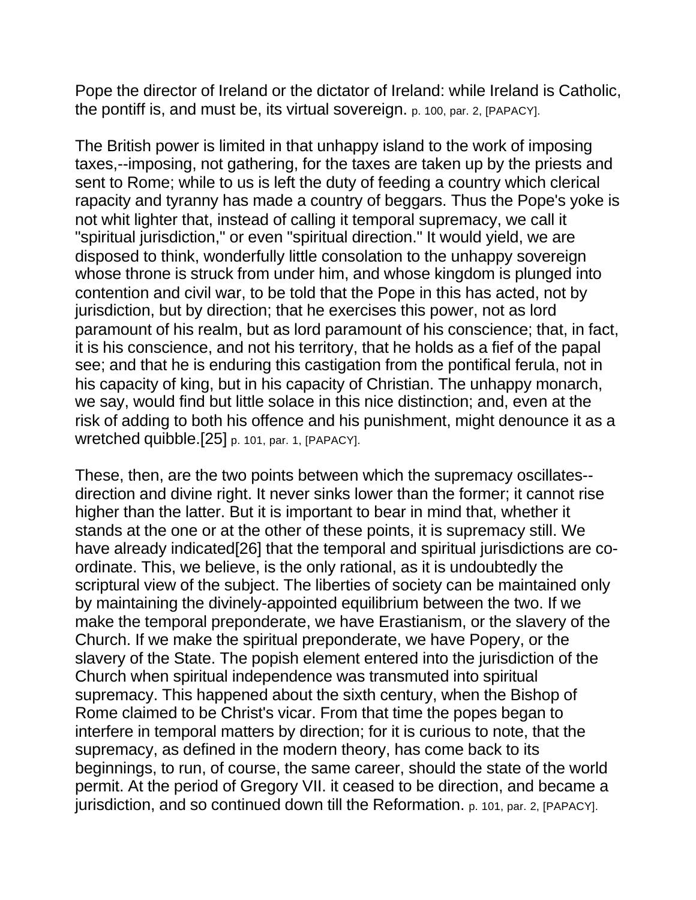Pope the director of Ireland or the dictator of Ireland: while Ireland is Catholic, the pontiff is, and must be, its virtual sovereign. p. 100, par. 2, [PAPACY].

The British power is limited in that unhappy island to the work of imposing taxes,--imposing, not gathering, for the taxes are taken up by the priests and sent to Rome; while to us is left the duty of feeding a country which clerical rapacity and tyranny has made a country of beggars. Thus the Pope's yoke is not whit lighter that, instead of calling it temporal supremacy, we call it "spiritual jurisdiction," or even "spiritual direction." It would yield, we are disposed to think, wonderfully little consolation to the unhappy sovereign whose throne is struck from under him, and whose kingdom is plunged into contention and civil war, to be told that the Pope in this has acted, not by jurisdiction, but by direction; that he exercises this power, not as lord paramount of his realm, but as lord paramount of his conscience; that, in fact, it is his conscience, and not his territory, that he holds as a fief of the papal see; and that he is enduring this castigation from the pontifical ferula, not in his capacity of king, but in his capacity of Christian. The unhappy monarch, we say, would find but little solace in this nice distinction; and, even at the risk of adding to both his offence and his punishment, might denounce it as a wretched quibble.[25] p. 101, par. 1, [PAPACY].

These, then, are the two points between which the supremacy oscillates--direction and divine right. It never sinks lower than the former; it cannot rise higher than the latter. But it is important to bear in mind that, whether it stands at the one or at the other of these points, it is supremacy still. We have already indicated[26] that the temporal and spiritual jurisdictions are co-ordinate. This, we believe, is the only rational, as it is undoubtedly the scriptural view of the subject. The liberties of society can be maintained only by maintaining the divinely-appointed equilibrium between the two. If we make the temporal preponderate, we have Erastianism, or the slavery of the Church. If we make the spiritual preponderate, we have Popery, or the slavery of the State. The popish element entered into the jurisdiction of the Church when spiritual independence was transmuted into spiritual supremacy. This happened about the sixth century, when the Bishop of Rome claimed to be Christ's vicar. From that time the popes began to interfere in temporal matters by direction; for it is curious to note, that the supremacy, as defined in the modern theory, has come back to its beginnings, to run, of course, the same career, should the state of the world permit. At the period of Gregory VII. it ceased to be direction, and became a jurisdiction, and so continued down till the Reformation. p. 101, par. 2, [PAPACY].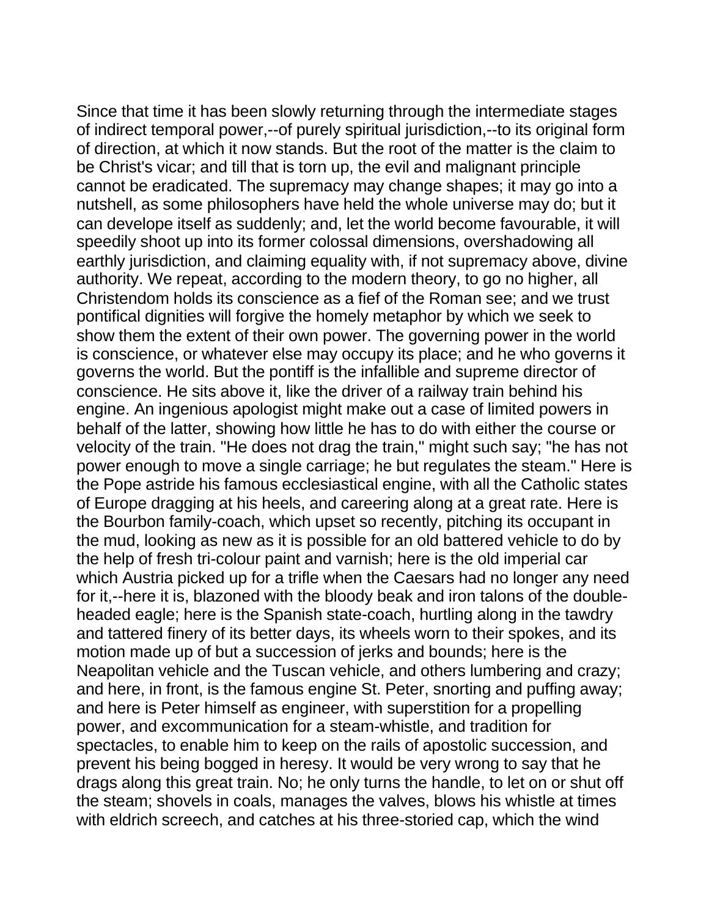Since that time it has been slowly returning through the intermediate stages of indirect temporal power,--of purely spiritual jurisdiction,--to its original form of direction, at which it now stands. But the root of the matter is the claim to be Christ's vicar; and till that is torn up, the evil and malignant principle cannot be eradicated. The supremacy may change shapes; it may go into a nutshell, as some philosophers have held the whole universe may do; but it can develope itself as suddenly; and, let the world become favourable, it will speedily shoot up into its former colossal dimensions, overshadowing all earthly jurisdiction, and claiming equality with, if not supremacy above, divine authority. We repeat, according to the modern theory, to go no higher, all Christendom holds its conscience as a fief of the Roman see; and we trust pontifical dignities will forgive the homely metaphor by which we seek to show them the extent of their own power. The governing power in the world is conscience, or whatever else may occupy its place; and he who governs it governs the world. But the pontiff is the infallible and supreme director of conscience. He sits above it, like the driver of a railway train behind his engine. An ingenious apologist might make out a case of limited powers in behalf of the latter, showing how little he has to do with either the course or velocity of the train. "He does not drag the train," might such say; "he has not power enough to move a single carriage; he but regulates the steam." Here is the Pope astride his famous ecclesiastical engine, with all the Catholic states of Europe dragging at his heels, and careering along at a great rate. Here is the Bourbon family-coach, which upset so recently, pitching its occupant in the mud, looking as new as it is possible for an old battered vehicle to do by the help of fresh tri-colour paint and varnish; here is the old imperial car which Austria picked up for a trifle when the Caesars had no longer any need for it,--here it is, blazoned with the bloody beak and iron talons of the double-headed eagle; here is the Spanish state-coach, hurtling along in the tawdry and tattered finery of its better days, its wheels worn to their spokes, and its motion made up of but a succession of jerks and bounds; here is the Neapolitan vehicle and the Tuscan vehicle, and others lumbering and crazy; and here, in front, is the famous engine St. Peter, snorting and puffing away; and here is Peter himself as engineer, with superstition for a propelling power, and excommunication for a steam-whistle, and tradition for spectacles, to enable him to keep on the rails of apostolic succession, and prevent his being bogged in heresy. It would be very wrong to say that he drags along this great train. No; he only turns the handle, to let on or shut off the steam; shovels in coals, manages the valves, blows his whistle at times with eldrich screech, and catches at his three-storied cap, which the wind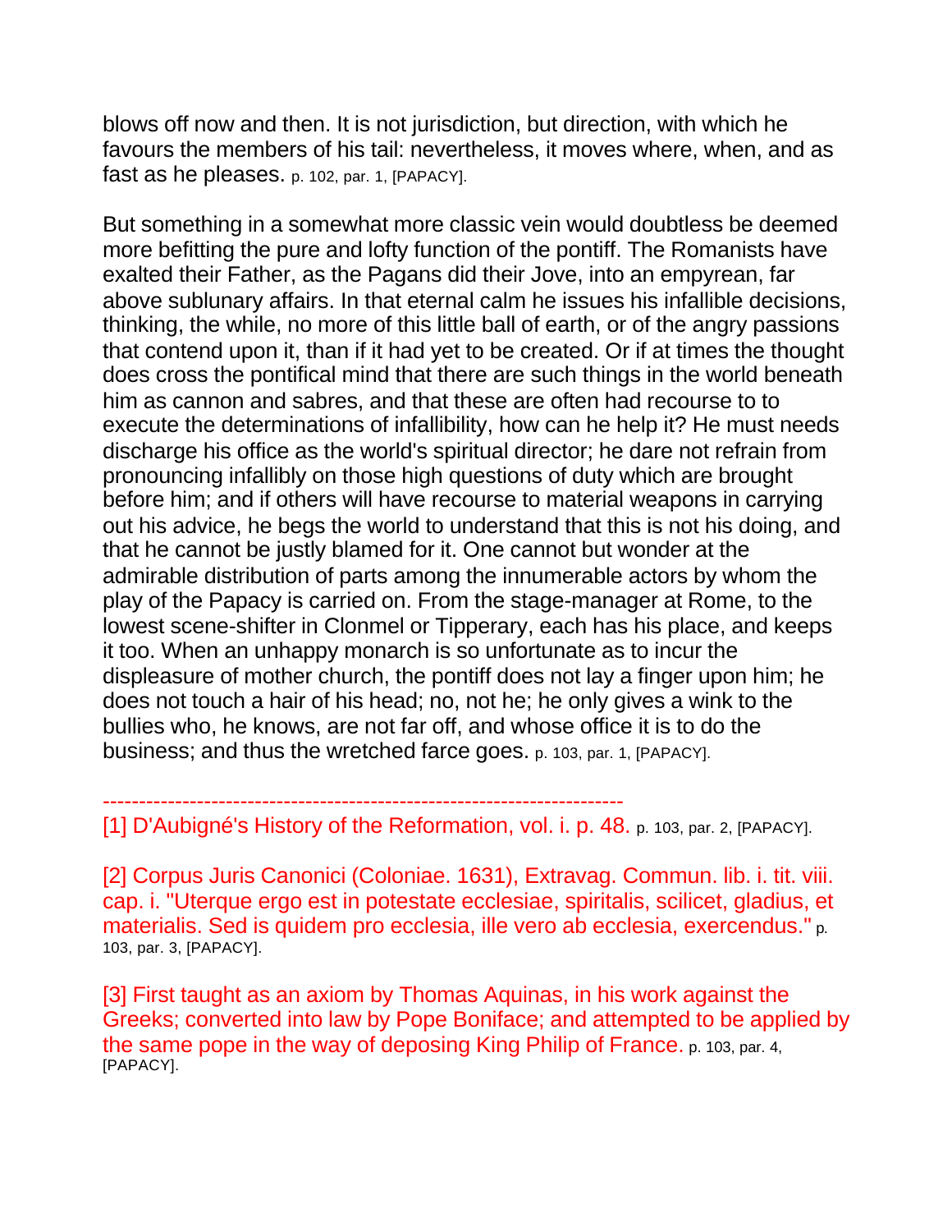blows off now and then. It is not jurisdiction, but direction, with which he favours the members of his tail: nevertheless, it moves where, when, and as fast as he pleases. p. 102, par. 1, [PAPACY].

But something in a somewhat more classic vein would doubtless be deemed more befitting the pure and lofty function of the pontiff. The Romanists have exalted their Father, as the Pagans did their Jove, into an empyrean, far above sublunary affairs. In that eternal calm he issues his infallible decisions, thinking, the while, no more of this little ball of earth, or of the angry passions that contend upon it, than if it had yet to be created. Or if at times the thought does cross the pontifical mind that there are such things in the world beneath him as cannon and sabres, and that these are often had recourse to to execute the determinations of infallibility, how can he help it? He must needs discharge his office as the world's spiritual director; he dare not refrain from pronouncing infallibly on those high questions of duty which are brought before him; and if others will have recourse to material weapons in carrying out his advice, he begs the world to understand that this is not his doing, and that he cannot be justly blamed for it. One cannot but wonder at the admirable distribution of parts among the innumerable actors by whom the play of the Papacy is carried on. From the stage-manager at Rome, to the lowest scene-shifter in Clonmel or Tipperary, each has his place, and keeps it too. When an unhappy monarch is so unfortunate as to incur the displeasure of mother church, the pontiff does not lay a finger upon him; he does not touch a hair of his head; no, not he; he only gives a wink to the bullies who, he knows, are not far off, and whose office it is to do the business; and thus the wretched farce goes. p. 103, par. 1, [PAPACY].

------------------------------------------------------------------------

[1] D'Aubigné's History of the Reformation, vol. i. p. 48. p. 103, par. 2, [PAPACY].

[2] Corpus Juris Canonici (Coloniae. 1631), Extravag. Commun. lib. i. tit. viii. cap. i. "Uterque ergo est in potestate ecclesiae, spiritalis, scilicet, gladius, et materialis. Sed is quidem pro ecclesia, ille vero ab ecclesia, exercendus." p. 103, par. 3, [PAPACY].

[3] First taught as an axiom by Thomas Aquinas, in his work against the Greeks; converted into law by Pope Boniface; and attempted to be applied by the same pope in the way of deposing King Philip of France. p. 103, par. 4, [PAPACY].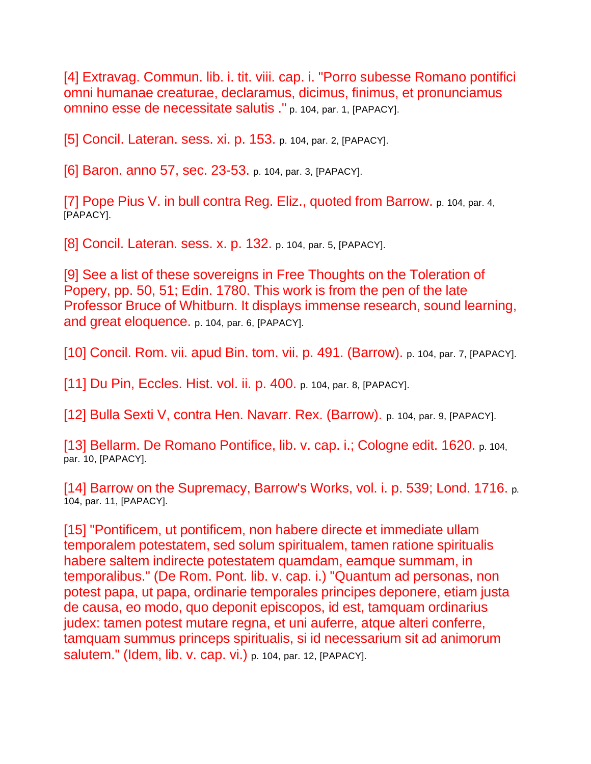[4] Extravag. Commun. lib. i. tit. viii. cap. i. "Porro subesse Romano pontifici omni humanae creaturae, declaramus, dicimus, finimus, et pronunciamus omnino esse de necessitate salutis ." p. 104, par. 1, [PAPACY].

[5] Concil. Lateran. sess. xi. p. 153. p. 104, par. 2, [PAPACY].

[6] Baron. anno 57, sec. 23-53. p. 104, par. 3, [PAPACY].

[7] Pope Pius V. in bull contra Reg. Eliz., quoted from Barrow. p. 104, par. 4, [PAPACY].

[8] Concil. Lateran. sess. x. p. 132. p. 104, par. 5, [PAPACY].

[9] See a list of these sovereigns in Free Thoughts on the Toleration of Popery, pp. 50, 51; Edin. 1780. This work is from the pen of the late Professor Bruce of Whitburn. It displays immense research, sound learning, and great eloquence. p. 104, par. 6, [PAPACY].

[10] Concil. Rom. vii. apud Bin. tom. vii. p. 491. (Barrow). p. 104, par. 7, [PAPACY].

[11] Du Pin, Eccles. Hist. vol. ii. p. 400. p. 104, par. 8, [PAPACY].

[12] Bulla Sexti V, contra Hen. Navarr. Rex. (Barrow). p. 104, par. 9, [PAPACY].

[13] Bellarm. De Romano Pontifice, lib. v. cap. i.; Cologne edit. 1620. p. 104, par. 10, [PAPACY].

[14] Barrow on the Supremacy, Barrow's Works, vol. i. p. 539; Lond. 1716. p. 104, par. 11, [PAPACY].

[15] "Pontificem, ut pontificem, non habere directe et immediate ullam temporalem potestatem, sed solum spiritualem, tamen ratione spiritualis habere saltem indirecte potestatem quamdam, eamque summam, in temporalibus." (De Rom. Pont. lib. v. cap. i.) "Quantum ad personas, non potest papa, ut papa, ordinarie temporales principes deponere, etiam justa de causa, eo modo, quo deponit episcopos, id est, tamquam ordinarius judex: tamen potest mutare regna, et uni auferre, atque alteri conferre, tamquam summus princeps spiritualis, si id necessarium sit ad animorum salutem." (Idem, lib. v. cap. vi.) p. 104, par. 12, [PAPACY].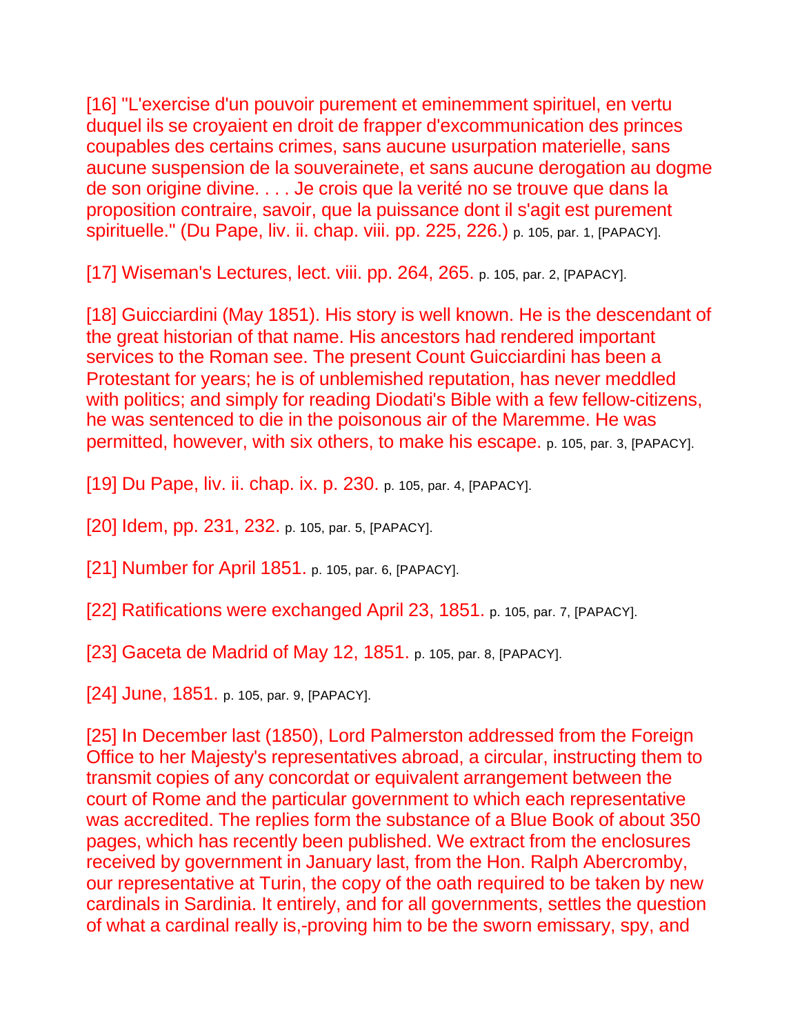[16] "L'exercise d'un pouvoir purement et eminemment spirituel, en vertu duquel ils se croyaient en droit de frapper d'excommunication des princes coupables des certains crimes, sans aucune usurpation materielle, sans aucune suspension de la souverainete, et sans aucune derogation au dogme de son origine divine. . . . Je crois que la verité no se trouve que dans la proposition contraire, savoir, que la puissance dont il s'agit est purement spirituelle." (Du Pape, liv. ii. chap. viii. pp. 225, 226.) p. 105, par. 1, [PAPACY].

[17] Wiseman's Lectures, lect. viii. pp. 264, 265. p. 105, par. 2, [PAPACY].

[18] Guicciardini (May 1851). His story is well known. He is the descendant of the great historian of that name. His ancestors had rendered important services to the Roman see. The present Count Guicciardini has been a Protestant for years; he is of unblemished reputation, has never meddled with politics; and simply for reading Diodati's Bible with a few fellow-citizens, he was sentenced to die in the poisonous air of the Maremme. He was permitted, however, with six others, to make his escape. p. 105, par. 3, [PAPACY].

[19] Du Pape, liv. ii. chap. ix. p. 230. p. 105, par. 4, [PAPACY].

[20] Idem, pp. 231, 232. p. 105, par. 5, [PAPACY].

[21] Number for April 1851. p. 105, par. 6, [PAPACY].

[22] Ratifications were exchanged April 23, 1851. p. 105, par. 7, [PAPACY].

[23] Gaceta de Madrid of May 12, 1851. p. 105, par. 8, [PAPACY].

[24] June, 1851. p. 105, par. 9, [PAPACY].

[25] In December last (1850), Lord Palmerston addressed from the Foreign Office to her Majesty's representatives abroad, a circular, instructing them to transmit copies of any concordat or equivalent arrangement between the court of Rome and the particular government to which each representative was accredited. The replies form the substance of a Blue Book of about 350 pages, which has recently been published. We extract from the enclosures received by government in January last, from the Hon. Ralph Abercromby, our representative at Turin, the copy of the oath required to be taken by new cardinals in Sardinia. It entirely, and for all governments, settles the question of what a cardinal really is,-proving him to be the sworn emissary, spy, and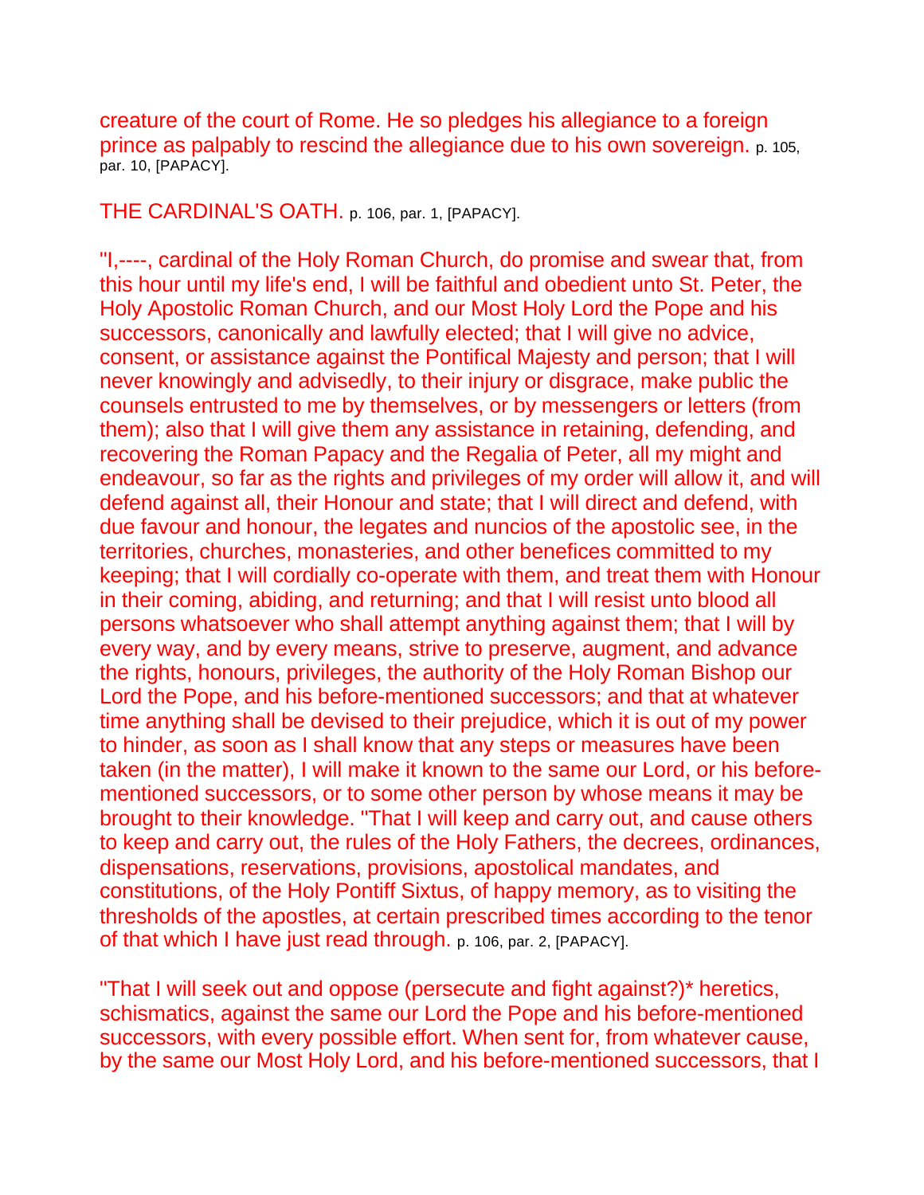creature of the court of Rome. He so pledges his allegiance to a foreign prince as palpably to rescind the allegiance due to his own sovereign. p. 105, par. 10, [PAPACY].

## THE CARDINAL'S OATH. p. 106, par. 1, [PAPACY].

"I,----, cardinal of the Holy Roman Church, do promise and swear that, from this hour until my life's end, I will be faithful and obedient unto St. Peter, the Holy Apostolic Roman Church, and our Most Holy Lord the Pope and his successors, canonically and lawfully elected; that I will give no advice, consent, or assistance against the Pontifical Majesty and person; that I will never knowingly and advisedly, to their injury or disgrace, make public the counsels entrusted to me by themselves, or by messengers or letters (from them); also that I will give them any assistance in retaining, defending, and recovering the Roman Papacy and the Regalia of Peter, all my might and endeavour, so far as the rights and privileges of my order will allow it, and will defend against all, their Honour and state; that I will direct and defend, with due favour and honour, the legates and nuncios of the apostolic see, in the territories, churches, monasteries, and other benefices committed to my keeping; that I will cordially co-operate with them, and treat them with Honour in their coming, abiding, and returning; and that I will resist unto blood all persons whatsoever who shall attempt anything against them; that I will by every way, and by every means, strive to preserve, augment, and advance the rights, honours, privileges, the authority of the Holy Roman Bishop our Lord the Pope, and his before-mentioned successors; and that at whatever time anything shall be devised to their prejudice, which it is out of my power to hinder, as soon as I shall know that any steps or measures have been taken (in the matter), I will make it known to the same our Lord, or his before-mentioned successors, or to some other person by whose means it may be brought to their knowledge. "That I will keep and carry out, and cause others to keep and carry out, the rules of the Holy Fathers, the decrees, ordinances, dispensations, reservations, provisions, apostolical mandates, and constitutions, of the Holy Pontiff Sixtus, of happy memory, as to visiting the thresholds of the apostles, at certain prescribed times according to the tenor of that which I have just read through. p. 106, par. 2, [PAPACY].

"That I will seek out and oppose (persecute and fight against?)* heretics, schismatics, against the same our Lord the Pope and his before-mentioned successors, with every possible effort. When sent for, from whatever cause, by the same our Most Holy Lord, and his before-mentioned successors, that I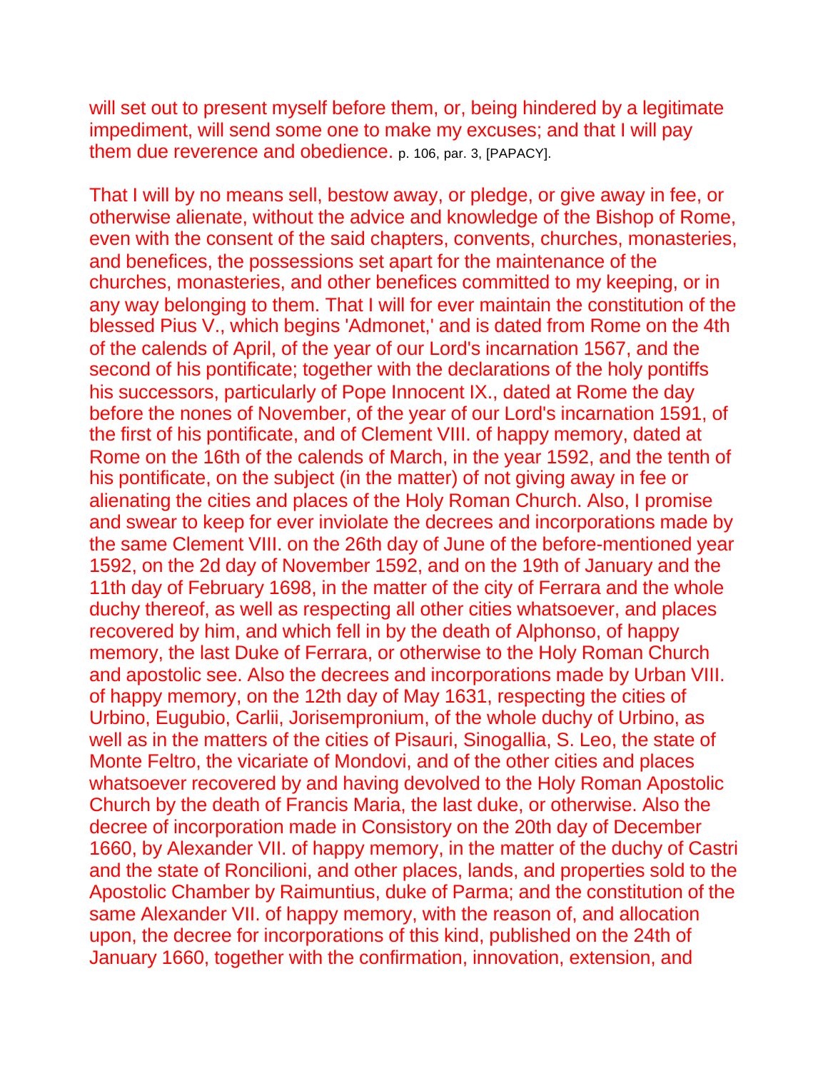will set out to present myself before them, or, being hindered by a legitimate impediment, will send some one to make my excuses; and that I will pay them due reverence and obedience. p. 106, par. 3, [PAPACY].

That I will by no means sell, bestow away, or pledge, or give away in fee, or otherwise alienate, without the advice and knowledge of the Bishop of Rome, even with the consent of the said chapters, convents, churches, monasteries, and benefices, the possessions set apart for the maintenance of the churches, monasteries, and other benefices committed to my keeping, or in any way belonging to them. That I will for ever maintain the constitution of the blessed Pius V., which begins 'Admonet,' and is dated from Rome on the 4th of the calends of April, of the year of our Lord's incarnation 1567, and the second of his pontificate; together with the declarations of the holy pontiffs his successors, particularly of Pope Innocent IX., dated at Rome the day before the nones of November, of the year of our Lord's incarnation 1591, of the first of his pontificate, and of Clement VIII. of happy memory, dated at Rome on the 16th of the calends of March, in the year 1592, and the tenth of his pontificate, on the subject (in the matter) of not giving away in fee or alienating the cities and places of the Holy Roman Church. Also, I promise and swear to keep for ever inviolate the decrees and incorporations made by the same Clement VIII. on the 26th day of June of the before-mentioned year 1592, on the 2d day of November 1592, and on the 19th of January and the 11th day of February 1698, in the matter of the city of Ferrara and the whole duchy thereof, as well as respecting all other cities whatsoever, and places recovered by him, and which fell in by the death of Alphonso, of happy memory, the last Duke of Ferrara, or otherwise to the Holy Roman Church and apostolic see. Also the decrees and incorporations made by Urban VIII. of happy memory, on the 12th day of May 1631, respecting the cities of Urbino, Eugubio, Carlii, Jorisempronium, of the whole duchy of Urbino, as well as in the matters of the cities of Pisauri, Sinogallia, S. Leo, the state of Monte Feltro, the vicariate of Mondovi, and of the other cities and places whatsoever recovered by and having devolved to the Holy Roman Apostolic Church by the death of Francis Maria, the last duke, or otherwise. Also the decree of incorporation made in Consistory on the 20th day of December 1660, by Alexander VII. of happy memory, in the matter of the duchy of Castri and the state of Roncilioni, and other places, lands, and properties sold to the Apostolic Chamber by Raimuntius, duke of Parma; and the constitution of the same Alexander VII. of happy memory, with the reason of, and allocation upon, the decree for incorporations of this kind, published on the 24th of January 1660, together with the confirmation, innovation, extension, and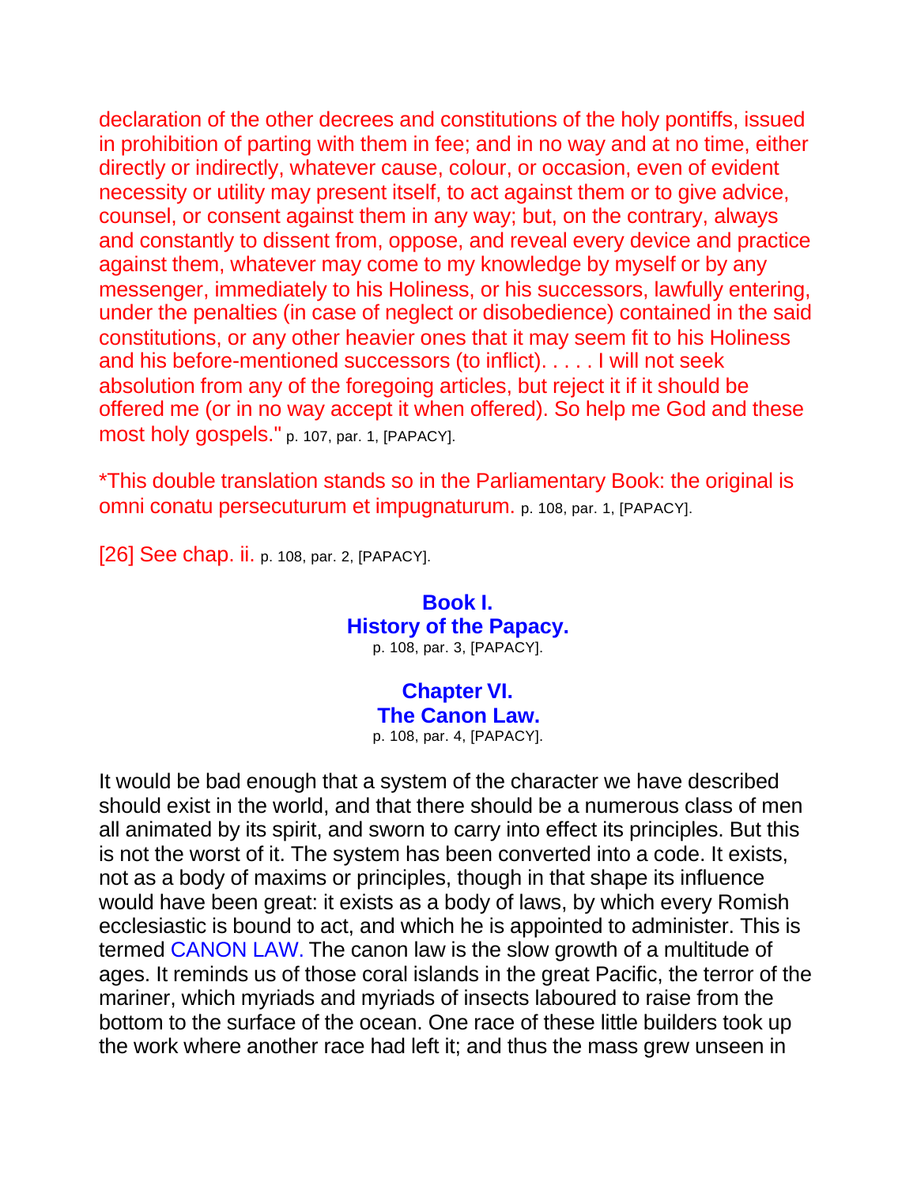declaration of the other decrees and constitutions of the holy pontiffs, issued in prohibition of parting with them in fee; and in no way and at no time, either directly or indirectly, whatever cause, colour, or occasion, even of evident necessity or utility may present itself, to act against them or to give advice, counsel, or consent against them in any way; but, on the contrary, always and constantly to dissent from, oppose, and reveal every device and practice against them, whatever may come to my knowledge by myself or by any messenger, immediately to his Holiness, or his successors, lawfully entering, under the penalties (in case of neglect or disobedience) contained in the said constitutions, or any other heavier ones that it may seem fit to his Holiness and his before-mentioned successors (to inflict). . . . . I will not seek absolution from any of the foregoing articles, but reject it if it should be offered me (or in no way accept it when offered). So help me God and these most holy gospels." p. 107, par. 1, [PAPACY].

*This double translation stands so in the Parliamentary Book: the original is omni conatu persecuturum et impugnaturum. p. 108, par. 1, [PAPACY].

[26] See chap. ii. p. 108, par. 2, [PAPACY].

## Book I.
## History of the Papacy.

p. 108, par. 3, [PAPACY].

## Chapter VI.
## The Canon Law.

p. 108, par. 4, [PAPACY].

It would be bad enough that a system of the character we have described should exist in the world, and that there should be a numerous class of men all animated by its spirit, and sworn to carry into effect its principles. But this is not the worst of it. The system has been converted into a code. It exists, not as a body of maxims or principles, though in that shape its influence would have been great: it exists as a body of laws, by which every Romish ecclesiastic is bound to act, and which he is appointed to administer. This is termed CANON LAW. The canon law is the slow growth of a multitude of ages. It reminds us of those coral islands in the great Pacific, the terror of the mariner, which myriads and myriads of insects laboured to raise from the bottom to the surface of the ocean. One race of these little builders took up the work where another race had left it; and thus the mass grew unseen in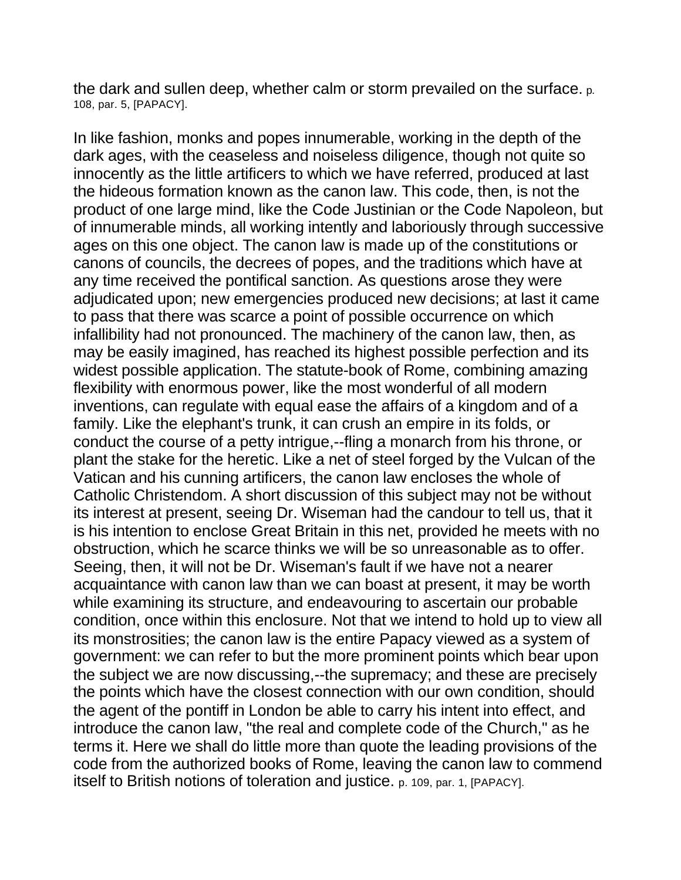the dark and sullen deep, whether calm or storm prevailed on the surface. p. 108, par. 5, [PAPACY].

In like fashion, monks and popes innumerable, working in the depth of the dark ages, with the ceaseless and noiseless diligence, though not quite so innocently as the little artificers to which we have referred, produced at last the hideous formation known as the canon law. This code, then, is not the product of one large mind, like the Code Justinian or the Code Napoleon, but of innumerable minds, all working intently and laboriously through successive ages on this one object. The canon law is made up of the constitutions or canons of councils, the decrees of popes, and the traditions which have at any time received the pontifical sanction. As questions arose they were adjudicated upon; new emergencies produced new decisions; at last it came to pass that there was scarce a point of possible occurrence on which infallibility had not pronounced. The machinery of the canon law, then, as may be easily imagined, has reached its highest possible perfection and its widest possible application. The statute-book of Rome, combining amazing flexibility with enormous power, like the most wonderful of all modern inventions, can regulate with equal ease the affairs of a kingdom and of a family. Like the elephant's trunk, it can crush an empire in its folds, or conduct the course of a petty intrigue,--fling a monarch from his throne, or plant the stake for the heretic. Like a net of steel forged by the Vulcan of the Vatican and his cunning artificers, the canon law encloses the whole of Catholic Christendom. A short discussion of this subject may not be without its interest at present, seeing Dr. Wiseman had the candour to tell us, that it is his intention to enclose Great Britain in this net, provided he meets with no obstruction, which he scarce thinks we will be so unreasonable as to offer. Seeing, then, it will not be Dr. Wiseman's fault if we have not a nearer acquaintance with canon law than we can boast at present, it may be worth while examining its structure, and endeavouring to ascertain our probable condition, once within this enclosure. Not that we intend to hold up to view all its monstrosities; the canon law is the entire Papacy viewed as a system of government: we can refer to but the more prominent points which bear upon the subject we are now discussing,--the supremacy; and these are precisely the points which have the closest connection with our own condition, should the agent of the pontiff in London be able to carry his intent into effect, and introduce the canon law, "the real and complete code of the Church," as he terms it. Here we shall do little more than quote the leading provisions of the code from the authorized books of Rome, leaving the canon law to commend itself to British notions of toleration and justice. p. 109, par. 1, [PAPACY].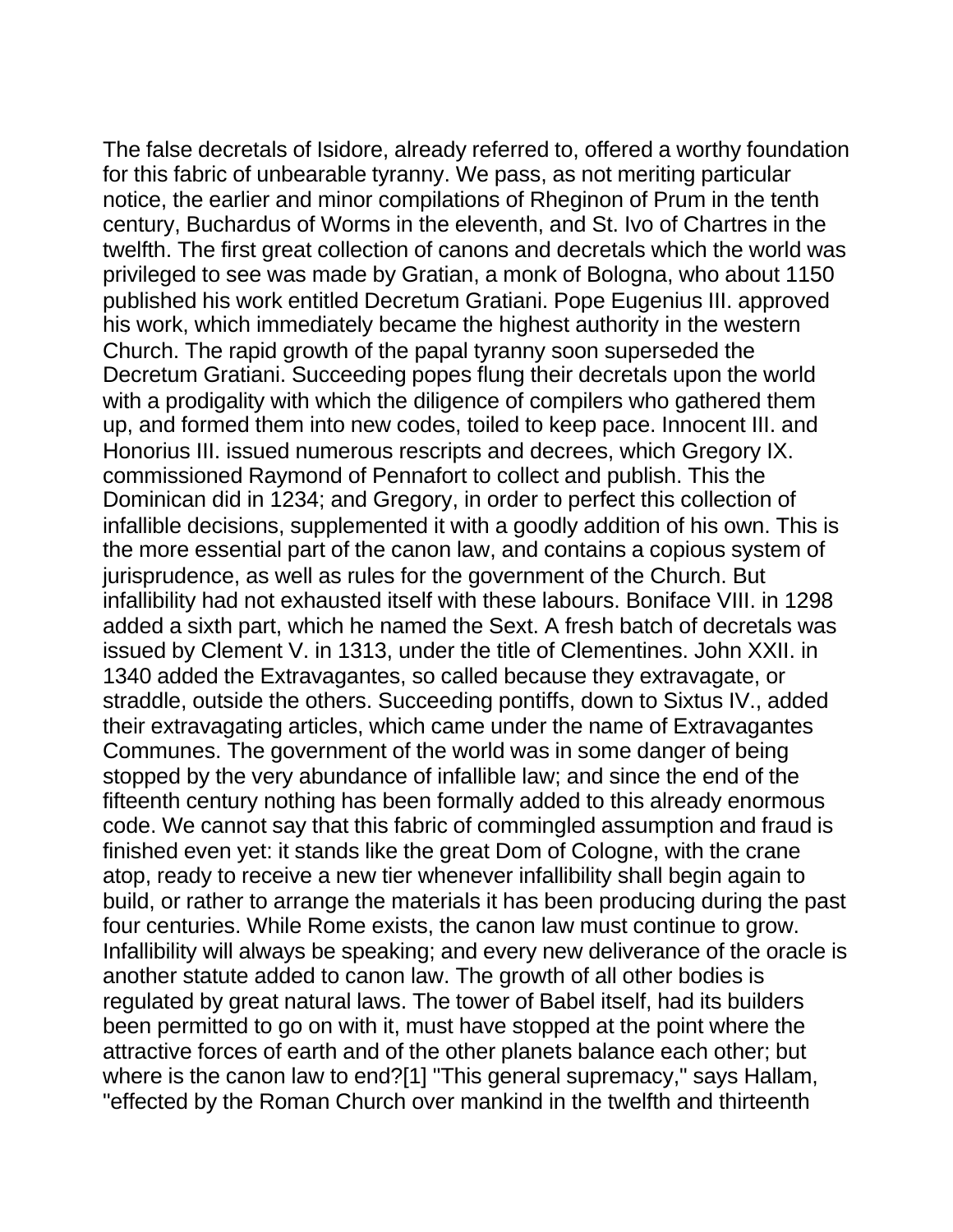The false decretals of Isidore, already referred to, offered a worthy foundation for this fabric of unbearable tyranny. We pass, as not meriting particular notice, the earlier and minor compilations of Rheginon of Prum in the tenth century, Buchardus of Worms in the eleventh, and St. Ivo of Chartres in the twelfth. The first great collection of canons and decretals which the world was privileged to see was made by Gratian, a monk of Bologna, who about 1150 published his work entitled Decretum Gratiani. Pope Eugenius III. approved his work, which immediately became the highest authority in the western Church. The rapid growth of the papal tyranny soon superseded the Decretum Gratiani. Succeeding popes flung their decretals upon the world with a prodigality with which the diligence of compilers who gathered them up, and formed them into new codes, toiled to keep pace. Innocent III. and Honorius III. issued numerous rescripts and decrees, which Gregory IX. commissioned Raymond of Pennafort to collect and publish. This the Dominican did in 1234; and Gregory, in order to perfect this collection of infallible decisions, supplemented it with a goodly addition of his own. This is the more essential part of the canon law, and contains a copious system of jurisprudence, as well as rules for the government of the Church. But infallibility had not exhausted itself with these labours. Boniface VIII. in 1298 added a sixth part, which he named the Sext. A fresh batch of decretals was issued by Clement V. in 1313, under the title of Clementines. John XXII. in 1340 added the Extravagantes, so called because they extravagate, or straddle, outside the others. Succeeding pontiffs, down to Sixtus IV., added their extravagating articles, which came under the name of Extravagantes Communes. The government of the world was in some danger of being stopped by the very abundance of infallible law; and since the end of the fifteenth century nothing has been formally added to this already enormous code. We cannot say that this fabric of commingled assumption and fraud is finished even yet: it stands like the great Dom of Cologne, with the crane atop, ready to receive a new tier whenever infallibility shall begin again to build, or rather to arrange the materials it has been producing during the past four centuries. While Rome exists, the canon law must continue to grow. Infallibility will always be speaking; and every new deliverance of the oracle is another statute added to canon law. The growth of all other bodies is regulated by great natural laws. The tower of Babel itself, had its builders been permitted to go on with it, must have stopped at the point where the attractive forces of earth and of the other planets balance each other; but where is the canon law to end?[1] "This general supremacy," says Hallam, "effected by the Roman Church over mankind in the twelfth and thirteenth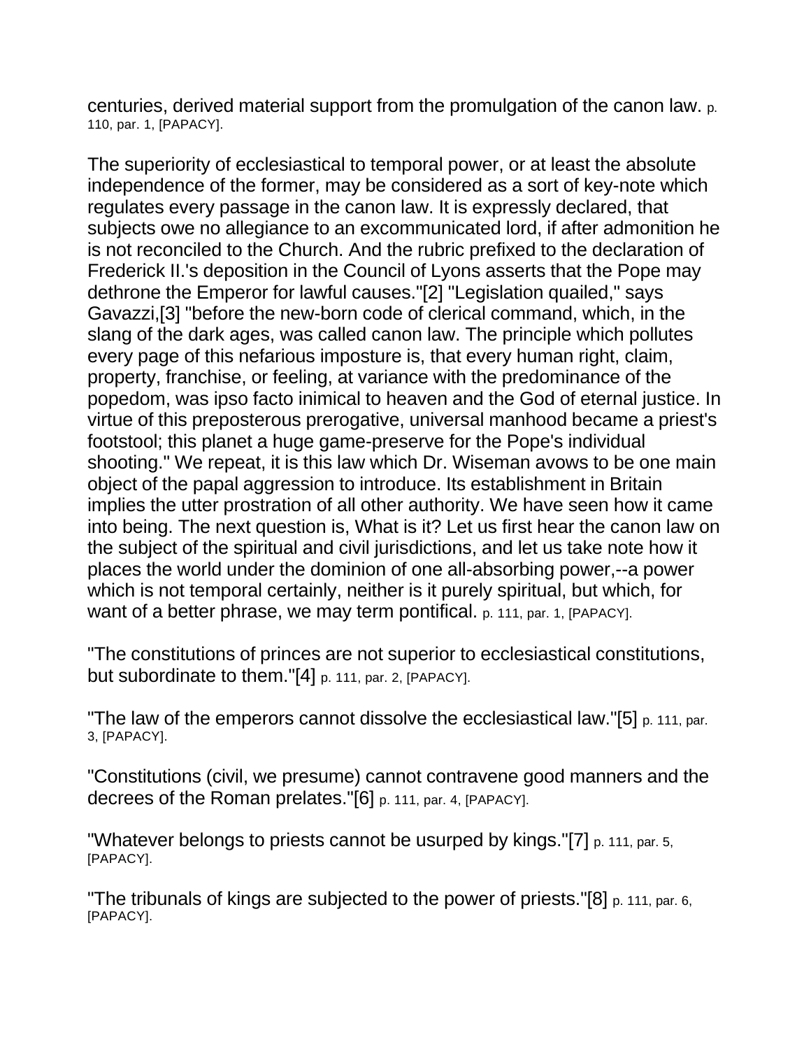centuries, derived material support from the promulgation of the canon law. p. 110, par. 1, [PAPACY].

The superiority of ecclesiastical to temporal power, or at least the absolute independence of the former, may be considered as a sort of key-note which regulates every passage in the canon law. It is expressly declared, that subjects owe no allegiance to an excommunicated lord, if after admonition he is not reconciled to the Church. And the rubric prefixed to the declaration of Frederick II.'s deposition in the Council of Lyons asserts that the Pope may dethrone the Emperor for lawful causes."[2] "Legislation quailed," says Gavazzi,[3] "before the new-born code of clerical command, which, in the slang of the dark ages, was called canon law. The principle which pollutes every page of this nefarious imposture is, that every human right, claim, property, franchise, or feeling, at variance with the predominance of the popedom, was ipso facto inimical to heaven and the God of eternal justice. In virtue of this preposterous prerogative, universal manhood became a priest's footstool; this planet a huge game-preserve for the Pope's individual shooting." We repeat, it is this law which Dr. Wiseman avows to be one main object of the papal aggression to introduce. Its establishment in Britain implies the utter prostration of all other authority. We have seen how it came into being. The next question is, What is it? Let us first hear the canon law on the subject of the spiritual and civil jurisdictions, and let us take note how it places the world under the dominion of one all-absorbing power,--a power which is not temporal certainly, neither is it purely spiritual, but which, for want of a better phrase, we may term pontifical. p. 111, par. 1, [PAPACY].

"The constitutions of princes are not superior to ecclesiastical constitutions, but subordinate to them."[4] p. 111, par. 2, [PAPACY].

"The law of the emperors cannot dissolve the ecclesiastical law."[5] p. 111, par. 3, [PAPACY].

"Constitutions (civil, we presume) cannot contravene good manners and the decrees of the Roman prelates."[6] p. 111, par. 4, [PAPACY].

"Whatever belongs to priests cannot be usurped by kings."[7] p. 111, par. 5, [PAPACY].

"The tribunals of kings are subjected to the power of priests."[8] p. 111, par. 6, [PAPACY].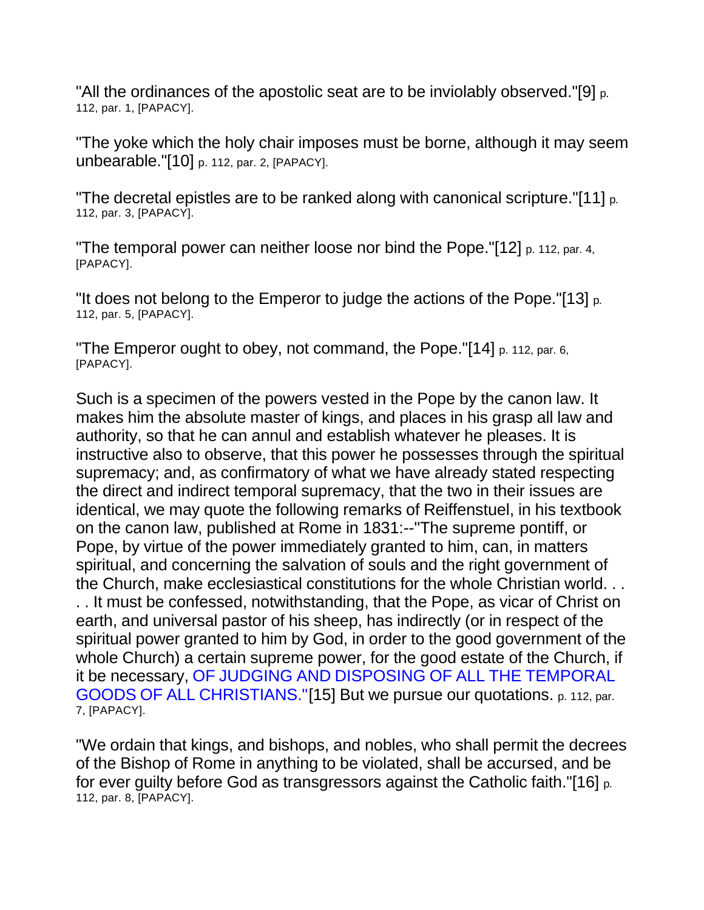"All the ordinances of the apostolic seat are to be inviolably observed."[9] p. 112, par. 1, [PAPACY].

"The yoke which the holy chair imposes must be borne, although it may seem unbearable."[10] p. 112, par. 2, [PAPACY].

"The decretal epistles are to be ranked along with canonical scripture."[11] p. 112, par. 3, [PAPACY].

"The temporal power can neither loose nor bind the Pope."[12] p. 112, par. 4, [PAPACY].

"It does not belong to the Emperor to judge the actions of the Pope."[13] p. 112, par. 5, [PAPACY].

"The Emperor ought to obey, not command, the Pope."[14] p. 112, par. 6, [PAPACY].

Such is a specimen of the powers vested in the Pope by the canon law. It makes him the absolute master of kings, and places in his grasp all law and authority, so that he can annul and establish whatever he pleases. It is instructive also to observe, that this power he possesses through the spiritual supremacy; and, as confirmatory of what we have already stated respecting the direct and indirect temporal supremacy, that the two in their issues are identical, we may quote the following remarks of Reiffenstuel, in his textbook on the canon law, published at Rome in 1831:--"The supreme pontiff, or Pope, by virtue of the power immediately granted to him, can, in matters spiritual, and concerning the salvation of souls and the right government of the Church, make ecclesiastical constitutions for the whole Christian world. . . . . It must be confessed, notwithstanding, that the Pope, as vicar of Christ on earth, and universal pastor of his sheep, has indirectly (or in respect of the spiritual power granted to him by God, in order to the good government of the whole Church) a certain supreme power, for the good estate of the Church, if it be necessary, OF JUDGING AND DISPOSING OF ALL THE TEMPORAL GOODS OF ALL CHRISTIANS."[15] But we pursue our quotations. p. 112, par. 7, [PAPACY].

"We ordain that kings, and bishops, and nobles, who shall permit the decrees of the Bishop of Rome in anything to be violated, shall be accursed, and be for ever guilty before God as transgressors against the Catholic faith."[16] p. 112, par. 8, [PAPACY].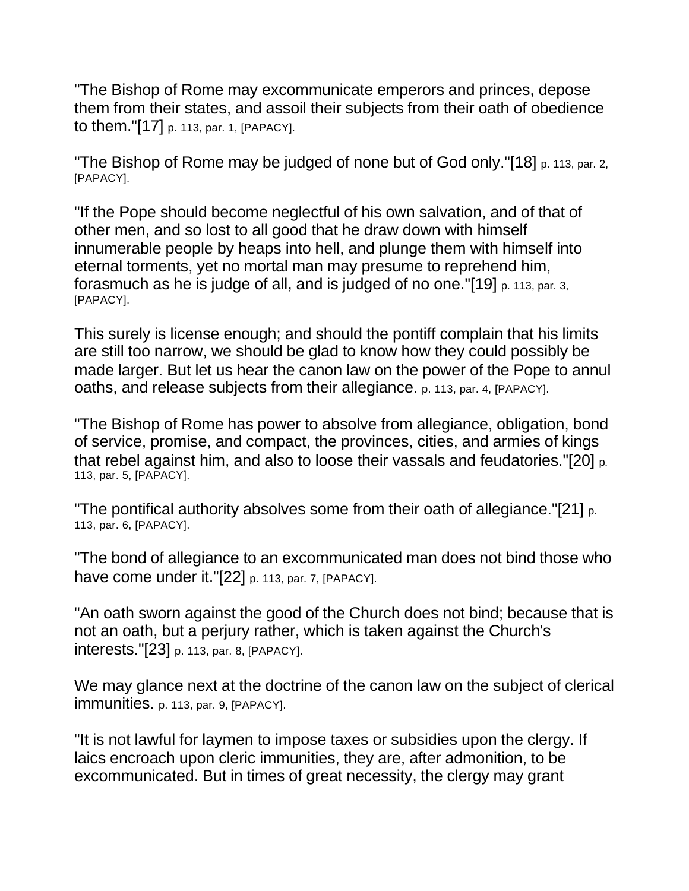"The Bishop of Rome may excommunicate emperors and princes, depose them from their states, and assoil their subjects from their oath of obedience to them."[17] p. 113, par. 1, [PAPACY].

"The Bishop of Rome may be judged of none but of God only."[18] p. 113, par. 2, [PAPACY].

"If the Pope should become neglectful of his own salvation, and of that of other men, and so lost to all good that he draw down with himself innumerable people by heaps into hell, and plunge them with himself into eternal torments, yet no mortal man may presume to reprehend him, forasmuch as he is judge of all, and is judged of no one."[19] p. 113, par. 3, [PAPACY].

This surely is license enough; and should the pontiff complain that his limits are still too narrow, we should be glad to know how they could possibly be made larger. But let us hear the canon law on the power of the Pope to annul oaths, and release subjects from their allegiance. p. 113, par. 4, [PAPACY].

"The Bishop of Rome has power to absolve from allegiance, obligation, bond of service, promise, and compact, the provinces, cities, and armies of kings that rebel against him, and also to loose their vassals and feudatories."[20] p. 113, par. 5, [PAPACY].

"The pontifical authority absolves some from their oath of allegiance."[21] p. 113, par. 6, [PAPACY].

"The bond of allegiance to an excommunicated man does not bind those who have come under it."[22] p. 113, par. 7, [PAPACY].

"An oath sworn against the good of the Church does not bind; because that is not an oath, but a perjury rather, which is taken against the Church's interests."[23] p. 113, par. 8, [PAPACY].

We may glance next at the doctrine of the canon law on the subject of clerical immunities. p. 113, par. 9, [PAPACY].

"It is not lawful for laymen to impose taxes or subsidies upon the clergy. If laics encroach upon cleric immunities, they are, after admonition, to be excommunicated. But in times of great necessity, the clergy may grant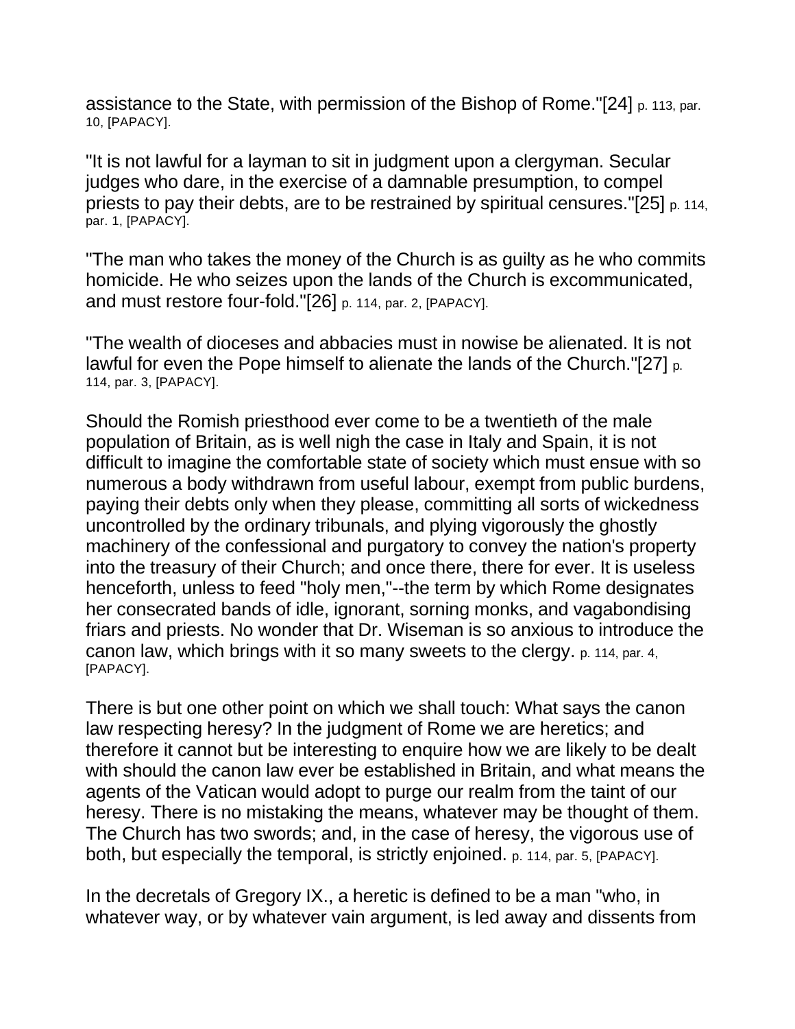assistance to the State, with permission of the Bishop of Rome."[24] p. 113, par. 10, [PAPACY].

"It is not lawful for a layman to sit in judgment upon a clergyman. Secular judges who dare, in the exercise of a damnable presumption, to compel priests to pay their debts, are to be restrained by spiritual censures."[25] p. 114, par. 1, [PAPACY].

"The man who takes the money of the Church is as guilty as he who commits homicide. He who seizes upon the lands of the Church is excommunicated, and must restore four-fold."[26] p. 114, par. 2, [PAPACY].

"The wealth of dioceses and abbacies must in nowise be alienated. It is not lawful for even the Pope himself to alienate the lands of the Church."[27] p. 114, par. 3, [PAPACY].

Should the Romish priesthood ever come to be a twentieth of the male population of Britain, as is well nigh the case in Italy and Spain, it is not difficult to imagine the comfortable state of society which must ensue with so numerous a body withdrawn from useful labour, exempt from public burdens, paying their debts only when they please, committing all sorts of wickedness uncontrolled by the ordinary tribunals, and plying vigorously the ghostly machinery of the confessional and purgatory to convey the nation's property into the treasury of their Church; and once there, there for ever. It is useless henceforth, unless to feed "holy men,"--the term by which Rome designates her consecrated bands of idle, ignorant, sorning monks, and vagabondising friars and priests. No wonder that Dr. Wiseman is so anxious to introduce the canon law, which brings with it so many sweets to the clergy. p. 114, par. 4, [PAPACY].

There is but one other point on which we shall touch: What says the canon law respecting heresy? In the judgment of Rome we are heretics; and therefore it cannot but be interesting to enquire how we are likely to be dealt with should the canon law ever be established in Britain, and what means the agents of the Vatican would adopt to purge our realm from the taint of our heresy. There is no mistaking the means, whatever may be thought of them. The Church has two swords; and, in the case of heresy, the vigorous use of both, but especially the temporal, is strictly enjoined. p. 114, par. 5, [PAPACY].

In the decretals of Gregory IX., a heretic is defined to be a man "who, in whatever way, or by whatever vain argument, is led away and dissents from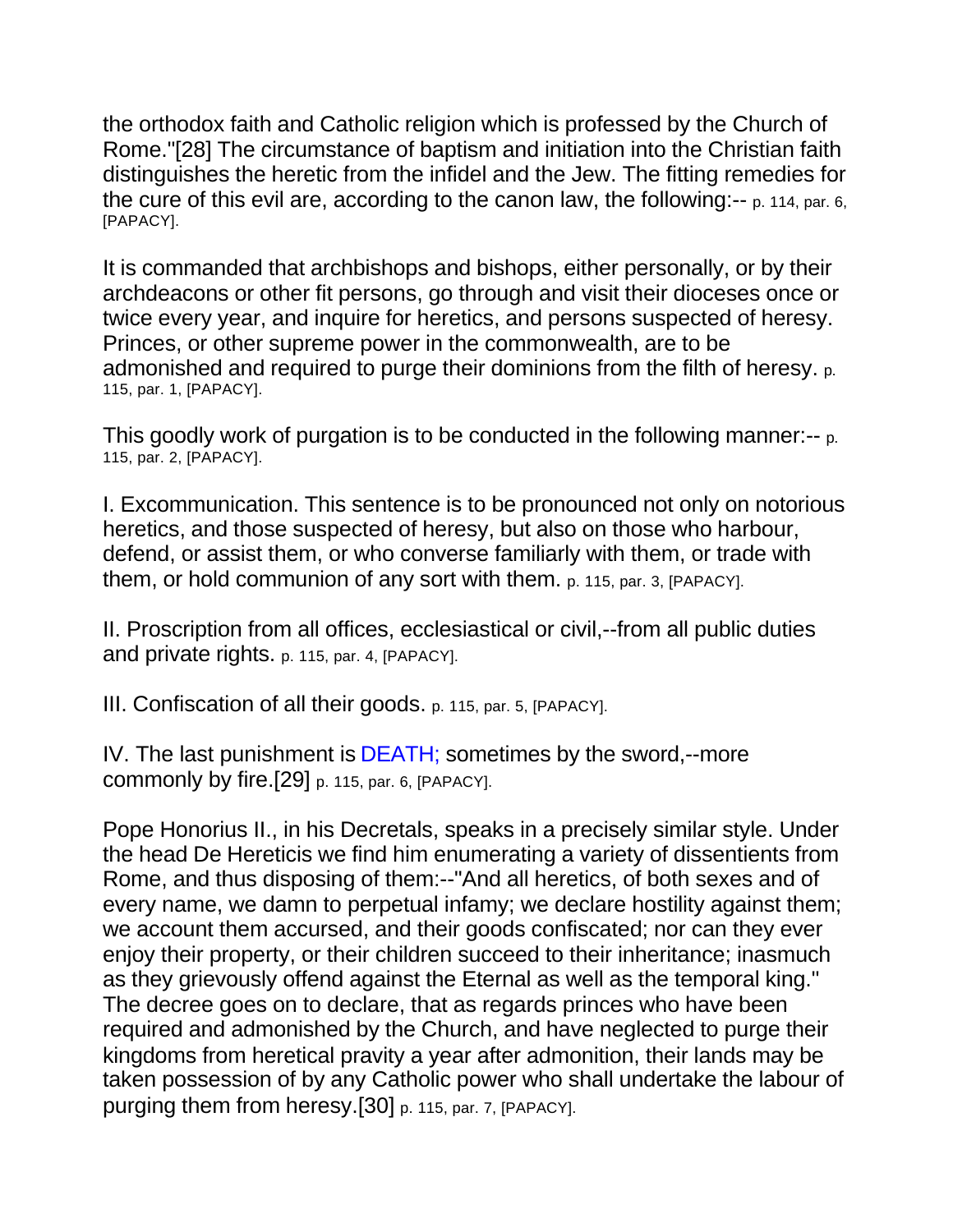the orthodox faith and Catholic religion which is professed by the Church of Rome."[28] The circumstance of baptism and initiation into the Christian faith distinguishes the heretic from the infidel and the Jew. The fitting remedies for the cure of this evil are, according to the canon law, the following:-- p. 114, par. 6, [PAPACY].

It is commanded that archbishops and bishops, either personally, or by their archdeacons or other fit persons, go through and visit their dioceses once or twice every year, and inquire for heretics, and persons suspected of heresy. Princes, or other supreme power in the commonwealth, are to be admonished and required to purge their dominions from the filth of heresy. p. 115, par. 1, [PAPACY].

This goodly work of purgation is to be conducted in the following manner:-- p. 115, par. 2, [PAPACY].

I. Excommunication. This sentence is to be pronounced not only on notorious heretics, and those suspected of heresy, but also on those who harbour, defend, or assist them, or who converse familiarly with them, or trade with them, or hold communion of any sort with them. p. 115, par. 3, [PAPACY].

II. Proscription from all offices, ecclesiastical or civil,--from all public duties and private rights. p. 115, par. 4, [PAPACY].

III. Confiscation of all their goods. p. 115, par. 5, [PAPACY].

IV. The last punishment is DEATH; sometimes by the sword,--more commonly by fire.[29] p. 115, par. 6, [PAPACY].

Pope Honorius II., in his Decretals, speaks in a precisely similar style. Under the head De Hereticis we find him enumerating a variety of dissentients from Rome, and thus disposing of them:--"And all heretics, of both sexes and of every name, we damn to perpetual infamy; we declare hostility against them; we account them accursed, and their goods confiscated; nor can they ever enjoy their property, or their children succeed to their inheritance; inasmuch as they grievously offend against the Eternal as well as the temporal king." The decree goes on to declare, that as regards princes who have been required and admonished by the Church, and have neglected to purge their kingdoms from heretical pravity a year after admonition, their lands may be taken possession of by any Catholic power who shall undertake the labour of purging them from heresy.[30] p. 115, par. 7, [PAPACY].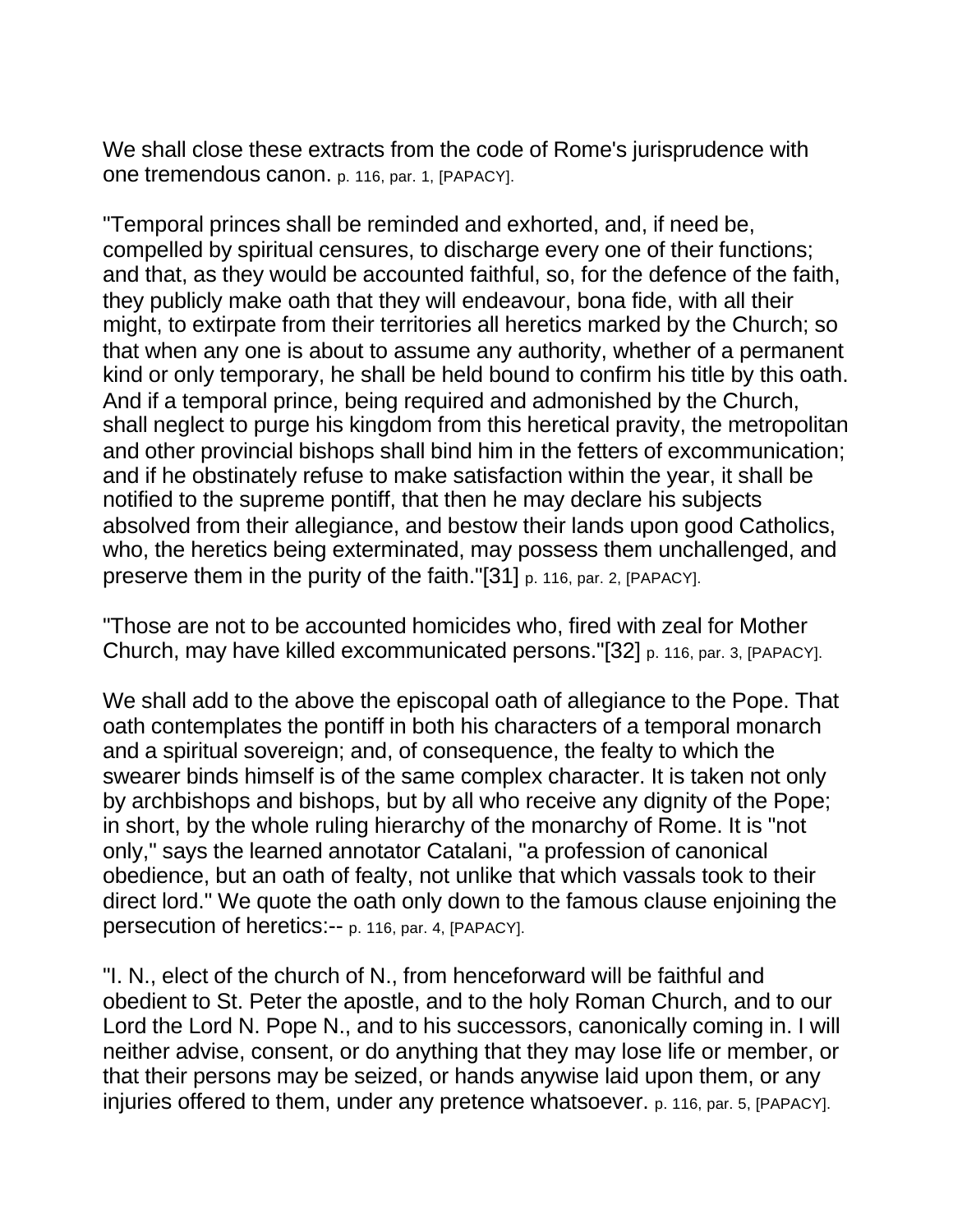We shall close these extracts from the code of Rome's jurisprudence with one tremendous canon. p. 116, par. 1, [PAPACY].

"Temporal princes shall be reminded and exhorted, and, if need be, compelled by spiritual censures, to discharge every one of their functions; and that, as they would be accounted faithful, so, for the defence of the faith, they publicly make oath that they will endeavour, bona fide, with all their might, to extirpate from their territories all heretics marked by the Church; so that when any one is about to assume any authority, whether of a permanent kind or only temporary, he shall be held bound to confirm his title by this oath. And if a temporal prince, being required and admonished by the Church, shall neglect to purge his kingdom from this heretical pravity, the metropolitan and other provincial bishops shall bind him in the fetters of excommunication; and if he obstinately refuse to make satisfaction within the year, it shall be notified to the supreme pontiff, that then he may declare his subjects absolved from their allegiance, and bestow their lands upon good Catholics, who, the heretics being exterminated, may possess them unchallenged, and preserve them in the purity of the faith."[31] p. 116, par. 2, [PAPACY].

"Those are not to be accounted homicides who, fired with zeal for Mother Church, may have killed excommunicated persons."[32] p. 116, par. 3, [PAPACY].

We shall add to the above the episcopal oath of allegiance to the Pope. That oath contemplates the pontiff in both his characters of a temporal monarch and a spiritual sovereign; and, of consequence, the fealty to which the swearer binds himself is of the same complex character. It is taken not only by archbishops and bishops, but by all who receive any dignity of the Pope; in short, by the whole ruling hierarchy of the monarchy of Rome. It is "not only," says the learned annotator Catalani, "a profession of canonical obedience, but an oath of fealty, not unlike that which vassals took to their direct lord." We quote the oath only down to the famous clause enjoining the persecution of heretics:-- p. 116, par. 4, [PAPACY].

"I. N., elect of the church of N., from henceforward will be faithful and obedient to St. Peter the apostle, and to the holy Roman Church, and to our Lord the Lord N. Pope N., and to his successors, canonically coming in. I will neither advise, consent, or do anything that they may lose life or member, or that their persons may be seized, or hands anywise laid upon them, or any injuries offered to them, under any pretence whatsoever. p. 116, par. 5, [PAPACY].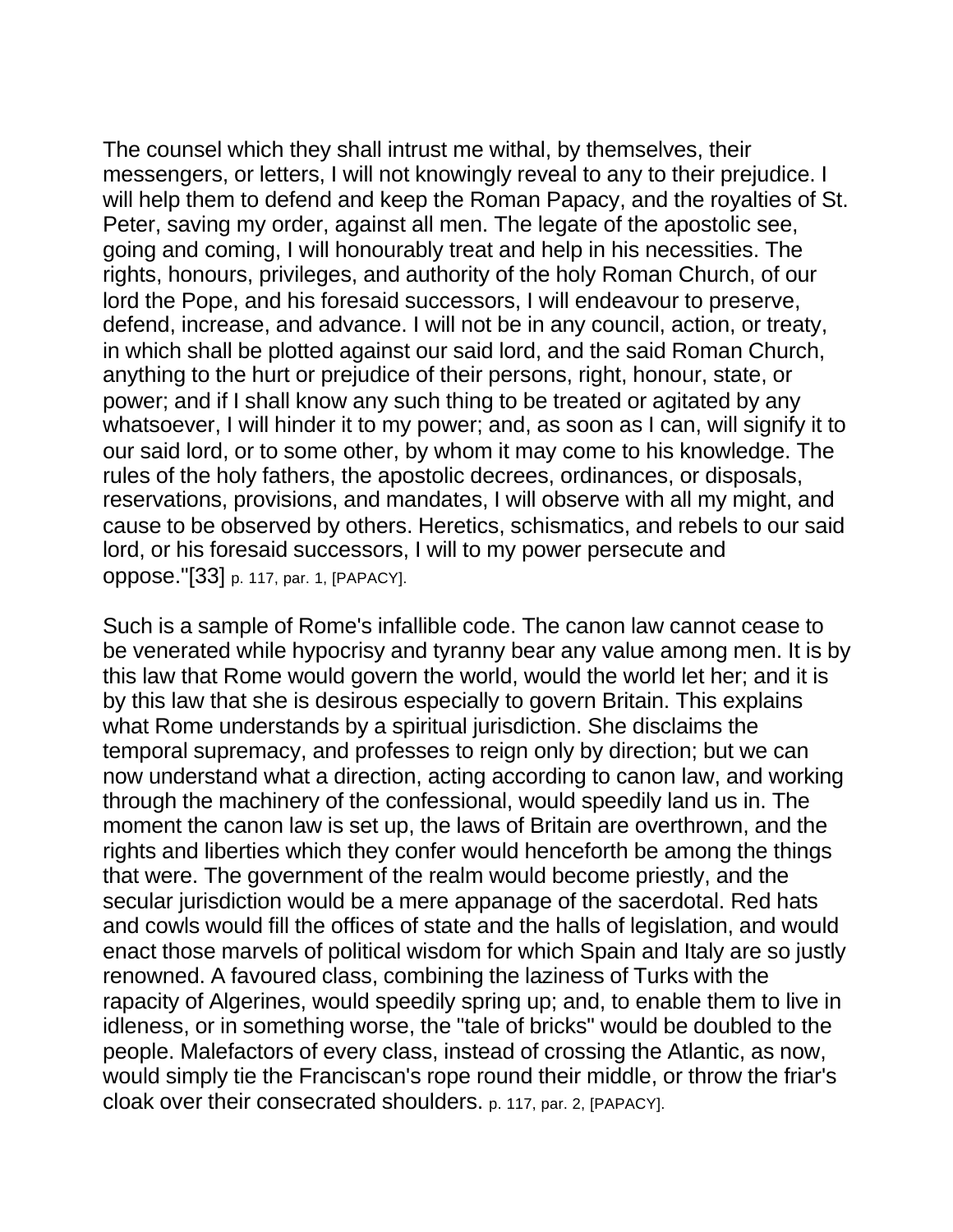The counsel which they shall intrust me withal, by themselves, their messengers, or letters, I will not knowingly reveal to any to their prejudice. I will help them to defend and keep the Roman Papacy, and the royalties of St. Peter, saving my order, against all men. The legate of the apostolic see, going and coming, I will honourably treat and help in his necessities. The rights, honours, privileges, and authority of the holy Roman Church, of our lord the Pope, and his foresaid successors, I will endeavour to preserve, defend, increase, and advance. I will not be in any council, action, or treaty, in which shall be plotted against our said lord, and the said Roman Church, anything to the hurt or prejudice of their persons, right, honour, state, or power; and if I shall know any such thing to be treated or agitated by any whatsoever, I will hinder it to my power; and, as soon as I can, will signify it to our said lord, or to some other, by whom it may come to his knowledge. The rules of the holy fathers, the apostolic decrees, ordinances, or disposals, reservations, provisions, and mandates, I will observe with all my might, and cause to be observed by others. Heretics, schismatics, and rebels to our said lord, or his foresaid successors, I will to my power persecute and oppose."[33] p. 117, par. 1, [PAPACY].

Such is a sample of Rome's infallible code. The canon law cannot cease to be venerated while hypocrisy and tyranny bear any value among men. It is by this law that Rome would govern the world, would the world let her; and it is by this law that she is desirous especially to govern Britain. This explains what Rome understands by a spiritual jurisdiction. She disclaims the temporal supremacy, and professes to reign only by direction; but we can now understand what a direction, acting according to canon law, and working through the machinery of the confessional, would speedily land us in. The moment the canon law is set up, the laws of Britain are overthrown, and the rights and liberties which they confer would henceforth be among the things that were. The government of the realm would become priestly, and the secular jurisdiction would be a mere appanage of the sacerdotal. Red hats and cowls would fill the offices of state and the halls of legislation, and would enact those marvels of political wisdom for which Spain and Italy are so justly renowned. A favoured class, combining the laziness of Turks with the rapacity of Algerines, would speedily spring up; and, to enable them to live in idleness, or in something worse, the "tale of bricks" would be doubled to the people. Malefactors of every class, instead of crossing the Atlantic, as now, would simply tie the Franciscan's rope round their middle, or throw the friar's cloak over their consecrated shoulders. p. 117, par. 2, [PAPACY].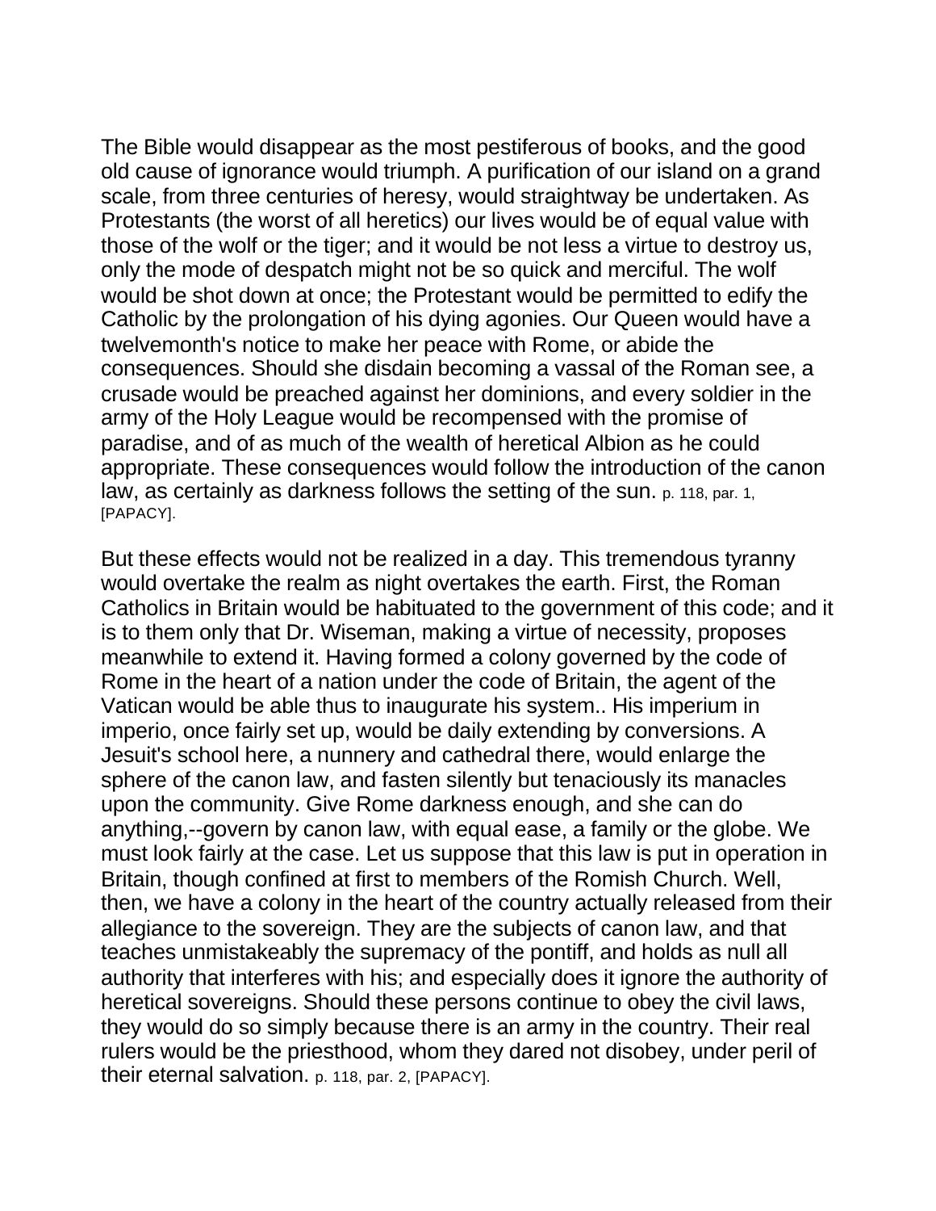The Bible would disappear as the most pestiferous of books, and the good old cause of ignorance would triumph. A purification of our island on a grand scale, from three centuries of heresy, would straightway be undertaken. As Protestants (the worst of all heretics) our lives would be of equal value with those of the wolf or the tiger; and it would be not less a virtue to destroy us, only the mode of despatch might not be so quick and merciful. The wolf would be shot down at once; the Protestant would be permitted to edify the Catholic by the prolongation of his dying agonies. Our Queen would have a twelvemonth's notice to make her peace with Rome, or abide the consequences. Should she disdain becoming a vassal of the Roman see, a crusade would be preached against her dominions, and every soldier in the army of the Holy League would be recompensed with the promise of paradise, and of as much of the wealth of heretical Albion as he could appropriate. These consequences would follow the introduction of the canon law, as certainly as darkness follows the setting of the sun. p. 118, par. 1, [PAPACY].

But these effects would not be realized in a day. This tremendous tyranny would overtake the realm as night overtakes the earth. First, the Roman Catholics in Britain would be habituated to the government of this code; and it is to them only that Dr. Wiseman, making a virtue of necessity, proposes meanwhile to extend it. Having formed a colony governed by the code of Rome in the heart of a nation under the code of Britain, the agent of the Vatican would be able thus to inaugurate his system.. His imperium in imperio, once fairly set up, would be daily extending by conversions. A Jesuit's school here, a nunnery and cathedral there, would enlarge the sphere of the canon law, and fasten silently but tenaciously its manacles upon the community. Give Rome darkness enough, and she can do anything,--govern by canon law, with equal ease, a family or the globe. We must look fairly at the case. Let us suppose that this law is put in operation in Britain, though confined at first to members of the Romish Church. Well, then, we have a colony in the heart of the country actually released from their allegiance to the sovereign. They are the subjects of canon law, and that teaches unmistakeably the supremacy of the pontiff, and holds as null all authority that interferes with his; and especially does it ignore the authority of heretical sovereigns. Should these persons continue to obey the civil laws, they would do so simply because there is an army in the country. Their real rulers would be the priesthood, whom they dared not disobey, under peril of their eternal salvation. p. 118, par. 2, [PAPACY].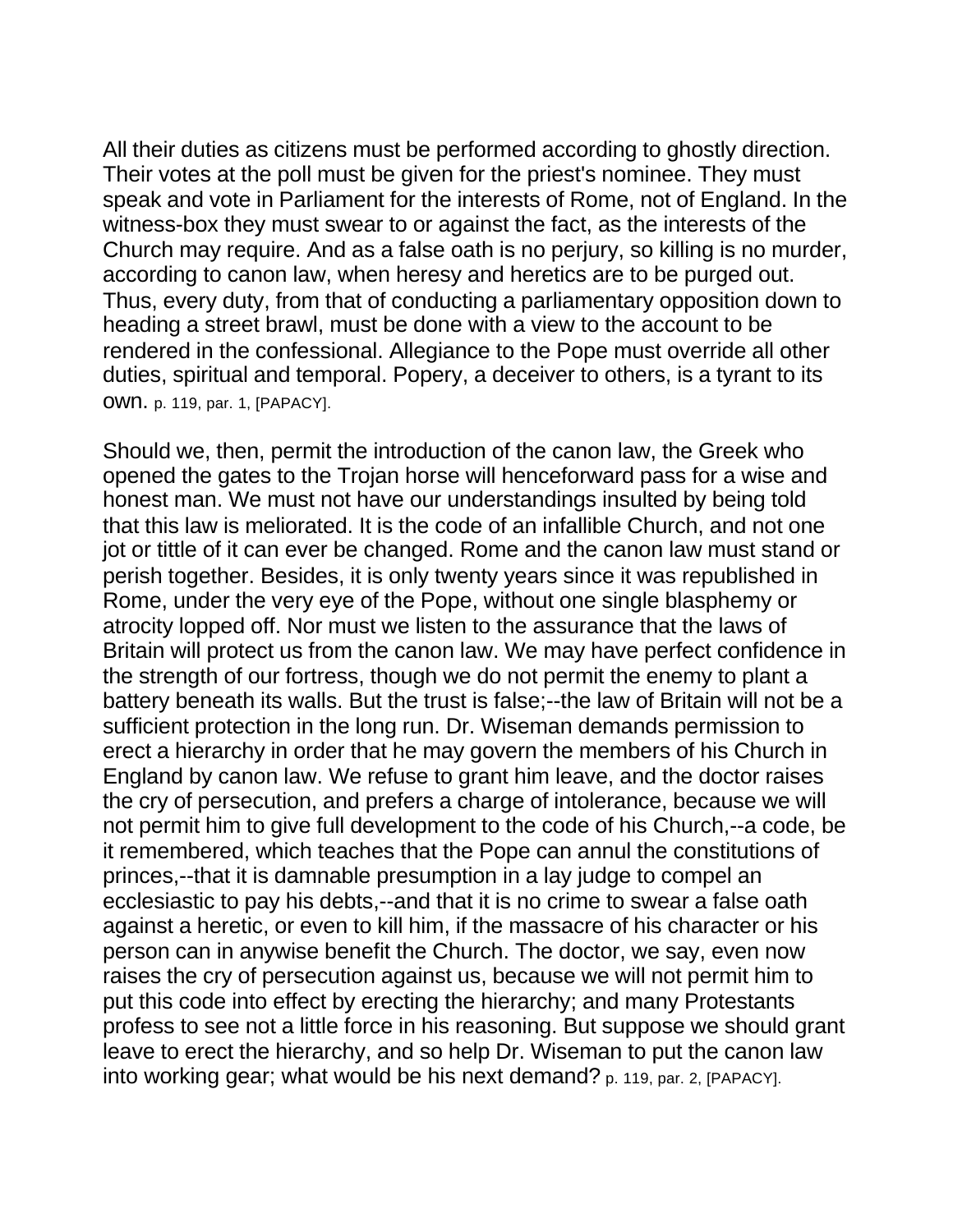All their duties as citizens must be performed according to ghostly direction. Their votes at the poll must be given for the priest's nominee. They must speak and vote in Parliament for the interests of Rome, not of England. In the witness-box they must swear to or against the fact, as the interests of the Church may require. And as a false oath is no perjury, so killing is no murder, according to canon law, when heresy and heretics are to be purged out. Thus, every duty, from that of conducting a parliamentary opposition down to heading a street brawl, must be done with a view to the account to be rendered in the confessional. Allegiance to the Pope must override all other duties, spiritual and temporal. Popery, a deceiver to others, is a tyrant to its own. p. 119, par. 1, [PAPACY].

Should we, then, permit the introduction of the canon law, the Greek who opened the gates to the Trojan horse will henceforward pass for a wise and honest man. We must not have our understandings insulted by being told that this law is meliorated. It is the code of an infallible Church, and not one jot or tittle of it can ever be changed. Rome and the canon law must stand or perish together. Besides, it is only twenty years since it was republished in Rome, under the very eye of the Pope, without one single blasphemy or atrocity lopped off. Nor must we listen to the assurance that the laws of Britain will protect us from the canon law. We may have perfect confidence in the strength of our fortress, though we do not permit the enemy to plant a battery beneath its walls. But the trust is false;--the law of Britain will not be a sufficient protection in the long run. Dr. Wiseman demands permission to erect a hierarchy in order that he may govern the members of his Church in England by canon law. We refuse to grant him leave, and the doctor raises the cry of persecution, and prefers a charge of intolerance, because we will not permit him to give full development to the code of his Church,--a code, be it remembered, which teaches that the Pope can annul the constitutions of princes,--that it is damnable presumption in a lay judge to compel an ecclesiastic to pay his debts,--and that it is no crime to swear a false oath against a heretic, or even to kill him, if the massacre of his character or his person can in anywise benefit the Church. The doctor, we say, even now raises the cry of persecution against us, because we will not permit him to put this code into effect by erecting the hierarchy; and many Protestants profess to see not a little force in his reasoning. But suppose we should grant leave to erect the hierarchy, and so help Dr. Wiseman to put the canon law into working gear; what would be his next demand? p. 119, par. 2, [PAPACY].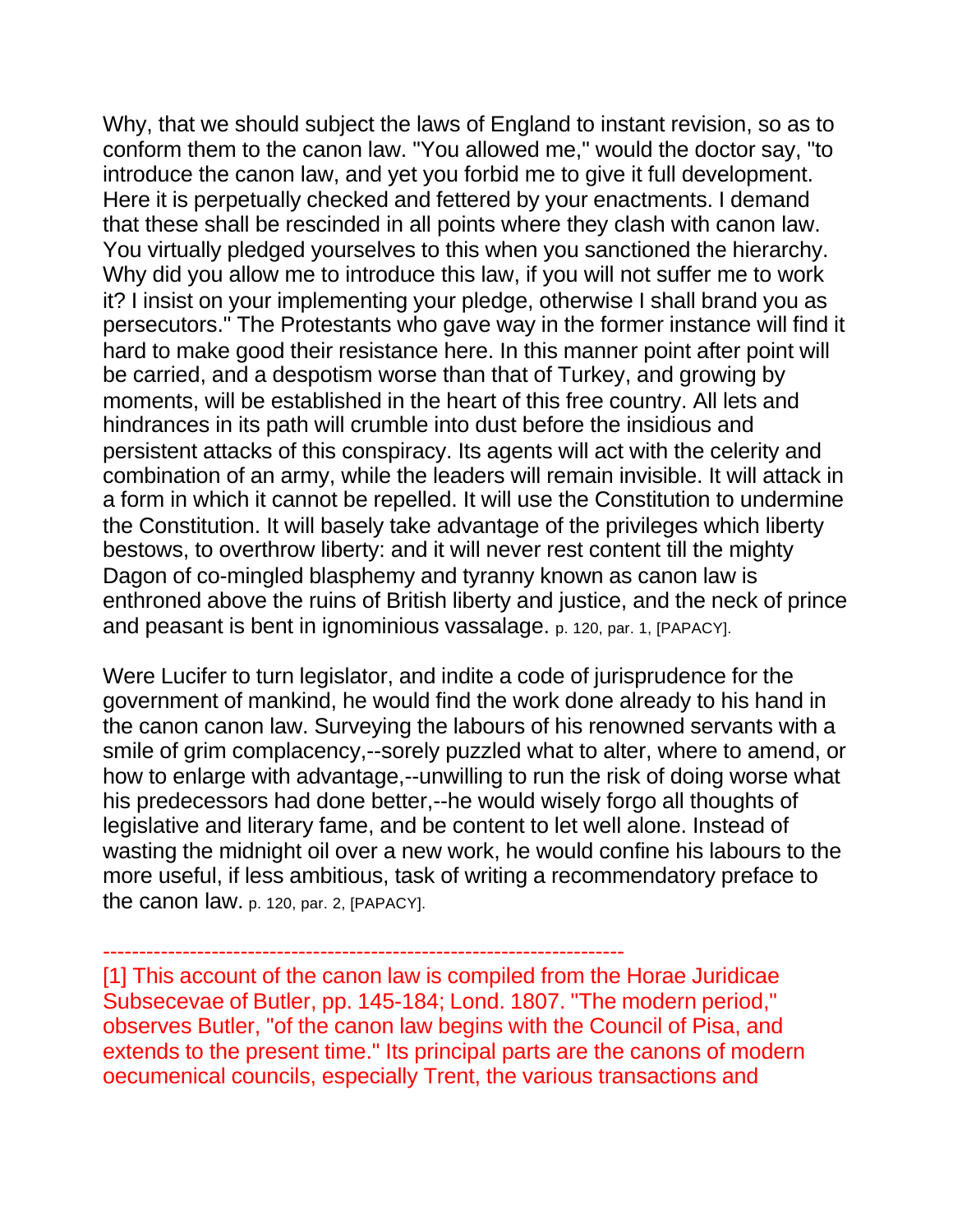Why, that we should subject the laws of England to instant revision, so as to conform them to the canon law. "You allowed me," would the doctor say, "to introduce the canon law, and yet you forbid me to give it full development. Here it is perpetually checked and fettered by your enactments. I demand that these shall be rescinded in all points where they clash with canon law. You virtually pledged yourselves to this when you sanctioned the hierarchy. Why did you allow me to introduce this law, if you will not suffer me to work it? I insist on your implementing your pledge, otherwise I shall brand you as persecutors." The Protestants who gave way in the former instance will find it hard to make good their resistance here. In this manner point after point will be carried, and a despotism worse than that of Turkey, and growing by moments, will be established in the heart of this free country. All lets and hindrances in its path will crumble into dust before the insidious and persistent attacks of this conspiracy. Its agents will act with the celerity and combination of an army, while the leaders will remain invisible. It will attack in a form in which it cannot be repelled. It will use the Constitution to undermine the Constitution. It will basely take advantage of the privileges which liberty bestows, to overthrow liberty: and it will never rest content till the mighty Dagon of co-mingled blasphemy and tyranny known as canon law is enthroned above the ruins of British liberty and justice, and the neck of prince and peasant is bent in ignominious vassalage. p. 120, par. 1, [PAPACY].

Were Lucifer to turn legislator, and indite a code of jurisprudence for the government of mankind, he would find the work done already to his hand in the canon canon law. Surveying the labours of his renowned servants with a smile of grim complacency,--sorely puzzled what to alter, where to amend, or how to enlarge with advantage,--unwilling to run the risk of doing worse what his predecessors had done better,--he would wisely forgo all thoughts of legislative and literary fame, and be content to let well alone. Instead of wasting the midnight oil over a new work, he would confine his labours to the more useful, if less ambitious, task of writing a recommendatory preface to the canon law. p. 120, par. 2, [PAPACY].

---

[1] This account of the canon law is compiled from the Horae Juridicae Subsecevae of Butler, pp. 145-184; Lond. 1807. "The modern period," observes Butler, "of the canon law begins with the Council of Pisa, and extends to the present time." Its principal parts are the canons of modern oecumenical councils, especially Trent, the various transactions and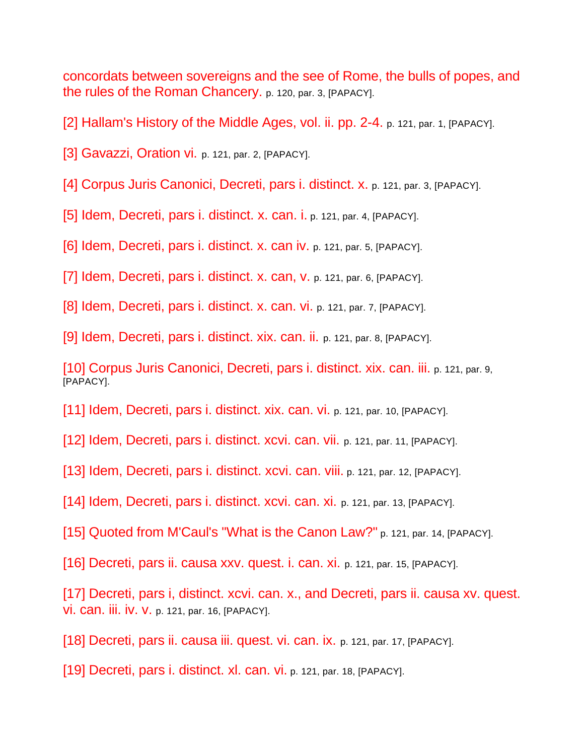concordats between sovereigns and the see of Rome, the bulls of popes, and the rules of the Roman Chancery. p. 120, par. 3, [PAPACY].

[2] Hallam's History of the Middle Ages, vol. ii. pp. 2-4. p. 121, par. 1, [PAPACY].

[3] Gavazzi, Oration vi. p. 121, par. 2, [PAPACY].

[4] Corpus Juris Canonici, Decreti, pars i. distinct. x. p. 121, par. 3, [PAPACY].

[5] Idem, Decreti, pars i. distinct. x. can. i. p. 121, par. 4, [PAPACY].

[6] Idem, Decreti, pars i. distinct. x. can iv. p. 121, par. 5, [PAPACY].

[7] Idem, Decreti, pars i. distinct. x. can, v. p. 121, par. 6, [PAPACY].

[8] Idem, Decreti, pars i. distinct. x. can. vi. p. 121, par. 7, [PAPACY].

[9] Idem, Decreti, pars i. distinct. xix. can. ii. p. 121, par. 8, [PAPACY].

[10] Corpus Juris Canonici, Decreti, pars i. distinct. xix. can. iii. p. 121, par. 9, [PAPACY].

[11] Idem, Decreti, pars i. distinct. xix. can. vi. p. 121, par. 10, [PAPACY].

[12] Idem, Decreti, pars i. distinct. xcvi. can. vii. p. 121, par. 11, [PAPACY].

[13] Idem, Decreti, pars i. distinct. xcvi. can. viii. p. 121, par. 12, [PAPACY].

[14] Idem, Decreti, pars i. distinct. xcvi. can. xi. p. 121, par. 13, [PAPACY].

[15] Quoted from M'Caul's "What is the Canon Law?" p. 121, par. 14, [PAPACY].

[16] Decreti, pars ii. causa xxv. quest. i. can. xi. p. 121, par. 15, [PAPACY].

[17] Decreti, pars i, distinct. xcvi. can. x., and Decreti, pars ii. causa xv. quest. vi. can. iii. iv. v. p. 121, par. 16, [PAPACY].

[18] Decreti, pars ii. causa iii. quest. vi. can. ix. p. 121, par. 17, [PAPACY].

[19] Decreti, pars i. distinct. xl. can. vi. p. 121, par. 18, [PAPACY].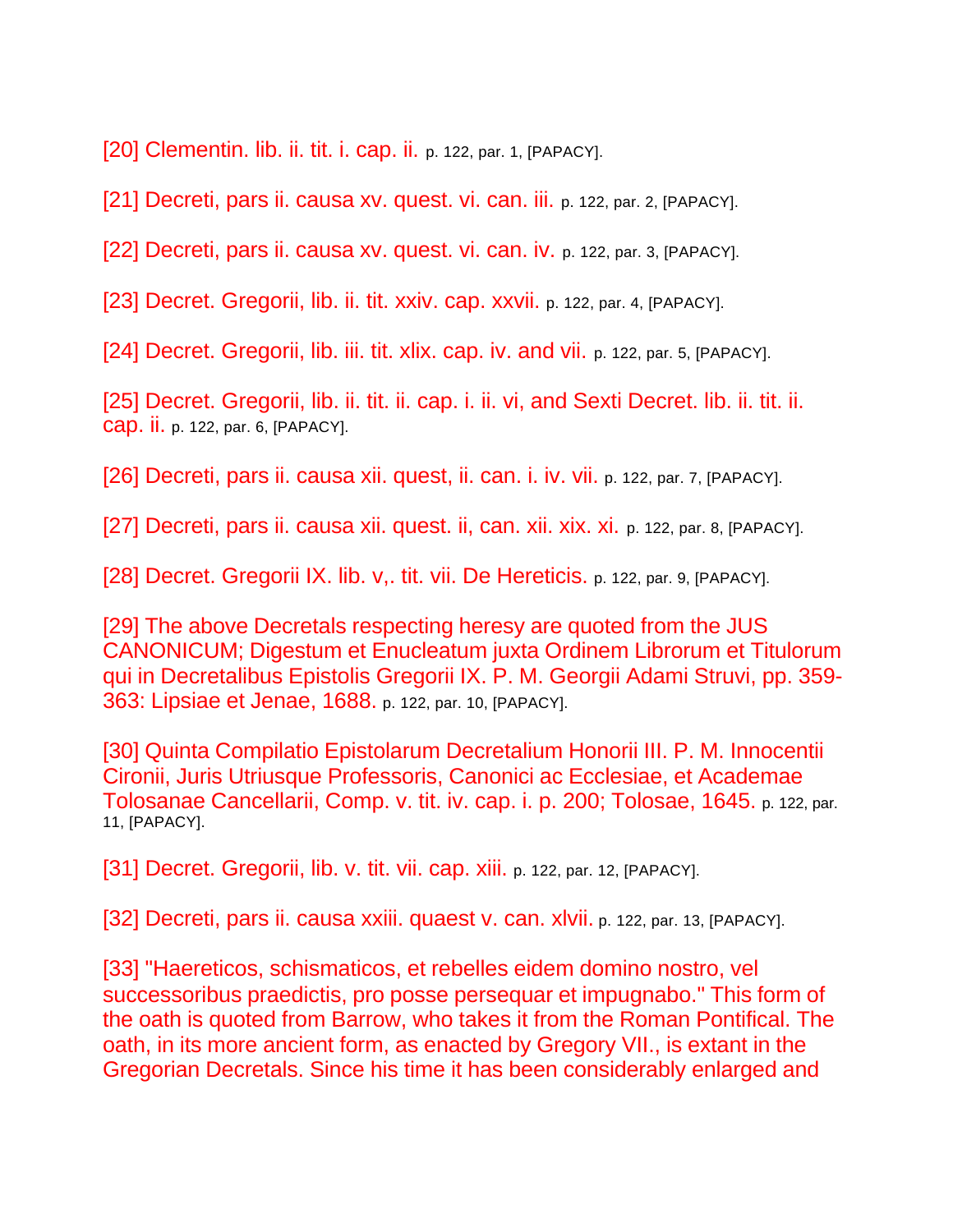[20] Clementin. lib. ii. tit. i. cap. ii. p. 122, par. 1, [PAPACY].

[21] Decreti, pars ii. causa xv. quest. vi. can. iii. p. 122, par. 2, [PAPACY].

[22] Decreti, pars ii. causa xv. quest. vi. can. iv. p. 122, par. 3, [PAPACY].

[23] Decret. Gregorii, lib. ii. tit. xxiv. cap. xxvii. p. 122, par. 4, [PAPACY].

[24] Decret. Gregorii, lib. iii. tit. xlix. cap. iv. and vii. p. 122, par. 5, [PAPACY].

[25] Decret. Gregorii, lib. ii. tit. ii. cap. i. ii. vi, and Sexti Decret. lib. ii. tit. ii. cap. ii. p. 122, par. 6, [PAPACY].

[26] Decreti, pars ii. causa xii. quest, ii. can. i. iv. vii. p. 122, par. 7, [PAPACY].

[27] Decreti, pars ii. causa xii. quest. ii, can. xii. xix. xi. p. 122, par. 8, [PAPACY].

[28] Decret. Gregorii IX. lib. v,. tit. vii. De Hereticis. p. 122, par. 9, [PAPACY].

[29] The above Decretals respecting heresy are quoted from the JUS CANONICUM; Digestum et Enucleatum juxta Ordinem Librorum et Titulorum qui in Decretalibus Epistolis Gregorii IX. P. M. Georgii Adami Struvi, pp. 359-363: Lipsiae et Jenae, 1688. p. 122, par. 10, [PAPACY].

[30] Quinta Compilatio Epistolarum Decretalium Honorii III. P. M. Innocentii Cironii, Juris Utriusque Professoris, Canonici ac Ecclesiae, et Academae Tolosanae Cancellarii, Comp. v. tit. iv. cap. i. p. 200; Tolosae, 1645. p. 122, par. 11, [PAPACY].

[31] Decret. Gregorii, lib. v. tit. vii. cap. xiii. p. 122, par. 12, [PAPACY].

[32] Decreti, pars ii. causa xxiii. quaest v. can. xlvii. p. 122, par. 13, [PAPACY].

[33] "Haereticos, schismaticos, et rebelles eidem domino nostro, vel successoribus praedictis, pro posse persequar et impugnabo." This form of the oath is quoted from Barrow, who takes it from the Roman Pontifical. The oath, in its more ancient form, as enacted by Gregory VII., is extant in the Gregorian Decretals. Since his time it has been considerably enlarged and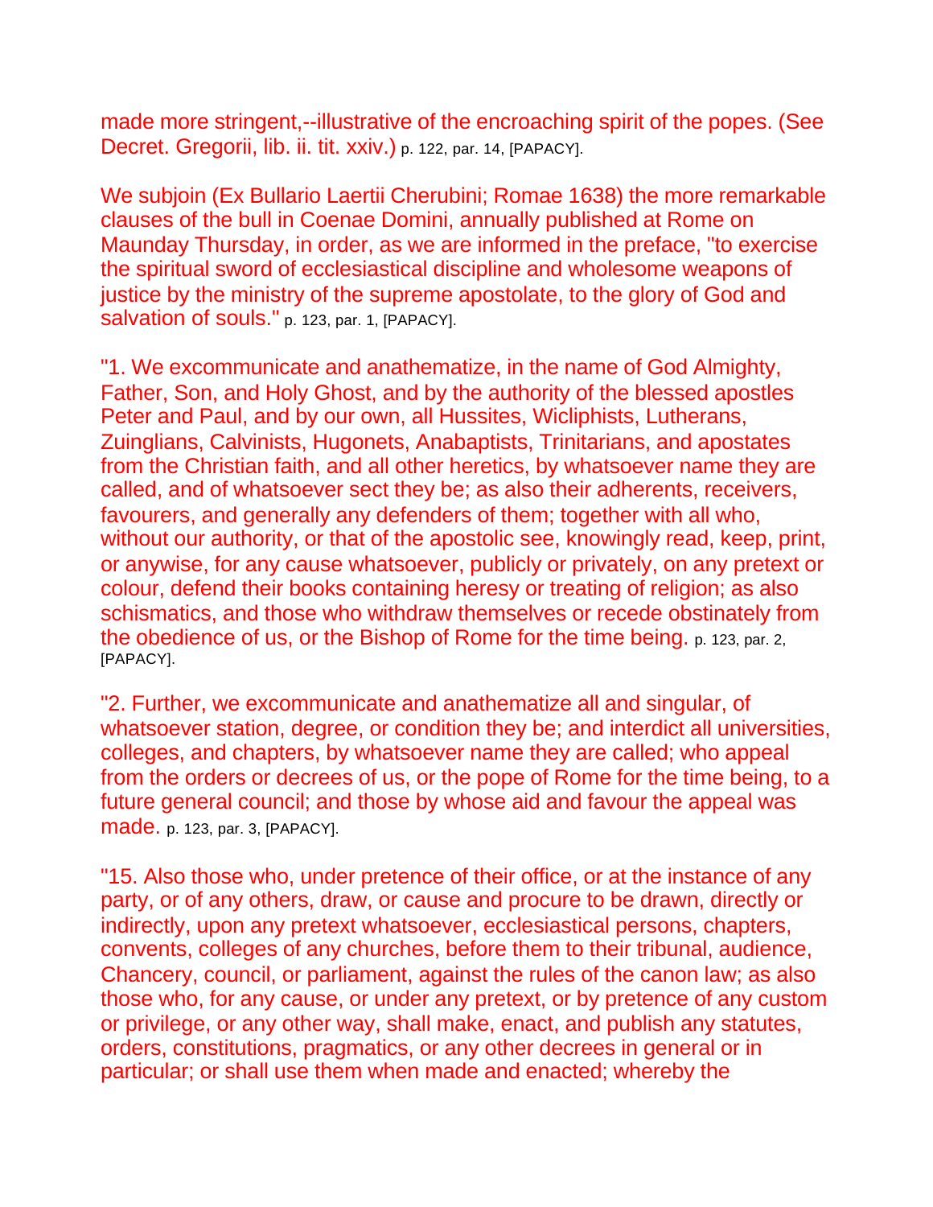made more stringent,--illustrative of the encroaching spirit of the popes. (See Decret. Gregorii, lib. ii. tit. xxiv.) p. 122, par. 14, [PAPACY].

We subjoin (Ex Bullario Laertii Cherubini; Romae 1638) the more remarkable clauses of the bull in Coenae Domini, annually published at Rome on Maunday Thursday, in order, as we are informed in the preface, "to exercise the spiritual sword of ecclesiastical discipline and wholesome weapons of justice by the ministry of the supreme apostolate, to the glory of God and salvation of souls." p. 123, par. 1, [PAPACY].

"1. We excommunicate and anathematize, in the name of God Almighty, Father, Son, and Holy Ghost, and by the authority of the blessed apostles Peter and Paul, and by our own, all Hussites, Wicliphists, Lutherans, Zuinglians, Calvinists, Hugonets, Anabaptists, Trinitarians, and apostates from the Christian faith, and all other heretics, by whatsoever name they are called, and of whatsoever sect they be; as also their adherents, receivers, favourers, and generally any defenders of them; together with all who, without our authority, or that of the apostolic see, knowingly read, keep, print, or anywise, for any cause whatsoever, publicly or privately, on any pretext or colour, defend their books containing heresy or treating of religion; as also schismatics, and those who withdraw themselves or recede obstinately from the obedience of us, or the Bishop of Rome for the time being. p. 123, par. 2, [PAPACY].

"2. Further, we excommunicate and anathematize all and singular, of whatsoever station, degree, or condition they be; and interdict all universities, colleges, and chapters, by whatsoever name they are called; who appeal from the orders or decrees of us, or the pope of Rome for the time being, to a future general council; and those by whose aid and favour the appeal was made. p. 123, par. 3, [PAPACY].

"15. Also those who, under pretence of their office, or at the instance of any party, or of any others, draw, or cause and procure to be drawn, directly or indirectly, upon any pretext whatsoever, ecclesiastical persons, chapters, convents, colleges of any churches, before them to their tribunal, audience, Chancery, council, or parliament, against the rules of the canon law; as also those who, for any cause, or under any pretext, or by pretence of any custom or privilege, or any other way, shall make, enact, and publish any statutes, orders, constitutions, pragmatics, or any other decrees in general or in particular; or shall use them when made and enacted; whereby the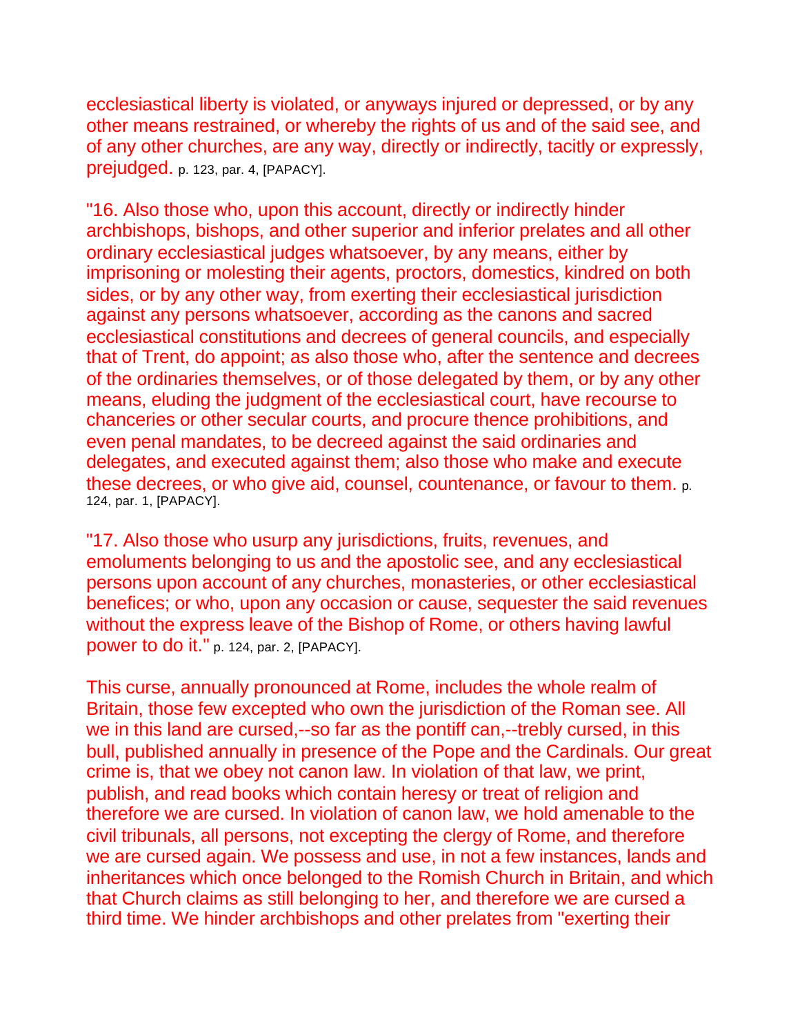ecclesiastical liberty is violated, or anyways injured or depressed, or by any other means restrained, or whereby the rights of us and of the said see, and of any other churches, are any way, directly or indirectly, tacitly or expressly, prejudged. p. 123, par. 4, [PAPACY].

"16. Also those who, upon this account, directly or indirectly hinder archbishops, bishops, and other superior and inferior prelates and all other ordinary ecclesiastical judges whatsoever, by any means, either by imprisoning or molesting their agents, proctors, domestics, kindred on both sides, or by any other way, from exerting their ecclesiastical jurisdiction against any persons whatsoever, according as the canons and sacred ecclesiastical constitutions and decrees of general councils, and especially that of Trent, do appoint; as also those who, after the sentence and decrees of the ordinaries themselves, or of those delegated by them, or by any other means, eluding the judgment of the ecclesiastical court, have recourse to chanceries or other secular courts, and procure thence prohibitions, and even penal mandates, to be decreed against the said ordinaries and delegates, and executed against them; also those who make and execute these decrees, or who give aid, counsel, countenance, or favour to them. p. 124, par. 1, [PAPACY].

"17. Also those who usurp any jurisdictions, fruits, revenues, and emoluments belonging to us and the apostolic see, and any ecclesiastical persons upon account of any churches, monasteries, or other ecclesiastical benefices; or who, upon any occasion or cause, sequester the said revenues without the express leave of the Bishop of Rome, or others having lawful power to do it." p. 124, par. 2, [PAPACY].

This curse, annually pronounced at Rome, includes the whole realm of Britain, those few excepted who own the jurisdiction of the Roman see. All we in this land are cursed,--so far as the pontiff can,--trebly cursed, in this bull, published annually in presence of the Pope and the Cardinals. Our great crime is, that we obey not canon law. In violation of that law, we print, publish, and read books which contain heresy or treat of religion and therefore we are cursed. In violation of canon law, we hold amenable to the civil tribunals, all persons, not excepting the clergy of Rome, and therefore we are cursed again. We possess and use, in not a few instances, lands and inheritances which once belonged to the Romish Church in Britain, and which that Church claims as still belonging to her, and therefore we are cursed a third time. We hinder archbishops and other prelates from "exerting their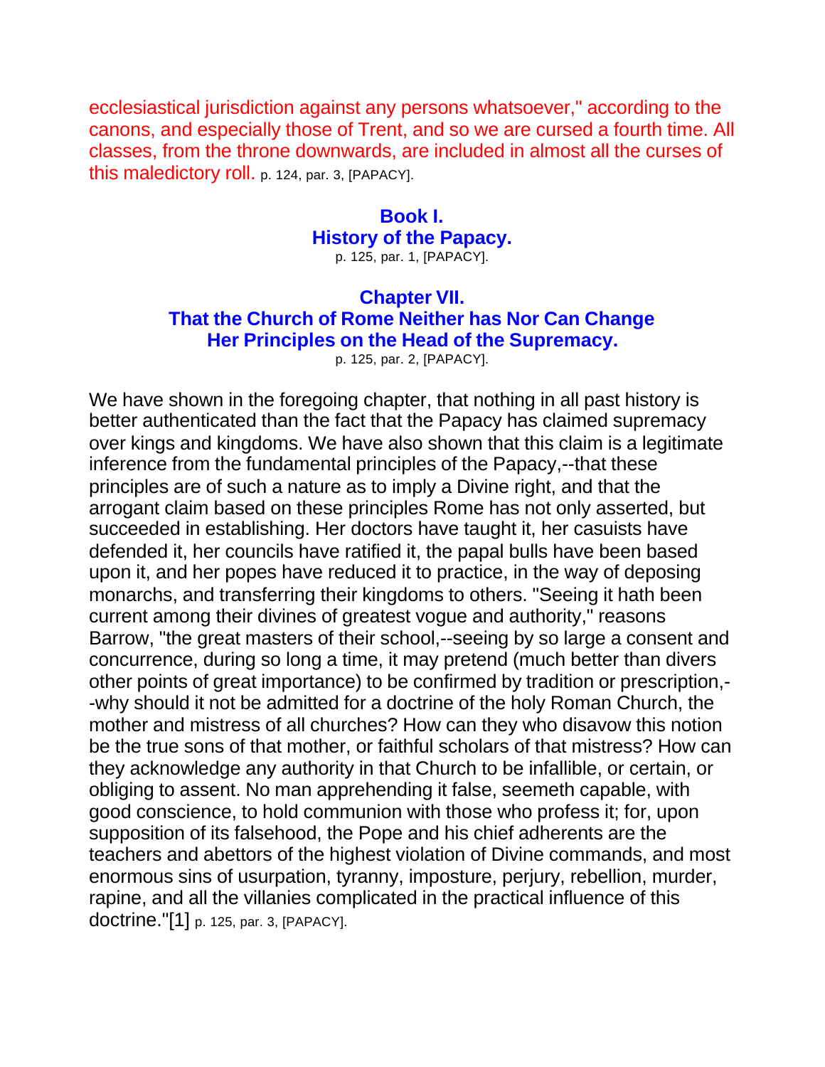ecclesiastical jurisdiction against any persons whatsoever," according to the canons, and especially those of Trent, and so we are cursed a fourth time. All classes, from the throne downwards, are included in almost all the curses of this maledictory roll. p. 124, par. 3, [PAPACY].

## Book I.
## History of the Papacy.

p. 125, par. 1, [PAPACY].

## Chapter VII.
## That the Church of Rome Neither has Nor Can Change Her Principles on the Head of the Supremacy.

p. 125, par. 2, [PAPACY].

We have shown in the foregoing chapter, that nothing in all past history is better authenticated than the fact that the Papacy has claimed supremacy over kings and kingdoms. We have also shown that this claim is a legitimate inference from the fundamental principles of the Papacy,--that these principles are of such a nature as to imply a Divine right, and that the arrogant claim based on these principles Rome has not only asserted, but succeeded in establishing. Her doctors have taught it, her casuists have defended it, her councils have ratified it, the papal bulls have been based upon it, and her popes have reduced it to practice, in the way of deposing monarchs, and transferring their kingdoms to others. "Seeing it hath been current among their divines of greatest vogue and authority," reasons Barrow, "the great masters of their school,--seeing by so large a consent and concurrence, during so long a time, it may pretend (much better than divers other points of great importance) to be confirmed by tradition or prescription,--why should it not be admitted for a doctrine of the holy Roman Church, the mother and mistress of all churches? How can they who disavow this notion be the true sons of that mother, or faithful scholars of that mistress? How can they acknowledge any authority in that Church to be infallible, or certain, or obliging to assent. No man apprehending it false, seemeth capable, with good conscience, to hold communion with those who profess it; for, upon supposition of its falsehood, the Pope and his chief adherents are the teachers and abettors of the highest violation of Divine commands, and most enormous sins of usurpation, tyranny, imposture, perjury, rebellion, murder, rapine, and all the villanies complicated in the practical influence of this doctrine."[1] p. 125, par. 3, [PAPACY].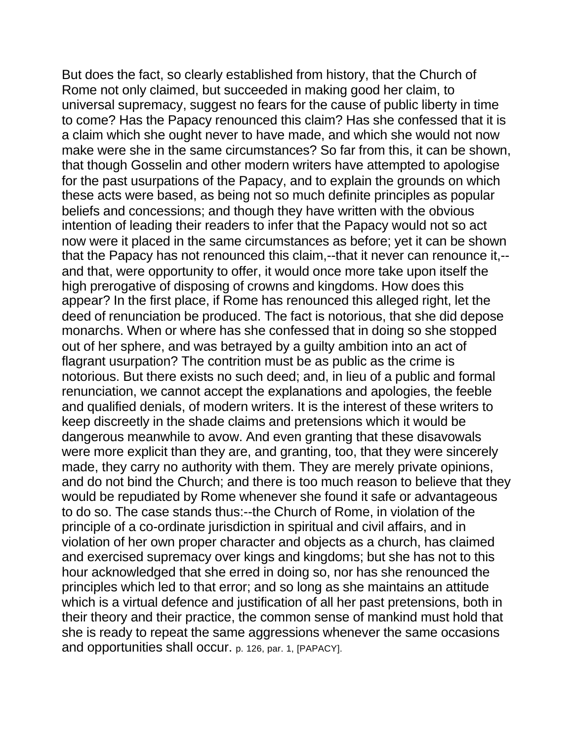But does the fact, so clearly established from history, that the Church of Rome not only claimed, but succeeded in making good her claim, to universal supremacy, suggest no fears for the cause of public liberty in time to come? Has the Papacy renounced this claim? Has she confessed that it is a claim which she ought never to have made, and which she would not now make were she in the same circumstances? So far from this, it can be shown, that though Gosselin and other modern writers have attempted to apologise for the past usurpations of the Papacy, and to explain the grounds on which these acts were based, as being not so much definite principles as popular beliefs and concessions; and though they have written with the obvious intention of leading their readers to infer that the Papacy would not so act now were it placed in the same circumstances as before; yet it can be shown that the Papacy has not renounced this claim,--that it never can renounce it,--and that, were opportunity to offer, it would once more take upon itself the high prerogative of disposing of crowns and kingdoms. How does this appear? In the first place, if Rome has renounced this alleged right, let the deed of renunciation be produced. The fact is notorious, that she did depose monarchs. When or where has she confessed that in doing so she stopped out of her sphere, and was betrayed by a guilty ambition into an act of flagrant usurpation? The contrition must be as public as the crime is notorious. But there exists no such deed; and, in lieu of a public and formal renunciation, we cannot accept the explanations and apologies, the feeble and qualified denials, of modern writers. It is the interest of these writers to keep discreetly in the shade claims and pretensions which it would be dangerous meanwhile to avow. And even granting that these disavowals were more explicit than they are, and granting, too, that they were sincerely made, they carry no authority with them. They are merely private opinions, and do not bind the Church; and there is too much reason to believe that they would be repudiated by Rome whenever she found it safe or advantageous to do so. The case stands thus:--the Church of Rome, in violation of the principle of a co-ordinate jurisdiction in spiritual and civil affairs, and in violation of her own proper character and objects as a church, has claimed and exercised supremacy over kings and kingdoms; but she has not to this hour acknowledged that she erred in doing so, nor has she renounced the principles which led to that error; and so long as she maintains an attitude which is a virtual defence and justification of all her past pretensions, both in their theory and their practice, the common sense of mankind must hold that she is ready to repeat the same aggressions whenever the same occasions and opportunities shall occur. p. 126, par. 1, [PAPACY].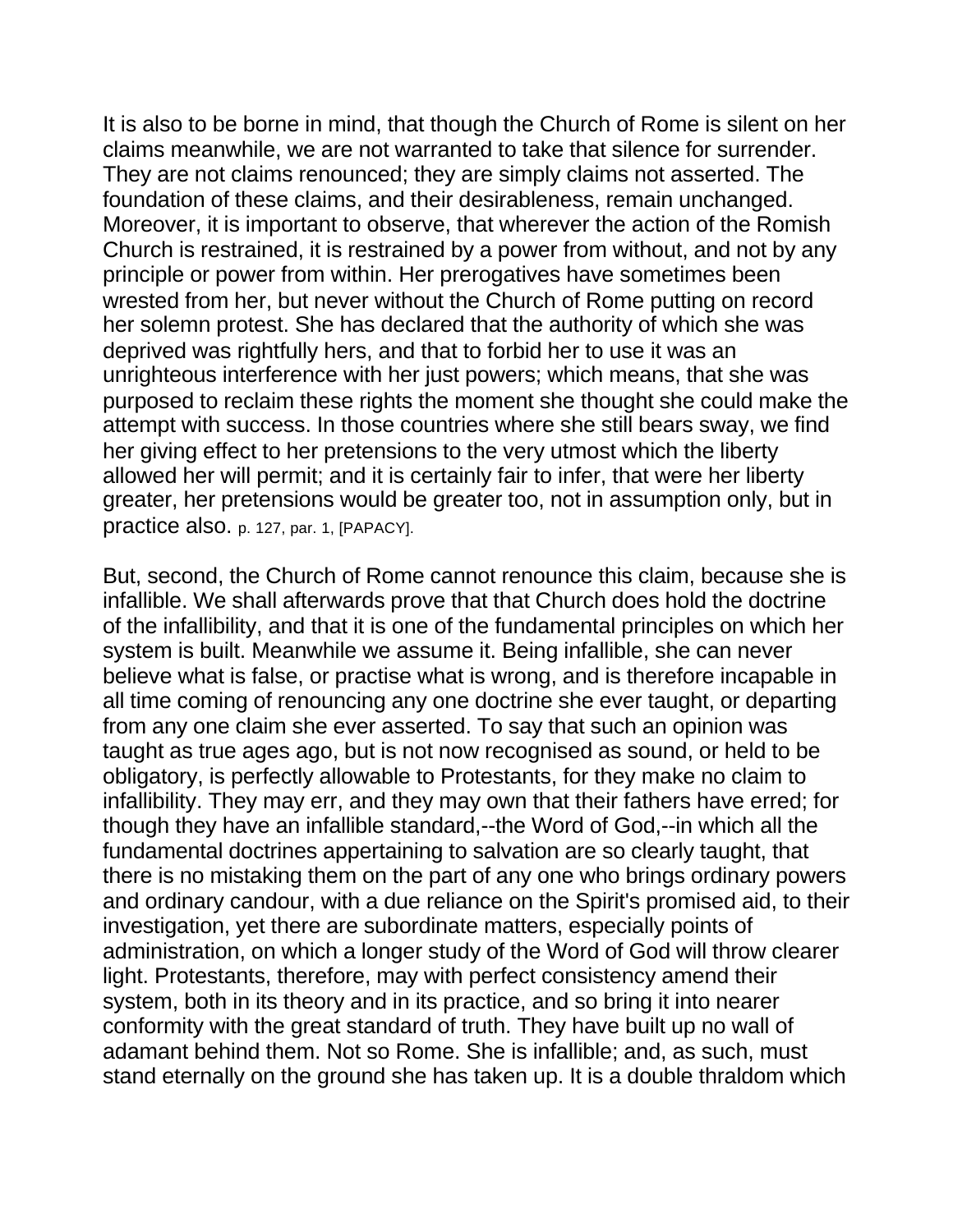It is also to be borne in mind, that though the Church of Rome is silent on her claims meanwhile, we are not warranted to take that silence for surrender. They are not claims renounced; they are simply claims not asserted. The foundation of these claims, and their desirableness, remain unchanged. Moreover, it is important to observe, that wherever the action of the Romish Church is restrained, it is restrained by a power from without, and not by any principle or power from within. Her prerogatives have sometimes been wrested from her, but never without the Church of Rome putting on record her solemn protest. She has declared that the authority of which she was deprived was rightfully hers, and that to forbid her to use it was an unrighteous interference with her just powers; which means, that she was purposed to reclaim these rights the moment she thought she could make the attempt with success. In those countries where she still bears sway, we find her giving effect to her pretensions to the very utmost which the liberty allowed her will permit; and it is certainly fair to infer, that were her liberty greater, her pretensions would be greater too, not in assumption only, but in practice also. p. 127, par. 1, [PAPACY].

But, second, the Church of Rome cannot renounce this claim, because she is infallible. We shall afterwards prove that that Church does hold the doctrine of the infallibility, and that it is one of the fundamental principles on which her system is built. Meanwhile we assume it. Being infallible, she can never believe what is false, or practise what is wrong, and is therefore incapable in all time coming of renouncing any one doctrine she ever taught, or departing from any one claim she ever asserted. To say that such an opinion was taught as true ages ago, but is not now recognised as sound, or held to be obligatory, is perfectly allowable to Protestants, for they make no claim to infallibility. They may err, and they may own that their fathers have erred; for though they have an infallible standard,--the Word of God,--in which all the fundamental doctrines appertaining to salvation are so clearly taught, that there is no mistaking them on the part of any one who brings ordinary powers and ordinary candour, with a due reliance on the Spirit's promised aid, to their investigation, yet there are subordinate matters, especially points of administration, on which a longer study of the Word of God will throw clearer light. Protestants, therefore, may with perfect consistency amend their system, both in its theory and in its practice, and so bring it into nearer conformity with the great standard of truth. They have built up no wall of adamant behind them. Not so Rome. She is infallible; and, as such, must stand eternally on the ground she has taken up. It is a double thraldom which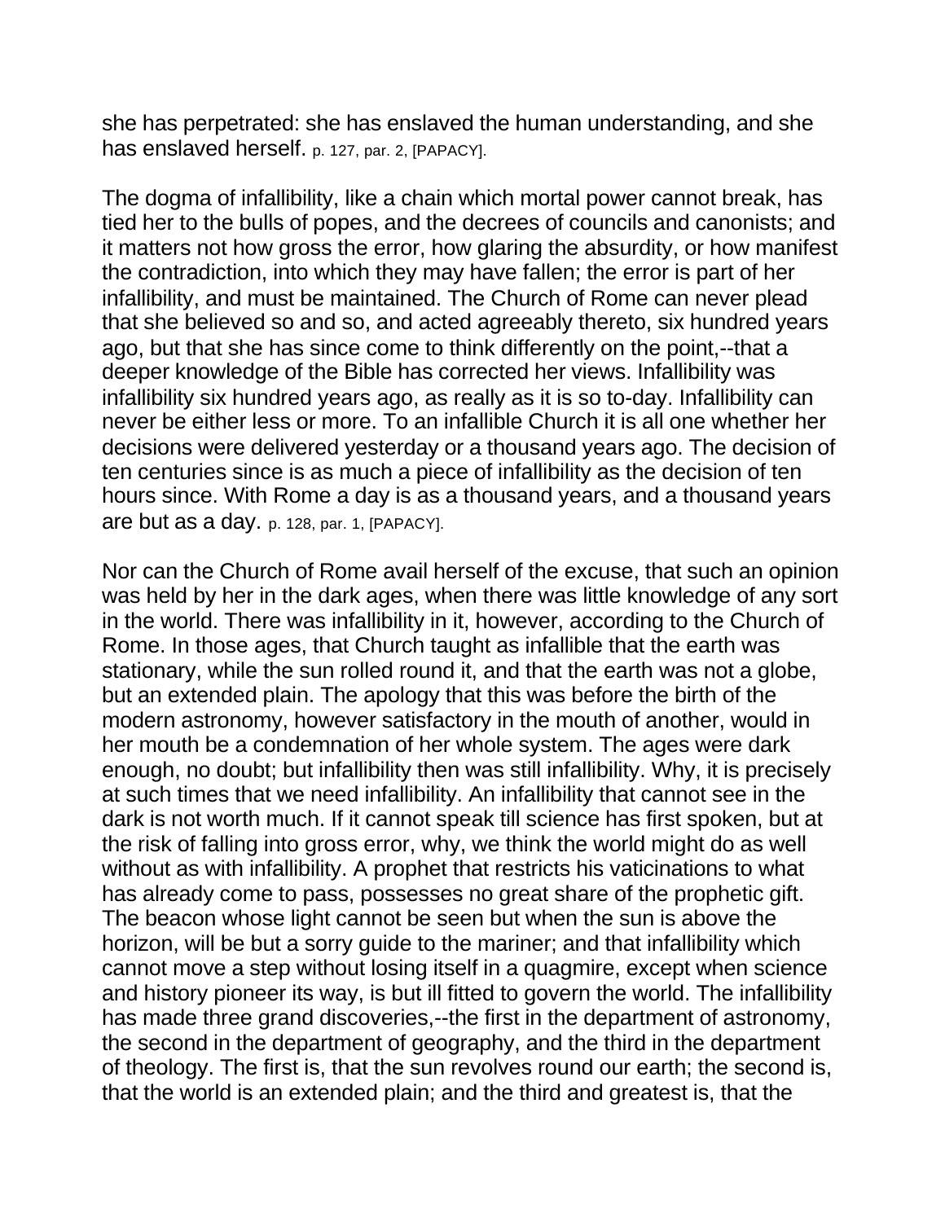she has perpetrated: she has enslaved the human understanding, and she has enslaved herself. p. 127, par. 2, [PAPACY].

The dogma of infallibility, like a chain which mortal power cannot break, has tied her to the bulls of popes, and the decrees of councils and canonists; and it matters not how gross the error, how glaring the absurdity, or how manifest the contradiction, into which they may have fallen; the error is part of her infallibility, and must be maintained. The Church of Rome can never plead that she believed so and so, and acted agreeably thereto, six hundred years ago, but that she has since come to think differently on the point,--that a deeper knowledge of the Bible has corrected her views. Infallibility was infallibility six hundred years ago, as really as it is so to-day. Infallibility can never be either less or more. To an infallible Church it is all one whether her decisions were delivered yesterday or a thousand years ago. The decision of ten centuries since is as much a piece of infallibility as the decision of ten hours since. With Rome a day is as a thousand years, and a thousand years are but as a day. p. 128, par. 1, [PAPACY].

Nor can the Church of Rome avail herself of the excuse, that such an opinion was held by her in the dark ages, when there was little knowledge of any sort in the world. There was infallibility in it, however, according to the Church of Rome. In those ages, that Church taught as infallible that the earth was stationary, while the sun rolled round it, and that the earth was not a globe, but an extended plain. The apology that this was before the birth of the modern astronomy, however satisfactory in the mouth of another, would in her mouth be a condemnation of her whole system. The ages were dark enough, no doubt; but infallibility then was still infallibility. Why, it is precisely at such times that we need infallibility. An infallibility that cannot see in the dark is not worth much. If it cannot speak till science has first spoken, but at the risk of falling into gross error, why, we think the world might do as well without as with infallibility. A prophet that restricts his vaticinations to what has already come to pass, possesses no great share of the prophetic gift. The beacon whose light cannot be seen but when the sun is above the horizon, will be but a sorry guide to the mariner; and that infallibility which cannot move a step without losing itself in a quagmire, except when science and history pioneer its way, is but ill fitted to govern the world. The infallibility has made three grand discoveries,--the first in the department of astronomy, the second in the department of geography, and the third in the department of theology. The first is, that the sun revolves round our earth; the second is, that the world is an extended plain; and the third and greatest is, that the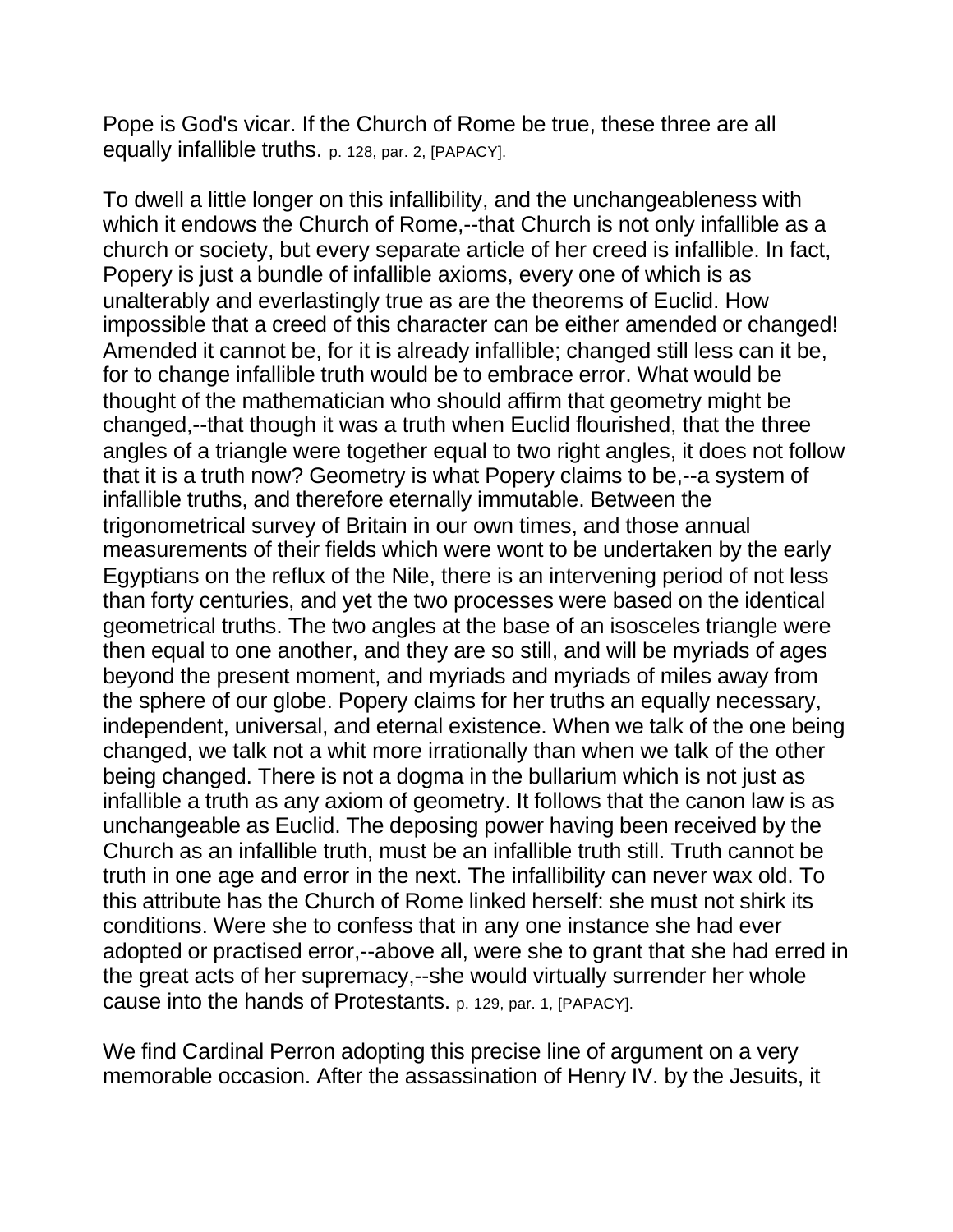Pope is God's vicar. If the Church of Rome be true, these three are all equally infallible truths. p. 128, par. 2, [PAPACY].

To dwell a little longer on this infallibility, and the unchangeableness with which it endows the Church of Rome,--that Church is not only infallible as a church or society, but every separate article of her creed is infallible. In fact, Popery is just a bundle of infallible axioms, every one of which is as unalterably and everlastingly true as are the theorems of Euclid. How impossible that a creed of this character can be either amended or changed! Amended it cannot be, for it is already infallible; changed still less can it be, for to change infallible truth would be to embrace error. What would be thought of the mathematician who should affirm that geometry might be changed,--that though it was a truth when Euclid flourished, that the three angles of a triangle were together equal to two right angles, it does not follow that it is a truth now? Geometry is what Popery claims to be,--a system of infallible truths, and therefore eternally immutable. Between the trigonometrical survey of Britain in our own times, and those annual measurements of their fields which were wont to be undertaken by the early Egyptians on the reflux of the Nile, there is an intervening period of not less than forty centuries, and yet the two processes were based on the identical geometrical truths. The two angles at the base of an isosceles triangle were then equal to one another, and they are so still, and will be myriads of ages beyond the present moment, and myriads and myriads of miles away from the sphere of our globe. Popery claims for her truths an equally necessary, independent, universal, and eternal existence. When we talk of the one being changed, we talk not a whit more irrationally than when we talk of the other being changed. There is not a dogma in the bullarium which is not just as infallible a truth as any axiom of geometry. It follows that the canon law is as unchangeable as Euclid. The deposing power having been received by the Church as an infallible truth, must be an infallible truth still. Truth cannot be truth in one age and error in the next. The infallibility can never wax old. To this attribute has the Church of Rome linked herself: she must not shirk its conditions. Were she to confess that in any one instance she had ever adopted or practised error,--above all, were she to grant that she had erred in the great acts of her supremacy,--she would virtually surrender her whole cause into the hands of Protestants. p. 129, par. 1, [PAPACY].

We find Cardinal Perron adopting this precise line of argument on a very memorable occasion. After the assassination of Henry IV. by the Jesuits, it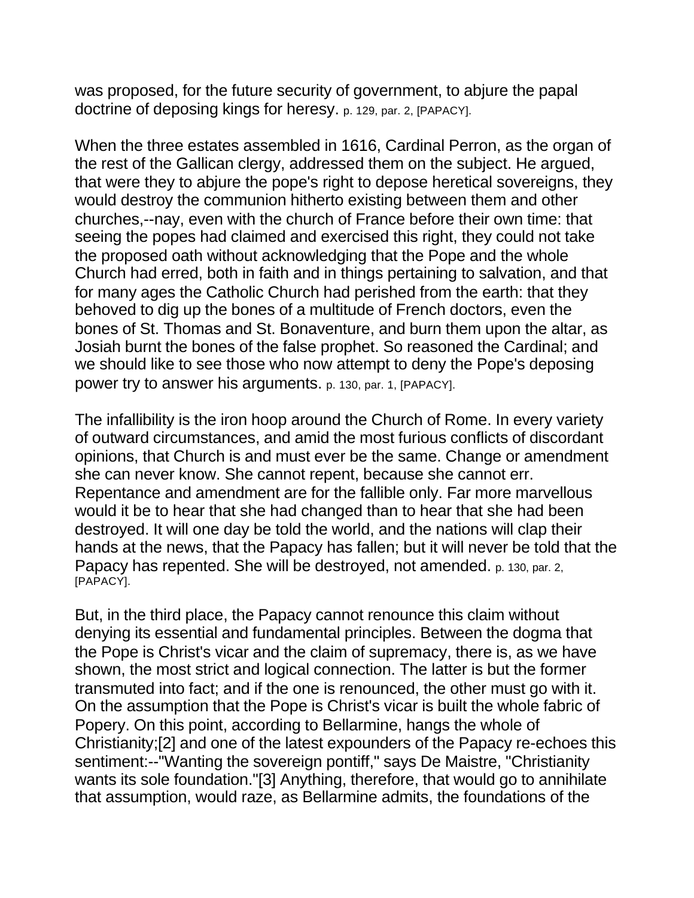was proposed, for the future security of government, to abjure the papal doctrine of deposing kings for heresy. p. 129, par. 2, [PAPACY].

When the three estates assembled in 1616, Cardinal Perron, as the organ of the rest of the Gallican clergy, addressed them on the subject. He argued, that were they to abjure the pope's right to depose heretical sovereigns, they would destroy the communion hitherto existing between them and other churches,--nay, even with the church of France before their own time: that seeing the popes had claimed and exercised this right, they could not take the proposed oath without acknowledging that the Pope and the whole Church had erred, both in faith and in things pertaining to salvation, and that for many ages the Catholic Church had perished from the earth: that they behoved to dig up the bones of a multitude of French doctors, even the bones of St. Thomas and St. Bonaventure, and burn them upon the altar, as Josiah burnt the bones of the false prophet. So reasoned the Cardinal; and we should like to see those who now attempt to deny the Pope's deposing power try to answer his arguments. p. 130, par. 1, [PAPACY].

The infallibility is the iron hoop around the Church of Rome. In every variety of outward circumstances, and amid the most furious conflicts of discordant opinions, that Church is and must ever be the same. Change or amendment she can never know. She cannot repent, because she cannot err. Repentance and amendment are for the fallible only. Far more marvellous would it be to hear that she had changed than to hear that she had been destroyed. It will one day be told the world, and the nations will clap their hands at the news, that the Papacy has fallen; but it will never be told that the Papacy has repented. She will be destroyed, not amended. p. 130, par. 2, [PAPACY].

But, in the third place, the Papacy cannot renounce this claim without denying its essential and fundamental principles. Between the dogma that the Pope is Christ's vicar and the claim of supremacy, there is, as we have shown, the most strict and logical connection. The latter is but the former transmuted into fact; and if the one is renounced, the other must go with it. On the assumption that the Pope is Christ's vicar is built the whole fabric of Popery. On this point, according to Bellarmine, hangs the whole of Christianity;[2] and one of the latest expounders of the Papacy re-echoes this sentiment:--"Wanting the sovereign pontiff," says De Maistre, "Christianity wants its sole foundation."[3] Anything, therefore, that would go to annihilate that assumption, would raze, as Bellarmine admits, the foundations of the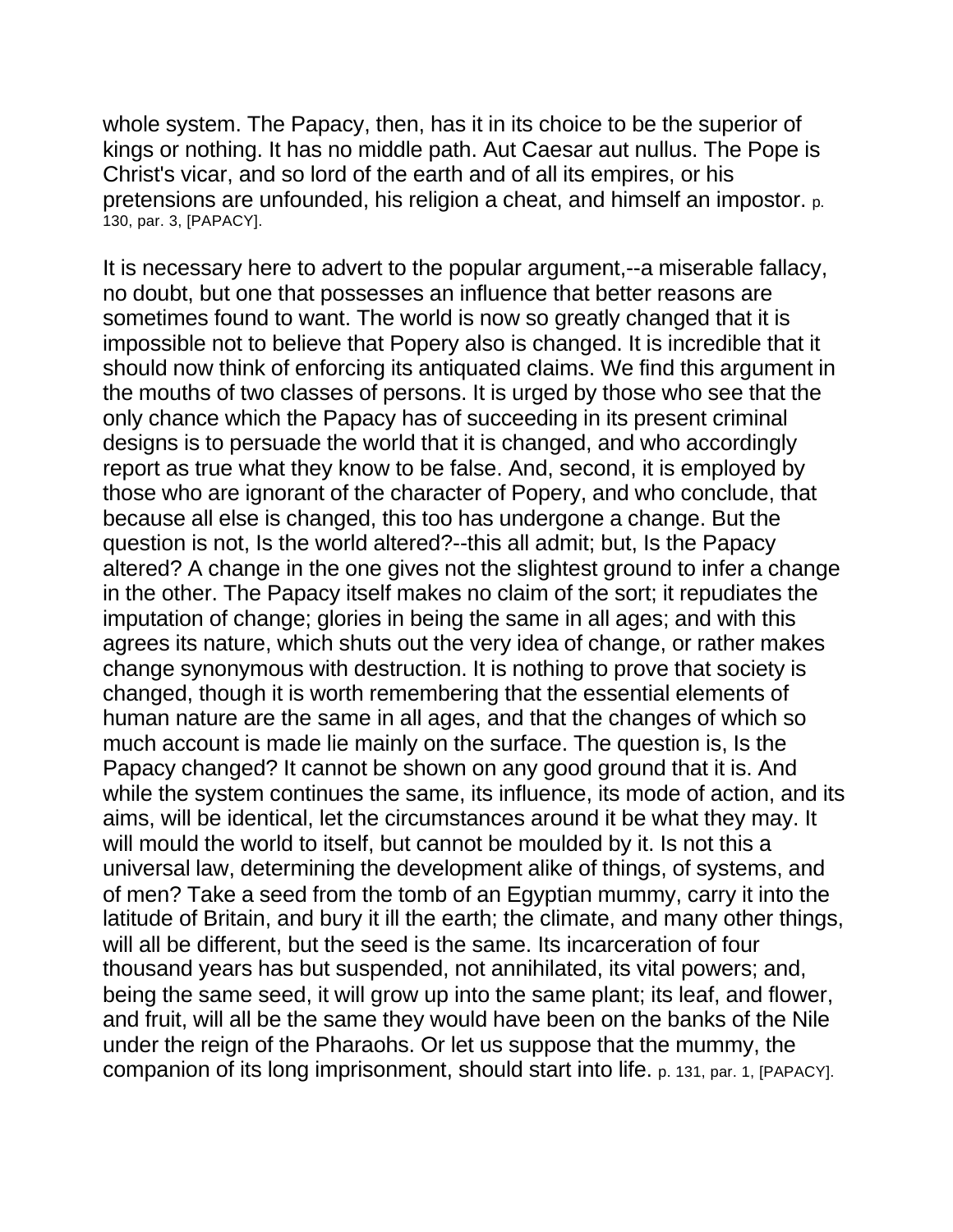whole system. The Papacy, then, has it in its choice to be the superior of kings or nothing. It has no middle path. Aut Caesar aut nullus. The Pope is Christ's vicar, and so lord of the earth and of all its empires, or his pretensions are unfounded, his religion a cheat, and himself an impostor. p. 130, par. 3, [PAPACY].

It is necessary here to advert to the popular argument,--a miserable fallacy, no doubt, but one that possesses an influence that better reasons are sometimes found to want. The world is now so greatly changed that it is impossible not to believe that Popery also is changed. It is incredible that it should now think of enforcing its antiquated claims. We find this argument in the mouths of two classes of persons. It is urged by those who see that the only chance which the Papacy has of succeeding in its present criminal designs is to persuade the world that it is changed, and who accordingly report as true what they know to be false. And, second, it is employed by those who are ignorant of the character of Popery, and who conclude, that because all else is changed, this too has undergone a change. But the question is not, Is the world altered?--this all admit; but, Is the Papacy altered? A change in the one gives not the slightest ground to infer a change in the other. The Papacy itself makes no claim of the sort; it repudiates the imputation of change; glories in being the same in all ages; and with this agrees its nature, which shuts out the very idea of change, or rather makes change synonymous with destruction. It is nothing to prove that society is changed, though it is worth remembering that the essential elements of human nature are the same in all ages, and that the changes of which so much account is made lie mainly on the surface. The question is, Is the Papacy changed? It cannot be shown on any good ground that it is. And while the system continues the same, its influence, its mode of action, and its aims, will be identical, let the circumstances around it be what they may. It will mould the world to itself, but cannot be moulded by it. Is not this a universal law, determining the development alike of things, of systems, and of men? Take a seed from the tomb of an Egyptian mummy, carry it into the latitude of Britain, and bury it ill the earth; the climate, and many other things, will all be different, but the seed is the same. Its incarceration of four thousand years has but suspended, not annihilated, its vital powers; and, being the same seed, it will grow up into the same plant; its leaf, and flower, and fruit, will all be the same they would have been on the banks of the Nile under the reign of the Pharaohs. Or let us suppose that the mummy, the companion of its long imprisonment, should start into life. p. 131, par. 1, [PAPACY].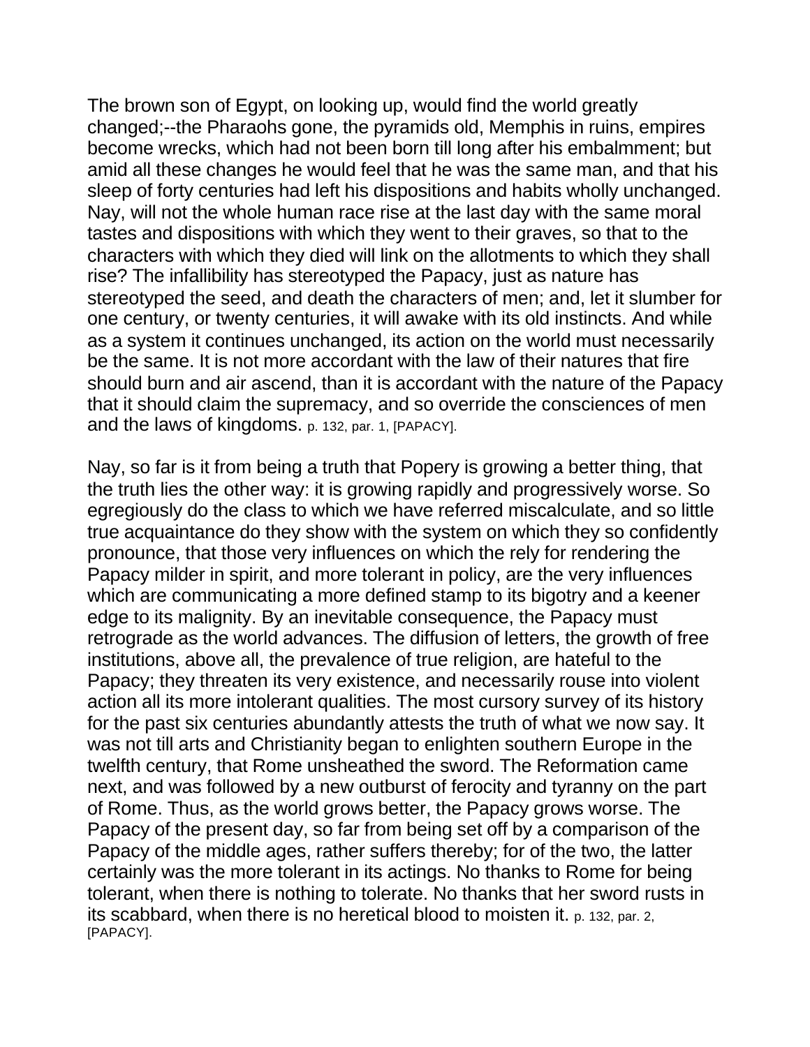The brown son of Egypt, on looking up, would find the world greatly changed;--the Pharaohs gone, the pyramids old, Memphis in ruins, empires become wrecks, which had not been born till long after his embalmment; but amid all these changes he would feel that he was the same man, and that his sleep of forty centuries had left his dispositions and habits wholly unchanged. Nay, will not the whole human race rise at the last day with the same moral tastes and dispositions with which they went to their graves, so that to the characters with which they died will link on the allotments to which they shall rise? The infallibility has stereotyped the Papacy, just as nature has stereotyped the seed, and death the characters of men; and, let it slumber for one century, or twenty centuries, it will awake with its old instincts. And while as a system it continues unchanged, its action on the world must necessarily be the same. It is not more accordant with the law of their natures that fire should burn and air ascend, than it is accordant with the nature of the Papacy that it should claim the supremacy, and so override the consciences of men and the laws of kingdoms. p. 132, par. 1, [PAPACY].

Nay, so far is it from being a truth that Popery is growing a better thing, that the truth lies the other way: it is growing rapidly and progressively worse. So egregiously do the class to which we have referred miscalculate, and so little true acquaintance do they show with the system on which they so confidently pronounce, that those very influences on which the rely for rendering the Papacy milder in spirit, and more tolerant in policy, are the very influences which are communicating a more defined stamp to its bigotry and a keener edge to its malignity. By an inevitable consequence, the Papacy must retrograde as the world advances. The diffusion of letters, the growth of free institutions, above all, the prevalence of true religion, are hateful to the Papacy; they threaten its very existence, and necessarily rouse into violent action all its more intolerant qualities. The most cursory survey of its history for the past six centuries abundantly attests the truth of what we now say. It was not till arts and Christianity began to enlighten southern Europe in the twelfth century, that Rome unsheathed the sword. The Reformation came next, and was followed by a new outburst of ferocity and tyranny on the part of Rome. Thus, as the world grows better, the Papacy grows worse. The Papacy of the present day, so far from being set off by a comparison of the Papacy of the middle ages, rather suffers thereby; for of the two, the latter certainly was the more tolerant in its actings. No thanks to Rome for being tolerant, when there is nothing to tolerate. No thanks that her sword rusts in its scabbard, when there is no heretical blood to moisten it. p. 132, par. 2, [PAPACY].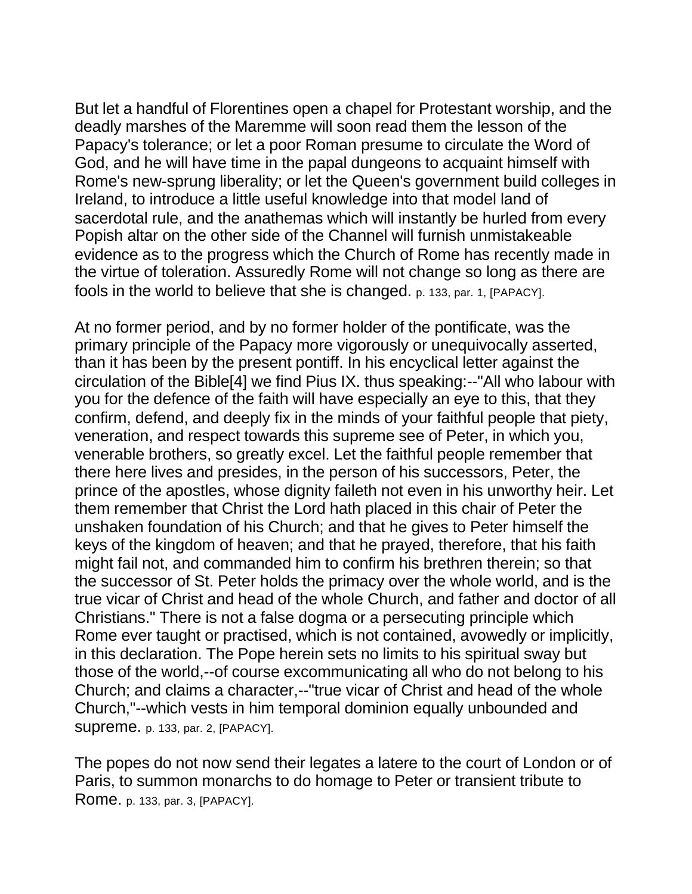But let a handful of Florentines open a chapel for Protestant worship, and the deadly marshes of the Maremme will soon read them the lesson of the Papacy's tolerance; or let a poor Roman presume to circulate the Word of God, and he will have time in the papal dungeons to acquaint himself with Rome's new-sprung liberality; or let the Queen's government build colleges in Ireland, to introduce a little useful knowledge into that model land of sacerdotal rule, and the anathemas which will instantly be hurled from every Popish altar on the other side of the Channel will furnish unmistakeable evidence as to the progress which the Church of Rome has recently made in the virtue of toleration. Assuredly Rome will not change so long as there are fools in the world to believe that she is changed. p. 133, par. 1, [PAPACY].

At no former period, and by no former holder of the pontificate, was the primary principle of the Papacy more vigorously or unequivocally asserted, than it has been by the present pontiff. In his encyclical letter against the circulation of the Bible[4] we find Pius IX. thus speaking:--"All who labour with you for the defence of the faith will have especially an eye to this, that they confirm, defend, and deeply fix in the minds of your faithful people that piety, veneration, and respect towards this supreme see of Peter, in which you, venerable brothers, so greatly excel. Let the faithful people remember that there here lives and presides, in the person of his successors, Peter, the prince of the apostles, whose dignity faileth not even in his unworthy heir. Let them remember that Christ the Lord hath placed in this chair of Peter the unshaken foundation of his Church; and that he gives to Peter himself the keys of the kingdom of heaven; and that he prayed, therefore, that his faith might fail not, and commanded him to confirm his brethren therein; so that the successor of St. Peter holds the primacy over the whole world, and is the true vicar of Christ and head of the whole Church, and father and doctor of all Christians." There is not a false dogma or a persecuting principle which Rome ever taught or practised, which is not contained, avowedly or implicitly, in this declaration. The Pope herein sets no limits to his spiritual sway but those of the world,--of course excommunicating all who do not belong to his Church; and claims a character,--"true vicar of Christ and head of the whole Church,"--which vests in him temporal dominion equally unbounded and supreme. p. 133, par. 2, [PAPACY].

The popes do not now send their legates a latere to the court of London or of Paris, to summon monarchs to do homage to Peter or transient tribute to Rome. p. 133, par. 3, [PAPACY].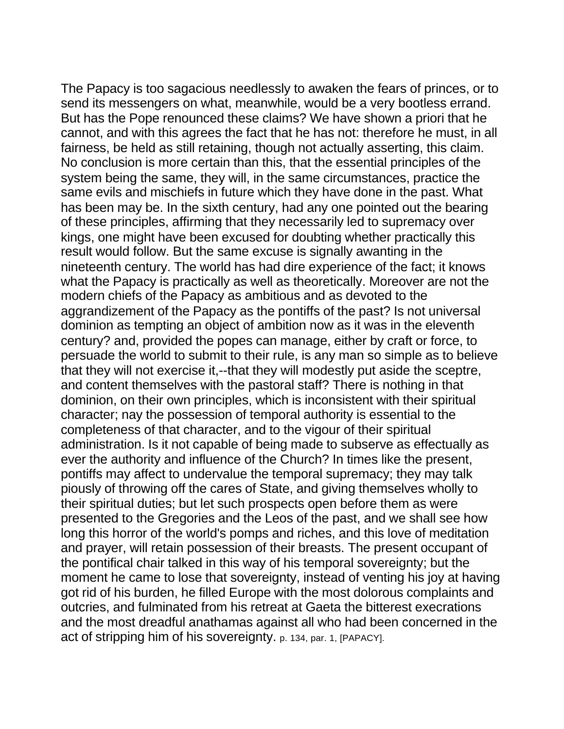The Papacy is too sagacious needlessly to awaken the fears of princes, or to send its messengers on what, meanwhile, would be a very bootless errand. But has the Pope renounced these claims? We have shown a priori that he cannot, and with this agrees the fact that he has not: therefore he must, in all fairness, be held as still retaining, though not actually asserting, this claim. No conclusion is more certain than this, that the essential principles of the system being the same, they will, in the same circumstances, practice the same evils and mischiefs in future which they have done in the past. What has been may be. In the sixth century, had any one pointed out the bearing of these principles, affirming that they necessarily led to supremacy over kings, one might have been excused for doubting whether practically this result would follow. But the same excuse is signally awanting in the nineteenth century. The world has had dire experience of the fact; it knows what the Papacy is practically as well as theoretically. Moreover are not the modern chiefs of the Papacy as ambitious and as devoted to the aggrandizement of the Papacy as the pontiffs of the past? Is not universal dominion as tempting an object of ambition now as it was in the eleventh century? and, provided the popes can manage, either by craft or force, to persuade the world to submit to their rule, is any man so simple as to believe that they will not exercise it,--that they will modestly put aside the sceptre, and content themselves with the pastoral staff? There is nothing in that dominion, on their own principles, which is inconsistent with their spiritual character; nay the possession of temporal authority is essential to the completeness of that character, and to the vigour of their spiritual administration. Is it not capable of being made to subserve as effectually as ever the authority and influence of the Church? In times like the present, pontiffs may affect to undervalue the temporal supremacy; they may talk piously of throwing off the cares of State, and giving themselves wholly to their spiritual duties; but let such prospects open before them as were presented to the Gregories and the Leos of the past, and we shall see how long this horror of the world's pomps and riches, and this love of meditation and prayer, will retain possession of their breasts. The present occupant of the pontifical chair talked in this way of his temporal sovereignty; but the moment he came to lose that sovereignty, instead of venting his joy at having got rid of his burden, he filled Europe with the most dolorous complaints and outcries, and fulminated from his retreat at Gaeta the bitterest execrations and the most dreadful anathamas against all who had been concerned in the act of stripping him of his sovereignty. p. 134, par. 1, [PAPACY].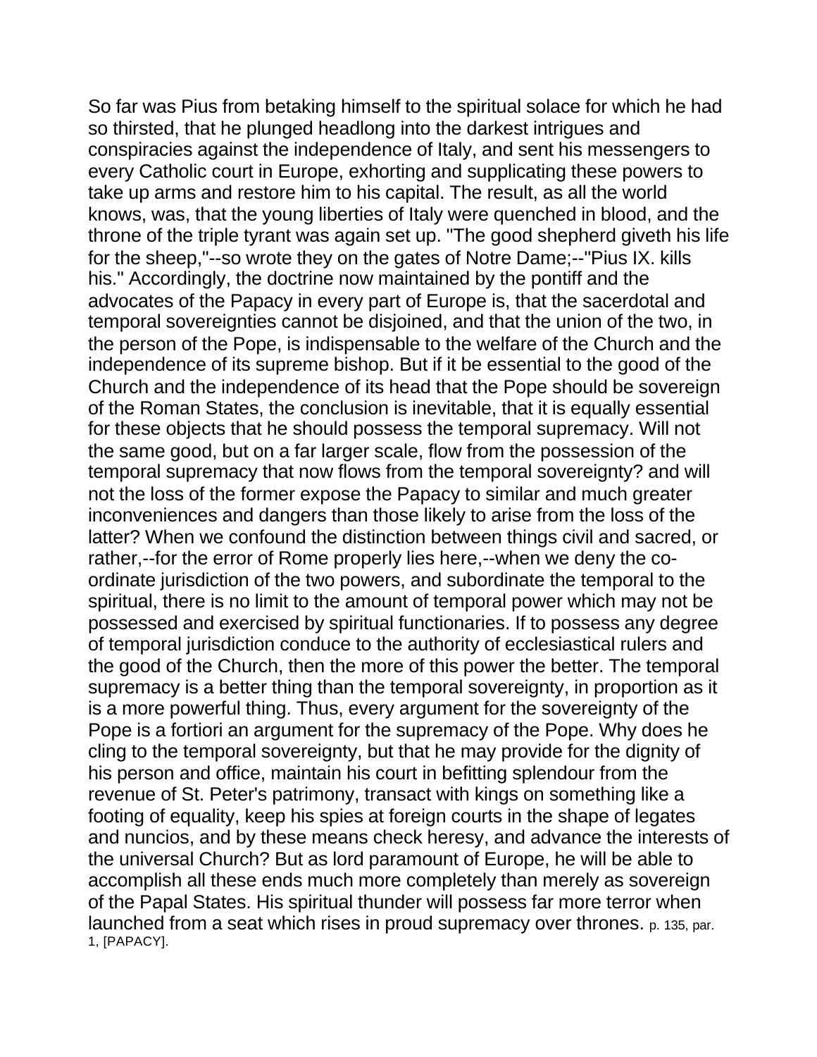So far was Pius from betaking himself to the spiritual solace for which he had so thirsted, that he plunged headlong into the darkest intrigues and conspiracies against the independence of Italy, and sent his messengers to every Catholic court in Europe, exhorting and supplicating these powers to take up arms and restore him to his capital. The result, as all the world knows, was, that the young liberties of Italy were quenched in blood, and the throne of the triple tyrant was again set up. "The good shepherd giveth his life for the sheep,"--so wrote they on the gates of Notre Dame;--"Pius IX. kills his." Accordingly, the doctrine now maintained by the pontiff and the advocates of the Papacy in every part of Europe is, that the sacerdotal and temporal sovereignties cannot be disjoined, and that the union of the two, in the person of the Pope, is indispensable to the welfare of the Church and the independence of its supreme bishop. But if it be essential to the good of the Church and the independence of its head that the Pope should be sovereign of the Roman States, the conclusion is inevitable, that it is equally essential for these objects that he should possess the temporal supremacy. Will not the same good, but on a far larger scale, flow from the possession of the temporal supremacy that now flows from the temporal sovereignty? and will not the loss of the former expose the Papacy to similar and much greater inconveniences and dangers than those likely to arise from the loss of the latter? When we confound the distinction between things civil and sacred, or rather,--for the error of Rome properly lies here,--when we deny the co-ordinate jurisdiction of the two powers, and subordinate the temporal to the spiritual, there is no limit to the amount of temporal power which may not be possessed and exercised by spiritual functionaries. If to possess any degree of temporal jurisdiction conduce to the authority of ecclesiastical rulers and the good of the Church, then the more of this power the better. The temporal supremacy is a better thing than the temporal sovereignty, in proportion as it is a more powerful thing. Thus, every argument for the sovereignty of the Pope is a fortiori an argument for the supremacy of the Pope. Why does he cling to the temporal sovereignty, but that he may provide for the dignity of his person and office, maintain his court in befitting splendour from the revenue of St. Peter's patrimony, transact with kings on something like a footing of equality, keep his spies at foreign courts in the shape of legates and nuncios, and by these means check heresy, and advance the interests of the universal Church? But as lord paramount of Europe, he will be able to accomplish all these ends much more completely than merely as sovereign of the Papal States. His spiritual thunder will possess far more terror when launched from a seat which rises in proud supremacy over thrones. p. 135, par. 1, [PAPACY].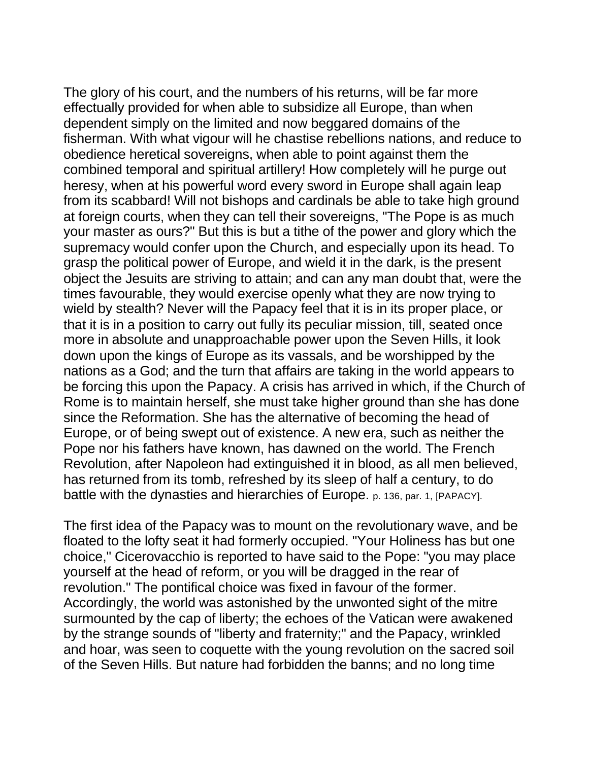The glory of his court, and the numbers of his returns, will be far more effectually provided for when able to subsidize all Europe, than when dependent simply on the limited and now beggared domains of the fisherman. With what vigour will he chastise rebellions nations, and reduce to obedience heretical sovereigns, when able to point against them the combined temporal and spiritual artillery! How completely will he purge out heresy, when at his powerful word every sword in Europe shall again leap from its scabbard! Will not bishops and cardinals be able to take high ground at foreign courts, when they can tell their sovereigns, "The Pope is as much your master as ours?" But this is but a tithe of the power and glory which the supremacy would confer upon the Church, and especially upon its head. To grasp the political power of Europe, and wield it in the dark, is the present object the Jesuits are striving to attain; and can any man doubt that, were the times favourable, they would exercise openly what they are now trying to wield by stealth? Never will the Papacy feel that it is in its proper place, or that it is in a position to carry out fully its peculiar mission, till, seated once more in absolute and unapproachable power upon the Seven Hills, it look down upon the kings of Europe as its vassals, and be worshipped by the nations as a God; and the turn that affairs are taking in the world appears to be forcing this upon the Papacy. A crisis has arrived in which, if the Church of Rome is to maintain herself, she must take higher ground than she has done since the Reformation. She has the alternative of becoming the head of Europe, or of being swept out of existence. A new era, such as neither the Pope nor his fathers have known, has dawned on the world. The French Revolution, after Napoleon had extinguished it in blood, as all men believed, has returned from its tomb, refreshed by its sleep of half a century, to do battle with the dynasties and hierarchies of Europe. p. 136, par. 1, [PAPACY].

The first idea of the Papacy was to mount on the revolutionary wave, and be floated to the lofty seat it had formerly occupied. "Your Holiness has but one choice," Cicerovacchio is reported to have said to the Pope: "you may place yourself at the head of reform, or you will be dragged in the rear of revolution." The pontifical choice was fixed in favour of the former. Accordingly, the world was astonished by the unwonted sight of the mitre surmounted by the cap of liberty; the echoes of the Vatican were awakened by the strange sounds of "liberty and fraternity;" and the Papacy, wrinkled and hoar, was seen to coquette with the young revolution on the sacred soil of the Seven Hills. But nature had forbidden the banns; and no long time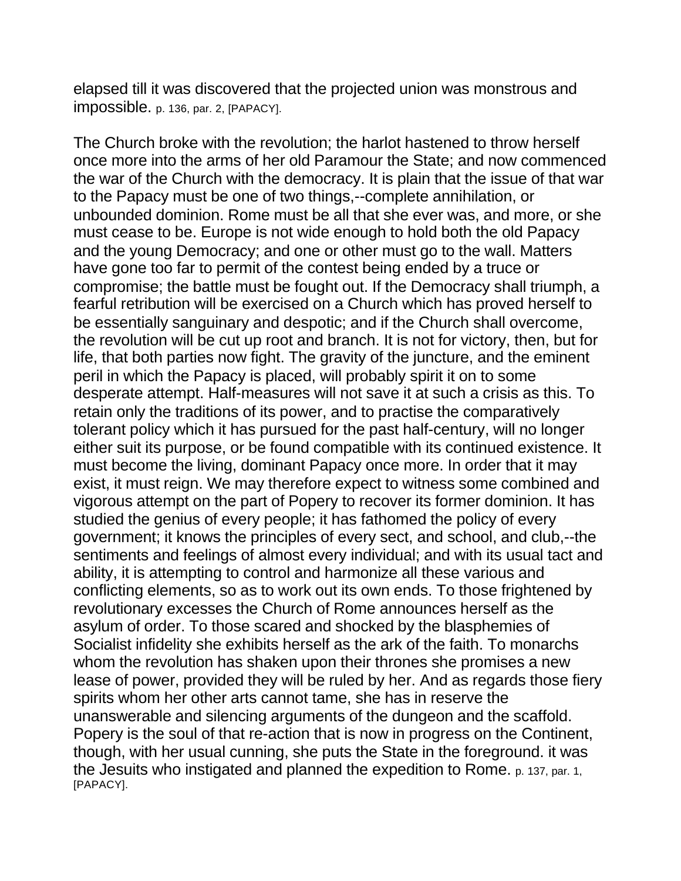elapsed till it was discovered that the projected union was monstrous and impossible. p. 136, par. 2, [PAPACY].

The Church broke with the revolution; the harlot hastened to throw herself once more into the arms of her old Paramour the State; and now commenced the war of the Church with the democracy. It is plain that the issue of that war to the Papacy must be one of two things,--complete annihilation, or unbounded dominion. Rome must be all that she ever was, and more, or she must cease to be. Europe is not wide enough to hold both the old Papacy and the young Democracy; and one or other must go to the wall. Matters have gone too far to permit of the contest being ended by a truce or compromise; the battle must be fought out. If the Democracy shall triumph, a fearful retribution will be exercised on a Church which has proved herself to be essentially sanguinary and despotic; and if the Church shall overcome, the revolution will be cut up root and branch. It is not for victory, then, but for life, that both parties now fight. The gravity of the juncture, and the eminent peril in which the Papacy is placed, will probably spirit it on to some desperate attempt. Half-measures will not save it at such a crisis as this. To retain only the traditions of its power, and to practise the comparatively tolerant policy which it has pursued for the past half-century, will no longer either suit its purpose, or be found compatible with its continued existence. It must become the living, dominant Papacy once more. In order that it may exist, it must reign. We may therefore expect to witness some combined and vigorous attempt on the part of Popery to recover its former dominion. It has studied the genius of every people; it has fathomed the policy of every government; it knows the principles of every sect, and school, and club,--the sentiments and feelings of almost every individual; and with its usual tact and ability, it is attempting to control and harmonize all these various and conflicting elements, so as to work out its own ends. To those frightened by revolutionary excesses the Church of Rome announces herself as the asylum of order. To those scared and shocked by the blasphemies of Socialist infidelity she exhibits herself as the ark of the faith. To monarchs whom the revolution has shaken upon their thrones she promises a new lease of power, provided they will be ruled by her. And as regards those fiery spirits whom her other arts cannot tame, she has in reserve the unanswerable and silencing arguments of the dungeon and the scaffold. Popery is the soul of that re-action that is now in progress on the Continent, though, with her usual cunning, she puts the State in the foreground. it was the Jesuits who instigated and planned the expedition to Rome. p. 137, par. 1, [PAPACY].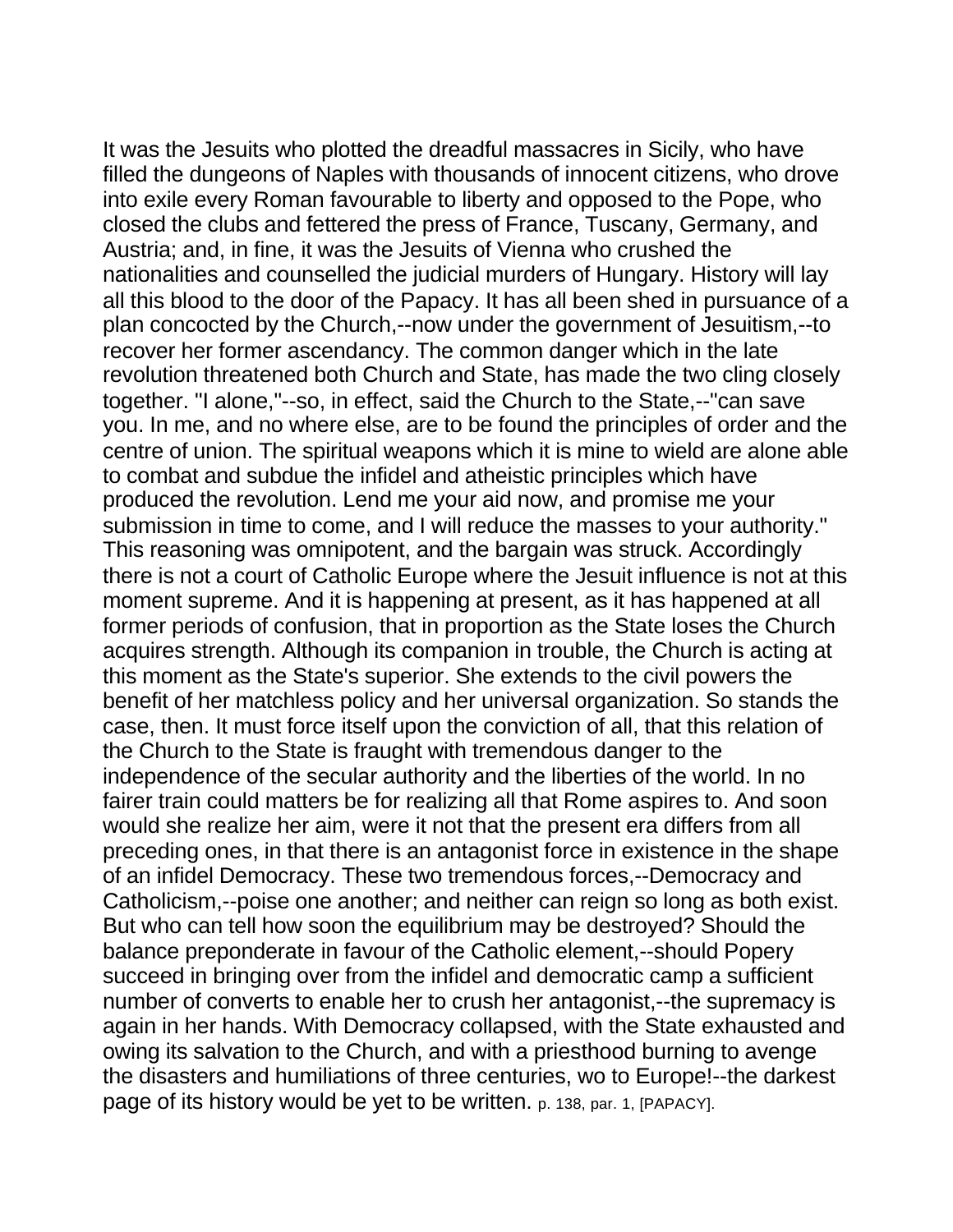It was the Jesuits who plotted the dreadful massacres in Sicily, who have filled the dungeons of Naples with thousands of innocent citizens, who drove into exile every Roman favourable to liberty and opposed to the Pope, who closed the clubs and fettered the press of France, Tuscany, Germany, and Austria; and, in fine, it was the Jesuits of Vienna who crushed the nationalities and counselled the judicial murders of Hungary. History will lay all this blood to the door of the Papacy. It has all been shed in pursuance of a plan concocted by the Church,--now under the government of Jesuitism,--to recover her former ascendancy. The common danger which in the late revolution threatened both Church and State, has made the two cling closely together. "I alone,"--so, in effect, said the Church to the State,--"can save you. In me, and no where else, are to be found the principles of order and the centre of union. The spiritual weapons which it is mine to wield are alone able to combat and subdue the infidel and atheistic principles which have produced the revolution. Lend me your aid now, and promise me your submission in time to come, and I will reduce the masses to your authority." This reasoning was omnipotent, and the bargain was struck. Accordingly there is not a court of Catholic Europe where the Jesuit influence is not at this moment supreme. And it is happening at present, as it has happened at all former periods of confusion, that in proportion as the State loses the Church acquires strength. Although its companion in trouble, the Church is acting at this moment as the State's superior. She extends to the civil powers the benefit of her matchless policy and her universal organization. So stands the case, then. It must force itself upon the conviction of all, that this relation of the Church to the State is fraught with tremendous danger to the independence of the secular authority and the liberties of the world. In no fairer train could matters be for realizing all that Rome aspires to. And soon would she realize her aim, were it not that the present era differs from all preceding ones, in that there is an antagonist force in existence in the shape of an infidel Democracy. These two tremendous forces,--Democracy and Catholicism,--poise one another; and neither can reign so long as both exist. But who can tell how soon the equilibrium may be destroyed? Should the balance preponderate in favour of the Catholic element,--should Popery succeed in bringing over from the infidel and democratic camp a sufficient number of converts to enable her to crush her antagonist,--the supremacy is again in her hands. With Democracy collapsed, with the State exhausted and owing its salvation to the Church, and with a priesthood burning to avenge the disasters and humiliations of three centuries, wo to Europe!--the darkest page of its history would be yet to be written. p. 138, par. 1, [PAPACY].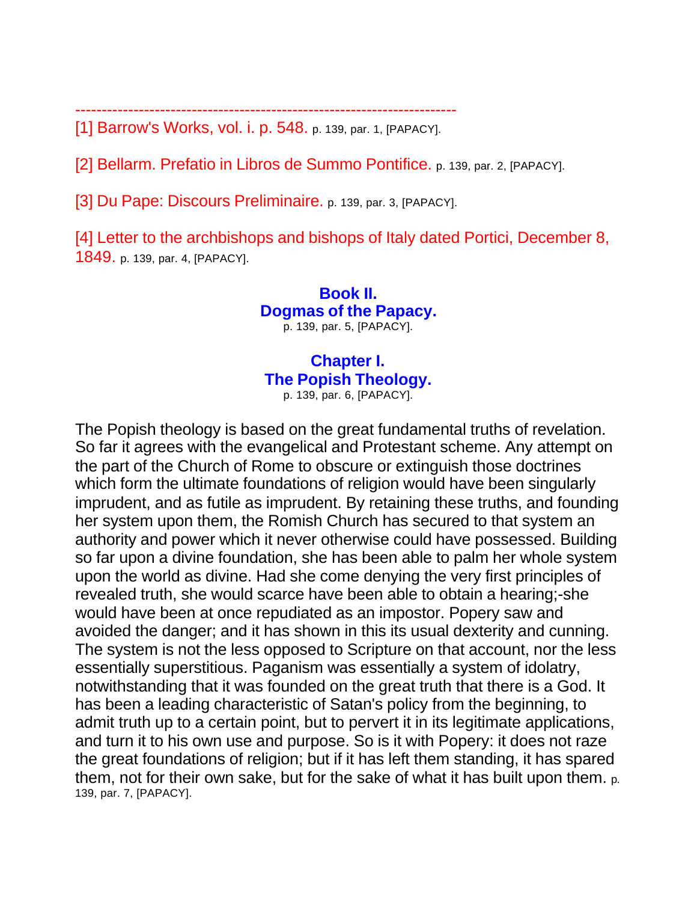----------------------------------------------------------------------

[1] Barrow's Works, vol. i. p. 548. p. 139, par. 1, [PAPACY].

[2] Bellarm. Prefatio in Libros de Summo Pontifice. p. 139, par. 2, [PAPACY].

[3] Du Pape: Discours Preliminaire. p. 139, par. 3, [PAPACY].

[4] Letter to the archbishops and bishops of Italy dated Portici, December 8, 1849. p. 139, par. 4, [PAPACY].

# Book II.
# Dogmas of the Papacy.

p. 139, par. 5, [PAPACY].

## Chapter I.
## The Popish Theology.

p. 139, par. 6, [PAPACY].

The Popish theology is based on the great fundamental truths of revelation. So far it agrees with the evangelical and Protestant scheme. Any attempt on the part of the Church of Rome to obscure or extinguish those doctrines which form the ultimate foundations of religion would have been singularly imprudent, and as futile as imprudent. By retaining these truths, and founding her system upon them, the Romish Church has secured to that system an authority and power which it never otherwise could have possessed. Building so far upon a divine foundation, she has been able to palm her whole system upon the world as divine. Had she come denying the very first principles of revealed truth, she would scarce have been able to obtain a hearing;-she would have been at once repudiated as an impostor. Popery saw and avoided the danger; and it has shown in this its usual dexterity and cunning. The system is not the less opposed to Scripture on that account, nor the less essentially superstitious. Paganism was essentially a system of idolatry, notwithstanding that it was founded on the great truth that there is a God. It has been a leading characteristic of Satan's policy from the beginning, to admit truth up to a certain point, but to pervert it in its legitimate applications, and turn it to his own use and purpose. So is it with Popery: it does not raze the great foundations of religion; but if it has left them standing, it has spared them, not for their own sake, but for the sake of what it has built upon them. p. 139, par. 7, [PAPACY].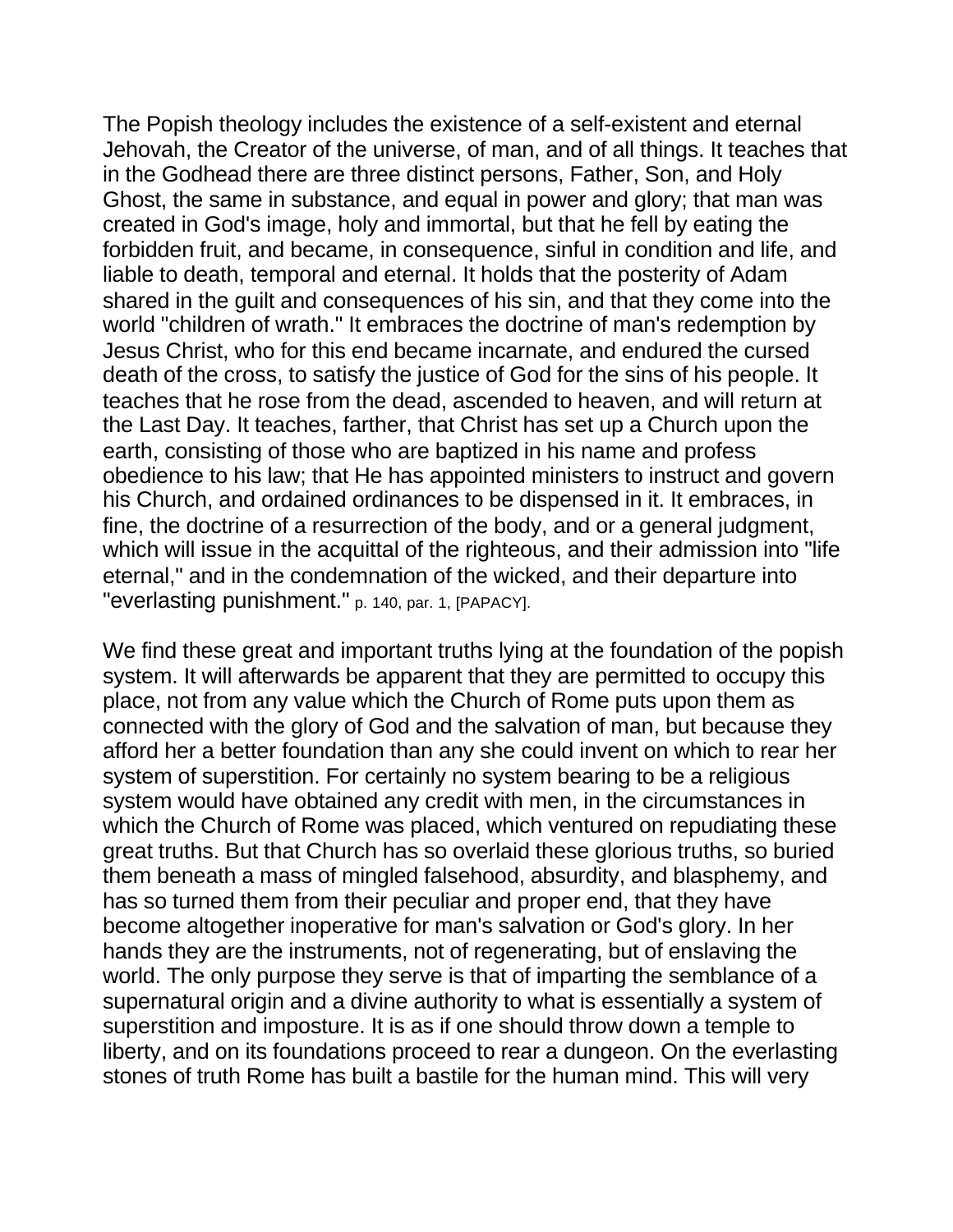The Popish theology includes the existence of a self-existent and eternal Jehovah, the Creator of the universe, of man, and of all things. It teaches that in the Godhead there are three distinct persons, Father, Son, and Holy Ghost, the same in substance, and equal in power and glory; that man was created in God's image, holy and immortal, but that he fell by eating the forbidden fruit, and became, in consequence, sinful in condition and life, and liable to death, temporal and eternal. It holds that the posterity of Adam shared in the guilt and consequences of his sin, and that they come into the world "children of wrath." It embraces the doctrine of man's redemption by Jesus Christ, who for this end became incarnate, and endured the cursed death of the cross, to satisfy the justice of God for the sins of his people. It teaches that he rose from the dead, ascended to heaven, and will return at the Last Day. It teaches, farther, that Christ has set up a Church upon the earth, consisting of those who are baptized in his name and profess obedience to his law; that He has appointed ministers to instruct and govern his Church, and ordained ordinances to be dispensed in it. It embraces, in fine, the doctrine of a resurrection of the body, and or a general judgment, which will issue in the acquittal of the righteous, and their admission into "life eternal," and in the condemnation of the wicked, and their departure into "everlasting punishment." p. 140, par. 1, [PAPACY].

We find these great and important truths lying at the foundation of the popish system. It will afterwards be apparent that they are permitted to occupy this place, not from any value which the Church of Rome puts upon them as connected with the glory of God and the salvation of man, but because they afford her a better foundation than any she could invent on which to rear her system of superstition. For certainly no system bearing to be a religious system would have obtained any credit with men, in the circumstances in which the Church of Rome was placed, which ventured on repudiating these great truths. But that Church has so overlaid these glorious truths, so buried them beneath a mass of mingled falsehood, absurdity, and blasphemy, and has so turned them from their peculiar and proper end, that they have become altogether inoperative for man's salvation or God's glory. In her hands they are the instruments, not of regenerating, but of enslaving the world. The only purpose they serve is that of imparting the semblance of a supernatural origin and a divine authority to what is essentially a system of superstition and imposture. It is as if one should throw down a temple to liberty, and on its foundations proceed to rear a dungeon. On the everlasting stones of truth Rome has built a bastile for the human mind. This will very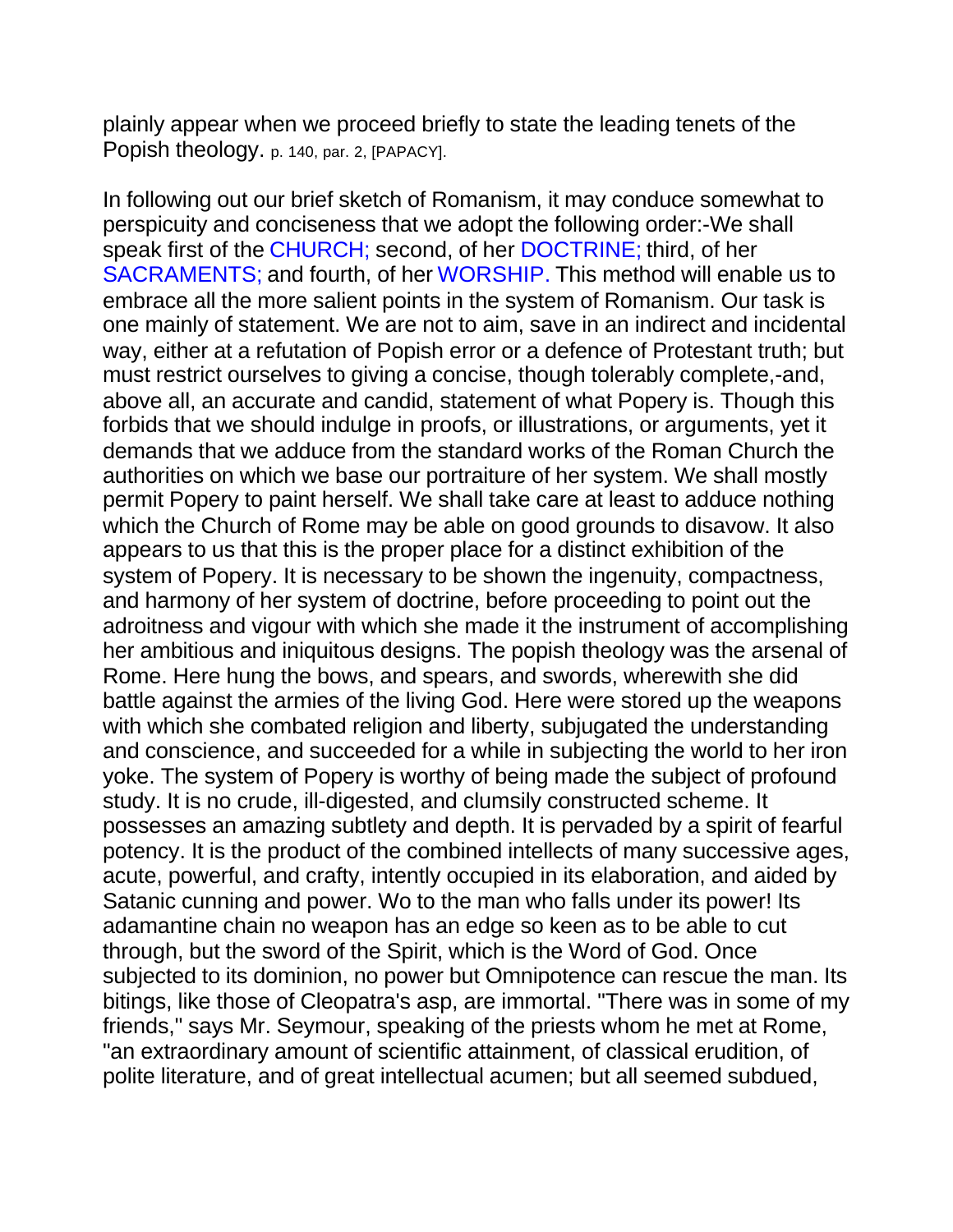plainly appear when we proceed briefly to state the leading tenets of the Popish theology. p. 140, par. 2, [PAPACY].

In following out our brief sketch of Romanism, it may conduce somewhat to perspicuity and conciseness that we adopt the following order:-We shall speak first of the CHURCH; second, of her DOCTRINE; third, of her SACRAMENTS; and fourth, of her WORSHIP. This method will enable us to embrace all the more salient points in the system of Romanism. Our task is one mainly of statement. We are not to aim, save in an indirect and incidental way, either at a refutation of Popish error or a defence of Protestant truth; but must restrict ourselves to giving a concise, though tolerably complete,-and, above all, an accurate and candid, statement of what Popery is. Though this forbids that we should indulge in proofs, or illustrations, or arguments, yet it demands that we adduce from the standard works of the Roman Church the authorities on which we base our portraiture of her system. We shall mostly permit Popery to paint herself. We shall take care at least to adduce nothing which the Church of Rome may be able on good grounds to disavow. It also appears to us that this is the proper place for a distinct exhibition of the system of Popery. It is necessary to be shown the ingenuity, compactness, and harmony of her system of doctrine, before proceeding to point out the adroitness and vigour with which she made it the instrument of accomplishing her ambitious and iniquitous designs. The popish theology was the arsenal of Rome. Here hung the bows, and spears, and swords, wherewith she did battle against the armies of the living God. Here were stored up the weapons with which she combated religion and liberty, subjugated the understanding and conscience, and succeeded for a while in subjecting the world to her iron yoke. The system of Popery is worthy of being made the subject of profound study. It is no crude, ill-digested, and clumsily constructed scheme. It possesses an amazing subtlety and depth. It is pervaded by a spirit of fearful potency. It is the product of the combined intellects of many successive ages, acute, powerful, and crafty, intently occupied in its elaboration, and aided by Satanic cunning and power. Wo to the man who falls under its power! Its adamantine chain no weapon has an edge so keen as to be able to cut through, but the sword of the Spirit, which is the Word of God. Once subjected to its dominion, no power but Omnipotence can rescue the man. Its bitings, like those of Cleopatra's asp, are immortal. "There was in some of my friends," says Mr. Seymour, speaking of the priests whom he met at Rome, "an extraordinary amount of scientific attainment, of classical erudition, of polite literature, and of great intellectual acumen; but all seemed subdued,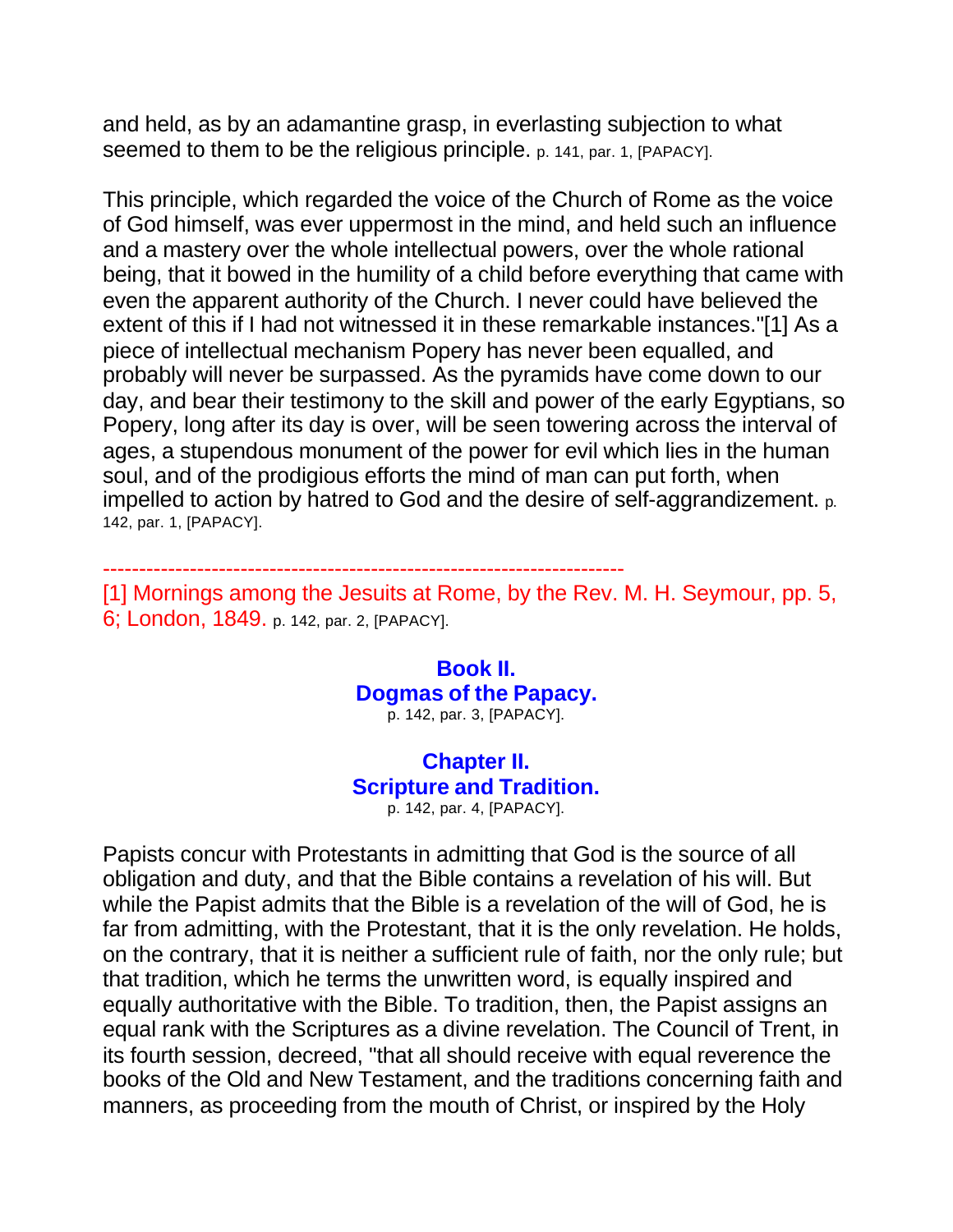and held, as by an adamantine grasp, in everlasting subjection to what seemed to them to be the religious principle. p. 141, par. 1, [PAPACY].

This principle, which regarded the voice of the Church of Rome as the voice of God himself, was ever uppermost in the mind, and held such an influence and a mastery over the whole intellectual powers, over the whole rational being, that it bowed in the humility of a child before everything that came with even the apparent authority of the Church. I never could have believed the extent of this if I had not witnessed it in these remarkable instances."[1] As a piece of intellectual mechanism Popery has never been equalled, and probably will never be surpassed. As the pyramids have come down to our day, and bear their testimony to the skill and power of the early Egyptians, so Popery, long after its day is over, will be seen towering across the interval of ages, a stupendous monument of the power for evil which lies in the human soul, and of the prodigious efforts the mind of man can put forth, when impelled to action by hatred to God and the desire of self-aggrandizement. p. 142, par. 1, [PAPACY].

---

[1] Mornings among the Jesuits at Rome, by the Rev. M. H. Seymour, pp. 5, 6; London, 1849. p. 142, par. 2, [PAPACY].

## Book II.
## Dogmas of the Papacy.

p. 142, par. 3, [PAPACY].

### Chapter II.
### Scripture and Tradition.

p. 142, par. 4, [PAPACY].

Papists concur with Protestants in admitting that God is the source of all obligation and duty, and that the Bible contains a revelation of his will. But while the Papist admits that the Bible is a revelation of the will of God, he is far from admitting, with the Protestant, that it is the only revelation. He holds, on the contrary, that it is neither a sufficient rule of faith, nor the only rule; but that tradition, which he terms the unwritten word, is equally inspired and equally authoritative with the Bible. To tradition, then, the Papist assigns an equal rank with the Scriptures as a divine revelation. The Council of Trent, in its fourth session, decreed, "that all should receive with equal reverence the books of the Old and New Testament, and the traditions concerning faith and manners, as proceeding from the mouth of Christ, or inspired by the Holy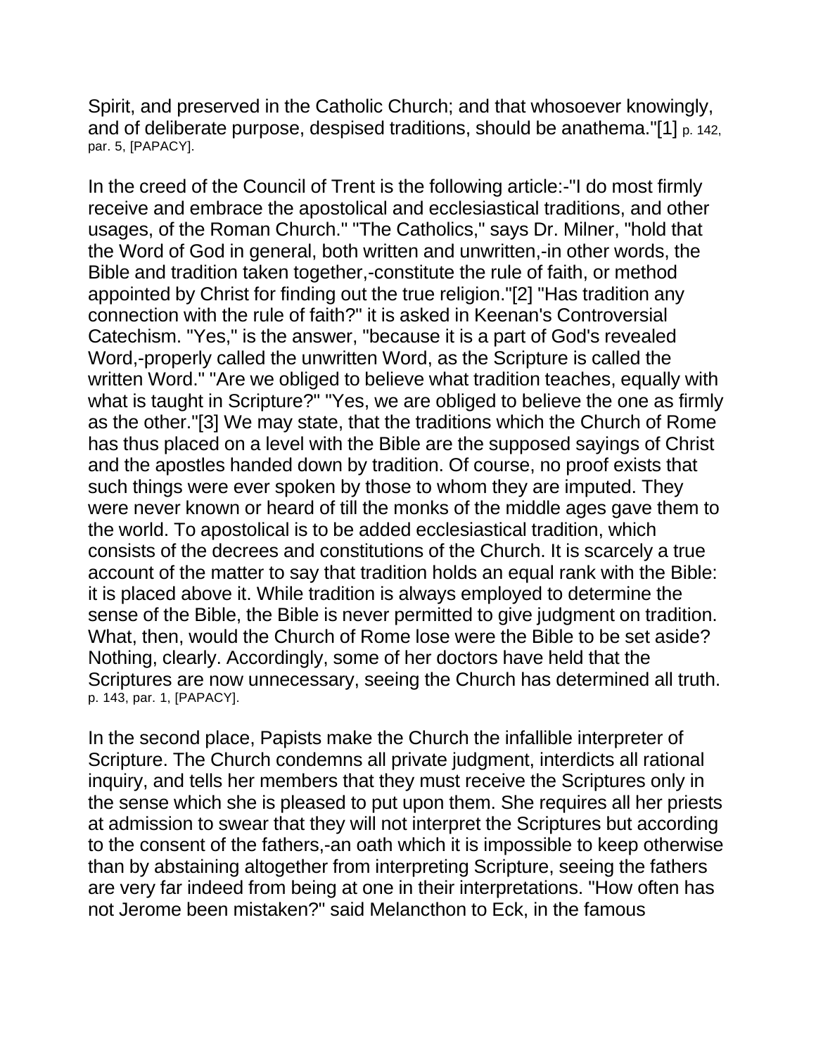Spirit, and preserved in the Catholic Church; and that whosoever knowingly, and of deliberate purpose, despised traditions, should be anathema."[1] p. 142, par. 5, [PAPACY].

In the creed of the Council of Trent is the following article:-"I do most firmly receive and embrace the apostolical and ecclesiastical traditions, and other usages, of the Roman Church." "The Catholics," says Dr. Milner, "hold that the Word of God in general, both written and unwritten,-in other words, the Bible and tradition taken together,-constitute the rule of faith, or method appointed by Christ for finding out the true religion."[2] "Has tradition any connection with the rule of faith?" it is asked in Keenan's Controversial Catechism. "Yes," is the answer, "because it is a part of God's revealed Word,-properly called the unwritten Word, as the Scripture is called the written Word." "Are we obliged to believe what tradition teaches, equally with what is taught in Scripture?" "Yes, we are obliged to believe the one as firmly as the other."[3] We may state, that the traditions which the Church of Rome has thus placed on a level with the Bible are the supposed sayings of Christ and the apostles handed down by tradition. Of course, no proof exists that such things were ever spoken by those to whom they are imputed. They were never known or heard of till the monks of the middle ages gave them to the world. To apostolical is to be added ecclesiastical tradition, which consists of the decrees and constitutions of the Church. It is scarcely a true account of the matter to say that tradition holds an equal rank with the Bible: it is placed above it. While tradition is always employed to determine the sense of the Bible, the Bible is never permitted to give judgment on tradition. What, then, would the Church of Rome lose were the Bible to be set aside? Nothing, clearly. Accordingly, some of her doctors have held that the Scriptures are now unnecessary, seeing the Church has determined all truth. p. 143, par. 1, [PAPACY].

In the second place, Papists make the Church the infallible interpreter of Scripture. The Church condemns all private judgment, interdicts all rational inquiry, and tells her members that they must receive the Scriptures only in the sense which she is pleased to put upon them. She requires all her priests at admission to swear that they will not interpret the Scriptures but according to the consent of the fathers,-an oath which it is impossible to keep otherwise than by abstaining altogether from interpreting Scripture, seeing the fathers are very far indeed from being at one in their interpretations. "How often has not Jerome been mistaken?" said Melancthon to Eck, in the famous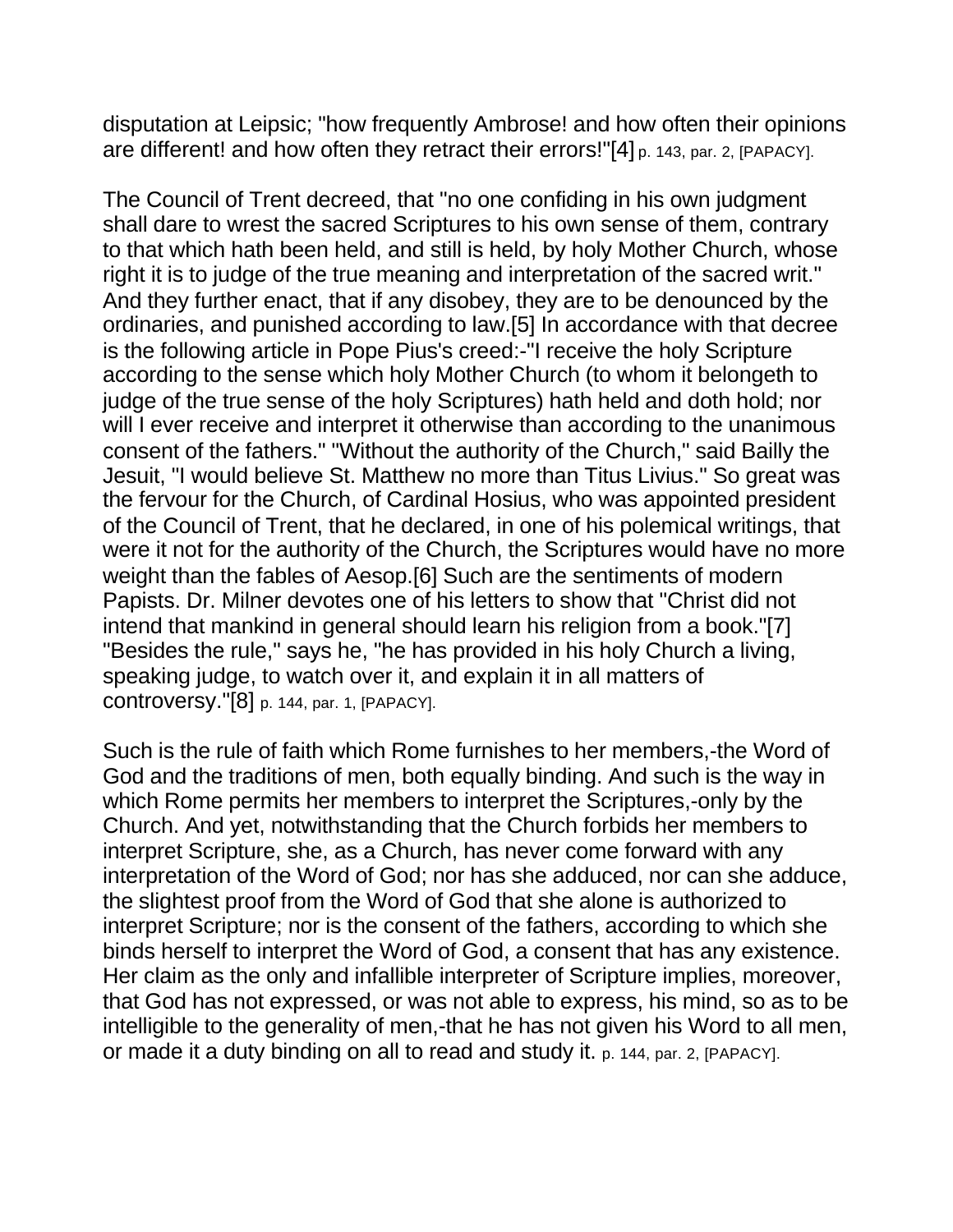disputation at Leipsic; "how frequently Ambrose! and how often their opinions are different! and how often they retract their errors!"[4] p. 143, par. 2, [PAPACY].

The Council of Trent decreed, that "no one confiding in his own judgment shall dare to wrest the sacred Scriptures to his own sense of them, contrary to that which hath been held, and still is held, by holy Mother Church, whose right it is to judge of the true meaning and interpretation of the sacred writ." And they further enact, that if any disobey, they are to be denounced by the ordinaries, and punished according to law.[5] In accordance with that decree is the following article in Pope Pius's creed:-"I receive the holy Scripture according to the sense which holy Mother Church (to whom it belongeth to judge of the true sense of the holy Scriptures) hath held and doth hold; nor will I ever receive and interpret it otherwise than according to the unanimous consent of the fathers." "Without the authority of the Church," said Bailly the Jesuit, "I would believe St. Matthew no more than Titus Livius." So great was the fervour for the Church, of Cardinal Hosius, who was appointed president of the Council of Trent, that he declared, in one of his polemical writings, that were it not for the authority of the Church, the Scriptures would have no more weight than the fables of Aesop.[6] Such are the sentiments of modern Papists. Dr. Milner devotes one of his letters to show that "Christ did not intend that mankind in general should learn his religion from a book."[7] "Besides the rule," says he, "he has provided in his holy Church a living, speaking judge, to watch over it, and explain it in all matters of controversy."[8] p. 144, par. 1, [PAPACY].

Such is the rule of faith which Rome furnishes to her members,-the Word of God and the traditions of men, both equally binding. And such is the way in which Rome permits her members to interpret the Scriptures,-only by the Church. And yet, notwithstanding that the Church forbids her members to interpret Scripture, she, as a Church, has never come forward with any interpretation of the Word of God; nor has she adduced, nor can she adduce, the slightest proof from the Word of God that she alone is authorized to interpret Scripture; nor is the consent of the fathers, according to which she binds herself to interpret the Word of God, a consent that has any existence. Her claim as the only and infallible interpreter of Scripture implies, moreover, that God has not expressed, or was not able to express, his mind, so as to be intelligible to the generality of men,-that he has not given his Word to all men, or made it a duty binding on all to read and study it. p. 144, par. 2, [PAPACY].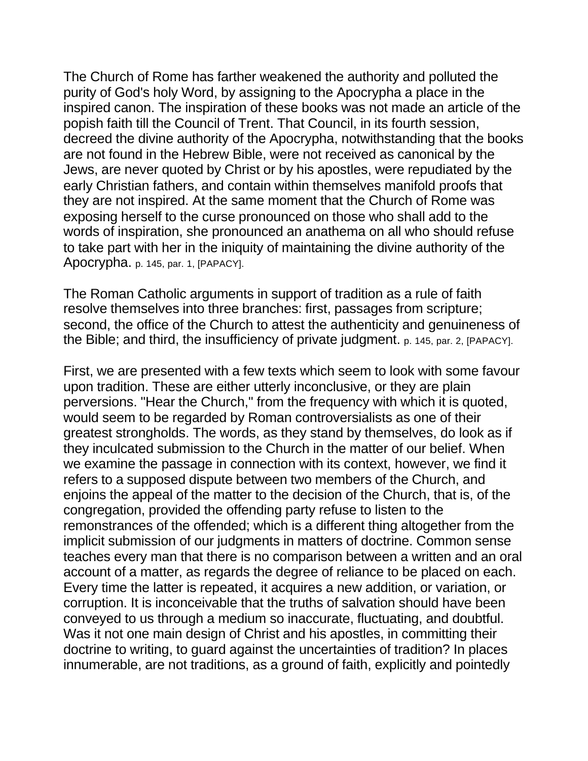The Church of Rome has farther weakened the authority and polluted the purity of God's holy Word, by assigning to the Apocrypha a place in the inspired canon. The inspiration of these books was not made an article of the popish faith till the Council of Trent. That Council, in its fourth session, decreed the divine authority of the Apocrypha, notwithstanding that the books are not found in the Hebrew Bible, were not received as canonical by the Jews, are never quoted by Christ or by his apostles, were repudiated by the early Christian fathers, and contain within themselves manifold proofs that they are not inspired. At the same moment that the Church of Rome was exposing herself to the curse pronounced on those who shall add to the words of inspiration, she pronounced an anathema on all who should refuse to take part with her in the iniquity of maintaining the divine authority of the Apocrypha. p. 145, par. 1, [PAPACY].

The Roman Catholic arguments in support of tradition as a rule of faith resolve themselves into three branches: first, passages from scripture; second, the office of the Church to attest the authenticity and genuineness of the Bible; and third, the insufficiency of private judgment. p. 145, par. 2, [PAPACY].

First, we are presented with a few texts which seem to look with some favour upon tradition. These are either utterly inconclusive, or they are plain perversions. "Hear the Church," from the frequency with which it is quoted, would seem to be regarded by Roman controversialists as one of their greatest strongholds. The words, as they stand by themselves, do look as if they inculcated submission to the Church in the matter of our belief. When we examine the passage in connection with its context, however, we find it refers to a supposed dispute between two members of the Church, and enjoins the appeal of the matter to the decision of the Church, that is, of the congregation, provided the offending party refuse to listen to the remonstrances of the offended; which is a different thing altogether from the implicit submission of our judgments in matters of doctrine. Common sense teaches every man that there is no comparison between a written and an oral account of a matter, as regards the degree of reliance to be placed on each. Every time the latter is repeated, it acquires a new addition, or variation, or corruption. It is inconceivable that the truths of salvation should have been conveyed to us through a medium so inaccurate, fluctuating, and doubtful. Was it not one main design of Christ and his apostles, in committing their doctrine to writing, to guard against the uncertainties of tradition? In places innumerable, are not traditions, as a ground of faith, explicitly and pointedly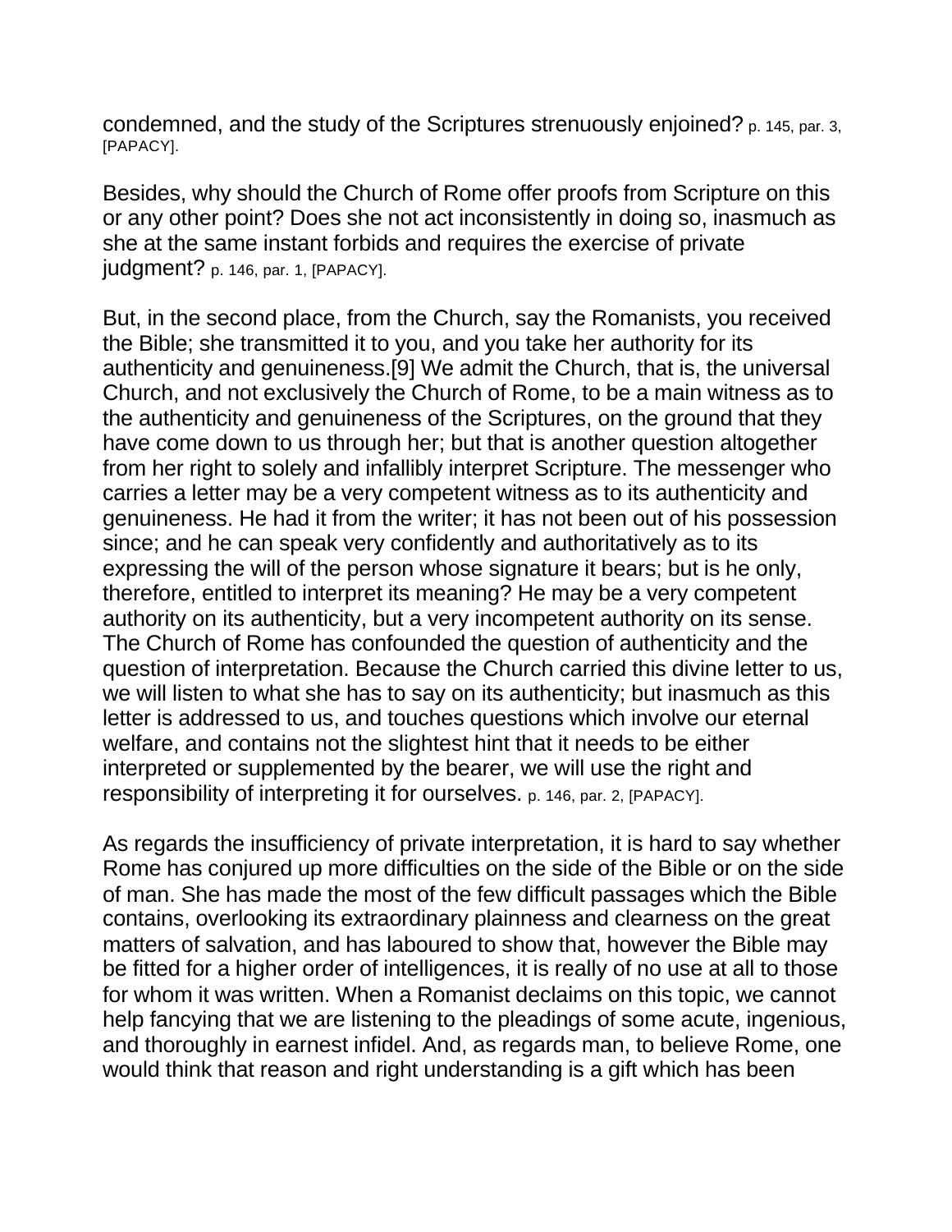condemned, and the study of the Scriptures strenuously enjoined? p. 145, par. 3, [PAPACY].

Besides, why should the Church of Rome offer proofs from Scripture on this or any other point? Does she not act inconsistently in doing so, inasmuch as she at the same instant forbids and requires the exercise of private judgment? p. 146, par. 1, [PAPACY].

But, in the second place, from the Church, say the Romanists, you received the Bible; she transmitted it to you, and you take her authority for its authenticity and genuineness.[9] We admit the Church, that is, the universal Church, and not exclusively the Church of Rome, to be a main witness as to the authenticity and genuineness of the Scriptures, on the ground that they have come down to us through her; but that is another question altogether from her right to solely and infallibly interpret Scripture. The messenger who carries a letter may be a very competent witness as to its authenticity and genuineness. He had it from the writer; it has not been out of his possession since; and he can speak very confidently and authoritatively as to its expressing the will of the person whose signature it bears; but is he only, therefore, entitled to interpret its meaning? He may be a very competent authority on its authenticity, but a very incompetent authority on its sense. The Church of Rome has confounded the question of authenticity and the question of interpretation. Because the Church carried this divine letter to us, we will listen to what she has to say on its authenticity; but inasmuch as this letter is addressed to us, and touches questions which involve our eternal welfare, and contains not the slightest hint that it needs to be either interpreted or supplemented by the bearer, we will use the right and responsibility of interpreting it for ourselves. p. 146, par. 2, [PAPACY].

As regards the insufficiency of private interpretation, it is hard to say whether Rome has conjured up more difficulties on the side of the Bible or on the side of man. She has made the most of the few difficult passages which the Bible contains, overlooking its extraordinary plainness and clearness on the great matters of salvation, and has laboured to show that, however the Bible may be fitted for a higher order of intelligences, it is really of no use at all to those for whom it was written. When a Romanist declaims on this topic, we cannot help fancying that we are listening to the pleadings of some acute, ingenious, and thoroughly in earnest infidel. And, as regards man, to believe Rome, one would think that reason and right understanding is a gift which has been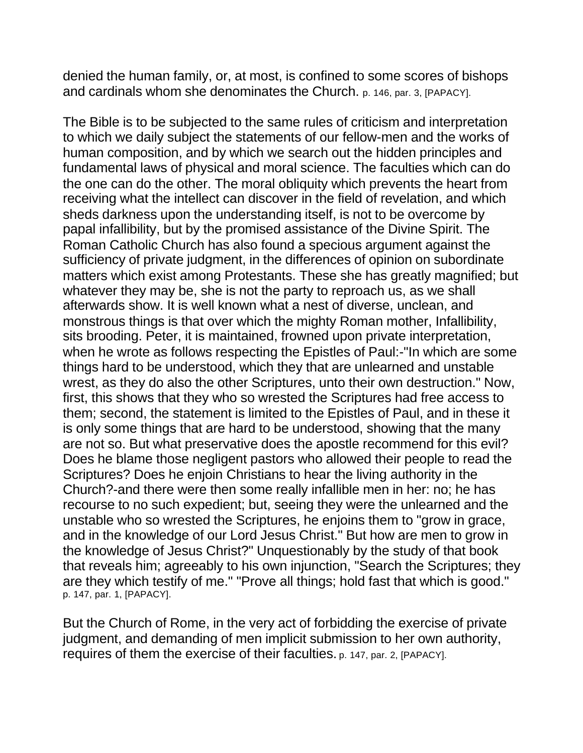denied the human family, or, at most, is confined to some scores of bishops and cardinals whom she denominates the Church. p. 146, par. 3, [PAPACY].

The Bible is to be subjected to the same rules of criticism and interpretation to which we daily subject the statements of our fellow-men and the works of human composition, and by which we search out the hidden principles and fundamental laws of physical and moral science. The faculties which can do the one can do the other. The moral obliquity which prevents the heart from receiving what the intellect can discover in the field of revelation, and which sheds darkness upon the understanding itself, is not to be overcome by papal infallibility, but by the promised assistance of the Divine Spirit. The Roman Catholic Church has also found a specious argument against the sufficiency of private judgment, in the differences of opinion on subordinate matters which exist among Protestants. These she has greatly magnified; but whatever they may be, she is not the party to reproach us, as we shall afterwards show. It is well known what a nest of diverse, unclean, and monstrous things is that over which the mighty Roman mother, Infallibility, sits brooding. Peter, it is maintained, frowned upon private interpretation, when he wrote as follows respecting the Epistles of Paul:-"In which are some things hard to be understood, which they that are unlearned and unstable wrest, as they do also the other Scriptures, unto their own destruction." Now, first, this shows that they who so wrested the Scriptures had free access to them; second, the statement is limited to the Epistles of Paul, and in these it is only some things that are hard to be understood, showing that the many are not so. But what preservative does the apostle recommend for this evil? Does he blame those negligent pastors who allowed their people to read the Scriptures? Does he enjoin Christians to hear the living authority in the Church?-and there were then some really infallible men in her: no; he has recourse to no such expedient; but, seeing they were the unlearned and the unstable who so wrested the Scriptures, he enjoins them to "grow in grace, and in the knowledge of our Lord Jesus Christ." But how are men to grow in the knowledge of Jesus Christ?" Unquestionably by the study of that book that reveals him; agreeably to his own injunction, "Search the Scriptures; they are they which testify of me." "Prove all things; hold fast that which is good." p. 147, par. 1, [PAPACY].

But the Church of Rome, in the very act of forbidding the exercise of private judgment, and demanding of men implicit submission to her own authority, requires of them the exercise of their faculties. p. 147, par. 2, [PAPACY].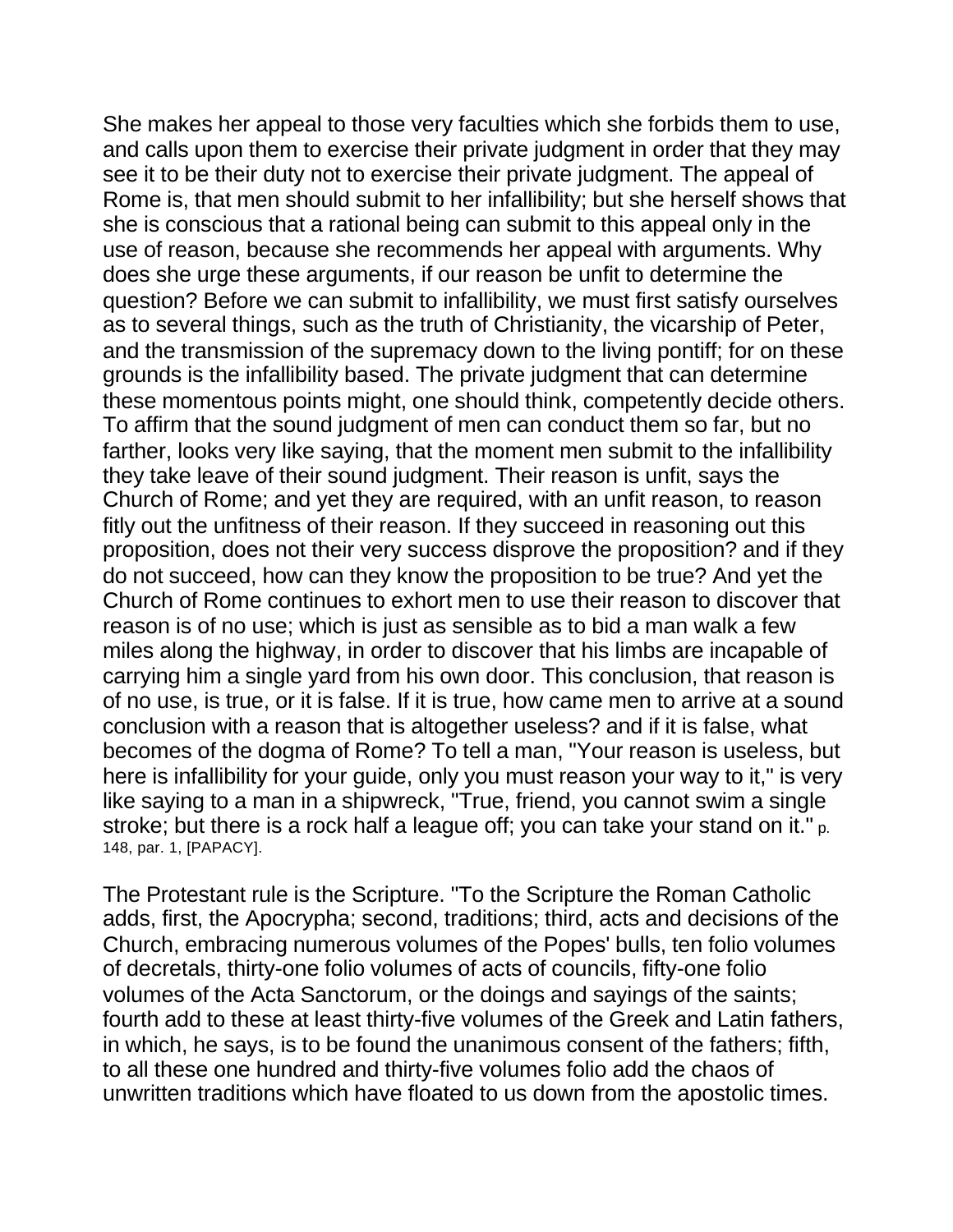She makes her appeal to those very faculties which she forbids them to use, and calls upon them to exercise their private judgment in order that they may see it to be their duty not to exercise their private judgment. The appeal of Rome is, that men should submit to her infallibility; but she herself shows that she is conscious that a rational being can submit to this appeal only in the use of reason, because she recommends her appeal with arguments. Why does she urge these arguments, if our reason be unfit to determine the question? Before we can submit to infallibility, we must first satisfy ourselves as to several things, such as the truth of Christianity, the vicarship of Peter, and the transmission of the supremacy down to the living pontiff; for on these grounds is the infallibility based. The private judgment that can determine these momentous points might, one should think, competently decide others. To affirm that the sound judgment of men can conduct them so far, but no farther, looks very like saying, that the moment men submit to the infallibility they take leave of their sound judgment. Their reason is unfit, says the Church of Rome; and yet they are required, with an unfit reason, to reason fitly out the unfitness of their reason. If they succeed in reasoning out this proposition, does not their very success disprove the proposition? and if they do not succeed, how can they know the proposition to be true? And yet the Church of Rome continues to exhort men to use their reason to discover that reason is of no use; which is just as sensible as to bid a man walk a few miles along the highway, in order to discover that his limbs are incapable of carrying him a single yard from his own door. This conclusion, that reason is of no use, is true, or it is false. If it is true, how came men to arrive at a sound conclusion with a reason that is altogether useless? and if it is false, what becomes of the dogma of Rome? To tell a man, "Your reason is useless, but here is infallibility for your guide, only you must reason your way to it," is very like saying to a man in a shipwreck, "True, friend, you cannot swim a single stroke; but there is a rock half a league off; you can take your stand on it." p. 148, par. 1, [PAPACY].

The Protestant rule is the Scripture. "To the Scripture the Roman Catholic adds, first, the Apocrypha; second, traditions; third, acts and decisions of the Church, embracing numerous volumes of the Popes' bulls, ten folio volumes of decretals, thirty-one folio volumes of acts of councils, fifty-one folio volumes of the Acta Sanctorum, or the doings and sayings of the saints; fourth add to these at least thirty-five volumes of the Greek and Latin fathers, in which, he says, is to be found the unanimous consent of the fathers; fifth, to all these one hundred and thirty-five volumes folio add the chaos of unwritten traditions which have floated to us down from the apostolic times.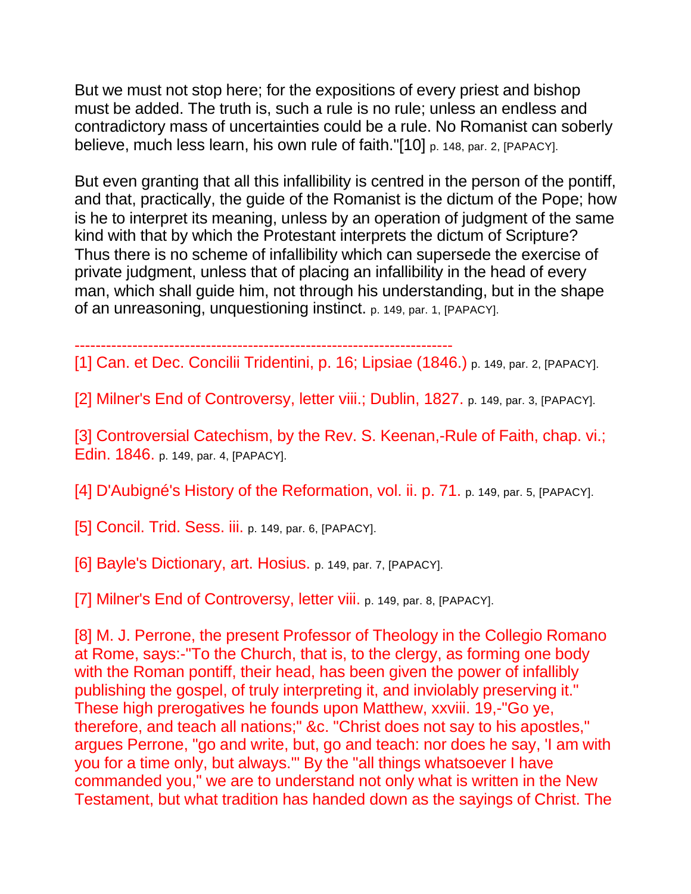But we must not stop here; for the expositions of every priest and bishop must be added. The truth is, such a rule is no rule; unless an endless and contradictory mass of uncertainties could be a rule. No Romanist can soberly believe, much less learn, his own rule of faith."[10] p. 148, par. 2, [PAPACY].

But even granting that all this infallibility is centred in the person of the pontiff, and that, practically, the guide of the Romanist is the dictum of the Pope; how is he to interpret its meaning, unless by an operation of judgment of the same kind with that by which the Protestant interprets the dictum of Scripture? Thus there is no scheme of infallibility which can supersede the exercise of private judgment, unless that of placing an infallibility in the head of every man, which shall guide him, not through his understanding, but in the shape of an unreasoning, unquestioning instinct. p. 149, par. 1, [PAPACY].

------------------------------------------------------------------------

[1] Can. et Dec. Concilii Tridentini, p. 16; Lipsiae (1846.) p. 149, par. 2, [PAPACY].

[2] Milner's End of Controversy, letter viii.; Dublin, 1827. p. 149, par. 3, [PAPACY].

[3] Controversial Catechism, by the Rev. S. Keenan,-Rule of Faith, chap. vi.; Edin. 1846. p. 149, par. 4, [PAPACY].

[4] D'Aubigné's History of the Reformation, vol. ii. p. 71. p. 149, par. 5, [PAPACY].

[5] Concil. Trid. Sess. iii. p. 149, par. 6, [PAPACY].

[6] Bayle's Dictionary, art. Hosius. p. 149, par. 7, [PAPACY].

[7] Milner's End of Controversy, letter viii. p. 149, par. 8, [PAPACY].

[8] M. J. Perrone, the present Professor of Theology in the Collegio Romano at Rome, says:-"To the Church, that is, to the clergy, as forming one body with the Roman pontiff, their head, has been given the power of infallibly publishing the gospel, of truly interpreting it, and inviolably preserving it." These high prerogatives he founds upon Matthew, xxviii. 19,-"Go ye, therefore, and teach all nations;" &c. "Christ does not say to his apostles," argues Perrone, "go and write, but, go and teach: nor does he say, 'I am with you for a time only, but always.'" By the "all things whatsoever I have commanded you," we are to understand not only what is written in the New Testament, but what tradition has handed down as the sayings of Christ. The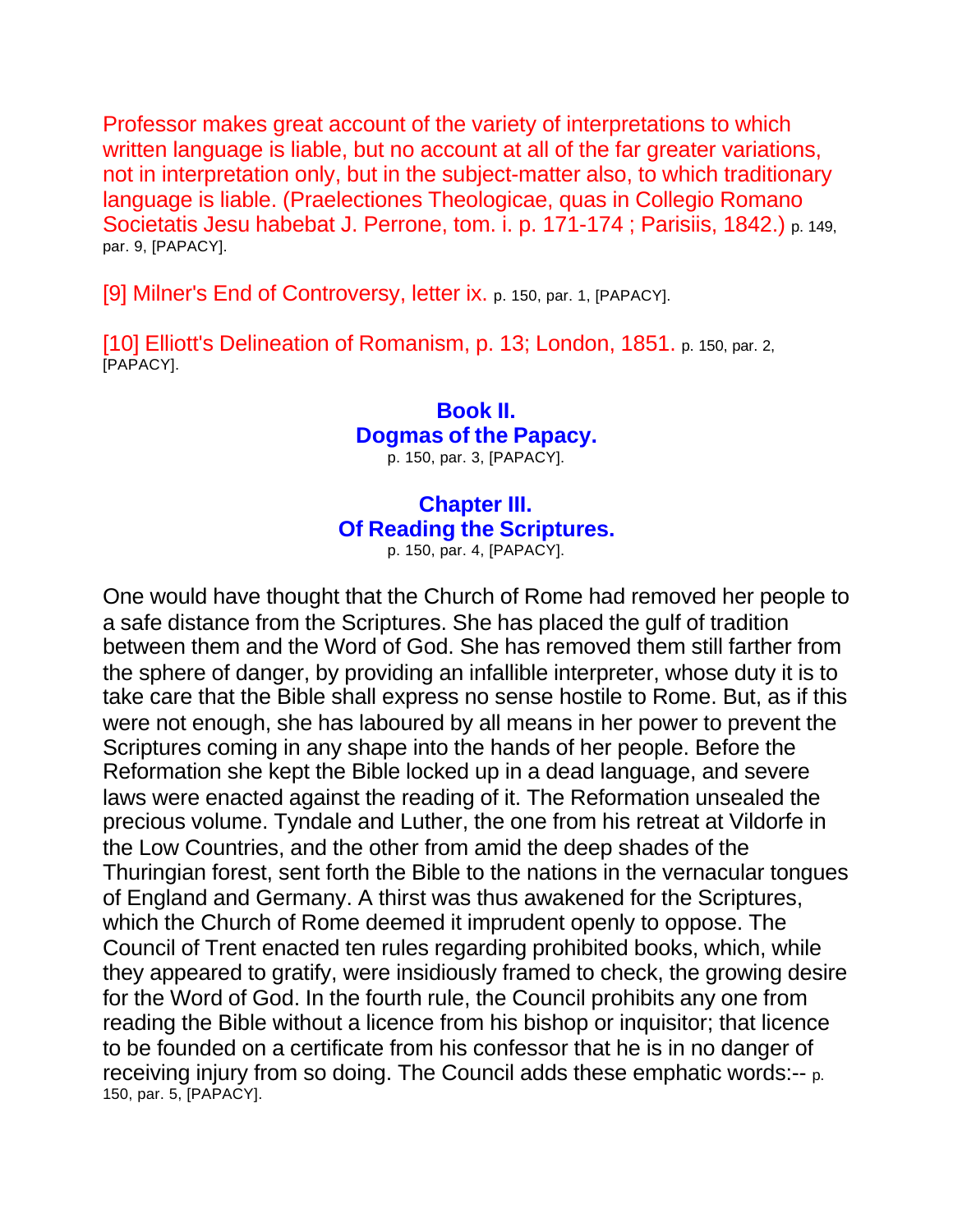Professor makes great account of the variety of interpretations to which written language is liable, but no account at all of the far greater variations, not in interpretation only, but in the subject-matter also, to which traditionary language is liable. (Praelectiones Theologicae, quas in Collegio Romano Societatis Jesu habebat J. Perrone, tom. i. p. 171-174 ; Parisiis, 1842.) p. 149, par. 9, [PAPACY].

[9] Milner's End of Controversy, letter ix. p. 150, par. 1, [PAPACY].

[10] Elliott's Delineation of Romanism, p. 13; London, 1851. p. 150, par. 2, [PAPACY].

## Book II.
## Dogmas of the Papacy.

p. 150, par. 3, [PAPACY].

### Chapter III.
### Of Reading the Scriptures.

p. 150, par. 4, [PAPACY].

One would have thought that the Church of Rome had removed her people to a safe distance from the Scriptures. She has placed the gulf of tradition between them and the Word of God. She has removed them still farther from the sphere of danger, by providing an infallible interpreter, whose duty it is to take care that the Bible shall express no sense hostile to Rome. But, as if this were not enough, she has laboured by all means in her power to prevent the Scriptures coming in any shape into the hands of her people. Before the Reformation she kept the Bible locked up in a dead language, and severe laws were enacted against the reading of it. The Reformation unsealed the precious volume. Tyndale and Luther, the one from his retreat at Vildorfe in the Low Countries, and the other from amid the deep shades of the Thuringian forest, sent forth the Bible to the nations in the vernacular tongues of England and Germany. A thirst was thus awakened for the Scriptures, which the Church of Rome deemed it imprudent openly to oppose. The Council of Trent enacted ten rules regarding prohibited books, which, while they appeared to gratify, were insidiously framed to check, the growing desire for the Word of God. In the fourth rule, the Council prohibits any one from reading the Bible without a licence from his bishop or inquisitor; that licence to be founded on a certificate from his confessor that he is in no danger of receiving injury from so doing. The Council adds these emphatic words:-- p. 150, par. 5, [PAPACY].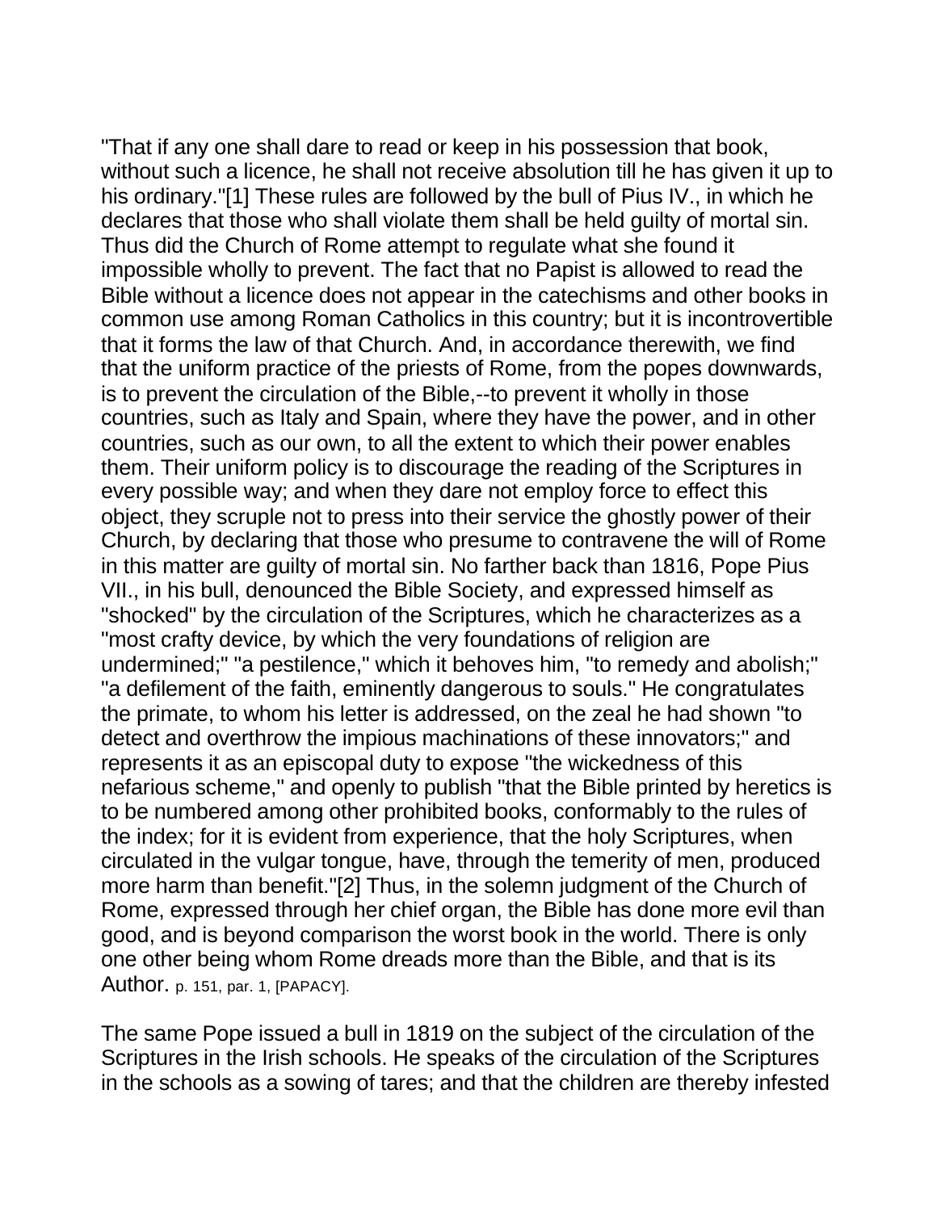"That if any one shall dare to read or keep in his possession that book, without such a licence, he shall not receive absolution till he has given it up to his ordinary."[1] These rules are followed by the bull of Pius IV., in which he declares that those who shall violate them shall be held guilty of mortal sin. Thus did the Church of Rome attempt to regulate what she found it impossible wholly to prevent. The fact that no Papist is allowed to read the Bible without a licence does not appear in the catechisms and other books in common use among Roman Catholics in this country; but it is incontrovertible that it forms the law of that Church. And, in accordance therewith, we find that the uniform practice of the priests of Rome, from the popes downwards, is to prevent the circulation of the Bible,--to prevent it wholly in those countries, such as Italy and Spain, where they have the power, and in other countries, such as our own, to all the extent to which their power enables them. Their uniform policy is to discourage the reading of the Scriptures in every possible way; and when they dare not employ force to effect this object, they scruple not to press into their service the ghostly power of their Church, by declaring that those who presume to contravene the will of Rome in this matter are guilty of mortal sin. No farther back than 1816, Pope Pius VII., in his bull, denounced the Bible Society, and expressed himself as "shocked" by the circulation of the Scriptures, which he characterizes as a "most crafty device, by which the very foundations of religion are undermined;" "a pestilence," which it behoves him, "to remedy and abolish;" "a defilement of the faith, eminently dangerous to souls." He congratulates the primate, to whom his letter is addressed, on the zeal he had shown "to detect and overthrow the impious machinations of these innovators;" and represents it as an episcopal duty to expose "the wickedness of this nefarious scheme," and openly to publish "that the Bible printed by heretics is to be numbered among other prohibited books, conformably to the rules of the index; for it is evident from experience, that the holy Scriptures, when circulated in the vulgar tongue, have, through the temerity of men, produced more harm than benefit."[2] Thus, in the solemn judgment of the Church of Rome, expressed through her chief organ, the Bible has done more evil than good, and is beyond comparison the worst book in the world. There is only one other being whom Rome dreads more than the Bible, and that is its Author. p. 151, par. 1, [PAPACY].

The same Pope issued a bull in 1819 on the subject of the circulation of the Scriptures in the Irish schools. He speaks of the circulation of the Scriptures in the schools as a sowing of tares; and that the children are thereby infested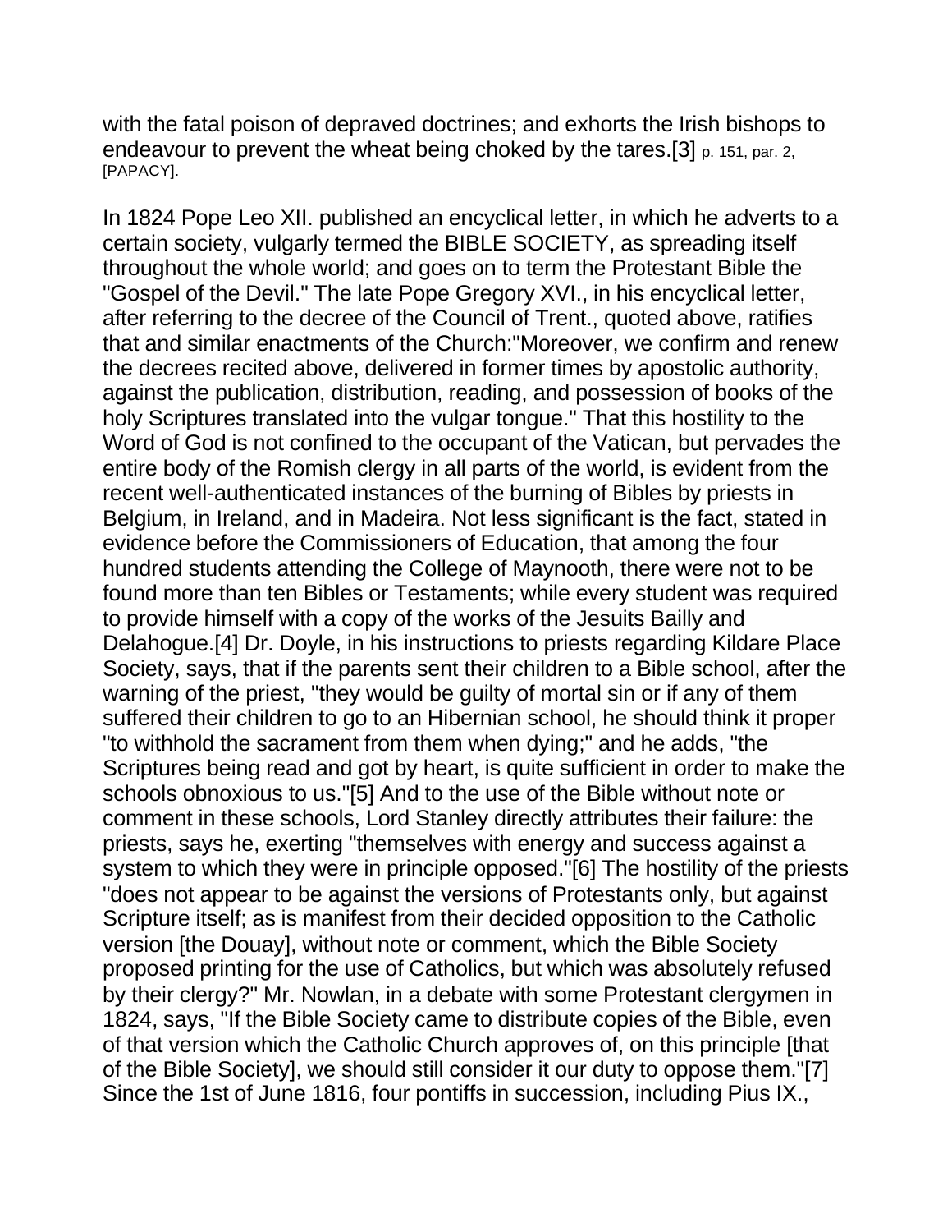with the fatal poison of depraved doctrines; and exhorts the Irish bishops to endeavour to prevent the wheat being choked by the tares.[3] p. 151, par. 2, [PAPACY].

In 1824 Pope Leo XII. published an encyclical letter, in which he adverts to a certain society, vulgarly termed the BIBLE SOCIETY, as spreading itself throughout the whole world; and goes on to term the Protestant Bible the "Gospel of the Devil." The late Pope Gregory XVI., in his encyclical letter, after referring to the decree of the Council of Trent., quoted above, ratifies that and similar enactments of the Church:"Moreover, we confirm and renew the decrees recited above, delivered in former times by apostolic authority, against the publication, distribution, reading, and possession of books of the holy Scriptures translated into the vulgar tongue." That this hostility to the Word of God is not confined to the occupant of the Vatican, but pervades the entire body of the Romish clergy in all parts of the world, is evident from the recent well-authenticated instances of the burning of Bibles by priests in Belgium, in Ireland, and in Madeira. Not less significant is the fact, stated in evidence before the Commissioners of Education, that among the four hundred students attending the College of Maynooth, there were not to be found more than ten Bibles or Testaments; while every student was required to provide himself with a copy of the works of the Jesuits Bailly and Delahogue.[4] Dr. Doyle, in his instructions to priests regarding Kildare Place Society, says, that if the parents sent their children to a Bible school, after the warning of the priest, "they would be guilty of mortal sin or if any of them suffered their children to go to an Hibernian school, he should think it proper "to withhold the sacrament from them when dying;" and he adds, "the Scriptures being read and got by heart, is quite sufficient in order to make the schools obnoxious to us."[5] And to the use of the Bible without note or comment in these schools, Lord Stanley directly attributes their failure: the priests, says he, exerting "themselves with energy and success against a system to which they were in principle opposed."[6] The hostility of the priests "does not appear to be against the versions of Protestants only, but against Scripture itself; as is manifest from their decided opposition to the Catholic version [the Douay], without note or comment, which the Bible Society proposed printing for the use of Catholics, but which was absolutely refused by their clergy?" Mr. Nowlan, in a debate with some Protestant clergymen in 1824, says, "If the Bible Society came to distribute copies of the Bible, even of that version which the Catholic Church approves of, on this principle [that of the Bible Society], we should still consider it our duty to oppose them."[7] Since the 1st of June 1816, four pontiffs in succession, including Pius IX.,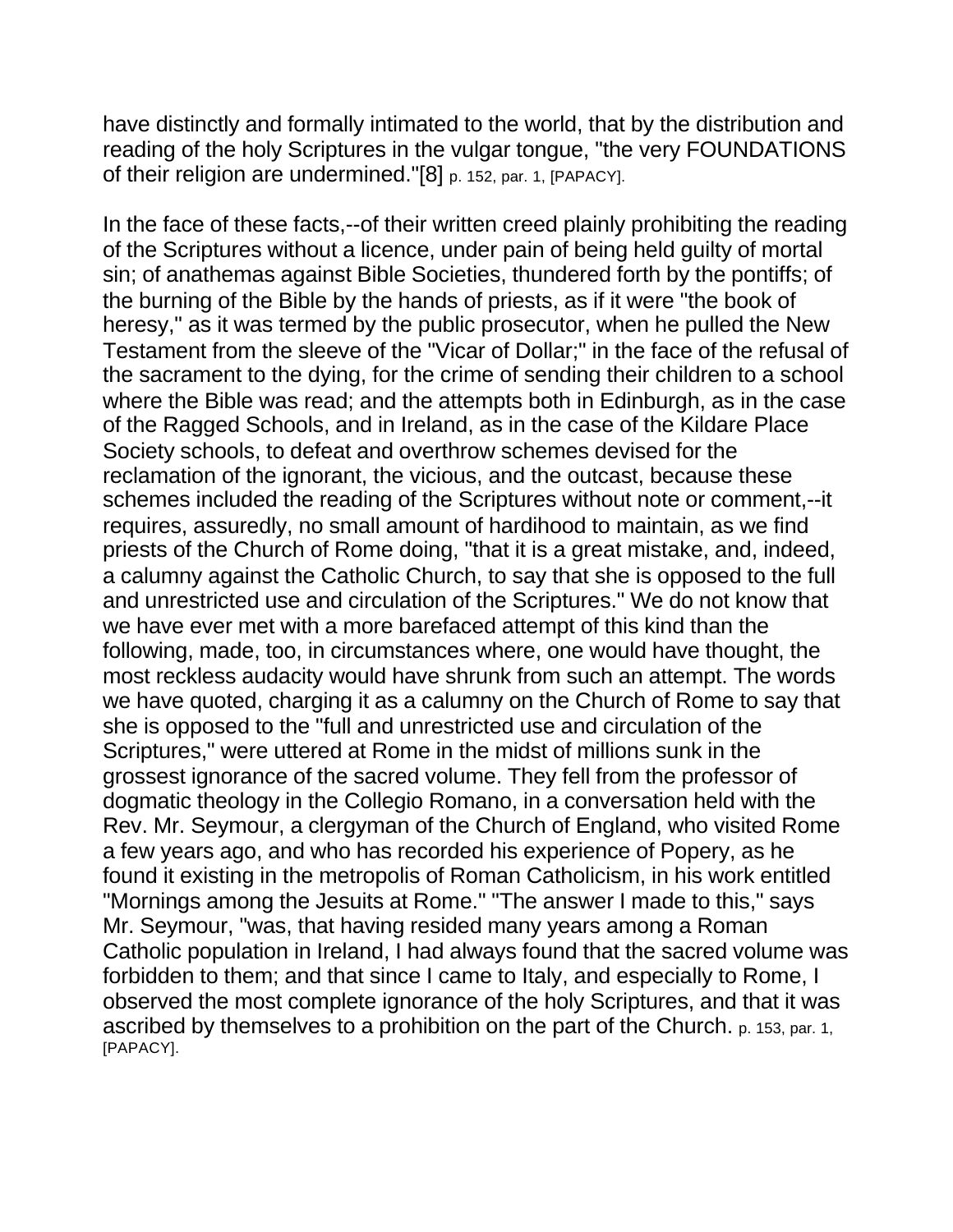have distinctly and formally intimated to the world, that by the distribution and reading of the holy Scriptures in the vulgar tongue, "the very FOUNDATIONS of their religion are undermined."[8] p. 152, par. 1, [PAPACY].

In the face of these facts,--of their written creed plainly prohibiting the reading of the Scriptures without a licence, under pain of being held guilty of mortal sin; of anathemas against Bible Societies, thundered forth by the pontiffs; of the burning of the Bible by the hands of priests, as if it were "the book of heresy," as it was termed by the public prosecutor, when he pulled the New Testament from the sleeve of the "Vicar of Dollar;" in the face of the refusal of the sacrament to the dying, for the crime of sending their children to a school where the Bible was read; and the attempts both in Edinburgh, as in the case of the Ragged Schools, and in Ireland, as in the case of the Kildare Place Society schools, to defeat and overthrow schemes devised for the reclamation of the ignorant, the vicious, and the outcast, because these schemes included the reading of the Scriptures without note or comment,--it requires, assuredly, no small amount of hardihood to maintain, as we find priests of the Church of Rome doing, "that it is a great mistake, and, indeed, a calumny against the Catholic Church, to say that she is opposed to the full and unrestricted use and circulation of the Scriptures." We do not know that we have ever met with a more barefaced attempt of this kind than the following, made, too, in circumstances where, one would have thought, the most reckless audacity would have shrunk from such an attempt. The words we have quoted, charging it as a calumny on the Church of Rome to say that she is opposed to the "full and unrestricted use and circulation of the Scriptures," were uttered at Rome in the midst of millions sunk in the grossest ignorance of the sacred volume. They fell from the professor of dogmatic theology in the Collegio Romano, in a conversation held with the Rev. Mr. Seymour, a clergyman of the Church of England, who visited Rome a few years ago, and who has recorded his experience of Popery, as he found it existing in the metropolis of Roman Catholicism, in his work entitled "Mornings among the Jesuits at Rome." "The answer I made to this," says Mr. Seymour, "was, that having resided many years among a Roman Catholic population in Ireland, I had always found that the sacred volume was forbidden to them; and that since I came to Italy, and especially to Rome, I observed the most complete ignorance of the holy Scriptures, and that it was ascribed by themselves to a prohibition on the part of the Church. p. 153, par. 1, [PAPACY].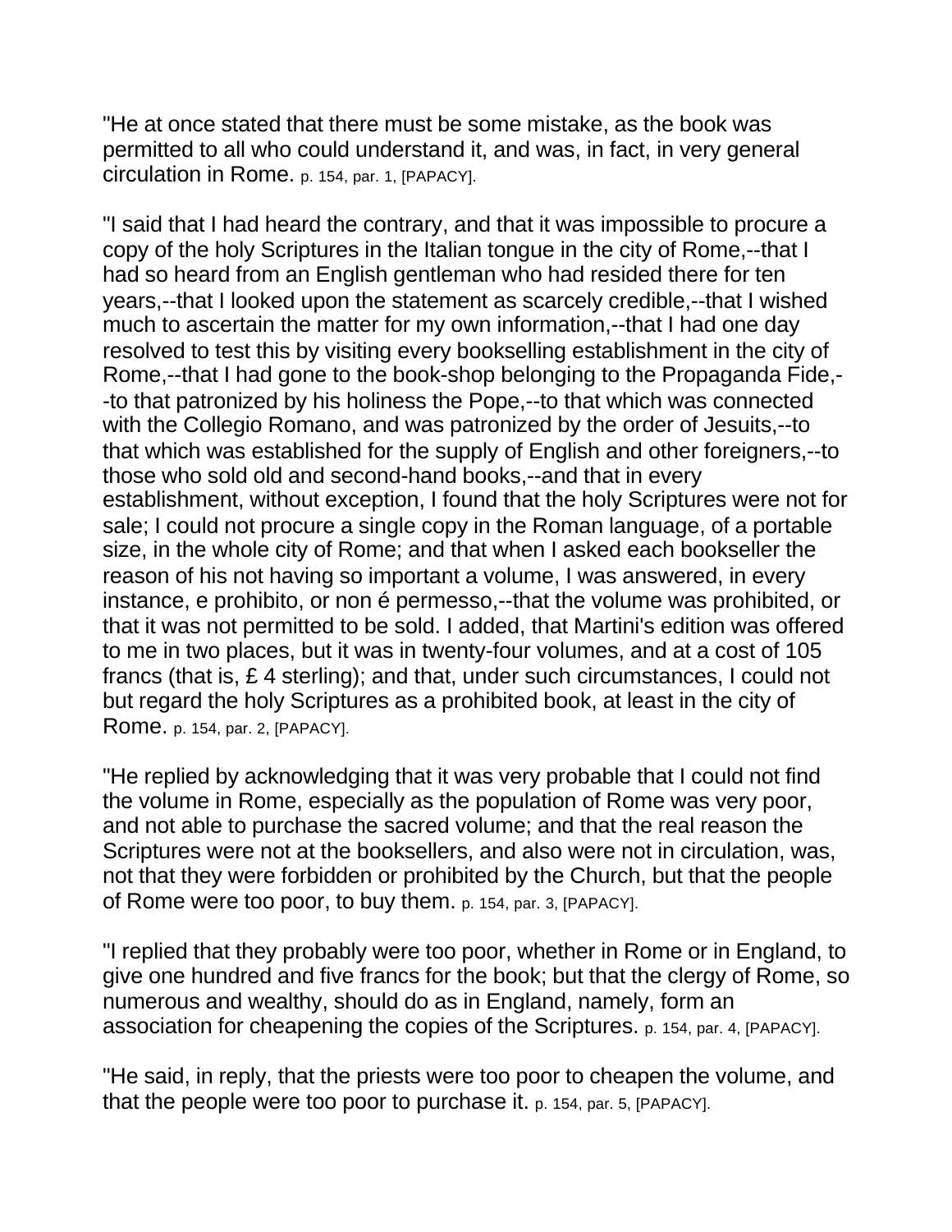"He at once stated that there must be some mistake, as the book was permitted to all who could understand it, and was, in fact, in very general circulation in Rome. p. 154, par. 1, [PAPACY].

"I said that I had heard the contrary, and that it was impossible to procure a copy of the holy Scriptures in the Italian tongue in the city of Rome,--that I had so heard from an English gentleman who had resided there for ten years,--that I looked upon the statement as scarcely credible,--that I wished much to ascertain the matter for my own information,--that I had one day resolved to test this by visiting every bookselling establishment in the city of Rome,--that I had gone to the book-shop belonging to the Propaganda Fide,--to that patronized by his holiness the Pope,--to that which was connected with the Collegio Romano, and was patronized by the order of Jesuits,--to that which was established for the supply of English and other foreigners,--to those who sold old and second-hand books,--and that in every establishment, without exception, I found that the holy Scriptures were not for sale; I could not procure a single copy in the Roman language, of a portable size, in the whole city of Rome; and that when I asked each bookseller the reason of his not having so important a volume, I was answered, in every instance, e prohibito, or non é permesso,--that the volume was prohibited, or that it was not permitted to be sold. I added, that Martini's edition was offered to me in two places, but it was in twenty-four volumes, and at a cost of 105 francs (that is, £ 4 sterling); and that, under such circumstances, I could not but regard the holy Scriptures as a prohibited book, at least in the city of Rome. p. 154, par. 2, [PAPACY].

"He replied by acknowledging that it was very probable that I could not find the volume in Rome, especially as the population of Rome was very poor, and not able to purchase the sacred volume; and that the real reason the Scriptures were not at the booksellers, and also were not in circulation, was, not that they were forbidden or prohibited by the Church, but that the people of Rome were too poor, to buy them. p. 154, par. 3, [PAPACY].

"I replied that they probably were too poor, whether in Rome or in England, to give one hundred and five francs for the book; but that the clergy of Rome, so numerous and wealthy, should do as in England, namely, form an association for cheapening the copies of the Scriptures. p. 154, par. 4, [PAPACY].

"He said, in reply, that the priests were too poor to cheapen the volume, and that the people were too poor to purchase it. p. 154, par. 5, [PAPACY].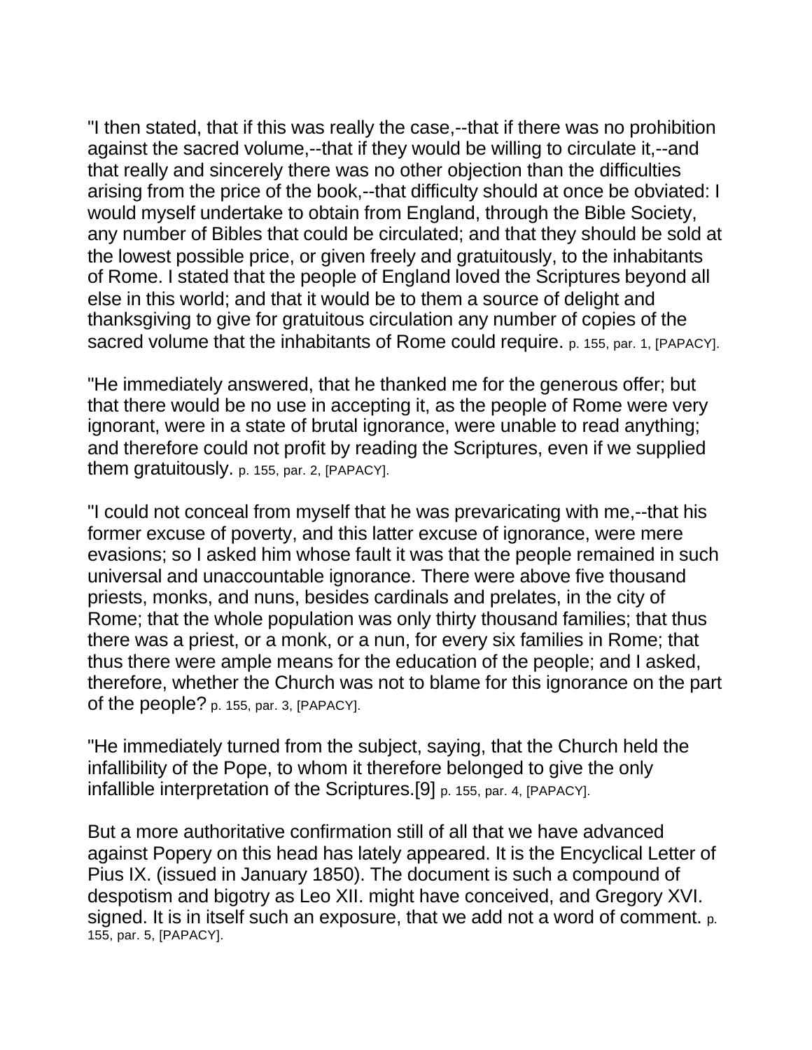"I then stated, that if this was really the case,--that if there was no prohibition against the sacred volume,--that if they would be willing to circulate it,--and that really and sincerely there was no other objection than the difficulties arising from the price of the book,--that difficulty should at once be obviated: I would myself undertake to obtain from England, through the Bible Society, any number of Bibles that could be circulated; and that they should be sold at the lowest possible price, or given freely and gratuitously, to the inhabitants of Rome. I stated that the people of England loved the Scriptures beyond all else in this world; and that it would be to them a source of delight and thanksgiving to give for gratuitous circulation any number of copies of the sacred volume that the inhabitants of Rome could require. p. 155, par. 1, [PAPACY].

"He immediately answered, that he thanked me for the generous offer; but that there would be no use in accepting it, as the people of Rome were very ignorant, were in a state of brutal ignorance, were unable to read anything; and therefore could not profit by reading the Scriptures, even if we supplied them gratuitously. p. 155, par. 2, [PAPACY].

"I could not conceal from myself that he was prevaricating with me,--that his former excuse of poverty, and this latter excuse of ignorance, were mere evasions; so I asked him whose fault it was that the people remained in such universal and unaccountable ignorance. There were above five thousand priests, monks, and nuns, besides cardinals and prelates, in the city of Rome; that the whole population was only thirty thousand families; that thus there was a priest, or a monk, or a nun, for every six families in Rome; that thus there were ample means for the education of the people; and I asked, therefore, whether the Church was not to blame for this ignorance on the part of the people? p. 155, par. 3, [PAPACY].

"He immediately turned from the subject, saying, that the Church held the infallibility of the Pope, to whom it therefore belonged to give the only infallible interpretation of the Scriptures.[9] p. 155, par. 4, [PAPACY].

But a more authoritative confirmation still of all that we have advanced against Popery on this head has lately appeared. It is the Encyclical Letter of Pius IX. (issued in January 1850). The document is such a compound of despotism and bigotry as Leo XII. might have conceived, and Gregory XVI. signed. It is in itself such an exposure, that we add not a word of comment. p. 155, par. 5, [PAPACY].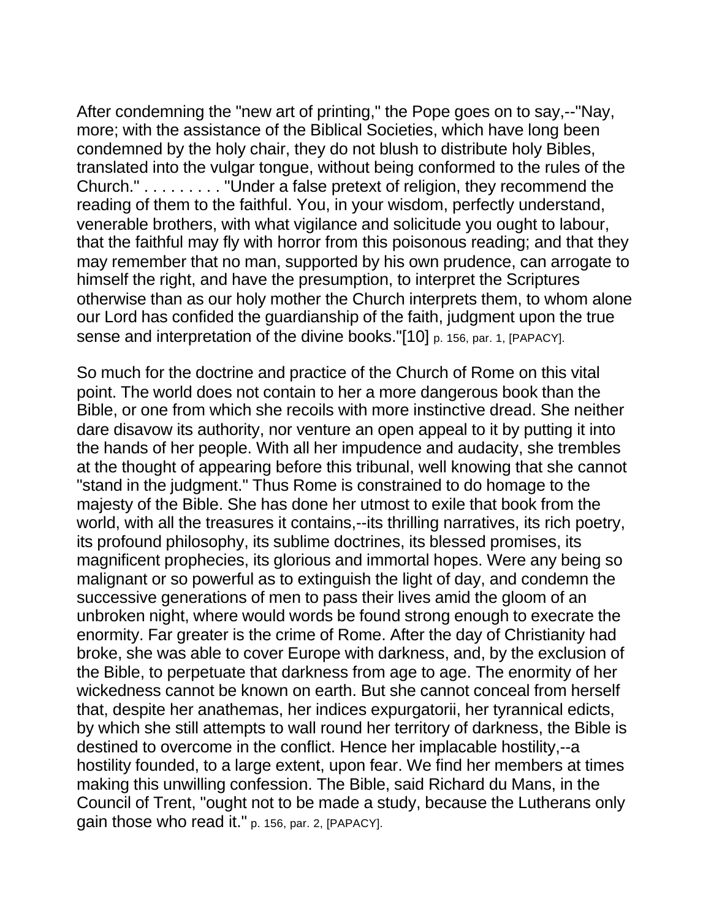After condemning the "new art of printing," the Pope goes on to say,--"Nay, more; with the assistance of the Biblical Societies, which have long been condemned by the holy chair, they do not blush to distribute holy Bibles, translated into the vulgar tongue, without being conformed to the rules of the Church." . . . . . . . . . "Under a false pretext of religion, they recommend the reading of them to the faithful. You, in your wisdom, perfectly understand, venerable brothers, with what vigilance and solicitude you ought to labour, that the faithful may fly with horror from this poisonous reading; and that they may remember that no man, supported by his own prudence, can arrogate to himself the right, and have the presumption, to interpret the Scriptures otherwise than as our holy mother the Church interprets them, to whom alone our Lord has confided the guardianship of the faith, judgment upon the true sense and interpretation of the divine books."[10] p. 156, par. 1, [PAPACY].

So much for the doctrine and practice of the Church of Rome on this vital point. The world does not contain to her a more dangerous book than the Bible, or one from which she recoils with more instinctive dread. She neither dare disavow its authority, nor venture an open appeal to it by putting it into the hands of her people. With all her impudence and audacity, she trembles at the thought of appearing before this tribunal, well knowing that she cannot "stand in the judgment." Thus Rome is constrained to do homage to the majesty of the Bible. She has done her utmost to exile that book from the world, with all the treasures it contains,--its thrilling narratives, its rich poetry, its profound philosophy, its sublime doctrines, its blessed promises, its magnificent prophecies, its glorious and immortal hopes. Were any being so malignant or so powerful as to extinguish the light of day, and condemn the successive generations of men to pass their lives amid the gloom of an unbroken night, where would words be found strong enough to execrate the enormity. Far greater is the crime of Rome. After the day of Christianity had broke, she was able to cover Europe with darkness, and, by the exclusion of the Bible, to perpetuate that darkness from age to age. The enormity of her wickedness cannot be known on earth. But she cannot conceal from herself that, despite her anathemas, her indices expurgatorii, her tyrannical edicts, by which she still attempts to wall round her territory of darkness, the Bible is destined to overcome in the conflict. Hence her implacable hostility,--a hostility founded, to a large extent, upon fear. We find her members at times making this unwilling confession. The Bible, said Richard du Mans, in the Council of Trent, "ought not to be made a study, because the Lutherans only gain those who read it." p. 156, par. 2, [PAPACY].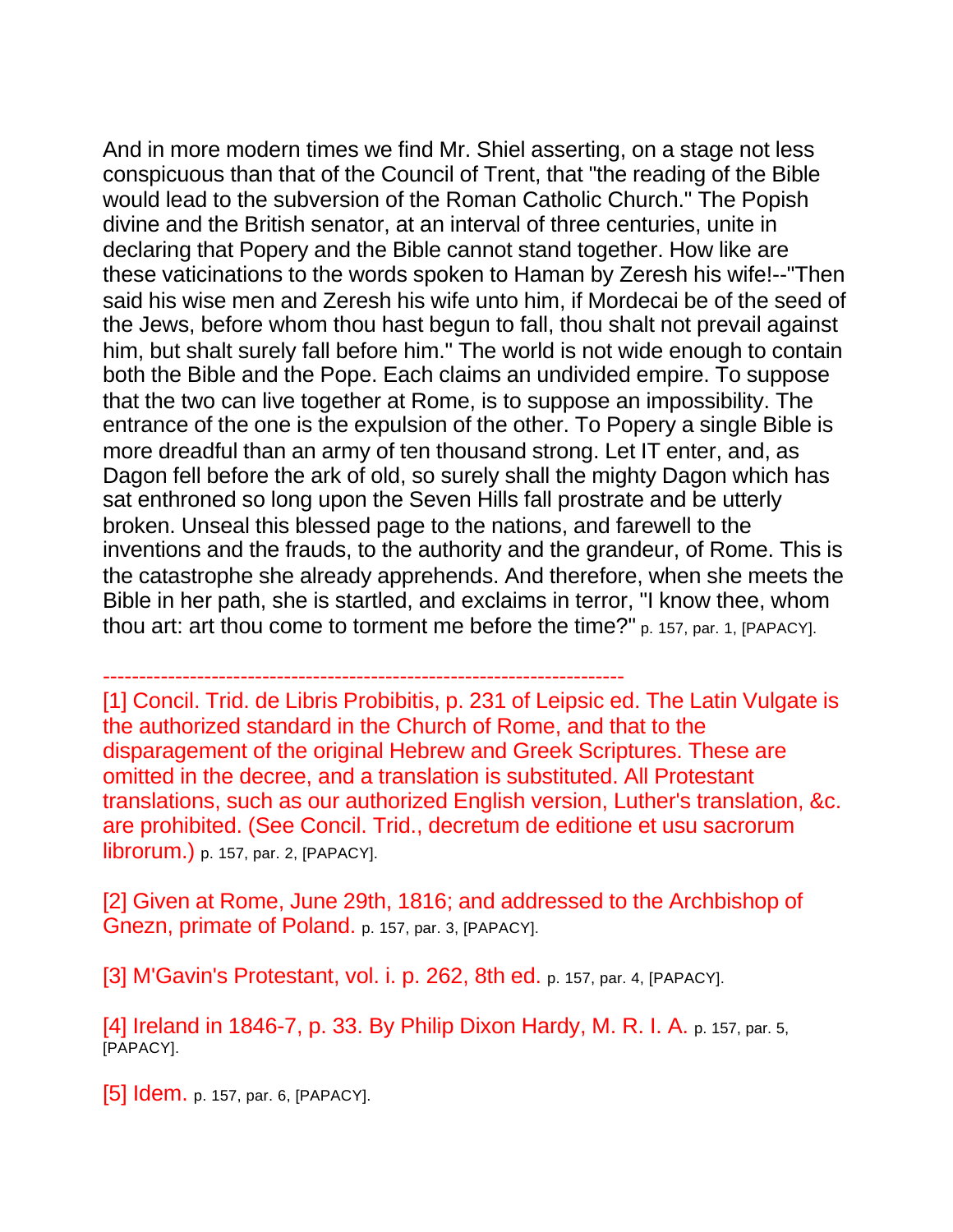And in more modern times we find Mr. Shiel asserting, on a stage not less conspicuous than that of the Council of Trent, that "the reading of the Bible would lead to the subversion of the Roman Catholic Church." The Popish divine and the British senator, at an interval of three centuries, unite in declaring that Popery and the Bible cannot stand together. How like are these vaticinations to the words spoken to Haman by Zeresh his wife!--"Then said his wise men and Zeresh his wife unto him, if Mordecai be of the seed of the Jews, before whom thou hast begun to fall, thou shalt not prevail against him, but shalt surely fall before him." The world is not wide enough to contain both the Bible and the Pope. Each claims an undivided empire. To suppose that the two can live together at Rome, is to suppose an impossibility. The entrance of the one is the expulsion of the other. To Popery a single Bible is more dreadful than an army of ten thousand strong. Let IT enter, and, as Dagon fell before the ark of old, so surely shall the mighty Dagon which has sat enthroned so long upon the Seven Hills fall prostrate and be utterly broken. Unseal this blessed page to the nations, and farewell to the inventions and the frauds, to the authority and the grandeur, of Rome. This is the catastrophe she already apprehends. And therefore, when she meets the Bible in her path, she is startled, and exclaims in terror, "I know thee, whom thou art: art thou come to torment me before the time?" p. 157, par. 1, [PAPACY].

------------------------------------------------------------------------

[1] Concil. Trid. de Libris Probibitis, p. 231 of Leipsic ed. The Latin Vulgate is the authorized standard in the Church of Rome, and that to the disparagement of the original Hebrew and Greek Scriptures. These are omitted in the decree, and a translation is substituted. All Protestant translations, such as our authorized English version, Luther's translation, &c. are prohibited. (See Concil. Trid., decretum de editione et usu sacrorum librorum.) p. 157, par. 2, [PAPACY].

[2] Given at Rome, June 29th, 1816; and addressed to the Archbishop of Gnezn, primate of Poland. p. 157, par. 3, [PAPACY].

[3] M'Gavin's Protestant, vol. i. p. 262, 8th ed. p. 157, par. 4, [PAPACY].

[4] Ireland in 1846-7, p. 33. By Philip Dixon Hardy, M. R. I. A. p. 157, par. 5, [PAPACY].

[5] Idem. p. 157, par. 6, [PAPACY].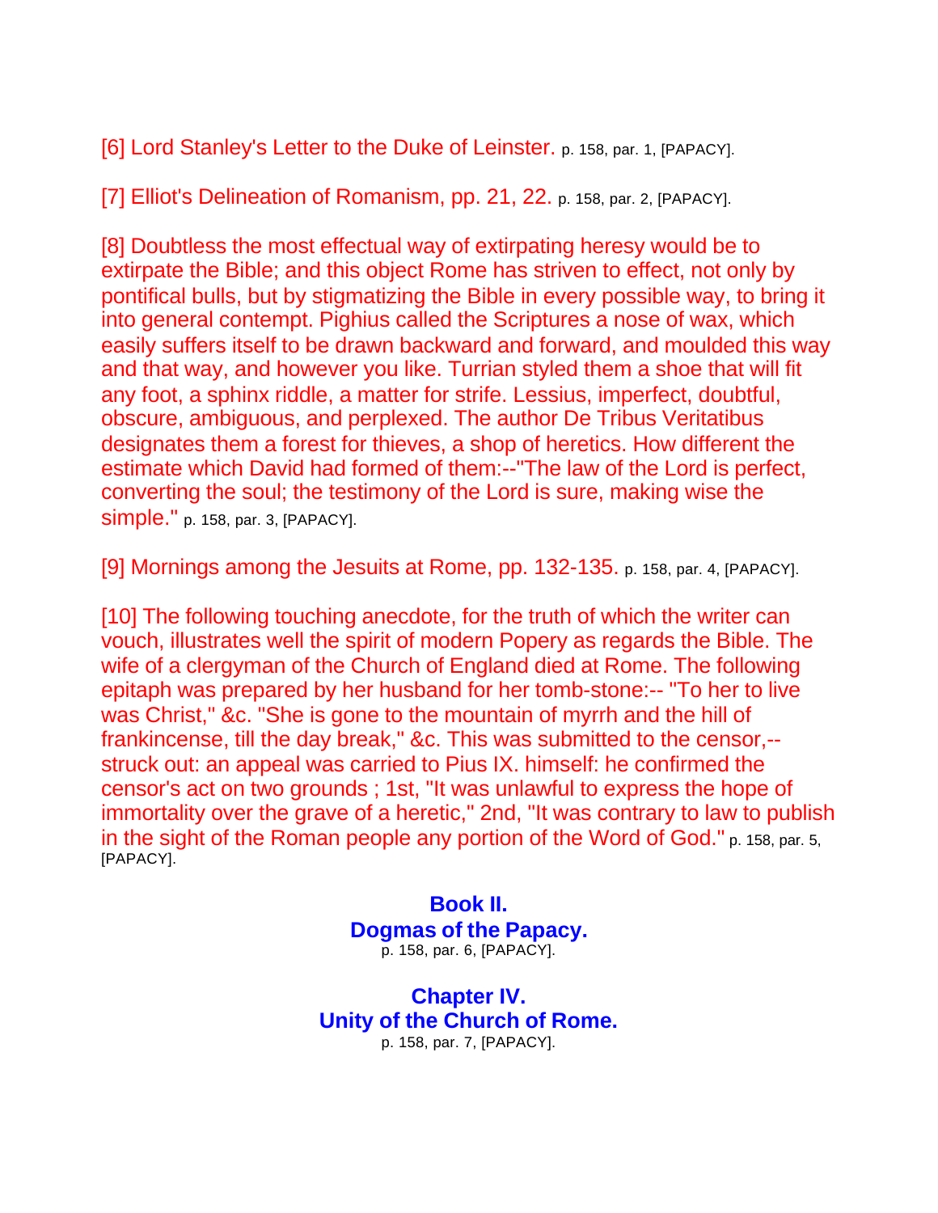[6] Lord Stanley's Letter to the Duke of Leinster. p. 158, par. 1, [PAPACY].

[7] Elliot's Delineation of Romanism, pp. 21, 22. p. 158, par. 2, [PAPACY].

[8] Doubtless the most effectual way of extirpating heresy would be to extirpate the Bible; and this object Rome has striven to effect, not only by pontifical bulls, but by stigmatizing the Bible in every possible way, to bring it into general contempt. Pighius called the Scriptures a nose of wax, which easily suffers itself to be drawn backward and forward, and moulded this way and that way, and however you like. Turrian styled them a shoe that will fit any foot, a sphinx riddle, a matter for strife. Lessius, imperfect, doubtful, obscure, ambiguous, and perplexed. The author De Tribus Veritatibus designates them a forest for thieves, a shop of heretics. How different the estimate which David had formed of them:--"The law of the Lord is perfect, converting the soul; the testimony of the Lord is sure, making wise the simple." p. 158, par. 3, [PAPACY].

[9] Mornings among the Jesuits at Rome, pp. 132-135. p. 158, par. 4, [PAPACY].

[10] The following touching anecdote, for the truth of which the writer can vouch, illustrates well the spirit of modern Popery as regards the Bible. The wife of a clergyman of the Church of England died at Rome. The following epitaph was prepared by her husband for her tomb-stone:-- "To her to live was Christ," &c. "She is gone to the mountain of myrrh and the hill of frankincense, till the day break," &c. This was submitted to the censor,--struck out: an appeal was carried to Pius IX. himself: he confirmed the censor's act on two grounds ; 1st, "It was unlawful to express the hope of immortality over the grave of a heretic," 2nd, "It was contrary to law to publish in the sight of the Roman people any portion of the Word of God." p. 158, par. 5, [PAPACY].

## Book II.
## Dogmas of the Papacy.
p. 158, par. 6, [PAPACY].

## Chapter IV.
## Unity of the Church of Rome.
p. 158, par. 7, [PAPACY].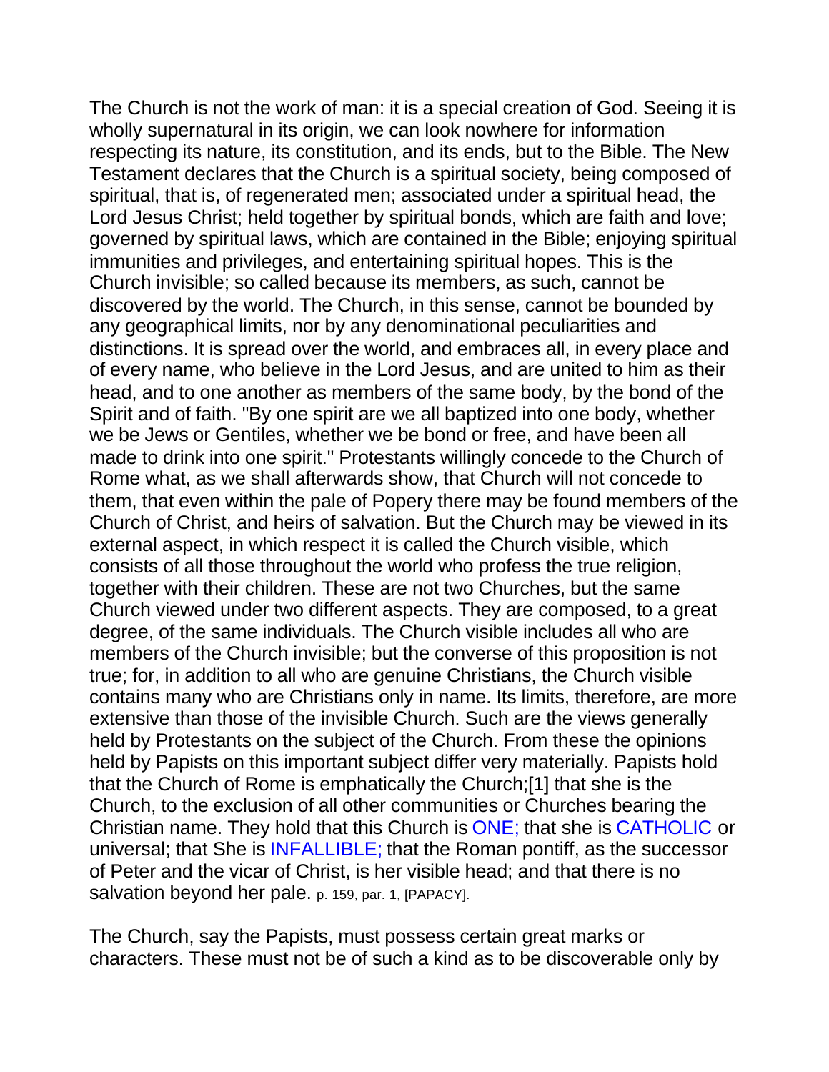The Church is not the work of man: it is a special creation of God. Seeing it is wholly supernatural in its origin, we can look nowhere for information respecting its nature, its constitution, and its ends, but to the Bible. The New Testament declares that the Church is a spiritual society, being composed of spiritual, that is, of regenerated men; associated under a spiritual head, the Lord Jesus Christ; held together by spiritual bonds, which are faith and love; governed by spiritual laws, which are contained in the Bible; enjoying spiritual immunities and privileges, and entertaining spiritual hopes. This is the Church invisible; so called because its members, as such, cannot be discovered by the world. The Church, in this sense, cannot be bounded by any geographical limits, nor by any denominational peculiarities and distinctions. It is spread over the world, and embraces all, in every place and of every name, who believe in the Lord Jesus, and are united to him as their head, and to one another as members of the same body, by the bond of the Spirit and of faith. "By one spirit are we all baptized into one body, whether we be Jews or Gentiles, whether we be bond or free, and have been all made to drink into one spirit." Protestants willingly concede to the Church of Rome what, as we shall afterwards show, that Church will not concede to them, that even within the pale of Popery there may be found members of the Church of Christ, and heirs of salvation. But the Church may be viewed in its external aspect, in which respect it is called the Church visible, which consists of all those throughout the world who profess the true religion, together with their children. These are not two Churches, but the same Church viewed under two different aspects. They are composed, to a great degree, of the same individuals. The Church visible includes all who are members of the Church invisible; but the converse of this proposition is not true; for, in addition to all who are genuine Christians, the Church visible contains many who are Christians only in name. Its limits, therefore, are more extensive than those of the invisible Church. Such are the views generally held by Protestants on the subject of the Church. From these the opinions held by Papists on this important subject differ very materially. Papists hold that the Church of Rome is emphatically the Church;[1] that she is the Church, to the exclusion of all other communities or Churches bearing the Christian name. They hold that this Church is ONE; that she is CATHOLIC or universal; that She is INFALLIBLE; that the Roman pontiff, as the successor of Peter and the vicar of Christ, is her visible head; and that there is no salvation beyond her pale. p. 159, par. 1, [PAPACY].

The Church, say the Papists, must possess certain great marks or characters. These must not be of such a kind as to be discoverable only by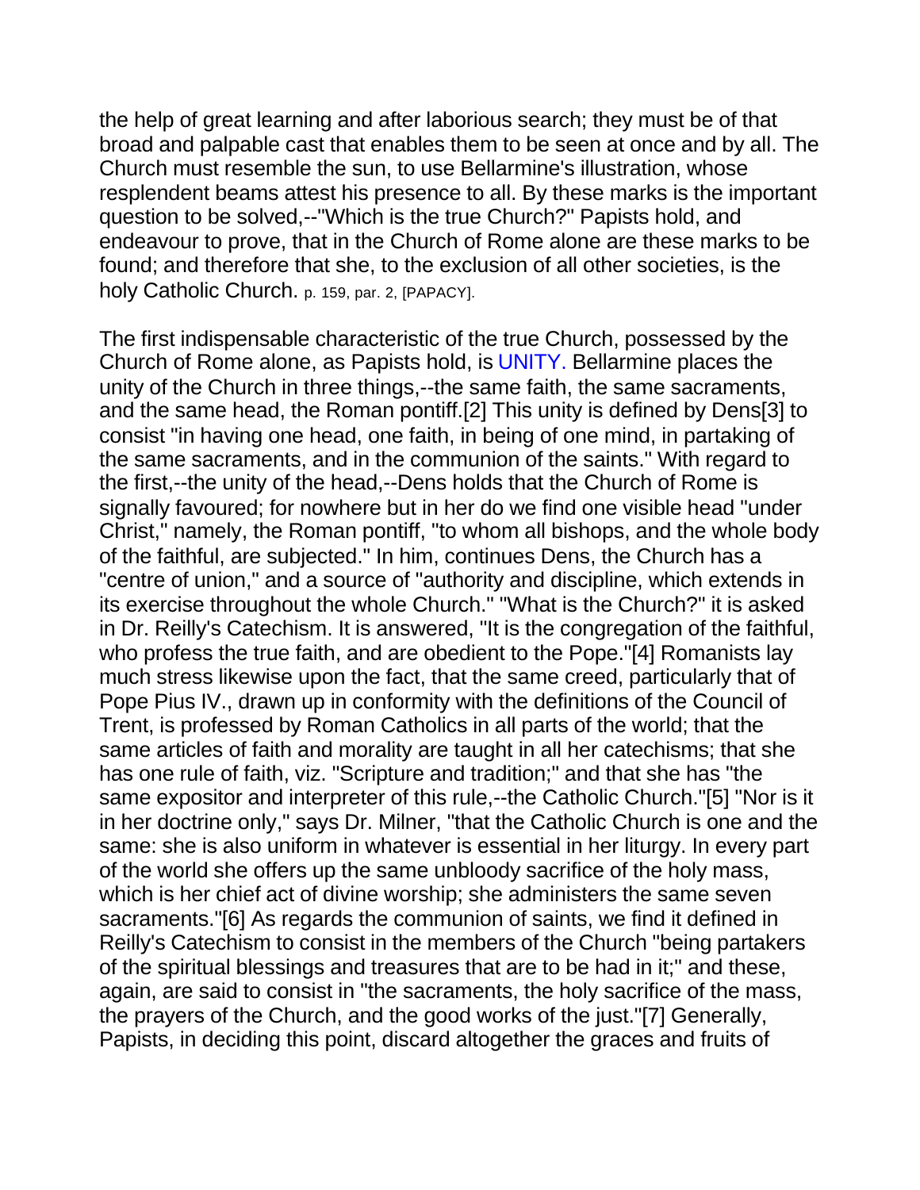the help of great learning and after laborious search; they must be of that broad and palpable cast that enables them to be seen at once and by all. The Church must resemble the sun, to use Bellarmine's illustration, whose resplendent beams attest his presence to all. By these marks is the important question to be solved,--"Which is the true Church?" Papists hold, and endeavour to prove, that in the Church of Rome alone are these marks to be found; and therefore that she, to the exclusion of all other societies, is the holy Catholic Church. p. 159, par. 2, [PAPACY].

The first indispensable characteristic of the true Church, possessed by the Church of Rome alone, as Papists hold, is UNITY. Bellarmine places the unity of the Church in three things,--the same faith, the same sacraments, and the same head, the Roman pontiff.[2] This unity is defined by Dens[3] to consist "in having one head, one faith, in being of one mind, in partaking of the same sacraments, and in the communion of the saints." With regard to the first,--the unity of the head,--Dens holds that the Church of Rome is signally favoured; for nowhere but in her do we find one visible head "under Christ," namely, the Roman pontiff, "to whom all bishops, and the whole body of the faithful, are subjected." In him, continues Dens, the Church has a "centre of union," and a source of "authority and discipline, which extends in its exercise throughout the whole Church." "What is the Church?" it is asked in Dr. Reilly's Catechism. It is answered, "It is the congregation of the faithful, who profess the true faith, and are obedient to the Pope."[4] Romanists lay much stress likewise upon the fact, that the same creed, particularly that of Pope Pius IV., drawn up in conformity with the definitions of the Council of Trent, is professed by Roman Catholics in all parts of the world; that the same articles of faith and morality are taught in all her catechisms; that she has one rule of faith, viz. "Scripture and tradition;" and that she has "the same expositor and interpreter of this rule,--the Catholic Church."[5] "Nor is it in her doctrine only," says Dr. Milner, "that the Catholic Church is one and the same: she is also uniform in whatever is essential in her liturgy. In every part of the world she offers up the same unbloody sacrifice of the holy mass, which is her chief act of divine worship; she administers the same seven sacraments."[6] As regards the communion of saints, we find it defined in Reilly's Catechism to consist in the members of the Church "being partakers of the spiritual blessings and treasures that are to be had in it;" and these, again, are said to consist in "the sacraments, the holy sacrifice of the mass, the prayers of the Church, and the good works of the just."[7] Generally, Papists, in deciding this point, discard altogether the graces and fruits of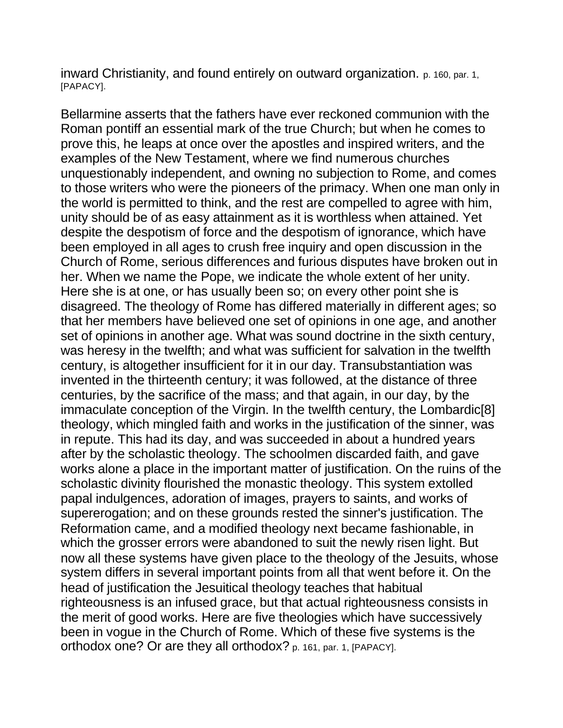inward Christianity, and found entirely on outward organization. p. 160, par. 1, [PAPACY].

Bellarmine asserts that the fathers have ever reckoned communion with the Roman pontiff an essential mark of the true Church; but when he comes to prove this, he leaps at once over the apostles and inspired writers, and the examples of the New Testament, where we find numerous churches unquestionably independent, and owning no subjection to Rome, and comes to those writers who were the pioneers of the primacy. When one man only in the world is permitted to think, and the rest are compelled to agree with him, unity should be of as easy attainment as it is worthless when attained. Yet despite the despotism of force and the despotism of ignorance, which have been employed in all ages to crush free inquiry and open discussion in the Church of Rome, serious differences and furious disputes have broken out in her. When we name the Pope, we indicate the whole extent of her unity. Here she is at one, or has usually been so; on every other point she is disagreed. The theology of Rome has differed materially in different ages; so that her members have believed one set of opinions in one age, and another set of opinions in another age. What was sound doctrine in the sixth century, was heresy in the twelfth; and what was sufficient for salvation in the twelfth century, is altogether insufficient for it in our day. Transubstantiation was invented in the thirteenth century; it was followed, at the distance of three centuries, by the sacrifice of the mass; and that again, in our day, by the immaculate conception of the Virgin. In the twelfth century, the Lombardic[8] theology, which mingled faith and works in the justification of the sinner, was in repute. This had its day, and was succeeded in about a hundred years after by the scholastic theology. The schoolmen discarded faith, and gave works alone a place in the important matter of justification. On the ruins of the scholastic divinity flourished the monastic theology. This system extolled papal indulgences, adoration of images, prayers to saints, and works of supererogation; and on these grounds rested the sinner's justification. The Reformation came, and a modified theology next became fashionable, in which the grosser errors were abandoned to suit the newly risen light. But now all these systems have given place to the theology of the Jesuits, whose system differs in several important points from all that went before it. On the head of justification the Jesuitical theology teaches that habitual righteousness is an infused grace, but that actual righteousness consists in the merit of good works. Here are five theologies which have successively been in vogue in the Church of Rome. Which of these five systems is the orthodox one? Or are they all orthodox? p. 161, par. 1, [PAPACY].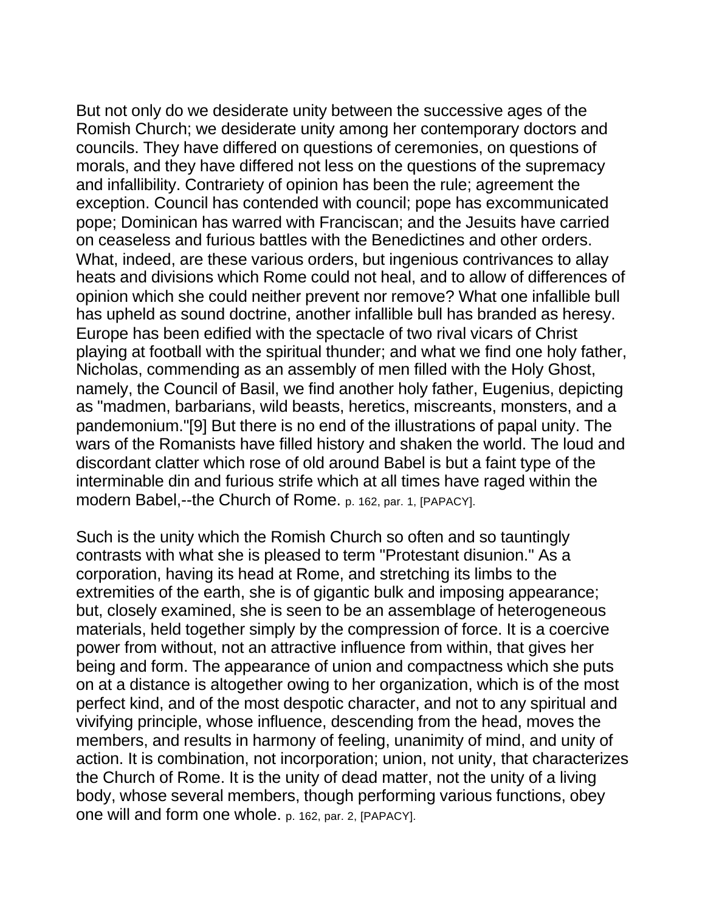But not only do we desiderate unity between the successive ages of the Romish Church; we desiderate unity among her contemporary doctors and councils. They have differed on questions of ceremonies, on questions of morals, and they have differed not less on the questions of the supremacy and infallibility. Contrariety of opinion has been the rule; agreement the exception. Council has contended with council; pope has excommunicated pope; Dominican has warred with Franciscan; and the Jesuits have carried on ceaseless and furious battles with the Benedictines and other orders. What, indeed, are these various orders, but ingenious contrivances to allay heats and divisions which Rome could not heal, and to allow of differences of opinion which she could neither prevent nor remove? What one infallible bull has upheld as sound doctrine, another infallible bull has branded as heresy. Europe has been edified with the spectacle of two rival vicars of Christ playing at football with the spiritual thunder; and what we find one holy father, Nicholas, commending as an assembly of men filled with the Holy Ghost, namely, the Council of Basil, we find another holy father, Eugenius, depicting as "madmen, barbarians, wild beasts, heretics, miscreants, monsters, and a pandemonium."[9] But there is no end of the illustrations of papal unity. The wars of the Romanists have filled history and shaken the world. The loud and discordant clatter which rose of old around Babel is but a faint type of the interminable din and furious strife which at all times have raged within the modern Babel,--the Church of Rome. p. 162, par. 1, [PAPACY].

Such is the unity which the Romish Church so often and so tauntingly contrasts with what she is pleased to term "Protestant disunion." As a corporation, having its head at Rome, and stretching its limbs to the extremities of the earth, she is of gigantic bulk and imposing appearance; but, closely examined, she is seen to be an assemblage of heterogeneous materials, held together simply by the compression of force. It is a coercive power from without, not an attractive influence from within, that gives her being and form. The appearance of union and compactness which she puts on at a distance is altogether owing to her organization, which is of the most perfect kind, and of the most despotic character, and not to any spiritual and vivifying principle, whose influence, descending from the head, moves the members, and results in harmony of feeling, unanimity of mind, and unity of action. It is combination, not incorporation; union, not unity, that characterizes the Church of Rome. It is the unity of dead matter, not the unity of a living body, whose several members, though performing various functions, obey one will and form one whole. p. 162, par. 2, [PAPACY].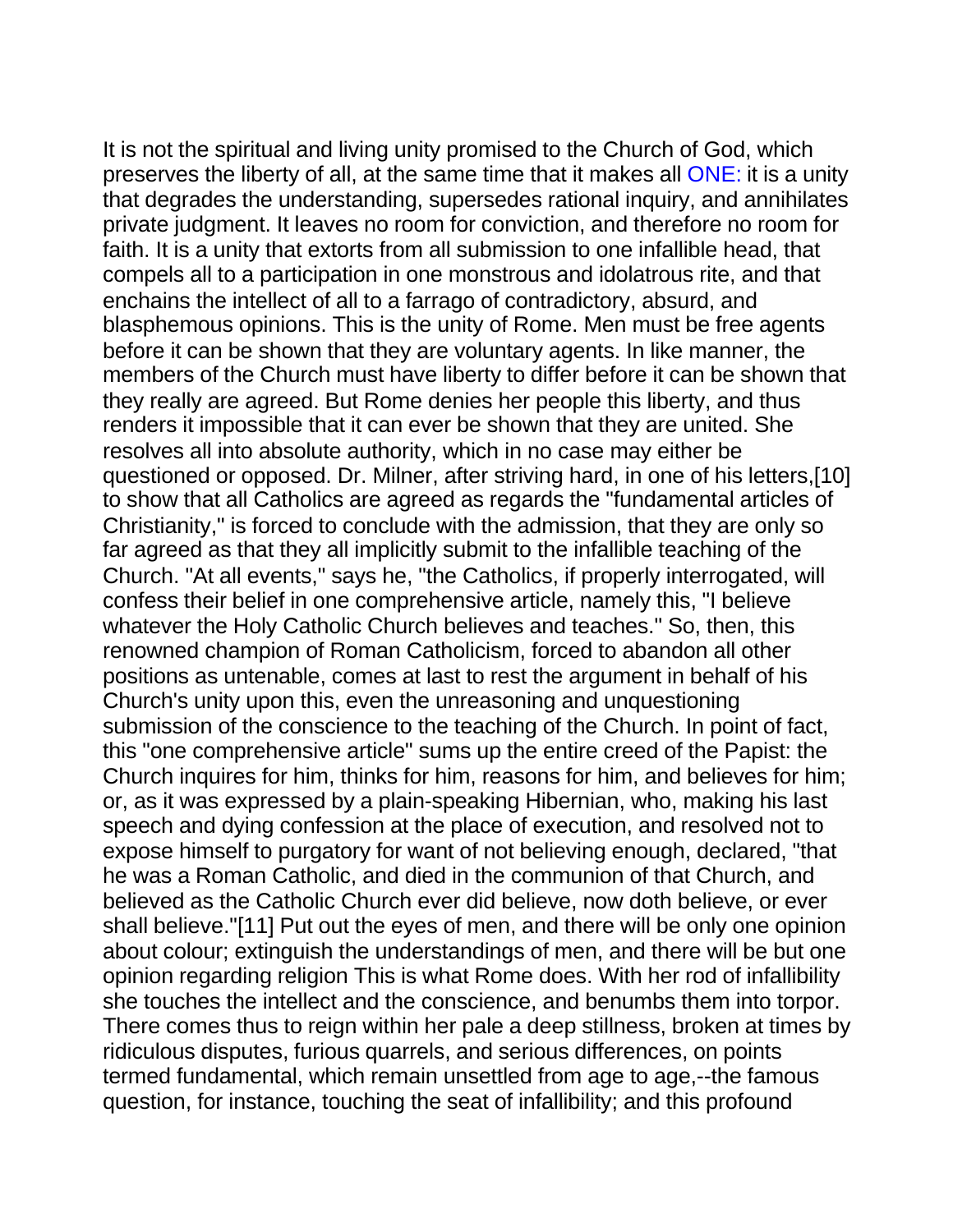It is not the spiritual and living unity promised to the Church of God, which preserves the liberty of all, at the same time that it makes all ONE: it is a unity that degrades the understanding, supersedes rational inquiry, and annihilates private judgment. It leaves no room for conviction, and therefore no room for faith. It is a unity that extorts from all submission to one infallible head, that compels all to a participation in one monstrous and idolatrous rite, and that enchains the intellect of all to a farrago of contradictory, absurd, and blasphemous opinions. This is the unity of Rome. Men must be free agents before it can be shown that they are voluntary agents. In like manner, the members of the Church must have liberty to differ before it can be shown that they really are agreed. But Rome denies her people this liberty, and thus renders it impossible that it can ever be shown that they are united. She resolves all into absolute authority, which in no case may either be questioned or opposed. Dr. Milner, after striving hard, in one of his letters,[10] to show that all Catholics are agreed as regards the "fundamental articles of Christianity," is forced to conclude with the admission, that they are only so far agreed as that they all implicitly submit to the infallible teaching of the Church. "At all events," says he, "the Catholics, if properly interrogated, will confess their belief in one comprehensive article, namely this, "I believe whatever the Holy Catholic Church believes and teaches." So, then, this renowned champion of Roman Catholicism, forced to abandon all other positions as untenable, comes at last to rest the argument in behalf of his Church's unity upon this, even the unreasoning and unquestioning submission of the conscience to the teaching of the Church. In point of fact, this "one comprehensive article" sums up the entire creed of the Papist: the Church inquires for him, thinks for him, reasons for him, and believes for him; or, as it was expressed by a plain-speaking Hibernian, who, making his last speech and dying confession at the place of execution, and resolved not to expose himself to purgatory for want of not believing enough, declared, "that he was a Roman Catholic, and died in the communion of that Church, and believed as the Catholic Church ever did believe, now doth believe, or ever shall believe."[11] Put out the eyes of men, and there will be only one opinion about colour; extinguish the understandings of men, and there will be but one opinion regarding religion This is what Rome does. With her rod of infallibility she touches the intellect and the conscience, and benumbs them into torpor. There comes thus to reign within her pale a deep stillness, broken at times by ridiculous disputes, furious quarrels, and serious differences, on points termed fundamental, which remain unsettled from age to age,--the famous question, for instance, touching the seat of infallibility; and this profound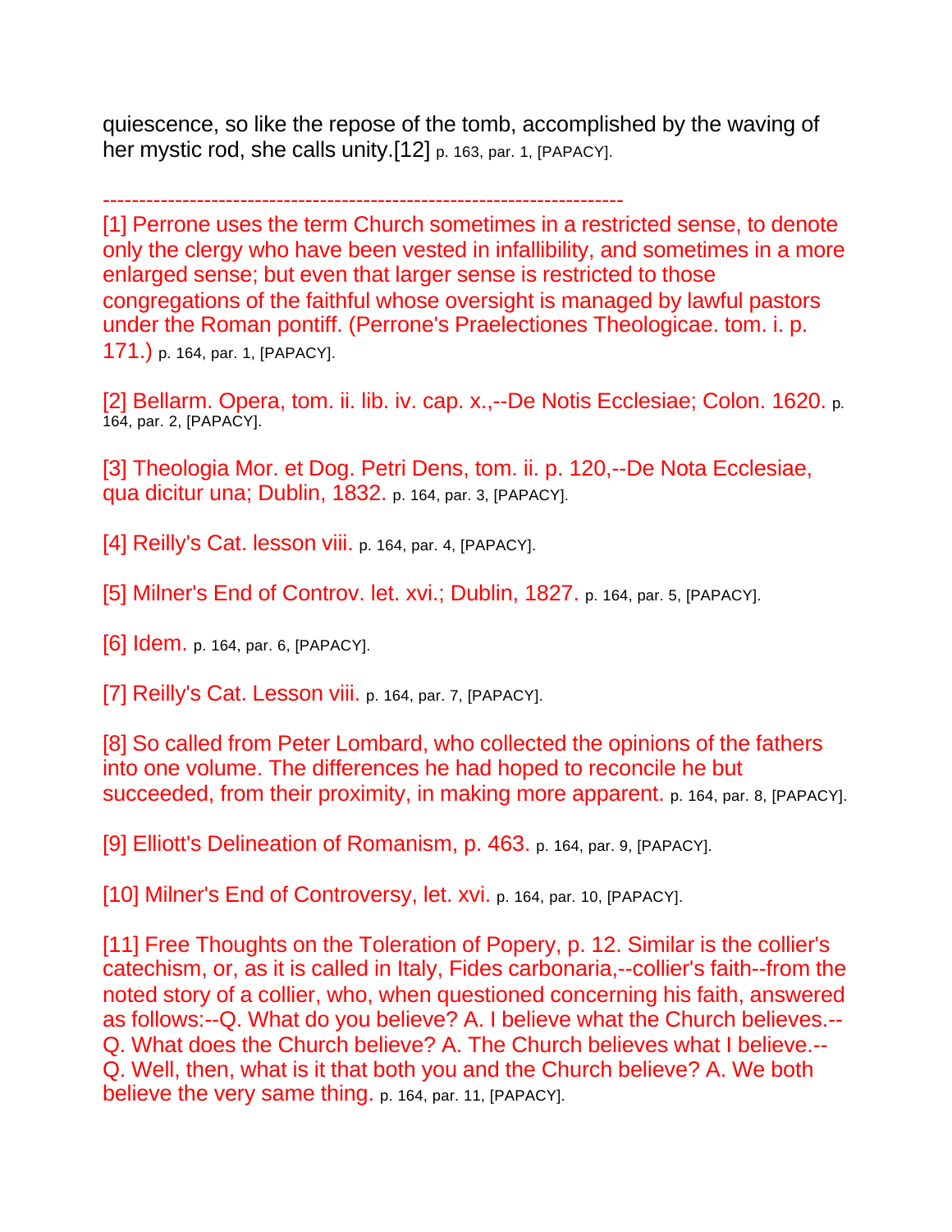quiescence, so like the repose of the tomb, accomplished by the waving of her mystic rod, she calls unity.[12] p. 163, par. 1, [PAPACY].

------------------------------------------------------------------------

[1] Perrone uses the term Church sometimes in a restricted sense, to denote only the clergy who have been vested in infallibility, and sometimes in a more enlarged sense; but even that larger sense is restricted to those congregations of the faithful whose oversight is managed by lawful pastors under the Roman pontiff. (Perrone's Praelectiones Theologicae. tom. i. p. 171.) p. 164, par. 1, [PAPACY].

[2] Bellarm. Opera, tom. ii. lib. iv. cap. x.,--De Notis Ecclesiae; Colon. 1620. p. 164, par. 2, [PAPACY].

[3] Theologia Mor. et Dog. Petri Dens, tom. ii. p. 120,--De Nota Ecclesiae, qua dicitur una; Dublin, 1832. p. 164, par. 3, [PAPACY].

[4] Reilly's Cat. lesson viii. p. 164, par. 4, [PAPACY].

[5] Milner's End of Controv. let. xvi.; Dublin, 1827. p. 164, par. 5, [PAPACY].

[6] Idem. p. 164, par. 6, [PAPACY].

[7] Reilly's Cat. Lesson viii. p. 164, par. 7, [PAPACY].

[8] So called from Peter Lombard, who collected the opinions of the fathers into one volume. The differences he had hoped to reconcile he but succeeded, from their proximity, in making more apparent. p. 164, par. 8, [PAPACY].

[9] Elliott's Delineation of Romanism, p. 463. p. 164, par. 9, [PAPACY].

[10] Milner's End of Controversy, let. xvi. p. 164, par. 10, [PAPACY].

[11] Free Thoughts on the Toleration of Popery, p. 12. Similar is the collier's catechism, or, as it is called in Italy, Fides carbonaria,--collier's faith--from the noted story of a collier, who, when questioned concerning his faith, answered as follows:--Q. What do you believe? A. I believe what the Church believes.--Q. What does the Church believe? A. The Church believes what I believe.--Q. Well, then, what is it that both you and the Church believe? A. We both believe the very same thing. p. 164, par. 11, [PAPACY].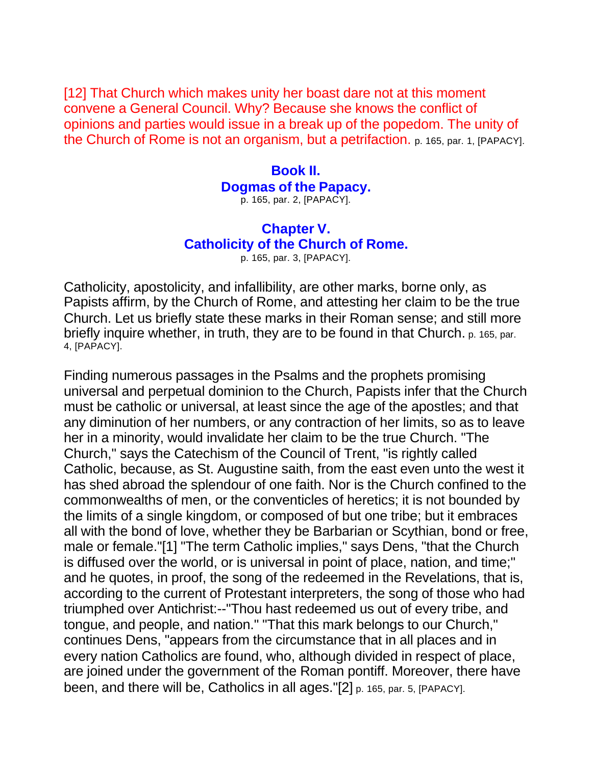[12] That Church which makes unity her boast dare not at this moment convene a General Council. Why? Because she knows the conflict of opinions and parties would issue in a break up of the popedom. The unity of the Church of Rome is not an organism, but a petrifaction. p. 165, par. 1, [PAPACY].

## Book II.
## Dogmas of the Papacy.

p. 165, par. 2, [PAPACY].

### Chapter V.
### Catholicity of the Church of Rome.

p. 165, par. 3, [PAPACY].

Catholicity, apostolicity, and infallibility, are other marks, borne only, as Papists affirm, by the Church of Rome, and attesting her claim to be the true Church. Let us briefly state these marks in their Roman sense; and still more briefly inquire whether, in truth, they are to be found in that Church. p. 165, par. 4, [PAPACY].

Finding numerous passages in the Psalms and the prophets promising universal and perpetual dominion to the Church, Papists infer that the Church must be catholic or universal, at least since the age of the apostles; and that any diminution of her numbers, or any contraction of her limits, so as to leave her in a minority, would invalidate her claim to be the true Church. "The Church," says the Catechism of the Council of Trent, "is rightly called Catholic, because, as St. Augustine saith, from the east even unto the west it has shed abroad the splendour of one faith. Nor is the Church confined to the commonwealths of men, or the conventicles of heretics; it is not bounded by the limits of a single kingdom, or composed of but one tribe; but it embraces all with the bond of love, whether they be Barbarian or Scythian, bond or free, male or female."[1] "The term Catholic implies," says Dens, "that the Church is diffused over the world, or is universal in point of place, nation, and time;" and he quotes, in proof, the song of the redeemed in the Revelations, that is, according to the current of Protestant interpreters, the song of those who had triumphed over Antichrist:--"Thou hast redeemed us out of every tribe, and tongue, and people, and nation." "That this mark belongs to our Church," continues Dens, "appears from the circumstance that in all places and in every nation Catholics are found, who, although divided in respect of place, are joined under the government of the Roman pontiff. Moreover, there have been, and there will be, Catholics in all ages."[2] p. 165, par. 5, [PAPACY].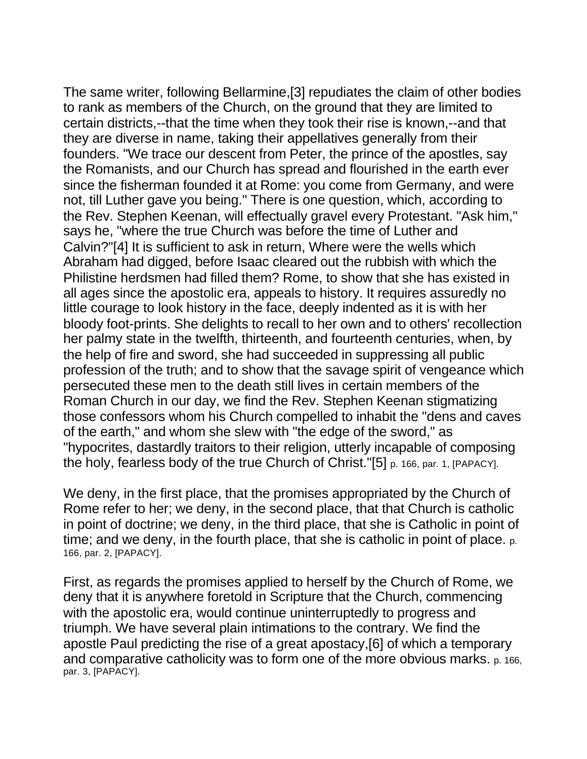The same writer, following Bellarmine,[3] repudiates the claim of other bodies to rank as members of the Church, on the ground that they are limited to certain districts,--that the time when they took their rise is known,--and that they are diverse in name, taking their appellatives generally from their founders. "We trace our descent from Peter, the prince of the apostles, say the Romanists, and our Church has spread and flourished in the earth ever since the fisherman founded it at Rome: you come from Germany, and were not, till Luther gave you being." There is one question, which, according to the Rev. Stephen Keenan, will effectually gravel every Protestant. "Ask him," says he, "where the true Church was before the time of Luther and Calvin?"[4] It is sufficient to ask in return, Where were the wells which Abraham had digged, before Isaac cleared out the rubbish with which the Philistine herdsmen had filled them? Rome, to show that she has existed in all ages since the apostolic era, appeals to history. It requires assuredly no little courage to look history in the face, deeply indented as it is with her bloody foot-prints. She delights to recall to her own and to others' recollection her palmy state in the twelfth, thirteenth, and fourteenth centuries, when, by the help of fire and sword, she had succeeded in suppressing all public profession of the truth; and to show that the savage spirit of vengeance which persecuted these men to the death still lives in certain members of the Roman Church in our day, we find the Rev. Stephen Keenan stigmatizing those confessors whom his Church compelled to inhabit the "dens and caves of the earth," and whom she slew with "the edge of the sword," as "hypocrites, dastardly traitors to their religion, utterly incapable of composing the holy, fearless body of the true Church of Christ."[5] p. 166, par. 1, [PAPACY].

We deny, in the first place, that the promises appropriated by the Church of Rome refer to her; we deny, in the second place, that that Church is catholic in point of doctrine; we deny, in the third place, that she is Catholic in point of time; and we deny, in the fourth place, that she is catholic in point of place. p. 166, par. 2, [PAPACY].

First, as regards the promises applied to herself by the Church of Rome, we deny that it is anywhere foretold in Scripture that the Church, commencing with the apostolic era, would continue uninterruptedly to progress and triumph. We have several plain intimations to the contrary. We find the apostle Paul predicting the rise of a great apostacy,[6] of which a temporary and comparative catholicity was to form one of the more obvious marks. p. 166, par. 3, [PAPACY].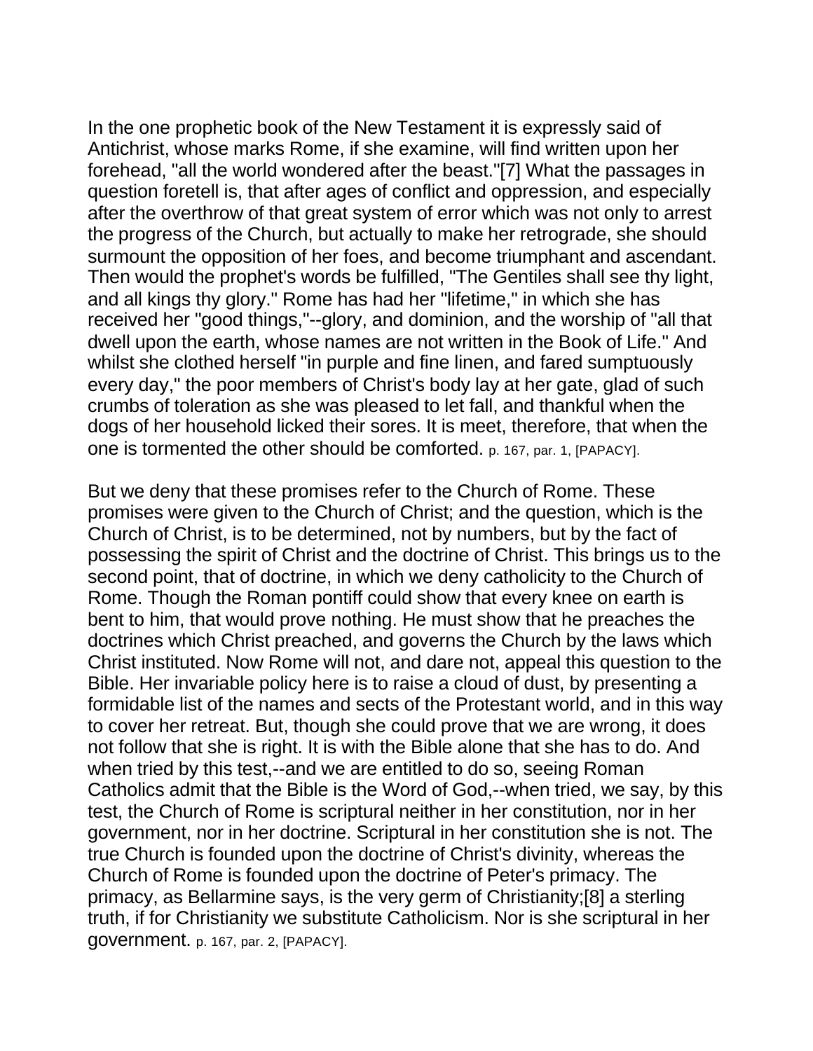In the one prophetic book of the New Testament it is expressly said of Antichrist, whose marks Rome, if she examine, will find written upon her forehead, "all the world wondered after the beast."[7] What the passages in question foretell is, that after ages of conflict and oppression, and especially after the overthrow of that great system of error which was not only to arrest the progress of the Church, but actually to make her retrograde, she should surmount the opposition of her foes, and become triumphant and ascendant. Then would the prophet's words be fulfilled, "The Gentiles shall see thy light, and all kings thy glory." Rome has had her "lifetime," in which she has received her "good things,"--glory, and dominion, and the worship of "all that dwell upon the earth, whose names are not written in the Book of Life." And whilst she clothed herself "in purple and fine linen, and fared sumptuously every day," the poor members of Christ's body lay at her gate, glad of such crumbs of toleration as she was pleased to let fall, and thankful when the dogs of her household licked their sores. It is meet, therefore, that when the one is tormented the other should be comforted. p. 167, par. 1, [PAPACY].

But we deny that these promises refer to the Church of Rome. These promises were given to the Church of Christ; and the question, which is the Church of Christ, is to be determined, not by numbers, but by the fact of possessing the spirit of Christ and the doctrine of Christ. This brings us to the second point, that of doctrine, in which we deny catholicity to the Church of Rome. Though the Roman pontiff could show that every knee on earth is bent to him, that would prove nothing. He must show that he preaches the doctrines which Christ preached, and governs the Church by the laws which Christ instituted. Now Rome will not, and dare not, appeal this question to the Bible. Her invariable policy here is to raise a cloud of dust, by presenting a formidable list of the names and sects of the Protestant world, and in this way to cover her retreat. But, though she could prove that we are wrong, it does not follow that she is right. It is with the Bible alone that she has to do. And when tried by this test,--and we are entitled to do so, seeing Roman Catholics admit that the Bible is the Word of God,--when tried, we say, by this test, the Church of Rome is scriptural neither in her constitution, nor in her government, nor in her doctrine. Scriptural in her constitution she is not. The true Church is founded upon the doctrine of Christ's divinity, whereas the Church of Rome is founded upon the doctrine of Peter's primacy. The primacy, as Bellarmine says, is the very germ of Christianity;[8] a sterling truth, if for Christianity we substitute Catholicism. Nor is she scriptural in her government. p. 167, par. 2, [PAPACY].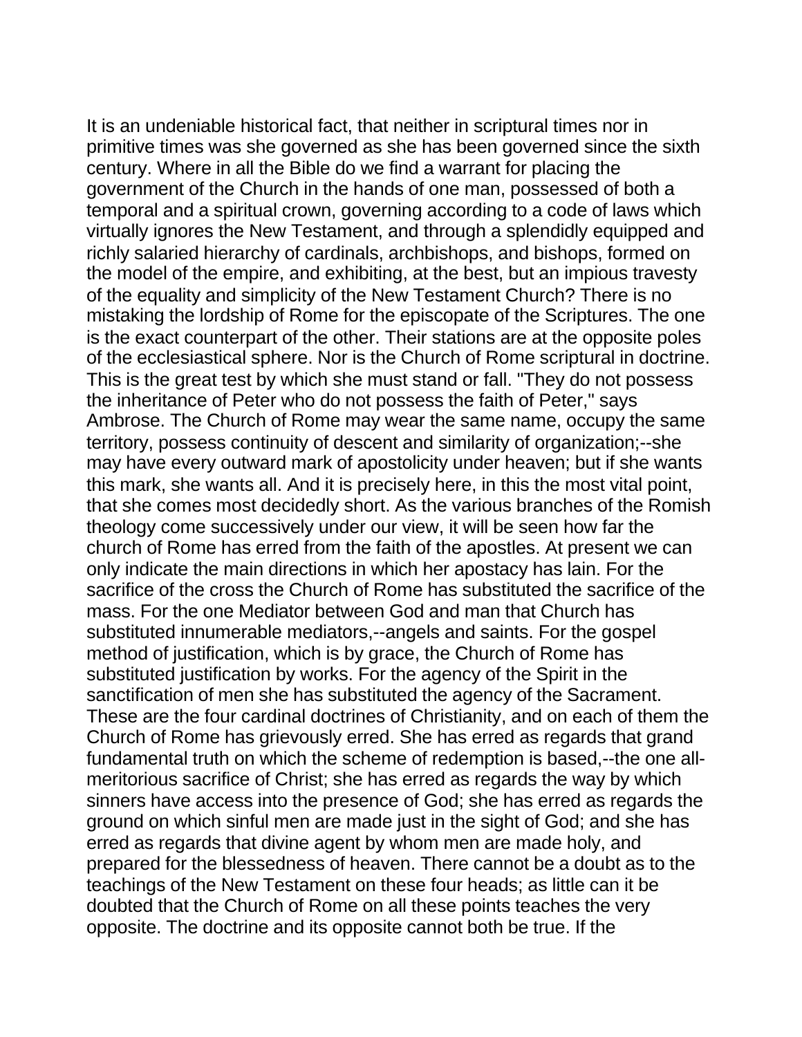It is an undeniable historical fact, that neither in scriptural times nor in primitive times was she governed as she has been governed since the sixth century. Where in all the Bible do we find a warrant for placing the government of the Church in the hands of one man, possessed of both a temporal and a spiritual crown, governing according to a code of laws which virtually ignores the New Testament, and through a splendidly equipped and richly salaried hierarchy of cardinals, archbishops, and bishops, formed on the model of the empire, and exhibiting, at the best, but an impious travesty of the equality and simplicity of the New Testament Church? There is no mistaking the lordship of Rome for the episcopate of the Scriptures. The one is the exact counterpart of the other. Their stations are at the opposite poles of the ecclesiastical sphere. Nor is the Church of Rome scriptural in doctrine. This is the great test by which she must stand or fall. "They do not possess the inheritance of Peter who do not possess the faith of Peter," says Ambrose. The Church of Rome may wear the same name, occupy the same territory, possess continuity of descent and similarity of organization;--she may have every outward mark of apostolicity under heaven; but if she wants this mark, she wants all. And it is precisely here, in this the most vital point, that she comes most decidedly short. As the various branches of the Romish theology come successively under our view, it will be seen how far the church of Rome has erred from the faith of the apostles. At present we can only indicate the main directions in which her apostacy has lain. For the sacrifice of the cross the Church of Rome has substituted the sacrifice of the mass. For the one Mediator between God and man that Church has substituted innumerable mediators,--angels and saints. For the gospel method of justification, which is by grace, the Church of Rome has substituted justification by works. For the agency of the Spirit in the sanctification of men she has substituted the agency of the Sacrament. These are the four cardinal doctrines of Christianity, and on each of them the Church of Rome has grievously erred. She has erred as regards that grand fundamental truth on which the scheme of redemption is based,--the one all-meritorious sacrifice of Christ; she has erred as regards the way by which sinners have access into the presence of God; she has erred as regards the ground on which sinful men are made just in the sight of God; and she has erred as regards that divine agent by whom men are made holy, and prepared for the blessedness of heaven. There cannot be a doubt as to the teachings of the New Testament on these four heads; as little can it be doubted that the Church of Rome on all these points teaches the very opposite. The doctrine and its opposite cannot both be true. If the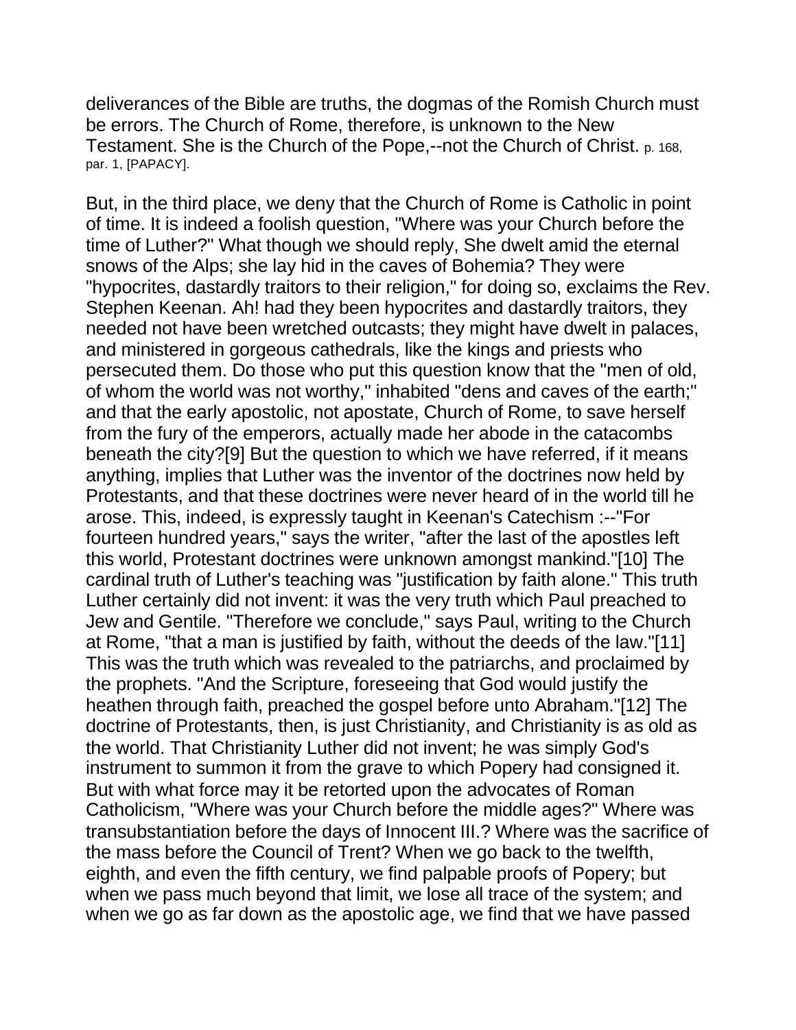deliverances of the Bible are truths, the dogmas of the Romish Church must be errors. The Church of Rome, therefore, is unknown to the New Testament. She is the Church of the Pope,--not the Church of Christ. p. 168, par. 1, [PAPACY].

But, in the third place, we deny that the Church of Rome is Catholic in point of time. It is indeed a foolish question, "Where was your Church before the time of Luther?" What though we should reply, She dwelt amid the eternal snows of the Alps; she lay hid in the caves of Bohemia? They were "hypocrites, dastardly traitors to their religion," for doing so, exclaims the Rev. Stephen Keenan. Ah! had they been hypocrites and dastardly traitors, they needed not have been wretched outcasts; they might have dwelt in palaces, and ministered in gorgeous cathedrals, like the kings and priests who persecuted them. Do those who put this question know that the "men of old, of whom the world was not worthy," inhabited "dens and caves of the earth;" and that the early apostolic, not apostate, Church of Rome, to save herself from the fury of the emperors, actually made her abode in the catacombs beneath the city?[9] But the question to which we have referred, if it means anything, implies that Luther was the inventor of the doctrines now held by Protestants, and that these doctrines were never heard of in the world till he arose. This, indeed, is expressly taught in Keenan's Catechism :--"For fourteen hundred years," says the writer, "after the last of the apostles left this world, Protestant doctrines were unknown amongst mankind."[10] The cardinal truth of Luther's teaching was "justification by faith alone." This truth Luther certainly did not invent: it was the very truth which Paul preached to Jew and Gentile. "Therefore we conclude," says Paul, writing to the Church at Rome, "that a man is justified by faith, without the deeds of the law."[11] This was the truth which was revealed to the patriarchs, and proclaimed by the prophets. "And the Scripture, foreseeing that God would justify the heathen through faith, preached the gospel before unto Abraham."[12] The doctrine of Protestants, then, is just Christianity, and Christianity is as old as the world. That Christianity Luther did not invent; he was simply God's instrument to summon it from the grave to which Popery had consigned it. But with what force may it be retorted upon the advocates of Roman Catholicism, "Where was your Church before the middle ages?" Where was transubstantiation before the days of Innocent III.? Where was the sacrifice of the mass before the Council of Trent? When we go back to the twelfth, eighth, and even the fifth century, we find palpable proofs of Popery; but when we pass much beyond that limit, we lose all trace of the system; and when we go as far down as the apostolic age, we find that we have passed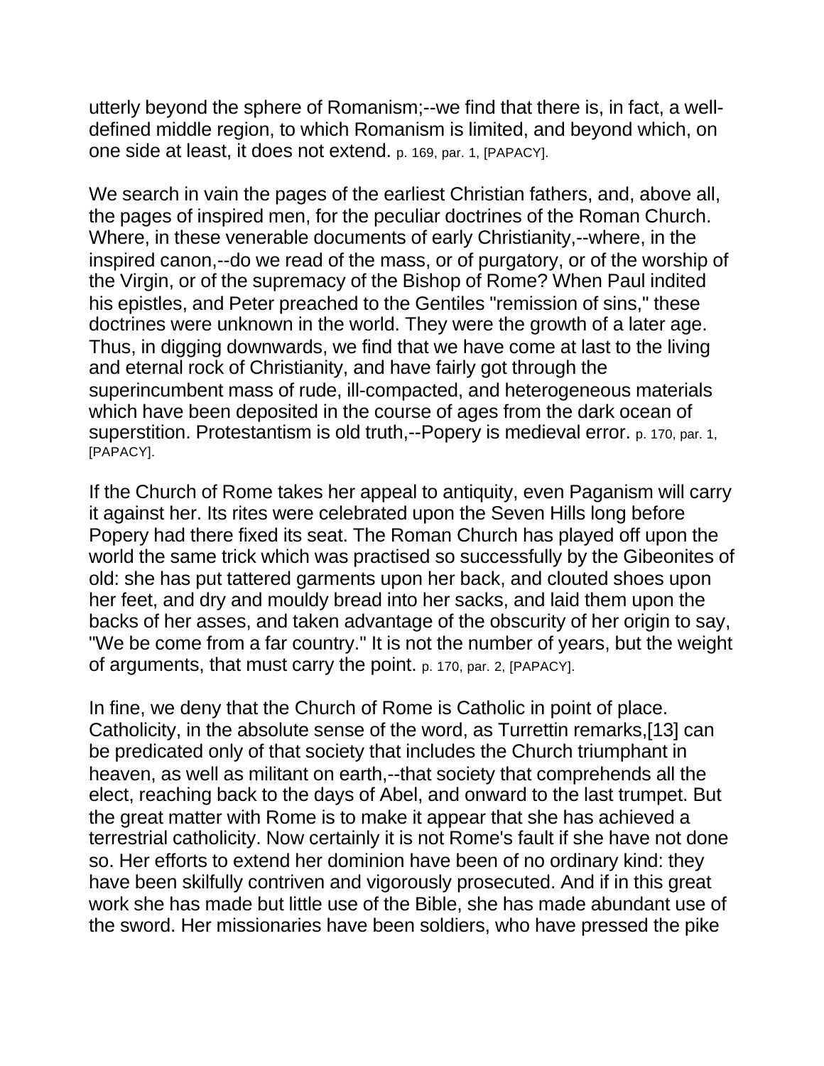utterly beyond the sphere of Romanism;--we find that there is, in fact, a well-defined middle region, to which Romanism is limited, and beyond which, on one side at least, it does not extend. p. 169, par. 1, [PAPACY].

We search in vain the pages of the earliest Christian fathers, and, above all, the pages of inspired men, for the peculiar doctrines of the Roman Church. Where, in these venerable documents of early Christianity,--where, in the inspired canon,--do we read of the mass, or of purgatory, or of the worship of the Virgin, or of the supremacy of the Bishop of Rome? When Paul indited his epistles, and Peter preached to the Gentiles "remission of sins," these doctrines were unknown in the world. They were the growth of a later age. Thus, in digging downwards, we find that we have come at last to the living and eternal rock of Christianity, and have fairly got through the superincumbent mass of rude, ill-compacted, and heterogeneous materials which have been deposited in the course of ages from the dark ocean of superstition. Protestantism is old truth,--Popery is medieval error. p. 170, par. 1, [PAPACY].

If the Church of Rome takes her appeal to antiquity, even Paganism will carry it against her. Its rites were celebrated upon the Seven Hills long before Popery had there fixed its seat. The Roman Church has played off upon the world the same trick which was practised so successfully by the Gibeonites of old: she has put tattered garments upon her back, and clouted shoes upon her feet, and dry and mouldy bread into her sacks, and laid them upon the backs of her asses, and taken advantage of the obscurity of her origin to say, "We be come from a far country." It is not the number of years, but the weight of arguments, that must carry the point. p. 170, par. 2, [PAPACY].

In fine, we deny that the Church of Rome is Catholic in point of place. Catholicity, in the absolute sense of the word, as Turrettin remarks,[13] can be predicated only of that society that includes the Church triumphant in heaven, as well as militant on earth,--that society that comprehends all the elect, reaching back to the days of Abel, and onward to the last trumpet. But the great matter with Rome is to make it appear that she has achieved a terrestrial catholicity. Now certainly it is not Rome's fault if she have not done so. Her efforts to extend her dominion have been of no ordinary kind: they have been skilfully contriven and vigorously prosecuted. And if in this great work she has made but little use of the Bible, she has made abundant use of the sword. Her missionaries have been soldiers, who have pressed the pike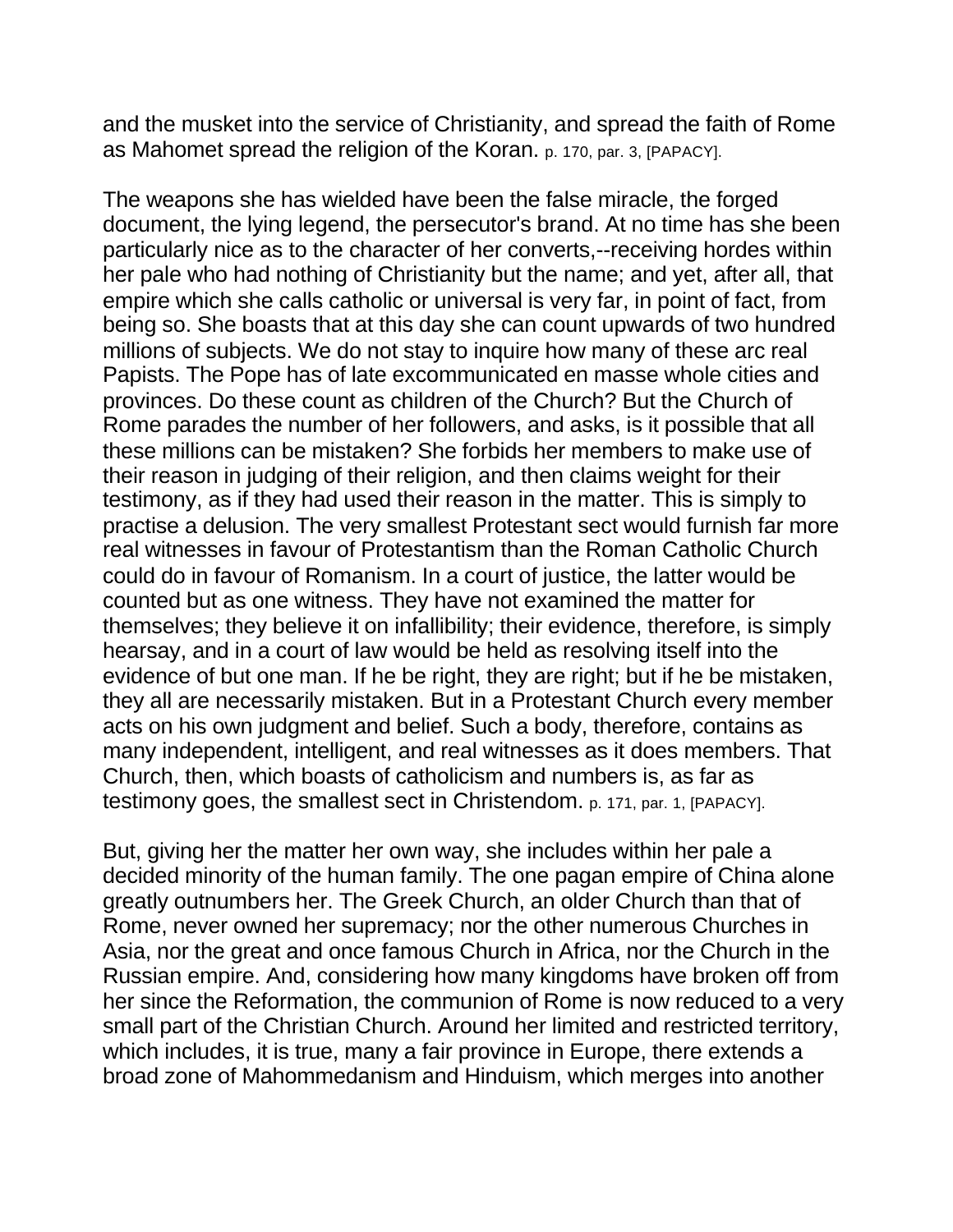and the musket into the service of Christianity, and spread the faith of Rome as Mahomet spread the religion of the Koran. p. 170, par. 3, [PAPACY].

The weapons she has wielded have been the false miracle, the forged document, the lying legend, the persecutor's brand. At no time has she been particularly nice as to the character of her converts,--receiving hordes within her pale who had nothing of Christianity but the name; and yet, after all, that empire which she calls catholic or universal is very far, in point of fact, from being so. She boasts that at this day she can count upwards of two hundred millions of subjects. We do not stay to inquire how many of these arc real Papists. The Pope has of late excommunicated en masse whole cities and provinces. Do these count as children of the Church? But the Church of Rome parades the number of her followers, and asks, is it possible that all these millions can be mistaken? She forbids her members to make use of their reason in judging of their religion, and then claims weight for their testimony, as if they had used their reason in the matter. This is simply to practise a delusion. The very smallest Protestant sect would furnish far more real witnesses in favour of Protestantism than the Roman Catholic Church could do in favour of Romanism. In a court of justice, the latter would be counted but as one witness. They have not examined the matter for themselves; they believe it on infallibility; their evidence, therefore, is simply hearsay, and in a court of law would be held as resolving itself into the evidence of but one man. If he be right, they are right; but if he be mistaken, they all are necessarily mistaken. But in a Protestant Church every member acts on his own judgment and belief. Such a body, therefore, contains as many independent, intelligent, and real witnesses as it does members. That Church, then, which boasts of catholicism and numbers is, as far as testimony goes, the smallest sect in Christendom. p. 171, par. 1, [PAPACY].

But, giving her the matter her own way, she includes within her pale a decided minority of the human family. The one pagan empire of China alone greatly outnumbers her. The Greek Church, an older Church than that of Rome, never owned her supremacy; nor the other numerous Churches in Asia, nor the great and once famous Church in Africa, nor the Church in the Russian empire. And, considering how many kingdoms have broken off from her since the Reformation, the communion of Rome is now reduced to a very small part of the Christian Church. Around her limited and restricted territory, which includes, it is true, many a fair province in Europe, there extends a broad zone of Mahommedanism and Hinduism, which merges into another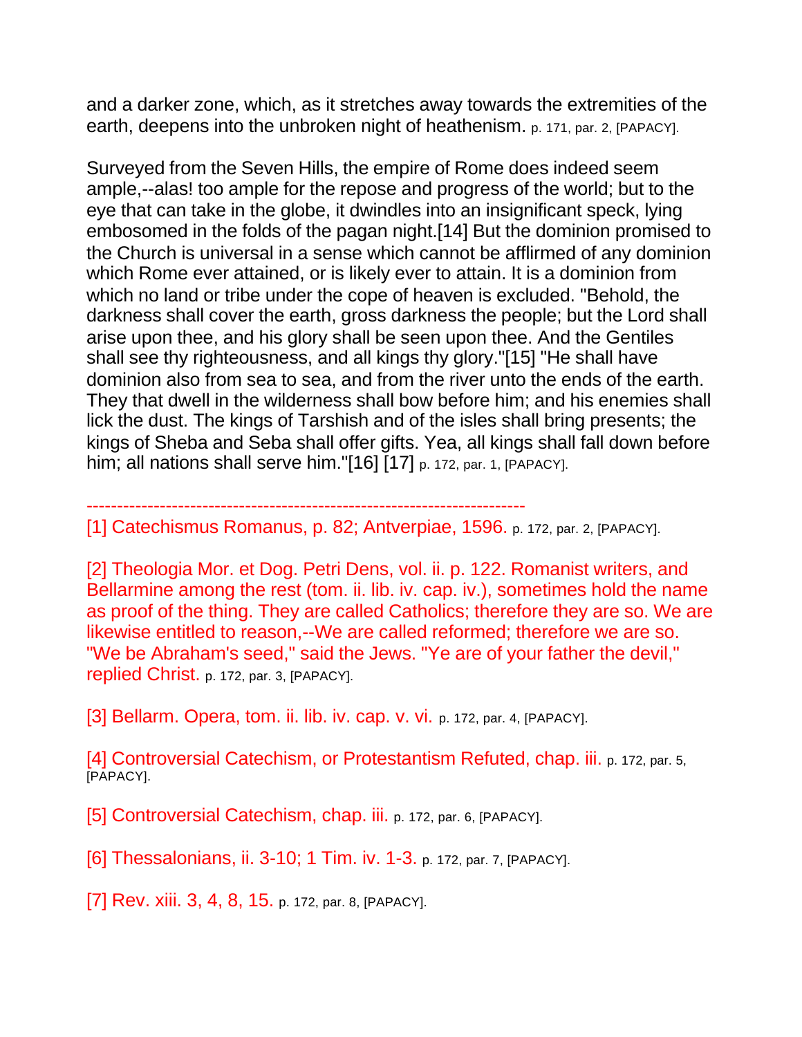and a darker zone, which, as it stretches away towards the extremities of the earth, deepens into the unbroken night of heathenism. p. 171, par. 2, [PAPACY].

Surveyed from the Seven Hills, the empire of Rome does indeed seem ample,--alas! too ample for the repose and progress of the world; but to the eye that can take in the globe, it dwindles into an insignificant speck, lying embosomed in the folds of the pagan night.[14] But the dominion promised to the Church is universal in a sense which cannot be afflirmed of any dominion which Rome ever attained, or is likely ever to attain. It is a dominion from which no land or tribe under the cope of heaven is excluded. "Behold, the darkness shall cover the earth, gross darkness the people; but the Lord shall arise upon thee, and his glory shall be seen upon thee. And the Gentiles shall see thy righteousness, and all kings thy glory."[15] "He shall have dominion also from sea to sea, and from the river unto the ends of the earth. They that dwell in the wilderness shall bow before him; and his enemies shall lick the dust. The kings of Tarshish and of the isles shall bring presents; the kings of Sheba and Seba shall offer gifts. Yea, all kings shall fall down before him; all nations shall serve him."[16] [17] p. 172, par. 1, [PAPACY].

------------------------------------------------------------------------

[1] Catechismus Romanus, p. 82; Antverpiae, 1596. p. 172, par. 2, [PAPACY].

[2] Theologia Mor. et Dog. Petri Dens, vol. ii. p. 122. Romanist writers, and Bellarmine among the rest (tom. ii. lib. iv. cap. iv.), sometimes hold the name as proof of the thing. They are called Catholics; therefore they are so. We are likewise entitled to reason,--We are called reformed; therefore we are so. "We be Abraham's seed," said the Jews. "Ye are of your father the devil," replied Christ. p. 172, par. 3, [PAPACY].

[3] Bellarm. Opera, tom. ii. lib. iv. cap. v. vi. p. 172, par. 4, [PAPACY].

[4] Controversial Catechism, or Protestantism Refuted, chap. iii. p. 172, par. 5, [PAPACY].

[5] Controversial Catechism, chap. iii. p. 172, par. 6, [PAPACY].

[6] Thessalonians, ii. 3-10; 1 Tim. iv. 1-3. p. 172, par. 7, [PAPACY].

[7] Rev. xiii. 3, 4, 8, 15. p. 172, par. 8, [PAPACY].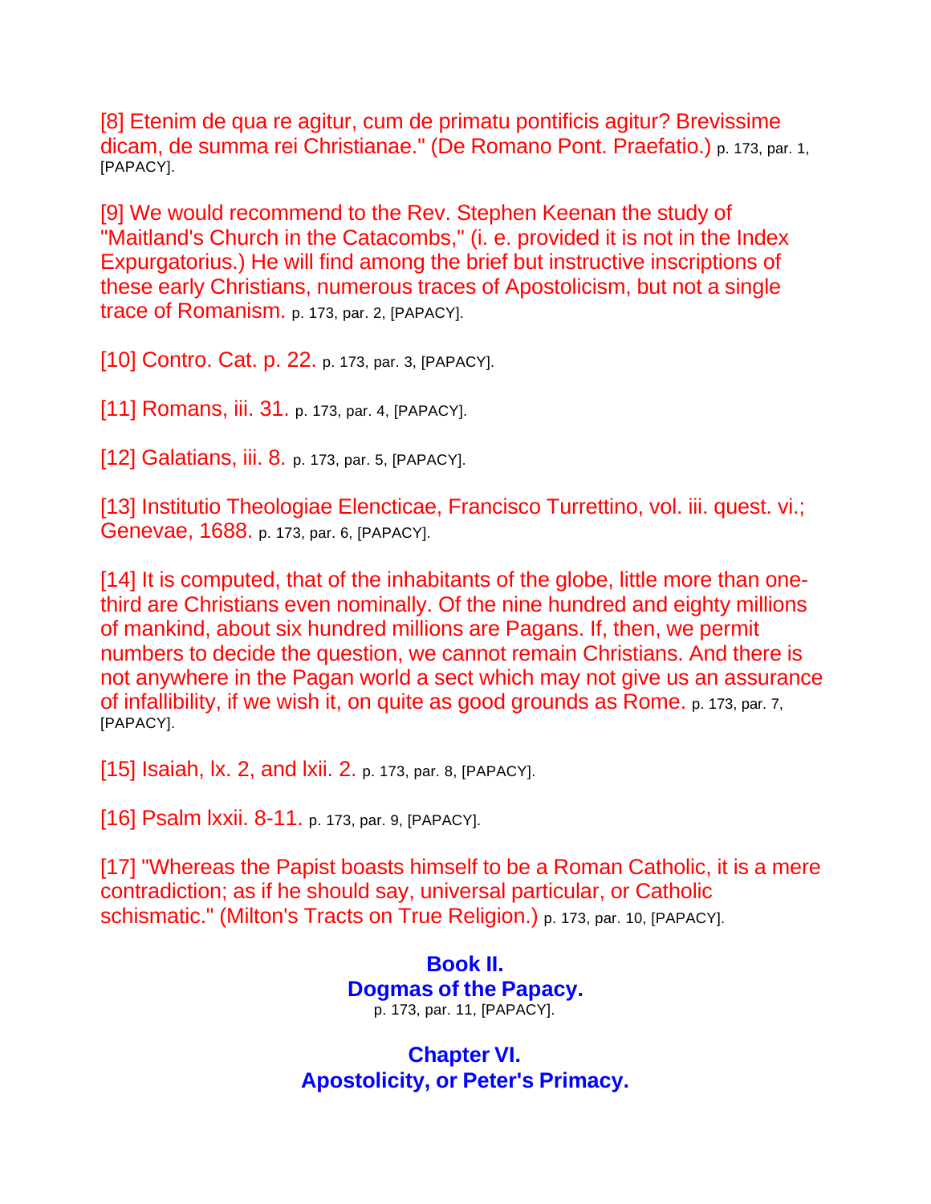[8] Etenim de qua re agitur, cum de primatu pontificis agitur? Brevissime dicam, de summa rei Christianae." (De Romano Pont. Praefatio.) p. 173, par. 1, [PAPACY].

[9] We would recommend to the Rev. Stephen Keenan the study of "Maitland's Church in the Catacombs," (i. e. provided it is not in the Index Expurgatorius.) He will find among the brief but instructive inscriptions of these early Christians, numerous traces of Apostolicism, but not a single trace of Romanism. p. 173, par. 2, [PAPACY].

[10] Contro. Cat. p. 22. p. 173, par. 3, [PAPACY].

[11] Romans, iii. 31. p. 173, par. 4, [PAPACY].

[12] Galatians, iii. 8. p. 173, par. 5, [PAPACY].

[13] Institutio Theologiae Elencticae, Francisco Turrettino, vol. iii. quest. vi.; Genevae, 1688. p. 173, par. 6, [PAPACY].

[14] It is computed, that of the inhabitants of the globe, little more than one-third are Christians even nominally. Of the nine hundred and eighty millions of mankind, about six hundred millions are Pagans. If, then, we permit numbers to decide the question, we cannot remain Christians. And there is not anywhere in the Pagan world a sect which may not give us an assurance of infallibility, if we wish it, on quite as good grounds as Rome. p. 173, par. 7, [PAPACY].

[15] Isaiah, lx. 2, and lxii. 2. p. 173, par. 8, [PAPACY].

[16] Psalm lxxii. 8-11. p. 173, par. 9, [PAPACY].

[17] "Whereas the Papist boasts himself to be a Roman Catholic, it is a mere contradiction; as if he should say, universal particular, or Catholic schismatic." (Milton's Tracts on True Religion.) p. 173, par. 10, [PAPACY].

# Book II.
# Dogmas of the Papacy.

p. 173, par. 11, [PAPACY].

## Chapter VI.
## Apostolicity, or Peter's Primacy.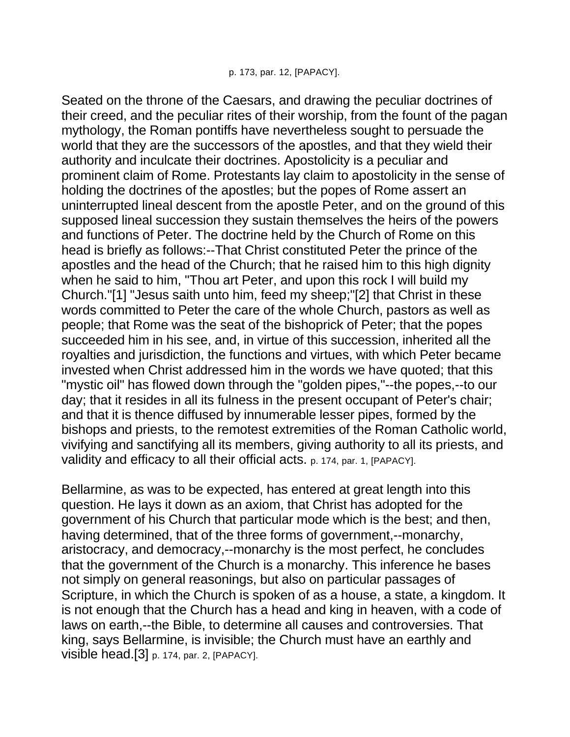p. 173, par. 12, [PAPACY].

Seated on the throne of the Caesars, and drawing the peculiar doctrines of their creed, and the peculiar rites of their worship, from the fount of the pagan mythology, the Roman pontiffs have nevertheless sought to persuade the world that they are the successors of the apostles, and that they wield their authority and inculcate their doctrines. Apostolicity is a peculiar and prominent claim of Rome. Protestants lay claim to apostolicity in the sense of holding the doctrines of the apostles; but the popes of Rome assert an uninterrupted lineal descent from the apostle Peter, and on the ground of this supposed lineal succession they sustain themselves the heirs of the powers and functions of Peter. The doctrine held by the Church of Rome on this head is briefly as follows:--That Christ constituted Peter the prince of the apostles and the head of the Church; that he raised him to this high dignity when he said to him, "Thou art Peter, and upon this rock I will build my Church."[1] "Jesus saith unto him, feed my sheep;"[2] that Christ in these words committed to Peter the care of the whole Church, pastors as well as people; that Rome was the seat of the bishoprick of Peter; that the popes succeeded him in his see, and, in virtue of this succession, inherited all the royalties and jurisdiction, the functions and virtues, with which Peter became invested when Christ addressed him in the words we have quoted; that this "mystic oil" has flowed down through the "golden pipes,"--the popes,--to our day; that it resides in all its fulness in the present occupant of Peter's chair; and that it is thence diffused by innumerable lesser pipes, formed by the bishops and priests, to the remotest extremities of the Roman Catholic world, vivifying and sanctifying all its members, giving authority to all its priests, and validity and efficacy to all their official acts. p. 174, par. 1, [PAPACY].

Bellarmine, as was to be expected, has entered at great length into this question. He lays it down as an axiom, that Christ has adopted for the government of his Church that particular mode which is the best; and then, having determined, that of the three forms of government,--monarchy, aristocracy, and democracy,--monarchy is the most perfect, he concludes that the government of the Church is a monarchy. This inference he bases not simply on general reasonings, but also on particular passages of Scripture, in which the Church is spoken of as a house, a state, a kingdom. It is not enough that the Church has a head and king in heaven, with a code of laws on earth,--the Bible, to determine all causes and controversies. That king, says Bellarmine, is invisible; the Church must have an earthly and visible head.[3] p. 174, par. 2, [PAPACY].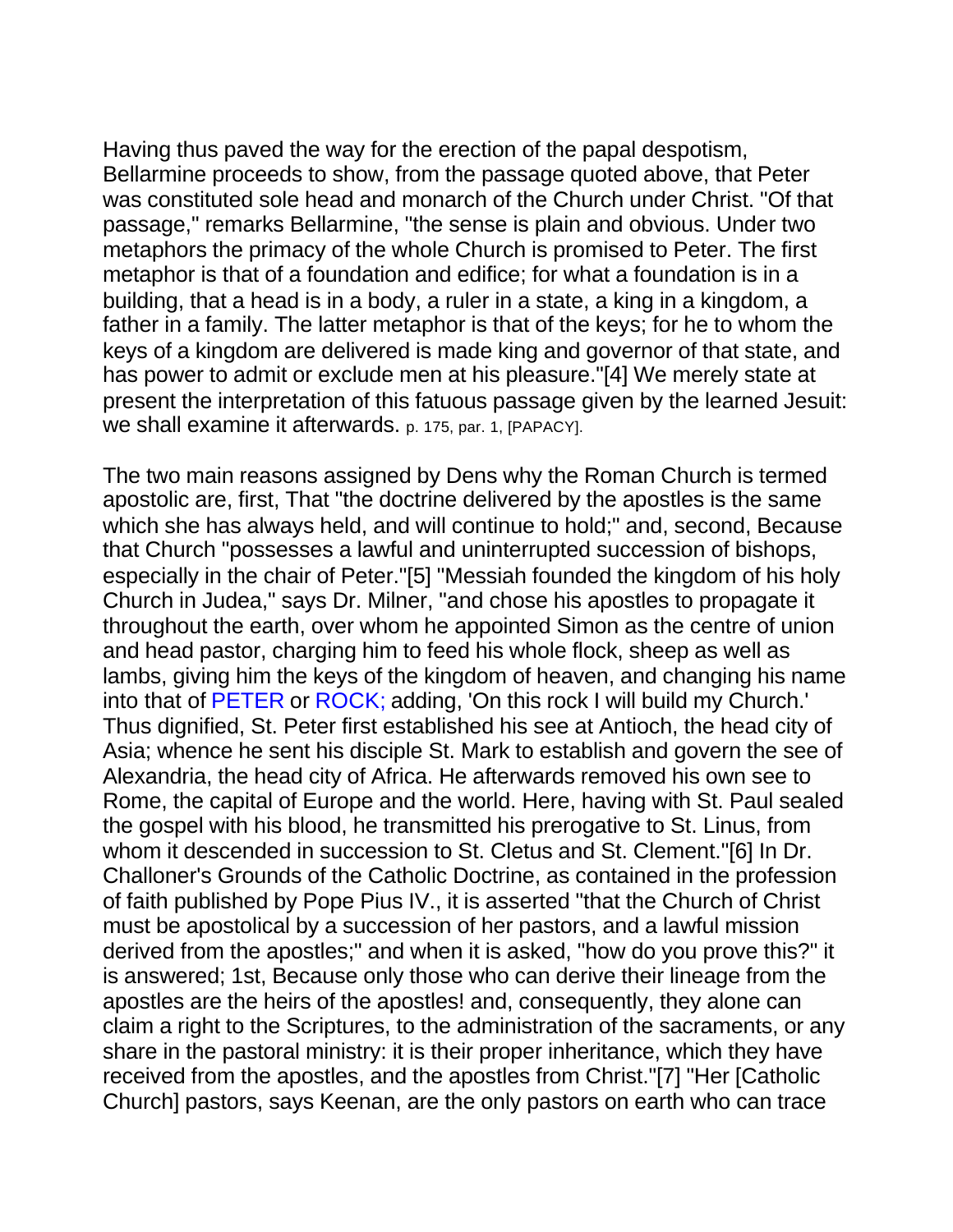Having thus paved the way for the erection of the papal despotism, Bellarmine proceeds to show, from the passage quoted above, that Peter was constituted sole head and monarch of the Church under Christ. "Of that passage," remarks Bellarmine, "the sense is plain and obvious. Under two metaphors the primacy of the whole Church is promised to Peter. The first metaphor is that of a foundation and edifice; for what a foundation is in a building, that a head is in a body, a ruler in a state, a king in a kingdom, a father in a family. The latter metaphor is that of the keys; for he to whom the keys of a kingdom are delivered is made king and governor of that state, and has power to admit or exclude men at his pleasure."[4] We merely state at present the interpretation of this fatuous passage given by the learned Jesuit: we shall examine it afterwards. p. 175, par. 1, [PAPACY].

The two main reasons assigned by Dens why the Roman Church is termed apostolic are, first, That "the doctrine delivered by the apostles is the same which she has always held, and will continue to hold;" and, second, Because that Church "possesses a lawful and uninterrupted succession of bishops, especially in the chair of Peter."[5] "Messiah founded the kingdom of his holy Church in Judea," says Dr. Milner, "and chose his apostles to propagate it throughout the earth, over whom he appointed Simon as the centre of union and head pastor, charging him to feed his whole flock, sheep as well as lambs, giving him the keys of the kingdom of heaven, and changing his name into that of PETER or ROCK; adding, 'On this rock I will build my Church.' Thus dignified, St. Peter first established his see at Antioch, the head city of Asia; whence he sent his disciple St. Mark to establish and govern the see of Alexandria, the head city of Africa. He afterwards removed his own see to Rome, the capital of Europe and the world. Here, having with St. Paul sealed the gospel with his blood, he transmitted his prerogative to St. Linus, from whom it descended in succession to St. Cletus and St. Clement."[6] In Dr. Challoner's Grounds of the Catholic Doctrine, as contained in the profession of faith published by Pope Pius IV., it is asserted "that the Church of Christ must be apostolical by a succession of her pastors, and a lawful mission derived from the apostles;" and when it is asked, "how do you prove this?" it is answered; 1st, Because only those who can derive their lineage from the apostles are the heirs of the apostles! and, consequently, they alone can claim a right to the Scriptures, to the administration of the sacraments, or any share in the pastoral ministry: it is their proper inheritance, which they have received from the apostles, and the apostles from Christ."[7] "Her [Catholic Church] pastors, says Keenan, are the only pastors on earth who can trace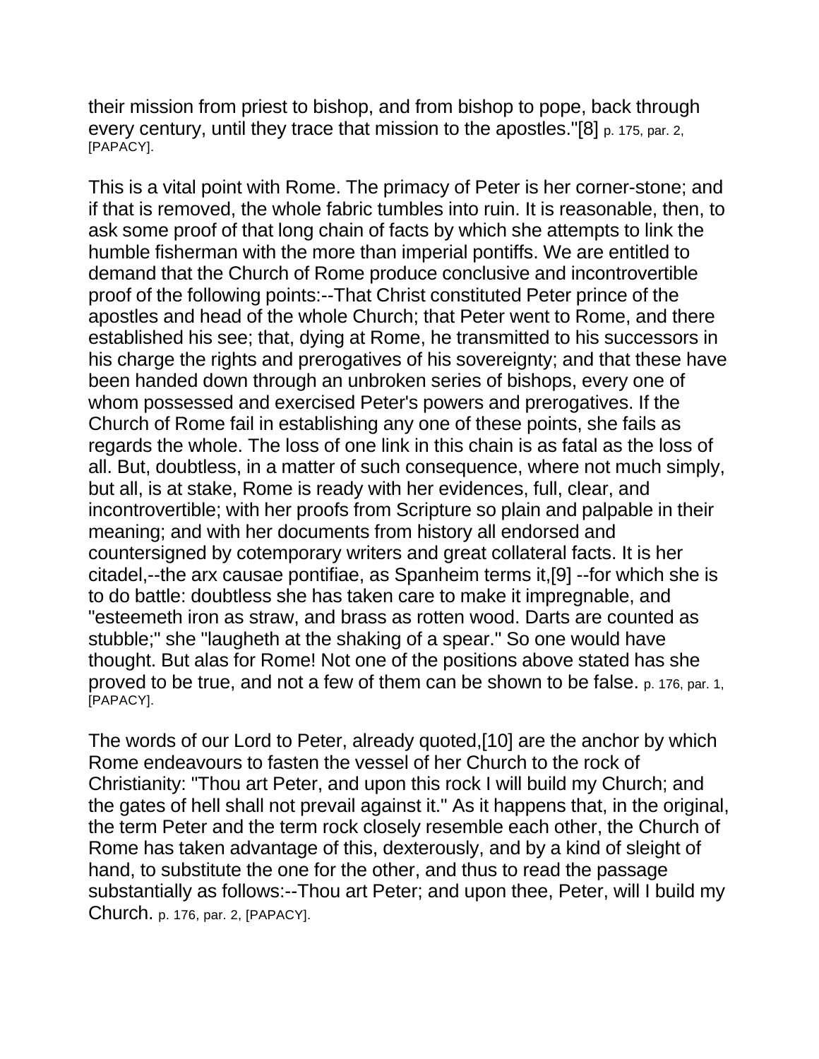their mission from priest to bishop, and from bishop to pope, back through every century, until they trace that mission to the apostles."[8] p. 175, par. 2, [PAPACY].

This is a vital point with Rome. The primacy of Peter is her corner-stone; and if that is removed, the whole fabric tumbles into ruin. It is reasonable, then, to ask some proof of that long chain of facts by which she attempts to link the humble fisherman with the more than imperial pontiffs. We are entitled to demand that the Church of Rome produce conclusive and incontrovertible proof of the following points:--That Christ constituted Peter prince of the apostles and head of the whole Church; that Peter went to Rome, and there established his see; that, dying at Rome, he transmitted to his successors in his charge the rights and prerogatives of his sovereignty; and that these have been handed down through an unbroken series of bishops, every one of whom possessed and exercised Peter's powers and prerogatives. If the Church of Rome fail in establishing any one of these points, she fails as regards the whole. The loss of one link in this chain is as fatal as the loss of all. But, doubtless, in a matter of such consequence, where not much simply, but all, is at stake, Rome is ready with her evidences, full, clear, and incontrovertible; with her proofs from Scripture so plain and palpable in their meaning; and with her documents from history all endorsed and countersigned by cotemporary writers and great collateral facts. It is her citadel,--the arx causae pontifiae, as Spanheim terms it,[9] --for which she is to do battle: doubtless she has taken care to make it impregnable, and "esteemeth iron as straw, and brass as rotten wood. Darts are counted as stubble;" she "laugheth at the shaking of a spear." So one would have thought. But alas for Rome! Not one of the positions above stated has she proved to be true, and not a few of them can be shown to be false. p. 176, par. 1, [PAPACY].

The words of our Lord to Peter, already quoted,[10] are the anchor by which Rome endeavours to fasten the vessel of her Church to the rock of Christianity: "Thou art Peter, and upon this rock I will build my Church; and the gates of hell shall not prevail against it." As it happens that, in the original, the term Peter and the term rock closely resemble each other, the Church of Rome has taken advantage of this, dexterously, and by a kind of sleight of hand, to substitute the one for the other, and thus to read the passage substantially as follows:--Thou art Peter; and upon thee, Peter, will I build my Church. p. 176, par. 2, [PAPACY].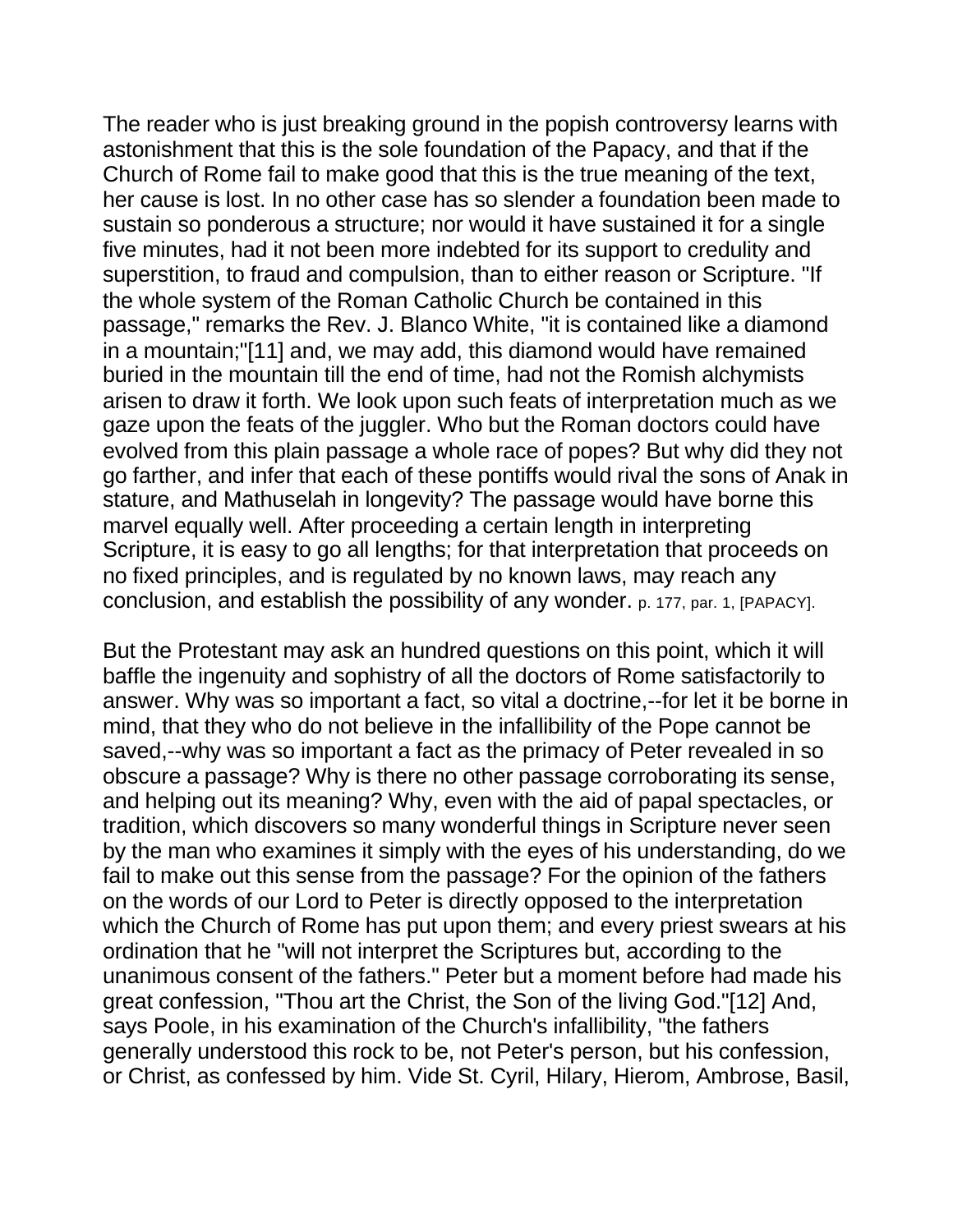The reader who is just breaking ground in the popish controversy learns with astonishment that this is the sole foundation of the Papacy, and that if the Church of Rome fail to make good that this is the true meaning of the text, her cause is lost. In no other case has so slender a foundation been made to sustain so ponderous a structure; nor would it have sustained it for a single five minutes, had it not been more indebted for its support to credulity and superstition, to fraud and compulsion, than to either reason or Scripture. "If the whole system of the Roman Catholic Church be contained in this passage," remarks the Rev. J. Blanco White, "it is contained like a diamond in a mountain;"[11] and, we may add, this diamond would have remained buried in the mountain till the end of time, had not the Romish alchymists arisen to draw it forth. We look upon such feats of interpretation much as we gaze upon the feats of the juggler. Who but the Roman doctors could have evolved from this plain passage a whole race of popes? But why did they not go farther, and infer that each of these pontiffs would rival the sons of Anak in stature, and Mathuselah in longevity? The passage would have borne this marvel equally well. After proceeding a certain length in interpreting Scripture, it is easy to go all lengths; for that interpretation that proceeds on no fixed principles, and is regulated by no known laws, may reach any conclusion, and establish the possibility of any wonder. p. 177, par. 1, [PAPACY].

But the Protestant may ask an hundred questions on this point, which it will baffle the ingenuity and sophistry of all the doctors of Rome satisfactorily to answer. Why was so important a fact, so vital a doctrine,--for let it be borne in mind, that they who do not believe in the infallibility of the Pope cannot be saved,--why was so important a fact as the primacy of Peter revealed in so obscure a passage? Why is there no other passage corroborating its sense, and helping out its meaning? Why, even with the aid of papal spectacles, or tradition, which discovers so many wonderful things in Scripture never seen by the man who examines it simply with the eyes of his understanding, do we fail to make out this sense from the passage? For the opinion of the fathers on the words of our Lord to Peter is directly opposed to the interpretation which the Church of Rome has put upon them; and every priest swears at his ordination that he "will not interpret the Scriptures but, according to the unanimous consent of the fathers." Peter but a moment before had made his great confession, "Thou art the Christ, the Son of the living God."[12] And, says Poole, in his examination of the Church's infallibility, "the fathers generally understood this rock to be, not Peter's person, but his confession, or Christ, as confessed by him. Vide St. Cyril, Hilary, Hierom, Ambrose, Basil,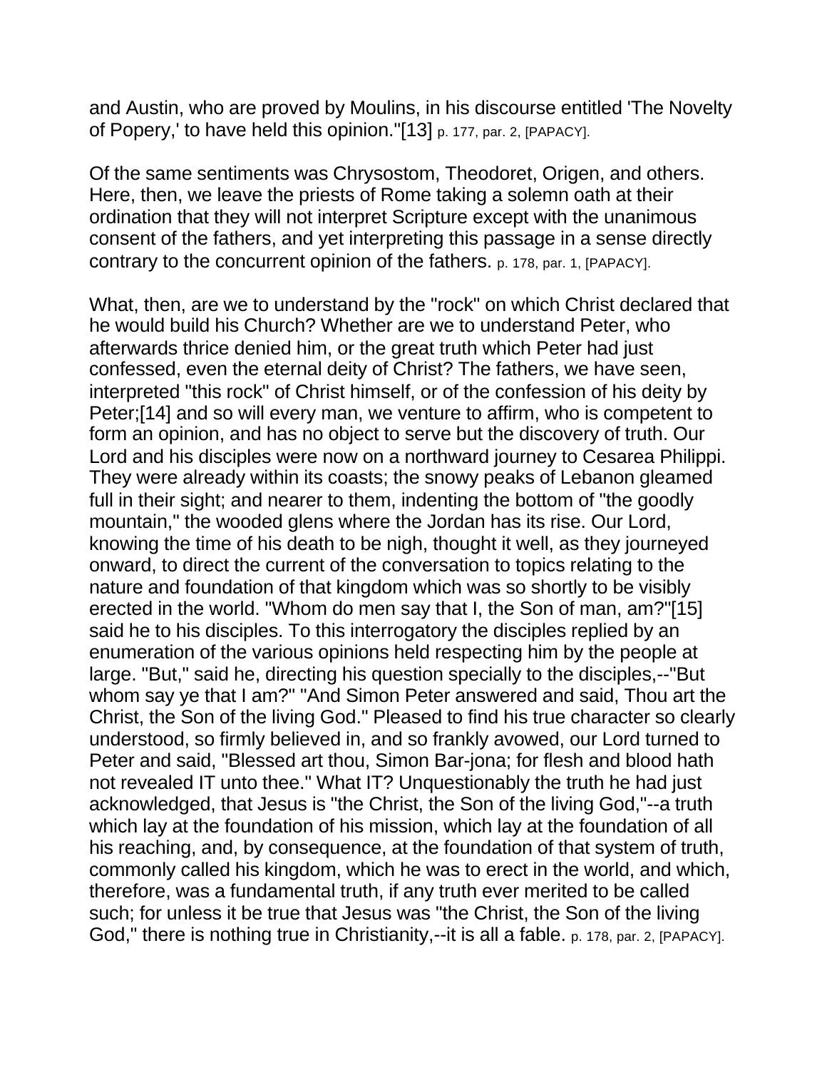and Austin, who are proved by Moulins, in his discourse entitled 'The Novelty of Popery,' to have held this opinion."[13] p. 177, par. 2, [PAPACY].

Of the same sentiments was Chrysostom, Theodoret, Origen, and others. Here, then, we leave the priests of Rome taking a solemn oath at their ordination that they will not interpret Scripture except with the unanimous consent of the fathers, and yet interpreting this passage in a sense directly contrary to the concurrent opinion of the fathers. p. 178, par. 1, [PAPACY].

What, then, are we to understand by the "rock" on which Christ declared that he would build his Church? Whether are we to understand Peter, who afterwards thrice denied him, or the great truth which Peter had just confessed, even the eternal deity of Christ? The fathers, we have seen, interpreted "this rock" of Christ himself, or of the confession of his deity by Peter;[14] and so will every man, we venture to affirm, who is competent to form an opinion, and has no object to serve but the discovery of truth. Our Lord and his disciples were now on a northward journey to Cesarea Philippi. They were already within its coasts; the snowy peaks of Lebanon gleamed full in their sight; and nearer to them, indenting the bottom of "the goodly mountain," the wooded glens where the Jordan has its rise. Our Lord, knowing the time of his death to be nigh, thought it well, as they journeyed onward, to direct the current of the conversation to topics relating to the nature and foundation of that kingdom which was so shortly to be visibly erected in the world. "Whom do men say that I, the Son of man, am?"[15] said he to his disciples. To this interrogatory the disciples replied by an enumeration of the various opinions held respecting him by the people at large. "But," said he, directing his question specially to the disciples,--"But whom say ye that I am?" "And Simon Peter answered and said, Thou art the Christ, the Son of the living God." Pleased to find his true character so clearly understood, so firmly believed in, and so frankly avowed, our Lord turned to Peter and said, "Blessed art thou, Simon Bar-jona; for flesh and blood hath not revealed IT unto thee." What IT? Unquestionably the truth he had just acknowledged, that Jesus is "the Christ, the Son of the living God,"--a truth which lay at the foundation of his mission, which lay at the foundation of all his reaching, and, by consequence, at the foundation of that system of truth, commonly called his kingdom, which he was to erect in the world, and which, therefore, was a fundamental truth, if any truth ever merited to be called such; for unless it be true that Jesus was "the Christ, the Son of the living God," there is nothing true in Christianity,--it is all a fable. p. 178, par. 2, [PAPACY].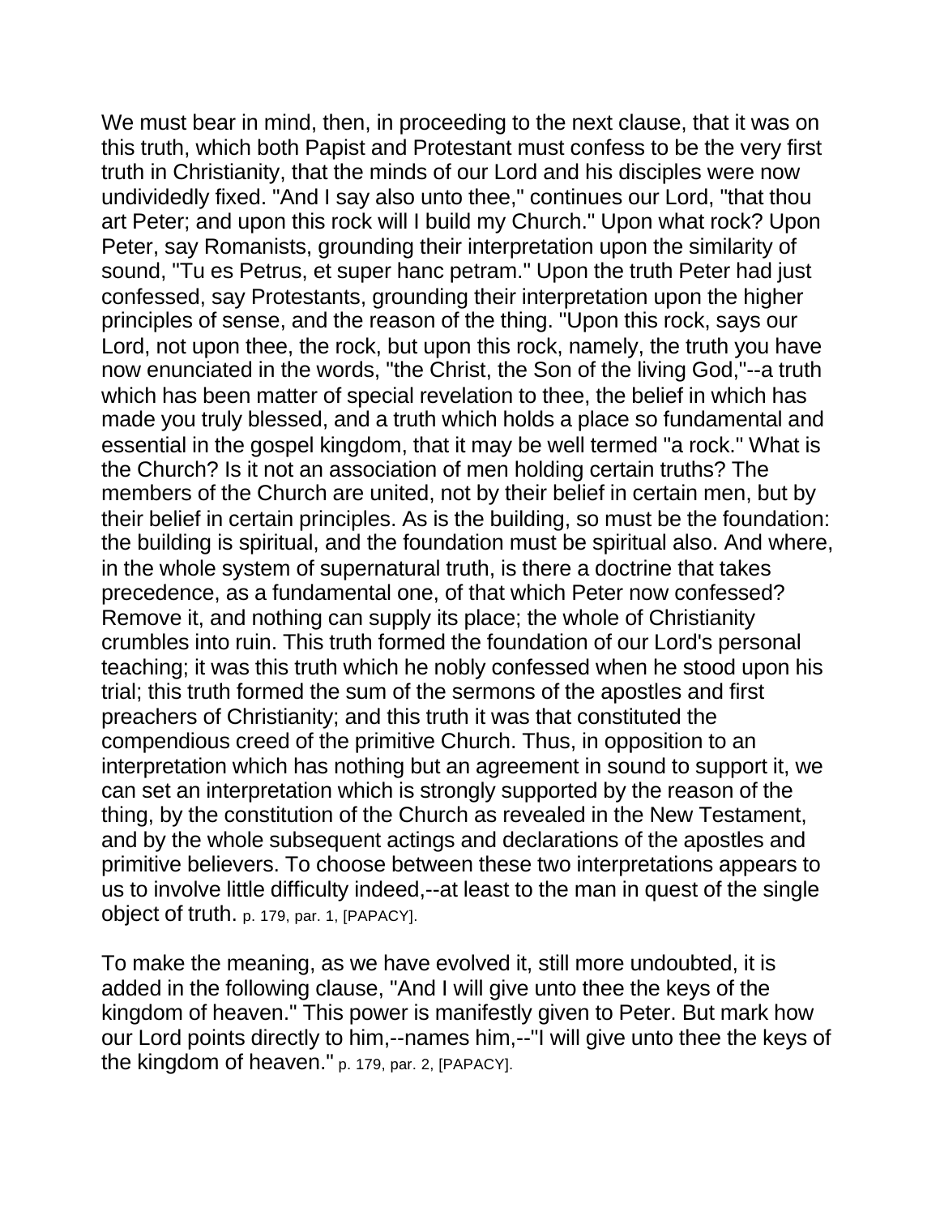We must bear in mind, then, in proceeding to the next clause, that it was on this truth, which both Papist and Protestant must confess to be the very first truth in Christianity, that the minds of our Lord and his disciples were now undividedly fixed. "And I say also unto thee," continues our Lord, "that thou art Peter; and upon this rock will I build my Church." Upon what rock? Upon Peter, say Romanists, grounding their interpretation upon the similarity of sound, "Tu es Petrus, et super hanc petram." Upon the truth Peter had just confessed, say Protestants, grounding their interpretation upon the higher principles of sense, and the reason of the thing. "Upon this rock, says our Lord, not upon thee, the rock, but upon this rock, namely, the truth you have now enunciated in the words, "the Christ, the Son of the living God,"--a truth which has been matter of special revelation to thee, the belief in which has made you truly blessed, and a truth which holds a place so fundamental and essential in the gospel kingdom, that it may be well termed "a rock." What is the Church? Is it not an association of men holding certain truths? The members of the Church are united, not by their belief in certain men, but by their belief in certain principles. As is the building, so must be the foundation: the building is spiritual, and the foundation must be spiritual also. And where, in the whole system of supernatural truth, is there a doctrine that takes precedence, as a fundamental one, of that which Peter now confessed? Remove it, and nothing can supply its place; the whole of Christianity crumbles into ruin. This truth formed the foundation of our Lord's personal teaching; it was this truth which he nobly confessed when he stood upon his trial; this truth formed the sum of the sermons of the apostles and first preachers of Christianity; and this truth it was that constituted the compendious creed of the primitive Church. Thus, in opposition to an interpretation which has nothing but an agreement in sound to support it, we can set an interpretation which is strongly supported by the reason of the thing, by the constitution of the Church as revealed in the New Testament, and by the whole subsequent actings and declarations of the apostles and primitive believers. To choose between these two interpretations appears to us to involve little difficulty indeed,--at least to the man in quest of the single object of truth. p. 179, par. 1, [PAPACY].

To make the meaning, as we have evolved it, still more undoubted, it is added in the following clause, "And I will give unto thee the keys of the kingdom of heaven." This power is manifestly given to Peter. But mark how our Lord points directly to him,--names him,--"I will give unto thee the keys of the kingdom of heaven." p. 179, par. 2, [PAPACY].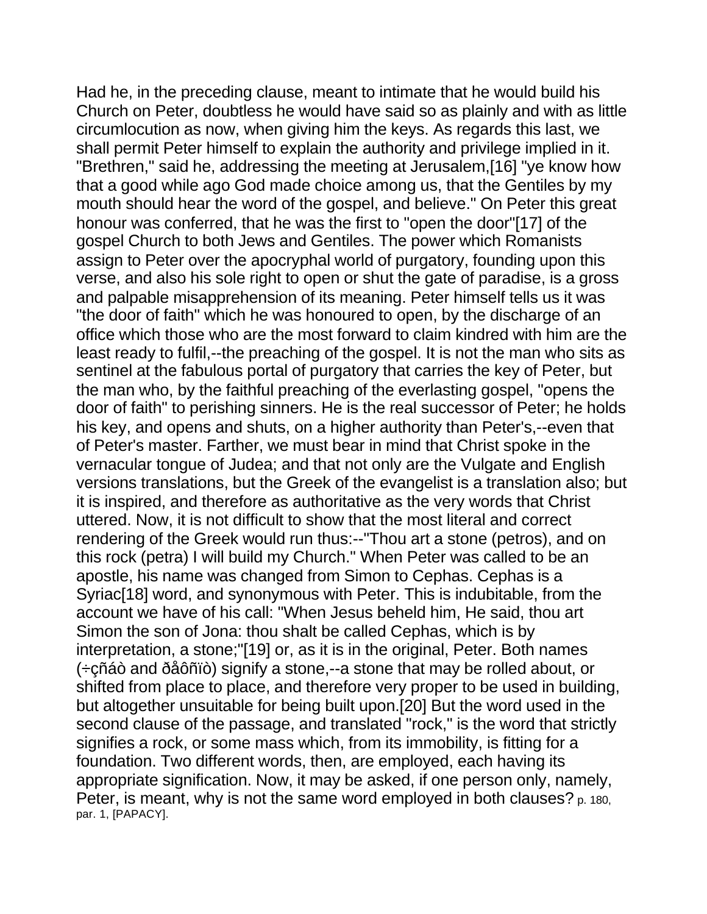Had he, in the preceding clause, meant to intimate that he would build his Church on Peter, doubtless he would have said so as plainly and with as little circumlocution as now, when giving him the keys. As regards this last, we shall permit Peter himself to explain the authority and privilege implied in it. "Brethren," said he, addressing the meeting at Jerusalem,[16] "ye know how that a good while ago God made choice among us, that the Gentiles by my mouth should hear the word of the gospel, and believe." On Peter this great honour was conferred, that he was the first to "open the door"[17] of the gospel Church to both Jews and Gentiles. The power which Romanists assign to Peter over the apocryphal world of purgatory, founding upon this verse, and also his sole right to open or shut the gate of paradise, is a gross and palpable misapprehension of its meaning. Peter himself tells us it was "the door of faith" which he was honoured to open, by the discharge of an office which those who are the most forward to claim kindred with him are the least ready to fulfil,--the preaching of the gospel. It is not the man who sits as sentinel at the fabulous portal of purgatory that carries the key of Peter, but the man who, by the faithful preaching of the everlasting gospel, "opens the door of faith" to perishing sinners. He is the real successor of Peter; he holds his key, and opens and shuts, on a higher authority than Peter's,--even that of Peter's master. Farther, we must bear in mind that Christ spoke in the vernacular tongue of Judea; and that not only are the Vulgate and English versions translations, but the Greek of the evangelist is a translation also; but it is inspired, and therefore as authoritative as the very words that Christ uttered. Now, it is not difficult to show that the most literal and correct rendering of the Greek would run thus:--"Thou art a stone (petros), and on this rock (petra) I will build my Church." When Peter was called to be an apostle, his name was changed from Simon to Cephas. Cephas is a Syriac[18] word, and synonymous with Peter. This is indubitable, from the account we have of his call: "When Jesus beheld him, He said, thou art Simon the son of Jona: thou shalt be called Cephas, which is by interpretation, a stone;"[19] or, as it is in the original, Peter. Both names (÷çñáò and ðåôñïò) signify a stone,--a stone that may be rolled about, or shifted from place to place, and therefore very proper to be used in building, but altogether unsuitable for being built upon.[20] But the word used in the second clause of the passage, and translated "rock," is the word that strictly signifies a rock, or some mass which, from its immobility, is fitting for a foundation. Two different words, then, are employed, each having its appropriate signification. Now, it may be asked, if one person only, namely, Peter, is meant, why is not the same word employed in both clauses? p. 180, par. 1, [PAPACY].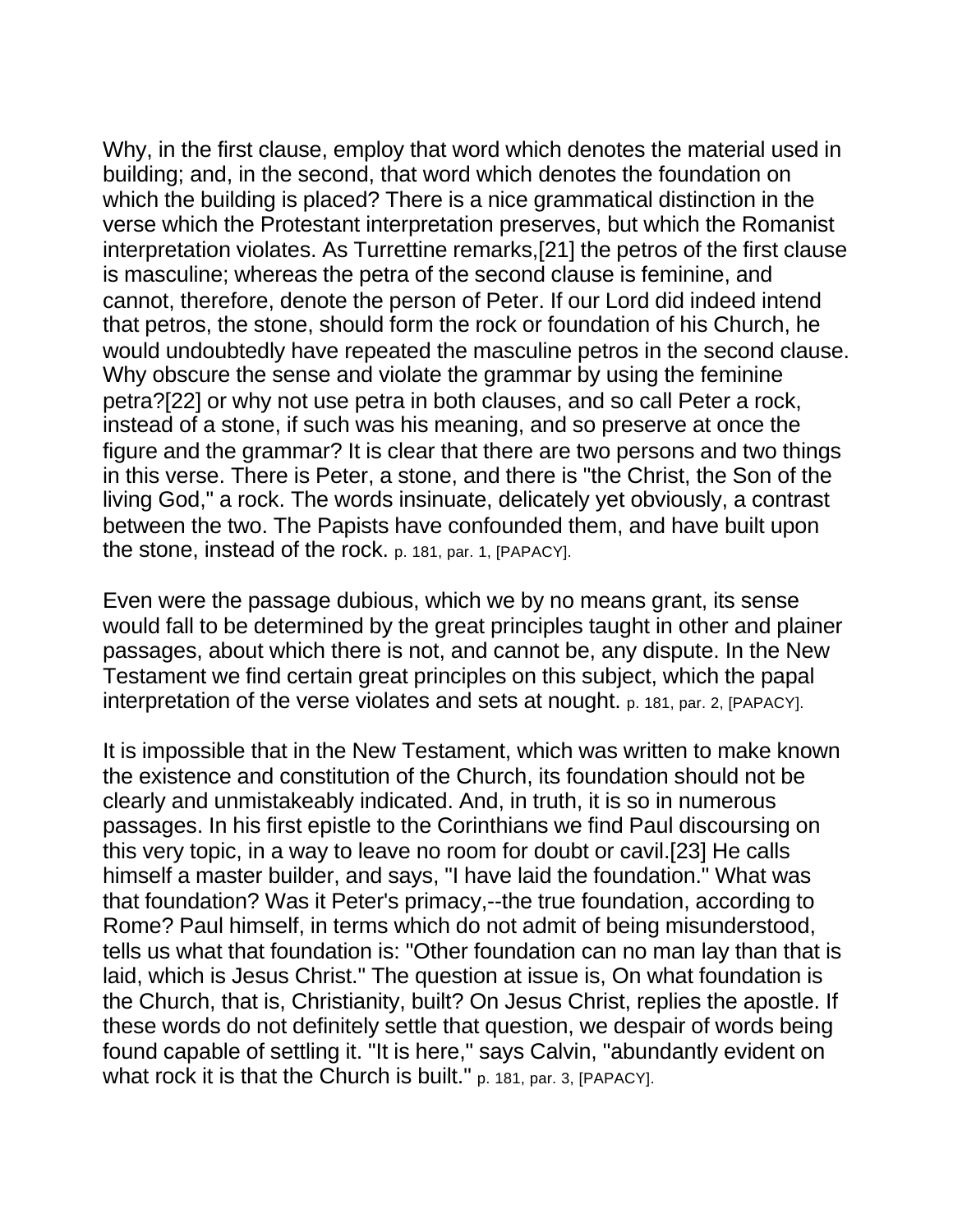Why, in the first clause, employ that word which denotes the material used in building; and, in the second, that word which denotes the foundation on which the building is placed? There is a nice grammatical distinction in the verse which the Protestant interpretation preserves, but which the Romanist interpretation violates. As Turrettine remarks,[21] the petros of the first clause is masculine; whereas the petra of the second clause is feminine, and cannot, therefore, denote the person of Peter. If our Lord did indeed intend that petros, the stone, should form the rock or foundation of his Church, he would undoubtedly have repeated the masculine petros in the second clause. Why obscure the sense and violate the grammar by using the feminine petra?[22] or why not use petra in both clauses, and so call Peter a rock, instead of a stone, if such was his meaning, and so preserve at once the figure and the grammar? It is clear that there are two persons and two things in this verse. There is Peter, a stone, and there is "the Christ, the Son of the living God," a rock. The words insinuate, delicately yet obviously, a contrast between the two. The Papists have confounded them, and have built upon the stone, instead of the rock. p. 181, par. 1, [PAPACY].

Even were the passage dubious, which we by no means grant, its sense would fall to be determined by the great principles taught in other and plainer passages, about which there is not, and cannot be, any dispute. In the New Testament we find certain great principles on this subject, which the papal interpretation of the verse violates and sets at nought. p. 181, par. 2, [PAPACY].

It is impossible that in the New Testament, which was written to make known the existence and constitution of the Church, its foundation should not be clearly and unmistakeably indicated. And, in truth, it is so in numerous passages. In his first epistle to the Corinthians we find Paul discoursing on this very topic, in a way to leave no room for doubt or cavil.[23] He calls himself a master builder, and says, "I have laid the foundation." What was that foundation? Was it Peter's primacy,--the true foundation, according to Rome? Paul himself, in terms which do not admit of being misunderstood, tells us what that foundation is: "Other foundation can no man lay than that is laid, which is Jesus Christ." The question at issue is, On what foundation is the Church, that is, Christianity, built? On Jesus Christ, replies the apostle. If these words do not definitely settle that question, we despair of words being found capable of settling it. "It is here," says Calvin, "abundantly evident on what rock it is that the Church is built." p. 181, par. 3, [PAPACY].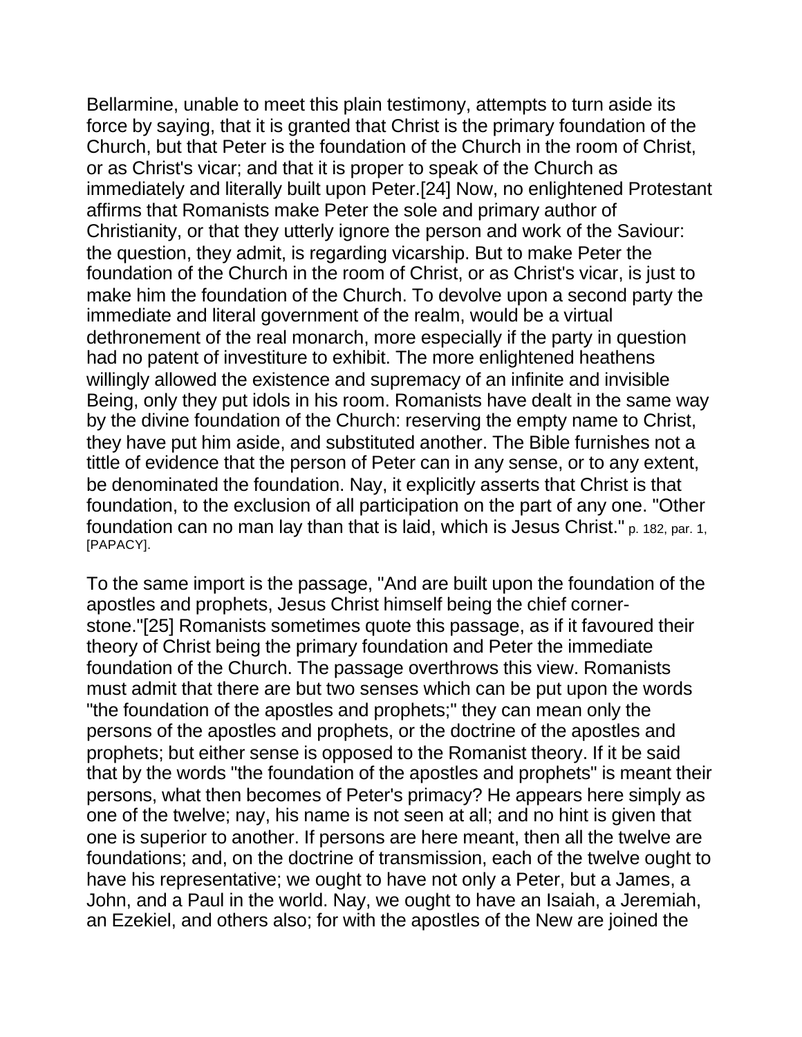Bellarmine, unable to meet this plain testimony, attempts to turn aside its force by saying, that it is granted that Christ is the primary foundation of the Church, but that Peter is the foundation of the Church in the room of Christ, or as Christ's vicar; and that it is proper to speak of the Church as immediately and literally built upon Peter.[24] Now, no enlightened Protestant affirms that Romanists make Peter the sole and primary author of Christianity, or that they utterly ignore the person and work of the Saviour: the question, they admit, is regarding vicarship. But to make Peter the foundation of the Church in the room of Christ, or as Christ's vicar, is just to make him the foundation of the Church. To devolve upon a second party the immediate and literal government of the realm, would be a virtual dethronement of the real monarch, more especially if the party in question had no patent of investiture to exhibit. The more enlightened heathens willingly allowed the existence and supremacy of an infinite and invisible Being, only they put idols in his room. Romanists have dealt in the same way by the divine foundation of the Church: reserving the empty name to Christ, they have put him aside, and substituted another. The Bible furnishes not a tittle of evidence that the person of Peter can in any sense, or to any extent, be denominated the foundation. Nay, it explicitly asserts that Christ is that foundation, to the exclusion of all participation on the part of any one. "Other foundation can no man lay than that is laid, which is Jesus Christ." p. 182, par. 1, [PAPACY].

To the same import is the passage, "And are built upon the foundation of the apostles and prophets, Jesus Christ himself being the chief corner-stone."[25] Romanists sometimes quote this passage, as if it favoured their theory of Christ being the primary foundation and Peter the immediate foundation of the Church. The passage overthrows this view. Romanists must admit that there are but two senses which can be put upon the words "the foundation of the apostles and prophets;" they can mean only the persons of the apostles and prophets, or the doctrine of the apostles and prophets; but either sense is opposed to the Romanist theory. If it be said that by the words "the foundation of the apostles and prophets" is meant their persons, what then becomes of Peter's primacy? He appears here simply as one of the twelve; nay, his name is not seen at all; and no hint is given that one is superior to another. If persons are here meant, then all the twelve are foundations; and, on the doctrine of transmission, each of the twelve ought to have his representative; we ought to have not only a Peter, but a James, a John, and a Paul in the world. Nay, we ought to have an Isaiah, a Jeremiah, an Ezekiel, and others also; for with the apostles of the New are joined the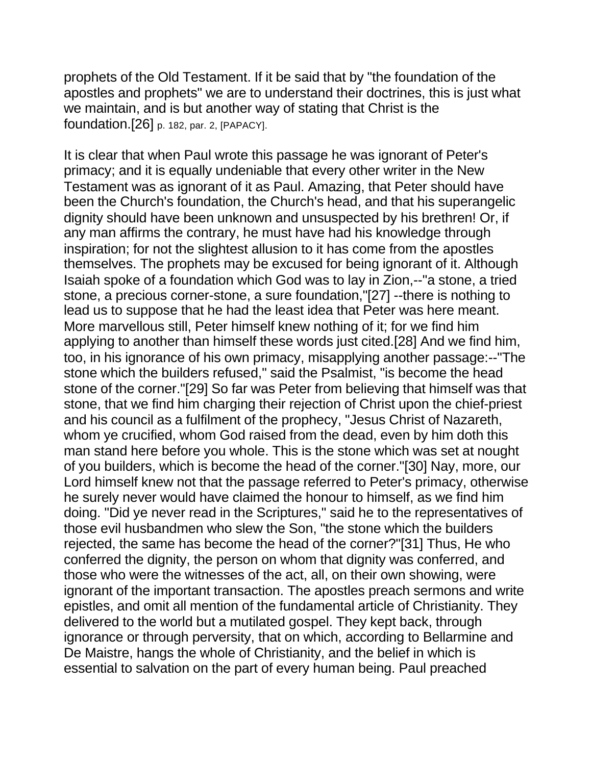prophets of the Old Testament. If it be said that by "the foundation of the apostles and prophets" we are to understand their doctrines, this is just what we maintain, and is but another way of stating that Christ is the foundation.[26] p. 182, par. 2, [PAPACY].

It is clear that when Paul wrote this passage he was ignorant of Peter's primacy; and it is equally undeniable that every other writer in the New Testament was as ignorant of it as Paul. Amazing, that Peter should have been the Church's foundation, the Church's head, and that his superangelic dignity should have been unknown and unsuspected by his brethren! Or, if any man affirms the contrary, he must have had his knowledge through inspiration; for not the slightest allusion to it has come from the apostles themselves. The prophets may be excused for being ignorant of it. Although Isaiah spoke of a foundation which God was to lay in Zion,--"a stone, a tried stone, a precious corner-stone, a sure foundation,"[27] --there is nothing to lead us to suppose that he had the least idea that Peter was here meant. More marvellous still, Peter himself knew nothing of it; for we find him applying to another than himself these words just cited.[28] And we find him, too, in his ignorance of his own primacy, misapplying another passage:--"The stone which the builders refused," said the Psalmist, "is become the head stone of the corner."[29] So far was Peter from believing that himself was that stone, that we find him charging their rejection of Christ upon the chief-priest and his council as a fulfilment of the prophecy, "Jesus Christ of Nazareth, whom ye crucified, whom God raised from the dead, even by him doth this man stand here before you whole. This is the stone which was set at nought of you builders, which is become the head of the corner."[30] Nay, more, our Lord himself knew not that the passage referred to Peter's primacy, otherwise he surely never would have claimed the honour to himself, as we find him doing. "Did ye never read in the Scriptures," said he to the representatives of those evil husbandmen who slew the Son, "the stone which the builders rejected, the same has become the head of the corner?"[31] Thus, He who conferred the dignity, the person on whom that dignity was conferred, and those who were the witnesses of the act, all, on their own showing, were ignorant of the important transaction. The apostles preach sermons and write epistles, and omit all mention of the fundamental article of Christianity. They delivered to the world but a mutilated gospel. They kept back, through ignorance or through perversity, that on which, according to Bellarmine and De Maistre, hangs the whole of Christianity, and the belief in which is essential to salvation on the part of every human being. Paul preached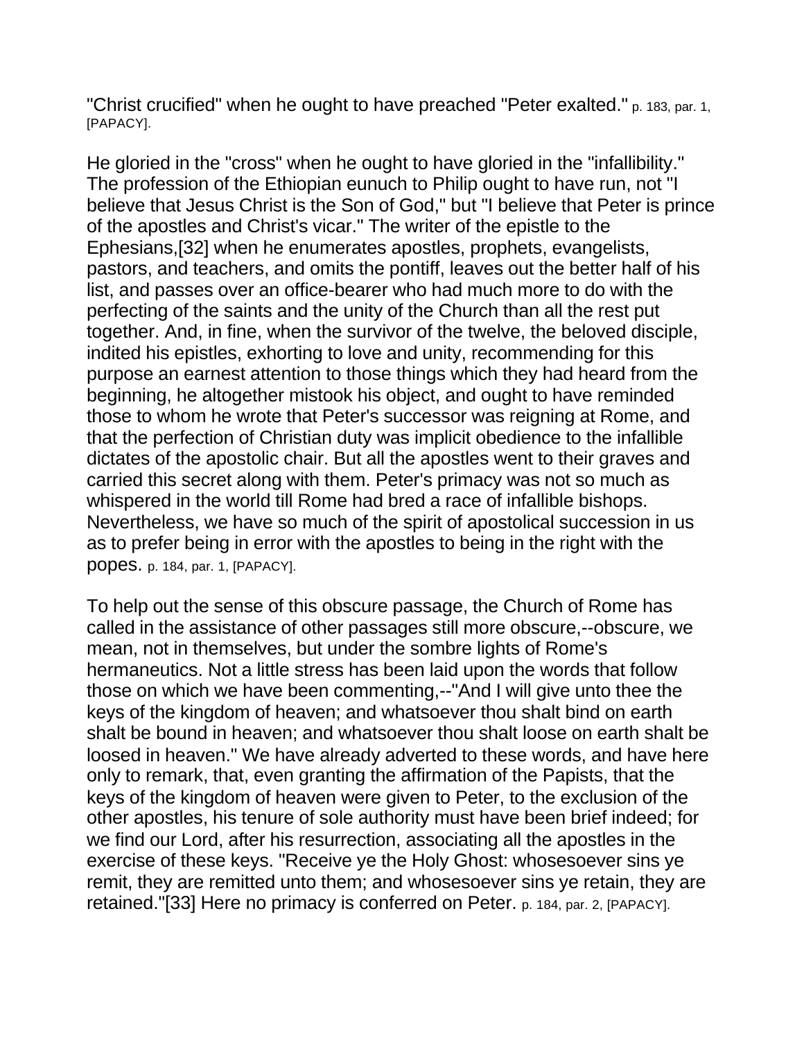"Christ crucified" when he ought to have preached "Peter exalted." p. 183, par. 1, [PAPACY].

He gloried in the "cross" when he ought to have gloried in the "infallibility." The profession of the Ethiopian eunuch to Philip ought to have run, not "I believe that Jesus Christ is the Son of God," but "I believe that Peter is prince of the apostles and Christ's vicar." The writer of the epistle to the Ephesians,[32] when he enumerates apostles, prophets, evangelists, pastors, and teachers, and omits the pontiff, leaves out the better half of his list, and passes over an office-bearer who had much more to do with the perfecting of the saints and the unity of the Church than all the rest put together. And, in fine, when the survivor of the twelve, the beloved disciple, indited his epistles, exhorting to love and unity, recommending for this purpose an earnest attention to those things which they had heard from the beginning, he altogether mistook his object, and ought to have reminded those to whom he wrote that Peter's successor was reigning at Rome, and that the perfection of Christian duty was implicit obedience to the infallible dictates of the apostolic chair. But all the apostles went to their graves and carried this secret along with them. Peter's primacy was not so much as whispered in the world till Rome had bred a race of infallible bishops. Nevertheless, we have so much of the spirit of apostolical succession in us as to prefer being in error with the apostles to being in the right with the popes. p. 184, par. 1, [PAPACY].

To help out the sense of this obscure passage, the Church of Rome has called in the assistance of other passages still more obscure,--obscure, we mean, not in themselves, but under the sombre lights of Rome's hermaneutics. Not a little stress has been laid upon the words that follow those on which we have been commenting,--"And I will give unto thee the keys of the kingdom of heaven; and whatsoever thou shalt bind on earth shalt be bound in heaven; and whatsoever thou shalt loose on earth shalt be loosed in heaven." We have already adverted to these words, and have here only to remark, that, even granting the affirmation of the Papists, that the keys of the kingdom of heaven were given to Peter, to the exclusion of the other apostles, his tenure of sole authority must have been brief indeed; for we find our Lord, after his resurrection, associating all the apostles in the exercise of these keys. "Receive ye the Holy Ghost: whosesoever sins ye remit, they are remitted unto them; and whosesoever sins ye retain, they are retained."[33] Here no primacy is conferred on Peter. p. 184, par. 2, [PAPACY].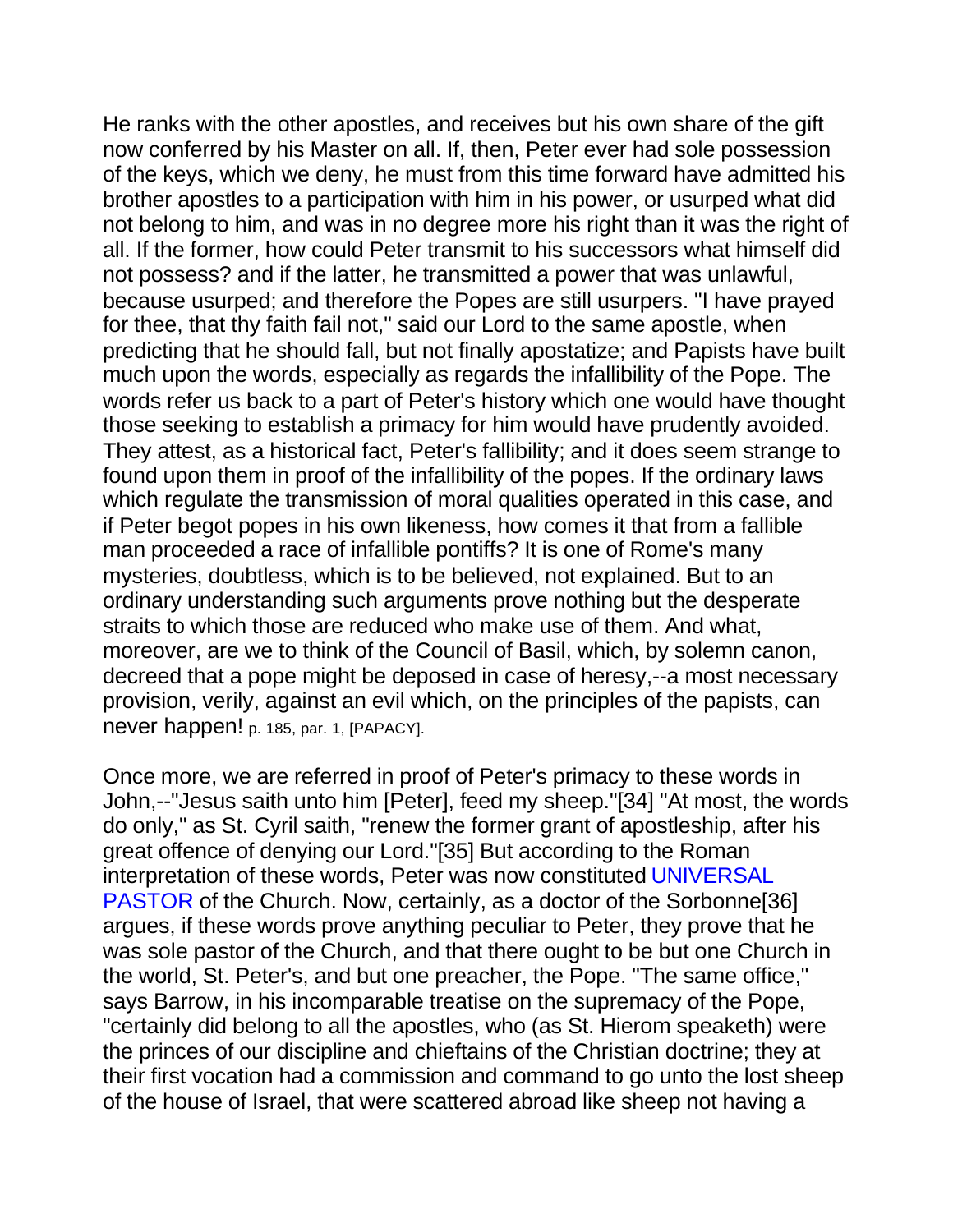He ranks with the other apostles, and receives but his own share of the gift now conferred by his Master on all. If, then, Peter ever had sole possession of the keys, which we deny, he must from this time forward have admitted his brother apostles to a participation with him in his power, or usurped what did not belong to him, and was in no degree more his right than it was the right of all. If the former, how could Peter transmit to his successors what himself did not possess? and if the latter, he transmitted a power that was unlawful, because usurped; and therefore the Popes are still usurpers. "I have prayed for thee, that thy faith fail not," said our Lord to the same apostle, when predicting that he should fall, but not finally apostatize; and Papists have built much upon the words, especially as regards the infallibility of the Pope. The words refer us back to a part of Peter's history which one would have thought those seeking to establish a primacy for him would have prudently avoided. They attest, as a historical fact, Peter's fallibility; and it does seem strange to found upon them in proof of the infallibility of the popes. If the ordinary laws which regulate the transmission of moral qualities operated in this case, and if Peter begot popes in his own likeness, how comes it that from a fallible man proceeded a race of infallible pontiffs? It is one of Rome's many mysteries, doubtless, which is to be believed, not explained. But to an ordinary understanding such arguments prove nothing but the desperate straits to which those are reduced who make use of them. And what, moreover, are we to think of the Council of Basil, which, by solemn canon, decreed that a pope might be deposed in case of heresy,--a most necessary provision, verily, against an evil which, on the principles of the papists, can never happen! p. 185, par. 1, [PAPACY].

Once more, we are referred in proof of Peter's primacy to these words in John,--"Jesus saith unto him [Peter], feed my sheep."[34] "At most, the words do only," as St. Cyril saith, "renew the former grant of apostleship, after his great offence of denying our Lord."[35] But according to the Roman interpretation of these words, Peter was now constituted UNIVERSAL PASTOR of the Church. Now, certainly, as a doctor of the Sorbonne[36] argues, if these words prove anything peculiar to Peter, they prove that he was sole pastor of the Church, and that there ought to be but one Church in the world, St. Peter's, and but one preacher, the Pope. "The same office," says Barrow, in his incomparable treatise on the supremacy of the Pope, "certainly did belong to all the apostles, who (as St. Hierom speaketh) were the princes of our discipline and chieftains of the Christian doctrine; they at their first vocation had a commission and command to go unto the lost sheep of the house of Israel, that were scattered abroad like sheep not having a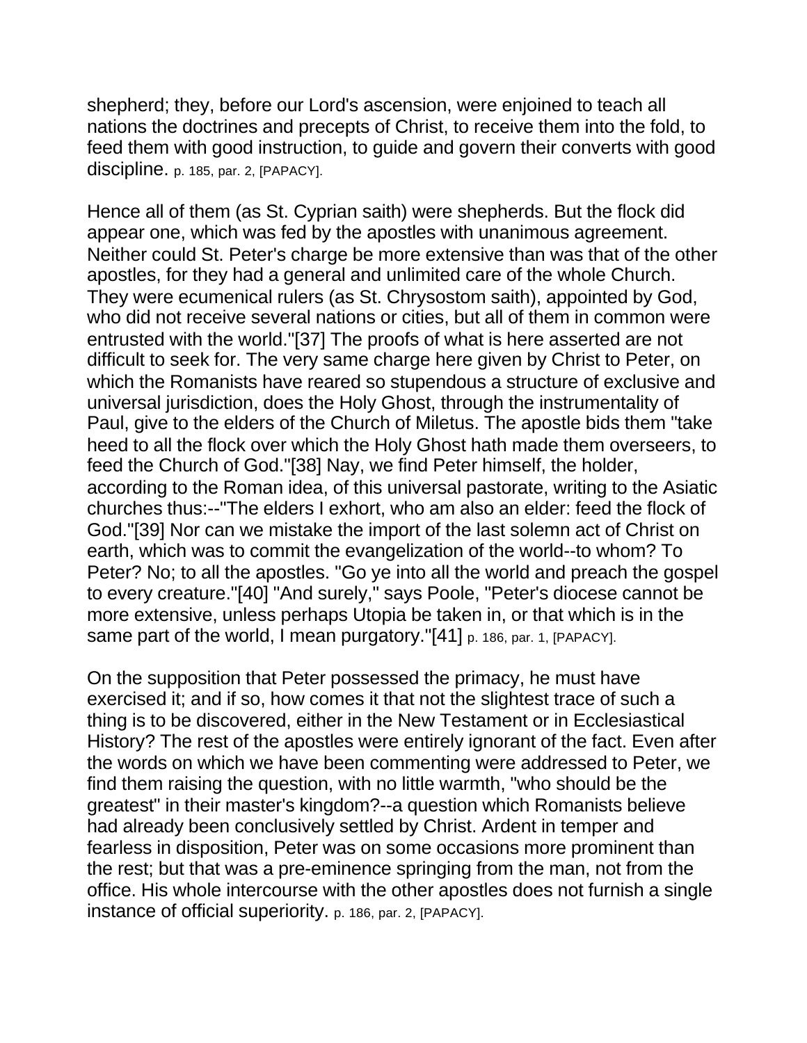shepherd; they, before our Lord's ascension, were enjoined to teach all nations the doctrines and precepts of Christ, to receive them into the fold, to feed them with good instruction, to guide and govern their converts with good discipline. p. 185, par. 2, [PAPACY].

Hence all of them (as St. Cyprian saith) were shepherds. But the flock did appear one, which was fed by the apostles with unanimous agreement. Neither could St. Peter's charge be more extensive than was that of the other apostles, for they had a general and unlimited care of the whole Church. They were ecumenical rulers (as St. Chrysostom saith), appointed by God, who did not receive several nations or cities, but all of them in common were entrusted with the world."[37] The proofs of what is here asserted are not difficult to seek for. The very same charge here given by Christ to Peter, on which the Romanists have reared so stupendous a structure of exclusive and universal jurisdiction, does the Holy Ghost, through the instrumentality of Paul, give to the elders of the Church of Miletus. The apostle bids them "take heed to all the flock over which the Holy Ghost hath made them overseers, to feed the Church of God."[38] Nay, we find Peter himself, the holder, according to the Roman idea, of this universal pastorate, writing to the Asiatic churches thus:--"The elders I exhort, who am also an elder: feed the flock of God."[39] Nor can we mistake the import of the last solemn act of Christ on earth, which was to commit the evangelization of the world--to whom? To Peter? No; to all the apostles. "Go ye into all the world and preach the gospel to every creature."[40] "And surely," says Poole, "Peter's diocese cannot be more extensive, unless perhaps Utopia be taken in, or that which is in the same part of the world, I mean purgatory."[41] p. 186, par. 1, [PAPACY].

On the supposition that Peter possessed the primacy, he must have exercised it; and if so, how comes it that not the slightest trace of such a thing is to be discovered, either in the New Testament or in Ecclesiastical History? The rest of the apostles were entirely ignorant of the fact. Even after the words on which we have been commenting were addressed to Peter, we find them raising the question, with no little warmth, "who should be the greatest" in their master's kingdom?--a question which Romanists believe had already been conclusively settled by Christ. Ardent in temper and fearless in disposition, Peter was on some occasions more prominent than the rest; but that was a pre-eminence springing from the man, not from the office. His whole intercourse with the other apostles does not furnish a single instance of official superiority. p. 186, par. 2, [PAPACY].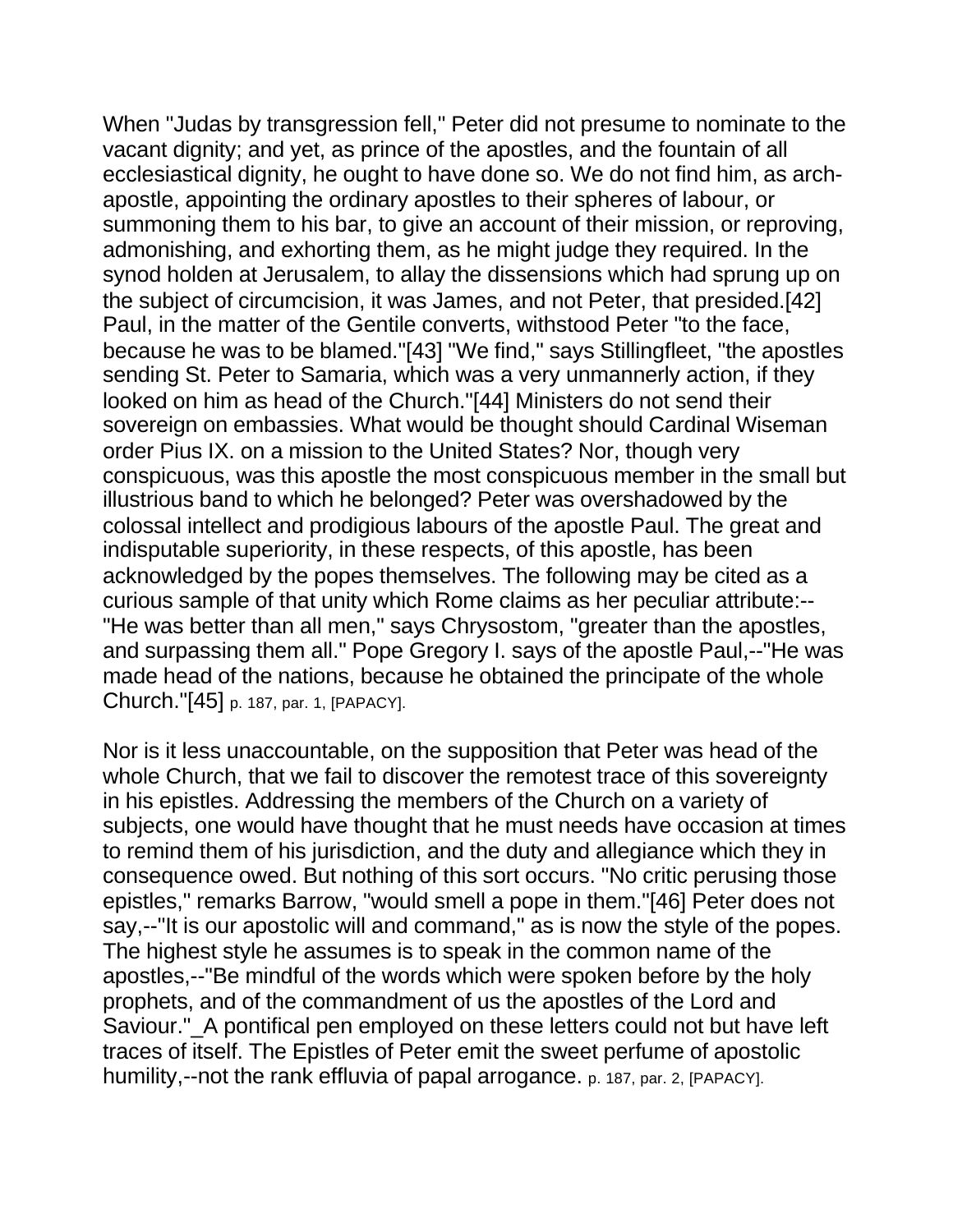When "Judas by transgression fell," Peter did not presume to nominate to the vacant dignity; and yet, as prince of the apostles, and the fountain of all ecclesiastical dignity, he ought to have done so. We do not find him, as arch-apostle, appointing the ordinary apostles to their spheres of labour, or summoning them to his bar, to give an account of their mission, or reproving, admonishing, and exhorting them, as he might judge they required. In the synod holden at Jerusalem, to allay the dissensions which had sprung up on the subject of circumcision, it was James, and not Peter, that presided.[42] Paul, in the matter of the Gentile converts, withstood Peter "to the face, because he was to be blamed."[43] "We find," says Stillingfleet, "the apostles sending St. Peter to Samaria, which was a very unmannerly action, if they looked on him as head of the Church."[44] Ministers do not send their sovereign on embassies. What would be thought should Cardinal Wiseman order Pius IX. on a mission to the United States? Nor, though very conspicuous, was this apostle the most conspicuous member in the small but illustrious band to which he belonged? Peter was overshadowed by the colossal intellect and prodigious labours of the apostle Paul. The great and indisputable superiority, in these respects, of this apostle, has been acknowledged by the popes themselves. The following may be cited as a curious sample of that unity which Rome claims as her peculiar attribute:-- "He was better than all men," says Chrysostom, "greater than the apostles, and surpassing them all." Pope Gregory I. says of the apostle Paul,--"He was made head of the nations, because he obtained the principate of the whole Church."[45] p. 187, par. 1, [PAPACY].

Nor is it less unaccountable, on the supposition that Peter was head of the whole Church, that we fail to discover the remotest trace of this sovereignty in his epistles. Addressing the members of the Church on a variety of subjects, one would have thought that he must needs have occasion at times to remind them of his jurisdiction, and the duty and allegiance which they in consequence owed. But nothing of this sort occurs. "No critic perusing those epistles," remarks Barrow, "would smell a pope in them."[46] Peter does not say,--"It is our apostolic will and command," as is now the style of the popes. The highest style he assumes is to speak in the common name of the apostles,--"Be mindful of the words which were spoken before by the holy prophets, and of the commandment of us the apostles of the Lord and Saviour."_A pontifical pen employed on these letters could not but have left traces of itself. The Epistles of Peter emit the sweet perfume of apostolic humility,--not the rank effluvia of papal arrogance. p. 187, par. 2, [PAPACY].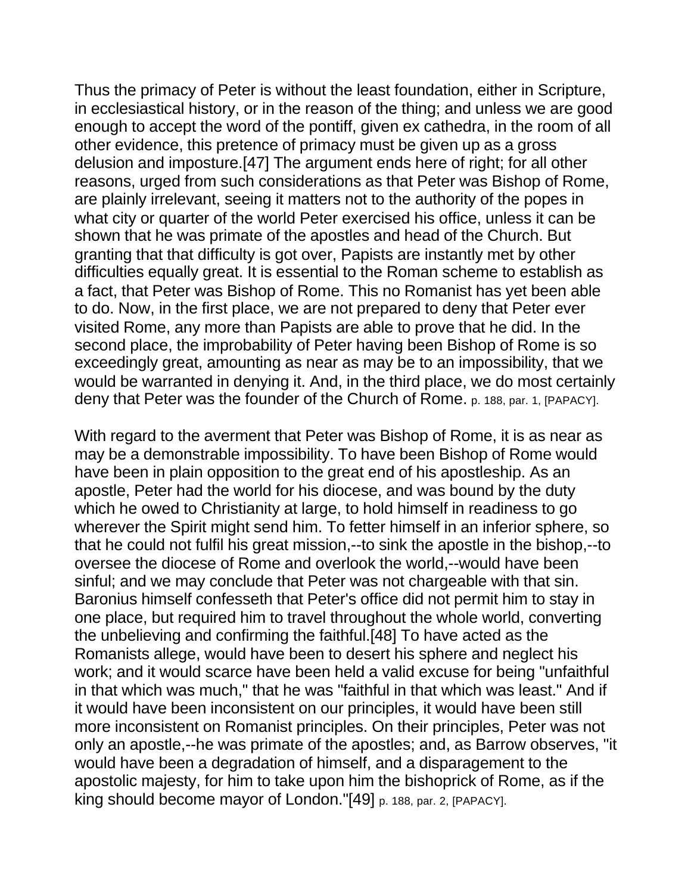Thus the primacy of Peter is without the least foundation, either in Scripture, in ecclesiastical history, or in the reason of the thing; and unless we are good enough to accept the word of the pontiff, given ex cathedra, in the room of all other evidence, this pretence of primacy must be given up as a gross delusion and imposture.[47] The argument ends here of right; for all other reasons, urged from such considerations as that Peter was Bishop of Rome, are plainly irrelevant, seeing it matters not to the authority of the popes in what city or quarter of the world Peter exercised his office, unless it can be shown that he was primate of the apostles and head of the Church. But granting that that difficulty is got over, Papists are instantly met by other difficulties equally great. It is essential to the Roman scheme to establish as a fact, that Peter was Bishop of Rome. This no Romanist has yet been able to do. Now, in the first place, we are not prepared to deny that Peter ever visited Rome, any more than Papists are able to prove that he did. In the second place, the improbability of Peter having been Bishop of Rome is so exceedingly great, amounting as near as may be to an impossibility, that we would be warranted in denying it. And, in the third place, we do most certainly deny that Peter was the founder of the Church of Rome. p. 188, par. 1, [PAPACY].

With regard to the averment that Peter was Bishop of Rome, it is as near as may be a demonstrable impossibility. To have been Bishop of Rome would have been in plain opposition to the great end of his apostleship. As an apostle, Peter had the world for his diocese, and was bound by the duty which he owed to Christianity at large, to hold himself in readiness to go wherever the Spirit might send him. To fetter himself in an inferior sphere, so that he could not fulfil his great mission,--to sink the apostle in the bishop,--to oversee the diocese of Rome and overlook the world,--would have been sinful; and we may conclude that Peter was not chargeable with that sin. Baronius himself confesseth that Peter's office did not permit him to stay in one place, but required him to travel throughout the whole world, converting the unbelieving and confirming the faithful.[48] To have acted as the Romanists allege, would have been to desert his sphere and neglect his work; and it would scarce have been held a valid excuse for being "unfaithful in that which was much," that he was "faithful in that which was least." And if it would have been inconsistent on our principles, it would have been still more inconsistent on Romanist principles. On their principles, Peter was not only an apostle,--he was primate of the apostles; and, as Barrow observes, "it would have been a degradation of himself, and a disparagement to the apostolic majesty, for him to take upon him the bishoprick of Rome, as if the king should become mayor of London."[49] p. 188, par. 2, [PAPACY].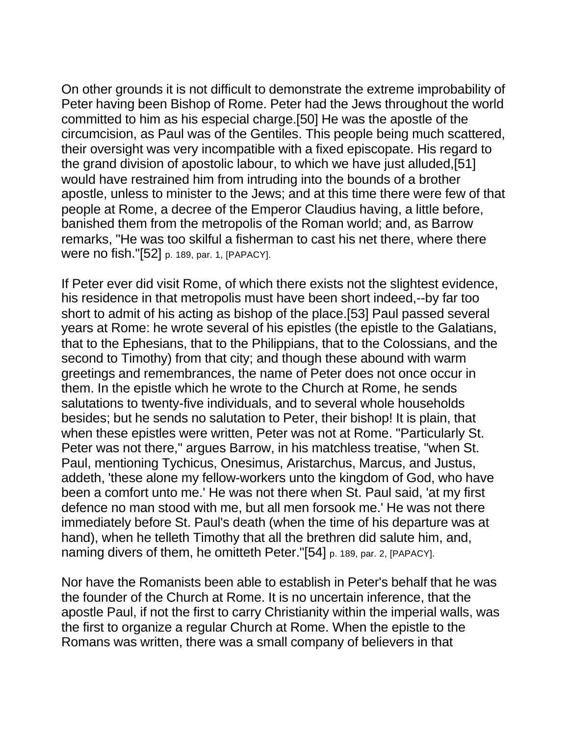On other grounds it is not difficult to demonstrate the extreme improbability of Peter having been Bishop of Rome. Peter had the Jews throughout the world committed to him as his especial charge.[50] He was the apostle of the circumcision, as Paul was of the Gentiles. This people being much scattered, their oversight was very incompatible with a fixed episcopate. His regard to the grand division of apostolic labour, to which we have just alluded,[51] would have restrained him from intruding into the bounds of a brother apostle, unless to minister to the Jews; and at this time there were few of that people at Rome, a decree of the Emperor Claudius having, a little before, banished them from the metropolis of the Roman world; and, as Barrow remarks, "He was too skilful a fisherman to cast his net there, where there were no fish."[52] p. 189, par. 1, [PAPACY].

If Peter ever did visit Rome, of which there exists not the slightest evidence, his residence in that metropolis must have been short indeed,--by far too short to admit of his acting as bishop of the place.[53] Paul passed several years at Rome: he wrote several of his epistles (the epistle to the Galatians, that to the Ephesians, that to the Philippians, that to the Colossians, and the second to Timothy) from that city; and though these abound with warm greetings and remembrances, the name of Peter does not once occur in them. In the epistle which he wrote to the Church at Rome, he sends salutations to twenty-five individuals, and to several whole households besides; but he sends no salutation to Peter, their bishop! It is plain, that when these epistles were written, Peter was not at Rome. "Particularly St. Peter was not there," argues Barrow, in his matchless treatise, "when St. Paul, mentioning Tychicus, Onesimus, Aristarchus, Marcus, and Justus, addeth, 'these alone my fellow-workers unto the kingdom of God, who have been a comfort unto me.' He was not there when St. Paul said, 'at my first defence no man stood with me, but all men forsook me.' He was not there immediately before St. Paul's death (when the time of his departure was at hand), when he telleth Timothy that all the brethren did salute him, and, naming divers of them, he omitteth Peter."[54] p. 189, par. 2, [PAPACY].

Nor have the Romanists been able to establish in Peter's behalf that he was the founder of the Church at Rome. It is no uncertain inference, that the apostle Paul, if not the first to carry Christianity within the imperial walls, was the first to organize a regular Church at Rome. When the epistle to the Romans was written, there was a small company of believers in that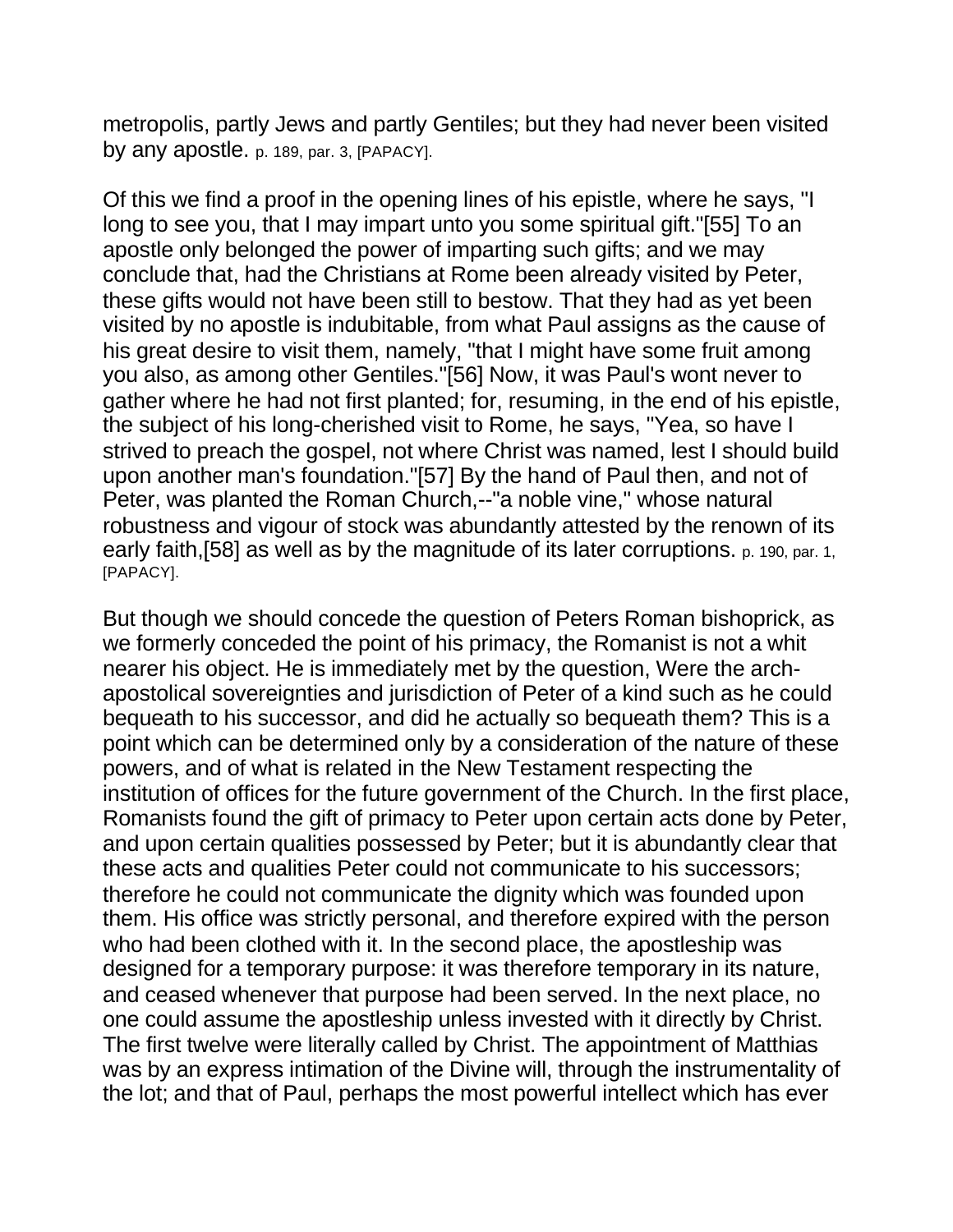metropolis, partly Jews and partly Gentiles; but they had never been visited by any apostle. p. 189, par. 3, [PAPACY].

Of this we find a proof in the opening lines of his epistle, where he says, "I long to see you, that I may impart unto you some spiritual gift."[55] To an apostle only belonged the power of imparting such gifts; and we may conclude that, had the Christians at Rome been already visited by Peter, these gifts would not have been still to bestow. That they had as yet been visited by no apostle is indubitable, from what Paul assigns as the cause of his great desire to visit them, namely, "that I might have some fruit among you also, as among other Gentiles."[56] Now, it was Paul's wont never to gather where he had not first planted; for, resuming, in the end of his epistle, the subject of his long-cherished visit to Rome, he says, "Yea, so have I strived to preach the gospel, not where Christ was named, lest I should build upon another man's foundation."[57] By the hand of Paul then, and not of Peter, was planted the Roman Church,--"a noble vine," whose natural robustness and vigour of stock was abundantly attested by the renown of its early faith,[58] as well as by the magnitude of its later corruptions. p. 190, par. 1, [PAPACY].

But though we should concede the question of Peters Roman bishoprick, as we formerly conceded the point of his primacy, the Romanist is not a whit nearer his object. He is immediately met by the question, Were the arch-apostolical sovereignties and jurisdiction of Peter of a kind such as he could bequeath to his successor, and did he actually so bequeath them? This is a point which can be determined only by a consideration of the nature of these powers, and of what is related in the New Testament respecting the institution of offices for the future government of the Church. In the first place, Romanists found the gift of primacy to Peter upon certain acts done by Peter, and upon certain qualities possessed by Peter; but it is abundantly clear that these acts and qualities Peter could not communicate to his successors; therefore he could not communicate the dignity which was founded upon them. His office was strictly personal, and therefore expired with the person who had been clothed with it. In the second place, the apostleship was designed for a temporary purpose: it was therefore temporary in its nature, and ceased whenever that purpose had been served. In the next place, no one could assume the apostleship unless invested with it directly by Christ. The first twelve were literally called by Christ. The appointment of Matthias was by an express intimation of the Divine will, through the instrumentality of the lot; and that of Paul, perhaps the most powerful intellect which has ever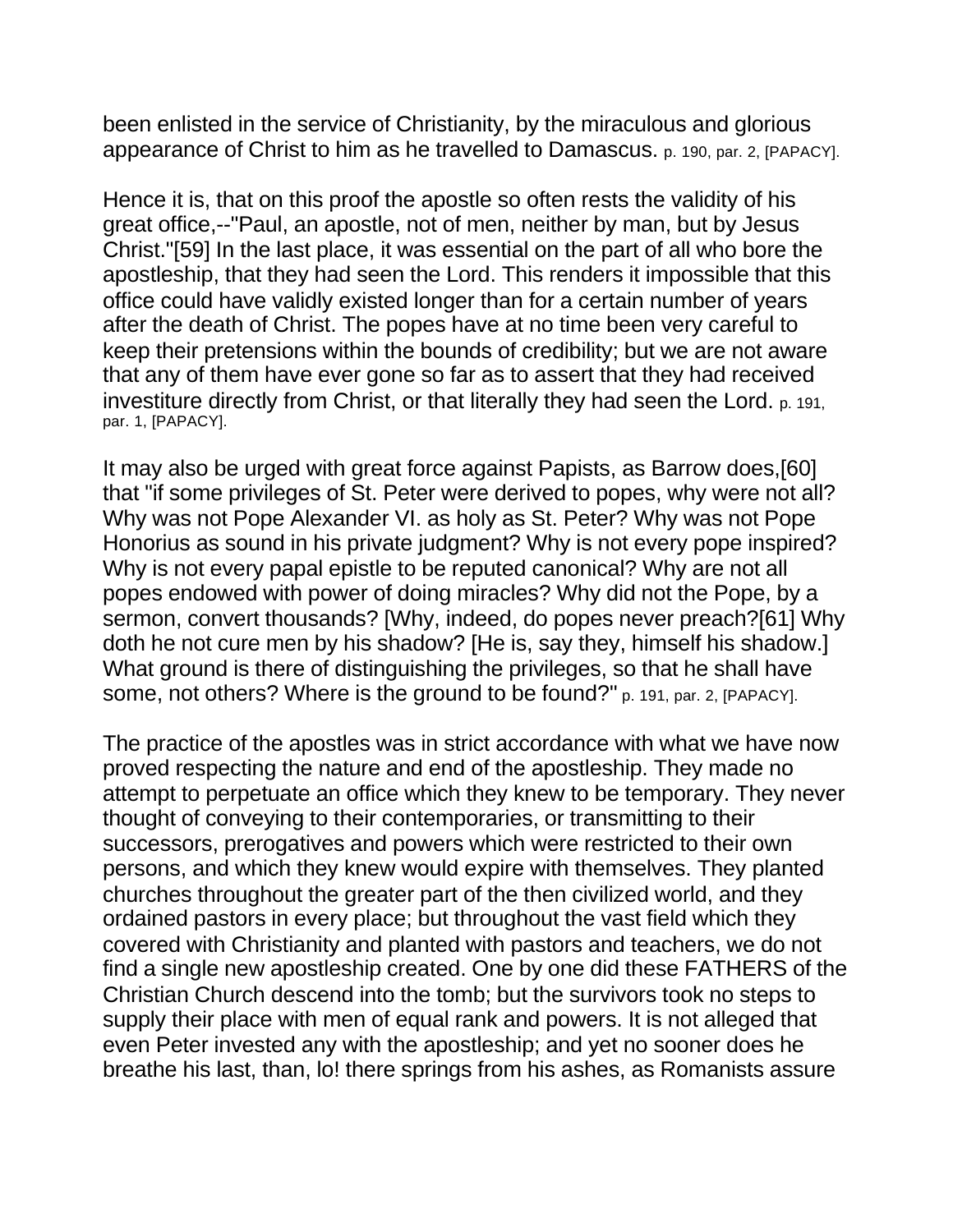been enlisted in the service of Christianity, by the miraculous and glorious appearance of Christ to him as he travelled to Damascus. p. 190, par. 2, [PAPACY].

Hence it is, that on this proof the apostle so often rests the validity of his great office,--"Paul, an apostle, not of men, neither by man, but by Jesus Christ."[59] In the last place, it was essential on the part of all who bore the apostleship, that they had seen the Lord. This renders it impossible that this office could have validly existed longer than for a certain number of years after the death of Christ. The popes have at no time been very careful to keep their pretensions within the bounds of credibility; but we are not aware that any of them have ever gone so far as to assert that they had received investiture directly from Christ, or that literally they had seen the Lord. p. 191, par. 1, [PAPACY].

It may also be urged with great force against Papists, as Barrow does,[60] that "if some privileges of St. Peter were derived to popes, why were not all? Why was not Pope Alexander VI. as holy as St. Peter? Why was not Pope Honorius as sound in his private judgment? Why is not every pope inspired? Why is not every papal epistle to be reputed canonical? Why are not all popes endowed with power of doing miracles? Why did not the Pope, by a sermon, convert thousands? [Why, indeed, do popes never preach?[61] Why doth he not cure men by his shadow? [He is, say they, himself his shadow.] What ground is there of distinguishing the privileges, so that he shall have some, not others? Where is the ground to be found?" p. 191, par. 2, [PAPACY].

The practice of the apostles was in strict accordance with what we have now proved respecting the nature and end of the apostleship. They made no attempt to perpetuate an office which they knew to be temporary. They never thought of conveying to their contemporaries, or transmitting to their successors, prerogatives and powers which were restricted to their own persons, and which they knew would expire with themselves. They planted churches throughout the greater part of the then civilized world, and they ordained pastors in every place; but throughout the vast field which they covered with Christianity and planted with pastors and teachers, we do not find a single new apostleship created. One by one did these FATHERS of the Christian Church descend into the tomb; but the survivors took no steps to supply their place with men of equal rank and powers. It is not alleged that even Peter invested any with the apostleship; and yet no sooner does he breathe his last, than, lo! there springs from his ashes, as Romanists assure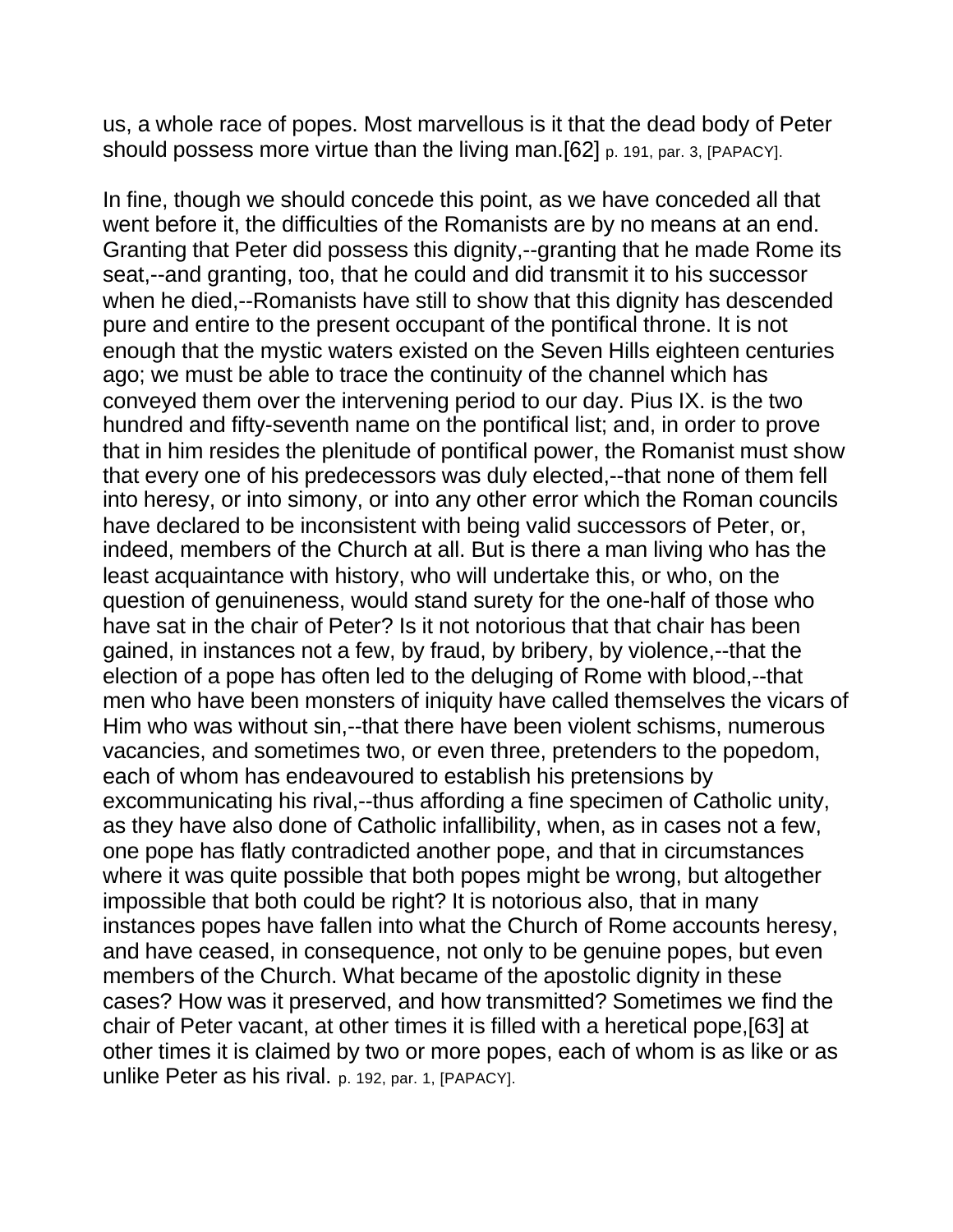us, a whole race of popes. Most marvellous is it that the dead body of Peter should possess more virtue than the living man.[62] p. 191, par. 3, [PAPACY].

In fine, though we should concede this point, as we have conceded all that went before it, the difficulties of the Romanists are by no means at an end. Granting that Peter did possess this dignity,--granting that he made Rome its seat,--and granting, too, that he could and did transmit it to his successor when he died,--Romanists have still to show that this dignity has descended pure and entire to the present occupant of the pontifical throne. It is not enough that the mystic waters existed on the Seven Hills eighteen centuries ago; we must be able to trace the continuity of the channel which has conveyed them over the intervening period to our day. Pius IX. is the two hundred and fifty-seventh name on the pontifical list; and, in order to prove that in him resides the plenitude of pontifical power, the Romanist must show that every one of his predecessors was duly elected,--that none of them fell into heresy, or into simony, or into any other error which the Roman councils have declared to be inconsistent with being valid successors of Peter, or, indeed, members of the Church at all. But is there a man living who has the least acquaintance with history, who will undertake this, or who, on the question of genuineness, would stand surety for the one-half of those who have sat in the chair of Peter? Is it not notorious that that chair has been gained, in instances not a few, by fraud, by bribery, by violence,--that the election of a pope has often led to the deluging of Rome with blood,--that men who have been monsters of iniquity have called themselves the vicars of Him who was without sin,--that there have been violent schisms, numerous vacancies, and sometimes two, or even three, pretenders to the popedom, each of whom has endeavoured to establish his pretensions by excommunicating his rival,--thus affording a fine specimen of Catholic unity, as they have also done of Catholic infallibility, when, as in cases not a few, one pope has flatly contradicted another pope, and that in circumstances where it was quite possible that both popes might be wrong, but altogether impossible that both could be right? It is notorious also, that in many instances popes have fallen into what the Church of Rome accounts heresy, and have ceased, in consequence, not only to be genuine popes, but even members of the Church. What became of the apostolic dignity in these cases? How was it preserved, and how transmitted? Sometimes we find the chair of Peter vacant, at other times it is filled with a heretical pope,[63] at other times it is claimed by two or more popes, each of whom is as like or as unlike Peter as his rival. p. 192, par. 1, [PAPACY].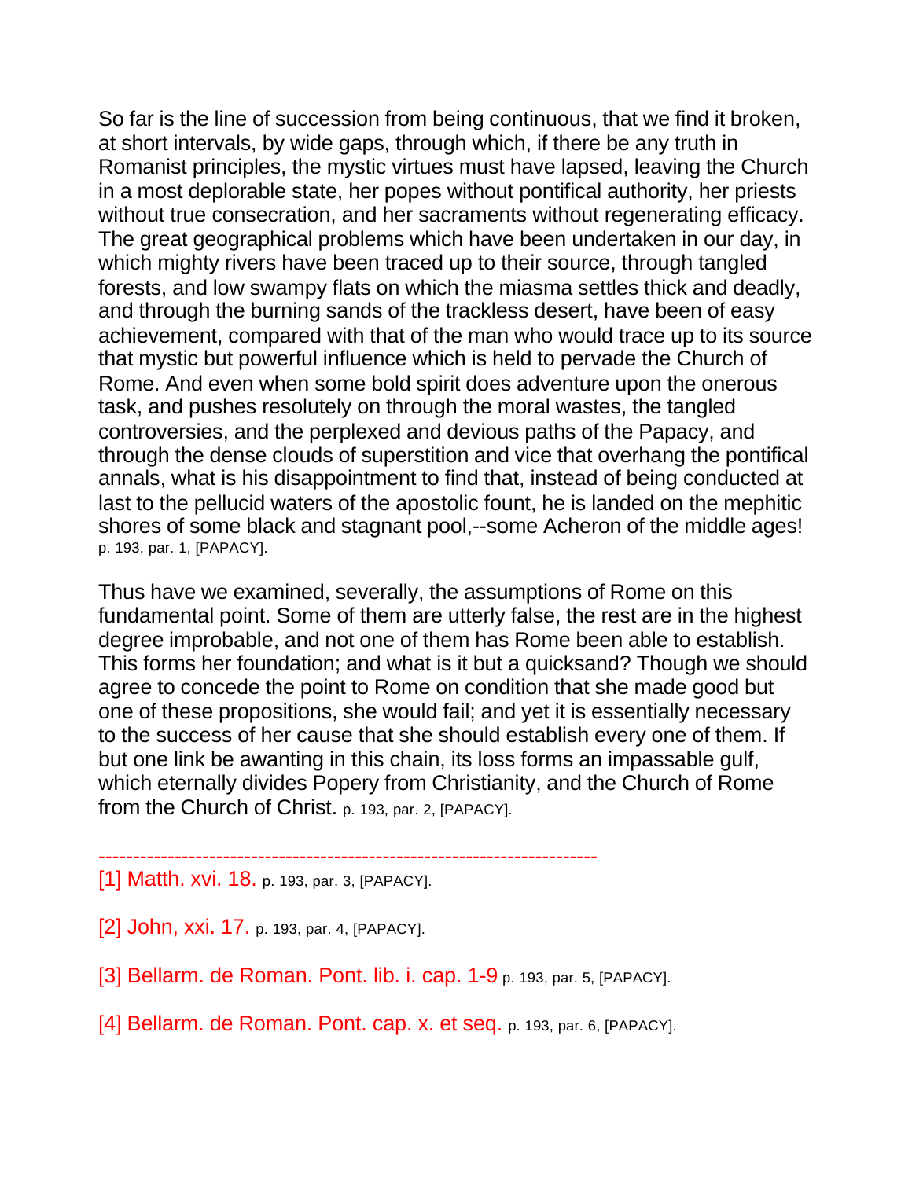So far is the line of succession from being continuous, that we find it broken, at short intervals, by wide gaps, through which, if there be any truth in Romanist principles, the mystic virtues must have lapsed, leaving the Church in a most deplorable state, her popes without pontifical authority, her priests without true consecration, and her sacraments without regenerating efficacy. The great geographical problems which have been undertaken in our day, in which mighty rivers have been traced up to their source, through tangled forests, and low swampy flats on which the miasma settles thick and deadly, and through the burning sands of the trackless desert, have been of easy achievement, compared with that of the man who would trace up to its source that mystic but powerful influence which is held to pervade the Church of Rome. And even when some bold spirit does adventure upon the onerous task, and pushes resolutely on through the moral wastes, the tangled controversies, and the perplexed and devious paths of the Papacy, and through the dense clouds of superstition and vice that overhang the pontifical annals, what is his disappointment to find that, instead of being conducted at last to the pellucid waters of the apostolic fount, he is landed on the mephitic shores of some black and stagnant pool,--some Acheron of the middle ages! p. 193, par. 1, [PAPACY].

Thus have we examined, severally, the assumptions of Rome on this fundamental point. Some of them are utterly false, the rest are in the highest degree improbable, and not one of them has Rome been able to establish. This forms her foundation; and what is it but a quicksand? Though we should agree to concede the point to Rome on condition that she made good but one of these propositions, she would fail; and yet it is essentially necessary to the success of her cause that she should establish every one of them. If but one link be awanting in this chain, its loss forms an impassable gulf, which eternally divides Popery from Christianity, and the Church of Rome from the Church of Christ. p. 193, par. 2, [PAPACY].

------------------------------------------------------------------------

[1] Matth. xvi. 18. p. 193, par. 3, [PAPACY].

[2] John, xxi. 17. p. 193, par. 4, [PAPACY].

[3] Bellarm. de Roman. Pont. lib. i. cap. 1-9 p. 193, par. 5, [PAPACY].

[4] Bellarm. de Roman. Pont. cap. x. et seq. p. 193, par. 6, [PAPACY].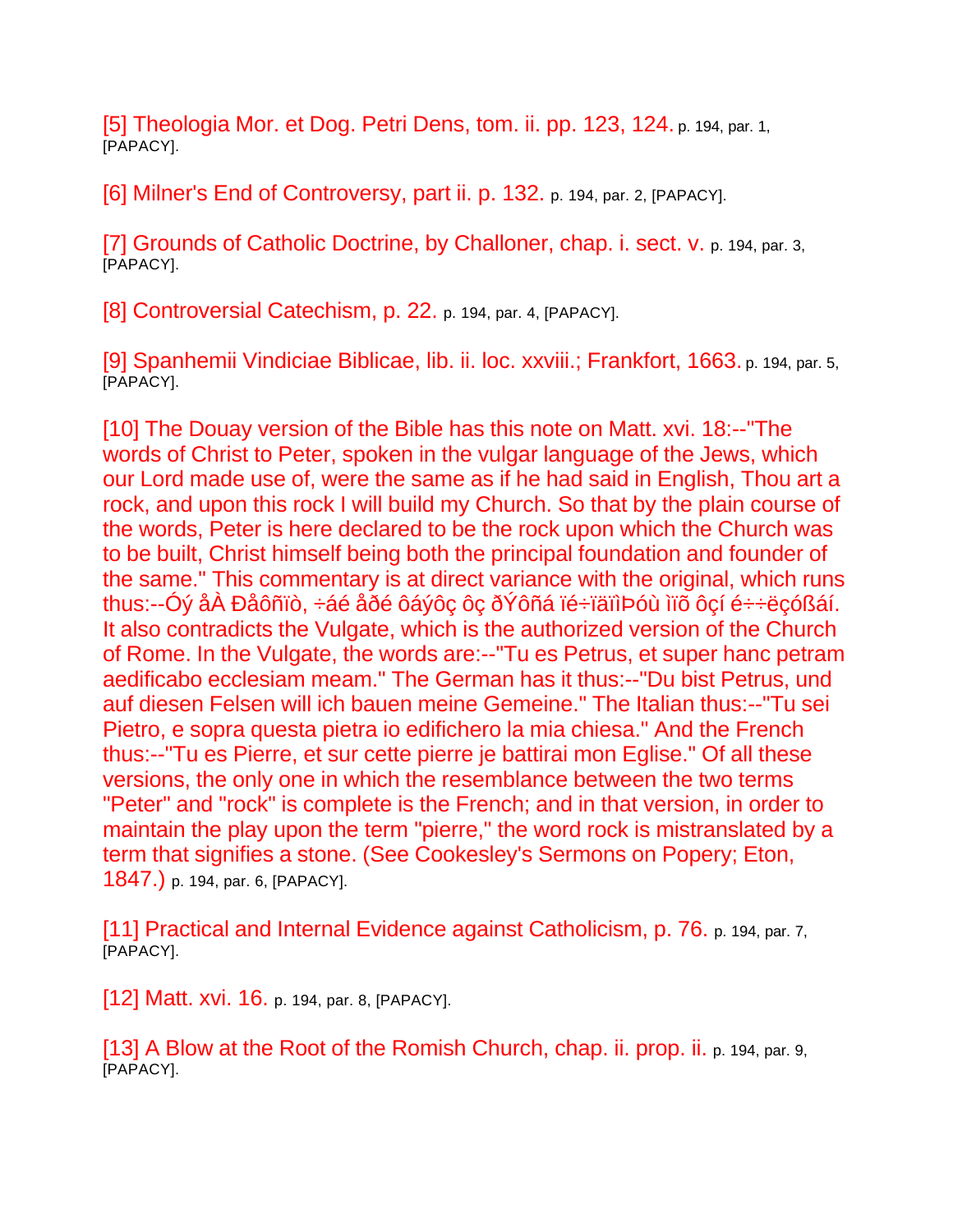[5] Theologia Mor. et Dog. Petri Dens, tom. ii. pp. 123, 124. p. 194, par. 1, [PAPACY].

[6] Milner's End of Controversy, part ii. p. 132. p. 194, par. 2, [PAPACY].

[7] Grounds of Catholic Doctrine, by Challoner, chap. i. sect. v. p. 194, par. 3, [PAPACY].

[8] Controversial Catechism, p. 22. p. 194, par. 4, [PAPACY].

[9] Spanhemii Vindiciae Biblicae, lib. ii. loc. xxviii.; Frankfort, 1663. p. 194, par. 5, [PAPACY].

[10] The Douay version of the Bible has this note on Matt. xvi. 18:--"The words of Christ to Peter, spoken in the vulgar language of the Jews, which our Lord made use of, were the same as if he had said in English, Thou art a rock, and upon this rock I will build my Church. So that by the plain course of the words, Peter is here declared to be the rock upon which the Church was to be built, Christ himself being both the principal foundation and founder of the same." This commentary is at direct variance with the original, which runs thus:--Óý åÀ Ðåôñïò, ÷áé åðé ôáýôç ôç ðÝôñá ïé÷ïäïìÞóù ìïõ ôçí é÷÷ëçóßáí. It also contradicts the Vulgate, which is the authorized version of the Church of Rome. In the Vulgate, the words are:--"Tu es Petrus, et super hanc petram aedificabo ecclesiam meam." The German has it thus:--"Du bist Petrus, und auf diesen Felsen will ich bauen meine Gemeine." The Italian thus:--"Tu sei Pietro, e sopra questa pietra io edifichero la mia chiesa." And the French thus:--"Tu es Pierre, et sur cette pierre je battirai mon Eglise." Of all these versions, the only one in which the resemblance between the two terms "Peter" and "rock" is complete is the French; and in that version, in order to maintain the play upon the term "pierre," the word rock is mistranslated by a term that signifies a stone. (See Cookesley's Sermons on Popery; Eton, 1847.) p. 194, par. 6, [PAPACY].

[11] Practical and Internal Evidence against Catholicism, p. 76. p. 194, par. 7, [PAPACY].

[12] Matt. xvi. 16. p. 194, par. 8, [PAPACY].

[13] A Blow at the Root of the Romish Church, chap. ii. prop. ii. p. 194, par. 9, [PAPACY].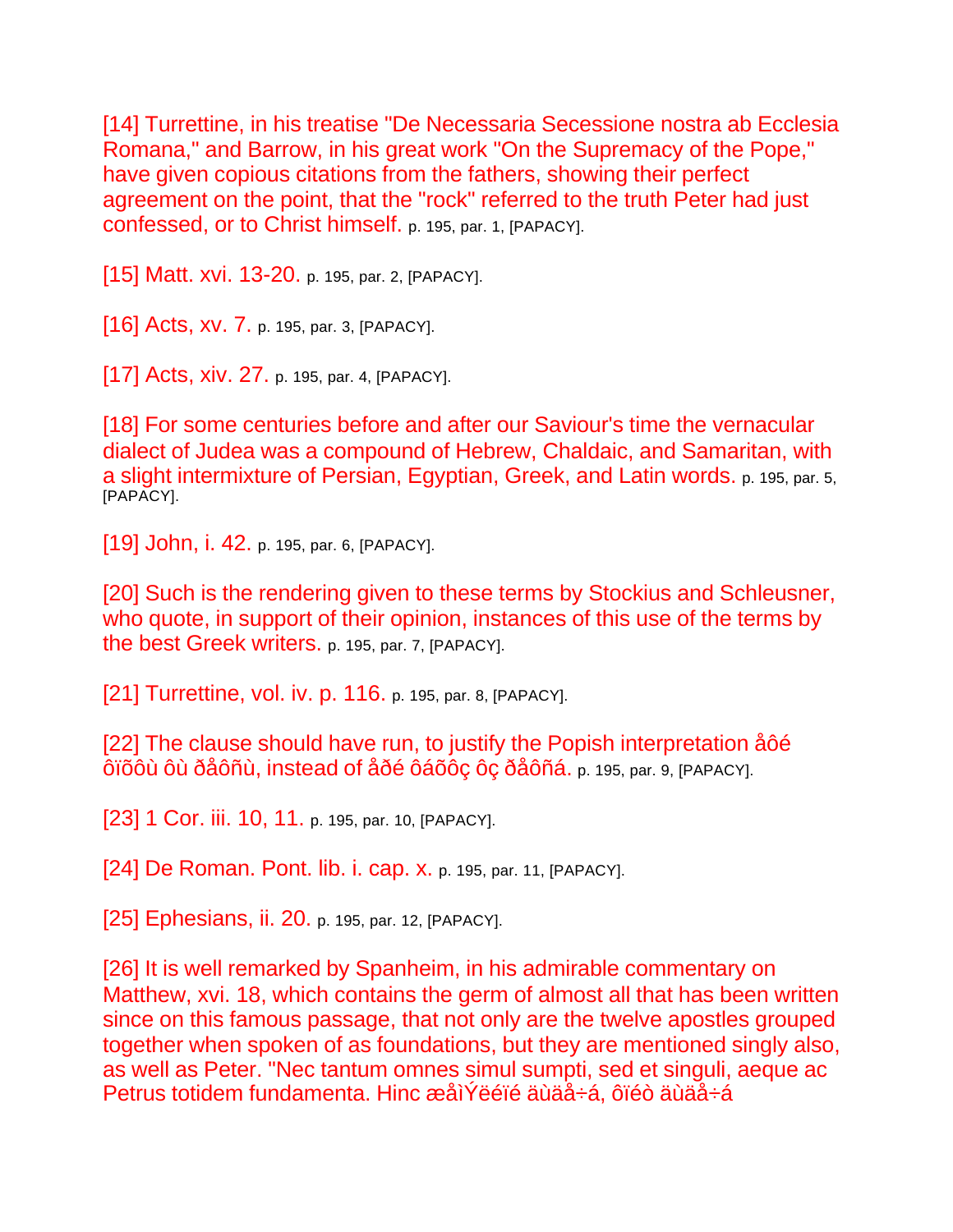[14] Turrettine, in his treatise "De Necessaria Secessione nostra ab Ecclesia Romana," and Barrow, in his great work "On the Supremacy of the Pope," have given copious citations from the fathers, showing their perfect agreement on the point, that the "rock" referred to the truth Peter had just confessed, or to Christ himself. p. 195, par. 1, [PAPACY].

[15] Matt. xvi. 13-20. p. 195, par. 2, [PAPACY].

[16] Acts, xv. 7. p. 195, par. 3, [PAPACY].

[17] Acts, xiv. 27. p. 195, par. 4, [PAPACY].

[18] For some centuries before and after our Saviour's time the vernacular dialect of Judea was a compound of Hebrew, Chaldaic, and Samaritan, with a slight intermixture of Persian, Egyptian, Greek, and Latin words. p. 195, par. 5, [PAPACY].

[19] John, i. 42. p. 195, par. 6, [PAPACY].

[20] Such is the rendering given to these terms by Stockius and Schleusner, who quote, in support of their opinion, instances of this use of the terms by the best Greek writers. p. 195, par. 7, [PAPACY].

[21] Turrettine, vol. iv. p. 116. p. 195, par. 8, [PAPACY].

[22] The clause should have run, to justify the Popish interpretation åôé ôïõôù ôù ðåôñù, instead of åðé ôáõôç ôç ðåôñá. p. 195, par. 9, [PAPACY].

[23] 1 Cor. iii. 10, 11. p. 195, par. 10, [PAPACY].

[24] De Roman. Pont. lib. i. cap. x. p. 195, par. 11, [PAPACY].

[25] Ephesians, ii. 20. p. 195, par. 12, [PAPACY].

[26] It is well remarked by Spanheim, in his admirable commentary on Matthew, xvi. 18, which contains the germ of almost all that has been written since on this famous passage, that not only are the twelve apostles grouped together when spoken of as foundations, but they are mentioned singly also, as well as Peter. "Nec tantum omnes simul sumpti, sed et singuli, aeque ac Petrus totidem fundamenta. Hinc æåìÝëéïé äùäå÷á, ôïéò äùäå÷á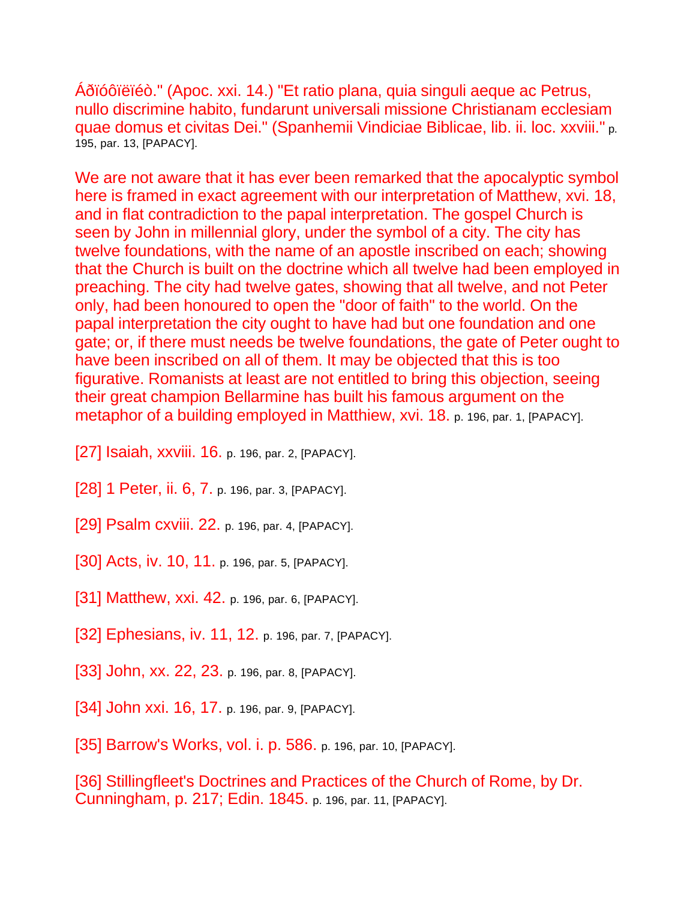Áðïóôïëïéò." (Apoc. xxi. 14.) "Et ratio plana, quia singuli aeque ac Petrus, nullo discrimine habito, fundarunt universali missione Christianam ecclesiam quae domus et civitas Dei." (Spanhemii Vindiciae Biblicae, lib. ii. loc. xxviii." p. 195, par. 13, [PAPACY].

We are not aware that it has ever been remarked that the apocalyptic symbol here is framed in exact agreement with our interpretation of Matthew, xvi. 18, and in flat contradiction to the papal interpretation. The gospel Church is seen by John in millennial glory, under the symbol of a city. The city has twelve foundations, with the name of an apostle inscribed on each; showing that the Church is built on the doctrine which all twelve had been employed in preaching. The city had twelve gates, showing that all twelve, and not Peter only, had been honoured to open the "door of faith" to the world. On the papal interpretation the city ought to have had but one foundation and one gate; or, if there must needs be twelve foundations, the gate of Peter ought to have been inscribed on all of them. It may be objected that this is too figurative. Romanists at least are not entitled to bring this objection, seeing their great champion Bellarmine has built his famous argument on the metaphor of a building employed in Matthiew, xvi. 18. p. 196, par. 1, [PAPACY].

[27] Isaiah, xxviii. 16. p. 196, par. 2, [PAPACY].

[28] 1 Peter, ii. 6, 7. p. 196, par. 3, [PAPACY].

[29] Psalm cxviii. 22. p. 196, par. 4, [PAPACY].

[30] Acts, iv. 10, 11. p. 196, par. 5, [PAPACY].

[31] Matthew, xxi. 42. p. 196, par. 6, [PAPACY].

[32] Ephesians, iv. 11, 12. p. 196, par. 7, [PAPACY].

[33] John, xx. 22, 23. p. 196, par. 8, [PAPACY].

[34] John xxi. 16, 17. p. 196, par. 9, [PAPACY].

[35] Barrow's Works, vol. i. p. 586. p. 196, par. 10, [PAPACY].

[36] Stillingfleet's Doctrines and Practices of the Church of Rome, by Dr. Cunningham, p. 217; Edin. 1845. p. 196, par. 11, [PAPACY].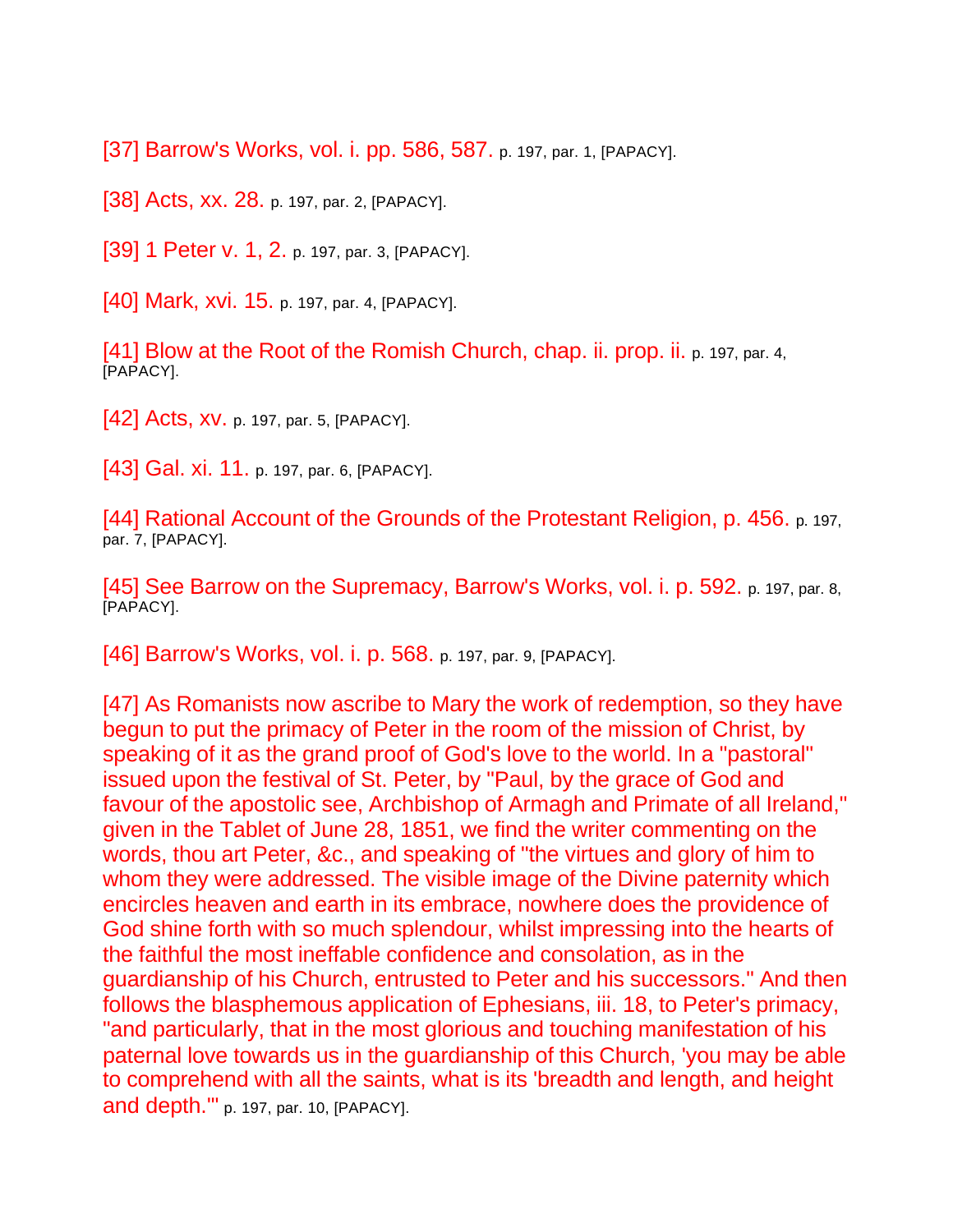[37] Barrow's Works, vol. i. pp. 586, 587. p. 197, par. 1, [PAPACY].

[38] Acts, xx. 28. p. 197, par. 2, [PAPACY].

[39] 1 Peter v. 1, 2. p. 197, par. 3, [PAPACY].

[40] Mark, xvi. 15. p. 197, par. 4, [PAPACY].

[41] Blow at the Root of the Romish Church, chap. ii. prop. ii. p. 197, par. 4, [PAPACY].

[42] Acts, xv. p. 197, par. 5, [PAPACY].

[43] Gal. xi. 11. p. 197, par. 6, [PAPACY].

[44] Rational Account of the Grounds of the Protestant Religion, p. 456. p. 197, par. 7, [PAPACY].

[45] See Barrow on the Supremacy, Barrow's Works, vol. i. p. 592. p. 197, par. 8, [PAPACY].

[46] Barrow's Works, vol. i. p. 568. p. 197, par. 9, [PAPACY].

[47] As Romanists now ascribe to Mary the work of redemption, so they have begun to put the primacy of Peter in the room of the mission of Christ, by speaking of it as the grand proof of God's love to the world. In a "pastoral" issued upon the festival of St. Peter, by "Paul, by the grace of God and favour of the apostolic see, Archbishop of Armagh and Primate of all Ireland," given in the Tablet of June 28, 1851, we find the writer commenting on the words, thou art Peter, &c., and speaking of "the virtues and glory of him to whom they were addressed. The visible image of the Divine paternity which encircles heaven and earth in its embrace, nowhere does the providence of God shine forth with so much splendour, whilst impressing into the hearts of the faithful the most ineffable confidence and consolation, as in the guardianship of his Church, entrusted to Peter and his successors." And then follows the blasphemous application of Ephesians, iii. 18, to Peter's primacy, "and particularly, that in the most glorious and touching manifestation of his paternal love towards us in the guardianship of this Church, 'you may be able to comprehend with all the saints, what is its 'breadth and length, and height and depth.'" p. 197, par. 10, [PAPACY].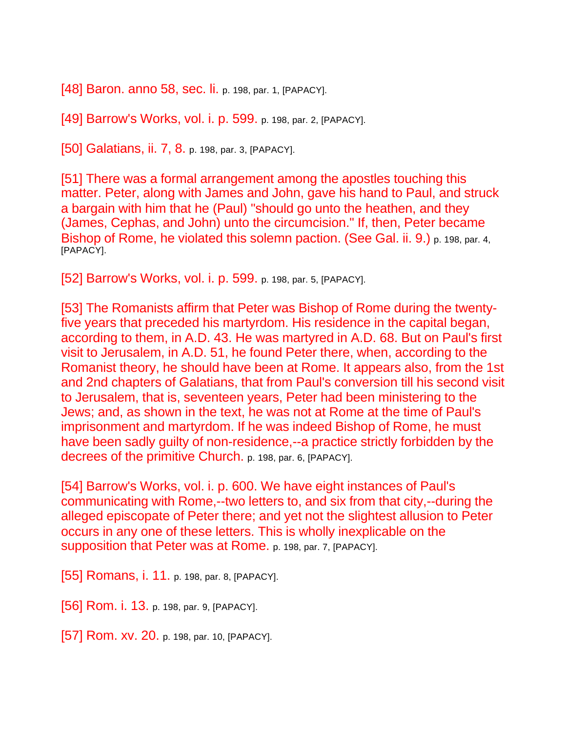[48] Baron. anno 58, sec. li. p. 198, par. 1, [PAPACY].

[49] Barrow's Works, vol. i. p. 599. p. 198, par. 2, [PAPACY].

[50] Galatians, ii. 7, 8. p. 198, par. 3, [PAPACY].

[51] There was a formal arrangement among the apostles touching this matter. Peter, along with James and John, gave his hand to Paul, and struck a bargain with him that he (Paul) "should go unto the heathen, and they (James, Cephas, and John) unto the circumcision." If, then, Peter became Bishop of Rome, he violated this solemn paction. (See Gal. ii. 9.) p. 198, par. 4, [PAPACY].

[52] Barrow's Works, vol. i. p. 599. p. 198, par. 5, [PAPACY].

[53] The Romanists affirm that Peter was Bishop of Rome during the twenty-five years that preceded his martyrdom. His residence in the capital began, according to them, in A.D. 43. He was martyred in A.D. 68. But on Paul's first visit to Jerusalem, in A.D. 51, he found Peter there, when, according to the Romanist theory, he should have been at Rome. It appears also, from the 1st and 2nd chapters of Galatians, that from Paul's conversion till his second visit to Jerusalem, that is, seventeen years, Peter had been ministering to the Jews; and, as shown in the text, he was not at Rome at the time of Paul's imprisonment and martyrdom. If he was indeed Bishop of Rome, he must have been sadly guilty of non-residence,--a practice strictly forbidden by the decrees of the primitive Church. p. 198, par. 6, [PAPACY].

[54] Barrow's Works, vol. i. p. 600. We have eight instances of Paul's communicating with Rome,--two letters to, and six from that city,--during the alleged episcopate of Peter there; and yet not the slightest allusion to Peter occurs in any one of these letters. This is wholly inexplicable on the supposition that Peter was at Rome. p. 198, par. 7, [PAPACY].

[55] Romans, i. 11. p. 198, par. 8, [PAPACY].

[56] Rom. i. 13. p. 198, par. 9, [PAPACY].

[57] Rom. xv. 20. p. 198, par. 10, [PAPACY].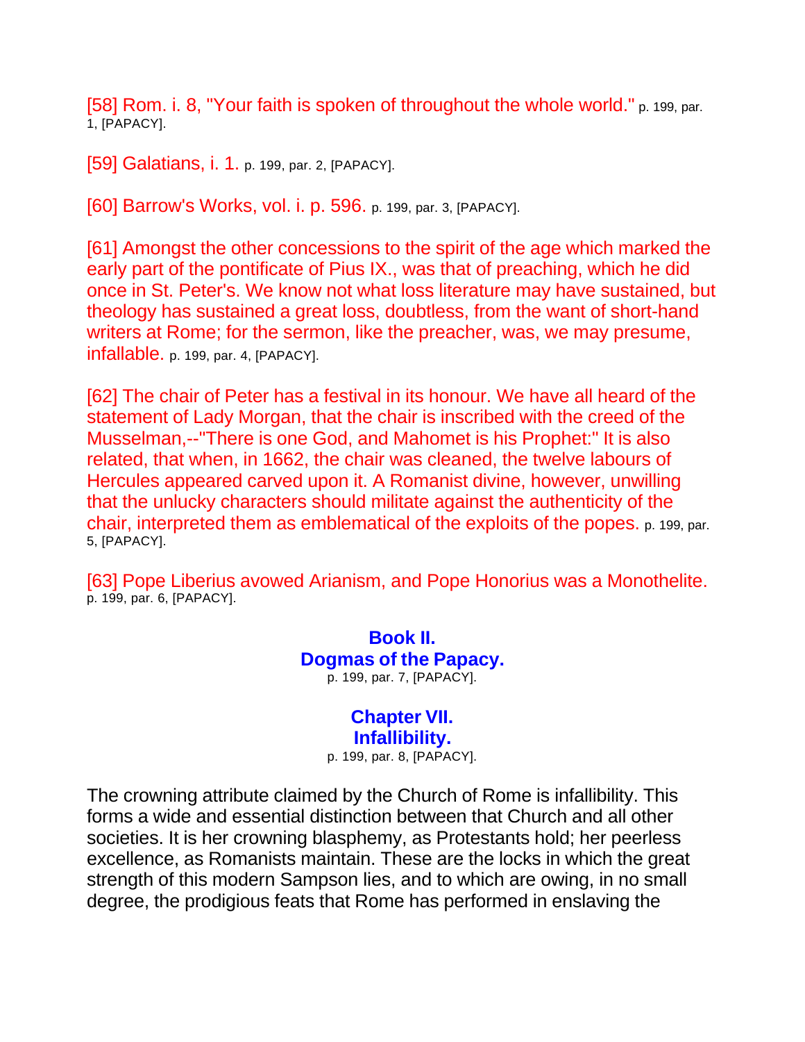[58] Rom. i. 8, "Your faith is spoken of throughout the whole world." p. 199, par. 1, [PAPACY].

[59] Galatians, i. 1. p. 199, par. 2, [PAPACY].

[60] Barrow's Works, vol. i. p. 596. p. 199, par. 3, [PAPACY].

[61] Amongst the other concessions to the spirit of the age which marked the early part of the pontificate of Pius IX., was that of preaching, which he did once in St. Peter's. We know not what loss literature may have sustained, but theology has sustained a great loss, doubtless, from the want of short-hand writers at Rome; for the sermon, like the preacher, was, we may presume, infallable. p. 199, par. 4, [PAPACY].

[62] The chair of Peter has a festival in its honour. We have all heard of the statement of Lady Morgan, that the chair is inscribed with the creed of the Musselman,--"There is one God, and Mahomet is his Prophet:" It is also related, that when, in 1662, the chair was cleaned, the twelve labours of Hercules appeared carved upon it. A Romanist divine, however, unwilling that the unlucky characters should militate against the authenticity of the chair, interpreted them as emblematical of the exploits of the popes. p. 199, par. 5, [PAPACY].

[63] Pope Liberius avowed Arianism, and Pope Honorius was a Monothelite. p. 199, par. 6, [PAPACY].

# Book II. Dogmas of the Papacy.

p. 199, par. 7, [PAPACY].

## Chapter VII. Infallibility.

p. 199, par. 8, [PAPACY].

The crowning attribute claimed by the Church of Rome is infallibility. This forms a wide and essential distinction between that Church and all other societies. It is her crowning blasphemy, as Protestants hold; her peerless excellence, as Romanists maintain. These are the locks in which the great strength of this modern Sampson lies, and to which are owing, in no small degree, the prodigious feats that Rome has performed in enslaving the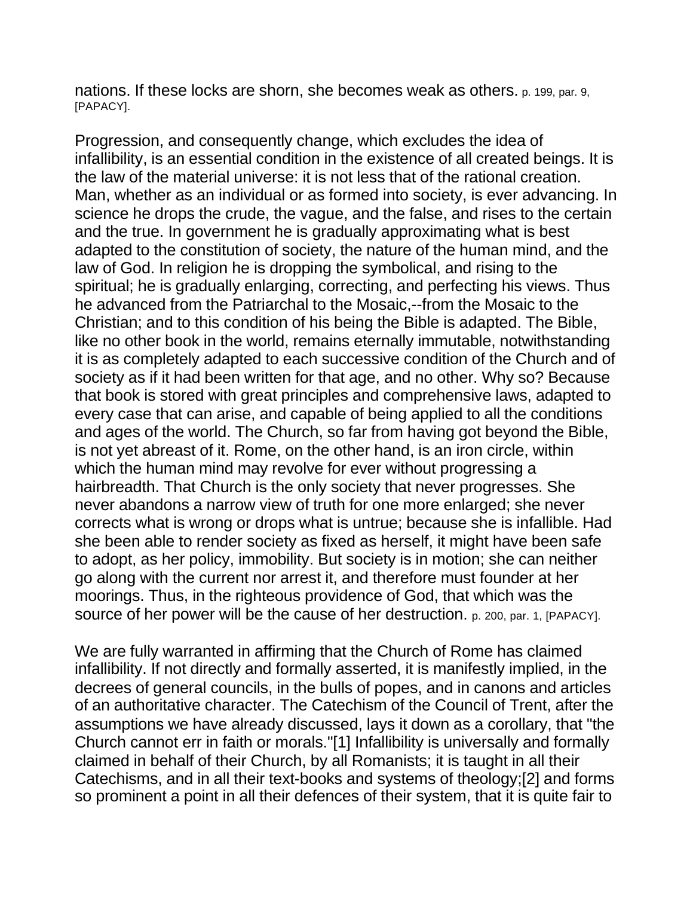nations. If these locks are shorn, she becomes weak as others. p. 199, par. 9, [PAPACY].

Progression, and consequently change, which excludes the idea of infallibility, is an essential condition in the existence of all created beings. It is the law of the material universe: it is not less that of the rational creation. Man, whether as an individual or as formed into society, is ever advancing. In science he drops the crude, the vague, and the false, and rises to the certain and the true. In government he is gradually approximating what is best adapted to the constitution of society, the nature of the human mind, and the law of God. In religion he is dropping the symbolical, and rising to the spiritual; he is gradually enlarging, correcting, and perfecting his views. Thus he advanced from the Patriarchal to the Mosaic,--from the Mosaic to the Christian; and to this condition of his being the Bible is adapted. The Bible, like no other book in the world, remains eternally immutable, notwithstanding it is as completely adapted to each successive condition of the Church and of society as if it had been written for that age, and no other. Why so? Because that book is stored with great principles and comprehensive laws, adapted to every case that can arise, and capable of being applied to all the conditions and ages of the world. The Church, so far from having got beyond the Bible, is not yet abreast of it. Rome, on the other hand, is an iron circle, within which the human mind may revolve for ever without progressing a hairbreadth. That Church is the only society that never progresses. She never abandons a narrow view of truth for one more enlarged; she never corrects what is wrong or drops what is untrue; because she is infallible. Had she been able to render society as fixed as herself, it might have been safe to adopt, as her policy, immobility. But society is in motion; she can neither go along with the current nor arrest it, and therefore must founder at her moorings. Thus, in the righteous providence of God, that which was the source of her power will be the cause of her destruction. p. 200, par. 1, [PAPACY].

We are fully warranted in affirming that the Church of Rome has claimed infallibility. If not directly and formally asserted, it is manifestly implied, in the decrees of general councils, in the bulls of popes, and in canons and articles of an authoritative character. The Catechism of the Council of Trent, after the assumptions we have already discussed, lays it down as a corollary, that "the Church cannot err in faith or morals."[1] Infallibility is universally and formally claimed in behalf of their Church, by all Romanists; it is taught in all their Catechisms, and in all their text-books and systems of theology;[2] and forms so prominent a point in all their defences of their system, that it is quite fair to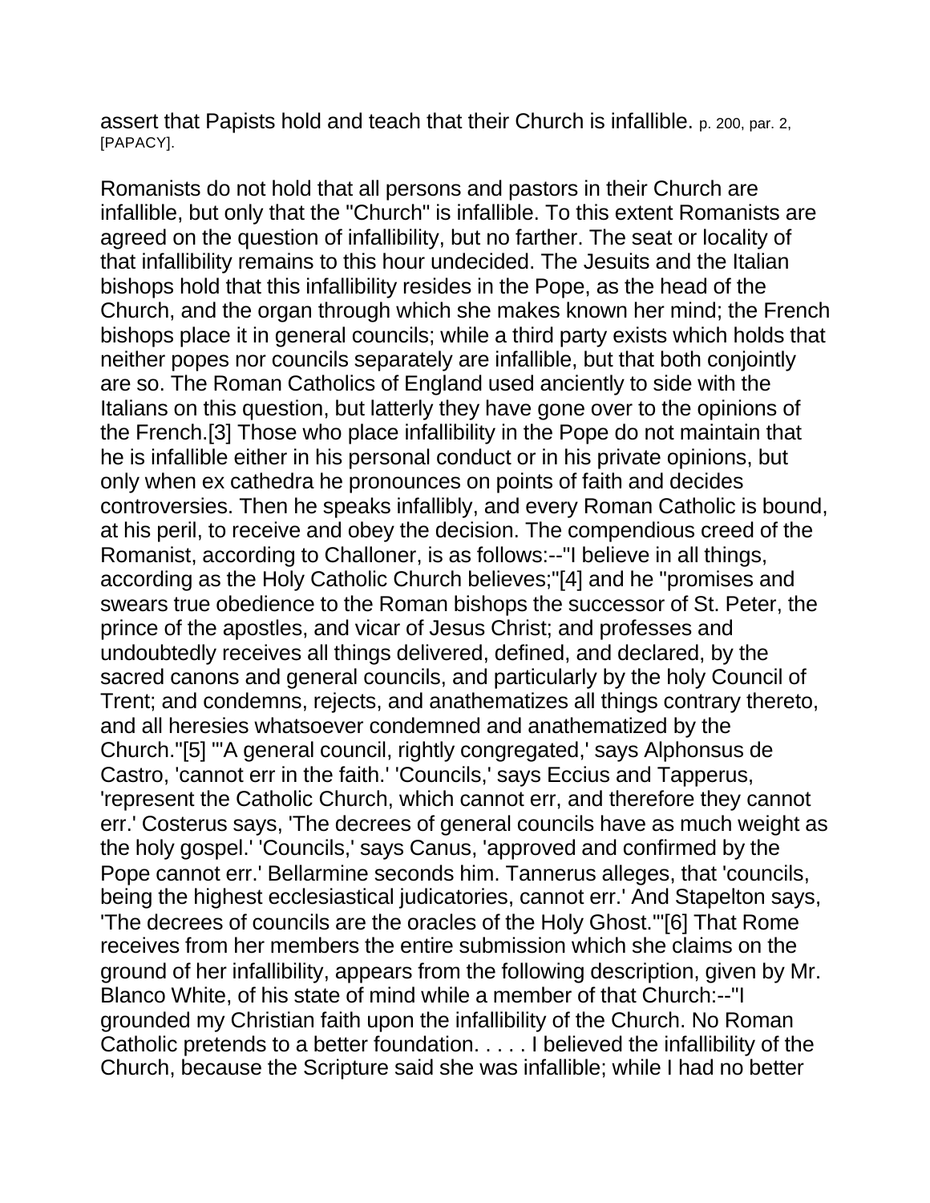assert that Papists hold and teach that their Church is infallible. p. 200, par. 2, [PAPACY].

Romanists do not hold that all persons and pastors in their Church are infallible, but only that the "Church" is infallible. To this extent Romanists are agreed on the question of infallibility, but no farther. The seat or locality of that infallibility remains to this hour undecided. The Jesuits and the Italian bishops hold that this infallibility resides in the Pope, as the head of the Church, and the organ through which she makes known her mind; the French bishops place it in general councils; while a third party exists which holds that neither popes nor councils separately are infallible, but that both conjointly are so. The Roman Catholics of England used anciently to side with the Italians on this question, but latterly they have gone over to the opinions of the French.[3] Those who place infallibility in the Pope do not maintain that he is infallible either in his personal conduct or in his private opinions, but only when ex cathedra he pronounces on points of faith and decides controversies. Then he speaks infallibly, and every Roman Catholic is bound, at his peril, to receive and obey the decision. The compendious creed of the Romanist, according to Challoner, is as follows:--"I believe in all things, according as the Holy Catholic Church believes;"[4] and he "promises and swears true obedience to the Roman bishops the successor of St. Peter, the prince of the apostles, and vicar of Jesus Christ; and professes and undoubtedly receives all things delivered, defined, and declared, by the sacred canons and general councils, and particularly by the holy Council of Trent; and condemns, rejects, and anathematizes all things contrary thereto, and all heresies whatsoever condemned and anathematized by the Church."[5] "'A general council, rightly congregated,' says Alphonsus de Castro, 'cannot err in the faith.' 'Councils,' says Eccius and Tapperus, 'represent the Catholic Church, which cannot err, and therefore they cannot err.' Costerus says, 'The decrees of general councils have as much weight as the holy gospel.' 'Councils,' says Canus, 'approved and confirmed by the Pope cannot err.' Bellarmine seconds him. Tannerus alleges, that 'councils, being the highest ecclesiastical judicatories, cannot err.' And Stapelton says, 'The decrees of councils are the oracles of the Holy Ghost.'"[6] That Rome receives from her members the entire submission which she claims on the ground of her infallibility, appears from the following description, given by Mr. Blanco White, of his state of mind while a member of that Church:--"I grounded my Christian faith upon the infallibility of the Church. No Roman Catholic pretends to a better foundation. . . . . I believed the infallibility of the Church, because the Scripture said she was infallible; while I had no better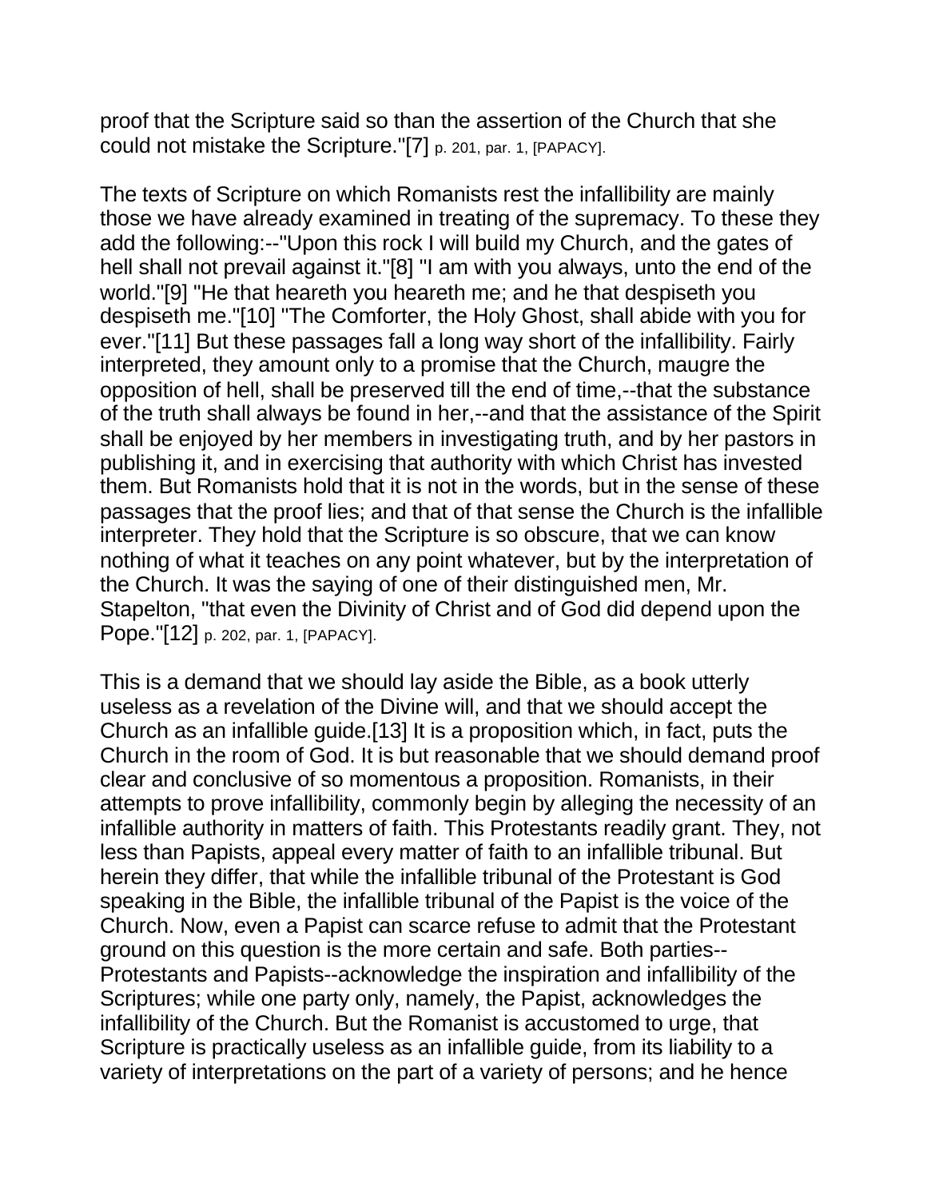proof that the Scripture said so than the assertion of the Church that she could not mistake the Scripture."[7] p. 201, par. 1, [PAPACY].

The texts of Scripture on which Romanists rest the infallibility are mainly those we have already examined in treating of the supremacy. To these they add the following:--"Upon this rock I will build my Church, and the gates of hell shall not prevail against it."[8] "I am with you always, unto the end of the world."[9] "He that heareth you heareth me; and he that despiseth you despiseth me."[10] "The Comforter, the Holy Ghost, shall abide with you for ever."[11] But these passages fall a long way short of the infallibility. Fairly interpreted, they amount only to a promise that the Church, maugre the opposition of hell, shall be preserved till the end of time,--that the substance of the truth shall always be found in her,--and that the assistance of the Spirit shall be enjoyed by her members in investigating truth, and by her pastors in publishing it, and in exercising that authority with which Christ has invested them. But Romanists hold that it is not in the words, but in the sense of these passages that the proof lies; and that of that sense the Church is the infallible interpreter. They hold that the Scripture is so obscure, that we can know nothing of what it teaches on any point whatever, but by the interpretation of the Church. It was the saying of one of their distinguished men, Mr. Stapelton, "that even the Divinity of Christ and of God did depend upon the Pope."[12] p. 202, par. 1, [PAPACY].

This is a demand that we should lay aside the Bible, as a book utterly useless as a revelation of the Divine will, and that we should accept the Church as an infallible guide.[13] It is a proposition which, in fact, puts the Church in the room of God. It is but reasonable that we should demand proof clear and conclusive of so momentous a proposition. Romanists, in their attempts to prove infallibility, commonly begin by alleging the necessity of an infallible authority in matters of faith. This Protestants readily grant. They, not less than Papists, appeal every matter of faith to an infallible tribunal. But herein they differ, that while the infallible tribunal of the Protestant is God speaking in the Bible, the infallible tribunal of the Papist is the voice of the Church. Now, even a Papist can scarce refuse to admit that the Protestant ground on this question is the more certain and safe. Both parties--Protestants and Papists--acknowledge the inspiration and infallibility of the Scriptures; while one party only, namely, the Papist, acknowledges the infallibility of the Church. But the Romanist is accustomed to urge, that Scripture is practically useless as an infallible guide, from its liability to a variety of interpretations on the part of a variety of persons; and he hence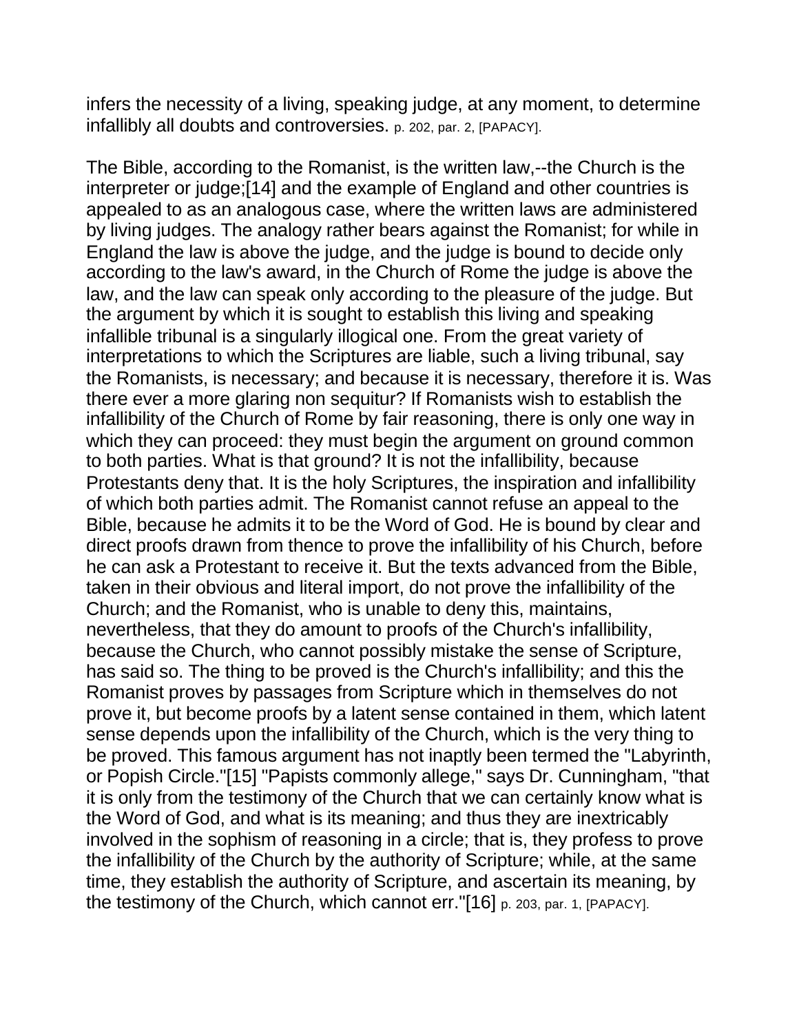infers the necessity of a living, speaking judge, at any moment, to determine infallibly all doubts and controversies. p. 202, par. 2, [PAPACY].

The Bible, according to the Romanist, is the written law,--the Church is the interpreter or judge;[14] and the example of England and other countries is appealed to as an analogous case, where the written laws are administered by living judges. The analogy rather bears against the Romanist; for while in England the law is above the judge, and the judge is bound to decide only according to the law's award, in the Church of Rome the judge is above the law, and the law can speak only according to the pleasure of the judge. But the argument by which it is sought to establish this living and speaking infallible tribunal is a singularly illogical one. From the great variety of interpretations to which the Scriptures are liable, such a living tribunal, say the Romanists, is necessary; and because it is necessary, therefore it is. Was there ever a more glaring non sequitur? If Romanists wish to establish the infallibility of the Church of Rome by fair reasoning, there is only one way in which they can proceed: they must begin the argument on ground common to both parties. What is that ground? It is not the infallibility, because Protestants deny that. It is the holy Scriptures, the inspiration and infallibility of which both parties admit. The Romanist cannot refuse an appeal to the Bible, because he admits it to be the Word of God. He is bound by clear and direct proofs drawn from thence to prove the infallibility of his Church, before he can ask a Protestant to receive it. But the texts advanced from the Bible, taken in their obvious and literal import, do not prove the infallibility of the Church; and the Romanist, who is unable to deny this, maintains, nevertheless, that they do amount to proofs of the Church's infallibility, because the Church, who cannot possibly mistake the sense of Scripture, has said so. The thing to be proved is the Church's infallibility; and this the Romanist proves by passages from Scripture which in themselves do not prove it, but become proofs by a latent sense contained in them, which latent sense depends upon the infallibility of the Church, which is the very thing to be proved. This famous argument has not inaptly been termed the "Labyrinth, or Popish Circle."[15] "Papists commonly allege," says Dr. Cunningham, "that it is only from the testimony of the Church that we can certainly know what is the Word of God, and what is its meaning; and thus they are inextricably involved in the sophism of reasoning in a circle; that is, they profess to prove the infallibility of the Church by the authority of Scripture; while, at the same time, they establish the authority of Scripture, and ascertain its meaning, by the testimony of the Church, which cannot err."[16] p. 203, par. 1, [PAPACY].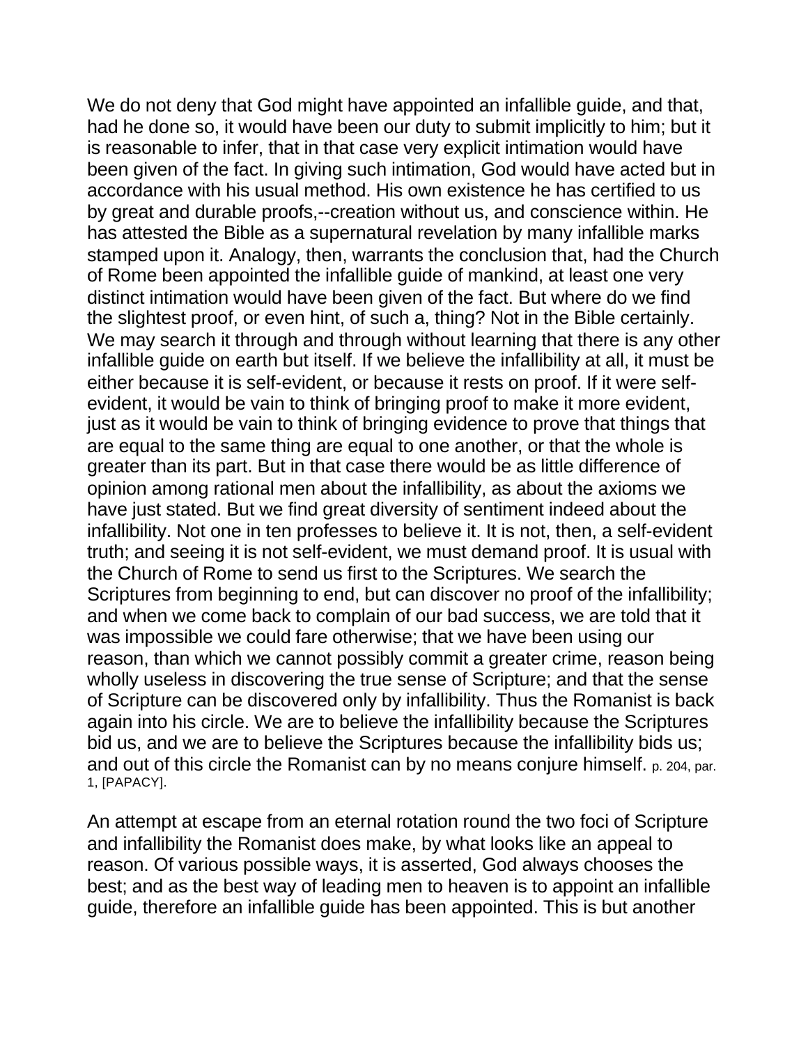We do not deny that God might have appointed an infallible guide, and that, had he done so, it would have been our duty to submit implicitly to him; but it is reasonable to infer, that in that case very explicit intimation would have been given of the fact. In giving such intimation, God would have acted but in accordance with his usual method. His own existence he has certified to us by great and durable proofs,--creation without us, and conscience within. He has attested the Bible as a supernatural revelation by many infallible marks stamped upon it. Analogy, then, warrants the conclusion that, had the Church of Rome been appointed the infallible guide of mankind, at least one very distinct intimation would have been given of the fact. But where do we find the slightest proof, or even hint, of such a, thing? Not in the Bible certainly. We may search it through and through without learning that there is any other infallible guide on earth but itself. If we believe the infallibility at all, it must be either because it is self-evident, or because it rests on proof. If it were self-evident, it would be vain to think of bringing proof to make it more evident, just as it would be vain to think of bringing evidence to prove that things that are equal to the same thing are equal to one another, or that the whole is greater than its part. But in that case there would be as little difference of opinion among rational men about the infallibility, as about the axioms we have just stated. But we find great diversity of sentiment indeed about the infallibility. Not one in ten professes to believe it. It is not, then, a self-evident truth; and seeing it is not self-evident, we must demand proof. It is usual with the Church of Rome to send us first to the Scriptures. We search the Scriptures from beginning to end, but can discover no proof of the infallibility; and when we come back to complain of our bad success, we are told that it was impossible we could fare otherwise; that we have been using our reason, than which we cannot possibly commit a greater crime, reason being wholly useless in discovering the true sense of Scripture; and that the sense of Scripture can be discovered only by infallibility. Thus the Romanist is back again into his circle. We are to believe the infallibility because the Scriptures bid us, and we are to believe the Scriptures because the infallibility bids us; and out of this circle the Romanist can by no means conjure himself. p. 204, par. 1, [PAPACY].

An attempt at escape from an eternal rotation round the two foci of Scripture and infallibility the Romanist does make, by what looks like an appeal to reason. Of various possible ways, it is asserted, God always chooses the best; and as the best way of leading men to heaven is to appoint an infallible guide, therefore an infallible guide has been appointed. This is but another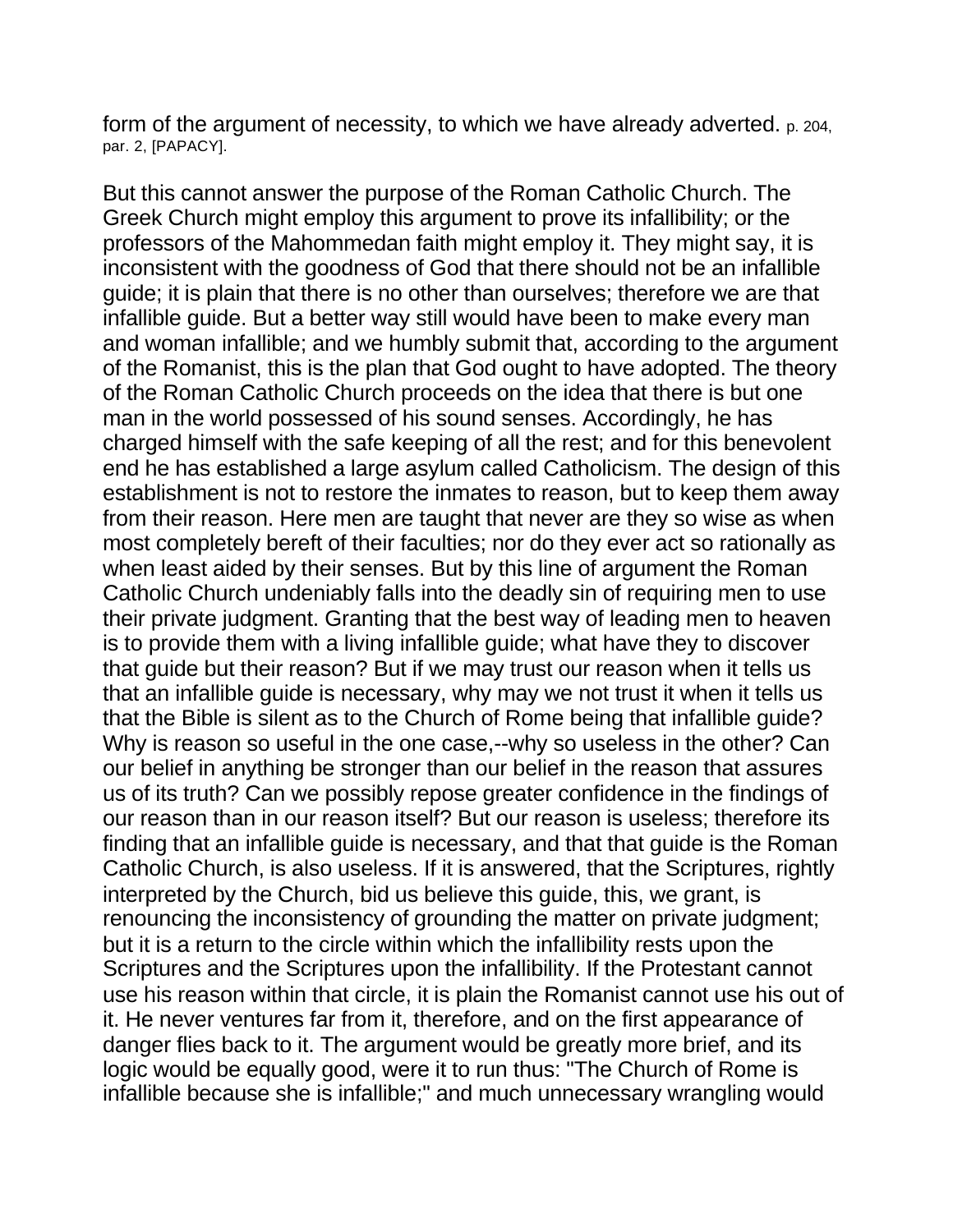form of the argument of necessity, to which we have already adverted. p. 204, par. 2, [PAPACY].

But this cannot answer the purpose of the Roman Catholic Church. The Greek Church might employ this argument to prove its infallibility; or the professors of the Mahommedan faith might employ it. They might say, it is inconsistent with the goodness of God that there should not be an infallible guide; it is plain that there is no other than ourselves; therefore we are that infallible guide. But a better way still would have been to make every man and woman infallible; and we humbly submit that, according to the argument of the Romanist, this is the plan that God ought to have adopted. The theory of the Roman Catholic Church proceeds on the idea that there is but one man in the world possessed of his sound senses. Accordingly, he has charged himself with the safe keeping of all the rest; and for this benevolent end he has established a large asylum called Catholicism. The design of this establishment is not to restore the inmates to reason, but to keep them away from their reason. Here men are taught that never are they so wise as when most completely bereft of their faculties; nor do they ever act so rationally as when least aided by their senses. But by this line of argument the Roman Catholic Church undeniably falls into the deadly sin of requiring men to use their private judgment. Granting that the best way of leading men to heaven is to provide them with a living infallible guide; what have they to discover that guide but their reason? But if we may trust our reason when it tells us that an infallible guide is necessary, why may we not trust it when it tells us that the Bible is silent as to the Church of Rome being that infallible guide? Why is reason so useful in the one case,--why so useless in the other? Can our belief in anything be stronger than our belief in the reason that assures us of its truth? Can we possibly repose greater confidence in the findings of our reason than in our reason itself? But our reason is useless; therefore its finding that an infallible guide is necessary, and that that guide is the Roman Catholic Church, is also useless. If it is answered, that the Scriptures, rightly interpreted by the Church, bid us believe this guide, this, we grant, is renouncing the inconsistency of grounding the matter on private judgment; but it is a return to the circle within which the infallibility rests upon the Scriptures and the Scriptures upon the infallibility. If the Protestant cannot use his reason within that circle, it is plain the Romanist cannot use his out of it. He never ventures far from it, therefore, and on the first appearance of danger flies back to it. The argument would be greatly more brief, and its logic would be equally good, were it to run thus: "The Church of Rome is infallible because she is infallible;" and much unnecessary wrangling would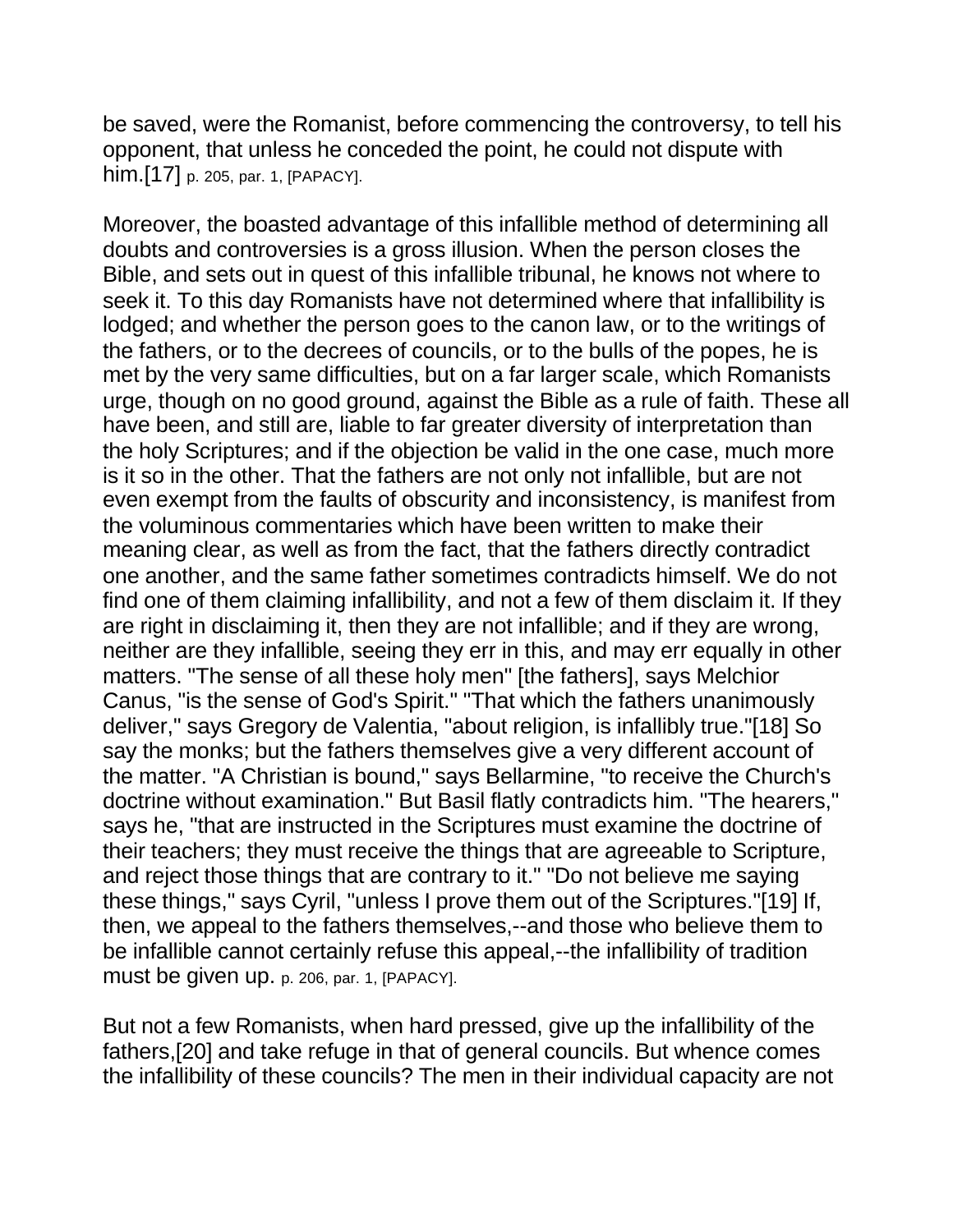be saved, were the Romanist, before commencing the controversy, to tell his opponent, that unless he conceded the point, he could not dispute with him.[17] p. 205, par. 1, [PAPACY].

Moreover, the boasted advantage of this infallible method of determining all doubts and controversies is a gross illusion. When the person closes the Bible, and sets out in quest of this infallible tribunal, he knows not where to seek it. To this day Romanists have not determined where that infallibility is lodged; and whether the person goes to the canon law, or to the writings of the fathers, or to the decrees of councils, or to the bulls of the popes, he is met by the very same difficulties, but on a far larger scale, which Romanists urge, though on no good ground, against the Bible as a rule of faith. These all have been, and still are, liable to far greater diversity of interpretation than the holy Scriptures; and if the objection be valid in the one case, much more is it so in the other. That the fathers are not only not infallible, but are not even exempt from the faults of obscurity and inconsistency, is manifest from the voluminous commentaries which have been written to make their meaning clear, as well as from the fact, that the fathers directly contradict one another, and the same father sometimes contradicts himself. We do not find one of them claiming infallibility, and not a few of them disclaim it. If they are right in disclaiming it, then they are not infallible; and if they are wrong, neither are they infallible, seeing they err in this, and may err equally in other matters. "The sense of all these holy men" [the fathers], says Melchior Canus, "is the sense of God's Spirit." "That which the fathers unanimously deliver," says Gregory de Valentia, "about religion, is infallibly true."[18] So say the monks; but the fathers themselves give a very different account of the matter. "A Christian is bound," says Bellarmine, "to receive the Church's doctrine without examination." But Basil flatly contradicts him. "The hearers," says he, "that are instructed in the Scriptures must examine the doctrine of their teachers; they must receive the things that are agreeable to Scripture, and reject those things that are contrary to it." "Do not believe me saying these things," says Cyril, "unless I prove them out of the Scriptures."[19] If, then, we appeal to the fathers themselves,--and those who believe them to be infallible cannot certainly refuse this appeal,--the infallibility of tradition must be given up. p. 206, par. 1, [PAPACY].

But not a few Romanists, when hard pressed, give up the infallibility of the fathers,[20] and take refuge in that of general councils. But whence comes the infallibility of these councils? The men in their individual capacity are not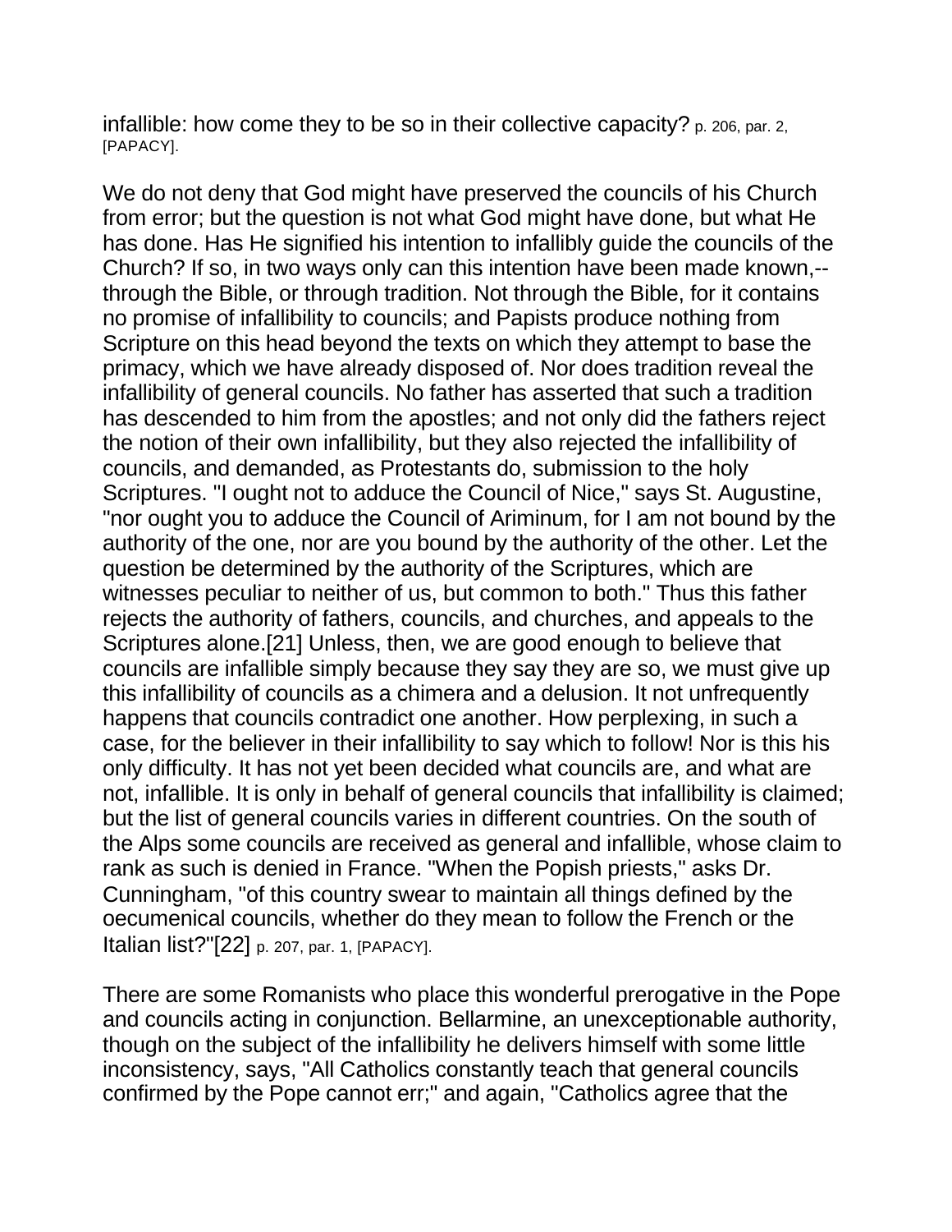infallible: how come they to be so in their collective capacity? p. 206, par. 2, [PAPACY].

We do not deny that God might have preserved the councils of his Church from error; but the question is not what God might have done, but what He has done. Has He signified his intention to infallibly guide the councils of the Church? If so, in two ways only can this intention have been made known,--through the Bible, or through tradition. Not through the Bible, for it contains no promise of infallibility to councils; and Papists produce nothing from Scripture on this head beyond the texts on which they attempt to base the primacy, which we have already disposed of. Nor does tradition reveal the infallibility of general councils. No father has asserted that such a tradition has descended to him from the apostles; and not only did the fathers reject the notion of their own infallibility, but they also rejected the infallibility of councils, and demanded, as Protestants do, submission to the holy Scriptures. "I ought not to adduce the Council of Nice," says St. Augustine, "nor ought you to adduce the Council of Ariminum, for I am not bound by the authority of the one, nor are you bound by the authority of the other. Let the question be determined by the authority of the Scriptures, which are witnesses peculiar to neither of us, but common to both." Thus this father rejects the authority of fathers, councils, and churches, and appeals to the Scriptures alone.[21] Unless, then, we are good enough to believe that councils are infallible simply because they say they are so, we must give up this infallibility of councils as a chimera and a delusion. It not unfrequently happens that councils contradict one another. How perplexing, in such a case, for the believer in their infallibility to say which to follow! Nor is this his only difficulty. It has not yet been decided what councils are, and what are not, infallible. It is only in behalf of general councils that infallibility is claimed; but the list of general councils varies in different countries. On the south of the Alps some councils are received as general and infallible, whose claim to rank as such is denied in France. "When the Popish priests," asks Dr. Cunningham, "of this country swear to maintain all things defined by the oecumenical councils, whether do they mean to follow the French or the Italian list?"[22] p. 207, par. 1, [PAPACY].

There are some Romanists who place this wonderful prerogative in the Pope and councils acting in conjunction. Bellarmine, an unexceptionable authority, though on the subject of the infallibility he delivers himself with some little inconsistency, says, "All Catholics constantly teach that general councils confirmed by the Pope cannot err;" and again, "Catholics agree that the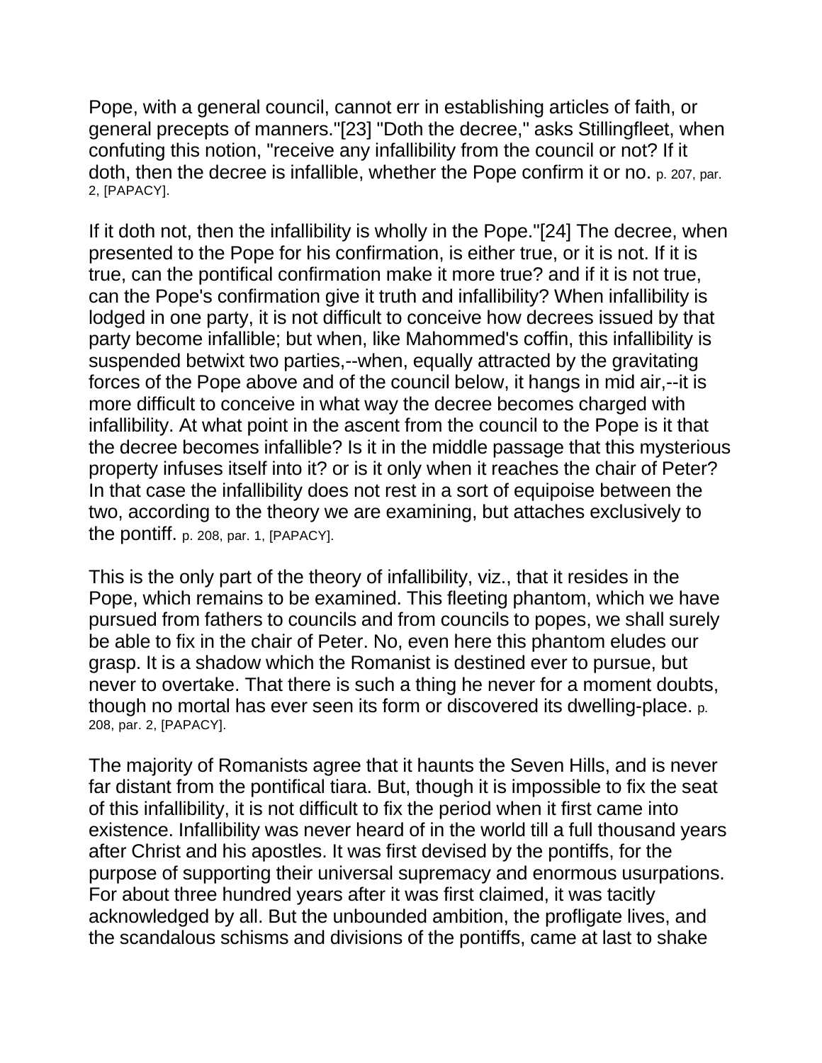Pope, with a general council, cannot err in establishing articles of faith, or general precepts of manners."[23] "Doth the decree," asks Stillingfleet, when confuting this notion, "receive any infallibility from the council or not? If it doth, then the decree is infallible, whether the Pope confirm it or no. p. 207, par. 2, [PAPACY].

If it doth not, then the infallibility is wholly in the Pope."[24] The decree, when presented to the Pope for his confirmation, is either true, or it is not. If it is true, can the pontifical confirmation make it more true? and if it is not true, can the Pope's confirmation give it truth and infallibility? When infallibility is lodged in one party, it is not difficult to conceive how decrees issued by that party become infallible; but when, like Mahommed's coffin, this infallibility is suspended betwixt two parties,--when, equally attracted by the gravitating forces of the Pope above and of the council below, it hangs in mid air,--it is more difficult to conceive in what way the decree becomes charged with infallibility. At what point in the ascent from the council to the Pope is it that the decree becomes infallible? Is it in the middle passage that this mysterious property infuses itself into it? or is it only when it reaches the chair of Peter? In that case the infallibility does not rest in a sort of equipoise between the two, according to the theory we are examining, but attaches exclusively to the pontiff. p. 208, par. 1, [PAPACY].

This is the only part of the theory of infallibility, viz., that it resides in the Pope, which remains to be examined. This fleeting phantom, which we have pursued from fathers to councils and from councils to popes, we shall surely be able to fix in the chair of Peter. No, even here this phantom eludes our grasp. It is a shadow which the Romanist is destined ever to pursue, but never to overtake. That there is such a thing he never for a moment doubts, though no mortal has ever seen its form or discovered its dwelling-place. p. 208, par. 2, [PAPACY].

The majority of Romanists agree that it haunts the Seven Hills, and is never far distant from the pontifical tiara. But, though it is impossible to fix the seat of this infallibility, it is not difficult to fix the period when it first came into existence. Infallibility was never heard of in the world till a full thousand years after Christ and his apostles. It was first devised by the pontiffs, for the purpose of supporting their universal supremacy and enormous usurpations. For about three hundred years after it was first claimed, it was tacitly acknowledged by all. But the unbounded ambition, the profligate lives, and the scandalous schisms and divisions of the pontiffs, came at last to shake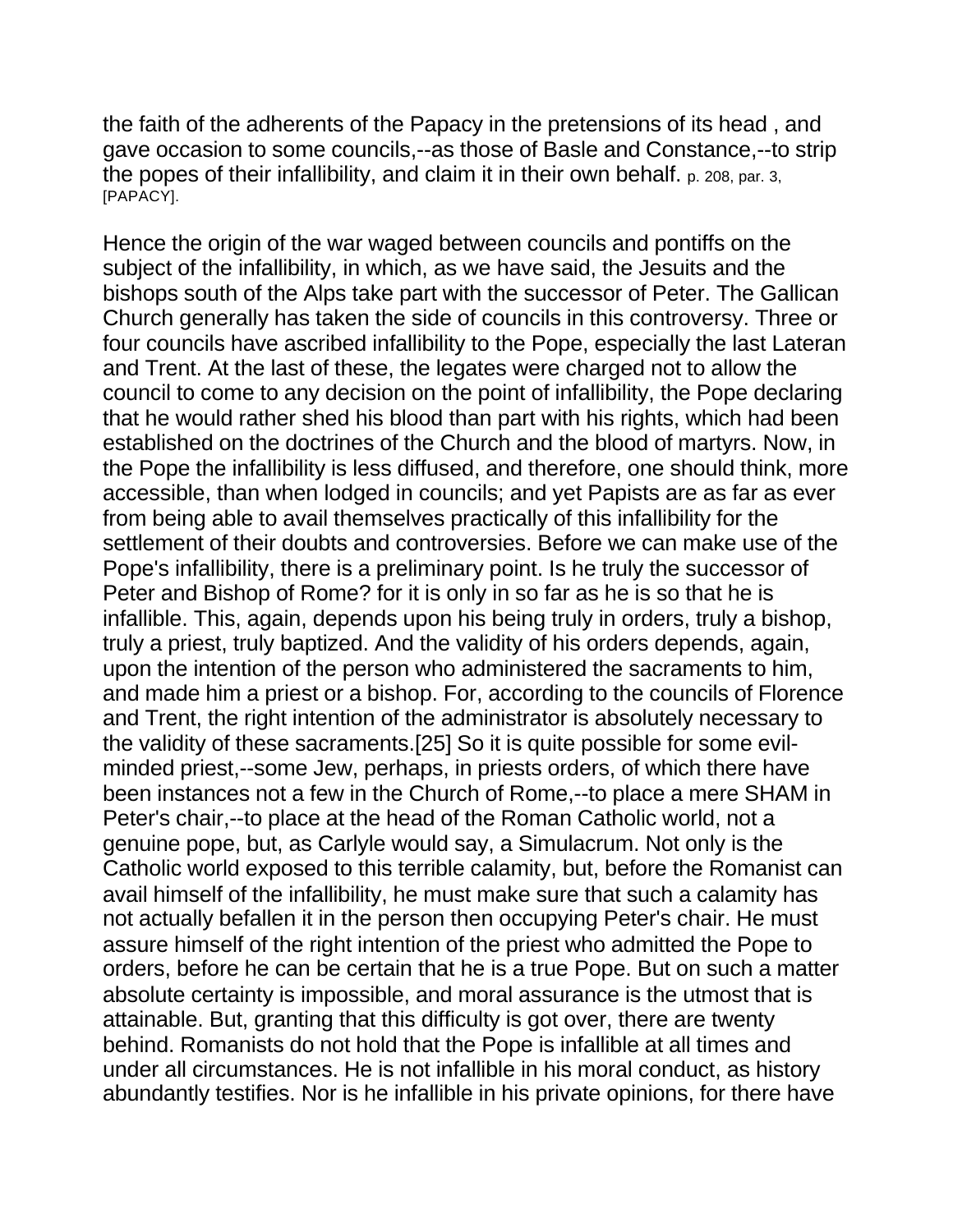the faith of the adherents of the Papacy in the pretensions of its head , and gave occasion to some councils,--as those of Basle and Constance,--to strip the popes of their infallibility, and claim it in their own behalf. p. 208, par. 3, [PAPACY].

Hence the origin of the war waged between councils and pontiffs on the subject of the infallibility, in which, as we have said, the Jesuits and the bishops south of the Alps take part with the successor of Peter. The Gallican Church generally has taken the side of councils in this controversy. Three or four councils have ascribed infallibility to the Pope, especially the last Lateran and Trent. At the last of these, the legates were charged not to allow the council to come to any decision on the point of infallibility, the Pope declaring that he would rather shed his blood than part with his rights, which had been established on the doctrines of the Church and the blood of martyrs. Now, in the Pope the infallibility is less diffused, and therefore, one should think, more accessible, than when lodged in councils; and yet Papists are as far as ever from being able to avail themselves practically of this infallibility for the settlement of their doubts and controversies. Before we can make use of the Pope's infallibility, there is a preliminary point. Is he truly the successor of Peter and Bishop of Rome? for it is only in so far as he is so that he is infallible. This, again, depends upon his being truly in orders, truly a bishop, truly a priest, truly baptized. And the validity of his orders depends, again, upon the intention of the person who administered the sacraments to him, and made him a priest or a bishop. For, according to the councils of Florence and Trent, the right intention of the administrator is absolutely necessary to the validity of these sacraments.[25] So it is quite possible for some evil-minded priest,--some Jew, perhaps, in priests orders, of which there have been instances not a few in the Church of Rome,--to place a mere SHAM in Peter's chair,--to place at the head of the Roman Catholic world, not a genuine pope, but, as Carlyle would say, a Simulacrum. Not only is the Catholic world exposed to this terrible calamity, but, before the Romanist can avail himself of the infallibility, he must make sure that such a calamity has not actually befallen it in the person then occupying Peter's chair. He must assure himself of the right intention of the priest who admitted the Pope to orders, before he can be certain that he is a true Pope. But on such a matter absolute certainty is impossible, and moral assurance is the utmost that is attainable. But, granting that this difficulty is got over, there are twenty behind. Romanists do not hold that the Pope is infallible at all times and under all circumstances. He is not infallible in his moral conduct, as history abundantly testifies. Nor is he infallible in his private opinions, for there have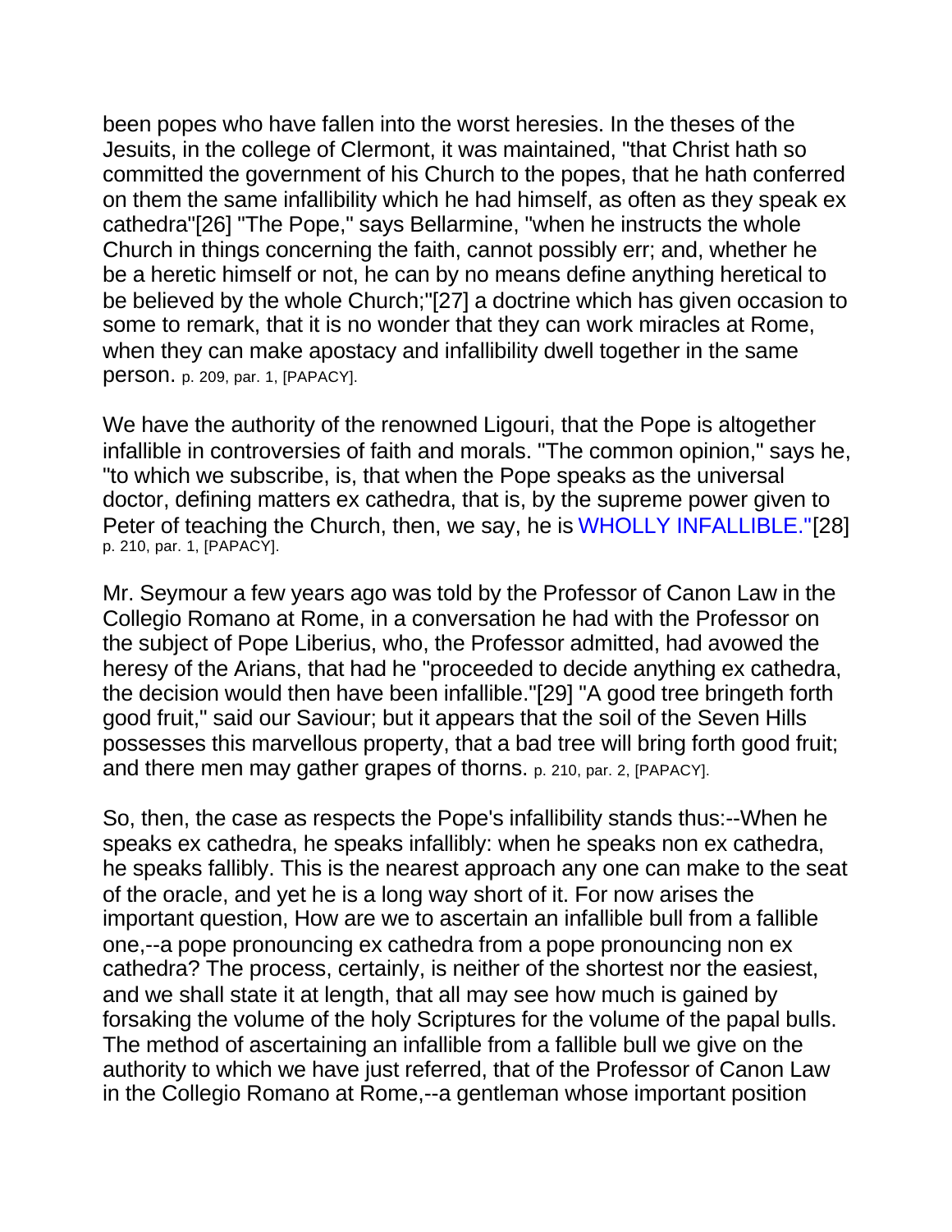been popes who have fallen into the worst heresies. In the theses of the Jesuits, in the college of Clermont, it was maintained, "that Christ hath so committed the government of his Church to the popes, that he hath conferred on them the same infallibility which he had himself, as often as they speak ex cathedra"[26] "The Pope," says Bellarmine, "when he instructs the whole Church in things concerning the faith, cannot possibly err; and, whether he be a heretic himself or not, he can by no means define anything heretical to be believed by the whole Church;"[27] a doctrine which has given occasion to some to remark, that it is no wonder that they can work miracles at Rome, when they can make apostacy and infallibility dwell together in the same person. p. 209, par. 1, [PAPACY].

We have the authority of the renowned Ligouri, that the Pope is altogether infallible in controversies of faith and morals. "The common opinion," says he, "to which we subscribe, is, that when the Pope speaks as the universal doctor, defining matters ex cathedra, that is, by the supreme power given to Peter of teaching the Church, then, we say, he is WHOLLY INFALLIBLE."[28] p. 210, par. 1, [PAPACY].

Mr. Seymour a few years ago was told by the Professor of Canon Law in the Collegio Romano at Rome, in a conversation he had with the Professor on the subject of Pope Liberius, who, the Professor admitted, had avowed the heresy of the Arians, that had he "proceeded to decide anything ex cathedra, the decision would then have been infallible."[29] "A good tree bringeth forth good fruit," said our Saviour; but it appears that the soil of the Seven Hills possesses this marvellous property, that a bad tree will bring forth good fruit; and there men may gather grapes of thorns. p. 210, par. 2, [PAPACY].

So, then, the case as respects the Pope's infallibility stands thus:--When he speaks ex cathedra, he speaks infallibly: when he speaks non ex cathedra, he speaks fallibly. This is the nearest approach any one can make to the seat of the oracle, and yet he is a long way short of it. For now arises the important question, How are we to ascertain an infallible bull from a fallible one,--a pope pronouncing ex cathedra from a pope pronouncing non ex cathedra? The process, certainly, is neither of the shortest nor the easiest, and we shall state it at length, that all may see how much is gained by forsaking the volume of the holy Scriptures for the volume of the papal bulls. The method of ascertaining an infallible from a fallible bull we give on the authority to which we have just referred, that of the Professor of Canon Law in the Collegio Romano at Rome,--a gentleman whose important position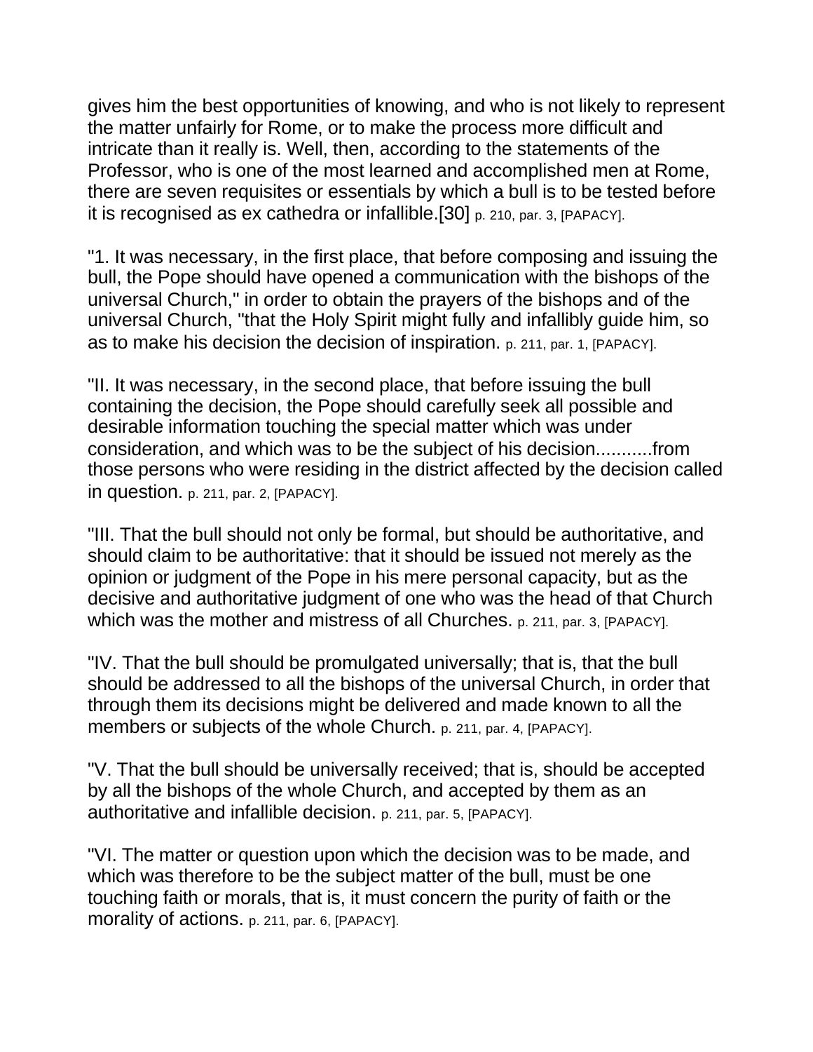gives him the best opportunities of knowing, and who is not likely to represent the matter unfairly for Rome, or to make the process more difficult and intricate than it really is. Well, then, according to the statements of the Professor, who is one of the most learned and accomplished men at Rome, there are seven requisites or essentials by which a bull is to be tested before it is recognised as ex cathedra or infallible.[30] p. 210, par. 3, [PAPACY].

"1. It was necessary, in the first place, that before composing and issuing the bull, the Pope should have opened a communication with the bishops of the universal Church," in order to obtain the prayers of the bishops and of the universal Church, "that the Holy Spirit might fully and infallibly guide him, so as to make his decision the decision of inspiration. p. 211, par. 1, [PAPACY].

"II. It was necessary, in the second place, that before issuing the bull containing the decision, the Pope should carefully seek all possible and desirable information touching the special matter which was under consideration, and which was to be the subject of his decision...........from those persons who were residing in the district affected by the decision called in question. p. 211, par. 2, [PAPACY].

"III. That the bull should not only be formal, but should be authoritative, and should claim to be authoritative: that it should be issued not merely as the opinion or judgment of the Pope in his mere personal capacity, but as the decisive and authoritative judgment of one who was the head of that Church which was the mother and mistress of all Churches. p. 211, par. 3, [PAPACY].

"IV. That the bull should be promulgated universally; that is, that the bull should be addressed to all the bishops of the universal Church, in order that through them its decisions might be delivered and made known to all the members or subjects of the whole Church. p. 211, par. 4, [PAPACY].

"V. That the bull should be universally received; that is, should be accepted by all the bishops of the whole Church, and accepted by them as an authoritative and infallible decision. p. 211, par. 5, [PAPACY].

"VI. The matter or question upon which the decision was to be made, and which was therefore to be the subject matter of the bull, must be one touching faith or morals, that is, it must concern the purity of faith or the morality of actions. p. 211, par. 6, [PAPACY].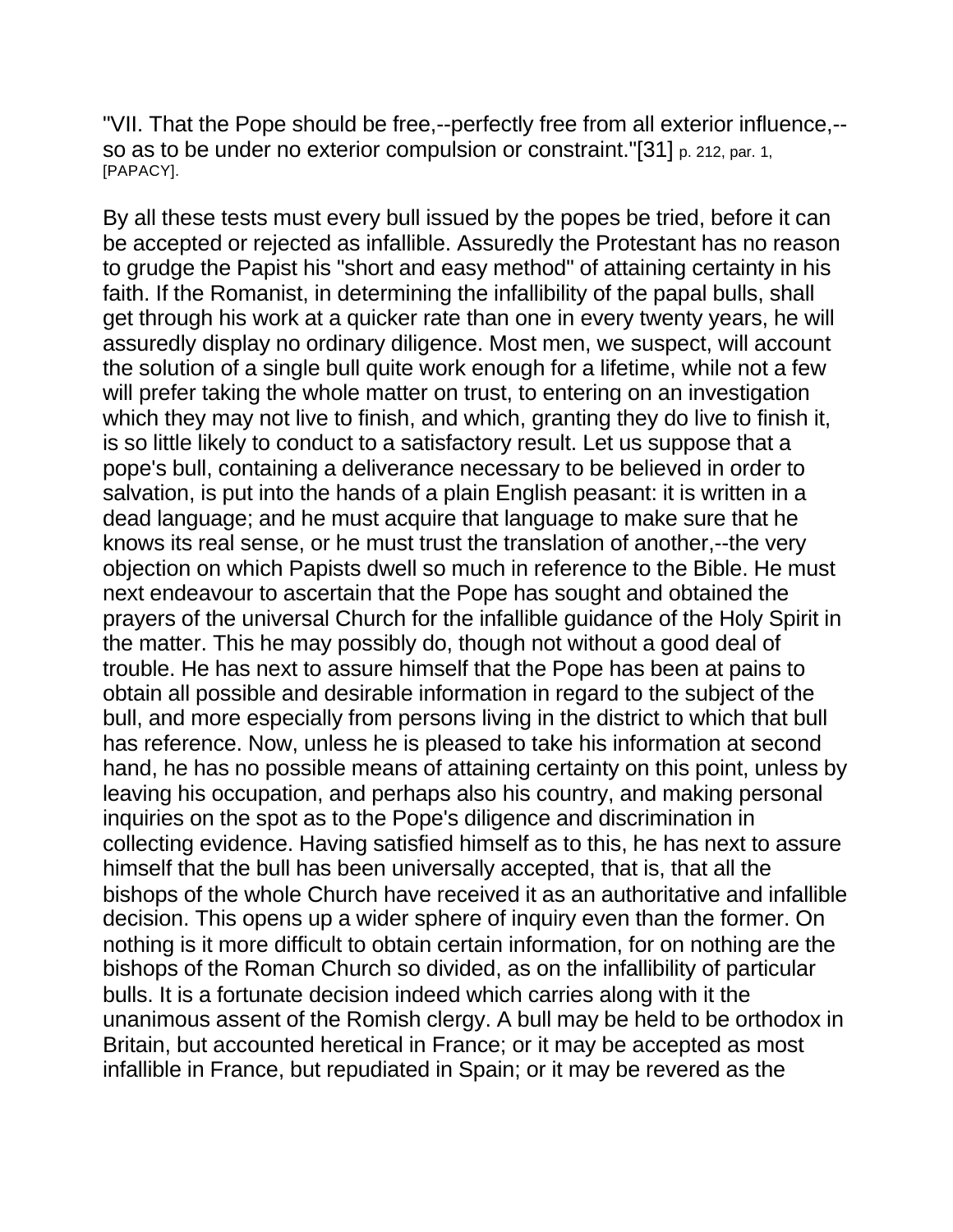"VII. That the Pope should be free,--perfectly free from all exterior influence,--so as to be under no exterior compulsion or constraint."[31] p. 212, par. 1, [PAPACY].

By all these tests must every bull issued by the popes be tried, before it can be accepted or rejected as infallible. Assuredly the Protestant has no reason to grudge the Papist his "short and easy method" of attaining certainty in his faith. If the Romanist, in determining the infallibility of the papal bulls, shall get through his work at a quicker rate than one in every twenty years, he will assuredly display no ordinary diligence. Most men, we suspect, will account the solution of a single bull quite work enough for a lifetime, while not a few will prefer taking the whole matter on trust, to entering on an investigation which they may not live to finish, and which, granting they do live to finish it, is so little likely to conduct to a satisfactory result. Let us suppose that a pope's bull, containing a deliverance necessary to be believed in order to salvation, is put into the hands of a plain English peasant: it is written in a dead language; and he must acquire that language to make sure that he knows its real sense, or he must trust the translation of another,--the very objection on which Papists dwell so much in reference to the Bible. He must next endeavour to ascertain that the Pope has sought and obtained the prayers of the universal Church for the infallible guidance of the Holy Spirit in the matter. This he may possibly do, though not without a good deal of trouble. He has next to assure himself that the Pope has been at pains to obtain all possible and desirable information in regard to the subject of the bull, and more especially from persons living in the district to which that bull has reference. Now, unless he is pleased to take his information at second hand, he has no possible means of attaining certainty on this point, unless by leaving his occupation, and perhaps also his country, and making personal inquiries on the spot as to the Pope's diligence and discrimination in collecting evidence. Having satisfied himself as to this, he has next to assure himself that the bull has been universally accepted, that is, that all the bishops of the whole Church have received it as an authoritative and infallible decision. This opens up a wider sphere of inquiry even than the former. On nothing is it more difficult to obtain certain information, for on nothing are the bishops of the Roman Church so divided, as on the infallibility of particular bulls. It is a fortunate decision indeed which carries along with it the unanimous assent of the Romish clergy. A bull may be held to be orthodox in Britain, but accounted heretical in France; or it may be accepted as most infallible in France, but repudiated in Spain; or it may be revered as the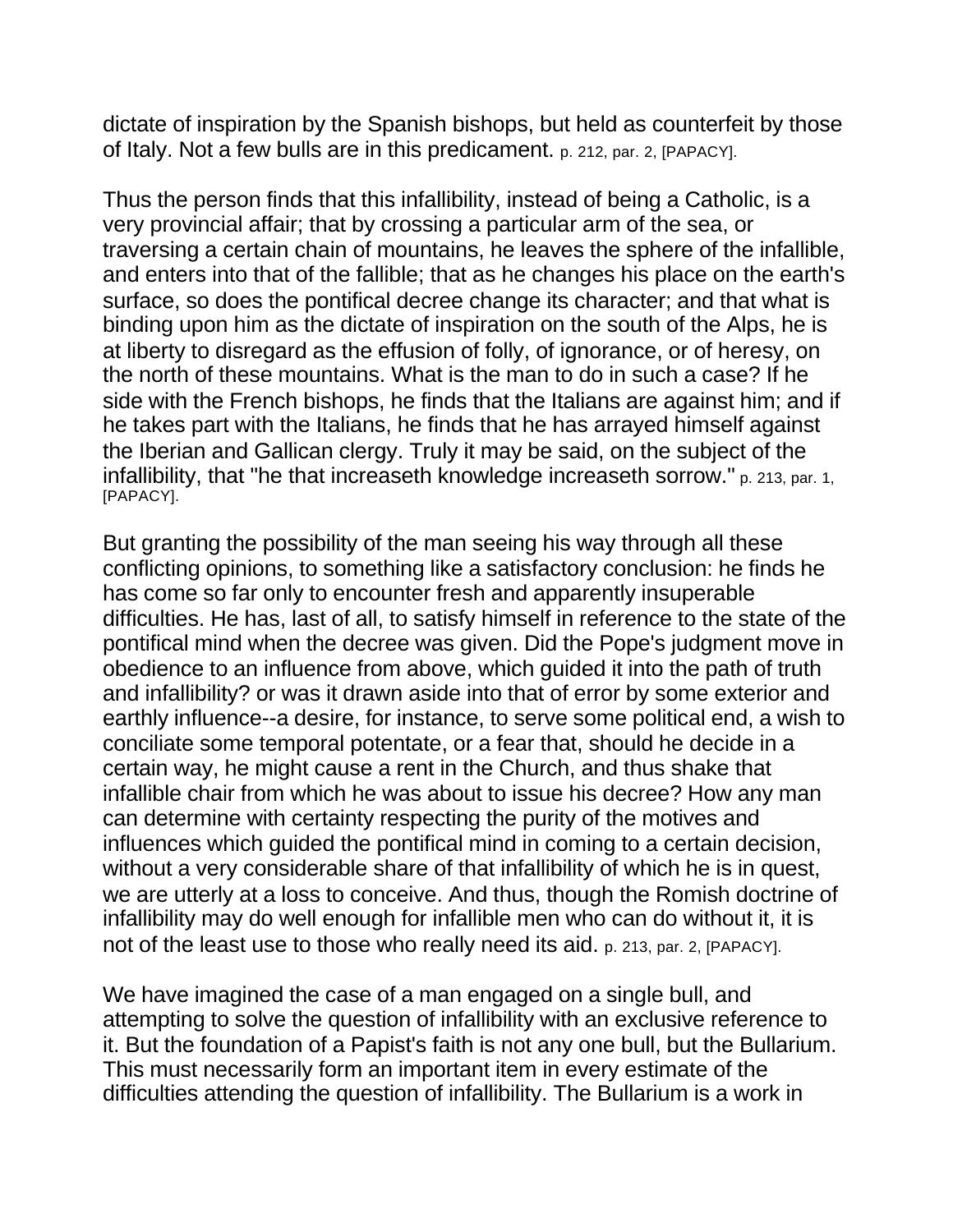dictate of inspiration by the Spanish bishops, but held as counterfeit by those of Italy. Not a few bulls are in this predicament. p. 212, par. 2, [PAPACY].

Thus the person finds that this infallibility, instead of being a Catholic, is a very provincial affair; that by crossing a particular arm of the sea, or traversing a certain chain of mountains, he leaves the sphere of the infallible, and enters into that of the fallible; that as he changes his place on the earth's surface, so does the pontifical decree change its character; and that what is binding upon him as the dictate of inspiration on the south of the Alps, he is at liberty to disregard as the effusion of folly, of ignorance, or of heresy, on the north of these mountains. What is the man to do in such a case? If he side with the French bishops, he finds that the Italians are against him; and if he takes part with the Italians, he finds that he has arrayed himself against the Iberian and Gallican clergy. Truly it may be said, on the subject of the infallibility, that "he that increaseth knowledge increaseth sorrow." p. 213, par. 1, [PAPACY].

But granting the possibility of the man seeing his way through all these conflicting opinions, to something like a satisfactory conclusion: he finds he has come so far only to encounter fresh and apparently insuperable difficulties. He has, last of all, to satisfy himself in reference to the state of the pontifical mind when the decree was given. Did the Pope's judgment move in obedience to an influence from above, which guided it into the path of truth and infallibility? or was it drawn aside into that of error by some exterior and earthly influence--a desire, for instance, to serve some political end, a wish to conciliate some temporal potentate, or a fear that, should he decide in a certain way, he might cause a rent in the Church, and thus shake that infallible chair from which he was about to issue his decree? How any man can determine with certainty respecting the purity of the motives and influences which guided the pontifical mind in coming to a certain decision, without a very considerable share of that infallibility of which he is in quest, we are utterly at a loss to conceive. And thus, though the Romish doctrine of infallibility may do well enough for infallible men who can do without it, it is not of the least use to those who really need its aid. p. 213, par. 2, [PAPACY].

We have imagined the case of a man engaged on a single bull, and attempting to solve the question of infallibility with an exclusive reference to it. But the foundation of a Papist's faith is not any one bull, but the Bullarium. This must necessarily form an important item in every estimate of the difficulties attending the question of infallibility. The Bullarium is a work in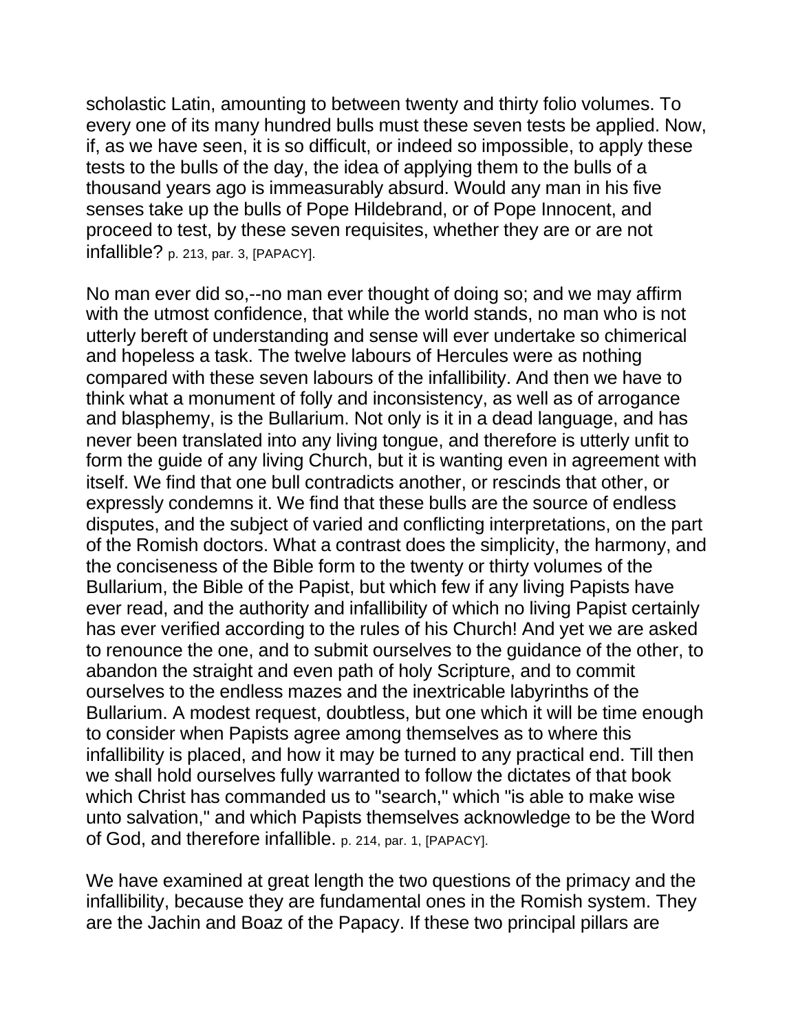scholastic Latin, amounting to between twenty and thirty folio volumes. To every one of its many hundred bulls must these seven tests be applied. Now, if, as we have seen, it is so difficult, or indeed so impossible, to apply these tests to the bulls of the day, the idea of applying them to the bulls of a thousand years ago is immeasurably absurd. Would any man in his five senses take up the bulls of Pope Hildebrand, or of Pope Innocent, and proceed to test, by these seven requisites, whether they are or are not infallible? p. 213, par. 3, [PAPACY].

No man ever did so,--no man ever thought of doing so; and we may affirm with the utmost confidence, that while the world stands, no man who is not utterly bereft of understanding and sense will ever undertake so chimerical and hopeless a task. The twelve labours of Hercules were as nothing compared with these seven labours of the infallibility. And then we have to think what a monument of folly and inconsistency, as well as of arrogance and blasphemy, is the Bullarium. Not only is it in a dead language, and has never been translated into any living tongue, and therefore is utterly unfit to form the guide of any living Church, but it is wanting even in agreement with itself. We find that one bull contradicts another, or rescinds that other, or expressly condemns it. We find that these bulls are the source of endless disputes, and the subject of varied and conflicting interpretations, on the part of the Romish doctors. What a contrast does the simplicity, the harmony, and the conciseness of the Bible form to the twenty or thirty volumes of the Bullarium, the Bible of the Papist, but which few if any living Papists have ever read, and the authority and infallibility of which no living Papist certainly has ever verified according to the rules of his Church! And yet we are asked to renounce the one, and to submit ourselves to the guidance of the other, to abandon the straight and even path of holy Scripture, and to commit ourselves to the endless mazes and the inextricable labyrinths of the Bullarium. A modest request, doubtless, but one which it will be time enough to consider when Papists agree among themselves as to where this infallibility is placed, and how it may be turned to any practical end. Till then we shall hold ourselves fully warranted to follow the dictates of that book which Christ has commanded us to "search," which "is able to make wise unto salvation," and which Papists themselves acknowledge to be the Word of God, and therefore infallible. p. 214, par. 1, [PAPACY].

We have examined at great length the two questions of the primacy and the infallibility, because they are fundamental ones in the Romish system. They are the Jachin and Boaz of the Papacy. If these two principal pillars are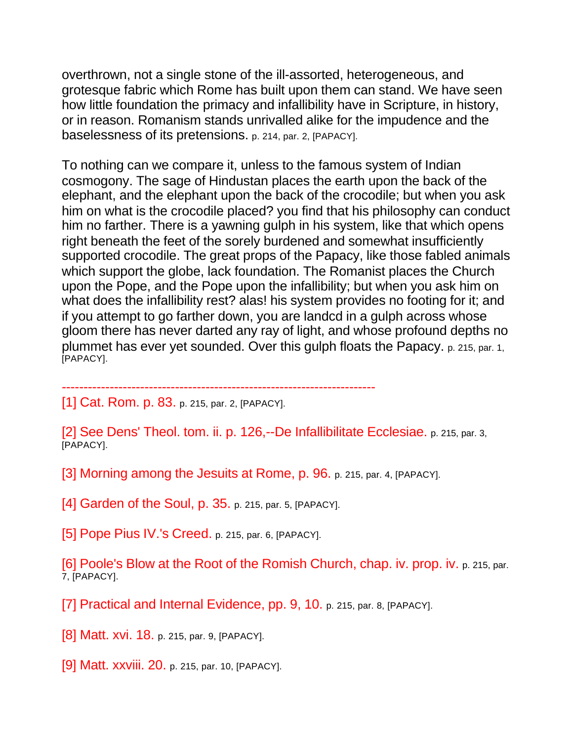overthrown, not a single stone of the ill-assorted, heterogeneous, and grotesque fabric which Rome has built upon them can stand. We have seen how little foundation the primacy and infallibility have in Scripture, in history, or in reason. Romanism stands unrivalled alike for the impudence and the baselessness of its pretensions. p. 214, par. 2, [PAPACY].

To nothing can we compare it, unless to the famous system of Indian cosmogony. The sage of Hindustan places the earth upon the back of the elephant, and the elephant upon the back of the crocodile; but when you ask him on what is the crocodile placed? you find that his philosophy can conduct him no farther. There is a yawning gulph in his system, like that which opens right beneath the feet of the sorely burdened and somewhat insufficiently supported crocodile. The great props of the Papacy, like those fabled animals which support the globe, lack foundation. The Romanist places the Church upon the Pope, and the Pope upon the infallibility; but when you ask him on what does the infallibility rest? alas! his system provides no footing for it; and if you attempt to go farther down, you are landcd in a gulph across whose gloom there has never darted any ray of light, and whose profound depths no plummet has ever yet sounded. Over this gulph floats the Papacy. p. 215, par. 1, [PAPACY].

------------------------------------------------------------------------

[1] Cat. Rom. p. 83. p. 215, par. 2, [PAPACY].

[2] See Dens' Theol. tom. ii. p. 126,--De Infallibilitate Ecclesiae. p. 215, par. 3, [PAPACY].

[3] Morning among the Jesuits at Rome, p. 96. p. 215, par. 4, [PAPACY].

[4] Garden of the Soul, p. 35. p. 215, par. 5, [PAPACY].

[5] Pope Pius IV.'s Creed. p. 215, par. 6, [PAPACY].

[6] Poole's Blow at the Root of the Romish Church, chap. iv. prop. iv. p. 215, par. 7, [PAPACY].

[7] Practical and Internal Evidence, pp. 9, 10. p. 215, par. 8, [PAPACY].

[8] Matt. xvi. 18. p. 215, par. 9, [PAPACY].

[9] Matt. xxviii. 20. p. 215, par. 10, [PAPACY].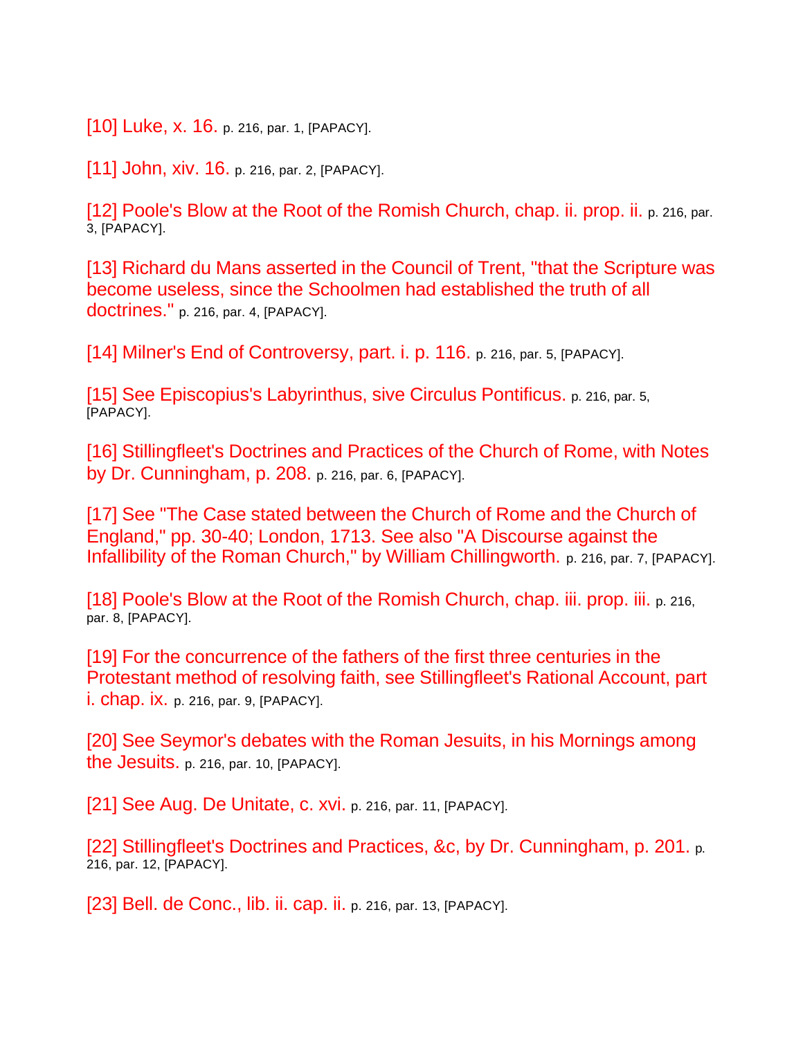[10] Luke, x. 16. p. 216, par. 1, [PAPACY].

[11] John, xiv. 16. p. 216, par. 2, [PAPACY].

[12] Poole's Blow at the Root of the Romish Church, chap. ii. prop. ii. p. 216, par. 3, [PAPACY].

[13] Richard du Mans asserted in the Council of Trent, "that the Scripture was become useless, since the Schoolmen had established the truth of all doctrines." p. 216, par. 4, [PAPACY].

[14] Milner's End of Controversy, part. i. p. 116. p. 216, par. 5, [PAPACY].

[15] See Episcopius's Labyrinthus, sive Circulus Pontificus. p. 216, par. 5, [PAPACY].

[16] Stillingfleet's Doctrines and Practices of the Church of Rome, with Notes by Dr. Cunningham, p. 208. p. 216, par. 6, [PAPACY].

[17] See "The Case stated between the Church of Rome and the Church of England," pp. 30-40; London, 1713. See also "A Discourse against the Infallibility of the Roman Church," by William Chillingworth. p. 216, par. 7, [PAPACY].

[18] Poole's Blow at the Root of the Romish Church, chap. iii. prop. iii. p. 216, par. 8, [PAPACY].

[19] For the concurrence of the fathers of the first three centuries in the Protestant method of resolving faith, see Stillingfleet's Rational Account, part i. chap. ix. p. 216, par. 9, [PAPACY].

[20] See Seymor's debates with the Roman Jesuits, in his Mornings among the Jesuits. p. 216, par. 10, [PAPACY].

[21] See Aug. De Unitate, c. xvi. p. 216, par. 11, [PAPACY].

[22] Stillingfleet's Doctrines and Practices, &c, by Dr. Cunningham, p. 201. p. 216, par. 12, [PAPACY].

[23] Bell. de Conc., lib. ii. cap. ii. p. 216, par. 13, [PAPACY].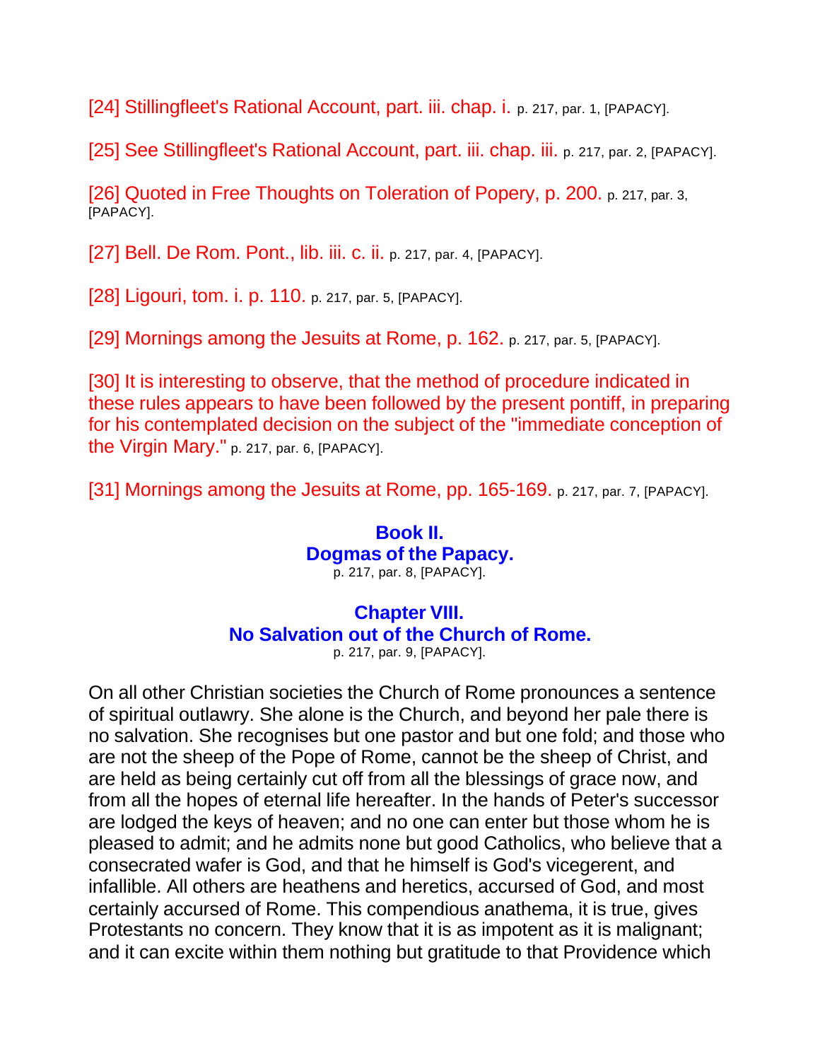[24] Stillingfleet's Rational Account, part. iii. chap. i. p. 217, par. 1, [PAPACY].

[25] See Stillingfleet's Rational Account, part. iii. chap. iii. p. 217, par. 2, [PAPACY].

[26] Quoted in Free Thoughts on Toleration of Popery, p. 200. p. 217, par. 3, [PAPACY].

[27] Bell. De Rom. Pont., lib. iii. c. ii. p. 217, par. 4, [PAPACY].

[28] Ligouri, tom. i. p. 110. p. 217, par. 5, [PAPACY].

[29] Mornings among the Jesuits at Rome, p. 162. p. 217, par. 5, [PAPACY].

[30] It is interesting to observe, that the method of procedure indicated in these rules appears to have been followed by the present pontiff, in preparing for his contemplated decision on the subject of the "immediate conception of the Virgin Mary." p. 217, par. 6, [PAPACY].

[31] Mornings among the Jesuits at Rome, pp. 165-169. p. 217, par. 7, [PAPACY].

## Book II.
## Dogmas of the Papacy.

p. 217, par. 8, [PAPACY].

## Chapter VIII.
## No Salvation out of the Church of Rome.

p. 217, par. 9, [PAPACY].

On all other Christian societies the Church of Rome pronounces a sentence of spiritual outlawry. She alone is the Church, and beyond her pale there is no salvation. She recognises but one pastor and but one fold; and those who are not the sheep of the Pope of Rome, cannot be the sheep of Christ, and are held as being certainly cut off from all the blessings of grace now, and from all the hopes of eternal life hereafter. In the hands of Peter's successor are lodged the keys of heaven; and no one can enter but those whom he is pleased to admit; and he admits none but good Catholics, who believe that a consecrated wafer is God, and that he himself is God's vicegerent, and infallible. All others are heathens and heretics, accursed of God, and most certainly accursed of Rome. This compendious anathema, it is true, gives Protestants no concern. They know that it is as impotent as it is malignant; and it can excite within them nothing but gratitude to that Providence which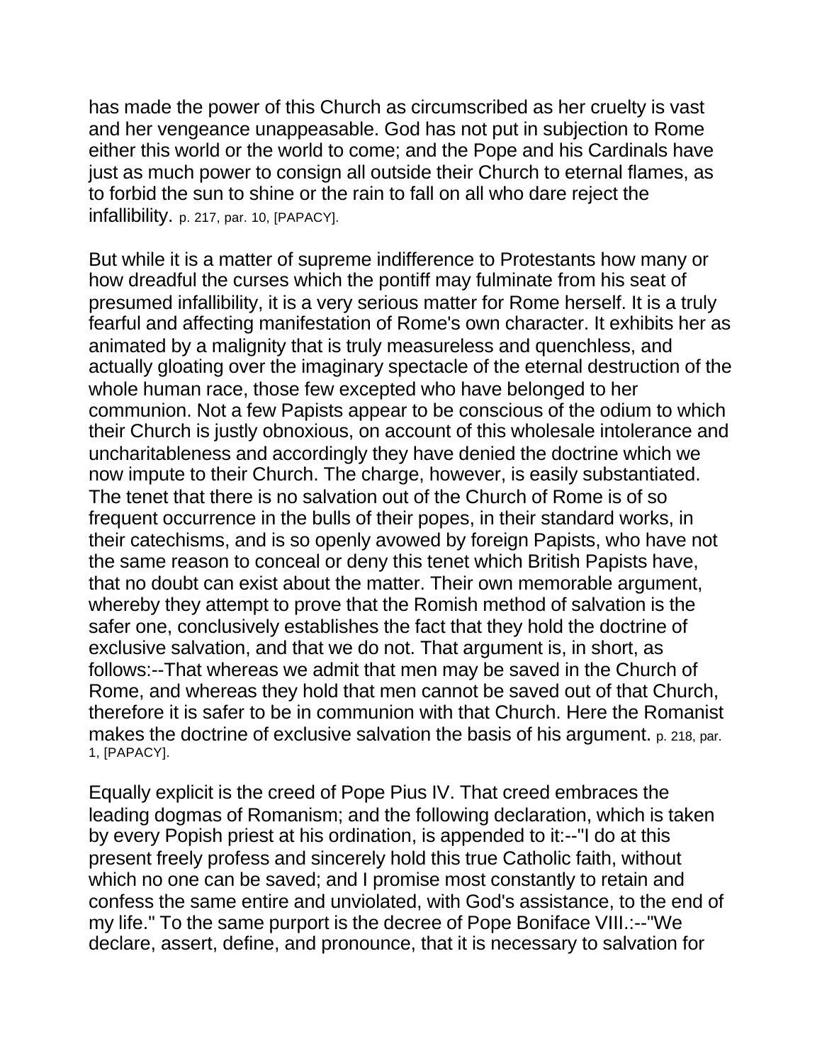has made the power of this Church as circumscribed as her cruelty is vast and her vengeance unappeasable. God has not put in subjection to Rome either this world or the world to come; and the Pope and his Cardinals have just as much power to consign all outside their Church to eternal flames, as to forbid the sun to shine or the rain to fall on all who dare reject the infallibility. p. 217, par. 10, [PAPACY].

But while it is a matter of supreme indifference to Protestants how many or how dreadful the curses which the pontiff may fulminate from his seat of presumed infallibility, it is a very serious matter for Rome herself. It is a truly fearful and affecting manifestation of Rome's own character. It exhibits her as animated by a malignity that is truly measureless and quenchless, and actually gloating over the imaginary spectacle of the eternal destruction of the whole human race, those few excepted who have belonged to her communion. Not a few Papists appear to be conscious of the odium to which their Church is justly obnoxious, on account of this wholesale intolerance and uncharitableness and accordingly they have denied the doctrine which we now impute to their Church. The charge, however, is easily substantiated. The tenet that there is no salvation out of the Church of Rome is of so frequent occurrence in the bulls of their popes, in their standard works, in their catechisms, and is so openly avowed by foreign Papists, who have not the same reason to conceal or deny this tenet which British Papists have, that no doubt can exist about the matter. Their own memorable argument, whereby they attempt to prove that the Romish method of salvation is the safer one, conclusively establishes the fact that they hold the doctrine of exclusive salvation, and that we do not. That argument is, in short, as follows:--That whereas we admit that men may be saved in the Church of Rome, and whereas they hold that men cannot be saved out of that Church, therefore it is safer to be in communion with that Church. Here the Romanist makes the doctrine of exclusive salvation the basis of his argument. p. 218, par. 1, [PAPACY].

Equally explicit is the creed of Pope Pius IV. That creed embraces the leading dogmas of Romanism; and the following declaration, which is taken by every Popish priest at his ordination, is appended to it:--"I do at this present freely profess and sincerely hold this true Catholic faith, without which no one can be saved; and I promise most constantly to retain and confess the same entire and unviolated, with God's assistance, to the end of my life." To the same purport is the decree of Pope Boniface VIII.:--"We declare, assert, define, and pronounce, that it is necessary to salvation for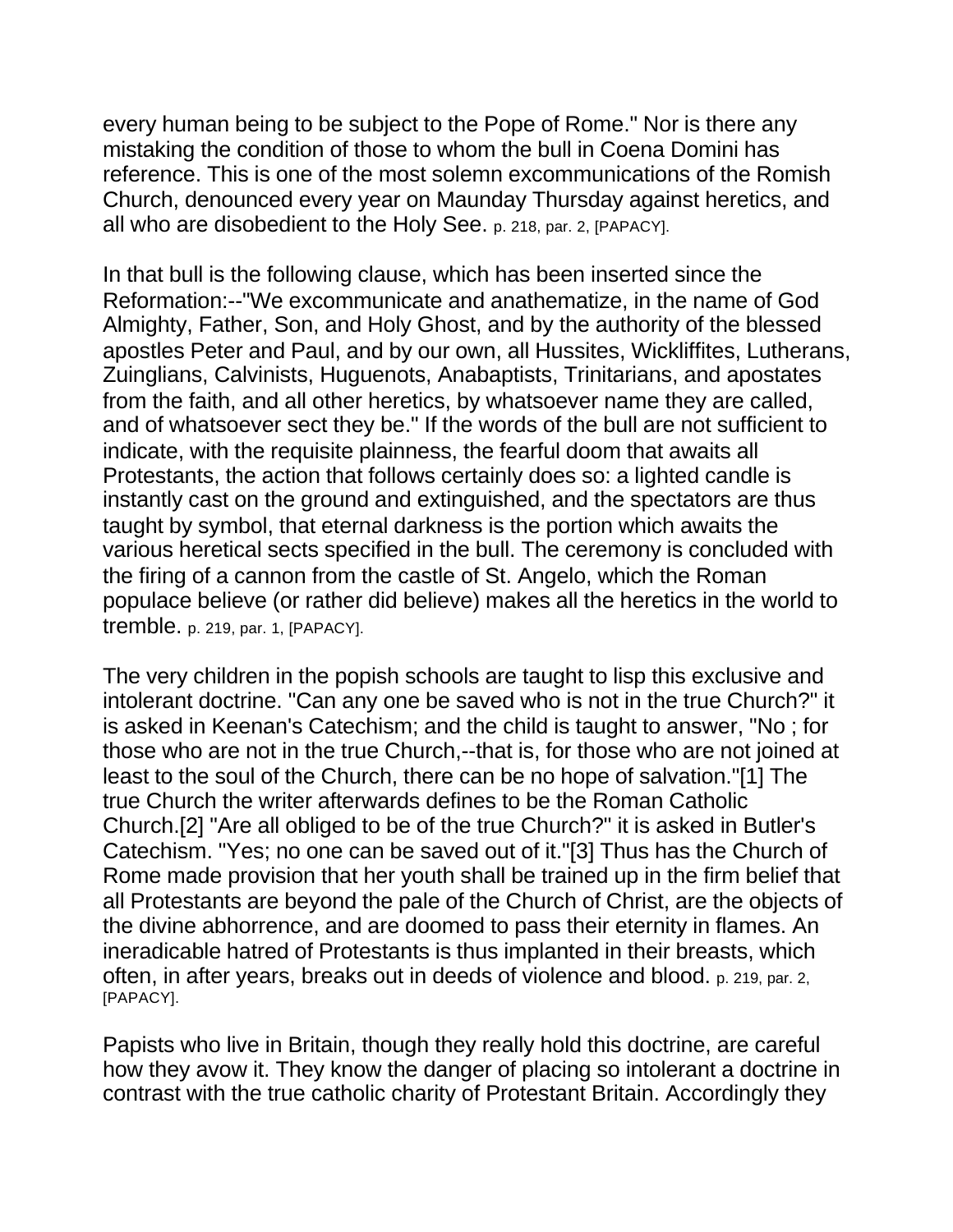every human being to be subject to the Pope of Rome." Nor is there any mistaking the condition of those to whom the bull in Coena Domini has reference. This is one of the most solemn excommunications of the Romish Church, denounced every year on Maunday Thursday against heretics, and all who are disobedient to the Holy See. p. 218, par. 2, [PAPACY].

In that bull is the following clause, which has been inserted since the Reformation:--"We excommunicate and anathematize, in the name of God Almighty, Father, Son, and Holy Ghost, and by the authority of the blessed apostles Peter and Paul, and by our own, all Hussites, Wickliffites, Lutherans, Zuinglians, Calvinists, Huguenots, Anabaptists, Trinitarians, and apostates from the faith, and all other heretics, by whatsoever name they are called, and of whatsoever sect they be." If the words of the bull are not sufficient to indicate, with the requisite plainness, the fearful doom that awaits all Protestants, the action that follows certainly does so: a lighted candle is instantly cast on the ground and extinguished, and the spectators are thus taught by symbol, that eternal darkness is the portion which awaits the various heretical sects specified in the bull. The ceremony is concluded with the firing of a cannon from the castle of St. Angelo, which the Roman populace believe (or rather did believe) makes all the heretics in the world to tremble. p. 219, par. 1, [PAPACY].

The very children in the popish schools are taught to lisp this exclusive and intolerant doctrine. "Can any one be saved who is not in the true Church?" it is asked in Keenan's Catechism; and the child is taught to answer, "No ; for those who are not in the true Church,--that is, for those who are not joined at least to the soul of the Church, there can be no hope of salvation."[1] The true Church the writer afterwards defines to be the Roman Catholic Church.[2] "Are all obliged to be of the true Church?" it is asked in Butler's Catechism. "Yes; no one can be saved out of it."[3] Thus has the Church of Rome made provision that her youth shall be trained up in the firm belief that all Protestants are beyond the pale of the Church of Christ, are the objects of the divine abhorrence, and are doomed to pass their eternity in flames. An ineradicable hatred of Protestants is thus implanted in their breasts, which often, in after years, breaks out in deeds of violence and blood. p. 219, par. 2, [PAPACY].

Papists who live in Britain, though they really hold this doctrine, are careful how they avow it. They know the danger of placing so intolerant a doctrine in contrast with the true catholic charity of Protestant Britain. Accordingly they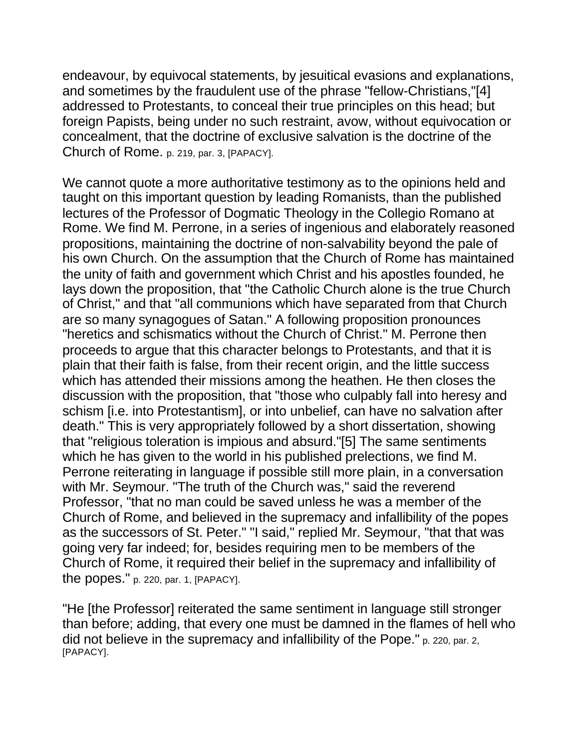endeavour, by equivocal statements, by jesuitical evasions and explanations, and sometimes by the fraudulent use of the phrase "fellow-Christians,"[4] addressed to Protestants, to conceal their true principles on this head; but foreign Papists, being under no such restraint, avow, without equivocation or concealment, that the doctrine of exclusive salvation is the doctrine of the Church of Rome. p. 219, par. 3, [PAPACY].

We cannot quote a more authoritative testimony as to the opinions held and taught on this important question by leading Romanists, than the published lectures of the Professor of Dogmatic Theology in the Collegio Romano at Rome. We find M. Perrone, in a series of ingenious and elaborately reasoned propositions, maintaining the doctrine of non-salvability beyond the pale of his own Church. On the assumption that the Church of Rome has maintained the unity of faith and government which Christ and his apostles founded, he lays down the proposition, that "the Catholic Church alone is the true Church of Christ," and that "all communions which have separated from that Church are so many synagogues of Satan." A following proposition pronounces "heretics and schismatics without the Church of Christ." M. Perrone then proceeds to argue that this character belongs to Protestants, and that it is plain that their faith is false, from their recent origin, and the little success which has attended their missions among the heathen. He then closes the discussion with the proposition, that "those who culpably fall into heresy and schism [i.e. into Protestantism], or into unbelief, can have no salvation after death." This is very appropriately followed by a short dissertation, showing that "religious toleration is impious and absurd."[5] The same sentiments which he has given to the world in his published prelections, we find M. Perrone reiterating in language if possible still more plain, in a conversation with Mr. Seymour. "The truth of the Church was," said the reverend Professor, "that no man could be saved unless he was a member of the Church of Rome, and believed in the supremacy and infallibility of the popes as the successors of St. Peter." "I said," replied Mr. Seymour, "that that was going very far indeed; for, besides requiring men to be members of the Church of Rome, it required their belief in the supremacy and infallibility of the popes." p. 220, par. 1, [PAPACY].

"He [the Professor] reiterated the same sentiment in language still stronger than before; adding, that every one must be damned in the flames of hell who did not believe in the supremacy and infallibility of the Pope." p. 220, par. 2, [PAPACY].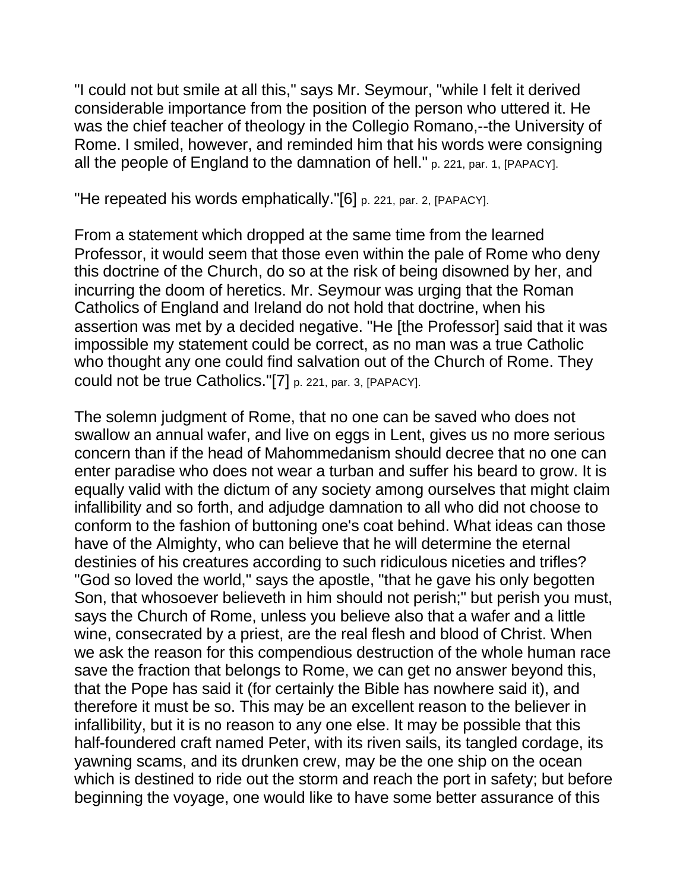"I could not but smile at all this," says Mr. Seymour, "while I felt it derived considerable importance from the position of the person who uttered it. He was the chief teacher of theology in the Collegio Romano,--the University of Rome. I smiled, however, and reminded him that his words were consigning all the people of England to the damnation of hell." p. 221, par. 1, [PAPACY].

"He repeated his words emphatically."[6] p. 221, par. 2, [PAPACY].

From a statement which dropped at the same time from the learned Professor, it would seem that those even within the pale of Rome who deny this doctrine of the Church, do so at the risk of being disowned by her, and incurring the doom of heretics. Mr. Seymour was urging that the Roman Catholics of England and Ireland do not hold that doctrine, when his assertion was met by a decided negative. "He [the Professor] said that it was impossible my statement could be correct, as no man was a true Catholic who thought any one could find salvation out of the Church of Rome. They could not be true Catholics."[7] p. 221, par. 3, [PAPACY].

The solemn judgment of Rome, that no one can be saved who does not swallow an annual wafer, and live on eggs in Lent, gives us no more serious concern than if the head of Mahommedanism should decree that no one can enter paradise who does not wear a turban and suffer his beard to grow. It is equally valid with the dictum of any society among ourselves that might claim infallibility and so forth, and adjudge damnation to all who did not choose to conform to the fashion of buttoning one's coat behind. What ideas can those have of the Almighty, who can believe that he will determine the eternal destinies of his creatures according to such ridiculous niceties and trifles? "God so loved the world," says the apostle, "that he gave his only begotten Son, that whosoever believeth in him should not perish;" but perish you must, says the Church of Rome, unless you believe also that a wafer and a little wine, consecrated by a priest, are the real flesh and blood of Christ. When we ask the reason for this compendious destruction of the whole human race save the fraction that belongs to Rome, we can get no answer beyond this, that the Pope has said it (for certainly the Bible has nowhere said it), and therefore it must be so. This may be an excellent reason to the believer in infallibility, but it is no reason to any one else. It may be possible that this half-foundered craft named Peter, with its riven sails, its tangled cordage, its yawning scams, and its drunken crew, may be the one ship on the ocean which is destined to ride out the storm and reach the port in safety; but before beginning the voyage, one would like to have some better assurance of this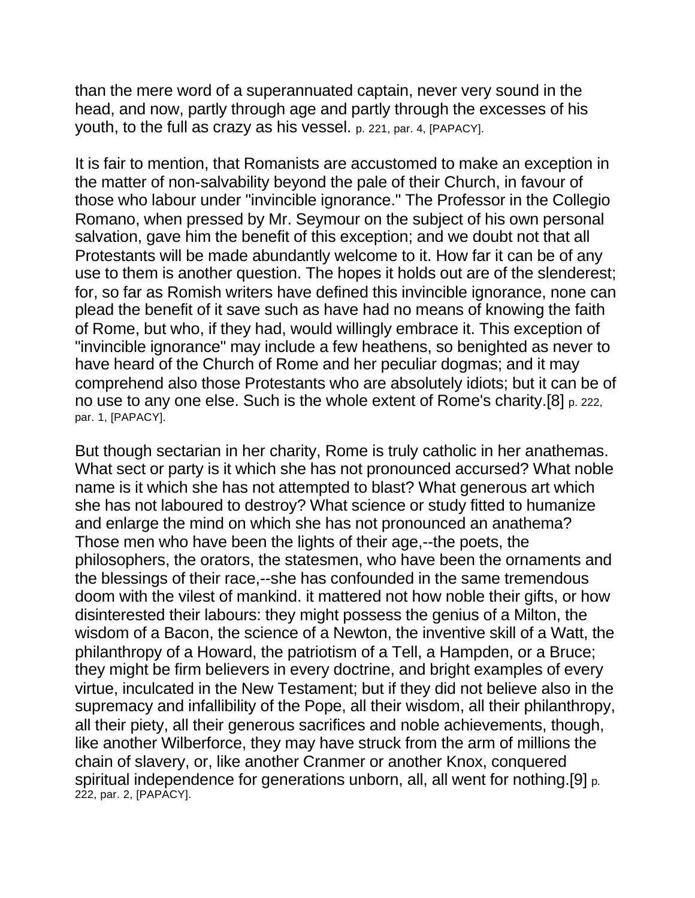than the mere word of a superannuated captain, never very sound in the head, and now, partly through age and partly through the excesses of his youth, to the full as crazy as his vessel. p. 221, par. 4, [PAPACY].

It is fair to mention, that Romanists are accustomed to make an exception in the matter of non-salvability beyond the pale of their Church, in favour of those who labour under "invincible ignorance." The Professor in the Collegio Romano, when pressed by Mr. Seymour on the subject of his own personal salvation, gave him the benefit of this exception; and we doubt not that all Protestants will be made abundantly welcome to it. How far it can be of any use to them is another question. The hopes it holds out are of the slenderest; for, so far as Romish writers have defined this invincible ignorance, none can plead the benefit of it save such as have had no means of knowing the faith of Rome, but who, if they had, would willingly embrace it. This exception of "invincible ignorance" may include a few heathens, so benighted as never to have heard of the Church of Rome and her peculiar dogmas; and it may comprehend also those Protestants who are absolutely idiots; but it can be of no use to any one else. Such is the whole extent of Rome's charity.[8] p. 222, par. 1, [PAPACY].

But though sectarian in her charity, Rome is truly catholic in her anathemas. What sect or party is it which she has not pronounced accursed? What noble name is it which she has not attempted to blast? What generous art which she has not laboured to destroy? What science or study fitted to humanize and enlarge the mind on which she has not pronounced an anathema? Those men who have been the lights of their age,--the poets, the philosophers, the orators, the statesmen, who have been the ornaments and the blessings of their race,--she has confounded in the same tremendous doom with the vilest of mankind. it mattered not how noble their gifts, or how disinterested their labours: they might possess the genius of a Milton, the wisdom of a Bacon, the science of a Newton, the inventive skill of a Watt, the philanthropy of a Howard, the patriotism of a Tell, a Hampden, or a Bruce; they might be firm believers in every doctrine, and bright examples of every virtue, inculcated in the New Testament; but if they did not believe also in the supremacy and infallibility of the Pope, all their wisdom, all their philanthropy, all their piety, all their generous sacrifices and noble achievements, though, like another Wilberforce, they may have struck from the arm of millions the chain of slavery, or, like another Cranmer or another Knox, conquered spiritual independence for generations unborn, all, all went for nothing.[9] p. 222, par. 2, [PAPACY].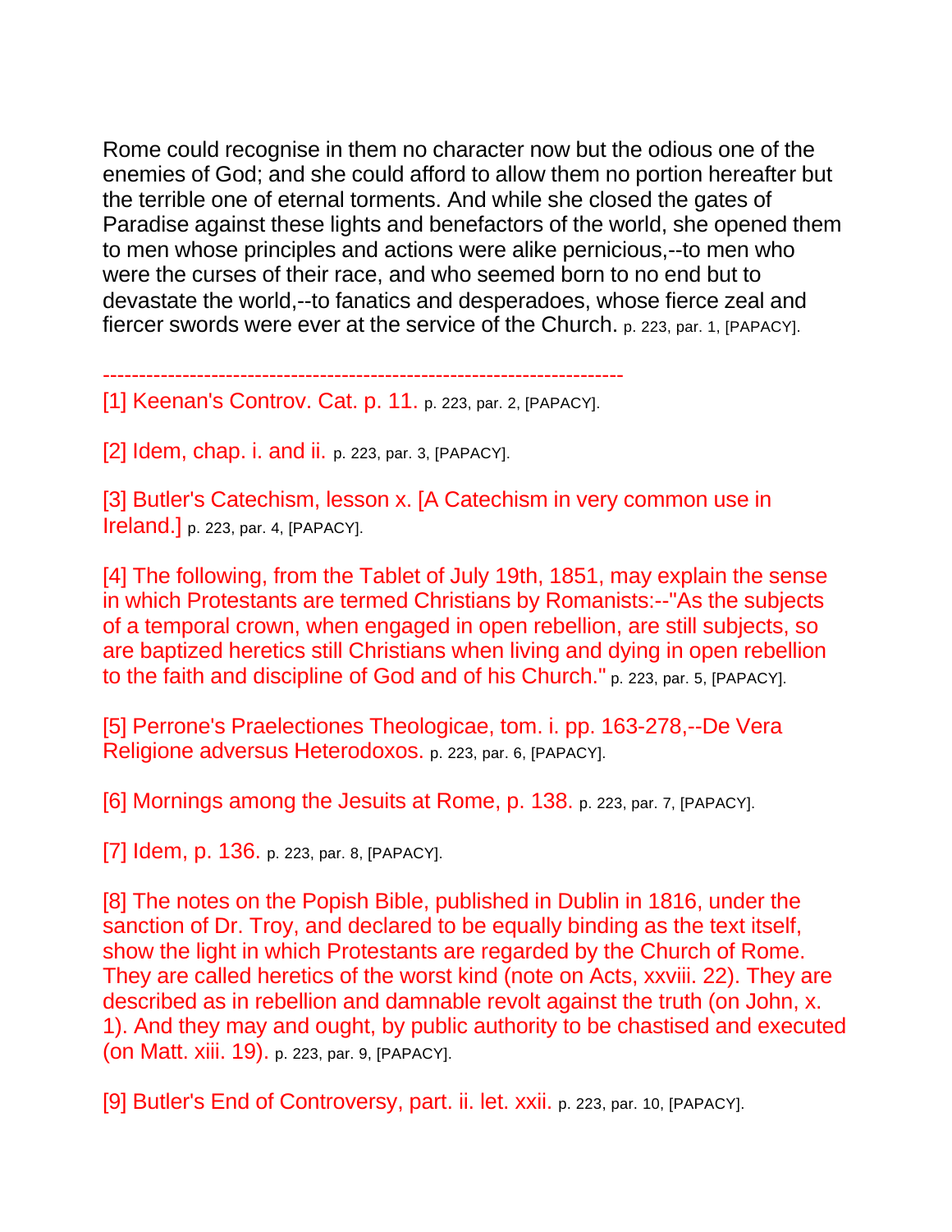Rome could recognise in them no character now but the odious one of the enemies of God; and she could afford to allow them no portion hereafter but the terrible one of eternal torments. And while she closed the gates of Paradise against these lights and benefactors of the world, she opened them to men whose principles and actions were alike pernicious,--to men who were the curses of their race, and who seemed born to no end but to devastate the world,--to fanatics and desperadoes, whose fierce zeal and fiercer swords were ever at the service of the Church. p. 223, par. 1, [PAPACY].

------------------------------------------------------------------------

[1] Keenan's Controv. Cat. p. 11. p. 223, par. 2, [PAPACY].

[2] Idem, chap. i. and ii. p. 223, par. 3, [PAPACY].

[3] Butler's Catechism, lesson x. [A Catechism in very common use in Ireland.] p. 223, par. 4, [PAPACY].

[4] The following, from the Tablet of July 19th, 1851, may explain the sense in which Protestants are termed Christians by Romanists:--"As the subjects of a temporal crown, when engaged in open rebellion, are still subjects, so are baptized heretics still Christians when living and dying in open rebellion to the faith and discipline of God and of his Church." p. 223, par. 5, [PAPACY].

[5] Perrone's Praelectiones Theologicae, tom. i. pp. 163-278,--De Vera Religione adversus Heterodoxos. p. 223, par. 6, [PAPACY].

[6] Mornings among the Jesuits at Rome, p. 138. p. 223, par. 7, [PAPACY].

[7] Idem, p. 136. p. 223, par. 8, [PAPACY].

[8] The notes on the Popish Bible, published in Dublin in 1816, under the sanction of Dr. Troy, and declared to be equally binding as the text itself, show the light in which Protestants are regarded by the Church of Rome. They are called heretics of the worst kind (note on Acts, xxviii. 22). They are described as in rebellion and damnable revolt against the truth (on John, x. 1). And they may and ought, by public authority to be chastised and executed (on Matt. xiii. 19). p. 223, par. 9, [PAPACY].

[9] Butler's End of Controversy, part. ii. let. xxii. p. 223, par. 10, [PAPACY].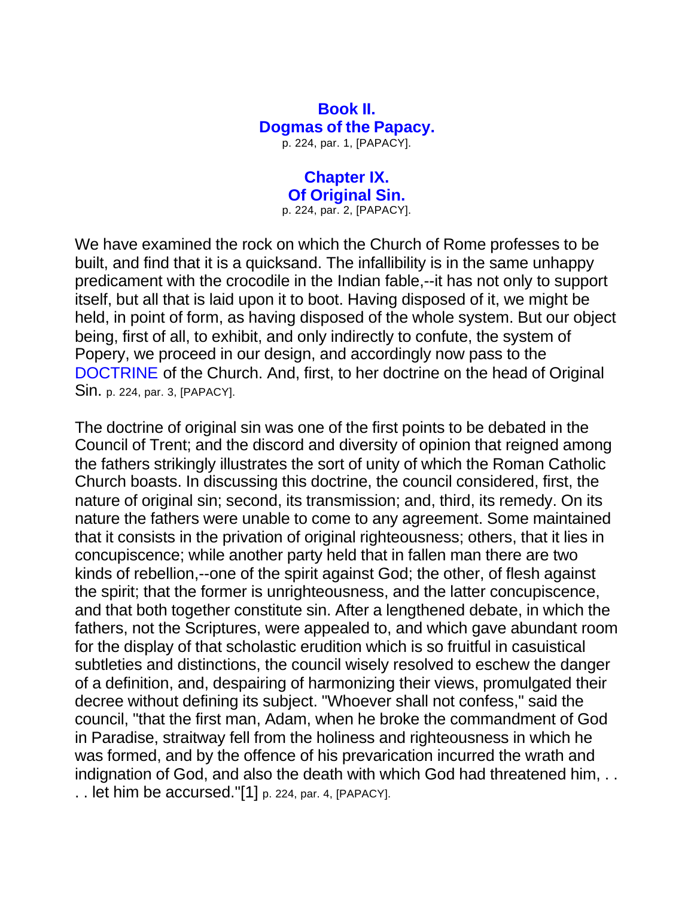# Book II.
# Dogmas of the Papacy.

p. 224, par. 1, [PAPACY].

## Chapter IX.
## Of Original Sin.

p. 224, par. 2, [PAPACY].

We have examined the rock on which the Church of Rome professes to be built, and find that it is a quicksand. The infallibility is in the same unhappy predicament with the crocodile in the Indian fable,--it has not only to support itself, but all that is laid upon it to boot. Having disposed of it, we might be held, in point of form, as having disposed of the whole system. But our object being, first of all, to exhibit, and only indirectly to confute, the system of Popery, we proceed in our design, and accordingly now pass to the DOCTRINE of the Church. And, first, to her doctrine on the head of Original Sin. p. 224, par. 3, [PAPACY].

The doctrine of original sin was one of the first points to be debated in the Council of Trent; and the discord and diversity of opinion that reigned among the fathers strikingly illustrates the sort of unity of which the Roman Catholic Church boasts. In discussing this doctrine, the council considered, first, the nature of original sin; second, its transmission; and, third, its remedy. On its nature the fathers were unable to come to any agreement. Some maintained that it consists in the privation of original righteousness; others, that it lies in concupiscence; while another party held that in fallen man there are two kinds of rebellion,--one of the spirit against God; the other, of flesh against the spirit; that the former is unrighteousness, and the latter concupiscence, and that both together constitute sin. After a lengthened debate, in which the fathers, not the Scriptures, were appealed to, and which gave abundant room for the display of that scholastic erudition which is so fruitful in casuistical subtleties and distinctions, the council wisely resolved to eschew the danger of a definition, and, despairing of harmonizing their views, promulgated their decree without defining its subject. "Whoever shall not confess," said the council, "that the first man, Adam, when he broke the commandment of God in Paradise, straitway fell from the holiness and righteousness in which he was formed, and by the offence of his prevarication incurred the wrath and indignation of God, and also the death with which God had threatened him, . . . . let him be accursed."[1] p. 224, par. 4, [PAPACY].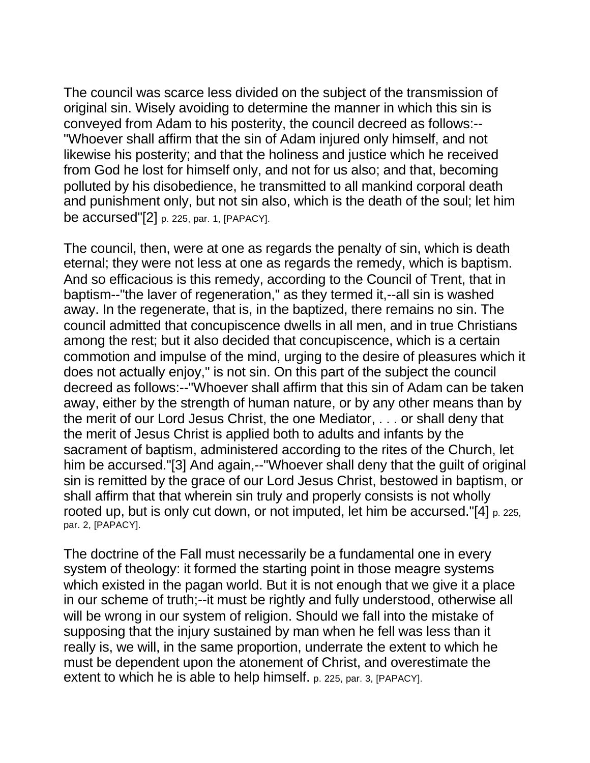The council was scarce less divided on the subject of the transmission of original sin. Wisely avoiding to determine the manner in which this sin is conveyed from Adam to his posterity, the council decreed as follows:--"Whoever shall affirm that the sin of Adam injured only himself, and not likewise his posterity; and that the holiness and justice which he received from God he lost for himself only, and not for us also; and that, becoming polluted by his disobedience, he transmitted to all mankind corporal death and punishment only, but not sin also, which is the death of the soul; let him be accursed"[2] p. 225, par. 1, [PAPACY].

The council, then, were at one as regards the penalty of sin, which is death eternal; they were not less at one as regards the remedy, which is baptism. And so efficacious is this remedy, according to the Council of Trent, that in baptism--"the laver of regeneration," as they termed it,--all sin is washed away. In the regenerate, that is, in the baptized, there remains no sin. The council admitted that concupiscence dwells in all men, and in true Christians among the rest; but it also decided that concupiscence, which is a certain commotion and impulse of the mind, urging to the desire of pleasures which it does not actually enjoy," is not sin. On this part of the subject the council decreed as follows:--"Whoever shall affirm that this sin of Adam can be taken away, either by the strength of human nature, or by any other means than by the merit of our Lord Jesus Christ, the one Mediator, . . . or shall deny that the merit of Jesus Christ is applied both to adults and infants by the sacrament of baptism, administered according to the rites of the Church, let him be accursed."[3] And again,--"Whoever shall deny that the guilt of original sin is remitted by the grace of our Lord Jesus Christ, bestowed in baptism, or shall affirm that that wherein sin truly and properly consists is not wholly rooted up, but is only cut down, or not imputed, let him be accursed."[4] p. 225, par. 2, [PAPACY].

The doctrine of the Fall must necessarily be a fundamental one in every system of theology: it formed the starting point in those meagre systems which existed in the pagan world. But it is not enough that we give it a place in our scheme of truth;--it must be rightly and fully understood, otherwise all will be wrong in our system of religion. Should we fall into the mistake of supposing that the injury sustained by man when he fell was less than it really is, we will, in the same proportion, underrate the extent to which he must be dependent upon the atonement of Christ, and overestimate the extent to which he is able to help himself. p. 225, par. 3, [PAPACY].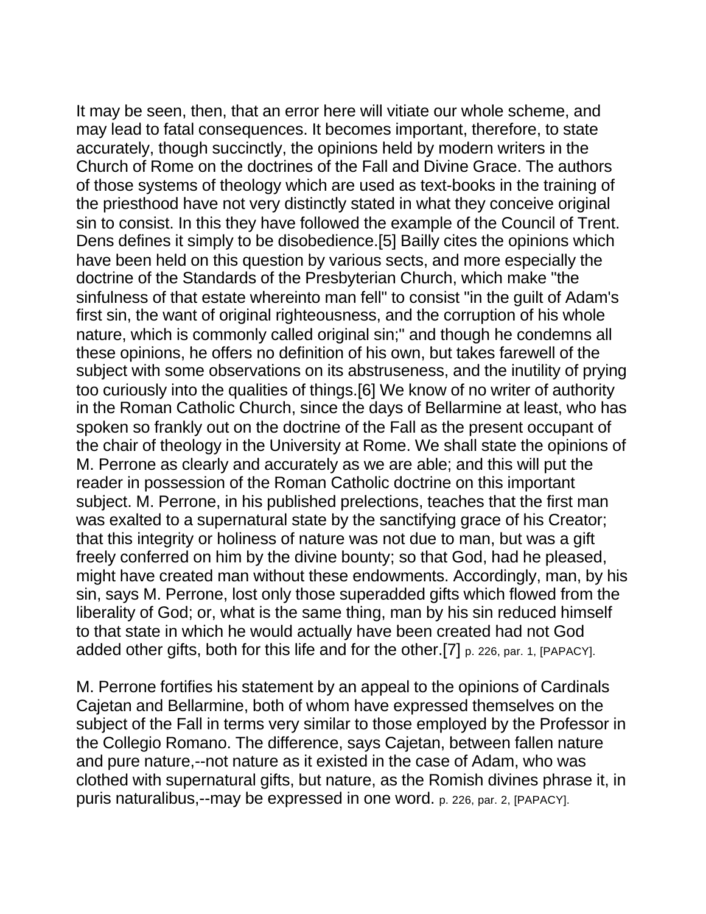It may be seen, then, that an error here will vitiate our whole scheme, and may lead to fatal consequences. It becomes important, therefore, to state accurately, though succinctly, the opinions held by modern writers in the Church of Rome on the doctrines of the Fall and Divine Grace. The authors of those systems of theology which are used as text-books in the training of the priesthood have not very distinctly stated in what they conceive original sin to consist. In this they have followed the example of the Council of Trent. Dens defines it simply to be disobedience.[5] Bailly cites the opinions which have been held on this question by various sects, and more especially the doctrine of the Standards of the Presbyterian Church, which make "the sinfulness of that estate whereinto man fell" to consist "in the guilt of Adam's first sin, the want of original righteousness, and the corruption of his whole nature, which is commonly called original sin;" and though he condemns all these opinions, he offers no definition of his own, but takes farewell of the subject with some observations on its abstruseness, and the inutility of prying too curiously into the qualities of things.[6] We know of no writer of authority in the Roman Catholic Church, since the days of Bellarmine at least, who has spoken so frankly out on the doctrine of the Fall as the present occupant of the chair of theology in the University at Rome. We shall state the opinions of M. Perrone as clearly and accurately as we are able; and this will put the reader in possession of the Roman Catholic doctrine on this important subject. M. Perrone, in his published prelections, teaches that the first man was exalted to a supernatural state by the sanctifying grace of his Creator; that this integrity or holiness of nature was not due to man, but was a gift freely conferred on him by the divine bounty; so that God, had he pleased, might have created man without these endowments. Accordingly, man, by his sin, says M. Perrone, lost only those superadded gifts which flowed from the liberality of God; or, what is the same thing, man by his sin reduced himself to that state in which he would actually have been created had not God added other gifts, both for this life and for the other.[7] p. 226, par. 1, [PAPACY].

M. Perrone fortifies his statement by an appeal to the opinions of Cardinals Cajetan and Bellarmine, both of whom have expressed themselves on the subject of the Fall in terms very similar to those employed by the Professor in the Collegio Romano. The difference, says Cajetan, between fallen nature and pure nature,--not nature as it existed in the case of Adam, who was clothed with supernatural gifts, but nature, as the Romish divines phrase it, in puris naturalibus,--may be expressed in one word. p. 226, par. 2, [PAPACY].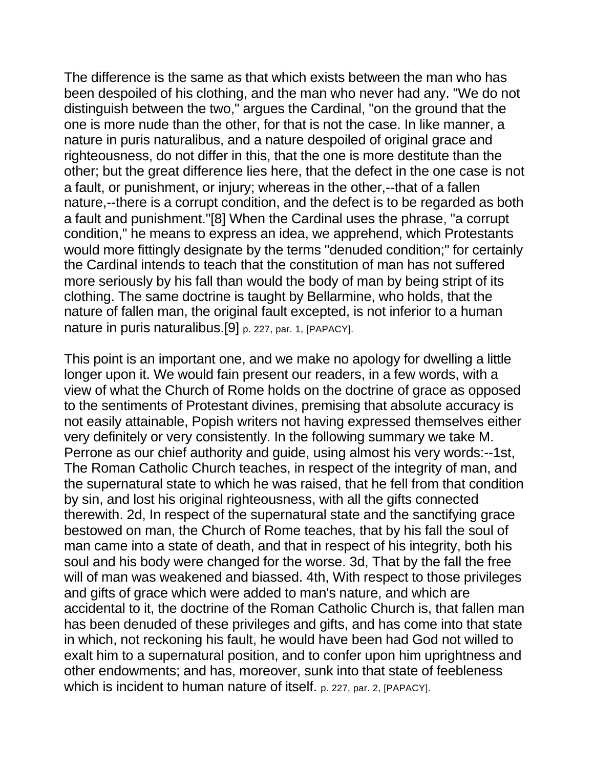The difference is the same as that which exists between the man who has been despoiled of his clothing, and the man who never had any. "We do not distinguish between the two," argues the Cardinal, "on the ground that the one is more nude than the other, for that is not the case. In like manner, a nature in puris naturalibus, and a nature despoiled of original grace and righteousness, do not differ in this, that the one is more destitute than the other; but the great difference lies here, that the defect in the one case is not a fault, or punishment, or injury; whereas in the other,--that of a fallen nature,--there is a corrupt condition, and the defect is to be regarded as both a fault and punishment."[8] When the Cardinal uses the phrase, "a corrupt condition," he means to express an idea, we apprehend, which Protestants would more fittingly designate by the terms "denuded condition;" for certainly the Cardinal intends to teach that the constitution of man has not suffered more seriously by his fall than would the body of man by being stript of its clothing. The same doctrine is taught by Bellarmine, who holds, that the nature of fallen man, the original fault excepted, is not inferior to a human nature in puris naturalibus.[9] p. 227, par. 1, [PAPACY].

This point is an important one, and we make no apology for dwelling a little longer upon it. We would fain present our readers, in a few words, with a view of what the Church of Rome holds on the doctrine of grace as opposed to the sentiments of Protestant divines, premising that absolute accuracy is not easily attainable, Popish writers not having expressed themselves either very definitely or very consistently. In the following summary we take M. Perrone as our chief authority and guide, using almost his very words:--1st, The Roman Catholic Church teaches, in respect of the integrity of man, and the supernatural state to which he was raised, that he fell from that condition by sin, and lost his original righteousness, with all the gifts connected therewith. 2d, In respect of the supernatural state and the sanctifying grace bestowed on man, the Church of Rome teaches, that by his fall the soul of man came into a state of death, and that in respect of his integrity, both his soul and his body were changed for the worse. 3d, That by the fall the free will of man was weakened and biassed. 4th, With respect to those privileges and gifts of grace which were added to man's nature, and which are accidental to it, the doctrine of the Roman Catholic Church is, that fallen man has been denuded of these privileges and gifts, and has come into that state in which, not reckoning his fault, he would have been had God not willed to exalt him to a supernatural position, and to confer upon him uprightness and other endowments; and has, moreover, sunk into that state of feebleness which is incident to human nature of itself. p. 227, par. 2, [PAPACY].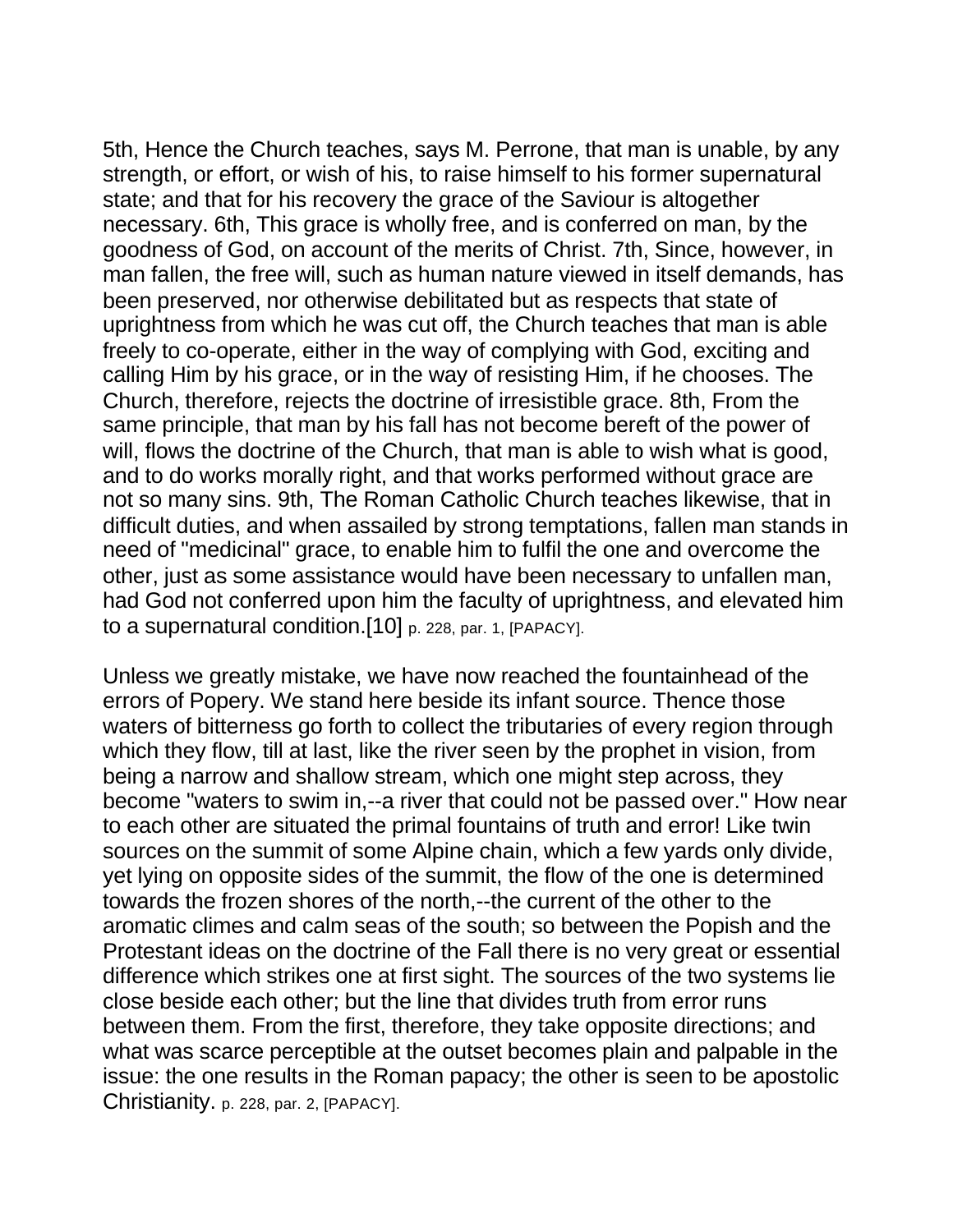5th, Hence the Church teaches, says M. Perrone, that man is unable, by any strength, or effort, or wish of his, to raise himself to his former supernatural state; and that for his recovery the grace of the Saviour is altogether necessary. 6th, This grace is wholly free, and is conferred on man, by the goodness of God, on account of the merits of Christ. 7th, Since, however, in man fallen, the free will, such as human nature viewed in itself demands, has been preserved, nor otherwise debilitated but as respects that state of uprightness from which he was cut off, the Church teaches that man is able freely to co-operate, either in the way of complying with God, exciting and calling Him by his grace, or in the way of resisting Him, if he chooses. The Church, therefore, rejects the doctrine of irresistible grace. 8th, From the same principle, that man by his fall has not become bereft of the power of will, flows the doctrine of the Church, that man is able to wish what is good, and to do works morally right, and that works performed without grace are not so many sins. 9th, The Roman Catholic Church teaches likewise, that in difficult duties, and when assailed by strong temptations, fallen man stands in need of "medicinal" grace, to enable him to fulfil the one and overcome the other, just as some assistance would have been necessary to unfallen man, had God not conferred upon him the faculty of uprightness, and elevated him to a supernatural condition.[10] p. 228, par. 1, [PAPACY].

Unless we greatly mistake, we have now reached the fountainhead of the errors of Popery. We stand here beside its infant source. Thence those waters of bitterness go forth to collect the tributaries of every region through which they flow, till at last, like the river seen by the prophet in vision, from being a narrow and shallow stream, which one might step across, they become "waters to swim in,--a river that could not be passed over." How near to each other are situated the primal fountains of truth and error! Like twin sources on the summit of some Alpine chain, which a few yards only divide, yet lying on opposite sides of the summit, the flow of the one is determined towards the frozen shores of the north,--the current of the other to the aromatic climes and calm seas of the south; so between the Popish and the Protestant ideas on the doctrine of the Fall there is no very great or essential difference which strikes one at first sight. The sources of the two systems lie close beside each other; but the line that divides truth from error runs between them. From the first, therefore, they take opposite directions; and what was scarce perceptible at the outset becomes plain and palpable in the issue: the one results in the Roman papacy; the other is seen to be apostolic Christianity. p. 228, par. 2, [PAPACY].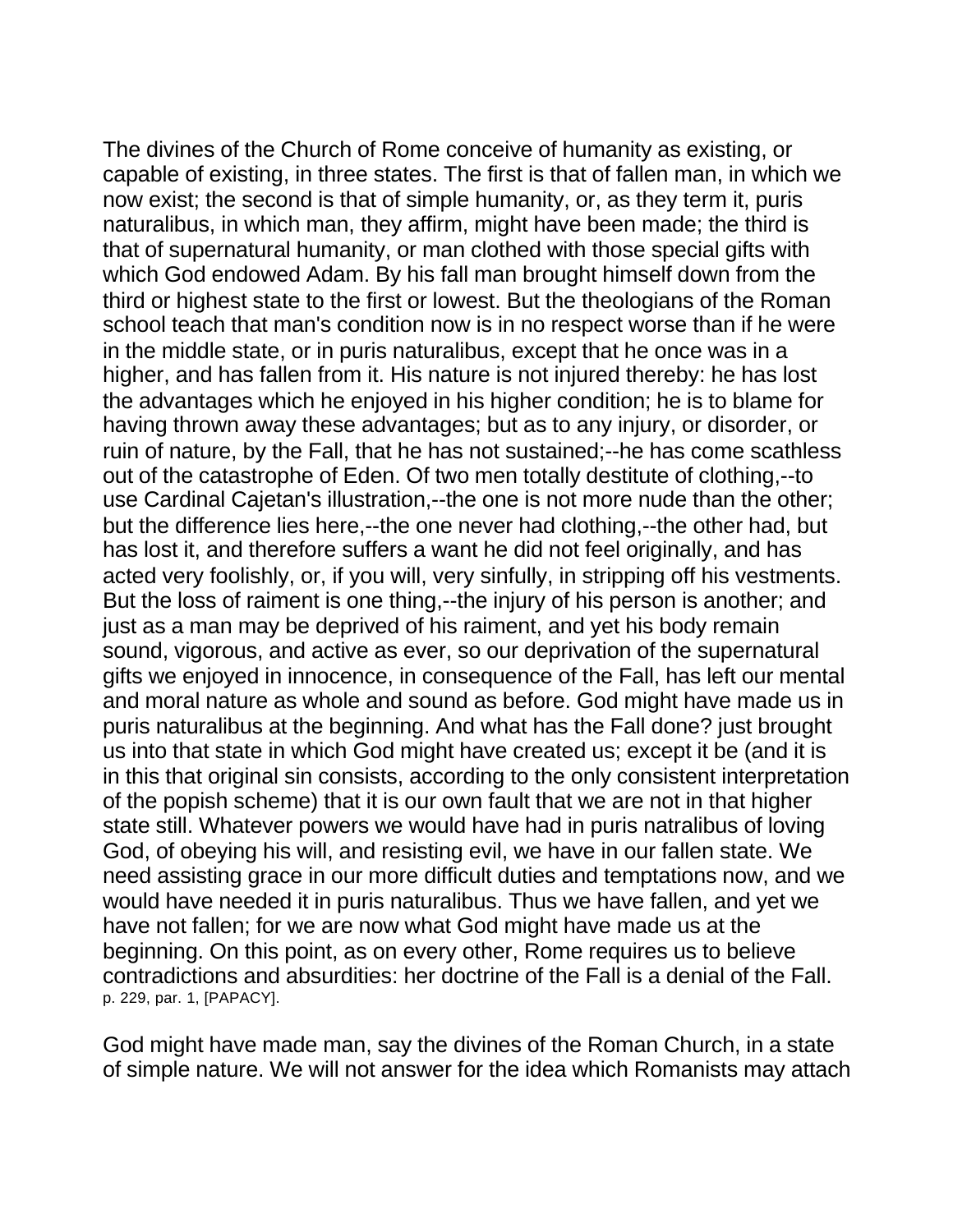The divines of the Church of Rome conceive of humanity as existing, or capable of existing, in three states. The first is that of fallen man, in which we now exist; the second is that of simple humanity, or, as they term it, puris naturalibus, in which man, they affirm, might have been made; the third is that of supernatural humanity, or man clothed with those special gifts with which God endowed Adam. By his fall man brought himself down from the third or highest state to the first or lowest. But the theologians of the Roman school teach that man's condition now is in no respect worse than if he were in the middle state, or in puris naturalibus, except that he once was in a higher, and has fallen from it. His nature is not injured thereby: he has lost the advantages which he enjoyed in his higher condition; he is to blame for having thrown away these advantages; but as to any injury, or disorder, or ruin of nature, by the Fall, that he has not sustained;--he has come scathless out of the catastrophe of Eden. Of two men totally destitute of clothing,--to use Cardinal Cajetan's illustration,--the one is not more nude than the other; but the difference lies here,--the one never had clothing,--the other had, but has lost it, and therefore suffers a want he did not feel originally, and has acted very foolishly, or, if you will, very sinfully, in stripping off his vestments. But the loss of raiment is one thing,--the injury of his person is another; and just as a man may be deprived of his raiment, and yet his body remain sound, vigorous, and active as ever, so our deprivation of the supernatural gifts we enjoyed in innocence, in consequence of the Fall, has left our mental and moral nature as whole and sound as before. God might have made us in puris naturalibus at the beginning. And what has the Fall done? just brought us into that state in which God might have created us; except it be (and it is in this that original sin consists, according to the only consistent interpretation of the popish scheme) that it is our own fault that we are not in that higher state still. Whatever powers we would have had in puris natralibus of loving God, of obeying his will, and resisting evil, we have in our fallen state. We need assisting grace in our more difficult duties and temptations now, and we would have needed it in puris naturalibus. Thus we have fallen, and yet we have not fallen; for we are now what God might have made us at the beginning. On this point, as on every other, Rome requires us to believe contradictions and absurdities: her doctrine of the Fall is a denial of the Fall. p. 229, par. 1, [PAPACY].

God might have made man, say the divines of the Roman Church, in a state of simple nature. We will not answer for the idea which Romanists may attach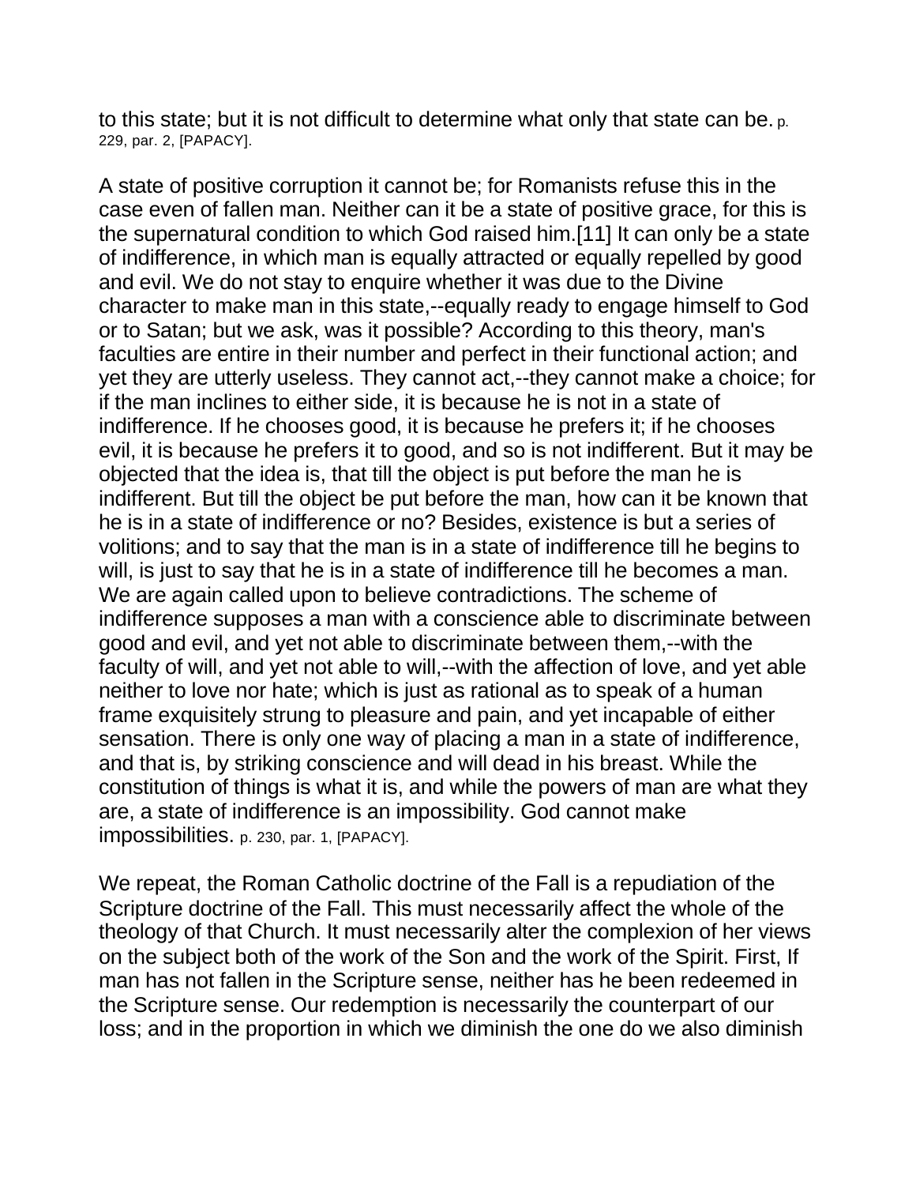to this state; but it is not difficult to determine what only that state can be. p. 229, par. 2, [PAPACY].

A state of positive corruption it cannot be; for Romanists refuse this in the case even of fallen man. Neither can it be a state of positive grace, for this is the supernatural condition to which God raised him.[11] It can only be a state of indifference, in which man is equally attracted or equally repelled by good and evil. We do not stay to enquire whether it was due to the Divine character to make man in this state,--equally ready to engage himself to God or to Satan; but we ask, was it possible? According to this theory, man's faculties are entire in their number and perfect in their functional action; and yet they are utterly useless. They cannot act,--they cannot make a choice; for if the man inclines to either side, it is because he is not in a state of indifference. If he chooses good, it is because he prefers it; if he chooses evil, it is because he prefers it to good, and so is not indifferent. But it may be objected that the idea is, that till the object is put before the man he is indifferent. But till the object be put before the man, how can it be known that he is in a state of indifference or no? Besides, existence is but a series of volitions; and to say that the man is in a state of indifference till he begins to will, is just to say that he is in a state of indifference till he becomes a man. We are again called upon to believe contradictions. The scheme of indifference supposes a man with a conscience able to discriminate between good and evil, and yet not able to discriminate between them,--with the faculty of will, and yet not able to will,--with the affection of love, and yet able neither to love nor hate; which is just as rational as to speak of a human frame exquisitely strung to pleasure and pain, and yet incapable of either sensation. There is only one way of placing a man in a state of indifference, and that is, by striking conscience and will dead in his breast. While the constitution of things is what it is, and while the powers of man are what they are, a state of indifference is an impossibility. God cannot make impossibilities. p. 230, par. 1, [PAPACY].

We repeat, the Roman Catholic doctrine of the Fall is a repudiation of the Scripture doctrine of the Fall. This must necessarily affect the whole of the theology of that Church. It must necessarily alter the complexion of her views on the subject both of the work of the Son and the work of the Spirit. First, If man has not fallen in the Scripture sense, neither has he been redeemed in the Scripture sense. Our redemption is necessarily the counterpart of our loss; and in the proportion in which we diminish the one do we also diminish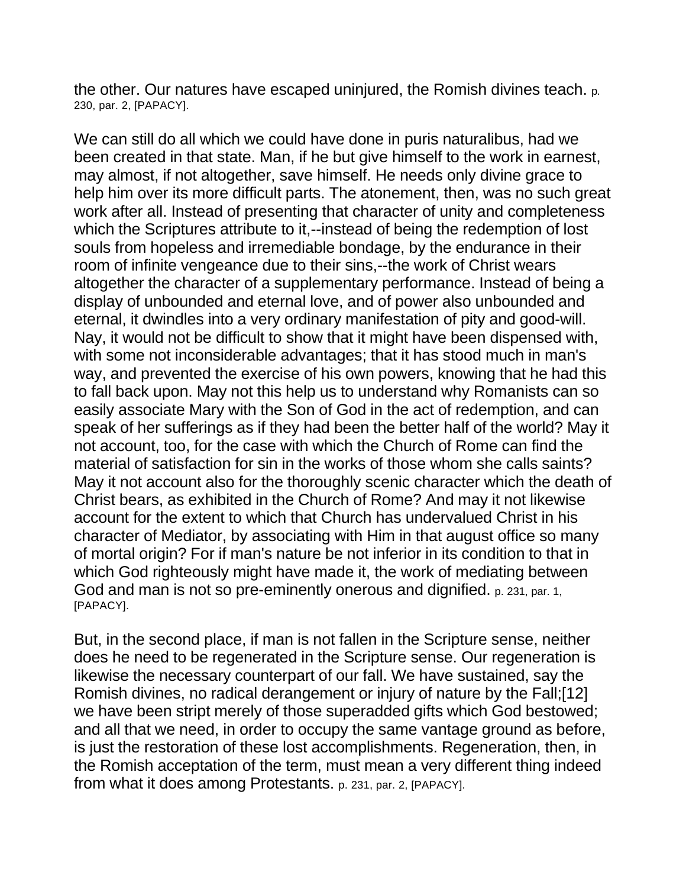the other. Our natures have escaped uninjured, the Romish divines teach. p. 230, par. 2, [PAPACY].

We can still do all which we could have done in puris naturalibus, had we been created in that state. Man, if he but give himself to the work in earnest, may almost, if not altogether, save himself. He needs only divine grace to help him over its more difficult parts. The atonement, then, was no such great work after all. Instead of presenting that character of unity and completeness which the Scriptures attribute to it,--instead of being the redemption of lost souls from hopeless and irremediable bondage, by the endurance in their room of infinite vengeance due to their sins,--the work of Christ wears altogether the character of a supplementary performance. Instead of being a display of unbounded and eternal love, and of power also unbounded and eternal, it dwindles into a very ordinary manifestation of pity and good-will. Nay, it would not be difficult to show that it might have been dispensed with, with some not inconsiderable advantages; that it has stood much in man's way, and prevented the exercise of his own powers, knowing that he had this to fall back upon. May not this help us to understand why Romanists can so easily associate Mary with the Son of God in the act of redemption, and can speak of her sufferings as if they had been the better half of the world? May it not account, too, for the case with which the Church of Rome can find the material of satisfaction for sin in the works of those whom she calls saints? May it not account also for the thoroughly scenic character which the death of Christ bears, as exhibited in the Church of Rome? And may it not likewise account for the extent to which that Church has undervalued Christ in his character of Mediator, by associating with Him in that august office so many of mortal origin? For if man's nature be not inferior in its condition to that in which God righteously might have made it, the work of mediating between God and man is not so pre-eminently onerous and dignified. p. 231, par. 1, [PAPACY].

But, in the second place, if man is not fallen in the Scripture sense, neither does he need to be regenerated in the Scripture sense. Our regeneration is likewise the necessary counterpart of our fall. We have sustained, say the Romish divines, no radical derangement or injury of nature by the Fall;[12] we have been stript merely of those superadded gifts which God bestowed; and all that we need, in order to occupy the same vantage ground as before, is just the restoration of these lost accomplishments. Regeneration, then, in the Romish acceptation of the term, must mean a very different thing indeed from what it does among Protestants. p. 231, par. 2, [PAPACY].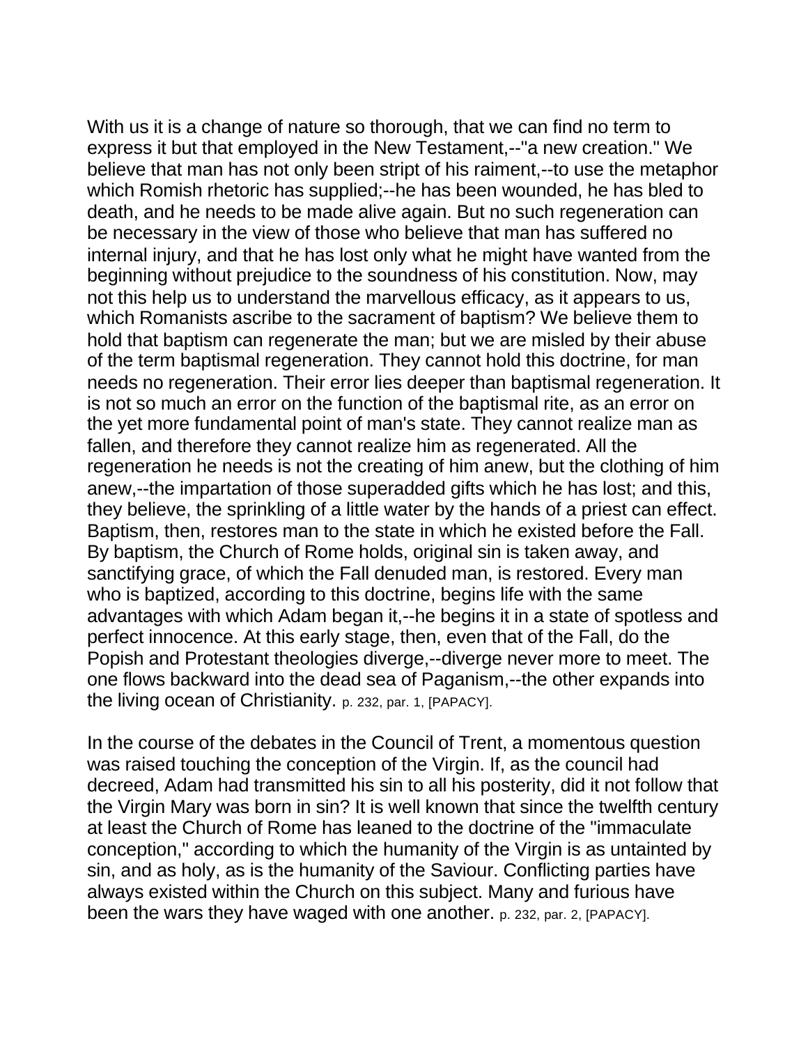With us it is a change of nature so thorough, that we can find no term to express it but that employed in the New Testament,--"a new creation." We believe that man has not only been stript of his raiment,--to use the metaphor which Romish rhetoric has supplied;--he has been wounded, he has bled to death, and he needs to be made alive again. But no such regeneration can be necessary in the view of those who believe that man has suffered no internal injury, and that he has lost only what he might have wanted from the beginning without prejudice to the soundness of his constitution. Now, may not this help us to understand the marvellous efficacy, as it appears to us, which Romanists ascribe to the sacrament of baptism? We believe them to hold that baptism can regenerate the man; but we are misled by their abuse of the term baptismal regeneration. They cannot hold this doctrine, for man needs no regeneration. Their error lies deeper than baptismal regeneration. It is not so much an error on the function of the baptismal rite, as an error on the yet more fundamental point of man's state. They cannot realize man as fallen, and therefore they cannot realize him as regenerated. All the regeneration he needs is not the creating of him anew, but the clothing of him anew,--the impartation of those superadded gifts which he has lost; and this, they believe, the sprinkling of a little water by the hands of a priest can effect. Baptism, then, restores man to the state in which he existed before the Fall. By baptism, the Church of Rome holds, original sin is taken away, and sanctifying grace, of which the Fall denuded man, is restored. Every man who is baptized, according to this doctrine, begins life with the same advantages with which Adam began it,--he begins it in a state of spotless and perfect innocence. At this early stage, then, even that of the Fall, do the Popish and Protestant theologies diverge,--diverge never more to meet. The one flows backward into the dead sea of Paganism,--the other expands into the living ocean of Christianity. p. 232, par. 1, [PAPACY].

In the course of the debates in the Council of Trent, a momentous question was raised touching the conception of the Virgin. If, as the council had decreed, Adam had transmitted his sin to all his posterity, did it not follow that the Virgin Mary was born in sin? It is well known that since the twelfth century at least the Church of Rome has leaned to the doctrine of the "immaculate conception," according to which the humanity of the Virgin is as untainted by sin, and as holy, as is the humanity of the Saviour. Conflicting parties have always existed within the Church on this subject. Many and furious have been the wars they have waged with one another. p. 232, par. 2, [PAPACY].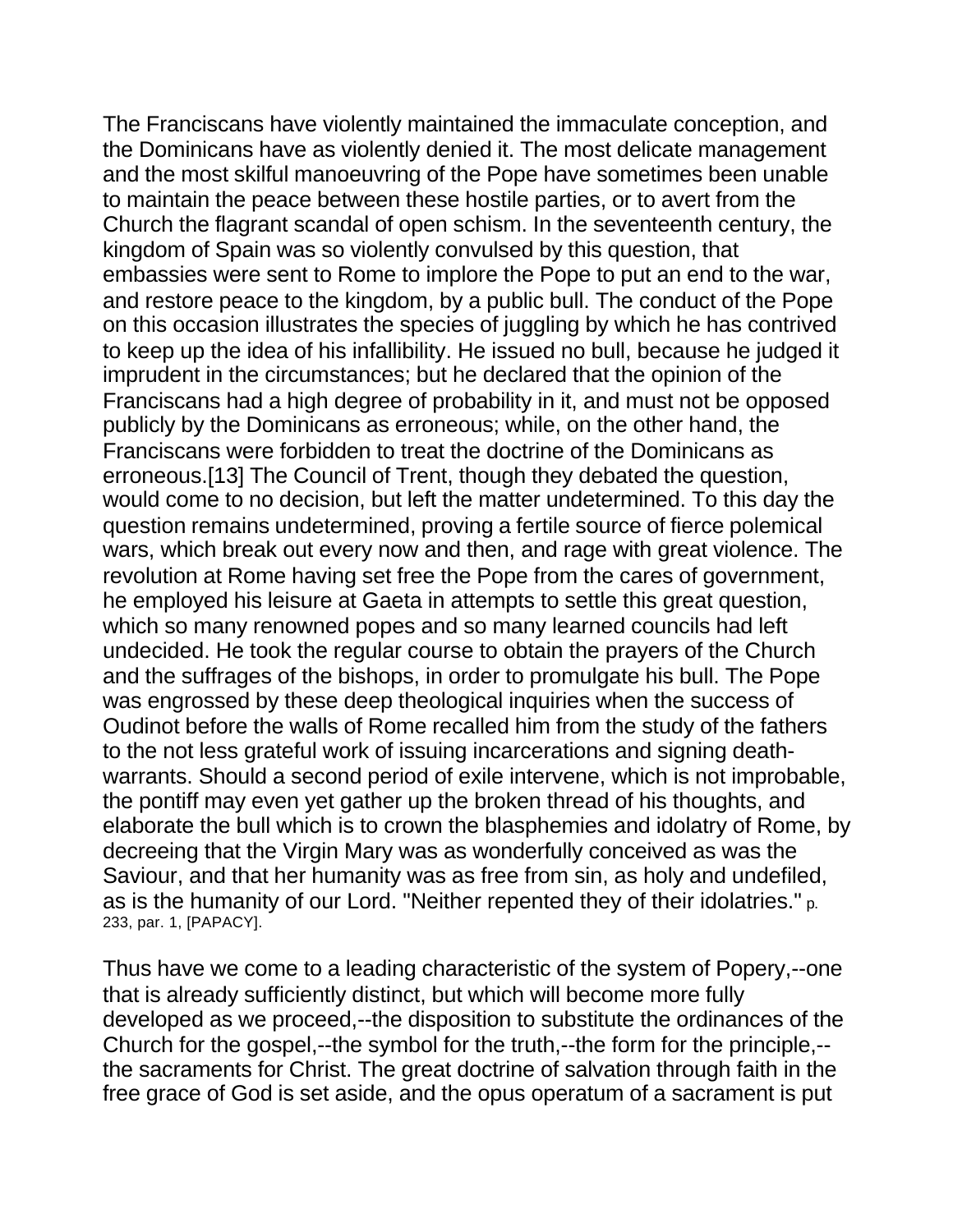The Franciscans have violently maintained the immaculate conception, and the Dominicans have as violently denied it. The most delicate management and the most skilful manoeuvring of the Pope have sometimes been unable to maintain the peace between these hostile parties, or to avert from the Church the flagrant scandal of open schism. In the seventeenth century, the kingdom of Spain was so violently convulsed by this question, that embassies were sent to Rome to implore the Pope to put an end to the war, and restore peace to the kingdom, by a public bull. The conduct of the Pope on this occasion illustrates the species of juggling by which he has contrived to keep up the idea of his infallibility. He issued no bull, because he judged it imprudent in the circumstances; but he declared that the opinion of the Franciscans had a high degree of probability in it, and must not be opposed publicly by the Dominicans as erroneous; while, on the other hand, the Franciscans were forbidden to treat the doctrine of the Dominicans as erroneous.[13] The Council of Trent, though they debated the question, would come to no decision, but left the matter undetermined. To this day the question remains undetermined, proving a fertile source of fierce polemical wars, which break out every now and then, and rage with great violence. The revolution at Rome having set free the Pope from the cares of government, he employed his leisure at Gaeta in attempts to settle this great question, which so many renowned popes and so many learned councils had left undecided. He took the regular course to obtain the prayers of the Church and the suffrages of the bishops, in order to promulgate his bull. The Pope was engrossed by these deep theological inquiries when the success of Oudinot before the walls of Rome recalled him from the study of the fathers to the not less grateful work of issuing incarcerations and signing death-warrants. Should a second period of exile intervene, which is not improbable, the pontiff may even yet gather up the broken thread of his thoughts, and elaborate the bull which is to crown the blasphemies and idolatry of Rome, by decreeing that the Virgin Mary was as wonderfully conceived as was the Saviour, and that her humanity was as free from sin, as holy and undefiled, as is the humanity of our Lord. "Neither repented they of their idolatries." p. 233, par. 1, [PAPACY].

Thus have we come to a leading characteristic of the system of Popery,--one that is already sufficiently distinct, but which will become more fully developed as we proceed,--the disposition to substitute the ordinances of the Church for the gospel,--the symbol for the truth,--the form for the principle,--the sacraments for Christ. The great doctrine of salvation through faith in the free grace of God is set aside, and the opus operatum of a sacrament is put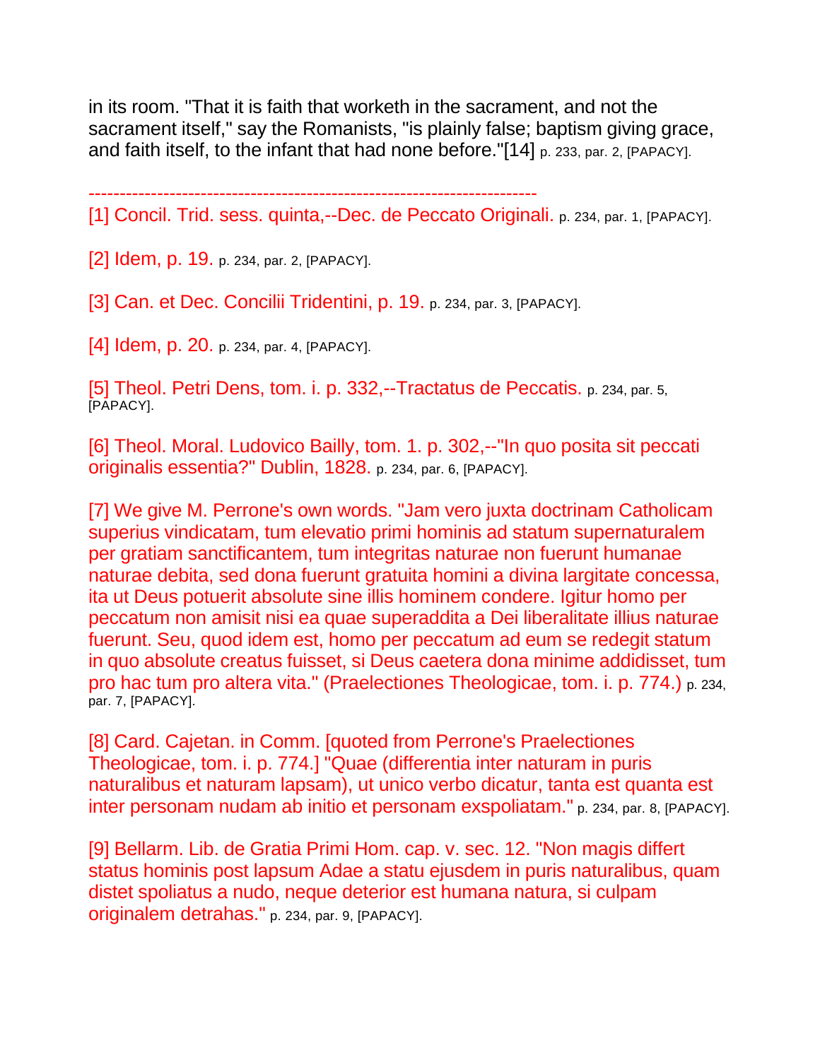in its room. "That it is faith that worketh in the sacrament, and not the sacrament itself," say the Romanists, "is plainly false; baptism giving grace, and faith itself, to the infant that had none before."[14] p. 233, par. 2, [PAPACY].

------------------------------------------------------------------------

[1] Concil. Trid. sess. quinta,--Dec. de Peccato Originali. p. 234, par. 1, [PAPACY].

[2] Idem, p. 19. p. 234, par. 2, [PAPACY].

[3] Can. et Dec. Concilii Tridentini, p. 19. p. 234, par. 3, [PAPACY].

[4] Idem, p. 20. p. 234, par. 4, [PAPACY].

[5] Theol. Petri Dens, tom. i. p. 332,--Tractatus de Peccatis. p. 234, par. 5, [PAPACY].

[6] Theol. Moral. Ludovico Bailly, tom. 1. p. 302,--"In quo posita sit peccati originalis essentia?" Dublin, 1828. p. 234, par. 6, [PAPACY].

[7] We give M. Perrone's own words. "Jam vero juxta doctrinam Catholicam superius vindicatam, tum elevatio primi hominis ad statum supernaturalem per gratiam sanctificantem, tum integritas naturae non fuerunt humanae naturae debita, sed dona fuerunt gratuita homini a divina largitate concessa, ita ut Deus potuerit absolute sine illis hominem condere. Igitur homo per peccatum non amisit nisi ea quae superaddita a Dei liberalitate illius naturae fuerunt. Seu, quod idem est, homo per peccatum ad eum se redegit statum in quo absolute creatus fuisset, si Deus caetera dona minime addidisset, tum pro hac tum pro altera vita." (Praelectiones Theologicae, tom. i. p. 774.) p. 234, par. 7, [PAPACY].

[8] Card. Cajetan. in Comm. [quoted from Perrone's Praelectiones Theologicae, tom. i. p. 774.] "Quae (differentia inter naturam in puris naturalibus et naturam lapsam), ut unico verbo dicatur, tanta est quanta est inter personam nudam ab initio et personam exspoliatam." p. 234, par. 8, [PAPACY].

[9] Bellarm. Lib. de Gratia Primi Hom. cap. v. sec. 12. "Non magis differt status hominis post lapsum Adae a statu ejusdem in puris naturalibus, quam distet spoliatus a nudo, neque deterior est humana natura, si culpam originalem detrahas." p. 234, par. 9, [PAPACY].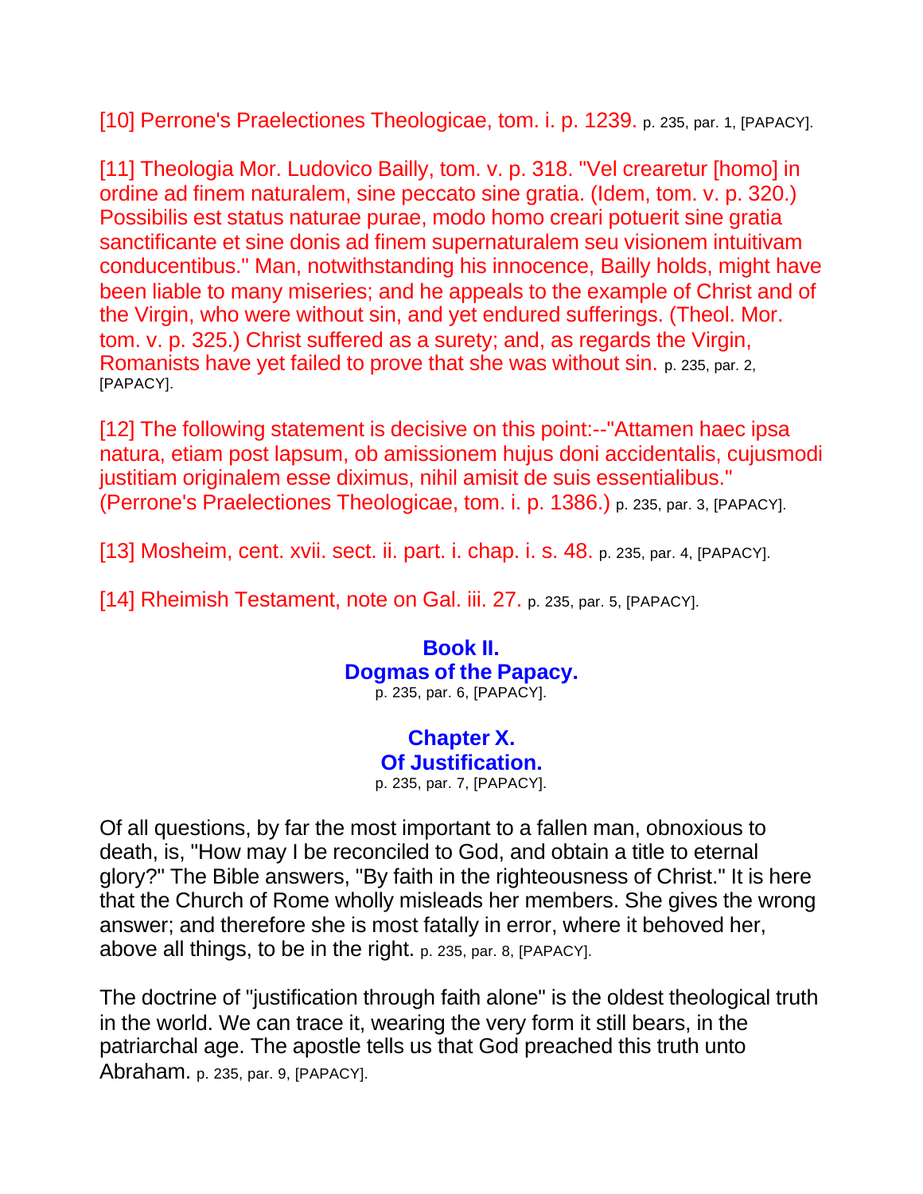[10] Perrone's Praelectiones Theologicae, tom. i. p. 1239. p. 235, par. 1, [PAPACY].

[11] Theologia Mor. Ludovico Bailly, tom. v. p. 318. "Vel crearetur [homo] in ordine ad finem naturalem, sine peccato sine gratia. (Idem, tom. v. p. 320.) Possibilis est status naturae purae, modo homo creari potuerit sine gratia sanctificante et sine donis ad finem supernaturalem seu visionem intuitivam conducentibus." Man, notwithstanding his innocence, Bailly holds, might have been liable to many miseries; and he appeals to the example of Christ and of the Virgin, who were without sin, and yet endured sufferings. (Theol. Mor. tom. v. p. 325.) Christ suffered as a surety; and, as regards the Virgin, Romanists have yet failed to prove that she was without sin. p. 235, par. 2, [PAPACY].

[12] The following statement is decisive on this point:--"Attamen haec ipsa natura, etiam post lapsum, ob amissionem hujus doni accidentalis, cujusmodi justitiam originalem esse diximus, nihil amisit de suis essentialibus." (Perrone's Praelectiones Theologicae, tom. i. p. 1386.) p. 235, par. 3, [PAPACY].

[13] Mosheim, cent. xvii. sect. ii. part. i. chap. i. s. 48. p. 235, par. 4, [PAPACY].

[14] Rheimish Testament, note on Gal. iii. 27. p. 235, par. 5, [PAPACY].

# Book II.
# Dogmas of the Papacy.

p. 235, par. 6, [PAPACY].

## Chapter X.
## Of Justification.

p. 235, par. 7, [PAPACY].

Of all questions, by far the most important to a fallen man, obnoxious to death, is, "How may I be reconciled to God, and obtain a title to eternal glory?" The Bible answers, "By faith in the righteousness of Christ." It is here that the Church of Rome wholly misleads her members. She gives the wrong answer; and therefore she is most fatally in error, where it behoved her, above all things, to be in the right. p. 235, par. 8, [PAPACY].

The doctrine of "justification through faith alone" is the oldest theological truth in the world. We can trace it, wearing the very form it still bears, in the patriarchal age. The apostle tells us that God preached this truth unto Abraham. p. 235, par. 9, [PAPACY].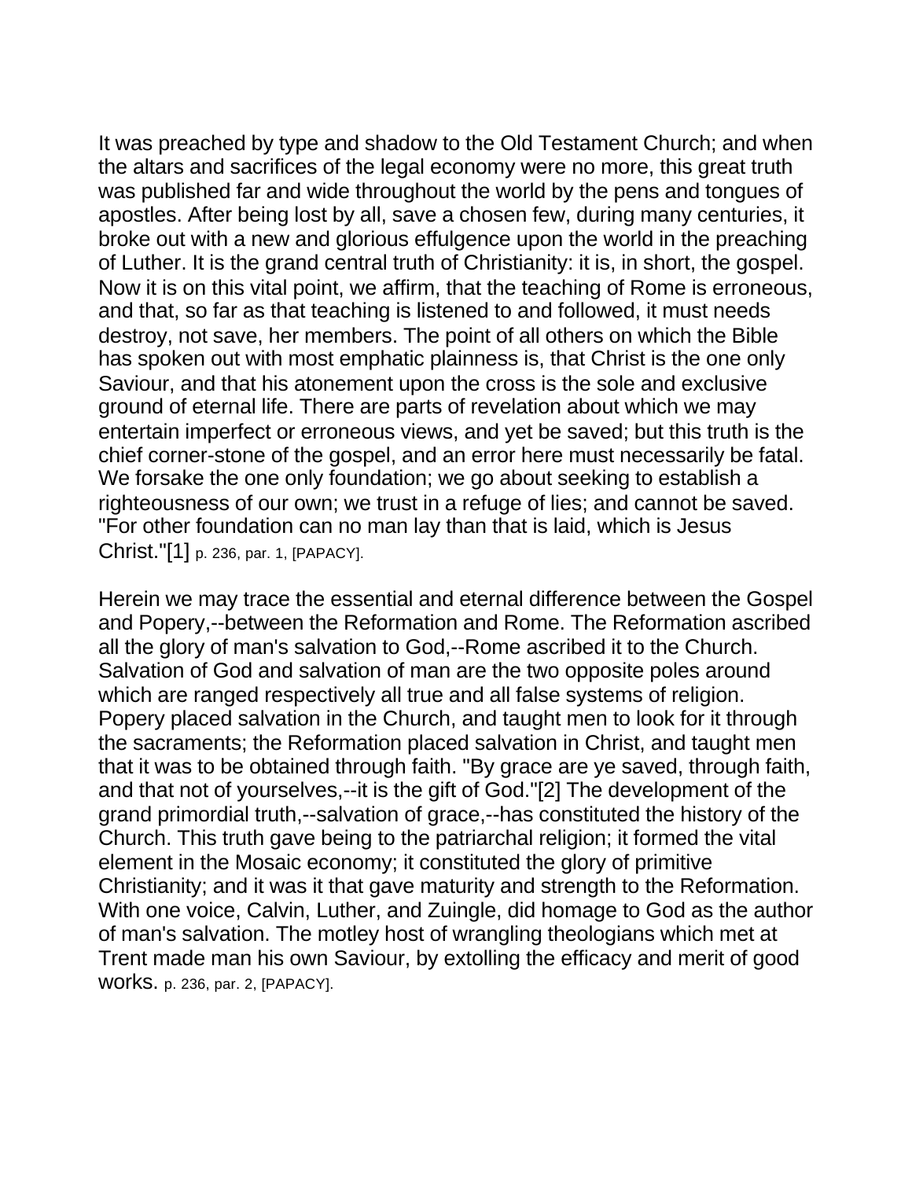It was preached by type and shadow to the Old Testament Church; and when the altars and sacrifices of the legal economy were no more, this great truth was published far and wide throughout the world by the pens and tongues of apostles. After being lost by all, save a chosen few, during many centuries, it broke out with a new and glorious effulgence upon the world in the preaching of Luther. It is the grand central truth of Christianity: it is, in short, the gospel. Now it is on this vital point, we affirm, that the teaching of Rome is erroneous, and that, so far as that teaching is listened to and followed, it must needs destroy, not save, her members. The point of all others on which the Bible has spoken out with most emphatic plainness is, that Christ is the one only Saviour, and that his atonement upon the cross is the sole and exclusive ground of eternal life. There are parts of revelation about which we may entertain imperfect or erroneous views, and yet be saved; but this truth is the chief corner-stone of the gospel, and an error here must necessarily be fatal. We forsake the one only foundation; we go about seeking to establish a righteousness of our own; we trust in a refuge of lies; and cannot be saved. "For other foundation can no man lay than that is laid, which is Jesus Christ."[1] p. 236, par. 1, [PAPACY].

Herein we may trace the essential and eternal difference between the Gospel and Popery,--between the Reformation and Rome. The Reformation ascribed all the glory of man's salvation to God,--Rome ascribed it to the Church. Salvation of God and salvation of man are the two opposite poles around which are ranged respectively all true and all false systems of religion. Popery placed salvation in the Church, and taught men to look for it through the sacraments; the Reformation placed salvation in Christ, and taught men that it was to be obtained through faith. "By grace are ye saved, through faith, and that not of yourselves,--it is the gift of God."[2] The development of the grand primordial truth,--salvation of grace,--has constituted the history of the Church. This truth gave being to the patriarchal religion; it formed the vital element in the Mosaic economy; it constituted the glory of primitive Christianity; and it was it that gave maturity and strength to the Reformation. With one voice, Calvin, Luther, and Zuingle, did homage to God as the author of man's salvation. The motley host of wrangling theologians which met at Trent made man his own Saviour, by extolling the efficacy and merit of good works. p. 236, par. 2, [PAPACY].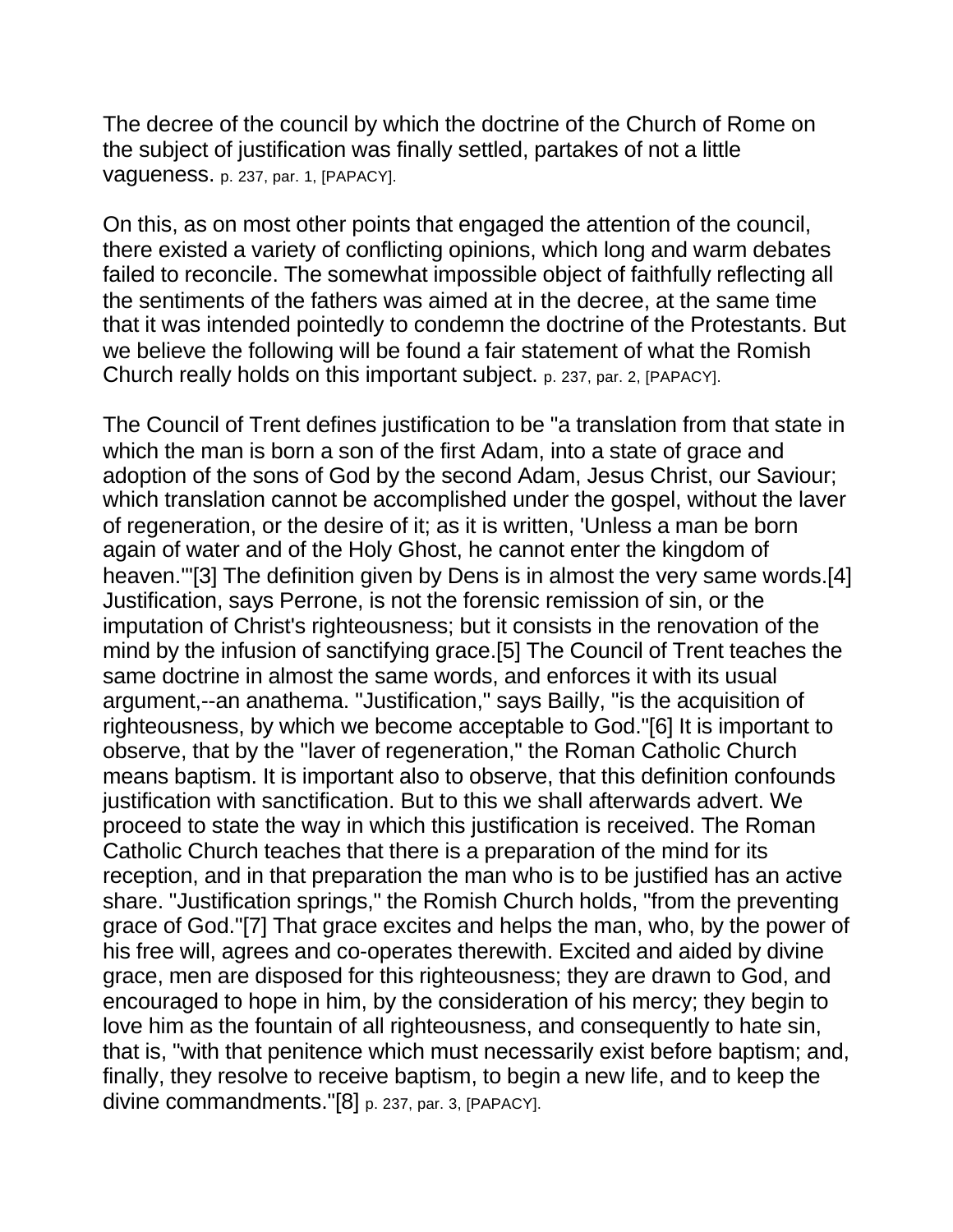The decree of the council by which the doctrine of the Church of Rome on the subject of justification was finally settled, partakes of not a little vagueness. p. 237, par. 1, [PAPACY].

On this, as on most other points that engaged the attention of the council, there existed a variety of conflicting opinions, which long and warm debates failed to reconcile. The somewhat impossible object of faithfully reflecting all the sentiments of the fathers was aimed at in the decree, at the same time that it was intended pointedly to condemn the doctrine of the Protestants. But we believe the following will be found a fair statement of what the Romish Church really holds on this important subject. p. 237, par. 2, [PAPACY].

The Council of Trent defines justification to be "a translation from that state in which the man is born a son of the first Adam, into a state of grace and adoption of the sons of God by the second Adam, Jesus Christ, our Saviour; which translation cannot be accomplished under the gospel, without the laver of regeneration, or the desire of it; as it is written, 'Unless a man be born again of water and of the Holy Ghost, he cannot enter the kingdom of heaven.'"[3] The definition given by Dens is in almost the very same words.[4] Justification, says Perrone, is not the forensic remission of sin, or the imputation of Christ's righteousness; but it consists in the renovation of the mind by the infusion of sanctifying grace.[5] The Council of Trent teaches the same doctrine in almost the same words, and enforces it with its usual argument,--an anathema. "Justification," says Bailly, "is the acquisition of righteousness, by which we become acceptable to God."[6] It is important to observe, that by the "laver of regeneration," the Roman Catholic Church means baptism. It is important also to observe, that this definition confounds justification with sanctification. But to this we shall afterwards advert. We proceed to state the way in which this justification is received. The Roman Catholic Church teaches that there is a preparation of the mind for its reception, and in that preparation the man who is to be justified has an active share. "Justification springs," the Romish Church holds, "from the preventing grace of God."[7] That grace excites and helps the man, who, by the power of his free will, agrees and co-operates therewith. Excited and aided by divine grace, men are disposed for this righteousness; they are drawn to God, and encouraged to hope in him, by the consideration of his mercy; they begin to love him as the fountain of all righteousness, and consequently to hate sin, that is, "with that penitence which must necessarily exist before baptism; and, finally, they resolve to receive baptism, to begin a new life, and to keep the divine commandments."[8] p. 237, par. 3, [PAPACY].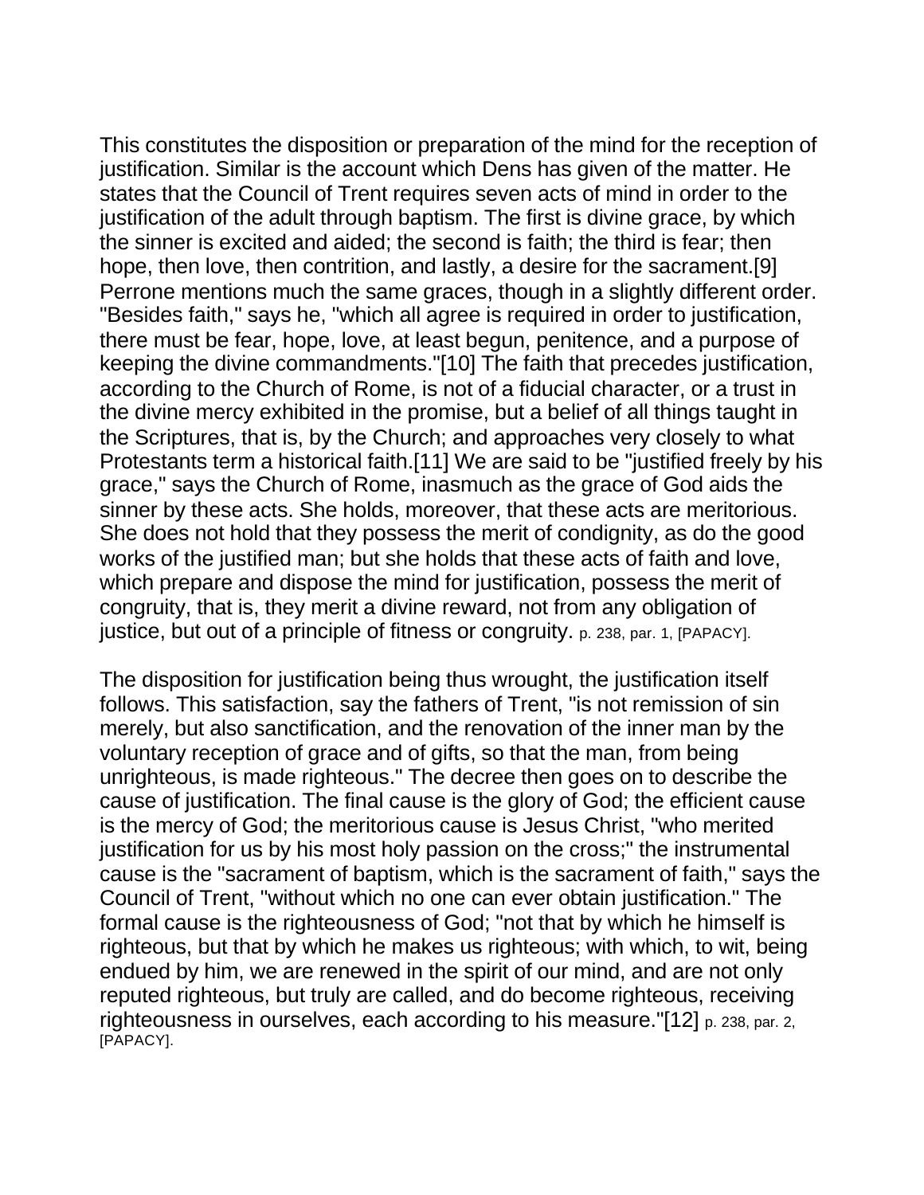This constitutes the disposition or preparation of the mind for the reception of justification. Similar is the account which Dens has given of the matter. He states that the Council of Trent requires seven acts of mind in order to the justification of the adult through baptism. The first is divine grace, by which the sinner is excited and aided; the second is faith; the third is fear; then hope, then love, then contrition, and lastly, a desire for the sacrament.[9] Perrone mentions much the same graces, though in a slightly different order. "Besides faith," says he, "which all agree is required in order to justification, there must be fear, hope, love, at least begun, penitence, and a purpose of keeping the divine commandments."[10] The faith that precedes justification, according to the Church of Rome, is not of a fiducial character, or a trust in the divine mercy exhibited in the promise, but a belief of all things taught in the Scriptures, that is, by the Church; and approaches very closely to what Protestants term a historical faith.[11] We are said to be "justified freely by his grace," says the Church of Rome, inasmuch as the grace of God aids the sinner by these acts. She holds, moreover, that these acts are meritorious. She does not hold that they possess the merit of condignity, as do the good works of the justified man; but she holds that these acts of faith and love, which prepare and dispose the mind for justification, possess the merit of congruity, that is, they merit a divine reward, not from any obligation of justice, but out of a principle of fitness or congruity. p. 238, par. 1, [PAPACY].

The disposition for justification being thus wrought, the justification itself follows. This satisfaction, say the fathers of Trent, "is not remission of sin merely, but also sanctification, and the renovation of the inner man by the voluntary reception of grace and of gifts, so that the man, from being unrighteous, is made righteous." The decree then goes on to describe the cause of justification. The final cause is the glory of God; the efficient cause is the mercy of God; the meritorious cause is Jesus Christ, "who merited justification for us by his most holy passion on the cross;" the instrumental cause is the "sacrament of baptism, which is the sacrament of faith," says the Council of Trent, "without which no one can ever obtain justification." The formal cause is the righteousness of God; "not that by which he himself is righteous, but that by which he makes us righteous; with which, to wit, being endued by him, we are renewed in the spirit of our mind, and are not only reputed righteous, but truly are called, and do become righteous, receiving righteousness in ourselves, each according to his measure."[12] p. 238, par. 2, [PAPACY].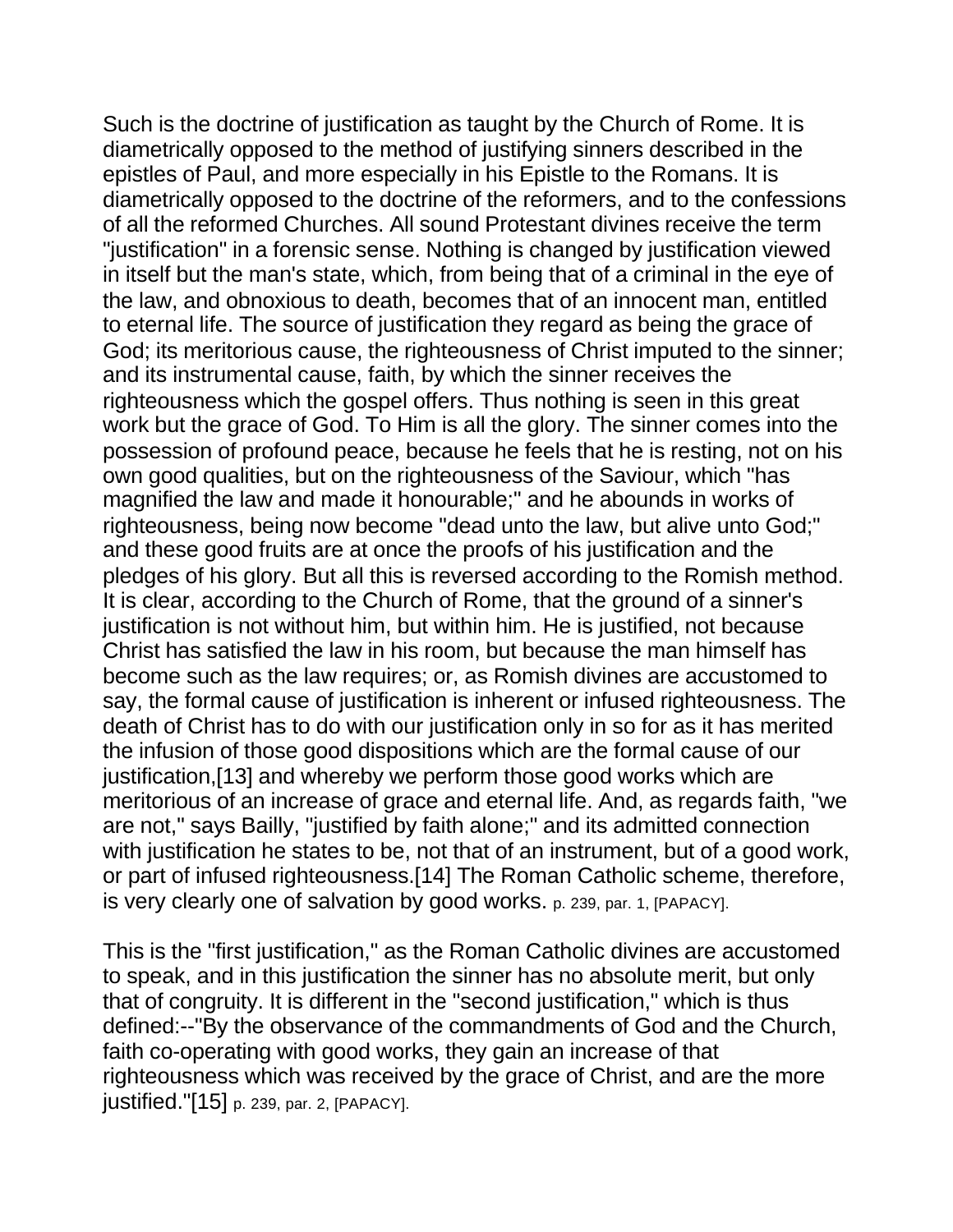Such is the doctrine of justification as taught by the Church of Rome. It is diametrically opposed to the method of justifying sinners described in the epistles of Paul, and more especially in his Epistle to the Romans. It is diametrically opposed to the doctrine of the reformers, and to the confessions of all the reformed Churches. All sound Protestant divines receive the term "justification" in a forensic sense. Nothing is changed by justification viewed in itself but the man's state, which, from being that of a criminal in the eye of the law, and obnoxious to death, becomes that of an innocent man, entitled to eternal life. The source of justification they regard as being the grace of God; its meritorious cause, the righteousness of Christ imputed to the sinner; and its instrumental cause, faith, by which the sinner receives the righteousness which the gospel offers. Thus nothing is seen in this great work but the grace of God. To Him is all the glory. The sinner comes into the possession of profound peace, because he feels that he is resting, not on his own good qualities, but on the righteousness of the Saviour, which "has magnified the law and made it honourable;" and he abounds in works of righteousness, being now become "dead unto the law, but alive unto God;" and these good fruits are at once the proofs of his justification and the pledges of his glory. But all this is reversed according to the Romish method. It is clear, according to the Church of Rome, that the ground of a sinner's justification is not without him, but within him. He is justified, not because Christ has satisfied the law in his room, but because the man himself has become such as the law requires; or, as Romish divines are accustomed to say, the formal cause of justification is inherent or infused righteousness. The death of Christ has to do with our justification only in so for as it has merited the infusion of those good dispositions which are the formal cause of our justification,[13] and whereby we perform those good works which are meritorious of an increase of grace and eternal life. And, as regards faith, "we are not," says Bailly, "justified by faith alone;" and its admitted connection with justification he states to be, not that of an instrument, but of a good work, or part of infused righteousness.[14] The Roman Catholic scheme, therefore, is very clearly one of salvation by good works. p. 239, par. 1, [PAPACY].

This is the "first justification," as the Roman Catholic divines are accustomed to speak, and in this justification the sinner has no absolute merit, but only that of congruity. It is different in the "second justification," which is thus defined:--"By the observance of the commandments of God and the Church, faith co-operating with good works, they gain an increase of that righteousness which was received by the grace of Christ, and are the more justified."[15] p. 239, par. 2, [PAPACY].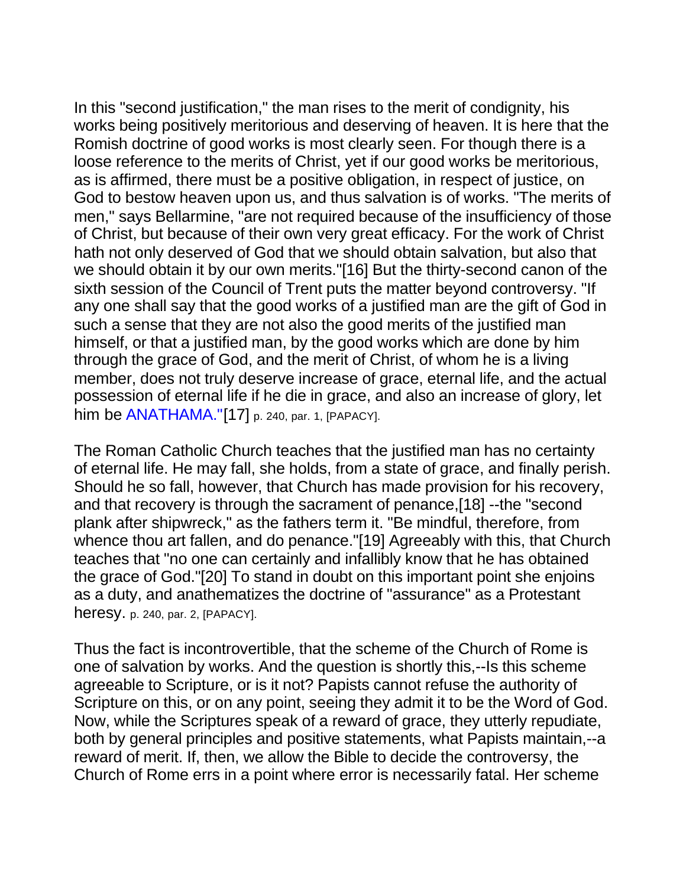In this "second justification," the man rises to the merit of condignity, his works being positively meritorious and deserving of heaven. It is here that the Romish doctrine of good works is most clearly seen. For though there is a loose reference to the merits of Christ, yet if our good works be meritorious, as is affirmed, there must be a positive obligation, in respect of justice, on God to bestow heaven upon us, and thus salvation is of works. "The merits of men," says Bellarmine, "are not required because of the insufficiency of those of Christ, but because of their own very great efficacy. For the work of Christ hath not only deserved of God that we should obtain salvation, but also that we should obtain it by our own merits."[16] But the thirty-second canon of the sixth session of the Council of Trent puts the matter beyond controversy. "If any one shall say that the good works of a justified man are the gift of God in such a sense that they are not also the good merits of the justified man himself, or that a justified man, by the good works which are done by him through the grace of God, and the merit of Christ, of whom he is a living member, does not truly deserve increase of grace, eternal life, and the actual possession of eternal life if he die in grace, and also an increase of glory, let him be ANATHAMA."[17] p. 240, par. 1, [PAPACY].

The Roman Catholic Church teaches that the justified man has no certainty of eternal life. He may fall, she holds, from a state of grace, and finally perish. Should he so fall, however, that Church has made provision for his recovery, and that recovery is through the sacrament of penance,[18] --the "second plank after shipwreck," as the fathers term it. "Be mindful, therefore, from whence thou art fallen, and do penance."[19] Agreeably with this, that Church teaches that "no one can certainly and infallibly know that he has obtained the grace of God."[20] To stand in doubt on this important point she enjoins as a duty, and anathematizes the doctrine of "assurance" as a Protestant heresy. p. 240, par. 2, [PAPACY].

Thus the fact is incontrovertible, that the scheme of the Church of Rome is one of salvation by works. And the question is shortly this,--Is this scheme agreeable to Scripture, or is it not? Papists cannot refuse the authority of Scripture on this, or on any point, seeing they admit it to be the Word of God. Now, while the Scriptures speak of a reward of grace, they utterly repudiate, both by general principles and positive statements, what Papists maintain,--a reward of merit. If, then, we allow the Bible to decide the controversy, the Church of Rome errs in a point where error is necessarily fatal. Her scheme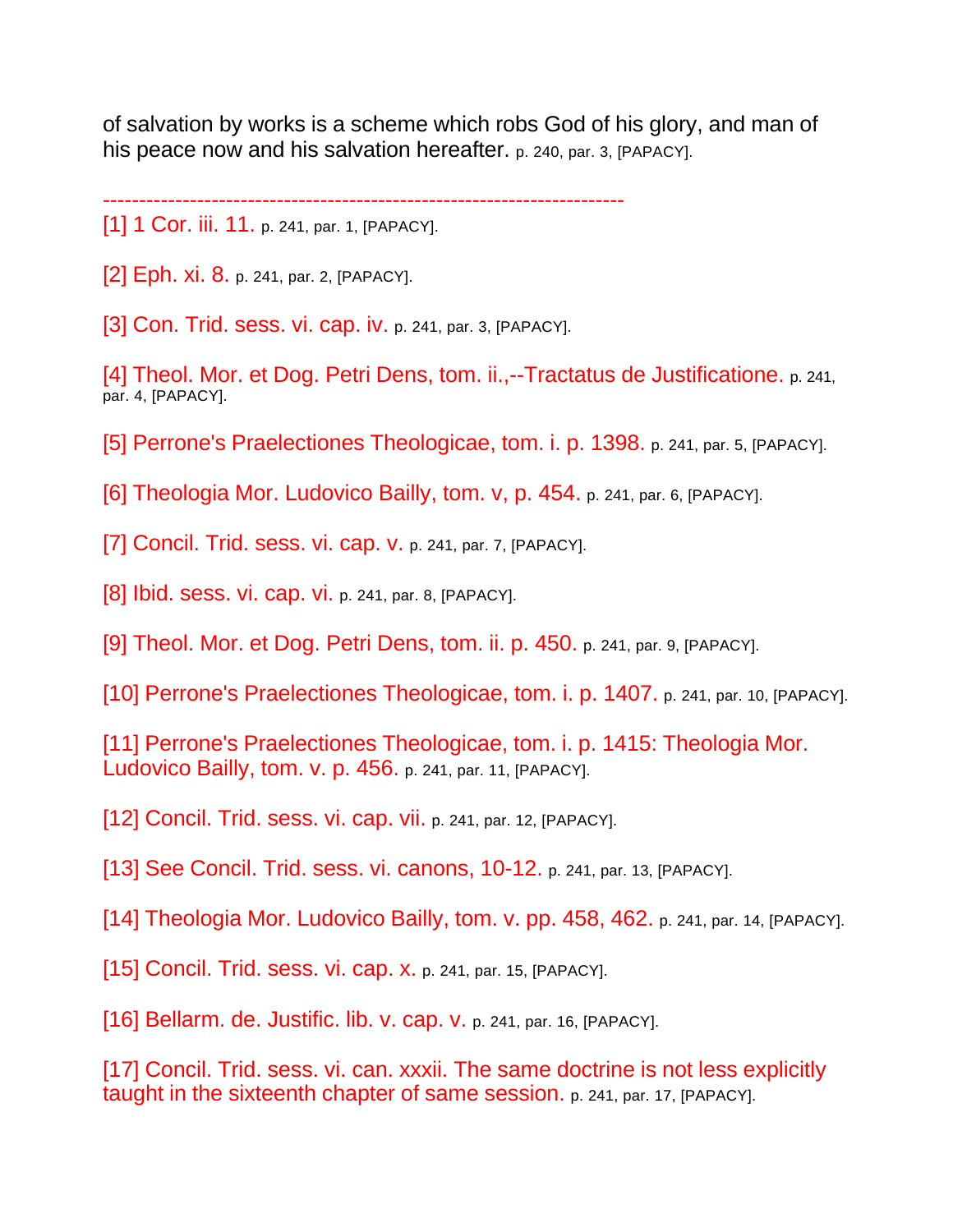of salvation by works is a scheme which robs God of his glory, and man of his peace now and his salvation hereafter. p. 240, par. 3, [PAPACY].

------------------------------------------------------------------------

[1] 1 Cor. iii. 11. p. 241, par. 1, [PAPACY].

[2] Eph. xi. 8. p. 241, par. 2, [PAPACY].

[3] Con. Trid. sess. vi. cap. iv. p. 241, par. 3, [PAPACY].

[4] Theol. Mor. et Dog. Petri Dens, tom. ii.,--Tractatus de Justificatione. p. 241, par. 4, [PAPACY].

[5] Perrone's Praelectiones Theologicae, tom. i. p. 1398. p. 241, par. 5, [PAPACY].

[6] Theologia Mor. Ludovico Bailly, tom. v, p. 454. p. 241, par. 6, [PAPACY].

[7] Concil. Trid. sess. vi. cap. v. p. 241, par. 7, [PAPACY].

[8] Ibid. sess. vi. cap. vi. p. 241, par. 8, [PAPACY].

[9] Theol. Mor. et Dog. Petri Dens, tom. ii. p. 450. p. 241, par. 9, [PAPACY].

[10] Perrone's Praelectiones Theologicae, tom. i. p. 1407. p. 241, par. 10, [PAPACY].

[11] Perrone's Praelectiones Theologicae, tom. i. p. 1415: Theologia Mor. Ludovico Bailly, tom. v. p. 456. p. 241, par. 11, [PAPACY].

[12] Concil. Trid. sess. vi. cap. vii. p. 241, par. 12, [PAPACY].

[13] See Concil. Trid. sess. vi. canons, 10-12. p. 241, par. 13, [PAPACY].

[14] Theologia Mor. Ludovico Bailly, tom. v. pp. 458, 462. p. 241, par. 14, [PAPACY].

[15] Concil. Trid. sess. vi. cap. x. p. 241, par. 15, [PAPACY].

[16] Bellarm. de. Justific. lib. v. cap. v. p. 241, par. 16, [PAPACY].

[17] Concil. Trid. sess. vi. can. xxxii. The same doctrine is not less explicitly taught in the sixteenth chapter of same session. p. 241, par. 17, [PAPACY].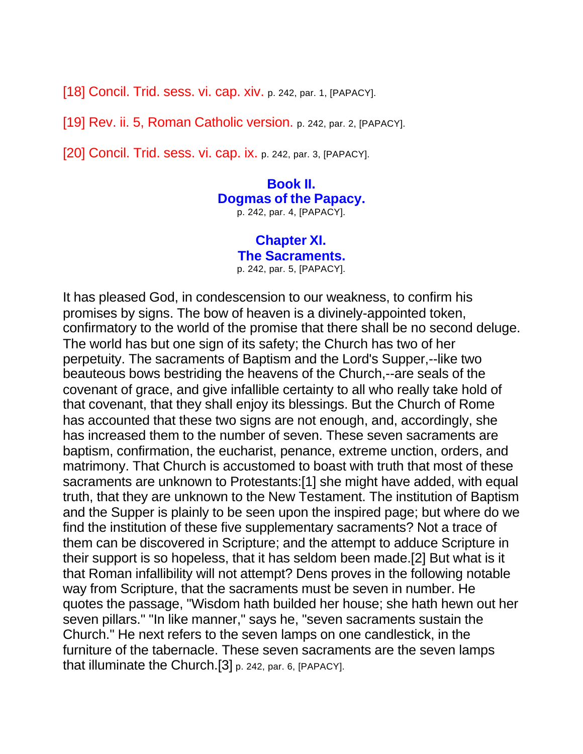[18] Concil. Trid. sess. vi. cap. xiv. p. 242, par. 1, [PAPACY].

[19] Rev. ii. 5, Roman Catholic version. p. 242, par. 2, [PAPACY].

[20] Concil. Trid. sess. vi. cap. ix. p. 242, par. 3, [PAPACY].

## Book II.
## Dogmas of the Papacy.

p. 242, par. 4, [PAPACY].

## Chapter XI.
## The Sacraments.

p. 242, par. 5, [PAPACY].

It has pleased God, in condescension to our weakness, to confirm his promises by signs. The bow of heaven is a divinely-appointed token, confirmatory to the world of the promise that there shall be no second deluge. The world has but one sign of its safety; the Church has two of her perpetuity. The sacraments of Baptism and the Lord's Supper,--like two beauteous bows bestriding the heavens of the Church,--are seals of the covenant of grace, and give infallible certainty to all who really take hold of that covenant, that they shall enjoy its blessings. But the Church of Rome has accounted that these two signs are not enough, and, accordingly, she has increased them to the number of seven. These seven sacraments are baptism, confirmation, the eucharist, penance, extreme unction, orders, and matrimony. That Church is accustomed to boast with truth that most of these sacraments are unknown to Protestants:[1] she might have added, with equal truth, that they are unknown to the New Testament. The institution of Baptism and the Supper is plainly to be seen upon the inspired page; but where do we find the institution of these five supplementary sacraments? Not a trace of them can be discovered in Scripture; and the attempt to adduce Scripture in their support is so hopeless, that it has seldom been made.[2] But what is it that Roman infallibility will not attempt? Dens proves in the following notable way from Scripture, that the sacraments must be seven in number. He quotes the passage, "Wisdom hath builded her house; she hath hewn out her seven pillars." "In like manner," says he, "seven sacraments sustain the Church." He next refers to the seven lamps on one candlestick, in the furniture of the tabernacle. These seven sacraments are the seven lamps that illuminate the Church.[3] p. 242, par. 6, [PAPACY].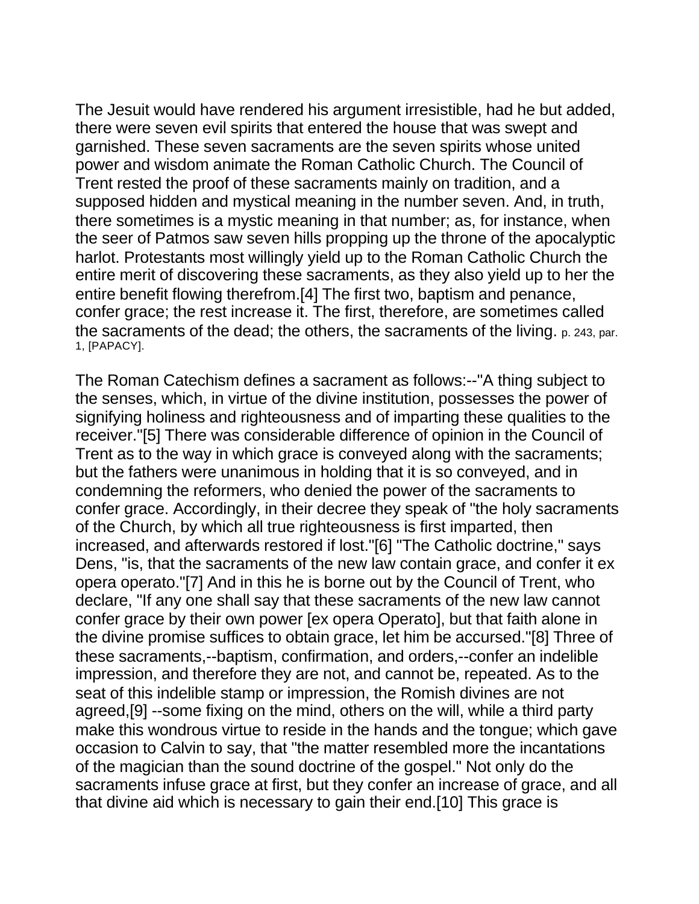The Jesuit would have rendered his argument irresistible, had he but added, there were seven evil spirits that entered the house that was swept and garnished. These seven sacraments are the seven spirits whose united power and wisdom animate the Roman Catholic Church. The Council of Trent rested the proof of these sacraments mainly on tradition, and a supposed hidden and mystical meaning in the number seven. And, in truth, there sometimes is a mystic meaning in that number; as, for instance, when the seer of Patmos saw seven hills propping up the throne of the apocalyptic harlot. Protestants most willingly yield up to the Roman Catholic Church the entire merit of discovering these sacraments, as they also yield up to her the entire benefit flowing therefrom.[4] The first two, baptism and penance, confer grace; the rest increase it. The first, therefore, are sometimes called the sacraments of the dead; the others, the sacraments of the living. p. 243, par. 1, [PAPACY].

The Roman Catechism defines a sacrament as follows:--"A thing subject to the senses, which, in virtue of the divine institution, possesses the power of signifying holiness and righteousness and of imparting these qualities to the receiver."[5] There was considerable difference of opinion in the Council of Trent as to the way in which grace is conveyed along with the sacraments; but the fathers were unanimous in holding that it is so conveyed, and in condemning the reformers, who denied the power of the sacraments to confer grace. Accordingly, in their decree they speak of "the holy sacraments of the Church, by which all true righteousness is first imparted, then increased, and afterwards restored if lost."[6] "The Catholic doctrine," says Dens, "is, that the sacraments of the new law contain grace, and confer it ex opera operato."[7] And in this he is borne out by the Council of Trent, who declare, "If any one shall say that these sacraments of the new law cannot confer grace by their own power [ex opera Operato], but that faith alone in the divine promise suffices to obtain grace, let him be accursed."[8] Three of these sacraments,--baptism, confirmation, and orders,--confer an indelible impression, and therefore they are not, and cannot be, repeated. As to the seat of this indelible stamp or impression, the Romish divines are not agreed,[9] --some fixing on the mind, others on the will, while a third party make this wondrous virtue to reside in the hands and the tongue; which gave occasion to Calvin to say, that "the matter resembled more the incantations of the magician than the sound doctrine of the gospel." Not only do the sacraments infuse grace at first, but they confer an increase of grace, and all that divine aid which is necessary to gain their end.[10] This grace is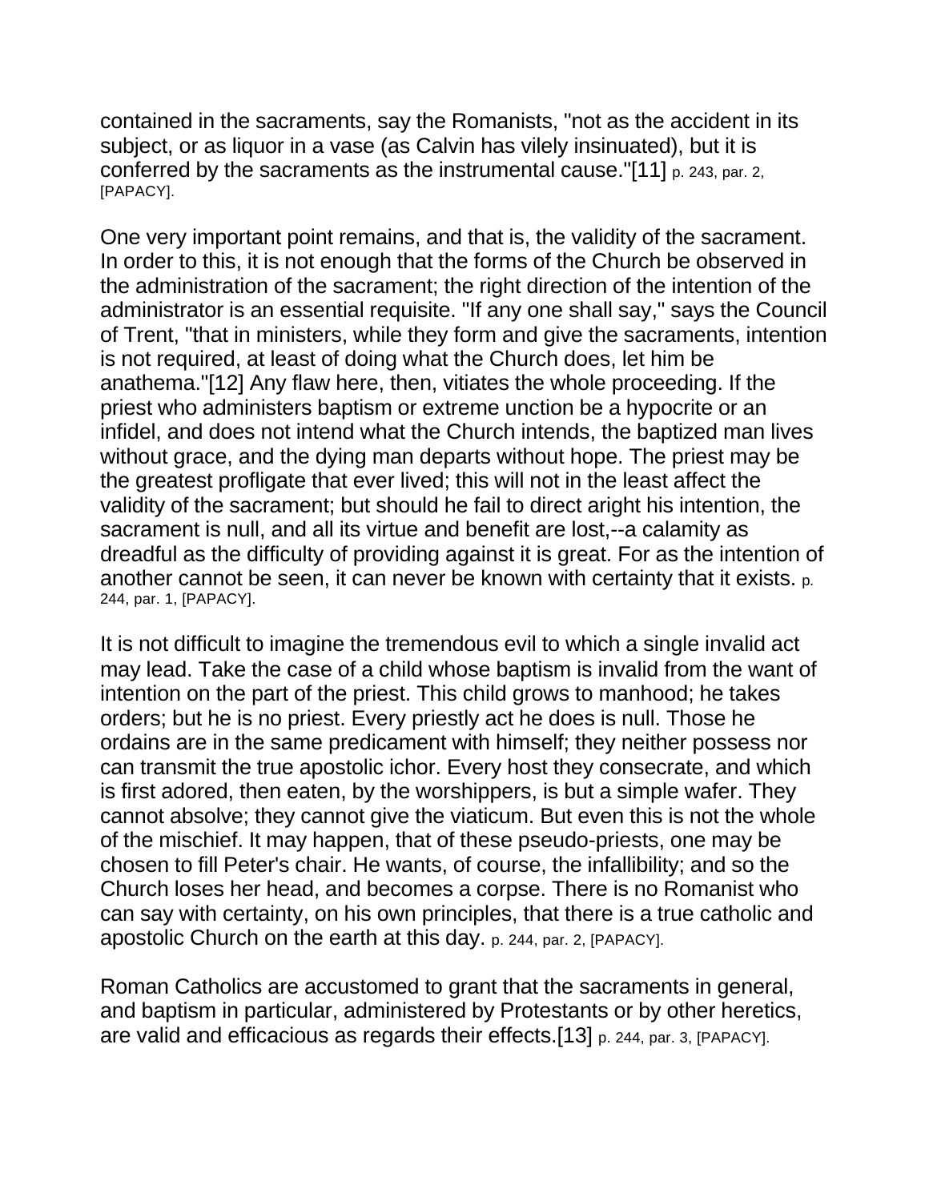contained in the sacraments, say the Romanists, "not as the accident in its subject, or as liquor in a vase (as Calvin has vilely insinuated), but it is conferred by the sacraments as the instrumental cause."[11] p. 243, par. 2, [PAPACY].

One very important point remains, and that is, the validity of the sacrament. In order to this, it is not enough that the forms of the Church be observed in the administration of the sacrament; the right direction of the intention of the administrator is an essential requisite. "If any one shall say," says the Council of Trent, "that in ministers, while they form and give the sacraments, intention is not required, at least of doing what the Church does, let him be anathema."[12] Any flaw here, then, vitiates the whole proceeding. If the priest who administers baptism or extreme unction be a hypocrite or an infidel, and does not intend what the Church intends, the baptized man lives without grace, and the dying man departs without hope. The priest may be the greatest profligate that ever lived; this will not in the least affect the validity of the sacrament; but should he fail to direct aright his intention, the sacrament is null, and all its virtue and benefit are lost,--a calamity as dreadful as the difficulty of providing against it is great. For as the intention of another cannot be seen, it can never be known with certainty that it exists. p. 244, par. 1, [PAPACY].

It is not difficult to imagine the tremendous evil to which a single invalid act may lead. Take the case of a child whose baptism is invalid from the want of intention on the part of the priest. This child grows to manhood; he takes orders; but he is no priest. Every priestly act he does is null. Those he ordains are in the same predicament with himself; they neither possess nor can transmit the true apostolic ichor. Every host they consecrate, and which is first adored, then eaten, by the worshippers, is but a simple wafer. They cannot absolve; they cannot give the viaticum. But even this is not the whole of the mischief. It may happen, that of these pseudo-priests, one may be chosen to fill Peter's chair. He wants, of course, the infallibility; and so the Church loses her head, and becomes a corpse. There is no Romanist who can say with certainty, on his own principles, that there is a true catholic and apostolic Church on the earth at this day. p. 244, par. 2, [PAPACY].

Roman Catholics are accustomed to grant that the sacraments in general, and baptism in particular, administered by Protestants or by other heretics, are valid and efficacious as regards their effects.[13] p. 244, par. 3, [PAPACY].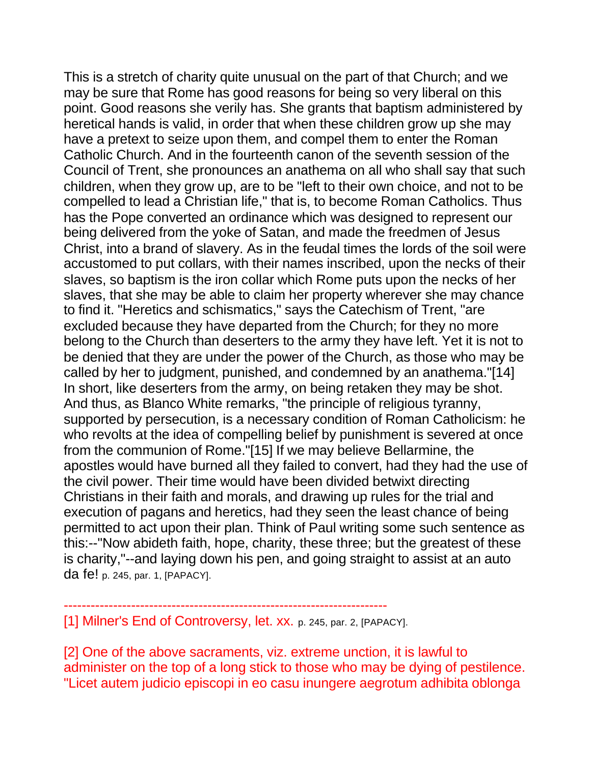This is a stretch of charity quite unusual on the part of that Church; and we may be sure that Rome has good reasons for being so very liberal on this point. Good reasons she verily has. She grants that baptism administered by heretical hands is valid, in order that when these children grow up she may have a pretext to seize upon them, and compel them to enter the Roman Catholic Church. And in the fourteenth canon of the seventh session of the Council of Trent, she pronounces an anathema on all who shall say that such children, when they grow up, are to be "left to their own choice, and not to be compelled to lead a Christian life," that is, to become Roman Catholics. Thus has the Pope converted an ordinance which was designed to represent our being delivered from the yoke of Satan, and made the freedmen of Jesus Christ, into a brand of slavery. As in the feudal times the lords of the soil were accustomed to put collars, with their names inscribed, upon the necks of their slaves, so baptism is the iron collar which Rome puts upon the necks of her slaves, that she may be able to claim her property wherever she may chance to find it. "Heretics and schismatics," says the Catechism of Trent, "are excluded because they have departed from the Church; for they no more belong to the Church than deserters to the army they have left. Yet it is not to be denied that they are under the power of the Church, as those who may be called by her to judgment, punished, and condemned by an anathema."[14] In short, like deserters from the army, on being retaken they may be shot. And thus, as Blanco White remarks, "the principle of religious tyranny, supported by persecution, is a necessary condition of Roman Catholicism: he who revolts at the idea of compelling belief by punishment is severed at once from the communion of Rome."[15] If we may believe Bellarmine, the apostles would have burned all they failed to convert, had they had the use of the civil power. Their time would have been divided betwixt directing Christians in their faith and morals, and drawing up rules for the trial and execution of pagans and heretics, had they seen the least chance of being permitted to act upon their plan. Think of Paul writing some such sentence as this:--"Now abideth faith, hope, charity, these three; but the greatest of these is charity,"--and laying down his pen, and going straight to assist at an auto da fe! p. 245, par. 1, [PAPACY].

------------------------------------------------------------------------

[1] Milner's End of Controversy, let. xx. p. 245, par. 2, [PAPACY].

[2] One of the above sacraments, viz. extreme unction, it is lawful to administer on the top of a long stick to those who may be dying of pestilence. "Licet autem judicio episcopi in eo casu inungere aegrotum adhibita oblonga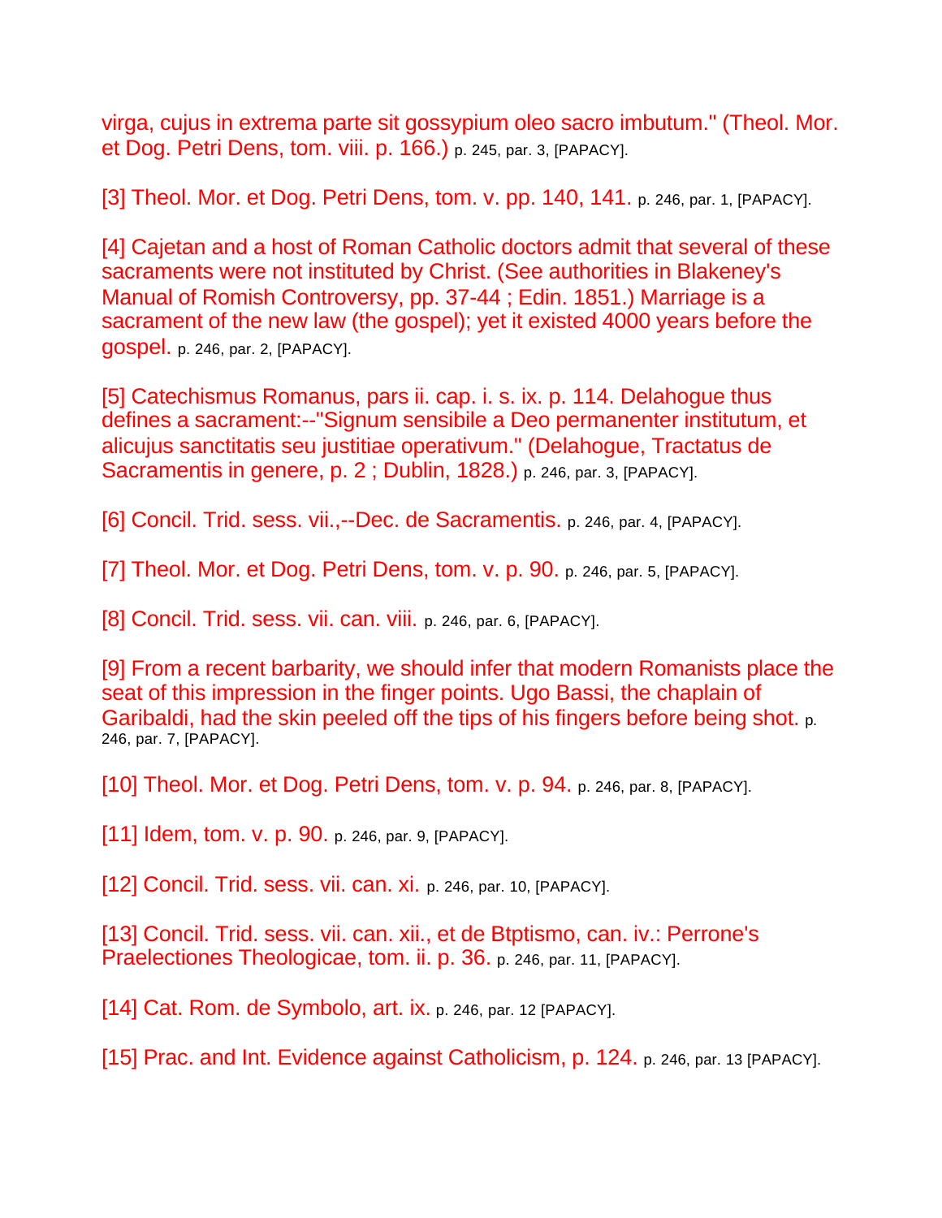virga, cujus in extrema parte sit gossypium oleo sacro imbutum." (Theol. Mor. et Dog. Petri Dens, tom. viii. p. 166.) p. 245, par. 3, [PAPACY].

[3] Theol. Mor. et Dog. Petri Dens, tom. v. pp. 140, 141. p. 246, par. 1, [PAPACY].

[4] Cajetan and a host of Roman Catholic doctors admit that several of these sacraments were not instituted by Christ. (See authorities in Blakeney's Manual of Romish Controversy, pp. 37-44 ; Edin. 1851.) Marriage is a sacrament of the new law (the gospel); yet it existed 4000 years before the gospel. p. 246, par. 2, [PAPACY].

[5] Catechismus Romanus, pars ii. cap. i. s. ix. p. 114. Delahogue thus defines a sacrament:--"Signum sensibile a Deo permanenter institutum, et alicujus sanctitatis seu justitiae operativum." (Delahogue, Tractatus de Sacramentis in genere, p. 2 ; Dublin, 1828.) p. 246, par. 3, [PAPACY].

[6] Concil. Trid. sess. vii.,--Dec. de Sacramentis. p. 246, par. 4, [PAPACY].

[7] Theol. Mor. et Dog. Petri Dens, tom. v. p. 90. p. 246, par. 5, [PAPACY].

[8] Concil. Trid. sess. vii. can. viii. p. 246, par. 6, [PAPACY].

[9] From a recent barbarity, we should infer that modern Romanists place the seat of this impression in the finger points. Ugo Bassi, the chaplain of Garibaldi, had the skin peeled off the tips of his fingers before being shot. p. 246, par. 7, [PAPACY].

[10] Theol. Mor. et Dog. Petri Dens, tom. v. p. 94. p. 246, par. 8, [PAPACY].

[11] Idem, tom. v. p. 90. p. 246, par. 9, [PAPACY].

[12] Concil. Trid. sess. vii. can. xi. p. 246, par. 10, [PAPACY].

[13] Concil. Trid. sess. vii. can. xii., et de Btptismo, can. iv.: Perrone's Praelectiones Theologicae, tom. ii. p. 36. p. 246, par. 11, [PAPACY].

[14] Cat. Rom. de Symbolo, art. ix. p. 246, par. 12 [PAPACY].

[15] Prac. and Int. Evidence against Catholicism, p. 124. p. 246, par. 13 [PAPACY].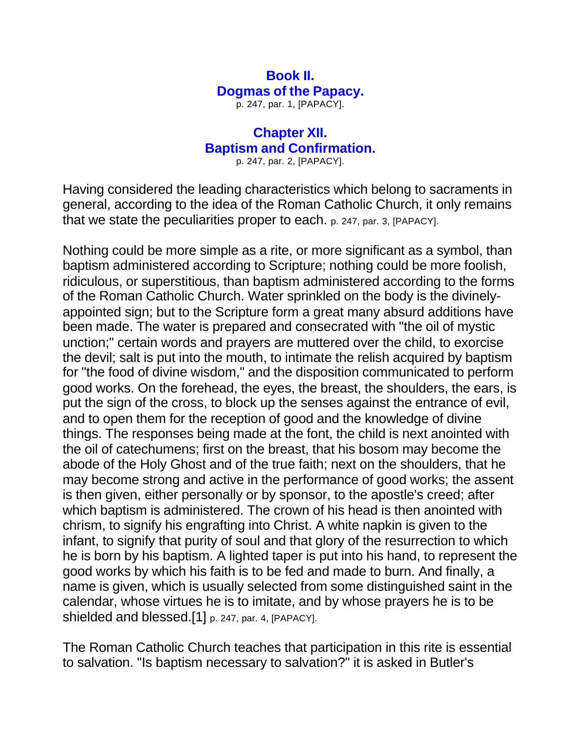## Book II.
## Dogmas of the Papacy.
p. 247, par. 1, [PAPACY].

### Chapter XII.
### Baptism and Confirmation.
p. 247, par. 2, [PAPACY].

Having considered the leading characteristics which belong to sacraments in general, according to the idea of the Roman Catholic Church, it only remains that we state the peculiarities proper to each. p. 247, par. 3, [PAPACY].

Nothing could be more simple as a rite, or more significant as a symbol, than baptism administered according to Scripture; nothing could be more foolish, ridiculous, or superstitious, than baptism administered according to the forms of the Roman Catholic Church. Water sprinkled on the body is the divinely-appointed sign; but to the Scripture form a great many absurd additions have been made. The water is prepared and consecrated with "the oil of mystic unction;" certain words and prayers are muttered over the child, to exorcise the devil; salt is put into the mouth, to intimate the relish acquired by baptism for "the food of divine wisdom," and the disposition communicated to perform good works. On the forehead, the eyes, the breast, the shoulders, the ears, is put the sign of the cross, to block up the senses against the entrance of evil, and to open them for the reception of good and the knowledge of divine things. The responses being made at the font, the child is next anointed with the oil of catechumens; first on the breast, that his bosom may become the abode of the Holy Ghost and of the true faith; next on the shoulders, that he may become strong and active in the performance of good works; the assent is then given, either personally or by sponsor, to the apostle's creed; after which baptism is administered. The crown of his head is then anointed with chrism, to signify his engrafting into Christ. A white napkin is given to the infant, to signify that purity of soul and that glory of the resurrection to which he is born by his baptism. A lighted taper is put into his hand, to represent the good works by which his faith is to be fed and made to burn. And finally, a name is given, which is usually selected from some distinguished saint in the calendar, whose virtues he is to imitate, and by whose prayers he is to be shielded and blessed.[1] p. 247, par. 4, [PAPACY].

The Roman Catholic Church teaches that participation in this rite is essential to salvation. "Is baptism necessary to salvation?" it is asked in Butler's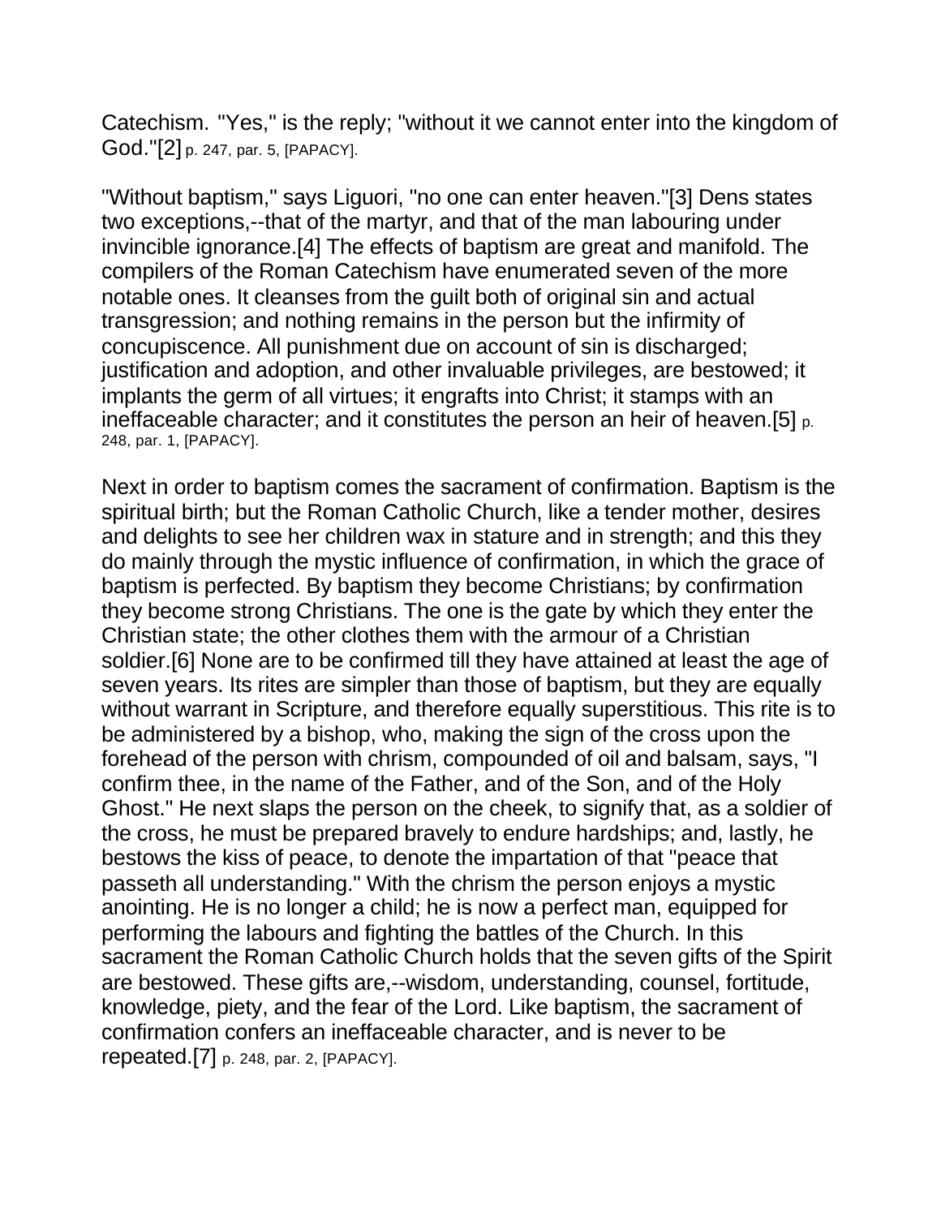Catechism. "Yes," is the reply; "without it we cannot enter into the kingdom of God."[2] p. 247, par. 5, [PAPACY].

"Without baptism," says Liguori, "no one can enter heaven."[3] Dens states two exceptions,--that of the martyr, and that of the man labouring under invincible ignorance.[4] The effects of baptism are great and manifold. The compilers of the Roman Catechism have enumerated seven of the more notable ones. It cleanses from the guilt both of original sin and actual transgression; and nothing remains in the person but the infirmity of concupiscence. All punishment due on account of sin is discharged; justification and adoption, and other invaluable privileges, are bestowed; it implants the germ of all virtues; it engrafts into Christ; it stamps with an ineffaceable character; and it constitutes the person an heir of heaven.[5] p. 248, par. 1, [PAPACY].

Next in order to baptism comes the sacrament of confirmation. Baptism is the spiritual birth; but the Roman Catholic Church, like a tender mother, desires and delights to see her children wax in stature and in strength; and this they do mainly through the mystic influence of confirmation, in which the grace of baptism is perfected. By baptism they become Christians; by confirmation they become strong Christians. The one is the gate by which they enter the Christian state; the other clothes them with the armour of a Christian soldier.[6] None are to be confirmed till they have attained at least the age of seven years. Its rites are simpler than those of baptism, but they are equally without warrant in Scripture, and therefore equally superstitious. This rite is to be administered by a bishop, who, making the sign of the cross upon the forehead of the person with chrism, compounded of oil and balsam, says, "I confirm thee, in the name of the Father, and of the Son, and of the Holy Ghost." He next slaps the person on the cheek, to signify that, as a soldier of the cross, he must be prepared bravely to endure hardships; and, lastly, he bestows the kiss of peace, to denote the impartation of that "peace that passeth all understanding." With the chrism the person enjoys a mystic anointing. He is no longer a child; he is now a perfect man, equipped for performing the labours and fighting the battles of the Church. In this sacrament the Roman Catholic Church holds that the seven gifts of the Spirit are bestowed. These gifts are,--wisdom, understanding, counsel, fortitude, knowledge, piety, and the fear of the Lord. Like baptism, the sacrament of confirmation confers an ineffaceable character, and is never to be repeated.[7] p. 248, par. 2, [PAPACY].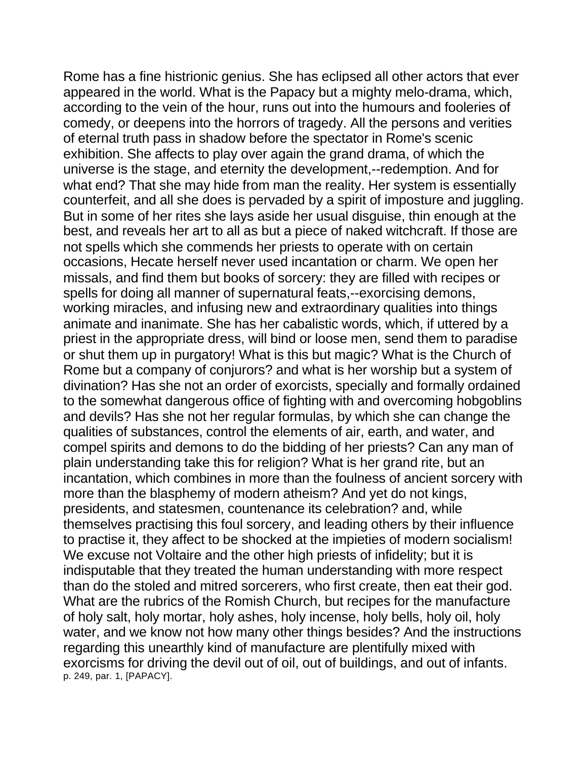Rome has a fine histrionic genius. She has eclipsed all other actors that ever appeared in the world. What is the Papacy but a mighty melo-drama, which, according to the vein of the hour, runs out into the humours and fooleries of comedy, or deepens into the horrors of tragedy. All the persons and verities of eternal truth pass in shadow before the spectator in Rome's scenic exhibition. She affects to play over again the grand drama, of which the universe is the stage, and eternity the development,--redemption. And for what end? That she may hide from man the reality. Her system is essentially counterfeit, and all she does is pervaded by a spirit of imposture and juggling. But in some of her rites she lays aside her usual disguise, thin enough at the best, and reveals her art to all as but a piece of naked witchcraft. If those are not spells which she commends her priests to operate with on certain occasions, Hecate herself never used incantation or charm. We open her missals, and find them but books of sorcery: they are filled with recipes or spells for doing all manner of supernatural feats,--exorcising demons, working miracles, and infusing new and extraordinary qualities into things animate and inanimate. She has her cabalistic words, which, if uttered by a priest in the appropriate dress, will bind or loose men, send them to paradise or shut them up in purgatory! What is this but magic? What is the Church of Rome but a company of conjurors? and what is her worship but a system of divination? Has she not an order of exorcists, specially and formally ordained to the somewhat dangerous office of fighting with and overcoming hobgoblins and devils? Has she not her regular formulas, by which she can change the qualities of substances, control the elements of air, earth, and water, and compel spirits and demons to do the bidding of her priests? Can any man of plain understanding take this for religion? What is her grand rite, but an incantation, which combines in more than the foulness of ancient sorcery with more than the blasphemy of modern atheism? And yet do not kings, presidents, and statesmen, countenance its celebration? and, while themselves practising this foul sorcery, and leading others by their influence to practise it, they affect to be shocked at the impieties of modern socialism! We excuse not Voltaire and the other high priests of infidelity; but it is indisputable that they treated the human understanding with more respect than do the stoled and mitred sorcerers, who first create, then eat their god. What are the rubrics of the Romish Church, but recipes for the manufacture of holy salt, holy mortar, holy ashes, holy incense, holy bells, holy oil, holy water, and we know not how many other things besides? And the instructions regarding this unearthly kind of manufacture are plentifully mixed with exorcisms for driving the devil out of oil, out of buildings, and out of infants.
p. 249, par. 1, [PAPACY].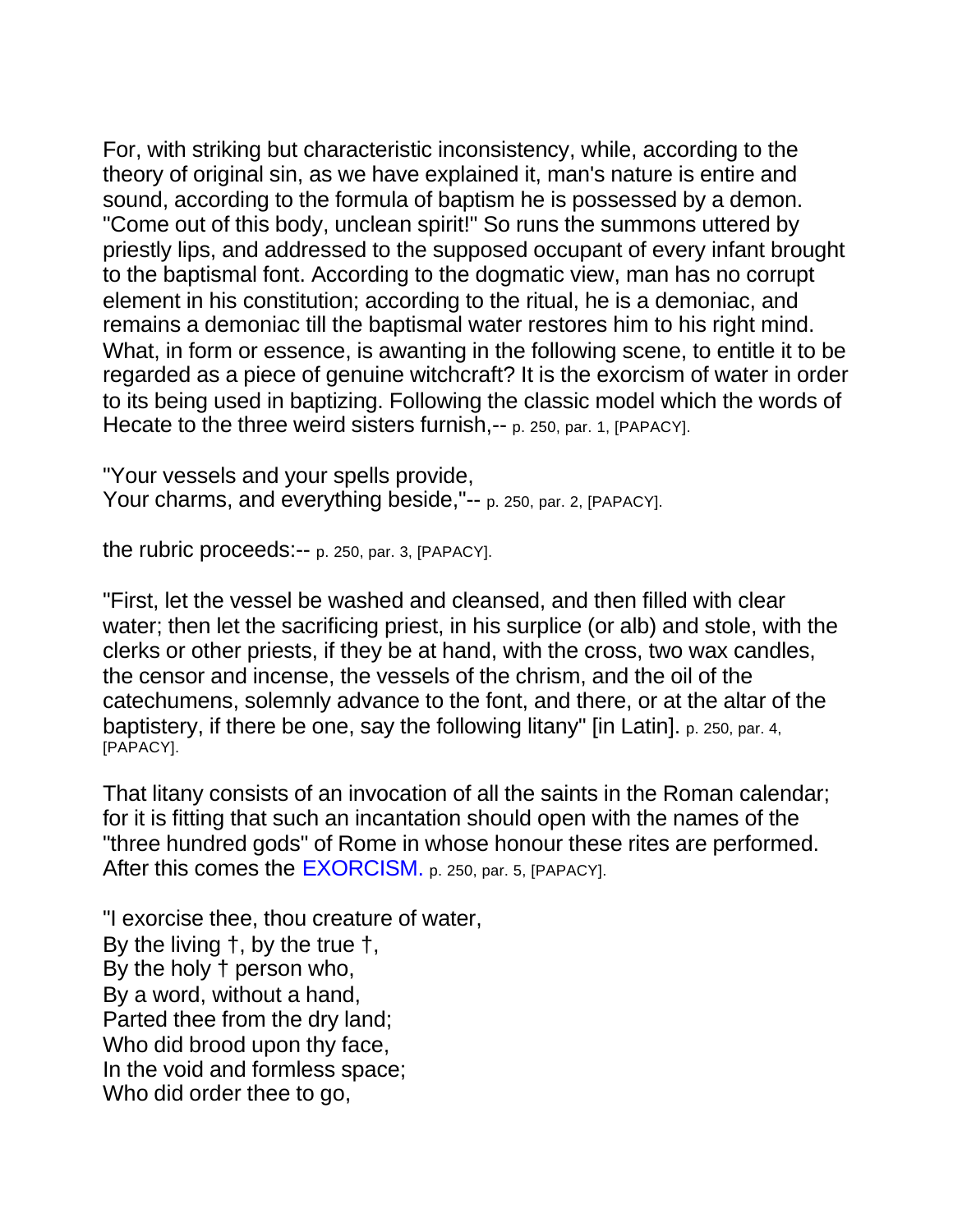For, with striking but characteristic inconsistency, while, according to the theory of original sin, as we have explained it, man's nature is entire and sound, according to the formula of baptism he is possessed by a demon. "Come out of this body, unclean spirit!" So runs the summons uttered by priestly lips, and addressed to the supposed occupant of every infant brought to the baptismal font. According to the dogmatic view, man has no corrupt element in his constitution; according to the ritual, he is a demoniac, and remains a demoniac till the baptismal water restores him to his right mind. What, in form or essence, is awanting in the following scene, to entitle it to be regarded as a piece of genuine witchcraft? It is the exorcism of water in order to its being used in baptizing. Following the classic model which the words of Hecate to the three weird sisters furnish,-- p. 250, par. 1, [PAPACY].

"Your vessels and your spells provide,
Your charms, and everything beside,"-- p. 250, par. 2, [PAPACY].

the rubric proceeds:-- p. 250, par. 3, [PAPACY].

"First, let the vessel be washed and cleansed, and then filled with clear water; then let the sacrificing priest, in his surplice (or alb) and stole, with the clerks or other priests, if they be at hand, with the cross, two wax candles, the censor and incense, the vessels of the chrism, and the oil of the catechumens, solemnly advance to the font, and there, or at the altar of the baptistery, if there be one, say the following litany" [in Latin]. p. 250, par. 4, [PAPACY].

That litany consists of an invocation of all the saints in the Roman calendar; for it is fitting that such an incantation should open with the names of the "three hundred gods" of Rome in whose honour these rites are performed. After this comes the EXORCISM. p. 250, par. 5, [PAPACY].

"I exorcise thee, thou creature of water,
By the living †, by the true †,
By the holy † person who,
By a word, without a hand,
Parted thee from the dry land;
Who did brood upon thy face,
In the void and formless space;
Who did order thee to go,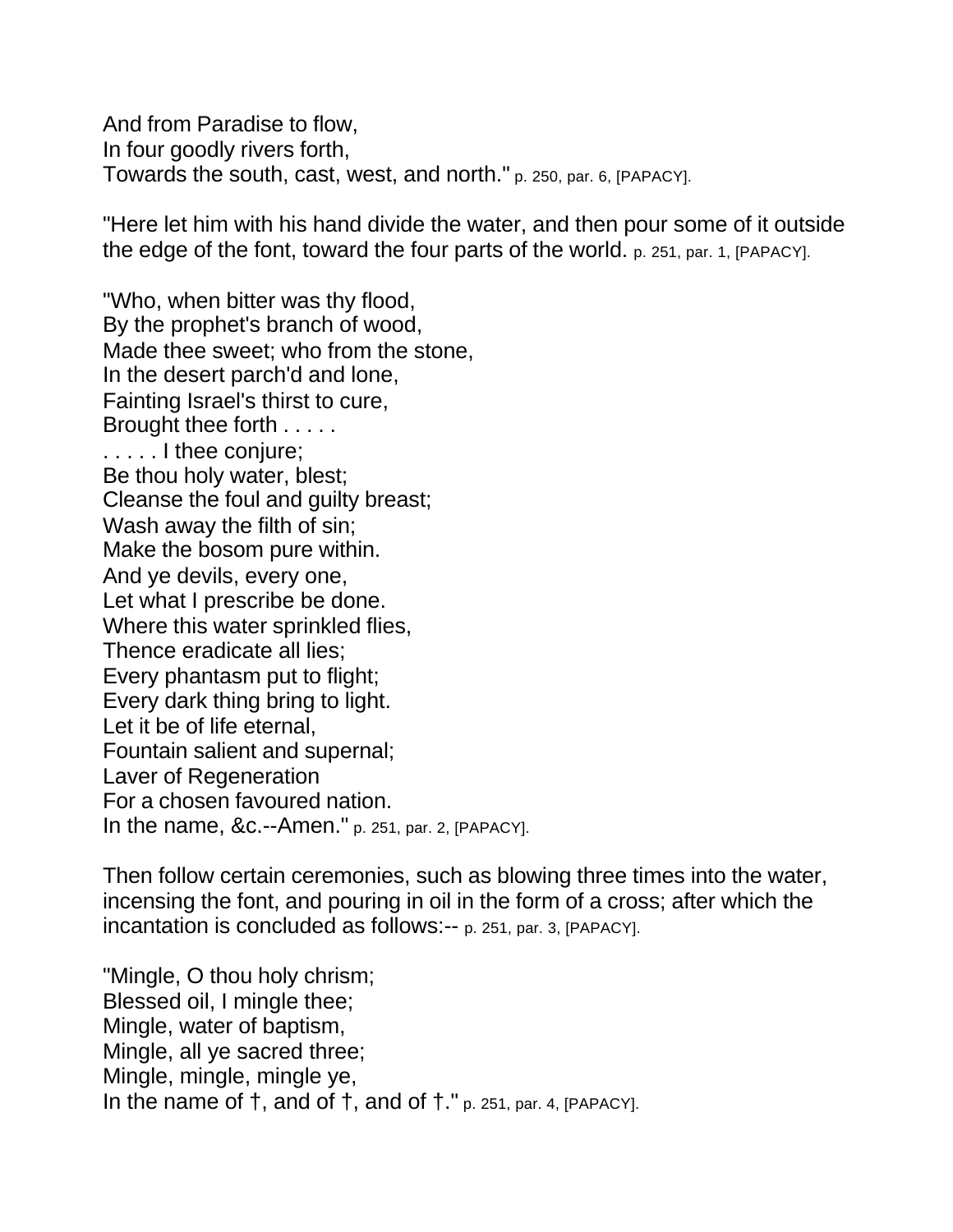And from Paradise to flow,
In four goodly rivers forth,
Towards the south, cast, west, and north." p. 250, par. 6, [PAPACY].

"Here let him with his hand divide the water, and then pour some of it outside the edge of the font, toward the four parts of the world. p. 251, par. 1, [PAPACY].

"Who, when bitter was thy flood,
By the prophet's branch of wood,
Made thee sweet; who from the stone,
In the desert parch'd and lone,
Fainting Israel's thirst to cure,
Brought thee forth . . . . .
. . . . . I thee conjure;
Be thou holy water, blest;
Cleanse the foul and guilty breast;
Wash away the filth of sin;
Make the bosom pure within.
And ye devils, every one,
Let what I prescribe be done.
Where this water sprinkled flies,
Thence eradicate all lies;
Every phantasm put to flight;
Every dark thing bring to light.
Let it be of life eternal,
Fountain salient and supernal;
Laver of Regeneration
For a chosen favoured nation.
In the name, &c.--Amen." p. 251, par. 2, [PAPACY].

Then follow certain ceremonies, such as blowing three times into the water, incensing the font, and pouring in oil in the form of a cross; after which the incantation is concluded as follows:-- p. 251, par. 3, [PAPACY].

"Mingle, O thou holy chrism;
Blessed oil, I mingle thee;
Mingle, water of baptism,
Mingle, all ye sacred three;
Mingle, mingle, mingle ye,
In the name of †, and of †, and of †." p. 251, par. 4, [PAPACY].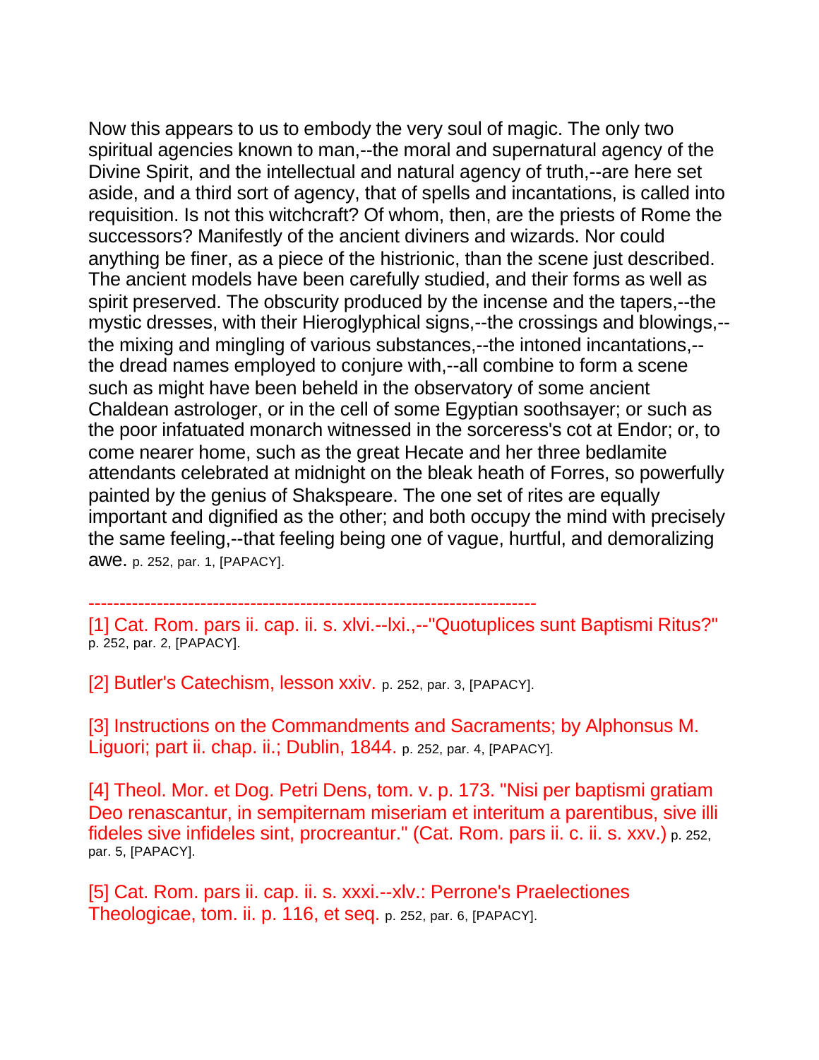Now this appears to us to embody the very soul of magic. The only two spiritual agencies known to man,--the moral and supernatural agency of the Divine Spirit, and the intellectual and natural agency of truth,--are here set aside, and a third sort of agency, that of spells and incantations, is called into requisition. Is not this witchcraft? Of whom, then, are the priests of Rome the successors? Manifestly of the ancient diviners and wizards. Nor could anything be finer, as a piece of the histrionic, than the scene just described. The ancient models have been carefully studied, and their forms as well as spirit preserved. The obscurity produced by the incense and the tapers,--the mystic dresses, with their Hieroglyphical signs,--the crossings and blowings,--the mixing and mingling of various substances,--the intoned incantations,--the dread names employed to conjure with,--all combine to form a scene such as might have been beheld in the observatory of some ancient Chaldean astrologer, or in the cell of some Egyptian soothsayer; or such as the poor infatuated monarch witnessed in the sorceress's cot at Endor; or, to come nearer home, such as the great Hecate and her three bedlamite attendants celebrated at midnight on the bleak heath of Forres, so powerfully painted by the genius of Shakspeare. The one set of rites are equally important and dignified as the other; and both occupy the mind with precisely the same feeling,--that feeling being one of vague, hurtful, and demoralizing awe. p. 252, par. 1, [PAPACY].

------------------------------------------------------------------------

[1] Cat. Rom. pars ii. cap. ii. s. xlvi.--lxi.,--"Quotuplices sunt Baptismi Ritus?" p. 252, par. 2, [PAPACY].

[2] Butler's Catechism, lesson xxiv. p. 252, par. 3, [PAPACY].

[3] Instructions on the Commandments and Sacraments; by Alphonsus M. Liguori; part ii. chap. ii.; Dublin, 1844. p. 252, par. 4, [PAPACY].

[4] Theol. Mor. et Dog. Petri Dens, tom. v. p. 173. "Nisi per baptismi gratiam Deo renascantur, in sempiternam miseriam et interitum a parentibus, sive illi fideles sive infideles sint, procreantur." (Cat. Rom. pars ii. c. ii. s. xxv.) p. 252, par. 5, [PAPACY].

[5] Cat. Rom. pars ii. cap. ii. s. xxxi.--xlv.: Perrone's Praelectiones Theologicae, tom. ii. p. 116, et seq. p. 252, par. 6, [PAPACY].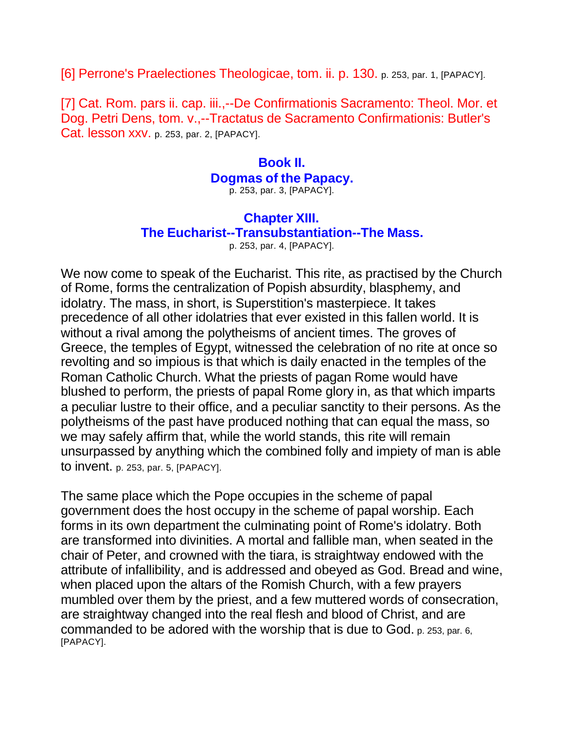[6] Perrone's Praelectiones Theologicae, tom. ii. p. 130. p. 253, par. 1, [PAPACY].

[7] Cat. Rom. pars ii. cap. iii.,--De Confirmationis Sacramento: Theol. Mor. et Dog. Petri Dens, tom. v.,--Tractatus de Sacramento Confirmationis: Butler's Cat. lesson xxv. p. 253, par. 2, [PAPACY].

# Book II.
# Dogmas of the Papacy.
p. 253, par. 3, [PAPACY].

## Chapter XIII.
## The Eucharist--Transubstantiation--The Mass.
p. 253, par. 4, [PAPACY].

We now come to speak of the Eucharist. This rite, as practised by the Church of Rome, forms the centralization of Popish absurdity, blasphemy, and idolatry. The mass, in short, is Superstition's masterpiece. It takes precedence of all other idolatries that ever existed in this fallen world. It is without a rival among the polytheisms of ancient times. The groves of Greece, the temples of Egypt, witnessed the celebration of no rite at once so revolting and so impious is that which is daily enacted in the temples of the Roman Catholic Church. What the priests of pagan Rome would have blushed to perform, the priests of papal Rome glory in, as that which imparts a peculiar lustre to their office, and a peculiar sanctity to their persons. As the polytheisms of the past have produced nothing that can equal the mass, so we may safely affirm that, while the world stands, this rite will remain unsurpassed by anything which the combined folly and impiety of man is able to invent. p. 253, par. 5, [PAPACY].

The same place which the Pope occupies in the scheme of papal government does the host occupy in the scheme of papal worship. Each forms in its own department the culminating point of Rome's idolatry. Both are transformed into divinities. A mortal and fallible man, when seated in the chair of Peter, and crowned with the tiara, is straightway endowed with the attribute of infallibility, and is addressed and obeyed as God. Bread and wine, when placed upon the altars of the Romish Church, with a few prayers mumbled over them by the priest, and a few muttered words of consecration, are straightway changed into the real flesh and blood of Christ, and are commanded to be adored with the worship that is due to God. p. 253, par. 6, [PAPACY].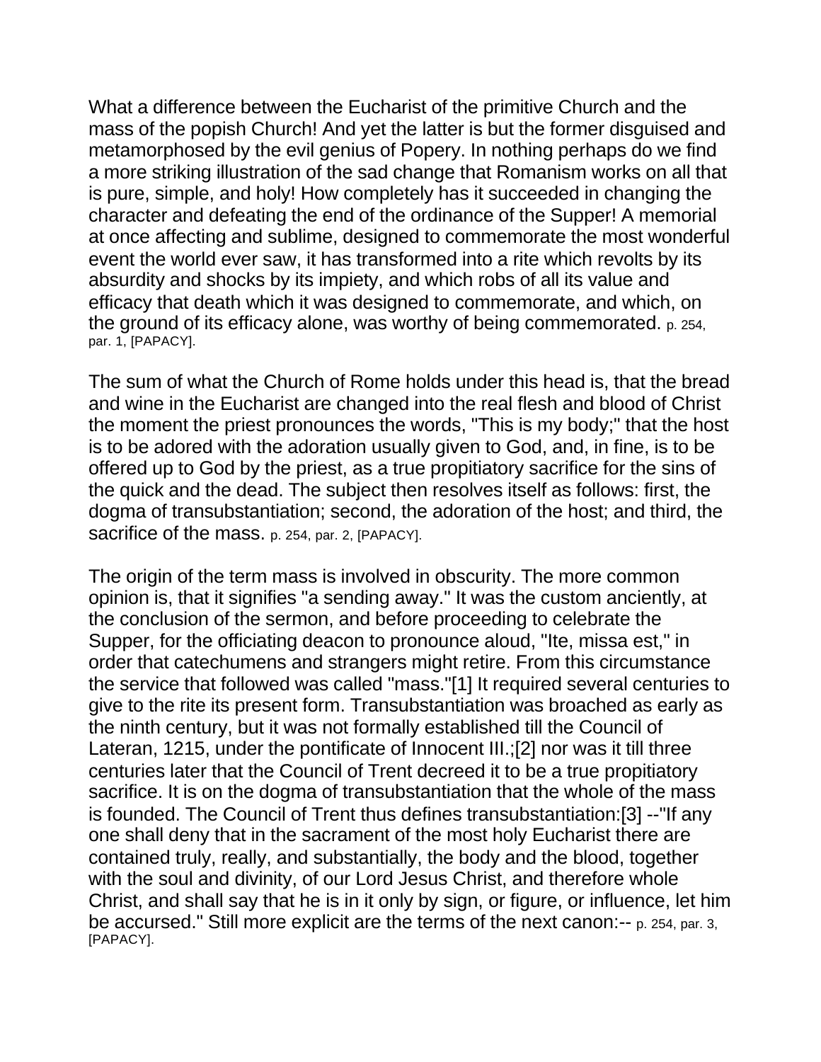What a difference between the Eucharist of the primitive Church and the mass of the popish Church! And yet the latter is but the former disguised and metamorphosed by the evil genius of Popery. In nothing perhaps do we find a more striking illustration of the sad change that Romanism works on all that is pure, simple, and holy! How completely has it succeeded in changing the character and defeating the end of the ordinance of the Supper! A memorial at once affecting and sublime, designed to commemorate the most wonderful event the world ever saw, it has transformed into a rite which revolts by its absurdity and shocks by its impiety, and which robs of all its value and efficacy that death which it was designed to commemorate, and which, on the ground of its efficacy alone, was worthy of being commemorated. p. 254, par. 1, [PAPACY].

The sum of what the Church of Rome holds under this head is, that the bread and wine in the Eucharist are changed into the real flesh and blood of Christ the moment the priest pronounces the words, "This is my body;" that the host is to be adored with the adoration usually given to God, and, in fine, is to be offered up to God by the priest, as a true propitiatory sacrifice for the sins of the quick and the dead. The subject then resolves itself as follows: first, the dogma of transubstantiation; second, the adoration of the host; and third, the sacrifice of the mass. p. 254, par. 2, [PAPACY].

The origin of the term mass is involved in obscurity. The more common opinion is, that it signifies "a sending away." It was the custom anciently, at the conclusion of the sermon, and before proceeding to celebrate the Supper, for the officiating deacon to pronounce aloud, "Ite, missa est," in order that catechumens and strangers might retire. From this circumstance the service that followed was called "mass."[1] It required several centuries to give to the rite its present form. Transubstantiation was broached as early as the ninth century, but it was not formally established till the Council of Lateran, 1215, under the pontificate of Innocent III.;[2] nor was it till three centuries later that the Council of Trent decreed it to be a true propitiatory sacrifice. It is on the dogma of transubstantiation that the whole of the mass is founded. The Council of Trent thus defines transubstantiation:[3] --"If any one shall deny that in the sacrament of the most holy Eucharist there are contained truly, really, and substantially, the body and the blood, together with the soul and divinity, of our Lord Jesus Christ, and therefore whole Christ, and shall say that he is in it only by sign, or figure, or influence, let him be accursed." Still more explicit are the terms of the next canon:-- p. 254, par. 3, [PAPACY].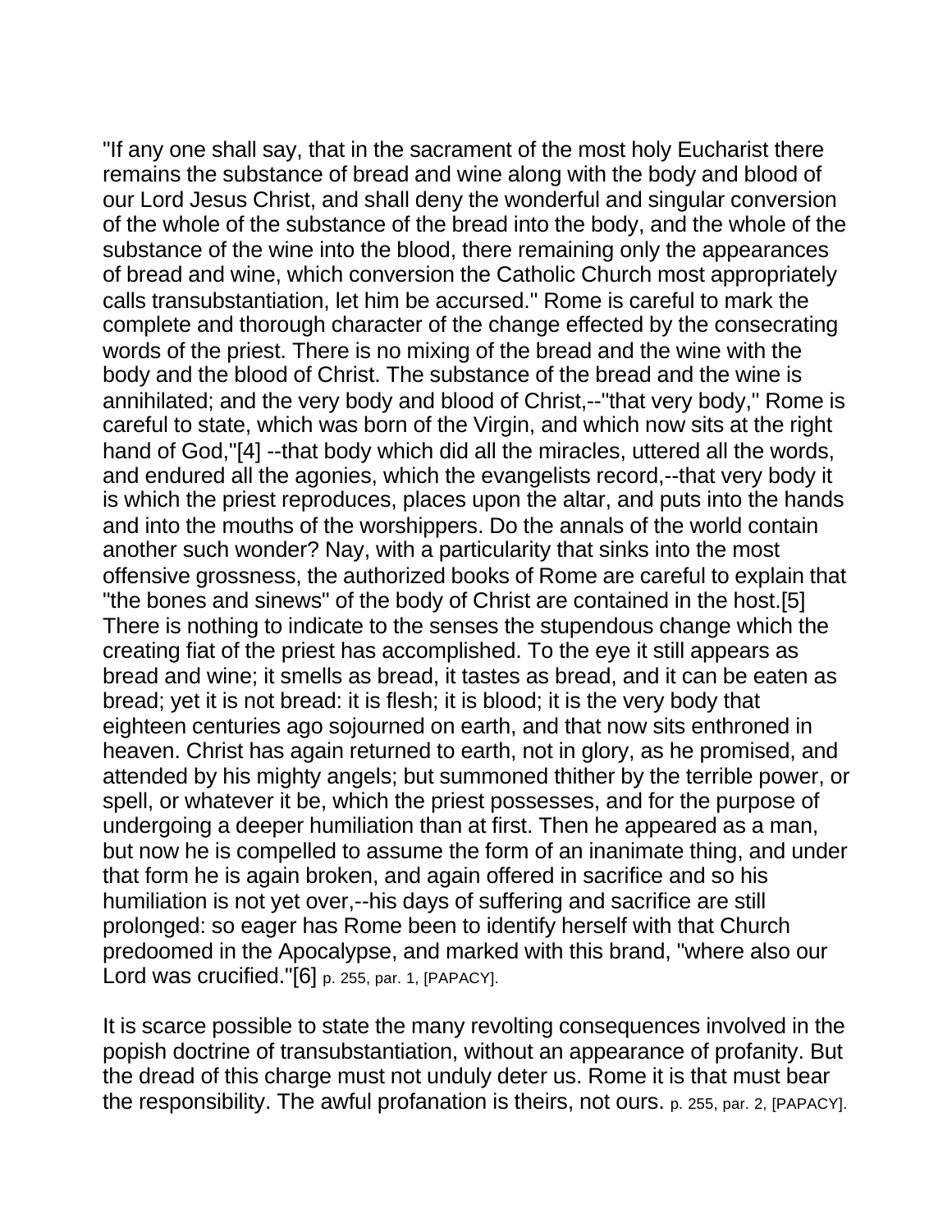"If any one shall say, that in the sacrament of the most holy Eucharist there remains the substance of bread and wine along with the body and blood of our Lord Jesus Christ, and shall deny the wonderful and singular conversion of the whole of the substance of the bread into the body, and the whole of the substance of the wine into the blood, there remaining only the appearances of bread and wine, which conversion the Catholic Church most appropriately calls transubstantiation, let him be accursed." Rome is careful to mark the complete and thorough character of the change effected by the consecrating words of the priest. There is no mixing of the bread and the wine with the body and the blood of Christ. The substance of the bread and the wine is annihilated; and the very body and blood of Christ,--"that very body," Rome is careful to state, which was born of the Virgin, and which now sits at the right hand of God,"[4] --that body which did all the miracles, uttered all the words, and endured all the agonies, which the evangelists record,--that very body it is which the priest reproduces, places upon the altar, and puts into the hands and into the mouths of the worshippers. Do the annals of the world contain another such wonder? Nay, with a particularity that sinks into the most offensive grossness, the authorized books of Rome are careful to explain that "the bones and sinews" of the body of Christ are contained in the host.[5] There is nothing to indicate to the senses the stupendous change which the creating fiat of the priest has accomplished. To the eye it still appears as bread and wine; it smells as bread, it tastes as bread, and it can be eaten as bread; yet it is not bread: it is flesh; it is blood; it is the very body that eighteen centuries ago sojourned on earth, and that now sits enthroned in heaven. Christ has again returned to earth, not in glory, as he promised, and attended by his mighty angels; but summoned thither by the terrible power, or spell, or whatever it be, which the priest possesses, and for the purpose of undergoing a deeper humiliation than at first. Then he appeared as a man, but now he is compelled to assume the form of an inanimate thing, and under that form he is again broken, and again offered in sacrifice and so his humiliation is not yet over,--his days of suffering and sacrifice are still prolonged: so eager has Rome been to identify herself with that Church predoomed in the Apocalypse, and marked with this brand, "where also our Lord was crucified."[6] p. 255, par. 1, [PAPACY].

It is scarce possible to state the many revolting consequences involved in the popish doctrine of transubstantiation, without an appearance of profanity. But the dread of this charge must not unduly deter us. Rome it is that must bear the responsibility. The awful profanation is theirs, not ours. p. 255, par. 2, [PAPACY].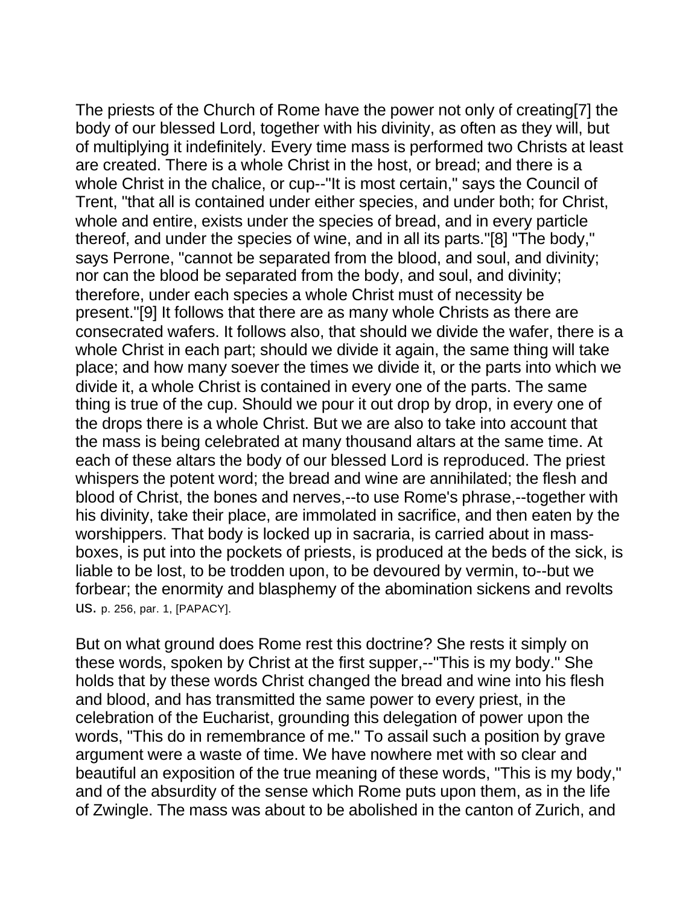The priests of the Church of Rome have the power not only of creating[7] the body of our blessed Lord, together with his divinity, as often as they will, but of multiplying it indefinitely. Every time mass is performed two Christs at least are created. There is a whole Christ in the host, or bread; and there is a whole Christ in the chalice, or cup--"It is most certain," says the Council of Trent, "that all is contained under either species, and under both; for Christ, whole and entire, exists under the species of bread, and in every particle thereof, and under the species of wine, and in all its parts."[8] "The body," says Perrone, "cannot be separated from the blood, and soul, and divinity; nor can the blood be separated from the body, and soul, and divinity; therefore, under each species a whole Christ must of necessity be present."[9] It follows that there are as many whole Christs as there are consecrated wafers. It follows also, that should we divide the wafer, there is a whole Christ in each part; should we divide it again, the same thing will take place; and how many soever the times we divide it, or the parts into which we divide it, a whole Christ is contained in every one of the parts. The same thing is true of the cup. Should we pour it out drop by drop, in every one of the drops there is a whole Christ. But we are also to take into account that the mass is being celebrated at many thousand altars at the same time. At each of these altars the body of our blessed Lord is reproduced. The priest whispers the potent word; the bread and wine are annihilated; the flesh and blood of Christ, the bones and nerves,--to use Rome's phrase,--together with his divinity, take their place, are immolated in sacrifice, and then eaten by the worshippers. That body is locked up in sacraria, is carried about in mass-boxes, is put into the pockets of priests, is produced at the beds of the sick, is liable to be lost, to be trodden upon, to be devoured by vermin, to--but we forbear; the enormity and blasphemy of the abomination sickens and revolts us. p. 256, par. 1, [PAPACY].

But on what ground does Rome rest this doctrine? She rests it simply on these words, spoken by Christ at the first supper,--"This is my body." She holds that by these words Christ changed the bread and wine into his flesh and blood, and has transmitted the same power to every priest, in the celebration of the Eucharist, grounding this delegation of power upon the words, "This do in remembrance of me." To assail such a position by grave argument were a waste of time. We have nowhere met with so clear and beautiful an exposition of the true meaning of these words, "This is my body," and of the absurdity of the sense which Rome puts upon them, as in the life of Zwingle. The mass was about to be abolished in the canton of Zurich, and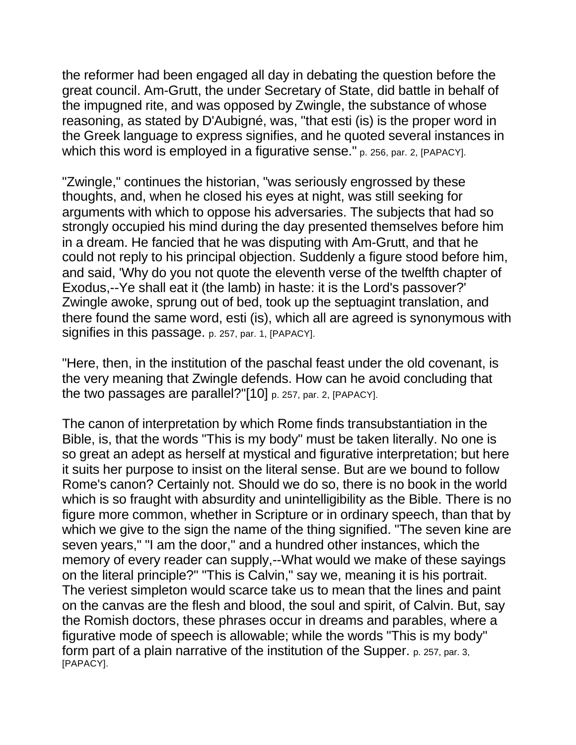the reformer had been engaged all day in debating the question before the great council. Am-Grutt, the under Secretary of State, did battle in behalf of the impugned rite, and was opposed by Zwingle, the substance of whose reasoning, as stated by D'Aubigné, was, "that esti (is) is the proper word in the Greek language to express signifies, and he quoted several instances in which this word is employed in a figurative sense." p. 256, par. 2, [PAPACY].

"Zwingle," continues the historian, "was seriously engrossed by these thoughts, and, when he closed his eyes at night, was still seeking for arguments with which to oppose his adversaries. The subjects that had so strongly occupied his mind during the day presented themselves before him in a dream. He fancied that he was disputing with Am-Grutt, and that he could not reply to his principal objection. Suddenly a figure stood before him, and said, 'Why do you not quote the eleventh verse of the twelfth chapter of Exodus,--Ye shall eat it (the lamb) in haste: it is the Lord's passover?' Zwingle awoke, sprung out of bed, took up the septuagint translation, and there found the same word, esti (is), which all are agreed is synonymous with signifies in this passage. p. 257, par. 1, [PAPACY].

"Here, then, in the institution of the paschal feast under the old covenant, is the very meaning that Zwingle defends. How can he avoid concluding that the two passages are parallel?"[10] p. 257, par. 2, [PAPACY].

The canon of interpretation by which Rome finds transubstantiation in the Bible, is, that the words "This is my body" must be taken literally. No one is so great an adept as herself at mystical and figurative interpretation; but here it suits her purpose to insist on the literal sense. But are we bound to follow Rome's canon? Certainly not. Should we do so, there is no book in the world which is so fraught with absurdity and unintelligibility as the Bible. There is no figure more common, whether in Scripture or in ordinary speech, than that by which we give to the sign the name of the thing signified. "The seven kine are seven years," "I am the door," and a hundred other instances, which the memory of every reader can supply,--What would we make of these sayings on the literal principle?" "This is Calvin," say we, meaning it is his portrait. The veriest simpleton would scarce take us to mean that the lines and paint on the canvas are the flesh and blood, the soul and spirit, of Calvin. But, say the Romish doctors, these phrases occur in dreams and parables, where a figurative mode of speech is allowable; while the words "This is my body" form part of a plain narrative of the institution of the Supper. p. 257, par. 3, [PAPACY].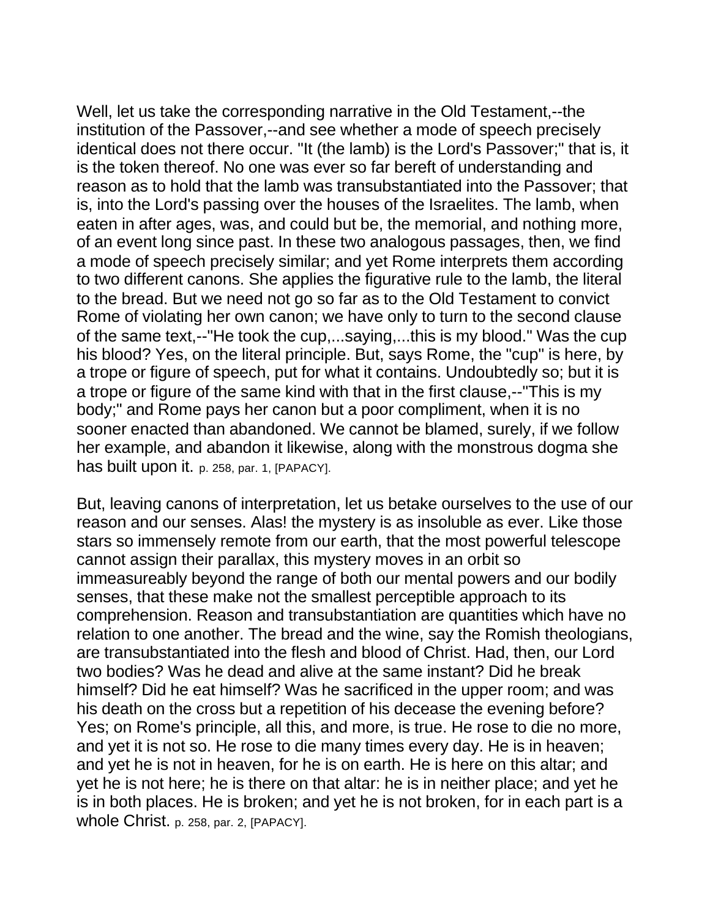Well, let us take the corresponding narrative in the Old Testament,--the institution of the Passover,--and see whether a mode of speech precisely identical does not there occur. "It (the lamb) is the Lord's Passover;" that is, it is the token thereof. No one was ever so far bereft of understanding and reason as to hold that the lamb was transubstantiated into the Passover; that is, into the Lord's passing over the houses of the Israelites. The lamb, when eaten in after ages, was, and could but be, the memorial, and nothing more, of an event long since past. In these two analogous passages, then, we find a mode of speech precisely similar; and yet Rome interprets them according to two different canons. She applies the figurative rule to the lamb, the literal to the bread. But we need not go so far as to the Old Testament to convict Rome of violating her own canon; we have only to turn to the second clause of the same text,--"He took the cup,...saying,...this is my blood." Was the cup his blood? Yes, on the literal principle. But, says Rome, the "cup" is here, by a trope or figure of speech, put for what it contains. Undoubtedly so; but it is a trope or figure of the same kind with that in the first clause,--"This is my body;" and Rome pays her canon but a poor compliment, when it is no sooner enacted than abandoned. We cannot be blamed, surely, if we follow her example, and abandon it likewise, along with the monstrous dogma she has built upon it. p. 258, par. 1, [PAPACY].

But, leaving canons of interpretation, let us betake ourselves to the use of our reason and our senses. Alas! the mystery is as insoluble as ever. Like those stars so immensely remote from our earth, that the most powerful telescope cannot assign their parallax, this mystery moves in an orbit so immeasureably beyond the range of both our mental powers and our bodily senses, that these make not the smallest perceptible approach to its comprehension. Reason and transubstantiation are quantities which have no relation to one another. The bread and the wine, say the Romish theologians, are transubstantiated into the flesh and blood of Christ. Had, then, our Lord two bodies? Was he dead and alive at the same instant? Did he break himself? Did he eat himself? Was he sacrificed in the upper room; and was his death on the cross but a repetition of his decease the evening before? Yes; on Rome's principle, all this, and more, is true. He rose to die no more, and yet it is not so. He rose to die many times every day. He is in heaven; and yet he is not in heaven, for he is on earth. He is here on this altar; and yet he is not here; he is there on that altar: he is in neither place; and yet he is in both places. He is broken; and yet he is not broken, for in each part is a whole Christ. p. 258, par. 2, [PAPACY].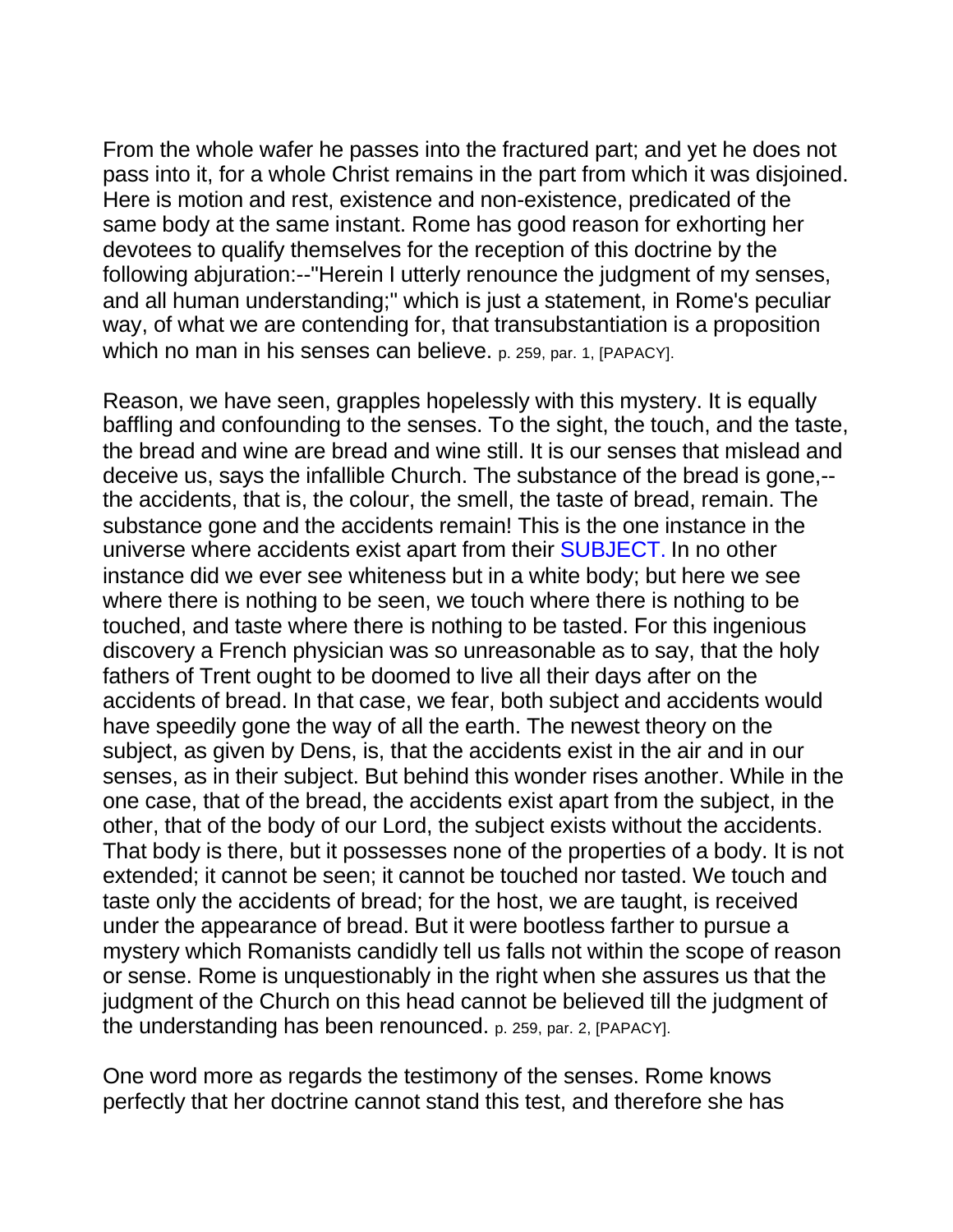From the whole wafer he passes into the fractured part; and yet he does not pass into it, for a whole Christ remains in the part from which it was disjoined. Here is motion and rest, existence and non-existence, predicated of the same body at the same instant. Rome has good reason for exhorting her devotees to qualify themselves for the reception of this doctrine by the following abjuration:--"Herein I utterly renounce the judgment of my senses, and all human understanding;" which is just a statement, in Rome's peculiar way, of what we are contending for, that transubstantiation is a proposition which no man in his senses can believe. p. 259, par. 1, [PAPACY].

Reason, we have seen, grapples hopelessly with this mystery. It is equally baffling and confounding to the senses. To the sight, the touch, and the taste, the bread and wine are bread and wine still. It is our senses that mislead and deceive us, says the infallible Church. The substance of the bread is gone,--the accidents, that is, the colour, the smell, the taste of bread, remain. The substance gone and the accidents remain! This is the one instance in the universe where accidents exist apart from their SUBJECT. In no other instance did we ever see whiteness but in a white body; but here we see where there is nothing to be seen, we touch where there is nothing to be touched, and taste where there is nothing to be tasted. For this ingenious discovery a French physician was so unreasonable as to say, that the holy fathers of Trent ought to be doomed to live all their days after on the accidents of bread. In that case, we fear, both subject and accidents would have speedily gone the way of all the earth. The newest theory on the subject, as given by Dens, is, that the accidents exist in the air and in our senses, as in their subject. But behind this wonder rises another. While in the one case, that of the bread, the accidents exist apart from the subject, in the other, that of the body of our Lord, the subject exists without the accidents. That body is there, but it possesses none of the properties of a body. It is not extended; it cannot be seen; it cannot be touched nor tasted. We touch and taste only the accidents of bread; for the host, we are taught, is received under the appearance of bread. But it were bootless farther to pursue a mystery which Romanists candidly tell us falls not within the scope of reason or sense. Rome is unquestionably in the right when she assures us that the judgment of the Church on this head cannot be believed till the judgment of the understanding has been renounced. p. 259, par. 2, [PAPACY].

One word more as regards the testimony of the senses. Rome knows perfectly that her doctrine cannot stand this test, and therefore she has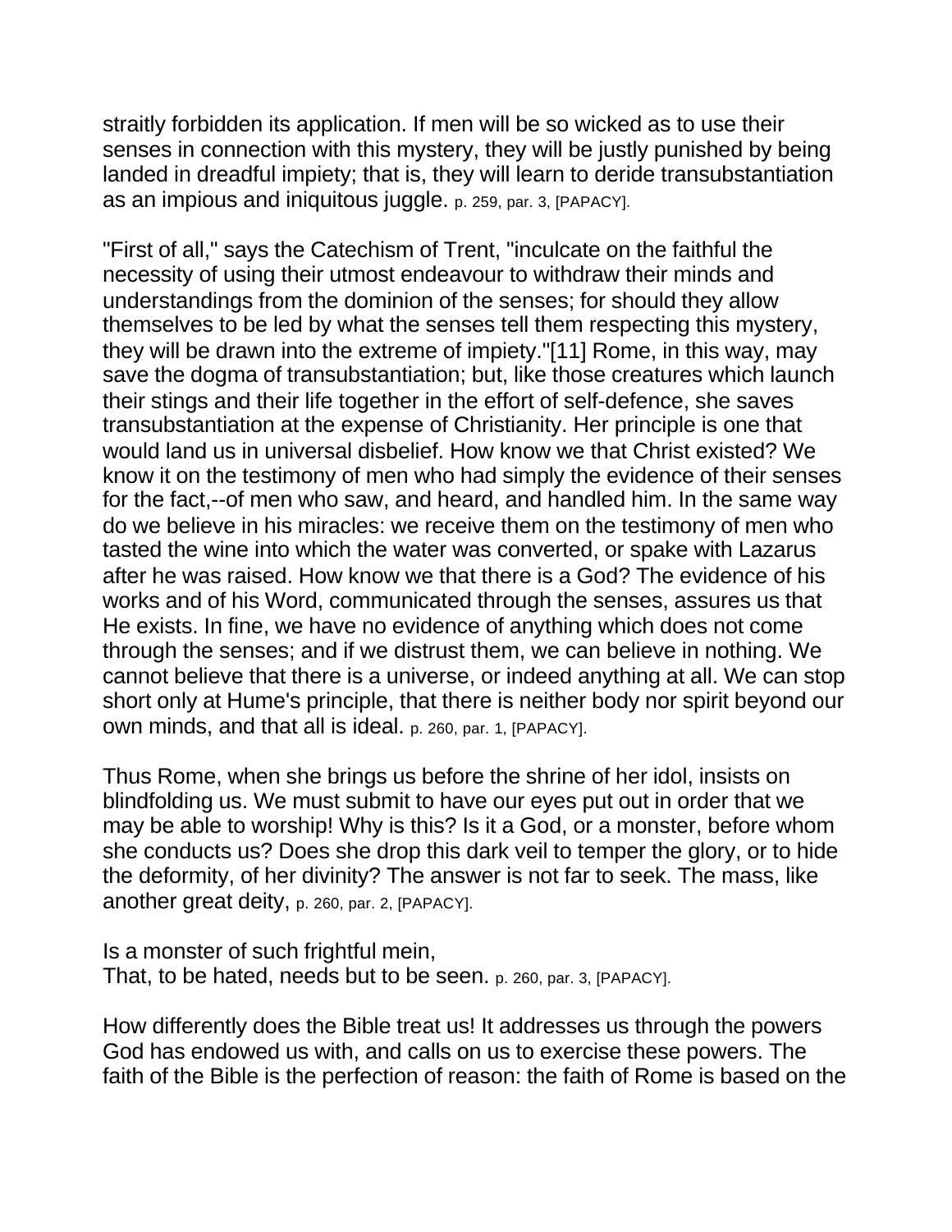straitly forbidden its application. If men will be so wicked as to use their senses in connection with this mystery, they will be justly punished by being landed in dreadful impiety; that is, they will learn to deride transubstantiation as an impious and iniquitous juggle. p. 259, par. 3, [PAPACY].

"First of all," says the Catechism of Trent, "inculcate on the faithful the necessity of using their utmost endeavour to withdraw their minds and understandings from the dominion of the senses; for should they allow themselves to be led by what the senses tell them respecting this mystery, they will be drawn into the extreme of impiety."[11] Rome, in this way, may save the dogma of transubstantiation; but, like those creatures which launch their stings and their life together in the effort of self-defence, she saves transubstantiation at the expense of Christianity. Her principle is one that would land us in universal disbelief. How know we that Christ existed? We know it on the testimony of men who had simply the evidence of their senses for the fact,--of men who saw, and heard, and handled him. In the same way do we believe in his miracles: we receive them on the testimony of men who tasted the wine into which the water was converted, or spake with Lazarus after he was raised. How know we that there is a God? The evidence of his works and of his Word, communicated through the senses, assures us that He exists. In fine, we have no evidence of anything which does not come through the senses; and if we distrust them, we can believe in nothing. We cannot believe that there is a universe, or indeed anything at all. We can stop short only at Hume's principle, that there is neither body nor spirit beyond our own minds, and that all is ideal. p. 260, par. 1, [PAPACY].

Thus Rome, when she brings us before the shrine of her idol, insists on blindfolding us. We must submit to have our eyes put out in order that we may be able to worship! Why is this? Is it a God, or a monster, before whom she conducts us? Does she drop this dark veil to temper the glory, or to hide the deformity, of her divinity? The answer is not far to seek. The mass, like another great deity, p. 260, par. 2, [PAPACY].

Is a monster of such frightful mein,
That, to be hated, needs but to be seen. p. 260, par. 3, [PAPACY].

How differently does the Bible treat us! It addresses us through the powers God has endowed us with, and calls on us to exercise these powers. The faith of the Bible is the perfection of reason: the faith of Rome is based on the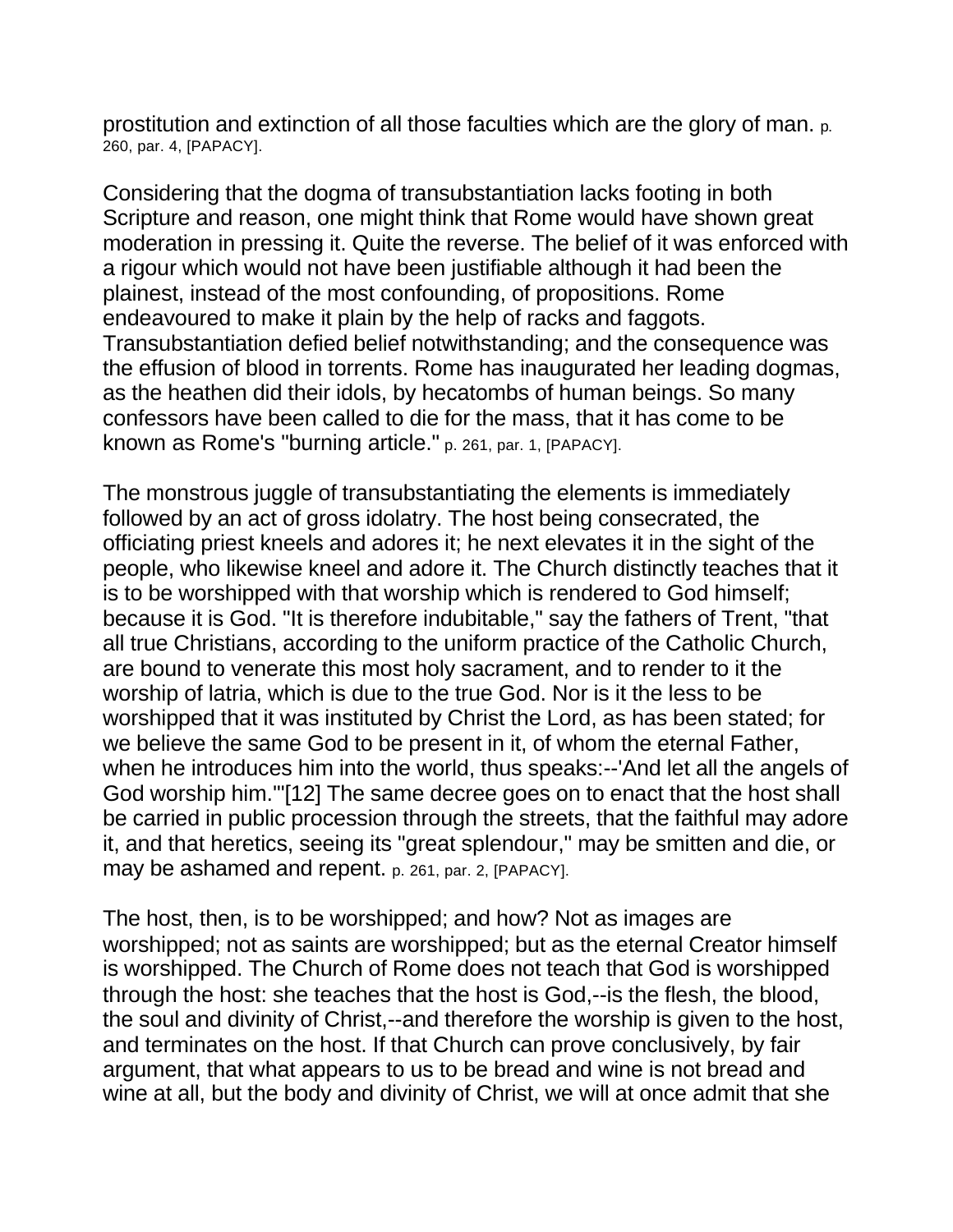prostitution and extinction of all those faculties which are the glory of man. p. 260, par. 4, [PAPACY].

Considering that the dogma of transubstantiation lacks footing in both Scripture and reason, one might think that Rome would have shown great moderation in pressing it. Quite the reverse. The belief of it was enforced with a rigour which would not have been justifiable although it had been the plainest, instead of the most confounding, of propositions. Rome endeavoured to make it plain by the help of racks and faggots. Transubstantiation defied belief notwithstanding; and the consequence was the effusion of blood in torrents. Rome has inaugurated her leading dogmas, as the heathen did their idols, by hecatombs of human beings. So many confessors have been called to die for the mass, that it has come to be known as Rome's "burning article." p. 261, par. 1, [PAPACY].

The monstrous juggle of transubstantiating the elements is immediately followed by an act of gross idolatry. The host being consecrated, the officiating priest kneels and adores it; he next elevates it in the sight of the people, who likewise kneel and adore it. The Church distinctly teaches that it is to be worshipped with that worship which is rendered to God himself; because it is God. "It is therefore indubitable," say the fathers of Trent, "that all true Christians, according to the uniform practice of the Catholic Church, are bound to venerate this most holy sacrament, and to render to it the worship of latria, which is due to the true God. Nor is it the less to be worshipped that it was instituted by Christ the Lord, as has been stated; for we believe the same God to be present in it, of whom the eternal Father, when he introduces him into the world, thus speaks:--'And let all the angels of God worship him.'"[12] The same decree goes on to enact that the host shall be carried in public procession through the streets, that the faithful may adore it, and that heretics, seeing its "great splendour," may be smitten and die, or may be ashamed and repent. p. 261, par. 2, [PAPACY].

The host, then, is to be worshipped; and how? Not as images are worshipped; not as saints are worshipped; but as the eternal Creator himself is worshipped. The Church of Rome does not teach that God is worshipped through the host: she teaches that the host is God,--is the flesh, the blood, the soul and divinity of Christ,--and therefore the worship is given to the host, and terminates on the host. If that Church can prove conclusively, by fair argument, that what appears to us to be bread and wine is not bread and wine at all, but the body and divinity of Christ, we will at once admit that she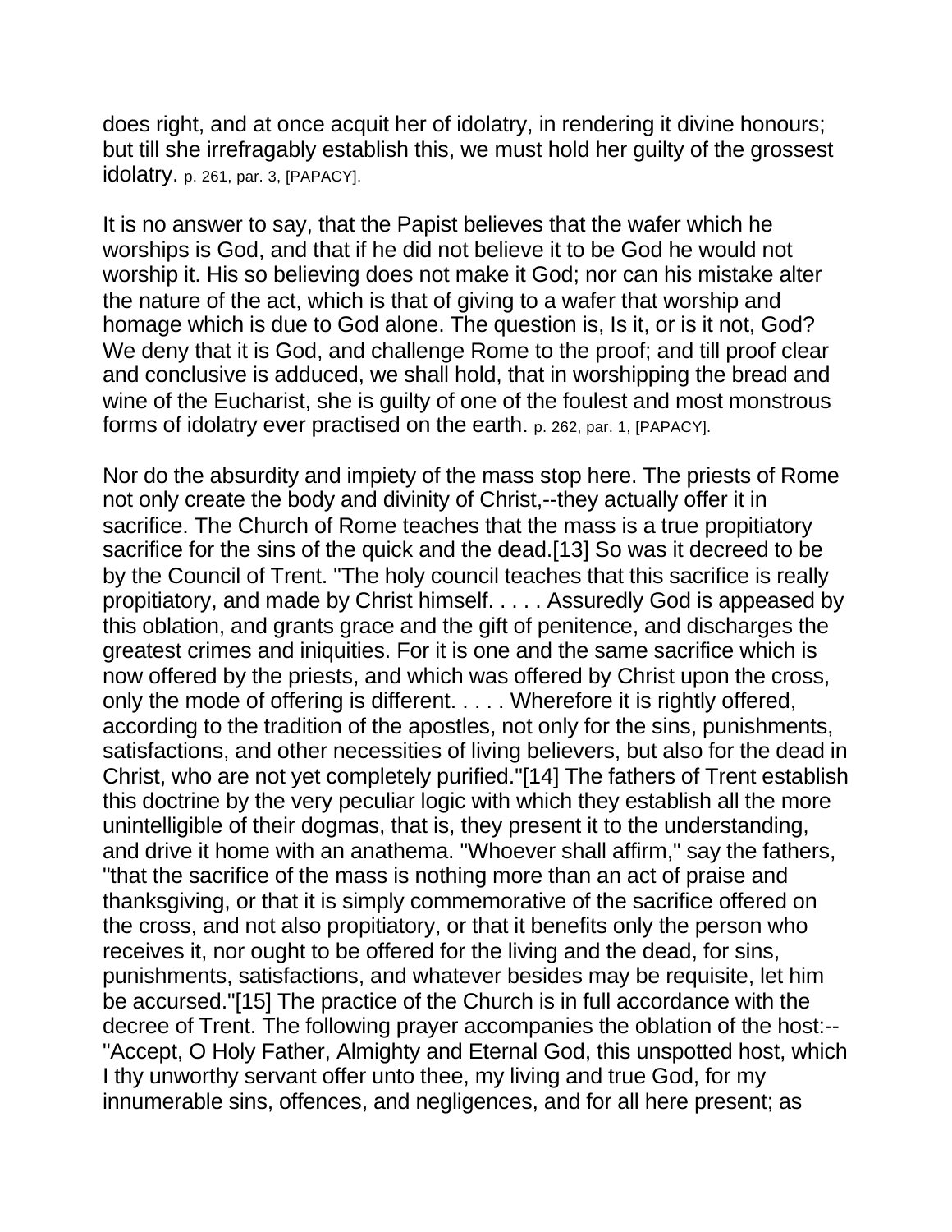does right, and at once acquit her of idolatry, in rendering it divine honours; but till she irrefragably establish this, we must hold her guilty of the grossest idolatry. p. 261, par. 3, [PAPACY].

It is no answer to say, that the Papist believes that the wafer which he worships is God, and that if he did not believe it to be God he would not worship it. His so believing does not make it God; nor can his mistake alter the nature of the act, which is that of giving to a wafer that worship and homage which is due to God alone. The question is, Is it, or is it not, God? We deny that it is God, and challenge Rome to the proof; and till proof clear and conclusive is adduced, we shall hold, that in worshipping the bread and wine of the Eucharist, she is guilty of one of the foulest and most monstrous forms of idolatry ever practised on the earth. p. 262, par. 1, [PAPACY].

Nor do the absurdity and impiety of the mass stop here. The priests of Rome not only create the body and divinity of Christ,--they actually offer it in sacrifice. The Church of Rome teaches that the mass is a true propitiatory sacrifice for the sins of the quick and the dead.[13] So was it decreed to be by the Council of Trent. "The holy council teaches that this sacrifice is really propitiatory, and made by Christ himself. . . . . Assuredly God is appeased by this oblation, and grants grace and the gift of penitence, and discharges the greatest crimes and iniquities. For it is one and the same sacrifice which is now offered by the priests, and which was offered by Christ upon the cross, only the mode of offering is different. . . . . Wherefore it is rightly offered, according to the tradition of the apostles, not only for the sins, punishments, satisfactions, and other necessities of living believers, but also for the dead in Christ, who are not yet completely purified."[14] The fathers of Trent establish this doctrine by the very peculiar logic with which they establish all the more unintelligible of their dogmas, that is, they present it to the understanding, and drive it home with an anathema. "Whoever shall affirm," say the fathers, "that the sacrifice of the mass is nothing more than an act of praise and thanksgiving, or that it is simply commemorative of the sacrifice offered on the cross, and not also propitiatory, or that it benefits only the person who receives it, nor ought to be offered for the living and the dead, for sins, punishments, satisfactions, and whatever besides may be requisite, let him be accursed."[15] The practice of the Church is in full accordance with the decree of Trent. The following prayer accompanies the oblation of the host:-- "Accept, O Holy Father, Almighty and Eternal God, this unspotted host, which I thy unworthy servant offer unto thee, my living and true God, for my innumerable sins, offences, and negligences, and for all here present; as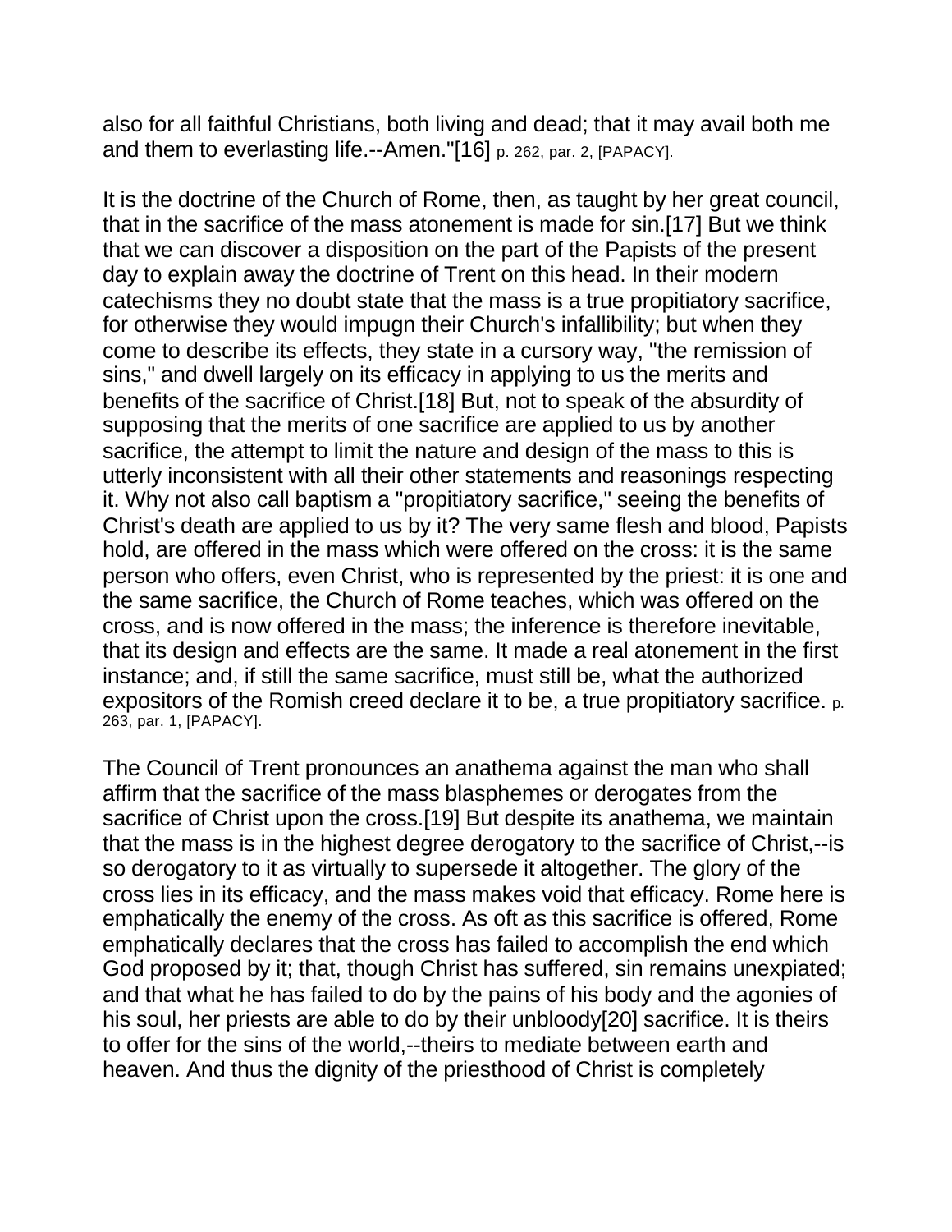also for all faithful Christians, both living and dead; that it may avail both me and them to everlasting life.--Amen."[16] p. 262, par. 2, [PAPACY].

It is the doctrine of the Church of Rome, then, as taught by her great council, that in the sacrifice of the mass atonement is made for sin.[17] But we think that we can discover a disposition on the part of the Papists of the present day to explain away the doctrine of Trent on this head. In their modern catechisms they no doubt state that the mass is a true propitiatory sacrifice, for otherwise they would impugn their Church's infallibility; but when they come to describe its effects, they state in a cursory way, "the remission of sins," and dwell largely on its efficacy in applying to us the merits and benefits of the sacrifice of Christ.[18] But, not to speak of the absurdity of supposing that the merits of one sacrifice are applied to us by another sacrifice, the attempt to limit the nature and design of the mass to this is utterly inconsistent with all their other statements and reasonings respecting it. Why not also call baptism a "propitiatory sacrifice," seeing the benefits of Christ's death are applied to us by it? The very same flesh and blood, Papists hold, are offered in the mass which were offered on the cross: it is the same person who offers, even Christ, who is represented by the priest: it is one and the same sacrifice, the Church of Rome teaches, which was offered on the cross, and is now offered in the mass; the inference is therefore inevitable, that its design and effects are the same. It made a real atonement in the first instance; and, if still the same sacrifice, must still be, what the authorized expositors of the Romish creed declare it to be, a true propitiatory sacrifice. p. 263, par. 1, [PAPACY].

The Council of Trent pronounces an anathema against the man who shall affirm that the sacrifice of the mass blasphemes or derogates from the sacrifice of Christ upon the cross.[19] But despite its anathema, we maintain that the mass is in the highest degree derogatory to the sacrifice of Christ,--is so derogatory to it as virtually to supersede it altogether. The glory of the cross lies in its efficacy, and the mass makes void that efficacy. Rome here is emphatically the enemy of the cross. As oft as this sacrifice is offered, Rome emphatically declares that the cross has failed to accomplish the end which God proposed by it; that, though Christ has suffered, sin remains unexpiated; and that what he has failed to do by the pains of his body and the agonies of his soul, her priests are able to do by their unbloody[20] sacrifice. It is theirs to offer for the sins of the world,--theirs to mediate between earth and heaven. And thus the dignity of the priesthood of Christ is completely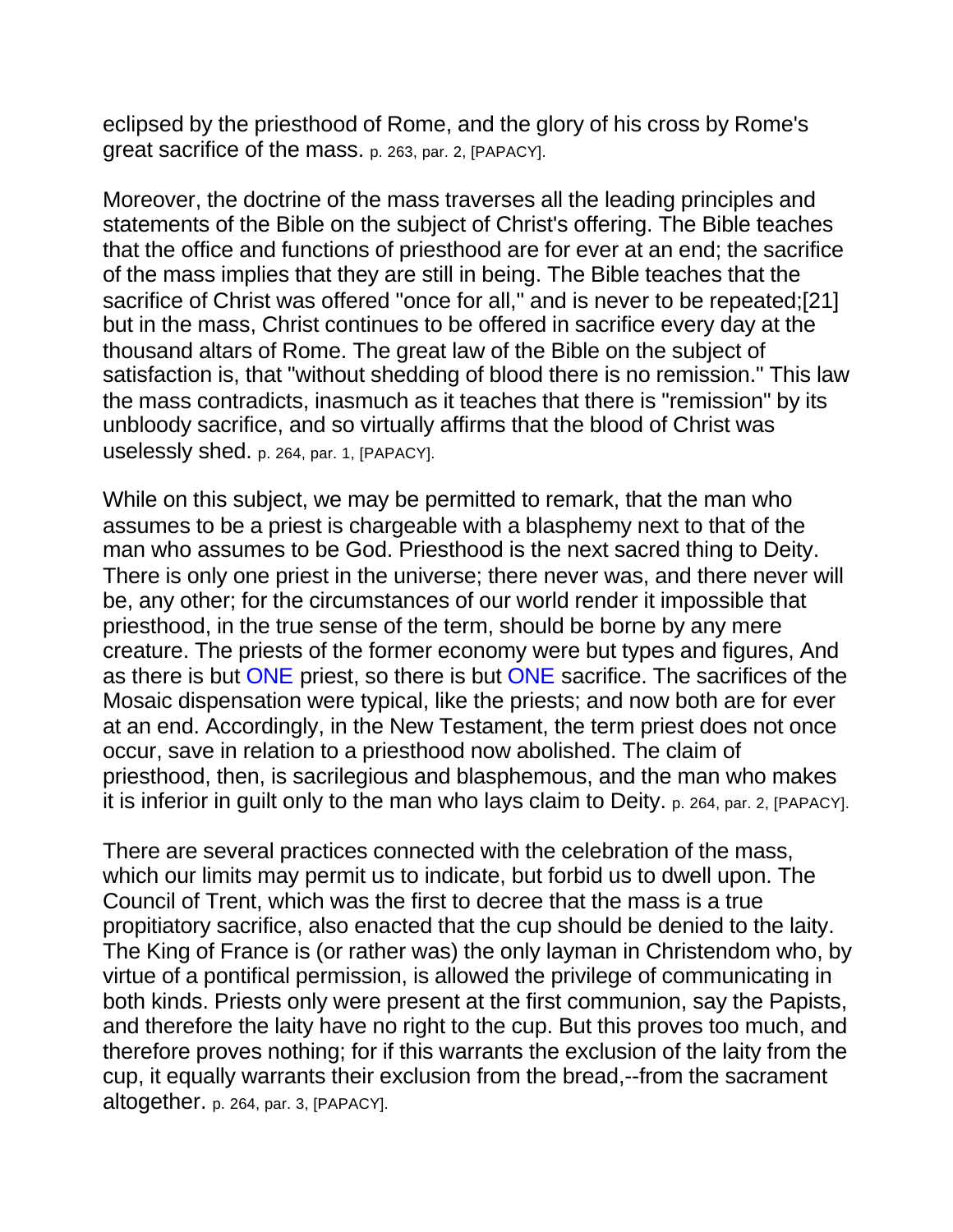eclipsed by the priesthood of Rome, and the glory of his cross by Rome's great sacrifice of the mass. p. 263, par. 2, [PAPACY].

Moreover, the doctrine of the mass traverses all the leading principles and statements of the Bible on the subject of Christ's offering. The Bible teaches that the office and functions of priesthood are for ever at an end; the sacrifice of the mass implies that they are still in being. The Bible teaches that the sacrifice of Christ was offered "once for all," and is never to be repeated;[21] but in the mass, Christ continues to be offered in sacrifice every day at the thousand altars of Rome. The great law of the Bible on the subject of satisfaction is, that "without shedding of blood there is no remission." This law the mass contradicts, inasmuch as it teaches that there is "remission" by its unbloody sacrifice, and so virtually affirms that the blood of Christ was uselessly shed. p. 264, par. 1, [PAPACY].

While on this subject, we may be permitted to remark, that the man who assumes to be a priest is chargeable with a blasphemy next to that of the man who assumes to be God. Priesthood is the next sacred thing to Deity. There is only one priest in the universe; there never was, and there never will be, any other; for the circumstances of our world render it impossible that priesthood, in the true sense of the term, should be borne by any mere creature. The priests of the former economy were but types and figures, And as there is but ONE priest, so there is but ONE sacrifice. The sacrifices of the Mosaic dispensation were typical, like the priests; and now both are for ever at an end. Accordingly, in the New Testament, the term priest does not once occur, save in relation to a priesthood now abolished. The claim of priesthood, then, is sacrilegious and blasphemous, and the man who makes it is inferior in guilt only to the man who lays claim to Deity. p. 264, par. 2, [PAPACY].

There are several practices connected with the celebration of the mass, which our limits may permit us to indicate, but forbid us to dwell upon. The Council of Trent, which was the first to decree that the mass is a true propitiatory sacrifice, also enacted that the cup should be denied to the laity. The King of France is (or rather was) the only layman in Christendom who, by virtue of a pontifical permission, is allowed the privilege of communicating in both kinds. Priests only were present at the first communion, say the Papists, and therefore the laity have no right to the cup. But this proves too much, and therefore proves nothing; for if this warrants the exclusion of the laity from the cup, it equally warrants their exclusion from the bread,--from the sacrament altogether. p. 264, par. 3, [PAPACY].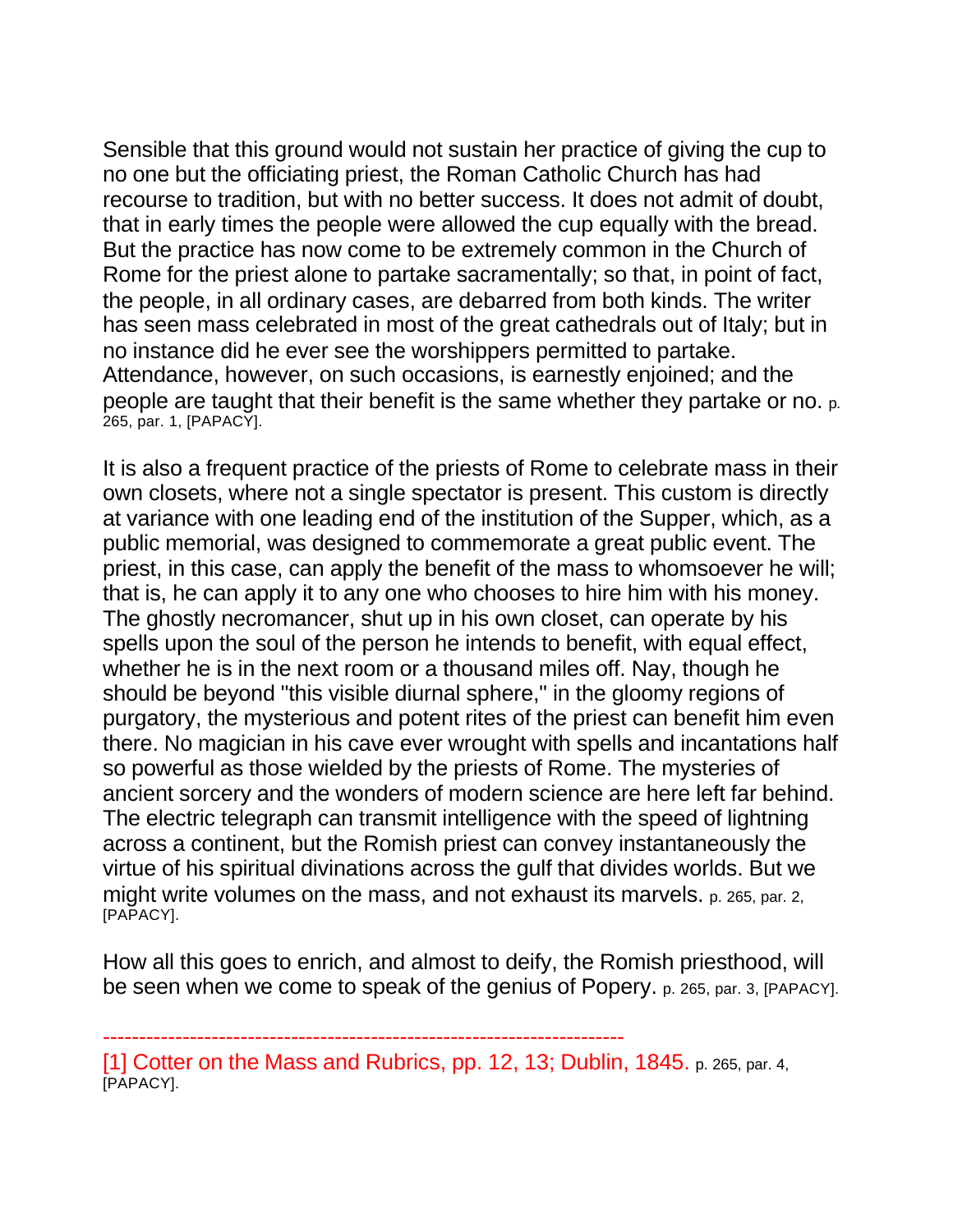Sensible that this ground would not sustain her practice of giving the cup to no one but the officiating priest, the Roman Catholic Church has had recourse to tradition, but with no better success. It does not admit of doubt, that in early times the people were allowed the cup equally with the bread. But the practice has now come to be extremely common in the Church of Rome for the priest alone to partake sacramentally; so that, in point of fact, the people, in all ordinary cases, are debarred from both kinds. The writer has seen mass celebrated in most of the great cathedrals out of Italy; but in no instance did he ever see the worshippers permitted to partake. Attendance, however, on such occasions, is earnestly enjoined; and the people are taught that their benefit is the same whether they partake or no. p. 265, par. 1, [PAPACY].

It is also a frequent practice of the priests of Rome to celebrate mass in their own closets, where not a single spectator is present. This custom is directly at variance with one leading end of the institution of the Supper, which, as a public memorial, was designed to commemorate a great public event. The priest, in this case, can apply the benefit of the mass to whomsoever he will; that is, he can apply it to any one who chooses to hire him with his money. The ghostly necromancer, shut up in his own closet, can operate by his spells upon the soul of the person he intends to benefit, with equal effect, whether he is in the next room or a thousand miles off. Nay, though he should be beyond "this visible diurnal sphere," in the gloomy regions of purgatory, the mysterious and potent rites of the priest can benefit him even there. No magician in his cave ever wrought with spells and incantations half so powerful as those wielded by the priests of Rome. The mysteries of ancient sorcery and the wonders of modern science are here left far behind. The electric telegraph can transmit intelligence with the speed of lightning across a continent, but the Romish priest can convey instantaneously the virtue of his spiritual divinations across the gulf that divides worlds. But we might write volumes on the mass, and not exhaust its marvels. p. 265, par. 2, [PAPACY].

How all this goes to enrich, and almost to deify, the Romish priesthood, will be seen when we come to speak of the genius of Popery. p. 265, par. 3, [PAPACY].

------------------------------------------------------------------------

[1] Cotter on the Mass and Rubrics, pp. 12, 13; Dublin, 1845. p. 265, par. 4, [PAPACY].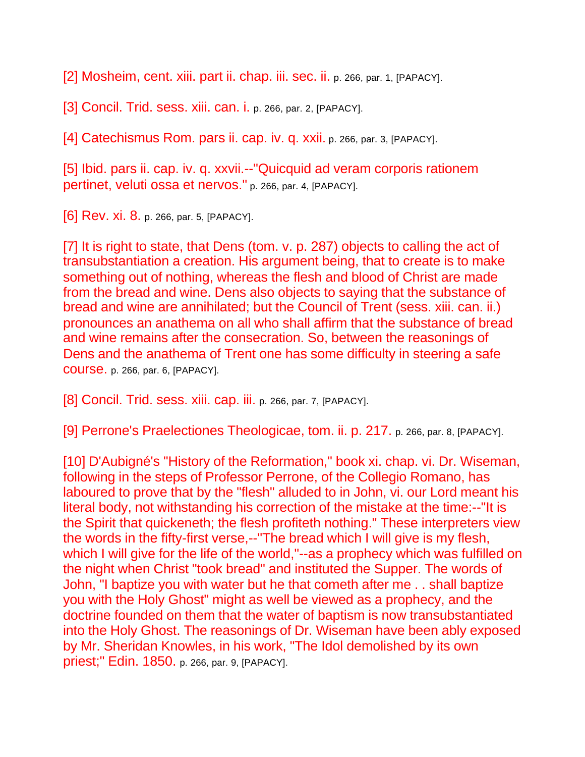[2] Mosheim, cent. xiii. part ii. chap. iii. sec. ii. p. 266, par. 1, [PAPACY].

[3] Concil. Trid. sess. xiii. can. i. p. 266, par. 2, [PAPACY].

[4] Catechismus Rom. pars ii. cap. iv. q. xxii. p. 266, par. 3, [PAPACY].

[5] Ibid. pars ii. cap. iv. q. xxvii.--"Quicquid ad veram corporis rationem pertinet, veluti ossa et nervos." p. 266, par. 4, [PAPACY].

[6] Rev. xi. 8. p. 266, par. 5, [PAPACY].

[7] It is right to state, that Dens (tom. v. p. 287) objects to calling the act of transubstantiation a creation. His argument being, that to create is to make something out of nothing, whereas the flesh and blood of Christ are made from the bread and wine. Dens also objects to saying that the substance of bread and wine are annihilated; but the Council of Trent (sess. xiii. can. ii.) pronounces an anathema on all who shall affirm that the substance of bread and wine remains after the consecration. So, between the reasonings of Dens and the anathema of Trent one has some difficulty in steering a safe course. p. 266, par. 6, [PAPACY].

[8] Concil. Trid. sess. xiii. cap. iii. p. 266, par. 7, [PAPACY].

[9] Perrone's Praelectiones Theologicae, tom. ii. p. 217. p. 266, par. 8, [PAPACY].

[10] D'Aubigné's "History of the Reformation," book xi. chap. vi. Dr. Wiseman, following in the steps of Professor Perrone, of the Collegio Romano, has laboured to prove that by the "flesh" alluded to in John, vi. our Lord meant his literal body, not withstanding his correction of the mistake at the time:--"It is the Spirit that quickeneth; the flesh profiteth nothing." These interpreters view the words in the fifty-first verse,--"The bread which I will give is my flesh, which I will give for the life of the world,"--as a prophecy which was fulfilled on the night when Christ "took bread" and instituted the Supper. The words of John, "I baptize you with water but he that cometh after me . . shall baptize you with the Holy Ghost" might as well be viewed as a prophecy, and the doctrine founded on them that the water of baptism is now transubstantiated into the Holy Ghost. The reasonings of Dr. Wiseman have been ably exposed by Mr. Sheridan Knowles, in his work, "The Idol demolished by its own priest;" Edin. 1850. p. 266, par. 9, [PAPACY].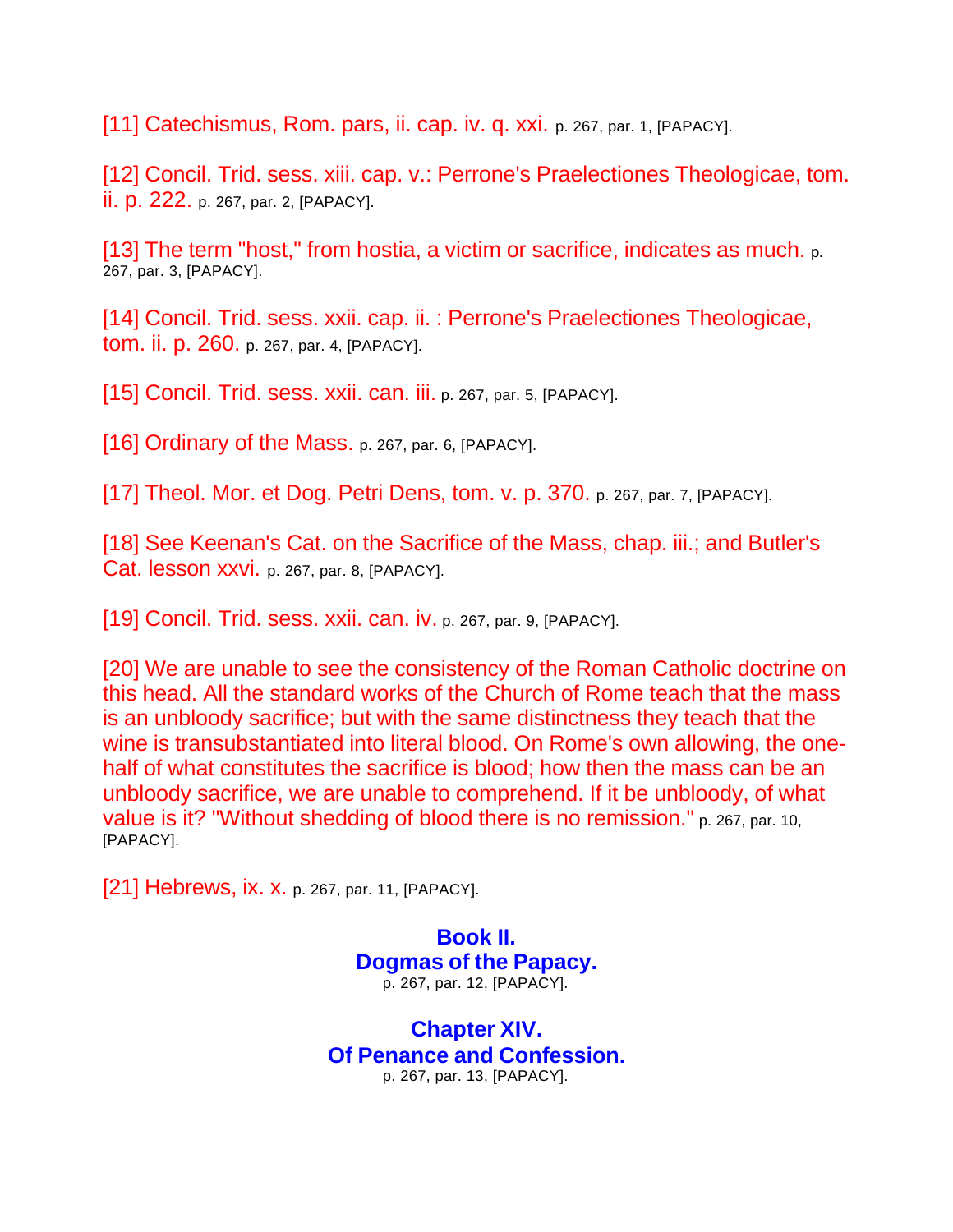[11] Catechismus, Rom. pars, ii. cap. iv. q. xxi. p. 267, par. 1, [PAPACY].

[12] Concil. Trid. sess. xiii. cap. v.: Perrone's Praelectiones Theologicae, tom. ii. p. 222. p. 267, par. 2, [PAPACY].

[13] The term "host," from hostia, a victim or sacrifice, indicates as much. p. 267, par. 3, [PAPACY].

[14] Concil. Trid. sess. xxii. cap. ii. : Perrone's Praelectiones Theologicae, tom. ii. p. 260. p. 267, par. 4, [PAPACY].

[15] Concil. Trid. sess. xxii. can. iii. p. 267, par. 5, [PAPACY].

[16] Ordinary of the Mass. p. 267, par. 6, [PAPACY].

[17] Theol. Mor. et Dog. Petri Dens, tom. v. p. 370. p. 267, par. 7, [PAPACY].

[18] See Keenan's Cat. on the Sacrifice of the Mass, chap. iii.; and Butler's Cat. lesson xxvi. p. 267, par. 8, [PAPACY].

[19] Concil. Trid. sess. xxii. can. iv. p. 267, par. 9, [PAPACY].

[20] We are unable to see the consistency of the Roman Catholic doctrine on this head. All the standard works of the Church of Rome teach that the mass is an unbloody sacrifice; but with the same distinctness they teach that the wine is transubstantiated into literal blood. On Rome's own allowing, the one-half of what constitutes the sacrifice is blood; how then the mass can be an unbloody sacrifice, we are unable to comprehend. If it be unbloody, of what value is it? "Without shedding of blood there is no remission." p. 267, par. 10, [PAPACY].

[21] Hebrews, ix. x. p. 267, par. 11, [PAPACY].

## Book II.
## Dogmas of the Papacy.

p. 267, par. 12, [PAPACY].

## Chapter XIV.
## Of Penance and Confession.

p. 267, par. 13, [PAPACY].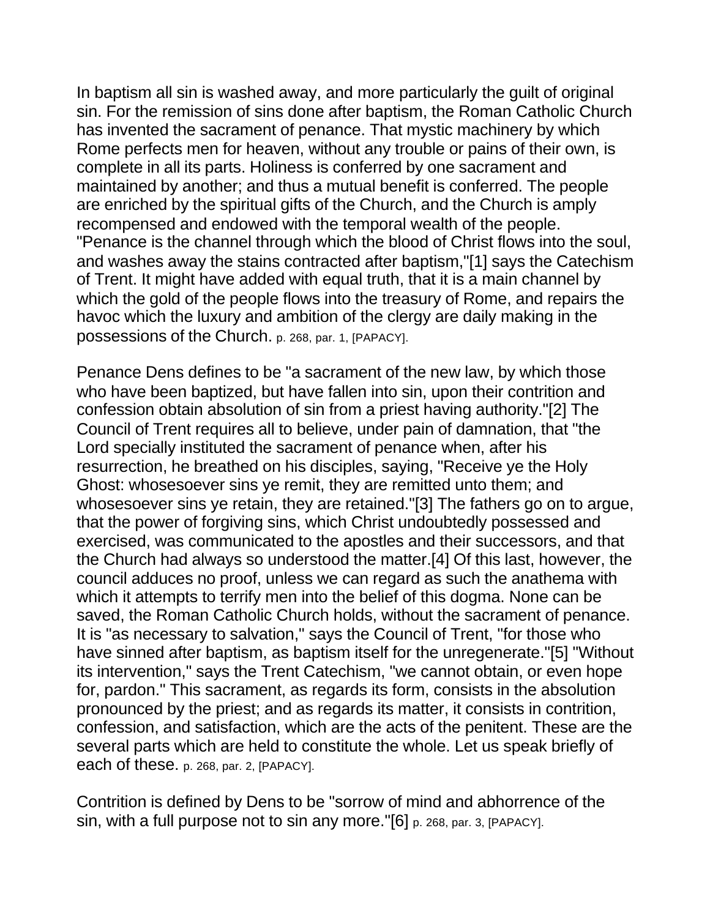In baptism all sin is washed away, and more particularly the guilt of original sin. For the remission of sins done after baptism, the Roman Catholic Church has invented the sacrament of penance. That mystic machinery by which Rome perfects men for heaven, without any trouble or pains of their own, is complete in all its parts. Holiness is conferred by one sacrament and maintained by another; and thus a mutual benefit is conferred. The people are enriched by the spiritual gifts of the Church, and the Church is amply recompensed and endowed with the temporal wealth of the people. "Penance is the channel through which the blood of Christ flows into the soul, and washes away the stains contracted after baptism,"[1] says the Catechism of Trent. It might have added with equal truth, that it is a main channel by which the gold of the people flows into the treasury of Rome, and repairs the havoc which the luxury and ambition of the clergy are daily making in the possessions of the Church. p. 268, par. 1, [PAPACY].

Penance Dens defines to be "a sacrament of the new law, by which those who have been baptized, but have fallen into sin, upon their contrition and confession obtain absolution of sin from a priest having authority."[2] The Council of Trent requires all to believe, under pain of damnation, that "the Lord specially instituted the sacrament of penance when, after his resurrection, he breathed on his disciples, saying, "Receive ye the Holy Ghost: whosesoever sins ye remit, they are remitted unto them; and whosesoever sins ye retain, they are retained."[3] The fathers go on to argue, that the power of forgiving sins, which Christ undoubtedly possessed and exercised, was communicated to the apostles and their successors, and that the Church had always so understood the matter.[4] Of this last, however, the council adduces no proof, unless we can regard as such the anathema with which it attempts to terrify men into the belief of this dogma. None can be saved, the Roman Catholic Church holds, without the sacrament of penance. It is "as necessary to salvation," says the Council of Trent, "for those who have sinned after baptism, as baptism itself for the unregenerate."[5] "Without its intervention," says the Trent Catechism, "we cannot obtain, or even hope for, pardon." This sacrament, as regards its form, consists in the absolution pronounced by the priest; and as regards its matter, it consists in contrition, confession, and satisfaction, which are the acts of the penitent. These are the several parts which are held to constitute the whole. Let us speak briefly of each of these. p. 268, par. 2, [PAPACY].

Contrition is defined by Dens to be "sorrow of mind and abhorrence of the sin, with a full purpose not to sin any more."[6] p. 268, par. 3, [PAPACY].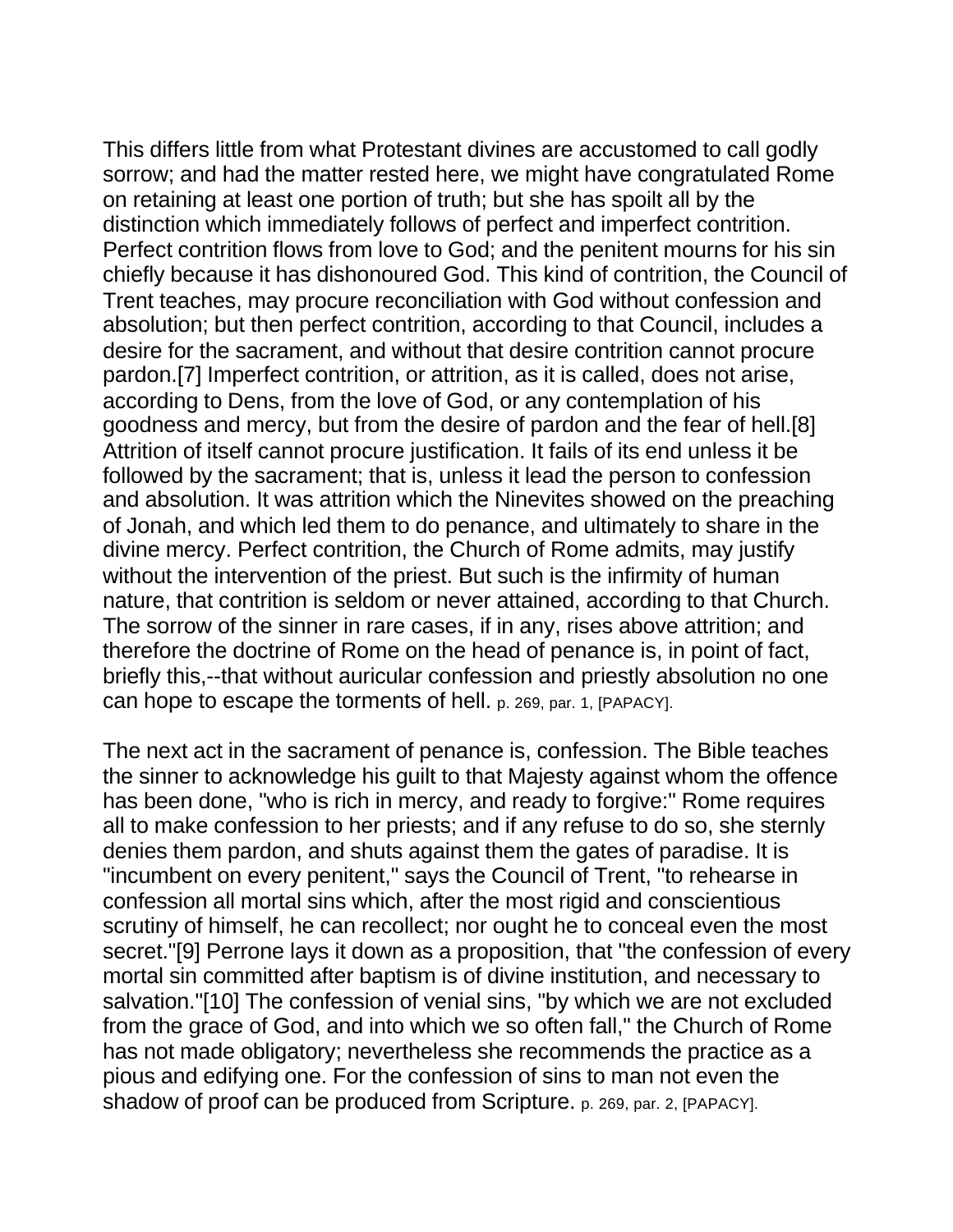This differs little from what Protestant divines are accustomed to call godly sorrow; and had the matter rested here, we might have congratulated Rome on retaining at least one portion of truth; but she has spoilt all by the distinction which immediately follows of perfect and imperfect contrition. Perfect contrition flows from love to God; and the penitent mourns for his sin chiefly because it has dishonoured God. This kind of contrition, the Council of Trent teaches, may procure reconciliation with God without confession and absolution; but then perfect contrition, according to that Council, includes a desire for the sacrament, and without that desire contrition cannot procure pardon.[7] Imperfect contrition, or attrition, as it is called, does not arise, according to Dens, from the love of God, or any contemplation of his goodness and mercy, but from the desire of pardon and the fear of hell.[8] Attrition of itself cannot procure justification. It fails of its end unless it be followed by the sacrament; that is, unless it lead the person to confession and absolution. It was attrition which the Ninevites showed on the preaching of Jonah, and which led them to do penance, and ultimately to share in the divine mercy. Perfect contrition, the Church of Rome admits, may justify without the intervention of the priest. But such is the infirmity of human nature, that contrition is seldom or never attained, according to that Church. The sorrow of the sinner in rare cases, if in any, rises above attrition; and therefore the doctrine of Rome on the head of penance is, in point of fact, briefly this,--that without auricular confession and priestly absolution no one can hope to escape the torments of hell. p. 269, par. 1, [PAPACY].

The next act in the sacrament of penance is, confession. The Bible teaches the sinner to acknowledge his guilt to that Majesty against whom the offence has been done, "who is rich in mercy, and ready to forgive:" Rome requires all to make confession to her priests; and if any refuse to do so, she sternly denies them pardon, and shuts against them the gates of paradise. It is "incumbent on every penitent," says the Council of Trent, "to rehearse in confession all mortal sins which, after the most rigid and conscientious scrutiny of himself, he can recollect; nor ought he to conceal even the most secret."[9] Perrone lays it down as a proposition, that "the confession of every mortal sin committed after baptism is of divine institution, and necessary to salvation."[10] The confession of venial sins, "by which we are not excluded from the grace of God, and into which we so often fall," the Church of Rome has not made obligatory; nevertheless she recommends the practice as a pious and edifying one. For the confession of sins to man not even the shadow of proof can be produced from Scripture. p. 269, par. 2, [PAPACY].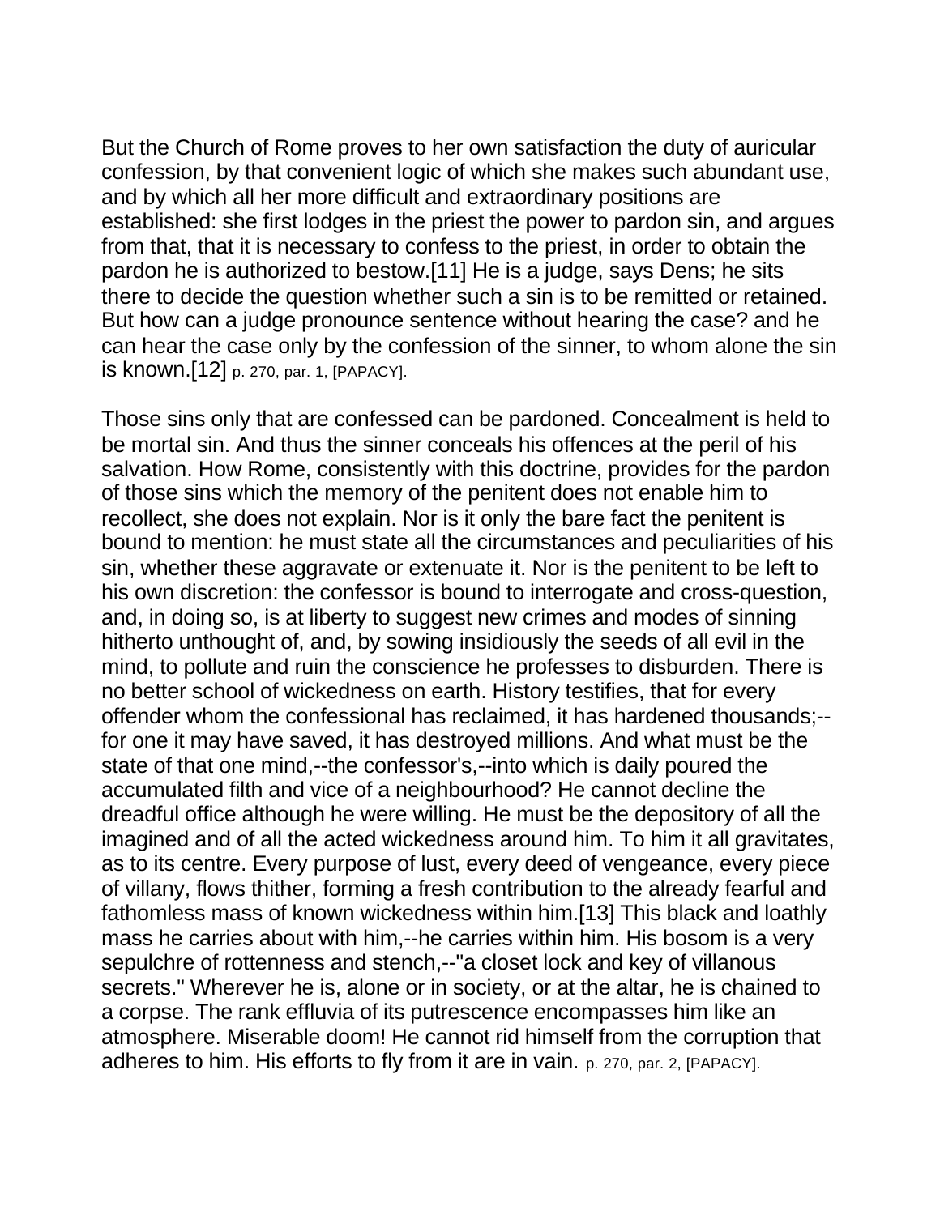But the Church of Rome proves to her own satisfaction the duty of auricular confession, by that convenient logic of which she makes such abundant use, and by which all her more difficult and extraordinary positions are established: she first lodges in the priest the power to pardon sin, and argues from that, that it is necessary to confess to the priest, in order to obtain the pardon he is authorized to bestow.[11] He is a judge, says Dens; he sits there to decide the question whether such a sin is to be remitted or retained. But how can a judge pronounce sentence without hearing the case? and he can hear the case only by the confession of the sinner, to whom alone the sin is known.[12] p. 270, par. 1, [PAPACY].

Those sins only that are confessed can be pardoned. Concealment is held to be mortal sin. And thus the sinner conceals his offences at the peril of his salvation. How Rome, consistently with this doctrine, provides for the pardon of those sins which the memory of the penitent does not enable him to recollect, she does not explain. Nor is it only the bare fact the penitent is bound to mention: he must state all the circumstances and peculiarities of his sin, whether these aggravate or extenuate it. Nor is the penitent to be left to his own discretion: the confessor is bound to interrogate and cross-question, and, in doing so, is at liberty to suggest new crimes and modes of sinning hitherto unthought of, and, by sowing insidiously the seeds of all evil in the mind, to pollute and ruin the conscience he professes to disburden. There is no better school of wickedness on earth. History testifies, that for every offender whom the confessional has reclaimed, it has hardened thousands;--for one it may have saved, it has destroyed millions. And what must be the state of that one mind,--the confessor's,--into which is daily poured the accumulated filth and vice of a neighbourhood? He cannot decline the dreadful office although he were willing. He must be the depository of all the imagined and of all the acted wickedness around him. To him it all gravitates, as to its centre. Every purpose of lust, every deed of vengeance, every piece of villany, flows thither, forming a fresh contribution to the already fearful and fathomless mass of known wickedness within him.[13] This black and loathly mass he carries about with him,--he carries within him. His bosom is a very sepulchre of rottenness and stench,--"a closet lock and key of villanous secrets." Wherever he is, alone or in society, or at the altar, he is chained to a corpse. The rank effluvia of its putrescence encompasses him like an atmosphere. Miserable doom! He cannot rid himself from the corruption that adheres to him. His efforts to fly from it are in vain. p. 270, par. 2, [PAPACY].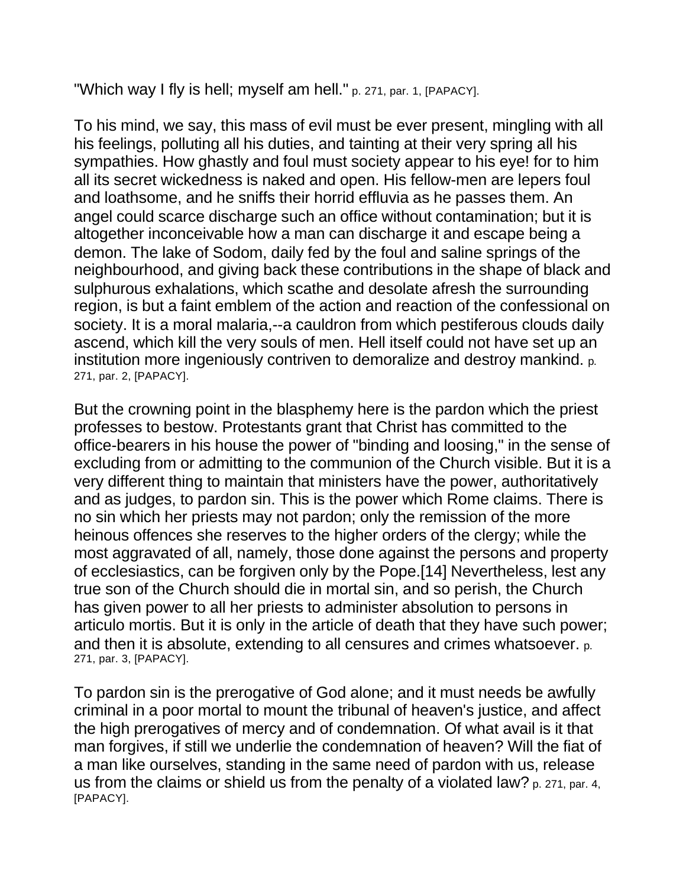"Which way I fly is hell; myself am hell." p. 271, par. 1, [PAPACY].

To his mind, we say, this mass of evil must be ever present, mingling with all his feelings, polluting all his duties, and tainting at their very spring all his sympathies. How ghastly and foul must society appear to his eye! for to him all its secret wickedness is naked and open. His fellow-men are lepers foul and loathsome, and he sniffs their horrid effluvia as he passes them. An angel could scarce discharge such an office without contamination; but it is altogether inconceivable how a man can discharge it and escape being a demon. The lake of Sodom, daily fed by the foul and saline springs of the neighbourhood, and giving back these contributions in the shape of black and sulphurous exhalations, which scathe and desolate afresh the surrounding region, is but a faint emblem of the action and reaction of the confessional on society. It is a moral malaria,--a cauldron from which pestiferous clouds daily ascend, which kill the very souls of men. Hell itself could not have set up an institution more ingeniously contriven to demoralize and destroy mankind. p. 271, par. 2, [PAPACY].

But the crowning point in the blasphemy here is the pardon which the priest professes to bestow. Protestants grant that Christ has committed to the office-bearers in his house the power of "binding and loosing," in the sense of excluding from or admitting to the communion of the Church visible. But it is a very different thing to maintain that ministers have the power, authoritatively and as judges, to pardon sin. This is the power which Rome claims. There is no sin which her priests may not pardon; only the remission of the more heinous offences she reserves to the higher orders of the clergy; while the most aggravated of all, namely, those done against the persons and property of ecclesiastics, can be forgiven only by the Pope.[14] Nevertheless, lest any true son of the Church should die in mortal sin, and so perish, the Church has given power to all her priests to administer absolution to persons in articulo mortis. But it is only in the article of death that they have such power; and then it is absolute, extending to all censures and crimes whatsoever. p. 271, par. 3, [PAPACY].

To pardon sin is the prerogative of God alone; and it must needs be awfully criminal in a poor mortal to mount the tribunal of heaven's justice, and affect the high prerogatives of mercy and of condemnation. Of what avail is it that man forgives, if still we underlie the condemnation of heaven? Will the fiat of a man like ourselves, standing in the same need of pardon with us, release us from the claims or shield us from the penalty of a violated law? p. 271, par. 4, [PAPACY].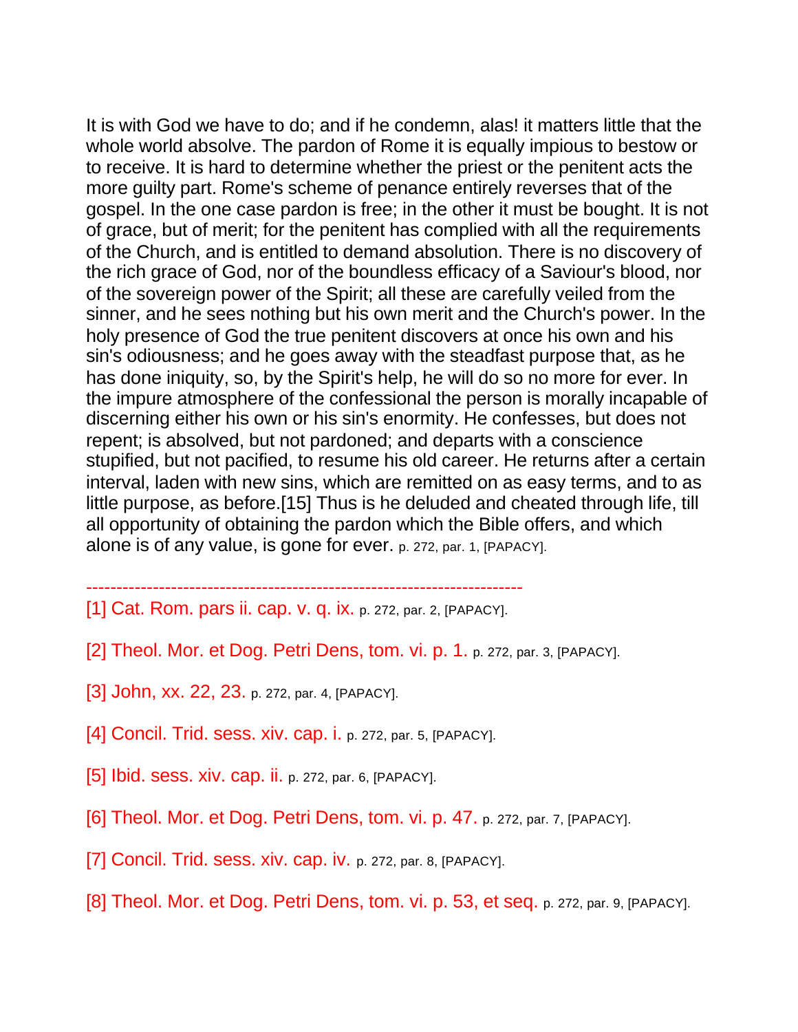It is with God we have to do; and if he condemn, alas! it matters little that the whole world absolve. The pardon of Rome it is equally impious to bestow or to receive. It is hard to determine whether the priest or the penitent acts the more guilty part. Rome's scheme of penance entirely reverses that of the gospel. In the one case pardon is free; in the other it must be bought. It is not of grace, but of merit; for the penitent has complied with all the requirements of the Church, and is entitled to demand absolution. There is no discovery of the rich grace of God, nor of the boundless efficacy of a Saviour's blood, nor of the sovereign power of the Spirit; all these are carefully veiled from the sinner, and he sees nothing but his own merit and the Church's power. In the holy presence of God the true penitent discovers at once his own and his sin's odiousness; and he goes away with the steadfast purpose that, as he has done iniquity, so, by the Spirit's help, he will do so no more for ever. In the impure atmosphere of the confessional the person is morally incapable of discerning either his own or his sin's enormity. He confesses, but does not repent; is absolved, but not pardoned; and departs with a conscience stupified, but not pacified, to resume his old career. He returns after a certain interval, laden with new sins, which are remitted on as easy terms, and to as little purpose, as before.[15] Thus is he deluded and cheated through life, till all opportunity of obtaining the pardon which the Bible offers, and which alone is of any value, is gone for ever. p. 272, par. 1, [PAPACY].

---

[1] Cat. Rom. pars ii. cap. v. q. ix. p. 272, par. 2, [PAPACY].

[2] Theol. Mor. et Dog. Petri Dens, tom. vi. p. 1. p. 272, par. 3, [PAPACY].

[3] John, xx. 22, 23. p. 272, par. 4, [PAPACY].

[4] Concil. Trid. sess. xiv. cap. i. p. 272, par. 5, [PAPACY].

[5] Ibid. sess. xiv. cap. ii. p. 272, par. 6, [PAPACY].

[6] Theol. Mor. et Dog. Petri Dens, tom. vi. p. 47. p. 272, par. 7, [PAPACY].

[7] Concil. Trid. sess. xiv. cap. iv. p. 272, par. 8, [PAPACY].

[8] Theol. Mor. et Dog. Petri Dens, tom. vi. p. 53, et seq. p. 272, par. 9, [PAPACY].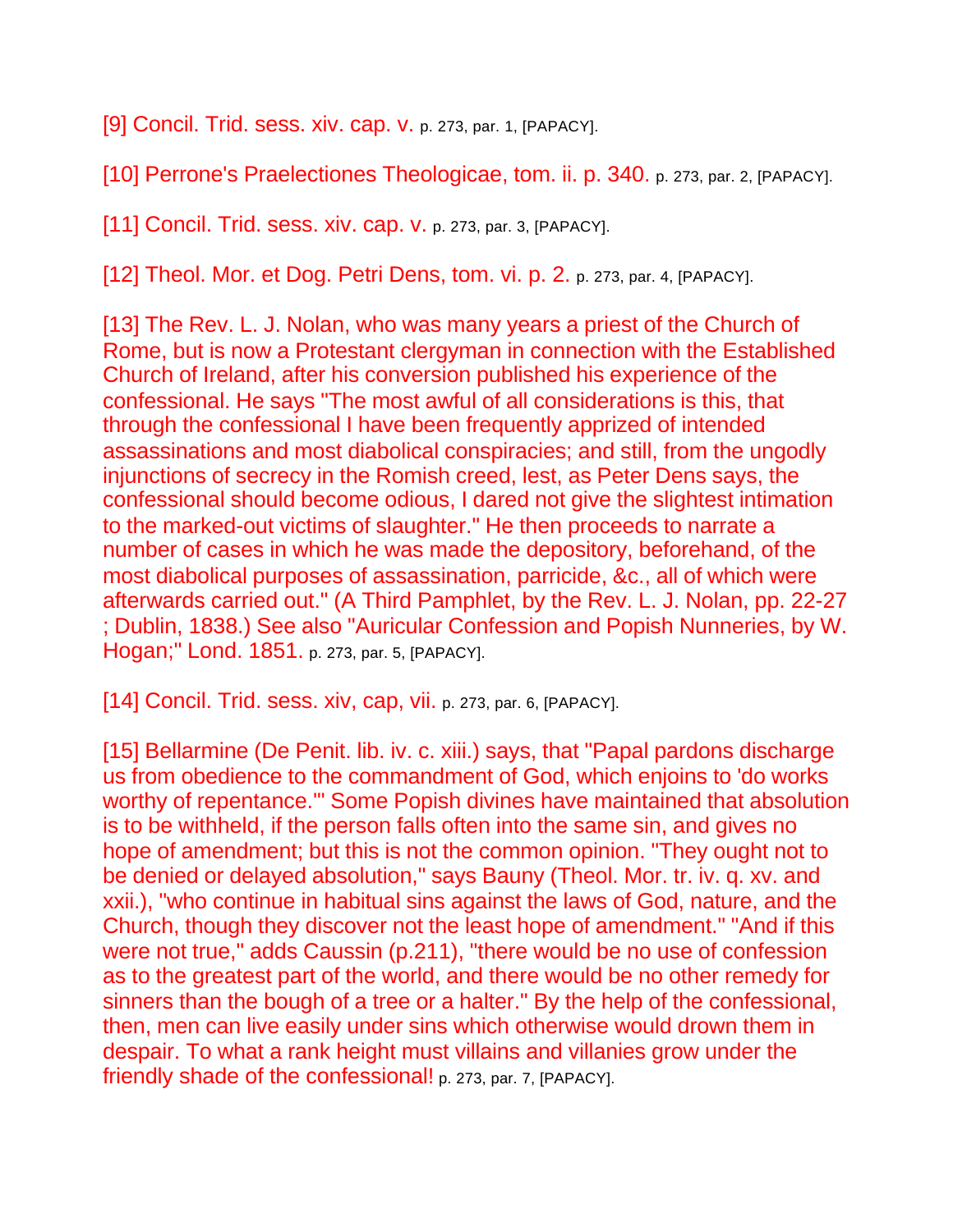[9] Concil. Trid. sess. xiv. cap. v. p. 273, par. 1, [PAPACY].

[10] Perrone's Praelectiones Theologicae, tom. ii. p. 340. p. 273, par. 2, [PAPACY].

[11] Concil. Trid. sess. xiv. cap. v. p. 273, par. 3, [PAPACY].

[12] Theol. Mor. et Dog. Petri Dens, tom. vi. p. 2. p. 273, par. 4, [PAPACY].

[13] The Rev. L. J. Nolan, who was many years a priest of the Church of Rome, but is now a Protestant clergyman in connection with the Established Church of Ireland, after his conversion published his experience of the confessional. He says "The most awful of all considerations is this, that through the confessional I have been frequently apprized of intended assassinations and most diabolical conspiracies; and still, from the ungodly injunctions of secrecy in the Romish creed, lest, as Peter Dens says, the confessional should become odious, I dared not give the slightest intimation to the marked-out victims of slaughter." He then proceeds to narrate a number of cases in which he was made the depository, beforehand, of the most diabolical purposes of assassination, parricide, &c., all of which were afterwards carried out." (A Third Pamphlet, by the Rev. L. J. Nolan, pp. 22-27 ; Dublin, 1838.) See also "Auricular Confession and Popish Nunneries, by W. Hogan;" Lond. 1851. p. 273, par. 5, [PAPACY].

[14] Concil. Trid. sess. xiv, cap, vii. p. 273, par. 6, [PAPACY].

[15] Bellarmine (De Penit. lib. iv. c. xiii.) says, that "Papal pardons discharge us from obedience to the commandment of God, which enjoins to 'do works worthy of repentance.'" Some Popish divines have maintained that absolution is to be withheld, if the person falls often into the same sin, and gives no hope of amendment; but this is not the common opinion. "They ought not to be denied or delayed absolution," says Bauny (Theol. Mor. tr. iv. q. xv. and xxii.), "who continue in habitual sins against the laws of God, nature, and the Church, though they discover not the least hope of amendment." "And if this were not true," adds Caussin (p.211), "there would be no use of confession as to the greatest part of the world, and there would be no other remedy for sinners than the bough of a tree or a halter." By the help of the confessional, then, men can live easily under sins which otherwise would drown them in despair. To what a rank height must villains and villanies grow under the friendly shade of the confessional! p. 273, par. 7, [PAPACY].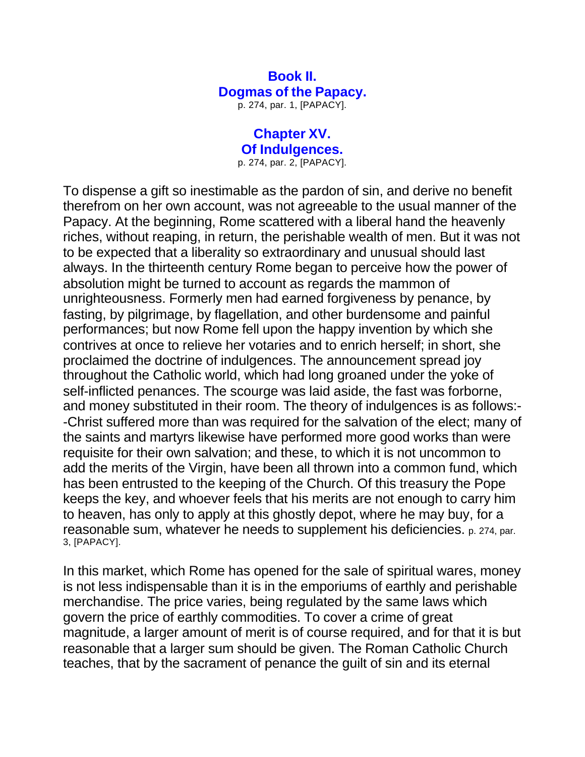# Book II.
# Dogmas of the Papacy.

p. 274, par. 1, [PAPACY].

## Chapter XV.
## Of Indulgences.

p. 274, par. 2, [PAPACY].

To dispense a gift so inestimable as the pardon of sin, and derive no benefit therefrom on her own account, was not agreeable to the usual manner of the Papacy. At the beginning, Rome scattered with a liberal hand the heavenly riches, without reaping, in return, the perishable wealth of men. But it was not to be expected that a liberality so extraordinary and unusual should last always. In the thirteenth century Rome began to perceive how the power of absolution might be turned to account as regards the mammon of unrighteousness. Formerly men had earned forgiveness by penance, by fasting, by pilgrimage, by flagellation, and other burdensome and painful performances; but now Rome fell upon the happy invention by which she contrives at once to relieve her votaries and to enrich herself; in short, she proclaimed the doctrine of indulgences. The announcement spread joy throughout the Catholic world, which had long groaned under the yoke of self-inflicted penances. The scourge was laid aside, the fast was forborne, and money substituted in their room. The theory of indulgences is as follows:--Christ suffered more than was required for the salvation of the elect; many of the saints and martyrs likewise have performed more good works than were requisite for their own salvation; and these, to which it is not uncommon to add the merits of the Virgin, have been all thrown into a common fund, which has been entrusted to the keeping of the Church. Of this treasury the Pope keeps the key, and whoever feels that his merits are not enough to carry him to heaven, has only to apply at this ghostly depot, where he may buy, for a reasonable sum, whatever he needs to supplement his deficiencies. p. 274, par. 3, [PAPACY].

In this market, which Rome has opened for the sale of spiritual wares, money is not less indispensable than it is in the emporiums of earthly and perishable merchandise. The price varies, being regulated by the same laws which govern the price of earthly commodities. To cover a crime of great magnitude, a larger amount of merit is of course required, and for that it is but reasonable that a larger sum should be given. The Roman Catholic Church teaches, that by the sacrament of penance the guilt of sin and its eternal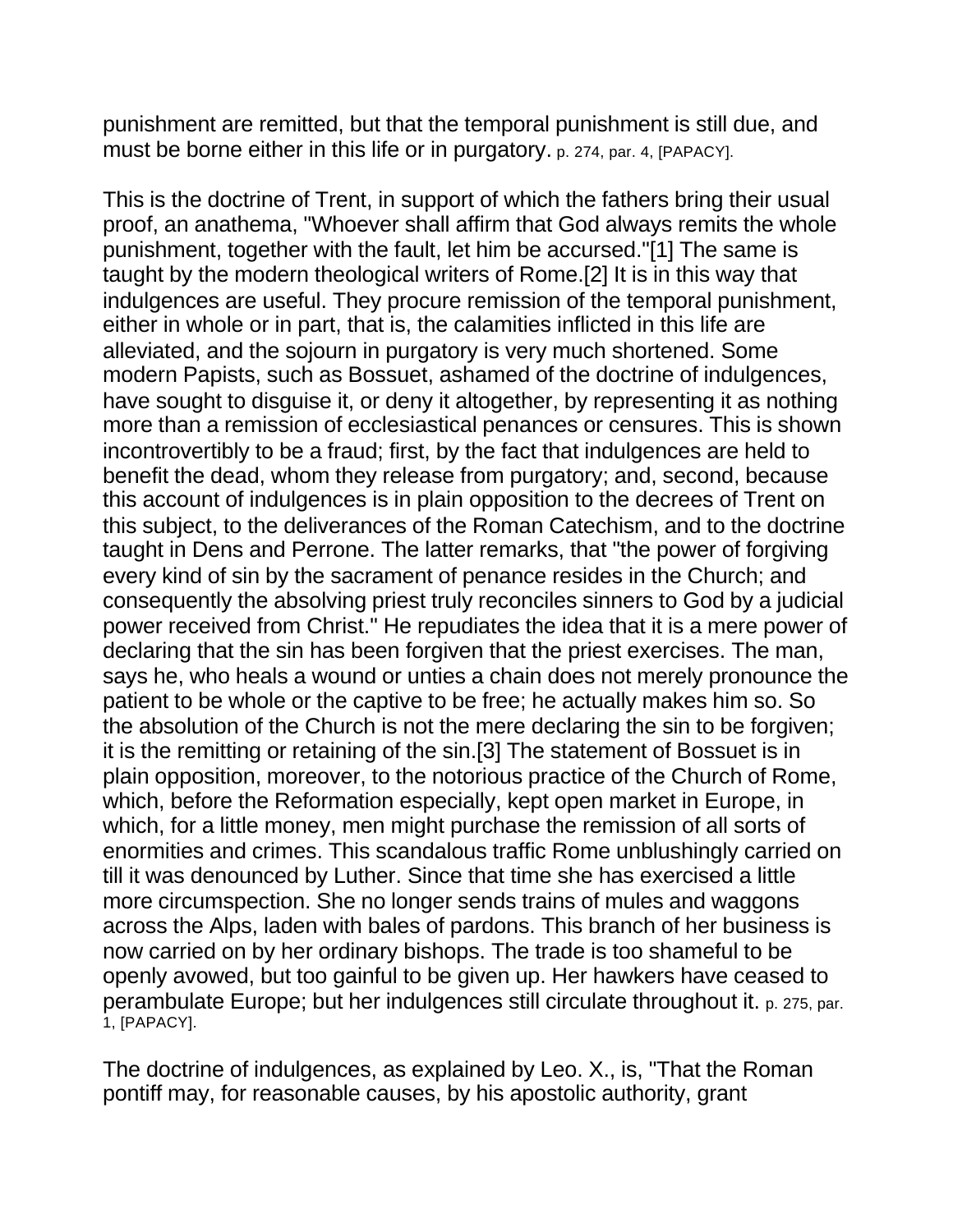punishment are remitted, but that the temporal punishment is still due, and must be borne either in this life or in purgatory. p. 274, par. 4, [PAPACY].

This is the doctrine of Trent, in support of which the fathers bring their usual proof, an anathema, "Whoever shall affirm that God always remits the whole punishment, together with the fault, let him be accursed."[1] The same is taught by the modern theological writers of Rome.[2] It is in this way that indulgences are useful. They procure remission of the temporal punishment, either in whole or in part, that is, the calamities inflicted in this life are alleviated, and the sojourn in purgatory is very much shortened. Some modern Papists, such as Bossuet, ashamed of the doctrine of indulgences, have sought to disguise it, or deny it altogether, by representing it as nothing more than a remission of ecclesiastical penances or censures. This is shown incontrovertibly to be a fraud; first, by the fact that indulgences are held to benefit the dead, whom they release from purgatory; and, second, because this account of indulgences is in plain opposition to the decrees of Trent on this subject, to the deliverances of the Roman Catechism, and to the doctrine taught in Dens and Perrone. The latter remarks, that "the power of forgiving every kind of sin by the sacrament of penance resides in the Church; and consequently the absolving priest truly reconciles sinners to God by a judicial power received from Christ." He repudiates the idea that it is a mere power of declaring that the sin has been forgiven that the priest exercises. The man, says he, who heals a wound or unties a chain does not merely pronounce the patient to be whole or the captive to be free; he actually makes him so. So the absolution of the Church is not the mere declaring the sin to be forgiven; it is the remitting or retaining of the sin.[3] The statement of Bossuet is in plain opposition, moreover, to the notorious practice of the Church of Rome, which, before the Reformation especially, kept open market in Europe, in which, for a little money, men might purchase the remission of all sorts of enormities and crimes. This scandalous traffic Rome unblushingly carried on till it was denounced by Luther. Since that time she has exercised a little more circumspection. She no longer sends trains of mules and waggons across the Alps, laden with bales of pardons. This branch of her business is now carried on by her ordinary bishops. The trade is too shameful to be openly avowed, but too gainful to be given up. Her hawkers have ceased to perambulate Europe; but her indulgences still circulate throughout it. p. 275, par. 1, [PAPACY].

The doctrine of indulgences, as explained by Leo. X., is, "That the Roman pontiff may, for reasonable causes, by his apostolic authority, grant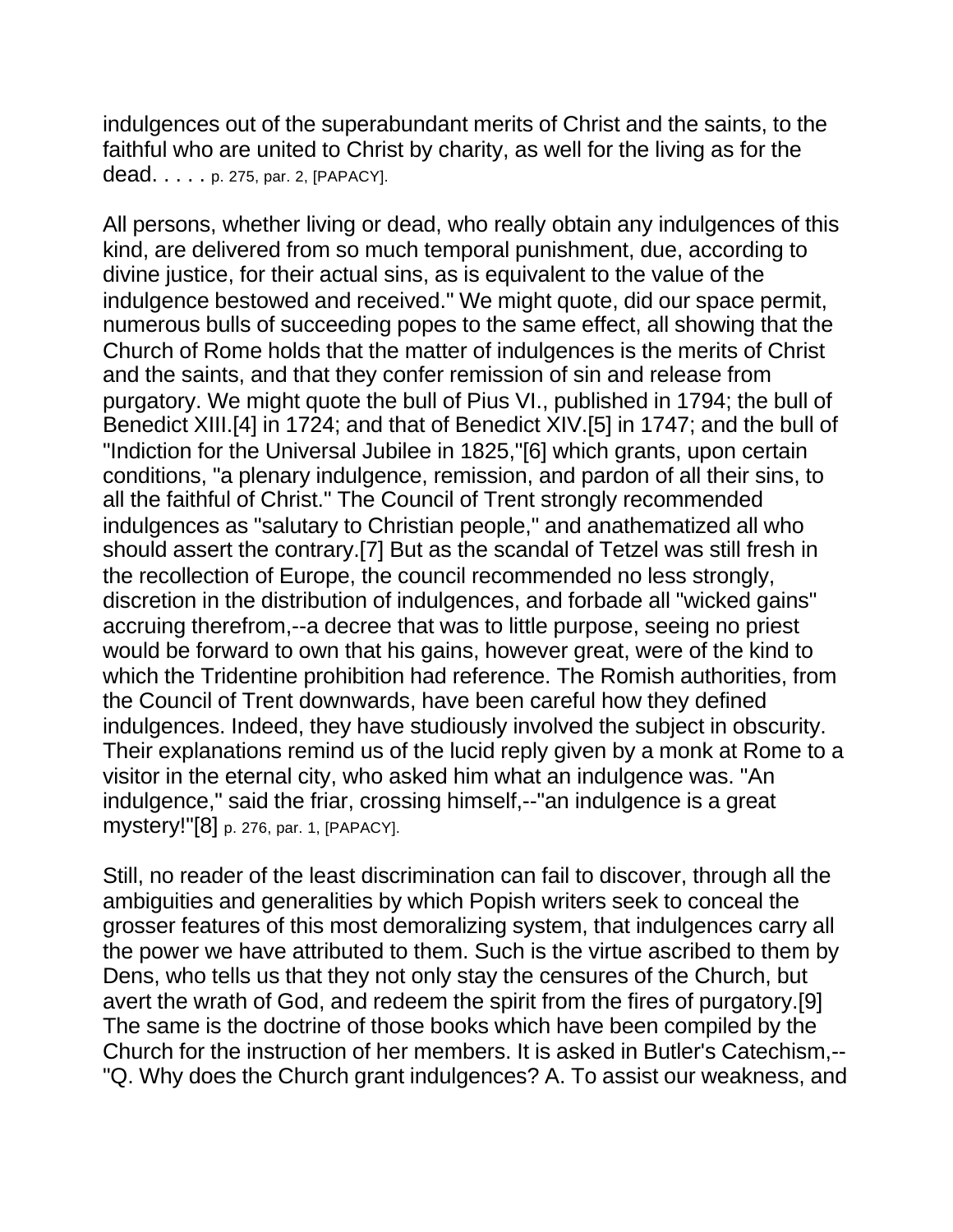indulgences out of the superabundant merits of Christ and the saints, to the faithful who are united to Christ by charity, as well for the living as for the dead. . . . . p. 275, par. 2, [PAPACY].

All persons, whether living or dead, who really obtain any indulgences of this kind, are delivered from so much temporal punishment, due, according to divine justice, for their actual sins, as is equivalent to the value of the indulgence bestowed and received." We might quote, did our space permit, numerous bulls of succeeding popes to the same effect, all showing that the Church of Rome holds that the matter of indulgences is the merits of Christ and the saints, and that they confer remission of sin and release from purgatory. We might quote the bull of Pius VI., published in 1794; the bull of Benedict XIII.[4] in 1724; and that of Benedict XIV.[5] in 1747; and the bull of "Indiction for the Universal Jubilee in 1825,"[6] which grants, upon certain conditions, "a plenary indulgence, remission, and pardon of all their sins, to all the faithful of Christ." The Council of Trent strongly recommended indulgences as "salutary to Christian people," and anathematized all who should assert the contrary.[7] But as the scandal of Tetzel was still fresh in the recollection of Europe, the council recommended no less strongly, discretion in the distribution of indulgences, and forbade all "wicked gains" accruing therefrom,--a decree that was to little purpose, seeing no priest would be forward to own that his gains, however great, were of the kind to which the Tridentine prohibition had reference. The Romish authorities, from the Council of Trent downwards, have been careful how they defined indulgences. Indeed, they have studiously involved the subject in obscurity. Their explanations remind us of the lucid reply given by a monk at Rome to a visitor in the eternal city, who asked him what an indulgence was. "An indulgence," said the friar, crossing himself,--"an indulgence is a great mystery!"[8] p. 276, par. 1, [PAPACY].

Still, no reader of the least discrimination can fail to discover, through all the ambiguities and generalities by which Popish writers seek to conceal the grosser features of this most demoralizing system, that indulgences carry all the power we have attributed to them. Such is the virtue ascribed to them by Dens, who tells us that they not only stay the censures of the Church, but avert the wrath of God, and redeem the spirit from the fires of purgatory.[9] The same is the doctrine of those books which have been compiled by the Church for the instruction of her members. It is asked in Butler's Catechism,-- "Q. Why does the Church grant indulgences? A. To assist our weakness, and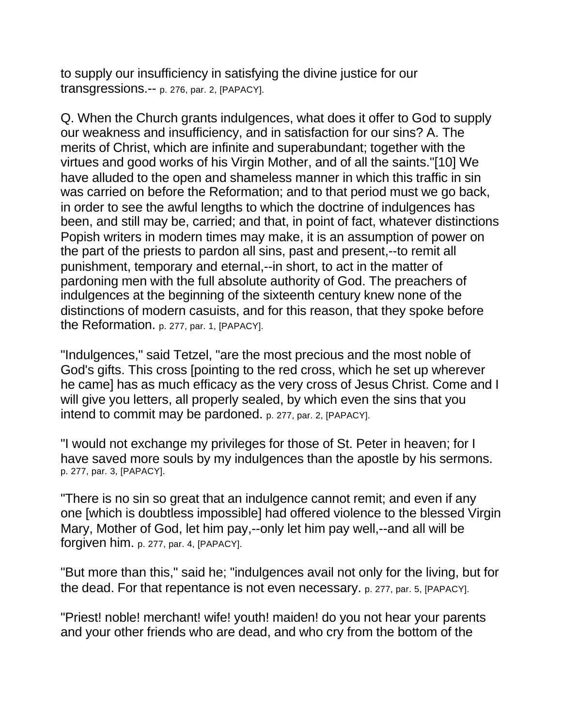to supply our insufficiency in satisfying the divine justice for our transgressions.-- p. 276, par. 2, [PAPACY].

Q. When the Church grants indulgences, what does it offer to God to supply our weakness and insufficiency, and in satisfaction for our sins? A. The merits of Christ, which are infinite and superabundant; together with the virtues and good works of his Virgin Mother, and of all the saints."[10] We have alluded to the open and shameless manner in which this traffic in sin was carried on before the Reformation; and to that period must we go back, in order to see the awful lengths to which the doctrine of indulgences has been, and still may be, carried; and that, in point of fact, whatever distinctions Popish writers in modern times may make, it is an assumption of power on the part of the priests to pardon all sins, past and present,--to remit all punishment, temporary and eternal,--in short, to act in the matter of pardoning men with the full absolute authority of God. The preachers of indulgences at the beginning of the sixteenth century knew none of the distinctions of modern casuists, and for this reason, that they spoke before the Reformation. p. 277, par. 1, [PAPACY].

"Indulgences," said Tetzel, "are the most precious and the most noble of God's gifts. This cross [pointing to the red cross, which he set up wherever he came] has as much efficacy as the very cross of Jesus Christ. Come and I will give you letters, all properly sealed, by which even the sins that you intend to commit may be pardoned. p. 277, par. 2, [PAPACY].

"I would not exchange my privileges for those of St. Peter in heaven; for I have saved more souls by my indulgences than the apostle by his sermons. p. 277, par. 3, [PAPACY].

"There is no sin so great that an indulgence cannot remit; and even if any one [which is doubtless impossible] had offered violence to the blessed Virgin Mary, Mother of God, let him pay,--only let him pay well,--and all will be forgiven him. p. 277, par. 4, [PAPACY].

"But more than this," said he; "indulgences avail not only for the living, but for the dead. For that repentance is not even necessary. p. 277, par. 5, [PAPACY].

"Priest! noble! merchant! wife! youth! maiden! do you not hear your parents and your other friends who are dead, and who cry from the bottom of the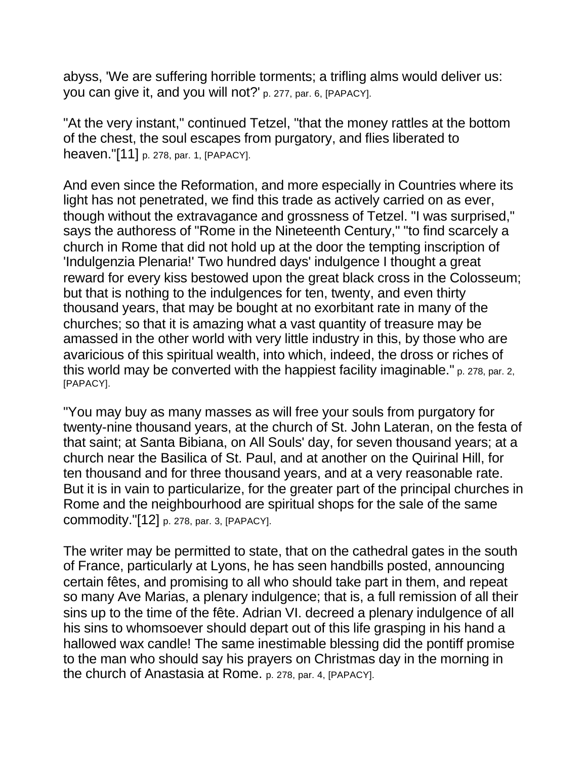abyss, 'We are suffering horrible torments; a trifling alms would deliver us: you can give it, and you will not?' p. 277, par. 6, [PAPACY].

"At the very instant," continued Tetzel, "that the money rattles at the bottom of the chest, the soul escapes from purgatory, and flies liberated to heaven."[11] p. 278, par. 1, [PAPACY].

And even since the Reformation, and more especially in Countries where its light has not penetrated, we find this trade as actively carried on as ever, though without the extravagance and grossness of Tetzel. "I was surprised," says the authoress of "Rome in the Nineteenth Century," "to find scarcely a church in Rome that did not hold up at the door the tempting inscription of 'Indulgenzia Plenaria!' Two hundred days' indulgence I thought a great reward for every kiss bestowed upon the great black cross in the Colosseum; but that is nothing to the indulgences for ten, twenty, and even thirty thousand years, that may be bought at no exorbitant rate in many of the churches; so that it is amazing what a vast quantity of treasure may be amassed in the other world with very little industry in this, by those who are avaricious of this spiritual wealth, into which, indeed, the dross or riches of this world may be converted with the happiest facility imaginable." p. 278, par. 2, [PAPACY].

"You may buy as many masses as will free your souls from purgatory for twenty-nine thousand years, at the church of St. John Lateran, on the festa of that saint; at Santa Bibiana, on All Souls' day, for seven thousand years; at a church near the Basilica of St. Paul, and at another on the Quirinal Hill, for ten thousand and for three thousand years, and at a very reasonable rate. But it is in vain to particularize, for the greater part of the principal churches in Rome and the neighbourhood are spiritual shops for the sale of the same commodity."[12] p. 278, par. 3, [PAPACY].

The writer may be permitted to state, that on the cathedral gates in the south of France, particularly at Lyons, he has seen handbills posted, announcing certain fêtes, and promising to all who should take part in them, and repeat so many Ave Marias, a plenary indulgence; that is, a full remission of all their sins up to the time of the fête. Adrian VI. decreed a plenary indulgence of all his sins to whomsoever should depart out of this life grasping in his hand a hallowed wax candle! The same inestimable blessing did the pontiff promise to the man who should say his prayers on Christmas day in the morning in the church of Anastasia at Rome. p. 278, par. 4, [PAPACY].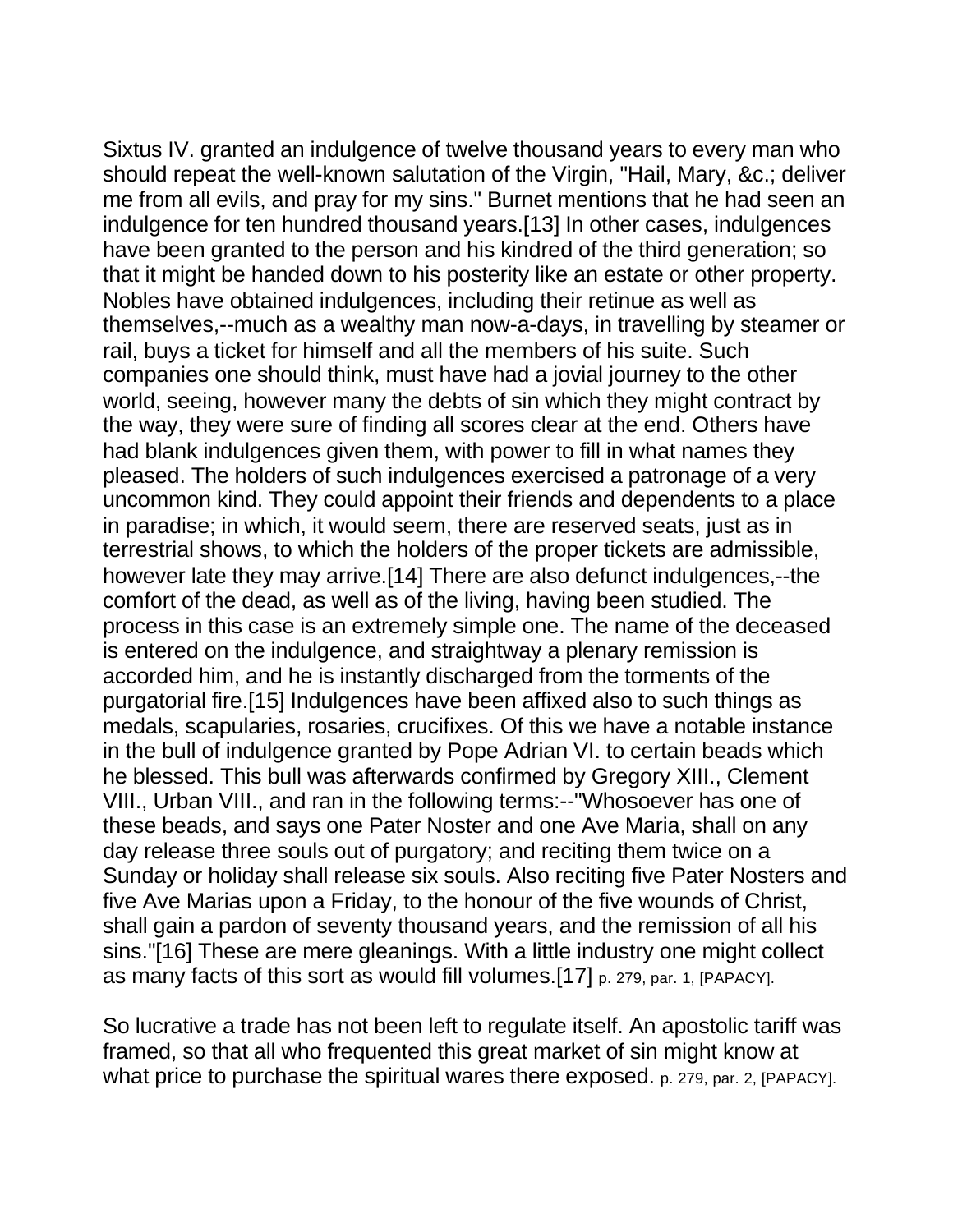Sixtus IV. granted an indulgence of twelve thousand years to every man who should repeat the well-known salutation of the Virgin, "Hail, Mary, &c.; deliver me from all evils, and pray for my sins." Burnet mentions that he had seen an indulgence for ten hundred thousand years.[13] In other cases, indulgences have been granted to the person and his kindred of the third generation; so that it might be handed down to his posterity like an estate or other property. Nobles have obtained indulgences, including their retinue as well as themselves,--much as a wealthy man now-a-days, in travelling by steamer or rail, buys a ticket for himself and all the members of his suite. Such companies one should think, must have had a jovial journey to the other world, seeing, however many the debts of sin which they might contract by the way, they were sure of finding all scores clear at the end. Others have had blank indulgences given them, with power to fill in what names they pleased. The holders of such indulgences exercised a patronage of a very uncommon kind. They could appoint their friends and dependents to a place in paradise; in which, it would seem, there are reserved seats, just as in terrestrial shows, to which the holders of the proper tickets are admissible, however late they may arrive.[14] There are also defunct indulgences,--the comfort of the dead, as well as of the living, having been studied. The process in this case is an extremely simple one. The name of the deceased is entered on the indulgence, and straightway a plenary remission is accorded him, and he is instantly discharged from the torments of the purgatorial fire.[15] Indulgences have been affixed also to such things as medals, scapularies, rosaries, crucifixes. Of this we have a notable instance in the bull of indulgence granted by Pope Adrian VI. to certain beads which he blessed. This bull was afterwards confirmed by Gregory XIII., Clement VIII., Urban VIII., and ran in the following terms:--"Whosoever has one of these beads, and says one Pater Noster and one Ave Maria, shall on any day release three souls out of purgatory; and reciting them twice on a Sunday or holiday shall release six souls. Also reciting five Pater Nosters and five Ave Marias upon a Friday, to the honour of the five wounds of Christ, shall gain a pardon of seventy thousand years, and the remission of all his sins."[16] These are mere gleanings. With a little industry one might collect as many facts of this sort as would fill volumes.[17] p. 279, par. 1, [PAPACY].

So lucrative a trade has not been left to regulate itself. An apostolic tariff was framed, so that all who frequented this great market of sin might know at what price to purchase the spiritual wares there exposed. p. 279, par. 2, [PAPACY].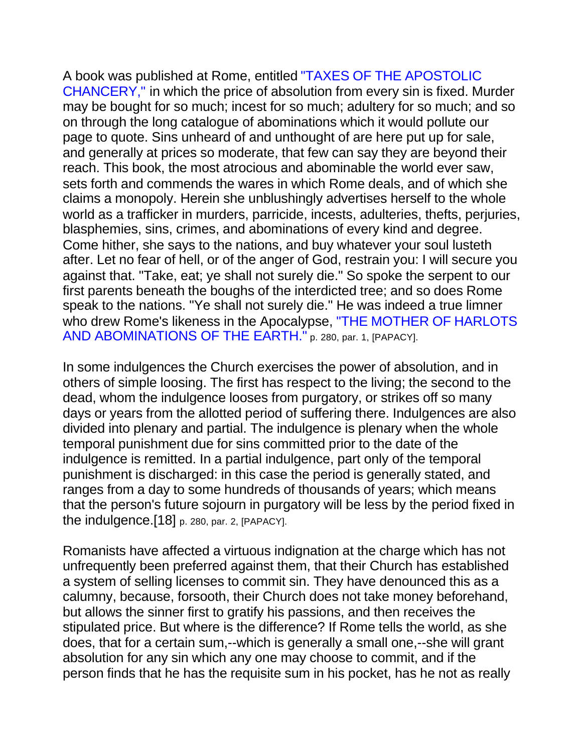A book was published at Rome, entitled "TAXES OF THE APOSTOLIC CHANCERY," in which the price of absolution from every sin is fixed. Murder may be bought for so much; incest for so much; adultery for so much; and so on through the long catalogue of abominations which it would pollute our page to quote. Sins unheard of and unthought of are here put up for sale, and generally at prices so moderate, that few can say they are beyond their reach. This book, the most atrocious and abominable the world ever saw, sets forth and commends the wares in which Rome deals, and of which she claims a monopoly. Herein she unblushingly advertises herself to the whole world as a trafficker in murders, parricide, incests, adulteries, thefts, perjuries, blasphemies, sins, crimes, and abominations of every kind and degree. Come hither, she says to the nations, and buy whatever your soul lusteth after. Let no fear of hell, or of the anger of God, restrain you: I will secure you against that. "Take, eat; ye shall not surely die." So spoke the serpent to our first parents beneath the boughs of the interdicted tree; and so does Rome speak to the nations. "Ye shall not surely die." He was indeed a true limner who drew Rome's likeness in the Apocalypse, "THE MOTHER OF HARLOTS AND ABOMINATIONS OF THE EARTH." p. 280, par. 1, [PAPACY].

In some indulgences the Church exercises the power of absolution, and in others of simple loosing. The first has respect to the living; the second to the dead, whom the indulgence looses from purgatory, or strikes off so many days or years from the allotted period of suffering there. Indulgences are also divided into plenary and partial. The indulgence is plenary when the whole temporal punishment due for sins committed prior to the date of the indulgence is remitted. In a partial indulgence, part only of the temporal punishment is discharged: in this case the period is generally stated, and ranges from a day to some hundreds of thousands of years; which means that the person's future sojourn in purgatory will be less by the period fixed in the indulgence.[18] p. 280, par. 2, [PAPACY].

Romanists have affected a virtuous indignation at the charge which has not unfrequently been preferred against them, that their Church has established a system of selling licenses to commit sin. They have denounced this as a calumny, because, forsooth, their Church does not take money beforehand, but allows the sinner first to gratify his passions, and then receives the stipulated price. But where is the difference? If Rome tells the world, as she does, that for a certain sum,--which is generally a small one,--she will grant absolution for any sin which any one may choose to commit, and if the person finds that he has the requisite sum in his pocket, has he not as really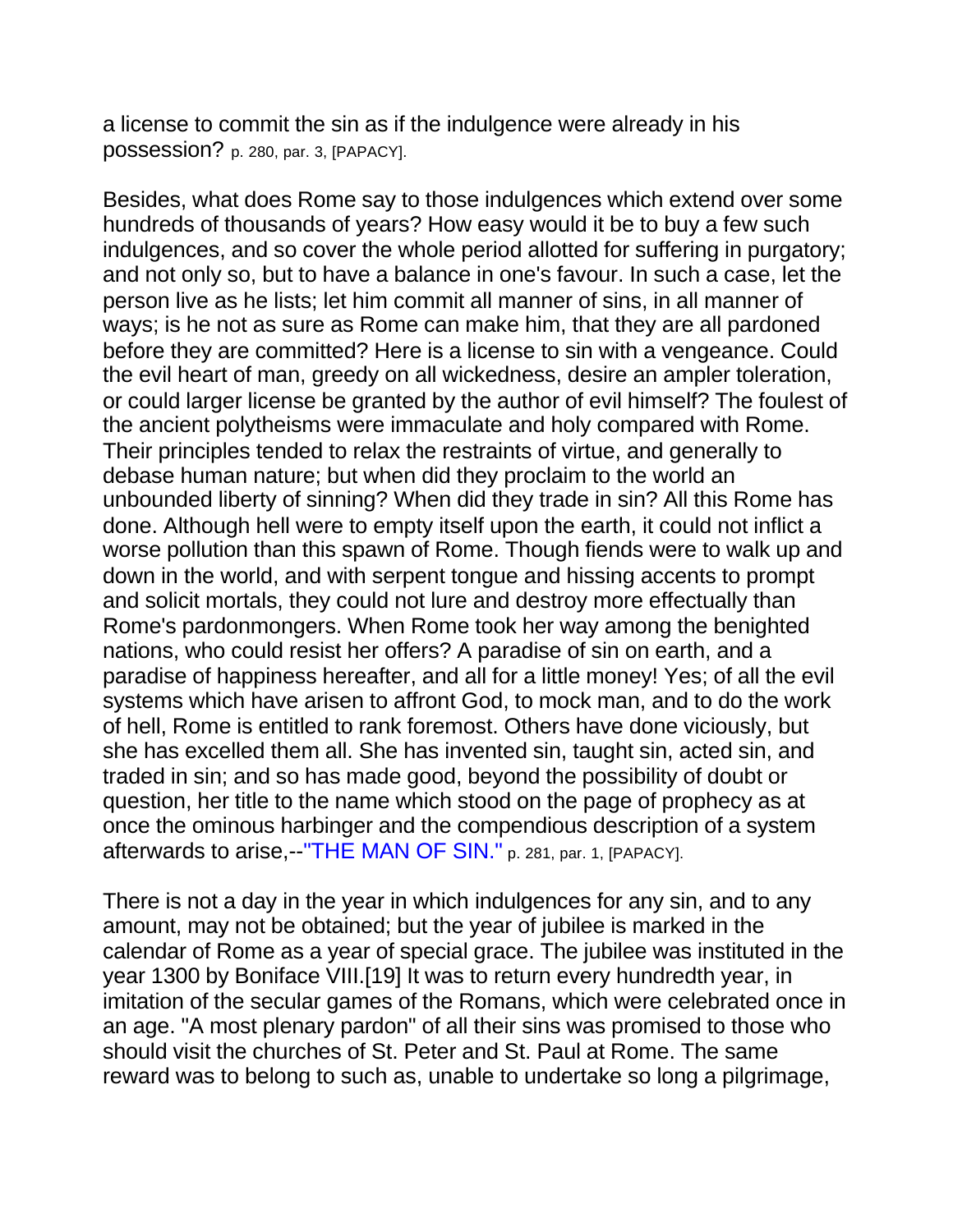a license to commit the sin as if the indulgence were already in his possession? p. 280, par. 3, [PAPACY].

Besides, what does Rome say to those indulgences which extend over some hundreds of thousands of years? How easy would it be to buy a few such indulgences, and so cover the whole period allotted for suffering in purgatory; and not only so, but to have a balance in one's favour. In such a case, let the person live as he lists; let him commit all manner of sins, in all manner of ways; is he not as sure as Rome can make him, that they are all pardoned before they are committed? Here is a license to sin with a vengeance. Could the evil heart of man, greedy on all wickedness, desire an ampler toleration, or could larger license be granted by the author of evil himself? The foulest of the ancient polytheisms were immaculate and holy compared with Rome. Their principles tended to relax the restraints of virtue, and generally to debase human nature; but when did they proclaim to the world an unbounded liberty of sinning? When did they trade in sin? All this Rome has done. Although hell were to empty itself upon the earth, it could not inflict a worse pollution than this spawn of Rome. Though fiends were to walk up and down in the world, and with serpent tongue and hissing accents to prompt and solicit mortals, they could not lure and destroy more effectually than Rome's pardonmongers. When Rome took her way among the benighted nations, who could resist her offers? A paradise of sin on earth, and a paradise of happiness hereafter, and all for a little money! Yes; of all the evil systems which have arisen to affront God, to mock man, and to do the work of hell, Rome is entitled to rank foremost. Others have done viciously, but she has excelled them all. She has invented sin, taught sin, acted sin, and traded in sin; and so has made good, beyond the possibility of doubt or question, her title to the name which stood on the page of prophecy as at once the ominous harbinger and the compendious description of a system afterwards to arise,--"THE MAN OF SIN." p. 281, par. 1, [PAPACY].

There is not a day in the year in which indulgences for any sin, and to any amount, may not be obtained; but the year of jubilee is marked in the calendar of Rome as a year of special grace. The jubilee was instituted in the year 1300 by Boniface VIII.[19] It was to return every hundredth year, in imitation of the secular games of the Romans, which were celebrated once in an age. "A most plenary pardon" of all their sins was promised to those who should visit the churches of St. Peter and St. Paul at Rome. The same reward was to belong to such as, unable to undertake so long a pilgrimage,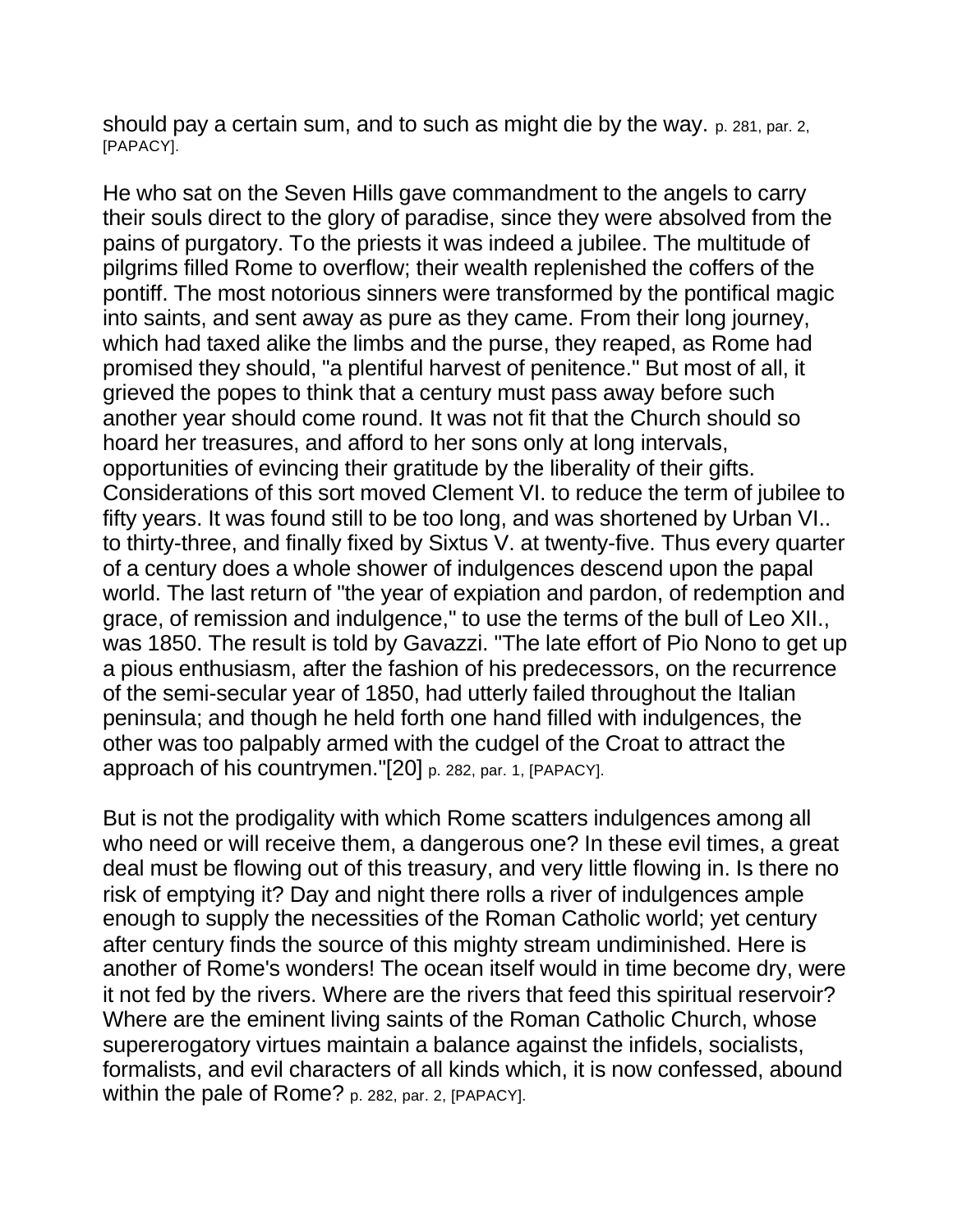should pay a certain sum, and to such as might die by the way. p. 281, par. 2, [PAPACY].

He who sat on the Seven Hills gave commandment to the angels to carry their souls direct to the glory of paradise, since they were absolved from the pains of purgatory. To the priests it was indeed a jubilee. The multitude of pilgrims filled Rome to overflow; their wealth replenished the coffers of the pontiff. The most notorious sinners were transformed by the pontifical magic into saints, and sent away as pure as they came. From their long journey, which had taxed alike the limbs and the purse, they reaped, as Rome had promised they should, "a plentiful harvest of penitence." But most of all, it grieved the popes to think that a century must pass away before such another year should come round. It was not fit that the Church should so hoard her treasures, and afford to her sons only at long intervals, opportunities of evincing their gratitude by the liberality of their gifts. Considerations of this sort moved Clement VI. to reduce the term of jubilee to fifty years. It was found still to be too long, and was shortened by Urban VI.. to thirty-three, and finally fixed by Sixtus V. at twenty-five. Thus every quarter of a century does a whole shower of indulgences descend upon the papal world. The last return of "the year of expiation and pardon, of redemption and grace, of remission and indulgence," to use the terms of the bull of Leo XII., was 1850. The result is told by Gavazzi. "The late effort of Pio Nono to get up a pious enthusiasm, after the fashion of his predecessors, on the recurrence of the semi-secular year of 1850, had utterly failed throughout the Italian peninsula; and though he held forth one hand filled with indulgences, the other was too palpably armed with the cudgel of the Croat to attract the approach of his countrymen."[20] p. 282, par. 1, [PAPACY].

But is not the prodigality with which Rome scatters indulgences among all who need or will receive them, a dangerous one? In these evil times, a great deal must be flowing out of this treasury, and very little flowing in. Is there no risk of emptying it? Day and night there rolls a river of indulgences ample enough to supply the necessities of the Roman Catholic world; yet century after century finds the source of this mighty stream undiminished. Here is another of Rome's wonders! The ocean itself would in time become dry, were it not fed by the rivers. Where are the rivers that feed this spiritual reservoir? Where are the eminent living saints of the Roman Catholic Church, whose supererogatory virtues maintain a balance against the infidels, socialists, formalists, and evil characters of all kinds which, it is now confessed, abound within the pale of Rome? p. 282, par. 2, [PAPACY].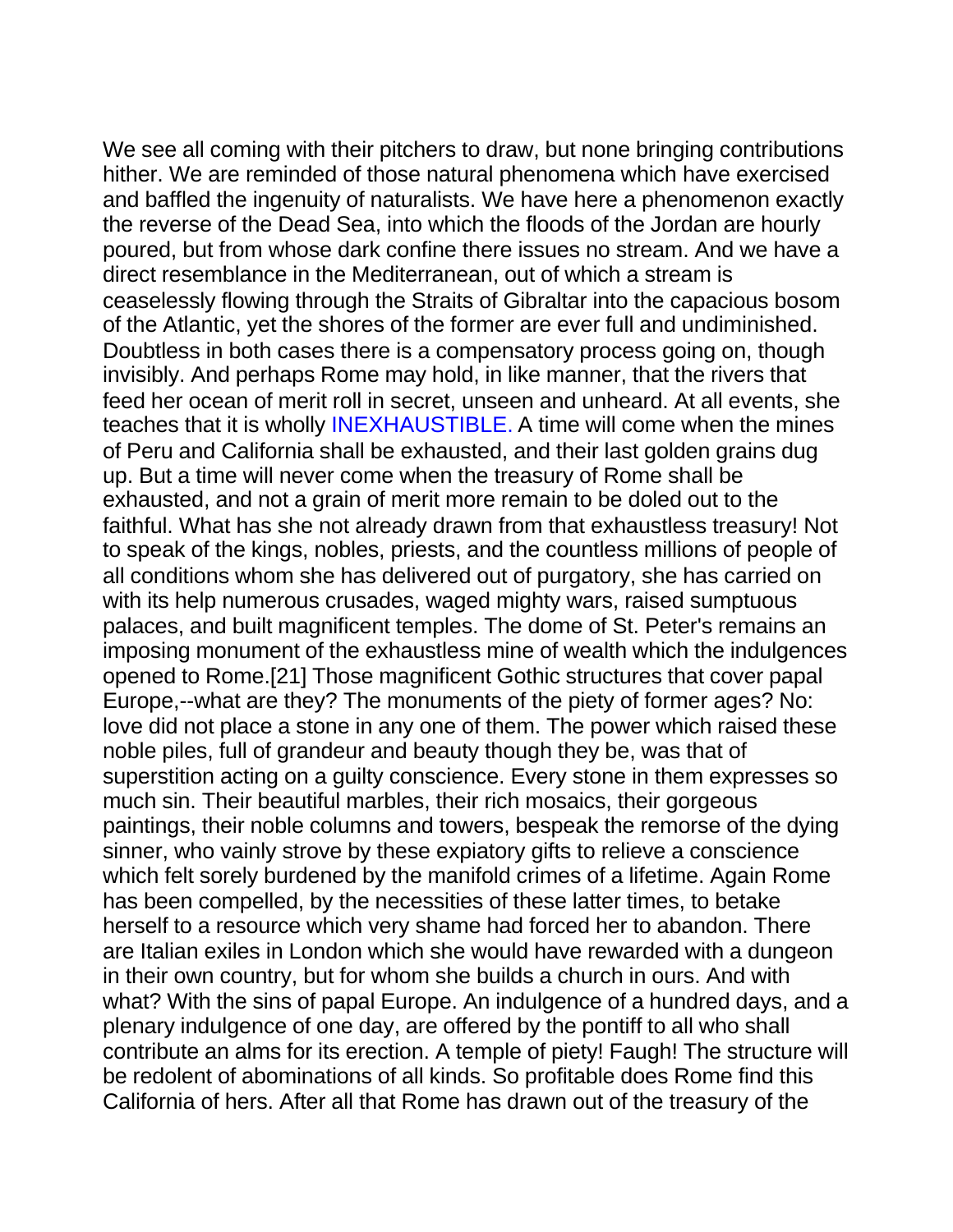We see all coming with their pitchers to draw, but none bringing contributions hither. We are reminded of those natural phenomena which have exercised and baffled the ingenuity of naturalists. We have here a phenomenon exactly the reverse of the Dead Sea, into which the floods of the Jordan are hourly poured, but from whose dark confine there issues no stream. And we have a direct resemblance in the Mediterranean, out of which a stream is ceaselessly flowing through the Straits of Gibraltar into the capacious bosom of the Atlantic, yet the shores of the former are ever full and undiminished. Doubtless in both cases there is a compensatory process going on, though invisibly. And perhaps Rome may hold, in like manner, that the rivers that feed her ocean of merit roll in secret, unseen and unheard. At all events, she teaches that it is wholly INEXHAUSTIBLE. A time will come when the mines of Peru and California shall be exhausted, and their last golden grains dug up. But a time will never come when the treasury of Rome shall be exhausted, and not a grain of merit more remain to be doled out to the faithful. What has she not already drawn from that exhaustless treasury! Not to speak of the kings, nobles, priests, and the countless millions of people of all conditions whom she has delivered out of purgatory, she has carried on with its help numerous crusades, waged mighty wars, raised sumptuous palaces, and built magnificent temples. The dome of St. Peter's remains an imposing monument of the exhaustless mine of wealth which the indulgences opened to Rome.[21] Those magnificent Gothic structures that cover papal Europe,--what are they? The monuments of the piety of former ages? No: love did not place a stone in any one of them. The power which raised these noble piles, full of grandeur and beauty though they be, was that of superstition acting on a guilty conscience. Every stone in them expresses so much sin. Their beautiful marbles, their rich mosaics, their gorgeous paintings, their noble columns and towers, bespeak the remorse of the dying sinner, who vainly strove by these expiatory gifts to relieve a conscience which felt sorely burdened by the manifold crimes of a lifetime. Again Rome has been compelled, by the necessities of these latter times, to betake herself to a resource which very shame had forced her to abandon. There are Italian exiles in London which she would have rewarded with a dungeon in their own country, but for whom she builds a church in ours. And with what? With the sins of papal Europe. An indulgence of a hundred days, and a plenary indulgence of one day, are offered by the pontiff to all who shall contribute an alms for its erection. A temple of piety! Faugh! The structure will be redolent of abominations of all kinds. So profitable does Rome find this California of hers. After all that Rome has drawn out of the treasury of the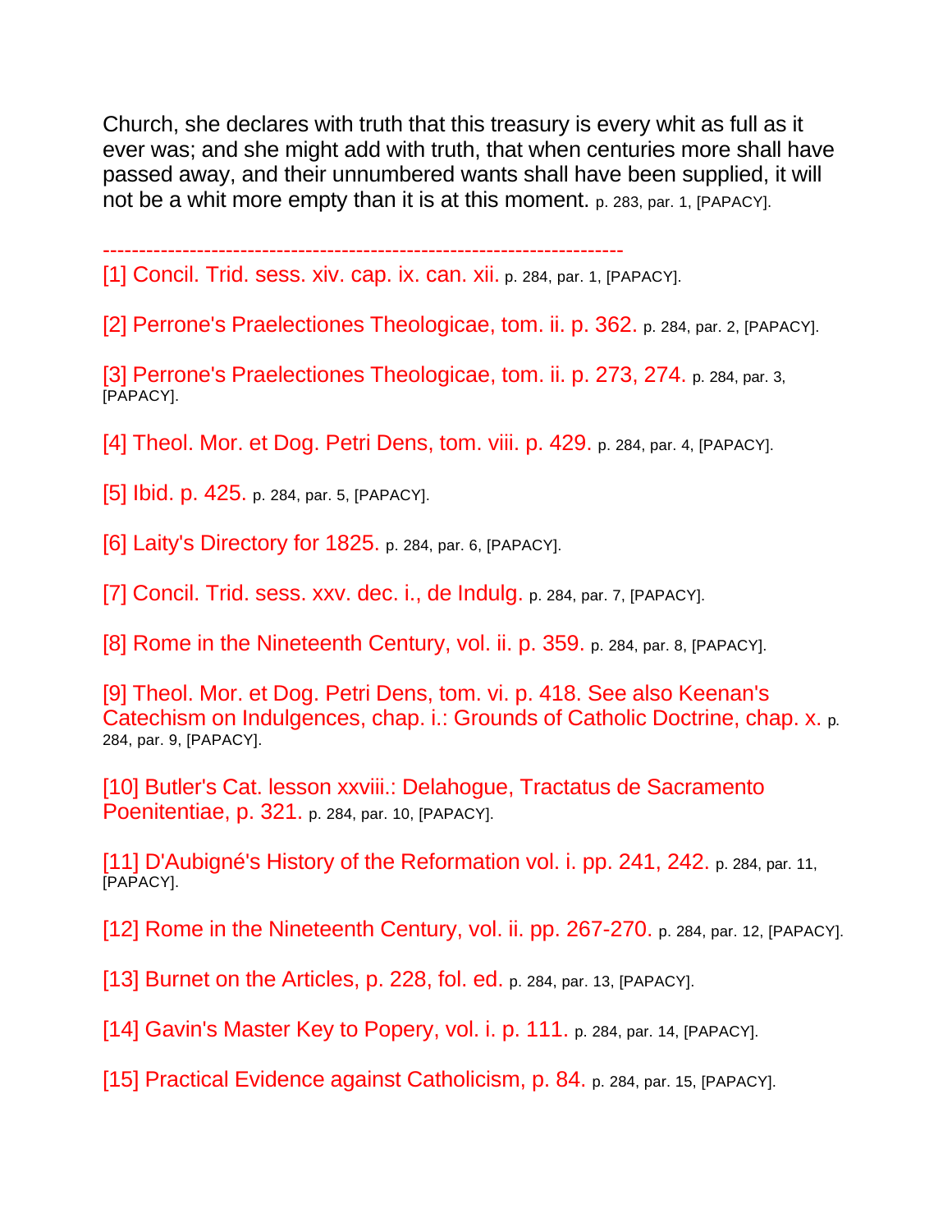Church, she declares with truth that this treasury is every whit as full as it ever was; and she might add with truth, that when centuries more shall have passed away, and their unnumbered wants shall have been supplied, it will not be a whit more empty than it is at this moment. p. 283, par. 1, [PAPACY].

------------------------------------------------------------------------

[1] Concil. Trid. sess. xiv. cap. ix. can. xii. p. 284, par. 1, [PAPACY].

[2] Perrone's Praelectiones Theologicae, tom. ii. p. 362. p. 284, par. 2, [PAPACY].

[3] Perrone's Praelectiones Theologicae, tom. ii. p. 273, 274. p. 284, par. 3, [PAPACY].

[4] Theol. Mor. et Dog. Petri Dens, tom. viii. p. 429. p. 284, par. 4, [PAPACY].

[5] Ibid. p. 425. p. 284, par. 5, [PAPACY].

[6] Laity's Directory for 1825. p. 284, par. 6, [PAPACY].

[7] Concil. Trid. sess. xxv. dec. i., de Indulg. p. 284, par. 7, [PAPACY].

[8] Rome in the Nineteenth Century, vol. ii. p. 359. p. 284, par. 8, [PAPACY].

[9] Theol. Mor. et Dog. Petri Dens, tom. vi. p. 418. See also Keenan's Catechism on Indulgences, chap. i.: Grounds of Catholic Doctrine, chap. x. p. 284, par. 9, [PAPACY].

[10] Butler's Cat. lesson xxviii.: Delahogue, Tractatus de Sacramento Poenitentiae, p. 321. p. 284, par. 10, [PAPACY].

[11] D'Aubigné's History of the Reformation vol. i. pp. 241, 242. p. 284, par. 11, [PAPACY].

[12] Rome in the Nineteenth Century, vol. ii. pp. 267-270. p. 284, par. 12, [PAPACY].

[13] Burnet on the Articles, p. 228, fol. ed. p. 284, par. 13, [PAPACY].

[14] Gavin's Master Key to Popery, vol. i. p. 111. p. 284, par. 14, [PAPACY].

[15] Practical Evidence against Catholicism, p. 84. p. 284, par. 15, [PAPACY].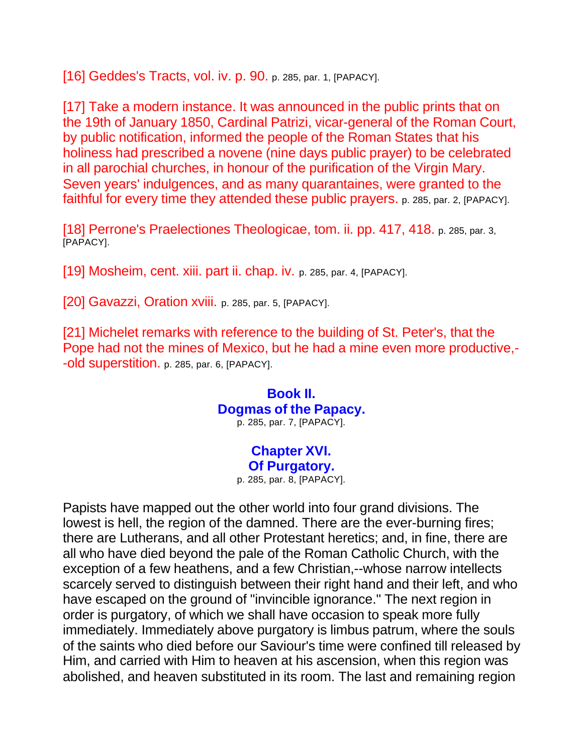[16] Geddes's Tracts, vol. iv. p. 90. p. 285, par. 1, [PAPACY].

[17] Take a modern instance. It was announced in the public prints that on the 19th of January 1850, Cardinal Patrizi, vicar-general of the Roman Court, by public notification, informed the people of the Roman States that his holiness had prescribed a novene (nine days public prayer) to be celebrated in all parochial churches, in honour of the purification of the Virgin Mary. Seven years' indulgences, and as many quarantaines, were granted to the faithful for every time they attended these public prayers. p. 285, par. 2, [PAPACY].

[18] Perrone's Praelectiones Theologicae, tom. ii. pp. 417, 418. p. 285, par. 3, [PAPACY].

[19] Mosheim, cent. xiii. part ii. chap. iv. p. 285, par. 4, [PAPACY].

[20] Gavazzi, Oration xviii. p. 285, par. 5, [PAPACY].

[21] Michelet remarks with reference to the building of St. Peter's, that the Pope had not the mines of Mexico, but he had a mine even more productive,--old superstition. p. 285, par. 6, [PAPACY].

## Book II.
## Dogmas of the Papacy.

p. 285, par. 7, [PAPACY].

## Chapter XVI.
## Of Purgatory.

p. 285, par. 8, [PAPACY].

Papists have mapped out the other world into four grand divisions. The lowest is hell, the region of the damned. There are the ever-burning fires; there are Lutherans, and all other Protestant heretics; and, in fine, there are all who have died beyond the pale of the Roman Catholic Church, with the exception of a few heathens, and a few Christian,--whose narrow intellects scarcely served to distinguish between their right hand and their left, and who have escaped on the ground of "invincible ignorance." The next region in order is purgatory, of which we shall have occasion to speak more fully immediately. Immediately above purgatory is limbus patrum, where the souls of the saints who died before our Saviour's time were confined till released by Him, and carried with Him to heaven at his ascension, when this region was abolished, and heaven substituted in its room. The last and remaining region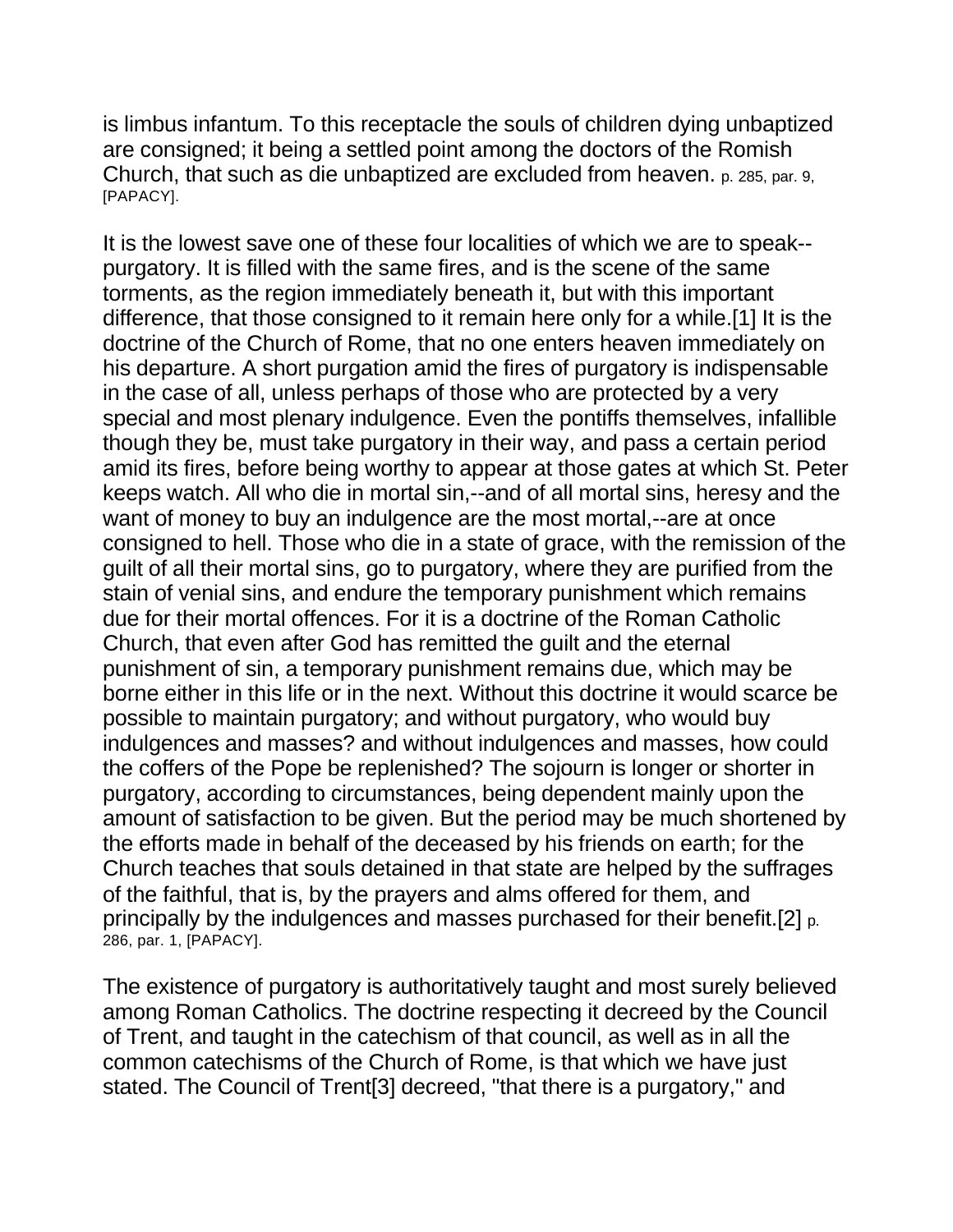is limbus infantum. To this receptacle the souls of children dying unbaptized are consigned; it being a settled point among the doctors of the Romish Church, that such as die unbaptized are excluded from heaven. p. 285, par. 9, [PAPACY].

It is the lowest save one of these four localities of which we are to speak--purgatory. It is filled with the same fires, and is the scene of the same torments, as the region immediately beneath it, but with this important difference, that those consigned to it remain here only for a while.[1] It is the doctrine of the Church of Rome, that no one enters heaven immediately on his departure. A short purgation amid the fires of purgatory is indispensable in the case of all, unless perhaps of those who are protected by a very special and most plenary indulgence. Even the pontiffs themselves, infallible though they be, must take purgatory in their way, and pass a certain period amid its fires, before being worthy to appear at those gates at which St. Peter keeps watch. All who die in mortal sin,--and of all mortal sins, heresy and the want of money to buy an indulgence are the most mortal,--are at once consigned to hell. Those who die in a state of grace, with the remission of the guilt of all their mortal sins, go to purgatory, where they are purified from the stain of venial sins, and endure the temporary punishment which remains due for their mortal offences. For it is a doctrine of the Roman Catholic Church, that even after God has remitted the guilt and the eternal punishment of sin, a temporary punishment remains due, which may be borne either in this life or in the next. Without this doctrine it would scarce be possible to maintain purgatory; and without purgatory, who would buy indulgences and masses? and without indulgences and masses, how could the coffers of the Pope be replenished? The sojourn is longer or shorter in purgatory, according to circumstances, being dependent mainly upon the amount of satisfaction to be given. But the period may be much shortened by the efforts made in behalf of the deceased by his friends on earth; for the Church teaches that souls detained in that state are helped by the suffrages of the faithful, that is, by the prayers and alms offered for them, and principally by the indulgences and masses purchased for their benefit.[2] p. 286, par. 1, [PAPACY].

The existence of purgatory is authoritatively taught and most surely believed among Roman Catholics. The doctrine respecting it decreed by the Council of Trent, and taught in the catechism of that council, as well as in all the common catechisms of the Church of Rome, is that which we have just stated. The Council of Trent[3] decreed, "that there is a purgatory," and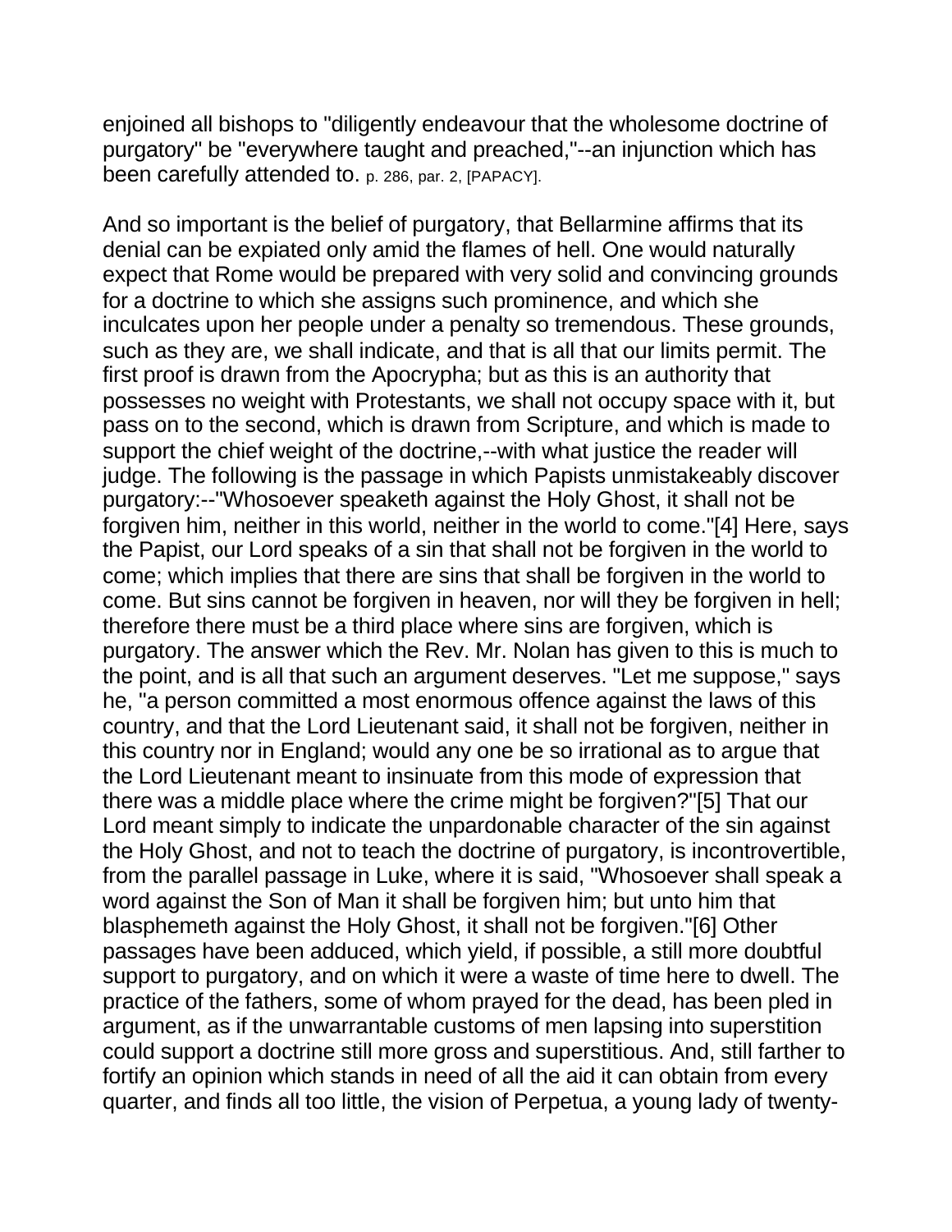enjoined all bishops to "diligently endeavour that the wholesome doctrine of purgatory" be "everywhere taught and preached,"--an injunction which has been carefully attended to. p. 286, par. 2, [PAPACY].

And so important is the belief of purgatory, that Bellarmine affirms that its denial can be expiated only amid the flames of hell. One would naturally expect that Rome would be prepared with very solid and convincing grounds for a doctrine to which she assigns such prominence, and which she inculcates upon her people under a penalty so tremendous. These grounds, such as they are, we shall indicate, and that is all that our limits permit. The first proof is drawn from the Apocrypha; but as this is an authority that possesses no weight with Protestants, we shall not occupy space with it, but pass on to the second, which is drawn from Scripture, and which is made to support the chief weight of the doctrine,--with what justice the reader will judge. The following is the passage in which Papists unmistakeably discover purgatory:--"Whosoever speaketh against the Holy Ghost, it shall not be forgiven him, neither in this world, neither in the world to come."[4] Here, says the Papist, our Lord speaks of a sin that shall not be forgiven in the world to come; which implies that there are sins that shall be forgiven in the world to come. But sins cannot be forgiven in heaven, nor will they be forgiven in hell; therefore there must be a third place where sins are forgiven, which is purgatory. The answer which the Rev. Mr. Nolan has given to this is much to the point, and is all that such an argument deserves. "Let me suppose," says he, "a person committed a most enormous offence against the laws of this country, and that the Lord Lieutenant said, it shall not be forgiven, neither in this country nor in England; would any one be so irrational as to argue that the Lord Lieutenant meant to insinuate from this mode of expression that there was a middle place where the crime might be forgiven?"[5] That our Lord meant simply to indicate the unpardonable character of the sin against the Holy Ghost, and not to teach the doctrine of purgatory, is incontrovertible, from the parallel passage in Luke, where it is said, "Whosoever shall speak a word against the Son of Man it shall be forgiven him; but unto him that blasphemeth against the Holy Ghost, it shall not be forgiven."[6] Other passages have been adduced, which yield, if possible, a still more doubtful support to purgatory, and on which it were a waste of time here to dwell. The practice of the fathers, some of whom prayed for the dead, has been pled in argument, as if the unwarrantable customs of men lapsing into superstition could support a doctrine still more gross and superstitious. And, still farther to fortify an opinion which stands in need of all the aid it can obtain from every quarter, and finds all too little, the vision of Perpetua, a young lady of twenty-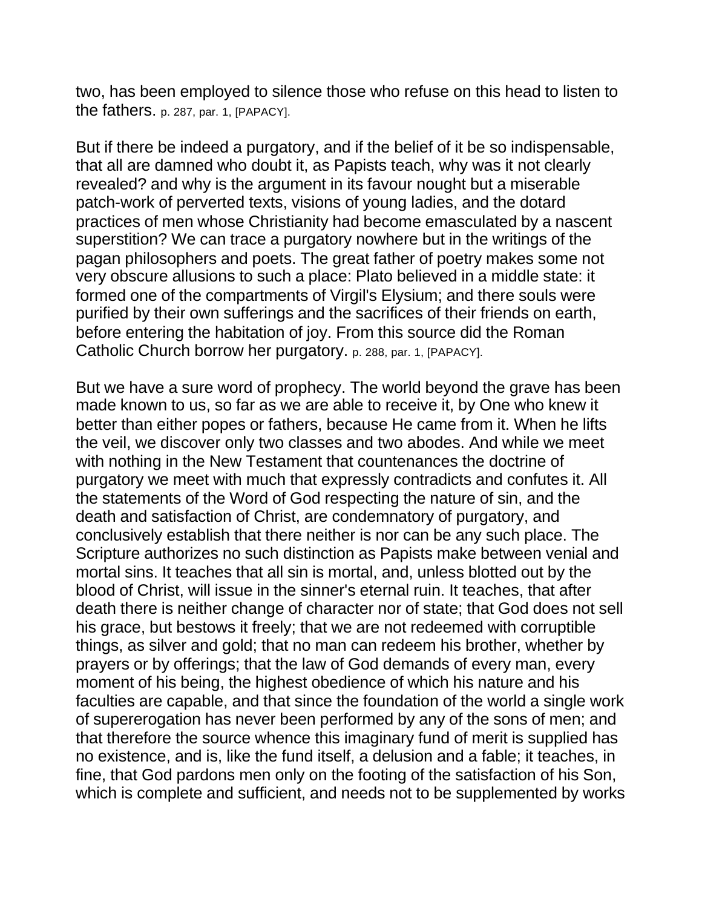two, has been employed to silence those who refuse on this head to listen to the fathers. p. 287, par. 1, [PAPACY].

But if there be indeed a purgatory, and if the belief of it be so indispensable, that all are damned who doubt it, as Papists teach, why was it not clearly revealed? and why is the argument in its favour nought but a miserable patch-work of perverted texts, visions of young ladies, and the dotard practices of men whose Christianity had become emasculated by a nascent superstition? We can trace a purgatory nowhere but in the writings of the pagan philosophers and poets. The great father of poetry makes some not very obscure allusions to such a place: Plato believed in a middle state: it formed one of the compartments of Virgil's Elysium; and there souls were purified by their own sufferings and the sacrifices of their friends on earth, before entering the habitation of joy. From this source did the Roman Catholic Church borrow her purgatory. p. 288, par. 1, [PAPACY].

But we have a sure word of prophecy. The world beyond the grave has been made known to us, so far as we are able to receive it, by One who knew it better than either popes or fathers, because He came from it. When he lifts the veil, we discover only two classes and two abodes. And while we meet with nothing in the New Testament that countenances the doctrine of purgatory we meet with much that expressly contradicts and confutes it. All the statements of the Word of God respecting the nature of sin, and the death and satisfaction of Christ, are condemnatory of purgatory, and conclusively establish that there neither is nor can be any such place. The Scripture authorizes no such distinction as Papists make between venial and mortal sins. It teaches that all sin is mortal, and, unless blotted out by the blood of Christ, will issue in the sinner's eternal ruin. It teaches, that after death there is neither change of character nor of state; that God does not sell his grace, but bestows it freely; that we are not redeemed with corruptible things, as silver and gold; that no man can redeem his brother, whether by prayers or by offerings; that the law of God demands of every man, every moment of his being, the highest obedience of which his nature and his faculties are capable, and that since the foundation of the world a single work of supererogation has never been performed by any of the sons of men; and that therefore the source whence this imaginary fund of merit is supplied has no existence, and is, like the fund itself, a delusion and a fable; it teaches, in fine, that God pardons men only on the footing of the satisfaction of his Son, which is complete and sufficient, and needs not to be supplemented by works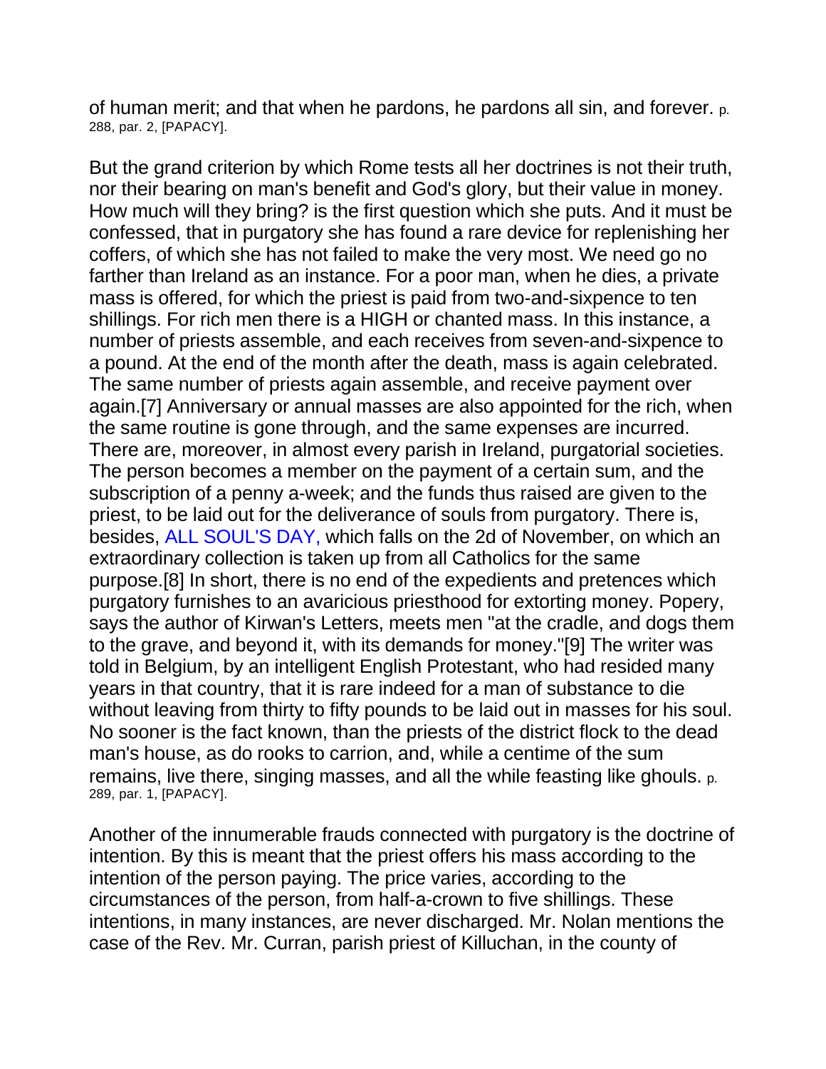of human merit; and that when he pardons, he pardons all sin, and forever. p. 288, par. 2, [PAPACY].

But the grand criterion by which Rome tests all her doctrines is not their truth, nor their bearing on man's benefit and God's glory, but their value in money. How much will they bring? is the first question which she puts. And it must be confessed, that in purgatory she has found a rare device for replenishing her coffers, of which she has not failed to make the very most. We need go no farther than Ireland as an instance. For a poor man, when he dies, a private mass is offered, for which the priest is paid from two-and-sixpence to ten shillings. For rich men there is a HIGH or chanted mass. In this instance, a number of priests assemble, and each receives from seven-and-sixpence to a pound. At the end of the month after the death, mass is again celebrated. The same number of priests again assemble, and receive payment over again.[7] Anniversary or annual masses are also appointed for the rich, when the same routine is gone through, and the same expenses are incurred. There are, moreover, in almost every parish in Ireland, purgatorial societies. The person becomes a member on the payment of a certain sum, and the subscription of a penny a-week; and the funds thus raised are given to the priest, to be laid out for the deliverance of souls from purgatory. There is, besides, ALL SOUL'S DAY, which falls on the 2d of November, on which an extraordinary collection is taken up from all Catholics for the same purpose.[8] In short, there is no end of the expedients and pretences which purgatory furnishes to an avaricious priesthood for extorting money. Popery, says the author of Kirwan's Letters, meets men "at the cradle, and dogs them to the grave, and beyond it, with its demands for money."[9] The writer was told in Belgium, by an intelligent English Protestant, who had resided many years in that country, that it is rare indeed for a man of substance to die without leaving from thirty to fifty pounds to be laid out in masses for his soul. No sooner is the fact known, than the priests of the district flock to the dead man's house, as do rooks to carrion, and, while a centime of the sum remains, live there, singing masses, and all the while feasting like ghouls. p. 289, par. 1, [PAPACY].

Another of the innumerable frauds connected with purgatory is the doctrine of intention. By this is meant that the priest offers his mass according to the intention of the person paying. The price varies, according to the circumstances of the person, from half-a-crown to five shillings. These intentions, in many instances, are never discharged. Mr. Nolan mentions the case of the Rev. Mr. Curran, parish priest of Killuchan, in the county of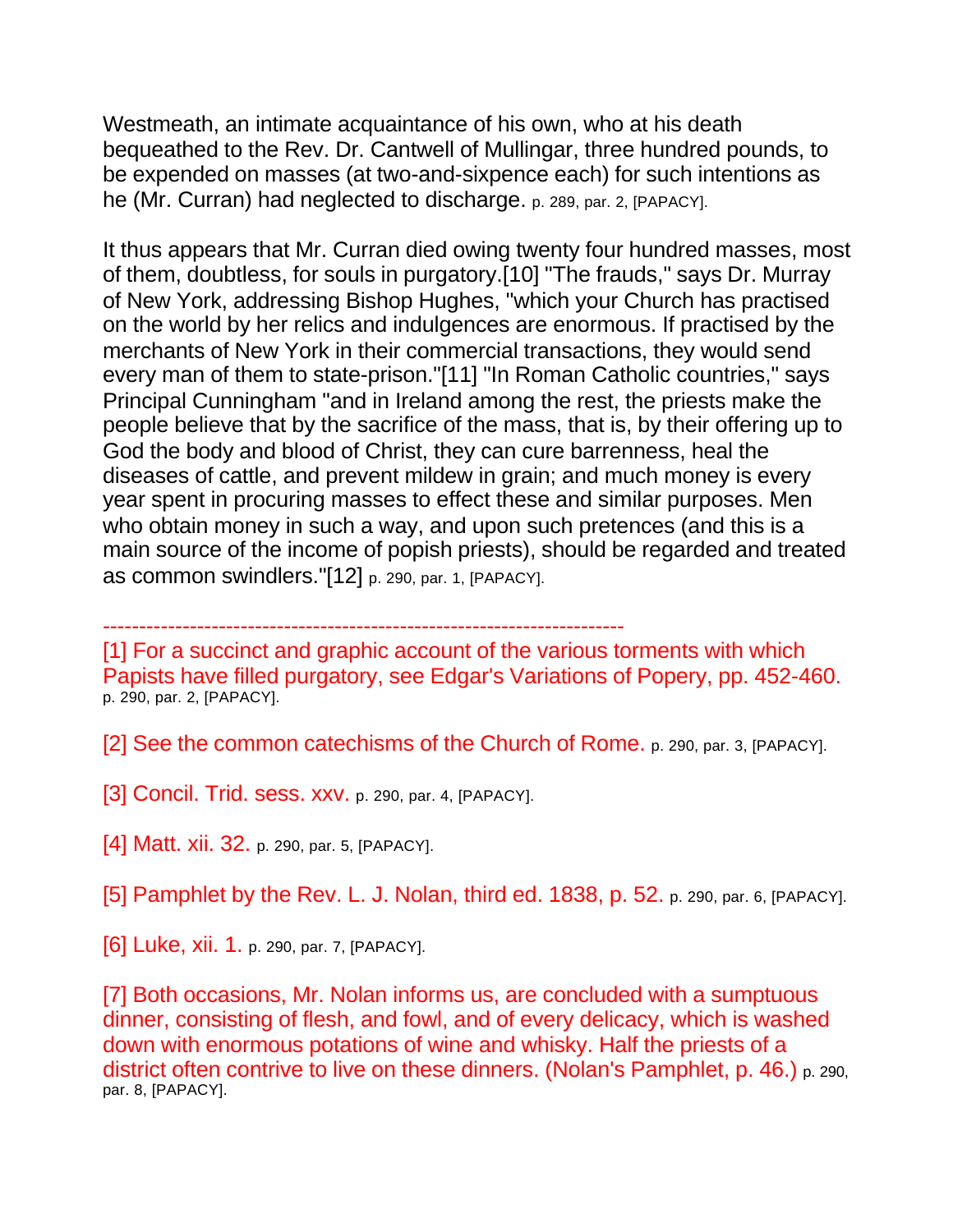Westmeath, an intimate acquaintance of his own, who at his death bequeathed to the Rev. Dr. Cantwell of Mullingar, three hundred pounds, to be expended on masses (at two-and-sixpence each) for such intentions as he (Mr. Curran) had neglected to discharge. p. 289, par. 2, [PAPACY].

It thus appears that Mr. Curran died owing twenty four hundred masses, most of them, doubtless, for souls in purgatory.[10] "The frauds," says Dr. Murray of New York, addressing Bishop Hughes, "which your Church has practised on the world by her relics and indulgences are enormous. If practised by the merchants of New York in their commercial transactions, they would send every man of them to state-prison."[11] "In Roman Catholic countries," says Principal Cunningham "and in Ireland among the rest, the priests make the people believe that by the sacrifice of the mass, that is, by their offering up to God the body and blood of Christ, they can cure barrenness, heal the diseases of cattle, and prevent mildew in grain; and much money is every year spent in procuring masses to effect these and similar purposes. Men who obtain money in such a way, and upon such pretences (and this is a main source of the income of popish priests), should be regarded and treated as common swindlers."[12] p. 290, par. 1, [PAPACY].

------------------------------------------------------------------------

[1] For a succinct and graphic account of the various torments with which Papists have filled purgatory, see Edgar's Variations of Popery, pp. 452-460. p. 290, par. 2, [PAPACY].

[2] See the common catechisms of the Church of Rome. p. 290, par. 3, [PAPACY].

[3] Concil. Trid. sess. xxv. p. 290, par. 4, [PAPACY].

[4] Matt. xii. 32. p. 290, par. 5, [PAPACY].

[5] Pamphlet by the Rev. L. J. Nolan, third ed. 1838, p. 52. p. 290, par. 6, [PAPACY].

[6] Luke, xii. 1. p. 290, par. 7, [PAPACY].

[7] Both occasions, Mr. Nolan informs us, are concluded with a sumptuous dinner, consisting of flesh, and fowl, and of every delicacy, which is washed down with enormous potations of wine and whisky. Half the priests of a district often contrive to live on these dinners. (Nolan's Pamphlet, p. 46.) p. 290, par. 8, [PAPACY].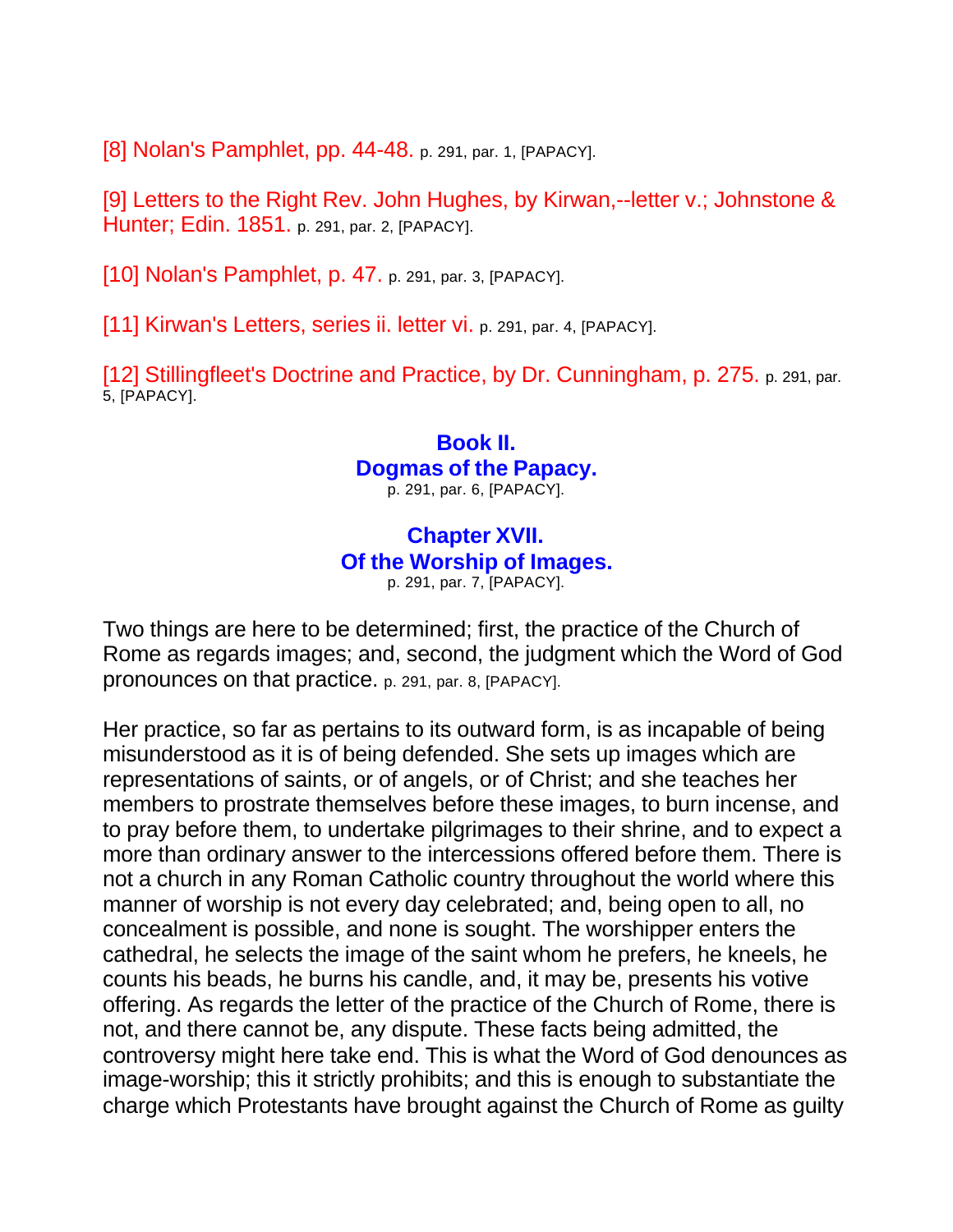[8] Nolan's Pamphlet, pp. 44-48. p. 291, par. 1, [PAPACY].

[9] Letters to the Right Rev. John Hughes, by Kirwan,--letter v.; Johnstone & Hunter; Edin. 1851. p. 291, par. 2, [PAPACY].

[10] Nolan's Pamphlet, p. 47. p. 291, par. 3, [PAPACY].

[11] Kirwan's Letters, series ii. letter vi. p. 291, par. 4, [PAPACY].

[12] Stillingfleet's Doctrine and Practice, by Dr. Cunningham, p. 275. p. 291, par. 5, [PAPACY].

## Book II.
## Dogmas of the Papacy.

p. 291, par. 6, [PAPACY].

## Chapter XVII.
## Of the Worship of Images.

p. 291, par. 7, [PAPACY].

Two things are here to be determined; first, the practice of the Church of Rome as regards images; and, second, the judgment which the Word of God pronounces on that practice. p. 291, par. 8, [PAPACY].

Her practice, so far as pertains to its outward form, is as incapable of being misunderstood as it is of being defended. She sets up images which are representations of saints, or of angels, or of Christ; and she teaches her members to prostrate themselves before these images, to burn incense, and to pray before them, to undertake pilgrimages to their shrine, and to expect a more than ordinary answer to the intercessions offered before them. There is not a church in any Roman Catholic country throughout the world where this manner of worship is not every day celebrated; and, being open to all, no concealment is possible, and none is sought. The worshipper enters the cathedral, he selects the image of the saint whom he prefers, he kneels, he counts his beads, he burns his candle, and, it may be, presents his votive offering. As regards the letter of the practice of the Church of Rome, there is not, and there cannot be, any dispute. These facts being admitted, the controversy might here take end. This is what the Word of God denounces as image-worship; this it strictly prohibits; and this is enough to substantiate the charge which Protestants have brought against the Church of Rome as guilty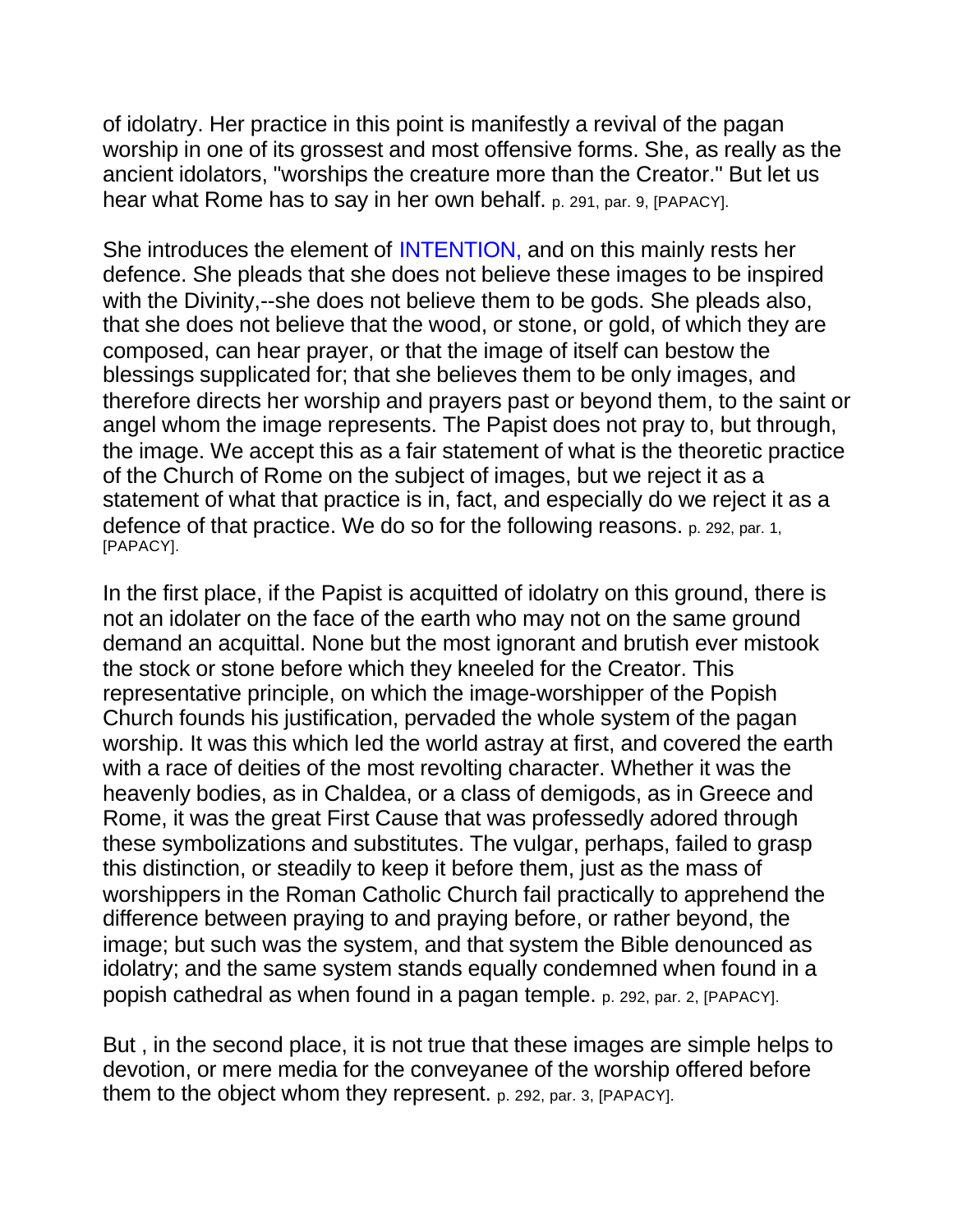of idolatry. Her practice in this point is manifestly a revival of the pagan worship in one of its grossest and most offensive forms. She, as really as the ancient idolaters, "worships the creature more than the Creator." But let us hear what Rome has to say in her own behalf. p. 291, par. 9, [PAPACY].

She introduces the element of INTENTION, and on this mainly rests her defence. She pleads that she does not believe these images to be inspired with the Divinity,--she does not believe them to be gods. She pleads also, that she does not believe that the wood, or stone, or gold, of which they are composed, can hear prayer, or that the image of itself can bestow the blessings supplicated for; that she believes them to be only images, and therefore directs her worship and prayers past or beyond them, to the saint or angel whom the image represents. The Papist does not pray to, but through, the image. We accept this as a fair statement of what is the theoretic practice of the Church of Rome on the subject of images, but we reject it as a statement of what that practice is in, fact, and especially do we reject it as a defence of that practice. We do so for the following reasons. p. 292, par. 1, [PAPACY].

In the first place, if the Papist is acquitted of idolatry on this ground, there is not an idolater on the face of the earth who may not on the same ground demand an acquittal. None but the most ignorant and brutish ever mistook the stock or stone before which they kneeled for the Creator. This representative principle, on which the image-worshipper of the Popish Church founds his justification, pervaded the whole system of the pagan worship. It was this which led the world astray at first, and covered the earth with a race of deities of the most revolting character. Whether it was the heavenly bodies, as in Chaldea, or a class of demigods, as in Greece and Rome, it was the great First Cause that was professedly adored through these symbolizations and substitutes. The vulgar, perhaps, failed to grasp this distinction, or steadily to keep it before them, just as the mass of worshippers in the Roman Catholic Church fail practically to apprehend the difference between praying to and praying before, or rather beyond, the image; but such was the system, and that system the Bible denounced as idolatry; and the same system stands equally condemned when found in a popish cathedral as when found in a pagan temple. p. 292, par. 2, [PAPACY].

But , in the second place, it is not true that these images are simple helps to devotion, or mere media for the conveyanee of the worship offered before them to the object whom they represent. p. 292, par. 3, [PAPACY].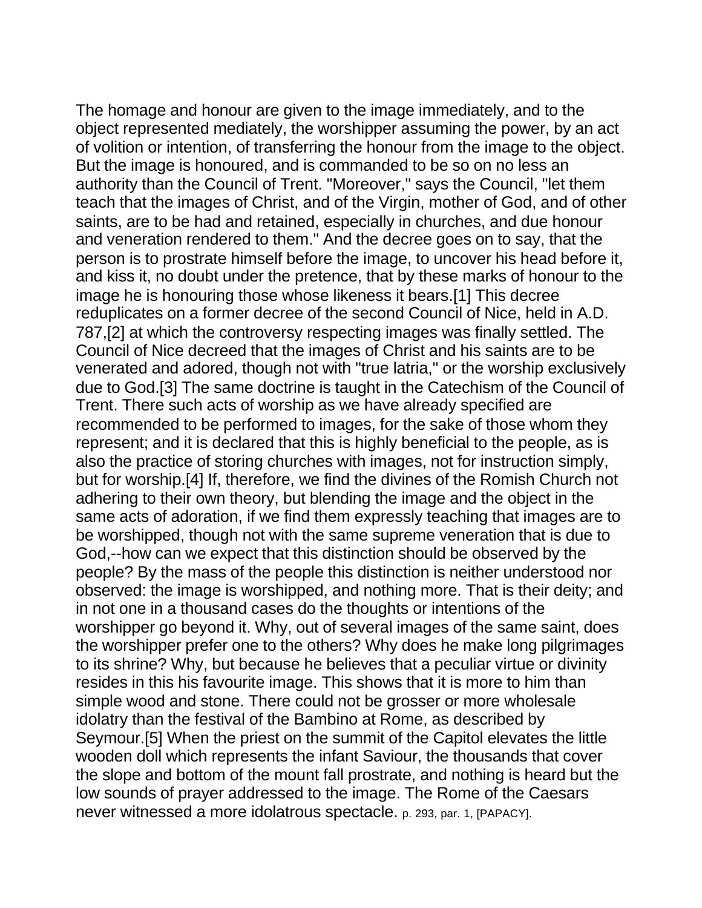The homage and honour are given to the image immediately, and to the object represented mediately, the worshipper assuming the power, by an act of volition or intention, of transferring the honour from the image to the object. But the image is honoured, and is commanded to be so on no less an authority than the Council of Trent. "Moreover," says the Council, "let them teach that the images of Christ, and of the Virgin, mother of God, and of other saints, are to be had and retained, especially in churches, and due honour and veneration rendered to them." And the decree goes on to say, that the person is to prostrate himself before the image, to uncover his head before it, and kiss it, no doubt under the pretence, that by these marks of honour to the image he is honouring those whose likeness it bears.[1] This decree reduplicates on a former decree of the second Council of Nice, held in A.D. 787,[2] at which the controversy respecting images was finally settled. The Council of Nice decreed that the images of Christ and his saints are to be venerated and adored, though not with "true latria," or the worship exclusively due to God.[3] The same doctrine is taught in the Catechism of the Council of Trent. There such acts of worship as we have already specified are recommended to be performed to images, for the sake of those whom they represent; and it is declared that this is highly beneficial to the people, as is also the practice of storing churches with images, not for instruction simply, but for worship.[4] If, therefore, we find the divines of the Romish Church not adhering to their own theory, but blending the image and the object in the same acts of adoration, if we find them expressly teaching that images are to be worshipped, though not with the same supreme veneration that is due to God,--how can we expect that this distinction should be observed by the people? By the mass of the people this distinction is neither understood nor observed: the image is worshipped, and nothing more. That is their deity; and in not one in a thousand cases do the thoughts or intentions of the worshipper go beyond it. Why, out of several images of the same saint, does the worshipper prefer one to the others? Why does he make long pilgrimages to its shrine? Why, but because he believes that a peculiar virtue or divinity resides in this his favourite image. This shows that it is more to him than simple wood and stone. There could not be grosser or more wholesale idolatry than the festival of the Bambino at Rome, as described by Seymour.[5] When the priest on the summit of the Capitol elevates the little wooden doll which represents the infant Saviour, the thousands that cover the slope and bottom of the mount fall prostrate, and nothing is heard but the low sounds of prayer addressed to the image. The Rome of the Caesars never witnessed a more idolatrous spectacle. p. 293, par. 1, [PAPACY].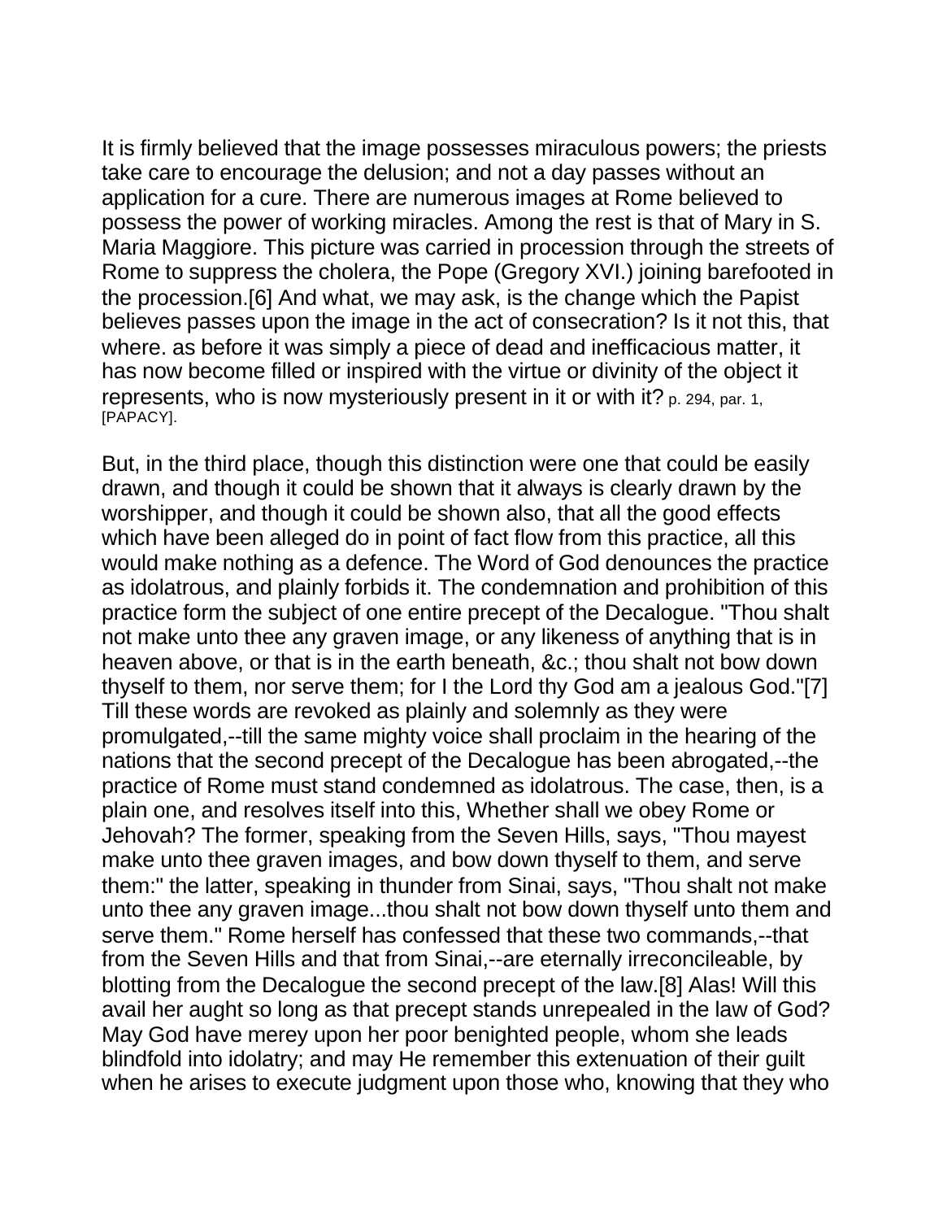It is firmly believed that the image possesses miraculous powers; the priests take care to encourage the delusion; and not a day passes without an application for a cure. There are numerous images at Rome believed to possess the power of working miracles. Among the rest is that of Mary in S. Maria Maggiore. This picture was carried in procession through the streets of Rome to suppress the cholera, the Pope (Gregory XVI.) joining barefooted in the procession.[6] And what, we may ask, is the change which the Papist believes passes upon the image in the act of consecration? Is it not this, that where. as before it was simply a piece of dead and inefficacious matter, it has now become filled or inspired with the virtue or divinity of the object it represents, who is now mysteriously present in it or with it? p. 294, par. 1, [PAPACY].

But, in the third place, though this distinction were one that could be easily drawn, and though it could be shown that it always is clearly drawn by the worshipper, and though it could be shown also, that all the good effects which have been alleged do in point of fact flow from this practice, all this would make nothing as a defence. The Word of God denounces the practice as idolatrous, and plainly forbids it. The condemnation and prohibition of this practice form the subject of one entire precept of the Decalogue. "Thou shalt not make unto thee any graven image, or any likeness of anything that is in heaven above, or that is in the earth beneath, &c.; thou shalt not bow down thyself to them, nor serve them; for I the Lord thy God am a jealous God."[7] Till these words are revoked as plainly and solemnly as they were promulgated,--till the same mighty voice shall proclaim in the hearing of the nations that the second precept of the Decalogue has been abrogated,--the practice of Rome must stand condemned as idolatrous. The case, then, is a plain one, and resolves itself into this, Whether shall we obey Rome or Jehovah? The former, speaking from the Seven Hills, says, "Thou mayest make unto thee graven images, and bow down thyself to them, and serve them:" the latter, speaking in thunder from Sinai, says, "Thou shalt not make unto thee any graven image...thou shalt not bow down thyself unto them and serve them." Rome herself has confessed that these two commands,--that from the Seven Hills and that from Sinai,--are eternally irreconcileable, by blotting from the Decalogue the second precept of the law.[8] Alas! Will this avail her aught so long as that precept stands unrepealed in the law of God? May God have merey upon her poor benighted people, whom she leads blindfold into idolatry; and may He remember this extenuation of their guilt when he arises to execute judgment upon those who, knowing that they who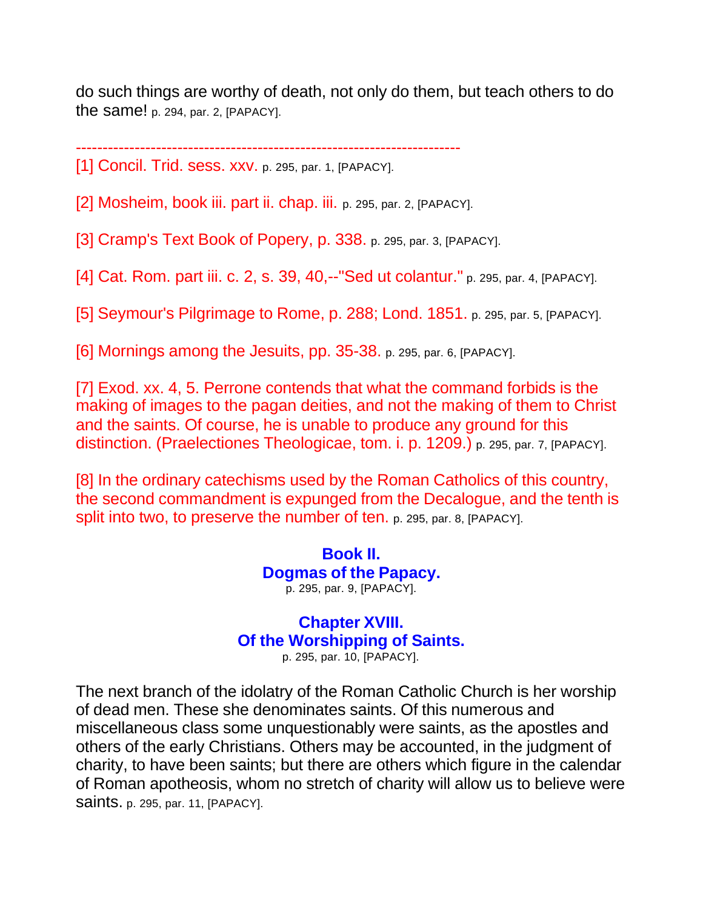do such things are worthy of death, not only do them, but teach others to do the same! p. 294, par. 2, [PAPACY].

------------------------------------------------------------------------

[1] Concil. Trid. sess. xxv. p. 295, par. 1, [PAPACY].

[2] Mosheim, book iii. part ii. chap. iii. p. 295, par. 2, [PAPACY].

[3] Cramp's Text Book of Popery, p. 338. p. 295, par. 3, [PAPACY].

[4] Cat. Rom. part iii. c. 2, s. 39, 40,--"Sed ut colantur." p. 295, par. 4, [PAPACY].

[5] Seymour's Pilgrimage to Rome, p. 288; Lond. 1851. p. 295, par. 5, [PAPACY].

[6] Mornings among the Jesuits, pp. 35-38. p. 295, par. 6, [PAPACY].

[7] Exod. xx. 4, 5. Perrone contends that what the command forbids is the making of images to the pagan deities, and not the making of them to Christ and the saints. Of course, he is unable to produce any ground for this distinction. (Praelectiones Theologicae, tom. i. p. 1209.) p. 295, par. 7, [PAPACY].

[8] In the ordinary catechisms used by the Roman Catholics of this country, the second commandment is expunged from the Decalogue, and the tenth is split into two, to preserve the number of ten. p. 295, par. 8, [PAPACY].

## Book II.
## Dogmas of the Papacy.

p. 295, par. 9, [PAPACY].

### Chapter XVIII.
### Of the Worshipping of Saints.

p. 295, par. 10, [PAPACY].

The next branch of the idolatry of the Roman Catholic Church is her worship of dead men. These she denominates saints. Of this numerous and miscellaneous class some unquestionably were saints, as the apostles and others of the early Christians. Others may be accounted, in the judgment of charity, to have been saints; but there are others which figure in the calendar of Roman apotheosis, whom no stretch of charity will allow us to believe were saints. p. 295, par. 11, [PAPACY].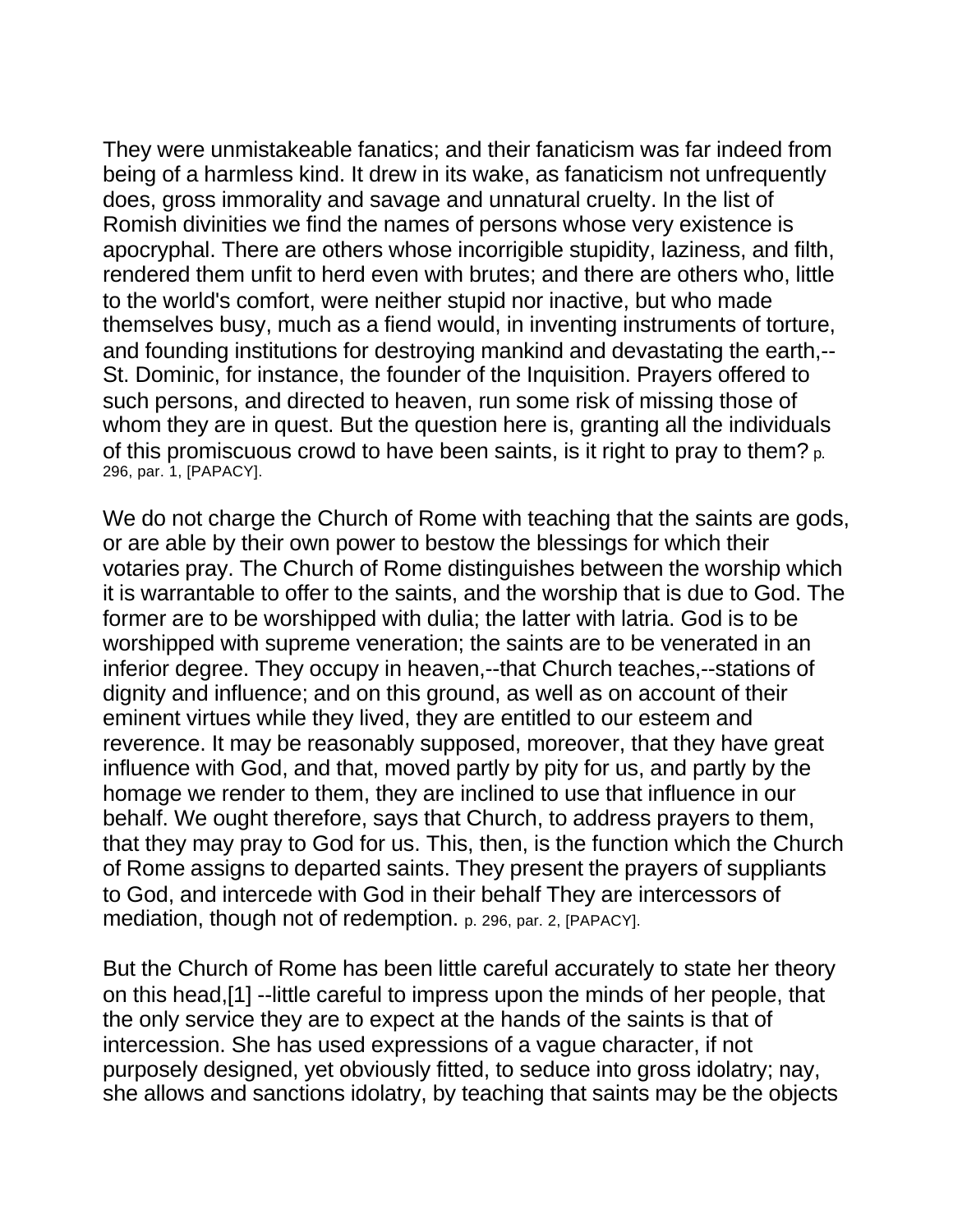They were unmistakeable fanatics; and their fanaticism was far indeed from being of a harmless kind. It drew in its wake, as fanaticism not unfrequently does, gross immorality and savage and unnatural cruelty. In the list of Romish divinities we find the names of persons whose very existence is apocryphal. There are others whose incorrigible stupidity, laziness, and filth, rendered them unfit to herd even with brutes; and there are others who, little to the world's comfort, were neither stupid nor inactive, but who made themselves busy, much as a fiend would, in inventing instruments of torture, and founding institutions for destroying mankind and devastating the earth,--St. Dominic, for instance, the founder of the Inquisition. Prayers offered to such persons, and directed to heaven, run some risk of missing those of whom they are in quest. But the question here is, granting all the individuals of this promiscuous crowd to have been saints, is it right to pray to them? p. 296, par. 1, [PAPACY].

We do not charge the Church of Rome with teaching that the saints are gods, or are able by their own power to bestow the blessings for which their votaries pray. The Church of Rome distinguishes between the worship which it is warrantable to offer to the saints, and the worship that is due to God. The former are to be worshipped with dulia; the latter with latria. God is to be worshipped with supreme veneration; the saints are to be venerated in an inferior degree. They occupy in heaven,--that Church teaches,--stations of dignity and influence; and on this ground, as well as on account of their eminent virtues while they lived, they are entitled to our esteem and reverence. It may be reasonably supposed, moreover, that they have great influence with God, and that, moved partly by pity for us, and partly by the homage we render to them, they are inclined to use that influence in our behalf. We ought therefore, says that Church, to address prayers to them, that they may pray to God for us. This, then, is the function which the Church of Rome assigns to departed saints. They present the prayers of suppliants to God, and intercede with God in their behalf They are intercessors of mediation, though not of redemption. p. 296, par. 2, [PAPACY].

But the Church of Rome has been little careful accurately to state her theory on this head,[1] --little careful to impress upon the minds of her people, that the only service they are to expect at the hands of the saints is that of intercession. She has used expressions of a vague character, if not purposely designed, yet obviously fitted, to seduce into gross idolatry; nay, she allows and sanctions idolatry, by teaching that saints may be the objects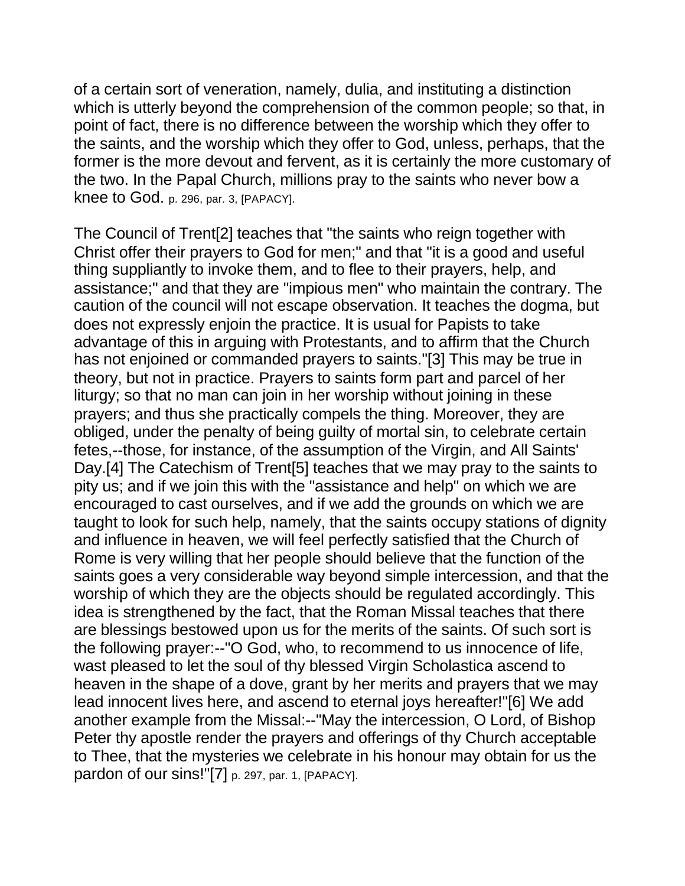of a certain sort of veneration, namely, dulia, and instituting a distinction which is utterly beyond the comprehension of the common people; so that, in point of fact, there is no difference between the worship which they offer to the saints, and the worship which they offer to God, unless, perhaps, that the former is the more devout and fervent, as it is certainly the more customary of the two. In the Papal Church, millions pray to the saints who never bow a knee to God. p. 296, par. 3, [PAPACY].

The Council of Trent[2] teaches that "the saints who reign together with Christ offer their prayers to God for men;" and that "it is a good and useful thing suppliantly to invoke them, and to flee to their prayers, help, and assistance;" and that they are "impious men" who maintain the contrary. The caution of the council will not escape observation. It teaches the dogma, but does not expressly enjoin the practice. It is usual for Papists to take advantage of this in arguing with Protestants, and to affirm that the Church has not enjoined or commanded prayers to saints."[3] This may be true in theory, but not in practice. Prayers to saints form part and parcel of her liturgy; so that no man can join in her worship without joining in these prayers; and thus she practically compels the thing. Moreover, they are obliged, under the penalty of being guilty of mortal sin, to celebrate certain fetes,--those, for instance, of the assumption of the Virgin, and All Saints' Day.[4] The Catechism of Trent[5] teaches that we may pray to the saints to pity us; and if we join this with the "assistance and help" on which we are encouraged to cast ourselves, and if we add the grounds on which we are taught to look for such help, namely, that the saints occupy stations of dignity and influence in heaven, we will feel perfectly satisfied that the Church of Rome is very willing that her people should believe that the function of the saints goes a very considerable way beyond simple intercession, and that the worship of which they are the objects should be regulated accordingly. This idea is strengthened by the fact, that the Roman Missal teaches that there are blessings bestowed upon us for the merits of the saints. Of such sort is the following prayer:--"O God, who, to recommend to us innocence of life, wast pleased to let the soul of thy blessed Virgin Scholastica ascend to heaven in the shape of a dove, grant by her merits and prayers that we may lead innocent lives here, and ascend to eternal joys hereafter!"[6] We add another example from the Missal:--"May the intercession, O Lord, of Bishop Peter thy apostle render the prayers and offerings of thy Church acceptable to Thee, that the mysteries we celebrate in his honour may obtain for us the pardon of our sins!"[7] p. 297, par. 1, [PAPACY].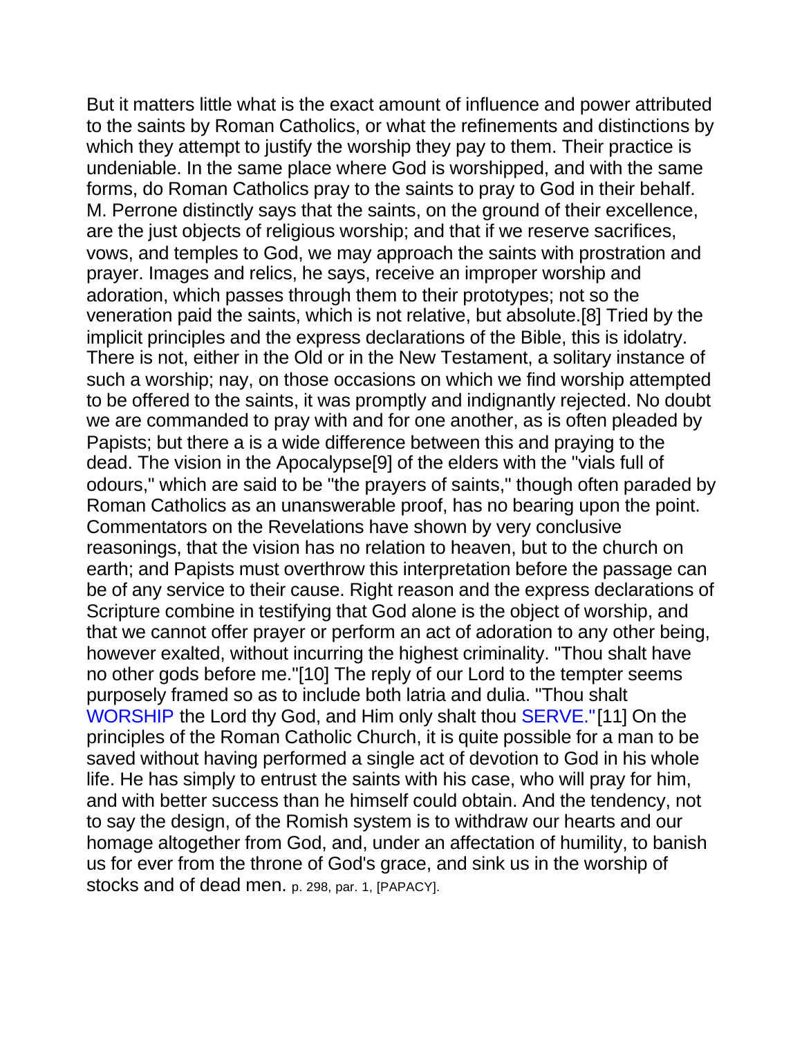But it matters little what is the exact amount of influence and power attributed to the saints by Roman Catholics, or what the refinements and distinctions by which they attempt to justify the worship they pay to them. Their practice is undeniable. In the same place where God is worshipped, and with the same forms, do Roman Catholics pray to the saints to pray to God in their behalf. M. Perrone distinctly says that the saints, on the ground of their excellence, are the just objects of religious worship; and that if we reserve sacrifices, vows, and temples to God, we may approach the saints with prostration and prayer. Images and relics, he says, receive an improper worship and adoration, which passes through them to their prototypes; not so the veneration paid the saints, which is not relative, but absolute.[8] Tried by the implicit principles and the express declarations of the Bible, this is idolatry. There is not, either in the Old or in the New Testament, a solitary instance of such a worship; nay, on those occasions on which we find worship attempted to be offered to the saints, it was promptly and indignantly rejected. No doubt we are commanded to pray with and for one another, as is often pleaded by Papists; but there a is a wide difference between this and praying to the dead. The vision in the Apocalypse[9] of the elders with the "vials full of odours," which are said to be "the prayers of saints," though often paraded by Roman Catholics as an unanswerable proof, has no bearing upon the point. Commentators on the Revelations have shown by very conclusive reasonings, that the vision has no relation to heaven, but to the church on earth; and Papists must overthrow this interpretation before the passage can be of any service to their cause. Right reason and the express declarations of Scripture combine in testifying that God alone is the object of worship, and that we cannot offer prayer or perform an act of adoration to any other being, however exalted, without incurring the highest criminality. "Thou shalt have no other gods before me."[10] The reply of our Lord to the tempter seems purposely framed so as to include both latria and dulia. "Thou shalt WORSHIP the Lord thy God, and Him only shalt thou SERVE."[11] On the principles of the Roman Catholic Church, it is quite possible for a man to be saved without having performed a single act of devotion to God in his whole life. He has simply to entrust the saints with his case, who will pray for him, and with better success than he himself could obtain. And the tendency, not to say the design, of the Romish system is to withdraw our hearts and our homage altogether from God, and, under an affectation of humility, to banish us for ever from the throne of God's grace, and sink us in the worship of stocks and of dead men. p. 298, par. 1, [PAPACY].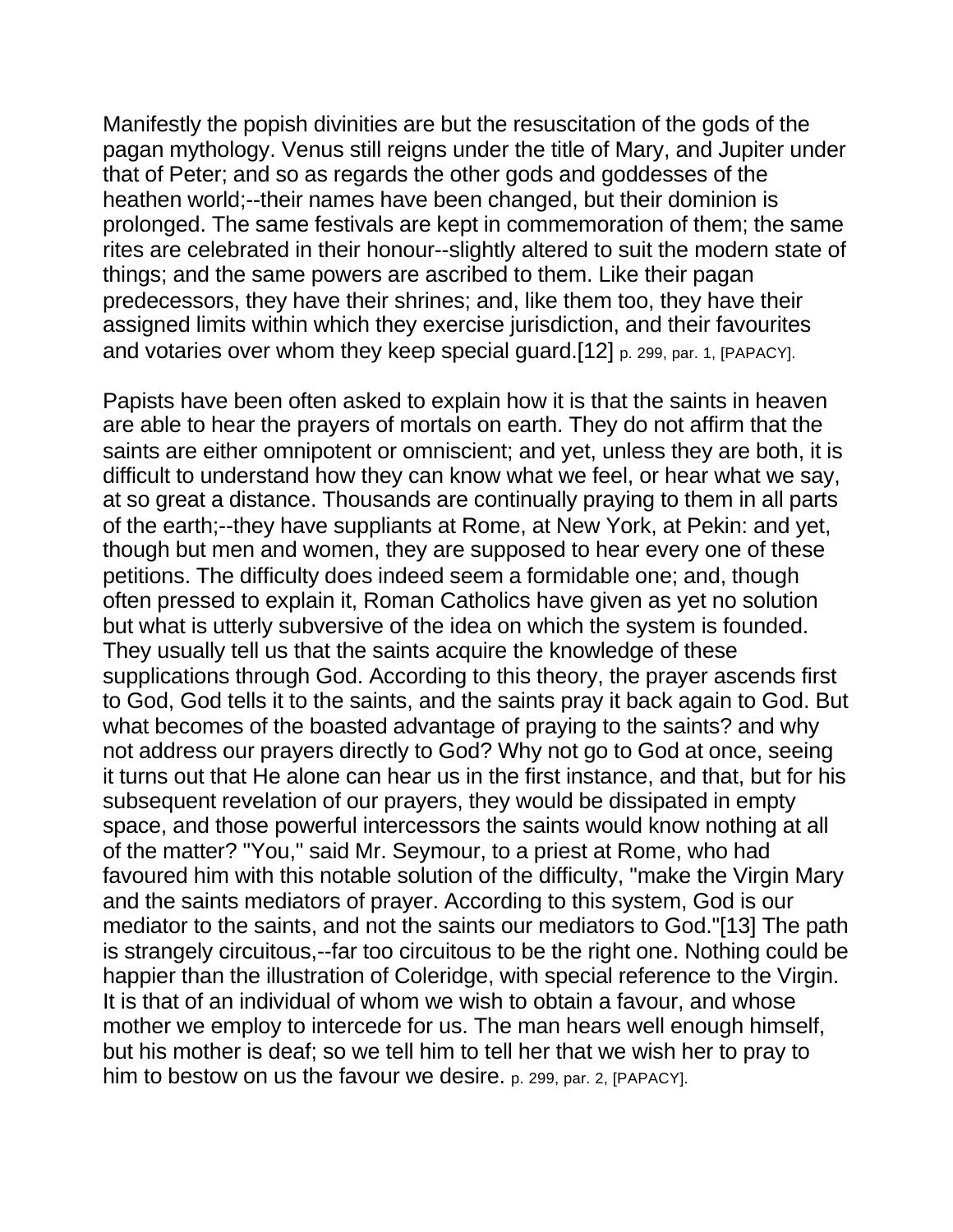Manifestly the popish divinities are but the resuscitation of the gods of the pagan mythology. Venus still reigns under the title of Mary, and Jupiter under that of Peter; and so as regards the other gods and goddesses of the heathen world;--their names have been changed, but their dominion is prolonged. The same festivals are kept in commemoration of them; the same rites are celebrated in their honour--slightly altered to suit the modern state of things; and the same powers are ascribed to them. Like their pagan predecessors, they have their shrines; and, like them too, they have their assigned limits within which they exercise jurisdiction, and their favourites and votaries over whom they keep special guard.[12] p. 299, par. 1, [PAPACY].

Papists have been often asked to explain how it is that the saints in heaven are able to hear the prayers of mortals on earth. They do not affirm that the saints are either omnipotent or omniscient; and yet, unless they are both, it is difficult to understand how they can know what we feel, or hear what we say, at so great a distance. Thousands are continually praying to them in all parts of the earth;--they have suppliants at Rome, at New York, at Pekin: and yet, though but men and women, they are supposed to hear every one of these petitions. The difficulty does indeed seem a formidable one; and, though often pressed to explain it, Roman Catholics have given as yet no solution but what is utterly subversive of the idea on which the system is founded. They usually tell us that the saints acquire the knowledge of these supplications through God. According to this theory, the prayer ascends first to God, God tells it to the saints, and the saints pray it back again to God. But what becomes of the boasted advantage of praying to the saints? and why not address our prayers directly to God? Why not go to God at once, seeing it turns out that He alone can hear us in the first instance, and that, but for his subsequent revelation of our prayers, they would be dissipated in empty space, and those powerful intercessors the saints would know nothing at all of the matter? "You," said Mr. Seymour, to a priest at Rome, who had favoured him with this notable solution of the difficulty, "make the Virgin Mary and the saints mediators of prayer. According to this system, God is our mediator to the saints, and not the saints our mediators to God."[13] The path is strangely circuitous,--far too circuitous to be the right one. Nothing could be happier than the illustration of Coleridge, with special reference to the Virgin. It is that of an individual of whom we wish to obtain a favour, and whose mother we employ to intercede for us. The man hears well enough himself, but his mother is deaf; so we tell him to tell her that we wish her to pray to him to bestow on us the favour we desire. p. 299, par. 2, [PAPACY].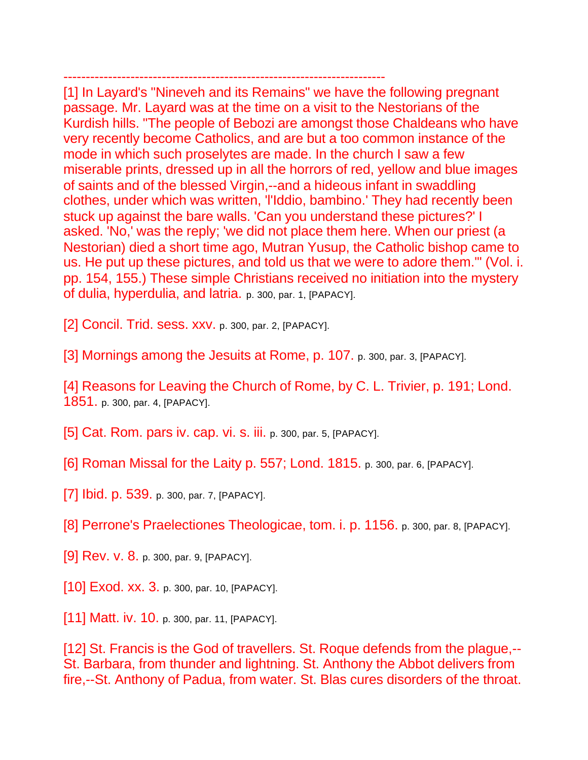------------------------------------------------------------------------

[1] In Layard's "Nineveh and its Remains" we have the following pregnant passage. Mr. Layard was at the time on a visit to the Nestorians of the Kurdish hills. "The people of Bebozi are amongst those Chaldeans who have very recently become Catholics, and are but a too common instance of the mode in which such proselytes are made. In the church I saw a few miserable prints, dressed up in all the horrors of red, yellow and blue images of saints and of the blessed Virgin,--and a hideous infant in swaddling clothes, under which was written, 'I'Iddio, bambino.' They had recently been stuck up against the bare walls. 'Can you understand these pictures?' I asked. 'No,' was the reply; 'we did not place them here. When our priest (a Nestorian) died a short time ago, Mutran Yusup, the Catholic bishop came to us. He put up these pictures, and told us that we were to adore them.'" (Vol. i. pp. 154, 155.) These simple Christians received no initiation into the mystery of dulia, hyperdulia, and latria. p. 300, par. 1, [PAPACY].

[2] Concil. Trid. sess. xxv. p. 300, par. 2, [PAPACY].

[3] Mornings among the Jesuits at Rome, p. 107. p. 300, par. 3, [PAPACY].

[4] Reasons for Leaving the Church of Rome, by C. L. Trivier, p. 191; Lond. 1851. p. 300, par. 4, [PAPACY].

[5] Cat. Rom. pars iv. cap. vi. s. iii. p. 300, par. 5, [PAPACY].

[6] Roman Missal for the Laity p. 557; Lond. 1815. p. 300, par. 6, [PAPACY].

[7] Ibid. p. 539. p. 300, par. 7, [PAPACY].

[8] Perrone's Praelectiones Theologicae, tom. i. p. 1156. p. 300, par. 8, [PAPACY].

[9] Rev. v. 8. p. 300, par. 9, [PAPACY].

[10] Exod. xx. 3. p. 300, par. 10, [PAPACY].

[11] Matt. iv. 10. p. 300, par. 11, [PAPACY].

[12] St. Francis is the God of travellers. St. Roque defends from the plague,--St. Barbara, from thunder and lightning. St. Anthony the Abbot delivers from fire,--St. Anthony of Padua, from water. St. Blas cures disorders of the throat.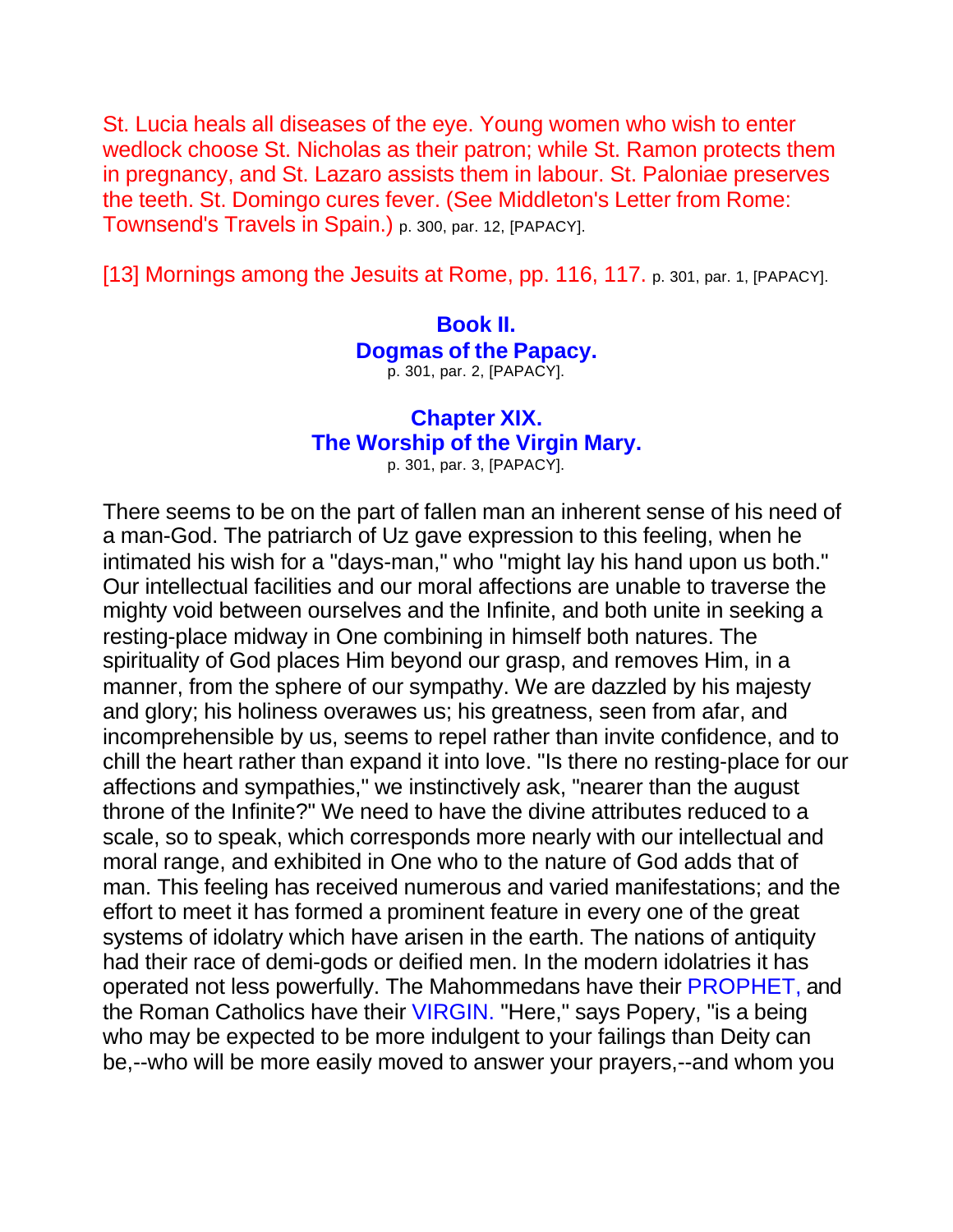St. Lucia heals all diseases of the eye. Young women who wish to enter wedlock choose St. Nicholas as their patron; while St. Ramon protects them in pregnancy, and St. Lazaro assists them in labour. St. Paloniae preserves the teeth. St. Domingo cures fever. (See Middleton's Letter from Rome: Townsend's Travels in Spain.) p. 300, par. 12, [PAPACY].

[13] Mornings among the Jesuits at Rome, pp. 116, 117. p. 301, par. 1, [PAPACY].

## Book II.
## Dogmas of the Papacy.

p. 301, par. 2, [PAPACY].

### Chapter XIX.
### The Worship of the Virgin Mary.

p. 301, par. 3, [PAPACY].

There seems to be on the part of fallen man an inherent sense of his need of a man-God. The patriarch of Uz gave expression to this feeling, when he intimated his wish for a "days-man," who "might lay his hand upon us both." Our intellectual facilities and our moral affections are unable to traverse the mighty void between ourselves and the Infinite, and both unite in seeking a resting-place midway in One combining in himself both natures. The spirituality of God places Him beyond our grasp, and removes Him, in a manner, from the sphere of our sympathy. We are dazzled by his majesty and glory; his holiness overawes us; his greatness, seen from afar, and incomprehensible by us, seems to repel rather than invite confidence, and to chill the heart rather than expand it into love. "Is there no resting-place for our affections and sympathies," we instinctively ask, "nearer than the august throne of the Infinite?" We need to have the divine attributes reduced to a scale, so to speak, which corresponds more nearly with our intellectual and moral range, and exhibited in One who to the nature of God adds that of man. This feeling has received numerous and varied manifestations; and the effort to meet it has formed a prominent feature in every one of the great systems of idolatry which have arisen in the earth. The nations of antiquity had their race of demi-gods or deified men. In the modern idolatries it has operated not less powerfully. The Mahommedans have their PROPHET, and the Roman Catholics have their VIRGIN. "Here," says Popery, "is a being who may be expected to be more indulgent to your failings than Deity can be,--who will be more easily moved to answer your prayers,--and whom you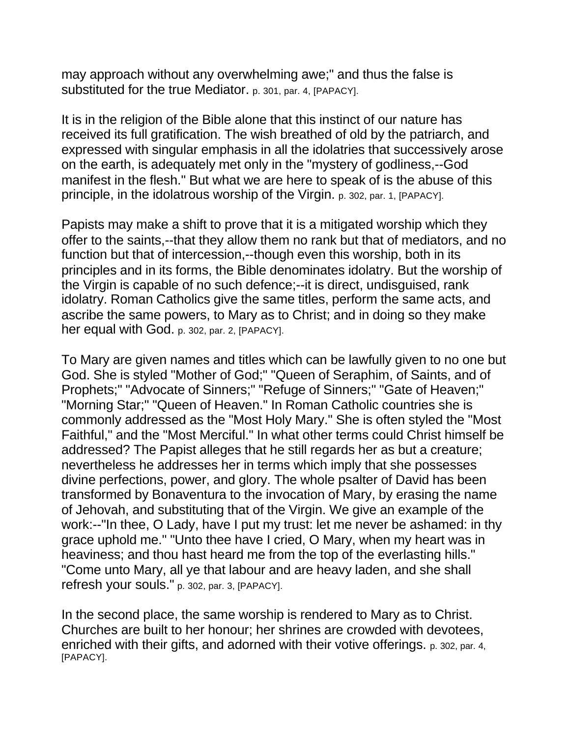may approach without any overwhelming awe;" and thus the false is substituted for the true Mediator. p. 301, par. 4, [PAPACY].

It is in the religion of the Bible alone that this instinct of our nature has received its full gratification. The wish breathed of old by the patriarch, and expressed with singular emphasis in all the idolatries that successively arose on the earth, is adequately met only in the "mystery of godliness,--God manifest in the flesh." But what we are here to speak of is the abuse of this principle, in the idolatrous worship of the Virgin. p. 302, par. 1, [PAPACY].

Papists may make a shift to prove that it is a mitigated worship which they offer to the saints,--that they allow them no rank but that of mediators, and no function but that of intercession,--though even this worship, both in its principles and in its forms, the Bible denominates idolatry. But the worship of the Virgin is capable of no such defence;--it is direct, undisguised, rank idolatry. Roman Catholics give the same titles, perform the same acts, and ascribe the same powers, to Mary as to Christ; and in doing so they make her equal with God. p. 302, par. 2, [PAPACY].

To Mary are given names and titles which can be lawfully given to no one but God. She is styled "Mother of God;" "Queen of Seraphim, of Saints, and of Prophets;" "Advocate of Sinners;" "Refuge of Sinners;" "Gate of Heaven;" "Morning Star;" "Queen of Heaven." In Roman Catholic countries she is commonly addressed as the "Most Holy Mary." She is often styled the "Most Faithful," and the "Most Merciful." In what other terms could Christ himself be addressed? The Papist alleges that he still regards her as but a creature; nevertheless he addresses her in terms which imply that she possesses divine perfections, power, and glory. The whole psalter of David has been transformed by Bonaventura to the invocation of Mary, by erasing the name of Jehovah, and substituting that of the Virgin. We give an example of the work:--"In thee, O Lady, have I put my trust: let me never be ashamed: in thy grace uphold me." "Unto thee have I cried, O Mary, when my heart was in heaviness; and thou hast heard me from the top of the everlasting hills." "Come unto Mary, all ye that labour and are heavy laden, and she shall refresh your souls." p. 302, par. 3, [PAPACY].

In the second place, the same worship is rendered to Mary as to Christ. Churches are built to her honour; her shrines are crowded with devotees, enriched with their gifts, and adorned with their votive offerings. p. 302, par. 4, [PAPACY].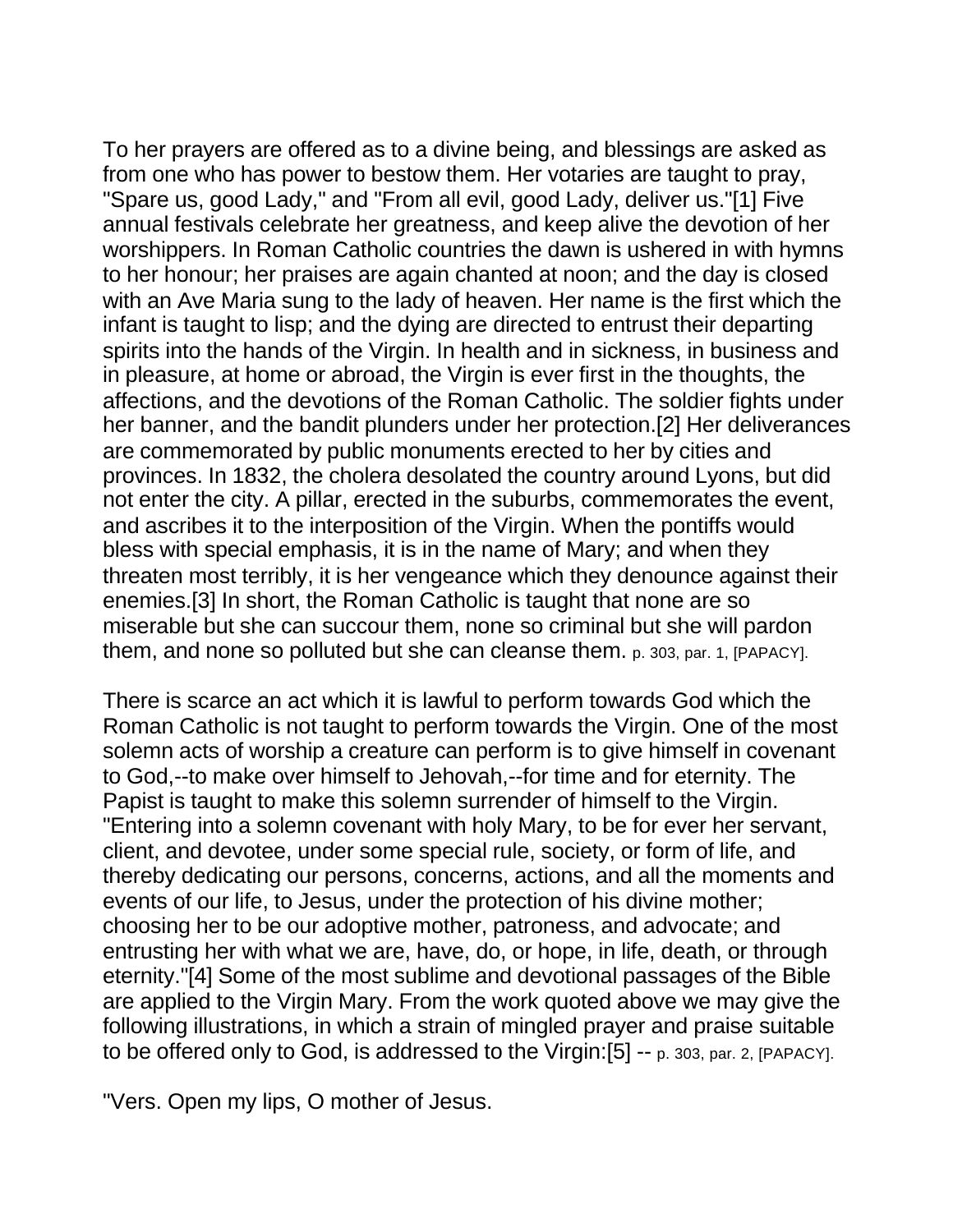To her prayers are offered as to a divine being, and blessings are asked as from one who has power to bestow them. Her votaries are taught to pray, "Spare us, good Lady," and "From all evil, good Lady, deliver us."[1] Five annual festivals celebrate her greatness, and keep alive the devotion of her worshippers. In Roman Catholic countries the dawn is ushered in with hymns to her honour; her praises are again chanted at noon; and the day is closed with an Ave Maria sung to the lady of heaven. Her name is the first which the infant is taught to lisp; and the dying are directed to entrust their departing spirits into the hands of the Virgin. In health and in sickness, in business and in pleasure, at home or abroad, the Virgin is ever first in the thoughts, the affections, and the devotions of the Roman Catholic. The soldier fights under her banner, and the bandit plunders under her protection.[2] Her deliverances are commemorated by public monuments erected to her by cities and provinces. In 1832, the cholera desolated the country around Lyons, but did not enter the city. A pillar, erected in the suburbs, commemorates the event, and ascribes it to the interposition of the Virgin. When the pontiffs would bless with special emphasis, it is in the name of Mary; and when they threaten most terribly, it is her vengeance which they denounce against their enemies.[3] In short, the Roman Catholic is taught that none are so miserable but she can succour them, none so criminal but she will pardon them, and none so polluted but she can cleanse them. p. 303, par. 1, [PAPACY].

There is scarce an act which it is lawful to perform towards God which the Roman Catholic is not taught to perform towards the Virgin. One of the most solemn acts of worship a creature can perform is to give himself in covenant to God,--to make over himself to Jehovah,--for time and for eternity. The Papist is taught to make this solemn surrender of himself to the Virgin. "Entering into a solemn covenant with holy Mary, to be for ever her servant, client, and devotee, under some special rule, society, or form of life, and thereby dedicating our persons, concerns, actions, and all the moments and events of our life, to Jesus, under the protection of his divine mother; choosing her to be our adoptive mother, patroness, and advocate; and entrusting her with what we are, have, do, or hope, in life, death, or through eternity."[4] Some of the most sublime and devotional passages of the Bible are applied to the Virgin Mary. From the work quoted above we may give the following illustrations, in which a strain of mingled prayer and praise suitable to be offered only to God, is addressed to the Virgin:[5] -- p. 303, par. 2, [PAPACY].

"Vers. Open my lips, O mother of Jesus.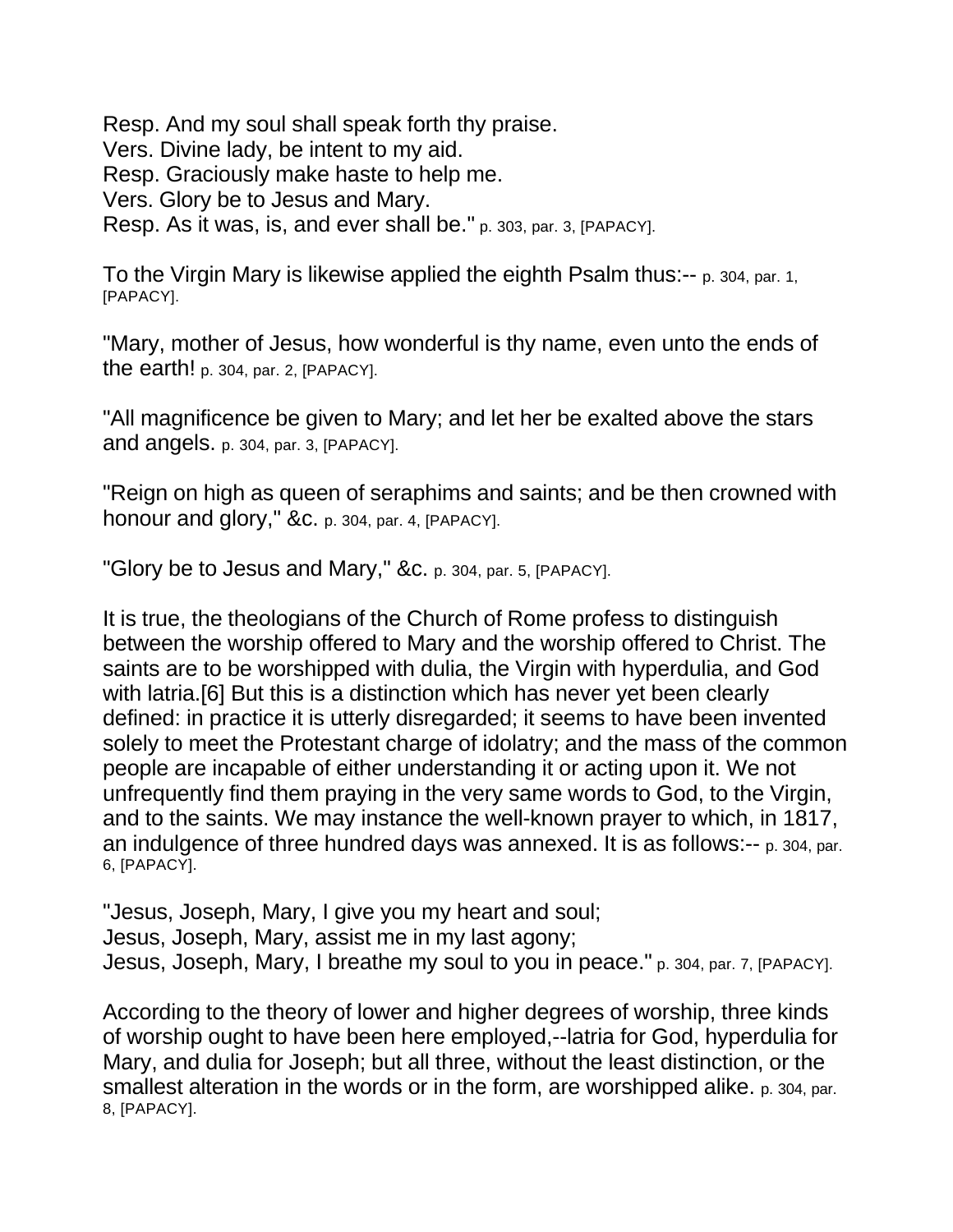Resp. And my soul shall speak forth thy praise.
Vers. Divine lady, be intent to my aid.
Resp. Graciously make haste to help me.
Vers. Glory be to Jesus and Mary.
Resp. As it was, is, and ever shall be." p. 303, par. 3, [PAPACY].

To the Virgin Mary is likewise applied the eighth Psalm thus:-- p. 304, par. 1, [PAPACY].

"Mary, mother of Jesus, how wonderful is thy name, even unto the ends of the earth! p. 304, par. 2, [PAPACY].

"All magnificence be given to Mary; and let her be exalted above the stars and angels. p. 304, par. 3, [PAPACY].

"Reign on high as queen of seraphims and saints; and be then crowned with honour and glory," &c. p. 304, par. 4, [PAPACY].

"Glory be to Jesus and Mary," &c. p. 304, par. 5, [PAPACY].

It is true, the theologians of the Church of Rome profess to distinguish between the worship offered to Mary and the worship offered to Christ. The saints are to be worshipped with dulia, the Virgin with hyperdulia, and God with latria.[6] But this is a distinction which has never yet been clearly defined: in practice it is utterly disregarded; it seems to have been invented solely to meet the Protestant charge of idolatry; and the mass of the common people are incapable of either understanding it or acting upon it. We not unfrequently find them praying in the very same words to God, to the Virgin, and to the saints. We may instance the well-known prayer to which, in 1817, an indulgence of three hundred days was annexed. It is as follows:-- p. 304, par. 6, [PAPACY].

"Jesus, Joseph, Mary, I give you my heart and soul;
Jesus, Joseph, Mary, assist me in my last agony;
Jesus, Joseph, Mary, I breathe my soul to you in peace." p. 304, par. 7, [PAPACY].

According to the theory of lower and higher degrees of worship, three kinds of worship ought to have been here employed,--latria for God, hyperdulia for Mary, and dulia for Joseph; but all three, without the least distinction, or the smallest alteration in the words or in the form, are worshipped alike. p. 304, par. 8, [PAPACY].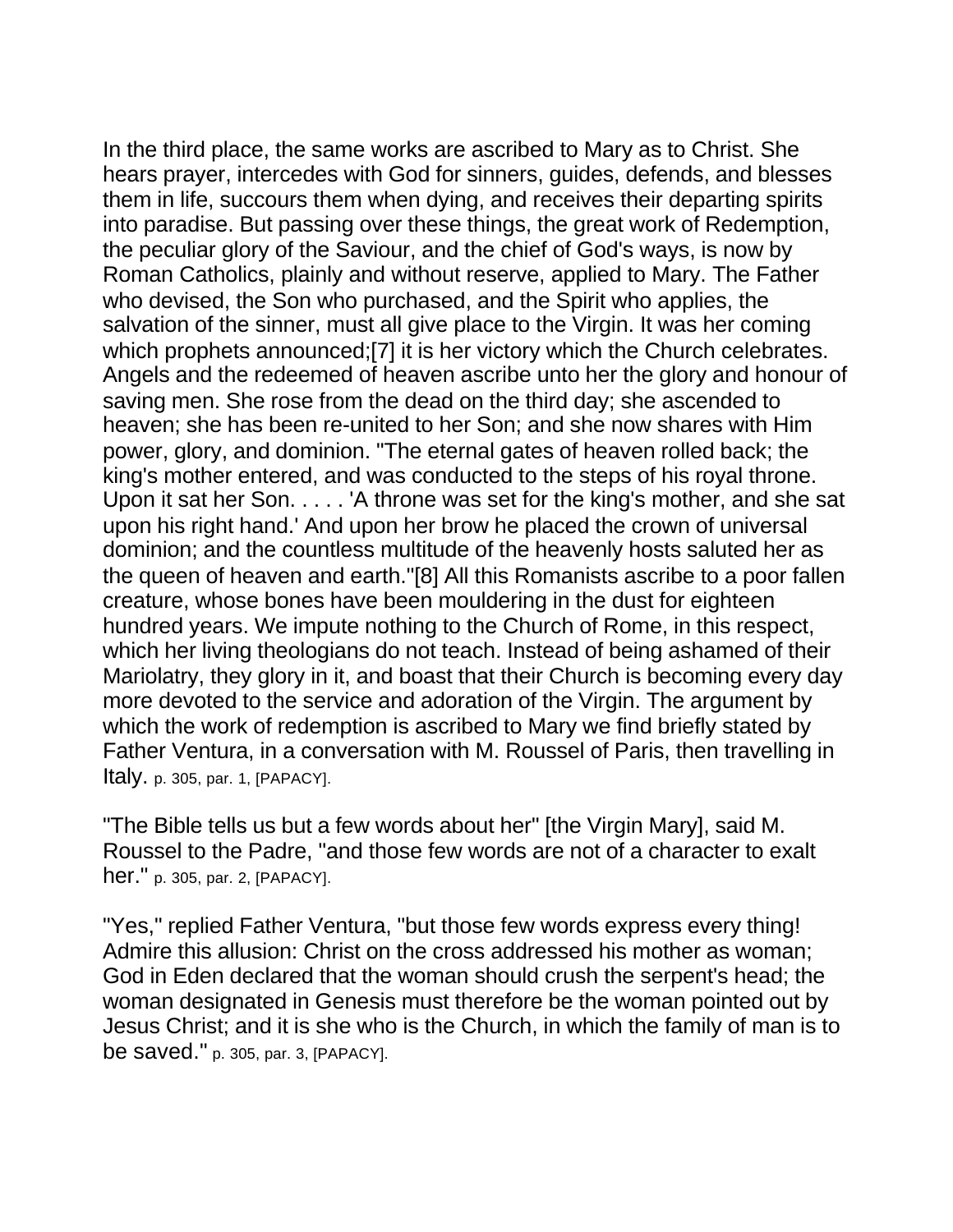In the third place, the same works are ascribed to Mary as to Christ. She hears prayer, intercedes with God for sinners, guides, defends, and blesses them in life, succours them when dying, and receives their departing spirits into paradise. But passing over these things, the great work of Redemption, the peculiar glory of the Saviour, and the chief of God's ways, is now by Roman Catholics, plainly and without reserve, applied to Mary. The Father who devised, the Son who purchased, and the Spirit who applies, the salvation of the sinner, must all give place to the Virgin. It was her coming which prophets announced;[7] it is her victory which the Church celebrates. Angels and the redeemed of heaven ascribe unto her the glory and honour of saving men. She rose from the dead on the third day; she ascended to heaven; she has been re-united to her Son; and she now shares with Him power, glory, and dominion. "The eternal gates of heaven rolled back; the king's mother entered, and was conducted to the steps of his royal throne. Upon it sat her Son. . . . . 'A throne was set for the king's mother, and she sat upon his right hand.' And upon her brow he placed the crown of universal dominion; and the countless multitude of the heavenly hosts saluted her as the queen of heaven and earth."[8] All this Romanists ascribe to a poor fallen creature, whose bones have been mouldering in the dust for eighteen hundred years. We impute nothing to the Church of Rome, in this respect, which her living theologians do not teach. Instead of being ashamed of their Mariolatry, they glory in it, and boast that their Church is becoming every day more devoted to the service and adoration of the Virgin. The argument by which the work of redemption is ascribed to Mary we find briefly stated by Father Ventura, in a conversation with M. Roussel of Paris, then travelling in Italy. p. 305, par. 1, [PAPACY].

"The Bible tells us but a few words about her" [the Virgin Mary], said M. Roussel to the Padre, "and those few words are not of a character to exalt her." p. 305, par. 2, [PAPACY].

"Yes," replied Father Ventura, "but those few words express every thing! Admire this allusion: Christ on the cross addressed his mother as woman; God in Eden declared that the woman should crush the serpent's head; the woman designated in Genesis must therefore be the woman pointed out by Jesus Christ; and it is she who is the Church, in which the family of man is to be saved." p. 305, par. 3, [PAPACY].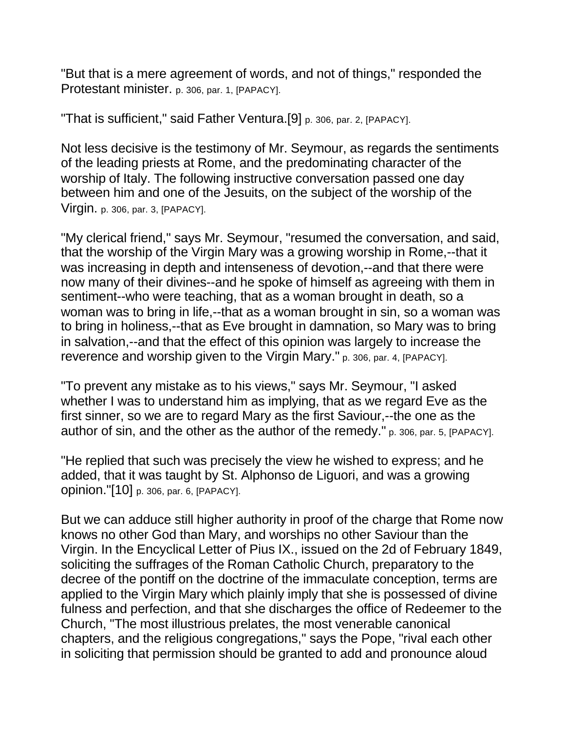"But that is a mere agreement of words, and not of things," responded the Protestant minister. p. 306, par. 1, [PAPACY].

"That is sufficient," said Father Ventura.[9] p. 306, par. 2, [PAPACY].

Not less decisive is the testimony of Mr. Seymour, as regards the sentiments of the leading priests at Rome, and the predominating character of the worship of Italy. The following instructive conversation passed one day between him and one of the Jesuits, on the subject of the worship of the Virgin. p. 306, par. 3, [PAPACY].

"My clerical friend," says Mr. Seymour, "resumed the conversation, and said, that the worship of the Virgin Mary was a growing worship in Rome,--that it was increasing in depth and intenseness of devotion,--and that there were now many of their divines--and he spoke of himself as agreeing with them in sentiment--who were teaching, that as a woman brought in death, so a woman was to bring in life,--that as a woman brought in sin, so a woman was to bring in holiness,--that as Eve brought in damnation, so Mary was to bring in salvation,--and that the effect of this opinion was largely to increase the reverence and worship given to the Virgin Mary." p. 306, par. 4, [PAPACY].

"To prevent any mistake as to his views," says Mr. Seymour, "I asked whether I was to understand him as implying, that as we regard Eve as the first sinner, so we are to regard Mary as the first Saviour,--the one as the author of sin, and the other as the author of the remedy." p. 306, par. 5, [PAPACY].

"He replied that such was precisely the view he wished to express; and he added, that it was taught by St. Alphonso de Liguori, and was a growing opinion."[10] p. 306, par. 6, [PAPACY].

But we can adduce still higher authority in proof of the charge that Rome now knows no other God than Mary, and worships no other Saviour than the Virgin. In the Encyclical Letter of Pius IX., issued on the 2d of February 1849, soliciting the suffrages of the Roman Catholic Church, preparatory to the decree of the pontiff on the doctrine of the immaculate conception, terms are applied to the Virgin Mary which plainly imply that she is possessed of divine fulness and perfection, and that she discharges the office of Redeemer to the Church, "The most illustrious prelates, the most venerable canonical chapters, and the religious congregations," says the Pope, "rival each other in soliciting that permission should be granted to add and pronounce aloud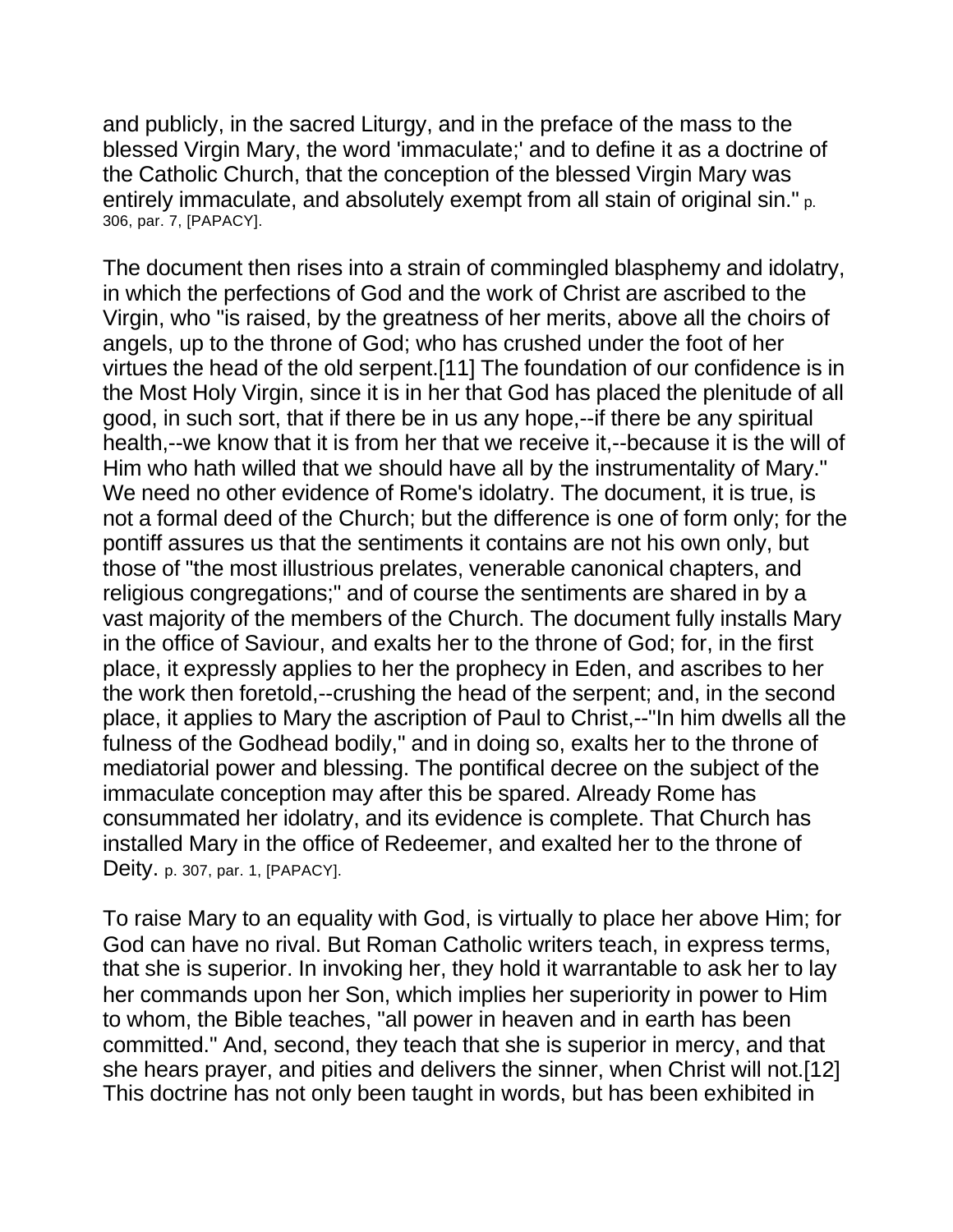and publicly, in the sacred Liturgy, and in the preface of the mass to the blessed Virgin Mary, the word 'immaculate;' and to define it as a doctrine of the Catholic Church, that the conception of the blessed Virgin Mary was entirely immaculate, and absolutely exempt from all stain of original sin." p. 306, par. 7, [PAPACY].

The document then rises into a strain of commingled blasphemy and idolatry, in which the perfections of God and the work of Christ are ascribed to the Virgin, who "is raised, by the greatness of her merits, above all the choirs of angels, up to the throne of God; who has crushed under the foot of her virtues the head of the old serpent.[11] The foundation of our confidence is in the Most Holy Virgin, since it is in her that God has placed the plenitude of all good, in such sort, that if there be in us any hope,--if there be any spiritual health,--we know that it is from her that we receive it,--because it is the will of Him who hath willed that we should have all by the instrumentality of Mary." We need no other evidence of Rome's idolatry. The document, it is true, is not a formal deed of the Church; but the difference is one of form only; for the pontiff assures us that the sentiments it contains are not his own only, but those of "the most illustrious prelates, venerable canonical chapters, and religious congregations;" and of course the sentiments are shared in by a vast majority of the members of the Church. The document fully installs Mary in the office of Saviour, and exalts her to the throne of God; for, in the first place, it expressly applies to her the prophecy in Eden, and ascribes to her the work then foretold,--crushing the head of the serpent; and, in the second place, it applies to Mary the ascription of Paul to Christ,--"In him dwells all the fulness of the Godhead bodily," and in doing so, exalts her to the throne of mediatorial power and blessing. The pontifical decree on the subject of the immaculate conception may after this be spared. Already Rome has consummated her idolatry, and its evidence is complete. That Church has installed Mary in the office of Redeemer, and exalted her to the throne of Deity. p. 307, par. 1, [PAPACY].

To raise Mary to an equality with God, is virtually to place her above Him; for God can have no rival. But Roman Catholic writers teach, in express terms, that she is superior. In invoking her, they hold it warrantable to ask her to lay her commands upon her Son, which implies her superiority in power to Him to whom, the Bible teaches, "all power in heaven and in earth has been committed." And, second, they teach that she is superior in mercy, and that she hears prayer, and pities and delivers the sinner, when Christ will not.[12] This doctrine has not only been taught in words, but has been exhibited in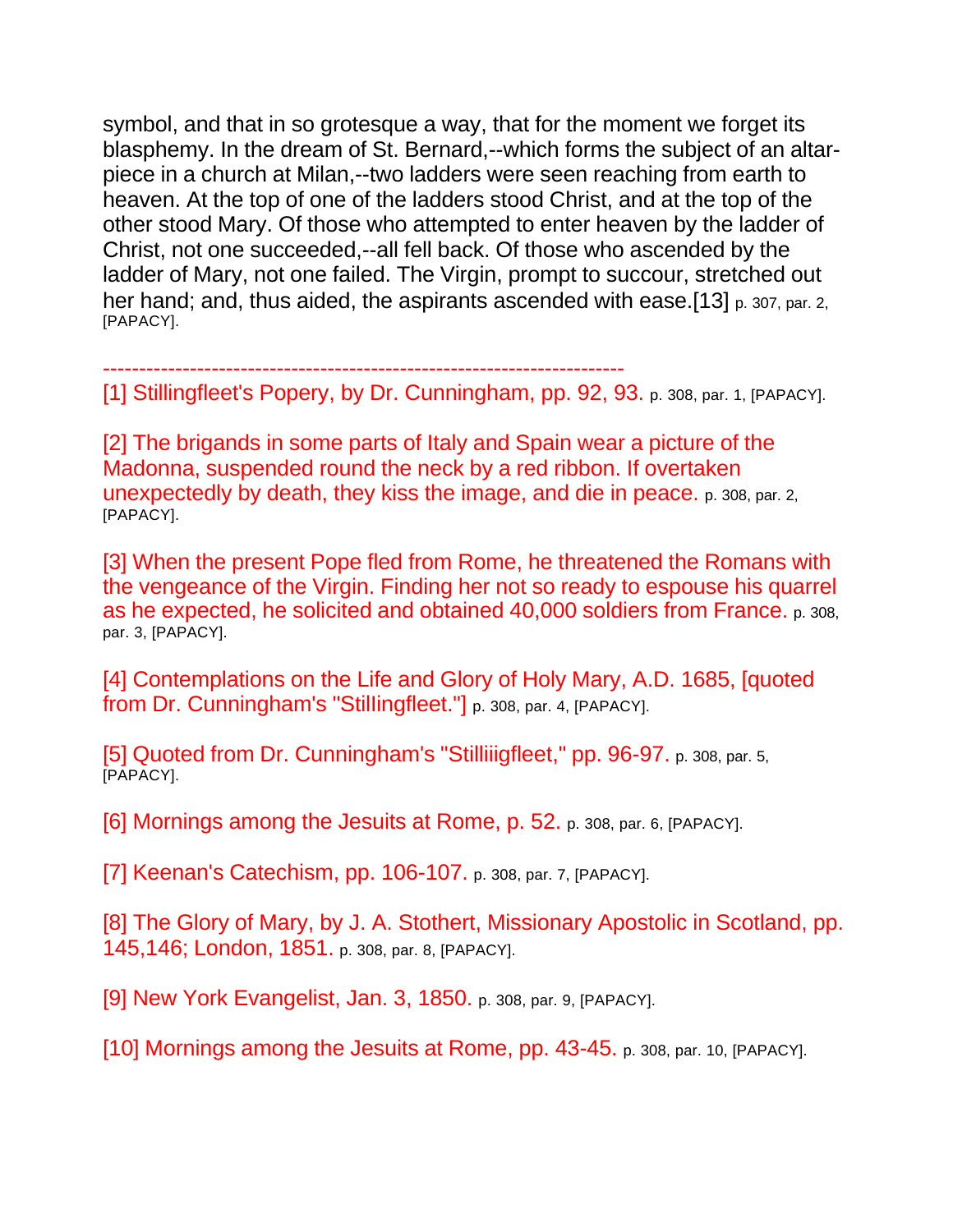symbol, and that in so grotesque a way, that for the moment we forget its blasphemy. In the dream of St. Bernard,--which forms the subject of an altar-piece in a church at Milan,--two ladders were seen reaching from earth to heaven. At the top of one of the ladders stood Christ, and at the top of the other stood Mary. Of those who attempted to enter heaven by the ladder of Christ, not one succeeded,--all fell back. Of those who ascended by the ladder of Mary, not one failed. The Virgin, prompt to succour, stretched out her hand; and, thus aided, the aspirants ascended with ease.[13] p. 307, par. 2, [PAPACY].

------------------------------------------------------------------------

[1] Stillingfleet's Popery, by Dr. Cunningham, pp. 92, 93. p. 308, par. 1, [PAPACY].

[2] The brigands in some parts of Italy and Spain wear a picture of the Madonna, suspended round the neck by a red ribbon. If overtaken unexpectedly by death, they kiss the image, and die in peace. p. 308, par. 2, [PAPACY].

[3] When the present Pope fled from Rome, he threatened the Romans with the vengeance of the Virgin. Finding her not so ready to espouse his quarrel as he expected, he solicited and obtained 40,000 soldiers from France. p. 308, par. 3, [PAPACY].

[4] Contemplations on the Life and Glory of Holy Mary, A.D. 1685, [quoted from Dr. Cunningham's "Stillingfleet."] p. 308, par. 4, [PAPACY].

[5] Quoted from Dr. Cunningham's "Stilliiigfleet," pp. 96-97. p. 308, par. 5, [PAPACY].

[6] Mornings among the Jesuits at Rome, p. 52. p. 308, par. 6, [PAPACY].

[7] Keenan's Catechism, pp. 106-107. p. 308, par. 7, [PAPACY].

[8] The Glory of Mary, by J. A. Stothert, Missionary Apostolic in Scotland, pp. 145,146; London, 1851. p. 308, par. 8, [PAPACY].

[9] New York Evangelist, Jan. 3, 1850. p. 308, par. 9, [PAPACY].

[10] Mornings among the Jesuits at Rome, pp. 43-45. p. 308, par. 10, [PAPACY].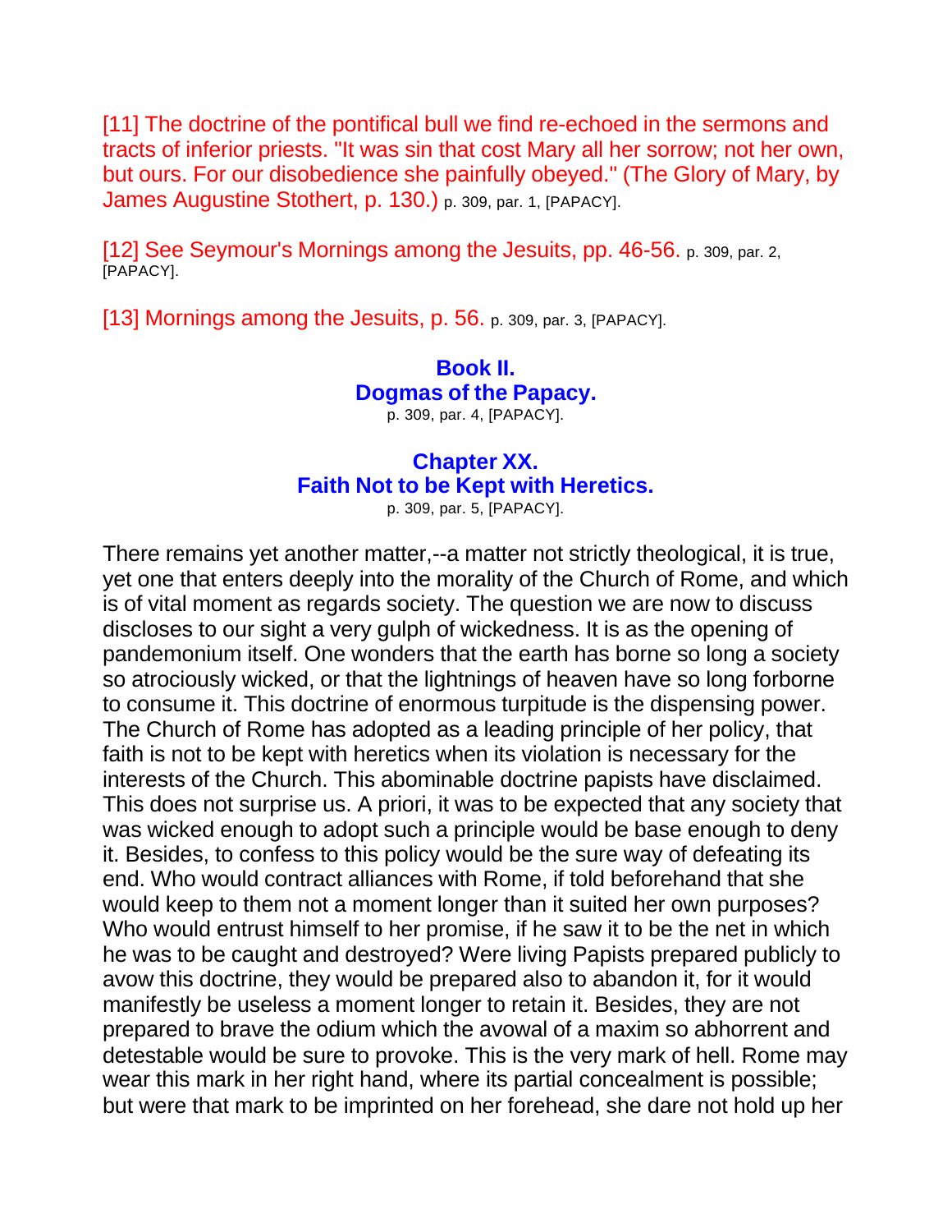[11] The doctrine of the pontifical bull we find re-echoed in the sermons and tracts of inferior priests. "It was sin that cost Mary all her sorrow; not her own, but ours. For our disobedience she painfully obeyed." (The Glory of Mary, by James Augustine Stothert, p. 130.) p. 309, par. 1, [PAPACY].

[12] See Seymour's Mornings among the Jesuits, pp. 46-56. p. 309, par. 2, [PAPACY].

[13] Mornings among the Jesuits, p. 56. p. 309, par. 3, [PAPACY].

## Book II. Dogmas of the Papacy.

p. 309, par. 4, [PAPACY].

## Chapter XX. Faith Not to be Kept with Heretics.

p. 309, par. 5, [PAPACY].

There remains yet another matter,--a matter not strictly theological, it is true, yet one that enters deeply into the morality of the Church of Rome, and which is of vital moment as regards society. The question we are now to discuss discloses to our sight a very gulph of wickedness. It is as the opening of pandemonium itself. One wonders that the earth has borne so long a society so atrociously wicked, or that the lightnings of heaven have so long forborne to consume it. This doctrine of enormous turpitude is the dispensing power. The Church of Rome has adopted as a leading principle of her policy, that faith is not to be kept with heretics when its violation is necessary for the interests of the Church. This abominable doctrine papists have disclaimed. This does not surprise us. A priori, it was to be expected that any society that was wicked enough to adopt such a principle would be base enough to deny it. Besides, to confess to this policy would be the sure way of defeating its end. Who would contract alliances with Rome, if told beforehand that she would keep to them not a moment longer than it suited her own purposes? Who would entrust himself to her promise, if he saw it to be the net in which he was to be caught and destroyed? Were living Papists prepared publicly to avow this doctrine, they would be prepared also to abandon it, for it would manifestly be useless a moment longer to retain it. Besides, they are not prepared to brave the odium which the avowal of a maxim so abhorrent and detestable would be sure to provoke. This is the very mark of hell. Rome may wear this mark in her right hand, where its partial concealment is possible; but were that mark to be imprinted on her forehead, she dare not hold up her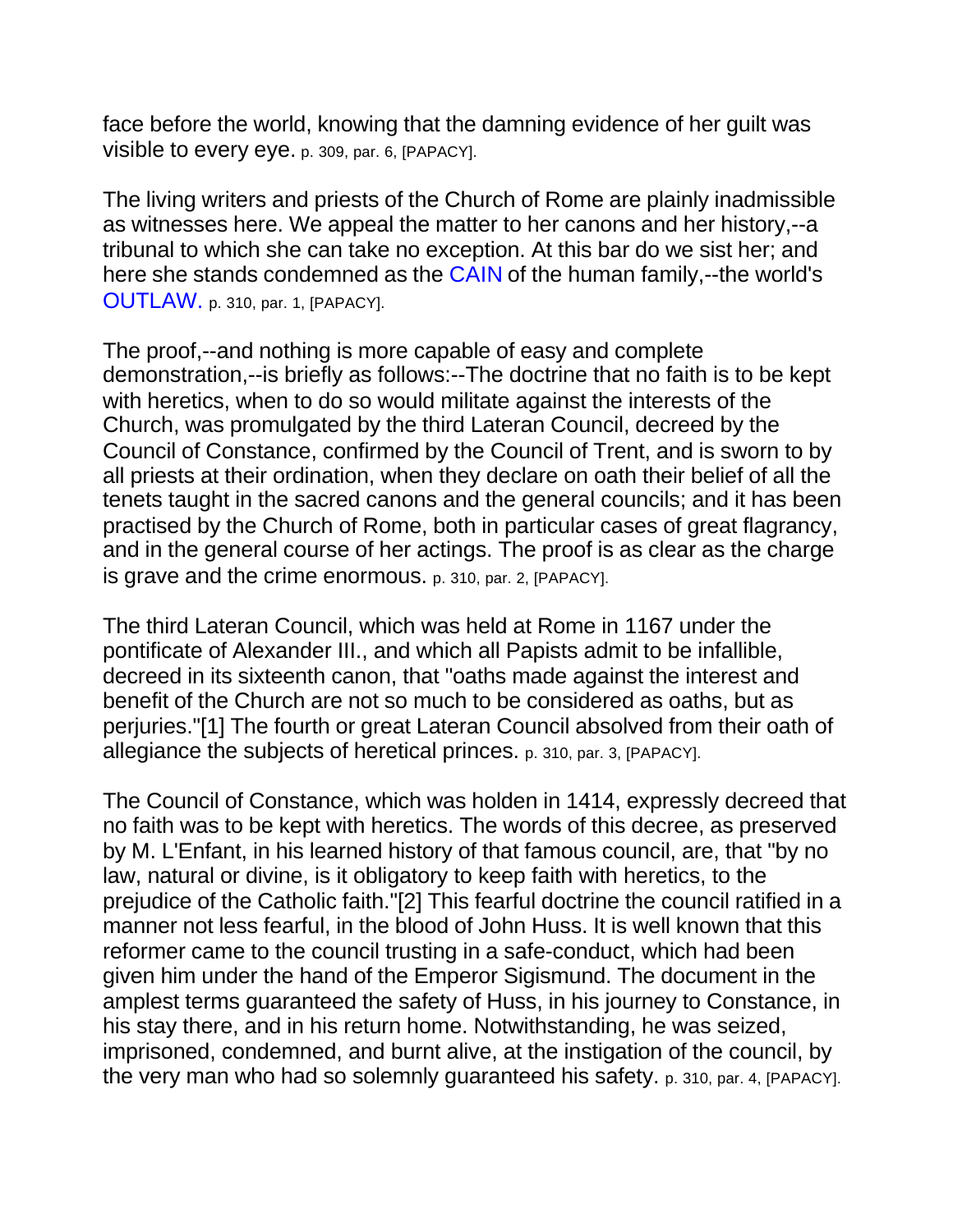face before the world, knowing that the damning evidence of her guilt was visible to every eye. p. 309, par. 6, [PAPACY].

The living writers and priests of the Church of Rome are plainly inadmissible as witnesses here. We appeal the matter to her canons and her history,--a tribunal to which she can take no exception. At this bar do we sist her; and here she stands condemned as the CAIN of the human family,--the world's OUTLAW. p. 310, par. 1, [PAPACY].

The proof,--and nothing is more capable of easy and complete demonstration,--is briefly as follows:--The doctrine that no faith is to be kept with heretics, when to do so would militate against the interests of the Church, was promulgated by the third Lateran Council, decreed by the Council of Constance, confirmed by the Council of Trent, and is sworn to by all priests at their ordination, when they declare on oath their belief of all the tenets taught in the sacred canons and the general councils; and it has been practised by the Church of Rome, both in particular cases of great flagrancy, and in the general course of her actings. The proof is as clear as the charge is grave and the crime enormous. p. 310, par. 2, [PAPACY].

The third Lateran Council, which was held at Rome in 1167 under the pontificate of Alexander III., and which all Papists admit to be infallible, decreed in its sixteenth canon, that "oaths made against the interest and benefit of the Church are not so much to be considered as oaths, but as perjuries."[1] The fourth or great Lateran Council absolved from their oath of allegiance the subjects of heretical princes. p. 310, par. 3, [PAPACY].

The Council of Constance, which was holden in 1414, expressly decreed that no faith was to be kept with heretics. The words of this decree, as preserved by M. L'Enfant, in his learned history of that famous council, are, that "by no law, natural or divine, is it obligatory to keep faith with heretics, to the prejudice of the Catholic faith."[2] This fearful doctrine the council ratified in a manner not less fearful, in the blood of John Huss. It is well known that this reformer came to the council trusting in a safe-conduct, which had been given him under the hand of the Emperor Sigismund. The document in the amplest terms guaranteed the safety of Huss, in his journey to Constance, in his stay there, and in his return home. Notwithstanding, he was seized, imprisoned, condemned, and burnt alive, at the instigation of the council, by the very man who had so solemnly guaranteed his safety. p. 310, par. 4, [PAPACY].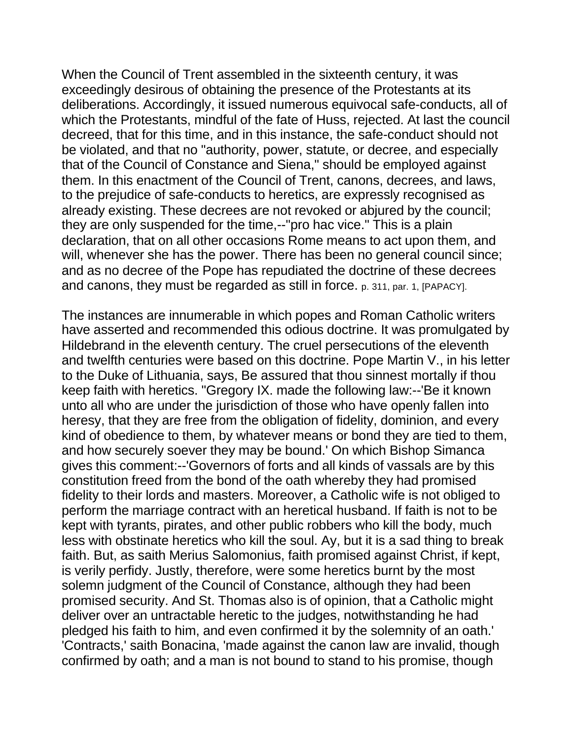When the Council of Trent assembled in the sixteenth century, it was exceedingly desirous of obtaining the presence of the Protestants at its deliberations. Accordingly, it issued numerous equivocal safe-conducts, all of which the Protestants, mindful of the fate of Huss, rejected. At last the council decreed, that for this time, and in this instance, the safe-conduct should not be violated, and that no "authority, power, statute, or decree, and especially that of the Council of Constance and Siena," should be employed against them. In this enactment of the Council of Trent, canons, decrees, and laws, to the prejudice of safe-conducts to heretics, are expressly recognised as already existing. These decrees are not revoked or abjured by the council; they are only suspended for the time,--"pro hac vice." This is a plain declaration, that on all other occasions Rome means to act upon them, and will, whenever she has the power. There has been no general council since; and as no decree of the Pope has repudiated the doctrine of these decrees and canons, they must be regarded as still in force. p. 311, par. 1, [PAPACY].

The instances are innumerable in which popes and Roman Catholic writers have asserted and recommended this odious doctrine. It was promulgated by Hildebrand in the eleventh century. The cruel persecutions of the eleventh and twelfth centuries were based on this doctrine. Pope Martin V., in his letter to the Duke of Lithuania, says, Be assured that thou sinnest mortally if thou keep faith with heretics. "Gregory IX. made the following law:--'Be it known unto all who are under the jurisdiction of those who have openly fallen into heresy, that they are free from the obligation of fidelity, dominion, and every kind of obedience to them, by whatever means or bond they are tied to them, and how securely soever they may be bound.' On which Bishop Simanca gives this comment:--'Governors of forts and all kinds of vassals are by this constitution freed from the bond of the oath whereby they had promised fidelity to their lords and masters. Moreover, a Catholic wife is not obliged to perform the marriage contract with an heretical husband. If faith is not to be kept with tyrants, pirates, and other public robbers who kill the body, much less with obstinate heretics who kill the soul. Ay, but it is a sad thing to break faith. But, as saith Merius Salomonius, faith promised against Christ, if kept, is verily perfidy. Justly, therefore, were some heretics burnt by the most solemn judgment of the Council of Constance, although they had been promised security. And St. Thomas also is of opinion, that a Catholic might deliver over an untractable heretic to the judges, notwithstanding he had pledged his faith to him, and even confirmed it by the solemnity of an oath.' 'Contracts,' saith Bonacina, 'made against the canon law are invalid, though confirmed by oath; and a man is not bound to stand to his promise, though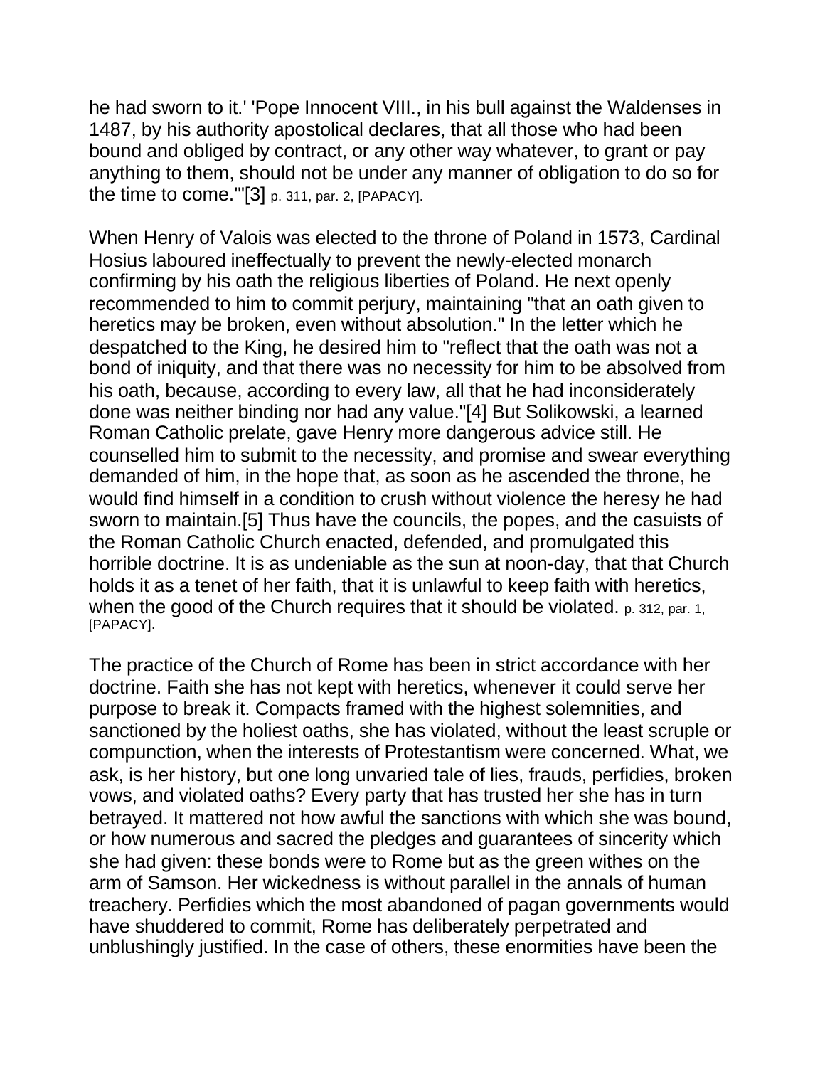he had sworn to it.' 'Pope Innocent VIII., in his bull against the Waldenses in 1487, by his authority apostolical declares, that all those who had been bound and obliged by contract, or any other way whatever, to grant or pay anything to them, should not be under any manner of obligation to do so for the time to come.'"[3] p. 311, par. 2, [PAPACY].

When Henry of Valois was elected to the throne of Poland in 1573, Cardinal Hosius laboured ineffectually to prevent the newly-elected monarch confirming by his oath the religious liberties of Poland. He next openly recommended to him to commit perjury, maintaining "that an oath given to heretics may be broken, even without absolution." In the letter which he despatched to the King, he desired him to "reflect that the oath was not a bond of iniquity, and that there was no necessity for him to be absolved from his oath, because, according to every law, all that he had inconsiderately done was neither binding nor had any value."[4] But Solikowski, a learned Roman Catholic prelate, gave Henry more dangerous advice still. He counselled him to submit to the necessity, and promise and swear everything demanded of him, in the hope that, as soon as he ascended the throne, he would find himself in a condition to crush without violence the heresy he had sworn to maintain.[5] Thus have the councils, the popes, and the casuists of the Roman Catholic Church enacted, defended, and promulgated this horrible doctrine. It is as undeniable as the sun at noon-day, that that Church holds it as a tenet of her faith, that it is unlawful to keep faith with heretics, when the good of the Church requires that it should be violated. p. 312, par. 1, [PAPACY].

The practice of the Church of Rome has been in strict accordance with her doctrine. Faith she has not kept with heretics, whenever it could serve her purpose to break it. Compacts framed with the highest solemnities, and sanctioned by the holiest oaths, she has violated, without the least scruple or compunction, when the interests of Protestantism were concerned. What, we ask, is her history, but one long unvaried tale of lies, frauds, perfidies, broken vows, and violated oaths? Every party that has trusted her she has in turn betrayed. It mattered not how awful the sanctions with which she was bound, or how numerous and sacred the pledges and guarantees of sincerity which she had given: these bonds were to Rome but as the green withes on the arm of Samson. Her wickedness is without parallel in the annals of human treachery. Perfidies which the most abandoned of pagan governments would have shuddered to commit, Rome has deliberately perpetrated and unblushingly justified. In the case of others, these enormities have been the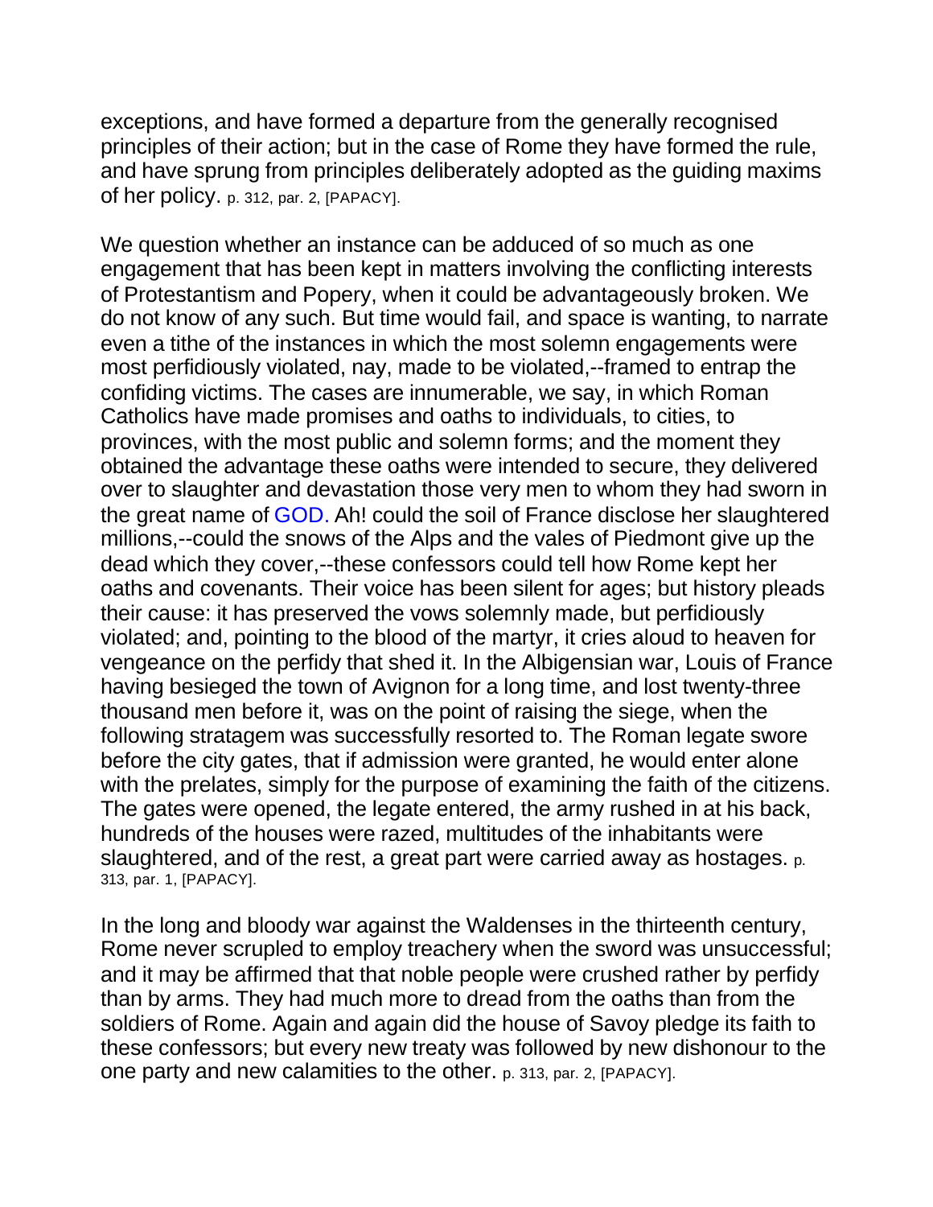exceptions, and have formed a departure from the generally recognised principles of their action; but in the case of Rome they have formed the rule, and have sprung from principles deliberately adopted as the guiding maxims of her policy. p. 312, par. 2, [PAPACY].

We question whether an instance can be adduced of so much as one engagement that has been kept in matters involving the conflicting interests of Protestantism and Popery, when it could be advantageously broken. We do not know of any such. But time would fail, and space is wanting, to narrate even a tithe of the instances in which the most solemn engagements were most perfidiously violated, nay, made to be violated,--framed to entrap the confiding victims. The cases are innumerable, we say, in which Roman Catholics have made promises and oaths to individuals, to cities, to provinces, with the most public and solemn forms; and the moment they obtained the advantage these oaths were intended to secure, they delivered over to slaughter and devastation those very men to whom they had sworn in the great name of GOD. Ah! could the soil of France disclose her slaughtered millions,--could the snows of the Alps and the vales of Piedmont give up the dead which they cover,--these confessors could tell how Rome kept her oaths and covenants. Their voice has been silent for ages; but history pleads their cause: it has preserved the vows solemnly made, but perfidiously violated; and, pointing to the blood of the martyr, it cries aloud to heaven for vengeance on the perfidy that shed it. In the Albigensian war, Louis of France having besieged the town of Avignon for a long time, and lost twenty-three thousand men before it, was on the point of raising the siege, when the following stratagem was successfully resorted to. The Roman legate swore before the city gates, that if admission were granted, he would enter alone with the prelates, simply for the purpose of examining the faith of the citizens. The gates were opened, the legate entered, the army rushed in at his back, hundreds of the houses were razed, multitudes of the inhabitants were slaughtered, and of the rest, a great part were carried away as hostages. p. 313, par. 1, [PAPACY].

In the long and bloody war against the Waldenses in the thirteenth century, Rome never scrupled to employ treachery when the sword was unsuccessful; and it may be affirmed that that noble people were crushed rather by perfidy than by arms. They had much more to dread from the oaths than from the soldiers of Rome. Again and again did the house of Savoy pledge its faith to these confessors; but every new treaty was followed by new dishonour to the one party and new calamities to the other. p. 313, par. 2, [PAPACY].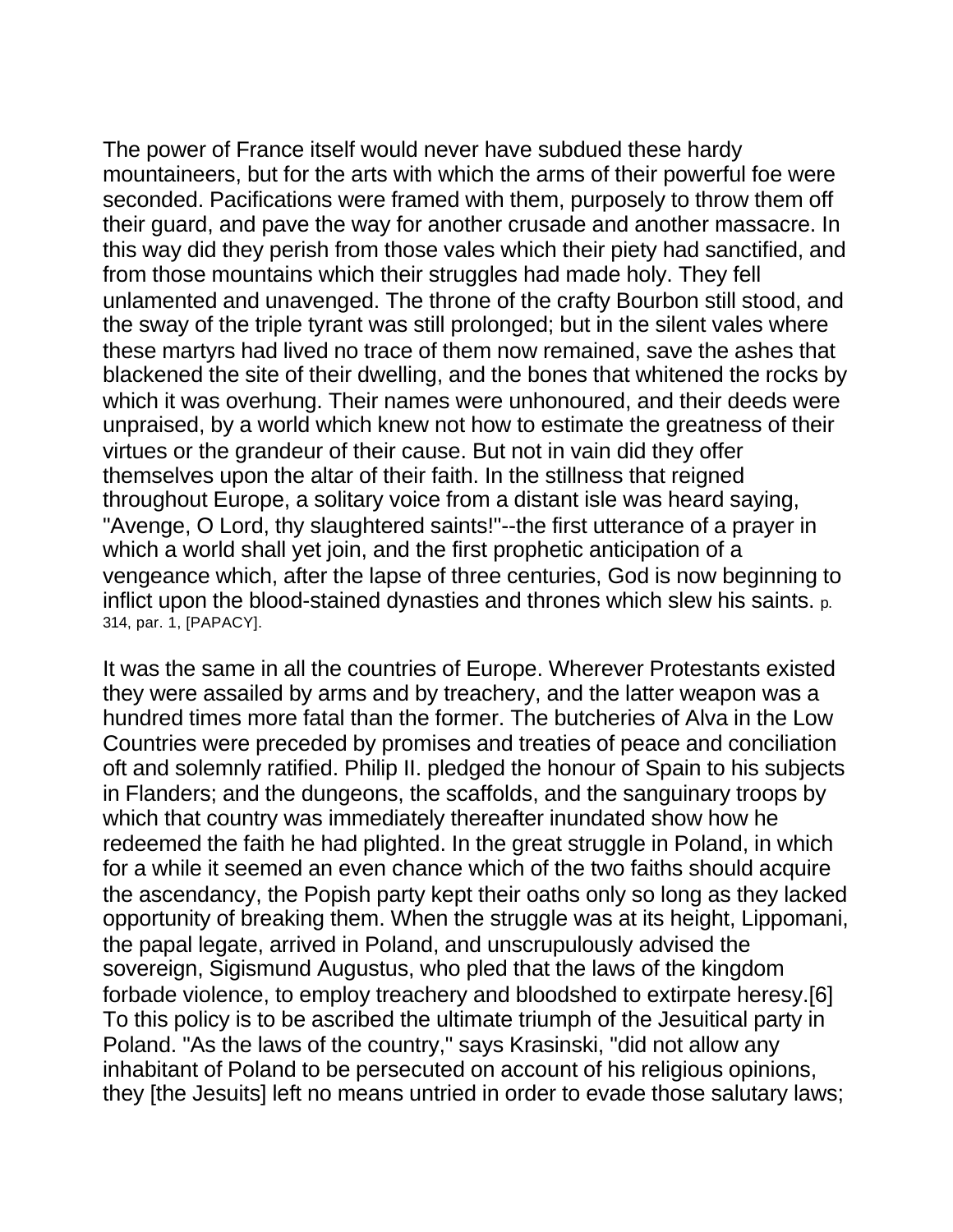The power of France itself would never have subdued these hardy mountaineers, but for the arts with which the arms of their powerful foe were seconded. Pacifications were framed with them, purposely to throw them off their guard, and pave the way for another crusade and another massacre. In this way did they perish from those vales which their piety had sanctified, and from those mountains which their struggles had made holy. They fell unlamented and unavenged. The throne of the crafty Bourbon still stood, and the sway of the triple tyrant was still prolonged; but in the silent vales where these martyrs had lived no trace of them now remained, save the ashes that blackened the site of their dwelling, and the bones that whitened the rocks by which it was overhung. Their names were unhonoured, and their deeds were unpraised, by a world which knew not how to estimate the greatness of their virtues or the grandeur of their cause. But not in vain did they offer themselves upon the altar of their faith. In the stillness that reigned throughout Europe, a solitary voice from a distant isle was heard saying, "Avenge, O Lord, thy slaughtered saints!"--the first utterance of a prayer in which a world shall yet join, and the first prophetic anticipation of a vengeance which, after the lapse of three centuries, God is now beginning to inflict upon the blood-stained dynasties and thrones which slew his saints. p. 314, par. 1, [PAPACY].

It was the same in all the countries of Europe. Wherever Protestants existed they were assailed by arms and by treachery, and the latter weapon was a hundred times more fatal than the former. The butcheries of Alva in the Low Countries were preceded by promises and treaties of peace and conciliation oft and solemnly ratified. Philip II. pledged the honour of Spain to his subjects in Flanders; and the dungeons, the scaffolds, and the sanguinary troops by which that country was immediately thereafter inundated show how he redeemed the faith he had plighted. In the great struggle in Poland, in which for a while it seemed an even chance which of the two faiths should acquire the ascendancy, the Popish party kept their oaths only so long as they lacked opportunity of breaking them. When the struggle was at its height, Lippomani, the papal legate, arrived in Poland, and unscrupulously advised the sovereign, Sigismund Augustus, who pled that the laws of the kingdom forbade violence, to employ treachery and bloodshed to extirpate heresy.[6] To this policy is to be ascribed the ultimate triumph of the Jesuitical party in Poland. "As the laws of the country," says Krasinski, "did not allow any inhabitant of Poland to be persecuted on account of his religious opinions, they [the Jesuits] left no means untried in order to evade those salutary laws;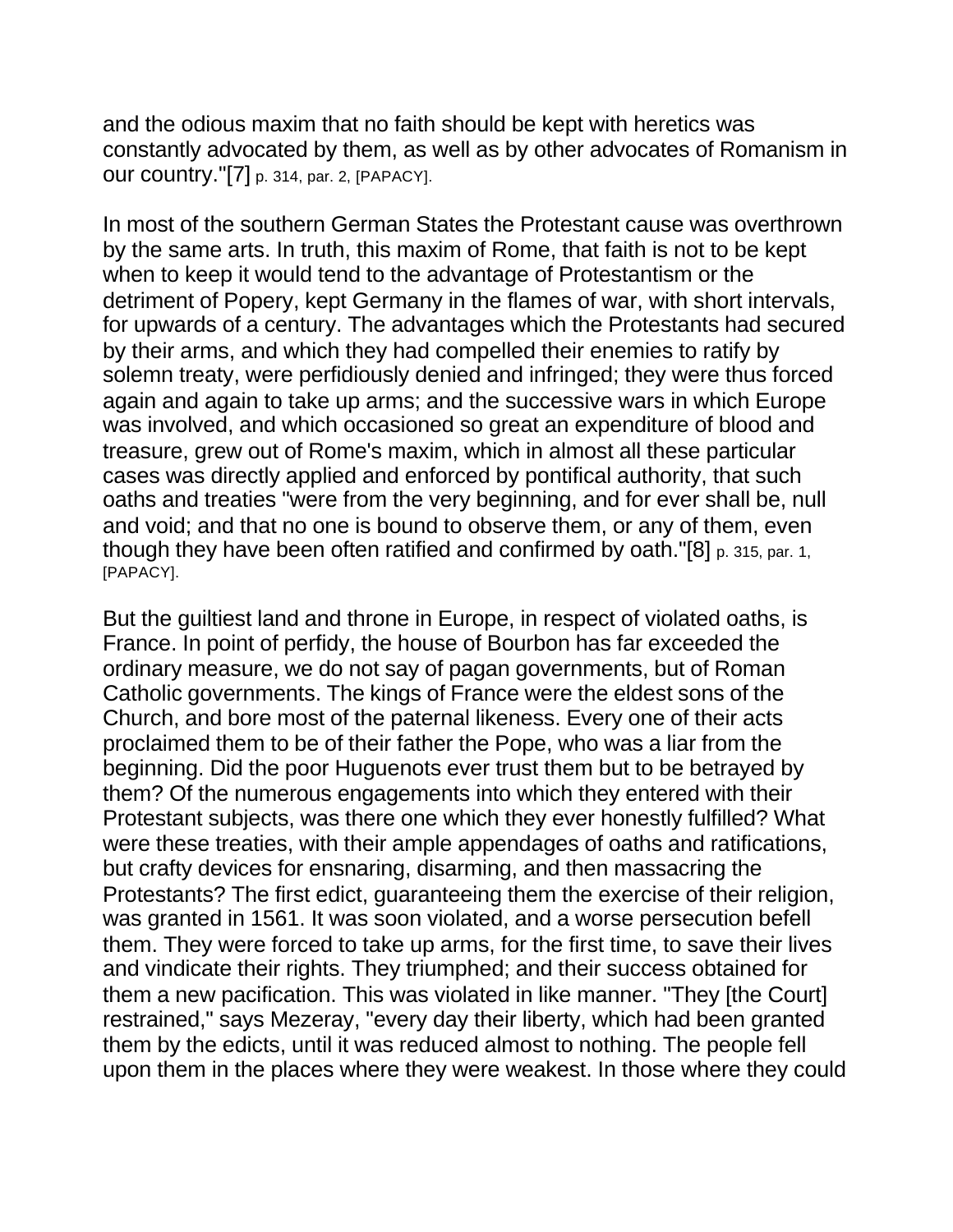and the odious maxim that no faith should be kept with heretics was constantly advocated by them, as well as by other advocates of Romanism in our country."[7] p. 314, par. 2, [PAPACY].

In most of the southern German States the Protestant cause was overthrown by the same arts. In truth, this maxim of Rome, that faith is not to be kept when to keep it would tend to the advantage of Protestantism or the detriment of Popery, kept Germany in the flames of war, with short intervals, for upwards of a century. The advantages which the Protestants had secured by their arms, and which they had compelled their enemies to ratify by solemn treaty, were perfidiously denied and infringed; they were thus forced again and again to take up arms; and the successive wars in which Europe was involved, and which occasioned so great an expenditure of blood and treasure, grew out of Rome's maxim, which in almost all these particular cases was directly applied and enforced by pontifical authority, that such oaths and treaties "were from the very beginning, and for ever shall be, null and void; and that no one is bound to observe them, or any of them, even though they have been often ratified and confirmed by oath."[8] p. 315, par. 1, [PAPACY].

But the guiltiest land and throne in Europe, in respect of violated oaths, is France. In point of perfidy, the house of Bourbon has far exceeded the ordinary measure, we do not say of pagan governments, but of Roman Catholic governments. The kings of France were the eldest sons of the Church, and bore most of the paternal likeness. Every one of their acts proclaimed them to be of their father the Pope, who was a liar from the beginning. Did the poor Huguenots ever trust them but to be betrayed by them? Of the numerous engagements into which they entered with their Protestant subjects, was there one which they ever honestly fulfilled? What were these treaties, with their ample appendages of oaths and ratifications, but crafty devices for ensnaring, disarming, and then massacring the Protestants? The first edict, guaranteeing them the exercise of their religion, was granted in 1561. It was soon violated, and a worse persecution befell them. They were forced to take up arms, for the first time, to save their lives and vindicate their rights. They triumphed; and their success obtained for them a new pacification. This was violated in like manner. "They [the Court] restrained," says Mezeray, "every day their liberty, which had been granted them by the edicts, until it was reduced almost to nothing. The people fell upon them in the places where they were weakest. In those where they could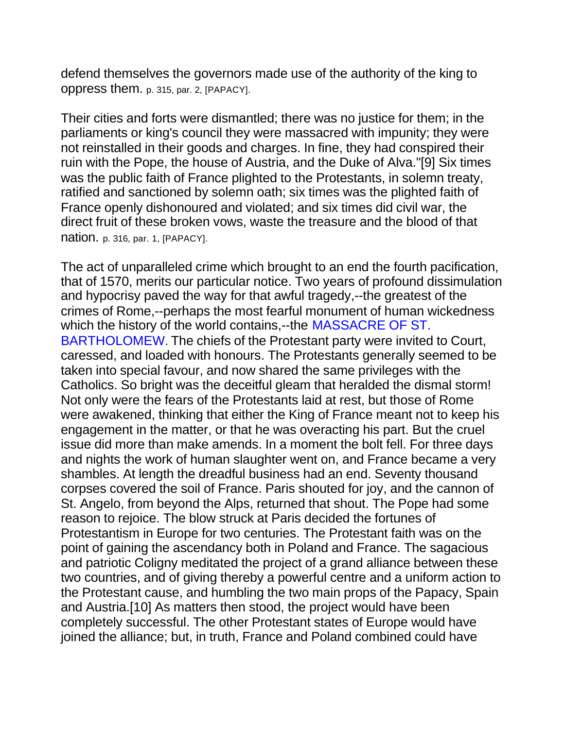defend themselves the governors made use of the authority of the king to oppress them. p. 315, par. 2, [PAPACY].

Their cities and forts were dismantled; there was no justice for them; in the parliaments or king's council they were massacred with impunity; they were not reinstalled in their goods and charges. In fine, they had conspired their ruin with the Pope, the house of Austria, and the Duke of Alva."[9] Six times was the public faith of France plighted to the Protestants, in solemn treaty, ratified and sanctioned by solemn oath; six times was the plighted faith of France openly dishonoured and violated; and six times did civil war, the direct fruit of these broken vows, waste the treasure and the blood of that nation. p. 316, par. 1, [PAPACY].

The act of unparalleled crime which brought to an end the fourth pacification, that of 1570, merits our particular notice. Two years of profound dissimulation and hypocrisy paved the way for that awful tragedy,--the greatest of the crimes of Rome,--perhaps the most fearful monument of human wickedness which the history of the world contains,--the MASSACRE OF ST. BARTHOLOMEW. The chiefs of the Protestant party were invited to Court, caressed, and loaded with honours. The Protestants generally seemed to be taken into special favour, and now shared the same privileges with the Catholics. So bright was the deceitful gleam that heralded the dismal storm! Not only were the fears of the Protestants laid at rest, but those of Rome were awakened, thinking that either the King of France meant not to keep his engagement in the matter, or that he was overacting his part. But the cruel issue did more than make amends. In a moment the bolt fell. For three days and nights the work of human slaughter went on, and France became a very shambles. At length the dreadful business had an end. Seventy thousand corpses covered the soil of France. Paris shouted for joy, and the cannon of St. Angelo, from beyond the Alps, returned that shout. The Pope had some reason to rejoice. The blow struck at Paris decided the fortunes of Protestantism in Europe for two centuries. The Protestant faith was on the point of gaining the ascendancy both in Poland and France. The sagacious and patriotic Coligny meditated the project of a grand alliance between these two countries, and of giving thereby a powerful centre and a uniform action to the Protestant cause, and humbling the two main props of the Papacy, Spain and Austria.[10] As matters then stood, the project would have been completely successful. The other Protestant states of Europe would have joined the alliance; but, in truth, France and Poland combined could have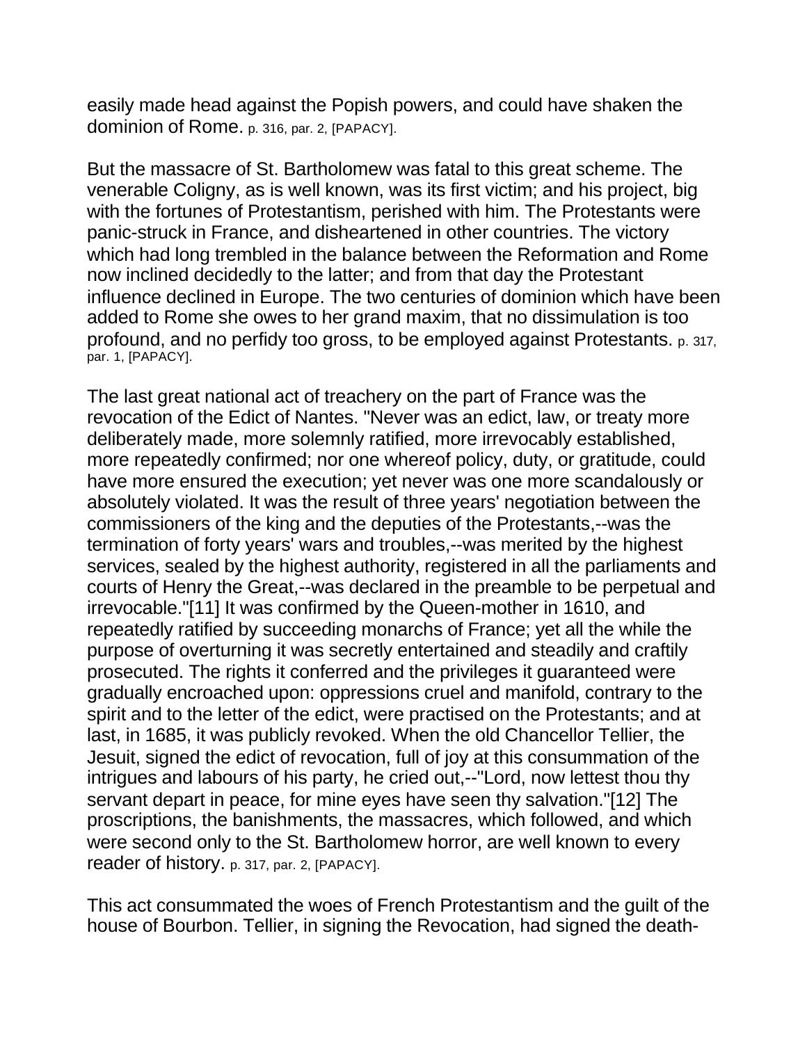easily made head against the Popish powers, and could have shaken the dominion of Rome. p. 316, par. 2, [PAPACY].

But the massacre of St. Bartholomew was fatal to this great scheme. The venerable Coligny, as is well known, was its first victim; and his project, big with the fortunes of Protestantism, perished with him. The Protestants were panic-struck in France, and disheartened in other countries. The victory which had long trembled in the balance between the Reformation and Rome now inclined decidedly to the latter; and from that day the Protestant influence declined in Europe. The two centuries of dominion which have been added to Rome she owes to her grand maxim, that no dissimulation is too profound, and no perfidy too gross, to be employed against Protestants. p. 317, par. 1, [PAPACY].

The last great national act of treachery on the part of France was the revocation of the Edict of Nantes. "Never was an edict, law, or treaty more deliberately made, more solemnly ratified, more irrevocably established, more repeatedly confirmed; nor one whereof policy, duty, or gratitude, could have more ensured the execution; yet never was one more scandalously or absolutely violated. It was the result of three years' negotiation between the commissioners of the king and the deputies of the Protestants,--was the termination of forty years' wars and troubles,--was merited by the highest services, sealed by the highest authority, registered in all the parliaments and courts of Henry the Great,--was declared in the preamble to be perpetual and irrevocable."[11] It was confirmed by the Queen-mother in 1610, and repeatedly ratified by succeeding monarchs of France; yet all the while the purpose of overturning it was secretly entertained and steadily and craftily prosecuted. The rights it conferred and the privileges it guaranteed were gradually encroached upon: oppressions cruel and manifold, contrary to the spirit and to the letter of the edict, were practised on the Protestants; and at last, in 1685, it was publicly revoked. When the old Chancellor Tellier, the Jesuit, signed the edict of revocation, full of joy at this consummation of the intrigues and labours of his party, he cried out,--"Lord, now lettest thou thy servant depart in peace, for mine eyes have seen thy salvation."[12] The proscriptions, the banishments, the massacres, which followed, and which were second only to the St. Bartholomew horror, are well known to every reader of history. p. 317, par. 2, [PAPACY].

This act consummated the woes of French Protestantism and the guilt of the house of Bourbon. Tellier, in signing the Revocation, had signed the death-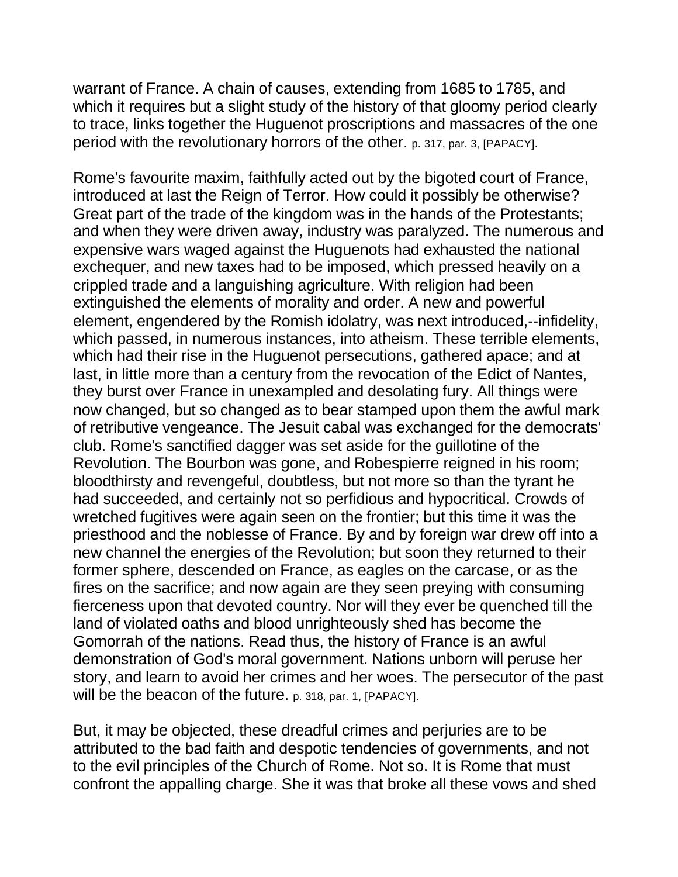warrant of France. A chain of causes, extending from 1685 to 1785, and which it requires but a slight study of the history of that gloomy period clearly to trace, links together the Huguenot proscriptions and massacres of the one period with the revolutionary horrors of the other. p. 317, par. 3, [PAPACY].

Rome's favourite maxim, faithfully acted out by the bigoted court of France, introduced at last the Reign of Terror. How could it possibly be otherwise? Great part of the trade of the kingdom was in the hands of the Protestants; and when they were driven away, industry was paralyzed. The numerous and expensive wars waged against the Huguenots had exhausted the national exchequer, and new taxes had to be imposed, which pressed heavily on a crippled trade and a languishing agriculture. With religion had been extinguished the elements of morality and order. A new and powerful element, engendered by the Romish idolatry, was next introduced,--infidelity, which passed, in numerous instances, into atheism. These terrible elements, which had their rise in the Huguenot persecutions, gathered apace; and at last, in little more than a century from the revocation of the Edict of Nantes, they burst over France in unexampled and desolating fury. All things were now changed, but so changed as to bear stamped upon them the awful mark of retributive vengeance. The Jesuit cabal was exchanged for the democrats' club. Rome's sanctified dagger was set aside for the guillotine of the Revolution. The Bourbon was gone, and Robespierre reigned in his room; bloodthirsty and revengeful, doubtless, but not more so than the tyrant he had succeeded, and certainly not so perfidious and hypocritical. Crowds of wretched fugitives were again seen on the frontier; but this time it was the priesthood and the noblesse of France. By and by foreign war drew off into a new channel the energies of the Revolution; but soon they returned to their former sphere, descended on France, as eagles on the carcase, or as the fires on the sacrifice; and now again are they seen preying with consuming fierceness upon that devoted country. Nor will they ever be quenched till the land of violated oaths and blood unrighteously shed has become the Gomorrah of the nations. Read thus, the history of France is an awful demonstration of God's moral government. Nations unborn will peruse her story, and learn to avoid her crimes and her woes. The persecutor of the past will be the beacon of the future. p. 318, par. 1, [PAPACY].

But, it may be objected, these dreadful crimes and perjuries are to be attributed to the bad faith and despotic tendencies of governments, and not to the evil principles of the Church of Rome. Not so. It is Rome that must confront the appalling charge. She it was that broke all these vows and shed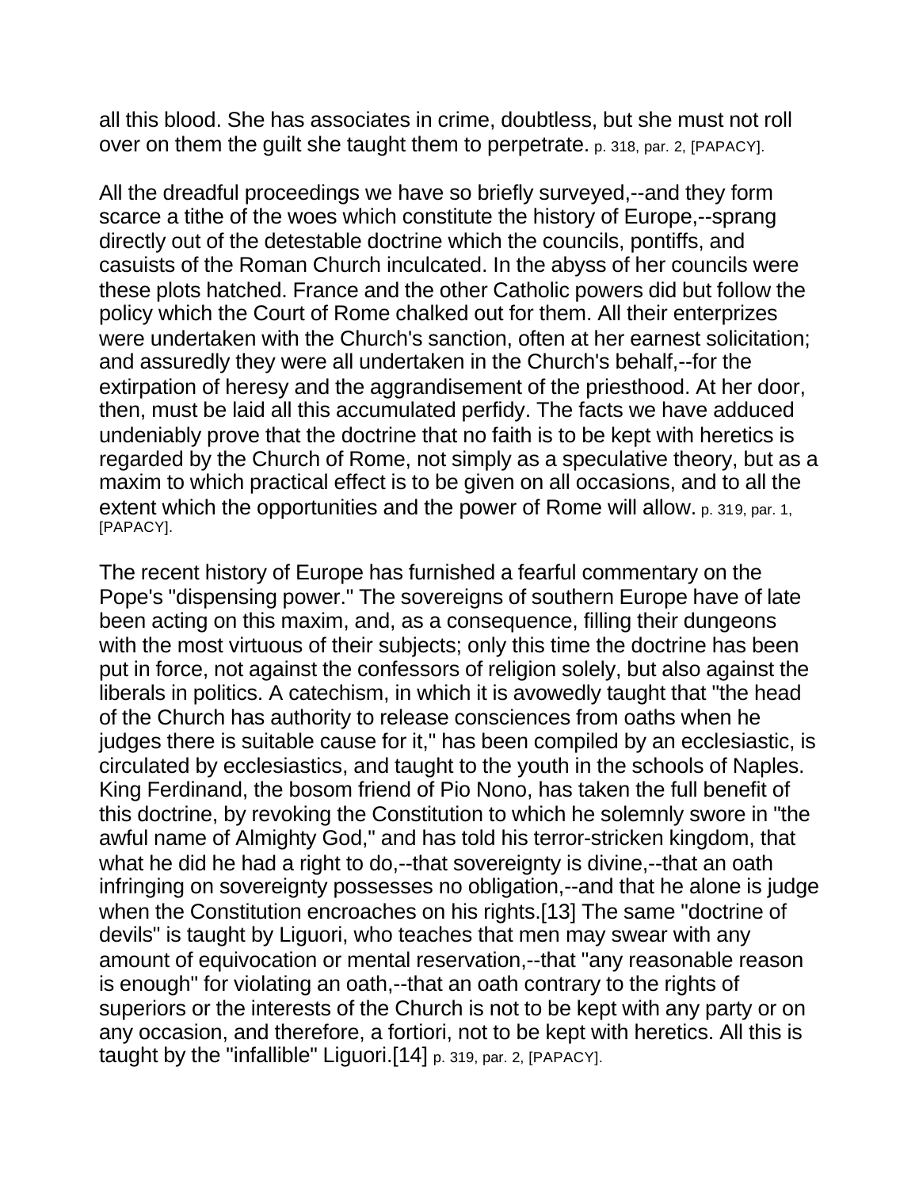all this blood. She has associates in crime, doubtless, but she must not roll over on them the guilt she taught them to perpetrate. p. 318, par. 2, [PAPACY].

All the dreadful proceedings we have so briefly surveyed,--and they form scarce a tithe of the woes which constitute the history of Europe,--sprang directly out of the detestable doctrine which the councils, pontiffs, and casuists of the Roman Church inculcated. In the abyss of her councils were these plots hatched. France and the other Catholic powers did but follow the policy which the Court of Rome chalked out for them. All their enterprizes were undertaken with the Church's sanction, often at her earnest solicitation; and assuredly they were all undertaken in the Church's behalf,--for the extirpation of heresy and the aggrandisement of the priesthood. At her door, then, must be laid all this accumulated perfidy. The facts we have adduced undeniably prove that the doctrine that no faith is to be kept with heretics is regarded by the Church of Rome, not simply as a speculative theory, but as a maxim to which practical effect is to be given on all occasions, and to all the extent which the opportunities and the power of Rome will allow. p. 319, par. 1, [PAPACY].

The recent history of Europe has furnished a fearful commentary on the Pope's "dispensing power." The sovereigns of southern Europe have of late been acting on this maxim, and, as a consequence, filling their dungeons with the most virtuous of their subjects; only this time the doctrine has been put in force, not against the confessors of religion solely, but also against the liberals in politics. A catechism, in which it is avowedly taught that "the head of the Church has authority to release consciences from oaths when he judges there is suitable cause for it," has been compiled by an ecclesiastic, is circulated by ecclesiastics, and taught to the youth in the schools of Naples. King Ferdinand, the bosom friend of Pio Nono, has taken the full benefit of this doctrine, by revoking the Constitution to which he solemnly swore in "the awful name of Almighty God," and has told his terror-stricken kingdom, that what he did he had a right to do,--that sovereignty is divine,--that an oath infringing on sovereignty possesses no obligation,--and that he alone is judge when the Constitution encroaches on his rights.[13] The same "doctrine of devils" is taught by Liguori, who teaches that men may swear with any amount of equivocation or mental reservation,--that "any reasonable reason is enough" for violating an oath,--that an oath contrary to the rights of superiors or the interests of the Church is not to be kept with any party or on any occasion, and therefore, a fortiori, not to be kept with heretics. All this is taught by the "infallible" Liguori.[14] p. 319, par. 2, [PAPACY].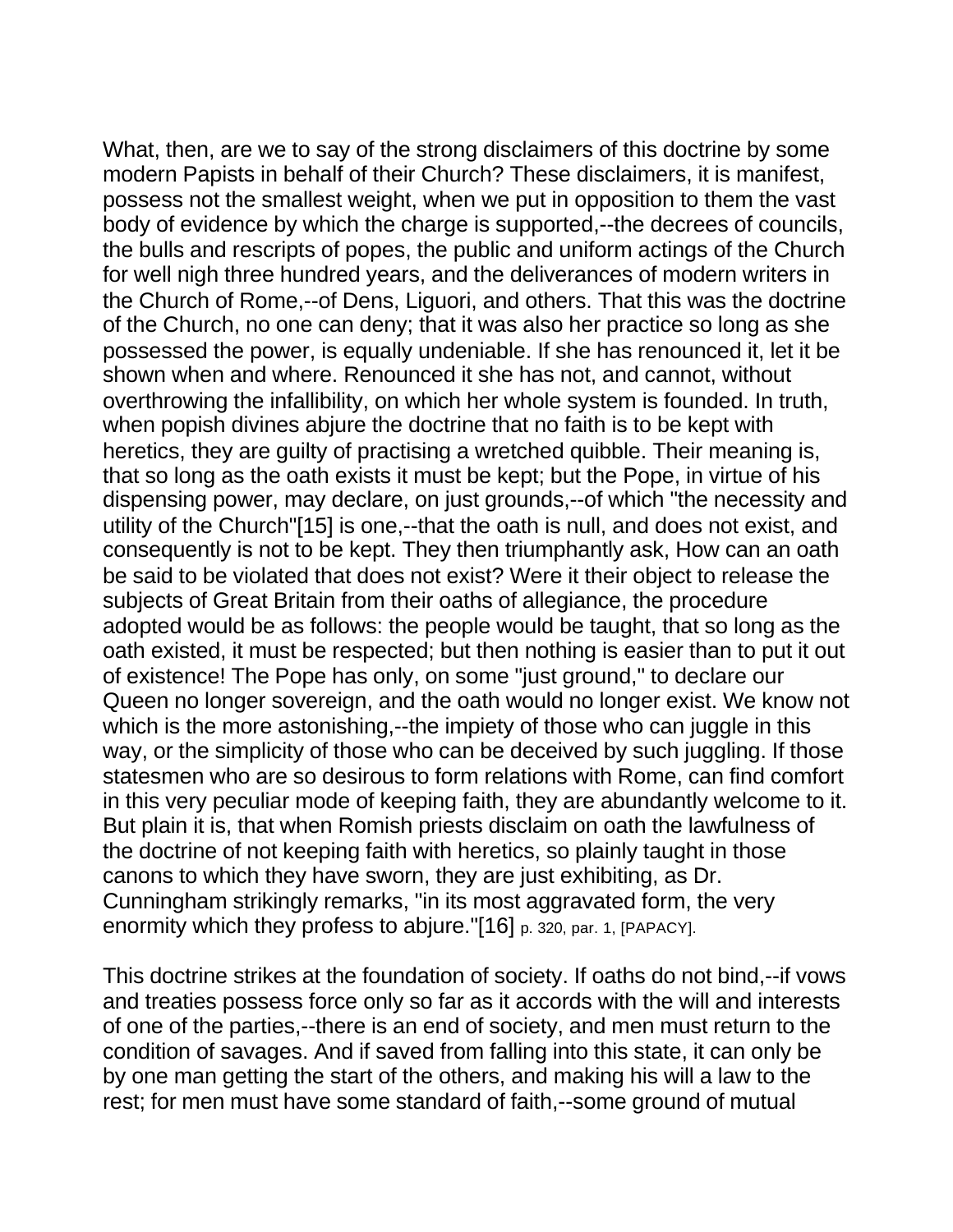What, then, are we to say of the strong disclaimers of this doctrine by some modern Papists in behalf of their Church? These disclaimers, it is manifest, possess not the smallest weight, when we put in opposition to them the vast body of evidence by which the charge is supported,--the decrees of councils, the bulls and rescripts of popes, the public and uniform actings of the Church for well nigh three hundred years, and the deliverances of modern writers in the Church of Rome,--of Dens, Liguori, and others. That this was the doctrine of the Church, no one can deny; that it was also her practice so long as she possessed the power, is equally undeniable. If she has renounced it, let it be shown when and where. Renounced it she has not, and cannot, without overthrowing the infallibility, on which her whole system is founded. In truth, when popish divines abjure the doctrine that no faith is to be kept with heretics, they are guilty of practising a wretched quibble. Their meaning is, that so long as the oath exists it must be kept; but the Pope, in virtue of his dispensing power, may declare, on just grounds,--of which "the necessity and utility of the Church"[15] is one,--that the oath is null, and does not exist, and consequently is not to be kept. They then triumphantly ask, How can an oath be said to be violated that does not exist? Were it their object to release the subjects of Great Britain from their oaths of allegiance, the procedure adopted would be as follows: the people would be taught, that so long as the oath existed, it must be respected; but then nothing is easier than to put it out of existence! The Pope has only, on some "just ground," to declare our Queen no longer sovereign, and the oath would no longer exist. We know not which is the more astonishing,--the impiety of those who can juggle in this way, or the simplicity of those who can be deceived by such juggling. If those statesmen who are so desirous to form relations with Rome, can find comfort in this very peculiar mode of keeping faith, they are abundantly welcome to it. But plain it is, that when Romish priests disclaim on oath the lawfulness of the doctrine of not keeping faith with heretics, so plainly taught in those canons to which they have sworn, they are just exhibiting, as Dr. Cunningham strikingly remarks, "in its most aggravated form, the very enormity which they profess to abjure."[16] p. 320, par. 1, [PAPACY].

This doctrine strikes at the foundation of society. If oaths do not bind,--if vows and treaties possess force only so far as it accords with the will and interests of one of the parties,--there is an end of society, and men must return to the condition of savages. And if saved from falling into this state, it can only be by one man getting the start of the others, and making his will a law to the rest; for men must have some standard of faith,--some ground of mutual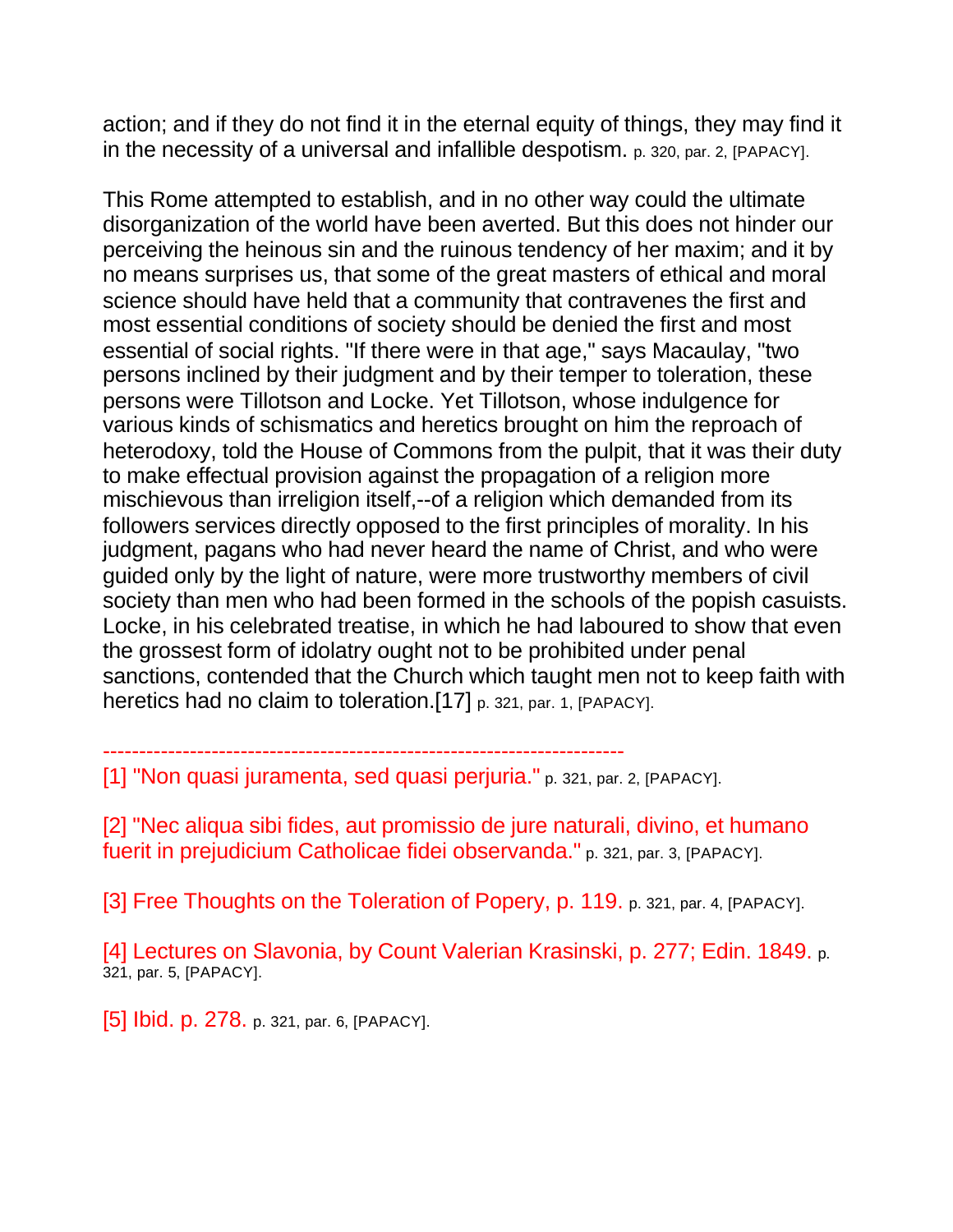action; and if they do not find it in the eternal equity of things, they may find it in the necessity of a universal and infallible despotism. p. 320, par. 2, [PAPACY].

This Rome attempted to establish, and in no other way could the ultimate disorganization of the world have been averted. But this does not hinder our perceiving the heinous sin and the ruinous tendency of her maxim; and it by no means surprises us, that some of the great masters of ethical and moral science should have held that a community that contravenes the first and most essential conditions of society should be denied the first and most essential of social rights. "If there were in that age," says Macaulay, "two persons inclined by their judgment and by their temper to toleration, these persons were Tillotson and Locke. Yet Tillotson, whose indulgence for various kinds of schismatics and heretics brought on him the reproach of heterodoxy, told the House of Commons from the pulpit, that it was their duty to make effectual provision against the propagation of a religion more mischievous than irreligion itself,--of a religion which demanded from its followers services directly opposed to the first principles of morality. In his judgment, pagans who had never heard the name of Christ, and who were guided only by the light of nature, were more trustworthy members of civil society than men who had been formed in the schools of the popish casuists. Locke, in his celebrated treatise, in which he had laboured to show that even the grossest form of idolatry ought not to be prohibited under penal sanctions, contended that the Church which taught men not to keep faith with heretics had no claim to toleration.[17] p. 321, par. 1, [PAPACY].

------------------------------------------------------------------------

[1] "Non quasi juramenta, sed quasi perjuria." p. 321, par. 2, [PAPACY].

[2] "Nec aliqua sibi fides, aut promissio de jure naturali, divino, et humano fuerit in prejudicium Catholicae fidei observanda." p. 321, par. 3, [PAPACY].

[3] Free Thoughts on the Toleration of Popery, p. 119. p. 321, par. 4, [PAPACY].

[4] Lectures on Slavonia, by Count Valerian Krasinski, p. 277; Edin. 1849. p. 321, par. 5, [PAPACY].

[5] Ibid. p. 278. p. 321, par. 6, [PAPACY].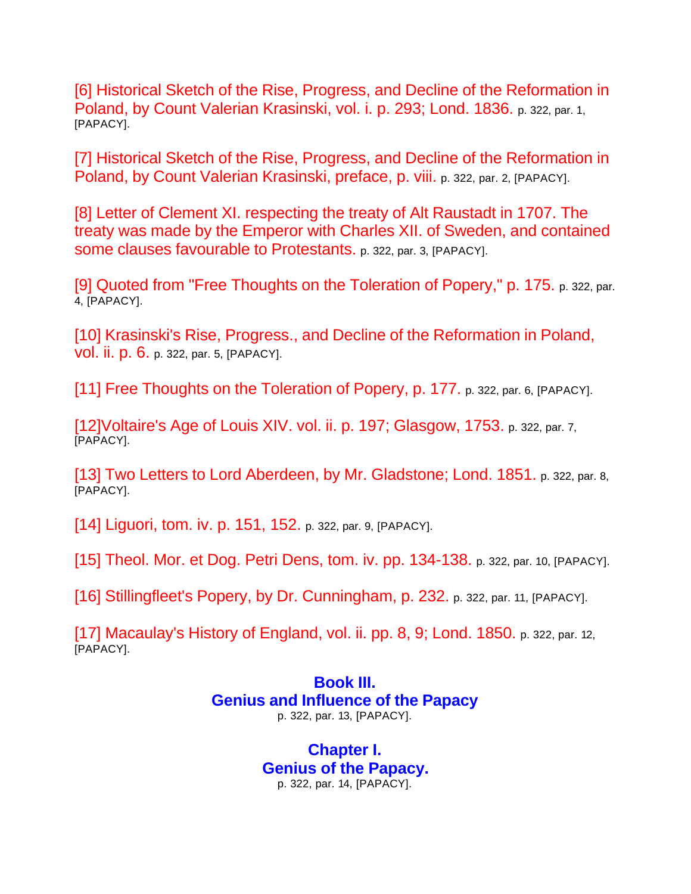[6] Historical Sketch of the Rise, Progress, and Decline of the Reformation in Poland, by Count Valerian Krasinski, vol. i. p. 293; Lond. 1836. p. 322, par. 1, [PAPACY].

[7] Historical Sketch of the Rise, Progress, and Decline of the Reformation in Poland, by Count Valerian Krasinski, preface, p. viii. p. 322, par. 2, [PAPACY].

[8] Letter of Clement XI. respecting the treaty of Alt Raustadt in 1707. The treaty was made by the Emperor with Charles XII. of Sweden, and contained some clauses favourable to Protestants. p. 322, par. 3, [PAPACY].

[9] Quoted from "Free Thoughts on the Toleration of Popery," p. 175. p. 322, par. 4, [PAPACY].

[10] Krasinski's Rise, Progress., and Decline of the Reformation in Poland, vol. ii. p. 6. p. 322, par. 5, [PAPACY].

[11] Free Thoughts on the Toleration of Popery, p. 177. p. 322, par. 6, [PAPACY].

[12]Voltaire's Age of Louis XIV. vol. ii. p. 197; Glasgow, 1753. p. 322, par. 7, [PAPACY].

[13] Two Letters to Lord Aberdeen, by Mr. Gladstone; Lond. 1851. p. 322, par. 8, [PAPACY].

[14] Liguori, tom. iv. p. 151, 152. p. 322, par. 9, [PAPACY].

[15] Theol. Mor. et Dog. Petri Dens, tom. iv. pp. 134-138. p. 322, par. 10, [PAPACY].

[16] Stillingfleet's Popery, by Dr. Cunningham, p. 232. p. 322, par. 11, [PAPACY].

[17] Macaulay's History of England, vol. ii. pp. 8, 9; Lond. 1850. p. 322, par. 12, [PAPACY].

# Book III.
# Genius and Influence of the Papacy

p. 322, par. 13, [PAPACY].

## Chapter I.
## Genius of the Papacy.

p. 322, par. 14, [PAPACY].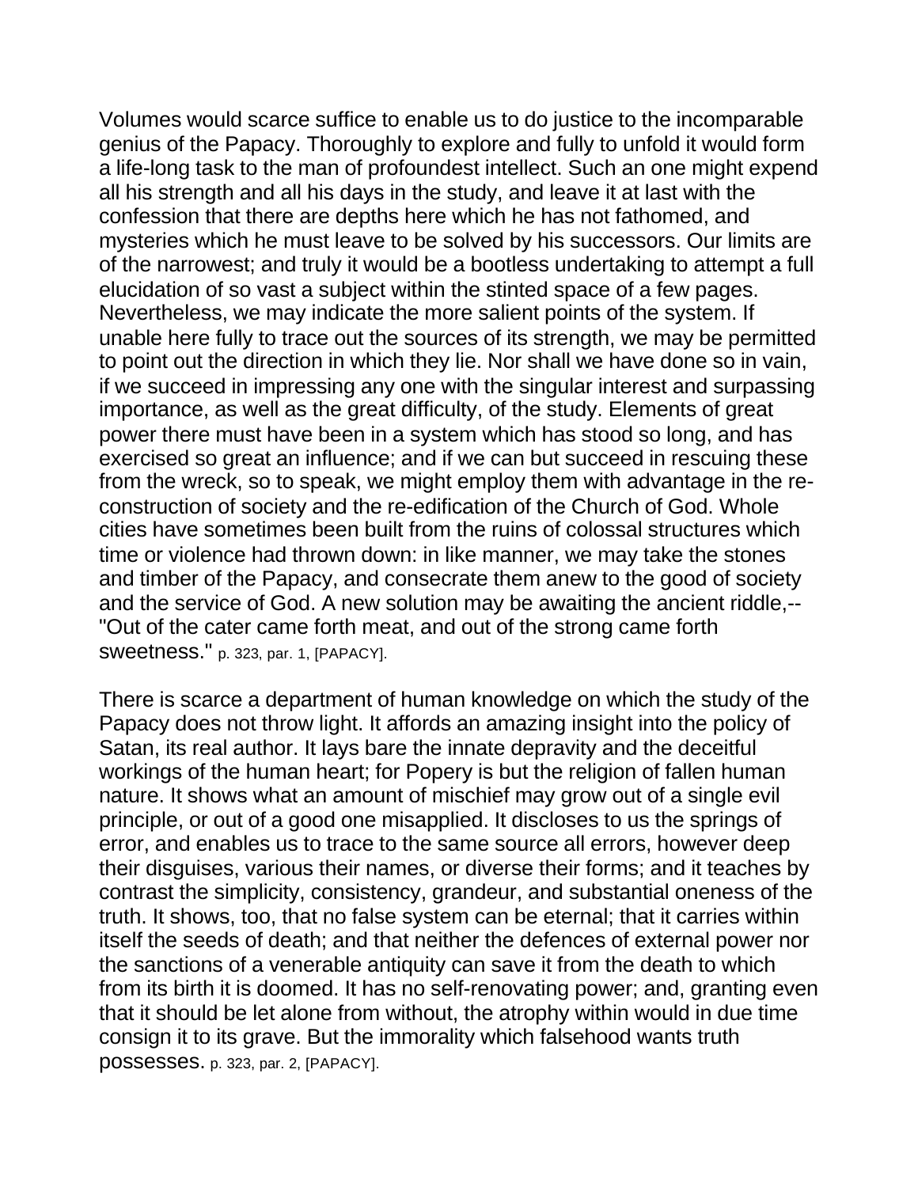Volumes would scarce suffice to enable us to do justice to the incomparable genius of the Papacy. Thoroughly to explore and fully to unfold it would form a life-long task to the man of profoundest intellect. Such an one might expend all his strength and all his days in the study, and leave it at last with the confession that there are depths here which he has not fathomed, and mysteries which he must leave to be solved by his successors. Our limits are of the narrowest; and truly it would be a bootless undertaking to attempt a full elucidation of so vast a subject within the stinted space of a few pages. Nevertheless, we may indicate the more salient points of the system. If unable here fully to trace out the sources of its strength, we may be permitted to point out the direction in which they lie. Nor shall we have done so in vain, if we succeed in impressing any one with the singular interest and surpassing importance, as well as the great difficulty, of the study. Elements of great power there must have been in a system which has stood so long, and has exercised so great an influence; and if we can but succeed in rescuing these from the wreck, so to speak, we might employ them with advantage in the re-construction of society and the re-edification of the Church of God. Whole cities have sometimes been built from the ruins of colossal structures which time or violence had thrown down: in like manner, we may take the stones and timber of the Papacy, and consecrate them anew to the good of society and the service of God. A new solution may be awaiting the ancient riddle,--"Out of the cater came forth meat, and out of the strong came forth sweetness." p. 323, par. 1, [PAPACY].

There is scarce a department of human knowledge on which the study of the Papacy does not throw light. It affords an amazing insight into the policy of Satan, its real author. It lays bare the innate depravity and the deceitful workings of the human heart; for Popery is but the religion of fallen human nature. It shows what an amount of mischief may grow out of a single evil principle, or out of a good one misapplied. It discloses to us the springs of error, and enables us to trace to the same source all errors, however deep their disguises, various their names, or diverse their forms; and it teaches by contrast the simplicity, consistency, grandeur, and substantial oneness of the truth. It shows, too, that no false system can be eternal; that it carries within itself the seeds of death; and that neither the defences of external power nor the sanctions of a venerable antiquity can save it from the death to which from its birth it is doomed. It has no self-renovating power; and, granting even that it should be let alone from without, the atrophy within would in due time consign it to its grave. But the immorality which falsehood wants truth possesses. p. 323, par. 2, [PAPACY].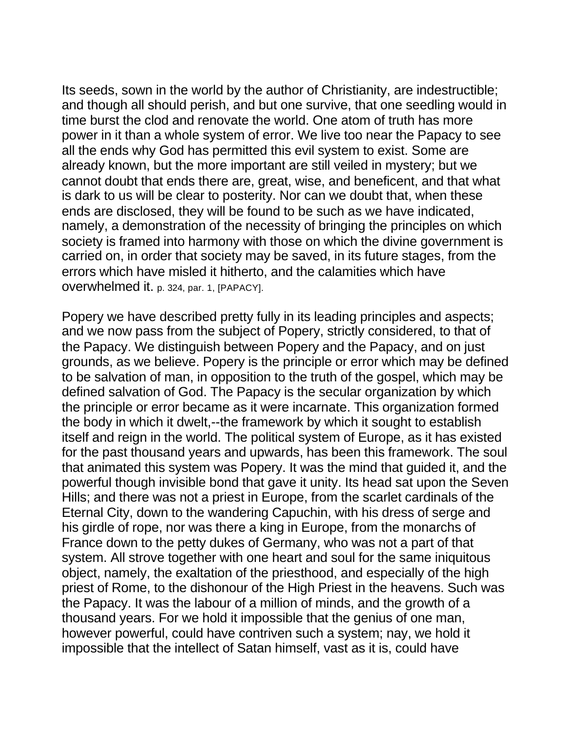Its seeds, sown in the world by the author of Christianity, are indestructible; and though all should perish, and but one survive, that one seedling would in time burst the clod and renovate the world. One atom of truth has more power in it than a whole system of error. We live too near the Papacy to see all the ends why God has permitted this evil system to exist. Some are already known, but the more important are still veiled in mystery; but we cannot doubt that ends there are, great, wise, and beneficent, and that what is dark to us will be clear to posterity. Nor can we doubt that, when these ends are disclosed, they will be found to be such as we have indicated, namely, a demonstration of the necessity of bringing the principles on which society is framed into harmony with those on which the divine government is carried on, in order that society may be saved, in its future stages, from the errors which have misled it hitherto, and the calamities which have overwhelmed it. p. 324, par. 1, [PAPACY].

Popery we have described pretty fully in its leading principles and aspects; and we now pass from the subject of Popery, strictly considered, to that of the Papacy. We distinguish between Popery and the Papacy, and on just grounds, as we believe. Popery is the principle or error which may be defined to be salvation of man, in opposition to the truth of the gospel, which may be defined salvation of God. The Papacy is the secular organization by which the principle or error became as it were incarnate. This organization formed the body in which it dwelt,--the framework by which it sought to establish itself and reign in the world. The political system of Europe, as it has existed for the past thousand years and upwards, has been this framework. The soul that animated this system was Popery. It was the mind that guided it, and the powerful though invisible bond that gave it unity. Its head sat upon the Seven Hills; and there was not a priest in Europe, from the scarlet cardinals of the Eternal City, down to the wandering Capuchin, with his dress of serge and his girdle of rope, nor was there a king in Europe, from the monarchs of France down to the petty dukes of Germany, who was not a part of that system. All strove together with one heart and soul for the same iniquitous object, namely, the exaltation of the priesthood, and especially of the high priest of Rome, to the dishonour of the High Priest in the heavens. Such was the Papacy. It was the labour of a million of minds, and the growth of a thousand years. For we hold it impossible that the genius of one man, however powerful, could have contriven such a system; nay, we hold it impossible that the intellect of Satan himself, vast as it is, could have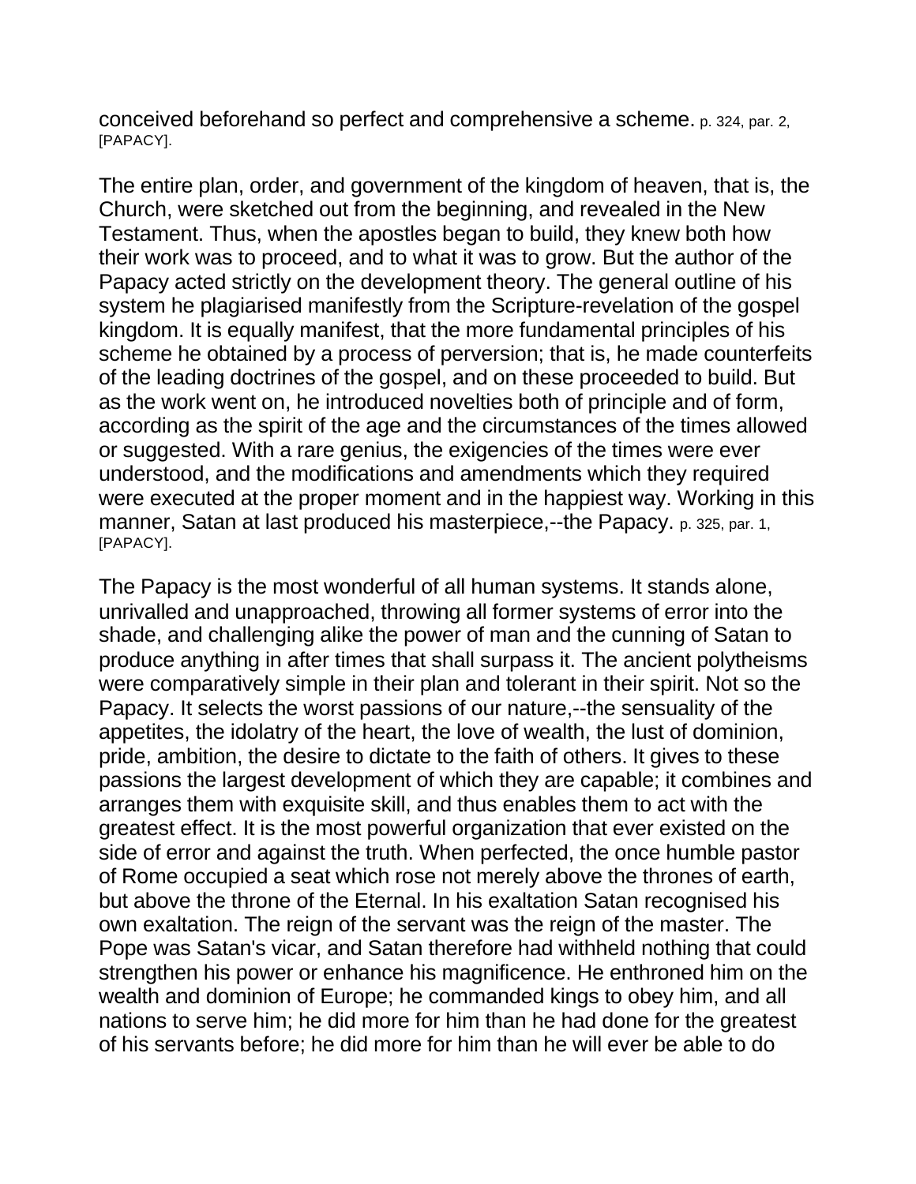conceived beforehand so perfect and comprehensive a scheme. p. 324, par. 2, [PAPACY].

The entire plan, order, and government of the kingdom of heaven, that is, the Church, were sketched out from the beginning, and revealed in the New Testament. Thus, when the apostles began to build, they knew both how their work was to proceed, and to what it was to grow. But the author of the Papacy acted strictly on the development theory. The general outline of his system he plagiarised manifestly from the Scripture-revelation of the gospel kingdom. It is equally manifest, that the more fundamental principles of his scheme he obtained by a process of perversion; that is, he made counterfeits of the leading doctrines of the gospel, and on these proceeded to build. But as the work went on, he introduced novelties both of principle and of form, according as the spirit of the age and the circumstances of the times allowed or suggested. With a rare genius, the exigencies of the times were ever understood, and the modifications and amendments which they required were executed at the proper moment and in the happiest way. Working in this manner, Satan at last produced his masterpiece,--the Papacy. p. 325, par. 1, [PAPACY].

The Papacy is the most wonderful of all human systems. It stands alone, unrivalled and unapproached, throwing all former systems of error into the shade, and challenging alike the power of man and the cunning of Satan to produce anything in after times that shall surpass it. The ancient polytheisms were comparatively simple in their plan and tolerant in their spirit. Not so the Papacy. It selects the worst passions of our nature,--the sensuality of the appetites, the idolatry of the heart, the love of wealth, the lust of dominion, pride, ambition, the desire to dictate to the faith of others. It gives to these passions the largest development of which they are capable; it combines and arranges them with exquisite skill, and thus enables them to act with the greatest effect. It is the most powerful organization that ever existed on the side of error and against the truth. When perfected, the once humble pastor of Rome occupied a seat which rose not merely above the thrones of earth, but above the throne of the Eternal. In his exaltation Satan recognised his own exaltation. The reign of the servant was the reign of the master. The Pope was Satan's vicar, and Satan therefore had withheld nothing that could strengthen his power or enhance his magnificence. He enthroned him on the wealth and dominion of Europe; he commanded kings to obey him, and all nations to serve him; he did more for him than he had done for the greatest of his servants before; he did more for him than he will ever be able to do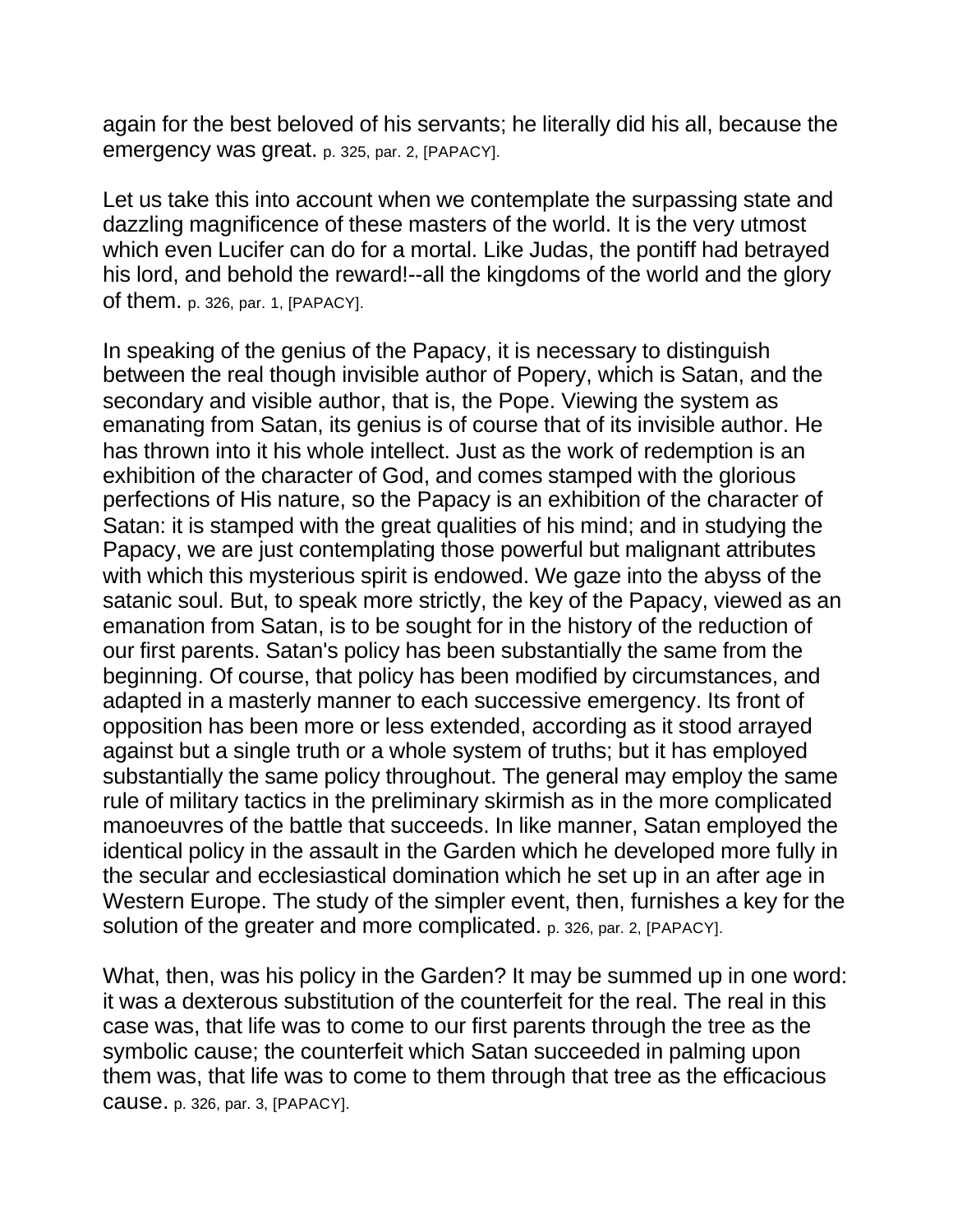again for the best beloved of his servants; he literally did his all, because the emergency was great. p. 325, par. 2, [PAPACY].

Let us take this into account when we contemplate the surpassing state and dazzling magnificence of these masters of the world. It is the very utmost which even Lucifer can do for a mortal. Like Judas, the pontiff had betrayed his lord, and behold the reward!--all the kingdoms of the world and the glory of them. p. 326, par. 1, [PAPACY].

In speaking of the genius of the Papacy, it is necessary to distinguish between the real though invisible author of Popery, which is Satan, and the secondary and visible author, that is, the Pope. Viewing the system as emanating from Satan, its genius is of course that of its invisible author. He has thrown into it his whole intellect. Just as the work of redemption is an exhibition of the character of God, and comes stamped with the glorious perfections of His nature, so the Papacy is an exhibition of the character of Satan: it is stamped with the great qualities of his mind; and in studying the Papacy, we are just contemplating those powerful but malignant attributes with which this mysterious spirit is endowed. We gaze into the abyss of the satanic soul. But, to speak more strictly, the key of the Papacy, viewed as an emanation from Satan, is to be sought for in the history of the reduction of our first parents. Satan's policy has been substantially the same from the beginning. Of course, that policy has been modified by circumstances, and adapted in a masterly manner to each successive emergency. Its front of opposition has been more or less extended, according as it stood arrayed against but a single truth or a whole system of truths; but it has employed substantially the same policy throughout. The general may employ the same rule of military tactics in the preliminary skirmish as in the more complicated manoeuvres of the battle that succeeds. In like manner, Satan employed the identical policy in the assault in the Garden which he developed more fully in the secular and ecclesiastical domination which he set up in an after age in Western Europe. The study of the simpler event, then, furnishes a key for the solution of the greater and more complicated. p. 326, par. 2, [PAPACY].

What, then, was his policy in the Garden? It may be summed up in one word: it was a dexterous substitution of the counterfeit for the real. The real in this case was, that life was to come to our first parents through the tree as the symbolic cause; the counterfeit which Satan succeeded in palming upon them was, that life was to come to them through that tree as the efficacious cause. p. 326, par. 3, [PAPACY].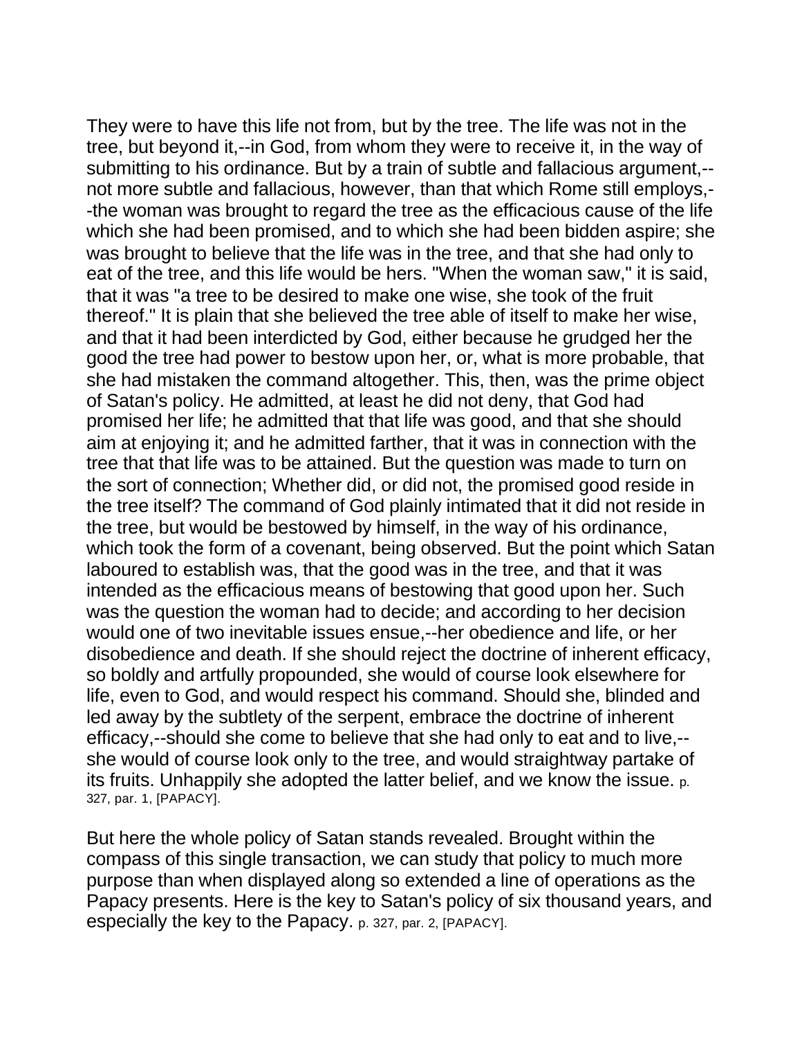They were to have this life not from, but by the tree. The life was not in the tree, but beyond it,--in God, from whom they were to receive it, in the way of submitting to his ordinance. But by a train of subtle and fallacious argument,--not more subtle and fallacious, however, than that which Rome still employs,--the woman was brought to regard the tree as the efficacious cause of the life which she had been promised, and to which she had been bidden aspire; she was brought to believe that the life was in the tree, and that she had only to eat of the tree, and this life would be hers. "When the woman saw," it is said, that it was "a tree to be desired to make one wise, she took of the fruit thereof." It is plain that she believed the tree able of itself to make her wise, and that it had been interdicted by God, either because he grudged her the good the tree had power to bestow upon her, or, what is more probable, that she had mistaken the command altogether. This, then, was the prime object of Satan's policy. He admitted, at least he did not deny, that God had promised her life; he admitted that that life was good, and that she should aim at enjoying it; and he admitted farther, that it was in connection with the tree that that life was to be attained. But the question was made to turn on the sort of connection; Whether did, or did not, the promised good reside in the tree itself? The command of God plainly intimated that it did not reside in the tree, but would be bestowed by himself, in the way of his ordinance, which took the form of a covenant, being observed. But the point which Satan laboured to establish was, that the good was in the tree, and that it was intended as the efficacious means of bestowing that good upon her. Such was the question the woman had to decide; and according to her decision would one of two inevitable issues ensue,--her obedience and life, or her disobedience and death. If she should reject the doctrine of inherent efficacy, so boldly and artfully propounded, she would of course look elsewhere for life, even to God, and would respect his command. Should she, blinded and led away by the subtlety of the serpent, embrace the doctrine of inherent efficacy,--should she come to believe that she had only to eat and to live,--she would of course look only to the tree, and would straightway partake of its fruits. Unhappily she adopted the latter belief, and we know the issue. p. 327, par. 1, [PAPACY].

But here the whole policy of Satan stands revealed. Brought within the compass of this single transaction, we can study that policy to much more purpose than when displayed along so extended a line of operations as the Papacy presents. Here is the key to Satan's policy of six thousand years, and especially the key to the Papacy. p. 327, par. 2, [PAPACY].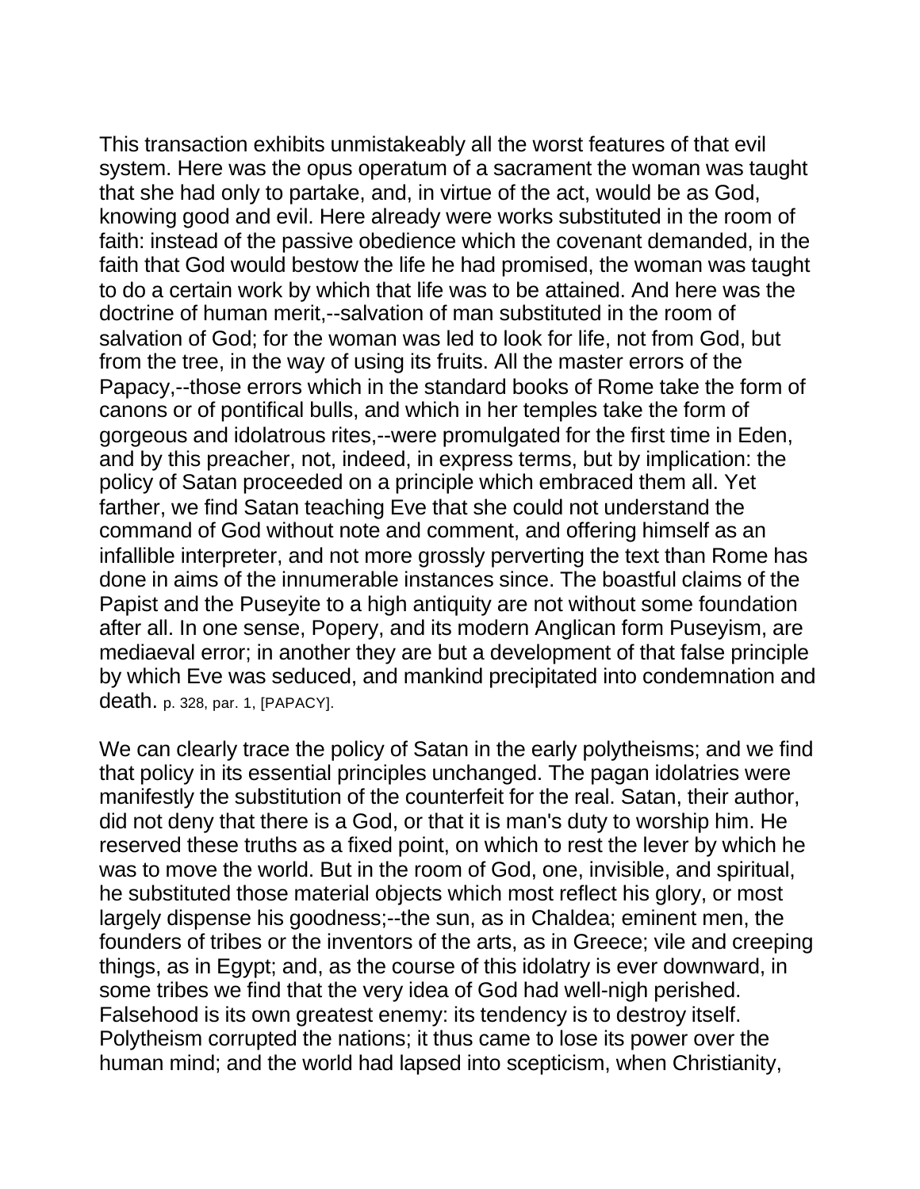This transaction exhibits unmistakeably all the worst features of that evil system. Here was the opus operatum of a sacrament the woman was taught that she had only to partake, and, in virtue of the act, would be as God, knowing good and evil. Here already were works substituted in the room of faith: instead of the passive obedience which the covenant demanded, in the faith that God would bestow the life he had promised, the woman was taught to do a certain work by which that life was to be attained. And here was the doctrine of human merit,--salvation of man substituted in the room of salvation of God; for the woman was led to look for life, not from God, but from the tree, in the way of using its fruits. All the master errors of the Papacy,--those errors which in the standard books of Rome take the form of canons or of pontifical bulls, and which in her temples take the form of gorgeous and idolatrous rites,--were promulgated for the first time in Eden, and by this preacher, not, indeed, in express terms, but by implication: the policy of Satan proceeded on a principle which embraced them all. Yet farther, we find Satan teaching Eve that she could not understand the command of God without note and comment, and offering himself as an infallible interpreter, and not more grossly perverting the text than Rome has done in aims of the innumerable instances since. The boastful claims of the Papist and the Puseyite to a high antiquity are not without some foundation after all. In one sense, Popery, and its modern Anglican form Puseyism, are mediaeval error; in another they are but a development of that false principle by which Eve was seduced, and mankind precipitated into condemnation and death. p. 328, par. 1, [PAPACY].

We can clearly trace the policy of Satan in the early polytheisms; and we find that policy in its essential principles unchanged. The pagan idolatries were manifestly the substitution of the counterfeit for the real. Satan, their author, did not deny that there is a God, or that it is man's duty to worship him. He reserved these truths as a fixed point, on which to rest the lever by which he was to move the world. But in the room of God, one, invisible, and spiritual, he substituted those material objects which most reflect his glory, or most largely dispense his goodness;--the sun, as in Chaldea; eminent men, the founders of tribes or the inventors of the arts, as in Greece; vile and creeping things, as in Egypt; and, as the course of this idolatry is ever downward, in some tribes we find that the very idea of God had well-nigh perished. Falsehood is its own greatest enemy: its tendency is to destroy itself. Polytheism corrupted the nations; it thus came to lose its power over the human mind; and the world had lapsed into scepticism, when Christianity,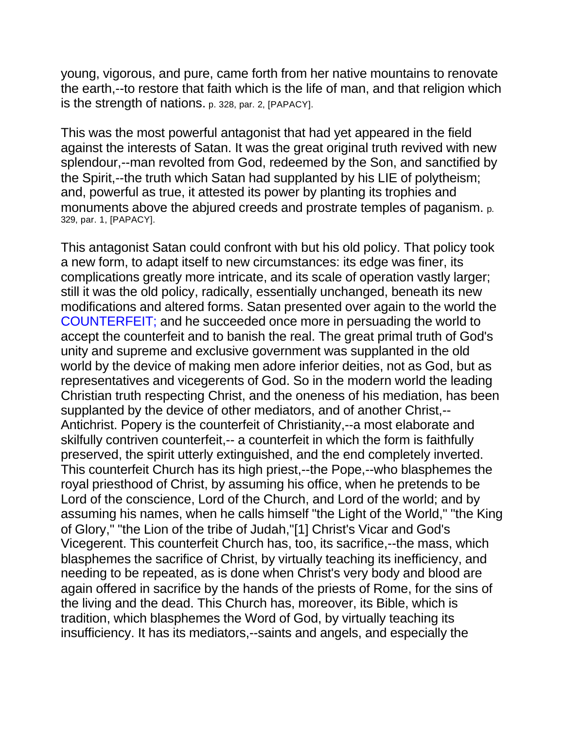young, vigorous, and pure, came forth from her native mountains to renovate the earth,--to restore that faith which is the life of man, and that religion which is the strength of nations. p. 328, par. 2, [PAPACY].

This was the most powerful antagonist that had yet appeared in the field against the interests of Satan. It was the great original truth revived with new splendour,--man revolted from God, redeemed by the Son, and sanctified by the Spirit,--the truth which Satan had supplanted by his LIE of polytheism; and, powerful as true, it attested its power by planting its trophies and monuments above the abjured creeds and prostrate temples of paganism. p. 329, par. 1, [PAPACY].

This antagonist Satan could confront with but his old policy. That policy took a new form, to adapt itself to new circumstances: its edge was finer, its complications greatly more intricate, and its scale of operation vastly larger; still it was the old policy, radically, essentially unchanged, beneath its new modifications and altered forms. Satan presented over again to the world the COUNTERFEIT; and he succeeded once more in persuading the world to accept the counterfeit and to banish the real. The great primal truth of God's unity and supreme and exclusive government was supplanted in the old world by the device of making men adore inferior deities, not as God, but as representatives and vicegerents of God. So in the modern world the leading Christian truth respecting Christ, and the oneness of his mediation, has been supplanted by the device of other mediators, and of another Christ,--Antichrist. Popery is the counterfeit of Christianity,--a most elaborate and skilfully contriven counterfeit,-- a counterfeit in which the form is faithfully preserved, the spirit utterly extinguished, and the end completely inverted. This counterfeit Church has its high priest,--the Pope,--who blasphemes the royal priesthood of Christ, by assuming his office, when he pretends to be Lord of the conscience, Lord of the Church, and Lord of the world; and by assuming his names, when he calls himself "the Light of the World," "the King of Glory," "the Lion of the tribe of Judah,"[1] Christ's Vicar and God's Vicegerent. This counterfeit Church has, too, its sacrifice,--the mass, which blasphemes the sacrifice of Christ, by virtually teaching its inefficiency, and needing to be repeated, as is done when Christ's very body and blood are again offered in sacrifice by the hands of the priests of Rome, for the sins of the living and the dead. This Church has, moreover, its Bible, which is tradition, which blasphemes the Word of God, by virtually teaching its insufficiency. It has its mediators,--saints and angels, and especially the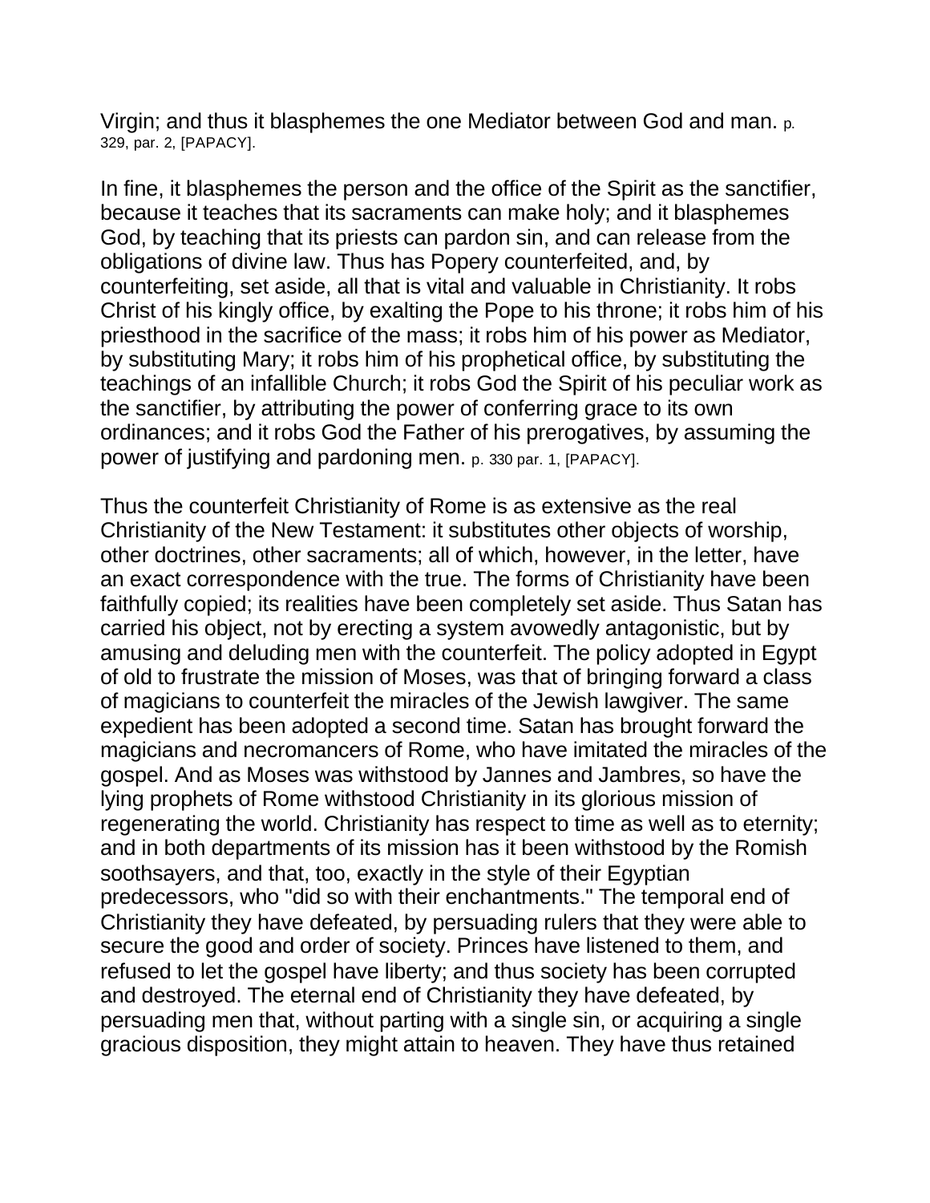Virgin; and thus it blasphemes the one Mediator between God and man. p. 329, par. 2, [PAPACY].

In fine, it blasphemes the person and the office of the Spirit as the sanctifier, because it teaches that its sacraments can make holy; and it blasphemes God, by teaching that its priests can pardon sin, and can release from the obligations of divine law. Thus has Popery counterfeited, and, by counterfeiting, set aside, all that is vital and valuable in Christianity. It robs Christ of his kingly office, by exalting the Pope to his throne; it robs him of his priesthood in the sacrifice of the mass; it robs him of his power as Mediator, by substituting Mary; it robs him of his prophetical office, by substituting the teachings of an infallible Church; it robs God the Spirit of his peculiar work as the sanctifier, by attributing the power of conferring grace to its own ordinances; and it robs God the Father of his prerogatives, by assuming the power of justifying and pardoning men. p. 330 par. 1, [PAPACY].

Thus the counterfeit Christianity of Rome is as extensive as the real Christianity of the New Testament: it substitutes other objects of worship, other doctrines, other sacraments; all of which, however, in the letter, have an exact correspondence with the true. The forms of Christianity have been faithfully copied; its realities have been completely set aside. Thus Satan has carried his object, not by erecting a system avowedly antagonistic, but by amusing and deluding men with the counterfeit. The policy adopted in Egypt of old to frustrate the mission of Moses, was that of bringing forward a class of magicians to counterfeit the miracles of the Jewish lawgiver. The same expedient has been adopted a second time. Satan has brought forward the magicians and necromancers of Rome, who have imitated the miracles of the gospel. And as Moses was withstood by Jannes and Jambres, so have the lying prophets of Rome withstood Christianity in its glorious mission of regenerating the world. Christianity has respect to time as well as to eternity; and in both departments of its mission has it been withstood by the Romish soothsayers, and that, too, exactly in the style of their Egyptian predecessors, who "did so with their enchantments." The temporal end of Christianity they have defeated, by persuading rulers that they were able to secure the good and order of society. Princes have listened to them, and refused to let the gospel have liberty; and thus society has been corrupted and destroyed. The eternal end of Christianity they have defeated, by persuading men that, without parting with a single sin, or acquiring a single gracious disposition, they might attain to heaven. They have thus retained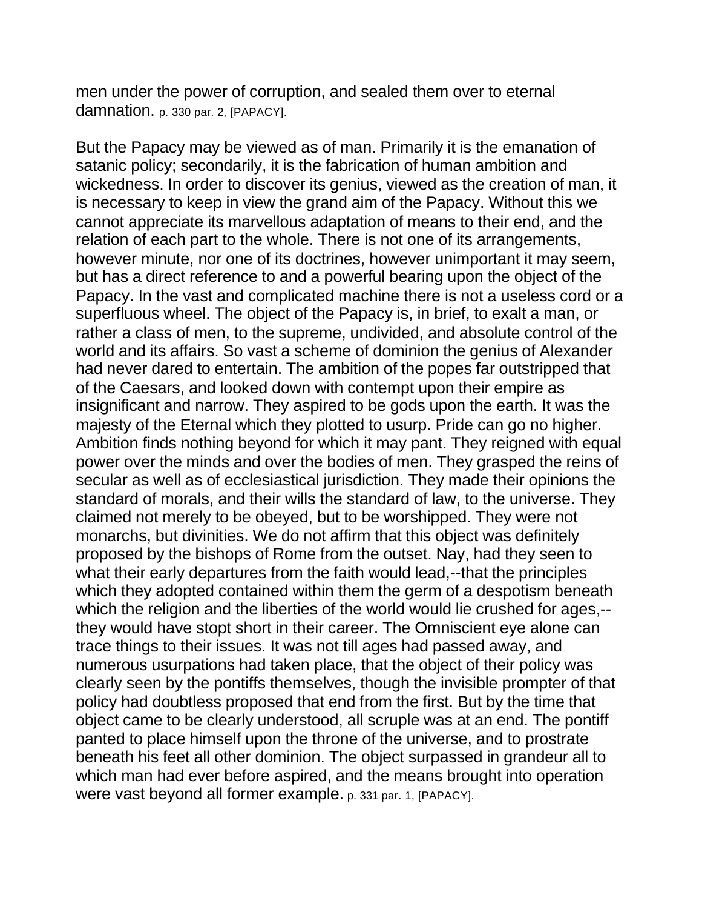men under the power of corruption, and sealed them over to eternal damnation. p. 330 par. 2, [PAPACY].

But the Papacy may be viewed as of man. Primarily it is the emanation of satanic policy; secondarily, it is the fabrication of human ambition and wickedness. In order to discover its genius, viewed as the creation of man, it is necessary to keep in view the grand aim of the Papacy. Without this we cannot appreciate its marvellous adaptation of means to their end, and the relation of each part to the whole. There is not one of its arrangements, however minute, nor one of its doctrines, however unimportant it may seem, but has a direct reference to and a powerful bearing upon the object of the Papacy. In the vast and complicated machine there is not a useless cord or a superfluous wheel. The object of the Papacy is, in brief, to exalt a man, or rather a class of men, to the supreme, undivided, and absolute control of the world and its affairs. So vast a scheme of dominion the genius of Alexander had never dared to entertain. The ambition of the popes far outstripped that of the Caesars, and looked down with contempt upon their empire as insignificant and narrow. They aspired to be gods upon the earth. It was the majesty of the Eternal which they plotted to usurp. Pride can go no higher. Ambition finds nothing beyond for which it may pant. They reigned with equal power over the minds and over the bodies of men. They grasped the reins of secular as well as of ecclesiastical jurisdiction. They made their opinions the standard of morals, and their wills the standard of law, to the universe. They claimed not merely to be obeyed, but to be worshipped. They were not monarchs, but divinities. We do not affirm that this object was definitely proposed by the bishops of Rome from the outset. Nay, had they seen to what their early departures from the faith would lead,--that the principles which they adopted contained within them the germ of a despotism beneath which the religion and the liberties of the world would lie crushed for ages,--they would have stopt short in their career. The Omniscient eye alone can trace things to their issues. It was not till ages had passed away, and numerous usurpations had taken place, that the object of their policy was clearly seen by the pontiffs themselves, though the invisible prompter of that policy had doubtless proposed that end from the first. But by the time that object came to be clearly understood, all scruple was at an end. The pontiff panted to place himself upon the throne of the universe, and to prostrate beneath his feet all other dominion. The object surpassed in grandeur all to which man had ever before aspired, and the means brought into operation were vast beyond all former example. p. 331 par. 1, [PAPACY].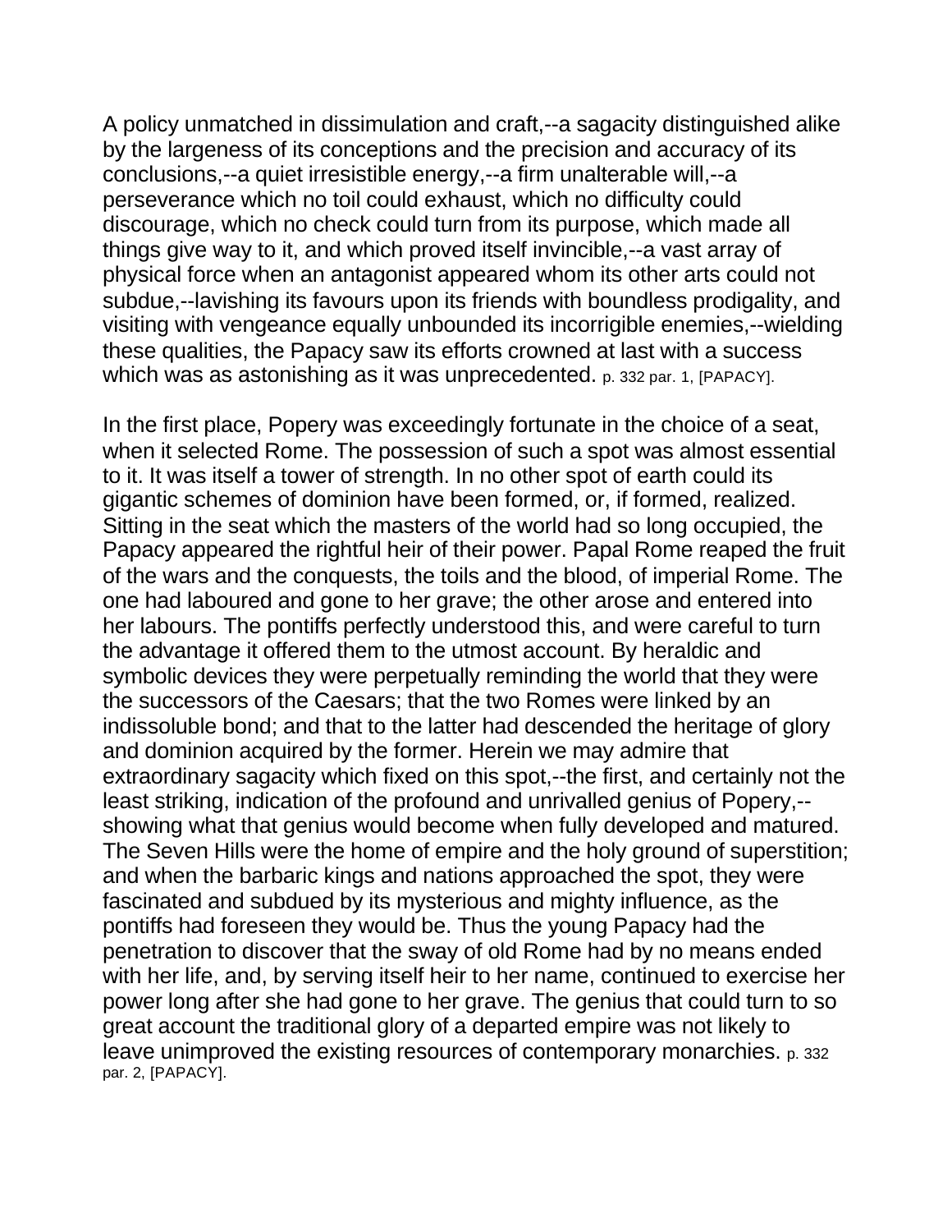A policy unmatched in dissimulation and craft,--a sagacity distinguished alike by the largeness of its conceptions and the precision and accuracy of its conclusions,--a quiet irresistible energy,--a firm unalterable will,--a perseverance which no toil could exhaust, which no difficulty could discourage, which no check could turn from its purpose, which made all things give way to it, and which proved itself invincible,--a vast array of physical force when an antagonist appeared whom its other arts could not subdue,--lavishing its favours upon its friends with boundless prodigality, and visiting with vengeance equally unbounded its incorrigible enemies,--wielding these qualities, the Papacy saw its efforts crowned at last with a success which was as astonishing as it was unprecedented. p. 332 par. 1, [PAPACY].

In the first place, Popery was exceedingly fortunate in the choice of a seat, when it selected Rome. The possession of such a spot was almost essential to it. It was itself a tower of strength. In no other spot of earth could its gigantic schemes of dominion have been formed, or, if formed, realized. Sitting in the seat which the masters of the world had so long occupied, the Papacy appeared the rightful heir of their power. Papal Rome reaped the fruit of the wars and the conquests, the toils and the blood, of imperial Rome. The one had laboured and gone to her grave; the other arose and entered into her labours. The pontiffs perfectly understood this, and were careful to turn the advantage it offered them to the utmost account. By heraldic and symbolic devices they were perpetually reminding the world that they were the successors of the Caesars; that the two Romes were linked by an indissoluble bond; and that to the latter had descended the heritage of glory and dominion acquired by the former. Herein we may admire that extraordinary sagacity which fixed on this spot,--the first, and certainly not the least striking, indication of the profound and unrivalled genius of Popery,--showing what that genius would become when fully developed and matured. The Seven Hills were the home of empire and the holy ground of superstition; and when the barbaric kings and nations approached the spot, they were fascinated and subdued by its mysterious and mighty influence, as the pontiffs had foreseen they would be. Thus the young Papacy had the penetration to discover that the sway of old Rome had by no means ended with her life, and, by serving itself heir to her name, continued to exercise her power long after she had gone to her grave. The genius that could turn to so great account the traditional glory of a departed empire was not likely to leave unimproved the existing resources of contemporary monarchies. p. 332 par. 2, [PAPACY].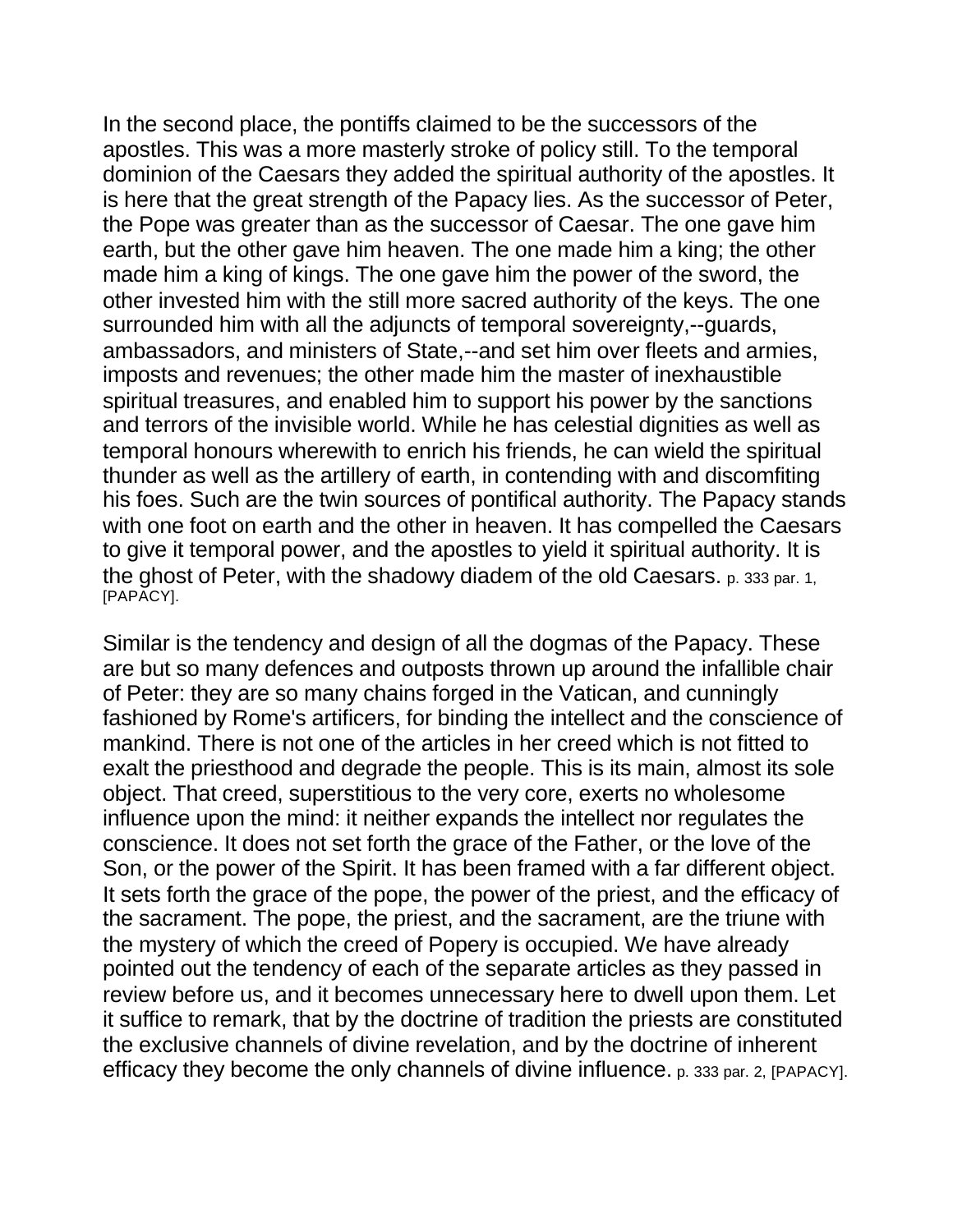In the second place, the pontiffs claimed to be the successors of the apostles. This was a more masterly stroke of policy still. To the temporal dominion of the Caesars they added the spiritual authority of the apostles. It is here that the great strength of the Papacy lies. As the successor of Peter, the Pope was greater than as the successor of Caesar. The one gave him earth, but the other gave him heaven. The one made him a king; the other made him a king of kings. The one gave him the power of the sword, the other invested him with the still more sacred authority of the keys. The one surrounded him with all the adjuncts of temporal sovereignty,--guards, ambassadors, and ministers of State,--and set him over fleets and armies, imposts and revenues; the other made him the master of inexhaustible spiritual treasures, and enabled him to support his power by the sanctions and terrors of the invisible world. While he has celestial dignities as well as temporal honours wherewith to enrich his friends, he can wield the spiritual thunder as well as the artillery of earth, in contending with and discomfiting his foes. Such are the twin sources of pontifical authority. The Papacy stands with one foot on earth and the other in heaven. It has compelled the Caesars to give it temporal power, and the apostles to yield it spiritual authority. It is the ghost of Peter, with the shadowy diadem of the old Caesars. p. 333 par. 1, [PAPACY].

Similar is the tendency and design of all the dogmas of the Papacy. These are but so many defences and outposts thrown up around the infallible chair of Peter: they are so many chains forged in the Vatican, and cunningly fashioned by Rome's artificers, for binding the intellect and the conscience of mankind. There is not one of the articles in her creed which is not fitted to exalt the priesthood and degrade the people. This is its main, almost its sole object. That creed, superstitious to the very core, exerts no wholesome influence upon the mind: it neither expands the intellect nor regulates the conscience. It does not set forth the grace of the Father, or the love of the Son, or the power of the Spirit. It has been framed with a far different object. It sets forth the grace of the pope, the power of the priest, and the efficacy of the sacrament. The pope, the priest, and the sacrament, are the triune with the mystery of which the creed of Popery is occupied. We have already pointed out the tendency of each of the separate articles as they passed in review before us, and it becomes unnecessary here to dwell upon them. Let it suffice to remark, that by the doctrine of tradition the priests are constituted the exclusive channels of divine revelation, and by the doctrine of inherent efficacy they become the only channels of divine influence. p. 333 par. 2, [PAPACY].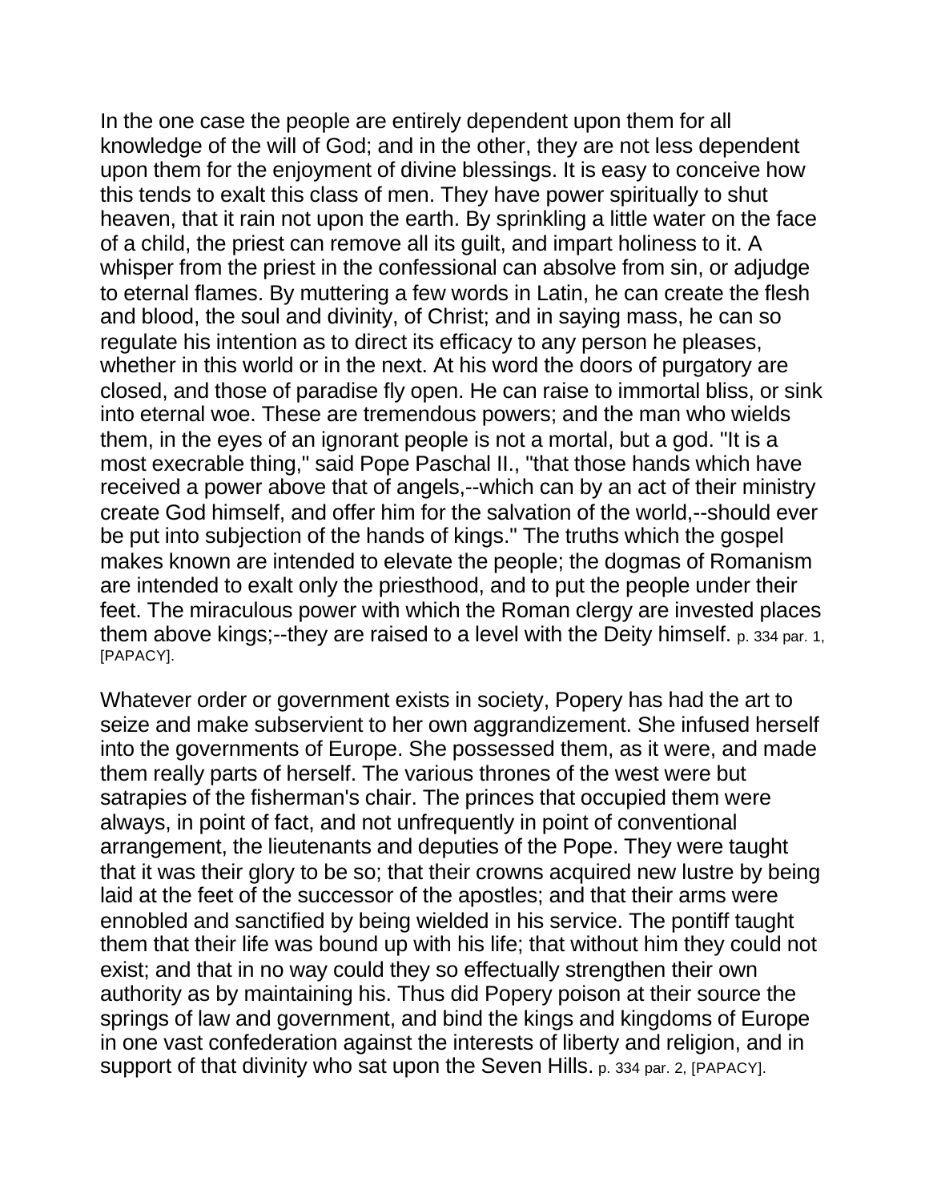In the one case the people are entirely dependent upon them for all knowledge of the will of God; and in the other, they are not less dependent upon them for the enjoyment of divine blessings. It is easy to conceive how this tends to exalt this class of men. They have power spiritually to shut heaven, that it rain not upon the earth. By sprinkling a little water on the face of a child, the priest can remove all its guilt, and impart holiness to it. A whisper from the priest in the confessional can absolve from sin, or adjudge to eternal flames. By muttering a few words in Latin, he can create the flesh and blood, the soul and divinity, of Christ; and in saying mass, he can so regulate his intention as to direct its efficacy to any person he pleases, whether in this world or in the next. At his word the doors of purgatory are closed, and those of paradise fly open. He can raise to immortal bliss, or sink into eternal woe. These are tremendous powers; and the man who wields them, in the eyes of an ignorant people is not a mortal, but a god. "It is a most execrable thing," said Pope Paschal II., "that those hands which have received a power above that of angels,--which can by an act of their ministry create God himself, and offer him for the salvation of the world,--should ever be put into subjection of the hands of kings." The truths which the gospel makes known are intended to elevate the people; the dogmas of Romanism are intended to exalt only the priesthood, and to put the people under their feet. The miraculous power with which the Roman clergy are invested places them above kings;--they are raised to a level with the Deity himself. p. 334 par. 1, [PAPACY].

Whatever order or government exists in society, Popery has had the art to seize and make subservient to her own aggrandizement. She infused herself into the governments of Europe. She possessed them, as it were, and made them really parts of herself. The various thrones of the west were but satrapies of the fisherman's chair. The princes that occupied them were always, in point of fact, and not unfrequently in point of conventional arrangement, the lieutenants and deputies of the Pope. They were taught that it was their glory to be so; that their crowns acquired new lustre by being laid at the feet of the successor of the apostles; and that their arms were ennobled and sanctified by being wielded in his service. The pontiff taught them that their life was bound up with his life; that without him they could not exist; and that in no way could they so effectually strengthen their own authority as by maintaining his. Thus did Popery poison at their source the springs of law and government, and bind the kings and kingdoms of Europe in one vast confederation against the interests of liberty and religion, and in support of that divinity who sat upon the Seven Hills. p. 334 par. 2, [PAPACY].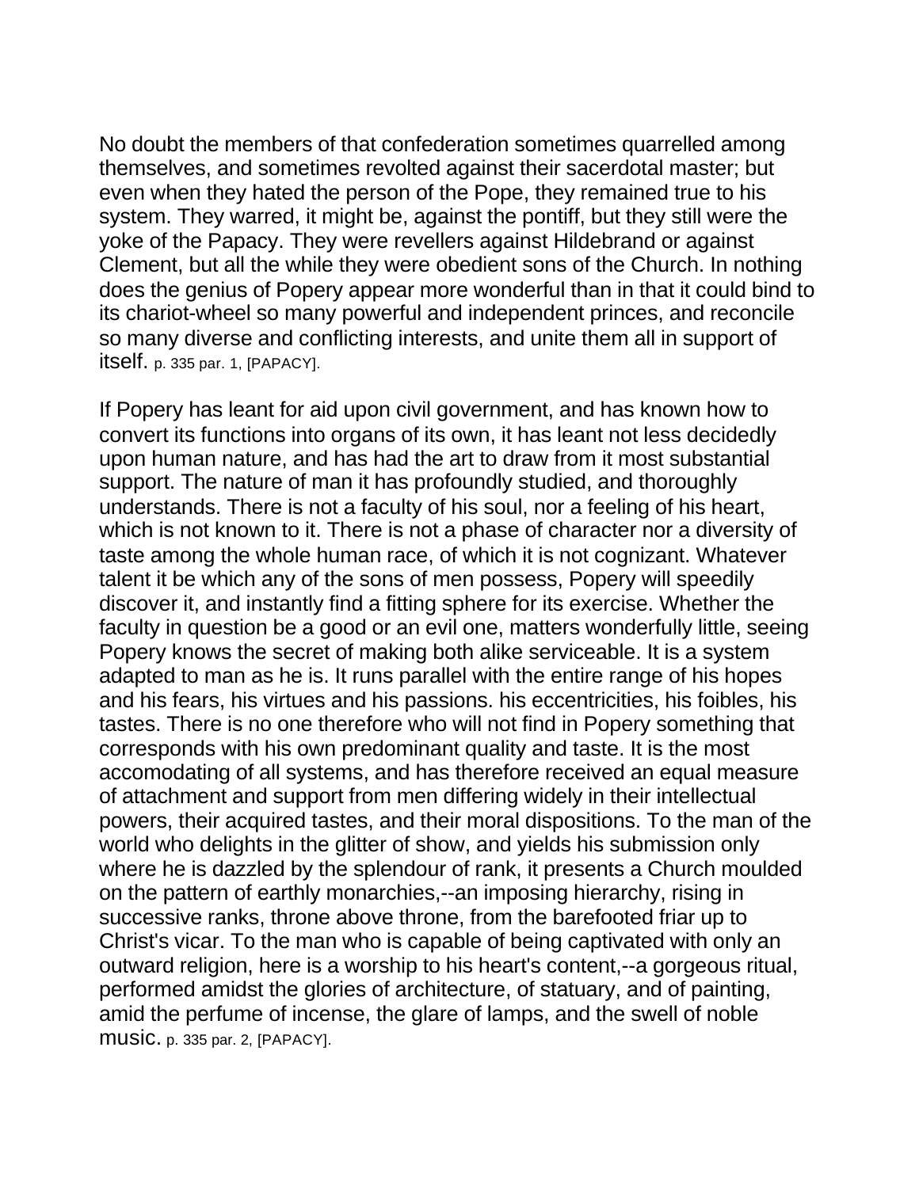No doubt the members of that confederation sometimes quarrelled among themselves, and sometimes revolted against their sacerdotal master; but even when they hated the person of the Pope, they remained true to his system. They warred, it might be, against the pontiff, but they still were the yoke of the Papacy. They were revellers against Hildebrand or against Clement, but all the while they were obedient sons of the Church. In nothing does the genius of Popery appear more wonderful than in that it could bind to its chariot-wheel so many powerful and independent princes, and reconcile so many diverse and conflicting interests, and unite them all in support of itself. p. 335 par. 1, [PAPACY].

If Popery has leant for aid upon civil government, and has known how to convert its functions into organs of its own, it has leant not less decidedly upon human nature, and has had the art to draw from it most substantial support. The nature of man it has profoundly studied, and thoroughly understands. There is not a faculty of his soul, nor a feeling of his heart, which is not known to it. There is not a phase of character nor a diversity of taste among the whole human race, of which it is not cognizant. Whatever talent it be which any of the sons of men possess, Popery will speedily discover it, and instantly find a fitting sphere for its exercise. Whether the faculty in question be a good or an evil one, matters wonderfully little, seeing Popery knows the secret of making both alike serviceable. It is a system adapted to man as he is. It runs parallel with the entire range of his hopes and his fears, his virtues and his passions. his eccentricities, his foibles, his tastes. There is no one therefore who will not find in Popery something that corresponds with his own predominant quality and taste. It is the most accomodating of all systems, and has therefore received an equal measure of attachment and support from men differing widely in their intellectual powers, their acquired tastes, and their moral dispositions. To the man of the world who delights in the glitter of show, and yields his submission only where he is dazzled by the splendour of rank, it presents a Church moulded on the pattern of earthly monarchies,--an imposing hierarchy, rising in successive ranks, throne above throne, from the barefooted friar up to Christ's vicar. To the man who is capable of being captivated with only an outward religion, here is a worship to his heart's content,--a gorgeous ritual, performed amidst the glories of architecture, of statuary, and of painting, amid the perfume of incense, the glare of lamps, and the swell of noble music. p. 335 par. 2, [PAPACY].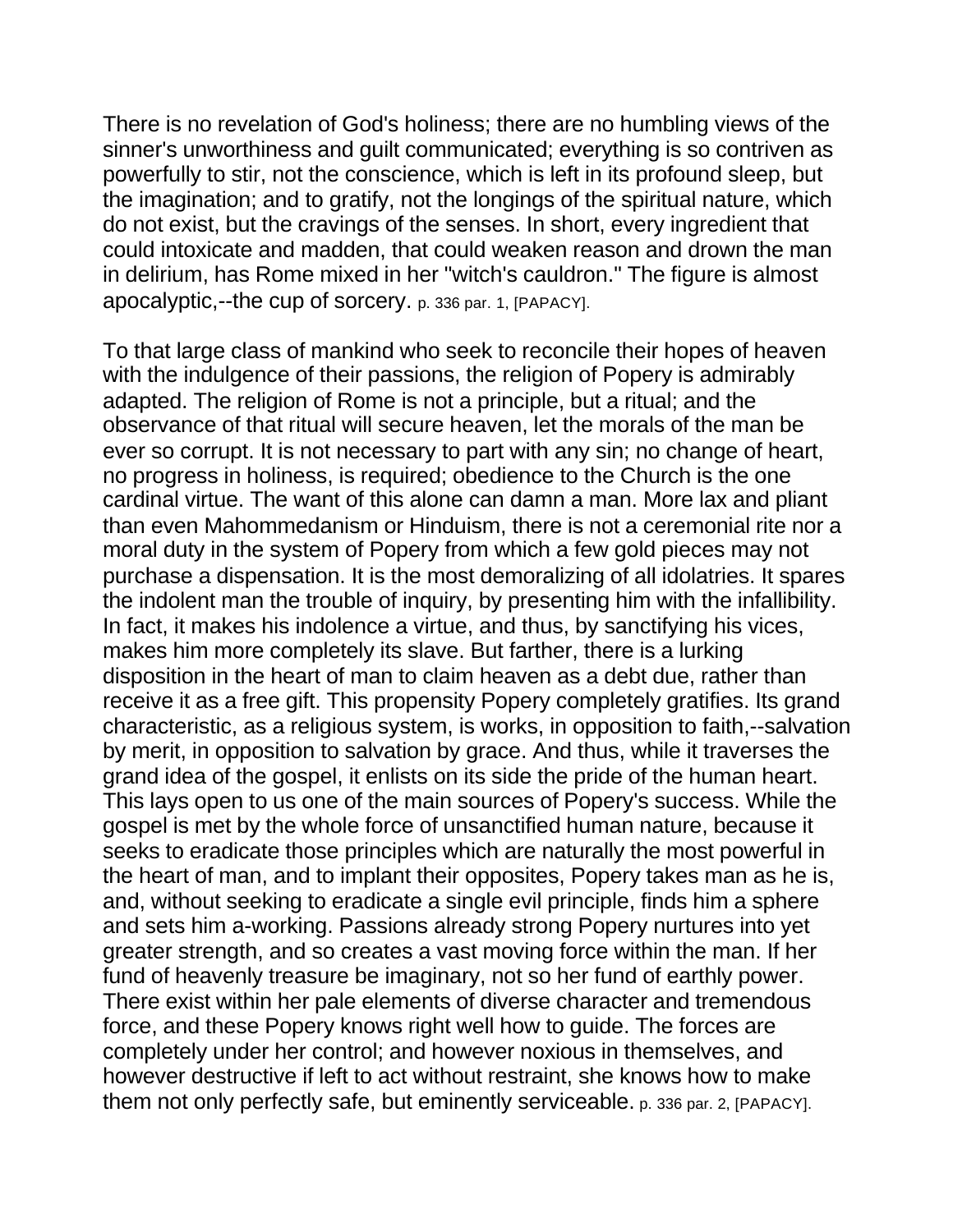There is no revelation of God's holiness; there are no humbling views of the sinner's unworthiness and guilt communicated; everything is so contriven as powerfully to stir, not the conscience, which is left in its profound sleep, but the imagination; and to gratify, not the longings of the spiritual nature, which do not exist, but the cravings of the senses. In short, every ingredient that could intoxicate and madden, that could weaken reason and drown the man in delirium, has Rome mixed in her "witch's cauldron." The figure is almost apocalyptic,--the cup of sorcery. p. 336 par. 1, [PAPACY].

To that large class of mankind who seek to reconcile their hopes of heaven with the indulgence of their passions, the religion of Popery is admirably adapted. The religion of Rome is not a principle, but a ritual; and the observance of that ritual will secure heaven, let the morals of the man be ever so corrupt. It is not necessary to part with any sin; no change of heart, no progress in holiness, is required; obedience to the Church is the one cardinal virtue. The want of this alone can damn a man. More lax and pliant than even Mahommedanism or Hinduism, there is not a ceremonial rite nor a moral duty in the system of Popery from which a few gold pieces may not purchase a dispensation. It is the most demoralizing of all idolatries. It spares the indolent man the trouble of inquiry, by presenting him with the infallibility. In fact, it makes his indolence a virtue, and thus, by sanctifying his vices, makes him more completely its slave. But farther, there is a lurking disposition in the heart of man to claim heaven as a debt due, rather than receive it as a free gift. This propensity Popery completely gratifies. Its grand characteristic, as a religious system, is works, in opposition to faith,--salvation by merit, in opposition to salvation by grace. And thus, while it traverses the grand idea of the gospel, it enlists on its side the pride of the human heart. This lays open to us one of the main sources of Popery's success. While the gospel is met by the whole force of unsanctified human nature, because it seeks to eradicate those principles which are naturally the most powerful in the heart of man, and to implant their opposites, Popery takes man as he is, and, without seeking to eradicate a single evil principle, finds him a sphere and sets him a-working. Passions already strong Popery nurtures into yet greater strength, and so creates a vast moving force within the man. If her fund of heavenly treasure be imaginary, not so her fund of earthly power. There exist within her pale elements of diverse character and tremendous force, and these Popery knows right well how to guide. The forces are completely under her control; and however noxious in themselves, and however destructive if left to act without restraint, she knows how to make them not only perfectly safe, but eminently serviceable. p. 336 par. 2, [PAPACY].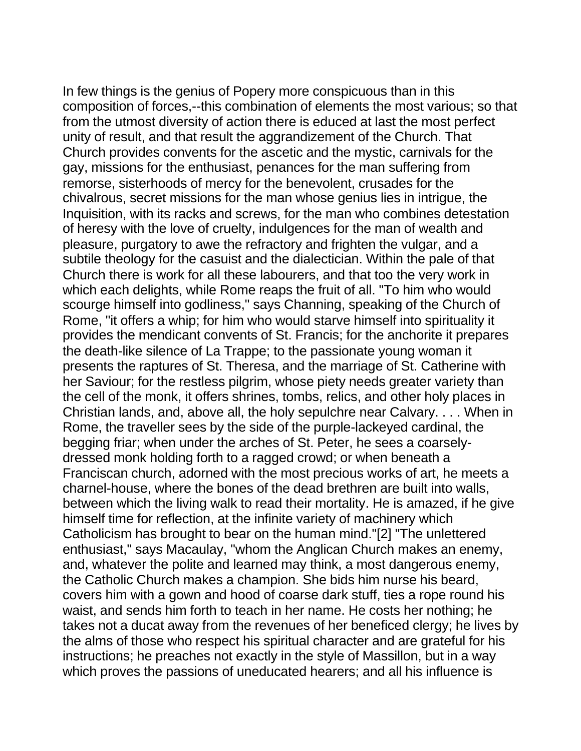In few things is the genius of Popery more conspicuous than in this composition of forces,--this combination of elements the most various; so that from the utmost diversity of action there is educed at last the most perfect unity of result, and that result the aggrandizement of the Church. That Church provides convents for the ascetic and the mystic, carnivals for the gay, missions for the enthusiast, penances for the man suffering from remorse, sisterhoods of mercy for the benevolent, crusades for the chivalrous, secret missions for the man whose genius lies in intrigue, the Inquisition, with its racks and screws, for the man who combines detestation of heresy with the love of cruelty, indulgences for the man of wealth and pleasure, purgatory to awe the refractory and frighten the vulgar, and a subtile theology for the casuist and the dialectician. Within the pale of that Church there is work for all these labourers, and that too the very work in which each delights, while Rome reaps the fruit of all. "To him who would scourge himself into godliness," says Channing, speaking of the Church of Rome, "it offers a whip; for him who would starve himself into spirituality it provides the mendicant convents of St. Francis; for the anchorite it prepares the death-like silence of La Trappe; to the passionate young woman it presents the raptures of St. Theresa, and the marriage of St. Catherine with her Saviour; for the restless pilgrim, whose piety needs greater variety than the cell of the monk, it offers shrines, tombs, relics, and other holy places in Christian lands, and, above all, the holy sepulchre near Calvary. . . . When in Rome, the traveller sees by the side of the purple-lackeyed cardinal, the begging friar; when under the arches of St. Peter, he sees a coarsely-dressed monk holding forth to a ragged crowd; or when beneath a Franciscan church, adorned with the most precious works of art, he meets a charnel-house, where the bones of the dead brethren are built into walls, between which the living walk to read their mortality. He is amazed, if he give himself time for reflection, at the infinite variety of machinery which Catholicism has brought to bear on the human mind."[2] "The unlettered enthusiast," says Macaulay, "whom the Anglican Church makes an enemy, and, whatever the polite and learned may think, a most dangerous enemy, the Catholic Church makes a champion. She bids him nurse his beard, covers him with a gown and hood of coarse dark stuff, ties a rope round his waist, and sends him forth to teach in her name. He costs her nothing; he takes not a ducat away from the revenues of her beneficed clergy; he lives by the alms of those who respect his spiritual character and are grateful for his instructions; he preaches not exactly in the style of Massillon, but in a way which proves the passions of uneducated hearers; and all his influence is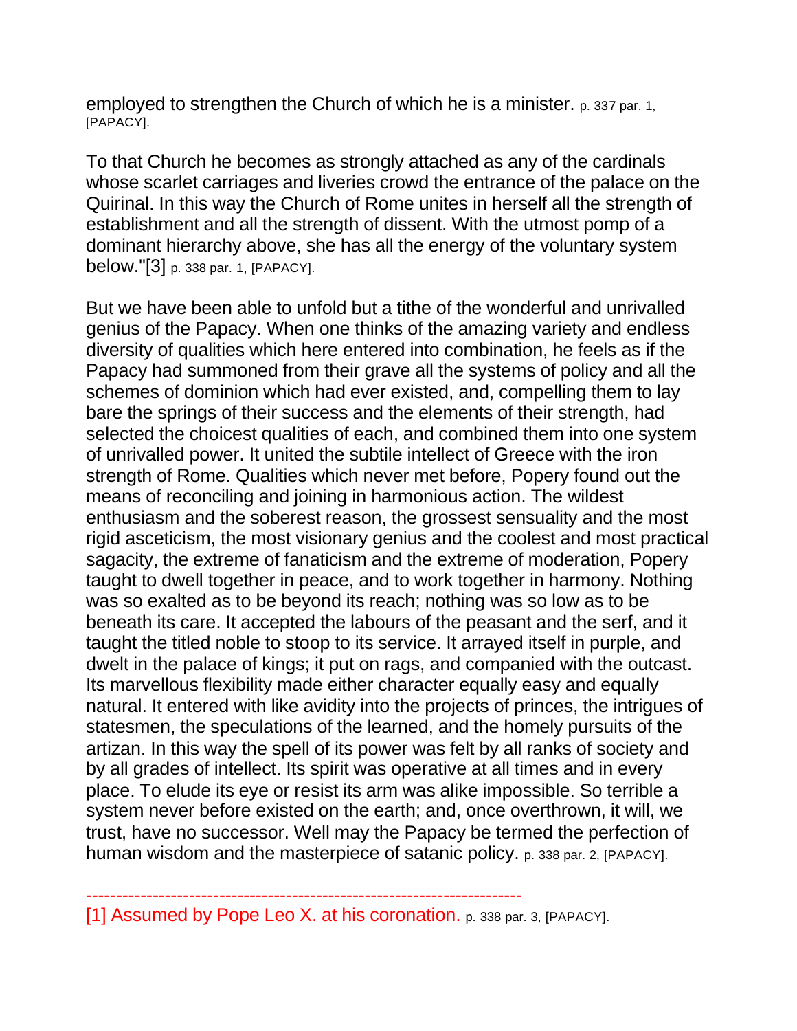employed to strengthen the Church of which he is a minister. p. 337 par. 1, [PAPACY].

To that Church he becomes as strongly attached as any of the cardinals whose scarlet carriages and liveries crowd the entrance of the palace on the Quirinal. In this way the Church of Rome unites in herself all the strength of establishment and all the strength of dissent. With the utmost pomp of a dominant hierarchy above, she has all the energy of the voluntary system below."[3] p. 338 par. 1, [PAPACY].

But we have been able to unfold but a tithe of the wonderful and unrivalled genius of the Papacy. When one thinks of the amazing variety and endless diversity of qualities which here entered into combination, he feels as if the Papacy had summoned from their grave all the systems of policy and all the schemes of dominion which had ever existed, and, compelling them to lay bare the springs of their success and the elements of their strength, had selected the choicest qualities of each, and combined them into one system of unrivalled power. It united the subtile intellect of Greece with the iron strength of Rome. Qualities which never met before, Popery found out the means of reconciling and joining in harmonious action. The wildest enthusiasm and the soberest reason, the grossest sensuality and the most rigid asceticism, the most visionary genius and the coolest and most practical sagacity, the extreme of fanaticism and the extreme of moderation, Popery taught to dwell together in peace, and to work together in harmony. Nothing was so exalted as to be beyond its reach; nothing was so low as to be beneath its care. It accepted the labours of the peasant and the serf, and it taught the titled noble to stoop to its service. It arrayed itself in purple, and dwelt in the palace of kings; it put on rags, and companied with the outcast. Its marvellous flexibility made either character equally easy and equally natural. It entered with like avidity into the projects of princes, the intrigues of statesmen, the speculations of the learned, and the homely pursuits of the artizan. In this way the spell of its power was felt by all ranks of society and by all grades of intellect. Its spirit was operative at all times and in every place. To elude its eye or resist its arm was alike impossible. So terrible a system never before existed on the earth; and, once overthrown, it will, we trust, have no successor. Well may the Papacy be termed the perfection of human wisdom and the masterpiece of satanic policy. p. 338 par. 2, [PAPACY].

------------------------------------------------------------------------

[1] Assumed by Pope Leo X. at his coronation. p. 338 par. 3, [PAPACY].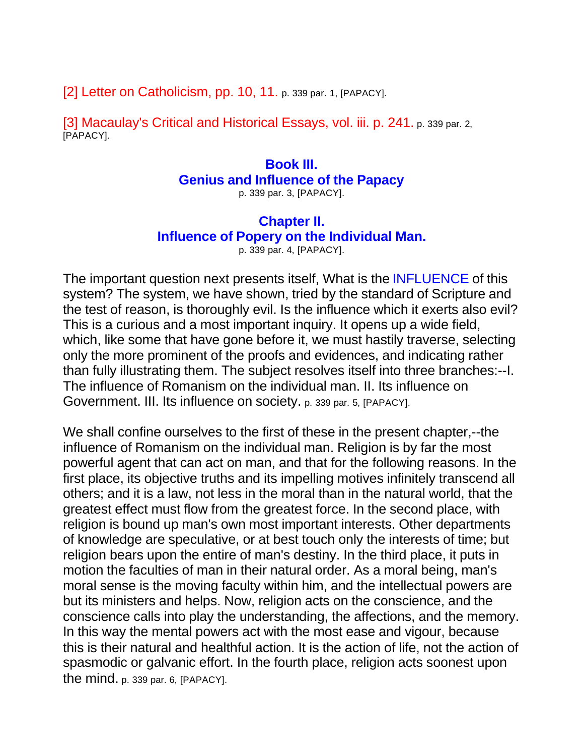[2] Letter on Catholicism, pp. 10, 11. p. 339 par. 1, [PAPACY].

[3] Macaulay's Critical and Historical Essays, vol. iii. p. 241. p. 339 par. 2, [PAPACY].

## Book III.
## Genius and Influence of the Papacy

p. 339 par. 3, [PAPACY].

### Chapter II.
### Influence of Popery on the Individual Man.

p. 339 par. 4, [PAPACY].

The important question next presents itself, What is the INFLUENCE of this system? The system, we have shown, tried by the standard of Scripture and the test of reason, is thoroughly evil. Is the influence which it exerts also evil? This is a curious and a most important inquiry. It opens up a wide field, which, like some that have gone before it, we must hastily traverse, selecting only the more prominent of the proofs and evidences, and indicating rather than fully illustrating them. The subject resolves itself into three branches:--I. The influence of Romanism on the individual man. II. Its influence on Government. III. Its influence on society. p. 339 par. 5, [PAPACY].

We shall confine ourselves to the first of these in the present chapter,--the influence of Romanism on the individual man. Religion is by far the most powerful agent that can act on man, and that for the following reasons. In the first place, its objective truths and its impelling motives infinitely transcend all others; and it is a law, not less in the moral than in the natural world, that the greatest effect must flow from the greatest force. In the second place, with religion is bound up man's own most important interests. Other departments of knowledge are speculative, or at best touch only the interests of time; but religion bears upon the entire of man's destiny. In the third place, it puts in motion the faculties of man in their natural order. As a moral being, man's moral sense is the moving faculty within him, and the intellectual powers are but its ministers and helps. Now, religion acts on the conscience, and the conscience calls into play the understanding, the affections, and the memory. In this way the mental powers act with the most ease and vigour, because this is their natural and healthful action. It is the action of life, not the action of spasmodic or galvanic effort. In the fourth place, religion acts soonest upon the mind. p. 339 par. 6, [PAPACY].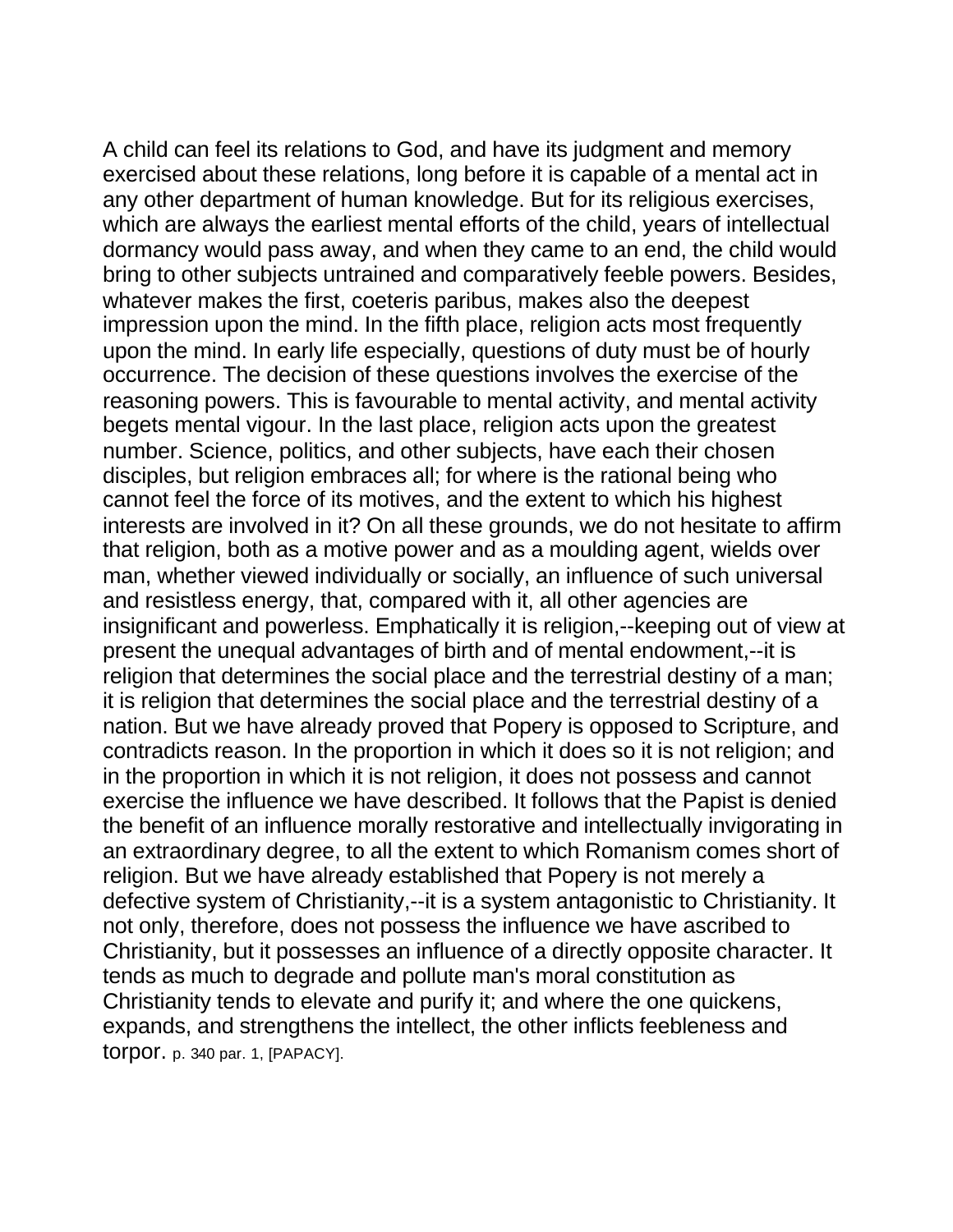A child can feel its relations to God, and have its judgment and memory exercised about these relations, long before it is capable of a mental act in any other department of human knowledge. But for its religious exercises, which are always the earliest mental efforts of the child, years of intellectual dormancy would pass away, and when they came to an end, the child would bring to other subjects untrained and comparatively feeble powers. Besides, whatever makes the first, coeteris paribus, makes also the deepest impression upon the mind. In the fifth place, religion acts most frequently upon the mind. In early life especially, questions of duty must be of hourly occurrence. The decision of these questions involves the exercise of the reasoning powers. This is favourable to mental activity, and mental activity begets mental vigour. In the last place, religion acts upon the greatest number. Science, politics, and other subjects, have each their chosen disciples, but religion embraces all; for where is the rational being who cannot feel the force of its motives, and the extent to which his highest interests are involved in it? On all these grounds, we do not hesitate to affirm that religion, both as a motive power and as a moulding agent, wields over man, whether viewed individually or socially, an influence of such universal and resistless energy, that, compared with it, all other agencies are insignificant and powerless. Emphatically it is religion,--keeping out of view at present the unequal advantages of birth and of mental endowment,--it is religion that determines the social place and the terrestrial destiny of a man; it is religion that determines the social place and the terrestrial destiny of a nation. But we have already proved that Popery is opposed to Scripture, and contradicts reason. In the proportion in which it does so it is not religion; and in the proportion in which it is not religion, it does not possess and cannot exercise the influence we have described. It follows that the Papist is denied the benefit of an influence morally restorative and intellectually invigorating in an extraordinary degree, to all the extent to which Romanism comes short of religion. But we have already established that Popery is not merely a defective system of Christianity,--it is a system antagonistic to Christianity. It not only, therefore, does not possess the influence we have ascribed to Christianity, but it possesses an influence of a directly opposite character. It tends as much to degrade and pollute man's moral constitution as Christianity tends to elevate and purify it; and where the one quickens, expands, and strengthens the intellect, the other inflicts feebleness and torpor. p. 340 par. 1, [PAPACY].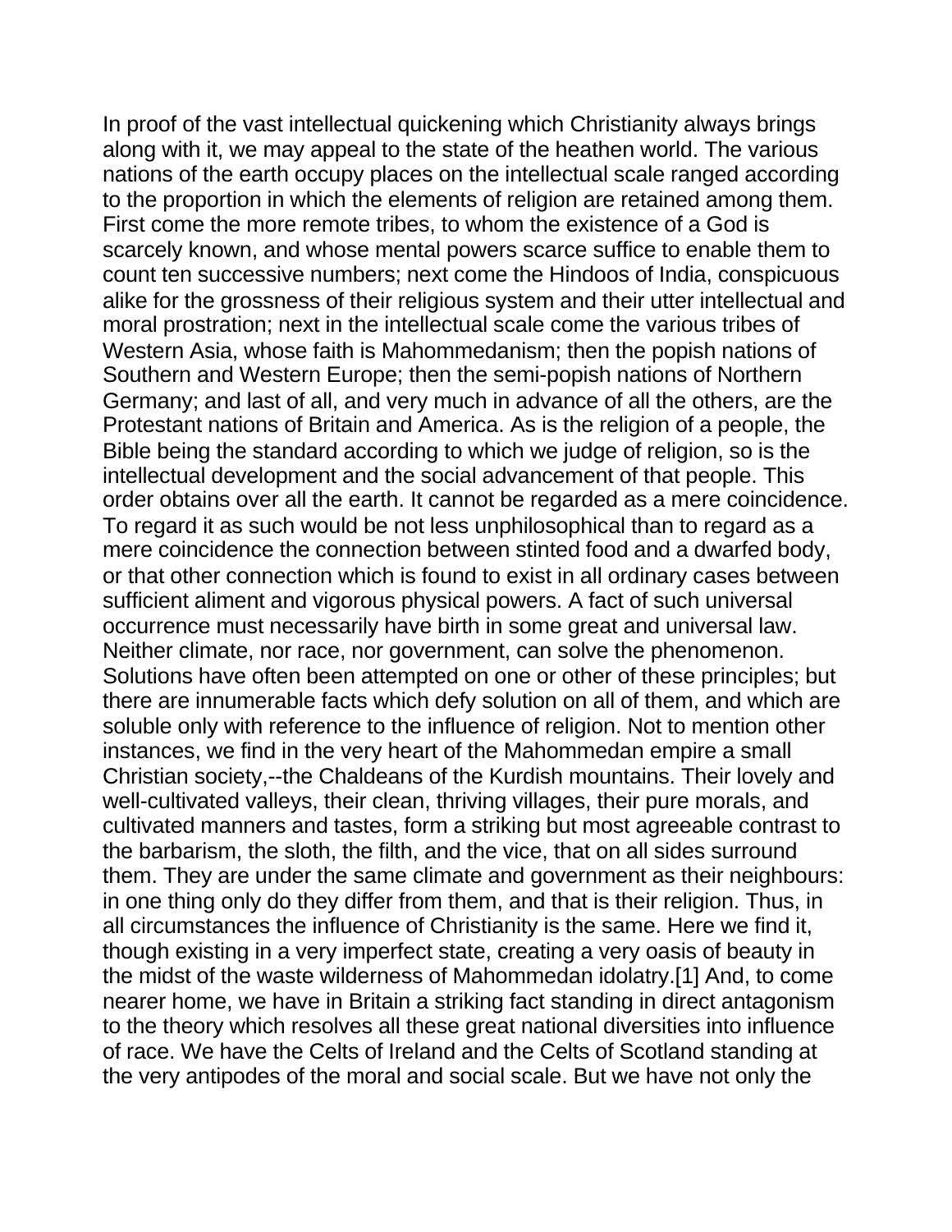In proof of the vast intellectual quickening which Christianity always brings along with it, we may appeal to the state of the heathen world. The various nations of the earth occupy places on the intellectual scale ranged according to the proportion in which the elements of religion are retained among them. First come the more remote tribes, to whom the existence of a God is scarcely known, and whose mental powers scarce suffice to enable them to count ten successive numbers; next come the Hindoos of India, conspicuous alike for the grossness of their religious system and their utter intellectual and moral prostration; next in the intellectual scale come the various tribes of Western Asia, whose faith is Mahommedanism; then the popish nations of Southern and Western Europe; then the semi-popish nations of Northern Germany; and last of all, and very much in advance of all the others, are the Protestant nations of Britain and America. As is the religion of a people, the Bible being the standard according to which we judge of religion, so is the intellectual development and the social advancement of that people. This order obtains over all the earth. It cannot be regarded as a mere coincidence. To regard it as such would be not less unphilosophical than to regard as a mere coincidence the connection between stinted food and a dwarfed body, or that other connection which is found to exist in all ordinary cases between sufficient aliment and vigorous physical powers. A fact of such universal occurrence must necessarily have birth in some great and universal law. Neither climate, nor race, nor government, can solve the phenomenon. Solutions have often been attempted on one or other of these principles; but there are innumerable facts which defy solution on all of them, and which are soluble only with reference to the influence of religion. Not to mention other instances, we find in the very heart of the Mahommedan empire a small Christian society,--the Chaldeans of the Kurdish mountains. Their lovely and well-cultivated valleys, their clean, thriving villages, their pure morals, and cultivated manners and tastes, form a striking but most agreeable contrast to the barbarism, the sloth, the filth, and the vice, that on all sides surround them. They are under the same climate and government as their neighbours: in one thing only do they differ from them, and that is their religion. Thus, in all circumstances the influence of Christianity is the same. Here we find it, though existing in a very imperfect state, creating a very oasis of beauty in the midst of the waste wilderness of Mahommedan idolatry.[1] And, to come nearer home, we have in Britain a striking fact standing in direct antagonism to the theory which resolves all these great national diversities into influence of race. We have the Celts of Ireland and the Celts of Scotland standing at the very antipodes of the moral and social scale. But we have not only the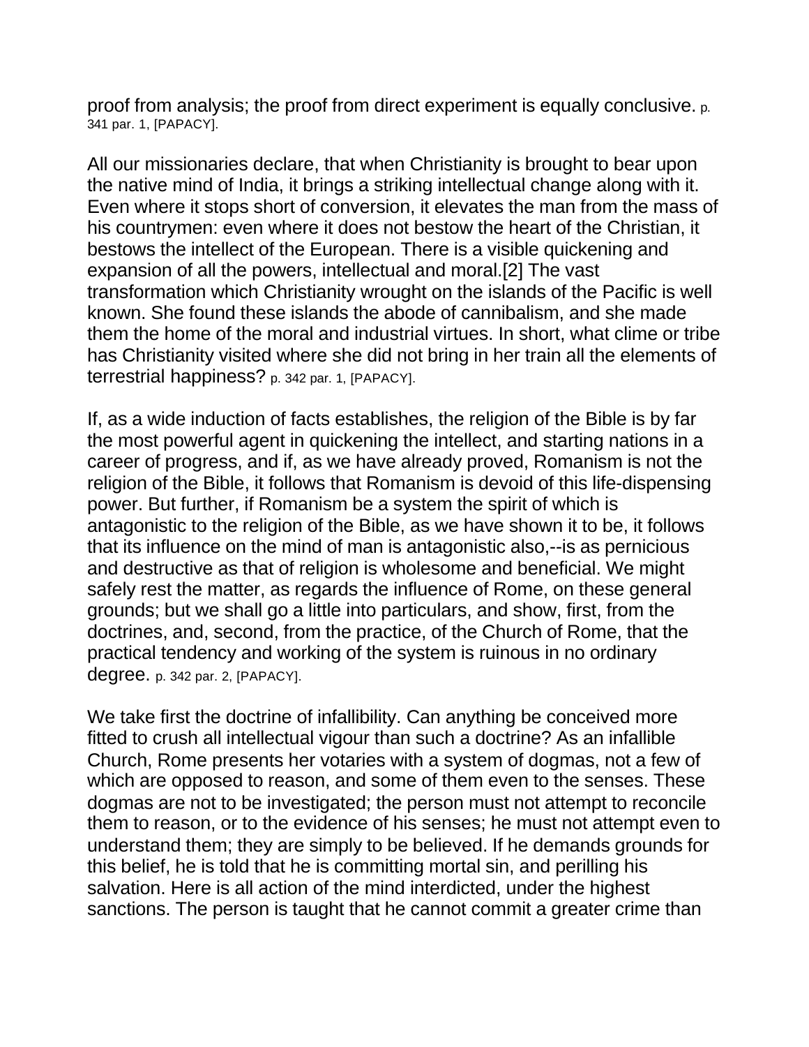proof from analysis; the proof from direct experiment is equally conclusive. p. 341 par. 1, [PAPACY].

All our missionaries declare, that when Christianity is brought to bear upon the native mind of India, it brings a striking intellectual change along with it. Even where it stops short of conversion, it elevates the man from the mass of his countrymen: even where it does not bestow the heart of the Christian, it bestows the intellect of the European. There is a visible quickening and expansion of all the powers, intellectual and moral.[2] The vast transformation which Christianity wrought on the islands of the Pacific is well known. She found these islands the abode of cannibalism, and she made them the home of the moral and industrial virtues. In short, what clime or tribe has Christianity visited where she did not bring in her train all the elements of terrestrial happiness? p. 342 par. 1, [PAPACY].

If, as a wide induction of facts establishes, the religion of the Bible is by far the most powerful agent in quickening the intellect, and starting nations in a career of progress, and if, as we have already proved, Romanism is not the religion of the Bible, it follows that Romanism is devoid of this life-dispensing power. But further, if Romanism be a system the spirit of which is antagonistic to the religion of the Bible, as we have shown it to be, it follows that its influence on the mind of man is antagonistic also,--is as pernicious and destructive as that of religion is wholesome and beneficial. We might safely rest the matter, as regards the influence of Rome, on these general grounds; but we shall go a little into particulars, and show, first, from the doctrines, and, second, from the practice, of the Church of Rome, that the practical tendency and working of the system is ruinous in no ordinary degree. p. 342 par. 2, [PAPACY].

We take first the doctrine of infallibility. Can anything be conceived more fitted to crush all intellectual vigour than such a doctrine? As an infallible Church, Rome presents her votaries with a system of dogmas, not a few of which are opposed to reason, and some of them even to the senses. These dogmas are not to be investigated; the person must not attempt to reconcile them to reason, or to the evidence of his senses; he must not attempt even to understand them; they are simply to be believed. If he demands grounds for this belief, he is told that he is committing mortal sin, and perilling his salvation. Here is all action of the mind interdicted, under the highest sanctions. The person is taught that he cannot commit a greater crime than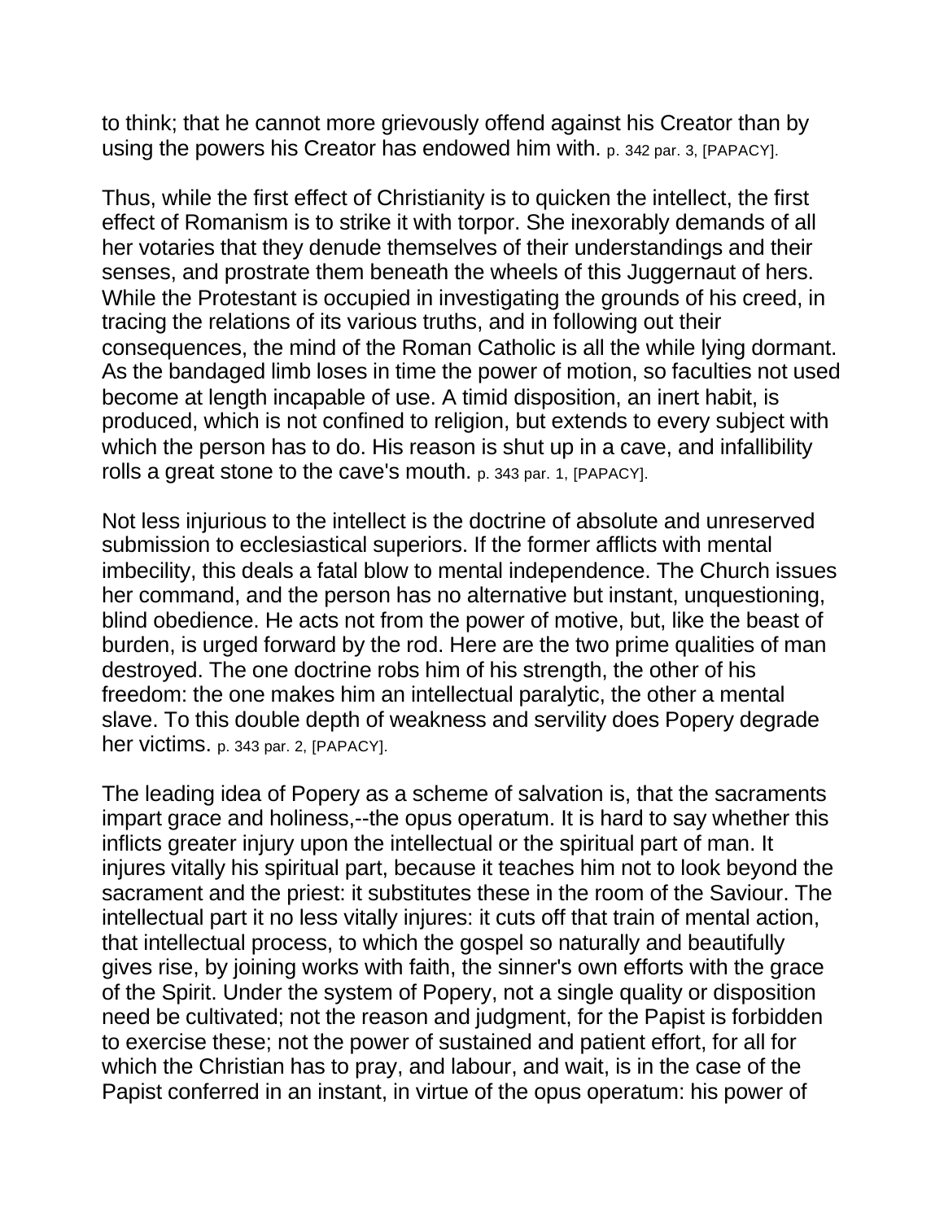to think; that he cannot more grievously offend against his Creator than by using the powers his Creator has endowed him with. p. 342 par. 3, [PAPACY].

Thus, while the first effect of Christianity is to quicken the intellect, the first effect of Romanism is to strike it with torpor. She inexorably demands of all her votaries that they denude themselves of their understandings and their senses, and prostrate them beneath the wheels of this Juggernaut of hers. While the Protestant is occupied in investigating the grounds of his creed, in tracing the relations of its various truths, and in following out their consequences, the mind of the Roman Catholic is all the while lying dormant. As the bandaged limb loses in time the power of motion, so faculties not used become at length incapable of use. A timid disposition, an inert habit, is produced, which is not confined to religion, but extends to every subject with which the person has to do. His reason is shut up in a cave, and infallibility rolls a great stone to the cave's mouth. p. 343 par. 1, [PAPACY].

Not less injurious to the intellect is the doctrine of absolute and unreserved submission to ecclesiastical superiors. If the former afflicts with mental imbecility, this deals a fatal blow to mental independence. The Church issues her command, and the person has no alternative but instant, unquestioning, blind obedience. He acts not from the power of motive, but, like the beast of burden, is urged forward by the rod. Here are the two prime qualities of man destroyed. The one doctrine robs him of his strength, the other of his freedom: the one makes him an intellectual paralytic, the other a mental slave. To this double depth of weakness and servility does Popery degrade her victims. p. 343 par. 2, [PAPACY].

The leading idea of Popery as a scheme of salvation is, that the sacraments impart grace and holiness,--the opus operatum. It is hard to say whether this inflicts greater injury upon the intellectual or the spiritual part of man. It injures vitally his spiritual part, because it teaches him not to look beyond the sacrament and the priest: it substitutes these in the room of the Saviour. The intellectual part it no less vitally injures: it cuts off that train of mental action, that intellectual process, to which the gospel so naturally and beautifully gives rise, by joining works with faith, the sinner's own efforts with the grace of the Spirit. Under the system of Popery, not a single quality or disposition need be cultivated; not the reason and judgment, for the Papist is forbidden to exercise these; not the power of sustained and patient effort, for all for which the Christian has to pray, and labour, and wait, is in the case of the Papist conferred in an instant, in virtue of the opus operatum: his power of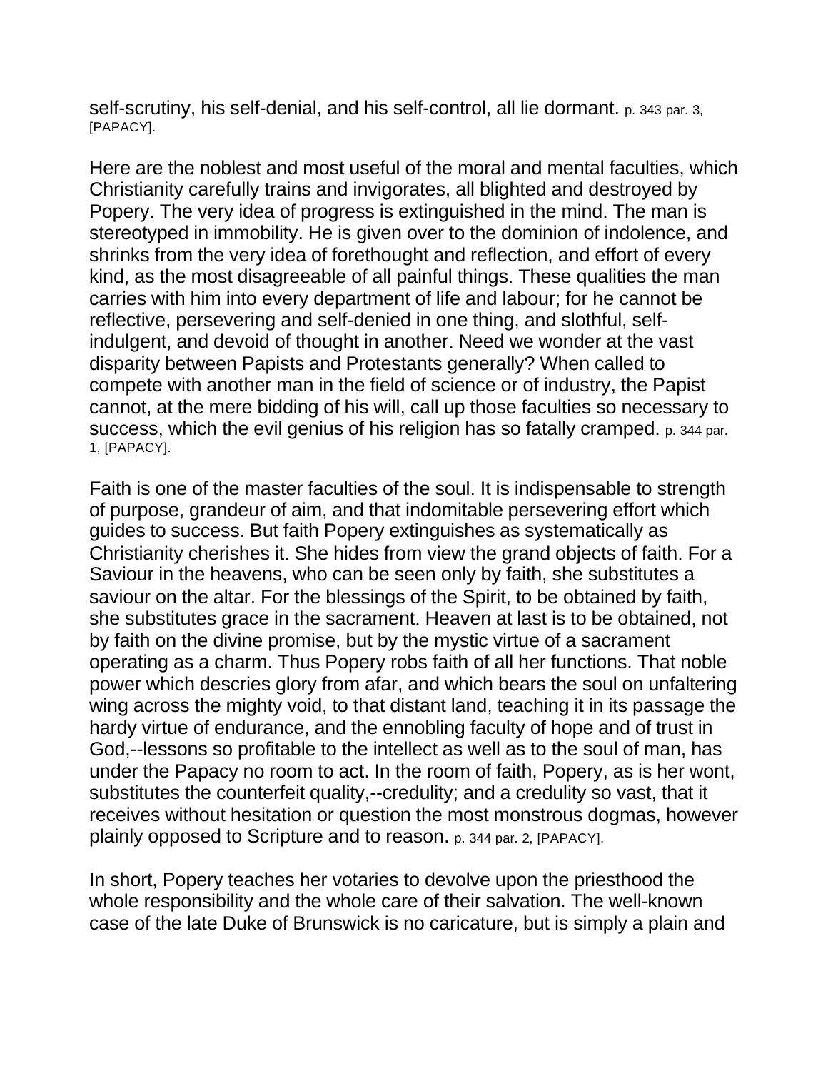self-scrutiny, his self-denial, and his self-control, all lie dormant. p. 343 par. 3, [PAPACY].

Here are the noblest and most useful of the moral and mental faculties, which Christianity carefully trains and invigorates, all blighted and destroyed by Popery. The very idea of progress is extinguished in the mind. The man is stereotyped in immobility. He is given over to the dominion of indolence, and shrinks from the very idea of forethought and reflection, and effort of every kind, as the most disagreeable of all painful things. These qualities the man carries with him into every department of life and labour; for he cannot be reflective, persevering and self-denied in one thing, and slothful, self-indulgent, and devoid of thought in another. Need we wonder at the vast disparity between Papists and Protestants generally? When called to compete with another man in the field of science or of industry, the Papist cannot, at the mere bidding of his will, call up those faculties so necessary to success, which the evil genius of his religion has so fatally cramped. p. 344 par. 1, [PAPACY].

Faith is one of the master faculties of the soul. It is indispensable to strength of purpose, grandeur of aim, and that indomitable persevering effort which guides to success. But faith Popery extinguishes as systematically as Christianity cherishes it. She hides from view the grand objects of faith. For a Saviour in the heavens, who can be seen only by faith, she substitutes a saviour on the altar. For the blessings of the Spirit, to be obtained by faith, she substitutes grace in the sacrament. Heaven at last is to be obtained, not by faith on the divine promise, but by the mystic virtue of a sacrament operating as a charm. Thus Popery robs faith of all her functions. That noble power which descries glory from afar, and which bears the soul on unfaltering wing across the mighty void, to that distant land, teaching it in its passage the hardy virtue of endurance, and the ennobling faculty of hope and of trust in God,--lessons so profitable to the intellect as well as to the soul of man, has under the Papacy no room to act. In the room of faith, Popery, as is her wont, substitutes the counterfeit quality,--credulity; and a credulity so vast, that it receives without hesitation or question the most monstrous dogmas, however plainly opposed to Scripture and to reason. p. 344 par. 2, [PAPACY].

In short, Popery teaches her votaries to devolve upon the priesthood the whole responsibility and the whole care of their salvation. The well-known case of the late Duke of Brunswick is no caricature, but is simply a plain and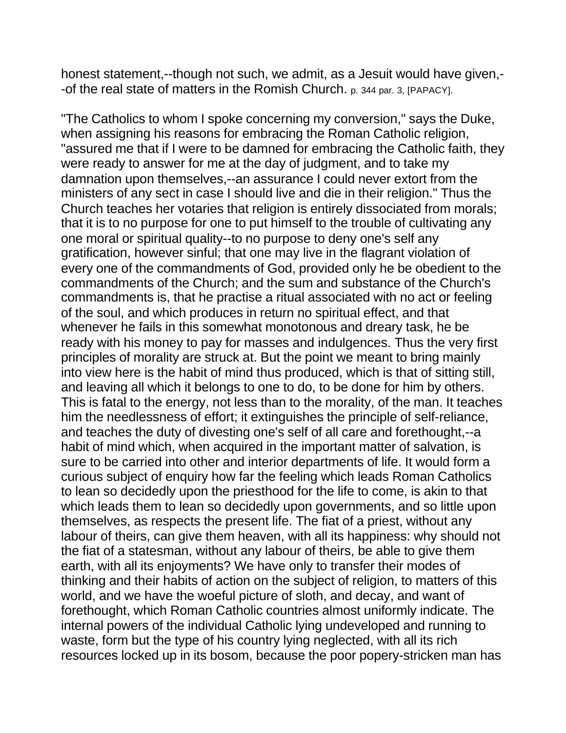honest statement,--though not such, we admit, as a Jesuit would have given,--of the real state of matters in the Romish Church. p. 344 par. 3, [PAPACY].

"The Catholics to whom I spoke concerning my conversion," says the Duke, when assigning his reasons for embracing the Roman Catholic religion, "assured me that if I were to be damned for embracing the Catholic faith, they were ready to answer for me at the day of judgment, and to take my damnation upon themselves,--an assurance I could never extort from the ministers of any sect in case I should live and die in their religion." Thus the Church teaches her votaries that religion is entirely dissociated from morals; that it is to no purpose for one to put himself to the trouble of cultivating any one moral or spiritual quality--to no purpose to deny one's self any gratification, however sinful; that one may live in the flagrant violation of every one of the commandments of God, provided only he be obedient to the commandments of the Church; and the sum and substance of the Church's commandments is, that he practise a ritual associated with no act or feeling of the soul, and which produces in return no spiritual effect, and that whenever he fails in this somewhat monotonous and dreary task, he be ready with his money to pay for masses and indulgences. Thus the very first principles of morality are struck at. But the point we meant to bring mainly into view here is the habit of mind thus produced, which is that of sitting still, and leaving all which it belongs to one to do, to be done for him by others. This is fatal to the energy, not less than to the morality, of the man. It teaches him the needlessness of effort; it extinguishes the principle of self-reliance, and teaches the duty of divesting one's self of all care and forethought,--a habit of mind which, when acquired in the important matter of salvation, is sure to be carried into other and interior departments of life. It would form a curious subject of enquiry how far the feeling which leads Roman Catholics to lean so decidedly upon the priesthood for the life to come, is akin to that which leads them to lean so decidedly upon governments, and so little upon themselves, as respects the present life. The fiat of a priest, without any labour of theirs, can give them heaven, with all its happiness: why should not the fiat of a statesman, without any labour of theirs, be able to give them earth, with all its enjoyments? We have only to transfer their modes of thinking and their habits of action on the subject of religion, to matters of this world, and we have the woeful picture of sloth, and decay, and want of forethought, which Roman Catholic countries almost uniformly indicate. The internal powers of the individual Catholic lying undeveloped and running to waste, form but the type of his country lying neglected, with all its rich resources locked up in its bosom, because the poor popery-stricken man has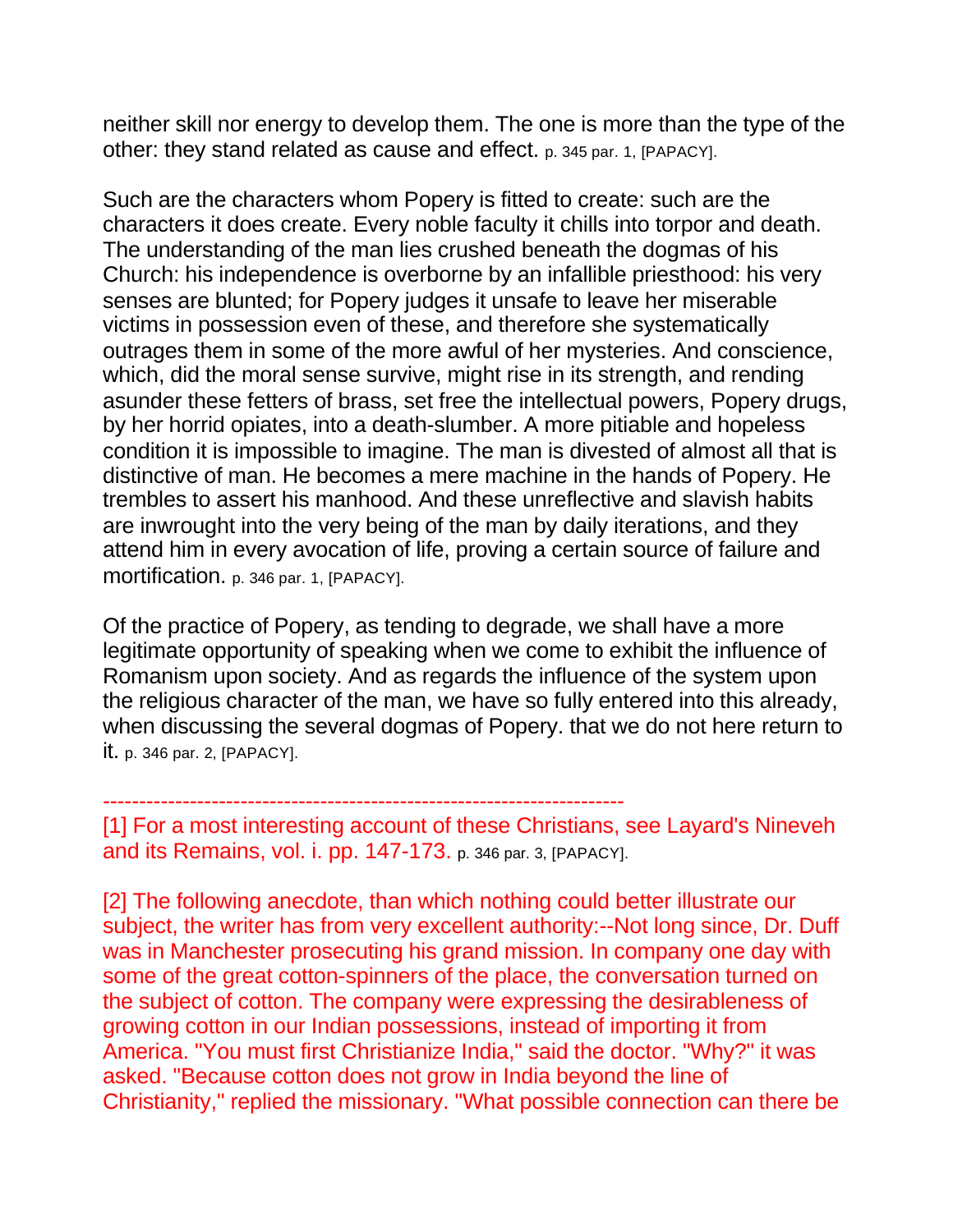neither skill nor energy to develop them. The one is more than the type of the other: they stand related as cause and effect. p. 345 par. 1, [PAPACY].

Such are the characters whom Popery is fitted to create: such are the characters it does create. Every noble faculty it chills into torpor and death. The understanding of the man lies crushed beneath the dogmas of his Church: his independence is overborne by an infallible priesthood: his very senses are blunted; for Popery judges it unsafe to leave her miserable victims in possession even of these, and therefore she systematically outrages them in some of the more awful of her mysteries. And conscience, which, did the moral sense survive, might rise in its strength, and rending asunder these fetters of brass, set free the intellectual powers, Popery drugs, by her horrid opiates, into a death-slumber. A more pitiable and hopeless condition it is impossible to imagine. The man is divested of almost all that is distinctive of man. He becomes a mere machine in the hands of Popery. He trembles to assert his manhood. And these unreflective and slavish habits are inwrought into the very being of the man by daily iterations, and they attend him in every avocation of life, proving a certain source of failure and mortification. p. 346 par. 1, [PAPACY].

Of the practice of Popery, as tending to degrade, we shall have a more legitimate opportunity of speaking when we come to exhibit the influence of Romanism upon society. And as regards the influence of the system upon the religious character of the man, we have so fully entered into this already, when discussing the several dogmas of Popery. that we do not here return to it. p. 346 par. 2, [PAPACY].

---

[1] For a most interesting account of these Christians, see Layard's Nineveh and its Remains, vol. i. pp. 147-173. p. 346 par. 3, [PAPACY].

[2] The following anecdote, than which nothing could better illustrate our subject, the writer has from very excellent authority:--Not long since, Dr. Duff was in Manchester prosecuting his grand mission. In company one day with some of the great cotton-spinners of the place, the conversation turned on the subject of cotton. The company were expressing the desirableness of growing cotton in our Indian possessions, instead of importing it from America. "You must first Christianize India," said the doctor. "Why?" it was asked. "Because cotton does not grow in India beyond the line of Christianity," replied the missionary. "What possible connection can there be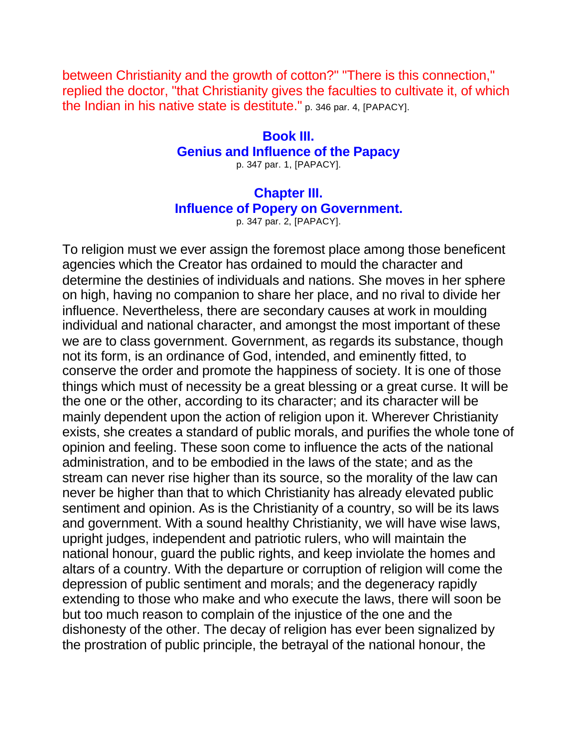between Christianity and the growth of cotton?" "There is this connection," replied the doctor, "that Christianity gives the faculties to cultivate it, of which the Indian in his native state is destitute." p. 346 par. 4, [PAPACY].

## Book III.
## Genius and Influence of the Papacy

p. 347 par. 1, [PAPACY].

## Chapter III.
## Influence of Popery on Government.

p. 347 par. 2, [PAPACY].

To religion must we ever assign the foremost place among those beneficent agencies which the Creator has ordained to mould the character and determine the destinies of individuals and nations. She moves in her sphere on high, having no companion to share her place, and no rival to divide her influence. Nevertheless, there are secondary causes at work in moulding individual and national character, and amongst the most important of these we are to class government. Government, as regards its substance, though not its form, is an ordinance of God, intended, and eminently fitted, to conserve the order and promote the happiness of society. It is one of those things which must of necessity be a great blessing or a great curse. It will be the one or the other, according to its character; and its character will be mainly dependent upon the action of religion upon it. Wherever Christianity exists, she creates a standard of public morals, and purifies the whole tone of opinion and feeling. These soon come to influence the acts of the national administration, and to be embodied in the laws of the state; and as the stream can never rise higher than its source, so the morality of the law can never be higher than that to which Christianity has already elevated public sentiment and opinion. As is the Christianity of a country, so will be its laws and government. With a sound healthy Christianity, we will have wise laws, upright judges, independent and patriotic rulers, who will maintain the national honour, guard the public rights, and keep inviolate the homes and altars of a country. With the departure or corruption of religion will come the depression of public sentiment and morals; and the degeneracy rapidly extending to those who make and who execute the laws, there will soon be but too much reason to complain of the injustice of the one and the dishonesty of the other. The decay of religion has ever been signalized by the prostration of public principle, the betrayal of the national honour, the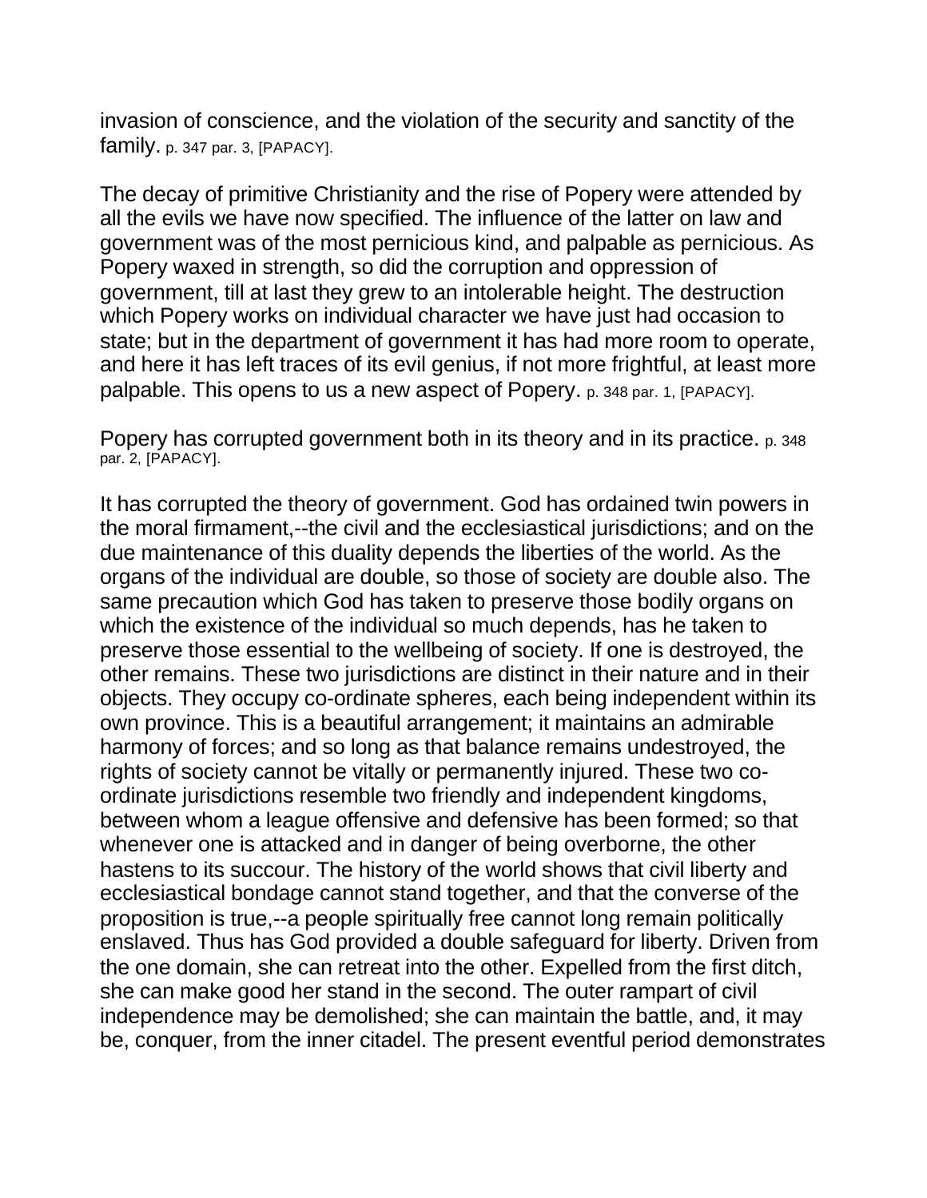invasion of conscience, and the violation of the security and sanctity of the family. p. 347 par. 3, [PAPACY].

The decay of primitive Christianity and the rise of Popery were attended by all the evils we have now specified. The influence of the latter on law and government was of the most pernicious kind, and palpable as pernicious. As Popery waxed in strength, so did the corruption and oppression of government, till at last they grew to an intolerable height. The destruction which Popery works on individual character we have just had occasion to state; but in the department of government it has had more room to operate, and here it has left traces of its evil genius, if not more frightful, at least more palpable. This opens to us a new aspect of Popery. p. 348 par. 1, [PAPACY].

Popery has corrupted government both in its theory and in its practice. p. 348 par. 2, [PAPACY].

It has corrupted the theory of government. God has ordained twin powers in the moral firmament,--the civil and the ecclesiastical jurisdictions; and on the due maintenance of this duality depends the liberties of the world. As the organs of the individual are double, so those of society are double also. The same precaution which God has taken to preserve those bodily organs on which the existence of the individual so much depends, has he taken to preserve those essential to the wellbeing of society. If one is destroyed, the other remains. These two jurisdictions are distinct in their nature and in their objects. They occupy co-ordinate spheres, each being independent within its own province. This is a beautiful arrangement; it maintains an admirable harmony of forces; and so long as that balance remains undestroyed, the rights of society cannot be vitally or permanently injured. These two co-ordinate jurisdictions resemble two friendly and independent kingdoms, between whom a league offensive and defensive has been formed; so that whenever one is attacked and in danger of being overborne, the other hastens to its succour. The history of the world shows that civil liberty and ecclesiastical bondage cannot stand together, and that the converse of the proposition is true,--a people spiritually free cannot long remain politically enslaved. Thus has God provided a double safeguard for liberty. Driven from the one domain, she can retreat into the other. Expelled from the first ditch, she can make good her stand in the second. The outer rampart of civil independence may be demolished; she can maintain the battle, and, it may be, conquer, from the inner citadel. The present eventful period demonstrates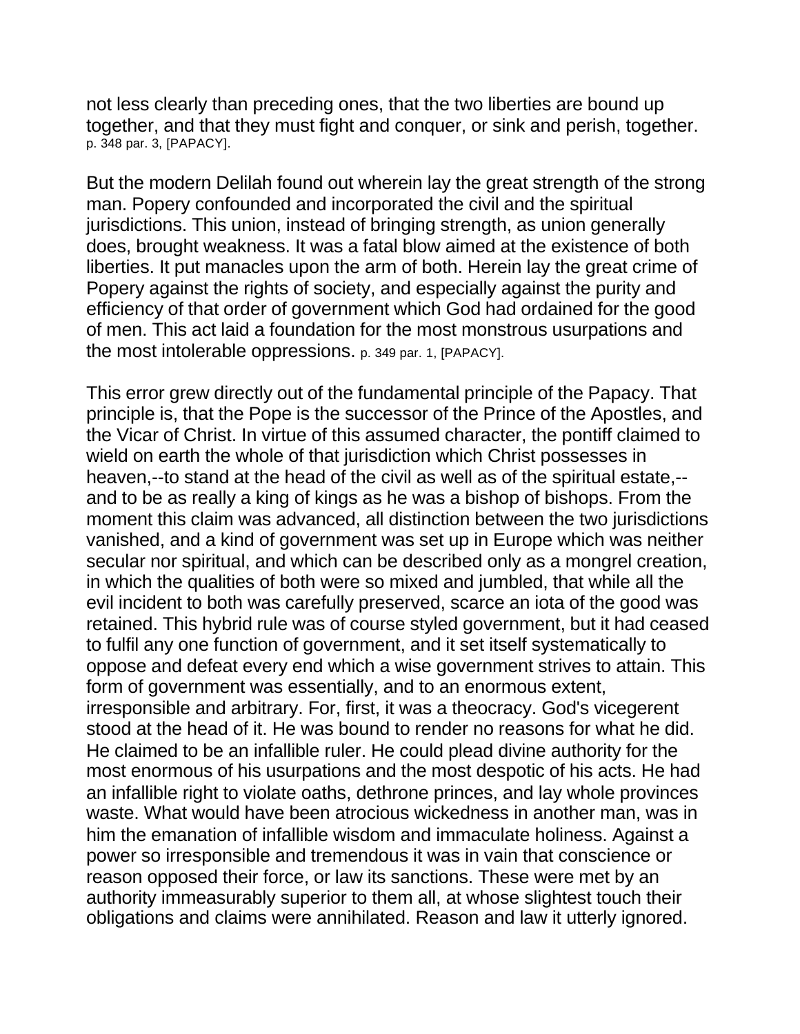not less clearly than preceding ones, that the two liberties are bound up together, and that they must fight and conquer, or sink and perish, together. p. 348 par. 3, [PAPACY].

But the modern Delilah found out wherein lay the great strength of the strong man. Popery confounded and incorporated the civil and the spiritual jurisdictions. This union, instead of bringing strength, as union generally does, brought weakness. It was a fatal blow aimed at the existence of both liberties. It put manacles upon the arm of both. Herein lay the great crime of Popery against the rights of society, and especially against the purity and efficiency of that order of government which God had ordained for the good of men. This act laid a foundation for the most monstrous usurpations and the most intolerable oppressions. p. 349 par. 1, [PAPACY].

This error grew directly out of the fundamental principle of the Papacy. That principle is, that the Pope is the successor of the Prince of the Apostles, and the Vicar of Christ. In virtue of this assumed character, the pontiff claimed to wield on earth the whole of that jurisdiction which Christ possesses in heaven,--to stand at the head of the civil as well as of the spiritual estate,--and to be as really a king of kings as he was a bishop of bishops. From the moment this claim was advanced, all distinction between the two jurisdictions vanished, and a kind of government was set up in Europe which was neither secular nor spiritual, and which can be described only as a mongrel creation, in which the qualities of both were so mixed and jumbled, that while all the evil incident to both was carefully preserved, scarce an iota of the good was retained. This hybrid rule was of course styled government, but it had ceased to fulfil any one function of government, and it set itself systematically to oppose and defeat every end which a wise government strives to attain. This form of government was essentially, and to an enormous extent, irresponsible and arbitrary. For, first, it was a theocracy. God's vicegerent stood at the head of it. He was bound to render no reasons for what he did. He claimed to be an infallible ruler. He could plead divine authority for the most enormous of his usurpations and the most despotic of his acts. He had an infallible right to violate oaths, dethrone princes, and lay whole provinces waste. What would have been atrocious wickedness in another man, was in him the emanation of infallible wisdom and immaculate holiness. Against a power so irresponsible and tremendous it was in vain that conscience or reason opposed their force, or law its sanctions. These were met by an authority immeasurably superior to them all, at whose slightest touch their obligations and claims were annihilated. Reason and law it utterly ignored.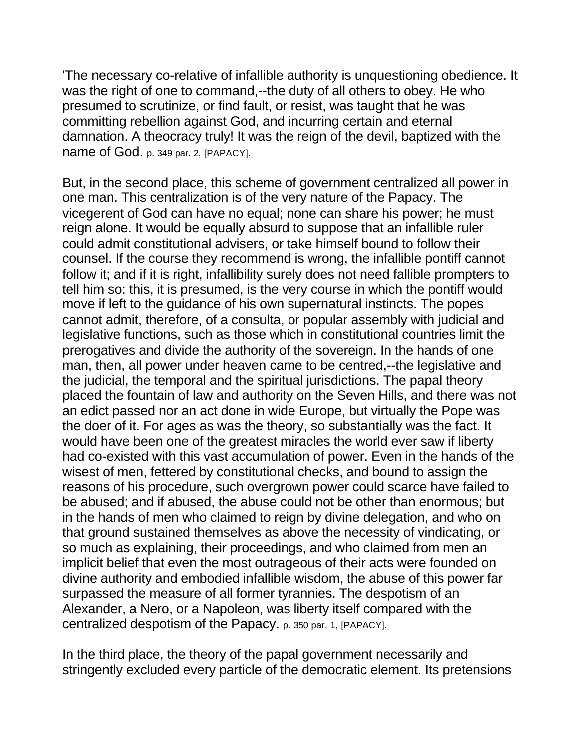'The necessary co-relative of infallible authority is unquestioning obedience. It was the right of one to command,--the duty of all others to obey. He who presumed to scrutinize, or find fault, or resist, was taught that he was committing rebellion against God, and incurring certain and eternal damnation. A theocracy truly! It was the reign of the devil, baptized with the name of God. p. 349 par. 2, [PAPACY].

But, in the second place, this scheme of government centralized all power in one man. This centralization is of the very nature of the Papacy. The vicegerent of God can have no equal; none can share his power; he must reign alone. It would be equally absurd to suppose that an infallible ruler could admit constitutional advisers, or take himself bound to follow their counsel. If the course they recommend is wrong, the infallible pontiff cannot follow it; and if it is right, infallibility surely does not need fallible prompters to tell him so: this, it is presumed, is the very course in which the pontiff would move if left to the guidance of his own supernatural instincts. The popes cannot admit, therefore, of a consulta, or popular assembly with judicial and legislative functions, such as those which in constitutional countries limit the prerogatives and divide the authority of the sovereign. In the hands of one man, then, all power under heaven came to be centred,--the legislative and the judicial, the temporal and the spiritual jurisdictions. The papal theory placed the fountain of law and authority on the Seven Hills, and there was not an edict passed nor an act done in wide Europe, but virtually the Pope was the doer of it. For ages as was the theory, so substantially was the fact. It would have been one of the greatest miracles the world ever saw if liberty had co-existed with this vast accumulation of power. Even in the hands of the wisest of men, fettered by constitutional checks, and bound to assign the reasons of his procedure, such overgrown power could scarce have failed to be abused; and if abused, the abuse could not be other than enormous; but in the hands of men who claimed to reign by divine delegation, and who on that ground sustained themselves as above the necessity of vindicating, or so much as explaining, their proceedings, and who claimed from men an implicit belief that even the most outrageous of their acts were founded on divine authority and embodied infallible wisdom, the abuse of this power far surpassed the measure of all former tyrannies. The despotism of an Alexander, a Nero, or a Napoleon, was liberty itself compared with the centralized despotism of the Papacy. p. 350 par. 1, [PAPACY].

In the third place, the theory of the papal government necessarily and stringently excluded every particle of the democratic element. Its pretensions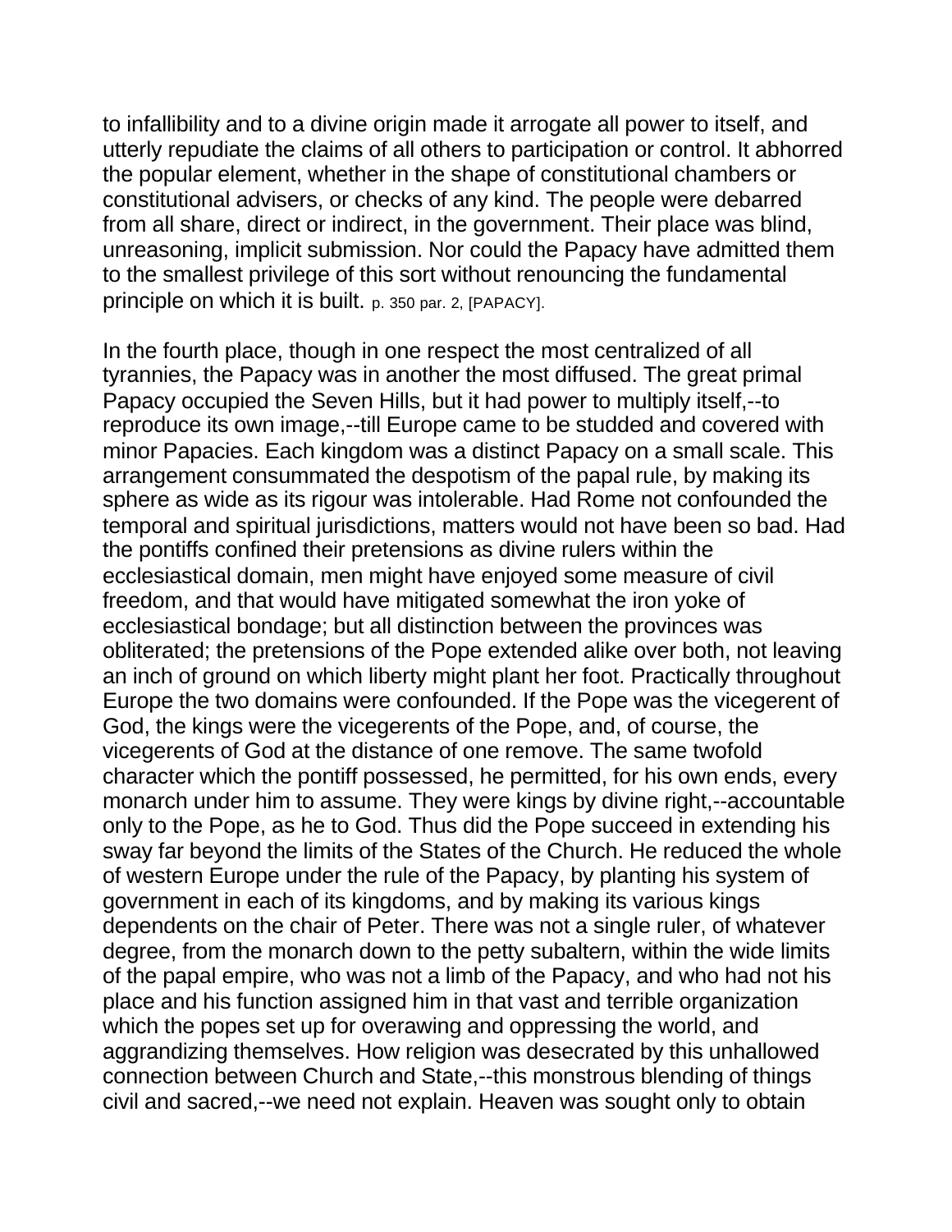to infallibility and to a divine origin made it arrogate all power to itself, and utterly repudiate the claims of all others to participation or control. It abhorred the popular element, whether in the shape of constitutional chambers or constitutional advisers, or checks of any kind. The people were debarred from all share, direct or indirect, in the government. Their place was blind, unreasoning, implicit submission. Nor could the Papacy have admitted them to the smallest privilege of this sort without renouncing the fundamental principle on which it is built. p. 350 par. 2, [PAPACY].

In the fourth place, though in one respect the most centralized of all tyrannies, the Papacy was in another the most diffused. The great primal Papacy occupied the Seven Hills, but it had power to multiply itself,--to reproduce its own image,--till Europe came to be studded and covered with minor Papacies. Each kingdom was a distinct Papacy on a small scale. This arrangement consummated the despotism of the papal rule, by making its sphere as wide as its rigour was intolerable. Had Rome not confounded the temporal and spiritual jurisdictions, matters would not have been so bad. Had the pontiffs confined their pretensions as divine rulers within the ecclesiastical domain, men might have enjoyed some measure of civil freedom, and that would have mitigated somewhat the iron yoke of ecclesiastical bondage; but all distinction between the provinces was obliterated; the pretensions of the Pope extended alike over both, not leaving an inch of ground on which liberty might plant her foot. Practically throughout Europe the two domains were confounded. If the Pope was the vicegerent of God, the kings were the vicegerents of the Pope, and, of course, the vicegerents of God at the distance of one remove. The same twofold character which the pontiff possessed, he permitted, for his own ends, every monarch under him to assume. They were kings by divine right,--accountable only to the Pope, as he to God. Thus did the Pope succeed in extending his sway far beyond the limits of the States of the Church. He reduced the whole of western Europe under the rule of the Papacy, by planting his system of government in each of its kingdoms, and by making its various kings dependents on the chair of Peter. There was not a single ruler, of whatever degree, from the monarch down to the petty subaltern, within the wide limits of the papal empire, who was not a limb of the Papacy, and who had not his place and his function assigned him in that vast and terrible organization which the popes set up for overawing and oppressing the world, and aggrandizing themselves. How religion was desecrated by this unhallowed connection between Church and State,--this monstrous blending of things civil and sacred,--we need not explain. Heaven was sought only to obtain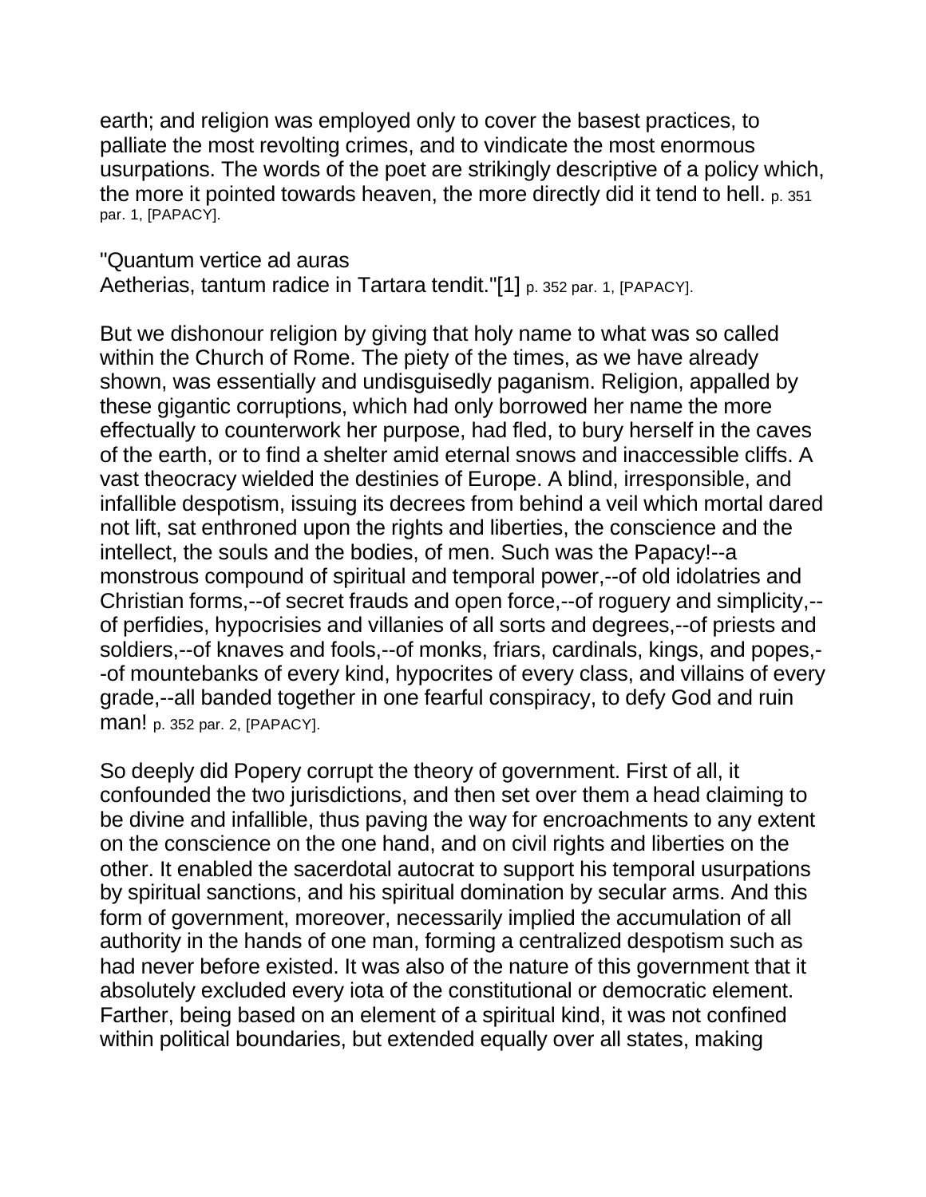earth; and religion was employed only to cover the basest practices, to palliate the most revolting crimes, and to vindicate the most enormous usurpations. The words of the poet are strikingly descriptive of a policy which, the more it pointed towards heaven, the more directly did it tend to hell. p. 351 par. 1, [PAPACY].

"Quantum vertice ad auras
Aetherias, tantum radice in Tartara tendit."[1] p. 352 par. 1, [PAPACY].

But we dishonour religion by giving that holy name to what was so called within the Church of Rome. The piety of the times, as we have already shown, was essentially and undisguisedly paganism. Religion, appalled by these gigantic corruptions, which had only borrowed her name the more effectually to counterwork her purpose, had fled, to bury herself in the caves of the earth, or to find a shelter amid eternal snows and inaccessible cliffs. A vast theocracy wielded the destinies of Europe. A blind, irresponsible, and infallible despotism, issuing its decrees from behind a veil which mortal dared not lift, sat enthroned upon the rights and liberties, the conscience and the intellect, the souls and the bodies, of men. Such was the Papacy!--a monstrous compound of spiritual and temporal power,--of old idolatries and Christian forms,--of secret frauds and open force,--of roguery and simplicity,--of perfidies, hypocrisies and villanies of all sorts and degrees,--of priests and soldiers,--of knaves and fools,--of monks, friars, cardinals, kings, and popes,--of mountebanks of every kind, hypocrites of every class, and villains of every grade,--all banded together in one fearful conspiracy, to defy God and ruin man! p. 352 par. 2, [PAPACY].

So deeply did Popery corrupt the theory of government. First of all, it confounded the two jurisdictions, and then set over them a head claiming to be divine and infallible, thus paving the way for encroachments to any extent on the conscience on the one hand, and on civil rights and liberties on the other. It enabled the sacerdotal autocrat to support his temporal usurpations by spiritual sanctions, and his spiritual domination by secular arms. And this form of government, moreover, necessarily implied the accumulation of all authority in the hands of one man, forming a centralized despotism such as had never before existed. It was also of the nature of this government that it absolutely excluded every iota of the constitutional or democratic element. Farther, being based on an element of a spiritual kind, it was not confined within political boundaries, but extended equally over all states, making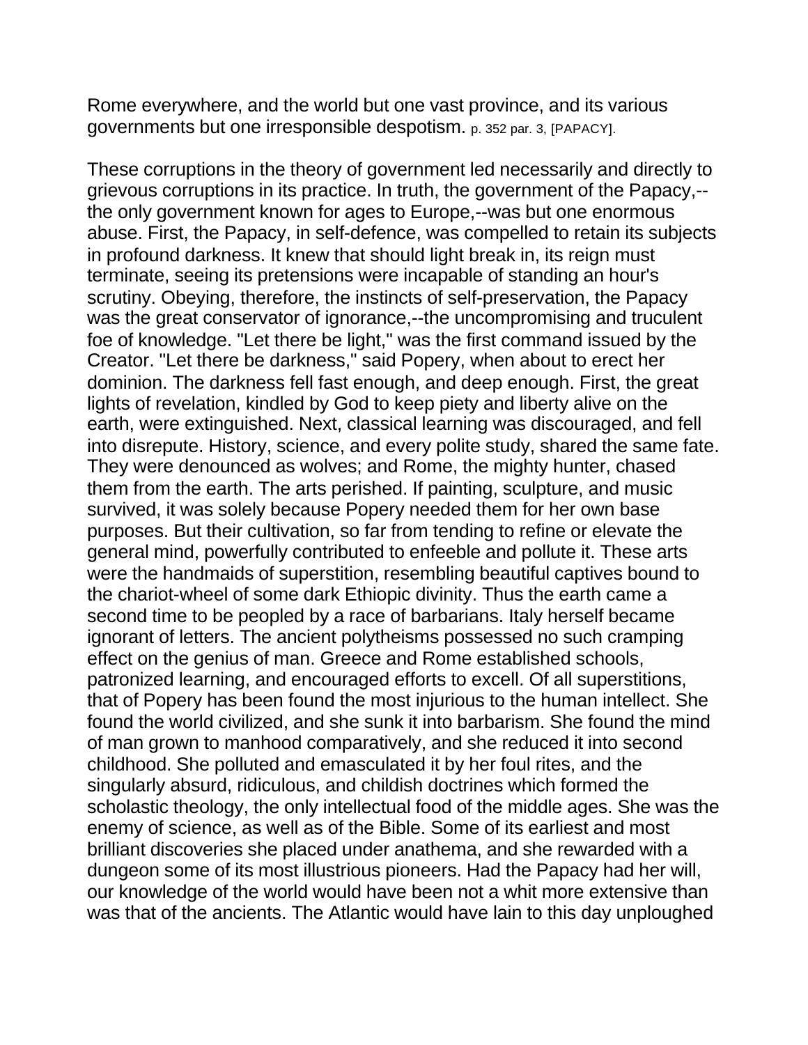Rome everywhere, and the world but one vast province, and its various governments but one irresponsible despotism. p. 352 par. 3, [PAPACY].

These corruptions in the theory of government led necessarily and directly to grievous corruptions in its practice. In truth, the government of the Papacy,--the only government known for ages to Europe,--was but one enormous abuse. First, the Papacy, in self-defence, was compelled to retain its subjects in profound darkness. It knew that should light break in, its reign must terminate, seeing its pretensions were incapable of standing an hour's scrutiny. Obeying, therefore, the instincts of self-preservation, the Papacy was the great conservator of ignorance,--the uncompromising and truculent foe of knowledge. "Let there be light," was the first command issued by the Creator. "Let there be darkness," said Popery, when about to erect her dominion. The darkness fell fast enough, and deep enough. First, the great lights of revelation, kindled by God to keep piety and liberty alive on the earth, were extinguished. Next, classical learning was discouraged, and fell into disrepute. History, science, and every polite study, shared the same fate. They were denounced as wolves; and Rome, the mighty hunter, chased them from the earth. The arts perished. If painting, sculpture, and music survived, it was solely because Popery needed them for her own base purposes. But their cultivation, so far from tending to refine or elevate the general mind, powerfully contributed to enfeeble and pollute it. These arts were the handmaids of superstition, resembling beautiful captives bound to the chariot-wheel of some dark Ethiopic divinity. Thus the earth came a second time to be peopled by a race of barbarians. Italy herself became ignorant of letters. The ancient polytheisms possessed no such cramping effect on the genius of man. Greece and Rome established schools, patronized learning, and encouraged efforts to excell. Of all superstitions, that of Popery has been found the most injurious to the human intellect. She found the world civilized, and she sunk it into barbarism. She found the mind of man grown to manhood comparatively, and she reduced it into second childhood. She polluted and emasculated it by her foul rites, and the singularly absurd, ridiculous, and childish doctrines which formed the scholastic theology, the only intellectual food of the middle ages. She was the enemy of science, as well as of the Bible. Some of its earliest and most brilliant discoveries she placed under anathema, and she rewarded with a dungeon some of its most illustrious pioneers. Had the Papacy had her will, our knowledge of the world would have been not a whit more extensive than was that of the ancients. The Atlantic would have lain to this day unploughed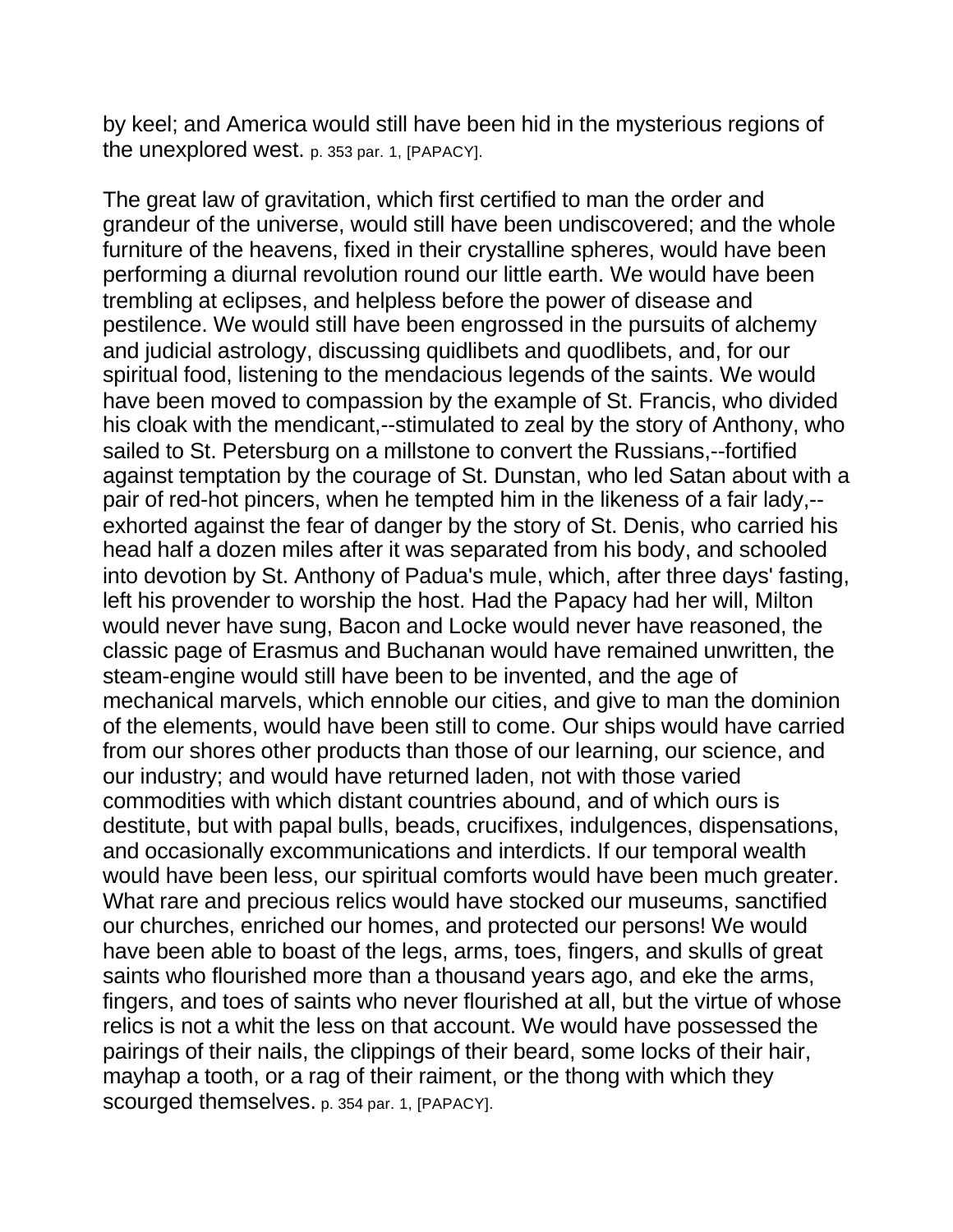by keel; and America would still have been hid in the mysterious regions of the unexplored west. p. 353 par. 1, [PAPACY].

The great law of gravitation, which first certified to man the order and grandeur of the universe, would still have been undiscovered; and the whole furniture of the heavens, fixed in their crystalline spheres, would have been performing a diurnal revolution round our little earth. We would have been trembling at eclipses, and helpless before the power of disease and pestilence. We would still have been engrossed in the pursuits of alchemy and judicial astrology, discussing quidlibets and quodlibets, and, for our spiritual food, listening to the mendacious legends of the saints. We would have been moved to compassion by the example of St. Francis, who divided his cloak with the mendicant,--stimulated to zeal by the story of Anthony, who sailed to St. Petersburg on a millstone to convert the Russians,--fortified against temptation by the courage of St. Dunstan, who led Satan about with a pair of red-hot pincers, when he tempted him in the likeness of a fair lady,--exhorted against the fear of danger by the story of St. Denis, who carried his head half a dozen miles after it was separated from his body, and schooled into devotion by St. Anthony of Padua's mule, which, after three days' fasting, left his provender to worship the host. Had the Papacy had her will, Milton would never have sung, Bacon and Locke would never have reasoned, the classic page of Erasmus and Buchanan would have remained unwritten, the steam-engine would still have been to be invented, and the age of mechanical marvels, which ennoble our cities, and give to man the dominion of the elements, would have been still to come. Our ships would have carried from our shores other products than those of our learning, our science, and our industry; and would have returned laden, not with those varied commodities with which distant countries abound, and of which ours is destitute, but with papal bulls, beads, crucifixes, indulgences, dispensations, and occasionally excommunications and interdicts. If our temporal wealth would have been less, our spiritual comforts would have been much greater. What rare and precious relics would have stocked our museums, sanctified our churches, enriched our homes, and protected our persons! We would have been able to boast of the legs, arms, toes, fingers, and skulls of great saints who flourished more than a thousand years ago, and eke the arms, fingers, and toes of saints who never flourished at all, but the virtue of whose relics is not a whit the less on that account. We would have possessed the pairings of their nails, the clippings of their beard, some locks of their hair, mayhap a tooth, or a rag of their raiment, or the thong with which they scourged themselves. p. 354 par. 1, [PAPACY].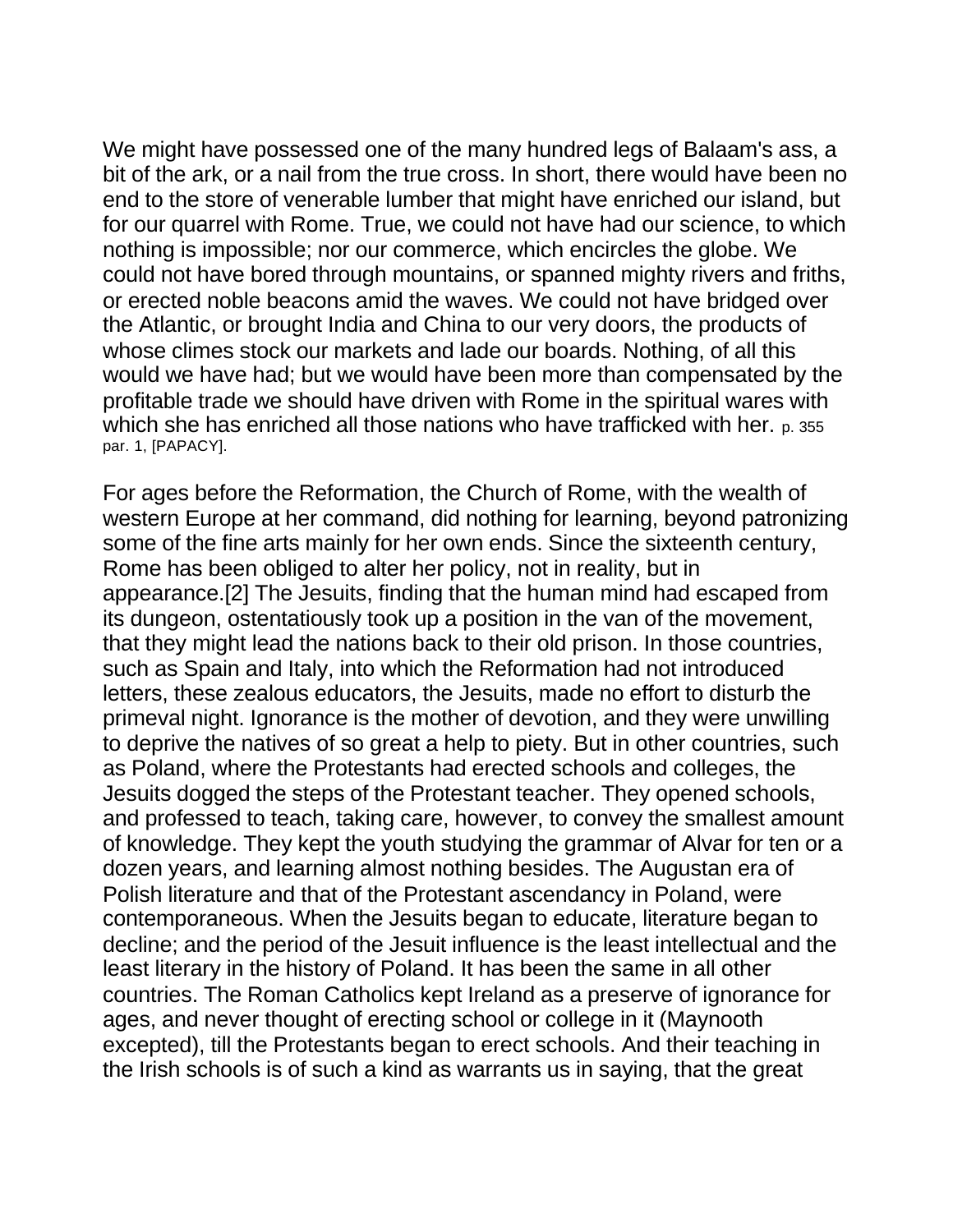We might have possessed one of the many hundred legs of Balaam's ass, a bit of the ark, or a nail from the true cross. In short, there would have been no end to the store of venerable lumber that might have enriched our island, but for our quarrel with Rome. True, we could not have had our science, to which nothing is impossible; nor our commerce, which encircles the globe. We could not have bored through mountains, or spanned mighty rivers and friths, or erected noble beacons amid the waves. We could not have bridged over the Atlantic, or brought India and China to our very doors, the products of whose climes stock our markets and lade our boards. Nothing, of all this would we have had; but we would have been more than compensated by the profitable trade we should have driven with Rome in the spiritual wares with which she has enriched all those nations who have trafficked with her. p. 355 par. 1, [PAPACY].

For ages before the Reformation, the Church of Rome, with the wealth of western Europe at her command, did nothing for learning, beyond patronizing some of the fine arts mainly for her own ends. Since the sixteenth century, Rome has been obliged to alter her policy, not in reality, but in appearance.[2] The Jesuits, finding that the human mind had escaped from its dungeon, ostentatiously took up a position in the van of the movement, that they might lead the nations back to their old prison. In those countries, such as Spain and Italy, into which the Reformation had not introduced letters, these zealous educators, the Jesuits, made no effort to disturb the primeval night. Ignorance is the mother of devotion, and they were unwilling to deprive the natives of so great a help to piety. But in other countries, such as Poland, where the Protestants had erected schools and colleges, the Jesuits dogged the steps of the Protestant teacher. They opened schools, and professed to teach, taking care, however, to convey the smallest amount of knowledge. They kept the youth studying the grammar of Alvar for ten or a dozen years, and learning almost nothing besides. The Augustan era of Polish literature and that of the Protestant ascendancy in Poland, were contemporaneous. When the Jesuits began to educate, literature began to decline; and the period of the Jesuit influence is the least intellectual and the least literary in the history of Poland. It has been the same in all other countries. The Roman Catholics kept Ireland as a preserve of ignorance for ages, and never thought of erecting school or college in it (Maynooth excepted), till the Protestants began to erect schools. And their teaching in the Irish schools is of such a kind as warrants us in saying, that the great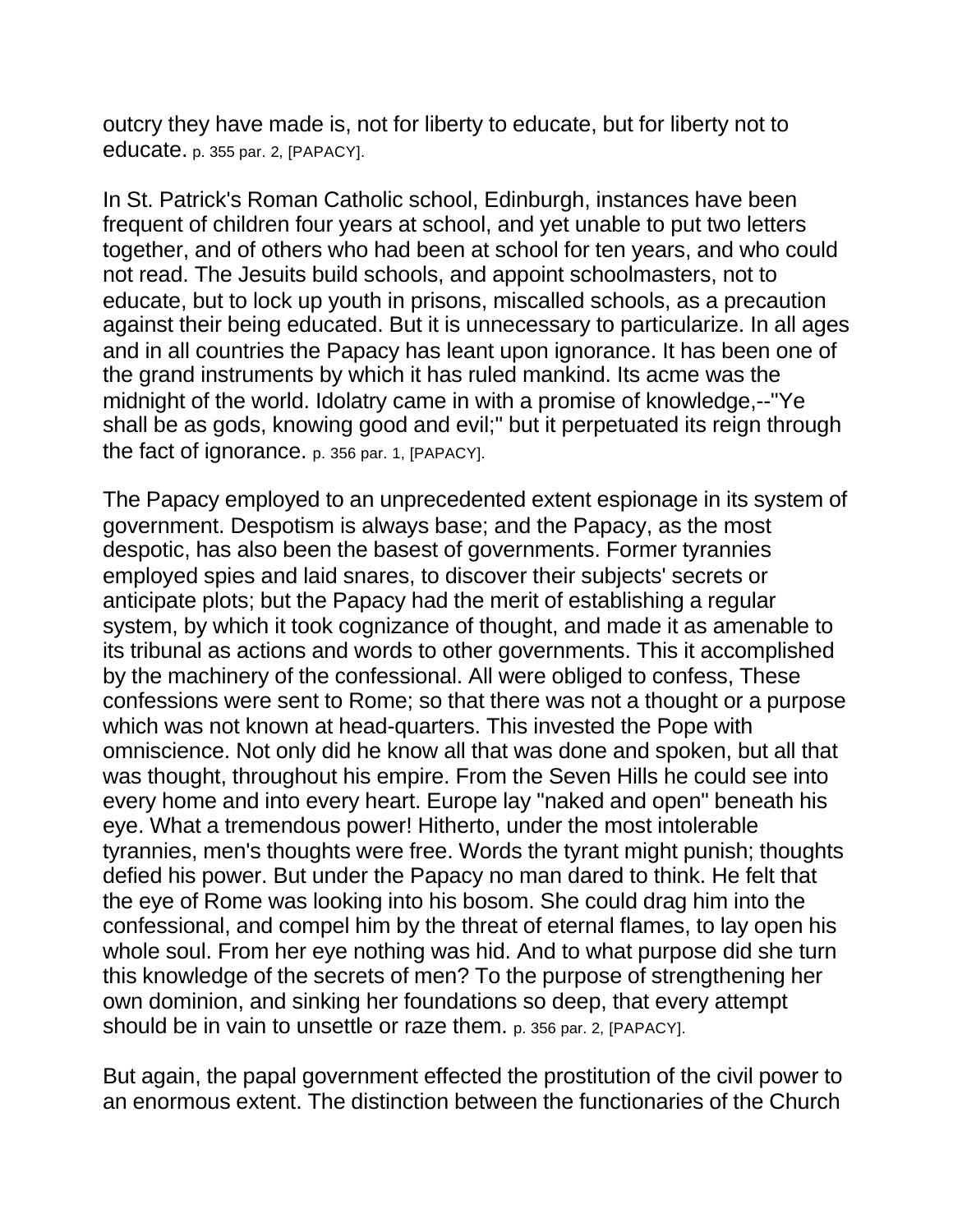outcry they have made is, not for liberty to educate, but for liberty not to educate. p. 355 par. 2, [PAPACY].

In St. Patrick's Roman Catholic school, Edinburgh, instances have been frequent of children four years at school, and yet unable to put two letters together, and of others who had been at school for ten years, and who could not read. The Jesuits build schools, and appoint schoolmasters, not to educate, but to lock up youth in prisons, miscalled schools, as a precaution against their being educated. But it is unnecessary to particularize. In all ages and in all countries the Papacy has leant upon ignorance. It has been one of the grand instruments by which it has ruled mankind. Its acme was the midnight of the world. Idolatry came in with a promise of knowledge,--"Ye shall be as gods, knowing good and evil;" but it perpetuated its reign through the fact of ignorance. p. 356 par. 1, [PAPACY].

The Papacy employed to an unprecedented extent espionage in its system of government. Despotism is always base; and the Papacy, as the most despotic, has also been the basest of governments. Former tyrannies employed spies and laid snares, to discover their subjects' secrets or anticipate plots; but the Papacy had the merit of establishing a regular system, by which it took cognizance of thought, and made it as amenable to its tribunal as actions and words to other governments. This it accomplished by the machinery of the confessional. All were obliged to confess, These confessions were sent to Rome; so that there was not a thought or a purpose which was not known at head-quarters. This invested the Pope with omniscience. Not only did he know all that was done and spoken, but all that was thought, throughout his empire. From the Seven Hills he could see into every home and into every heart. Europe lay "naked and open" beneath his eye. What a tremendous power! Hitherto, under the most intolerable tyrannies, men's thoughts were free. Words the tyrant might punish; thoughts defied his power. But under the Papacy no man dared to think. He felt that the eye of Rome was looking into his bosom. She could drag him into the confessional, and compel him by the threat of eternal flames, to lay open his whole soul. From her eye nothing was hid. And to what purpose did she turn this knowledge of the secrets of men? To the purpose of strengthening her own dominion, and sinking her foundations so deep, that every attempt should be in vain to unsettle or raze them. p. 356 par. 2, [PAPACY].

But again, the papal government effected the prostitution of the civil power to an enormous extent. The distinction between the functionaries of the Church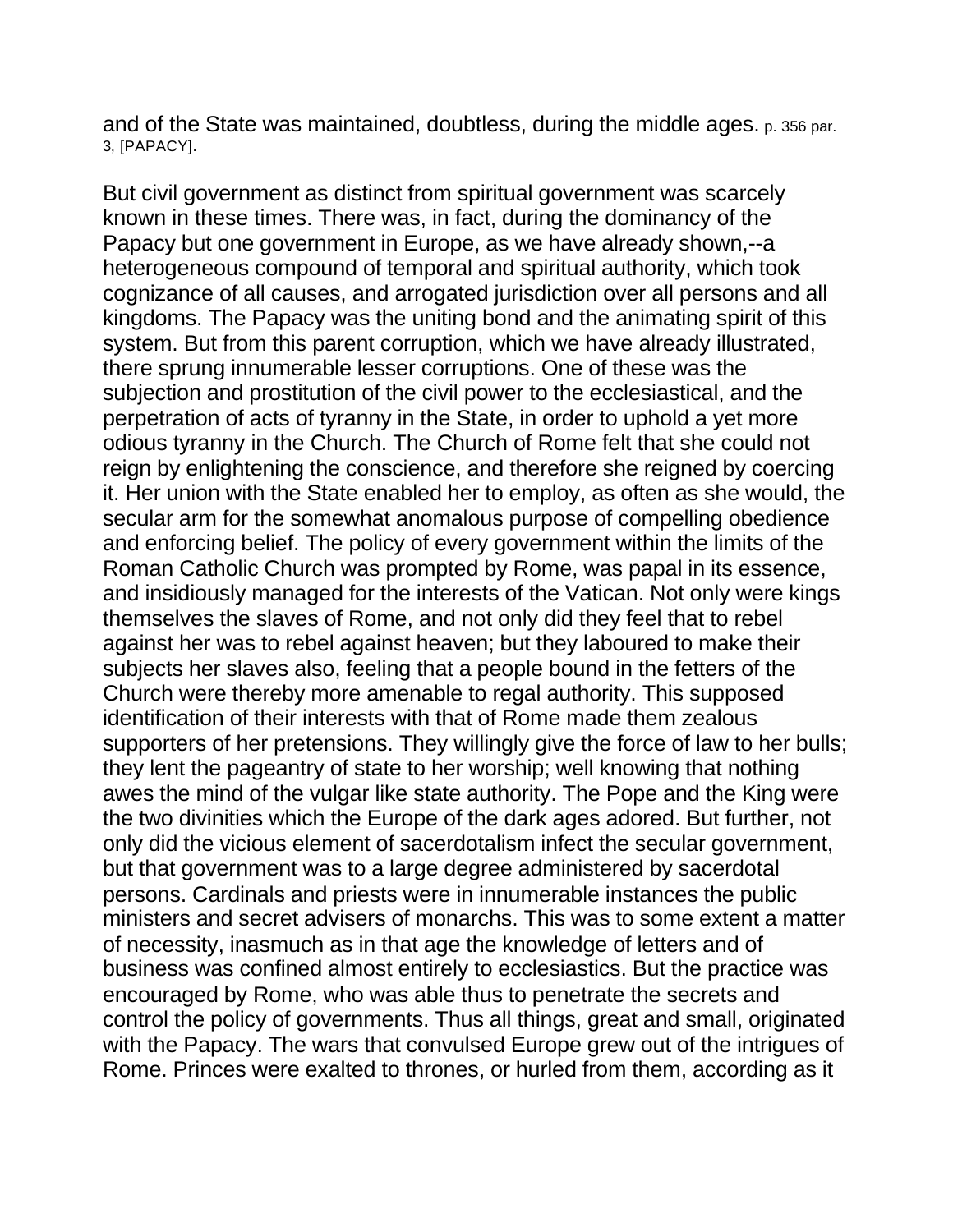and of the State was maintained, doubtless, during the middle ages. p. 356 par. 3, [PAPACY].

But civil government as distinct from spiritual government was scarcely known in these times. There was, in fact, during the dominancy of the Papacy but one government in Europe, as we have already shown,--a heterogeneous compound of temporal and spiritual authority, which took cognizance of all causes, and arrogated jurisdiction over all persons and all kingdoms. The Papacy was the uniting bond and the animating spirit of this system. But from this parent corruption, which we have already illustrated, there sprung innumerable lesser corruptions. One of these was the subjection and prostitution of the civil power to the ecclesiastical, and the perpetration of acts of tyranny in the State, in order to uphold a yet more odious tyranny in the Church. The Church of Rome felt that she could not reign by enlightening the conscience, and therefore she reigned by coercing it. Her union with the State enabled her to employ, as often as she would, the secular arm for the somewhat anomalous purpose of compelling obedience and enforcing belief. The policy of every government within the limits of the Roman Catholic Church was prompted by Rome, was papal in its essence, and insidiously managed for the interests of the Vatican. Not only were kings themselves the slaves of Rome, and not only did they feel that to rebel against her was to rebel against heaven; but they laboured to make their subjects her slaves also, feeling that a people bound in the fetters of the Church were thereby more amenable to regal authority. This supposed identification of their interests with that of Rome made them zealous supporters of her pretensions. They willingly give the force of law to her bulls; they lent the pageantry of state to her worship; well knowing that nothing awes the mind of the vulgar like state authority. The Pope and the King were the two divinities which the Europe of the dark ages adored. But further, not only did the vicious element of sacerdotalism infect the secular government, but that government was to a large degree administered by sacerdotal persons. Cardinals and priests were in innumerable instances the public ministers and secret advisers of monarchs. This was to some extent a matter of necessity, inasmuch as in that age the knowledge of letters and of business was confined almost entirely to ecclesiastics. But the practice was encouraged by Rome, who was able thus to penetrate the secrets and control the policy of governments. Thus all things, great and small, originated with the Papacy. The wars that convulsed Europe grew out of the intrigues of Rome. Princes were exalted to thrones, or hurled from them, according as it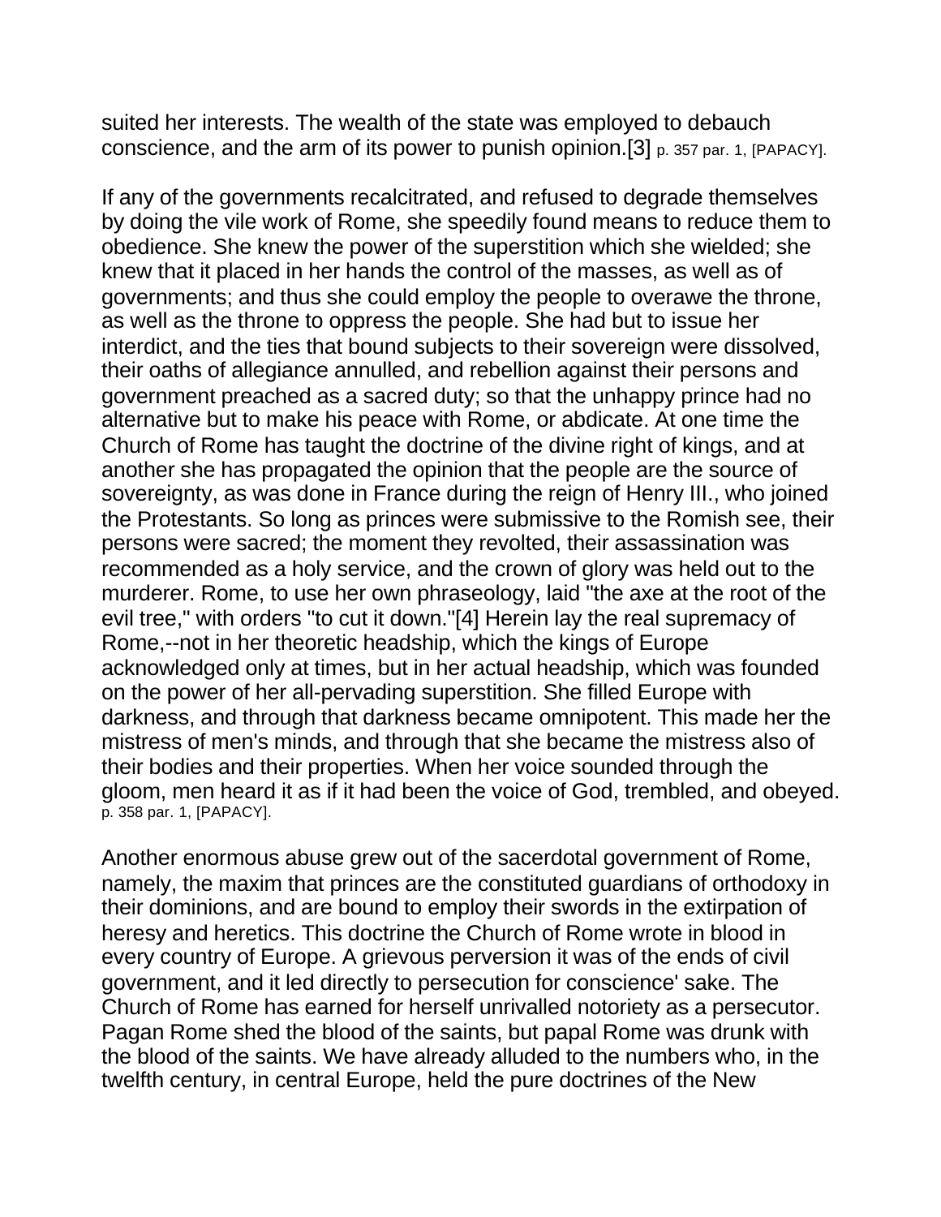suited her interests. The wealth of the state was employed to debauch conscience, and the arm of its power to punish opinion.[3] p. 357 par. 1, [PAPACY].

If any of the governments recalcitrated, and refused to degrade themselves by doing the vile work of Rome, she speedily found means to reduce them to obedience. She knew the power of the superstition which she wielded; she knew that it placed in her hands the control of the masses, as well as of governments; and thus she could employ the people to overawe the throne, as well as the throne to oppress the people. She had but to issue her interdict, and the ties that bound subjects to their sovereign were dissolved, their oaths of allegiance annulled, and rebellion against their persons and government preached as a sacred duty; so that the unhappy prince had no alternative but to make his peace with Rome, or abdicate. At one time the Church of Rome has taught the doctrine of the divine right of kings, and at another she has propagated the opinion that the people are the source of sovereignty, as was done in France during the reign of Henry III., who joined the Protestants. So long as princes were submissive to the Romish see, their persons were sacred; the moment they revolted, their assassination was recommended as a holy service, and the crown of glory was held out to the murderer. Rome, to use her own phraseology, laid "the axe at the root of the evil tree," with orders "to cut it down."[4] Herein lay the real supremacy of Rome,--not in her theoretic headship, which the kings of Europe acknowledged only at times, but in her actual headship, which was founded on the power of her all-pervading superstition. She filled Europe with darkness, and through that darkness became omnipotent. This made her the mistress of men's minds, and through that she became the mistress also of their bodies and their properties. When her voice sounded through the gloom, men heard it as if it had been the voice of God, trembled, and obeyed. p. 358 par. 1, [PAPACY].

Another enormous abuse grew out of the sacerdotal government of Rome, namely, the maxim that princes are the constituted guardians of orthodoxy in their dominions, and are bound to employ their swords in the extirpation of heresy and heretics. This doctrine the Church of Rome wrote in blood in every country of Europe. A grievous perversion it was of the ends of civil government, and it led directly to persecution for conscience' sake. The Church of Rome has earned for herself unrivalled notoriety as a persecutor. Pagan Rome shed the blood of the saints, but papal Rome was drunk with the blood of the saints. We have already alluded to the numbers who, in the twelfth century, in central Europe, held the pure doctrines of the New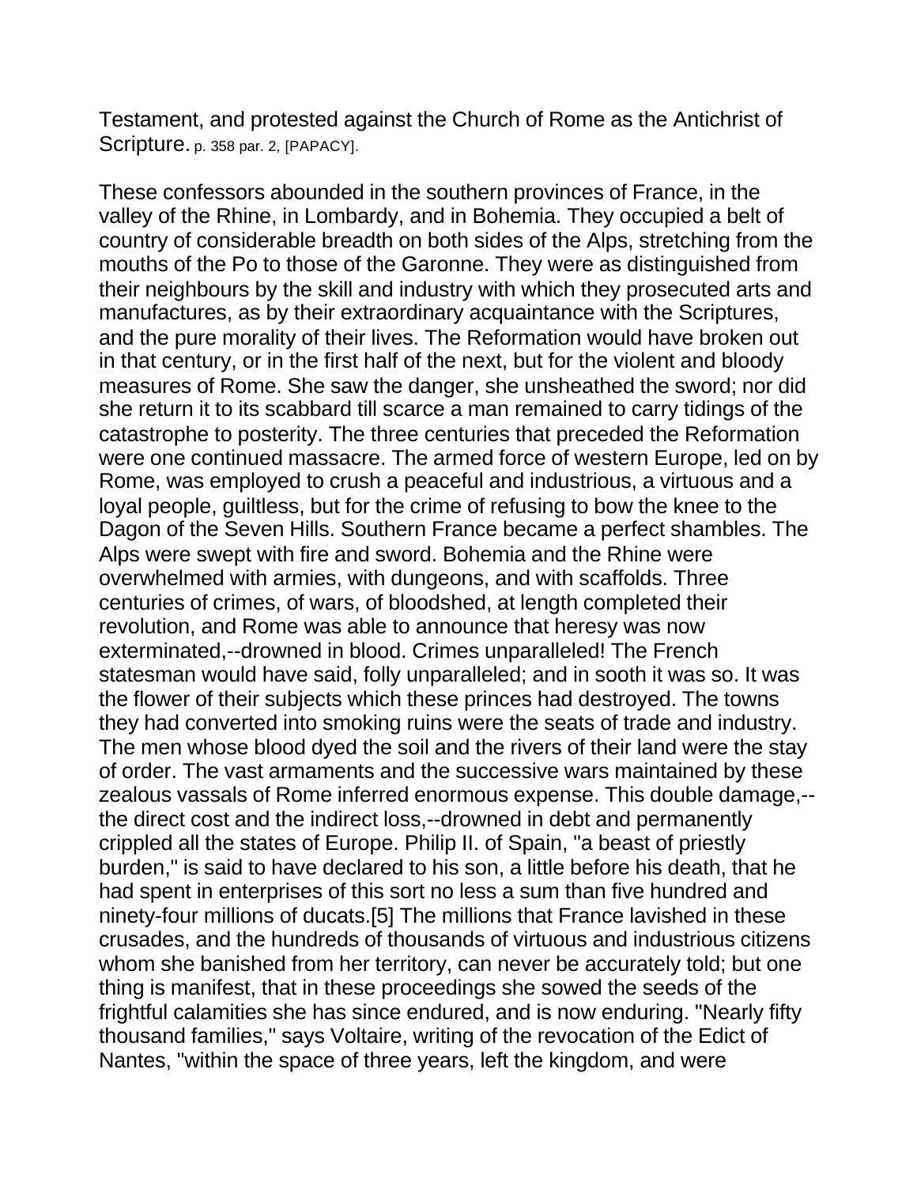Testament, and protested against the Church of Rome as the Antichrist of Scripture. p. 358 par. 2, [PAPACY].

These confessors abounded in the southern provinces of France, in the valley of the Rhine, in Lombardy, and in Bohemia. They occupied a belt of country of considerable breadth on both sides of the Alps, stretching from the mouths of the Po to those of the Garonne. They were as distinguished from their neighbours by the skill and industry with which they prosecuted arts and manufactures, as by their extraordinary acquaintance with the Scriptures, and the pure morality of their lives. The Reformation would have broken out in that century, or in the first half of the next, but for the violent and bloody measures of Rome. She saw the danger, she unsheathed the sword; nor did she return it to its scabbard till scarce a man remained to carry tidings of the catastrophe to posterity. The three centuries that preceded the Reformation were one continued massacre. The armed force of western Europe, led on by Rome, was employed to crush a peaceful and industrious, a virtuous and a loyal people, guiltless, but for the crime of refusing to bow the knee to the Dagon of the Seven Hills. Southern France became a perfect shambles. The Alps were swept with fire and sword. Bohemia and the Rhine were overwhelmed with armies, with dungeons, and with scaffolds. Three centuries of crimes, of wars, of bloodshed, at length completed their revolution, and Rome was able to announce that heresy was now exterminated,--drowned in blood. Crimes unparalleled! The French statesman would have said, folly unparalleled; and in sooth it was so. It was the flower of their subjects which these princes had destroyed. The towns they had converted into smoking ruins were the seats of trade and industry. The men whose blood dyed the soil and the rivers of their land were the stay of order. The vast armaments and the successive wars maintained by these zealous vassals of Rome inferred enormous expense. This double damage,--the direct cost and the indirect loss,--drowned in debt and permanently crippled all the states of Europe. Philip II. of Spain, "a beast of priestly burden," is said to have declared to his son, a little before his death, that he had spent in enterprises of this sort no less a sum than five hundred and ninety-four millions of ducats.[5] The millions that France lavished in these crusades, and the hundreds of thousands of virtuous and industrious citizens whom she banished from her territory, can never be accurately told; but one thing is manifest, that in these proceedings she sowed the seeds of the frightful calamities she has since endured, and is now enduring. "Nearly fifty thousand families," says Voltaire, writing of the revocation of the Edict of Nantes, "within the space of three years, left the kingdom, and were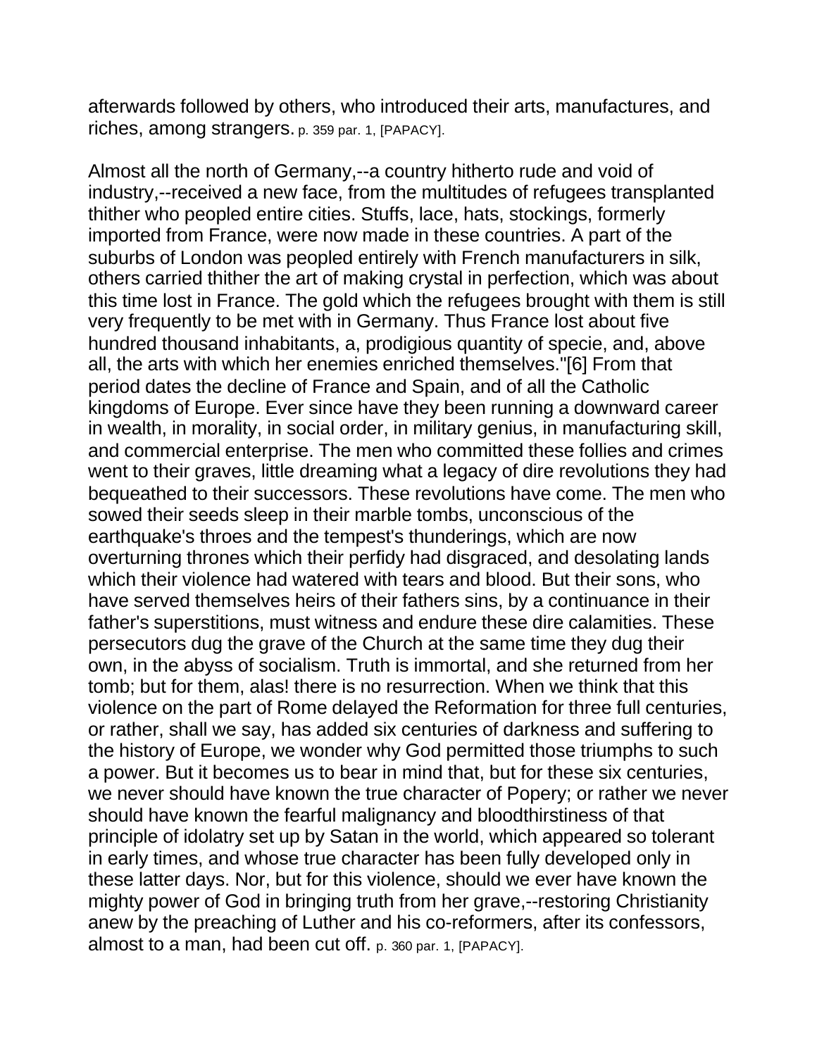afterwards followed by others, who introduced their arts, manufactures, and riches, among strangers. p. 359 par. 1, [PAPACY].

Almost all the north of Germany,--a country hitherto rude and void of industry,--received a new face, from the multitudes of refugees transplanted thither who peopled entire cities. Stuffs, lace, hats, stockings, formerly imported from France, were now made in these countries. A part of the suburbs of London was peopled entirely with French manufacturers in silk, others carried thither the art of making crystal in perfection, which was about this time lost in France. The gold which the refugees brought with them is still very frequently to be met with in Germany. Thus France lost about five hundred thousand inhabitants, a, prodigious quantity of specie, and, above all, the arts with which her enemies enriched themselves."[6] From that period dates the decline of France and Spain, and of all the Catholic kingdoms of Europe. Ever since have they been running a downward career in wealth, in morality, in social order, in military genius, in manufacturing skill, and commercial enterprise. The men who committed these follies and crimes went to their graves, little dreaming what a legacy of dire revolutions they had bequeathed to their successors. These revolutions have come. The men who sowed their seeds sleep in their marble tombs, unconscious of the earthquake's throes and the tempest's thunderings, which are now overturning thrones which their perfidy had disgraced, and desolating lands which their violence had watered with tears and blood. But their sons, who have served themselves heirs of their fathers sins, by a continuance in their father's superstitions, must witness and endure these dire calamities. These persecutors dug the grave of the Church at the same time they dug their own, in the abyss of socialism. Truth is immortal, and she returned from her tomb; but for them, alas! there is no resurrection. When we think that this violence on the part of Rome delayed the Reformation for three full centuries, or rather, shall we say, has added six centuries of darkness and suffering to the history of Europe, we wonder why God permitted those triumphs to such a power. But it becomes us to bear in mind that, but for these six centuries, we never should have known the true character of Popery; or rather we never should have known the fearful malignancy and bloodthirstiness of that principle of idolatry set up by Satan in the world, which appeared so tolerant in early times, and whose true character has been fully developed only in these latter days. Nor, but for this violence, should we ever have known the mighty power of God in bringing truth from her grave,--restoring Christianity anew by the preaching of Luther and his co-reformers, after its confessors, almost to a man, had been cut off. p. 360 par. 1, [PAPACY].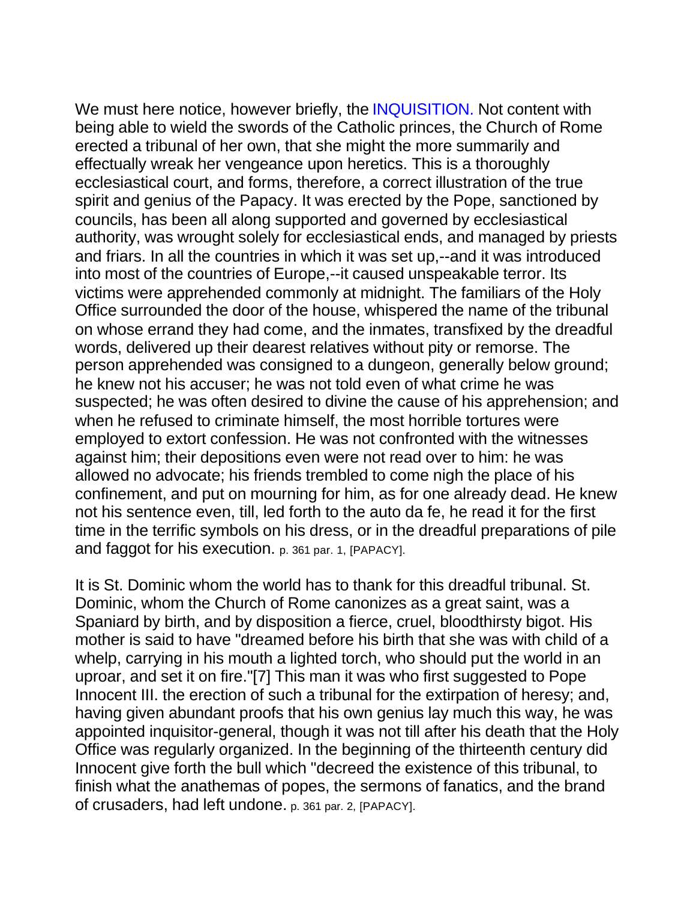We must here notice, however briefly, the INQUISITION. Not content with being able to wield the swords of the Catholic princes, the Church of Rome erected a tribunal of her own, that she might the more summarily and effectually wreak her vengeance upon heretics. This is a thoroughly ecclesiastical court, and forms, therefore, a correct illustration of the true spirit and genius of the Papacy. It was erected by the Pope, sanctioned by councils, has been all along supported and governed by ecclesiastical authority, was wrought solely for ecclesiastical ends, and managed by priests and friars. In all the countries in which it was set up,--and it was introduced into most of the countries of Europe,--it caused unspeakable terror. Its victims were apprehended commonly at midnight. The familiars of the Holy Office surrounded the door of the house, whispered the name of the tribunal on whose errand they had come, and the inmates, transfixed by the dreadful words, delivered up their dearest relatives without pity or remorse. The person apprehended was consigned to a dungeon, generally below ground; he knew not his accuser; he was not told even of what crime he was suspected; he was often desired to divine the cause of his apprehension; and when he refused to criminate himself, the most horrible tortures were employed to extort confession. He was not confronted with the witnesses against him; their depositions even were not read over to him: he was allowed no advocate; his friends trembled to come nigh the place of his confinement, and put on mourning for him, as for one already dead. He knew not his sentence even, till, led forth to the auto da fe, he read it for the first time in the terrific symbols on his dress, or in the dreadful preparations of pile and faggot for his execution. p. 361 par. 1, [PAPACY].

It is St. Dominic whom the world has to thank for this dreadful tribunal. St. Dominic, whom the Church of Rome canonizes as a great saint, was a Spaniard by birth, and by disposition a fierce, cruel, bloodthirsty bigot. His mother is said to have "dreamed before his birth that she was with child of a whelp, carrying in his mouth a lighted torch, who should put the world in an uproar, and set it on fire."[7] This man it was who first suggested to Pope Innocent III. the erection of such a tribunal for the extirpation of heresy; and, having given abundant proofs that his own genius lay much this way, he was appointed inquisitor-general, though it was not till after his death that the Holy Office was regularly organized. In the beginning of the thirteenth century did Innocent give forth the bull which "decreed the existence of this tribunal, to finish what the anathemas of popes, the sermons of fanatics, and the brand of crusaders, had left undone. p. 361 par. 2, [PAPACY].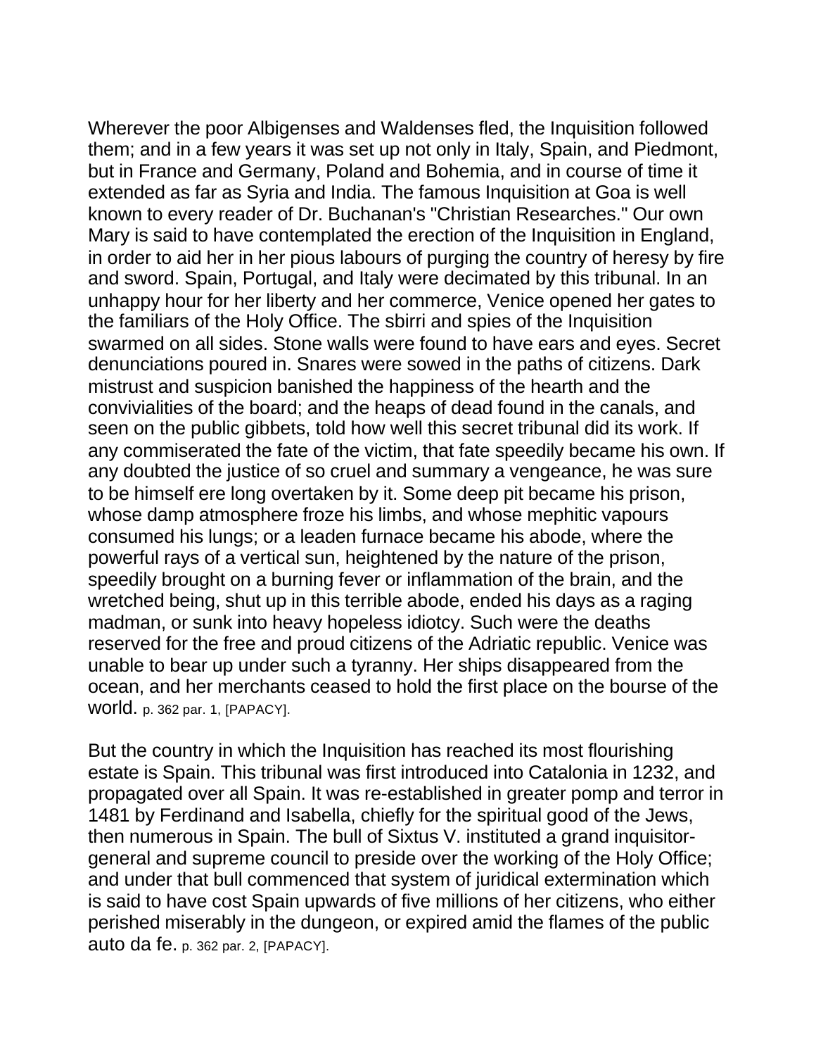Wherever the poor Albigenses and Waldenses fled, the Inquisition followed them; and in a few years it was set up not only in Italy, Spain, and Piedmont, but in France and Germany, Poland and Bohemia, and in course of time it extended as far as Syria and India. The famous Inquisition at Goa is well known to every reader of Dr. Buchanan's "Christian Researches." Our own Mary is said to have contemplated the erection of the Inquisition in England, in order to aid her in her pious labours of purging the country of heresy by fire and sword. Spain, Portugal, and Italy were decimated by this tribunal. In an unhappy hour for her liberty and her commerce, Venice opened her gates to the familiars of the Holy Office. The sbirri and spies of the Inquisition swarmed on all sides. Stone walls were found to have ears and eyes. Secret denunciations poured in. Snares were sowed in the paths of citizens. Dark mistrust and suspicion banished the happiness of the hearth and the convivialities of the board; and the heaps of dead found in the canals, and seen on the public gibbets, told how well this secret tribunal did its work. If any commiserated the fate of the victim, that fate speedily became his own. If any doubted the justice of so cruel and summary a vengeance, he was sure to be himself ere long overtaken by it. Some deep pit became his prison, whose damp atmosphere froze his limbs, and whose mephitic vapours consumed his lungs; or a leaden furnace became his abode, where the powerful rays of a vertical sun, heightened by the nature of the prison, speedily brought on a burning fever or inflammation of the brain, and the wretched being, shut up in this terrible abode, ended his days as a raging madman, or sunk into heavy hopeless idiotcy. Such were the deaths reserved for the free and proud citizens of the Adriatic republic. Venice was unable to bear up under such a tyranny. Her ships disappeared from the ocean, and her merchants ceased to hold the first place on the bourse of the world. p. 362 par. 1, [PAPACY].

But the country in which the Inquisition has reached its most flourishing estate is Spain. This tribunal was first introduced into Catalonia in 1232, and propagated over all Spain. It was re-established in greater pomp and terror in 1481 by Ferdinand and Isabella, chiefly for the spiritual good of the Jews, then numerous in Spain. The bull of Sixtus V. instituted a grand inquisitor-general and supreme council to preside over the working of the Holy Office; and under that bull commenced that system of juridical extermination which is said to have cost Spain upwards of five millions of her citizens, who either perished miserably in the dungeon, or expired amid the flames of the public auto da fe. p. 362 par. 2, [PAPACY].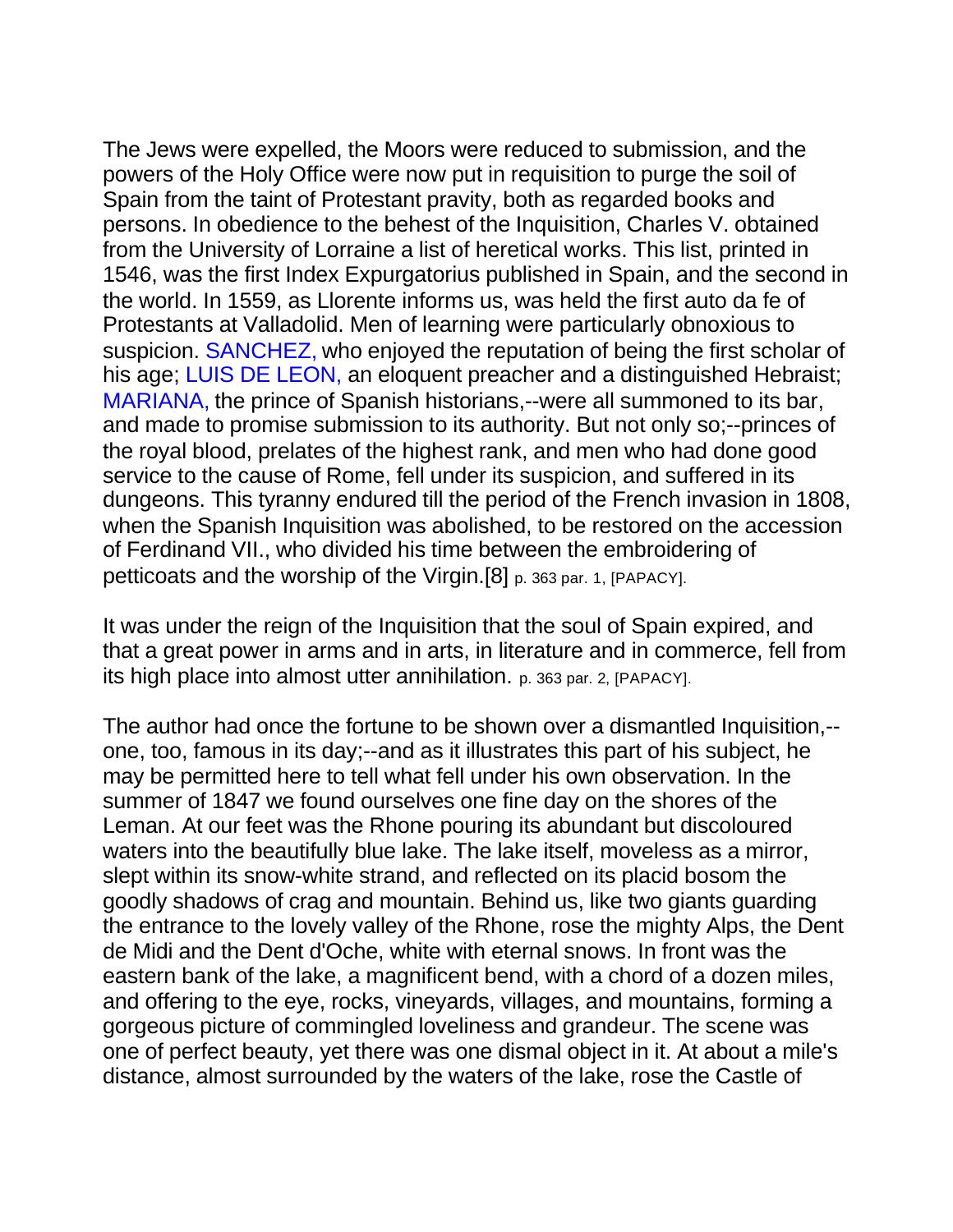The Jews were expelled, the Moors were reduced to submission, and the powers of the Holy Office were now put in requisition to purge the soil of Spain from the taint of Protestant pravity, both as regarded books and persons. In obedience to the behest of the Inquisition, Charles V. obtained from the University of Lorraine a list of heretical works. This list, printed in 1546, was the first Index Expurgatorius published in Spain, and the second in the world. In 1559, as Llorente informs us, was held the first auto da fe of Protestants at Valladolid. Men of learning were particularly obnoxious to suspicion. SANCHEZ, who enjoyed the reputation of being the first scholar of his age; LUIS DE LEON, an eloquent preacher and a distinguished Hebraist; MARIANA, the prince of Spanish historians,--were all summoned to its bar, and made to promise submission to its authority. But not only so;--princes of the royal blood, prelates of the highest rank, and men who had done good service to the cause of Rome, fell under its suspicion, and suffered in its dungeons. This tyranny endured till the period of the French invasion in 1808, when the Spanish Inquisition was abolished, to be restored on the accession of Ferdinand VII., who divided his time between the embroidering of petticoats and the worship of the Virgin.[8] p. 363 par. 1, [PAPACY].

It was under the reign of the Inquisition that the soul of Spain expired, and that a great power in arms and in arts, in literature and in commerce, fell from its high place into almost utter annihilation. p. 363 par. 2, [PAPACY].

The author had once the fortune to be shown over a dismantled Inquisition,--one, too, famous in its day;--and as it illustrates this part of his subject, he may be permitted here to tell what fell under his own observation. In the summer of 1847 we found ourselves one fine day on the shores of the Leman. At our feet was the Rhone pouring its abundant but discoloured waters into the beautifully blue lake. The lake itself, moveless as a mirror, slept within its snow-white strand, and reflected on its placid bosom the goodly shadows of crag and mountain. Behind us, like two giants guarding the entrance to the lovely valley of the Rhone, rose the mighty Alps, the Dent de Midi and the Dent d'Oche, white with eternal snows. In front was the eastern bank of the lake, a magnificent bend, with a chord of a dozen miles, and offering to the eye, rocks, vineyards, villages, and mountains, forming a gorgeous picture of commingled loveliness and grandeur. The scene was one of perfect beauty, yet there was one dismal object in it. At about a mile's distance, almost surrounded by the waters of the lake, rose the Castle of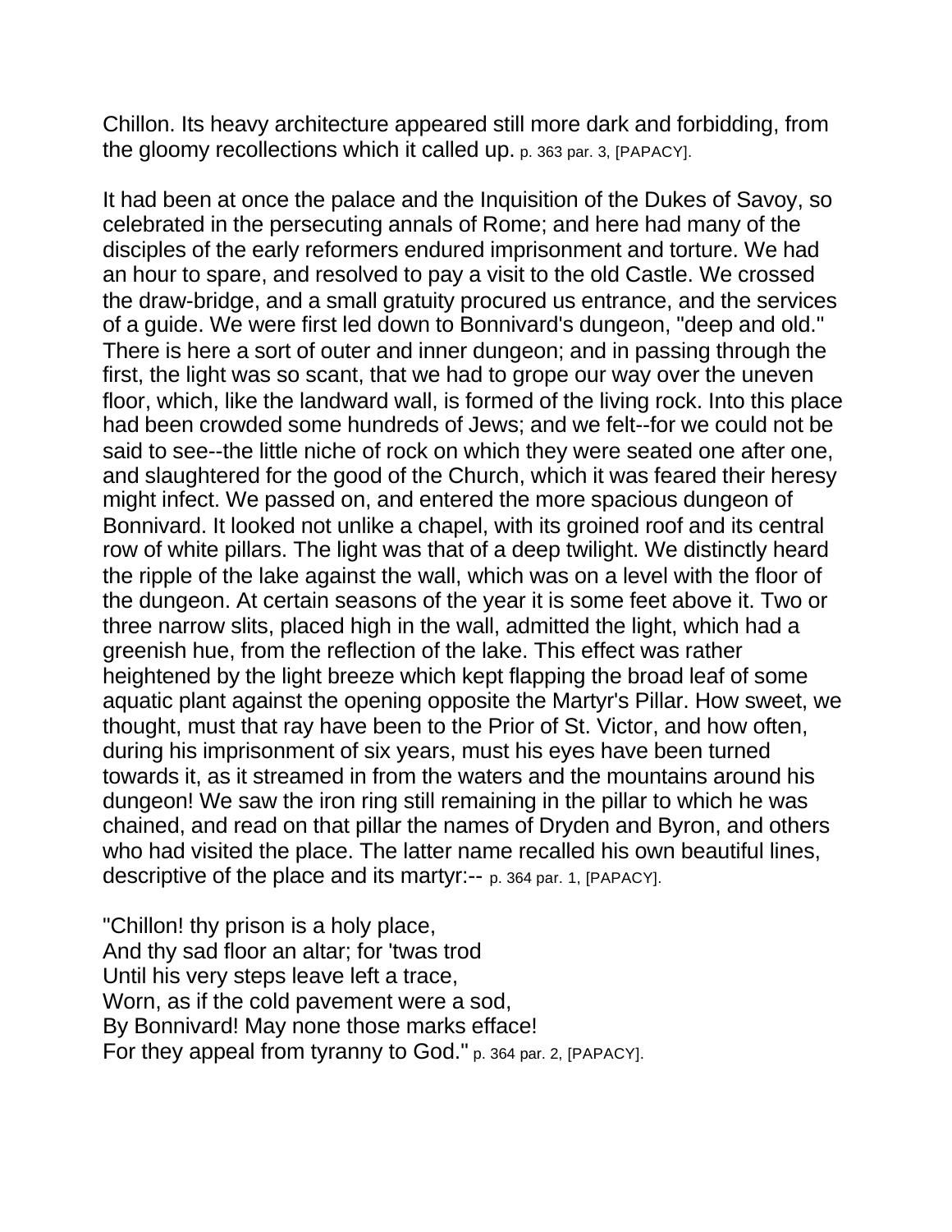Chillon. Its heavy architecture appeared still more dark and forbidding, from the gloomy recollections which it called up. p. 363 par. 3, [PAPACY].

It had been at once the palace and the Inquisition of the Dukes of Savoy, so celebrated in the persecuting annals of Rome; and here had many of the disciples of the early reformers endured imprisonment and torture. We had an hour to spare, and resolved to pay a visit to the old Castle. We crossed the draw-bridge, and a small gratuity procured us entrance, and the services of a guide. We were first led down to Bonnivard's dungeon, "deep and old." There is here a sort of outer and inner dungeon; and in passing through the first, the light was so scant, that we had to grope our way over the uneven floor, which, like the landward wall, is formed of the living rock. Into this place had been crowded some hundreds of Jews; and we felt--for we could not be said to see--the little niche of rock on which they were seated one after one, and slaughtered for the good of the Church, which it was feared their heresy might infect. We passed on, and entered the more spacious dungeon of Bonnivard. It looked not unlike a chapel, with its groined roof and its central row of white pillars. The light was that of a deep twilight. We distinctly heard the ripple of the lake against the wall, which was on a level with the floor of the dungeon. At certain seasons of the year it is some feet above it. Two or three narrow slits, placed high in the wall, admitted the light, which had a greenish hue, from the reflection of the lake. This effect was rather heightened by the light breeze which kept flapping the broad leaf of some aquatic plant against the opening opposite the Martyr's Pillar. How sweet, we thought, must that ray have been to the Prior of St. Victor, and how often, during his imprisonment of six years, must his eyes have been turned towards it, as it streamed in from the waters and the mountains around his dungeon! We saw the iron ring still remaining in the pillar to which he was chained, and read on that pillar the names of Dryden and Byron, and others who had visited the place. The latter name recalled his own beautiful lines, descriptive of the place and its martyr:-- p. 364 par. 1, [PAPACY].

"Chillon! thy prison is a holy place,
And thy sad floor an altar; for 'twas trod
Until his very steps leave left a trace,
Worn, as if the cold pavement were a sod,
By Bonnivard! May none those marks efface!
For they appeal from tyranny to God." p. 364 par. 2, [PAPACY].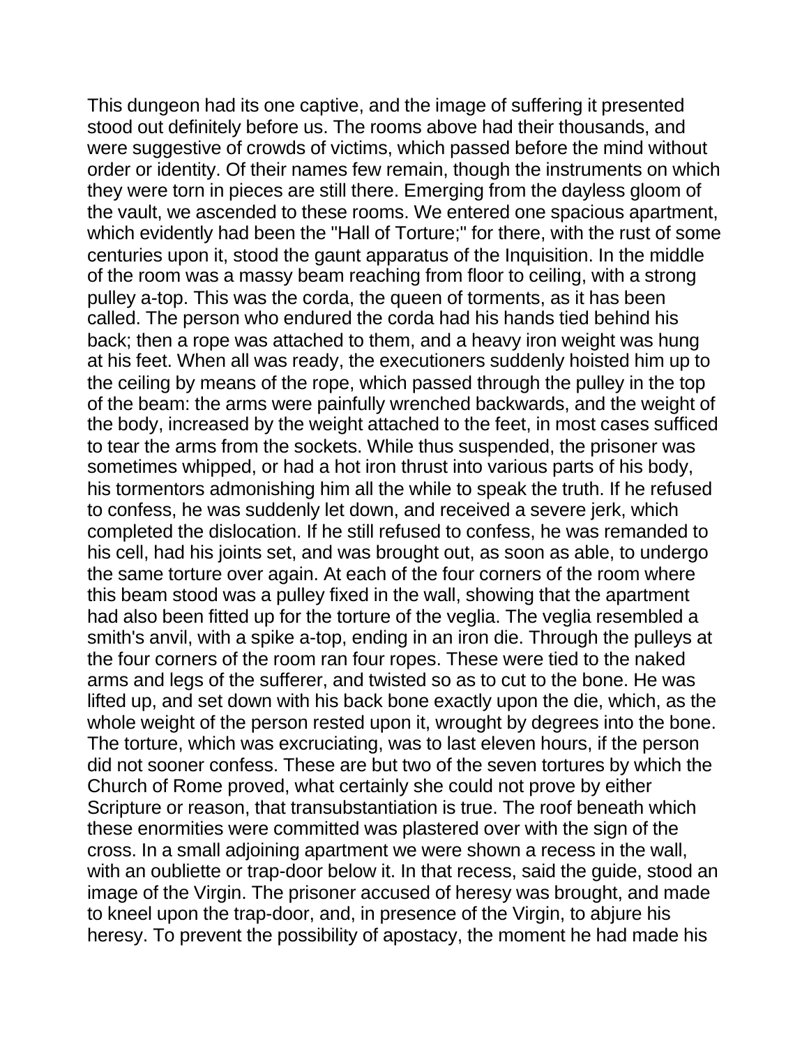This dungeon had its one captive, and the image of suffering it presented stood out definitely before us. The rooms above had their thousands, and were suggestive of crowds of victims, which passed before the mind without order or identity. Of their names few remain, though the instruments on which they were torn in pieces are still there. Emerging from the dayless gloom of the vault, we ascended to these rooms. We entered one spacious apartment, which evidently had been the "Hall of Torture;" for there, with the rust of some centuries upon it, stood the gaunt apparatus of the Inquisition. In the middle of the room was a massy beam reaching from floor to ceiling, with a strong pulley a-top. This was the corda, the queen of torments, as it has been called. The person who endured the corda had his hands tied behind his back; then a rope was attached to them, and a heavy iron weight was hung at his feet. When all was ready, the executioners suddenly hoisted him up to the ceiling by means of the rope, which passed through the pulley in the top of the beam: the arms were painfully wrenched backwards, and the weight of the body, increased by the weight attached to the feet, in most cases sufficed to tear the arms from the sockets. While thus suspended, the prisoner was sometimes whipped, or had a hot iron thrust into various parts of his body, his tormentors admonishing him all the while to speak the truth. If he refused to confess, he was suddenly let down, and received a severe jerk, which completed the dislocation. If he still refused to confess, he was remanded to his cell, had his joints set, and was brought out, as soon as able, to undergo the same torture over again. At each of the four corners of the room where this beam stood was a pulley fixed in the wall, showing that the apartment had also been fitted up for the torture of the veglia. The veglia resembled a smith's anvil, with a spike a-top, ending in an iron die. Through the pulleys at the four corners of the room ran four ropes. These were tied to the naked arms and legs of the sufferer, and twisted so as to cut to the bone. He was lifted up, and set down with his back bone exactly upon the die, which, as the whole weight of the person rested upon it, wrought by degrees into the bone. The torture, which was excruciating, was to last eleven hours, if the person did not sooner confess. These are but two of the seven tortures by which the Church of Rome proved, what certainly she could not prove by either Scripture or reason, that transubstantiation is true. The roof beneath which these enormities were committed was plastered over with the sign of the cross. In a small adjoining apartment we were shown a recess in the wall, with an oubliette or trap-door below it. In that recess, said the guide, stood an image of the Virgin. The prisoner accused of heresy was brought, and made to kneel upon the trap-door, and, in presence of the Virgin, to abjure his heresy. To prevent the possibility of apostacy, the moment he had made his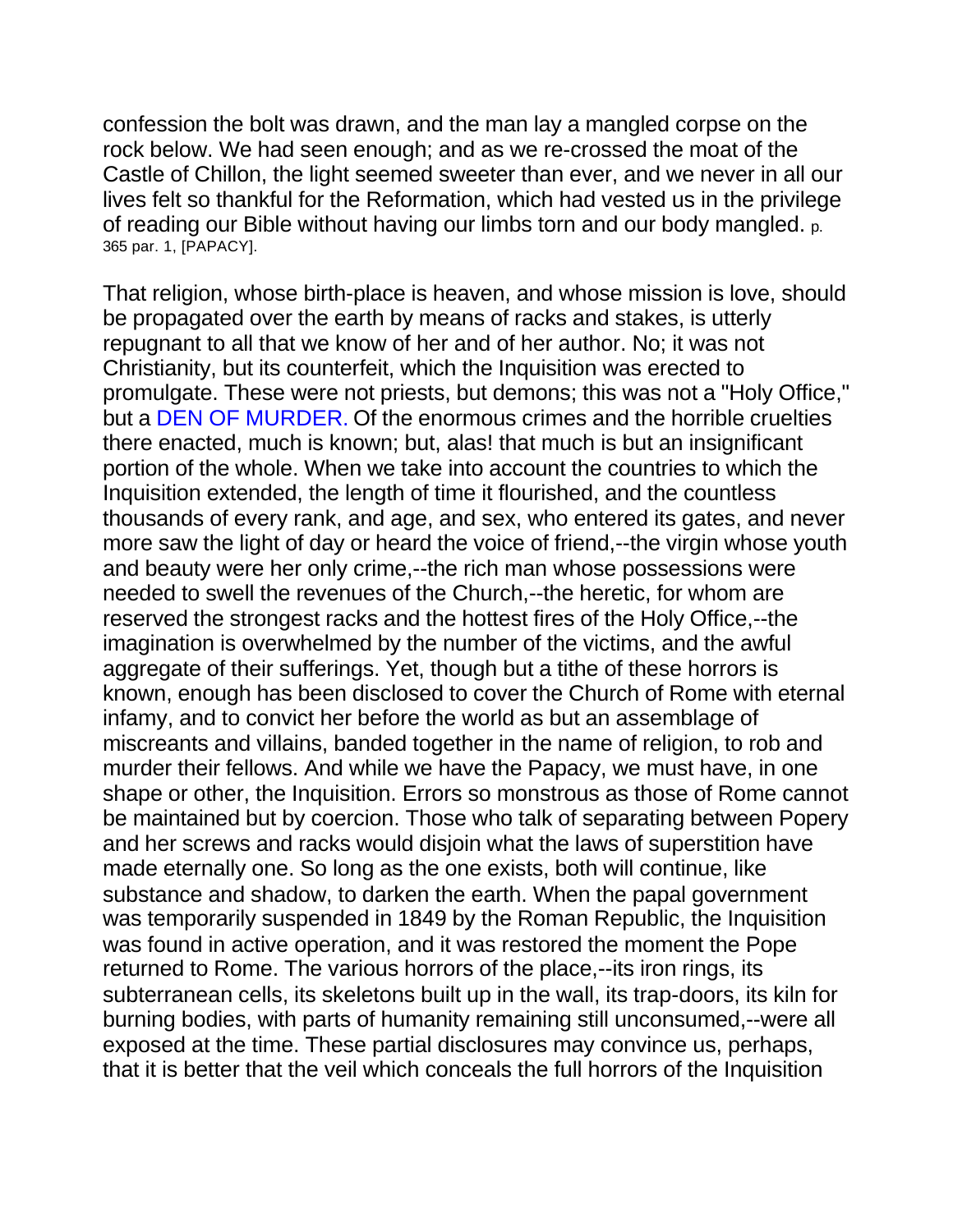confession the bolt was drawn, and the man lay a mangled corpse on the rock below. We had seen enough; and as we re-crossed the moat of the Castle of Chillon, the light seemed sweeter than ever, and we never in all our lives felt so thankful for the Reformation, which had vested us in the privilege of reading our Bible without having our limbs torn and our body mangled. p. 365 par. 1, [PAPACY].

That religion, whose birth-place is heaven, and whose mission is love, should be propagated over the earth by means of racks and stakes, is utterly repugnant to all that we know of her and of her author. No; it was not Christianity, but its counterfeit, which the Inquisition was erected to promulgate. These were not priests, but demons; this was not a "Holy Office," but a DEN OF MURDER. Of the enormous crimes and the horrible cruelties there enacted, much is known; but, alas! that much is but an insignificant portion of the whole. When we take into account the countries to which the Inquisition extended, the length of time it flourished, and the countless thousands of every rank, and age, and sex, who entered its gates, and never more saw the light of day or heard the voice of friend,--the virgin whose youth and beauty were her only crime,--the rich man whose possessions were needed to swell the revenues of the Church,--the heretic, for whom are reserved the strongest racks and the hottest fires of the Holy Office,--the imagination is overwhelmed by the number of the victims, and the awful aggregate of their sufferings. Yet, though but a tithe of these horrors is known, enough has been disclosed to cover the Church of Rome with eternal infamy, and to convict her before the world as but an assemblage of miscreants and villains, banded together in the name of religion, to rob and murder their fellows. And while we have the Papacy, we must have, in one shape or other, the Inquisition. Errors so monstrous as those of Rome cannot be maintained but by coercion. Those who talk of separating between Popery and her screws and racks would disjoin what the laws of superstition have made eternally one. So long as the one exists, both will continue, like substance and shadow, to darken the earth. When the papal government was temporarily suspended in 1849 by the Roman Republic, the Inquisition was found in active operation, and it was restored the moment the Pope returned to Rome. The various horrors of the place,--its iron rings, its subterranean cells, its skeletons built up in the wall, its trap-doors, its kiln for burning bodies, with parts of humanity remaining still unconsumed,--were all exposed at the time. These partial disclosures may convince us, perhaps, that it is better that the veil which conceals the full horrors of the Inquisition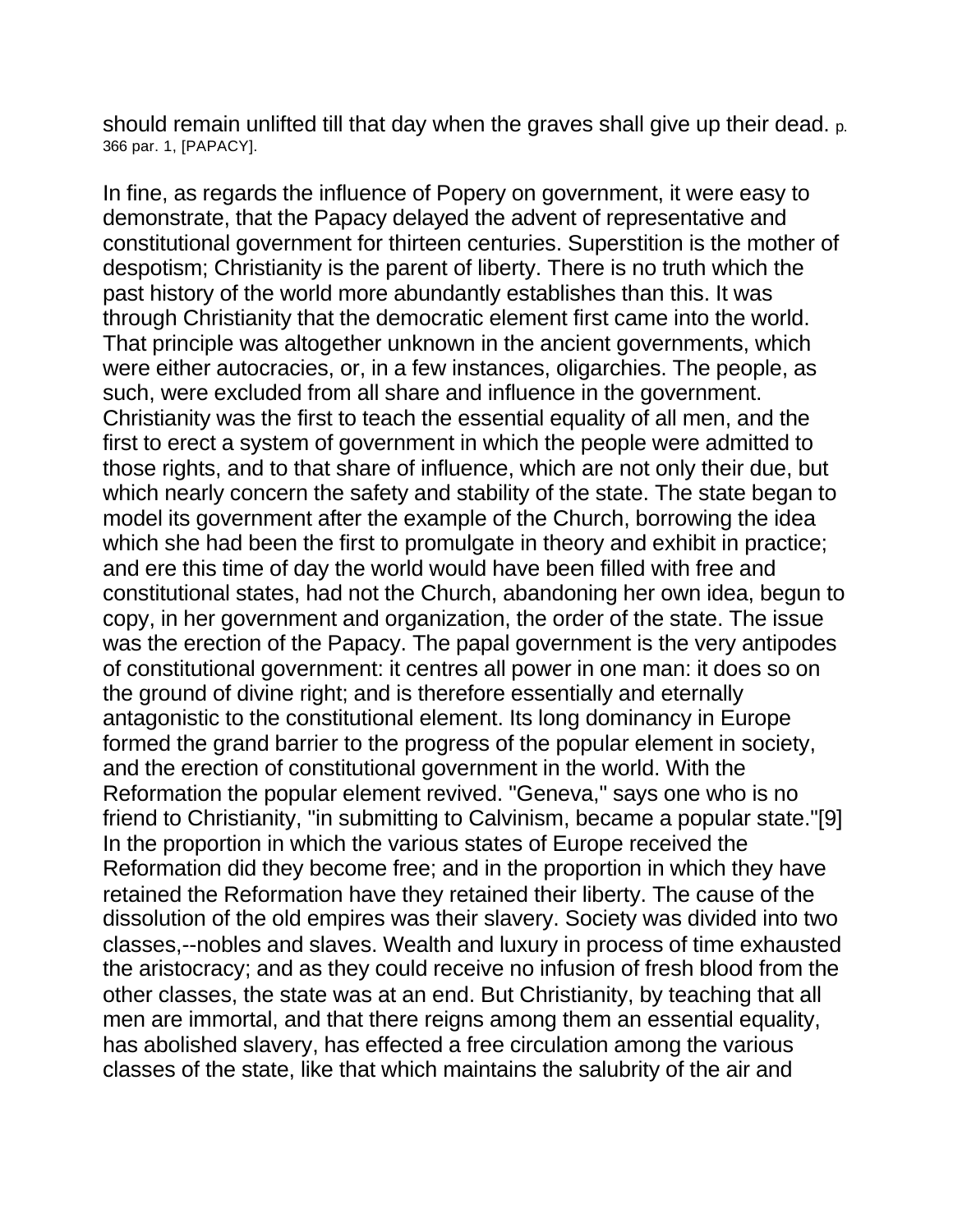should remain unlifted till that day when the graves shall give up their dead. p. 366 par. 1, [PAPACY].

In fine, as regards the influence of Popery on government, it were easy to demonstrate, that the Papacy delayed the advent of representative and constitutional government for thirteen centuries. Superstition is the mother of despotism; Christianity is the parent of liberty. There is no truth which the past history of the world more abundantly establishes than this. It was through Christianity that the democratic element first came into the world. That principle was altogether unknown in the ancient governments, which were either autocracies, or, in a few instances, oligarchies. The people, as such, were excluded from all share and influence in the government. Christianity was the first to teach the essential equality of all men, and the first to erect a system of government in which the people were admitted to those rights, and to that share of influence, which are not only their due, but which nearly concern the safety and stability of the state. The state began to model its government after the example of the Church, borrowing the idea which she had been the first to promulgate in theory and exhibit in practice; and ere this time of day the world would have been filled with free and constitutional states, had not the Church, abandoning her own idea, begun to copy, in her government and organization, the order of the state. The issue was the erection of the Papacy. The papal government is the very antipodes of constitutional government: it centres all power in one man: it does so on the ground of divine right; and is therefore essentially and eternally antagonistic to the constitutional element. Its long dominancy in Europe formed the grand barrier to the progress of the popular element in society, and the erection of constitutional government in the world. With the Reformation the popular element revived. "Geneva," says one who is no friend to Christianity, "in submitting to Calvinism, became a popular state."[9] In the proportion in which the various states of Europe received the Reformation did they become free; and in the proportion in which they have retained the Reformation have they retained their liberty. The cause of the dissolution of the old empires was their slavery. Society was divided into two classes,--nobles and slaves. Wealth and luxury in process of time exhausted the aristocracy; and as they could receive no infusion of fresh blood from the other classes, the state was at an end. But Christianity, by teaching that all men are immortal, and that there reigns among them an essential equality, has abolished slavery, has effected a free circulation among the various classes of the state, like that which maintains the salubrity of the air and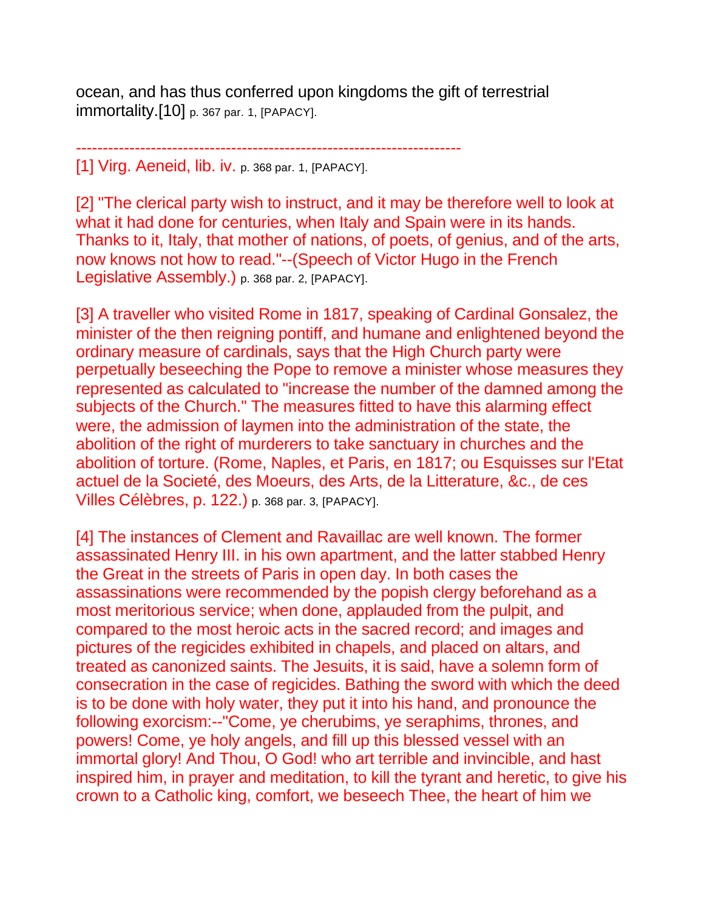ocean, and has thus conferred upon kingdoms the gift of terrestrial immortality.[10] p. 367 par. 1, [PAPACY].

------------------------------------------------------------------------

[1] Virg. Aeneid, lib. iv. p. 368 par. 1, [PAPACY].

[2] "The clerical party wish to instruct, and it may be therefore well to look at what it had done for centuries, when Italy and Spain were in its hands. Thanks to it, Italy, that mother of nations, of poets, of genius, and of the arts, now knows not how to read."--(Speech of Victor Hugo in the French Legislative Assembly.) p. 368 par. 2, [PAPACY].

[3] A traveller who visited Rome in 1817, speaking of Cardinal Gonsalez, the minister of the then reigning pontiff, and humane and enlightened beyond the ordinary measure of cardinals, says that the High Church party were perpetually beseeching the Pope to remove a minister whose measures they represented as calculated to "increase the number of the damned among the subjects of the Church." The measures fitted to have this alarming effect were, the admission of laymen into the administration of the state, the abolition of the right of murderers to take sanctuary in churches and the abolition of torture. (Rome, Naples, et Paris, en 1817; ou Esquisses sur l'Etat actuel de la Societé, des Moeurs, des Arts, de la Litterature, &c., de ces Villes Célèbres, p. 122.) p. 368 par. 3, [PAPACY].

[4] The instances of Clement and Ravaillac are well known. The former assassinated Henry III. in his own apartment, and the latter stabbed Henry the Great in the streets of Paris in open day. In both cases the assassinations were recommended by the popish clergy beforehand as a most meritorious service; when done, applauded from the pulpit, and compared to the most heroic acts in the sacred record; and images and pictures of the regicides exhibited in chapels, and placed on altars, and treated as canonized saints. The Jesuits, it is said, have a solemn form of consecration in the case of regicides. Bathing the sword with which the deed is to be done with holy water, they put it into his hand, and pronounce the following exorcism:--"Come, ye cherubims, ye seraphims, thrones, and powers! Come, ye holy angels, and fill up this blessed vessel with an immortal glory! And Thou, O God! who art terrible and invincible, and hast inspired him, in prayer and meditation, to kill the tyrant and heretic, to give his crown to a Catholic king, comfort, we beseech Thee, the heart of him we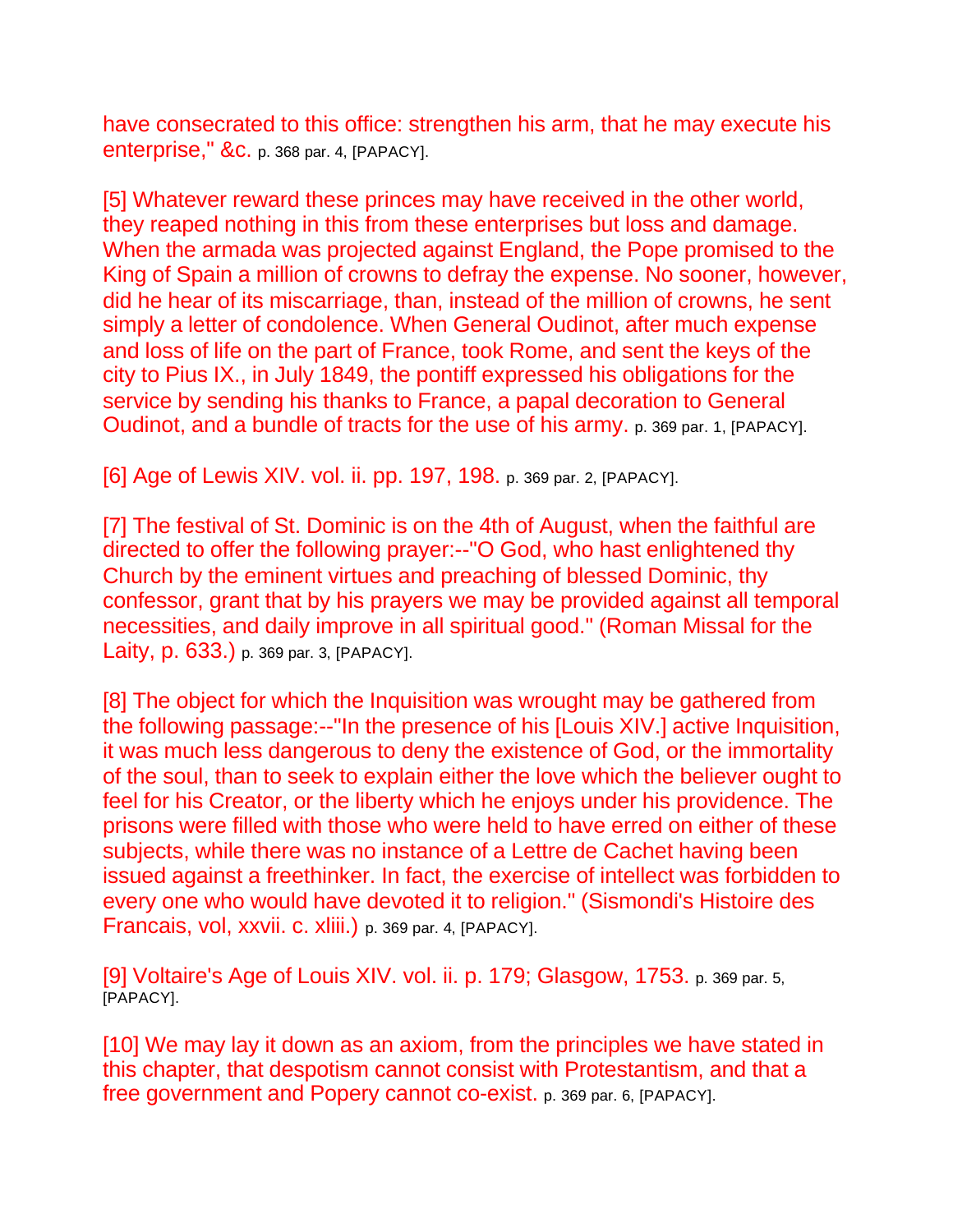have consecrated to this office: strengthen his arm, that he may execute his enterprise," &c. p. 368 par. 4, [PAPACY].

[5] Whatever reward these princes may have received in the other world, they reaped nothing in this from these enterprises but loss and damage. When the armada was projected against England, the Pope promised to the King of Spain a million of crowns to defray the expense. No sooner, however, did he hear of its miscarriage, than, instead of the million of crowns, he sent simply a letter of condolence. When General Oudinot, after much expense and loss of life on the part of France, took Rome, and sent the keys of the city to Pius IX., in July 1849, the pontiff expressed his obligations for the service by sending his thanks to France, a papal decoration to General Oudinot, and a bundle of tracts for the use of his army. p. 369 par. 1, [PAPACY].

[6] Age of Lewis XIV. vol. ii. pp. 197, 198. p. 369 par. 2, [PAPACY].

[7] The festival of St. Dominic is on the 4th of August, when the faithful are directed to offer the following prayer:--"O God, who hast enlightened thy Church by the eminent virtues and preaching of blessed Dominic, thy confessor, grant that by his prayers we may be provided against all temporal necessities, and daily improve in all spiritual good." (Roman Missal for the Laity, p. 633.) p. 369 par. 3, [PAPACY].

[8] The object for which the Inquisition was wrought may be gathered from the following passage:--"In the presence of his [Louis XIV.] active Inquisition, it was much less dangerous to deny the existence of God, or the immortality of the soul, than to seek to explain either the love which the believer ought to feel for his Creator, or the liberty which he enjoys under his providence. The prisons were filled with those who were held to have erred on either of these subjects, while there was no instance of a Lettre de Cachet having been issued against a freethinker. In fact, the exercise of intellect was forbidden to every one who would have devoted it to religion." (Sismondi's Histoire des Francais, vol, xxvii. c. xliii.) p. 369 par. 4, [PAPACY].

[9] Voltaire's Age of Louis XIV. vol. ii. p. 179; Glasgow, 1753. p. 369 par. 5, [PAPACY].

[10] We may lay it down as an axiom, from the principles we have stated in this chapter, that despotism cannot consist with Protestantism, and that a free government and Popery cannot co-exist. p. 369 par. 6, [PAPACY].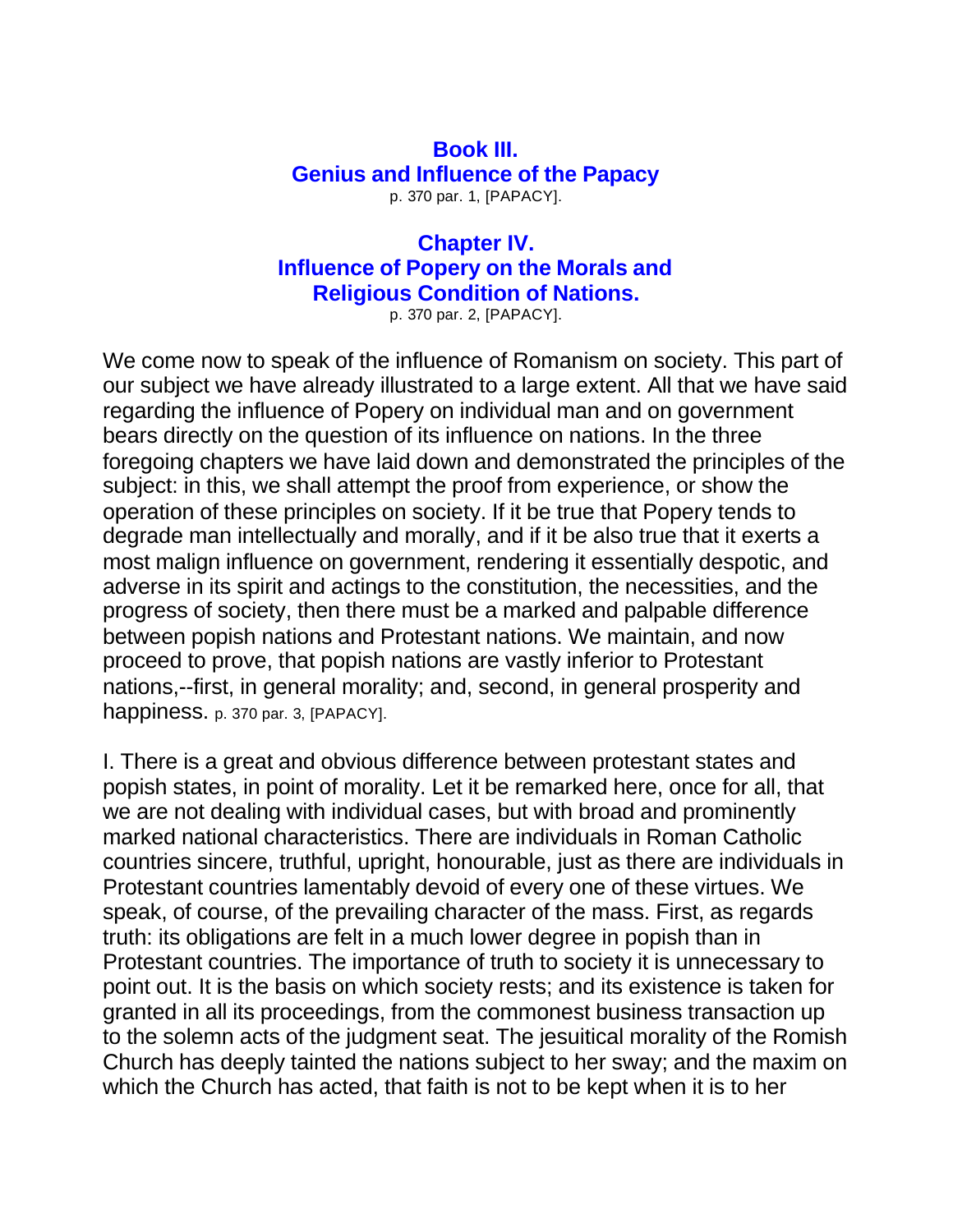## Book III.
## Genius and Influence of the Papacy

p. 370 par. 1, [PAPACY].

### Chapter IV.
### Influence of Popery on the Morals and Religious Condition of Nations.

p. 370 par. 2, [PAPACY].

We come now to speak of the influence of Romanism on society. This part of our subject we have already illustrated to a large extent. All that we have said regarding the influence of Popery on individual man and on government bears directly on the question of its influence on nations. In the three foregoing chapters we have laid down and demonstrated the principles of the subject: in this, we shall attempt the proof from experience, or show the operation of these principles on society. If it be true that Popery tends to degrade man intellectually and morally, and if it be also true that it exerts a most malign influence on government, rendering it essentially despotic, and adverse in its spirit and actings to the constitution, the necessities, and the progress of society, then there must be a marked and palpable difference between popish nations and Protestant nations. We maintain, and now proceed to prove, that popish nations are vastly inferior to Protestant nations,--first, in general morality; and, second, in general prosperity and happiness. p. 370 par. 3, [PAPACY].

I. There is a great and obvious difference between protestant states and popish states, in point of morality. Let it be remarked here, once for all, that we are not dealing with individual cases, but with broad and prominently marked national characteristics. There are individuals in Roman Catholic countries sincere, truthful, upright, honourable, just as there are individuals in Protestant countries lamentably devoid of every one of these virtues. We speak, of course, of the prevailing character of the mass. First, as regards truth: its obligations are felt in a much lower degree in popish than in Protestant countries. The importance of truth to society it is unnecessary to point out. It is the basis on which society rests; and its existence is taken for granted in all its proceedings, from the commonest business transaction up to the solemn acts of the judgment seat. The jesuitical morality of the Romish Church has deeply tainted the nations subject to her sway; and the maxim on which the Church has acted, that faith is not to be kept when it is to her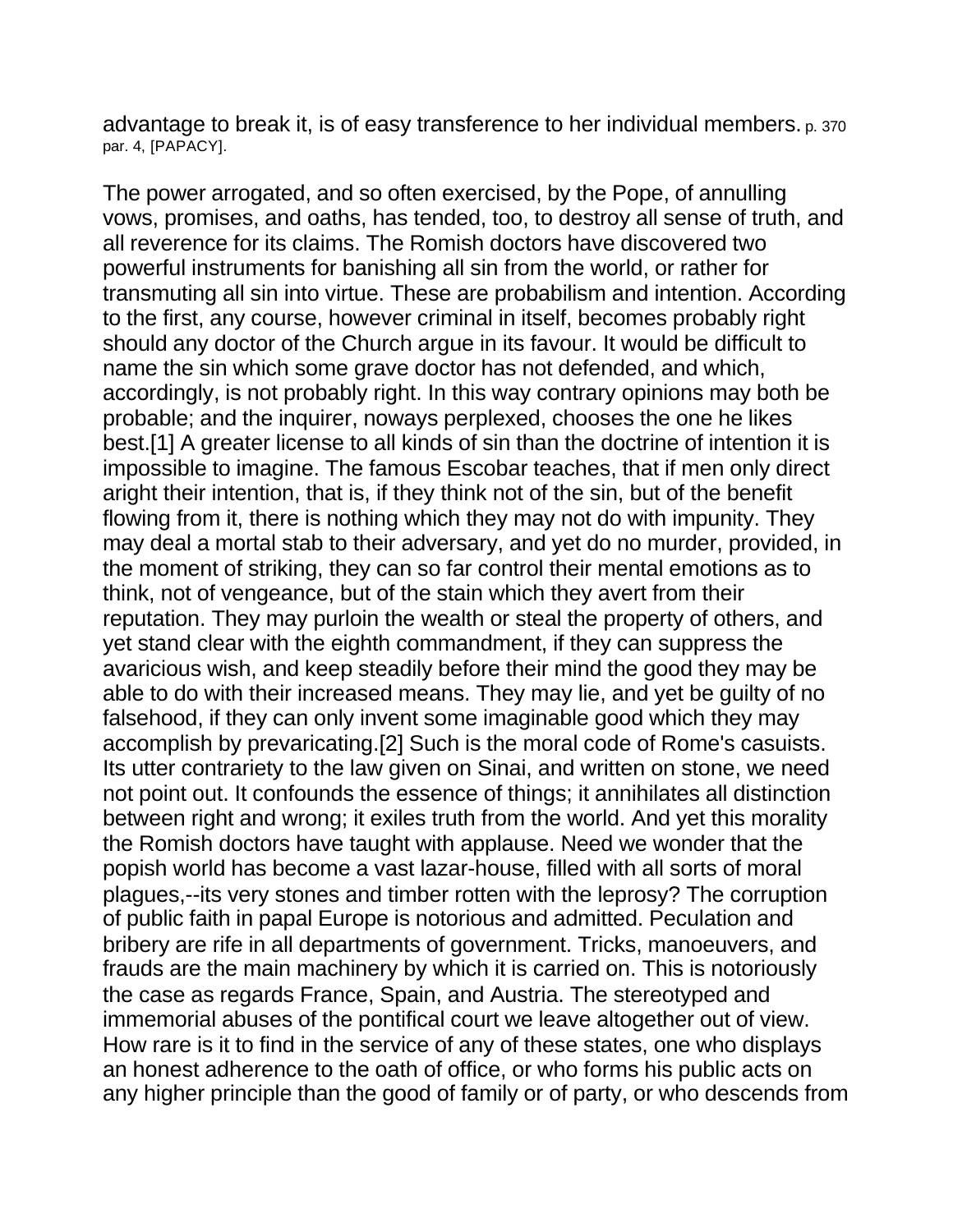advantage to break it, is of easy transference to her individual members. p. 370 par. 4, [PAPACY].

The power arrogated, and so often exercised, by the Pope, of annulling vows, promises, and oaths, has tended, too, to destroy all sense of truth, and all reverence for its claims. The Romish doctors have discovered two powerful instruments for banishing all sin from the world, or rather for transmuting all sin into virtue. These are probabilism and intention. According to the first, any course, however criminal in itself, becomes probably right should any doctor of the Church argue in its favour. It would be difficult to name the sin which some grave doctor has not defended, and which, accordingly, is not probably right. In this way contrary opinions may both be probable; and the inquirer, noways perplexed, chooses the one he likes best.[1] A greater license to all kinds of sin than the doctrine of intention it is impossible to imagine. The famous Escobar teaches, that if men only direct aright their intention, that is, if they think not of the sin, but of the benefit flowing from it, there is nothing which they may not do with impunity. They may deal a mortal stab to their adversary, and yet do no murder, provided, in the moment of striking, they can so far control their mental emotions as to think, not of vengeance, but of the stain which they avert from their reputation. They may purloin the wealth or steal the property of others, and yet stand clear with the eighth commandment, if they can suppress the avaricious wish, and keep steadily before their mind the good they may be able to do with their increased means. They may lie, and yet be guilty of no falsehood, if they can only invent some imaginable good which they may accomplish by prevaricating.[2] Such is the moral code of Rome's casuists. Its utter contrariety to the law given on Sinai, and written on stone, we need not point out. It confounds the essence of things; it annihilates all distinction between right and wrong; it exiles truth from the world. And yet this morality the Romish doctors have taught with applause. Need we wonder that the popish world has become a vast lazar-house, filled with all sorts of moral plagues,--its very stones and timber rotten with the leprosy? The corruption of public faith in papal Europe is notorious and admitted. Peculation and bribery are rife in all departments of government. Tricks, manoeuvers, and frauds are the main machinery by which it is carried on. This is notoriously the case as regards France, Spain, and Austria. The stereotyped and immemorial abuses of the pontifical court we leave altogether out of view. How rare is it to find in the service of any of these states, one who displays an honest adherence to the oath of office, or who forms his public acts on any higher principle than the good of family or of party, or who descends from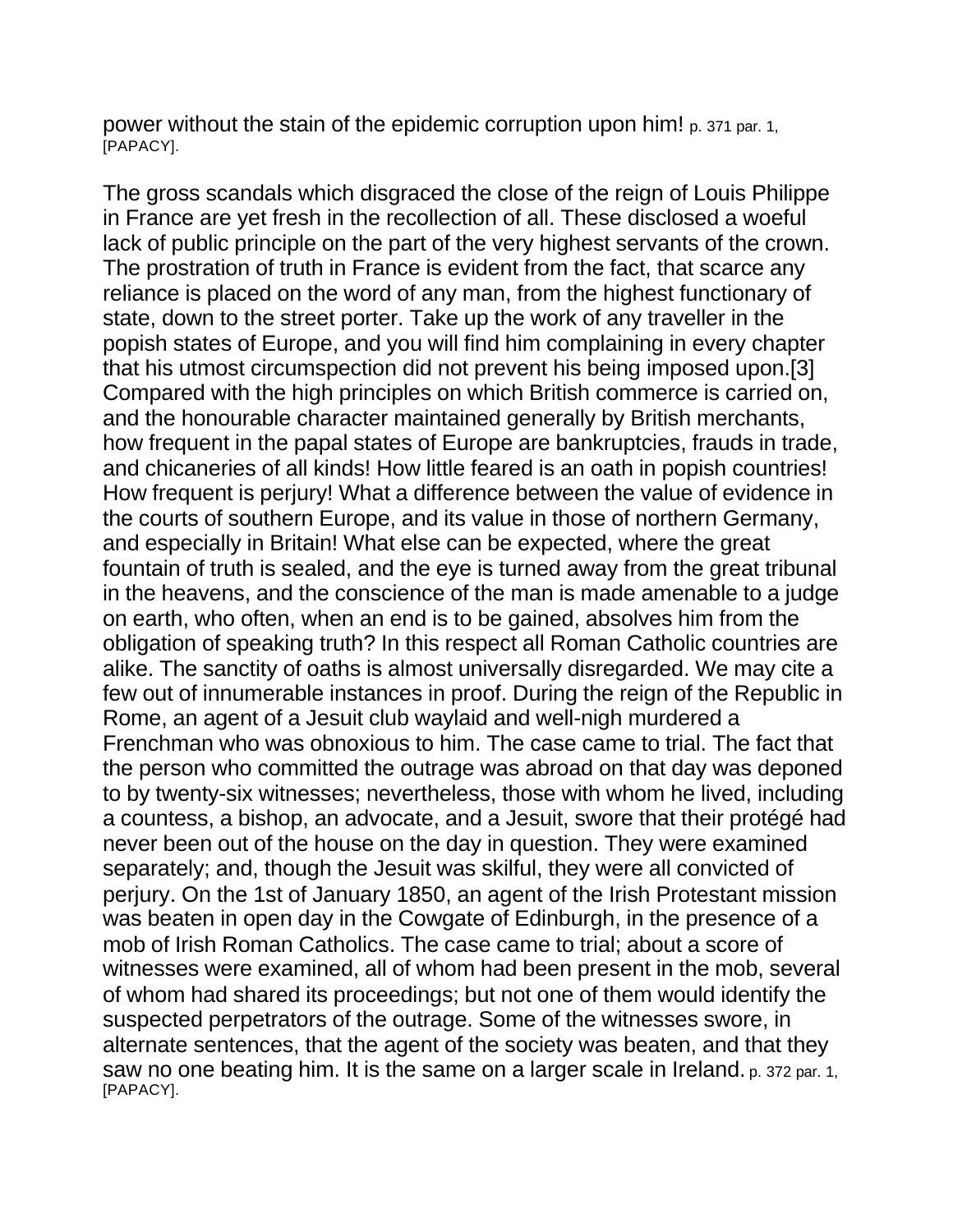power without the stain of the epidemic corruption upon him! p. 371 par. 1, [PAPACY].

The gross scandals which disgraced the close of the reign of Louis Philippe in France are yet fresh in the recollection of all. These disclosed a woeful lack of public principle on the part of the very highest servants of the crown. The prostration of truth in France is evident from the fact, that scarce any reliance is placed on the word of any man, from the highest functionary of state, down to the street porter. Take up the work of any traveller in the popish states of Europe, and you will find him complaining in every chapter that his utmost circumspection did not prevent his being imposed upon.[3] Compared with the high principles on which British commerce is carried on, and the honourable character maintained generally by British merchants, how frequent in the papal states of Europe are bankruptcies, frauds in trade, and chicaneries of all kinds! How little feared is an oath in popish countries! How frequent is perjury! What a difference between the value of evidence in the courts of southern Europe, and its value in those of northern Germany, and especially in Britain! What else can be expected, where the great fountain of truth is sealed, and the eye is turned away from the great tribunal in the heavens, and the conscience of the man is made amenable to a judge on earth, who often, when an end is to be gained, absolves him from the obligation of speaking truth? In this respect all Roman Catholic countries are alike. The sanctity of oaths is almost universally disregarded. We may cite a few out of innumerable instances in proof. During the reign of the Republic in Rome, an agent of a Jesuit club waylaid and well-nigh murdered a Frenchman who was obnoxious to him. The case came to trial. The fact that the person who committed the outrage was abroad on that day was deponed to by twenty-six witnesses; nevertheless, those with whom he lived, including a countess, a bishop, an advocate, and a Jesuit, swore that their protégé had never been out of the house on the day in question. They were examined separately; and, though the Jesuit was skilful, they were all convicted of perjury. On the 1st of January 1850, an agent of the Irish Protestant mission was beaten in open day in the Cowgate of Edinburgh, in the presence of a mob of Irish Roman Catholics. The case came to trial; about a score of witnesses were examined, all of whom had been present in the mob, several of whom had shared its proceedings; but not one of them would identify the suspected perpetrators of the outrage. Some of the witnesses swore, in alternate sentences, that the agent of the society was beaten, and that they saw no one beating him. It is the same on a larger scale in Ireland. p. 372 par. 1, [PAPACY].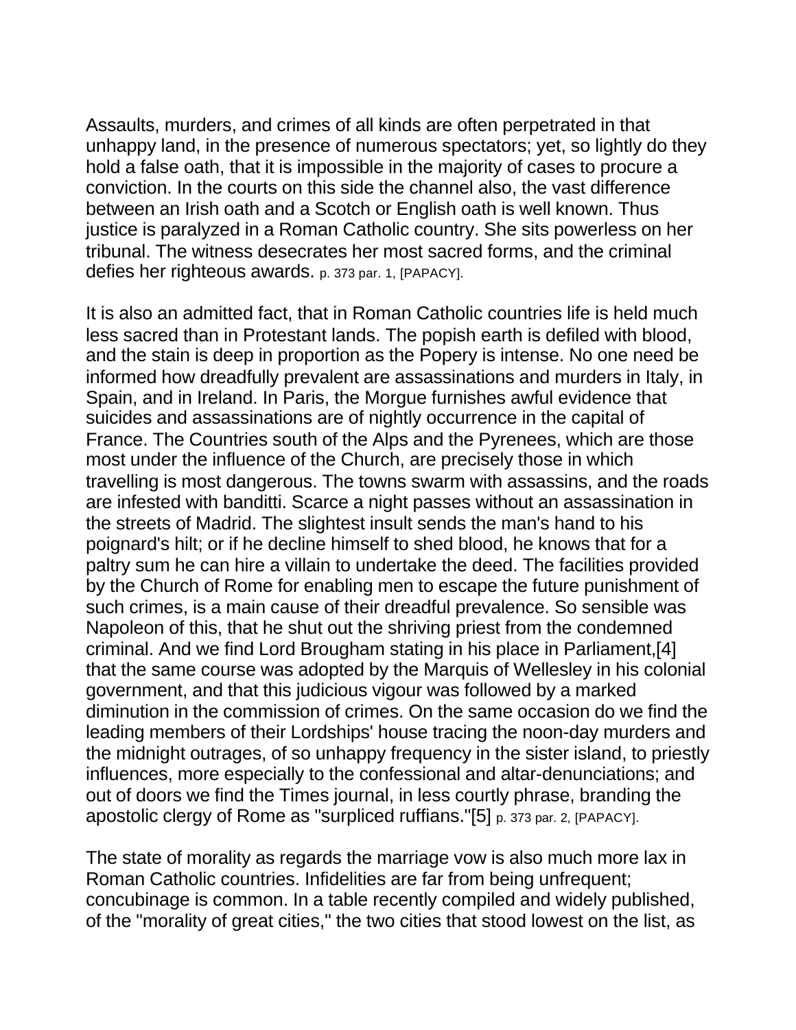Assaults, murders, and crimes of all kinds are often perpetrated in that unhappy land, in the presence of numerous spectators; yet, so lightly do they hold a false oath, that it is impossible in the majority of cases to procure a conviction. In the courts on this side the channel also, the vast difference between an Irish oath and a Scotch or English oath is well known. Thus justice is paralyzed in a Roman Catholic country. She sits powerless on her tribunal. The witness desecrates her most sacred forms, and the criminal defies her righteous awards. p. 373 par. 1, [PAPACY].

It is also an admitted fact, that in Roman Catholic countries life is held much less sacred than in Protestant lands. The popish earth is defiled with blood, and the stain is deep in proportion as the Popery is intense. No one need be informed how dreadfully prevalent are assassinations and murders in Italy, in Spain, and in Ireland. In Paris, the Morgue furnishes awful evidence that suicides and assassinations are of nightly occurrence in the capital of France. The Countries south of the Alps and the Pyrenees, which are those most under the influence of the Church, are precisely those in which travelling is most dangerous. The towns swarm with assassins, and the roads are infested with banditti. Scarce a night passes without an assassination in the streets of Madrid. The slightest insult sends the man's hand to his poignard's hilt; or if he decline himself to shed blood, he knows that for a paltry sum he can hire a villain to undertake the deed. The facilities provided by the Church of Rome for enabling men to escape the future punishment of such crimes, is a main cause of their dreadful prevalence. So sensible was Napoleon of this, that he shut out the shriving priest from the condemned criminal. And we find Lord Brougham stating in his place in Parliament,[4] that the same course was adopted by the Marquis of Wellesley in his colonial government, and that this judicious vigour was followed by a marked diminution in the commission of crimes. On the same occasion do we find the leading members of their Lordships' house tracing the noon-day murders and the midnight outrages, of so unhappy frequency in the sister island, to priestly influences, more especially to the confessional and altar-denunciations; and out of doors we find the Times journal, in less courtly phrase, branding the apostolic clergy of Rome as "surpliced ruffians."[5] p. 373 par. 2, [PAPACY].

The state of morality as regards the marriage vow is also much more lax in Roman Catholic countries. Infidelities are far from being unfrequent; concubinage is common. In a table recently compiled and widely published, of the "morality of great cities," the two cities that stood lowest on the list, as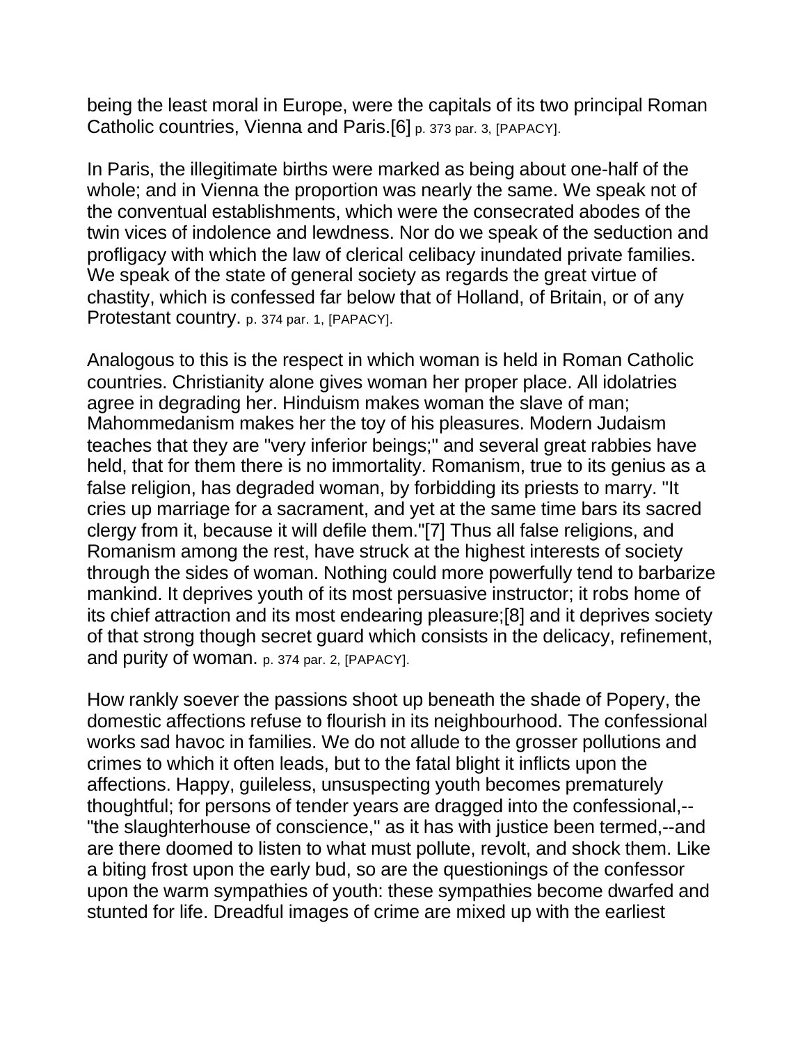being the least moral in Europe, were the capitals of its two principal Roman Catholic countries, Vienna and Paris.[6] p. 373 par. 3, [PAPACY].

In Paris, the illegitimate births were marked as being about one-half of the whole; and in Vienna the proportion was nearly the same. We speak not of the conventual establishments, which were the consecrated abodes of the twin vices of indolence and lewdness. Nor do we speak of the seduction and profligacy with which the law of clerical celibacy inundated private families. We speak of the state of general society as regards the great virtue of chastity, which is confessed far below that of Holland, of Britain, or of any Protestant country. p. 374 par. 1, [PAPACY].

Analogous to this is the respect in which woman is held in Roman Catholic countries. Christianity alone gives woman her proper place. All idolatries agree in degrading her. Hinduism makes woman the slave of man; Mahommedanism makes her the toy of his pleasures. Modern Judaism teaches that they are "very inferior beings;" and several great rabbies have held, that for them there is no immortality. Romanism, true to its genius as a false religion, has degraded woman, by forbidding its priests to marry. "It cries up marriage for a sacrament, and yet at the same time bars its sacred clergy from it, because it will defile them."[7] Thus all false religions, and Romanism among the rest, have struck at the highest interests of society through the sides of woman. Nothing could more powerfully tend to barbarize mankind. It deprives youth of its most persuasive instructor; it robs home of its chief attraction and its most endearing pleasure;[8] and it deprives society of that strong though secret guard which consists in the delicacy, refinement, and purity of woman. p. 374 par. 2, [PAPACY].

How rankly soever the passions shoot up beneath the shade of Popery, the domestic affections refuse to flourish in its neighbourhood. The confessional works sad havoc in families. We do not allude to the grosser pollutions and crimes to which it often leads, but to the fatal blight it inflicts upon the affections. Happy, guileless, unsuspecting youth becomes prematurely thoughtful; for persons of tender years are dragged into the confessional,--"the slaughterhouse of conscience," as it has with justice been termed,--and are there doomed to listen to what must pollute, revolt, and shock them. Like a biting frost upon the early bud, so are the questionings of the confessor upon the warm sympathies of youth: these sympathies become dwarfed and stunted for life. Dreadful images of crime are mixed up with the earliest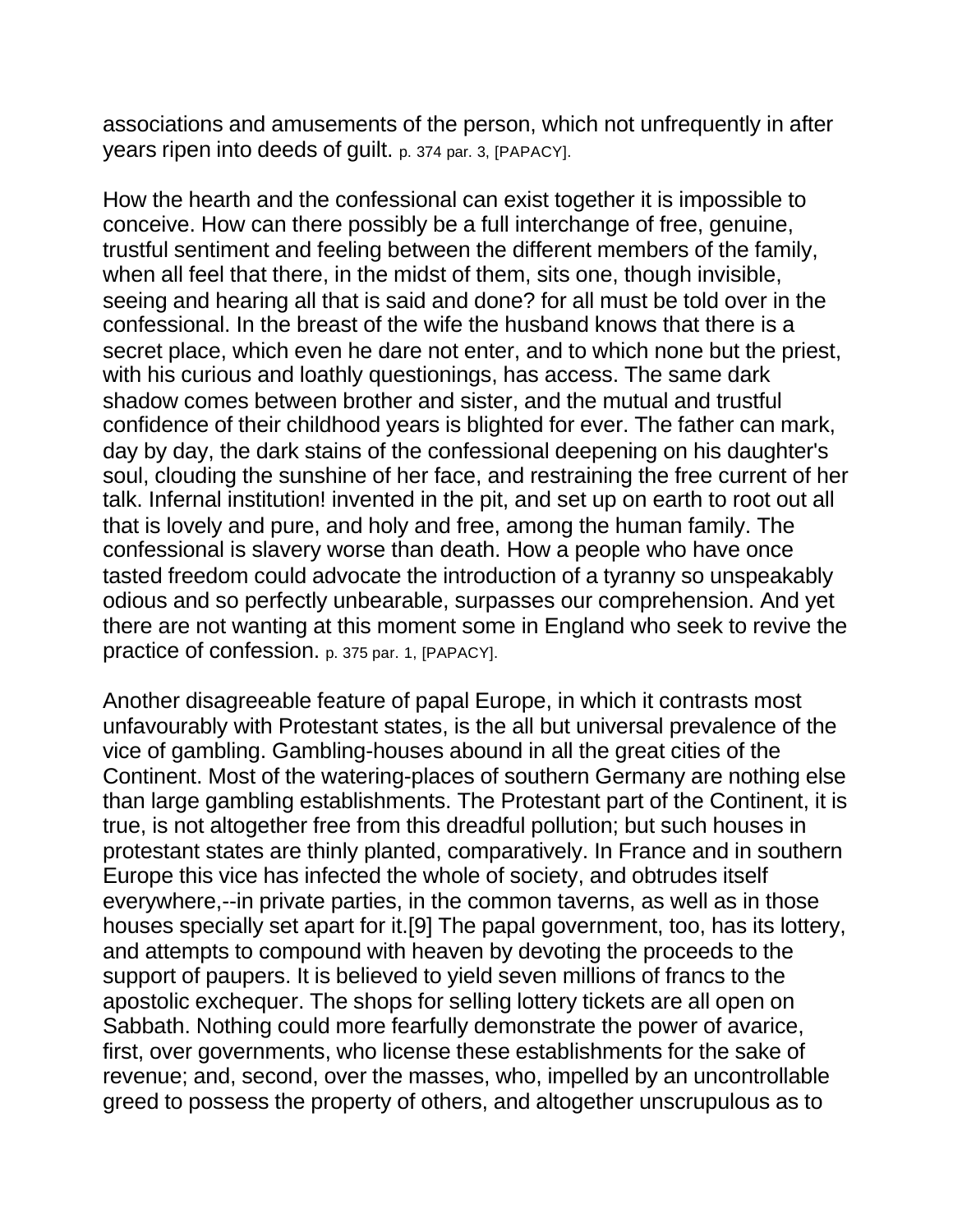associations and amusements of the person, which not unfrequently in after years ripen into deeds of guilt. p. 374 par. 3, [PAPACY].

How the hearth and the confessional can exist together it is impossible to conceive. How can there possibly be a full interchange of free, genuine, trustful sentiment and feeling between the different members of the family, when all feel that there, in the midst of them, sits one, though invisible, seeing and hearing all that is said and done? for all must be told over in the confessional. In the breast of the wife the husband knows that there is a secret place, which even he dare not enter, and to which none but the priest, with his curious and loathly questionings, has access. The same dark shadow comes between brother and sister, and the mutual and trustful confidence of their childhood years is blighted for ever. The father can mark, day by day, the dark stains of the confessional deepening on his daughter's soul, clouding the sunshine of her face, and restraining the free current of her talk. Infernal institution! invented in the pit, and set up on earth to root out all that is lovely and pure, and holy and free, among the human family. The confessional is slavery worse than death. How a people who have once tasted freedom could advocate the introduction of a tyranny so unspeakably odious and so perfectly unbearable, surpasses our comprehension. And yet there are not wanting at this moment some in England who seek to revive the practice of confession. p. 375 par. 1, [PAPACY].

Another disagreeable feature of papal Europe, in which it contrasts most unfavourably with Protestant states, is the all but universal prevalence of the vice of gambling. Gambling-houses abound in all the great cities of the Continent. Most of the watering-places of southern Germany are nothing else than large gambling establishments. The Protestant part of the Continent, it is true, is not altogether free from this dreadful pollution; but such houses in protestant states are thinly planted, comparatively. In France and in southern Europe this vice has infected the whole of society, and obtrudes itself everywhere,--in private parties, in the common taverns, as well as in those houses specially set apart for it.[9] The papal government, too, has its lottery, and attempts to compound with heaven by devoting the proceeds to the support of paupers. It is believed to yield seven millions of francs to the apostolic exchequer. The shops for selling lottery tickets are all open on Sabbath. Nothing could more fearfully demonstrate the power of avarice, first, over governments, who license these establishments for the sake of revenue; and, second, over the masses, who, impelled by an uncontrollable greed to possess the property of others, and altogether unscrupulous as to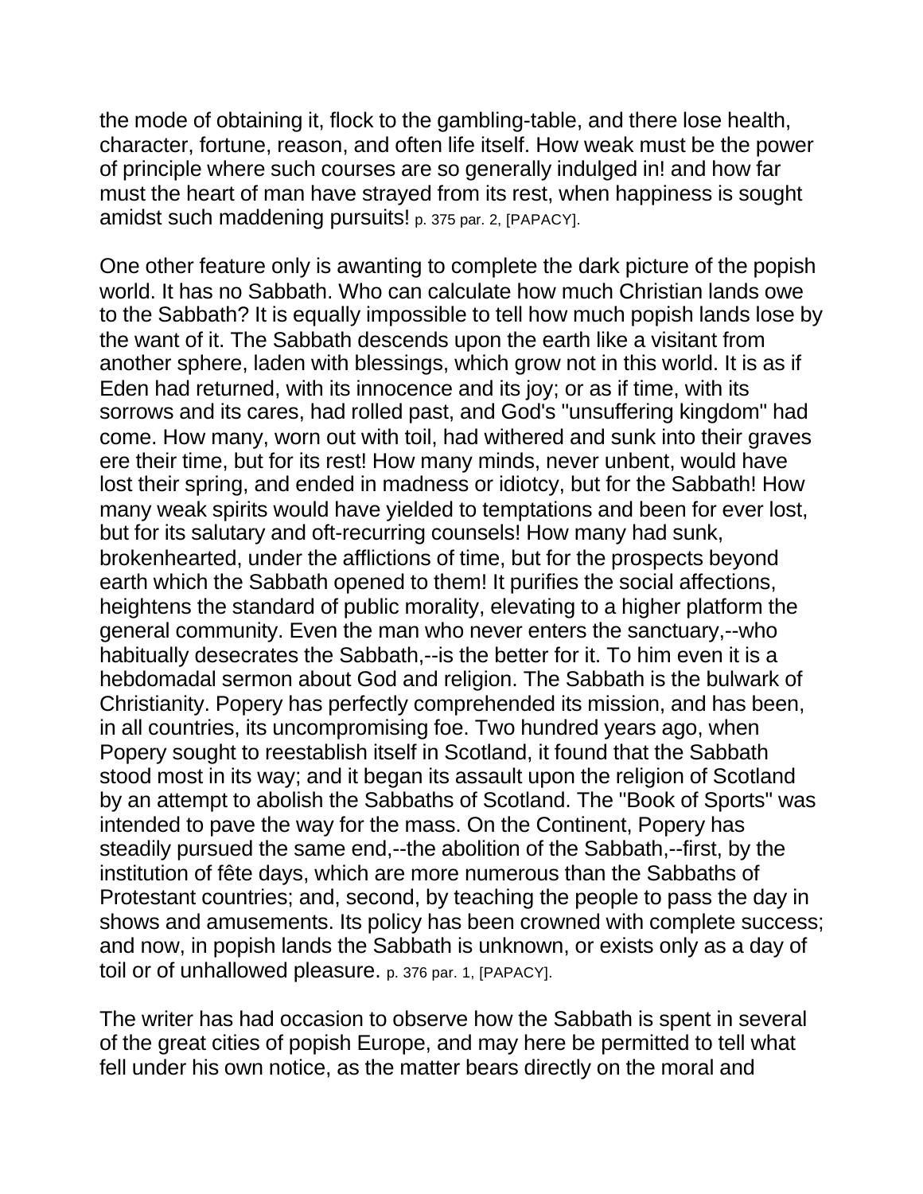the mode of obtaining it, flock to the gambling-table, and there lose health, character, fortune, reason, and often life itself. How weak must be the power of principle where such courses are so generally indulged in! and how far must the heart of man have strayed from its rest, when happiness is sought amidst such maddening pursuits! p. 375 par. 2, [PAPACY].

One other feature only is awanting to complete the dark picture of the popish world. It has no Sabbath. Who can calculate how much Christian lands owe to the Sabbath? It is equally impossible to tell how much popish lands lose by the want of it. The Sabbath descends upon the earth like a visitant from another sphere, laden with blessings, which grow not in this world. It is as if Eden had returned, with its innocence and its joy; or as if time, with its sorrows and its cares, had rolled past, and God's "unsuffering kingdom" had come. How many, worn out with toil, had withered and sunk into their graves ere their time, but for its rest! How many minds, never unbent, would have lost their spring, and ended in madness or idiotcy, but for the Sabbath! How many weak spirits would have yielded to temptations and been for ever lost, but for its salutary and oft-recurring counsels! How many had sunk, brokenhearted, under the afflictions of time, but for the prospects beyond earth which the Sabbath opened to them! It purifies the social affections, heightens the standard of public morality, elevating to a higher platform the general community. Even the man who never enters the sanctuary,--who habitually desecrates the Sabbath,--is the better for it. To him even it is a hebdomadal sermon about God and religion. The Sabbath is the bulwark of Christianity. Popery has perfectly comprehended its mission, and has been, in all countries, its uncompromising foe. Two hundred years ago, when Popery sought to reestablish itself in Scotland, it found that the Sabbath stood most in its way; and it began its assault upon the religion of Scotland by an attempt to abolish the Sabbaths of Scotland. The "Book of Sports" was intended to pave the way for the mass. On the Continent, Popery has steadily pursued the same end,--the abolition of the Sabbath,--first, by the institution of fête days, which are more numerous than the Sabbaths of Protestant countries; and, second, by teaching the people to pass the day in shows and amusements. Its policy has been crowned with complete success; and now, in popish lands the Sabbath is unknown, or exists only as a day of toil or of unhallowed pleasure. p. 376 par. 1, [PAPACY].

The writer has had occasion to observe how the Sabbath is spent in several of the great cities of popish Europe, and may here be permitted to tell what fell under his own notice, as the matter bears directly on the moral and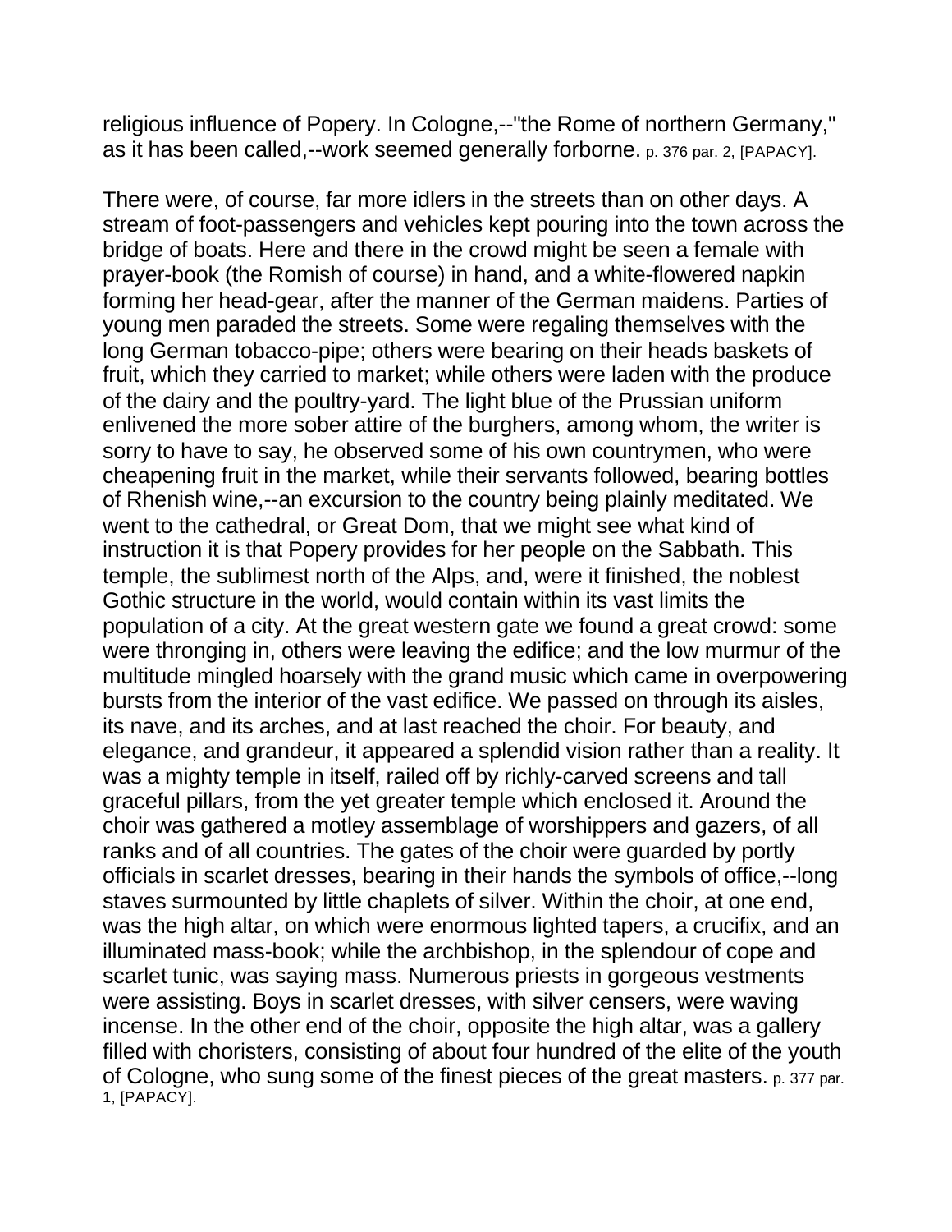religious influence of Popery. In Cologne,--"the Rome of northern Germany," as it has been called,--work seemed generally forborne. p. 376 par. 2, [PAPACY].

There were, of course, far more idlers in the streets than on other days. A stream of foot-passengers and vehicles kept pouring into the town across the bridge of boats. Here and there in the crowd might be seen a female with prayer-book (the Romish of course) in hand, and a white-flowered napkin forming her head-gear, after the manner of the German maidens. Parties of young men paraded the streets. Some were regaling themselves with the long German tobacco-pipe; others were bearing on their heads baskets of fruit, which they carried to market; while others were laden with the produce of the dairy and the poultry-yard. The light blue of the Prussian uniform enlivened the more sober attire of the burghers, among whom, the writer is sorry to have to say, he observed some of his own countrymen, who were cheapening fruit in the market, while their servants followed, bearing bottles of Rhenish wine,--an excursion to the country being plainly meditated. We went to the cathedral, or Great Dom, that we might see what kind of instruction it is that Popery provides for her people on the Sabbath. This temple, the sublimest north of the Alps, and, were it finished, the noblest Gothic structure in the world, would contain within its vast limits the population of a city. At the great western gate we found a great crowd: some were thronging in, others were leaving the edifice; and the low murmur of the multitude mingled hoarsely with the grand music which came in overpowering bursts from the interior of the vast edifice. We passed on through its aisles, its nave, and its arches, and at last reached the choir. For beauty, and elegance, and grandeur, it appeared a splendid vision rather than a reality. It was a mighty temple in itself, railed off by richly-carved screens and tall graceful pillars, from the yet greater temple which enclosed it. Around the choir was gathered a motley assemblage of worshippers and gazers, of all ranks and of all countries. The gates of the choir were guarded by portly officials in scarlet dresses, bearing in their hands the symbols of office,--long staves surmounted by little chaplets of silver. Within the choir, at one end, was the high altar, on which were enormous lighted tapers, a crucifix, and an illuminated mass-book; while the archbishop, in the splendour of cope and scarlet tunic, was saying mass. Numerous priests in gorgeous vestments were assisting. Boys in scarlet dresses, with silver censers, were waving incense. In the other end of the choir, opposite the high altar, was a gallery filled with choristers, consisting of about four hundred of the elite of the youth of Cologne, who sung some of the finest pieces of the great masters. p. 377 par. 1, [PAPACY].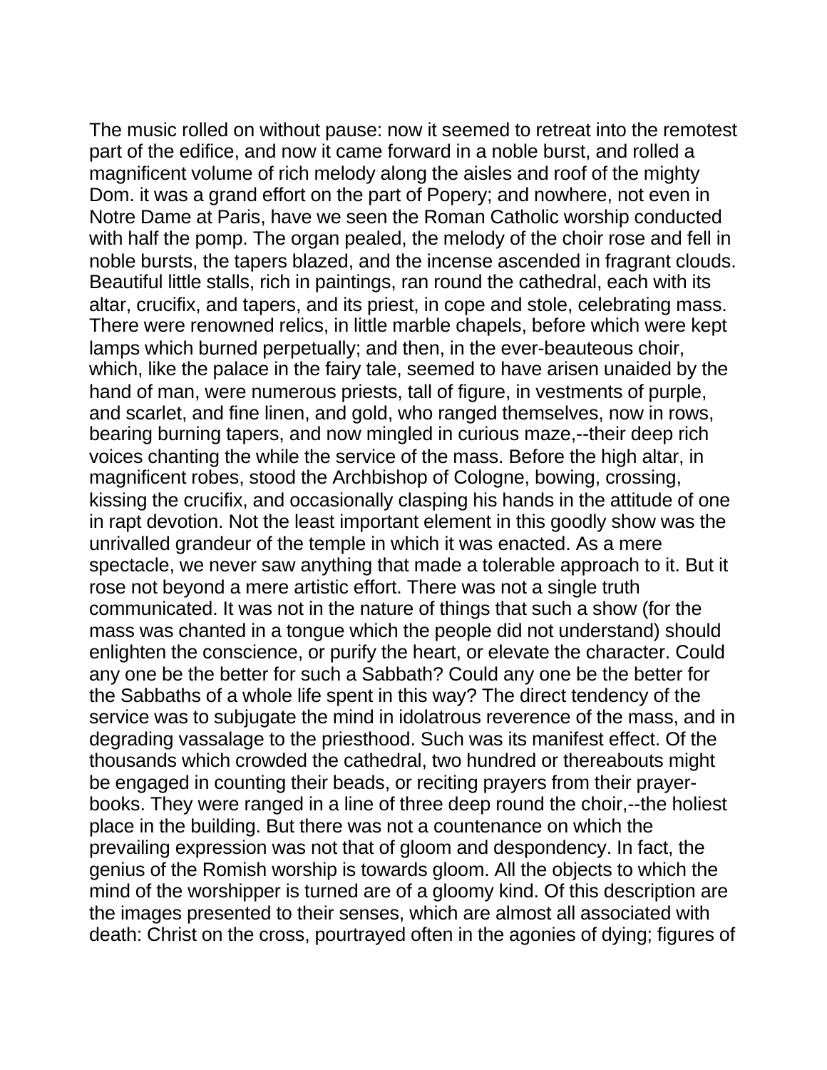The music rolled on without pause: now it seemed to retreat into the remotest part of the edifice, and now it came forward in a noble burst, and rolled a magnificent volume of rich melody along the aisles and roof of the mighty Dom. it was a grand effort on the part of Popery; and nowhere, not even in Notre Dame at Paris, have we seen the Roman Catholic worship conducted with half the pomp. The organ pealed, the melody of the choir rose and fell in noble bursts, the tapers blazed, and the incense ascended in fragrant clouds. Beautiful little stalls, rich in paintings, ran round the cathedral, each with its altar, crucifix, and tapers, and its priest, in cope and stole, celebrating mass. There were renowned relics, in little marble chapels, before which were kept lamps which burned perpetually; and then, in the ever-beauteous choir, which, like the palace in the fairy tale, seemed to have arisen unaided by the hand of man, were numerous priests, tall of figure, in vestments of purple, and scarlet, and fine linen, and gold, who ranged themselves, now in rows, bearing burning tapers, and now mingled in curious maze,--their deep rich voices chanting the while the service of the mass. Before the high altar, in magnificent robes, stood the Archbishop of Cologne, bowing, crossing, kissing the crucifix, and occasionally clasping his hands in the attitude of one in rapt devotion. Not the least important element in this goodly show was the unrivalled grandeur of the temple in which it was enacted. As a mere spectacle, we never saw anything that made a tolerable approach to it. But it rose not beyond a mere artistic effort. There was not a single truth communicated. It was not in the nature of things that such a show (for the mass was chanted in a tongue which the people did not understand) should enlighten the conscience, or purify the heart, or elevate the character. Could any one be the better for such a Sabbath? Could any one be the better for the Sabbaths of a whole life spent in this way? The direct tendency of the service was to subjugate the mind in idolatrous reverence of the mass, and in degrading vassalage to the priesthood. Such was its manifest effect. Of the thousands which crowded the cathedral, two hundred or thereabouts might be engaged in counting their beads, or reciting prayers from their prayer-books. They were ranged in a line of three deep round the choir,--the holiest place in the building. But there was not a countenance on which the prevailing expression was not that of gloom and despondency. In fact, the genius of the Romish worship is towards gloom. All the objects to which the mind of the worshipper is turned are of a gloomy kind. Of this description are the images presented to their senses, which are almost all associated with death: Christ on the cross, pourtrayed often in the agonies of dying; figures of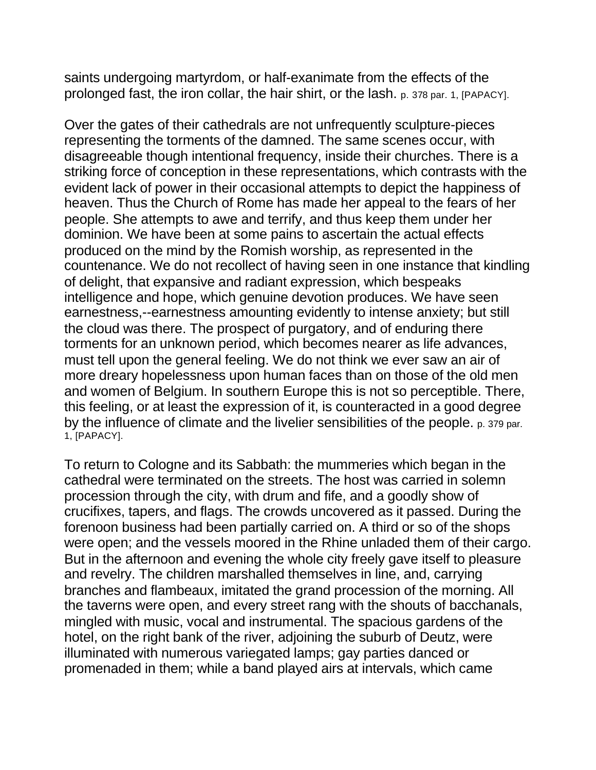saints undergoing martyrdom, or half-exanimate from the effects of the prolonged fast, the iron collar, the hair shirt, or the lash. p. 378 par. 1, [PAPACY].

Over the gates of their cathedrals are not unfrequently sculpture-pieces representing the torments of the damned. The same scenes occur, with disagreeable though intentional frequency, inside their churches. There is a striking force of conception in these representations, which contrasts with the evident lack of power in their occasional attempts to depict the happiness of heaven. Thus the Church of Rome has made her appeal to the fears of her people. She attempts to awe and terrify, and thus keep them under her dominion. We have been at some pains to ascertain the actual effects produced on the mind by the Romish worship, as represented in the countenance. We do not recollect of having seen in one instance that kindling of delight, that expansive and radiant expression, which bespeaks intelligence and hope, which genuine devotion produces. We have seen earnestness,--earnestness amounting evidently to intense anxiety; but still the cloud was there. The prospect of purgatory, and of enduring there torments for an unknown period, which becomes nearer as life advances, must tell upon the general feeling. We do not think we ever saw an air of more dreary hopelessness upon human faces than on those of the old men and women of Belgium. In southern Europe this is not so perceptible. There, this feeling, or at least the expression of it, is counteracted in a good degree by the influence of climate and the livelier sensibilities of the people. p. 379 par. 1, [PAPACY].

To return to Cologne and its Sabbath: the mummeries which began in the cathedral were terminated on the streets. The host was carried in solemn procession through the city, with drum and fife, and a goodly show of crucifixes, tapers, and flags. The crowds uncovered as it passed. During the forenoon business had been partially carried on. A third or so of the shops were open; and the vessels moored in the Rhine unladed them of their cargo. But in the afternoon and evening the whole city freely gave itself to pleasure and revelry. The children marshalled themselves in line, and, carrying branches and flambeaux, imitated the grand procession of the morning. All the taverns were open, and every street rang with the shouts of bacchanals, mingled with music, vocal and instrumental. The spacious gardens of the hotel, on the right bank of the river, adjoining the suburb of Deutz, were illuminated with numerous variegated lamps; gay parties danced or promenaded in them; while a band played airs at intervals, which came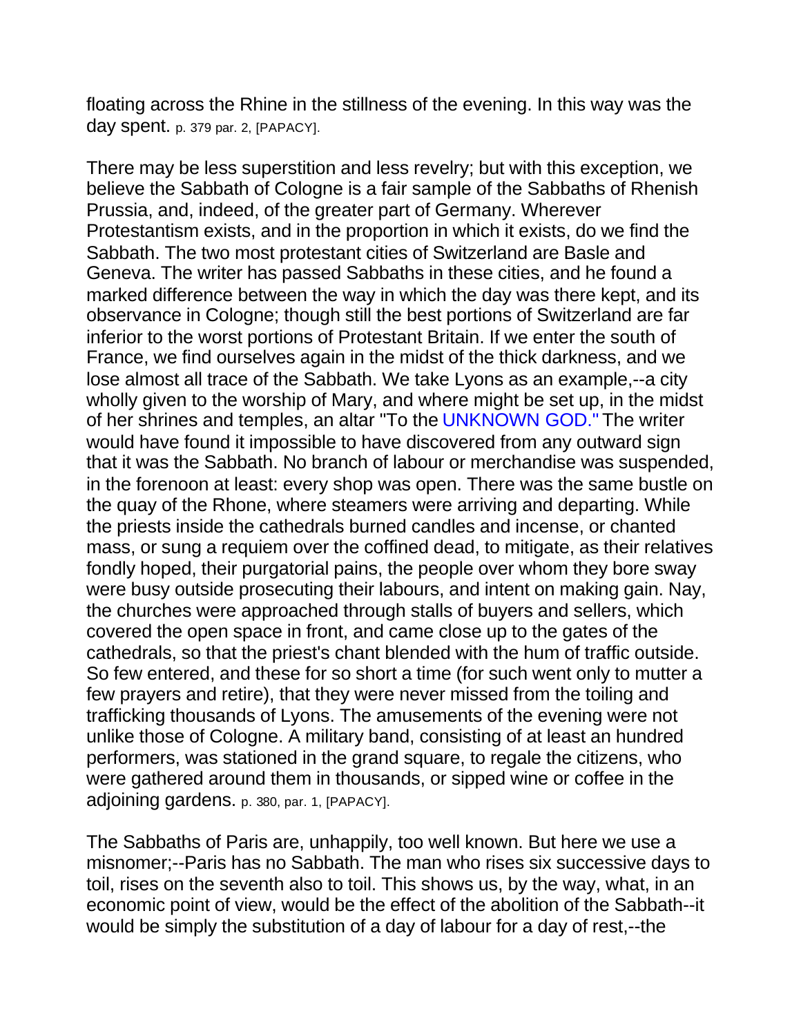floating across the Rhine in the stillness of the evening. In this way was the day spent. p. 379 par. 2, [PAPACY].

There may be less superstition and less revelry; but with this exception, we believe the Sabbath of Cologne is a fair sample of the Sabbaths of Rhenish Prussia, and, indeed, of the greater part of Germany. Wherever Protestantism exists, and in the proportion in which it exists, do we find the Sabbath. The two most protestant cities of Switzerland are Basle and Geneva. The writer has passed Sabbaths in these cities, and he found a marked difference between the way in which the day was there kept, and its observance in Cologne; though still the best portions of Switzerland are far inferior to the worst portions of Protestant Britain. If we enter the south of France, we find ourselves again in the midst of the thick darkness, and we lose almost all trace of the Sabbath. We take Lyons as an example,--a city wholly given to the worship of Mary, and where might be set up, in the midst of her shrines and temples, an altar "To the UNKNOWN GOD." The writer would have found it impossible to have discovered from any outward sign that it was the Sabbath. No branch of labour or merchandise was suspended, in the forenoon at least: every shop was open. There was the same bustle on the quay of the Rhone, where steamers were arriving and departing. While the priests inside the cathedrals burned candles and incense, or chanted mass, or sung a requiem over the coffined dead, to mitigate, as their relatives fondly hoped, their purgatorial pains, the people over whom they bore sway were busy outside prosecuting their labours, and intent on making gain. Nay, the churches were approached through stalls of buyers and sellers, which covered the open space in front, and came close up to the gates of the cathedrals, so that the priest's chant blended with the hum of traffic outside. So few entered, and these for so short a time (for such went only to mutter a few prayers and retire), that they were never missed from the toiling and trafficking thousands of Lyons. The amusements of the evening were not unlike those of Cologne. A military band, consisting of at least an hundred performers, was stationed in the grand square, to regale the citizens, who were gathered around them in thousands, or sipped wine or coffee in the adjoining gardens. p. 380, par. 1, [PAPACY].

The Sabbaths of Paris are, unhappily, too well known. But here we use a misnomer;--Paris has no Sabbath. The man who rises six successive days to toil, rises on the seventh also to toil. This shows us, by the way, what, in an economic point of view, would be the effect of the abolition of the Sabbath--it would be simply the substitution of a day of labour for a day of rest,--the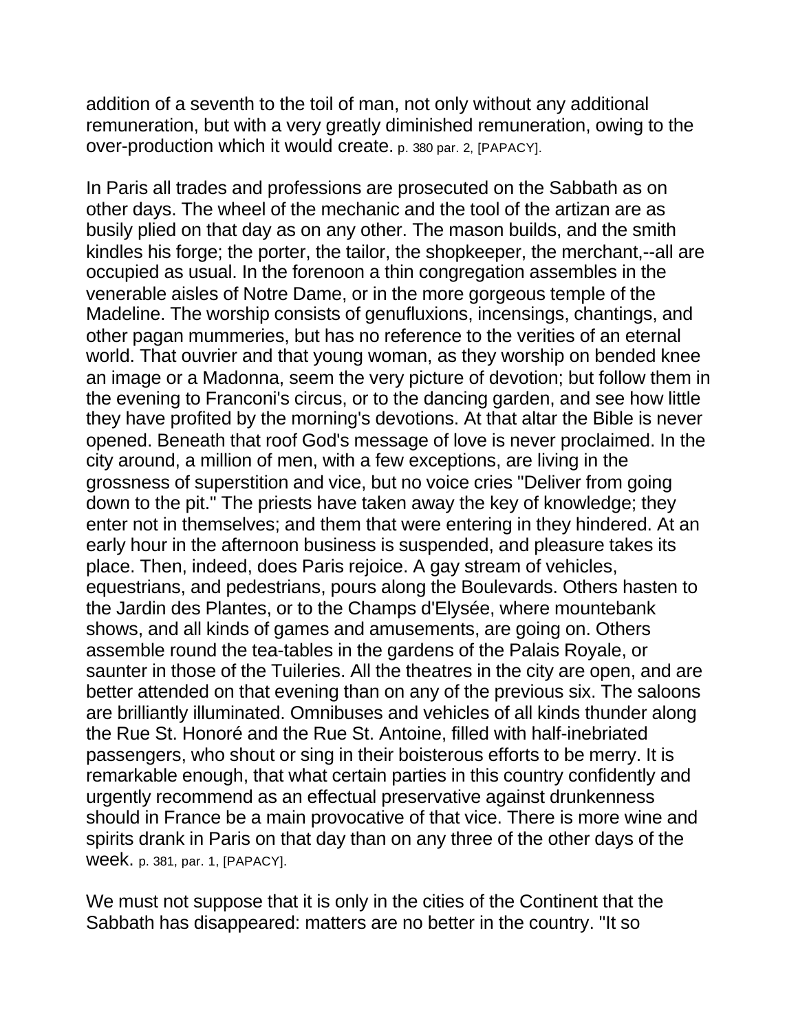addition of a seventh to the toil of man, not only without any additional remuneration, but with a very greatly diminished remuneration, owing to the over-production which it would create. p. 380 par. 2, [PAPACY].

In Paris all trades and professions are prosecuted on the Sabbath as on other days. The wheel of the mechanic and the tool of the artizan are as busily plied on that day as on any other. The mason builds, and the smith kindles his forge; the porter, the tailor, the shopkeeper, the merchant,--all are occupied as usual. In the forenoon a thin congregation assembles in the venerable aisles of Notre Dame, or in the more gorgeous temple of the Madeline. The worship consists of genufluxions, incensings, chantings, and other pagan mummeries, but has no reference to the verities of an eternal world. That ouvrier and that young woman, as they worship on bended knee an image or a Madonna, seem the very picture of devotion; but follow them in the evening to Franconi's circus, or to the dancing garden, and see how little they have profited by the morning's devotions. At that altar the Bible is never opened. Beneath that roof God's message of love is never proclaimed. In the city around, a million of men, with a few exceptions, are living in the grossness of superstition and vice, but no voice cries "Deliver from going down to the pit." The priests have taken away the key of knowledge; they enter not in themselves; and them that were entering in they hindered. At an early hour in the afternoon business is suspended, and pleasure takes its place. Then, indeed, does Paris rejoice. A gay stream of vehicles, equestrians, and pedestrians, pours along the Boulevards. Others hasten to the Jardin des Plantes, or to the Champs d'Elysée, where mountebank shows, and all kinds of games and amusements, are going on. Others assemble round the tea-tables in the gardens of the Palais Royale, or saunter in those of the Tuileries. All the theatres in the city are open, and are better attended on that evening than on any of the previous six. The saloons are brilliantly illuminated. Omnibuses and vehicles of all kinds thunder along the Rue St. Honoré and the Rue St. Antoine, filled with half-inebriated passengers, who shout or sing in their boisterous efforts to be merry. It is remarkable enough, that what certain parties in this country confidently and urgently recommend as an effectual preservative against drunkenness should in France be a main provocative of that vice. There is more wine and spirits drank in Paris on that day than on any three of the other days of the week. p. 381, par. 1, [PAPACY].

We must not suppose that it is only in the cities of the Continent that the Sabbath has disappeared: matters are no better in the country. "It so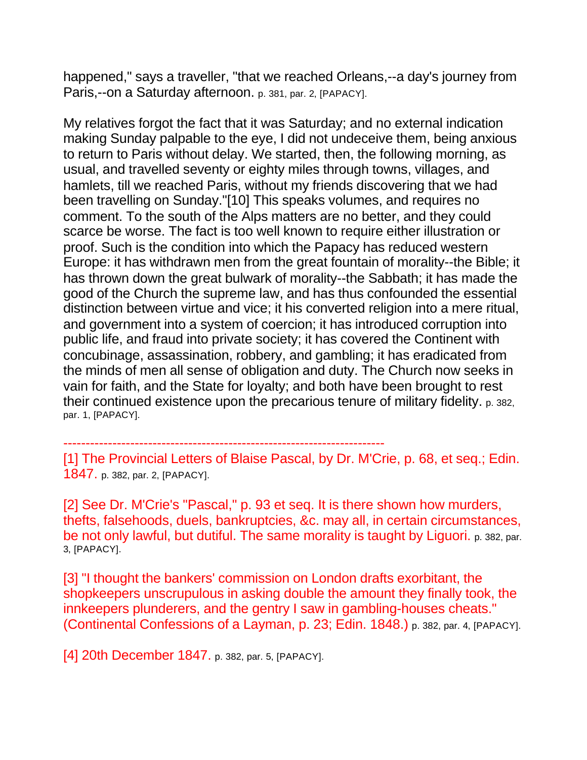happened," says a traveller, "that we reached Orleans,--a day's journey from Paris,--on a Saturday afternoon. p. 381, par. 2, [PAPACY].

My relatives forgot the fact that it was Saturday; and no external indication making Sunday palpable to the eye, I did not undeceive them, being anxious to return to Paris without delay. We started, then, the following morning, as usual, and travelled seventy or eighty miles through towns, villages, and hamlets, till we reached Paris, without my friends discovering that we had been travelling on Sunday."[10] This speaks volumes, and requires no comment. To the south of the Alps matters are no better, and they could scarce be worse. The fact is too well known to require either illustration or proof. Such is the condition into which the Papacy has reduced western Europe: it has withdrawn men from the great fountain of morality--the Bible; it has thrown down the great bulwark of morality--the Sabbath; it has made the good of the Church the supreme law, and has thus confounded the essential distinction between virtue and vice; it his converted religion into a mere ritual, and government into a system of coercion; it has introduced corruption into public life, and fraud into private society; it has covered the Continent with concubinage, assassination, robbery, and gambling; it has eradicated from the minds of men all sense of obligation and duty. The Church now seeks in vain for faith, and the State for loyalty; and both have been brought to rest their continued existence upon the precarious tenure of military fidelity. p. 382, par. 1, [PAPACY].

------------------------------------------------------------------------

[1] The Provincial Letters of Blaise Pascal, by Dr. M'Crie, p. 68, et seq.; Edin. 1847. p. 382, par. 2, [PAPACY].

[2] See Dr. M'Crie's "Pascal," p. 93 et seq. It is there shown how murders, thefts, falsehoods, duels, bankruptcies, &c. may all, in certain circumstances, be not only lawful, but dutiful. The same morality is taught by Liguori. p. 382, par. 3, [PAPACY].

[3] "I thought the bankers' commission on London drafts exorbitant, the shopkeepers unscrupulous in asking double the amount they finally took, the innkeepers plunderers, and the gentry I saw in gambling-houses cheats." (Continental Confessions of a Layman, p. 23; Edin. 1848.) p. 382, par. 4, [PAPACY].

[4] 20th December 1847. p. 382, par. 5, [PAPACY].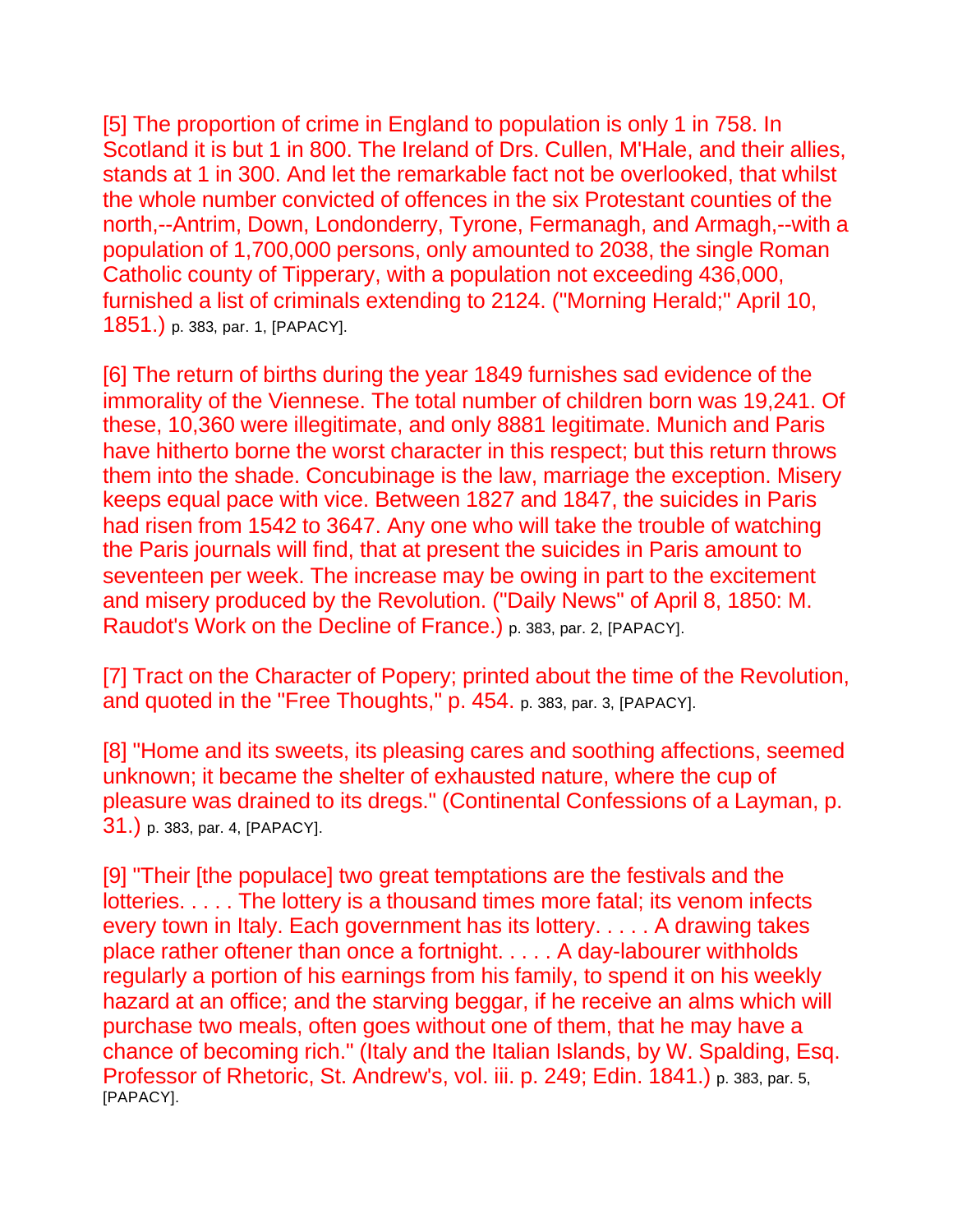[5] The proportion of crime in England to population is only 1 in 758. In Scotland it is but 1 in 800. The Ireland of Drs. Cullen, M'Hale, and their allies, stands at 1 in 300. And let the remarkable fact not be overlooked, that whilst the whole number convicted of offences in the six Protestant counties of the north,--Antrim, Down, Londonderry, Tyrone, Fermanagh, and Armagh,--with a population of 1,700,000 persons, only amounted to 2038, the single Roman Catholic county of Tipperary, with a population not exceeding 436,000, furnished a list of criminals extending to 2124. ("Morning Herald;" April 10, 1851.) p. 383, par. 1, [PAPACY].

[6] The return of births during the year 1849 furnishes sad evidence of the immorality of the Viennese. The total number of children born was 19,241. Of these, 10,360 were illegitimate, and only 8881 legitimate. Munich and Paris have hitherto borne the worst character in this respect; but this return throws them into the shade. Concubinage is the law, marriage the exception. Misery keeps equal pace with vice. Between 1827 and 1847, the suicides in Paris had risen from 1542 to 3647. Any one who will take the trouble of watching the Paris journals will find, that at present the suicides in Paris amount to seventeen per week. The increase may be owing in part to the excitement and misery produced by the Revolution. ("Daily News" of April 8, 1850: M. Raudot's Work on the Decline of France.) p. 383, par. 2, [PAPACY].

[7] Tract on the Character of Popery; printed about the time of the Revolution, and quoted in the "Free Thoughts," p. 454. p. 383, par. 3, [PAPACY].

[8] "Home and its sweets, its pleasing cares and soothing affections, seemed unknown; it became the shelter of exhausted nature, where the cup of pleasure was drained to its dregs." (Continental Confessions of a Layman, p. 31.) p. 383, par. 4, [PAPACY].

[9] "Their [the populace] two great temptations are the festivals and the lotteries. . . . . The lottery is a thousand times more fatal; its venom infects every town in Italy. Each government has its lottery. . . . . A drawing takes place rather oftener than once a fortnight. . . . . A day-labourer withholds regularly a portion of his earnings from his family, to spend it on his weekly hazard at an office; and the starving beggar, if he receive an alms which will purchase two meals, often goes without one of them, that he may have a chance of becoming rich." (Italy and the Italian Islands, by W. Spalding, Esq. Professor of Rhetoric, St. Andrew's, vol. iii. p. 249; Edin. 1841.) p. 383, par. 5, [PAPACY].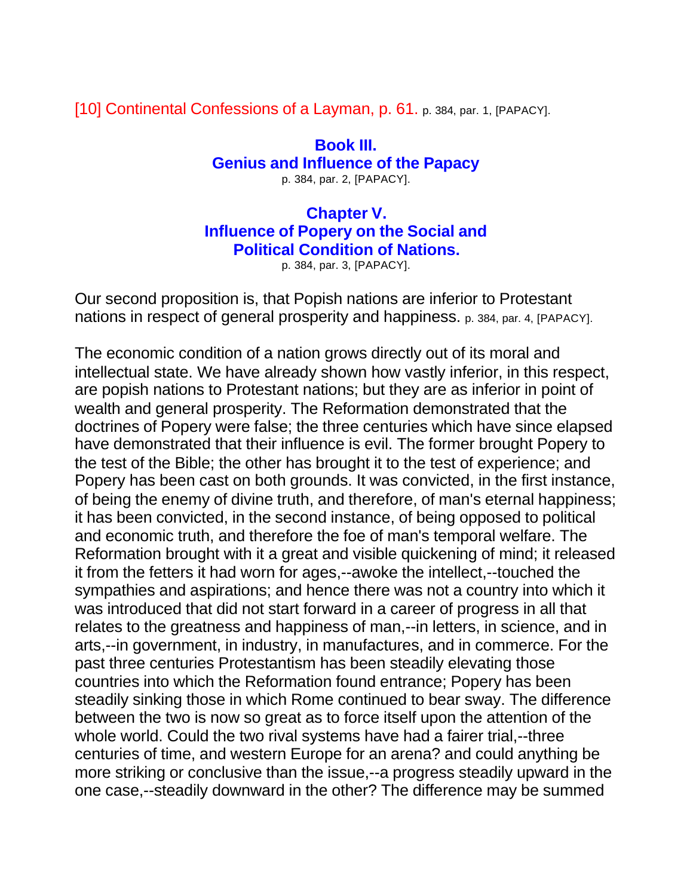[10] Continental Confessions of a Layman, p. 61. p. 384, par. 1, [PAPACY].

## Book III.
## Genius and Influence of the Papacy

p. 384, par. 2, [PAPACY].

### Chapter V.
### Influence of Popery on the Social and Political Condition of Nations.

p. 384, par. 3, [PAPACY].

Our second proposition is, that Popish nations are inferior to Protestant nations in respect of general prosperity and happiness. p. 384, par. 4, [PAPACY].

The economic condition of a nation grows directly out of its moral and intellectual state. We have already shown how vastly inferior, in this respect, are popish nations to Protestant nations; but they are as inferior in point of wealth and general prosperity. The Reformation demonstrated that the doctrines of Popery were false; the three centuries which have since elapsed have demonstrated that their influence is evil. The former brought Popery to the test of the Bible; the other has brought it to the test of experience; and Popery has been cast on both grounds. It was convicted, in the first instance, of being the enemy of divine truth, and therefore, of man's eternal happiness; it has been convicted, in the second instance, of being opposed to political and economic truth, and therefore the foe of man's temporal welfare. The Reformation brought with it a great and visible quickening of mind; it released it from the fetters it had worn for ages,--awoke the intellect,--touched the sympathies and aspirations; and hence there was not a country into which it was introduced that did not start forward in a career of progress in all that relates to the greatness and happiness of man,--in letters, in science, and in arts,--in government, in industry, in manufactures, and in commerce. For the past three centuries Protestantism has been steadily elevating those countries into which the Reformation found entrance; Popery has been steadily sinking those in which Rome continued to bear sway. The difference between the two is now so great as to force itself upon the attention of the whole world. Could the two rival systems have had a fairer trial,--three centuries of time, and western Europe for an arena? and could anything be more striking or conclusive than the issue,--a progress steadily upward in the one case,--steadily downward in the other? The difference may be summed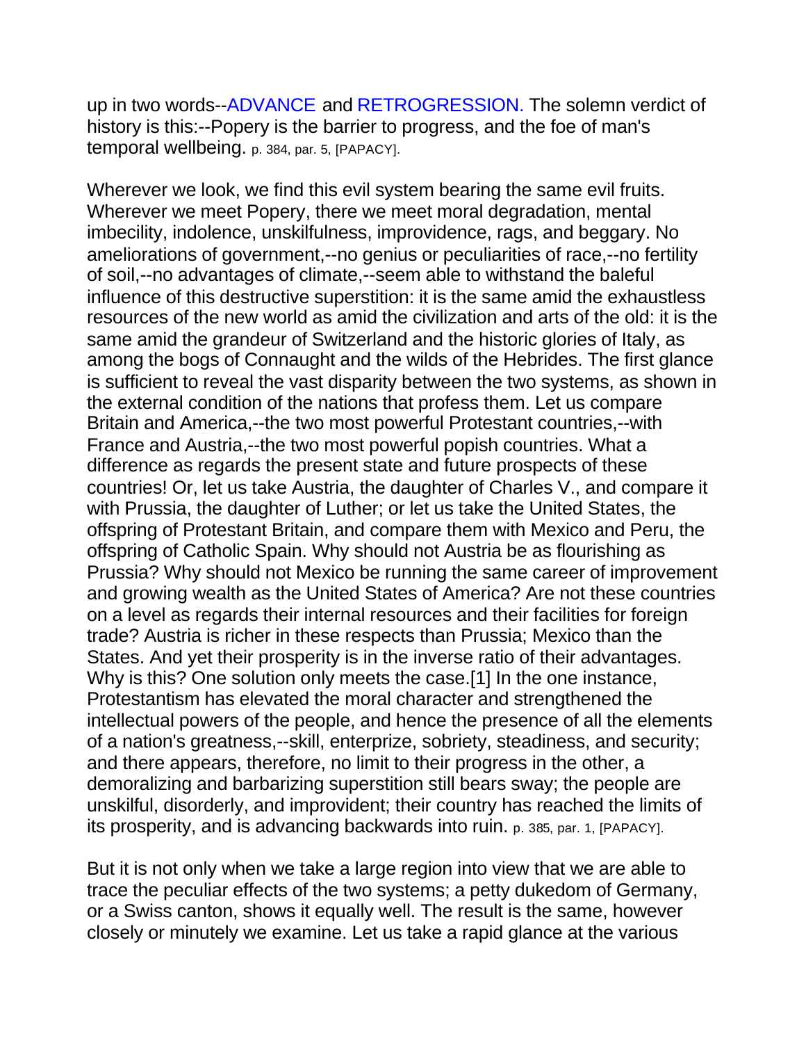up in two words--ADVANCE and RETROGRESSION. The solemn verdict of history is this:--Popery is the barrier to progress, and the foe of man's temporal wellbeing. p. 384, par. 5, [PAPACY].

Wherever we look, we find this evil system bearing the same evil fruits. Wherever we meet Popery, there we meet moral degradation, mental imbecility, indolence, unskilfulness, improvidence, rags, and beggary. No ameliorations of government,--no genius or peculiarities of race,--no fertility of soil,--no advantages of climate,--seem able to withstand the baleful influence of this destructive superstition: it is the same amid the exhaustless resources of the new world as amid the civilization and arts of the old: it is the same amid the grandeur of Switzerland and the historic glories of Italy, as among the bogs of Connaught and the wilds of the Hebrides. The first glance is sufficient to reveal the vast disparity between the two systems, as shown in the external condition of the nations that profess them. Let us compare Britain and America,--the two most powerful Protestant countries,--with France and Austria,--the two most powerful popish countries. What a difference as regards the present state and future prospects of these countries! Or, let us take Austria, the daughter of Charles V., and compare it with Prussia, the daughter of Luther; or let us take the United States, the offspring of Protestant Britain, and compare them with Mexico and Peru, the offspring of Catholic Spain. Why should not Austria be as flourishing as Prussia? Why should not Mexico be running the same career of improvement and growing wealth as the United States of America? Are not these countries on a level as regards their internal resources and their facilities for foreign trade? Austria is richer in these respects than Prussia; Mexico than the States. And yet their prosperity is in the inverse ratio of their advantages. Why is this? One solution only meets the case.[1] In the one instance, Protestantism has elevated the moral character and strengthened the intellectual powers of the people, and hence the presence of all the elements of a nation's greatness,--skill, enterprize, sobriety, steadiness, and security; and there appears, therefore, no limit to their progress in the other, a demoralizing and barbarizing superstition still bears sway; the people are unskilful, disorderly, and improvident; their country has reached the limits of its prosperity, and is advancing backwards into ruin. p. 385, par. 1, [PAPACY].

But it is not only when we take a large region into view that we are able to trace the peculiar effects of the two systems; a petty dukedom of Germany, or a Swiss canton, shows it equally well. The result is the same, however closely or minutely we examine. Let us take a rapid glance at the various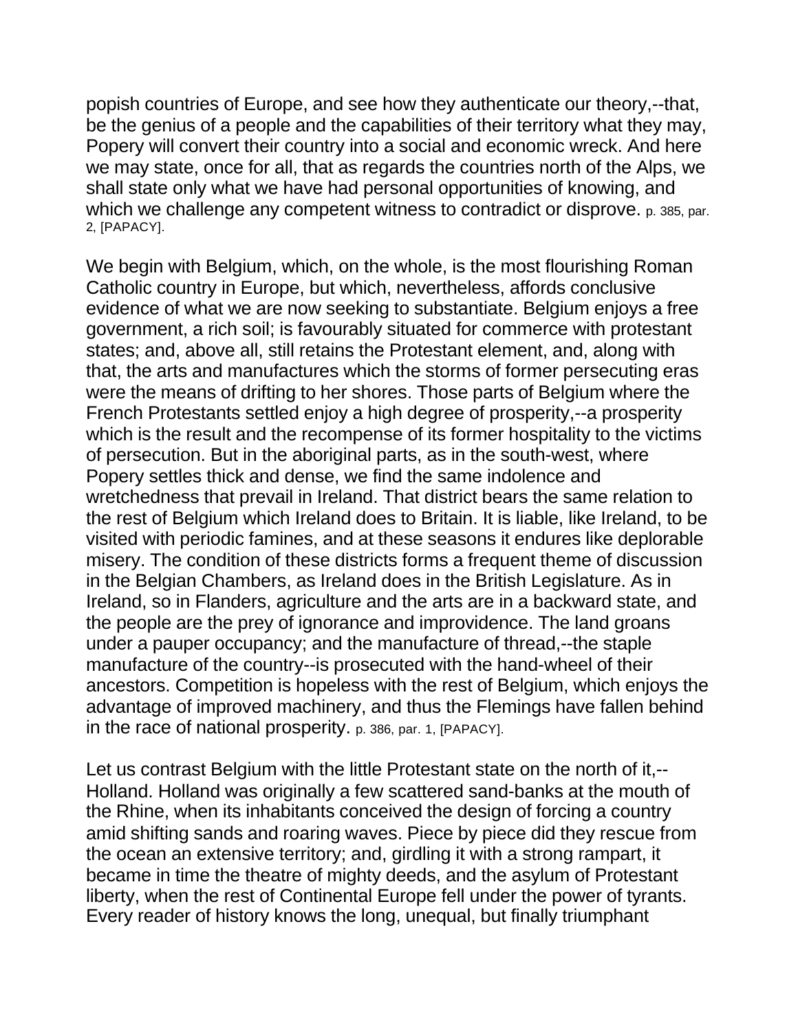popish countries of Europe, and see how they authenticate our theory,--that, be the genius of a people and the capabilities of their territory what they may, Popery will convert their country into a social and economic wreck. And here we may state, once for all, that as regards the countries north of the Alps, we shall state only what we have had personal opportunities of knowing, and which we challenge any competent witness to contradict or disprove. p. 385, par. 2, [PAPACY].

We begin with Belgium, which, on the whole, is the most flourishing Roman Catholic country in Europe, but which, nevertheless, affords conclusive evidence of what we are now seeking to substantiate. Belgium enjoys a free government, a rich soil; is favourably situated for commerce with protestant states; and, above all, still retains the Protestant element, and, along with that, the arts and manufactures which the storms of former persecuting eras were the means of drifting to her shores. Those parts of Belgium where the French Protestants settled enjoy a high degree of prosperity,--a prosperity which is the result and the recompense of its former hospitality to the victims of persecution. But in the aboriginal parts, as in the south-west, where Popery settles thick and dense, we find the same indolence and wretchedness that prevail in Ireland. That district bears the same relation to the rest of Belgium which Ireland does to Britain. It is liable, like Ireland, to be visited with periodic famines, and at these seasons it endures like deplorable misery. The condition of these districts forms a frequent theme of discussion in the Belgian Chambers, as Ireland does in the British Legislature. As in Ireland, so in Flanders, agriculture and the arts are in a backward state, and the people are the prey of ignorance and improvidence. The land groans under a pauper occupancy; and the manufacture of thread,--the staple manufacture of the country--is prosecuted with the hand-wheel of their ancestors. Competition is hopeless with the rest of Belgium, which enjoys the advantage of improved machinery, and thus the Flemings have fallen behind in the race of national prosperity. p. 386, par. 1, [PAPACY].

Let us contrast Belgium with the little Protestant state on the north of it,--Holland. Holland was originally a few scattered sand-banks at the mouth of the Rhine, when its inhabitants conceived the design of forcing a country amid shifting sands and roaring waves. Piece by piece did they rescue from the ocean an extensive territory; and, girdling it with a strong rampart, it became in time the theatre of mighty deeds, and the asylum of Protestant liberty, when the rest of Continental Europe fell under the power of tyrants. Every reader of history knows the long, unequal, but finally triumphant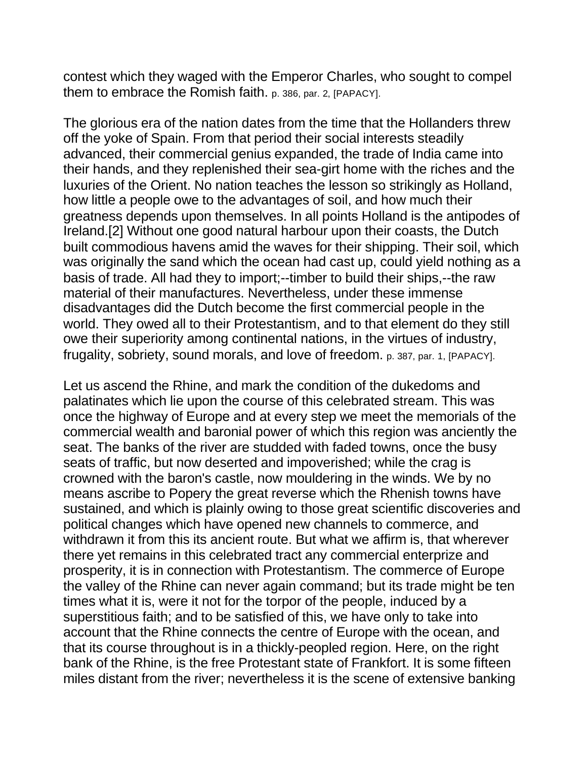contest which they waged with the Emperor Charles, who sought to compel them to embrace the Romish faith. p. 386, par. 2, [PAPACY].

The glorious era of the nation dates from the time that the Hollanders threw off the yoke of Spain. From that period their social interests steadily advanced, their commercial genius expanded, the trade of India came into their hands, and they replenished their sea-girt home with the riches and the luxuries of the Orient. No nation teaches the lesson so strikingly as Holland, how little a people owe to the advantages of soil, and how much their greatness depends upon themselves. In all points Holland is the antipodes of Ireland.[2] Without one good natural harbour upon their coasts, the Dutch built commodious havens amid the waves for their shipping. Their soil, which was originally the sand which the ocean had cast up, could yield nothing as a basis of trade. All had they to import;--timber to build their ships,--the raw material of their manufactures. Nevertheless, under these immense disadvantages did the Dutch become the first commercial people in the world. They owed all to their Protestantism, and to that element do they still owe their superiority among continental nations, in the virtues of industry, frugality, sobriety, sound morals, and love of freedom. p. 387, par. 1, [PAPACY].

Let us ascend the Rhine, and mark the condition of the dukedoms and palatinates which lie upon the course of this celebrated stream. This was once the highway of Europe and at every step we meet the memorials of the commercial wealth and baronial power of which this region was anciently the seat. The banks of the river are studded with faded towns, once the busy seats of traffic, but now deserted and impoverished; while the crag is crowned with the baron's castle, now mouldering in the winds. We by no means ascribe to Popery the great reverse which the Rhenish towns have sustained, and which is plainly owing to those great scientific discoveries and political changes which have opened new channels to commerce, and withdrawn it from this its ancient route. But what we affirm is, that wherever there yet remains in this celebrated tract any commercial enterprize and prosperity, it is in connection with Protestantism. The commerce of Europe the valley of the Rhine can never again command; but its trade might be ten times what it is, were it not for the torpor of the people, induced by a superstitious faith; and to be satisfied of this, we have only to take into account that the Rhine connects the centre of Europe with the ocean, and that its course throughout is in a thickly-peopled region. Here, on the right bank of the Rhine, is the free Protestant state of Frankfort. It is some fifteen miles distant from the river; nevertheless it is the scene of extensive banking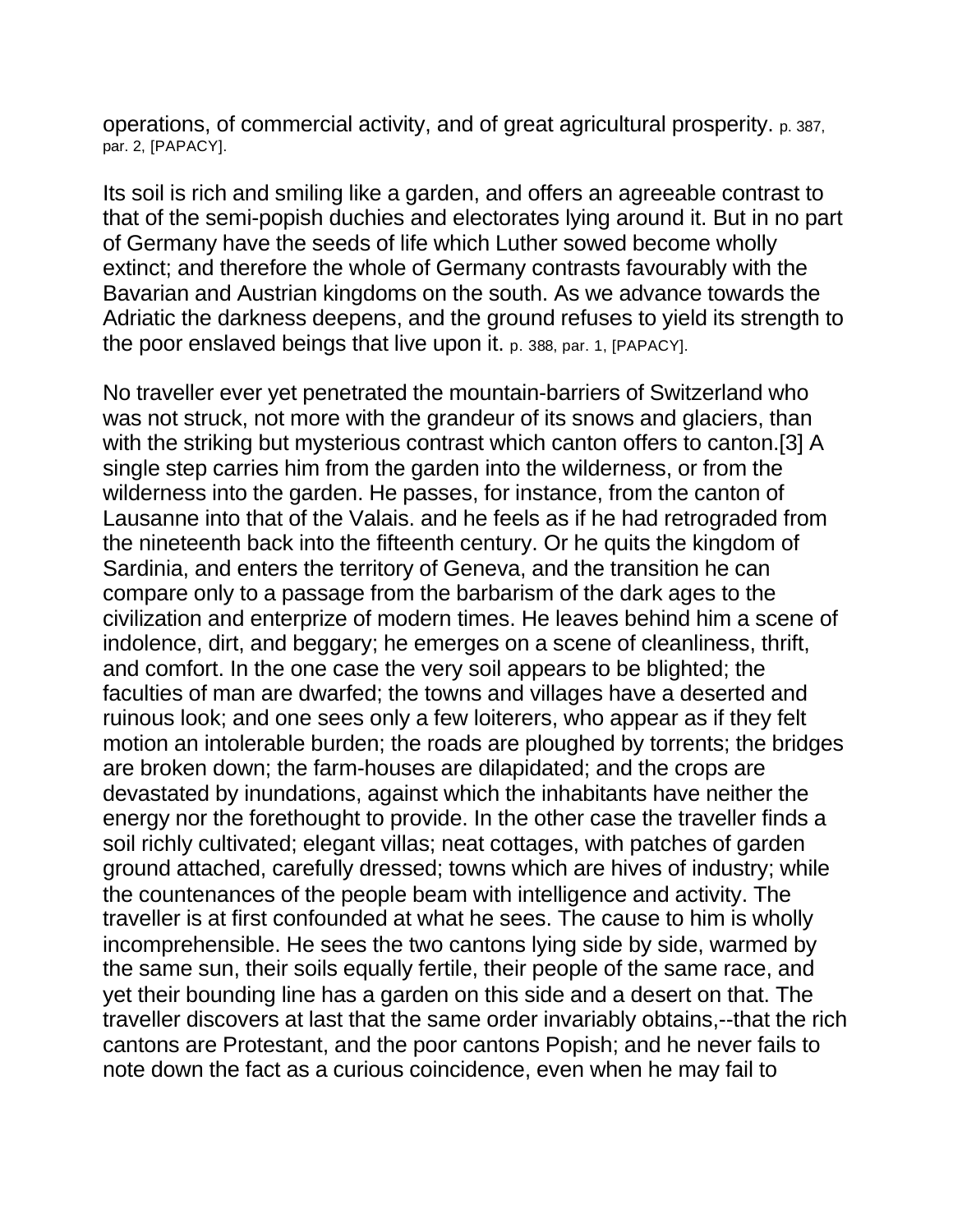operations, of commercial activity, and of great agricultural prosperity. p. 387, par. 2, [PAPACY].

Its soil is rich and smiling like a garden, and offers an agreeable contrast to that of the semi-popish duchies and electorates lying around it. But in no part of Germany have the seeds of life which Luther sowed become wholly extinct; and therefore the whole of Germany contrasts favourably with the Bavarian and Austrian kingdoms on the south. As we advance towards the Adriatic the darkness deepens, and the ground refuses to yield its strength to the poor enslaved beings that live upon it. p. 388, par. 1, [PAPACY].

No traveller ever yet penetrated the mountain-barriers of Switzerland who was not struck, not more with the grandeur of its snows and glaciers, than with the striking but mysterious contrast which canton offers to canton.[3] A single step carries him from the garden into the wilderness, or from the wilderness into the garden. He passes, for instance, from the canton of Lausanne into that of the Valais. and he feels as if he had retrograded from the nineteenth back into the fifteenth century. Or he quits the kingdom of Sardinia, and enters the territory of Geneva, and the transition he can compare only to a passage from the barbarism of the dark ages to the civilization and enterprize of modern times. He leaves behind him a scene of indolence, dirt, and beggary; he emerges on a scene of cleanliness, thrift, and comfort. In the one case the very soil appears to be blighted; the faculties of man are dwarfed; the towns and villages have a deserted and ruinous look; and one sees only a few loiterers, who appear as if they felt motion an intolerable burden; the roads are ploughed by torrents; the bridges are broken down; the farm-houses are dilapidated; and the crops are devastated by inundations, against which the inhabitants have neither the energy nor the forethought to provide. In the other case the traveller finds a soil richly cultivated; elegant villas; neat cottages, with patches of garden ground attached, carefully dressed; towns which are hives of industry; while the countenances of the people beam with intelligence and activity. The traveller is at first confounded at what he sees. The cause to him is wholly incomprehensible. He sees the two cantons lying side by side, warmed by the same sun, their soils equally fertile, their people of the same race, and yet their bounding line has a garden on this side and a desert on that. The traveller discovers at last that the same order invariably obtains,--that the rich cantons are Protestant, and the poor cantons Popish; and he never fails to note down the fact as a curious coincidence, even when he may fail to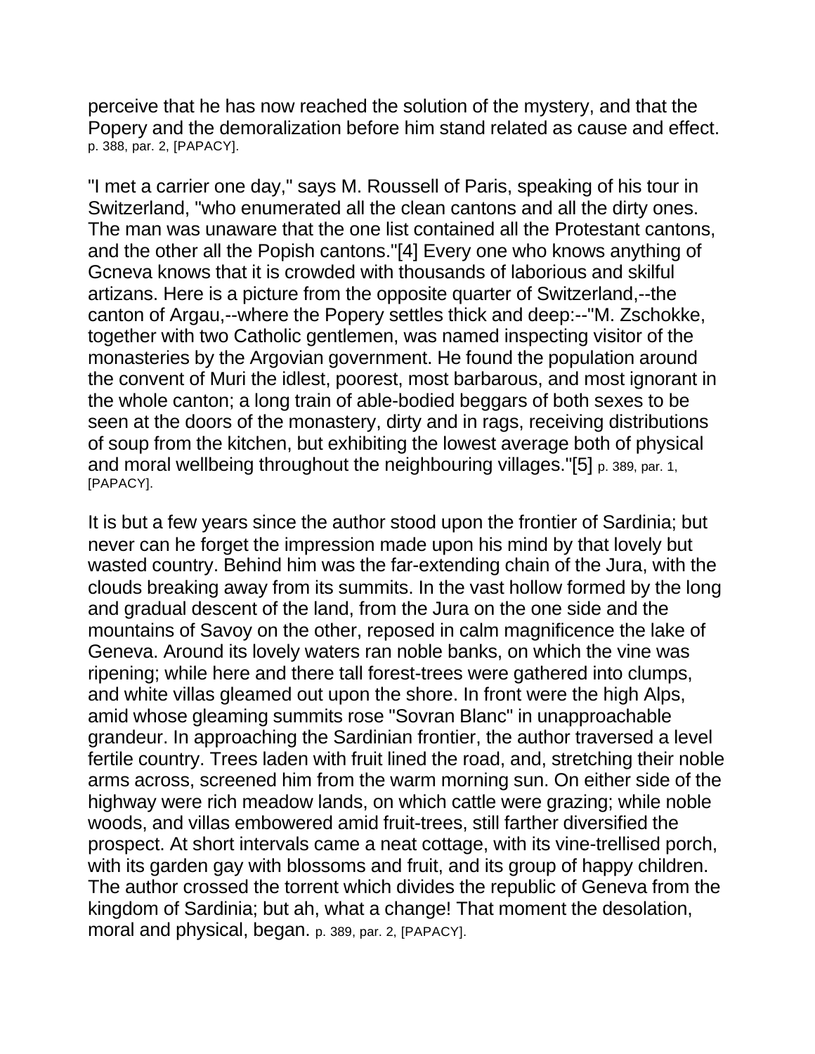perceive that he has now reached the solution of the mystery, and that the Popery and the demoralization before him stand related as cause and effect. p. 388, par. 2, [PAPACY].

"I met a carrier one day," says M. Roussell of Paris, speaking of his tour in Switzerland, "who enumerated all the clean cantons and all the dirty ones. The man was unaware that the one list contained all the Protestant cantons, and the other all the Popish cantons."[4] Every one who knows anything of Gcneva knows that it is crowded with thousands of laborious and skilful artizans. Here is a picture from the opposite quarter of Switzerland,--the canton of Argau,--where the Popery settles thick and deep:--"M. Zschokke, together with two Catholic gentlemen, was named inspecting visitor of the monasteries by the Argovian government. He found the population around the convent of Muri the idlest, poorest, most barbarous, and most ignorant in the whole canton; a long train of able-bodied beggars of both sexes to be seen at the doors of the monastery, dirty and in rags, receiving distributions of soup from the kitchen, but exhibiting the lowest average both of physical and moral wellbeing throughout the neighbouring villages."[5] p. 389, par. 1, [PAPACY].

It is but a few years since the author stood upon the frontier of Sardinia; but never can he forget the impression made upon his mind by that lovely but wasted country. Behind him was the far-extending chain of the Jura, with the clouds breaking away from its summits. In the vast hollow formed by the long and gradual descent of the land, from the Jura on the one side and the mountains of Savoy on the other, reposed in calm magnificence the lake of Geneva. Around its lovely waters ran noble banks, on which the vine was ripening; while here and there tall forest-trees were gathered into clumps, and white villas gleamed out upon the shore. In front were the high Alps, amid whose gleaming summits rose "Sovran Blanc" in unapproachable grandeur. In approaching the Sardinian frontier, the author traversed a level fertile country. Trees laden with fruit lined the road, and, stretching their noble arms across, screened him from the warm morning sun. On either side of the highway were rich meadow lands, on which cattle were grazing; while noble woods, and villas embowered amid fruit-trees, still farther diversified the prospect. At short intervals came a neat cottage, with its vine-trellised porch, with its garden gay with blossoms and fruit, and its group of happy children. The author crossed the torrent which divides the republic of Geneva from the kingdom of Sardinia; but ah, what a change! That moment the desolation, moral and physical, began. p. 389, par. 2, [PAPACY].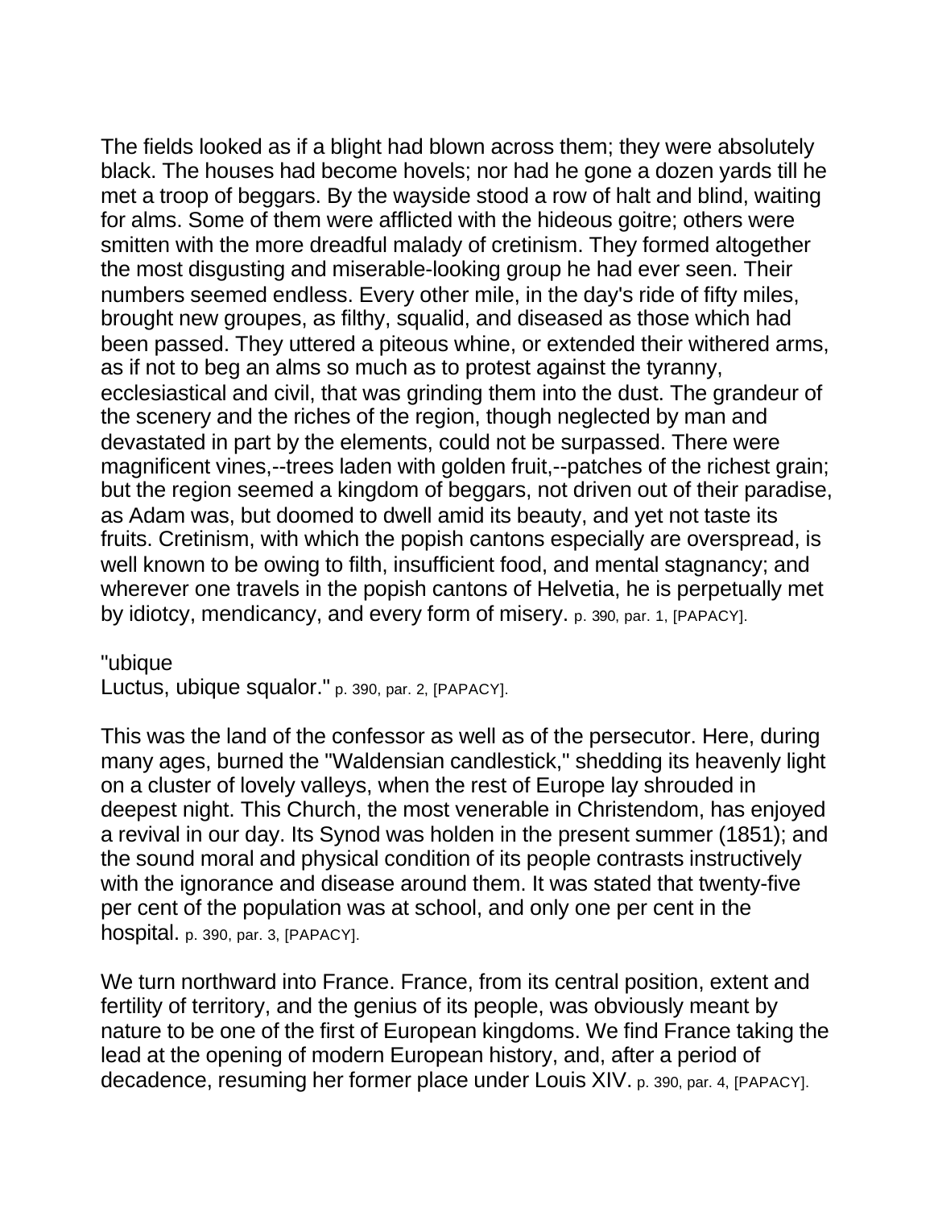The fields looked as if a blight had blown across them; they were absolutely black. The houses had become hovels; nor had he gone a dozen yards till he met a troop of beggars. By the wayside stood a row of halt and blind, waiting for alms. Some of them were afflicted with the hideous goitre; others were smitten with the more dreadful malady of cretinism. They formed altogether the most disgusting and miserable-looking group he had ever seen. Their numbers seemed endless. Every other mile, in the day's ride of fifty miles, brought new groupes, as filthy, squalid, and diseased as those which had been passed. They uttered a piteous whine, or extended their withered arms, as if not to beg an alms so much as to protest against the tyranny, ecclesiastical and civil, that was grinding them into the dust. The grandeur of the scenery and the riches of the region, though neglected by man and devastated in part by the elements, could not be surpassed. There were magnificent vines,--trees laden with golden fruit,--patches of the richest grain; but the region seemed a kingdom of beggars, not driven out of their paradise, as Adam was, but doomed to dwell amid its beauty, and yet not taste its fruits. Cretinism, with which the popish cantons especially are overspread, is well known to be owing to filth, insufficient food, and mental stagnancy; and wherever one travels in the popish cantons of Helvetia, he is perpetually met by idiotcy, mendicancy, and every form of misery. p. 390, par. 1, [PAPACY].

"ubique
Luctus, ubique squalor." p. 390, par. 2, [PAPACY].

This was the land of the confessor as well as of the persecutor. Here, during many ages, burned the "Waldensian candlestick," shedding its heavenly light on a cluster of lovely valleys, when the rest of Europe lay shrouded in deepest night. This Church, the most venerable in Christendom, has enjoyed a revival in our day. Its Synod was holden in the present summer (1851); and the sound moral and physical condition of its people contrasts instructively with the ignorance and disease around them. It was stated that twenty-five per cent of the population was at school, and only one per cent in the hospital. p. 390, par. 3, [PAPACY].

We turn northward into France. France, from its central position, extent and fertility of territory, and the genius of its people, was obviously meant by nature to be one of the first of European kingdoms. We find France taking the lead at the opening of modern European history, and, after a period of decadence, resuming her former place under Louis XIV. p. 390, par. 4, [PAPACY].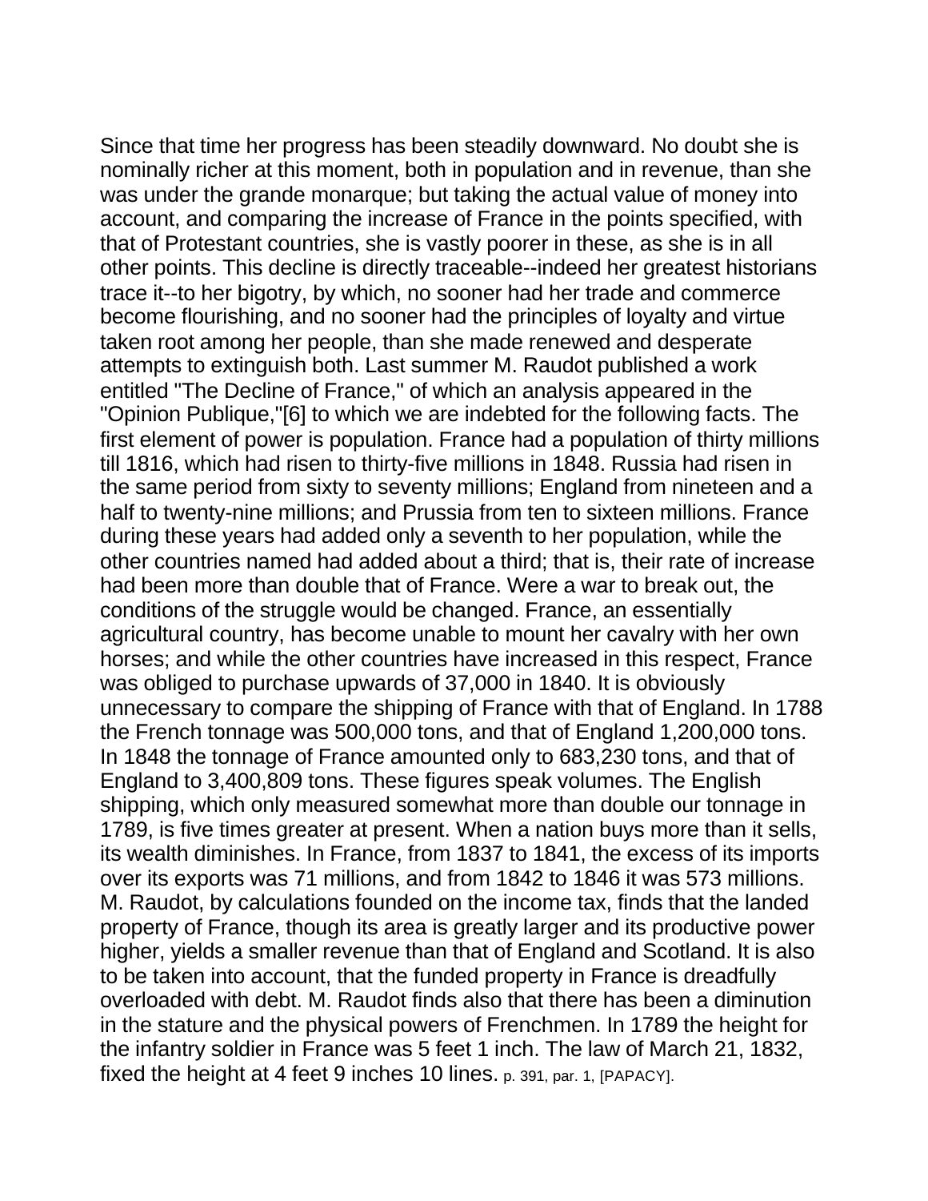Since that time her progress has been steadily downward. No doubt she is nominally richer at this moment, both in population and in revenue, than she was under the grande monarque; but taking the actual value of money into account, and comparing the increase of France in the points specified, with that of Protestant countries, she is vastly poorer in these, as she is in all other points. This decline is directly traceable--indeed her greatest historians trace it--to her bigotry, by which, no sooner had her trade and commerce become flourishing, and no sooner had the principles of loyalty and virtue taken root among her people, than she made renewed and desperate attempts to extinguish both. Last summer M. Raudot published a work entitled "The Decline of France," of which an analysis appeared in the "Opinion Publique,"[6] to which we are indebted for the following facts. The first element of power is population. France had a population of thirty millions till 1816, which had risen to thirty-five millions in 1848. Russia had risen in the same period from sixty to seventy millions; England from nineteen and a half to twenty-nine millions; and Prussia from ten to sixteen millions. France during these years had added only a seventh to her population, while the other countries named had added about a third; that is, their rate of increase had been more than double that of France. Were a war to break out, the conditions of the struggle would be changed. France, an essentially agricultural country, has become unable to mount her cavalry with her own horses; and while the other countries have increased in this respect, France was obliged to purchase upwards of 37,000 in 1840. It is obviously unnecessary to compare the shipping of France with that of England. In 1788 the French tonnage was 500,000 tons, and that of England 1,200,000 tons. In 1848 the tonnage of France amounted only to 683,230 tons, and that of England to 3,400,809 tons. These figures speak volumes. The English shipping, which only measured somewhat more than double our tonnage in 1789, is five times greater at present. When a nation buys more than it sells, its wealth diminishes. In France, from 1837 to 1841, the excess of its imports over its exports was 71 millions, and from 1842 to 1846 it was 573 millions. M. Raudot, by calculations founded on the income tax, finds that the landed property of France, though its area is greatly larger and its productive power higher, yields a smaller revenue than that of England and Scotland. It is also to be taken into account, that the funded property in France is dreadfully overloaded with debt. M. Raudot finds also that there has been a diminution in the stature and the physical powers of Frenchmen. In 1789 the height for the infantry soldier in France was 5 feet 1 inch. The law of March 21, 1832, fixed the height at 4 feet 9 inches 10 lines. p. 391, par. 1, [PAPACY].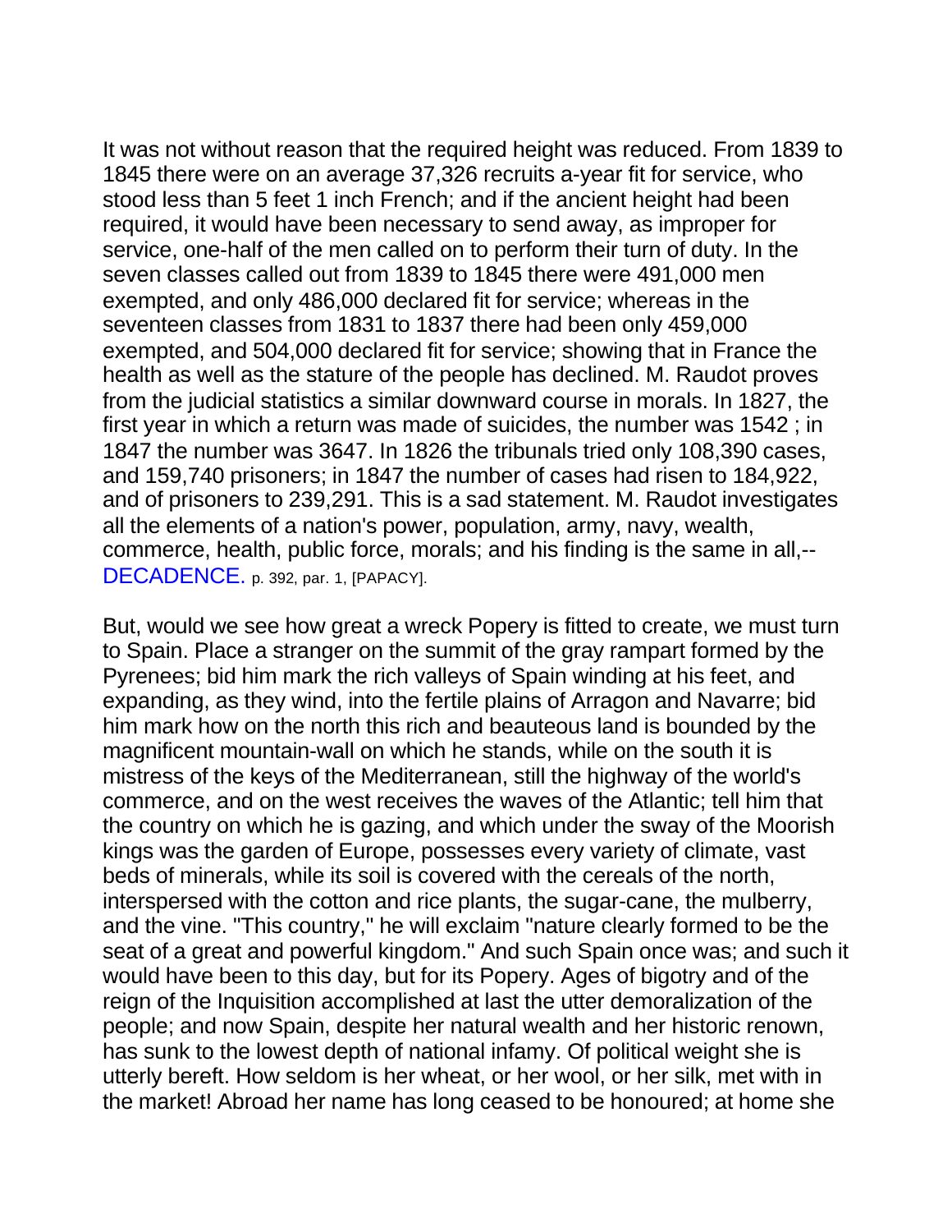It was not without reason that the required height was reduced. From 1839 to 1845 there were on an average 37,326 recruits a-year fit for service, who stood less than 5 feet 1 inch French; and if the ancient height had been required, it would have been necessary to send away, as improper for service, one-half of the men called on to perform their turn of duty. In the seven classes called out from 1839 to 1845 there were 491,000 men exempted, and only 486,000 declared fit for service; whereas in the seventeen classes from 1831 to 1837 there had been only 459,000 exempted, and 504,000 declared fit for service; showing that in France the health as well as the stature of the people has declined. M. Raudot proves from the judicial statistics a similar downward course in morals. In 1827, the first year in which a return was made of suicides, the number was 1542 ; in 1847 the number was 3647. In 1826 the tribunals tried only 108,390 cases, and 159,740 prisoners; in 1847 the number of cases had risen to 184,922, and of prisoners to 239,291. This is a sad statement. M. Raudot investigates all the elements of a nation's power, population, army, navy, wealth, commerce, health, public force, morals; and his finding is the same in all,--DECADENCE. p. 392, par. 1, [PAPACY].

But, would we see how great a wreck Popery is fitted to create, we must turn to Spain. Place a stranger on the summit of the gray rampart formed by the Pyrenees; bid him mark the rich valleys of Spain winding at his feet, and expanding, as they wind, into the fertile plains of Arragon and Navarre; bid him mark how on the north this rich and beauteous land is bounded by the magnificent mountain-wall on which he stands, while on the south it is mistress of the keys of the Mediterranean, still the highway of the world's commerce, and on the west receives the waves of the Atlantic; tell him that the country on which he is gazing, and which under the sway of the Moorish kings was the garden of Europe, possesses every variety of climate, vast beds of minerals, while its soil is covered with the cereals of the north, interspersed with the cotton and rice plants, the sugar-cane, the mulberry, and the vine. "This country," he will exclaim "nature clearly formed to be the seat of a great and powerful kingdom." And such Spain once was; and such it would have been to this day, but for its Popery. Ages of bigotry and of the reign of the Inquisition accomplished at last the utter demoralization of the people; and now Spain, despite her natural wealth and her historic renown, has sunk to the lowest depth of national infamy. Of political weight she is utterly bereft. How seldom is her wheat, or her wool, or her silk, met with in the market! Abroad her name has long ceased to be honoured; at home she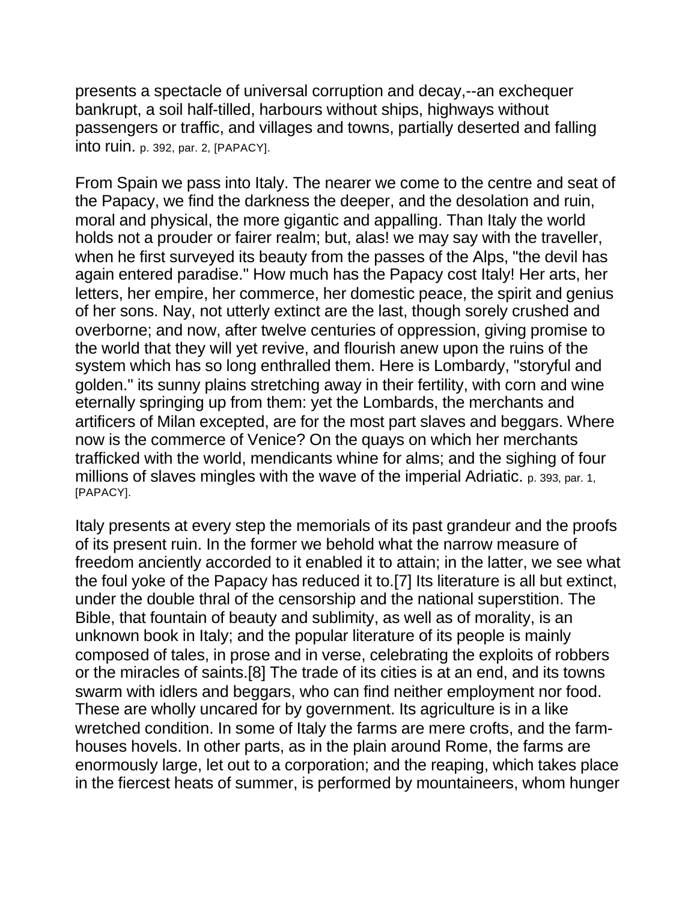presents a spectacle of universal corruption and decay,--an exchequer bankrupt, a soil half-tilled, harbours without ships, highways without passengers or traffic, and villages and towns, partially deserted and falling into ruin. p. 392, par. 2, [PAPACY].

From Spain we pass into Italy. The nearer we come to the centre and seat of the Papacy, we find the darkness the deeper, and the desolation and ruin, moral and physical, the more gigantic and appalling. Than Italy the world holds not a prouder or fairer realm; but, alas! we may say with the traveller, when he first surveyed its beauty from the passes of the Alps, "the devil has again entered paradise." How much has the Papacy cost Italy! Her arts, her letters, her empire, her commerce, her domestic peace, the spirit and genius of her sons. Nay, not utterly extinct are the last, though sorely crushed and overborne; and now, after twelve centuries of oppression, giving promise to the world that they will yet revive, and flourish anew upon the ruins of the system which has so long enthralled them. Here is Lombardy, "storyful and golden." its sunny plains stretching away in their fertility, with corn and wine eternally springing up from them: yet the Lombards, the merchants and artificers of Milan excepted, are for the most part slaves and beggars. Where now is the commerce of Venice? On the quays on which her merchants trafficked with the world, mendicants whine for alms; and the sighing of four millions of slaves mingles with the wave of the imperial Adriatic. p. 393, par. 1, [PAPACY].

Italy presents at every step the memorials of its past grandeur and the proofs of its present ruin. In the former we behold what the narrow measure of freedom anciently accorded to it enabled it to attain; in the latter, we see what the foul yoke of the Papacy has reduced it to.[7] Its literature is all but extinct, under the double thral of the censorship and the national superstition. The Bible, that fountain of beauty and sublimity, as well as of morality, is an unknown book in Italy; and the popular literature of its people is mainly composed of tales, in prose and in verse, celebrating the exploits of robbers or the miracles of saints.[8] The trade of its cities is at an end, and its towns swarm with idlers and beggars, who can find neither employment nor food. These are wholly uncared for by government. Its agriculture is in a like wretched condition. In some of Italy the farms are mere crofts, and the farm-houses hovels. In other parts, as in the plain around Rome, the farms are enormously large, let out to a corporation; and the reaping, which takes place in the fiercest heats of summer, is performed by mountaineers, whom hunger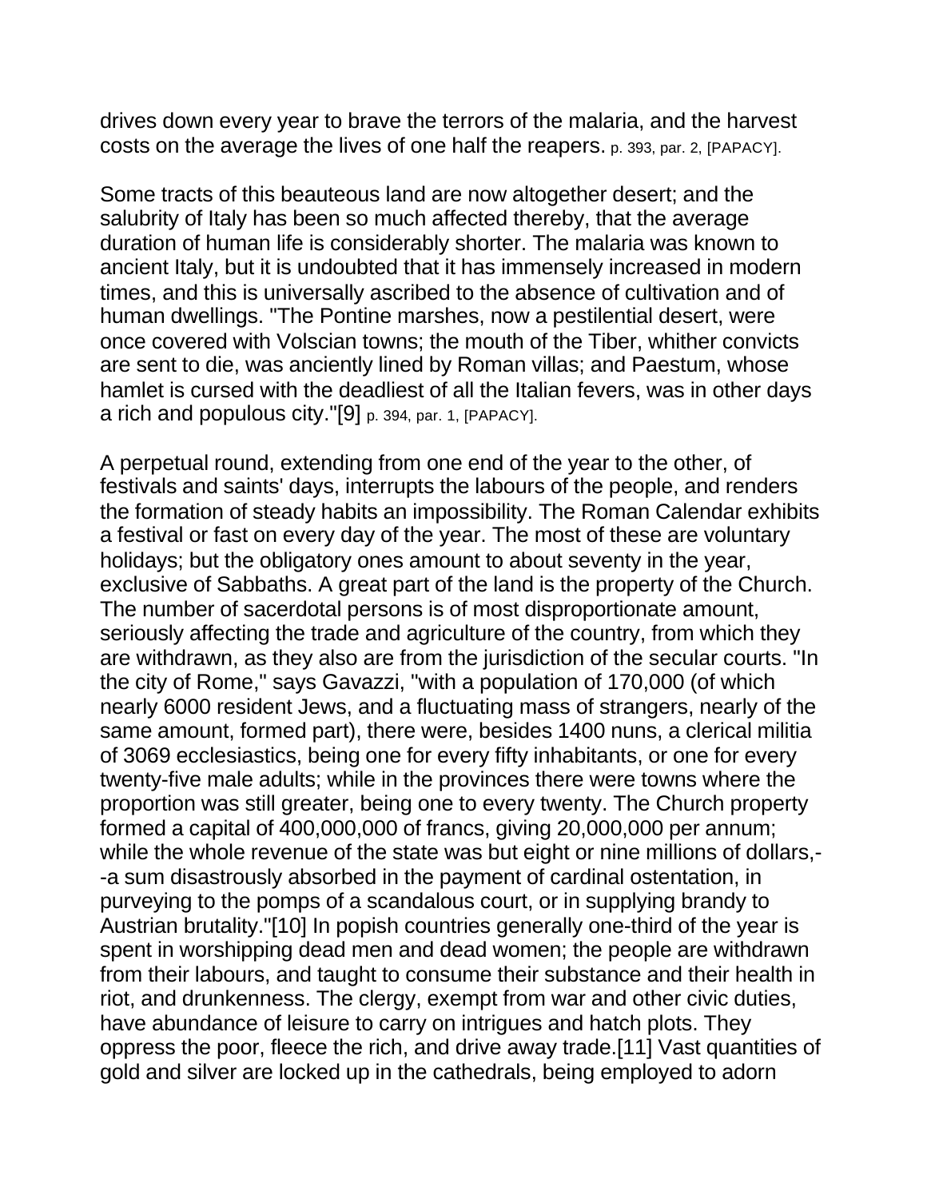drives down every year to brave the terrors of the malaria, and the harvest costs on the average the lives of one half the reapers. p. 393, par. 2, [PAPACY].

Some tracts of this beauteous land are now altogether desert; and the salubrity of Italy has been so much affected thereby, that the average duration of human life is considerably shorter. The malaria was known to ancient Italy, but it is undoubted that it has immensely increased in modern times, and this is universally ascribed to the absence of cultivation and of human dwellings. "The Pontine marshes, now a pestilential desert, were once covered with Volscian towns; the mouth of the Tiber, whither convicts are sent to die, was anciently lined by Roman villas; and Paestum, whose hamlet is cursed with the deadliest of all the Italian fevers, was in other days a rich and populous city."[9] p. 394, par. 1, [PAPACY].

A perpetual round, extending from one end of the year to the other, of festivals and saints' days, interrupts the labours of the people, and renders the formation of steady habits an impossibility. The Roman Calendar exhibits a festival or fast on every day of the year. The most of these are voluntary holidays; but the obligatory ones amount to about seventy in the year, exclusive of Sabbaths. A great part of the land is the property of the Church. The number of sacerdotal persons is of most disproportionate amount, seriously affecting the trade and agriculture of the country, from which they are withdrawn, as they also are from the jurisdiction of the secular courts. "In the city of Rome," says Gavazzi, "with a population of 170,000 (of which nearly 6000 resident Jews, and a fluctuating mass of strangers, nearly of the same amount, formed part), there were, besides 1400 nuns, a clerical militia of 3069 ecclesiastics, being one for every fifty inhabitants, or one for every twenty-five male adults; while in the provinces there were towns where the proportion was still greater, being one to every twenty. The Church property formed a capital of 400,000,000 of francs, giving 20,000,000 per annum; while the whole revenue of the state was but eight or nine millions of dollars,--a sum disastrously absorbed in the payment of cardinal ostentation, in purveying to the pomps of a scandalous court, or in supplying brandy to Austrian brutality."[10] In popish countries generally one-third of the year is spent in worshipping dead men and dead women; the people are withdrawn from their labours, and taught to consume their substance and their health in riot, and drunkenness. The clergy, exempt from war and other civic duties, have abundance of leisure to carry on intrigues and hatch plots. They oppress the poor, fleece the rich, and drive away trade.[11] Vast quantities of gold and silver are locked up in the cathedrals, being employed to adorn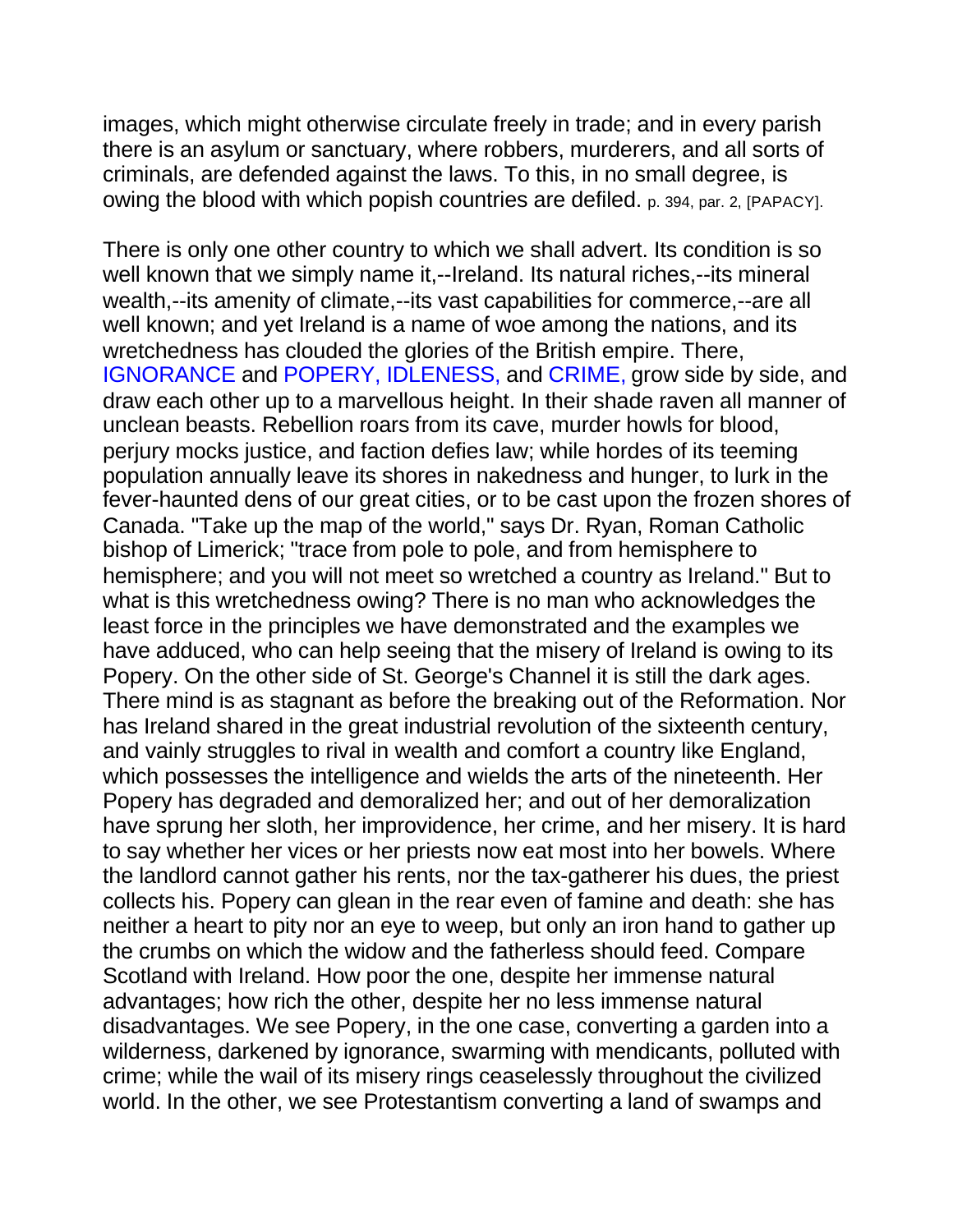images, which might otherwise circulate freely in trade; and in every parish there is an asylum or sanctuary, where robbers, murderers, and all sorts of criminals, are defended against the laws. To this, in no small degree, is owing the blood with which popish countries are defiled. p. 394, par. 2, [PAPACY].

There is only one other country to which we shall advert. Its condition is so well known that we simply name it,--Ireland. Its natural riches,--its mineral wealth,--its amenity of climate,--its vast capabilities for commerce,--are all well known; and yet Ireland is a name of woe among the nations, and its wretchedness has clouded the glories of the British empire. There, IGNORANCE and POPERY, IDLENESS, and CRIME, grow side by side, and draw each other up to a marvellous height. In their shade raven all manner of unclean beasts. Rebellion roars from its cave, murder howls for blood, perjury mocks justice, and faction defies law; while hordes of its teeming population annually leave its shores in nakedness and hunger, to lurk in the fever-haunted dens of our great cities, or to be cast upon the frozen shores of Canada. "Take up the map of the world," says Dr. Ryan, Roman Catholic bishop of Limerick; "trace from pole to pole, and from hemisphere to hemisphere; and you will not meet so wretched a country as Ireland." But to what is this wretchedness owing? There is no man who acknowledges the least force in the principles we have demonstrated and the examples we have adduced, who can help seeing that the misery of Ireland is owing to its Popery. On the other side of St. George's Channel it is still the dark ages. There mind is as stagnant as before the breaking out of the Reformation. Nor has Ireland shared in the great industrial revolution of the sixteenth century, and vainly struggles to rival in wealth and comfort a country like England, which possesses the intelligence and wields the arts of the nineteenth. Her Popery has degraded and demoralized her; and out of her demoralization have sprung her sloth, her improvidence, her crime, and her misery. It is hard to say whether her vices or her priests now eat most into her bowels. Where the landlord cannot gather his rents, nor the tax-gatherer his dues, the priest collects his. Popery can glean in the rear even of famine and death: she has neither a heart to pity nor an eye to weep, but only an iron hand to gather up the crumbs on which the widow and the fatherless should feed. Compare Scotland with Ireland. How poor the one, despite her immense natural advantages; how rich the other, despite her no less immense natural disadvantages. We see Popery, in the one case, converting a garden into a wilderness, darkened by ignorance, swarming with mendicants, polluted with crime; while the wail of its misery rings ceaselessly throughout the civilized world. In the other, we see Protestantism converting a land of swamps and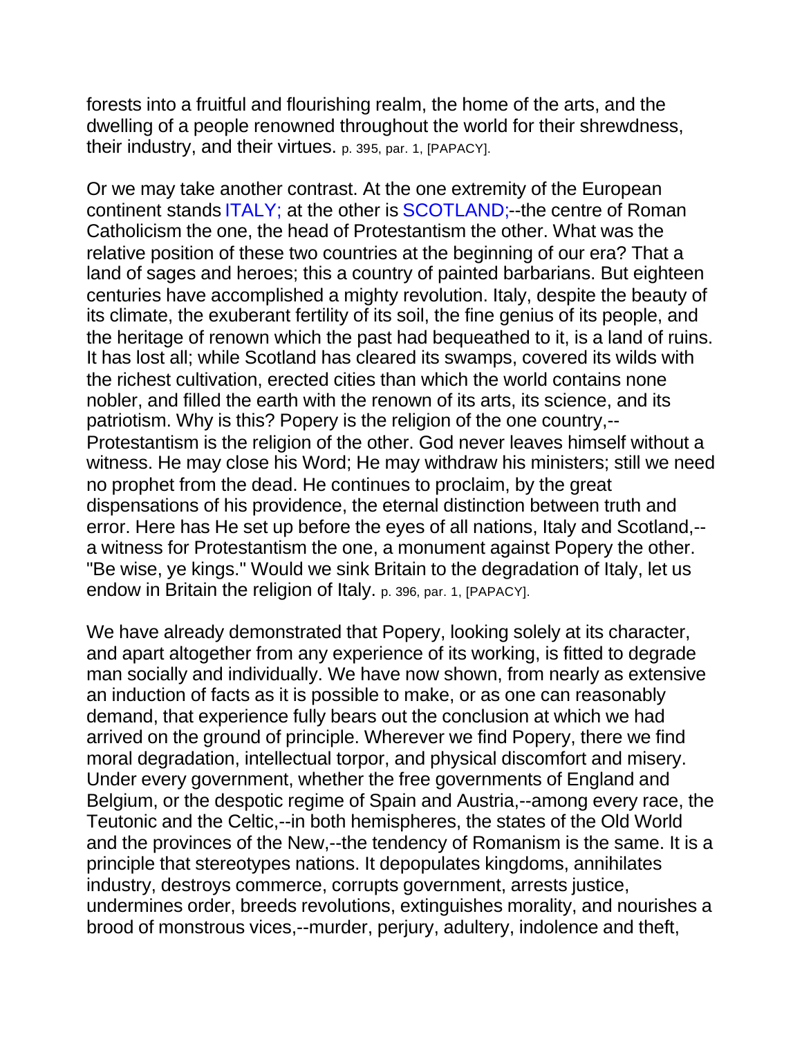forests into a fruitful and flourishing realm, the home of the arts, and the dwelling of a people renowned throughout the world for their shrewdness, their industry, and their virtues. p. 395, par. 1, [PAPACY].

Or we may take another contrast. At the one extremity of the European continent stands ITALY; at the other is SCOTLAND;--the centre of Roman Catholicism the one, the head of Protestantism the other. What was the relative position of these two countries at the beginning of our era? That a land of sages and heroes; this a country of painted barbarians. But eighteen centuries have accomplished a mighty revolution. Italy, despite the beauty of its climate, the exuberant fertility of its soil, the fine genius of its people, and the heritage of renown which the past had bequeathed to it, is a land of ruins. It has lost all; while Scotland has cleared its swamps, covered its wilds with the richest cultivation, erected cities than which the world contains none nobler, and filled the earth with the renown of its arts, its science, and its patriotism. Why is this? Popery is the religion of the one country,--Protestantism is the religion of the other. God never leaves himself without a witness. He may close his Word; He may withdraw his ministers; still we need no prophet from the dead. He continues to proclaim, by the great dispensations of his providence, the eternal distinction between truth and error. Here has He set up before the eyes of all nations, Italy and Scotland,--a witness for Protestantism the one, a monument against Popery the other. "Be wise, ye kings." Would we sink Britain to the degradation of Italy, let us endow in Britain the religion of Italy. p. 396, par. 1, [PAPACY].

We have already demonstrated that Popery, looking solely at its character, and apart altogether from any experience of its working, is fitted to degrade man socially and individually. We have now shown, from nearly as extensive an induction of facts as it is possible to make, or as one can reasonably demand, that experience fully bears out the conclusion at which we had arrived on the ground of principle. Wherever we find Popery, there we find moral degradation, intellectual torpor, and physical discomfort and misery. Under every government, whether the free governments of England and Belgium, or the despotic regime of Spain and Austria,--among every race, the Teutonic and the Celtic,--in both hemispheres, the states of the Old World and the provinces of the New,--the tendency of Romanism is the same. It is a principle that stereotypes nations. It depopulates kingdoms, annihilates industry, destroys commerce, corrupts government, arrests justice, undermines order, breeds revolutions, extinguishes morality, and nourishes a brood of monstrous vices,--murder, perjury, adultery, indolence and theft,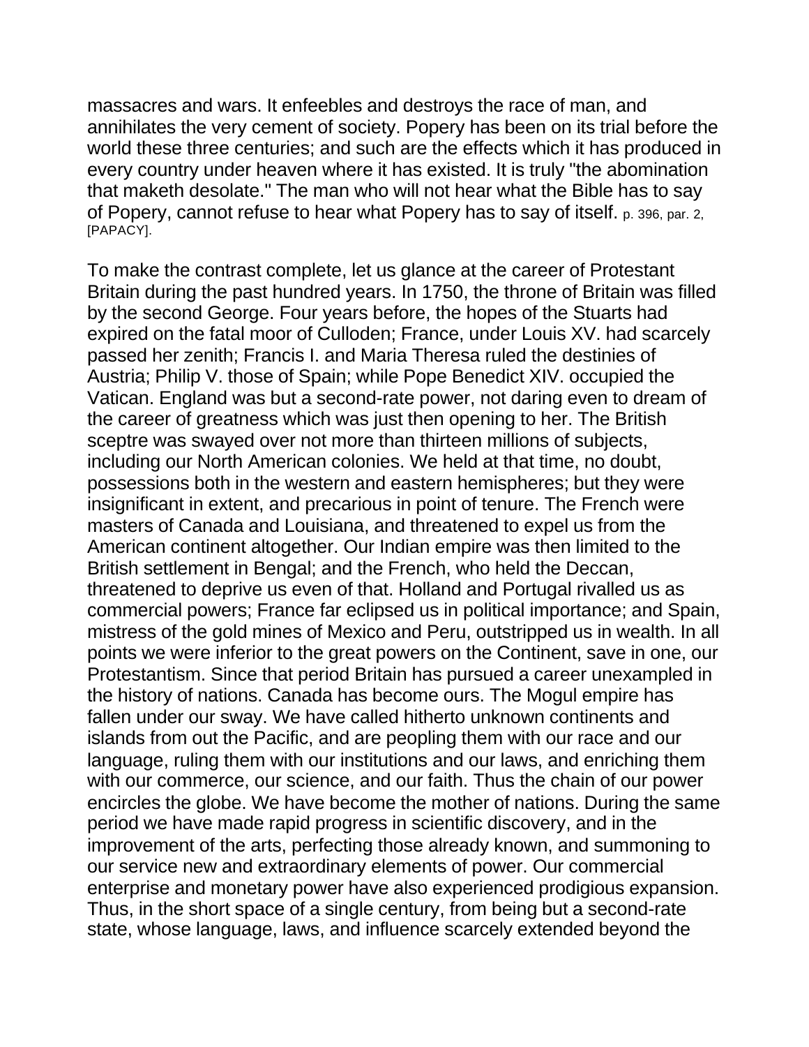massacres and wars. It enfeebles and destroys the race of man, and annihilates the very cement of society. Popery has been on its trial before the world these three centuries; and such are the effects which it has produced in every country under heaven where it has existed. It is truly "the abomination that maketh desolate." The man who will not hear what the Bible has to say of Popery, cannot refuse to hear what Popery has to say of itself. p. 396, par. 2, [PAPACY].

To make the contrast complete, let us glance at the career of Protestant Britain during the past hundred years. In 1750, the throne of Britain was filled by the second George. Four years before, the hopes of the Stuarts had expired on the fatal moor of Culloden; France, under Louis XV. had scarcely passed her zenith; Francis I. and Maria Theresa ruled the destinies of Austria; Philip V. those of Spain; while Pope Benedict XIV. occupied the Vatican. England was but a second-rate power, not daring even to dream of the career of greatness which was just then opening to her. The British sceptre was swayed over not more than thirteen millions of subjects, including our North American colonies. We held at that time, no doubt, possessions both in the western and eastern hemispheres; but they were insignificant in extent, and precarious in point of tenure. The French were masters of Canada and Louisiana, and threatened to expel us from the American continent altogether. Our Indian empire was then limited to the British settlement in Bengal; and the French, who held the Deccan, threatened to deprive us even of that. Holland and Portugal rivalled us as commercial powers; France far eclipsed us in political importance; and Spain, mistress of the gold mines of Mexico and Peru, outstripped us in wealth. In all points we were inferior to the great powers on the Continent, save in one, our Protestantism. Since that period Britain has pursued a career unexampled in the history of nations. Canada has become ours. The Mogul empire has fallen under our sway. We have called hitherto unknown continents and islands from out the Pacific, and are peopling them with our race and our language, ruling them with our institutions and our laws, and enriching them with our commerce, our science, and our faith. Thus the chain of our power encircles the globe. We have become the mother of nations. During the same period we have made rapid progress in scientific discovery, and in the improvement of the arts, perfecting those already known, and summoning to our service new and extraordinary elements of power. Our commercial enterprise and monetary power have also experienced prodigious expansion. Thus, in the short space of a single century, from being but a second-rate state, whose language, laws, and influence scarcely extended beyond the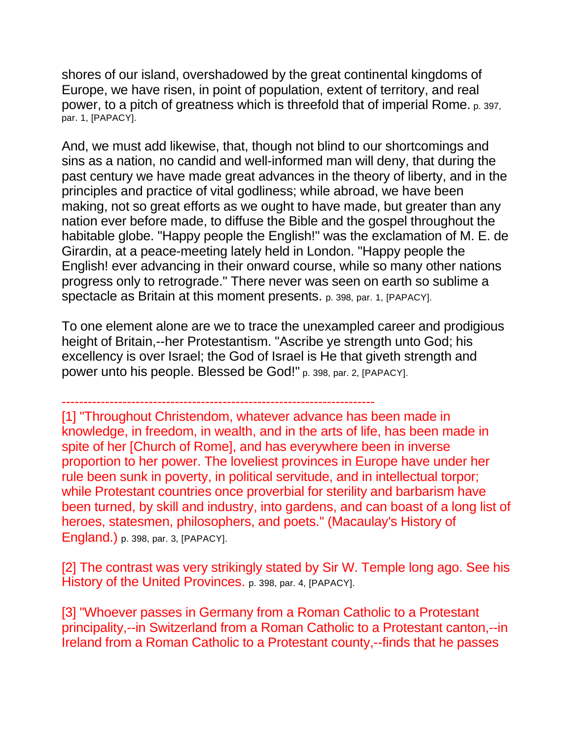shores of our island, overshadowed by the great continental kingdoms of Europe, we have risen, in point of population, extent of territory, and real power, to a pitch of greatness which is threefold that of imperial Rome. p. 397, par. 1, [PAPACY].

And, we must add likewise, that, though not blind to our shortcomings and sins as a nation, no candid and well-informed man will deny, that during the past century we have made great advances in the theory of liberty, and in the principles and practice of vital godliness; while abroad, we have been making, not so great efforts as we ought to have made, but greater than any nation ever before made, to diffuse the Bible and the gospel throughout the habitable globe. "Happy people the English!" was the exclamation of M. E. de Girardin, at a peace-meeting lately held in London. "Happy people the English! ever advancing in their onward course, while so many other nations progress only to retrograde." There never was seen on earth so sublime a spectacle as Britain at this moment presents. p. 398, par. 1, [PAPACY].

To one element alone are we to trace the unexampled career and prodigious height of Britain,--her Protestantism. "Ascribe ye strength unto God; his excellency is over Israel; the God of Israel is He that giveth strength and power unto his people. Blessed be God!" p. 398, par. 2, [PAPACY].

------------------------------------------------------------------------

[1] "Throughout Christendom, whatever advance has been made in knowledge, in freedom, in wealth, and in the arts of life, has been made in spite of her [Church of Rome], and has everywhere been in inverse proportion to her power. The loveliest provinces in Europe have under her rule been sunk in poverty, in political servitude, and in intellectual torpor; while Protestant countries once proverbial for sterility and barbarism have been turned, by skill and industry, into gardens, and can boast of a long list of heroes, statesmen, philosophers, and poets." (Macaulay's History of England.) p. 398, par. 3, [PAPACY].

[2] The contrast was very strikingly stated by Sir W. Temple long ago. See his History of the United Provinces. p. 398, par. 4, [PAPACY].

[3] "Whoever passes in Germany from a Roman Catholic to a Protestant principality,--in Switzerland from a Roman Catholic to a Protestant canton,--in Ireland from a Roman Catholic to a Protestant county,--finds that he passes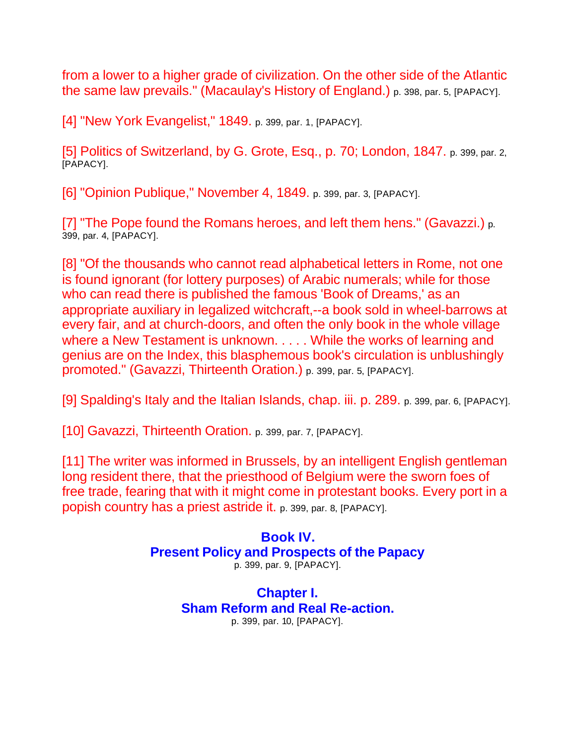from a lower to a higher grade of civilization. On the other side of the Atlantic the same law prevails." (Macaulay's History of England.) p. 398, par. 5, [PAPACY].

[4] "New York Evangelist," 1849. p. 399, par. 1, [PAPACY].

[5] Politics of Switzerland, by G. Grote, Esq., p. 70; London, 1847. p. 399, par. 2, [PAPACY].

[6] "Opinion Publique," November 4, 1849. p. 399, par. 3, [PAPACY].

[7] "The Pope found the Romans heroes, and left them hens." (Gavazzi.) p. 399, par. 4, [PAPACY].

[8] "Of the thousands who cannot read alphabetical letters in Rome, not one is found ignorant (for lottery purposes) of Arabic numerals; while for those who can read there is published the famous 'Book of Dreams,' as an appropriate auxiliary in legalized witchcraft,--a book sold in wheel-barrows at every fair, and at church-doors, and often the only book in the whole village where a New Testament is unknown. . . . . While the works of learning and genius are on the Index, this blasphemous book's circulation is unblushingly promoted." (Gavazzi, Thirteenth Oration.) p. 399, par. 5, [PAPACY].

[9] Spalding's Italy and the Italian Islands, chap. iii. p. 289. p. 399, par. 6, [PAPACY].

[10] Gavazzi, Thirteenth Oration. p. 399, par. 7, [PAPACY].

[11] The writer was informed in Brussels, by an intelligent English gentleman long resident there, that the priesthood of Belgium were the sworn foes of free trade, fearing that with it might come in protestant books. Every port in a popish country has a priest astride it. p. 399, par. 8, [PAPACY].

# Book IV.
# Present Policy and Prospects of the Papacy

p. 399, par. 9, [PAPACY].

## Chapter I.
## Sham Reform and Real Re-action.

p. 399, par. 10, [PAPACY].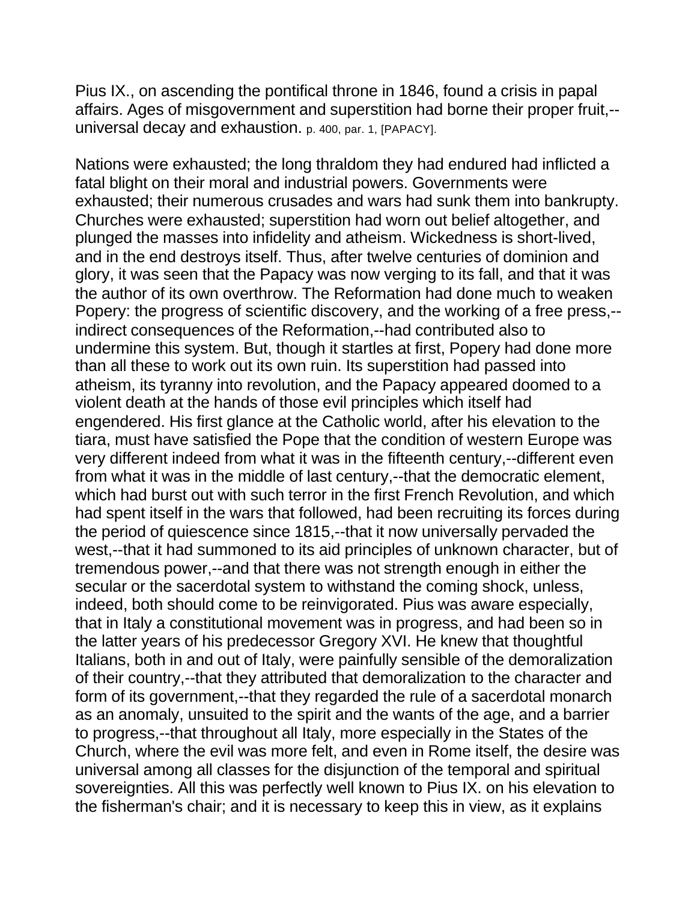Pius IX., on ascending the pontifical throne in 1846, found a crisis in papal affairs. Ages of misgovernment and superstition had borne their proper fruit,--universal decay and exhaustion. p. 400, par. 1, [PAPACY].

Nations were exhausted; the long thraldom they had endured had inflicted a fatal blight on their moral and industrial powers. Governments were exhausted; their numerous crusades and wars had sunk them into bankrupty. Churches were exhausted; superstition had worn out belief altogether, and plunged the masses into infidelity and atheism. Wickedness is short-lived, and in the end destroys itself. Thus, after twelve centuries of dominion and glory, it was seen that the Papacy was now verging to its fall, and that it was the author of its own overthrow. The Reformation had done much to weaken Popery: the progress of scientific discovery, and the working of a free press,--indirect consequences of the Reformation,--had contributed also to undermine this system. But, though it startles at first, Popery had done more than all these to work out its own ruin. Its superstition had passed into atheism, its tyranny into revolution, and the Papacy appeared doomed to a violent death at the hands of those evil principles which itself had engendered. His first glance at the Catholic world, after his elevation to the tiara, must have satisfied the Pope that the condition of western Europe was very different indeed from what it was in the fifteenth century,--different even from what it was in the middle of last century,--that the democratic element, which had burst out with such terror in the first French Revolution, and which had spent itself in the wars that followed, had been recruiting its forces during the period of quiescence since 1815,--that it now universally pervaded the west,--that it had summoned to its aid principles of unknown character, but of tremendous power,--and that there was not strength enough in either the secular or the sacerdotal system to withstand the coming shock, unless, indeed, both should come to be reinvigorated. Pius was aware especially, that in Italy a constitutional movement was in progress, and had been so in the latter years of his predecessor Gregory XVI. He knew that thoughtful Italians, both in and out of Italy, were painfully sensible of the demoralization of their country,--that they attributed that demoralization to the character and form of its government,--that they regarded the rule of a sacerdotal monarch as an anomaly, unsuited to the spirit and the wants of the age, and a barrier to progress,--that throughout all Italy, more especially in the States of the Church, where the evil was more felt, and even in Rome itself, the desire was universal among all classes for the disjunction of the temporal and spiritual sovereignties. All this was perfectly well known to Pius IX. on his elevation to the fisherman's chair; and it is necessary to keep this in view, as it explains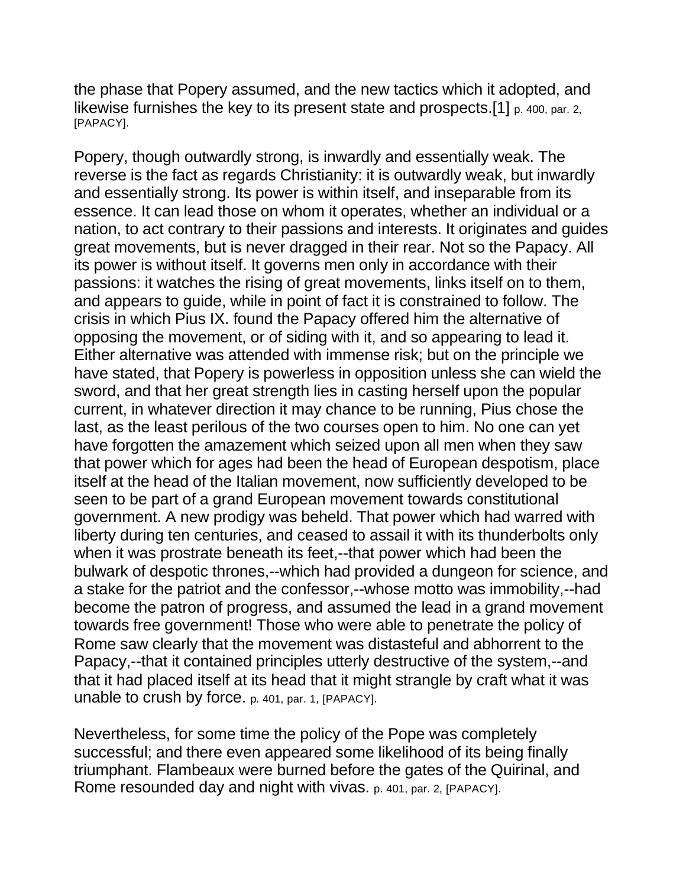the phase that Popery assumed, and the new tactics which it adopted, and likewise furnishes the key to its present state and prospects.[1] p. 400, par. 2, [PAPACY].

Popery, though outwardly strong, is inwardly and essentially weak. The reverse is the fact as regards Christianity: it is outwardly weak, but inwardly and essentially strong. Its power is within itself, and inseparable from its essence. It can lead those on whom it operates, whether an individual or a nation, to act contrary to their passions and interests. It originates and guides great movements, but is never dragged in their rear. Not so the Papacy. All its power is without itself. It governs men only in accordance with their passions: it watches the rising of great movements, links itself on to them, and appears to guide, while in point of fact it is constrained to follow. The crisis in which Pius IX. found the Papacy offered him the alternative of opposing the movement, or of siding with it, and so appearing to lead it. Either alternative was attended with immense risk; but on the principle we have stated, that Popery is powerless in opposition unless she can wield the sword, and that her great strength lies in casting herself upon the popular current, in whatever direction it may chance to be running, Pius chose the last, as the least perilous of the two courses open to him. No one can yet have forgotten the amazement which seized upon all men when they saw that power which for ages had been the head of European despotism, place itself at the head of the Italian movement, now sufficiently developed to be seen to be part of a grand European movement towards constitutional government. A new prodigy was beheld. That power which had warred with liberty during ten centuries, and ceased to assail it with its thunderbolts only when it was prostrate beneath its feet,--that power which had been the bulwark of despotic thrones,--which had provided a dungeon for science, and a stake for the patriot and the confessor,--whose motto was immobility,--had become the patron of progress, and assumed the lead in a grand movement towards free government! Those who were able to penetrate the policy of Rome saw clearly that the movement was distasteful and abhorrent to the Papacy,--that it contained principles utterly destructive of the system,--and that it had placed itself at its head that it might strangle by craft what it was unable to crush by force. p. 401, par. 1, [PAPACY].

Nevertheless, for some time the policy of the Pope was completely successful; and there even appeared some likelihood of its being finally triumphant. Flambeaux were burned before the gates of the Quirinal, and Rome resounded day and night with vivas. p. 401, par. 2, [PAPACY].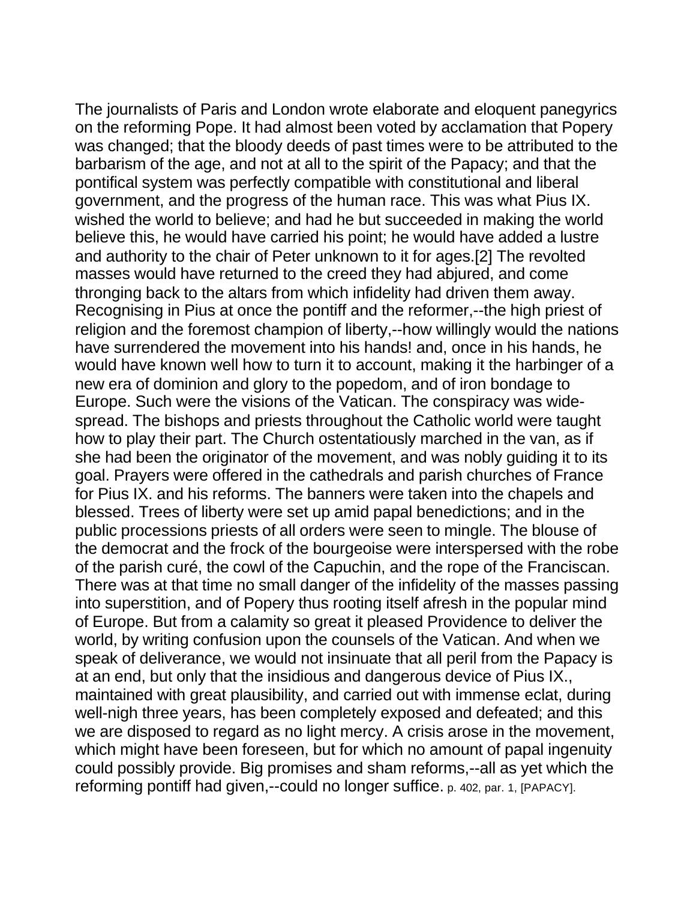The journalists of Paris and London wrote elaborate and eloquent panegyrics on the reforming Pope. It had almost been voted by acclamation that Popery was changed; that the bloody deeds of past times were to be attributed to the barbarism of the age, and not at all to the spirit of the Papacy; and that the pontifical system was perfectly compatible with constitutional and liberal government, and the progress of the human race. This was what Pius IX. wished the world to believe; and had he but succeeded in making the world believe this, he would have carried his point; he would have added a lustre and authority to the chair of Peter unknown to it for ages.[2] The revolted masses would have returned to the creed they had abjured, and come thronging back to the altars from which infidelity had driven them away. Recognising in Pius at once the pontiff and the reformer,--the high priest of religion and the foremost champion of liberty,--how willingly would the nations have surrendered the movement into his hands! and, once in his hands, he would have known well how to turn it to account, making it the harbinger of a new era of dominion and glory to the popedom, and of iron bondage to Europe. Such were the visions of the Vatican. The conspiracy was wide-spread. The bishops and priests throughout the Catholic world were taught how to play their part. The Church ostentatiously marched in the van, as if she had been the originator of the movement, and was nobly guiding it to its goal. Prayers were offered in the cathedrals and parish churches of France for Pius IX. and his reforms. The banners were taken into the chapels and blessed. Trees of liberty were set up amid papal benedictions; and in the public processions priests of all orders were seen to mingle. The blouse of the democrat and the frock of the bourgeoise were interspersed with the robe of the parish curé, the cowl of the Capuchin, and the rope of the Franciscan. There was at that time no small danger of the infidelity of the masses passing into superstition, and of Popery thus rooting itself afresh in the popular mind of Europe. But from a calamity so great it pleased Providence to deliver the world, by writing confusion upon the counsels of the Vatican. And when we speak of deliverance, we would not insinuate that all peril from the Papacy is at an end, but only that the insidious and dangerous device of Pius IX., maintained with great plausibility, and carried out with immense eclat, during well-nigh three years, has been completely exposed and defeated; and this we are disposed to regard as no light mercy. A crisis arose in the movement, which might have been foreseen, but for which no amount of papal ingenuity could possibly provide. Big promises and sham reforms,--all as yet which the reforming pontiff had given,--could no longer suffice. p. 402, par. 1, [PAPACY].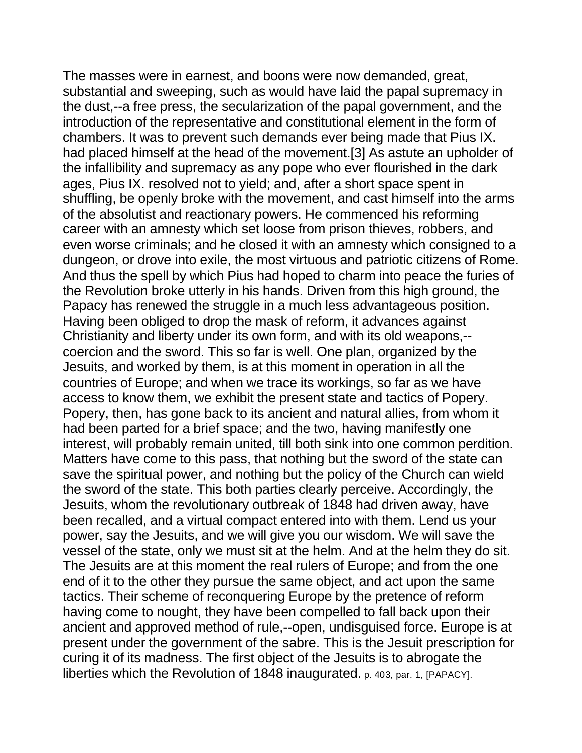The masses were in earnest, and boons were now demanded, great, substantial and sweeping, such as would have laid the papal supremacy in the dust,--a free press, the secularization of the papal government, and the introduction of the representative and constitutional element in the form of chambers. It was to prevent such demands ever being made that Pius IX. had placed himself at the head of the movement.[3] As astute an upholder of the infallibility and supremacy as any pope who ever flourished in the dark ages, Pius IX. resolved not to yield; and, after a short space spent in shuffling, be openly broke with the movement, and cast himself into the arms of the absolutist and reactionary powers. He commenced his reforming career with an amnesty which set loose from prison thieves, robbers, and even worse criminals; and he closed it with an amnesty which consigned to a dungeon, or drove into exile, the most virtuous and patriotic citizens of Rome. And thus the spell by which Pius had hoped to charm into peace the furies of the Revolution broke utterly in his hands. Driven from this high ground, the Papacy has renewed the struggle in a much less advantageous position. Having been obliged to drop the mask of reform, it advances against Christianity and liberty under its own form, and with its old weapons,--coercion and the sword. This so far is well. One plan, organized by the Jesuits, and worked by them, is at this moment in operation in all the countries of Europe; and when we trace its workings, so far as we have access to know them, we exhibit the present state and tactics of Popery. Popery, then, has gone back to its ancient and natural allies, from whom it had been parted for a brief space; and the two, having manifestly one interest, will probably remain united, till both sink into one common perdition. Matters have come to this pass, that nothing but the sword of the state can save the spiritual power, and nothing but the policy of the Church can wield the sword of the state. This both parties clearly perceive. Accordingly, the Jesuits, whom the revolutionary outbreak of 1848 had driven away, have been recalled, and a virtual compact entered into with them. Lend us your power, say the Jesuits, and we will give you our wisdom. We will save the vessel of the state, only we must sit at the helm. And at the helm they do sit. The Jesuits are at this moment the real rulers of Europe; and from the one end of it to the other they pursue the same object, and act upon the same tactics. Their scheme of reconquering Europe by the pretence of reform having come to nought, they have been compelled to fall back upon their ancient and approved method of rule,--open, undisguised force. Europe is at present under the government of the sabre. This is the Jesuit prescription for curing it of its madness. The first object of the Jesuits is to abrogate the liberties which the Revolution of 1848 inaugurated. p. 403, par. 1, [PAPACY].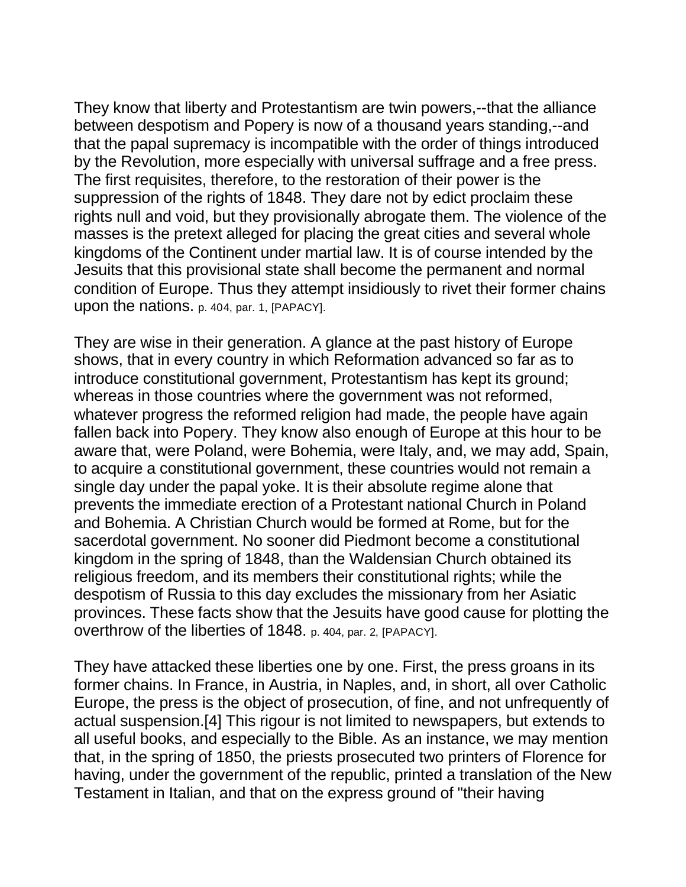They know that liberty and Protestantism are twin powers,--that the alliance between despotism and Popery is now of a thousand years standing,--and that the papal supremacy is incompatible with the order of things introduced by the Revolution, more especially with universal suffrage and a free press. The first requisites, therefore, to the restoration of their power is the suppression of the rights of 1848. They dare not by edict proclaim these rights null and void, but they provisionally abrogate them. The violence of the masses is the pretext alleged for placing the great cities and several whole kingdoms of the Continent under martial law. It is of course intended by the Jesuits that this provisional state shall become the permanent and normal condition of Europe. Thus they attempt insidiously to rivet their former chains upon the nations. p. 404, par. 1, [PAPACY].

They are wise in their generation. A glance at the past history of Europe shows, that in every country in which Reformation advanced so far as to introduce constitutional government, Protestantism has kept its ground; whereas in those countries where the government was not reformed, whatever progress the reformed religion had made, the people have again fallen back into Popery. They know also enough of Europe at this hour to be aware that, were Poland, were Bohemia, were Italy, and, we may add, Spain, to acquire a constitutional government, these countries would not remain a single day under the papal yoke. It is their absolute regime alone that prevents the immediate erection of a Protestant national Church in Poland and Bohemia. A Christian Church would be formed at Rome, but for the sacerdotal government. No sooner did Piedmont become a constitutional kingdom in the spring of 1848, than the Waldensian Church obtained its religious freedom, and its members their constitutional rights; while the despotism of Russia to this day excludes the missionary from her Asiatic provinces. These facts show that the Jesuits have good cause for plotting the overthrow of the liberties of 1848. p. 404, par. 2, [PAPACY].

They have attacked these liberties one by one. First, the press groans in its former chains. In France, in Austria, in Naples, and, in short, all over Catholic Europe, the press is the object of prosecution, of fine, and not unfrequently of actual suspension.[4] This rigour is not limited to newspapers, but extends to all useful books, and especially to the Bible. As an instance, we may mention that, in the spring of 1850, the priests prosecuted two printers of Florence for having, under the government of the republic, printed a translation of the New Testament in Italian, and that on the express ground of "their having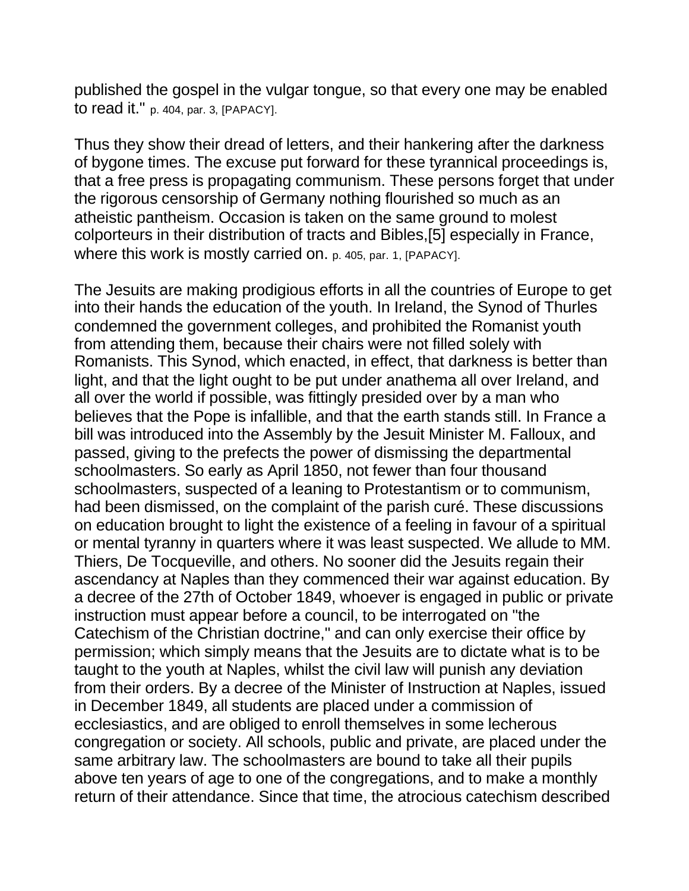published the gospel in the vulgar tongue, so that every one may be enabled to read it." p. 404, par. 3, [PAPACY].

Thus they show their dread of letters, and their hankering after the darkness of bygone times. The excuse put forward for these tyrannical proceedings is, that a free press is propagating communism. These persons forget that under the rigorous censorship of Germany nothing flourished so much as an atheistic pantheism. Occasion is taken on the same ground to molest colporteurs in their distribution of tracts and Bibles,[5] especially in France, where this work is mostly carried on. p. 405, par. 1, [PAPACY].

The Jesuits are making prodigious efforts in all the countries of Europe to get into their hands the education of the youth. In Ireland, the Synod of Thurles condemned the government colleges, and prohibited the Romanist youth from attending them, because their chairs were not filled solely with Romanists. This Synod, which enacted, in effect, that darkness is better than light, and that the light ought to be put under anathema all over Ireland, and all over the world if possible, was fittingly presided over by a man who believes that the Pope is infallible, and that the earth stands still. In France a bill was introduced into the Assembly by the Jesuit Minister M. Falloux, and passed, giving to the prefects the power of dismissing the departmental schoolmasters. So early as April 1850, not fewer than four thousand schoolmasters, suspected of a leaning to Protestantism or to communism, had been dismissed, on the complaint of the parish curé. These discussions on education brought to light the existence of a feeling in favour of a spiritual or mental tyranny in quarters where it was least suspected. We allude to MM. Thiers, De Tocqueville, and others. No sooner did the Jesuits regain their ascendancy at Naples than they commenced their war against education. By a decree of the 27th of October 1849, whoever is engaged in public or private instruction must appear before a council, to be interrogated on "the Catechism of the Christian doctrine," and can only exercise their office by permission; which simply means that the Jesuits are to dictate what is to be taught to the youth at Naples, whilst the civil law will punish any deviation from their orders. By a decree of the Minister of Instruction at Naples, issued in December 1849, all students are placed under a commission of ecclesiastics, and are obliged to enroll themselves in some lecherous congregation or society. All schools, public and private, are placed under the same arbitrary law. The schoolmasters are bound to take all their pupils above ten years of age to one of the congregations, and to make a monthly return of their attendance. Since that time, the atrocious catechism described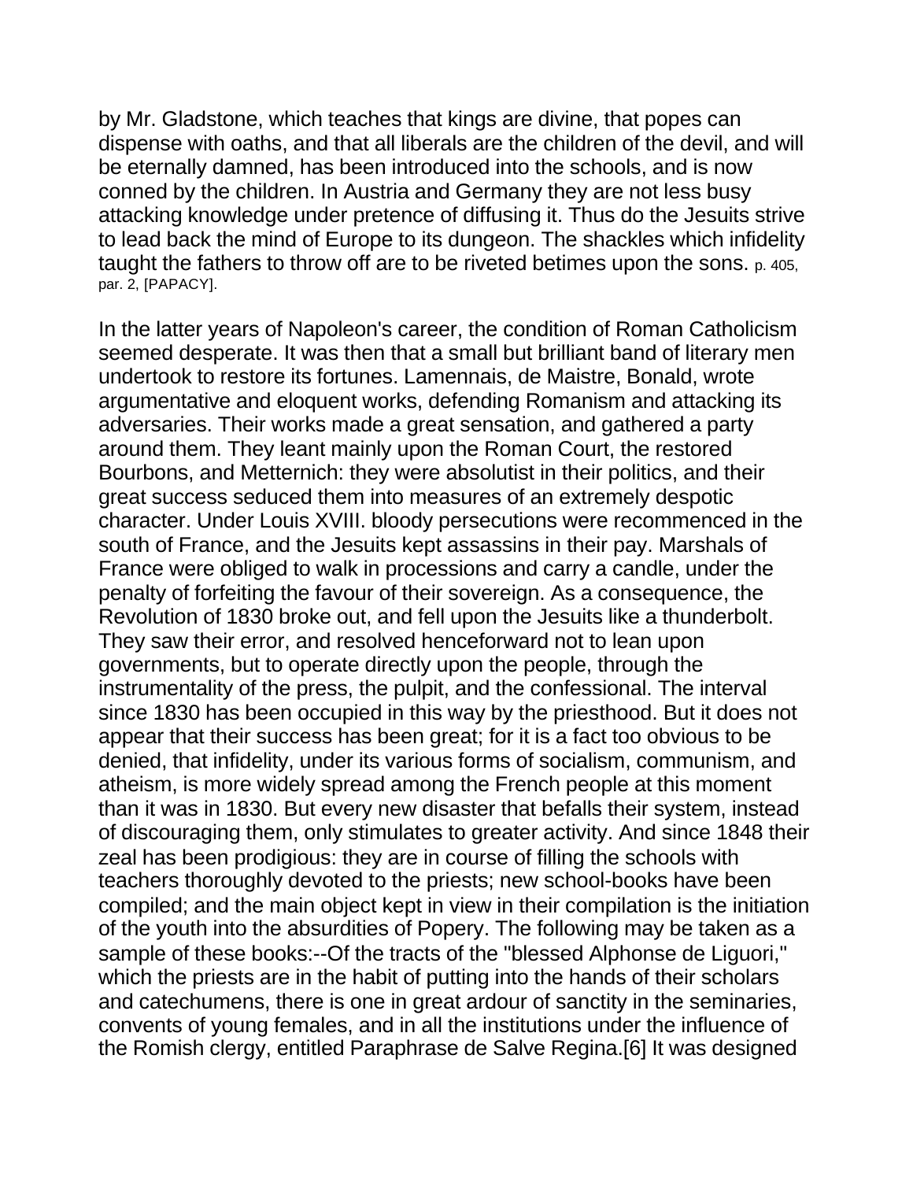by Mr. Gladstone, which teaches that kings are divine, that popes can dispense with oaths, and that all liberals are the children of the devil, and will be eternally damned, has been introduced into the schools, and is now conned by the children. In Austria and Germany they are not less busy attacking knowledge under pretence of diffusing it. Thus do the Jesuits strive to lead back the mind of Europe to its dungeon. The shackles which infidelity taught the fathers to throw off are to be riveted betimes upon the sons. p. 405, par. 2, [PAPACY].

In the latter years of Napoleon's career, the condition of Roman Catholicism seemed desperate. It was then that a small but brilliant band of literary men undertook to restore its fortunes. Lamennais, de Maistre, Bonald, wrote argumentative and eloquent works, defending Romanism and attacking its adversaries. Their works made a great sensation, and gathered a party around them. They leant mainly upon the Roman Court, the restored Bourbons, and Metternich: they were absolutist in their politics, and their great success seduced them into measures of an extremely despotic character. Under Louis XVIII. bloody persecutions were recommenced in the south of France, and the Jesuits kept assassins in their pay. Marshals of France were obliged to walk in processions and carry a candle, under the penalty of forfeiting the favour of their sovereign. As a consequence, the Revolution of 1830 broke out, and fell upon the Jesuits like a thunderbolt. They saw their error, and resolved henceforward not to lean upon governments, but to operate directly upon the people, through the instrumentality of the press, the pulpit, and the confessional. The interval since 1830 has been occupied in this way by the priesthood. But it does not appear that their success has been great; for it is a fact too obvious to be denied, that infidelity, under its various forms of socialism, communism, and atheism, is more widely spread among the French people at this moment than it was in 1830. But every new disaster that befalls their system, instead of discouraging them, only stimulates to greater activity. And since 1848 their zeal has been prodigious: they are in course of filling the schools with teachers thoroughly devoted to the priests; new school-books have been compiled; and the main object kept in view in their compilation is the initiation of the youth into the absurdities of Popery. The following may be taken as a sample of these books:--Of the tracts of the "blessed Alphonse de Liguori," which the priests are in the habit of putting into the hands of their scholars and catechumens, there is one in great ardour of sanctity in the seminaries, convents of young females, and in all the institutions under the influence of the Romish clergy, entitled Paraphrase de Salve Regina.[6] It was designed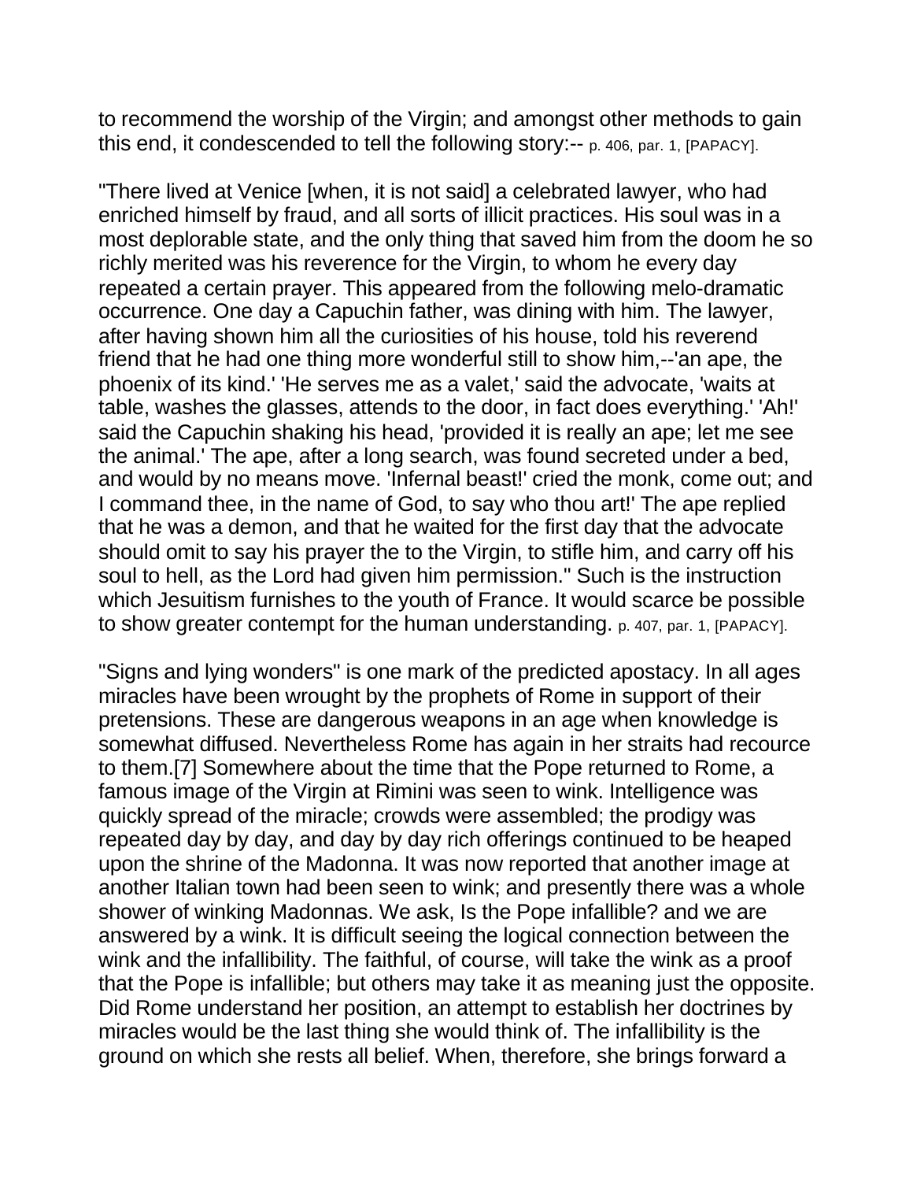to recommend the worship of the Virgin; and amongst other methods to gain this end, it condescended to tell the following story:-- p. 406, par. 1, [PAPACY].

"There lived at Venice [when, it is not said] a celebrated lawyer, who had enriched himself by fraud, and all sorts of illicit practices. His soul was in a most deplorable state, and the only thing that saved him from the doom he so richly merited was his reverence for the Virgin, to whom he every day repeated a certain prayer. This appeared from the following melo-dramatic occurrence. One day a Capuchin father, was dining with him. The lawyer, after having shown him all the curiosities of his house, told his reverend friend that he had one thing more wonderful still to show him,--'an ape, the phoenix of its kind.' 'He serves me as a valet,' said the advocate, 'waits at table, washes the glasses, attends to the door, in fact does everything.' 'Ah!' said the Capuchin shaking his head, 'provided it is really an ape; let me see the animal.' The ape, after a long search, was found secreted under a bed, and would by no means move. 'Infernal beast!' cried the monk, come out; and I command thee, in the name of God, to say who thou art!' The ape replied that he was a demon, and that he waited for the first day that the advocate should omit to say his prayer the to the Virgin, to stifle him, and carry off his soul to hell, as the Lord had given him permission." Such is the instruction which Jesuitism furnishes to the youth of France. It would scarce be possible to show greater contempt for the human understanding. p. 407, par. 1, [PAPACY].

"Signs and lying wonders" is one mark of the predicted apostacy. In all ages miracles have been wrought by the prophets of Rome in support of their pretensions. These are dangerous weapons in an age when knowledge is somewhat diffused. Nevertheless Rome has again in her straits had recource to them.[7] Somewhere about the time that the Pope returned to Rome, a famous image of the Virgin at Rimini was seen to wink. Intelligence was quickly spread of the miracle; crowds were assembled; the prodigy was repeated day by day, and day by day rich offerings continued to be heaped upon the shrine of the Madonna. It was now reported that another image at another Italian town had been seen to wink; and presently there was a whole shower of winking Madonnas. We ask, Is the Pope infallible? and we are answered by a wink. It is difficult seeing the logical connection between the wink and the infallibility. The faithful, of course, will take the wink as a proof that the Pope is infallible; but others may take it as meaning just the opposite. Did Rome understand her position, an attempt to establish her doctrines by miracles would be the last thing she would think of. The infallibility is the ground on which she rests all belief. When, therefore, she brings forward a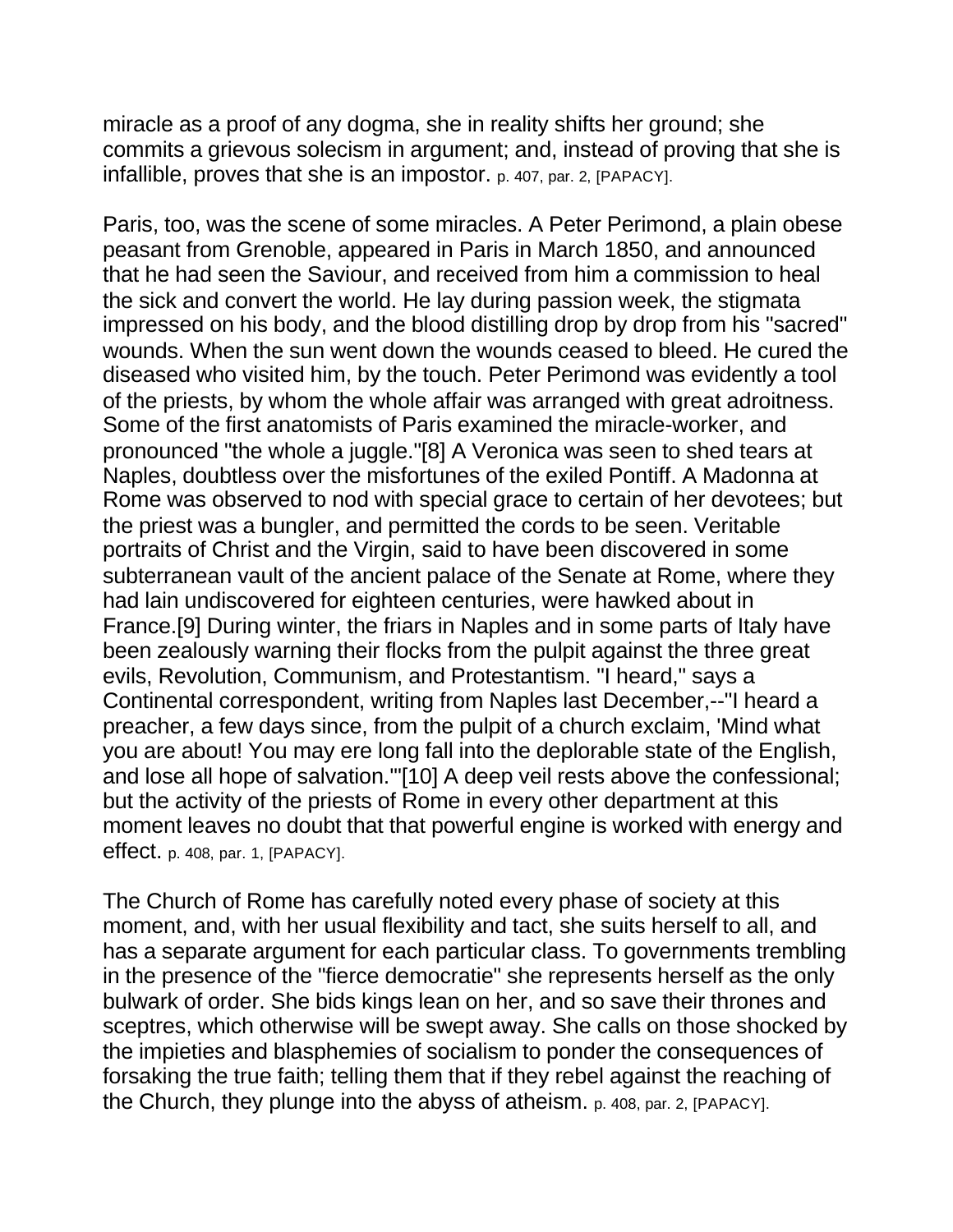miracle as a proof of any dogma, she in reality shifts her ground; she commits a grievous solecism in argument; and, instead of proving that she is infallible, proves that she is an impostor. p. 407, par. 2, [PAPACY].

Paris, too, was the scene of some miracles. A Peter Perimond, a plain obese peasant from Grenoble, appeared in Paris in March 1850, and announced that he had seen the Saviour, and received from him a commission to heal the sick and convert the world. He lay during passion week, the stigmata impressed on his body, and the blood distilling drop by drop from his "sacred" wounds. When the sun went down the wounds ceased to bleed. He cured the diseased who visited him, by the touch. Peter Perimond was evidently a tool of the priests, by whom the whole affair was arranged with great adroitness. Some of the first anatomists of Paris examined the miracle-worker, and pronounced "the whole a juggle."[8] A Veronica was seen to shed tears at Naples, doubtless over the misfortunes of the exiled Pontiff. A Madonna at Rome was observed to nod with special grace to certain of her devotees; but the priest was a bungler, and permitted the cords to be seen. Veritable portraits of Christ and the Virgin, said to have been discovered in some subterranean vault of the ancient palace of the Senate at Rome, where they had lain undiscovered for eighteen centuries, were hawked about in France.[9] During winter, the friars in Naples and in some parts of Italy have been zealously warning their flocks from the pulpit against the three great evils, Revolution, Communism, and Protestantism. "I heard," says a Continental correspondent, writing from Naples last December,--"I heard a preacher, a few days since, from the pulpit of a church exclaim, 'Mind what you are about! You may ere long fall into the deplorable state of the English, and lose all hope of salvation.'"[10] A deep veil rests above the confessional; but the activity of the priests of Rome in every other department at this moment leaves no doubt that that powerful engine is worked with energy and effect. p. 408, par. 1, [PAPACY].

The Church of Rome has carefully noted every phase of society at this moment, and, with her usual flexibility and tact, she suits herself to all, and has a separate argument for each particular class. To governments trembling in the presence of the "fierce democratie" she represents herself as the only bulwark of order. She bids kings lean on her, and so save their thrones and sceptres, which otherwise will be swept away. She calls on those shocked by the impieties and blasphemies of socialism to ponder the consequences of forsaking the true faith; telling them that if they rebel against the reaching of the Church, they plunge into the abyss of atheism. p. 408, par. 2, [PAPACY].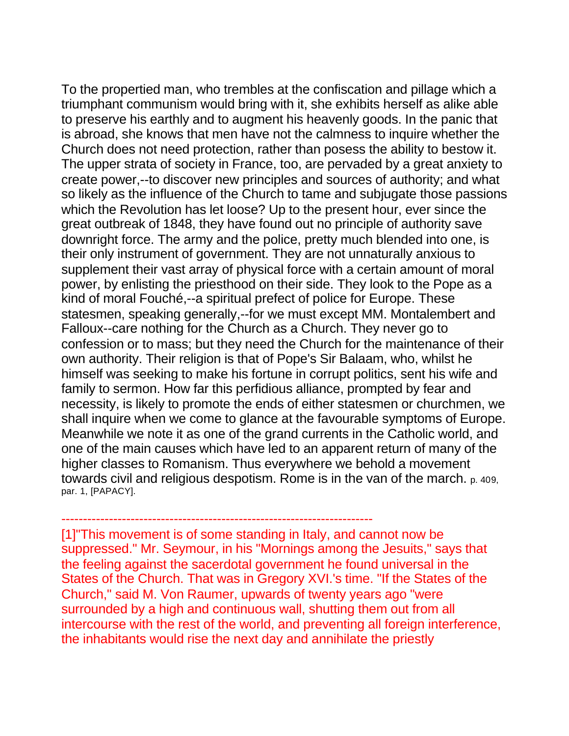To the propertied man, who trembles at the confiscation and pillage which a triumphant communism would bring with it, she exhibits herself as alike able to preserve his earthly and to augment his heavenly goods. In the panic that is abroad, she knows that men have not the calmness to inquire whether the Church does not need protection, rather than posess the ability to bestow it. The upper strata of society in France, too, are pervaded by a great anxiety to create power,--to discover new principles and sources of authority; and what so likely as the influence of the Church to tame and subjugate those passions which the Revolution has let loose? Up to the present hour, ever since the great outbreak of 1848, they have found out no principle of authority save downright force. The army and the police, pretty much blended into one, is their only instrument of government. They are not unnaturally anxious to supplement their vast array of physical force with a certain amount of moral power, by enlisting the priesthood on their side. They look to the Pope as a kind of moral Fouché,--a spiritual prefect of police for Europe. These statesmen, speaking generally,--for we must except MM. Montalembert and Falloux--care nothing for the Church as a Church. They never go to confession or to mass; but they need the Church for the maintenance of their own authority. Their religion is that of Pope's Sir Balaam, who, whilst he himself was seeking to make his fortune in corrupt politics, sent his wife and family to sermon. How far this perfidious alliance, prompted by fear and necessity, is likely to promote the ends of either statesmen or churchmen, we shall inquire when we come to glance at the favourable symptoms of Europe. Meanwhile we note it as one of the grand currents in the Catholic world, and one of the main causes which have led to an apparent return of many of the higher classes to Romanism. Thus everywhere we behold a movement towards civil and religious despotism. Rome is in the van of the march. p. 409, par. 1, [PAPACY].

------------------------------------------------------------------------

[1]"This movement is of some standing in Italy, and cannot now be suppressed." Mr. Seymour, in his "Mornings among the Jesuits," says that the feeling against the sacerdotal government he found universal in the States of the Church. That was in Gregory XVI.'s time. "If the States of the Church," said M. Von Raumer, upwards of twenty years ago "were surrounded by a high and continuous wall, shutting them out from all intercourse with the rest of the world, and preventing all foreign interference, the inhabitants would rise the next day and annihilate the priestly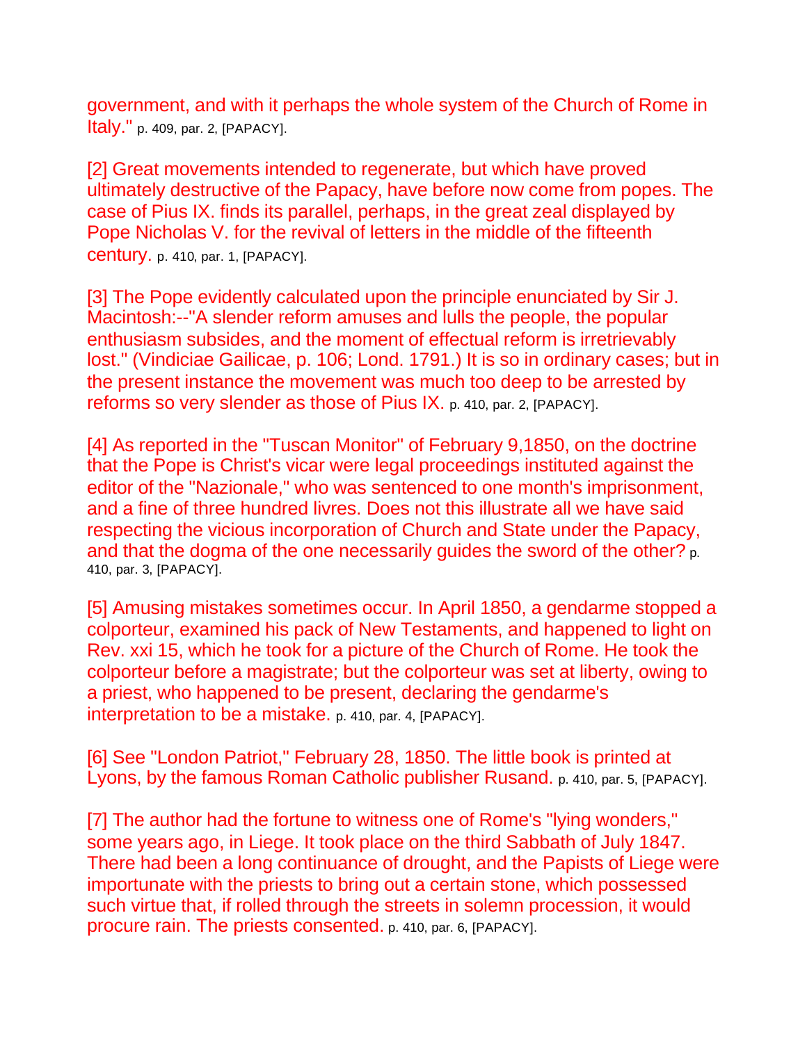government, and with it perhaps the whole system of the Church of Rome in Italy." p. 409, par. 2, [PAPACY].

[2] Great movements intended to regenerate, but which have proved ultimately destructive of the Papacy, have before now come from popes. The case of Pius IX. finds its parallel, perhaps, in the great zeal displayed by Pope Nicholas V. for the revival of letters in the middle of the fifteenth century. p. 410, par. 1, [PAPACY].

[3] The Pope evidently calculated upon the principle enunciated by Sir J. Macintosh:--"A slender reform amuses and lulls the people, the popular enthusiasm subsides, and the moment of effectual reform is irretrievably lost." (Vindiciae Gailicae, p. 106; Lond. 1791.) It is so in ordinary cases; but in the present instance the movement was much too deep to be arrested by reforms so very slender as those of Pius IX. p. 410, par. 2, [PAPACY].

[4] As reported in the "Tuscan Monitor" of February 9,1850, on the doctrine that the Pope is Christ's vicar were legal proceedings instituted against the editor of the "Nazionale," who was sentenced to one month's imprisonment, and a fine of three hundred livres. Does not this illustrate all we have said respecting the vicious incorporation of Church and State under the Papacy, and that the dogma of the one necessarily guides the sword of the other? p. 410, par. 3, [PAPACY].

[5] Amusing mistakes sometimes occur. In April 1850, a gendarme stopped a colporteur, examined his pack of New Testaments, and happened to light on Rev. xxi 15, which he took for a picture of the Church of Rome. He took the colporteur before a magistrate; but the colporteur was set at liberty, owing to a priest, who happened to be present, declaring the gendarme's interpretation to be a mistake. p. 410, par. 4, [PAPACY].

[6] See "London Patriot," February 28, 1850. The little book is printed at Lyons, by the famous Roman Catholic publisher Rusand. p. 410, par. 5, [PAPACY].

[7] The author had the fortune to witness one of Rome's "lying wonders," some years ago, in Liege. It took place on the third Sabbath of July 1847. There had been a long continuance of drought, and the Papists of Liege were importunate with the priests to bring out a certain stone, which possessed such virtue that, if rolled through the streets in solemn procession, it would procure rain. The priests consented. p. 410, par. 6, [PAPACY].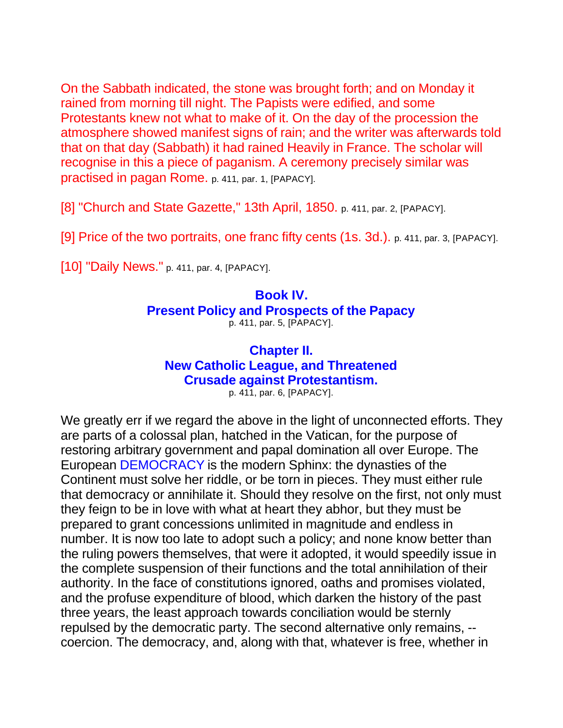On the Sabbath indicated, the stone was brought forth; and on Monday it rained from morning till night. The Papists were edified, and some Protestants knew not what to make of it. On the day of the procession the atmosphere showed manifest signs of rain; and the writer was afterwards told that on that day (Sabbath) it had rained Heavily in France. The scholar will recognise in this a piece of paganism. A ceremony precisely similar was practised in pagan Rome. p. 411, par. 1, [PAPACY].

[8] "Church and State Gazette," 13th April, 1850. p. 411, par. 2, [PAPACY].

[9] Price of the two portraits, one franc fifty cents (1s. 3d.). p. 411, par. 3, [PAPACY].

[10] "Daily News." p. 411, par. 4, [PAPACY].

## Book IV. Present Policy and Prospects of the Papacy

p. 411, par. 5, [PAPACY].

### Chapter II. New Catholic League, and Threatened Crusade against Protestantism.

p. 411, par. 6, [PAPACY].

We greatly err if we regard the above in the light of unconnected efforts. They are parts of a colossal plan, hatched in the Vatican, for the purpose of restoring arbitrary government and papal domination all over Europe. The European DEMOCRACY is the modern Sphinx: the dynasties of the Continent must solve her riddle, or be torn in pieces. They must either rule that democracy or annihilate it. Should they resolve on the first, not only must they feign to be in love with what at heart they abhor, but they must be prepared to grant concessions unlimited in magnitude and endless in number. It is now too late to adopt such a policy; and none know better than the ruling powers themselves, that were it adopted, it would speedily issue in the complete suspension of their functions and the total annihilation of their authority. In the face of constitutions ignored, oaths and promises violated, and the profuse expenditure of blood, which darken the history of the past three years, the least approach towards conciliation would be sternly repulsed by the democratic party. The second alternative only remains, -- coercion. The democracy, and, along with that, whatever is free, whether in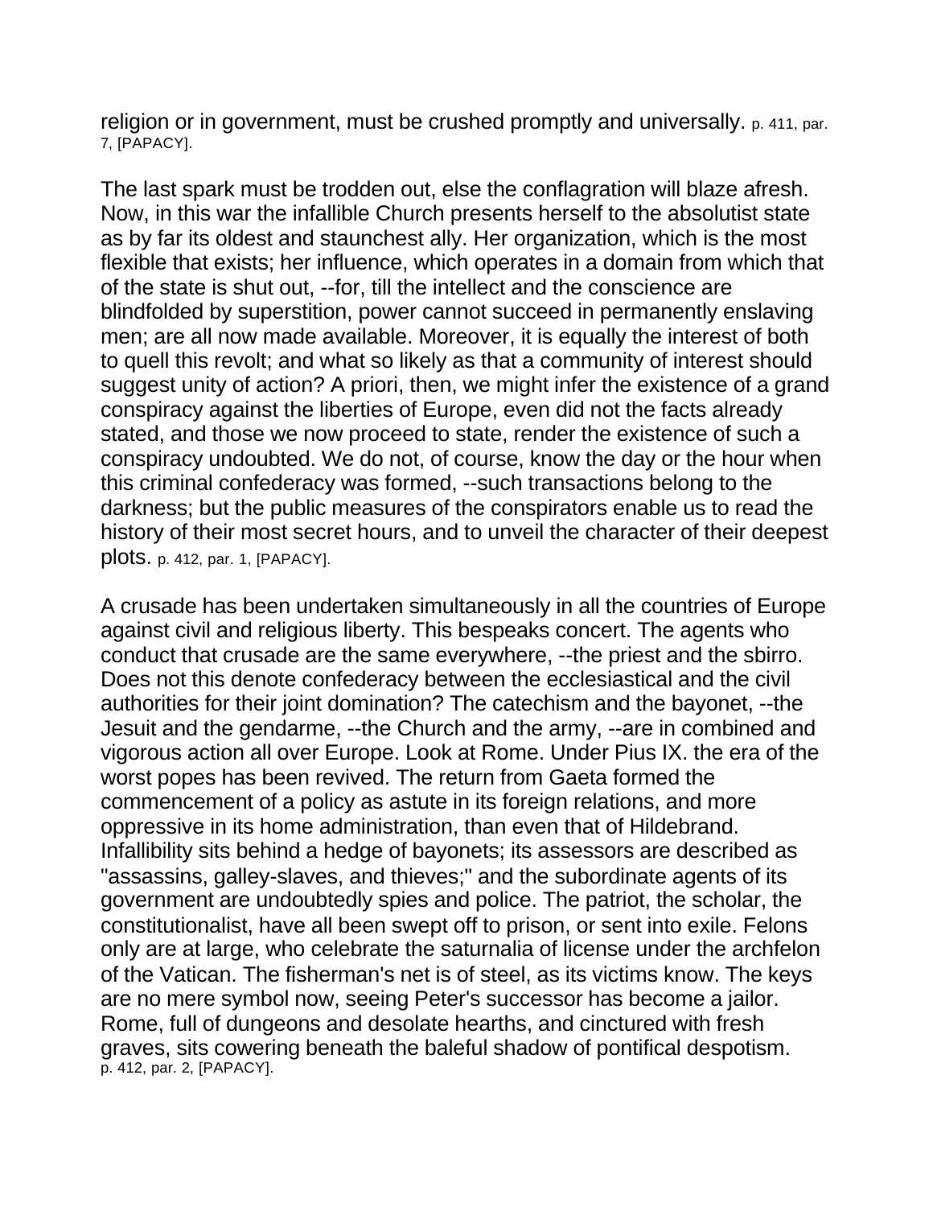religion or in government, must be crushed promptly and universally. p. 411, par. 7, [PAPACY].

The last spark must be trodden out, else the conflagration will blaze afresh. Now, in this war the infallible Church presents herself to the absolutist state as by far its oldest and staunchest ally. Her organization, which is the most flexible that exists; her influence, which operates in a domain from which that of the state is shut out, --for, till the intellect and the conscience are blindfolded by superstition, power cannot succeed in permanently enslaving men; are all now made available. Moreover, it is equally the interest of both to quell this revolt; and what so likely as that a community of interest should suggest unity of action? A priori, then, we might infer the existence of a grand conspiracy against the liberties of Europe, even did not the facts already stated, and those we now proceed to state, render the existence of such a conspiracy undoubted. We do not, of course, know the day or the hour when this criminal confederacy was formed, --such transactions belong to the darkness; but the public measures of the conspirators enable us to read the history of their most secret hours, and to unveil the character of their deepest plots. p. 412, par. 1, [PAPACY].

A crusade has been undertaken simultaneously in all the countries of Europe against civil and religious liberty. This bespeaks concert. The agents who conduct that crusade are the same everywhere, --the priest and the sbirro. Does not this denote confederacy between the ecclesiastical and the civil authorities for their joint domination? The catechism and the bayonet, --the Jesuit and the gendarme, --the Church and the army, --are in combined and vigorous action all over Europe. Look at Rome. Under Pius IX. the era of the worst popes has been revived. The return from Gaeta formed the commencement of a policy as astute in its foreign relations, and more oppressive in its home administration, than even that of Hildebrand. Infallibility sits behind a hedge of bayonets; its assessors are described as "assassins, galley-slaves, and thieves;" and the subordinate agents of its government are undoubtedly spies and police. The patriot, the scholar, the constitutionalist, have all been swept off to prison, or sent into exile. Felons only are at large, who celebrate the saturnalia of license under the archfelon of the Vatican. The fisherman's net is of steel, as its victims know. The keys are no mere symbol now, seeing Peter's successor has become a jailor. Rome, full of dungeons and desolate hearths, and cinctured with fresh graves, sits cowering beneath the baleful shadow of pontifical despotism. p. 412, par. 2, [PAPACY].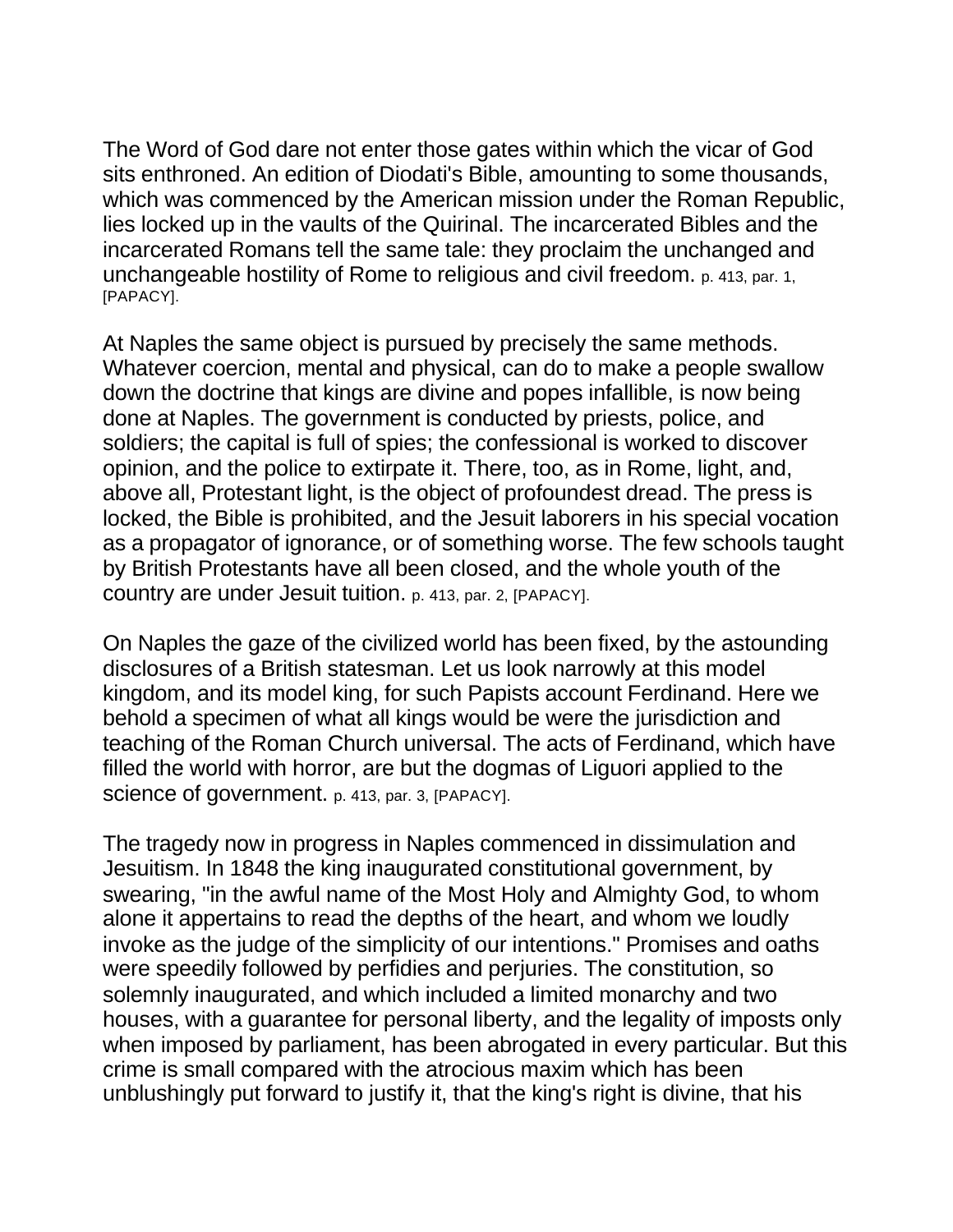The Word of God dare not enter those gates within which the vicar of God sits enthroned. An edition of Diodati's Bible, amounting to some thousands, which was commenced by the American mission under the Roman Republic, lies locked up in the vaults of the Quirinal. The incarcerated Bibles and the incarcerated Romans tell the same tale: they proclaim the unchanged and unchangeable hostility of Rome to religious and civil freedom. p. 413, par. 1, [PAPACY].

At Naples the same object is pursued by precisely the same methods. Whatever coercion, mental and physical, can do to make a people swallow down the doctrine that kings are divine and popes infallible, is now being done at Naples. The government is conducted by priests, police, and soldiers; the capital is full of spies; the confessional is worked to discover opinion, and the police to extirpate it. There, too, as in Rome, light, and, above all, Protestant light, is the object of profoundest dread. The press is locked, the Bible is prohibited, and the Jesuit laborers in his special vocation as a propagator of ignorance, or of something worse. The few schools taught by British Protestants have all been closed, and the whole youth of the country are under Jesuit tuition. p. 413, par. 2, [PAPACY].

On Naples the gaze of the civilized world has been fixed, by the astounding disclosures of a British statesman. Let us look narrowly at this model kingdom, and its model king, for such Papists account Ferdinand. Here we behold a specimen of what all kings would be were the jurisdiction and teaching of the Roman Church universal. The acts of Ferdinand, which have filled the world with horror, are but the dogmas of Liguori applied to the science of government. p. 413, par. 3, [PAPACY].

The tragedy now in progress in Naples commenced in dissimulation and Jesuitism. In 1848 the king inaugurated constitutional government, by swearing, "in the awful name of the Most Holy and Almighty God, to whom alone it appertains to read the depths of the heart, and whom we loudly invoke as the judge of the simplicity of our intentions." Promises and oaths were speedily followed by perfidies and perjuries. The constitution, so solemnly inaugurated, and which included a limited monarchy and two houses, with a guarantee for personal liberty, and the legality of imposts only when imposed by parliament, has been abrogated in every particular. But this crime is small compared with the atrocious maxim which has been unblushingly put forward to justify it, that the king's right is divine, that his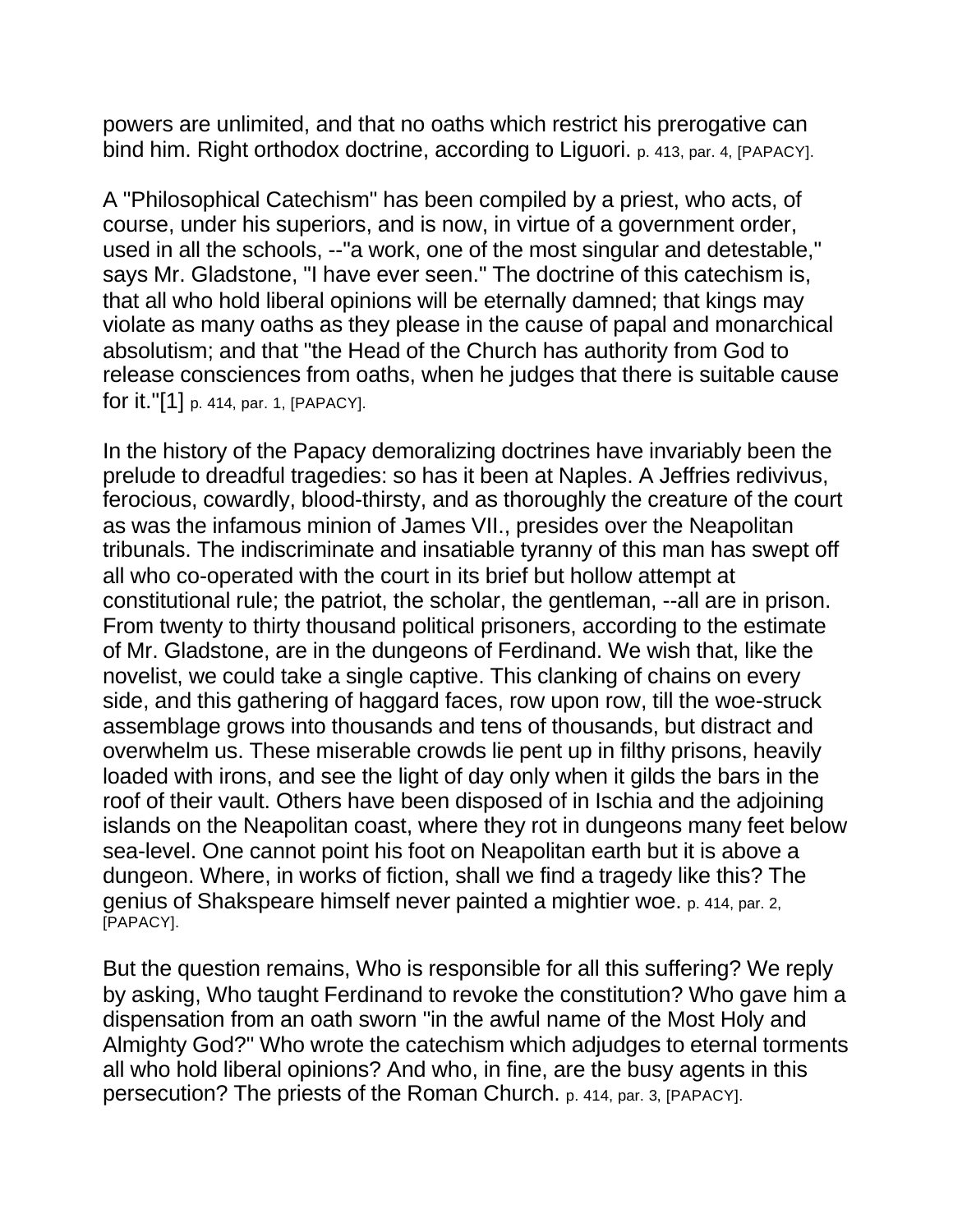powers are unlimited, and that no oaths which restrict his prerogative can bind him. Right orthodox doctrine, according to Liguori. p. 413, par. 4, [PAPACY].

A "Philosophical Catechism" has been compiled by a priest, who acts, of course, under his superiors, and is now, in virtue of a government order, used in all the schools, --"a work, one of the most singular and detestable," says Mr. Gladstone, "I have ever seen." The doctrine of this catechism is, that all who hold liberal opinions will be eternally damned; that kings may violate as many oaths as they please in the cause of papal and monarchical absolutism; and that "the Head of the Church has authority from God to release consciences from oaths, when he judges that there is suitable cause for it."[1] p. 414, par. 1, [PAPACY].

In the history of the Papacy demoralizing doctrines have invariably been the prelude to dreadful tragedies: so has it been at Naples. A Jeffries redivivus, ferocious, cowardly, blood-thirsty, and as thoroughly the creature of the court as was the infamous minion of James VII., presides over the Neapolitan tribunals. The indiscriminate and insatiable tyranny of this man has swept off all who co-operated with the court in its brief but hollow attempt at constitutional rule; the patriot, the scholar, the gentleman, --all are in prison. From twenty to thirty thousand political prisoners, according to the estimate of Mr. Gladstone, are in the dungeons of Ferdinand. We wish that, like the novelist, we could take a single captive. This clanking of chains on every side, and this gathering of haggard faces, row upon row, till the woe-struck assemblage grows into thousands and tens of thousands, but distract and overwhelm us. These miserable crowds lie pent up in filthy prisons, heavily loaded with irons, and see the light of day only when it gilds the bars in the roof of their vault. Others have been disposed of in Ischia and the adjoining islands on the Neapolitan coast, where they rot in dungeons many feet below sea-level. One cannot point his foot on Neapolitan earth but it is above a dungeon. Where, in works of fiction, shall we find a tragedy like this? The genius of Shakspeare himself never painted a mightier woe. p. 414, par. 2, [PAPACY].

But the question remains, Who is responsible for all this suffering? We reply by asking, Who taught Ferdinand to revoke the constitution? Who gave him a dispensation from an oath sworn "in the awful name of the Most Holy and Almighty God?" Who wrote the catechism which adjudges to eternal torments all who hold liberal opinions? And who, in fine, are the busy agents in this persecution? The priests of the Roman Church. p. 414, par. 3, [PAPACY].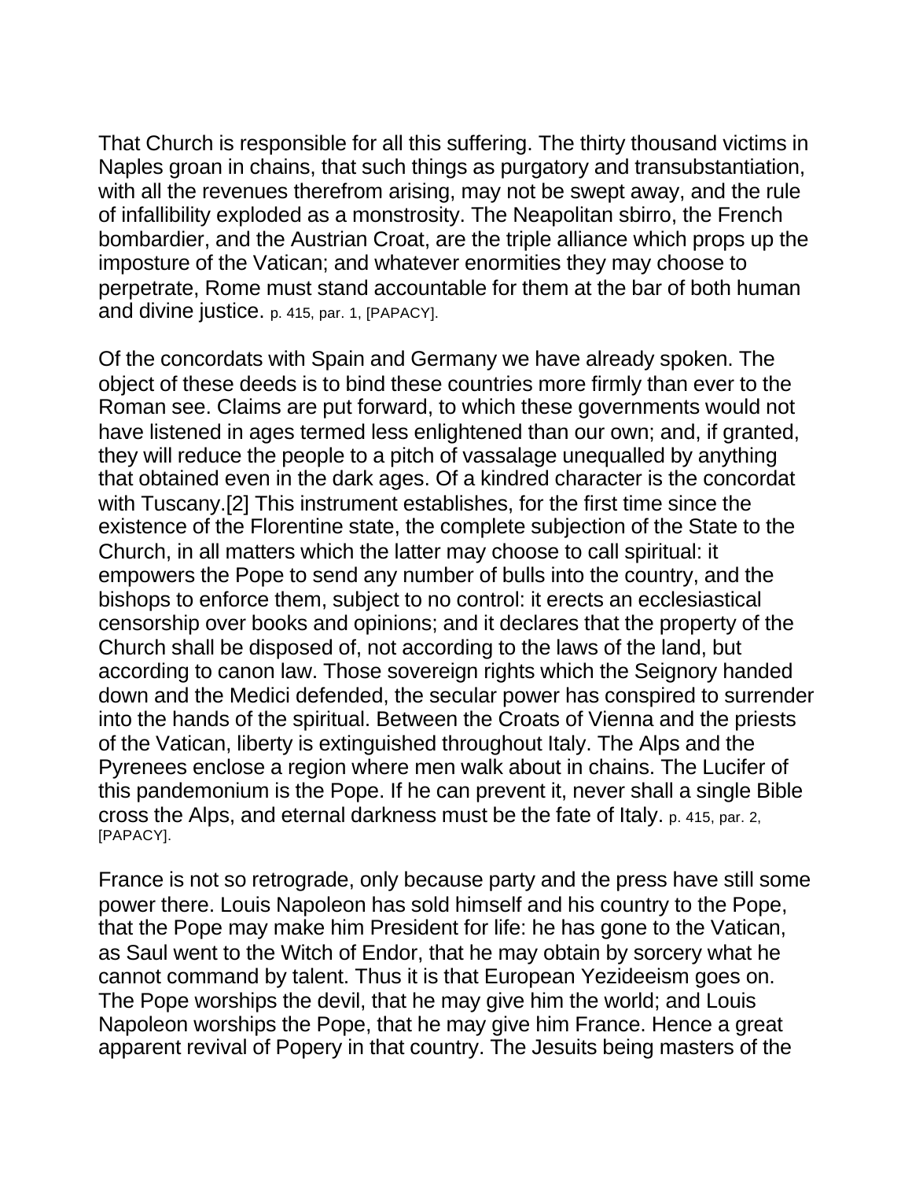That Church is responsible for all this suffering. The thirty thousand victims in Naples groan in chains, that such things as purgatory and transubstantiation, with all the revenues therefrom arising, may not be swept away, and the rule of infallibility exploded as a monstrosity. The Neapolitan sbirro, the French bombardier, and the Austrian Croat, are the triple alliance which props up the imposture of the Vatican; and whatever enormities they may choose to perpetrate, Rome must stand accountable for them at the bar of both human and divine justice. p. 415, par. 1, [PAPACY].

Of the concordats with Spain and Germany we have already spoken. The object of these deeds is to bind these countries more firmly than ever to the Roman see. Claims are put forward, to which these governments would not have listened in ages termed less enlightened than our own; and, if granted, they will reduce the people to a pitch of vassalage unequalled by anything that obtained even in the dark ages. Of a kindred character is the concordat with Tuscany.[2] This instrument establishes, for the first time since the existence of the Florentine state, the complete subjection of the State to the Church, in all matters which the latter may choose to call spiritual: it empowers the Pope to send any number of bulls into the country, and the bishops to enforce them, subject to no control: it erects an ecclesiastical censorship over books and opinions; and it declares that the property of the Church shall be disposed of, not according to the laws of the land, but according to canon law. Those sovereign rights which the Seignory handed down and the Medici defended, the secular power has conspired to surrender into the hands of the spiritual. Between the Croats of Vienna and the priests of the Vatican, liberty is extinguished throughout Italy. The Alps and the Pyrenees enclose a region where men walk about in chains. The Lucifer of this pandemonium is the Pope. If he can prevent it, never shall a single Bible cross the Alps, and eternal darkness must be the fate of Italy. p. 415, par. 2, [PAPACY].

France is not so retrograde, only because party and the press have still some power there. Louis Napoleon has sold himself and his country to the Pope, that the Pope may make him President for life: he has gone to the Vatican, as Saul went to the Witch of Endor, that he may obtain by sorcery what he cannot command by talent. Thus it is that European Yezideeism goes on. The Pope worships the devil, that he may give him the world; and Louis Napoleon worships the Pope, that he may give him France. Hence a great apparent revival of Popery in that country. The Jesuits being masters of the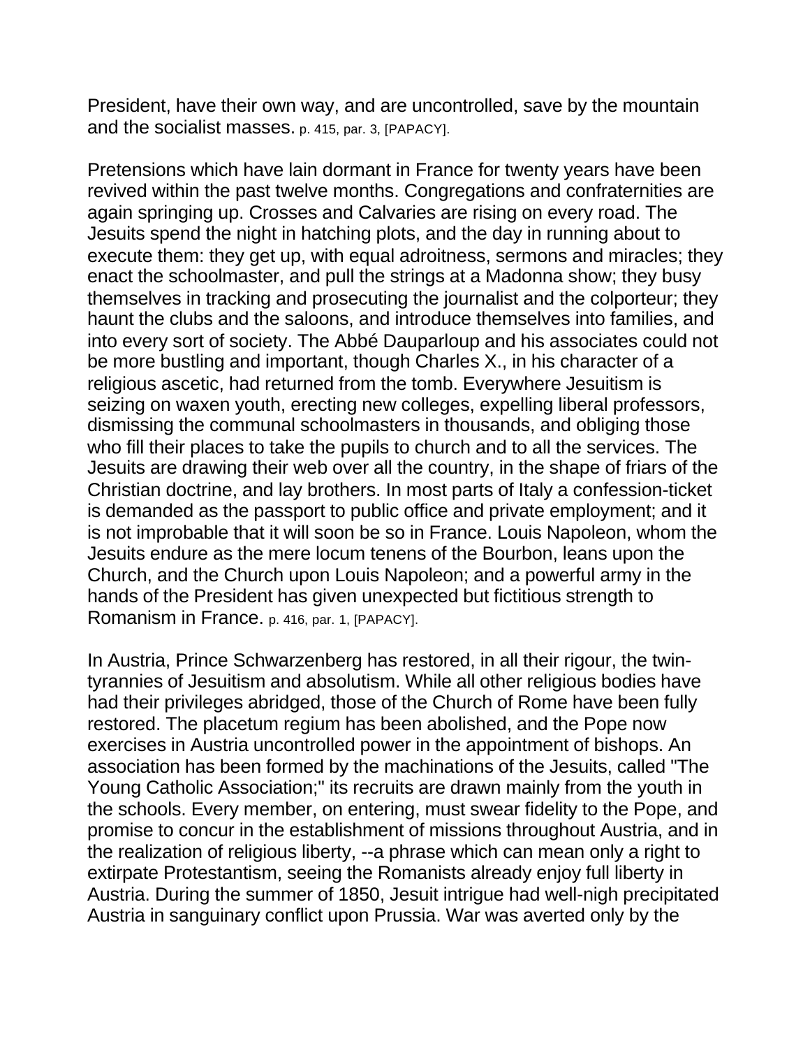President, have their own way, and are uncontrolled, save by the mountain and the socialist masses. p. 415, par. 3, [PAPACY].

Pretensions which have lain dormant in France for twenty years have been revived within the past twelve months. Congregations and confraternities are again springing up. Crosses and Calvaries are rising on every road. The Jesuits spend the night in hatching plots, and the day in running about to execute them: they get up, with equal adroitness, sermons and miracles; they enact the schoolmaster, and pull the strings at a Madonna show; they busy themselves in tracking and prosecuting the journalist and the colporteur; they haunt the clubs and the saloons, and introduce themselves into families, and into every sort of society. The Abbé Dauparloup and his associates could not be more bustling and important, though Charles X., in his character of a religious ascetic, had returned from the tomb. Everywhere Jesuitism is seizing on waxen youth, erecting new colleges, expelling liberal professors, dismissing the communal schoolmasters in thousands, and obliging those who fill their places to take the pupils to church and to all the services. The Jesuits are drawing their web over all the country, in the shape of friars of the Christian doctrine, and lay brothers. In most parts of Italy a confession-ticket is demanded as the passport to public office and private employment; and it is not improbable that it will soon be so in France. Louis Napoleon, whom the Jesuits endure as the mere locum tenens of the Bourbon, leans upon the Church, and the Church upon Louis Napoleon; and a powerful army in the hands of the President has given unexpected but fictitious strength to Romanism in France. p. 416, par. 1, [PAPACY].

In Austria, Prince Schwarzenberg has restored, in all their rigour, the twin-tyrannies of Jesuitism and absolutism. While all other religious bodies have had their privileges abridged, those of the Church of Rome have been fully restored. The placetum regium has been abolished, and the Pope now exercises in Austria uncontrolled power in the appointment of bishops. An association has been formed by the machinations of the Jesuits, called "The Young Catholic Association;" its recruits are drawn mainly from the youth in the schools. Every member, on entering, must swear fidelity to the Pope, and promise to concur in the establishment of missions throughout Austria, and in the realization of religious liberty, --a phrase which can mean only a right to extirpate Protestantism, seeing the Romanists already enjoy full liberty in Austria. During the summer of 1850, Jesuit intrigue had well-nigh precipitated Austria in sanguinary conflict upon Prussia. War was averted only by the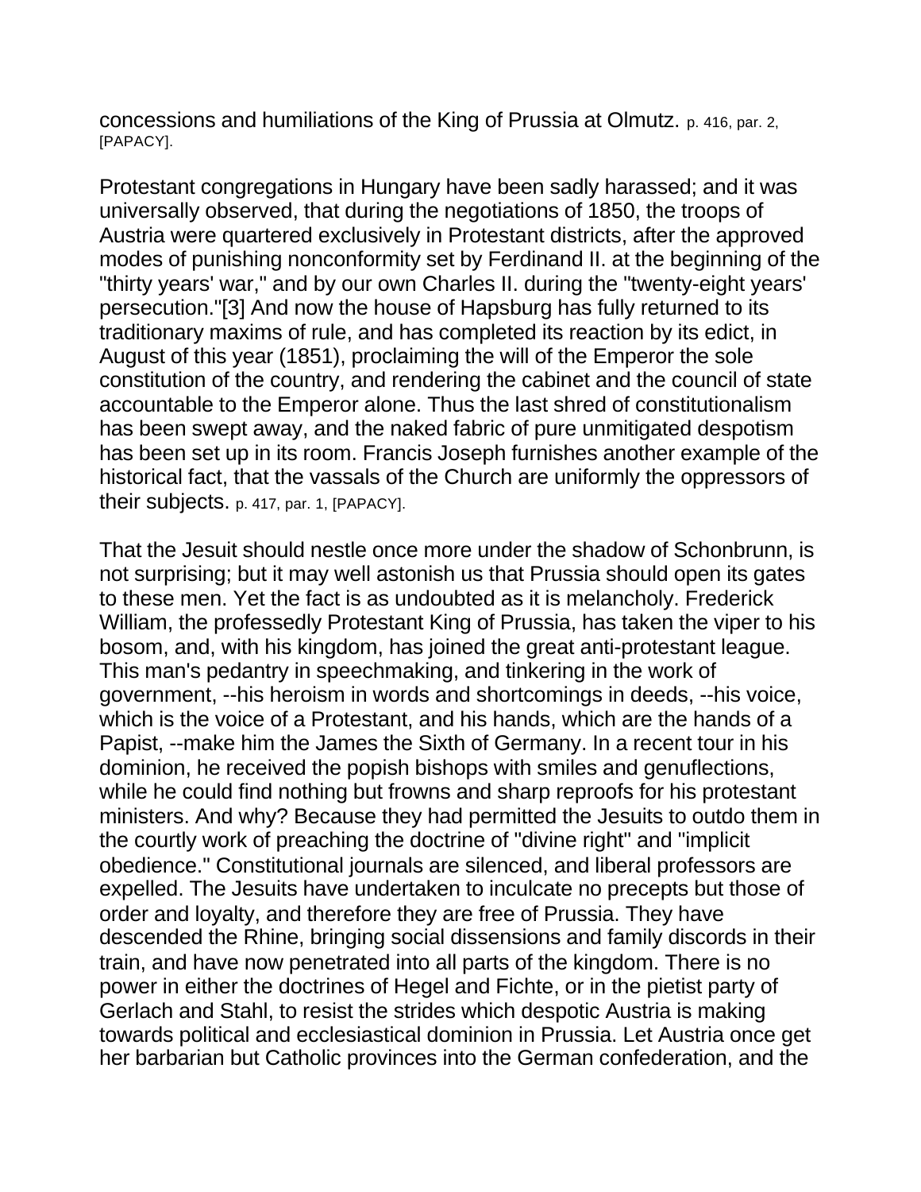concessions and humiliations of the King of Prussia at Olmutz. p. 416, par. 2, [PAPACY].

Protestant congregations in Hungary have been sadly harassed; and it was universally observed, that during the negotiations of 1850, the troops of Austria were quartered exclusively in Protestant districts, after the approved modes of punishing nonconformity set by Ferdinand II. at the beginning of the "thirty years' war," and by our own Charles II. during the "twenty-eight years' persecution."[3] And now the house of Hapsburg has fully returned to its traditionary maxims of rule, and has completed its reaction by its edict, in August of this year (1851), proclaiming the will of the Emperor the sole constitution of the country, and rendering the cabinet and the council of state accountable to the Emperor alone. Thus the last shred of constitutionalism has been swept away, and the naked fabric of pure unmitigated despotism has been set up in its room. Francis Joseph furnishes another example of the historical fact, that the vassals of the Church are uniformly the oppressors of their subjects. p. 417, par. 1, [PAPACY].

That the Jesuit should nestle once more under the shadow of Schonbrunn, is not surprising; but it may well astonish us that Prussia should open its gates to these men. Yet the fact is as undoubted as it is melancholy. Frederick William, the professedly Protestant King of Prussia, has taken the viper to his bosom, and, with his kingdom, has joined the great anti-protestant league. This man's pedantry in speechmaking, and tinkering in the work of government, --his heroism in words and shortcomings in deeds, --his voice, which is the voice of a Protestant, and his hands, which are the hands of a Papist, --make him the James the Sixth of Germany. In a recent tour in his dominion, he received the popish bishops with smiles and genuflections, while he could find nothing but frowns and sharp reproofs for his protestant ministers. And why? Because they had permitted the Jesuits to outdo them in the courtly work of preaching the doctrine of "divine right" and "implicit obedience." Constitutional journals are silenced, and liberal professors are expelled. The Jesuits have undertaken to inculcate no precepts but those of order and loyalty, and therefore they are free of Prussia. They have descended the Rhine, bringing social dissensions and family discords in their train, and have now penetrated into all parts of the kingdom. There is no power in either the doctrines of Hegel and Fichte, or in the pietist party of Gerlach and Stahl, to resist the strides which despotic Austria is making towards political and ecclesiastical dominion in Prussia. Let Austria once get her barbarian but Catholic provinces into the German confederation, and the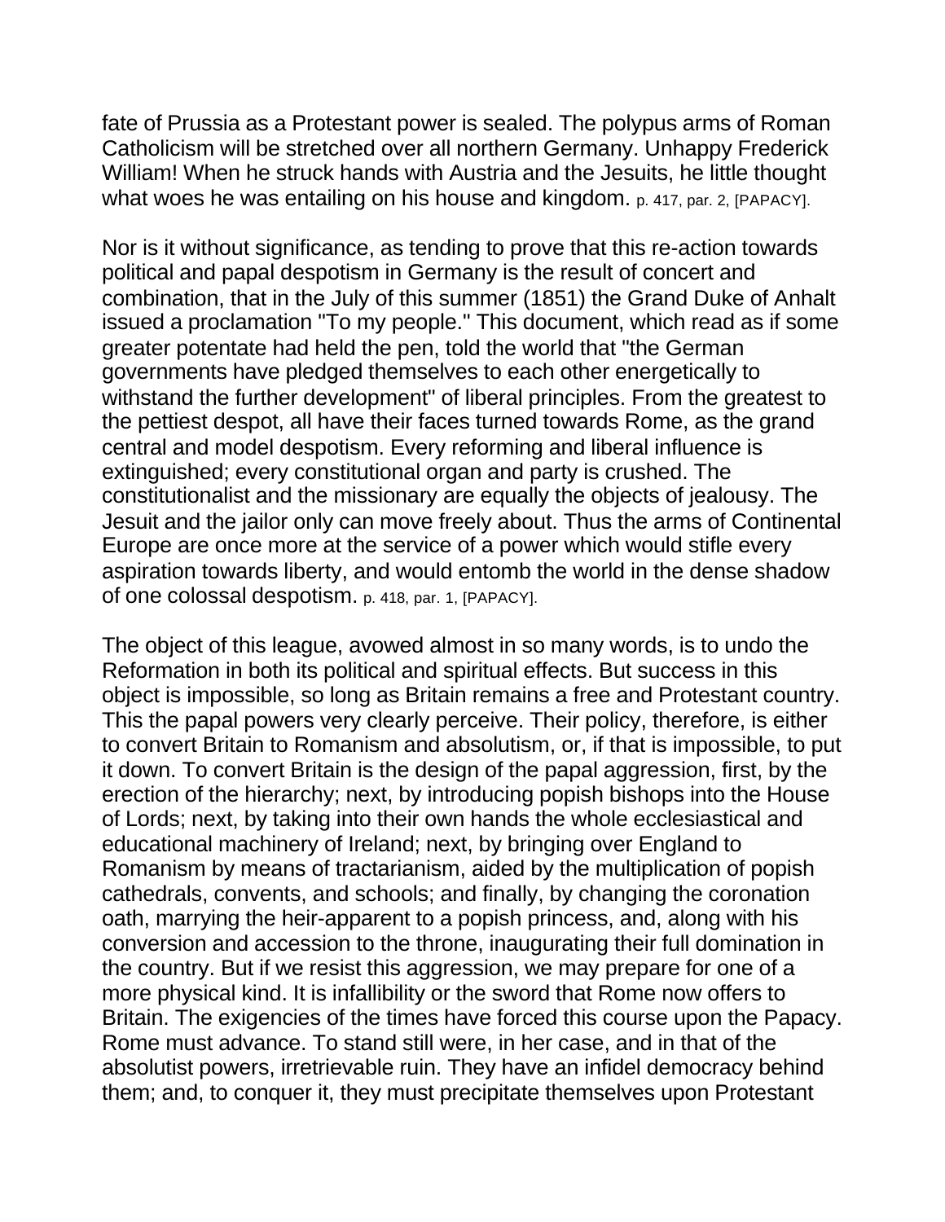fate of Prussia as a Protestant power is sealed. The polypus arms of Roman Catholicism will be stretched over all northern Germany. Unhappy Frederick William! When he struck hands with Austria and the Jesuits, he little thought what woes he was entailing on his house and kingdom. p. 417, par. 2, [PAPACY].

Nor is it without significance, as tending to prove that this re-action towards political and papal despotism in Germany is the result of concert and combination, that in the July of this summer (1851) the Grand Duke of Anhalt issued a proclamation "To my people." This document, which read as if some greater potentate had held the pen, told the world that "the German governments have pledged themselves to each other energetically to withstand the further development" of liberal principles. From the greatest to the pettiest despot, all have their faces turned towards Rome, as the grand central and model despotism. Every reforming and liberal influence is extinguished; every constitutional organ and party is crushed. The constitutionalist and the missionary are equally the objects of jealousy. The Jesuit and the jailor only can move freely about. Thus the arms of Continental Europe are once more at the service of a power which would stifle every aspiration towards liberty, and would entomb the world in the dense shadow of one colossal despotism. p. 418, par. 1, [PAPACY].

The object of this league, avowed almost in so many words, is to undo the Reformation in both its political and spiritual effects. But success in this object is impossible, so long as Britain remains a free and Protestant country. This the papal powers very clearly perceive. Their policy, therefore, is either to convert Britain to Romanism and absolutism, or, if that is impossible, to put it down. To convert Britain is the design of the papal aggression, first, by the erection of the hierarchy; next, by introducing popish bishops into the House of Lords; next, by taking into their own hands the whole ecclesiastical and educational machinery of Ireland; next, by bringing over England to Romanism by means of tractarianism, aided by the multiplication of popish cathedrals, convents, and schools; and finally, by changing the coronation oath, marrying the heir-apparent to a popish princess, and, along with his conversion and accession to the throne, inaugurating their full domination in the country. But if we resist this aggression, we may prepare for one of a more physical kind. It is infallibility or the sword that Rome now offers to Britain. The exigencies of the times have forced this course upon the Papacy. Rome must advance. To stand still were, in her case, and in that of the absolutist powers, irretrievable ruin. They have an infidel democracy behind them; and, to conquer it, they must precipitate themselves upon Protestant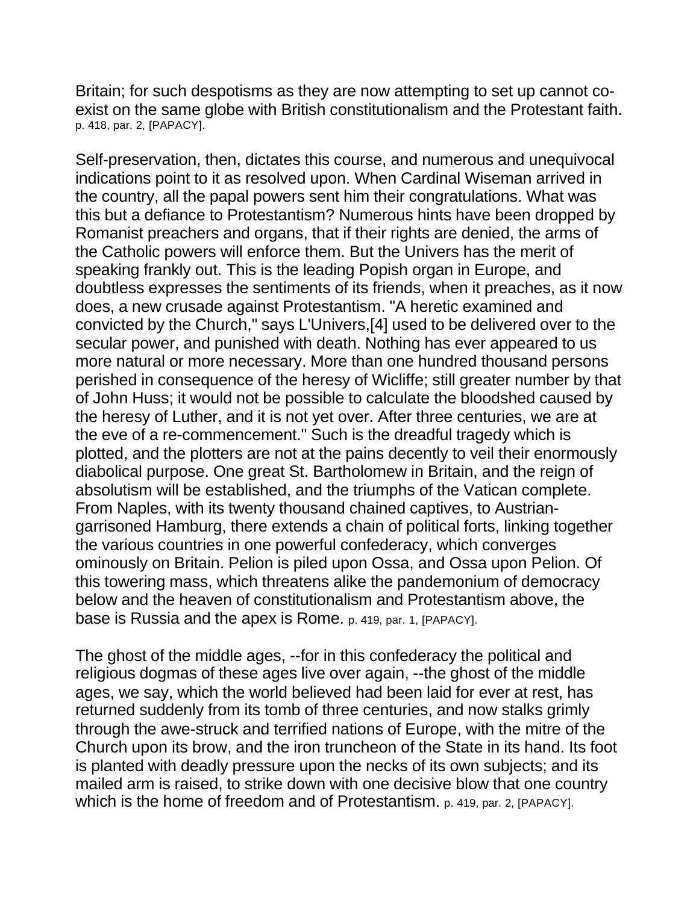Britain; for such despotisms as they are now attempting to set up cannot co-exist on the same globe with British constitutionalism and the Protestant faith. p. 418, par. 2, [PAPACY].

Self-preservation, then, dictates this course, and numerous and unequivocal indications point to it as resolved upon. When Cardinal Wiseman arrived in the country, all the papal powers sent him their congratulations. What was this but a defiance to Protestantism? Numerous hints have been dropped by Romanist preachers and organs, that if their rights are denied, the arms of the Catholic powers will enforce them. But the Univers has the merit of speaking frankly out. This is the leading Popish organ in Europe, and doubtless expresses the sentiments of its friends, when it preaches, as it now does, a new crusade against Protestantism. "A heretic examined and convicted by the Church," says L'Univers,[4] used to be delivered over to the secular power, and punished with death. Nothing has ever appeared to us more natural or more necessary. More than one hundred thousand persons perished in consequence of the heresy of Wicliffe; still greater number by that of John Huss; it would not be possible to calculate the bloodshed caused by the heresy of Luther, and it is not yet over. After three centuries, we are at the eve of a re-commencement." Such is the dreadful tragedy which is plotted, and the plotters are not at the pains decently to veil their enormously diabolical purpose. One great St. Bartholomew in Britain, and the reign of absolutism will be established, and the triumphs of the Vatican complete. From Naples, with its twenty thousand chained captives, to Austrian-garrisoned Hamburg, there extends a chain of political forts, linking together the various countries in one powerful confederacy, which converges ominously on Britain. Pelion is piled upon Ossa, and Ossa upon Pelion. Of this towering mass, which threatens alike the pandemonium of democracy below and the heaven of constitutionalism and Protestantism above, the base is Russia and the apex is Rome. p. 419, par. 1, [PAPACY].

The ghost of the middle ages, --for in this confederacy the political and religious dogmas of these ages live over again, --the ghost of the middle ages, we say, which the world believed had been laid for ever at rest, has returned suddenly from its tomb of three centuries, and now stalks grimly through the awe-struck and terrified nations of Europe, with the mitre of the Church upon its brow, and the iron truncheon of the State in its hand. Its foot is planted with deadly pressure upon the necks of its own subjects; and its mailed arm is raised, to strike down with one decisive blow that one country which is the home of freedom and of Protestantism. p. 419, par. 2, [PAPACY].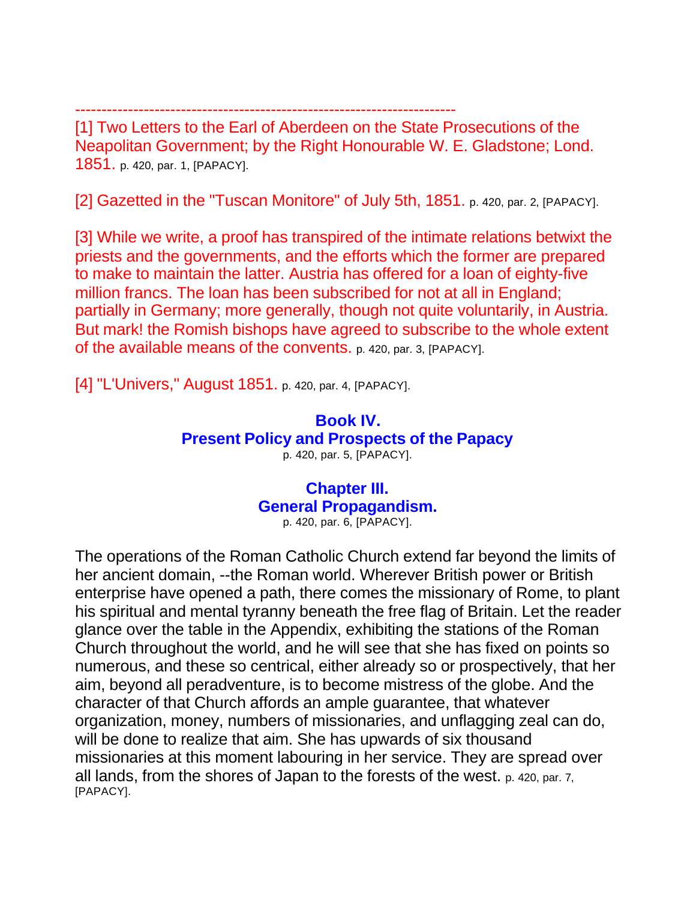------------------------------------------------------------------------

[1] Two Letters to the Earl of Aberdeen on the State Prosecutions of the Neapolitan Government; by the Right Honourable W. E. Gladstone; Lond. 1851. p. 420, par. 1, [PAPACY].

[2] Gazetted in the "Tuscan Monitore" of July 5th, 1851. p. 420, par. 2, [PAPACY].

[3] While we write, a proof has transpired of the intimate relations betwixt the priests and the governments, and the efforts which the former are prepared to make to maintain the latter. Austria has offered for a loan of eighty-five million francs. The loan has been subscribed for not at all in England; partially in Germany; more generally, though not quite voluntarily, in Austria. But mark! the Romish bishops have agreed to subscribe to the whole extent of the available means of the convents. p. 420, par. 3, [PAPACY].

[4] "L'Univers," August 1851. p. 420, par. 4, [PAPACY].

# Book IV.
# Present Policy and Prospects of the Papacy

p. 420, par. 5, [PAPACY].

## Chapter III.
## General Propagandism.

p. 420, par. 6, [PAPACY].

The operations of the Roman Catholic Church extend far beyond the limits of her ancient domain, --the Roman world. Wherever British power or British enterprise have opened a path, there comes the missionary of Rome, to plant his spiritual and mental tyranny beneath the free flag of Britain. Let the reader glance over the table in the Appendix, exhibiting the stations of the Roman Church throughout the world, and he will see that she has fixed on points so numerous, and these so centrical, either already so or prospectively, that her aim, beyond all peradventure, is to become mistress of the globe. And the character of that Church affords an ample guarantee, that whatever organization, money, numbers of missionaries, and unflagging zeal can do, will be done to realize that aim. She has upwards of six thousand missionaries at this moment labouring in her service. They are spread over all lands, from the shores of Japan to the forests of the west. p. 420, par. 7, [PAPACY].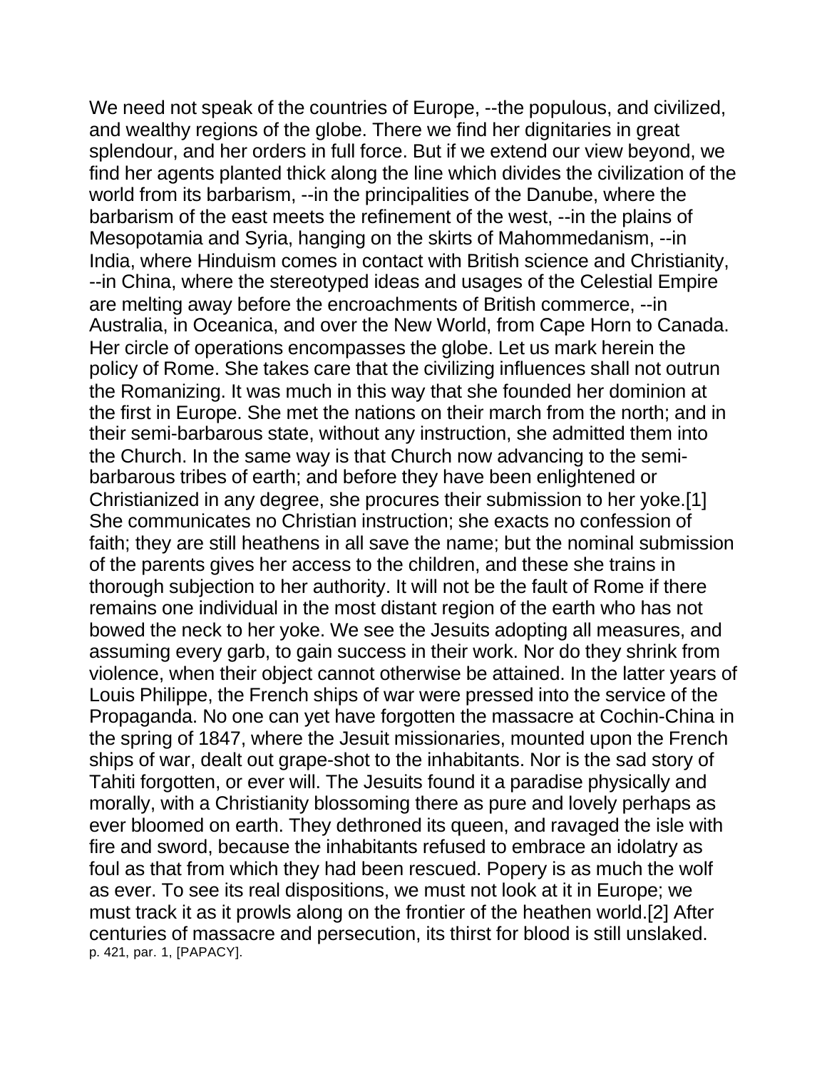We need not speak of the countries of Europe, --the populous, and civilized, and wealthy regions of the globe. There we find her dignitaries in great splendour, and her orders in full force. But if we extend our view beyond, we find her agents planted thick along the line which divides the civilization of the world from its barbarism, --in the principalities of the Danube, where the barbarism of the east meets the refinement of the west, --in the plains of Mesopotamia and Syria, hanging on the skirts of Mahommedanism, --in India, where Hinduism comes in contact with British science and Christianity, --in China, where the stereotyped ideas and usages of the Celestial Empire are melting away before the encroachments of British commerce, --in Australia, in Oceanica, and over the New World, from Cape Horn to Canada. Her circle of operations encompasses the globe. Let us mark herein the policy of Rome. She takes care that the civilizing influences shall not outrun the Romanizing. It was much in this way that she founded her dominion at the first in Europe. She met the nations on their march from the north; and in their semi-barbarous state, without any instruction, she admitted them into the Church. In the same way is that Church now advancing to the semi-barbarous tribes of earth; and before they have been enlightened or Christianized in any degree, she procures their submission to her yoke.[1] She communicates no Christian instruction; she exacts no confession of faith; they are still heathens in all save the name; but the nominal submission of the parents gives her access to the children, and these she trains in thorough subjection to her authority. It will not be the fault of Rome if there remains one individual in the most distant region of the earth who has not bowed the neck to her yoke. We see the Jesuits adopting all measures, and assuming every garb, to gain success in their work. Nor do they shrink from violence, when their object cannot otherwise be attained. In the latter years of Louis Philippe, the French ships of war were pressed into the service of the Propaganda. No one can yet have forgotten the massacre at Cochin-China in the spring of 1847, where the Jesuit missionaries, mounted upon the French ships of war, dealt out grape-shot to the inhabitants. Nor is the sad story of Tahiti forgotten, or ever will. The Jesuits found it a paradise physically and morally, with a Christianity blossoming there as pure and lovely perhaps as ever bloomed on earth. They dethroned its queen, and ravaged the isle with fire and sword, because the inhabitants refused to embrace an idolatry as foul as that from which they had been rescued. Popery is as much the wolf as ever. To see its real dispositions, we must not look at it in Europe; we must track it as it prowls along on the frontier of the heathen world.[2] After centuries of massacre and persecution, its thirst for blood is still unslaked.
p. 421, par. 1, [PAPACY].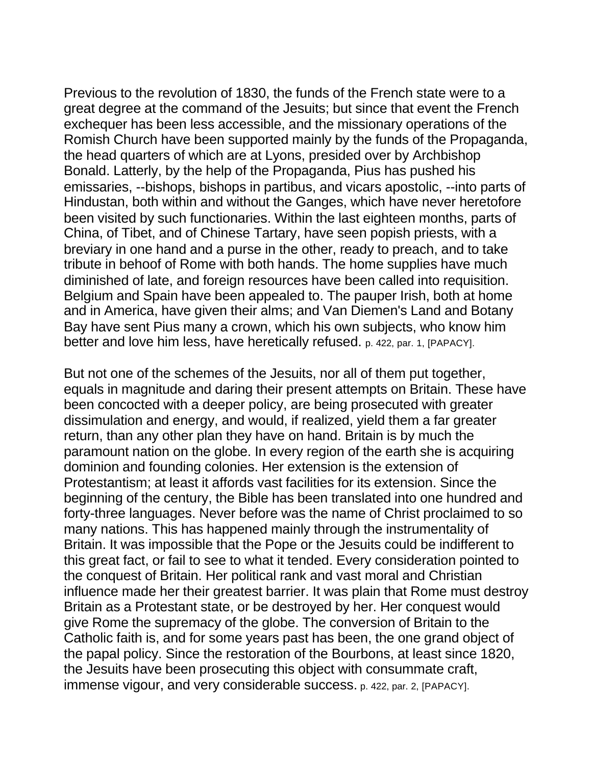Previous to the revolution of 1830, the funds of the French state were to a great degree at the command of the Jesuits; but since that event the French exchequer has been less accessible, and the missionary operations of the Romish Church have been supported mainly by the funds of the Propaganda, the head quarters of which are at Lyons, presided over by Archbishop Bonald. Latterly, by the help of the Propaganda, Pius has pushed his emissaries, --bishops, bishops in partibus, and vicars apostolic, --into parts of Hindustan, both within and without the Ganges, which have never heretofore been visited by such functionaries. Within the last eighteen months, parts of China, of Tibet, and of Chinese Tartary, have seen popish priests, with a breviary in one hand and a purse in the other, ready to preach, and to take tribute in behoof of Rome with both hands. The home supplies have much diminished of late, and foreign resources have been called into requisition. Belgium and Spain have been appealed to. The pauper Irish, both at home and in America, have given their alms; and Van Diemen's Land and Botany Bay have sent Pius many a crown, which his own subjects, who know him better and love him less, have heretically refused. p. 422, par. 1, [PAPACY].

But not one of the schemes of the Jesuits, nor all of them put together, equals in magnitude and daring their present attempts on Britain. These have been concocted with a deeper policy, are being prosecuted with greater dissimulation and energy, and would, if realized, yield them a far greater return, than any other plan they have on hand. Britain is by much the paramount nation on the globe. In every region of the earth she is acquiring dominion and founding colonies. Her extension is the extension of Protestantism; at least it affords vast facilities for its extension. Since the beginning of the century, the Bible has been translated into one hundred and forty-three languages. Never before was the name of Christ proclaimed to so many nations. This has happened mainly through the instrumentality of Britain. It was impossible that the Pope or the Jesuits could be indifferent to this great fact, or fail to see to what it tended. Every consideration pointed to the conquest of Britain. Her political rank and vast moral and Christian influence made her their greatest barrier. It was plain that Rome must destroy Britain as a Protestant state, or be destroyed by her. Her conquest would give Rome the supremacy of the globe. The conversion of Britain to the Catholic faith is, and for some years past has been, the one grand object of the papal policy. Since the restoration of the Bourbons, at least since 1820, the Jesuits have been prosecuting this object with consummate craft, immense vigour, and very considerable success. p. 422, par. 2, [PAPACY].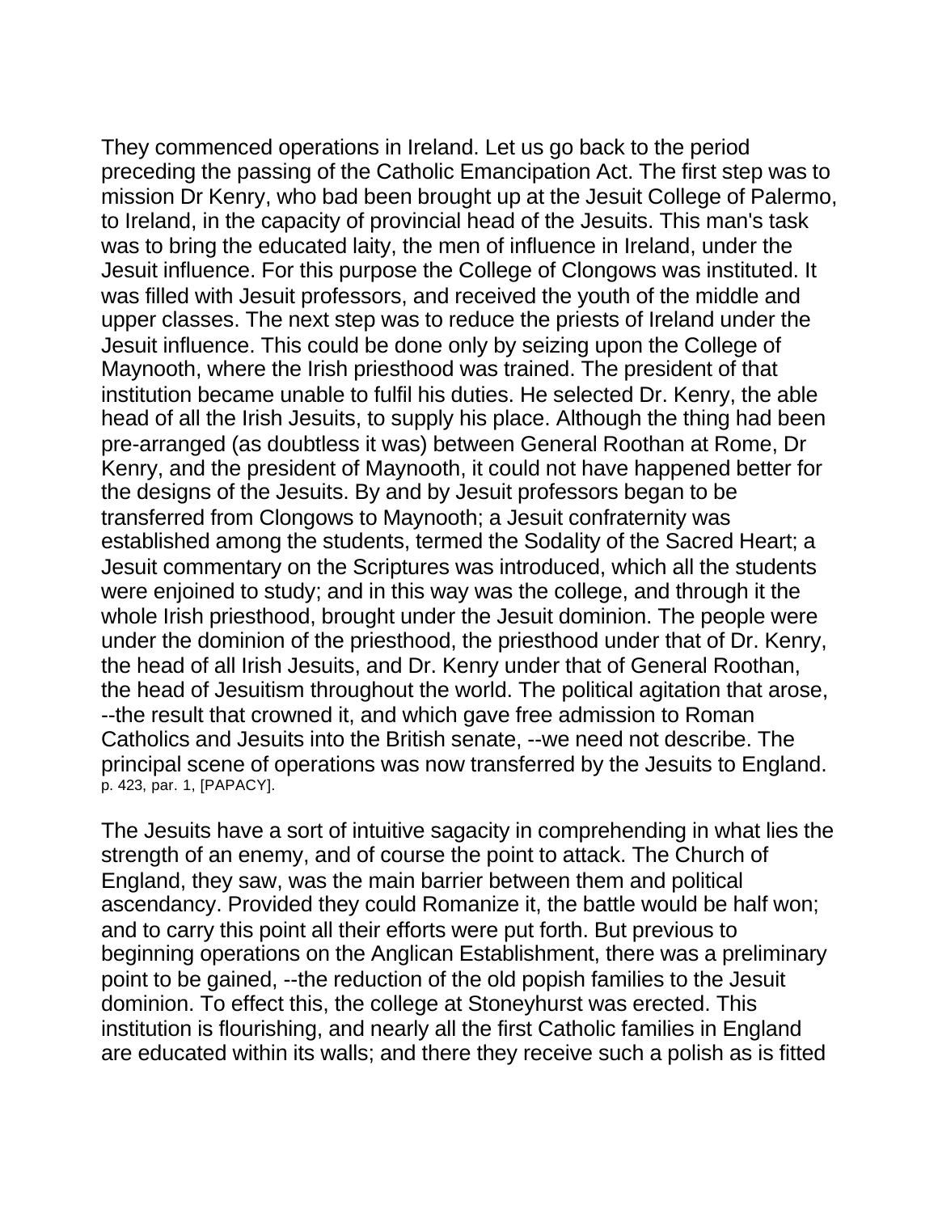They commenced operations in Ireland. Let us go back to the period preceding the passing of the Catholic Emancipation Act. The first step was to mission Dr Kenry, who bad been brought up at the Jesuit College of Palermo, to Ireland, in the capacity of provincial head of the Jesuits. This man's task was to bring the educated laity, the men of influence in Ireland, under the Jesuit influence. For this purpose the College of Clongows was instituted. It was filled with Jesuit professors, and received the youth of the middle and upper classes. The next step was to reduce the priests of Ireland under the Jesuit influence. This could be done only by seizing upon the College of Maynooth, where the Irish priesthood was trained. The president of that institution became unable to fulfil his duties. He selected Dr. Kenry, the able head of all the Irish Jesuits, to supply his place. Although the thing had been pre-arranged (as doubtless it was) between General Roothan at Rome, Dr Kenry, and the president of Maynooth, it could not have happened better for the designs of the Jesuits. By and by Jesuit professors began to be transferred from Clongows to Maynooth; a Jesuit confraternity was established among the students, termed the Sodality of the Sacred Heart; a Jesuit commentary on the Scriptures was introduced, which all the students were enjoined to study; and in this way was the college, and through it the whole Irish priesthood, brought under the Jesuit dominion. The people were under the dominion of the priesthood, the priesthood under that of Dr. Kenry, the head of all Irish Jesuits, and Dr. Kenry under that of General Roothan, the head of Jesuitism throughout the world. The political agitation that arose, --the result that crowned it, and which gave free admission to Roman Catholics and Jesuits into the British senate, --we need not describe. The principal scene of operations was now transferred by the Jesuits to England. p. 423, par. 1, [PAPACY].

The Jesuits have a sort of intuitive sagacity in comprehending in what lies the strength of an enemy, and of course the point to attack. The Church of England, they saw, was the main barrier between them and political ascendancy. Provided they could Romanize it, the battle would be half won; and to carry this point all their efforts were put forth. But previous to beginning operations on the Anglican Establishment, there was a preliminary point to be gained, --the reduction of the old popish families to the Jesuit dominion. To effect this, the college at Stoneyhurst was erected. This institution is flourishing, and nearly all the first Catholic families in England are educated within its walls; and there they receive such a polish as is fitted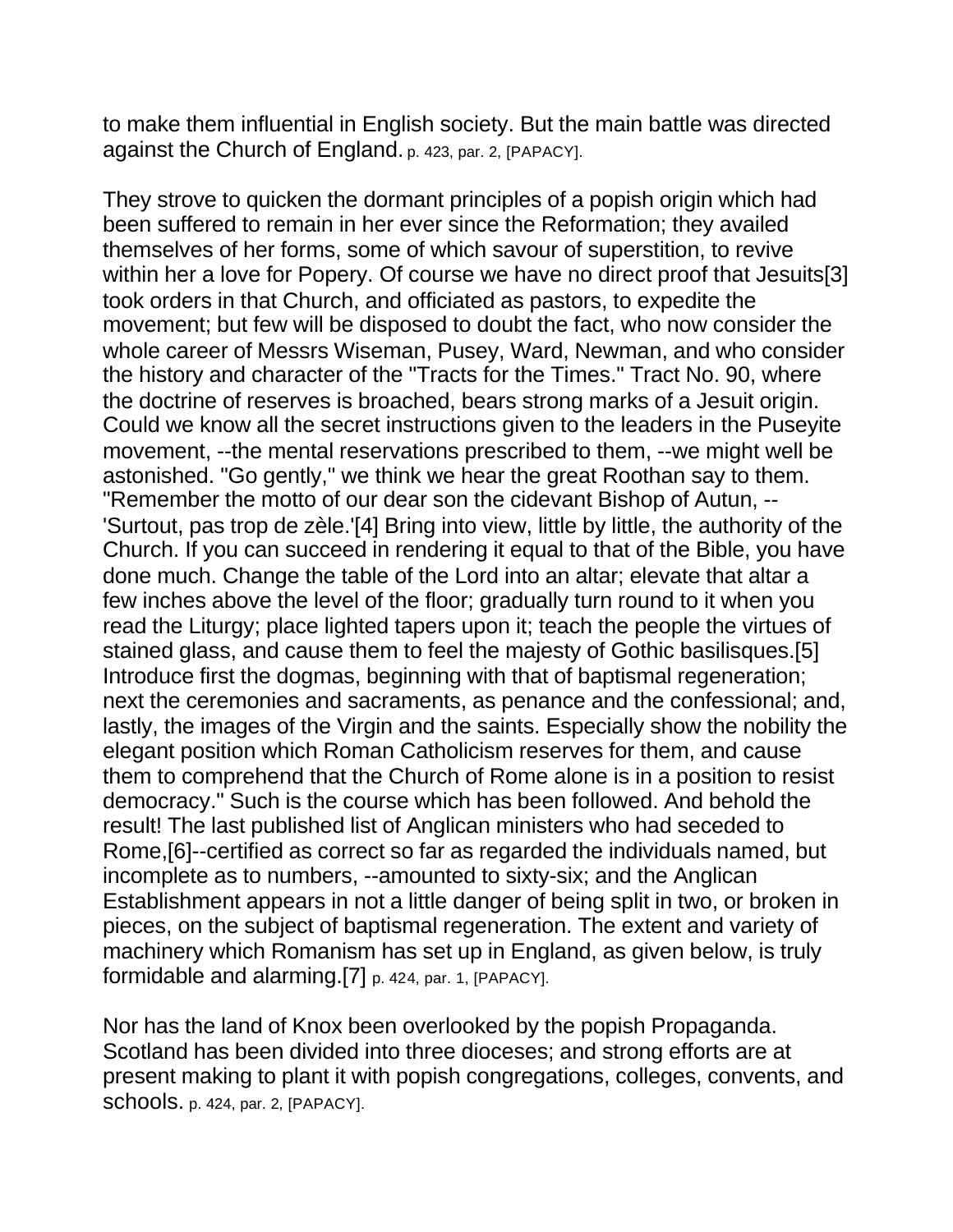to make them influential in English society. But the main battle was directed against the Church of England. p. 423, par. 2, [PAPACY].

They strove to quicken the dormant principles of a popish origin which had been suffered to remain in her ever since the Reformation; they availed themselves of her forms, some of which savour of superstition, to revive within her a love for Popery. Of course we have no direct proof that Jesuits[3] took orders in that Church, and officiated as pastors, to expedite the movement; but few will be disposed to doubt the fact, who now consider the whole career of Messrs Wiseman, Pusey, Ward, Newman, and who consider the history and character of the "Tracts for the Times." Tract No. 90, where the doctrine of reserves is broached, bears strong marks of a Jesuit origin. Could we know all the secret instructions given to the leaders in the Puseyite movement, --the mental reservations prescribed to them, --we might well be astonished. "Go gently," we think we hear the great Roothan say to them. "Remember the motto of our dear son the cidevant Bishop of Autun, --'Surtout, pas trop de zèle.'[4] Bring into view, little by little, the authority of the Church. If you can succeed in rendering it equal to that of the Bible, you have done much. Change the table of the Lord into an altar; elevate that altar a few inches above the level of the floor; gradually turn round to it when you read the Liturgy; place lighted tapers upon it; teach the people the virtues of stained glass, and cause them to feel the majesty of Gothic basilisques.[5] Introduce first the dogmas, beginning with that of baptismal regeneration; next the ceremonies and sacraments, as penance and the confessional; and, lastly, the images of the Virgin and the saints. Especially show the nobility the elegant position which Roman Catholicism reserves for them, and cause them to comprehend that the Church of Rome alone is in a position to resist democracy." Such is the course which has been followed. And behold the result! The last published list of Anglican ministers who had seceded to Rome,[6]--certified as correct so far as regarded the individuals named, but incomplete as to numbers, --amounted to sixty-six; and the Anglican Establishment appears in not a little danger of being split in two, or broken in pieces, on the subject of baptismal regeneration. The extent and variety of machinery which Romanism has set up in England, as given below, is truly formidable and alarming.[7] p. 424, par. 1, [PAPACY].

Nor has the land of Knox been overlooked by the popish Propaganda. Scotland has been divided into three dioceses; and strong efforts are at present making to plant it with popish congregations, colleges, convents, and schools. p. 424, par. 2, [PAPACY].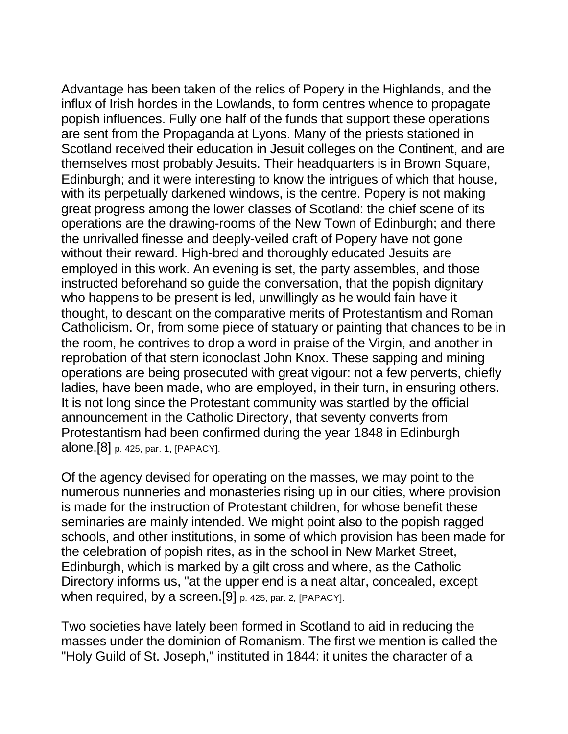Advantage has been taken of the relics of Popery in the Highlands, and the influx of Irish hordes in the Lowlands, to form centres whence to propagate popish influences. Fully one half of the funds that support these operations are sent from the Propaganda at Lyons. Many of the priests stationed in Scotland received their education in Jesuit colleges on the Continent, and are themselves most probably Jesuits. Their headquarters is in Brown Square, Edinburgh; and it were interesting to know the intrigues of which that house, with its perpetually darkened windows, is the centre. Popery is not making great progress among the lower classes of Scotland: the chief scene of its operations are the drawing-rooms of the New Town of Edinburgh; and there the unrivalled finesse and deeply-veiled craft of Popery have not gone without their reward. High-bred and thoroughly educated Jesuits are employed in this work. An evening is set, the party assembles, and those instructed beforehand so guide the conversation, that the popish dignitary who happens to be present is led, unwillingly as he would fain have it thought, to descant on the comparative merits of Protestantism and Roman Catholicism. Or, from some piece of statuary or painting that chances to be in the room, he contrives to drop a word in praise of the Virgin, and another in reprobation of that stern iconoclast John Knox. These sapping and mining operations are being prosecuted with great vigour: not a few perverts, chiefly ladies, have been made, who are employed, in their turn, in ensuring others. It is not long since the Protestant community was startled by the official announcement in the Catholic Directory, that seventy converts from Protestantism had been confirmed during the year 1848 in Edinburgh alone.[8] p. 425, par. 1, [PAPACY].

Of the agency devised for operating on the masses, we may point to the numerous nunneries and monasteries rising up in our cities, where provision is made for the instruction of Protestant children, for whose benefit these seminaries are mainly intended. We might point also to the popish ragged schools, and other institutions, in some of which provision has been made for the celebration of popish rites, as in the school in New Market Street, Edinburgh, which is marked by a gilt cross and where, as the Catholic Directory informs us, "at the upper end is a neat altar, concealed, except when required, by a screen.[9] p. 425, par. 2, [PAPACY].

Two societies have lately been formed in Scotland to aid in reducing the masses under the dominion of Romanism. The first we mention is called the "Holy Guild of St. Joseph," instituted in 1844: it unites the character of a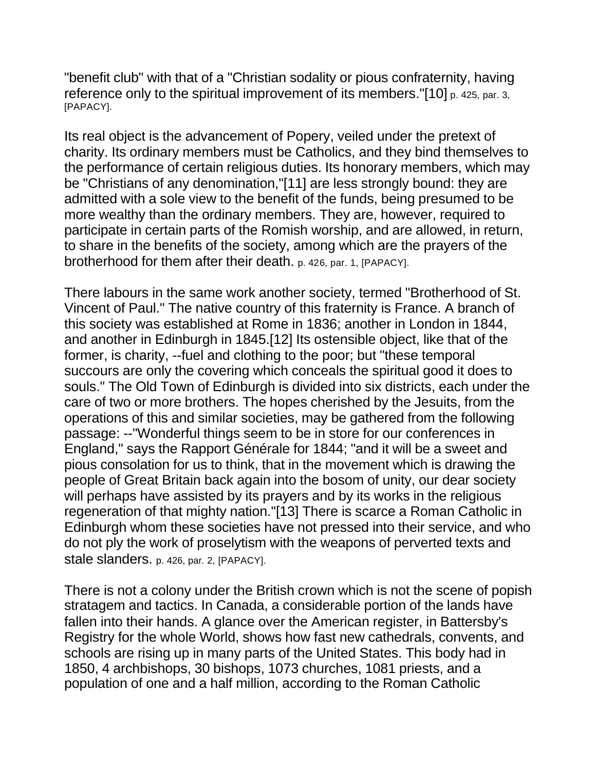"benefit club" with that of a "Christian sodality or pious confraternity, having reference only to the spiritual improvement of its members."[10] p. 425, par. 3, [PAPACY].

Its real object is the advancement of Popery, veiled under the pretext of charity. Its ordinary members must be Catholics, and they bind themselves to the performance of certain religious duties. Its honorary members, which may be "Christians of any denomination,"[11] are less strongly bound: they are admitted with a sole view to the benefit of the funds, being presumed to be more wealthy than the ordinary members. They are, however, required to participate in certain parts of the Romish worship, and are allowed, in return, to share in the benefits of the society, among which are the prayers of the brotherhood for them after their death. p. 426, par. 1, [PAPACY].

There labours in the same work another society, termed "Brotherhood of St. Vincent of Paul." The native country of this fraternity is France. A branch of this society was established at Rome in 1836; another in London in 1844, and another in Edinburgh in 1845.[12] Its ostensible object, like that of the former, is charity, --fuel and clothing to the poor; but "these temporal succours are only the covering which conceals the spiritual good it does to souls." The Old Town of Edinburgh is divided into six districts, each under the care of two or more brothers. The hopes cherished by the Jesuits, from the operations of this and similar societies, may be gathered from the following passage: --"Wonderful things seem to be in store for our conferences in England," says the Rapport Générale for 1844; "and it will be a sweet and pious consolation for us to think, that in the movement which is drawing the people of Great Britain back again into the bosom of unity, our dear society will perhaps have assisted by its prayers and by its works in the religious regeneration of that mighty nation."[13] There is scarce a Roman Catholic in Edinburgh whom these societies have not pressed into their service, and who do not ply the work of proselytism with the weapons of perverted texts and stale slanders. p. 426, par. 2, [PAPACY].

There is not a colony under the British crown which is not the scene of popish stratagem and tactics. In Canada, a considerable portion of the lands have fallen into their hands. A glance over the American register, in Battersby's Registry for the whole World, shows how fast new cathedrals, convents, and schools are rising up in many parts of the United States. This body had in 1850, 4 archbishops, 30 bishops, 1073 churches, 1081 priests, and a population of one and a half million, according to the Roman Catholic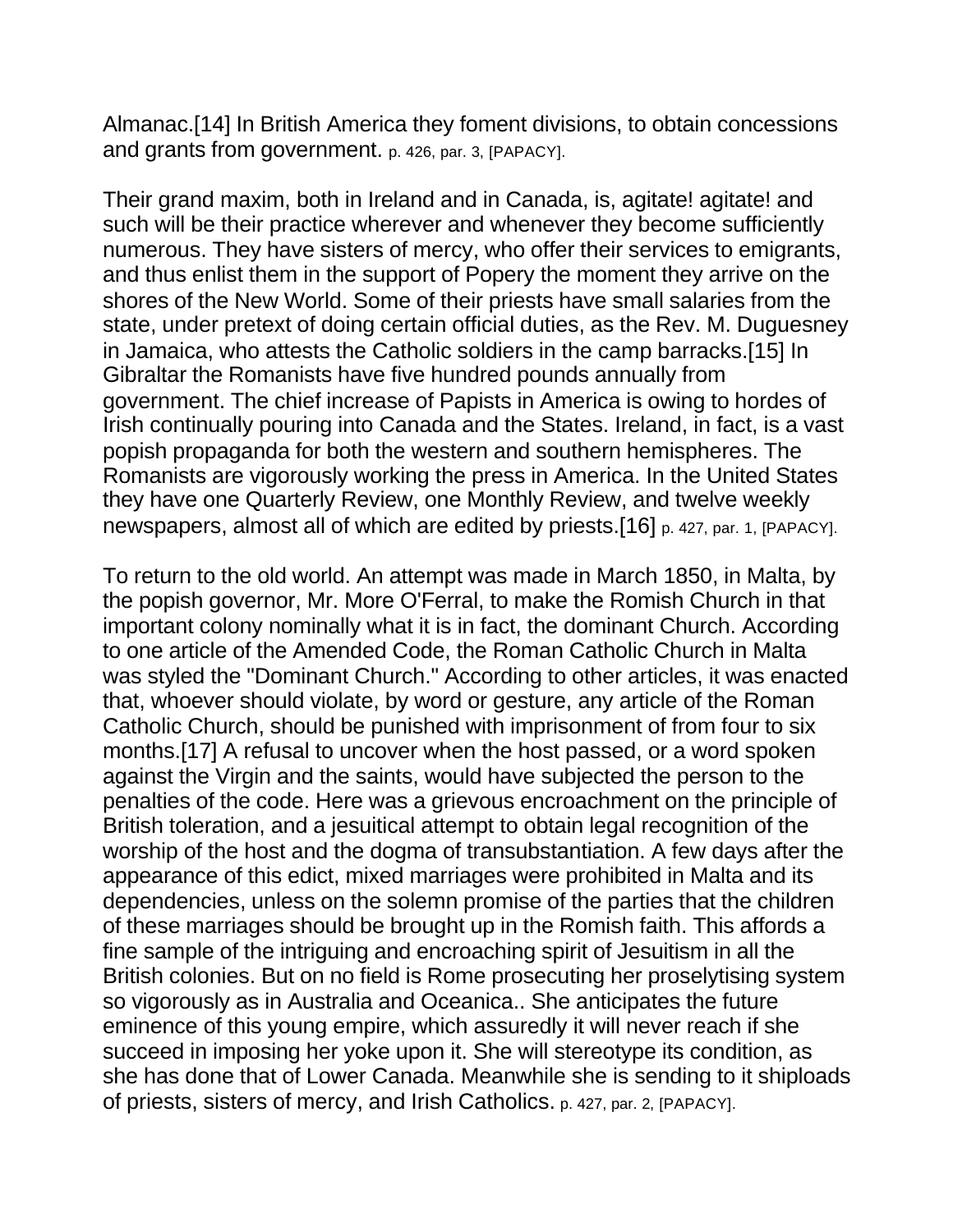Almanac.[14] In British America they foment divisions, to obtain concessions and grants from government. p. 426, par. 3, [PAPACY].

Their grand maxim, both in Ireland and in Canada, is, agitate! agitate! and such will be their practice wherever and whenever they become sufficiently numerous. They have sisters of mercy, who offer their services to emigrants, and thus enlist them in the support of Popery the moment they arrive on the shores of the New World. Some of their priests have small salaries from the state, under pretext of doing certain official duties, as the Rev. M. Duguesney in Jamaica, who attests the Catholic soldiers in the camp barracks.[15] In Gibraltar the Romanists have five hundred pounds annually from government. The chief increase of Papists in America is owing to hordes of Irish continually pouring into Canada and the States. Ireland, in fact, is a vast popish propaganda for both the western and southern hemispheres. The Romanists are vigorously working the press in America. In the United States they have one Quarterly Review, one Monthly Review, and twelve weekly newspapers, almost all of which are edited by priests.[16] p. 427, par. 1, [PAPACY].

To return to the old world. An attempt was made in March 1850, in Malta, by the popish governor, Mr. More O'Ferral, to make the Romish Church in that important colony nominally what it is in fact, the dominant Church. According to one article of the Amended Code, the Roman Catholic Church in Malta was styled the "Dominant Church." According to other articles, it was enacted that, whoever should violate, by word or gesture, any article of the Roman Catholic Church, should be punished with imprisonment of from four to six months.[17] A refusal to uncover when the host passed, or a word spoken against the Virgin and the saints, would have subjected the person to the penalties of the code. Here was a grievous encroachment on the principle of British toleration, and a jesuitical attempt to obtain legal recognition of the worship of the host and the dogma of transubstantiation. A few days after the appearance of this edict, mixed marriages were prohibited in Malta and its dependencies, unless on the solemn promise of the parties that the children of these marriages should be brought up in the Romish faith. This affords a fine sample of the intriguing and encroaching spirit of Jesuitism in all the British colonies. But on no field is Rome prosecuting her proselytising system so vigorously as in Australia and Oceanica.. She anticipates the future eminence of this young empire, which assuredly it will never reach if she succeed in imposing her yoke upon it. She will stereotype its condition, as she has done that of Lower Canada. Meanwhile she is sending to it shiploads of priests, sisters of mercy, and Irish Catholics. p. 427, par. 2, [PAPACY].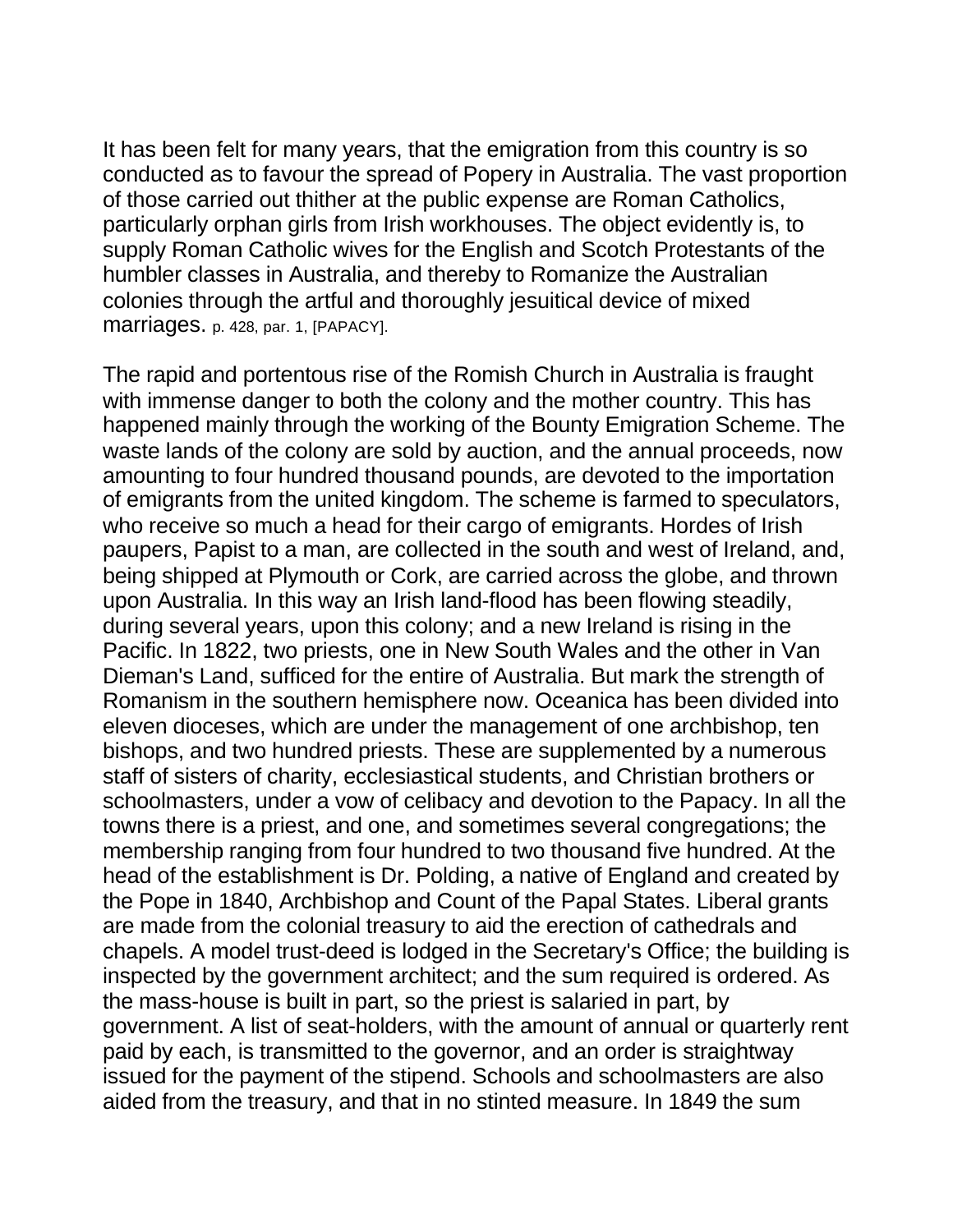It has been felt for many years, that the emigration from this country is so conducted as to favour the spread of Popery in Australia. The vast proportion of those carried out thither at the public expense are Roman Catholics, particularly orphan girls from Irish workhouses. The object evidently is, to supply Roman Catholic wives for the English and Scotch Protestants of the humbler classes in Australia, and thereby to Romanize the Australian colonies through the artful and thoroughly jesuitical device of mixed marriages. p. 428, par. 1, [PAPACY].

The rapid and portentous rise of the Romish Church in Australia is fraught with immense danger to both the colony and the mother country. This has happened mainly through the working of the Bounty Emigration Scheme. The waste lands of the colony are sold by auction, and the annual proceeds, now amounting to four hundred thousand pounds, are devoted to the importation of emigrants from the united kingdom. The scheme is farmed to speculators, who receive so much a head for their cargo of emigrants. Hordes of Irish paupers, Papist to a man, are collected in the south and west of Ireland, and, being shipped at Plymouth or Cork, are carried across the globe, and thrown upon Australia. In this way an Irish land-flood has been flowing steadily, during several years, upon this colony; and a new Ireland is rising in the Pacific. In 1822, two priests, one in New South Wales and the other in Van Dieman's Land, sufficed for the entire of Australia. But mark the strength of Romanism in the southern hemisphere now. Oceanica has been divided into eleven dioceses, which are under the management of one archbishop, ten bishops, and two hundred priests. These are supplemented by a numerous staff of sisters of charity, ecclesiastical students, and Christian brothers or schoolmasters, under a vow of celibacy and devotion to the Papacy. In all the towns there is a priest, and one, and sometimes several congregations; the membership ranging from four hundred to two thousand five hundred. At the head of the establishment is Dr. Polding, a native of England and created by the Pope in 1840, Archbishop and Count of the Papal States. Liberal grants are made from the colonial treasury to aid the erection of cathedrals and chapels. A model trust-deed is lodged in the Secretary's Office; the building is inspected by the government architect; and the sum required is ordered. As the mass-house is built in part, so the priest is salaried in part, by government. A list of seat-holders, with the amount of annual or quarterly rent paid by each, is transmitted to the governor, and an order is straightway issued for the payment of the stipend. Schools and schoolmasters are also aided from the treasury, and that in no stinted measure. In 1849 the sum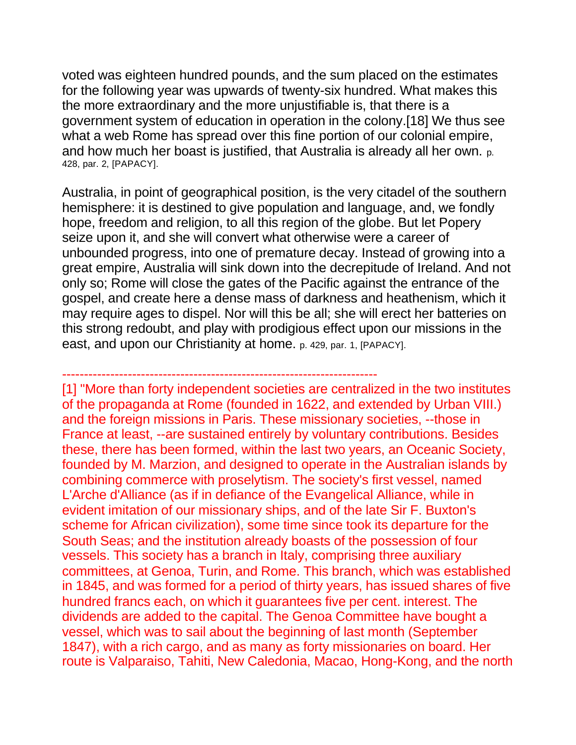voted was eighteen hundred pounds, and the sum placed on the estimates for the following year was upwards of twenty-six hundred. What makes this the more extraordinary and the more unjustifiable is, that there is a government system of education in operation in the colony.[18] We thus see what a web Rome has spread over this fine portion of our colonial empire, and how much her boast is justified, that Australia is already all her own. p. 428, par. 2, [PAPACY].

Australia, in point of geographical position, is the very citadel of the southern hemisphere: it is destined to give population and language, and, we fondly hope, freedom and religion, to all this region of the globe. But let Popery seize upon it, and she will convert what otherwise were a career of unbounded progress, into one of premature decay. Instead of growing into a great empire, Australia will sink down into the decrepitude of Ireland. And not only so; Rome will close the gates of the Pacific against the entrance of the gospel, and create here a dense mass of darkness and heathenism, which it may require ages to dispel. Nor will this be all; she will erect her batteries on this strong redoubt, and play with prodigious effect upon our missions in the east, and upon our Christianity at home. p. 429, par. 1, [PAPACY].

------------------------------------------------------------------------

[1] "More than forty independent societies are centralized in the two institutes of the propaganda at Rome (founded in 1622, and extended by Urban VIII.) and the foreign missions in Paris. These missionary societies, --those in France at least, --are sustained entirely by voluntary contributions. Besides these, there has been formed, within the last two years, an Oceanic Society, founded by M. Marzion, and designed to operate in the Australian islands by combining commerce with proselytism. The society's first vessel, named L'Arche d'Alliance (as if in defiance of the Evangelical Alliance, while in evident imitation of our missionary ships, and of the late Sir F. Buxton's scheme for African civilization), some time since took its departure for the South Seas; and the institution already boasts of the possession of four vessels. This society has a branch in Italy, comprising three auxiliary committees, at Genoa, Turin, and Rome. This branch, which was established in 1845, and was formed for a period of thirty years, has issued shares of five hundred francs each, on which it guarantees five per cent. interest. The dividends are added to the capital. The Genoa Committee have bought a vessel, which was to sail about the beginning of last month (September 1847), with a rich cargo, and as many as forty missionaries on board. Her route is Valparaiso, Tahiti, New Caledonia, Macao, Hong-Kong, and the north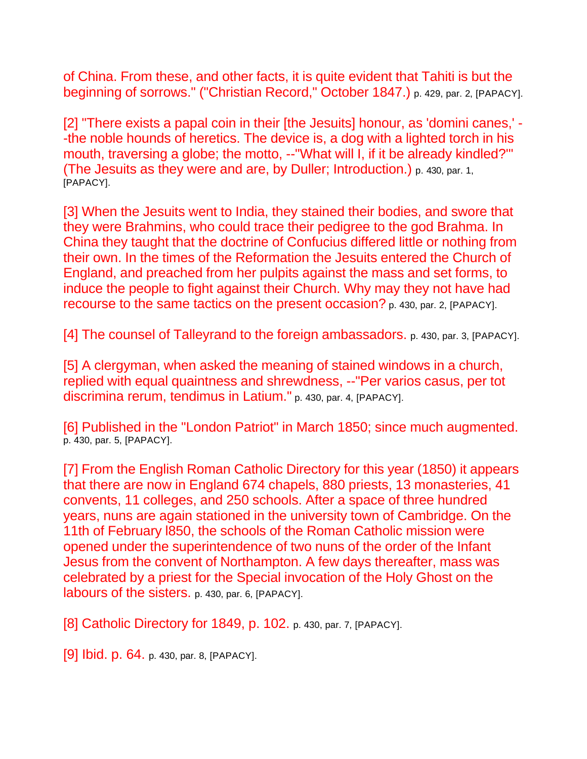of China. From these, and other facts, it is quite evident that Tahiti is but the beginning of sorrows." ("Christian Record," October 1847.) p. 429, par. 2, [PAPACY].

[2] "There exists a papal coin in their [the Jesuits] honour, as 'domini canes,' --the noble hounds of heretics. The device is, a dog with a lighted torch in his mouth, traversing a globe; the motto, --"What will I, if it be already kindled?"' (The Jesuits as they were and are, by Duller; Introduction.) p. 430, par. 1, [PAPACY].

[3] When the Jesuits went to India, they stained their bodies, and swore that they were Brahmins, who could trace their pedigree to the god Brahma. In China they taught that the doctrine of Confucius differed little or nothing from their own. In the times of the Reformation the Jesuits entered the Church of England, and preached from her pulpits against the mass and set forms, to induce the people to fight against their Church. Why may they not have had recourse to the same tactics on the present occasion? p. 430, par. 2, [PAPACY].

[4] The counsel of Talleyrand to the foreign ambassadors. p. 430, par. 3, [PAPACY].

[5] A clergyman, when asked the meaning of stained windows in a church, replied with equal quaintness and shrewdness, --"Per varios casus, per tot discrimina rerum, tendimus in Latium." p. 430, par. 4, [PAPACY].

[6] Published in the "London Patriot" in March 1850; since much augmented. p. 430, par. 5, [PAPACY].

[7] From the English Roman Catholic Directory for this year (1850) it appears that there are now in England 674 chapels, 880 priests, 13 monasteries, 41 convents, 11 colleges, and 250 schools. After a space of three hundred years, nuns are again stationed in the university town of Cambridge. On the 11th of February l850, the schools of the Roman Catholic mission were opened under the superintendence of two nuns of the order of the Infant Jesus from the convent of Northampton. A few days thereafter, mass was celebrated by a priest for the Special invocation of the Holy Ghost on the labours of the sisters. p. 430, par. 6, [PAPACY].

[8] Catholic Directory for 1849, p. 102. p. 430, par. 7, [PAPACY].

[9] Ibid. p. 64. p. 430, par. 8, [PAPACY].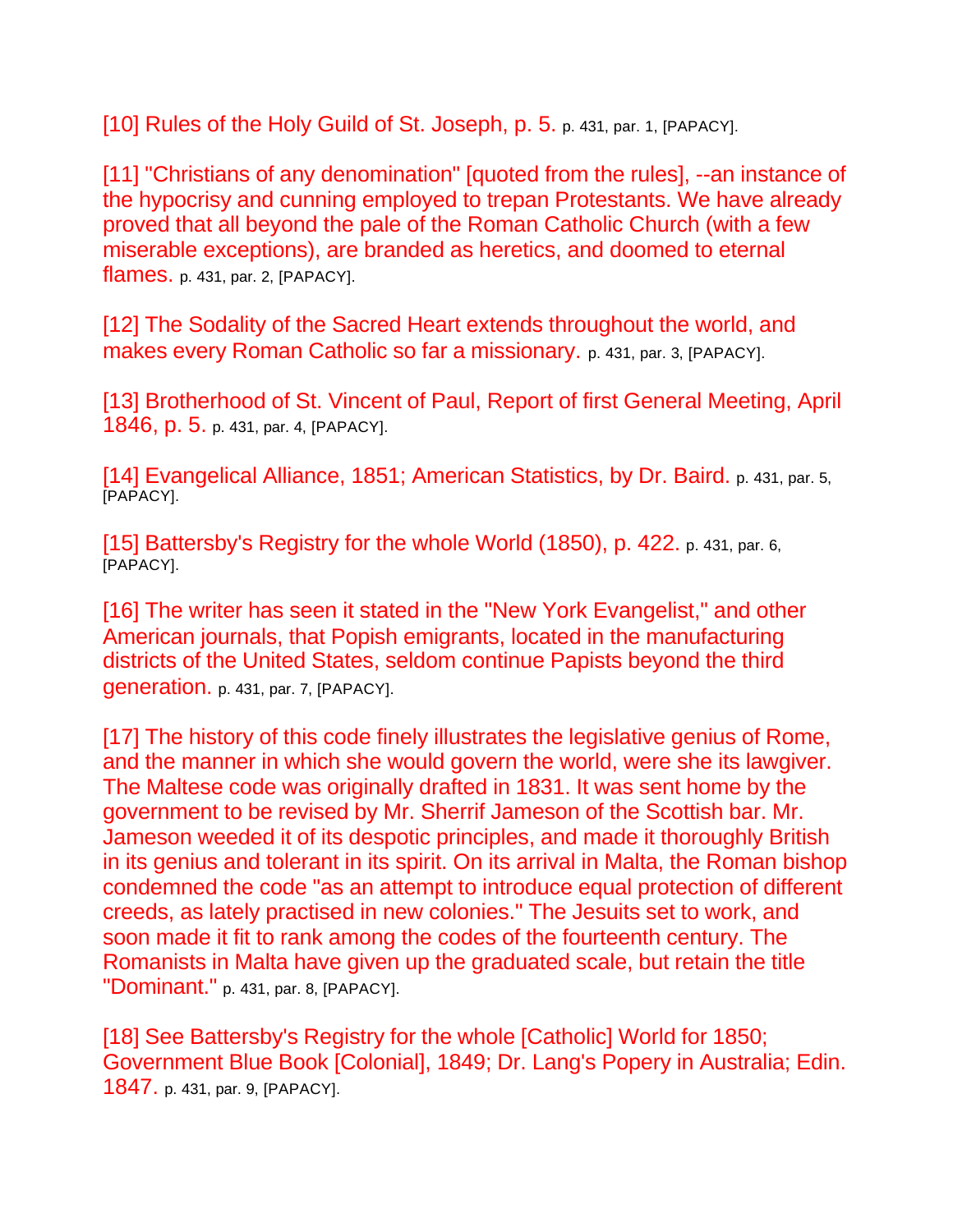[10] Rules of the Holy Guild of St. Joseph, p. 5. p. 431, par. 1, [PAPACY].

[11] "Christians of any denomination" [quoted from the rules], --an instance of the hypocrisy and cunning employed to trepan Protestants. We have already proved that all beyond the pale of the Roman Catholic Church (with a few miserable exceptions), are branded as heretics, and doomed to eternal flames. p. 431, par. 2, [PAPACY].

[12] The Sodality of the Sacred Heart extends throughout the world, and makes every Roman Catholic so far a missionary. p. 431, par. 3, [PAPACY].

[13] Brotherhood of St. Vincent of Paul, Report of first General Meeting, April 1846, p. 5. p. 431, par. 4, [PAPACY].

[14] Evangelical Alliance, 1851; American Statistics, by Dr. Baird. p. 431, par. 5, [PAPACY].

[15] Battersby's Registry for the whole World (1850), p. 422. p. 431, par. 6, [PAPACY].

[16] The writer has seen it stated in the "New York Evangelist," and other American journals, that Popish emigrants, located in the manufacturing districts of the United States, seldom continue Papists beyond the third generation. p. 431, par. 7, [PAPACY].

[17] The history of this code finely illustrates the legislative genius of Rome, and the manner in which she would govern the world, were she its lawgiver. The Maltese code was originally drafted in 1831. It was sent home by the government to be revised by Mr. Sherrif Jameson of the Scottish bar. Mr. Jameson weeded it of its despotic principles, and made it thoroughly British in its genius and tolerant in its spirit. On its arrival in Malta, the Roman bishop condemned the code "as an attempt to introduce equal protection of different creeds, as lately practised in new colonies." The Jesuits set to work, and soon made it fit to rank among the codes of the fourteenth century. The Romanists in Malta have given up the graduated scale, but retain the title "Dominant." p. 431, par. 8, [PAPACY].

[18] See Battersby's Registry for the whole [Catholic] World for 1850; Government Blue Book [Colonial], 1849; Dr. Lang's Popery in Australia; Edin. 1847. p. 431, par. 9, [PAPACY].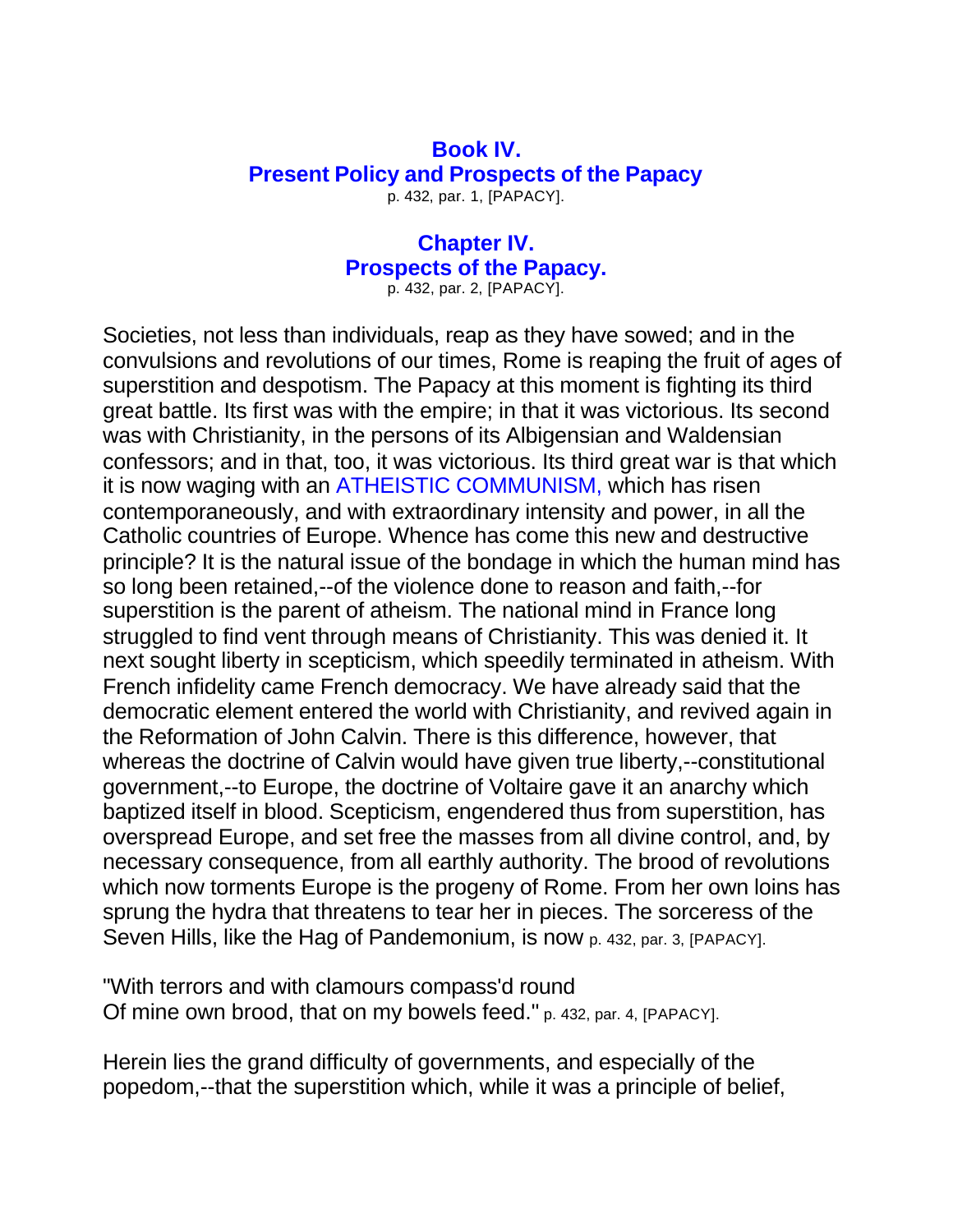## Book IV.
## Present Policy and Prospects of the Papacy

p. 432, par. 1, [PAPACY].

### Chapter IV.
### Prospects of the Papacy.

p. 432, par. 2, [PAPACY].

Societies, not less than individuals, reap as they have sowed; and in the convulsions and revolutions of our times, Rome is reaping the fruit of ages of superstition and despotism. The Papacy at this moment is fighting its third great battle. Its first was with the empire; in that it was victorious. Its second was with Christianity, in the persons of its Albigensian and Waldensian confessors; and in that, too, it was victorious. Its third great war is that which it is now waging with an ATHEISTIC COMMUNISM, which has risen contemporaneously, and with extraordinary intensity and power, in all the Catholic countries of Europe. Whence has come this new and destructive principle? It is the natural issue of the bondage in which the human mind has so long been retained,--of the violence done to reason and faith,--for superstition is the parent of atheism. The national mind in France long struggled to find vent through means of Christianity. This was denied it. It next sought liberty in scepticism, which speedily terminated in atheism. With French infidelity came French democracy. We have already said that the democratic element entered the world with Christianity, and revived again in the Reformation of John Calvin. There is this difference, however, that whereas the doctrine of Calvin would have given true liberty,--constitutional government,--to Europe, the doctrine of Voltaire gave it an anarchy which baptized itself in blood. Scepticism, engendered thus from superstition, has overspread Europe, and set free the masses from all divine control, and, by necessary consequence, from all earthly authority. The brood of revolutions which now torments Europe is the progeny of Rome. From her own loins has sprung the hydra that threatens to tear her in pieces. The sorceress of the Seven Hills, like the Hag of Pandemonium, is now p. 432, par. 3, [PAPACY].

"With terrors and with clamours compass'd round
Of mine own brood, that on my bowels feed." p. 432, par. 4, [PAPACY].

Herein lies the grand difficulty of governments, and especially of the popedom,--that the superstition which, while it was a principle of belief,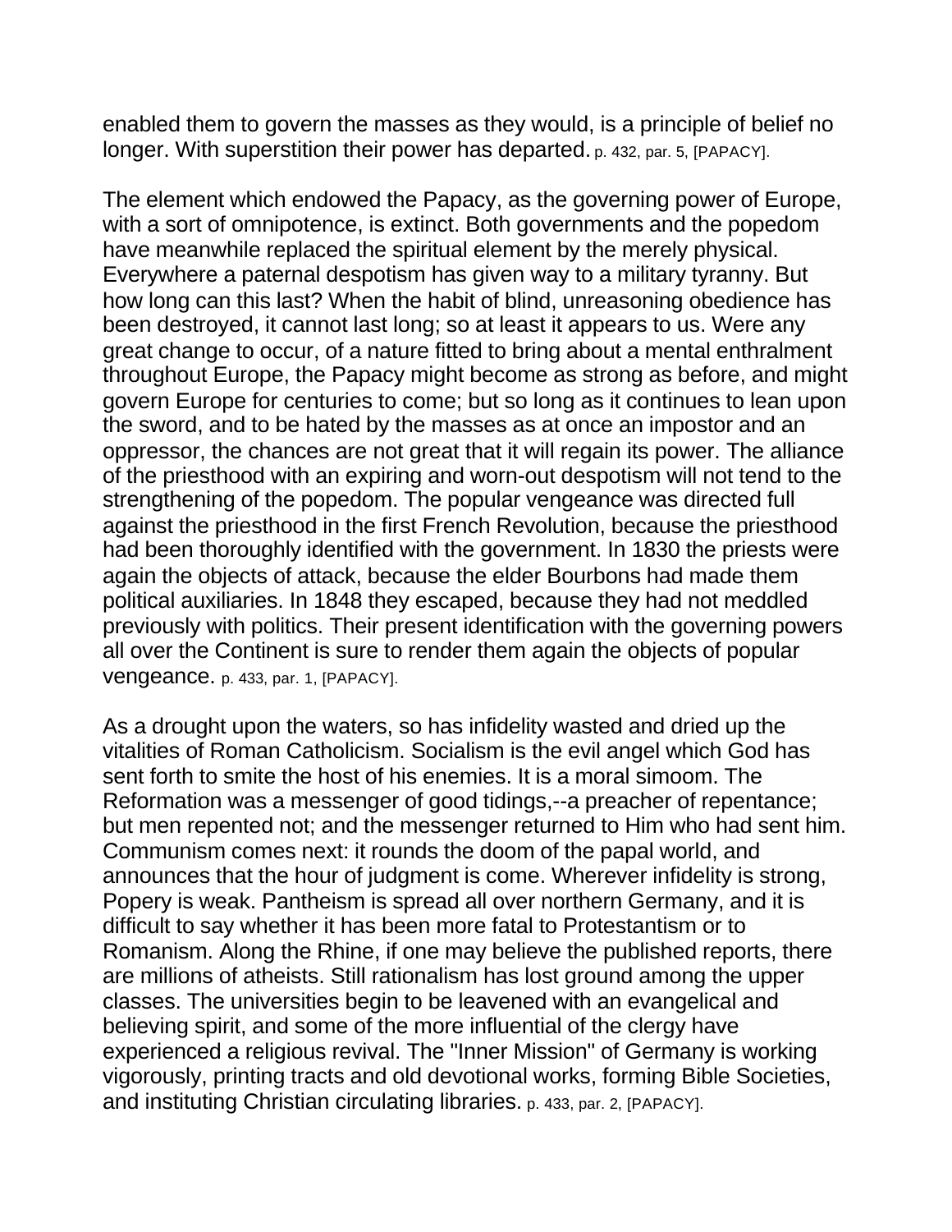enabled them to govern the masses as they would, is a principle of belief no longer. With superstition their power has departed. p. 432, par. 5, [PAPACY].

The element which endowed the Papacy, as the governing power of Europe, with a sort of omnipotence, is extinct. Both governments and the popedom have meanwhile replaced the spiritual element by the merely physical. Everywhere a paternal despotism has given way to a military tyranny. But how long can this last? When the habit of blind, unreasoning obedience has been destroyed, it cannot last long; so at least it appears to us. Were any great change to occur, of a nature fitted to bring about a mental enthralment throughout Europe, the Papacy might become as strong as before, and might govern Europe for centuries to come; but so long as it continues to lean upon the sword, and to be hated by the masses as at once an impostor and an oppressor, the chances are not great that it will regain its power. The alliance of the priesthood with an expiring and worn-out despotism will not tend to the strengthening of the popedom. The popular vengeance was directed full against the priesthood in the first French Revolution, because the priesthood had been thoroughly identified with the government. In 1830 the priests were again the objects of attack, because the elder Bourbons had made them political auxiliaries. In 1848 they escaped, because they had not meddled previously with politics. Their present identification with the governing powers all over the Continent is sure to render them again the objects of popular vengeance. p. 433, par. 1, [PAPACY].

As a drought upon the waters, so has infidelity wasted and dried up the vitalities of Roman Catholicism. Socialism is the evil angel which God has sent forth to smite the host of his enemies. It is a moral simoom. The Reformation was a messenger of good tidings,--a preacher of repentance; but men repented not; and the messenger returned to Him who had sent him. Communism comes next: it rounds the doom of the papal world, and announces that the hour of judgment is come. Wherever infidelity is strong, Popery is weak. Pantheism is spread all over northern Germany, and it is difficult to say whether it has been more fatal to Protestantism or to Romanism. Along the Rhine, if one may believe the published reports, there are millions of atheists. Still rationalism has lost ground among the upper classes. The universities begin to be leavened with an evangelical and believing spirit, and some of the more influential of the clergy have experienced a religious revival. The "Inner Mission" of Germany is working vigorously, printing tracts and old devotional works, forming Bible Societies, and instituting Christian circulating libraries. p. 433, par. 2, [PAPACY].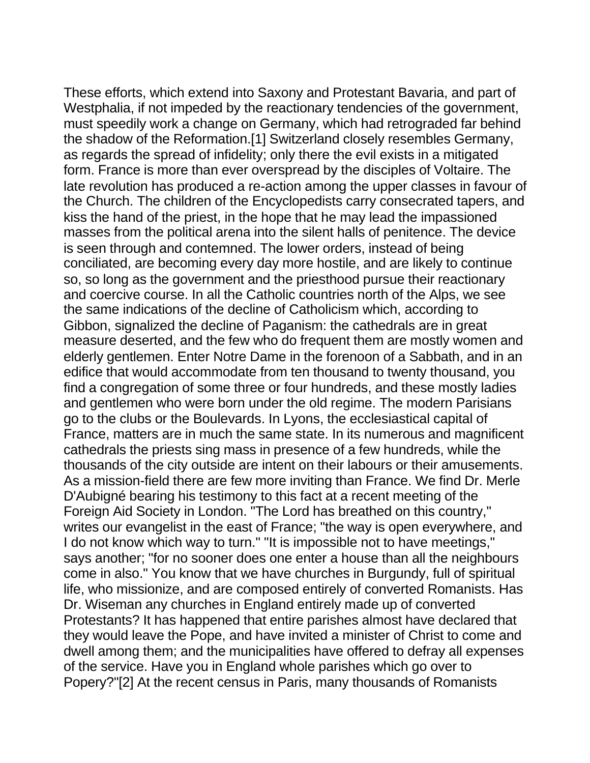These efforts, which extend into Saxony and Protestant Bavaria, and part of Westphalia, if not impeded by the reactionary tendencies of the government, must speedily work a change on Germany, which had retrograded far behind the shadow of the Reformation.[1] Switzerland closely resembles Germany, as regards the spread of infidelity; only there the evil exists in a mitigated form. France is more than ever overspread by the disciples of Voltaire. The late revolution has produced a re-action among the upper classes in favour of the Church. The children of the Encyclopedists carry consecrated tapers, and kiss the hand of the priest, in the hope that he may lead the impassioned masses from the political arena into the silent halls of penitence. The device is seen through and contemned. The lower orders, instead of being conciliated, are becoming every day more hostile, and are likely to continue so, so long as the government and the priesthood pursue their reactionary and coercive course. In all the Catholic countries north of the Alps, we see the same indications of the decline of Catholicism which, according to Gibbon, signalized the decline of Paganism: the cathedrals are in great measure deserted, and the few who do frequent them are mostly women and elderly gentlemen. Enter Notre Dame in the forenoon of a Sabbath, and in an edifice that would accommodate from ten thousand to twenty thousand, you find a congregation of some three or four hundreds, and these mostly ladies and gentlemen who were born under the old regime. The modern Parisians go to the clubs or the Boulevards. In Lyons, the ecclesiastical capital of France, matters are in much the same state. In its numerous and magnificent cathedrals the priests sing mass in presence of a few hundreds, while the thousands of the city outside are intent on their labours or their amusements. As a mission-field there are few more inviting than France. We find Dr. Merle D'Aubigné bearing his testimony to this fact at a recent meeting of the Foreign Aid Society in London. "The Lord has breathed on this country," writes our evangelist in the east of France; "the way is open everywhere, and I do not know which way to turn." "It is impossible not to have meetings," says another; "for no sooner does one enter a house than all the neighbours come in also." You know that we have churches in Burgundy, full of spiritual life, who missionize, and are composed entirely of converted Romanists. Has Dr. Wiseman any churches in England entirely made up of converted Protestants? It has happened that entire parishes almost have declared that they would leave the Pope, and have invited a minister of Christ to come and dwell among them; and the municipalities have offered to defray all expenses of the service. Have you in England whole parishes which go over to Popery?"[2] At the recent census in Paris, many thousands of Romanists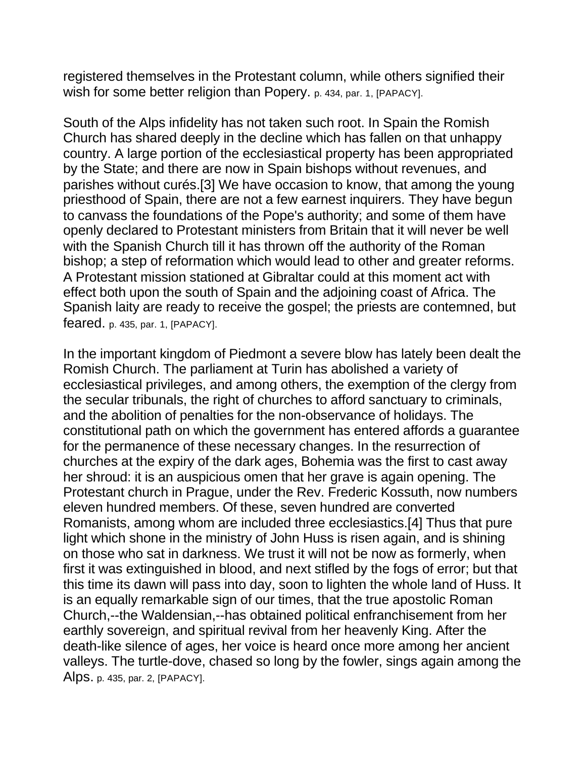registered themselves in the Protestant column, while others signified their wish for some better religion than Popery. p. 434, par. 1, [PAPACY].

South of the Alps infidelity has not taken such root. In Spain the Romish Church has shared deeply in the decline which has fallen on that unhappy country. A large portion of the ecclesiastical property has been appropriated by the State; and there are now in Spain bishops without revenues, and parishes without curés.[3] We have occasion to know, that among the young priesthood of Spain, there are not a few earnest inquirers. They have begun to canvass the foundations of the Pope's authority; and some of them have openly declared to Protestant ministers from Britain that it will never be well with the Spanish Church till it has thrown off the authority of the Roman bishop; a step of reformation which would lead to other and greater reforms. A Protestant mission stationed at Gibraltar could at this moment act with effect both upon the south of Spain and the adjoining coast of Africa. The Spanish laity are ready to receive the gospel; the priests are contemned, but feared. p. 435, par. 1, [PAPACY].

In the important kingdom of Piedmont a severe blow has lately been dealt the Romish Church. The parliament at Turin has abolished a variety of ecclesiastical privileges, and among others, the exemption of the clergy from the secular tribunals, the right of churches to afford sanctuary to criminals, and the abolition of penalties for the non-observance of holidays. The constitutional path on which the government has entered affords a guarantee for the permanence of these necessary changes. In the resurrection of churches at the expiry of the dark ages, Bohemia was the first to cast away her shroud: it is an auspicious omen that her grave is again opening. The Protestant church in Prague, under the Rev. Frederic Kossuth, now numbers eleven hundred members. Of these, seven hundred are converted Romanists, among whom are included three ecclesiastics.[4] Thus that pure light which shone in the ministry of John Huss is risen again, and is shining on those who sat in darkness. We trust it will not be now as formerly, when first it was extinguished in blood, and next stifled by the fogs of error; but that this time its dawn will pass into day, soon to lighten the whole land of Huss. It is an equally remarkable sign of our times, that the true apostolic Roman Church,--the Waldensian,--has obtained political enfranchisement from her earthly sovereign, and spiritual revival from her heavenly King. After the death-like silence of ages, her voice is heard once more among her ancient valleys. The turtle-dove, chased so long by the fowler, sings again among the Alps. p. 435, par. 2, [PAPACY].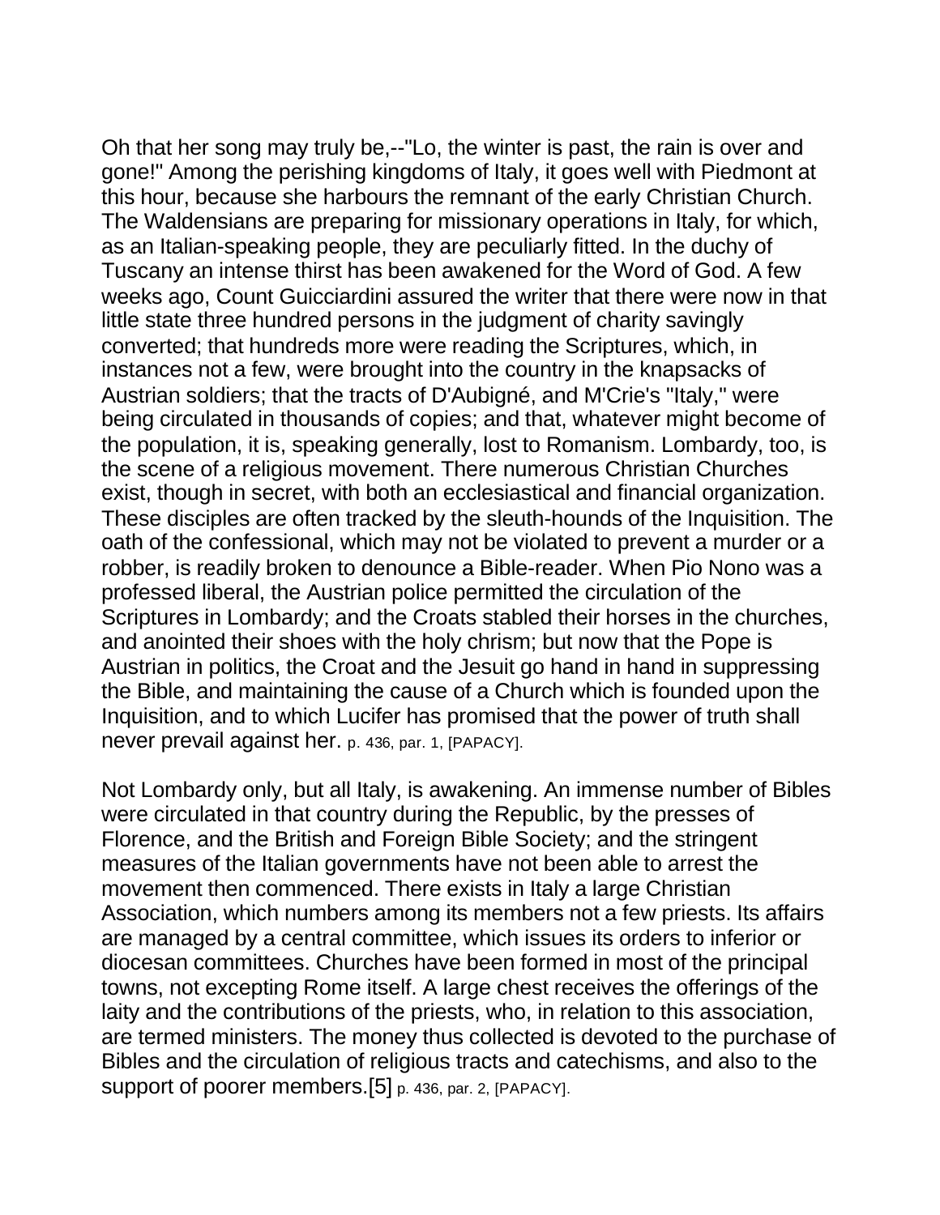Oh that her song may truly be,--"Lo, the winter is past, the rain is over and gone!" Among the perishing kingdoms of Italy, it goes well with Piedmont at this hour, because she harbours the remnant of the early Christian Church. The Waldensians are preparing for missionary operations in Italy, for which, as an Italian-speaking people, they are peculiarly fitted. In the duchy of Tuscany an intense thirst has been awakened for the Word of God. A few weeks ago, Count Guicciardini assured the writer that there were now in that little state three hundred persons in the judgment of charity savingly converted; that hundreds more were reading the Scriptures, which, in instances not a few, were brought into the country in the knapsacks of Austrian soldiers; that the tracts of D'Aubigné, and M'Crie's "Italy," were being circulated in thousands of copies; and that, whatever might become of the population, it is, speaking generally, lost to Romanism. Lombardy, too, is the scene of a religious movement. There numerous Christian Churches exist, though in secret, with both an ecclesiastical and financial organization. These disciples are often tracked by the sleuth-hounds of the Inquisition. The oath of the confessional, which may not be violated to prevent a murder or a robber, is readily broken to denounce a Bible-reader. When Pio Nono was a professed liberal, the Austrian police permitted the circulation of the Scriptures in Lombardy; and the Croats stabled their horses in the churches, and anointed their shoes with the holy chrism; but now that the Pope is Austrian in politics, the Croat and the Jesuit go hand in hand in suppressing the Bible, and maintaining the cause of a Church which is founded upon the Inquisition, and to which Lucifer has promised that the power of truth shall never prevail against her. p. 436, par. 1, [PAPACY].

Not Lombardy only, but all Italy, is awakening. An immense number of Bibles were circulated in that country during the Republic, by the presses of Florence, and the British and Foreign Bible Society; and the stringent measures of the Italian governments have not been able to arrest the movement then commenced. There exists in Italy a large Christian Association, which numbers among its members not a few priests. Its affairs are managed by a central committee, which issues its orders to inferior or diocesan committees. Churches have been formed in most of the principal towns, not excepting Rome itself. A large chest receives the offerings of the laity and the contributions of the priests, who, in relation to this association, are termed ministers. The money thus collected is devoted to the purchase of Bibles and the circulation of religious tracts and catechisms, and also to the support of poorer members.[5] p. 436, par. 2, [PAPACY].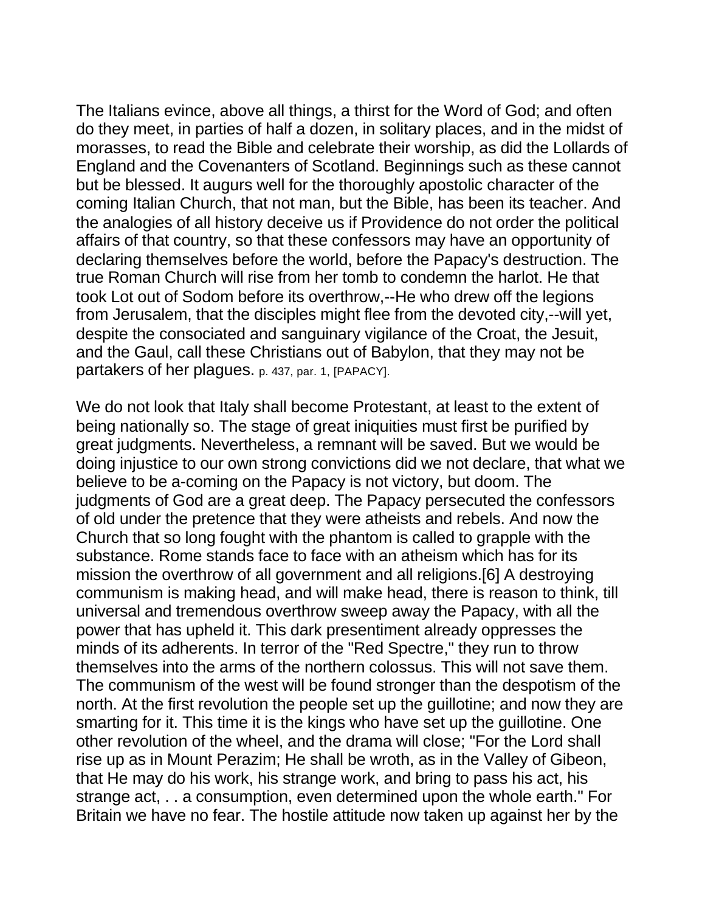The Italians evince, above all things, a thirst for the Word of God; and often do they meet, in parties of half a dozen, in solitary places, and in the midst of morasses, to read the Bible and celebrate their worship, as did the Lollards of England and the Covenanters of Scotland. Beginnings such as these cannot but be blessed. It augurs well for the thoroughly apostolic character of the coming Italian Church, that not man, but the Bible, has been its teacher. And the analogies of all history deceive us if Providence do not order the political affairs of that country, so that these confessors may have an opportunity of declaring themselves before the world, before the Papacy's destruction. The true Roman Church will rise from her tomb to condemn the harlot. He that took Lot out of Sodom before its overthrow,--He who drew off the legions from Jerusalem, that the disciples might flee from the devoted city,--will yet, despite the consociated and sanguinary vigilance of the Croat, the Jesuit, and the Gaul, call these Christians out of Babylon, that they may not be partakers of her plagues. p. 437, par. 1, [PAPACY].

We do not look that Italy shall become Protestant, at least to the extent of being nationally so. The stage of great iniquities must first be purified by great judgments. Nevertheless, a remnant will be saved. But we would be doing injustice to our own strong convictions did we not declare, that what we believe to be a-coming on the Papacy is not victory, but doom. The judgments of God are a great deep. The Papacy persecuted the confessors of old under the pretence that they were atheists and rebels. And now the Church that so long fought with the phantom is called to grapple with the substance. Rome stands face to face with an atheism which has for its mission the overthrow of all government and all religions.[6] A destroying communism is making head, and will make head, there is reason to think, till universal and tremendous overthrow sweep away the Papacy, with all the power that has upheld it. This dark presentiment already oppresses the minds of its adherents. In terror of the "Red Spectre," they run to throw themselves into the arms of the northern colossus. This will not save them. The communism of the west will be found stronger than the despotism of the north. At the first revolution the people set up the guillotine; and now they are smarting for it. This time it is the kings who have set up the guillotine. One other revolution of the wheel, and the drama will close; "For the Lord shall rise up as in Mount Perazim; He shall be wroth, as in the Valley of Gibeon, that He may do his work, his strange work, and bring to pass his act, his strange act, . . a consumption, even determined upon the whole earth." For Britain we have no fear. The hostile attitude now taken up against her by the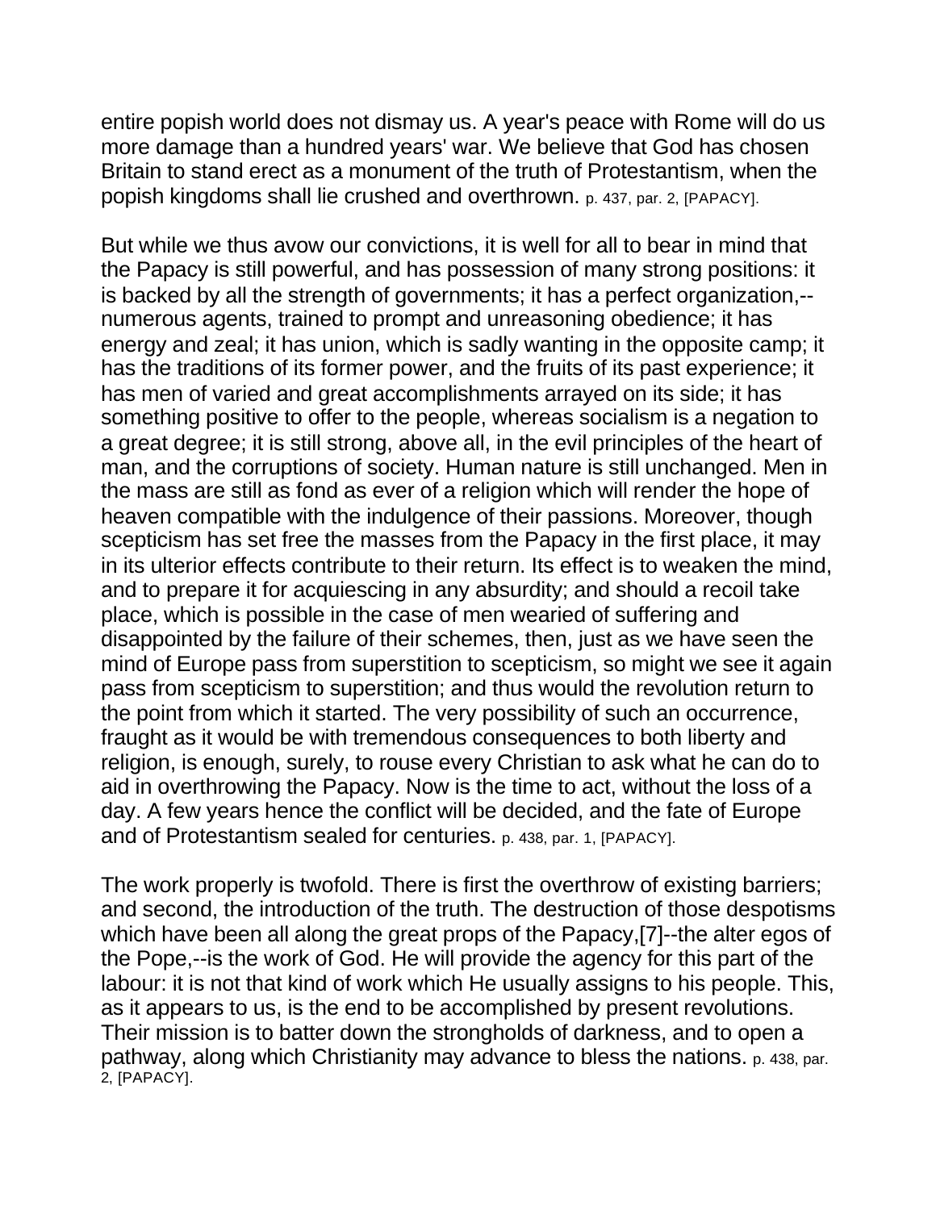entire popish world does not dismay us. A year's peace with Rome will do us more damage than a hundred years' war. We believe that God has chosen Britain to stand erect as a monument of the truth of Protestantism, when the popish kingdoms shall lie crushed and overthrown. p. 437, par. 2, [PAPACY].

But while we thus avow our convictions, it is well for all to bear in mind that the Papacy is still powerful, and has possession of many strong positions: it is backed by all the strength of governments; it has a perfect organization,--numerous agents, trained to prompt and unreasoning obedience; it has energy and zeal; it has union, which is sadly wanting in the opposite camp; it has the traditions of its former power, and the fruits of its past experience; it has men of varied and great accomplishments arrayed on its side; it has something positive to offer to the people, whereas socialism is a negation to a great degree; it is still strong, above all, in the evil principles of the heart of man, and the corruptions of society. Human nature is still unchanged. Men in the mass are still as fond as ever of a religion which will render the hope of heaven compatible with the indulgence of their passions. Moreover, though scepticism has set free the masses from the Papacy in the first place, it may in its ulterior effects contribute to their return. Its effect is to weaken the mind, and to prepare it for acquiescing in any absurdity; and should a recoil take place, which is possible in the case of men wearied of suffering and disappointed by the failure of their schemes, then, just as we have seen the mind of Europe pass from superstition to scepticism, so might we see it again pass from scepticism to superstition; and thus would the revolution return to the point from which it started. The very possibility of such an occurrence, fraught as it would be with tremendous consequences to both liberty and religion, is enough, surely, to rouse every Christian to ask what he can do to aid in overthrowing the Papacy. Now is the time to act, without the loss of a day. A few years hence the conflict will be decided, and the fate of Europe and of Protestantism sealed for centuries. p. 438, par. 1, [PAPACY].

The work properly is twofold. There is first the overthrow of existing barriers; and second, the introduction of the truth. The destruction of those despotisms which have been all along the great props of the Papacy,[7]--the alter egos of the Pope,--is the work of God. He will provide the agency for this part of the labour: it is not that kind of work which He usually assigns to his people. This, as it appears to us, is the end to be accomplished by present revolutions. Their mission is to batter down the strongholds of darkness, and to open a pathway, along which Christianity may advance to bless the nations. p. 438, par. 2, [PAPACY].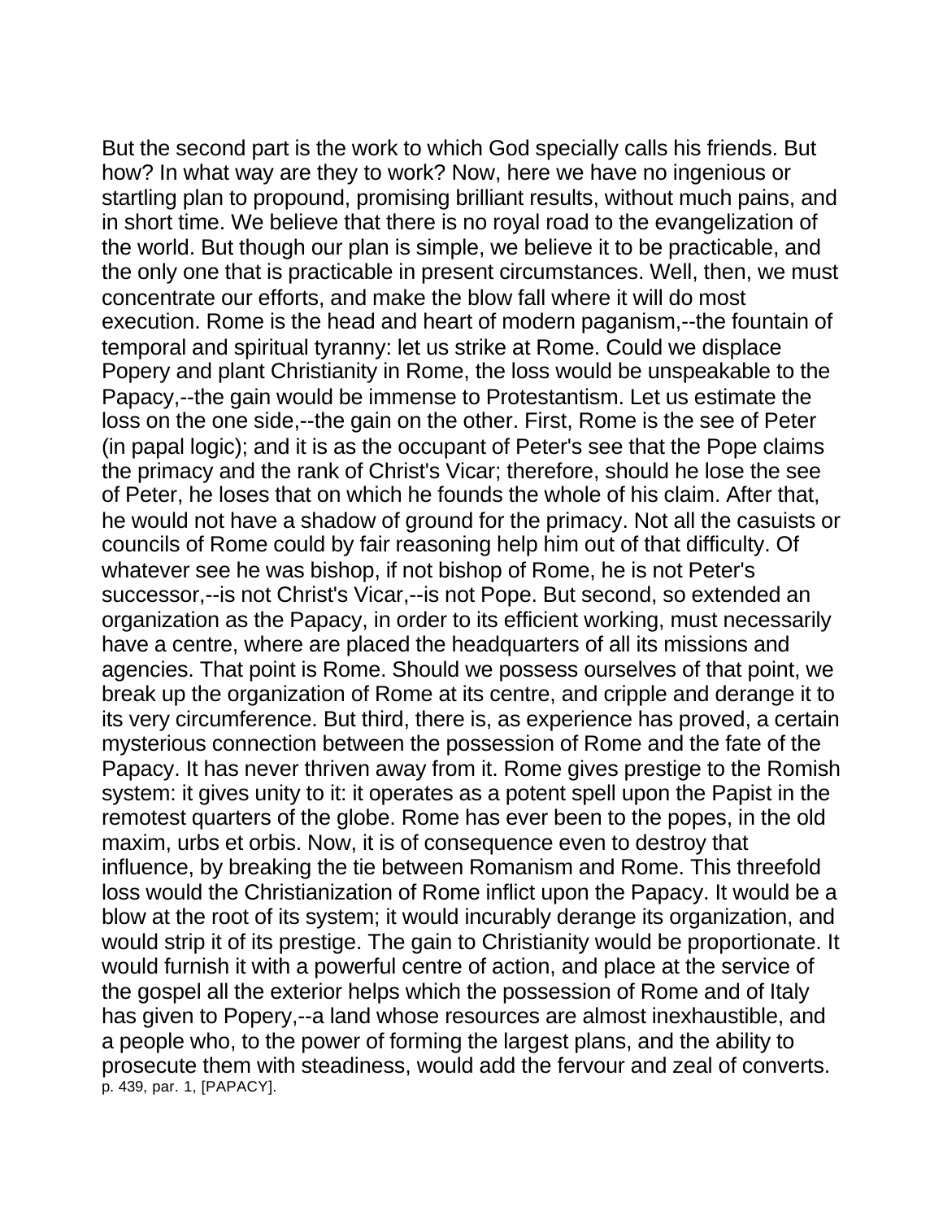But the second part is the work to which God specially calls his friends. But how? In what way are they to work? Now, here we have no ingenious or startling plan to propound, promising brilliant results, without much pains, and in short time. We believe that there is no royal road to the evangelization of the world. But though our plan is simple, we believe it to be practicable, and the only one that is practicable in present circumstances. Well, then, we must concentrate our efforts, and make the blow fall where it will do most execution. Rome is the head and heart of modern paganism,--the fountain of temporal and spiritual tyranny: let us strike at Rome. Could we displace Popery and plant Christianity in Rome, the loss would be unspeakable to the Papacy,--the gain would be immense to Protestantism. Let us estimate the loss on the one side,--the gain on the other. First, Rome is the see of Peter (in papal logic); and it is as the occupant of Peter's see that the Pope claims the primacy and the rank of Christ's Vicar; therefore, should he lose the see of Peter, he loses that on which he founds the whole of his claim. After that, he would not have a shadow of ground for the primacy. Not all the casuists or councils of Rome could by fair reasoning help him out of that difficulty. Of whatever see he was bishop, if not bishop of Rome, he is not Peter's successor,--is not Christ's Vicar,--is not Pope. But second, so extended an organization as the Papacy, in order to its efficient working, must necessarily have a centre, where are placed the headquarters of all its missions and agencies. That point is Rome. Should we possess ourselves of that point, we break up the organization of Rome at its centre, and cripple and derange it to its very circumference. But third, there is, as experience has proved, a certain mysterious connection between the possession of Rome and the fate of the Papacy. It has never thriven away from it. Rome gives prestige to the Romish system: it gives unity to it: it operates as a potent spell upon the Papist in the remotest quarters of the globe. Rome has ever been to the popes, in the old maxim, urbs et orbis. Now, it is of consequence even to destroy that influence, by breaking the tie between Romanism and Rome. This threefold loss would the Christianization of Rome inflict upon the Papacy. It would be a blow at the root of its system; it would incurably derange its organization, and would strip it of its prestige. The gain to Christianity would be proportionate. It would furnish it with a powerful centre of action, and place at the service of the gospel all the exterior helps which the possession of Rome and of Italy has given to Popery,--a land whose resources are almost inexhaustible, and a people who, to the power of forming the largest plans, and the ability to prosecute them with steadiness, would add the fervour and zeal of converts. p. 439, par. 1, [PAPACY].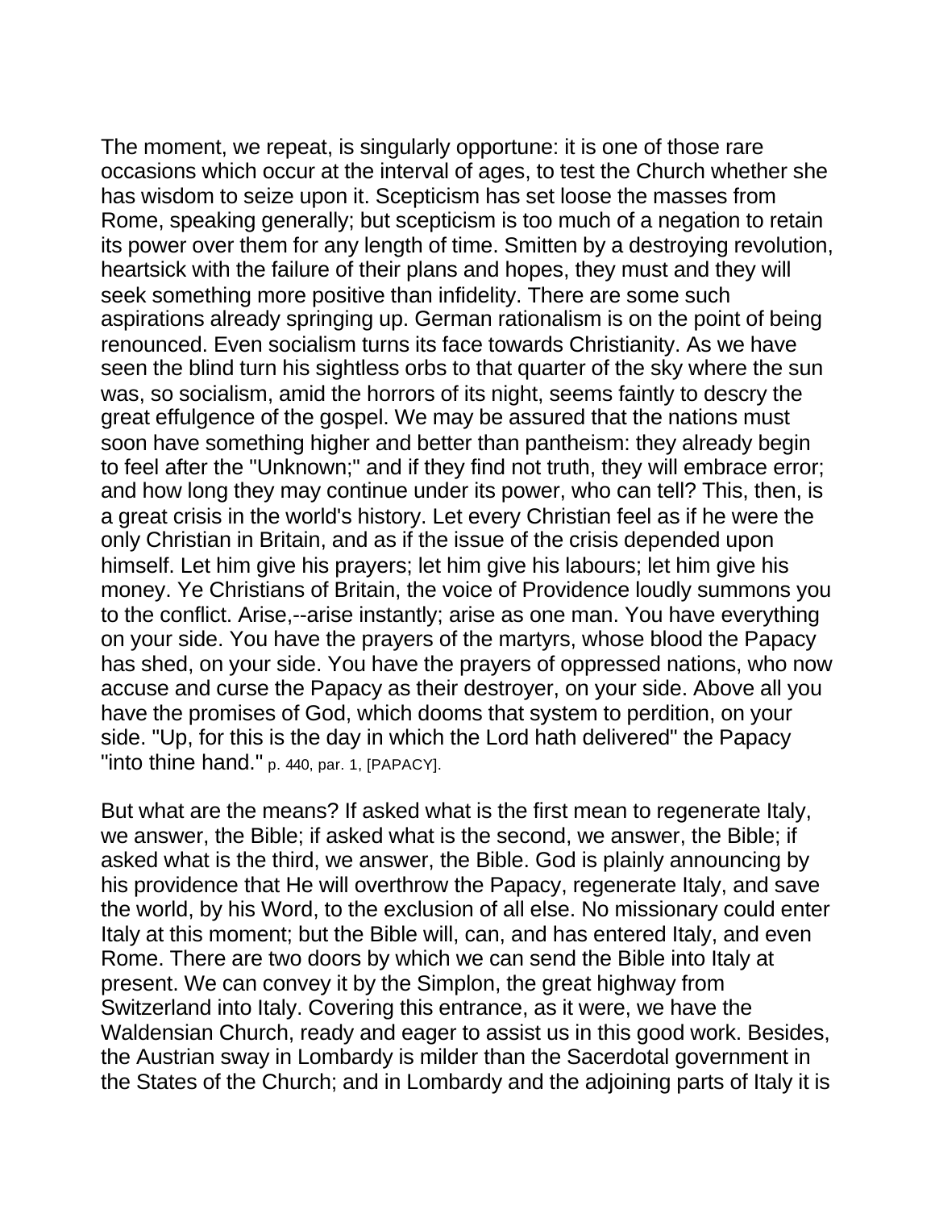The moment, we repeat, is singularly opportune: it is one of those rare occasions which occur at the interval of ages, to test the Church whether she has wisdom to seize upon it. Scepticism has set loose the masses from Rome, speaking generally; but scepticism is too much of a negation to retain its power over them for any length of time. Smitten by a destroying revolution, heartsick with the failure of their plans and hopes, they must and they will seek something more positive than infidelity. There are some such aspirations already springing up. German rationalism is on the point of being renounced. Even socialism turns its face towards Christianity. As we have seen the blind turn his sightless orbs to that quarter of the sky where the sun was, so socialism, amid the horrors of its night, seems faintly to descry the great effulgence of the gospel. We may be assured that the nations must soon have something higher and better than pantheism: they already begin to feel after the "Unknown;" and if they find not truth, they will embrace error; and how long they may continue under its power, who can tell? This, then, is a great crisis in the world's history. Let every Christian feel as if he were the only Christian in Britain, and as if the issue of the crisis depended upon himself. Let him give his prayers; let him give his labours; let him give his money. Ye Christians of Britain, the voice of Providence loudly summons you to the conflict. Arise,--arise instantly; arise as one man. You have everything on your side. You have the prayers of the martyrs, whose blood the Papacy has shed, on your side. You have the prayers of oppressed nations, who now accuse and curse the Papacy as their destroyer, on your side. Above all you have the promises of God, which dooms that system to perdition, on your side. "Up, for this is the day in which the Lord hath delivered" the Papacy "into thine hand." p. 440, par. 1, [PAPACY].

But what are the means? If asked what is the first mean to regenerate Italy, we answer, the Bible; if asked what is the second, we answer, the Bible; if asked what is the third, we answer, the Bible. God is plainly announcing by his providence that He will overthrow the Papacy, regenerate Italy, and save the world, by his Word, to the exclusion of all else. No missionary could enter Italy at this moment; but the Bible will, can, and has entered Italy, and even Rome. There are two doors by which we can send the Bible into Italy at present. We can convey it by the Simplon, the great highway from Switzerland into Italy. Covering this entrance, as it were, we have the Waldensian Church, ready and eager to assist us in this good work. Besides, the Austrian sway in Lombardy is milder than the Sacerdotal government in the States of the Church; and in Lombardy and the adjoining parts of Italy it is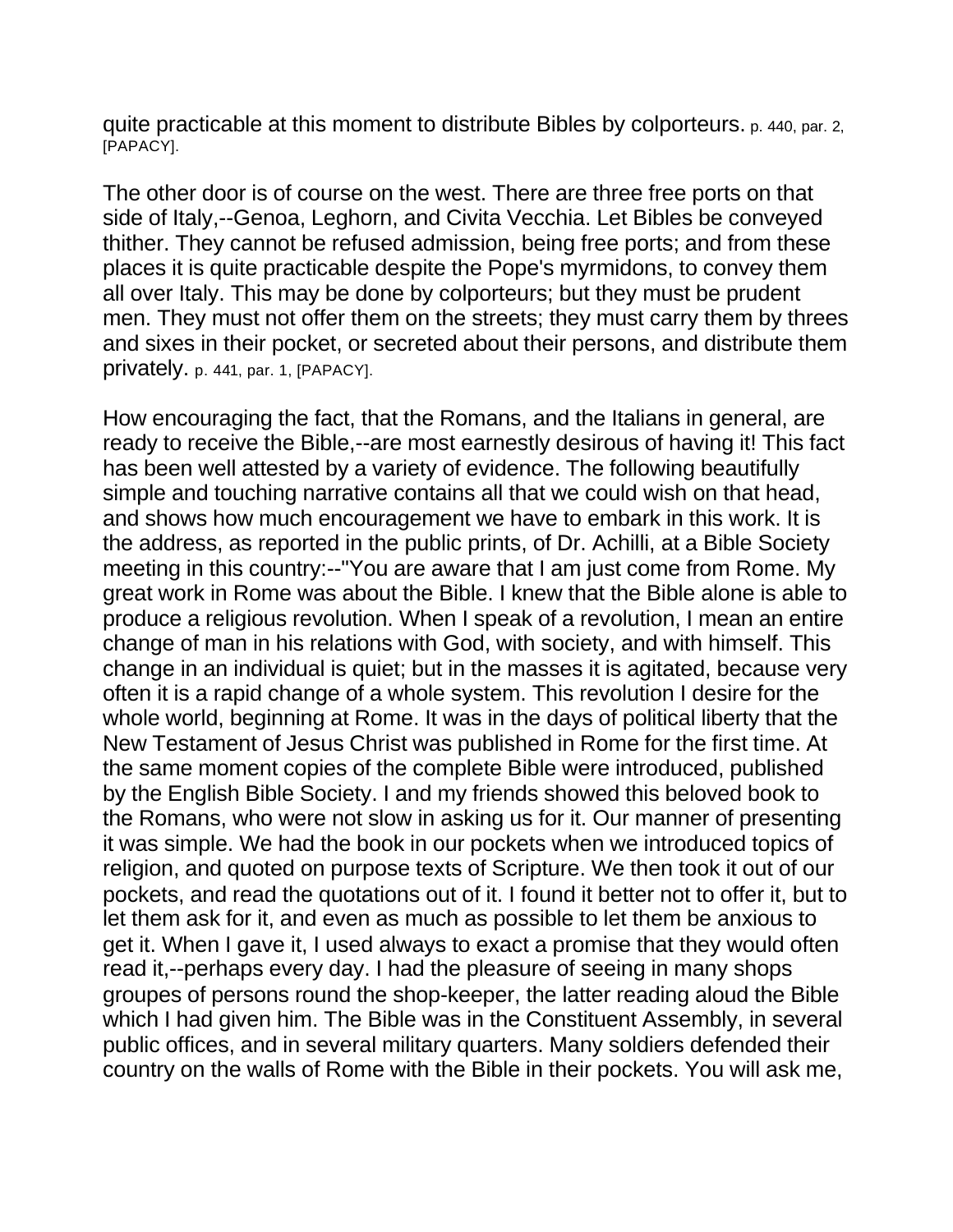quite practicable at this moment to distribute Bibles by colporteurs. p. 440, par. 2, [PAPACY].

The other door is of course on the west. There are three free ports on that side of Italy,--Genoa, Leghorn, and Civita Vecchia. Let Bibles be conveyed thither. They cannot be refused admission, being free ports; and from these places it is quite practicable despite the Pope's myrmidons, to convey them all over Italy. This may be done by colporteurs; but they must be prudent men. They must not offer them on the streets; they must carry them by threes and sixes in their pocket, or secreted about their persons, and distribute them privately. p. 441, par. 1, [PAPACY].

How encouraging the fact, that the Romans, and the Italians in general, are ready to receive the Bible,--are most earnestly desirous of having it! This fact has been well attested by a variety of evidence. The following beautifully simple and touching narrative contains all that we could wish on that head, and shows how much encouragement we have to embark in this work. It is the address, as reported in the public prints, of Dr. Achilli, at a Bible Society meeting in this country:--"You are aware that I am just come from Rome. My great work in Rome was about the Bible. I knew that the Bible alone is able to produce a religious revolution. When I speak of a revolution, I mean an entire change of man in his relations with God, with society, and with himself. This change in an individual is quiet; but in the masses it is agitated, because very often it is a rapid change of a whole system. This revolution I desire for the whole world, beginning at Rome. It was in the days of political liberty that the New Testament of Jesus Christ was published in Rome for the first time. At the same moment copies of the complete Bible were introduced, published by the English Bible Society. I and my friends showed this beloved book to the Romans, who were not slow in asking us for it. Our manner of presenting it was simple. We had the book in our pockets when we introduced topics of religion, and quoted on purpose texts of Scripture. We then took it out of our pockets, and read the quotations out of it. I found it better not to offer it, but to let them ask for it, and even as much as possible to let them be anxious to get it. When I gave it, I used always to exact a promise that they would often read it,--perhaps every day. I had the pleasure of seeing in many shops groupes of persons round the shop-keeper, the latter reading aloud the Bible which I had given him. The Bible was in the Constituent Assembly, in several public offices, and in several military quarters. Many soldiers defended their country on the walls of Rome with the Bible in their pockets. You will ask me,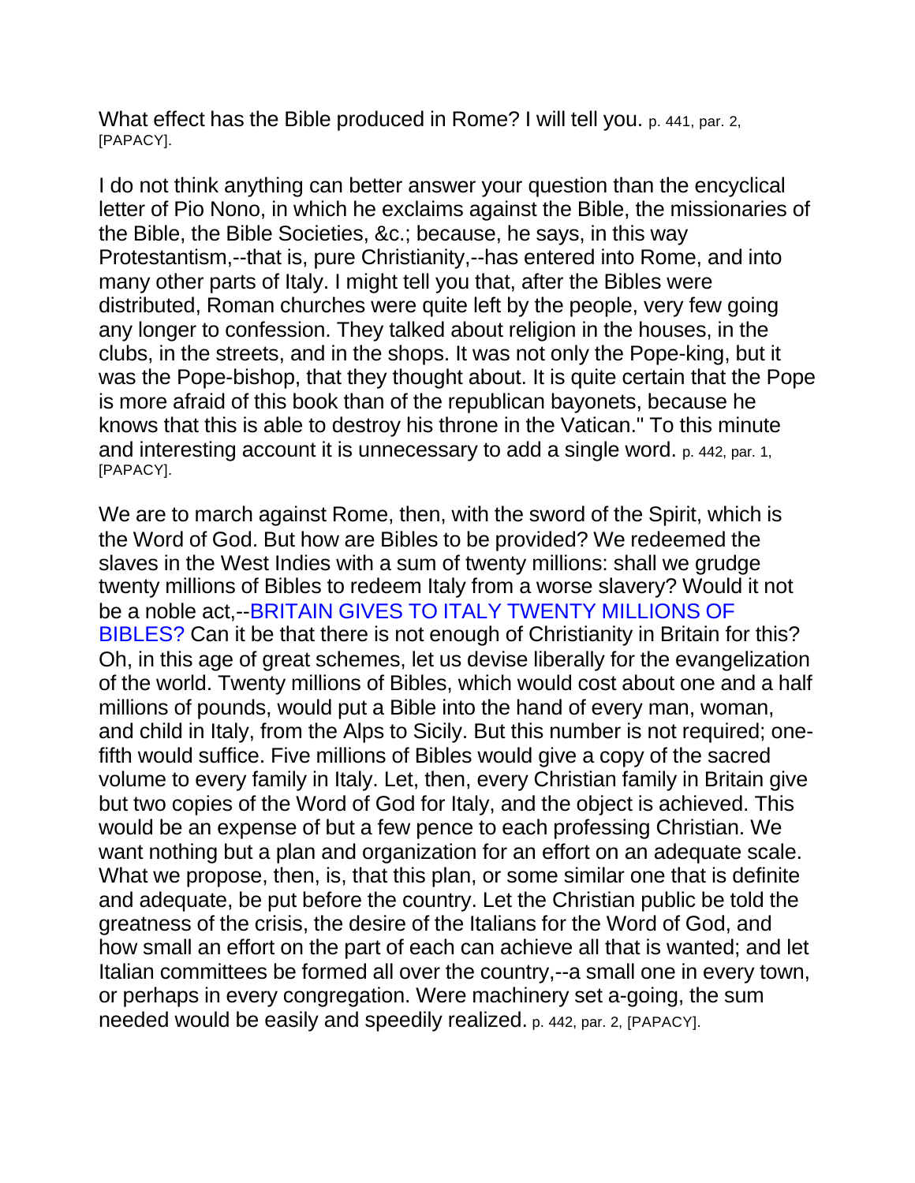What effect has the Bible produced in Rome? I will tell you. p. 441, par. 2, [PAPACY].

I do not think anything can better answer your question than the encyclical letter of Pio Nono, in which he exclaims against the Bible, the missionaries of the Bible, the Bible Societies, &c.; because, he says, in this way Protestantism,--that is, pure Christianity,--has entered into Rome, and into many other parts of Italy. I might tell you that, after the Bibles were distributed, Roman churches were quite left by the people, very few going any longer to confession. They talked about religion in the houses, in the clubs, in the streets, and in the shops. It was not only the Pope-king, but it was the Pope-bishop, that they thought about. It is quite certain that the Pope is more afraid of this book than of the republican bayonets, because he knows that this is able to destroy his throne in the Vatican." To this minute and interesting account it is unnecessary to add a single word. p. 442, par. 1, [PAPACY].

We are to march against Rome, then, with the sword of the Spirit, which is the Word of God. But how are Bibles to be provided? We redeemed the slaves in the West Indies with a sum of twenty millions: shall we grudge twenty millions of Bibles to redeem Italy from a worse slavery? Would it not be a noble act,--BRITAIN GIVES TO ITALY TWENTY MILLIONS OF BIBLES? Can it be that there is not enough of Christianity in Britain for this? Oh, in this age of great schemes, let us devise liberally for the evangelization of the world. Twenty millions of Bibles, which would cost about one and a half millions of pounds, would put a Bible into the hand of every man, woman, and child in Italy, from the Alps to Sicily. But this number is not required; one-fifth would suffice. Five millions of Bibles would give a copy of the sacred volume to every family in Italy. Let, then, every Christian family in Britain give but two copies of the Word of God for Italy, and the object is achieved. This would be an expense of but a few pence to each professing Christian. We want nothing but a plan and organization for an effort on an adequate scale. What we propose, then, is, that this plan, or some similar one that is definite and adequate, be put before the country. Let the Christian public be told the greatness of the crisis, the desire of the Italians for the Word of God, and how small an effort on the part of each can achieve all that is wanted; and let Italian committees be formed all over the country,--a small one in every town, or perhaps in every congregation. Were machinery set a-going, the sum needed would be easily and speedily realized. p. 442, par. 2, [PAPACY].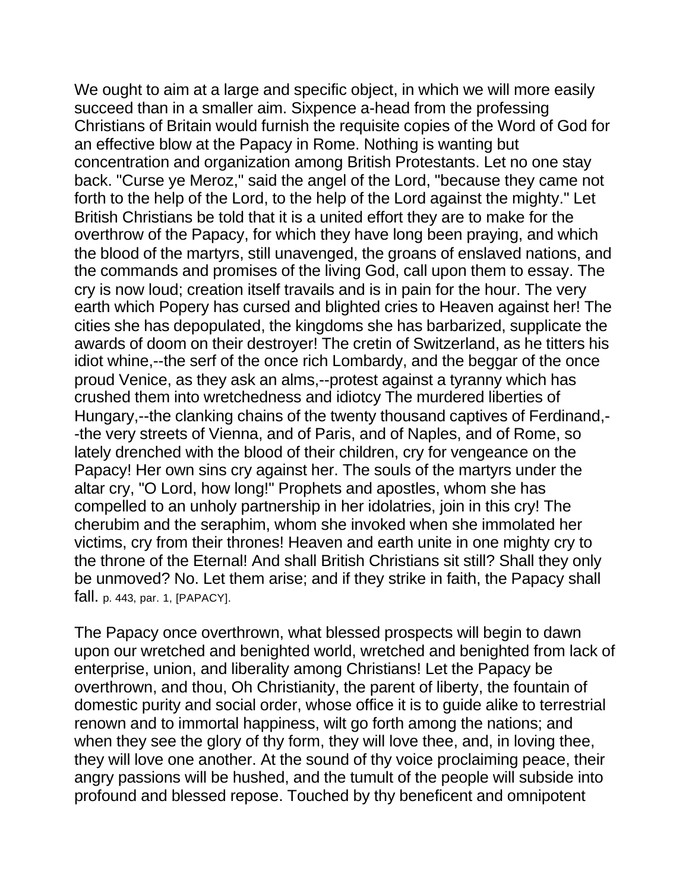We ought to aim at a large and specific object, in which we will more easily succeed than in a smaller aim. Sixpence a-head from the professing Christians of Britain would furnish the requisite copies of the Word of God for an effective blow at the Papacy in Rome. Nothing is wanting but concentration and organization among British Protestants. Let no one stay back. "Curse ye Meroz," said the angel of the Lord, "because they came not forth to the help of the Lord, to the help of the Lord against the mighty." Let British Christians be told that it is a united effort they are to make for the overthrow of the Papacy, for which they have long been praying, and which the blood of the martyrs, still unavenged, the groans of enslaved nations, and the commands and promises of the living God, call upon them to essay. The cry is now loud; creation itself travails and is in pain for the hour. The very earth which Popery has cursed and blighted cries to Heaven against her! The cities she has depopulated, the kingdoms she has barbarized, supplicate the awards of doom on their destroyer! The cretin of Switzerland, as he titters his idiot whine,--the serf of the once rich Lombardy, and the beggar of the once proud Venice, as they ask an alms,--protest against a tyranny which has crushed them into wretchedness and idiotcy The murdered liberties of Hungary,--the clanking chains of the twenty thousand captives of Ferdinand,--the very streets of Vienna, and of Paris, and of Naples, and of Rome, so lately drenched with the blood of their children, cry for vengeance on the Papacy! Her own sins cry against her. The souls of the martyrs under the altar cry, "O Lord, how long!" Prophets and apostles, whom she has compelled to an unholy partnership in her idolatries, join in this cry! The cherubim and the seraphim, whom she invoked when she immolated her victims, cry from their thrones! Heaven and earth unite in one mighty cry to the throne of the Eternal! And shall British Christians sit still? Shall they only be unmoved? No. Let them arise; and if they strike in faith, the Papacy shall fall. p. 443, par. 1, [PAPACY].

The Papacy once overthrown, what blessed prospects will begin to dawn upon our wretched and benighted world, wretched and benighted from lack of enterprise, union, and liberality among Christians! Let the Papacy be overthrown, and thou, Oh Christianity, the parent of liberty, the fountain of domestic purity and social order, whose office it is to guide alike to terrestrial renown and to immortal happiness, wilt go forth among the nations; and when they see the glory of thy form, they will love thee, and, in loving thee, they will love one another. At the sound of thy voice proclaiming peace, their angry passions will be hushed, and the tumult of the people will subside into profound and blessed repose. Touched by thy beneficent and omnipotent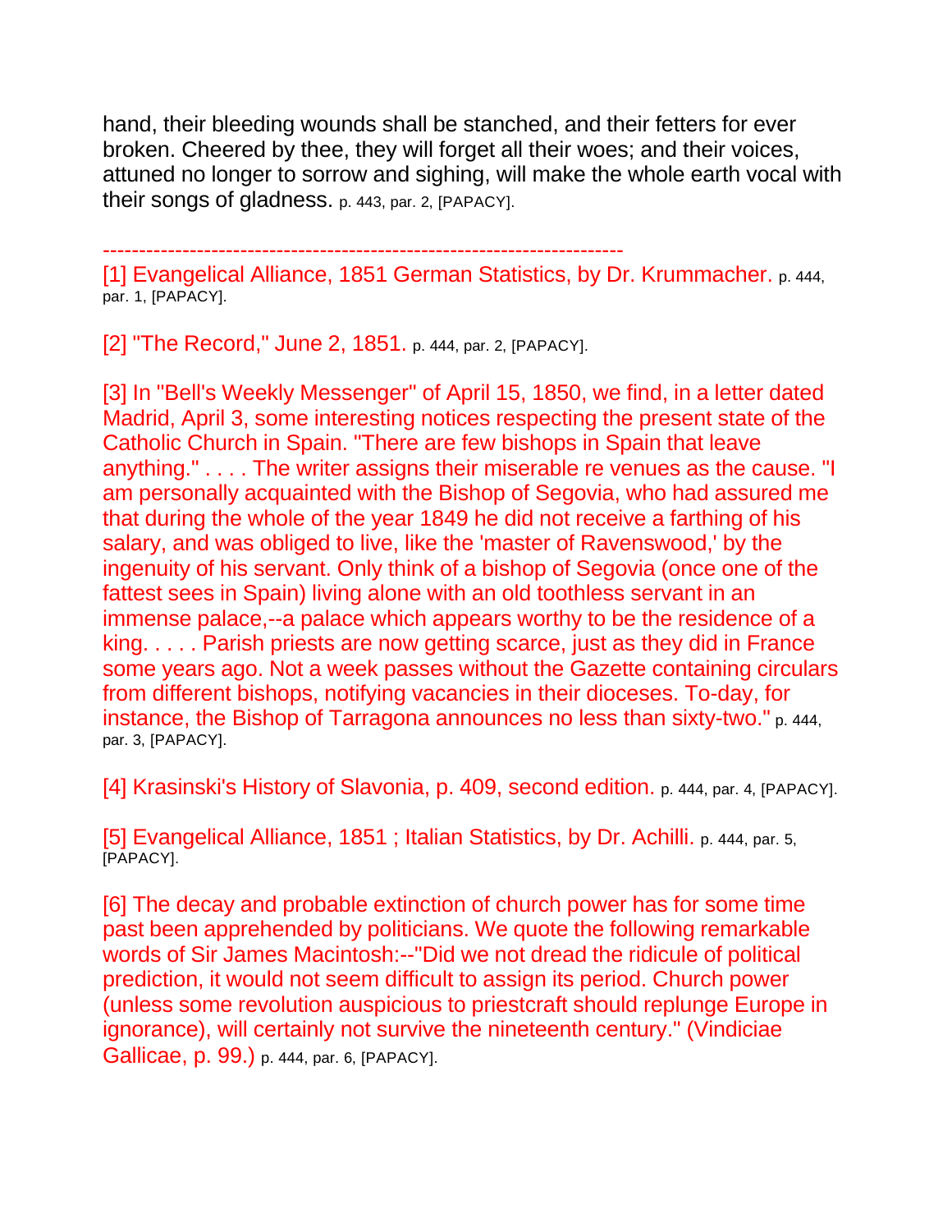hand, their bleeding wounds shall be stanched, and their fetters for ever broken. Cheered by thee, they will forget all their woes; and their voices, attuned no longer to sorrow and sighing, will make the whole earth vocal with their songs of gladness. p. 443, par. 2, [PAPACY].

------------------------------------------------------------------------

[1] Evangelical Alliance, 1851 German Statistics, by Dr. Krummacher. p. 444, par. 1, [PAPACY].

[2] "The Record," June 2, 1851. p. 444, par. 2, [PAPACY].

[3] In "Bell's Weekly Messenger" of April 15, 1850, we find, in a letter dated Madrid, April 3, some interesting notices respecting the present state of the Catholic Church in Spain. "There are few bishops in Spain that leave anything." . . . . The writer assigns their miserable re venues as the cause. "I am personally acquainted with the Bishop of Segovia, who had assured me that during the whole of the year 1849 he did not receive a farthing of his salary, and was obliged to live, like the 'master of Ravenswood,' by the ingenuity of his servant. Only think of a bishop of Segovia (once one of the fattest sees in Spain) living alone with an old toothless servant in an immense palace,--a palace which appears worthy to be the residence of a king. . . . . Parish priests are now getting scarce, just as they did in France some years ago. Not a week passes without the Gazette containing circulars from different bishops, notifying vacancies in their dioceses. To-day, for instance, the Bishop of Tarragona announces no less than sixty-two." p. 444, par. 3, [PAPACY].

[4] Krasinski's History of Slavonia, p. 409, second edition. p. 444, par. 4, [PAPACY].

[5] Evangelical Alliance, 1851 ; Italian Statistics, by Dr. Achilli. p. 444, par. 5, [PAPACY].

[6] The decay and probable extinction of church power has for some time past been apprehended by politicians. We quote the following remarkable words of Sir James Macintosh:--"Did we not dread the ridicule of political prediction, it would not seem difficult to assign its period. Church power (unless some revolution auspicious to priestcraft should replunge Europe in ignorance), will certainly not survive the nineteenth century." (Vindiciae Gallicae, p. 99.) p. 444, par. 6, [PAPACY].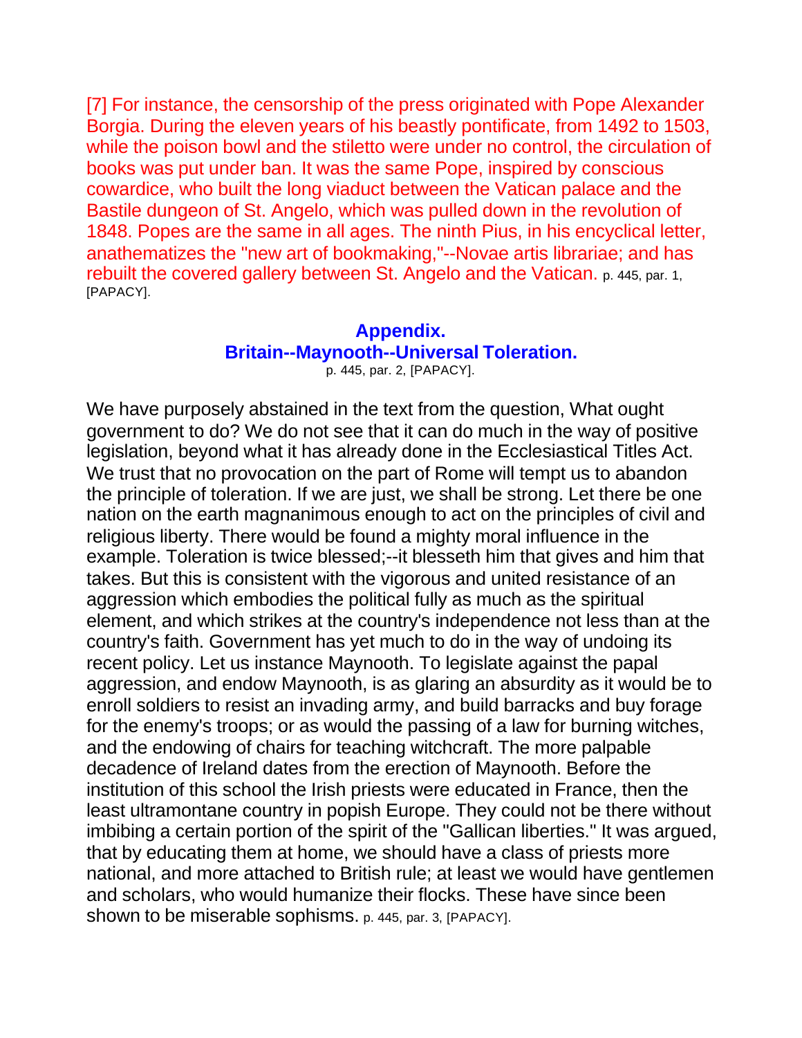[7] For instance, the censorship of the press originated with Pope Alexander Borgia. During the eleven years of his beastly pontificate, from 1492 to 1503, while the poison bowl and the stiletto were under no control, the circulation of books was put under ban. It was the same Pope, inspired by conscious cowardice, who built the long viaduct between the Vatican palace and the Bastile dungeon of St. Angelo, which was pulled down in the revolution of 1848. Popes are the same in all ages. The ninth Pius, in his encyclical letter, anathematizes the "new art of bookmaking,"--Novae artis librariae; and has rebuilt the covered gallery between St. Angelo and the Vatican. p. 445, par. 1, [PAPACY].

## Appendix.
## Britain--Maynooth--Universal Toleration.

p. 445, par. 2, [PAPACY].

We have purposely abstained in the text from the question, What ought government to do? We do not see that it can do much in the way of positive legislation, beyond what it has already done in the Ecclesiastical Titles Act. We trust that no provocation on the part of Rome will tempt us to abandon the principle of toleration. If we are just, we shall be strong. Let there be one nation on the earth magnanimous enough to act on the principles of civil and religious liberty. There would be found a mighty moral influence in the example. Toleration is twice blessed;--it blesseth him that gives and him that takes. But this is consistent with the vigorous and united resistance of an aggression which embodies the political fully as much as the spiritual element, and which strikes at the country's independence not less than at the country's faith. Government has yet much to do in the way of undoing its recent policy. Let us instance Maynooth. To legislate against the papal aggression, and endow Maynooth, is as glaring an absurdity as it would be to enroll soldiers to resist an invading army, and build barracks and buy forage for the enemy's troops; or as would the passing of a law for burning witches, and the endowing of chairs for teaching witchcraft. The more palpable decadence of Ireland dates from the erection of Maynooth. Before the institution of this school the Irish priests were educated in France, then the least ultramontane country in popish Europe. They could not be there without imbibing a certain portion of the spirit of the "Gallican liberties." It was argued, that by educating them at home, we should have a class of priests more national, and more attached to British rule; at least we would have gentlemen and scholars, who would humanize their flocks. These have since been shown to be miserable sophisms. p. 445, par. 3, [PAPACY].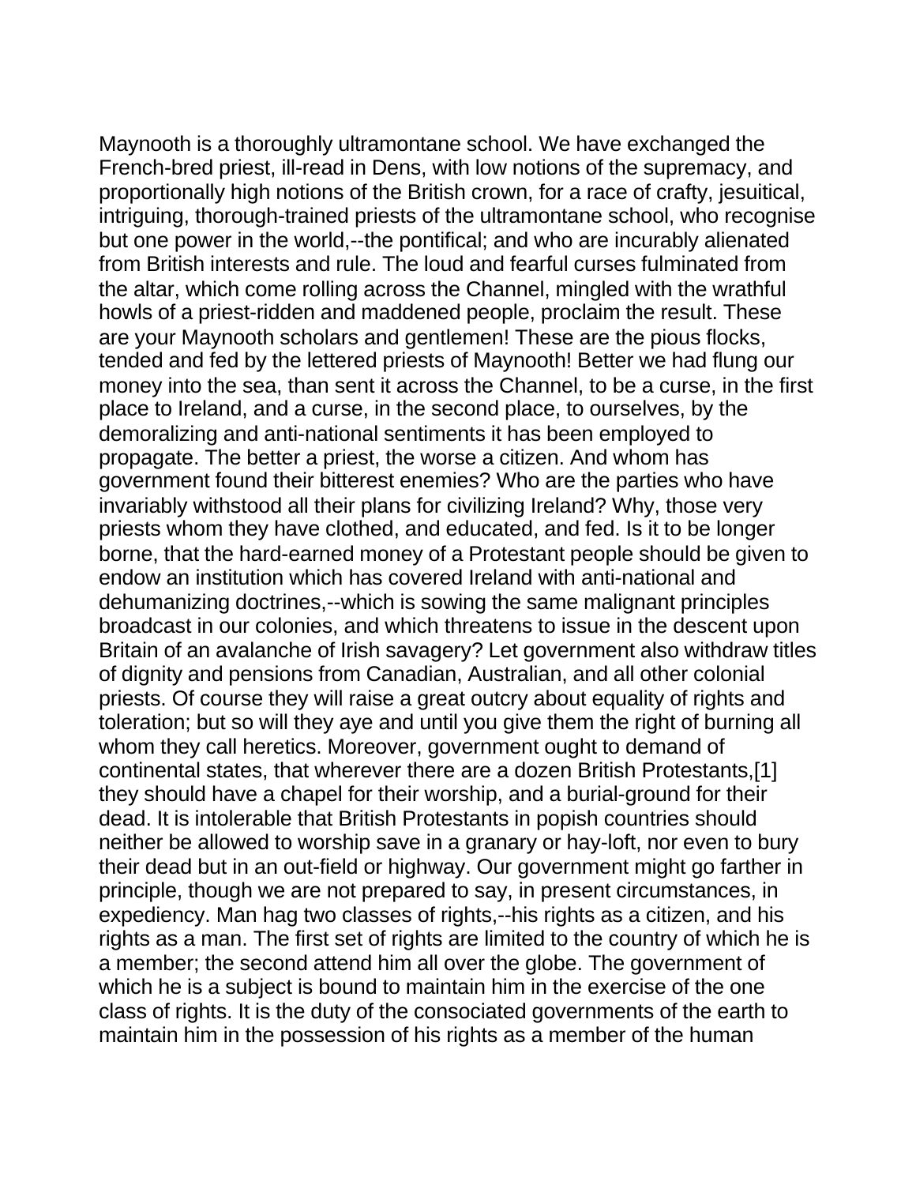Maynooth is a thoroughly ultramontane school. We have exchanged the French-bred priest, ill-read in Dens, with low notions of the supremacy, and proportionally high notions of the British crown, for a race of crafty, jesuitical, intriguing, thorough-trained priests of the ultramontane school, who recognise but one power in the world,--the pontifical; and who are incurably alienated from British interests and rule. The loud and fearful curses fulminated from the altar, which come rolling across the Channel, mingled with the wrathful howls of a priest-ridden and maddened people, proclaim the result. These are your Maynooth scholars and gentlemen! These are the pious flocks, tended and fed by the lettered priests of Maynooth! Better we had flung our money into the sea, than sent it across the Channel, to be a curse, in the first place to Ireland, and a curse, in the second place, to ourselves, by the demoralizing and anti-national sentiments it has been employed to propagate. The better a priest, the worse a citizen. And whom has government found their bitterest enemies? Who are the parties who have invariably withstood all their plans for civilizing Ireland? Why, those very priests whom they have clothed, and educated, and fed. Is it to be longer borne, that the hard-earned money of a Protestant people should be given to endow an institution which has covered Ireland with anti-national and dehumanizing doctrines,--which is sowing the same malignant principles broadcast in our colonies, and which threatens to issue in the descent upon Britain of an avalanche of Irish savagery? Let government also withdraw titles of dignity and pensions from Canadian, Australian, and all other colonial priests. Of course they will raise a great outcry about equality of rights and toleration; but so will they aye and until you give them the right of burning all whom they call heretics. Moreover, government ought to demand of continental states, that wherever there are a dozen British Protestants,[1] they should have a chapel for their worship, and a burial-ground for their dead. It is intolerable that British Protestants in popish countries should neither be allowed to worship save in a granary or hay-loft, nor even to bury their dead but in an out-field or highway. Our government might go farther in principle, though we are not prepared to say, in present circumstances, in expediency. Man hag two classes of rights,--his rights as a citizen, and his rights as a man. The first set of rights are limited to the country of which he is a member; the second attend him all over the globe. The government of which he is a subject is bound to maintain him in the exercise of the one class of rights. It is the duty of the consociated governments of the earth to maintain him in the possession of his rights as a member of the human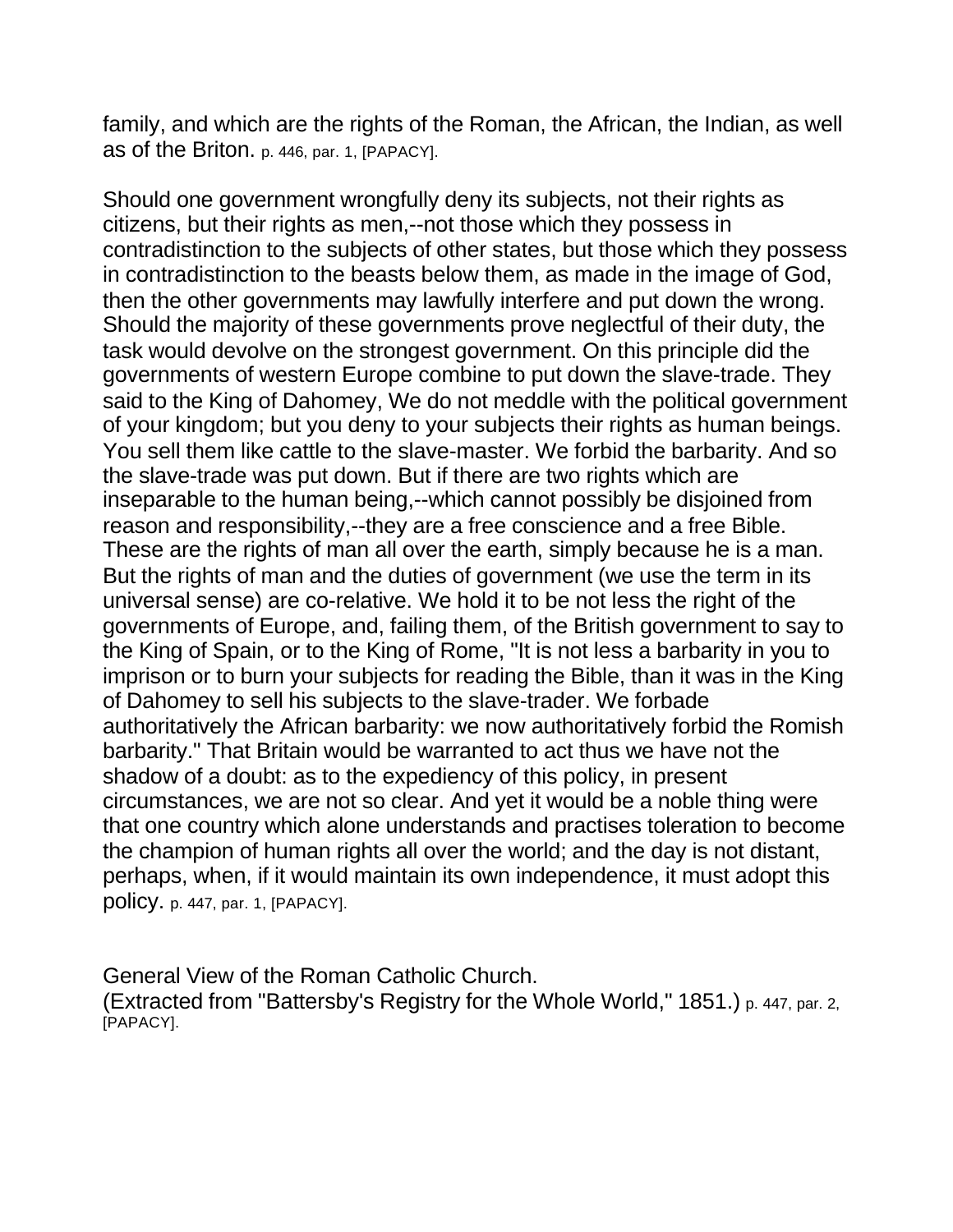family, and which are the rights of the Roman, the African, the Indian, as well as of the Briton. p. 446, par. 1, [PAPACY].

Should one government wrongfully deny its subjects, not their rights as citizens, but their rights as men,--not those which they possess in contradistinction to the subjects of other states, but those which they possess in contradistinction to the beasts below them, as made in the image of God, then the other governments may lawfully interfere and put down the wrong. Should the majority of these governments prove neglectful of their duty, the task would devolve on the strongest government. On this principle did the governments of western Europe combine to put down the slave-trade. They said to the King of Dahomey, We do not meddle with the political government of your kingdom; but you deny to your subjects their rights as human beings. You sell them like cattle to the slave-master. We forbid the barbarity. And so the slave-trade was put down. But if there are two rights which are inseparable to the human being,--which cannot possibly be disjoined from reason and responsibility,--they are a free conscience and a free Bible. These are the rights of man all over the earth, simply because he is a man. But the rights of man and the duties of government (we use the term in its universal sense) are co-relative. We hold it to be not less the right of the governments of Europe, and, failing them, of the British government to say to the King of Spain, or to the King of Rome, "It is not less a barbarity in you to imprison or to burn your subjects for reading the Bible, than it was in the King of Dahomey to sell his subjects to the slave-trader. We forbade authoritatively the African barbarity: we now authoritatively forbid the Romish barbarity." That Britain would be warranted to act thus we have not the shadow of a doubt: as to the expediency of this policy, in present circumstances, we are not so clear. And yet it would be a noble thing were that one country which alone understands and practises toleration to become the champion of human rights all over the world; and the day is not distant, perhaps, when, if it would maintain its own independence, it must adopt this policy. p. 447, par. 1, [PAPACY].

General View of the Roman Catholic Church.
(Extracted from "Battersby's Registry for the Whole World," 1851.) p. 447, par. 2, [PAPACY].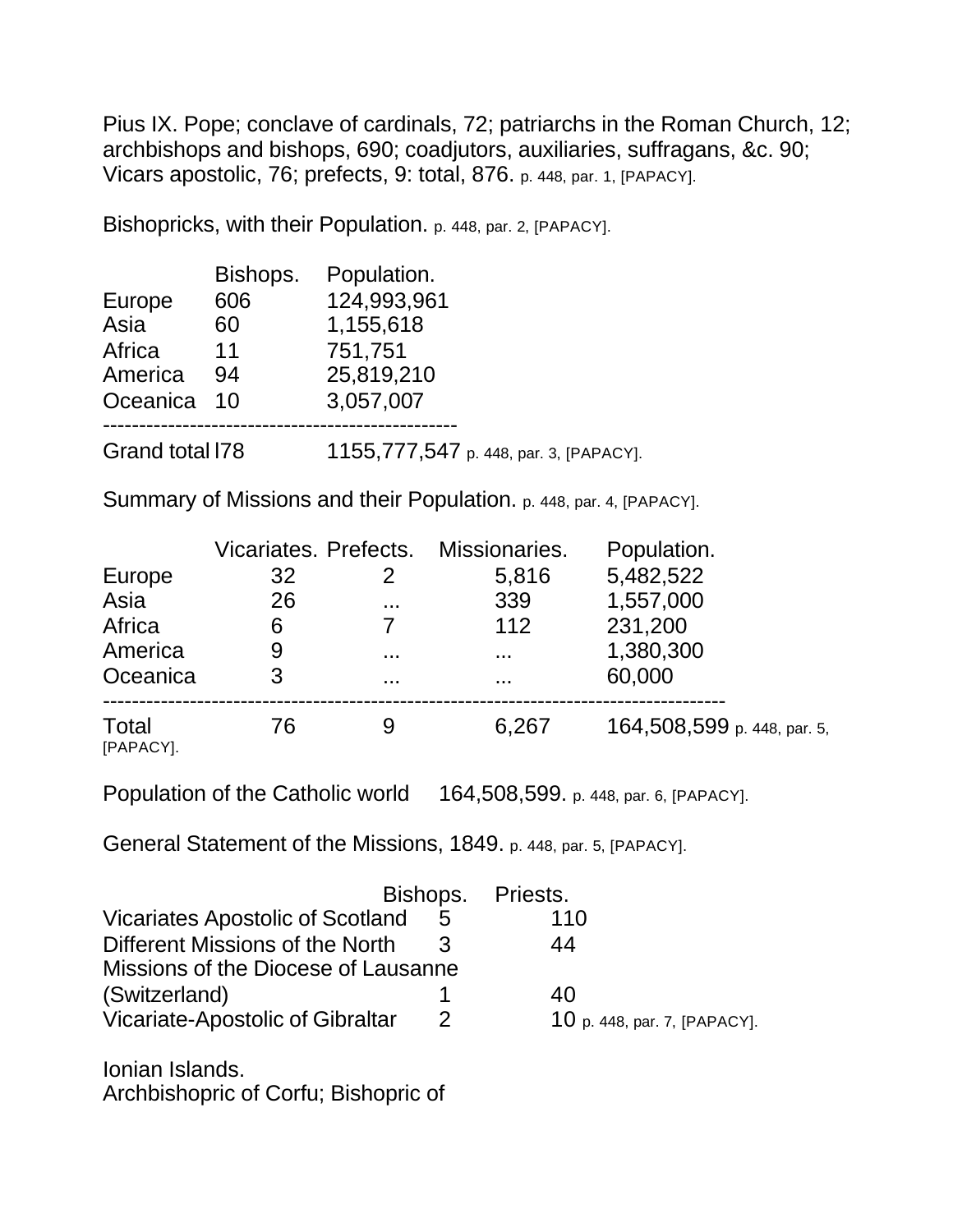Pius IX. Pope; conclave of cardinals, 72; patriarchs in the Roman Church, 12; archbishops and bishops, 690; coadjutors, auxiliaries, suffragans, &c. 90; Vicars apostolic, 76; prefects, 9: total, 876. p. 448, par. 1, [PAPACY].

Bishopricks, with their Population. p. 448, par. 2, [PAPACY].

| | Bishops. | Population. |
|---|---|---|
| Europe | 606 | 124,993,961 |
| Asia | 60 | 1,155,618 |
| Africa | 11 | 751,751 |
| America | 94 | 25,819,210 |
| Oceanica | 10 | 3,057,007 |
| Grand total | l78 | 1155,777,547 |

p. 448, par. 3, [PAPACY].

Summary of Missions and their Population. p. 448, par. 4, [PAPACY].

| | Vicariates. | Prefects. | Missionaries. | Population. |
|---|---|---|---|---|
| Europe | 32 | 2 | 5,816 | 5,482,522 |
| Asia | 26 | ... | 339 | 1,557,000 |
| Africa | 6 | 7 | 112 | 231,200 |
| America | 9 | ... | ... | 1,380,300 |
| Oceanica | 3 | ... | ... | 60,000 |
| Total | 76 | 9 | 6,267 | 164,508,599 |

p. 448, par. 5, [PAPACY].

Population of the Catholic world 164,508,599. p. 448, par. 6, [PAPACY].

General Statement of the Missions, 1849. p. 448, par. 5, [PAPACY].

| | Bishops. | Priests. |
|---|---|---|
| Vicariates Apostolic of Scotland | 5 | 110 |
| Different Missions of the North | 3 | 44 |
| Missions of the Diocese of Lausanne (Switzerland) | 1 | 40 |
| Vicariate-Apostolic of Gibraltar | 2 | 10 |

p. 448, par. 7, [PAPACY].

Ionian Islands.
Archbishopric of Corfu; Bishopric of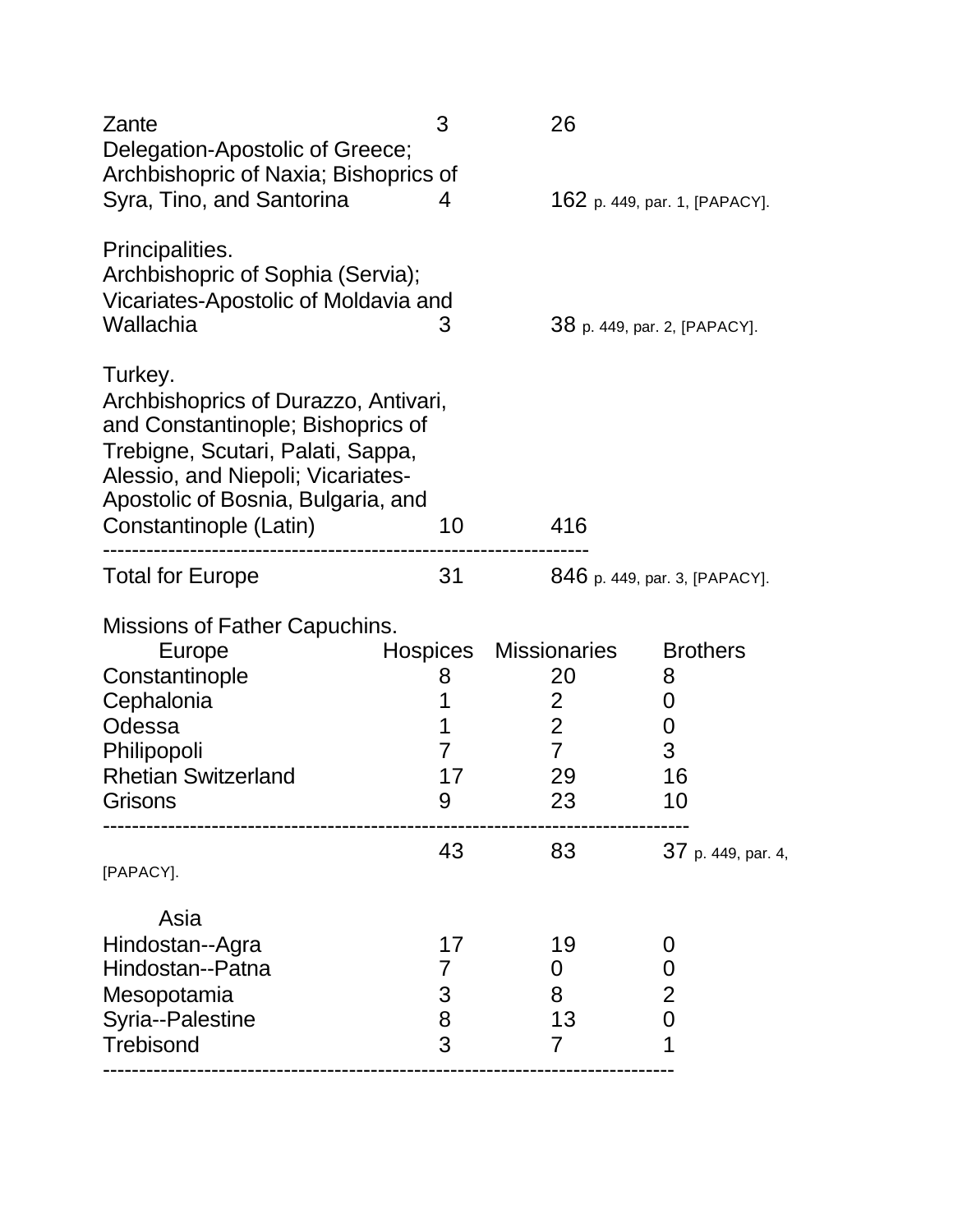Zante 3 26

Delegation-Apostolic of Greece; Archbishopric of Naxia; Bishoprics of Syra, Tino, and Santorina 4 162 p. 449, par. 1, [PAPACY].

Principalities.
Archbishopric of Sophia (Servia); Vicariates-Apostolic of Moldavia and Wallachia 3 38 p. 449, par. 2, [PAPACY].

Turkey.
Archbishoprics of Durazzo, Antivari, and Constantinople; Bishoprics of Trebigne, Scutari, Palati, Sappa, Alessio, and Niepoli; Vicariates-Apostolic of Bosnia, Bulgaria, and Constantinople (Latin) 10 416

---

Total for Europe 31 846 p. 449, par. 3, [PAPACY].

Missions of Father Capuchins.

| Europe | Hospices | Missionaries | Brothers |
|---|---|---|---|
| Constantinople | 8 | 20 | 8 |
| Cephalonia | 1 | 2 | 0 |
| Odessa | 1 | 2 | 0 |
| Philipopoli | 7 | 7 | 3 |
| Rhetian Switzerland | 17 | 29 | 16 |
| Grisons | 9 | 23 | 10 |
| | 43 | 83 | 37 p. 449, par. 4, [PAPACY]. |

| Asia | | | |
|---|---|---|---|
| Hindostan--Agra | 17 | 19 | 0 |
| Hindostan--Patna | 7 | 0 | 0 |
| Mesopotamia | 3 | 8 | 2 |
| Syria--Palestine | 8 | 13 | 0 |
| Trebisond | 3 | 7 | 1 |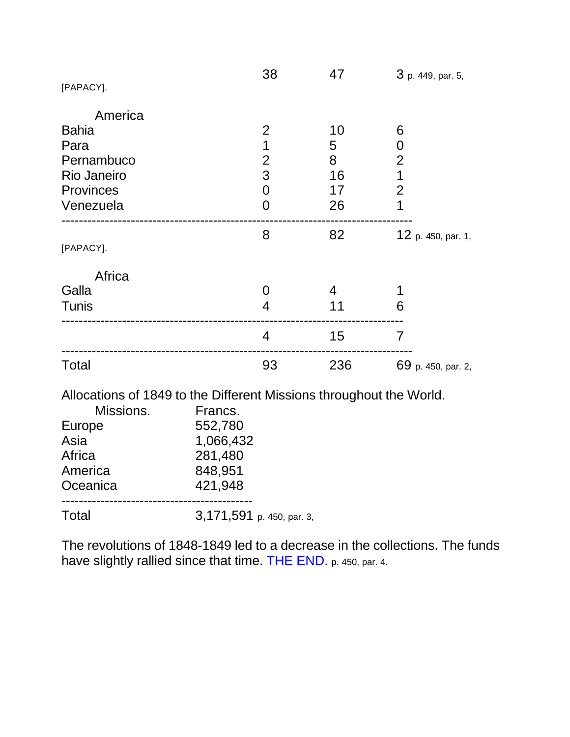| | | | |
|---|---|---|---|
| | 38 | 47 | 3 p. 449, par. 5, |

[PAPACY].

| America | | | |
|---|---|---|---|
| Bahia | 2 | 10 | 6 |
| Para | 1 | 5 | 0 |
| Pernambuco | 2 | 8 | 2 |
| Rio Janeiro | 3 | 16 | 1 |
| Provinces | 0 | 17 | 2 |
| Venezuela | 0 | 26 | 1 |
| | 8 | 82 | 12 p. 450, par. 1, |

[PAPACY].

| Africa | | | |
|---|---|---|---|
| Galla | 0 | 4 | 1 |
| Tunis | 4 | 11 | 6 |
| | 4 | 15 | 7 |
| Total | 93 | 236 | 69 p. 450, par. 2, |

Allocations of 1849 to the Different Missions throughout the World.

| Missions. | Francs. |
|---|---|
| Europe | 552,780 |
| Asia | 1,066,432 |
| Africa | 281,480 |
| America | 848,951 |
| Oceanica | 421,948 |
| Total | 3,171,591 p. 450, par. 3, |

The revolutions of 1848-1849 led to a decrease in the collections. The funds have slightly rallied since that time. THE END. p. 450, par. 4.